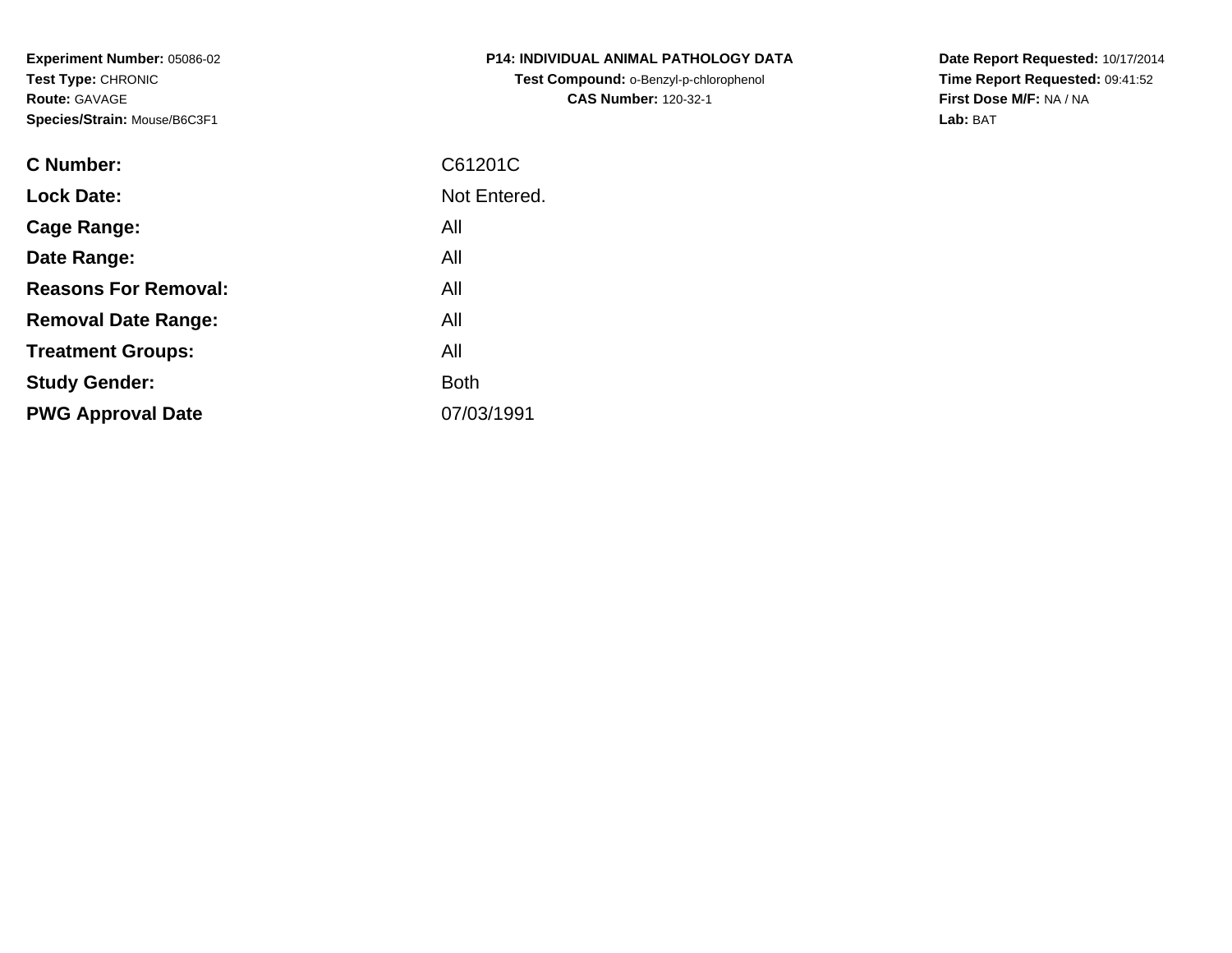**Experiment Number:** 05086-02
**Test Type:** CHRONIC
**Route:** GAVAGE
**Species/Strain:** Mouse/B6C3F1

**P14: INDIVIDUAL ANIMAL PATHOLOGY DATA**
**Test Compound:** o-Benzyl-p-chlorophenol
**CAS Number:** 120-32-1

**Date Report Requested:** 10/17/2014
**Time Report Requested:** 09:41:52
**First Dose M/F:** NA / NA
**Lab:** BAT

| | |
|---|---|
| **C Number:** | C61201C |
| **Lock Date:** | Not Entered. |
| **Cage Range:** | All |
| **Date Range:** | All |
| **Reasons For Removal:** | All |
| **Removal Date Range:** | All |
| **Treatment Groups:** | All |
| **Study Gender:** | Both |
| **PWG Approval Date** | 07/03/1991 |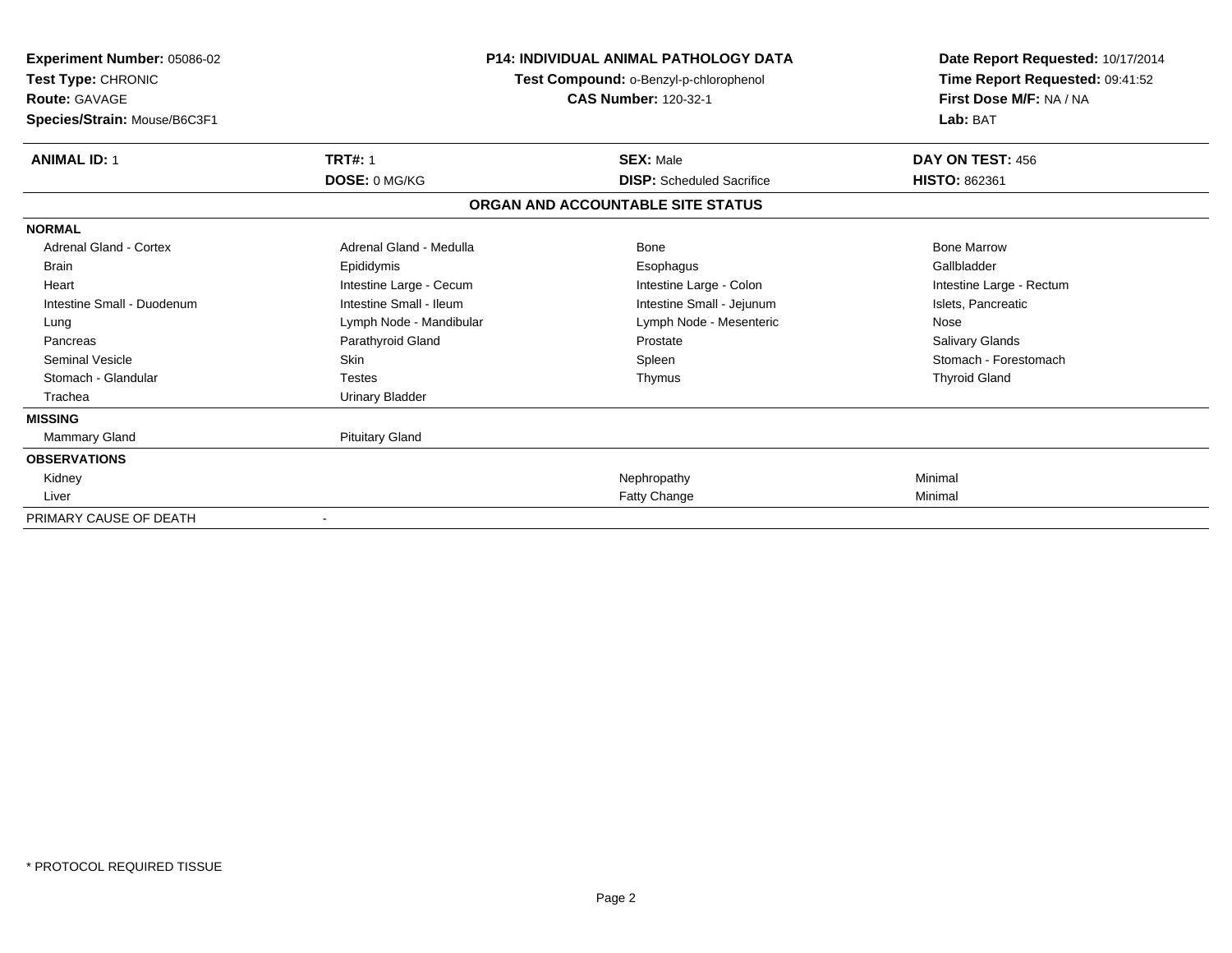**Experiment Number:** 05086-02
**Test Type:** CHRONIC
**Route:** GAVAGE
**Species/Strain:** Mouse/B6C3F1

**P14: INDIVIDUAL ANIMAL PATHOLOGY DATA**
**Test Compound:** o-Benzyl-p-chlorophenol
**CAS Number:** 120-32-1

**Date Report Requested:** 10/17/2014
**Time Report Requested:** 09:41:52
**First Dose M/F:** NA / NA
**Lab:** BAT

| **ANIMAL ID:** 1 | **TRT#:** 1 | **SEX:** Male | **DAY ON TEST:** 456 |
|---|---|---|---|
| | **DOSE:** 0 MG/KG | **DISP:** Scheduled Sacrifice | **HISTO:** 862361 |

## ORGAN AND ACCOUNTABLE SITE STATUS

| | | | |
|---|---|---|---|
| **NORMAL** | | | |
| Adrenal Gland - Cortex | Adrenal Gland - Medulla | Bone | Bone Marrow |
| Brain | Epididymis | Esophagus | Gallbladder |
| Heart | Intestine Large - Cecum | Intestine Large - Colon | Intestine Large - Rectum |
| Intestine Small - Duodenum | Intestine Small - Ileum | Intestine Small - Jejunum | Islets, Pancreatic |
| Lung | Lymph Node - Mandibular | Lymph Node - Mesenteric | Nose |
| Pancreas | Parathyroid Gland | Prostate | Salivary Glands |
| Seminal Vesicle | Skin | Spleen | Stomach - Forestomach |
| Stomach - Glandular | Testes | Thymus | Thyroid Gland |
| Trachea | Urinary Bladder | | |
| **MISSING** | | | |
| Mammary Gland | Pituitary Gland | | |
| **OBSERVATIONS** | | | |
| Kidney | | Nephropathy | Minimal |
| Liver | | Fatty Change | Minimal |
| PRIMARY CAUSE OF DEATH | - | | |

\* PROTOCOL REQUIRED TISSUE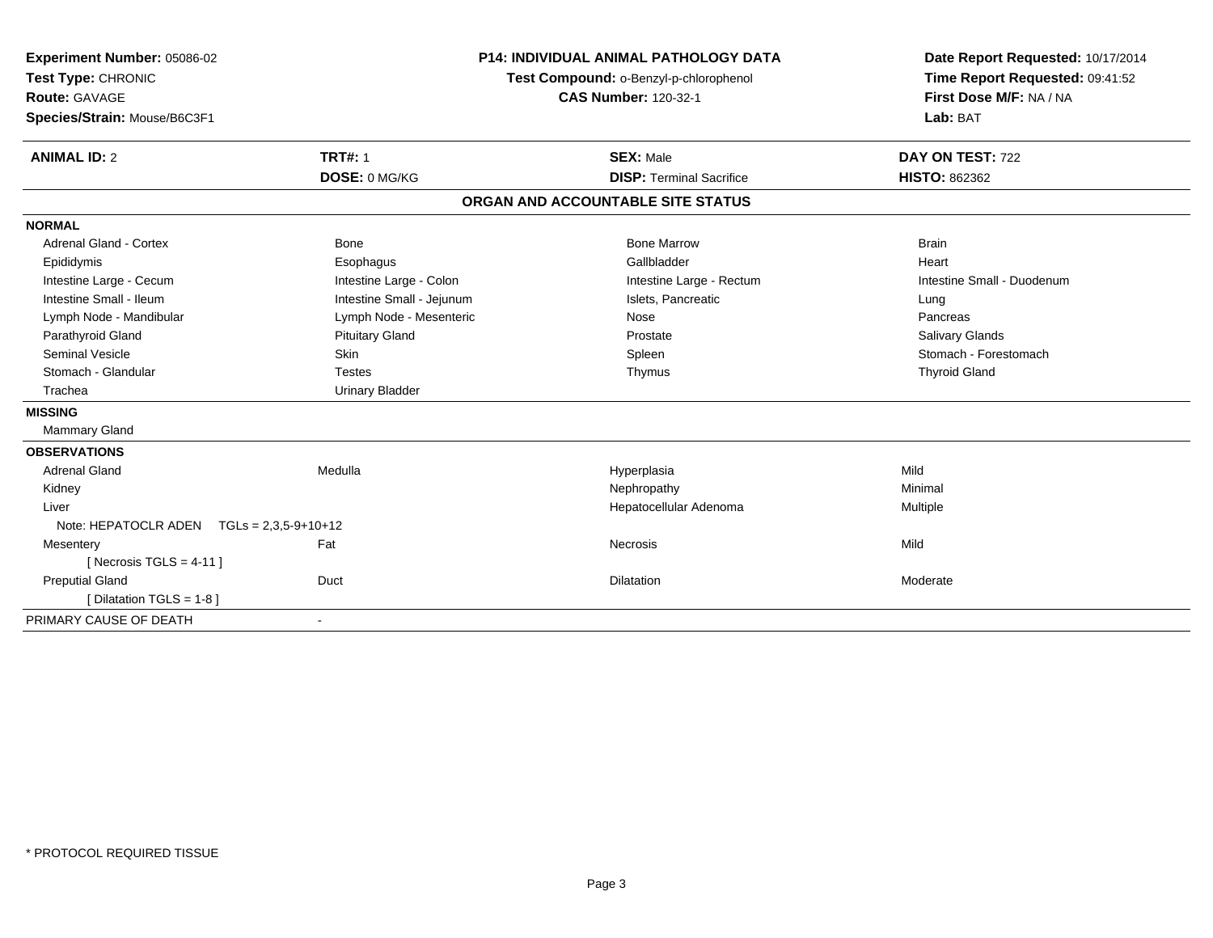**Experiment Number:** 05086-02
**Test Type:** CHRONIC
**Route:** GAVAGE
**Species/Strain:** Mouse/B6C3F1

**P14: INDIVIDUAL ANIMAL PATHOLOGY DATA**
**Test Compound:** o-Benzyl-p-chlorophenol
**CAS Number:** 120-32-1

**Date Report Requested:** 10/17/2014
**Time Report Requested:** 09:41:52
**First Dose M/F:** NA / NA
**Lab:** BAT

| **ANIMAL ID:** 2 | **TRT#:** 1 | **SEX:** Male | **DAY ON TEST:** 722 |
|---|---|---|---|
| | **DOSE:** 0 MG/KG | **DISP:** Terminal Sacrifice | **HISTO:** 862362 |

## ORGAN AND ACCOUNTABLE SITE STATUS

**NORMAL**

| | | | |
|---|---|---|---|
| Adrenal Gland - Cortex | Bone | Bone Marrow | Brain |
| Epididymis | Esophagus | Gallbladder | Heart |
| Intestine Large - Cecum | Intestine Large - Colon | Intestine Large - Rectum | Intestine Small - Duodenum |
| Intestine Small - Ileum | Intestine Small - Jejunum | Islets, Pancreatic | Lung |
| Lymph Node - Mandibular | Lymph Node - Mesenteric | Nose | Pancreas |
| Parathyroid Gland | Pituitary Gland | Prostate | Salivary Glands |
| Seminal Vesicle | Skin | Spleen | Stomach - Forestomach |
| Stomach - Glandular | Testes | Thymus | Thyroid Gland |
| Trachea | Urinary Bladder | | |

**MISSING**

Mammary Gland

**OBSERVATIONS**

| | | | |
|---|---|---|---|
| Adrenal Gland | Medulla | Hyperplasia | Mild |
| Kidney | | Nephropathy | Minimal |
| Liver | | Hepatocellular Adenoma | Multiple |
| Note: HEPATOCLR ADEN TGLs = 2,3,5-9+10+12 | | | |
| Mesentery | Fat | Necrosis | Mild |
| [ Necrosis TGLS = 4-11 ] | | | |
| Preputial Gland | Duct | Dilatation | Moderate |
| [ Dilatation TGLS = 1-8 ] | | | |

PRIMARY CAUSE OF DEATH -

* PROTOCOL REQUIRED TISSUE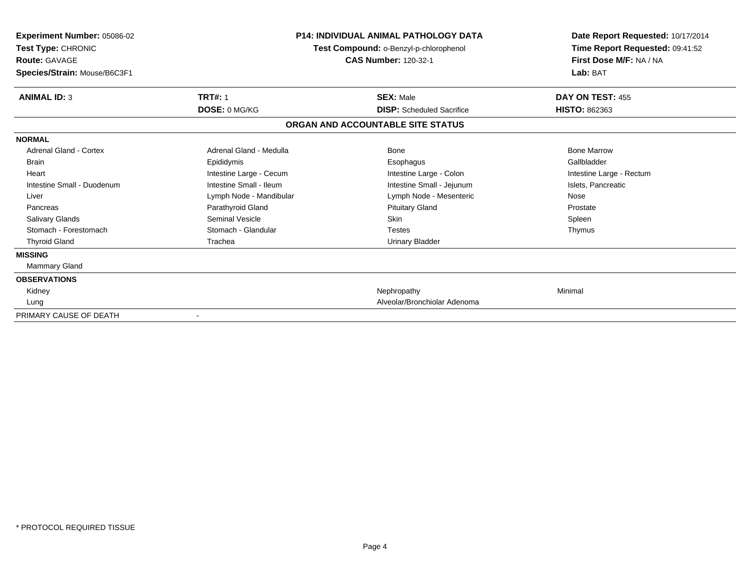**Experiment Number:** 05086-02
**Test Type:** CHRONIC
**Route:** GAVAGE
**Species/Strain:** Mouse/B6C3F1

**P14: INDIVIDUAL ANIMAL PATHOLOGY DATA**
**Test Compound:** o-Benzyl-p-chlorophenol
**CAS Number:** 120-32-1

**Date Report Requested:** 10/17/2014
**Time Report Requested:** 09:41:52
**First Dose M/F:** NA / NA
**Lab:** BAT

| **ANIMAL ID:** 3 | **TRT#:** 1 | **SEX:** Male | **DAY ON TEST:** 455 |
|---|---|---|---|
| | **DOSE:** 0 MG/KG | **DISP:** Scheduled Sacrifice | **HISTO:** 862363 |

## ORGAN AND ACCOUNTABLE SITE STATUS

| | | | |
|---|---|---|---|
| **NORMAL** | | | |
| Adrenal Gland - Cortex | Adrenal Gland - Medulla | Bone | Bone Marrow |
| Brain | Epididymis | Esophagus | Gallbladder |
| Heart | Intestine Large - Cecum | Intestine Large - Colon | Intestine Large - Rectum |
| Intestine Small - Duodenum | Intestine Small - Ileum | Intestine Small - Jejunum | Islets, Pancreatic |
| Liver | Lymph Node - Mandibular | Lymph Node - Mesenteric | Nose |
| Pancreas | Parathyroid Gland | Pituitary Gland | Prostate |
| Salivary Glands | Seminal Vesicle | Skin | Spleen |
| Stomach - Forestomach | Stomach - Glandular | Testes | Thymus |
| Thyroid Gland | Trachea | Urinary Bladder | |
| **MISSING** | | | |
| Mammary Gland | | | |
| **OBSERVATIONS** | | | |
| Kidney | | Nephropathy | Minimal |
| Lung | | Alveolar/Bronchiolar Adenoma | |
| PRIMARY CAUSE OF DEATH | - | | |

\* PROTOCOL REQUIRED TISSUE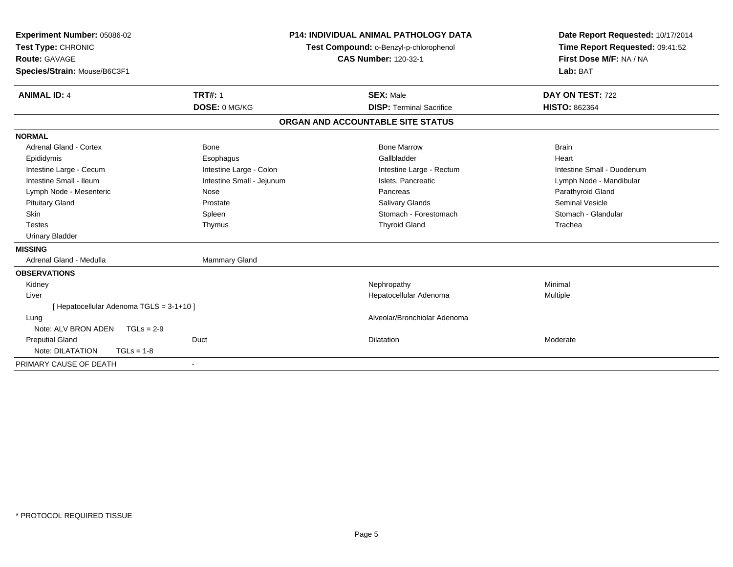**Experiment Number:** 05086-02
**Test Type:** CHRONIC
**Route:** GAVAGE
**Species/Strain:** Mouse/B6C3F1

**P14: INDIVIDUAL ANIMAL PATHOLOGY DATA**
**Test Compound:** o-Benzyl-p-chlorophenol
**CAS Number:** 120-32-1

**Date Report Requested:** 10/17/2014
**Time Report Requested:** 09:41:52
**First Dose M/F:** NA / NA
**Lab:** BAT

| **ANIMAL ID:** 4 | **TRT#:** 1 | **SEX:** Male | **DAY ON TEST:** 722 |
|---|---|---|---|
| | **DOSE:** 0 MG/KG | **DISP:** Terminal Sacrifice | **HISTO:** 862364 |

## ORGAN AND ACCOUNTABLE SITE STATUS

**NORMAL**

| | | | |
|---|---|---|---|
| Adrenal Gland - Cortex | Bone | Bone Marrow | Brain |
| Epididymis | Esophagus | Gallbladder | Heart |
| Intestine Large - Cecum | Intestine Large - Colon | Intestine Large - Rectum | Intestine Small - Duodenum |
| Intestine Small - Ileum | Intestine Small - Jejunum | Islets, Pancreatic | Lymph Node - Mandibular |
| Lymph Node - Mesenteric | Nose | Pancreas | Parathyroid Gland |
| Pituitary Gland | Prostate | Salivary Glands | Seminal Vesicle |
| Skin | Spleen | Stomach - Forestomach | Stomach - Glandular |
| Testes | Thymus | Thyroid Gland | Trachea |
| Urinary Bladder | | | |

**MISSING**

| | |
|---|---|
| Adrenal Gland - Medulla | Mammary Gland |

**OBSERVATIONS**

| | | | |
|---|---|---|---|
| Kidney | | Nephropathy | Minimal |
| Liver | | Hepatocellular Adenoma | Multiple |
| [ Hepatocellular Adenoma TGLS = 3-1+10 ] | | | |
| Lung | | Alveolar/Bronchiolar Adenoma | |
| Note: ALV BRON ADEN TGLs = 2-9 | | | |
| Preputial Gland | Duct | Dilatation | Moderate |
| Note: DILATATION TGLs = 1-8 | | | |

PRIMARY CAUSE OF DEATH -

\* PROTOCOL REQUIRED TISSUE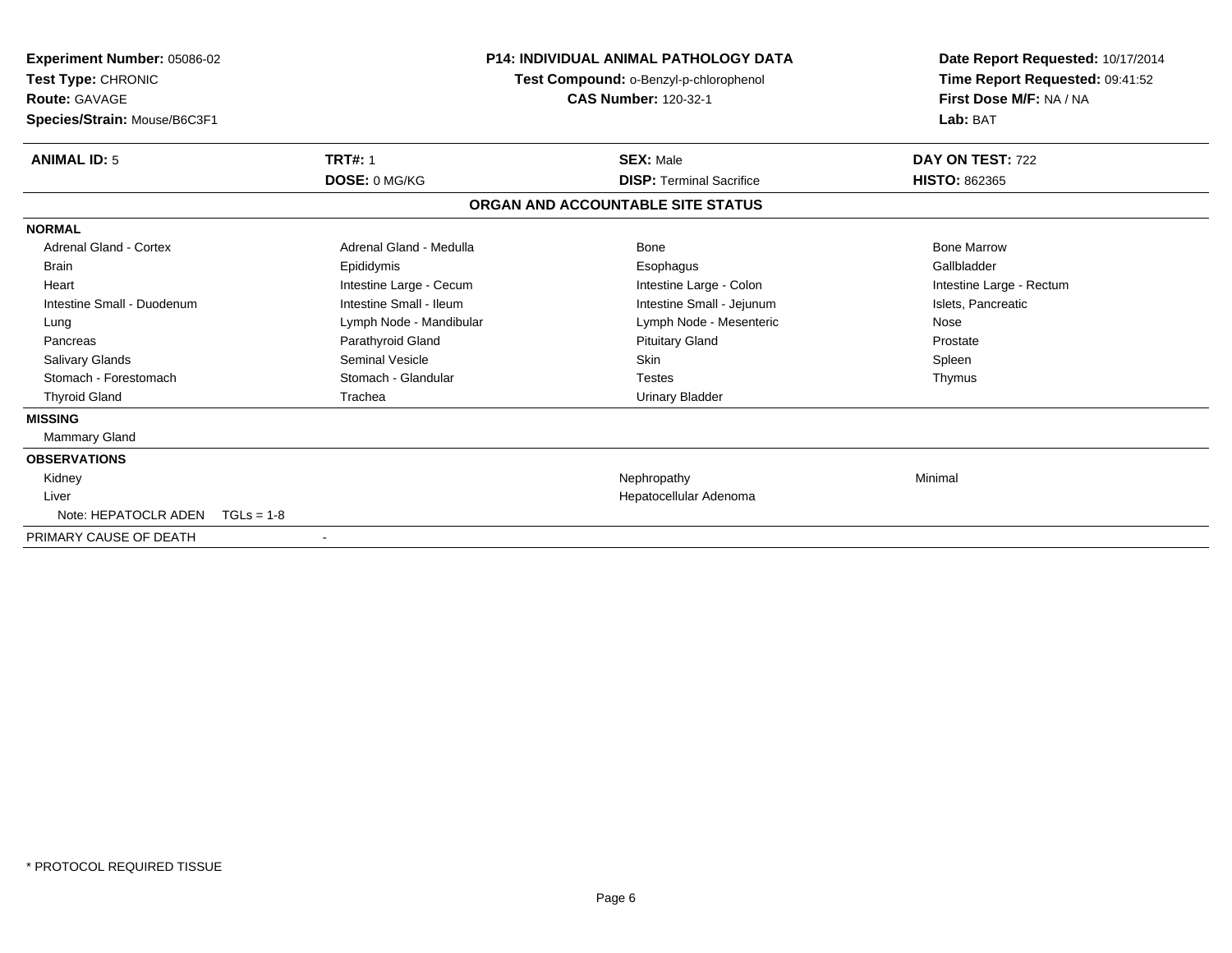**Experiment Number:** 05086-02
**Test Type:** CHRONIC
**Route:** GAVAGE
**Species/Strain:** Mouse/B6C3F1

**P14: INDIVIDUAL ANIMAL PATHOLOGY DATA**
**Test Compound:** o-Benzyl-p-chlorophenol
**CAS Number:** 120-32-1

**Date Report Requested:** 10/17/2014
**Time Report Requested:** 09:41:52
**First Dose M/F:** NA / NA
**Lab:** BAT

| **ANIMAL ID:** 5 | **TRT#:** 1 | **SEX:** Male | **DAY ON TEST:** 722 |
|---|---|---|---|
| | **DOSE:** 0 MG/KG | **DISP:** Terminal Sacrifice | **HISTO:** 862365 |

## ORGAN AND ACCOUNTABLE SITE STATUS

**NORMAL**

| | | | |
|---|---|---|---|
| Adrenal Gland - Cortex | Adrenal Gland - Medulla | Bone | Bone Marrow |
| Brain | Epididymis | Esophagus | Gallbladder |
| Heart | Intestine Large - Cecum | Intestine Large - Colon | Intestine Large - Rectum |
| Intestine Small - Duodenum | Intestine Small - Ileum | Intestine Small - Jejunum | Islets, Pancreatic |
| Lung | Lymph Node - Mandibular | Lymph Node - Mesenteric | Nose |
| Pancreas | Parathyroid Gland | Pituitary Gland | Prostate |
| Salivary Glands | Seminal Vesicle | Skin | Spleen |
| Stomach - Forestomach | Stomach - Glandular | Testes | Thymus |
| Thyroid Gland | Trachea | Urinary Bladder | |

**MISSING**

Mammary Gland

**OBSERVATIONS**

| | | |
|---|---|---|
| Kidney | Nephropathy | Minimal |
| Liver | Hepatocellular Adenoma | |
| Note: HEPATOCLR ADEN TGLs = 1-8 | | |

PRIMARY CAUSE OF DEATH -

* PROTOCOL REQUIRED TISSUE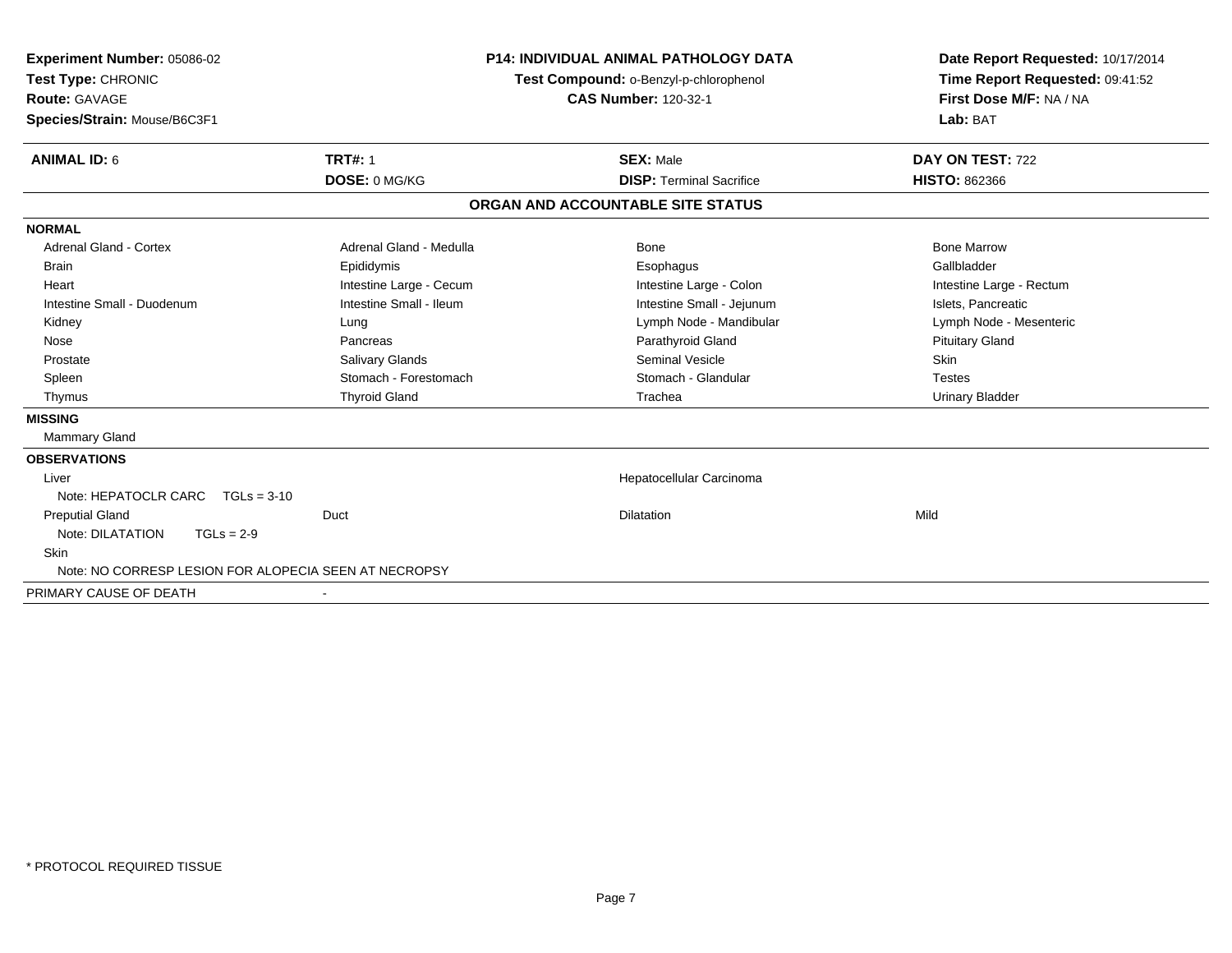**Experiment Number:** 05086-02
**Test Type:** CHRONIC
**Route:** GAVAGE
**Species/Strain:** Mouse/B6C3F1

**P14: INDIVIDUAL ANIMAL PATHOLOGY DATA**
**Test Compound:** o-Benzyl-p-chlorophenol
**CAS Number:** 120-32-1

**Date Report Requested:** 10/17/2014
**Time Report Requested:** 09:41:52
**First Dose M/F:** NA / NA
**Lab:** BAT

| **ANIMAL ID:** 6 | **TRT#:** 1 | **SEX:** Male | **DAY ON TEST:** 722 |
|---|---|---|---|
| | **DOSE:** 0 MG/KG | **DISP:** Terminal Sacrifice | **HISTO:** 862366 |

## ORGAN AND ACCOUNTABLE SITE STATUS

**NORMAL**

| | | | |
|---|---|---|---|
| Adrenal Gland - Cortex | Adrenal Gland - Medulla | Bone | Bone Marrow |
| Brain | Epididymis | Esophagus | Gallbladder |
| Heart | Intestine Large - Cecum | Intestine Large - Colon | Intestine Large - Rectum |
| Intestine Small - Duodenum | Intestine Small - Ileum | Intestine Small - Jejunum | Islets, Pancreatic |
| Kidney | Lung | Lymph Node - Mandibular | Lymph Node - Mesenteric |
| Nose | Pancreas | Parathyroid Gland | Pituitary Gland |
| Prostate | Salivary Glands | Seminal Vesicle | Skin |
| Spleen | Stomach - Forestomach | Stomach - Glandular | Testes |
| Thymus | Thyroid Gland | Trachea | Urinary Bladder |

**MISSING**

Mammary Gland

**OBSERVATIONS**

| | | | |
|---|---|---|---|
| Liver | | Hepatocellular Carcinoma | |
| Note: HEPATOCLR CARC TGLs = 3-10 | | | |
| Preputial Gland | Duct | Dilatation | Mild |
| Note: DILATATION TGLs = 2-9 | | | |
| Skin | | | |
| Note: NO CORRESP LESION FOR ALOPECIA SEEN AT NECROPSY | | | |

PRIMARY CAUSE OF DEATH -

\* PROTOCOL REQUIRED TISSUE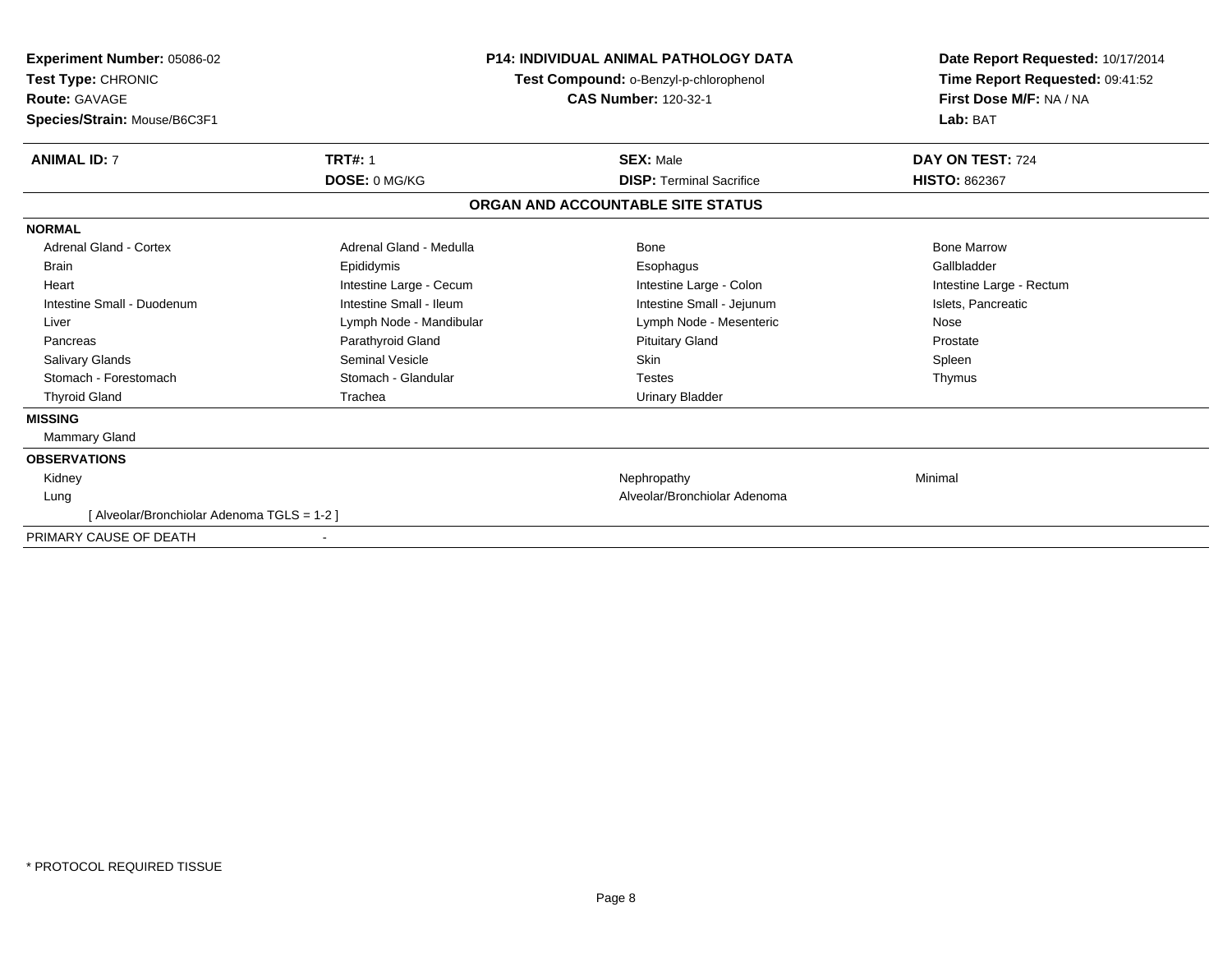**Experiment Number:** 05086-02
**Test Type:** CHRONIC
**Route:** GAVAGE
**Species/Strain:** Mouse/B6C3F1

**P14: INDIVIDUAL ANIMAL PATHOLOGY DATA**
**Test Compound:** o-Benzyl-p-chlorophenol
**CAS Number:** 120-32-1

**Date Report Requested:** 10/17/2014
**Time Report Requested:** 09:41:52
**First Dose M/F:** NA / NA
**Lab:** BAT

| **ANIMAL ID:** 7 | **TRT#:** 1 | **SEX:** Male | **DAY ON TEST:** 724 |
|---|---|---|---|
| | **DOSE:** 0 MG/KG | **DISP:** Terminal Sacrifice | **HISTO:** 862367 |

## ORGAN AND ACCOUNTABLE SITE STATUS

**NORMAL**

| | | | |
|---|---|---|---|
| Adrenal Gland - Cortex | Adrenal Gland - Medulla | Bone | Bone Marrow |
| Brain | Epididymis | Esophagus | Gallbladder |
| Heart | Intestine Large - Cecum | Intestine Large - Colon | Intestine Large - Rectum |
| Intestine Small - Duodenum | Intestine Small - Ileum | Intestine Small - Jejunum | Islets, Pancreatic |
| Liver | Lymph Node - Mandibular | Lymph Node - Mesenteric | Nose |
| Pancreas | Parathyroid Gland | Pituitary Gland | Prostate |
| Salivary Glands | Seminal Vesicle | Skin | Spleen |
| Stomach - Forestomach | Stomach - Glandular | Testes | Thymus |
| Thyroid Gland | Trachea | Urinary Bladder | |

**MISSING**

Mammary Gland

**OBSERVATIONS**

| | | |
|---|---|---|
| Kidney | Nephropathy | Minimal |
| Lung | Alveolar/Bronchiolar Adenoma | |
| [ Alveolar/Bronchiolar Adenoma TGLS = 1-2 ] | | |

PRIMARY CAUSE OF DEATH -

* PROTOCOL REQUIRED TISSUE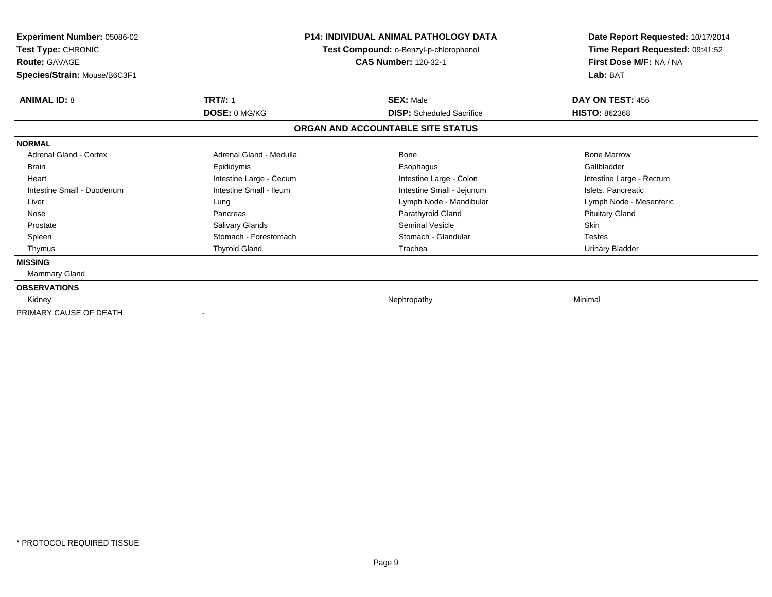**Experiment Number:** 05086-02
**Test Type:** CHRONIC
**Route:** GAVAGE
**Species/Strain:** Mouse/B6C3F1

**P14: INDIVIDUAL ANIMAL PATHOLOGY DATA**
**Test Compound:** o-Benzyl-p-chlorophenol
**CAS Number:** 120-32-1

**Date Report Requested:** 10/17/2014
**Time Report Requested:** 09:41:52
**First Dose M/F:** NA / NA
**Lab:** BAT

| **ANIMAL ID:** 8 | **TRT#:** 1 | **SEX:** Male | **DAY ON TEST:** 456 |
|---|---|---|---|
| | **DOSE:** 0 MG/KG | **DISP:** Scheduled Sacrifice | **HISTO:** 862368 |

## ORGAN AND ACCOUNTABLE SITE STATUS

| | | | |
|---|---|---|---|
| **NORMAL** | | | |
| Adrenal Gland - Cortex | Adrenal Gland - Medulla | Bone | Bone Marrow |
| Brain | Epididymis | Esophagus | Gallbladder |
| Heart | Intestine Large - Cecum | Intestine Large - Colon | Intestine Large - Rectum |
| Intestine Small - Duodenum | Intestine Small - Ileum | Intestine Small - Jejunum | Islets, Pancreatic |
| Liver | Lung | Lymph Node - Mandibular | Lymph Node - Mesenteric |
| Nose | Pancreas | Parathyroid Gland | Pituitary Gland |
| Prostate | Salivary Glands | Seminal Vesicle | Skin |
| Spleen | Stomach - Forestomach | Stomach - Glandular | Testes |
| Thymus | Thyroid Gland | Trachea | Urinary Bladder |
| **MISSING** | | | |
| Mammary Gland | | | |
| **OBSERVATIONS** | | | |
| Kidney | | Nephropathy | Minimal |
| PRIMARY CAUSE OF DEATH | - | | |

* PROTOCOL REQUIRED TISSUE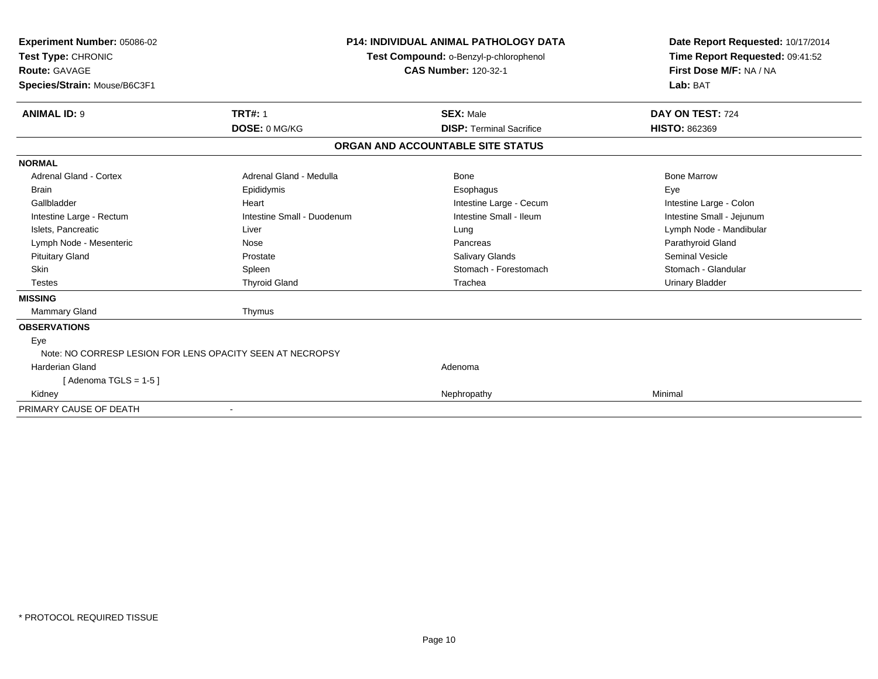**Experiment Number:** 05086-02
**Test Type:** CHRONIC
**Route:** GAVAGE
**Species/Strain:** Mouse/B6C3F1

**P14: INDIVIDUAL ANIMAL PATHOLOGY DATA**
**Test Compound:** o-Benzyl-p-chlorophenol
**CAS Number:** 120-32-1

**Date Report Requested:** 10/17/2014
**Time Report Requested:** 09:41:52
**First Dose M/F:** NA / NA
**Lab:** BAT

| **ANIMAL ID:** 9 | **TRT#:** 1 | **SEX:** Male | **DAY ON TEST:** 724 |
|---|---|---|---|
| | **DOSE:** 0 MG/KG | **DISP:** Terminal Sacrifice | **HISTO:** 862369 |

## ORGAN AND ACCOUNTABLE SITE STATUS

| | | | |
|---|---|---|---|
| **NORMAL** | | | |
| Adrenal Gland - Cortex | Adrenal Gland - Medulla | Bone | Bone Marrow |
| Brain | Epididymis | Esophagus | Eye |
| Gallbladder | Heart | Intestine Large - Cecum | Intestine Large - Colon |
| Intestine Large - Rectum | Intestine Small - Duodenum | Intestine Small - Ileum | Intestine Small - Jejunum |
| Islets, Pancreatic | Liver | Lung | Lymph Node - Mandibular |
| Lymph Node - Mesenteric | Nose | Pancreas | Parathyroid Gland |
| Pituitary Gland | Prostate | Salivary Glands | Seminal Vesicle |
| Skin | Spleen | Stomach - Forestomach | Stomach - Glandular |
| Testes | Thyroid Gland | Trachea | Urinary Bladder |
| **MISSING** | | | |
| Mammary Gland | Thymus | | |
| **OBSERVATIONS** | | | |
| Eye | | | |
| Note: NO CORRESP LESION FOR LENS OPACITY SEEN AT NECROPSY | | | |
| Harderian Gland | | Adenoma | |
| [ Adenoma TGLS = 1-5 ] | | | |
| Kidney | | Nephropathy | Minimal |
| PRIMARY CAUSE OF DEATH | - | | |

\* PROTOCOL REQUIRED TISSUE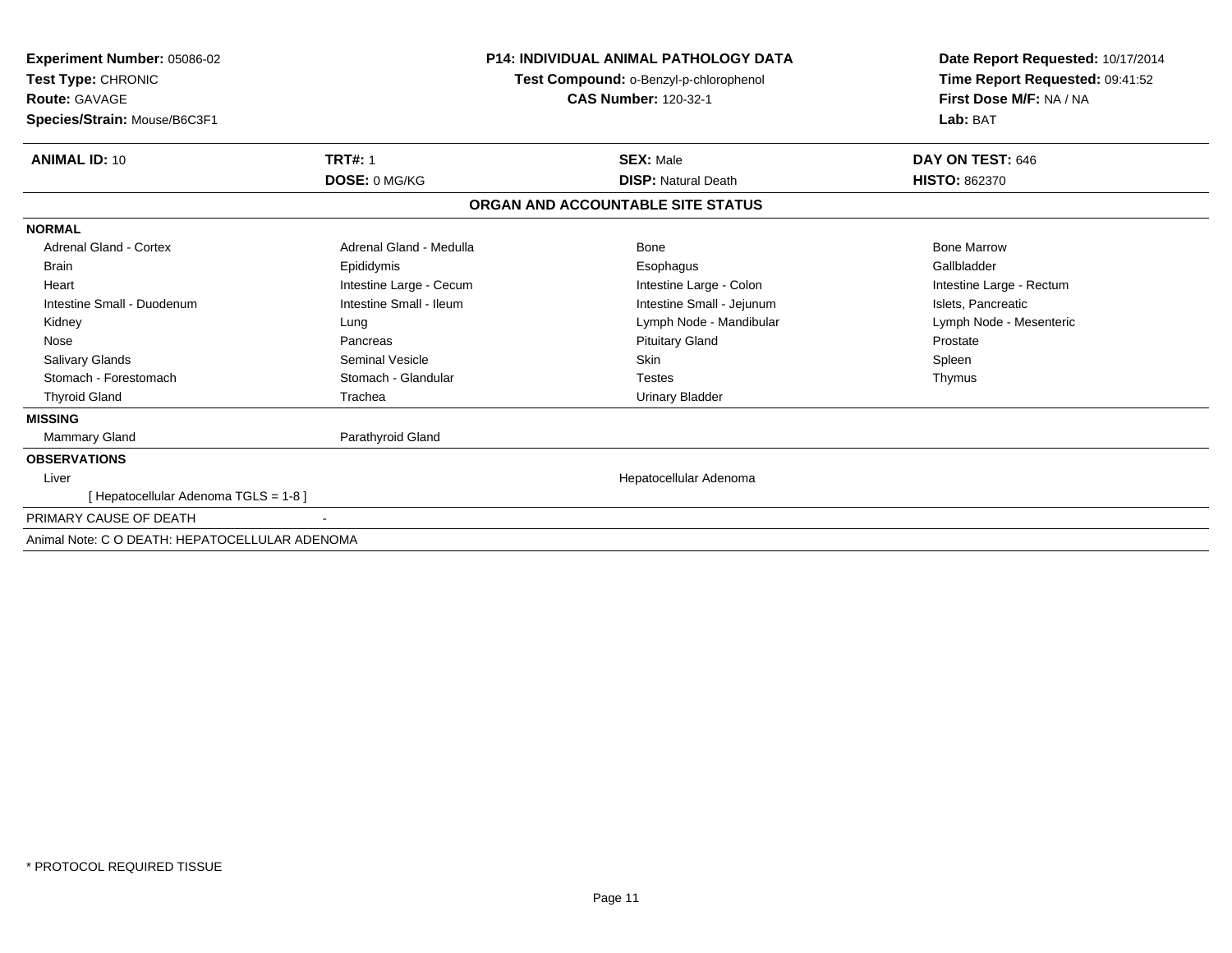**Experiment Number:** 05086-02
**Test Type:** CHRONIC
**Route:** GAVAGE
**Species/Strain:** Mouse/B6C3F1

**P14: INDIVIDUAL ANIMAL PATHOLOGY DATA**
**Test Compound:** o-Benzyl-p-chlorophenol
**CAS Number:** 120-32-1

**Date Report Requested:** 10/17/2014
**Time Report Requested:** 09:41:52
**First Dose M/F:** NA / NA
**Lab:** BAT

| **ANIMAL ID:** 10 | **TRT#:** 1 | **SEX:** Male | **DAY ON TEST:** 646 |
|---|---|---|---|
| | **DOSE:** 0 MG/KG | **DISP:** Natural Death | **HISTO:** 862370 |

## ORGAN AND ACCOUNTABLE SITE STATUS

**NORMAL**

| | | | |
|---|---|---|---|
| Adrenal Gland - Cortex | Adrenal Gland - Medulla | Bone | Bone Marrow |
| Brain | Epididymis | Esophagus | Gallbladder |
| Heart | Intestine Large - Cecum | Intestine Large - Colon | Intestine Large - Rectum |
| Intestine Small - Duodenum | Intestine Small - Ileum | Intestine Small - Jejunum | Islets, Pancreatic |
| Kidney | Lung | Lymph Node - Mandibular | Lymph Node - Mesenteric |
| Nose | Pancreas | Pituitary Gland | Prostate |
| Salivary Glands | Seminal Vesicle | Skin | Spleen |
| Stomach - Forestomach | Stomach - Glandular | Testes | Thymus |
| Thyroid Gland | Trachea | Urinary Bladder | |

**MISSING**

| | |
|---|---|
| Mammary Gland | Parathyroid Gland |

**OBSERVATIONS**

| | |
|---|---|
| Liver | Hepatocellular Adenoma |
| [ Hepatocellular Adenoma TGLS = 1-8 ] | |

PRIMARY CAUSE OF DEATH -

Animal Note: C O DEATH: HEPATOCELLULAR ADENOMA

* PROTOCOL REQUIRED TISSUE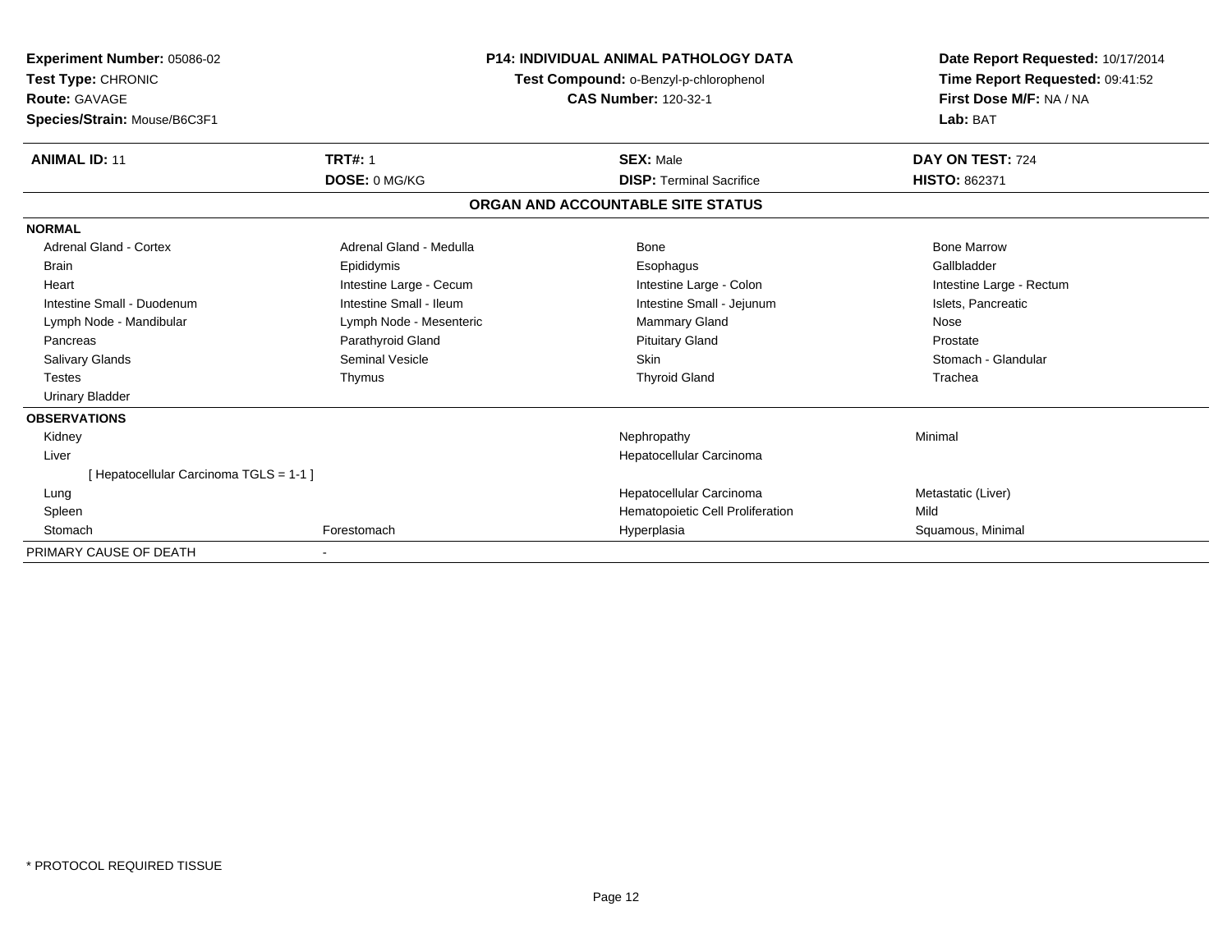**Experiment Number:** 05086-02
**Test Type:** CHRONIC
**Route:** GAVAGE
**Species/Strain:** Mouse/B6C3F1

**P14: INDIVIDUAL ANIMAL PATHOLOGY DATA**
**Test Compound:** o-Benzyl-p-chlorophenol
**CAS Number:** 120-32-1

**Date Report Requested:** 10/17/2014
**Time Report Requested:** 09:41:52
**First Dose M/F:** NA / NA
**Lab:** BAT

| **ANIMAL ID:** 11 | **TRT#:** 1 | **SEX:** Male | **DAY ON TEST:** 724 |
|---|---|---|---|
| | **DOSE:** 0 MG/KG | **DISP:** Terminal Sacrifice | **HISTO:** 862371 |

## ORGAN AND ACCOUNTABLE SITE STATUS

| | | | |
|---|---|---|---|
| **NORMAL** | | | |
| Adrenal Gland - Cortex | Adrenal Gland - Medulla | Bone | Bone Marrow |
| Brain | Epididymis | Esophagus | Gallbladder |
| Heart | Intestine Large - Cecum | Intestine Large - Colon | Intestine Large - Rectum |
| Intestine Small - Duodenum | Intestine Small - Ileum | Intestine Small - Jejunum | Islets, Pancreatic |
| Lymph Node - Mandibular | Lymph Node - Mesenteric | Mammary Gland | Nose |
| Pancreas | Parathyroid Gland | Pituitary Gland | Prostate |
| Salivary Glands | Seminal Vesicle | Skin | Stomach - Glandular |
| Testes | Thymus | Thyroid Gland | Trachea |
| Urinary Bladder | | | |
| **OBSERVATIONS** | | | |
| Kidney | | Nephropathy | Minimal |
| Liver | | Hepatocellular Carcinoma | |
| [ Hepatocellular Carcinoma TGLS = 1-1 ] | | | |
| Lung | | Hepatocellular Carcinoma | Metastatic (Liver) |
| Spleen | | Hematopoietic Cell Proliferation | Mild |
| Stomach | Forestomach | Hyperplasia | Squamous, Minimal |
| PRIMARY CAUSE OF DEATH | - | | |

\* PROTOCOL REQUIRED TISSUE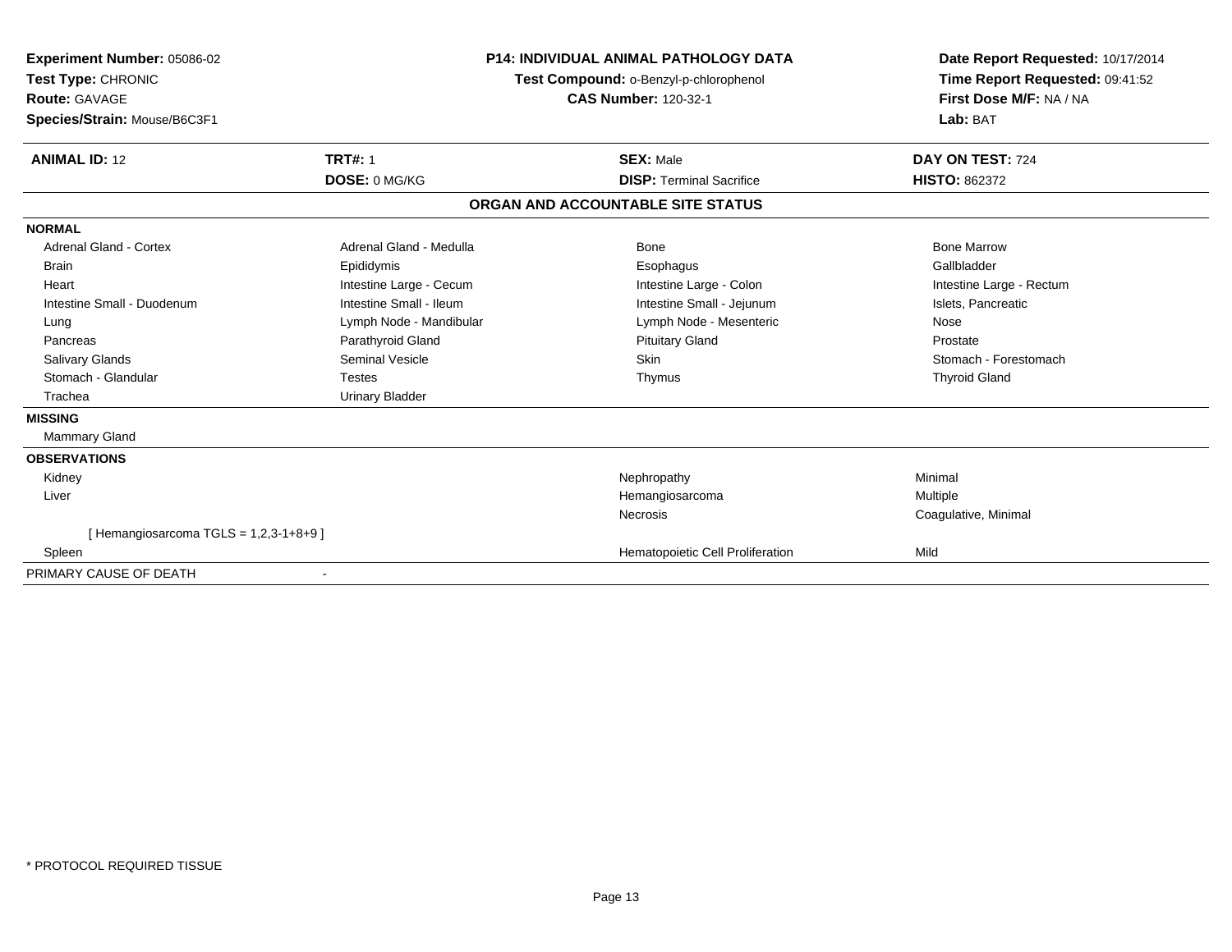**Experiment Number:** 05086-02
**Test Type:** CHRONIC
**Route:** GAVAGE
**Species/Strain:** Mouse/B6C3F1

**P14: INDIVIDUAL ANIMAL PATHOLOGY DATA**
**Test Compound:** o-Benzyl-p-chlorophenol
**CAS Number:** 120-32-1

**Date Report Requested:** 10/17/2014
**Time Report Requested:** 09:41:52
**First Dose M/F:** NA / NA
**Lab:** BAT

| **ANIMAL ID:** 12 | **TRT#:** 1 | **SEX:** Male | **DAY ON TEST:** 724 |
|---|---|---|---|
| | **DOSE:** 0 MG/KG | **DISP:** Terminal Sacrifice | **HISTO:** 862372 |

## ORGAN AND ACCOUNTABLE SITE STATUS

**NORMAL**

| | | | |
|---|---|---|---|
| Adrenal Gland - Cortex | Adrenal Gland - Medulla | Bone | Bone Marrow |
| Brain | Epididymis | Esophagus | Gallbladder |
| Heart | Intestine Large - Cecum | Intestine Large - Colon | Intestine Large - Rectum |
| Intestine Small - Duodenum | Intestine Small - Ileum | Intestine Small - Jejunum | Islets, Pancreatic |
| Lung | Lymph Node - Mandibular | Lymph Node - Mesenteric | Nose |
| Pancreas | Parathyroid Gland | Pituitary Gland | Prostate |
| Salivary Glands | Seminal Vesicle | Skin | Stomach - Forestomach |
| Stomach - Glandular | Testes | Thymus | Thyroid Gland |
| Trachea | Urinary Bladder | | |

**MISSING**

Mammary Gland

**OBSERVATIONS**

| | | |
|---|---|---|
| Kidney | Nephropathy | Minimal |
| Liver | Hemangiosarcoma | Multiple |
| | Necrosis | Coagulative, Minimal |
| [ Hemangiosarcoma TGLS = 1,2,3-1+8+9 ] | | |
| Spleen | Hematopoietic Cell Proliferation | Mild |

PRIMARY CAUSE OF DEATH -

\* PROTOCOL REQUIRED TISSUE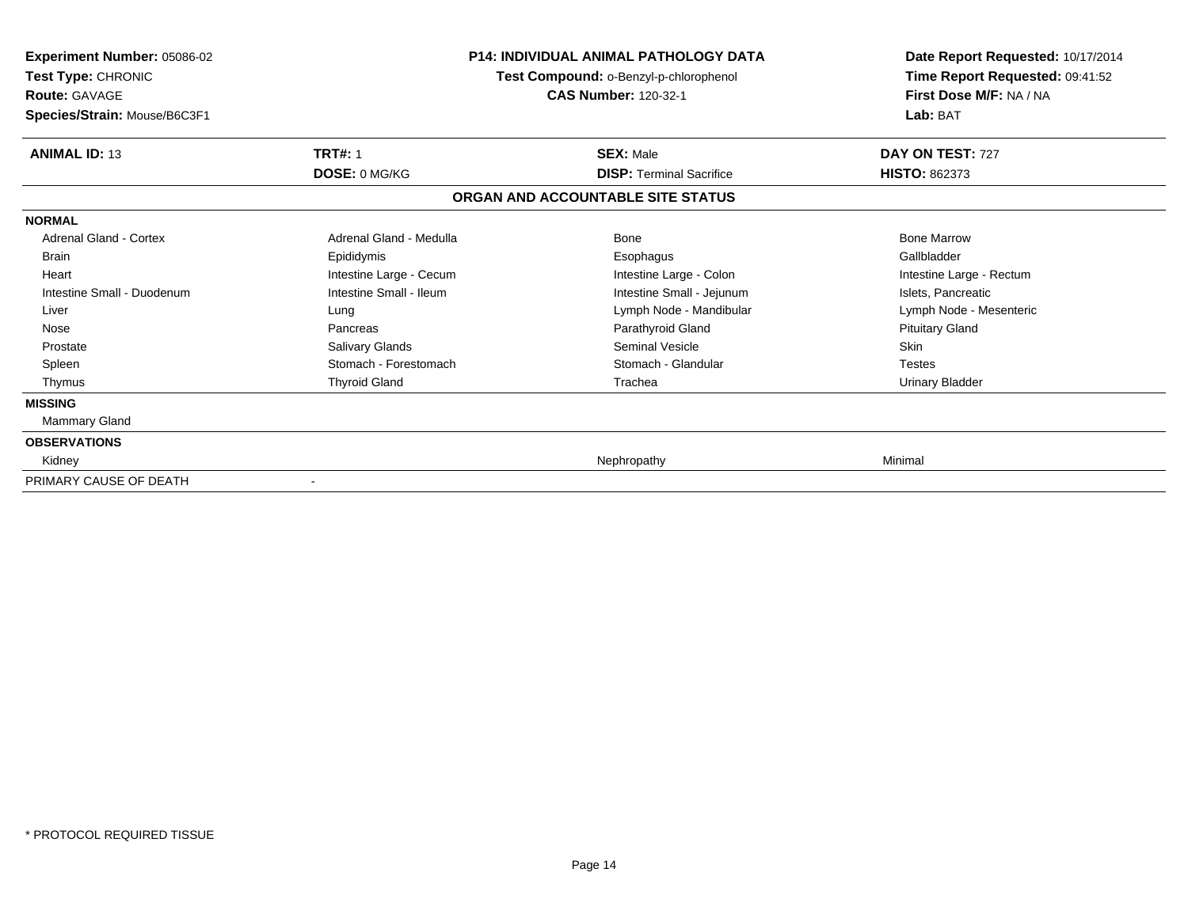**Experiment Number:** 05086-02
**Test Type:** CHRONIC
**Route:** GAVAGE
**Species/Strain:** Mouse/B6C3F1

**P14: INDIVIDUAL ANIMAL PATHOLOGY DATA**
**Test Compound:** o-Benzyl-p-chlorophenol
**CAS Number:** 120-32-1

**Date Report Requested:** 10/17/2014
**Time Report Requested:** 09:41:52
**First Dose M/F:** NA / NA
**Lab:** BAT

| **ANIMAL ID:** 13 | **TRT#:** 1 | **SEX:** Male | **DAY ON TEST:** 727 |
|---|---|---|---|
| | **DOSE:** 0 MG/KG | **DISP:** Terminal Sacrifice | **HISTO:** 862373 |

**ORGAN AND ACCOUNTABLE SITE STATUS**

| | | | |
|---|---|---|---|
| **NORMAL** | | | |
| Adrenal Gland - Cortex | Adrenal Gland - Medulla | Bone | Bone Marrow |
| Brain | Epididymis | Esophagus | Gallbladder |
| Heart | Intestine Large - Cecum | Intestine Large - Colon | Intestine Large - Rectum |
| Intestine Small - Duodenum | Intestine Small - Ileum | Intestine Small - Jejunum | Islets, Pancreatic |
| Liver | Lung | Lymph Node - Mandibular | Lymph Node - Mesenteric |
| Nose | Pancreas | Parathyroid Gland | Pituitary Gland |
| Prostate | Salivary Glands | Seminal Vesicle | Skin |
| Spleen | Stomach - Forestomach | Stomach - Glandular | Testes |
| Thymus | Thyroid Gland | Trachea | Urinary Bladder |
| **MISSING** | | | |
| Mammary Gland | | | |
| **OBSERVATIONS** | | | |
| Kidney | | Nephropathy | Minimal |
| PRIMARY CAUSE OF DEATH | - | | |

* PROTOCOL REQUIRED TISSUE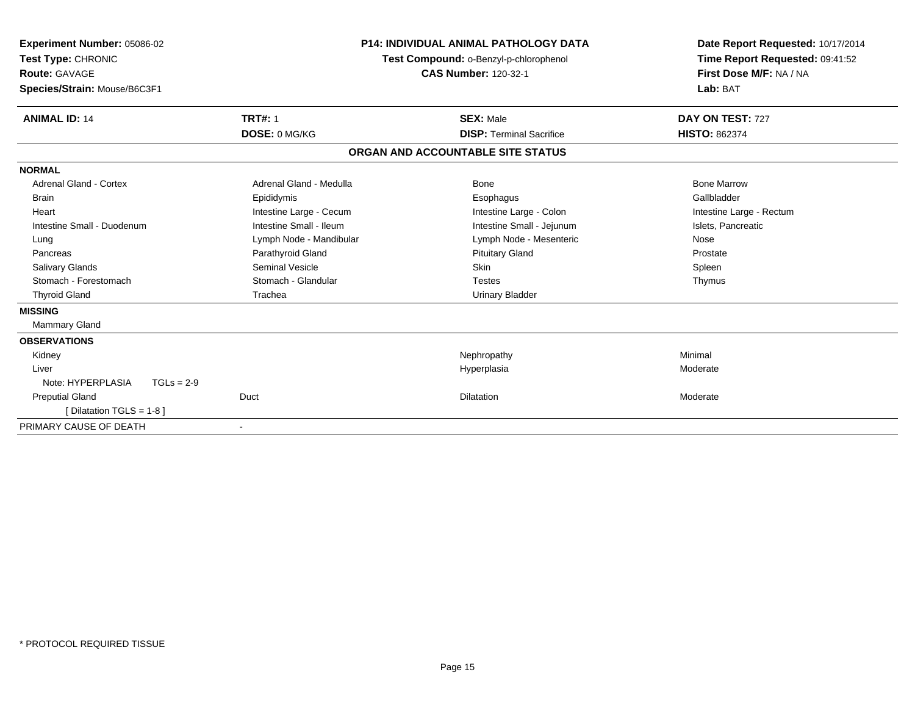**Experiment Number:** 05086-02
**Test Type:** CHRONIC
**Route:** GAVAGE
**Species/Strain:** Mouse/B6C3F1

**P14: INDIVIDUAL ANIMAL PATHOLOGY DATA**
**Test Compound:** o-Benzyl-p-chlorophenol
**CAS Number:** 120-32-1

**Date Report Requested:** 10/17/2014
**Time Report Requested:** 09:41:52
**First Dose M/F:** NA / NA
**Lab:** BAT

| **ANIMAL ID:** 14 | **TRT#:** 1 | **SEX:** Male | **DAY ON TEST:** 727 |
|---|---|---|---|
| | **DOSE:** 0 MG/KG | **DISP:** Terminal Sacrifice | **HISTO:** 862374 |

## ORGAN AND ACCOUNTABLE SITE STATUS

**NORMAL**

| | | | |
|---|---|---|---|
| Adrenal Gland - Cortex | Adrenal Gland - Medulla | Bone | Bone Marrow |
| Brain | Epididymis | Esophagus | Gallbladder |
| Heart | Intestine Large - Cecum | Intestine Large - Colon | Intestine Large - Rectum |
| Intestine Small - Duodenum | Intestine Small - Ileum | Intestine Small - Jejunum | Islets, Pancreatic |
| Lung | Lymph Node - Mandibular | Lymph Node - Mesenteric | Nose |
| Pancreas | Parathyroid Gland | Pituitary Gland | Prostate |
| Salivary Glands | Seminal Vesicle | Skin | Spleen |
| Stomach - Forestomach | Stomach - Glandular | Testes | Thymus |
| Thyroid Gland | Trachea | Urinary Bladder | |

**MISSING**

Mammary Gland

**OBSERVATIONS**

| | | | |
|---|---|---|---|
| Kidney | | Nephropathy | Minimal |
| Liver | | Hyperplasia | Moderate |
| Note: HYPERPLASIA TGLs = 2-9 | | | |
| Preputial Gland | Duct | Dilatation | Moderate |
| [ Dilatation TGLS = 1-8 ] | | | |

PRIMARY CAUSE OF DEATH -

* PROTOCOL REQUIRED TISSUE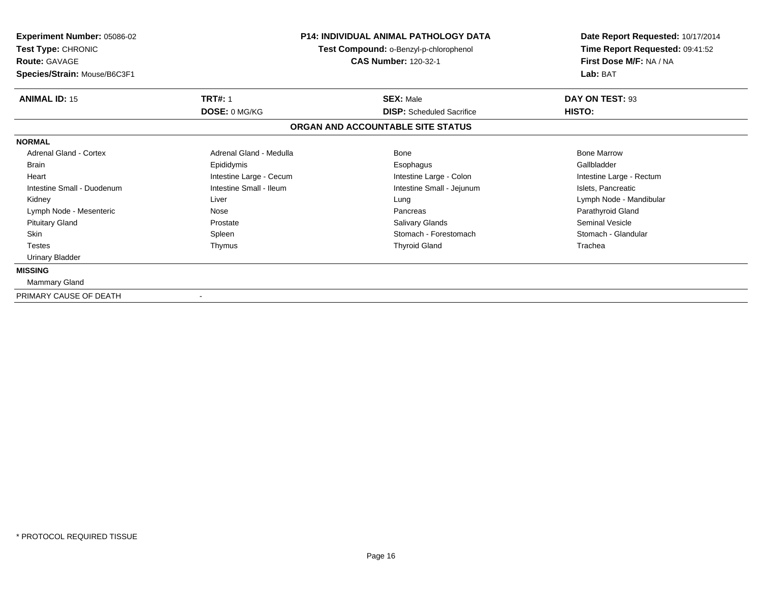**Experiment Number:** 05086-02
**Test Type:** CHRONIC
**Route:** GAVAGE
**Species/Strain:** Mouse/B6C3F1

**P14: INDIVIDUAL ANIMAL PATHOLOGY DATA**
**Test Compound:** o-Benzyl-p-chlorophenol
**CAS Number:** 120-32-1

**Date Report Requested:** 10/17/2014
**Time Report Requested:** 09:41:52
**First Dose M/F:** NA / NA
**Lab:** BAT

| **ANIMAL ID:** 15 | **TRT#:** 1 | **SEX:** Male | **DAY ON TEST:** 93 |
|---|---|---|---|
| | **DOSE:** 0 MG/KG | **DISP:** Scheduled Sacrifice | **HISTO:** |

## ORGAN AND ACCOUNTABLE SITE STATUS

**NORMAL**

| | | | |
|---|---|---|---|
| Adrenal Gland - Cortex | Adrenal Gland - Medulla | Bone | Bone Marrow |
| Brain | Epididymis | Esophagus | Gallbladder |
| Heart | Intestine Large - Cecum | Intestine Large - Colon | Intestine Large - Rectum |
| Intestine Small - Duodenum | Intestine Small - Ileum | Intestine Small - Jejunum | Islets, Pancreatic |
| Kidney | Liver | Lung | Lymph Node - Mandibular |
| Lymph Node - Mesenteric | Nose | Pancreas | Parathyroid Gland |
| Pituitary Gland | Prostate | Salivary Glands | Seminal Vesicle |
| Skin | Spleen | Stomach - Forestomach | Stomach - Glandular |
| Testes | Thymus | Thyroid Gland | Trachea |
| Urinary Bladder | | | |

**MISSING**

Mammary Gland

PRIMARY CAUSE OF DEATH -

\* PROTOCOL REQUIRED TISSUE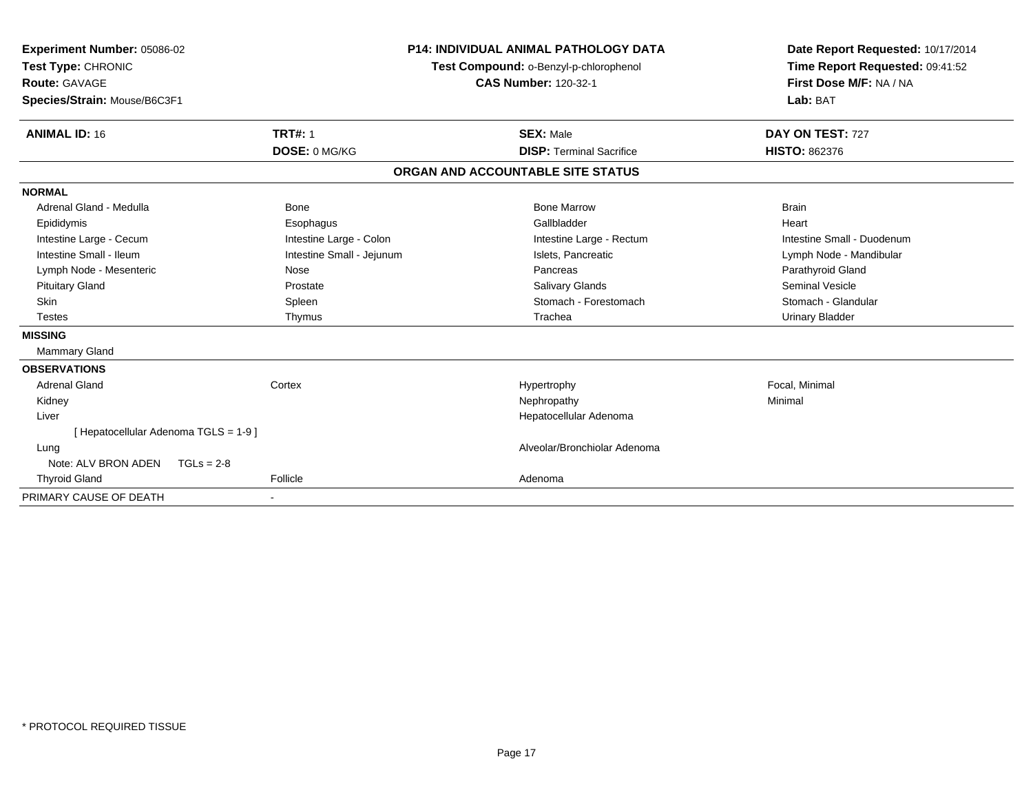**Experiment Number:** 05086-02
**Test Type:** CHRONIC
**Route:** GAVAGE
**Species/Strain:** Mouse/B6C3F1

**P14: INDIVIDUAL ANIMAL PATHOLOGY DATA**
**Test Compound:** o-Benzyl-p-chlorophenol
**CAS Number:** 120-32-1

**Date Report Requested:** 10/17/2014
**Time Report Requested:** 09:41:52
**First Dose M/F:** NA / NA
**Lab:** BAT

| **ANIMAL ID:** 16 | **TRT#:** 1 | **SEX:** Male | **DAY ON TEST:** 727 |
|---|---|---|---|
| | **DOSE:** 0 MG/KG | **DISP:** Terminal Sacrifice | **HISTO:** 862376 |

## ORGAN AND ACCOUNTABLE SITE STATUS

**NORMAL**

| | | | |
|---|---|---|---|
| Adrenal Gland - Medulla | Bone | Bone Marrow | Brain |
| Epididymis | Esophagus | Gallbladder | Heart |
| Intestine Large - Cecum | Intestine Large - Colon | Intestine Large - Rectum | Intestine Small - Duodenum |
| Intestine Small - Ileum | Intestine Small - Jejunum | Islets, Pancreatic | Lymph Node - Mandibular |
| Lymph Node - Mesenteric | Nose | Pancreas | Parathyroid Gland |
| Pituitary Gland | Prostate | Salivary Glands | Seminal Vesicle |
| Skin | Spleen | Stomach - Forestomach | Stomach - Glandular |
| Testes | Thymus | Trachea | Urinary Bladder |

**MISSING**

Mammary Gland

**OBSERVATIONS**

| | | | |
|---|---|---|---|
| Adrenal Gland | Cortex | Hypertrophy | Focal, Minimal |
| Kidney | | Nephropathy | Minimal |
| Liver | | Hepatocellular Adenoma | |
| [ Hepatocellular Adenoma TGLS = 1-9 ] | | | |
| Lung | | Alveolar/Bronchiolar Adenoma | |
| Note: ALV BRON ADEN TGLs = 2-8 | | | |
| Thyroid Gland | Follicle | Adenoma | |

PRIMARY CAUSE OF DEATH -

\* PROTOCOL REQUIRED TISSUE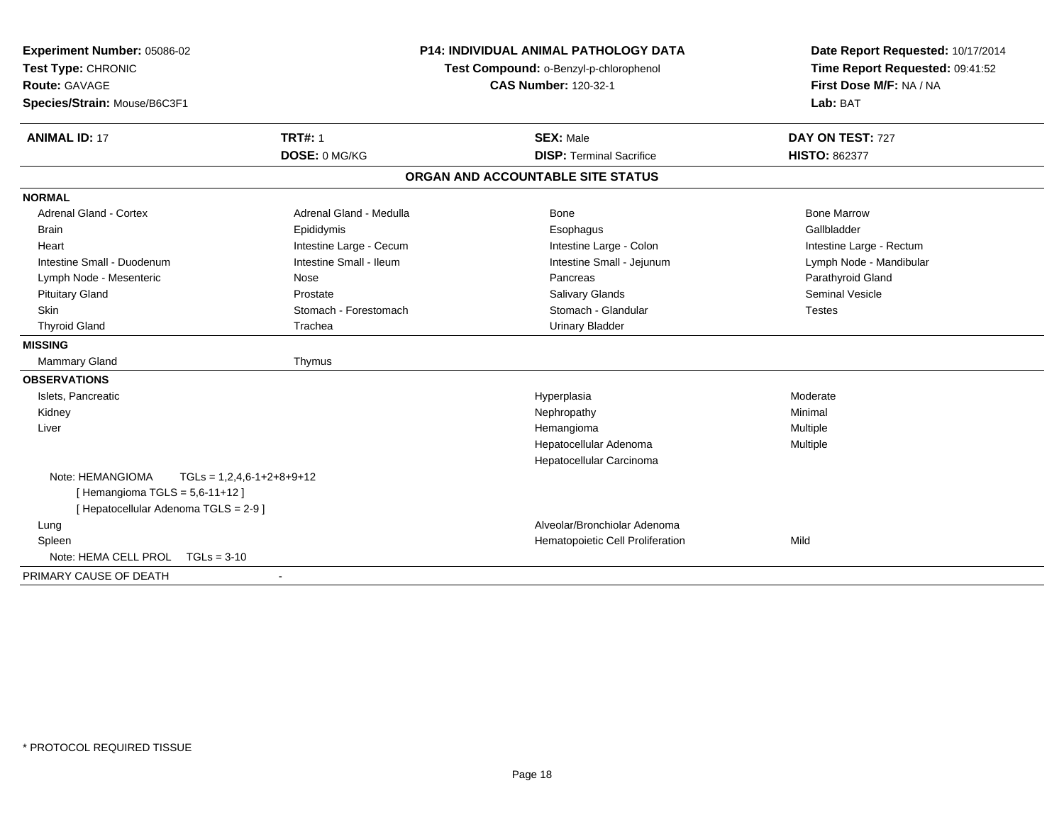**Experiment Number:** 05086-02
**Test Type:** CHRONIC
**Route:** GAVAGE
**Species/Strain:** Mouse/B6C3F1

**P14: INDIVIDUAL ANIMAL PATHOLOGY DATA**
**Test Compound:** o-Benzyl-p-chlorophenol
**CAS Number:** 120-32-1

**Date Report Requested:** 10/17/2014
**Time Report Requested:** 09:41:52
**First Dose M/F:** NA / NA
**Lab:** BAT

| **ANIMAL ID:** 17 | **TRT#:** 1 | **SEX:** Male | **DAY ON TEST:** 727 |
|---|---|---|---|
| | **DOSE:** 0 MG/KG | **DISP:** Terminal Sacrifice | **HISTO:** 862377 |

## ORGAN AND ACCOUNTABLE SITE STATUS

**NORMAL**

| | | | |
|---|---|---|---|
| Adrenal Gland - Cortex | Adrenal Gland - Medulla | Bone | Bone Marrow |
| Brain | Epididymis | Esophagus | Gallbladder |
| Heart | Intestine Large - Cecum | Intestine Large - Colon | Intestine Large - Rectum |
| Intestine Small - Duodenum | Intestine Small - Ileum | Intestine Small - Jejunum | Lymph Node - Mandibular |
| Lymph Node - Mesenteric | Nose | Pancreas | Parathyroid Gland |
| Pituitary Gland | Prostate | Salivary Glands | Seminal Vesicle |
| Skin | Stomach - Forestomach | Stomach - Glandular | Testes |
| Thyroid Gland | Trachea | Urinary Bladder | |

**MISSING**

| | |
|---|---|
| Mammary Gland | Thymus |

**OBSERVATIONS**

| Organ | Observation | Severity |
|---|---|---|
| Islets, Pancreatic | Hyperplasia | Moderate |
| Kidney | Nephropathy | Minimal |
| Liver | Hemangioma | Multiple |
| | Hepatocellular Adenoma | Multiple |
| | Hepatocellular Carcinoma | |
| Note: HEMANGIOMA TGLs = 1,2,4,6-1+2+8+9+12 [ Hemangioma TGLS = 5,6-11+12 ] [ Hepatocellular Adenoma TGLS = 2-9 ] | | |
| Lung | Alveolar/Bronchiolar Adenoma | |
| Spleen | Hematopoietic Cell Proliferation | Mild |
| Note: HEMA CELL PROL TGLs = 3-10 | | |

PRIMARY CAUSE OF DEATH -

\* PROTOCOL REQUIRED TISSUE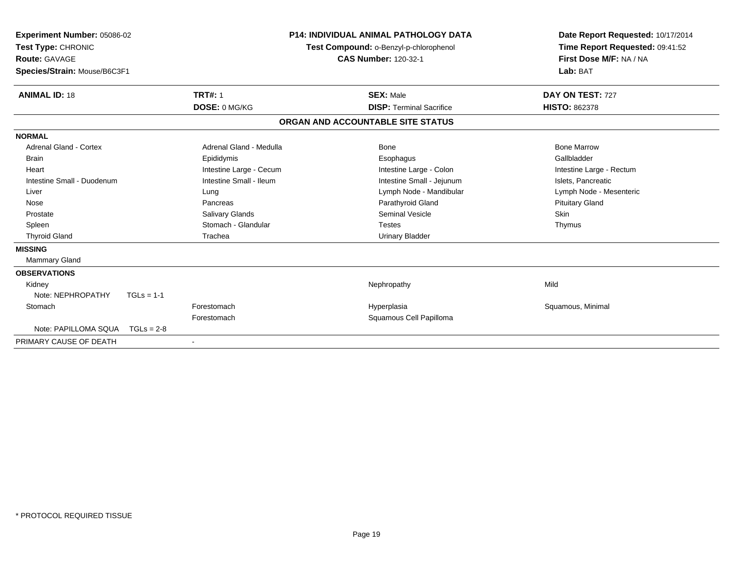**Experiment Number:** 05086-02
**Test Type:** CHRONIC
**Route:** GAVAGE
**Species/Strain:** Mouse/B6C3F1

**P14: INDIVIDUAL ANIMAL PATHOLOGY DATA**
**Test Compound:** o-Benzyl-p-chlorophenol
**CAS Number:** 120-32-1

**Date Report Requested:** 10/17/2014
**Time Report Requested:** 09:41:52
**First Dose M/F:** NA / NA
**Lab:** BAT

| **ANIMAL ID:** 18 | **TRT#:** 1 | **SEX:** Male | **DAY ON TEST:** 727 |
|---|---|---|---|
| | **DOSE:** 0 MG/KG | **DISP:** Terminal Sacrifice | **HISTO:** 862378 |

## ORGAN AND ACCOUNTABLE SITE STATUS

| | | | |
|---|---|---|---|
| **NORMAL** | | | |
| Adrenal Gland - Cortex | Adrenal Gland - Medulla | Bone | Bone Marrow |
| Brain | Epididymis | Esophagus | Gallbladder |
| Heart | Intestine Large - Cecum | Intestine Large - Colon | Intestine Large - Rectum |
| Intestine Small - Duodenum | Intestine Small - Ileum | Intestine Small - Jejunum | Islets, Pancreatic |
| Liver | Lung | Lymph Node - Mandibular | Lymph Node - Mesenteric |
| Nose | Pancreas | Parathyroid Gland | Pituitary Gland |
| Prostate | Salivary Glands | Seminal Vesicle | Skin |
| Spleen | Stomach - Glandular | Testes | Thymus |
| Thyroid Gland | Trachea | Urinary Bladder | |
| **MISSING** | | | |
| Mammary Gland | | | |
| **OBSERVATIONS** | | | |
| Kidney | | Nephropathy | Mild |
| Note: NEPHROPATHY TGLs = 1-1 | | | |
| Stomach | Forestomach | Hyperplasia | Squamous, Minimal |
| | Forestomach | Squamous Cell Papilloma | |
| Note: PAPILLOMA SQUA TGLs = 2-8 | | | |
| PRIMARY CAUSE OF DEATH | - | | |

\* PROTOCOL REQUIRED TISSUE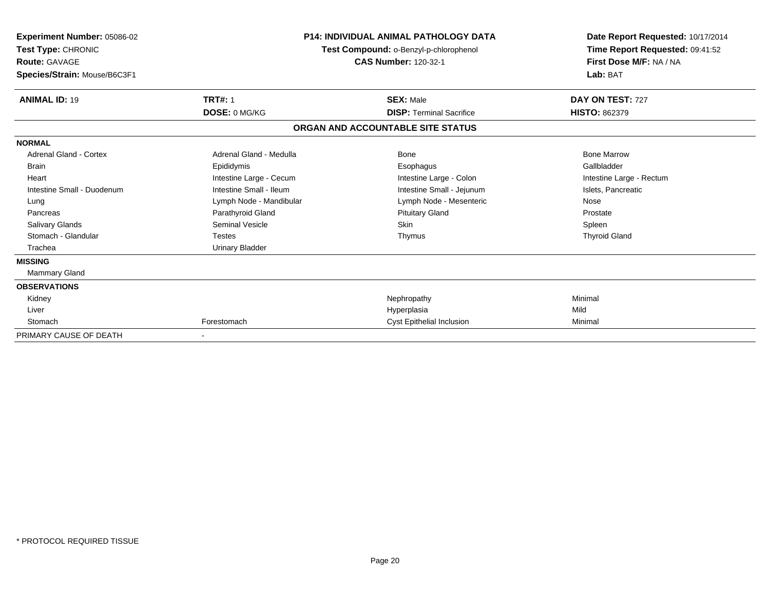**Experiment Number:** 05086-02
**Test Type:** CHRONIC
**Route:** GAVAGE
**Species/Strain:** Mouse/B6C3F1

**P14: INDIVIDUAL ANIMAL PATHOLOGY DATA**
**Test Compound:** o-Benzyl-p-chlorophenol
**CAS Number:** 120-32-1

**Date Report Requested:** 10/17/2014
**Time Report Requested:** 09:41:52
**First Dose M/F:** NA / NA
**Lab:** BAT

| **ANIMAL ID:** 19 | **TRT#:** 1 | **SEX:** Male | **DAY ON TEST:** 727 |
|---|---|---|---|
| | **DOSE:** 0 MG/KG | **DISP:** Terminal Sacrifice | **HISTO:** 862379 |

**ORGAN AND ACCOUNTABLE SITE STATUS**

**NORMAL**

| | | | |
|---|---|---|---|
| Adrenal Gland - Cortex | Adrenal Gland - Medulla | Bone | Bone Marrow |
| Brain | Epididymis | Esophagus | Gallbladder |
| Heart | Intestine Large - Cecum | Intestine Large - Colon | Intestine Large - Rectum |
| Intestine Small - Duodenum | Intestine Small - Ileum | Intestine Small - Jejunum | Islets, Pancreatic |
| Lung | Lymph Node - Mandibular | Lymph Node - Mesenteric | Nose |
| Pancreas | Parathyroid Gland | Pituitary Gland | Prostate |
| Salivary Glands | Seminal Vesicle | Skin | Spleen |
| Stomach - Glandular | Testes | Thymus | Thyroid Gland |
| Trachea | Urinary Bladder | | |

**MISSING**

Mammary Gland

**OBSERVATIONS**

| | | | |
|---|---|---|---|
| Kidney | | Nephropathy | Minimal |
| Liver | | Hyperplasia | Mild |
| Stomach | Forestomach | Cyst Epithelial Inclusion | Minimal |

PRIMARY CAUSE OF DEATH -

\* PROTOCOL REQUIRED TISSUE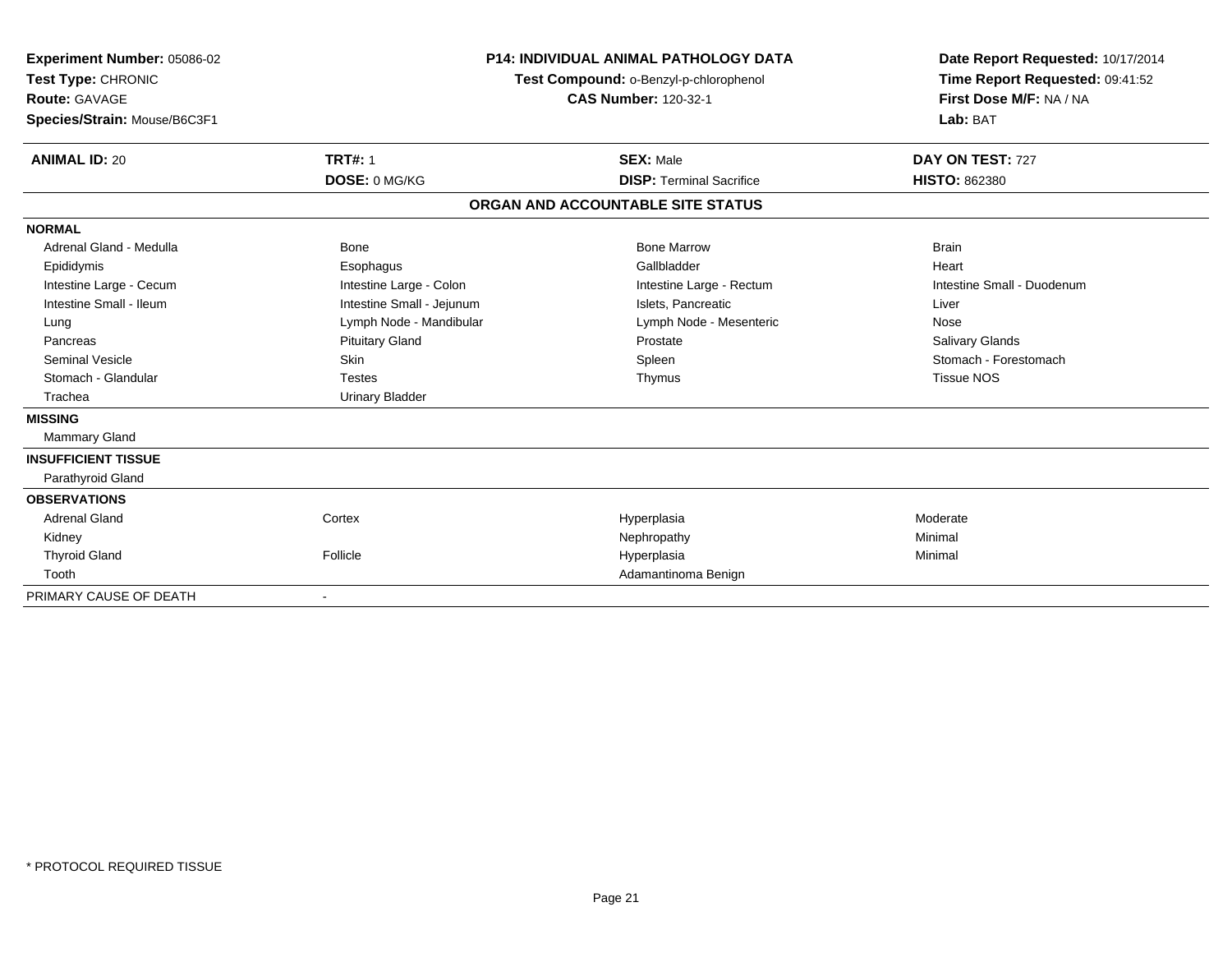**Experiment Number:** 05086-02
**Test Type:** CHRONIC
**Route:** GAVAGE
**Species/Strain:** Mouse/B6C3F1

**P14: INDIVIDUAL ANIMAL PATHOLOGY DATA**
**Test Compound:** o-Benzyl-p-chlorophenol
**CAS Number:** 120-32-1

**Date Report Requested:** 10/17/2014
**Time Report Requested:** 09:41:52
**First Dose M/F:** NA / NA
**Lab:** BAT

| **ANIMAL ID:** 20 | **TRT#:** 1 | **SEX:** Male | **DAY ON TEST:** 727 |
|---|---|---|---|
| | **DOSE:** 0 MG/KG | **DISP:** Terminal Sacrifice | **HISTO:** 862380 |

## ORGAN AND ACCOUNTABLE SITE STATUS

| | | | |
|---|---|---|---|
| **NORMAL** | | | |
| Adrenal Gland - Medulla | Bone | Bone Marrow | Brain |
| Epididymis | Esophagus | Gallbladder | Heart |
| Intestine Large - Cecum | Intestine Large - Colon | Intestine Large - Rectum | Intestine Small - Duodenum |
| Intestine Small - Ileum | Intestine Small - Jejunum | Islets, Pancreatic | Liver |
| Lung | Lymph Node - Mandibular | Lymph Node - Mesenteric | Nose |
| Pancreas | Pituitary Gland | Prostate | Salivary Glands |
| Seminal Vesicle | Skin | Spleen | Stomach - Forestomach |
| Stomach - Glandular | Testes | Thymus | Tissue NOS |
| Trachea | Urinary Bladder | | |
| **MISSING** | | | |
| Mammary Gland | | | |
| **INSUFFICIENT TISSUE** | | | |
| Parathyroid Gland | | | |
| **OBSERVATIONS** | | | |
| Adrenal Gland | Cortex | Hyperplasia | Moderate |
| Kidney | | Nephropathy | Minimal |
| Thyroid Gland | Follicle | Hyperplasia | Minimal |
| Tooth | | Adamantinoma Benign | |
| PRIMARY CAUSE OF DEATH | - | | |

\* PROTOCOL REQUIRED TISSUE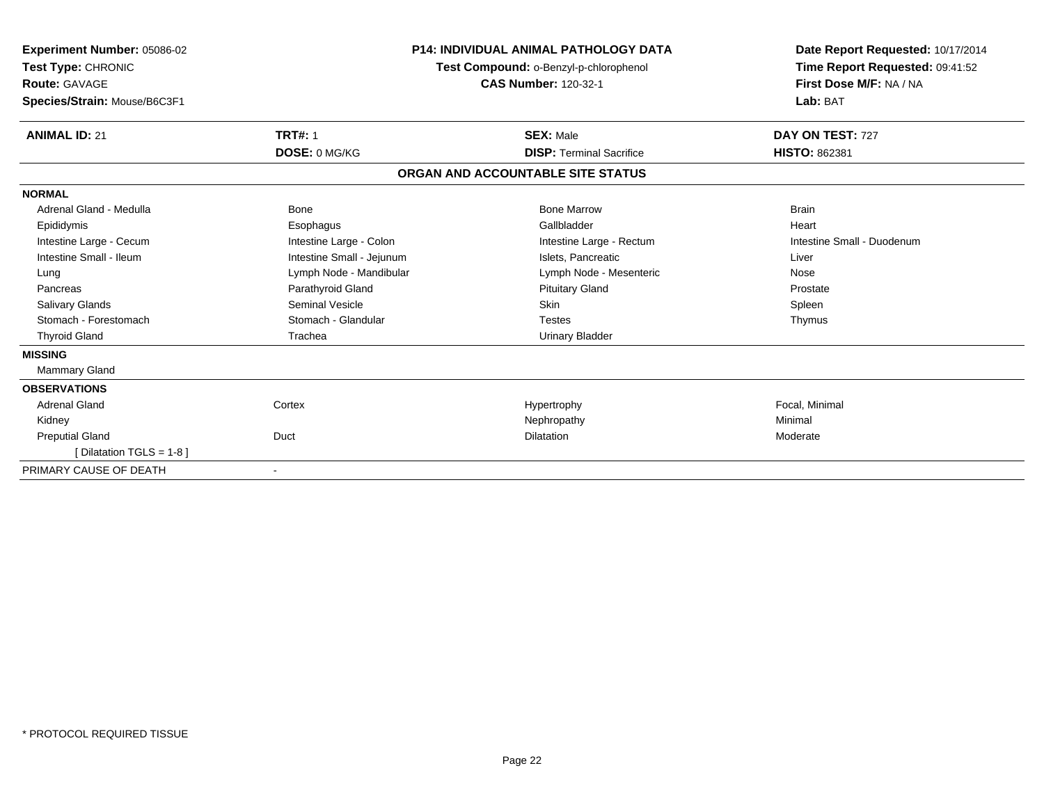**Experiment Number:** 05086-02
**Test Type:** CHRONIC
**Route:** GAVAGE
**Species/Strain:** Mouse/B6C3F1

**P14: INDIVIDUAL ANIMAL PATHOLOGY DATA**
**Test Compound:** o-Benzyl-p-chlorophenol
**CAS Number:** 120-32-1

**Date Report Requested:** 10/17/2014
**Time Report Requested:** 09:41:52
**First Dose M/F:** NA / NA
**Lab:** BAT

| **ANIMAL ID:** 21 | **TRT#:** 1 | **SEX:** Male | **DAY ON TEST:** 727 |
|---|---|---|---|
| | **DOSE:** 0 MG/KG | **DISP:** Terminal Sacrifice | **HISTO:** 862381 |

## ORGAN AND ACCOUNTABLE SITE STATUS

| | | | |
|---|---|---|---|
| **NORMAL** | | | |
| Adrenal Gland - Medulla | Bone | Bone Marrow | Brain |
| Epididymis | Esophagus | Gallbladder | Heart |
| Intestine Large - Cecum | Intestine Large - Colon | Intestine Large - Rectum | Intestine Small - Duodenum |
| Intestine Small - Ileum | Intestine Small - Jejunum | Islets, Pancreatic | Liver |
| Lung | Lymph Node - Mandibular | Lymph Node - Mesenteric | Nose |
| Pancreas | Parathyroid Gland | Pituitary Gland | Prostate |
| Salivary Glands | Seminal Vesicle | Skin | Spleen |
| Stomach - Forestomach | Stomach - Glandular | Testes | Thymus |
| Thyroid Gland | Trachea | Urinary Bladder | |
| **MISSING** | | | |
| Mammary Gland | | | |
| **OBSERVATIONS** | | | |
| Adrenal Gland | Cortex | Hypertrophy | Focal, Minimal |
| Kidney | | Nephropathy | Minimal |
| Preputial Gland | Duct | Dilatation | Moderate |
| [ Dilatation TGLS = 1-8 ] | | | |
| PRIMARY CAUSE OF DEATH | - | | |

\* PROTOCOL REQUIRED TISSUE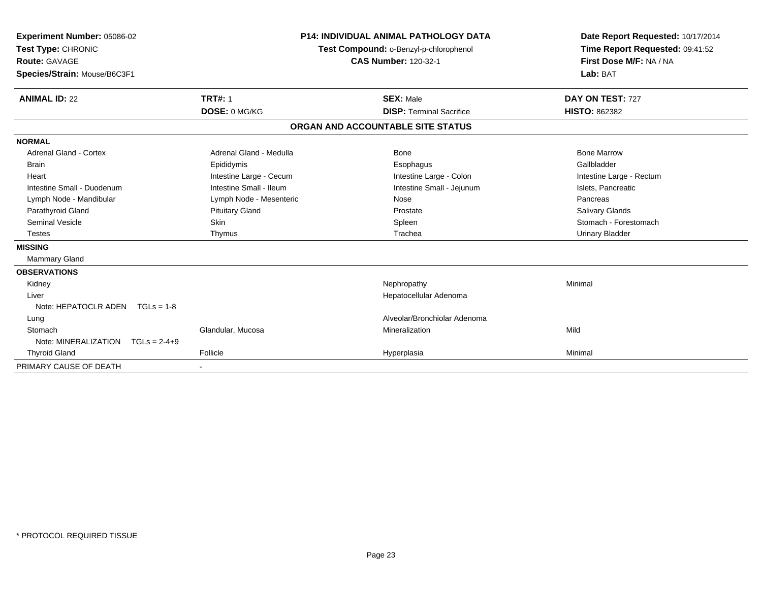**Experiment Number:** 05086-02
**Test Type:** CHRONIC
**Route:** GAVAGE
**Species/Strain:** Mouse/B6C3F1

**P14: INDIVIDUAL ANIMAL PATHOLOGY DATA**
**Test Compound:** o-Benzyl-p-chlorophenol
**CAS Number:** 120-32-1

**Date Report Requested:** 10/17/2014
**Time Report Requested:** 09:41:52
**First Dose M/F:** NA / NA
**Lab:** BAT

| **ANIMAL ID:** 22 | **TRT#:** 1 | **SEX:** Male | **DAY ON TEST:** 727 |
|---|---|---|---|
| | **DOSE:** 0 MG/KG | **DISP:** Terminal Sacrifice | **HISTO:** 862382 |

## ORGAN AND ACCOUNTABLE SITE STATUS

**NORMAL**

| | | | |
|---|---|---|---|
| Adrenal Gland - Cortex | Adrenal Gland - Medulla | Bone | Bone Marrow |
| Brain | Epididymis | Esophagus | Gallbladder |
| Heart | Intestine Large - Cecum | Intestine Large - Colon | Intestine Large - Rectum |
| Intestine Small - Duodenum | Intestine Small - Ileum | Intestine Small - Jejunum | Islets, Pancreatic |
| Lymph Node - Mandibular | Lymph Node - Mesenteric | Nose | Pancreas |
| Parathyroid Gland | Pituitary Gland | Prostate | Salivary Glands |
| Seminal Vesicle | Skin | Spleen | Stomach - Forestomach |
| Testes | Thymus | Trachea | Urinary Bladder |

**MISSING**

Mammary Gland

**OBSERVATIONS**

| | | | |
|---|---|---|---|
| Kidney | | Nephropathy | Minimal |
| Liver | | Hepatocellular Adenoma | |
| Note: HEPATOCLR ADEN TGLs = 1-8 | | | |
| Lung | | Alveolar/Bronchiolar Adenoma | |
| Stomach | Glandular, Mucosa | Mineralization | Mild |
| Note: MINERALIZATION TGLs = 2-4+9 | | | |
| Thyroid Gland | Follicle | Hyperplasia | Minimal |

PRIMARY CAUSE OF DEATH -

* PROTOCOL REQUIRED TISSUE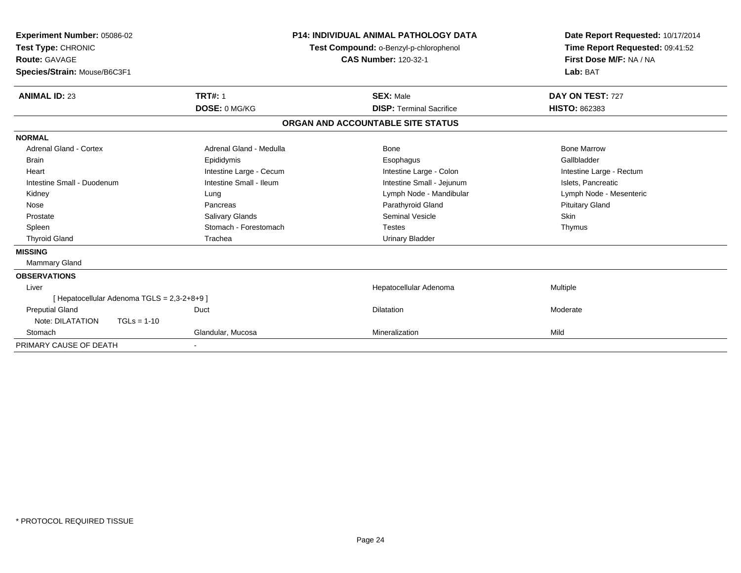**Experiment Number:** 05086-02
**Test Type:** CHRONIC
**Route:** GAVAGE
**Species/Strain:** Mouse/B6C3F1

**P14: INDIVIDUAL ANIMAL PATHOLOGY DATA**
**Test Compound:** o-Benzyl-p-chlorophenol
**CAS Number:** 120-32-1

**Date Report Requested:** 10/17/2014
**Time Report Requested:** 09:41:52
**First Dose M/F:** NA / NA
**Lab:** BAT

| **ANIMAL ID:** 23 | **TRT#:** 1 | **SEX:** Male | **DAY ON TEST:** 727 |
|---|---|---|---|
| | **DOSE:** 0 MG/KG | **DISP:** Terminal Sacrifice | **HISTO:** 862383 |

**ORGAN AND ACCOUNTABLE SITE STATUS**

**NORMAL**

| | | | |
|---|---|---|---|
| Adrenal Gland - Cortex | Adrenal Gland - Medulla | Bone | Bone Marrow |
| Brain | Epididymis | Esophagus | Gallbladder |
| Heart | Intestine Large - Cecum | Intestine Large - Colon | Intestine Large - Rectum |
| Intestine Small - Duodenum | Intestine Small - Ileum | Intestine Small - Jejunum | Islets, Pancreatic |
| Kidney | Lung | Lymph Node - Mandibular | Lymph Node - Mesenteric |
| Nose | Pancreas | Parathyroid Gland | Pituitary Gland |
| Prostate | Salivary Glands | Seminal Vesicle | Skin |
| Spleen | Stomach - Forestomach | Testes | Thymus |
| Thyroid Gland | Trachea | Urinary Bladder | |

**MISSING**

Mammary Gland

**OBSERVATIONS**

| | | | |
|---|---|---|---|
| Liver | | Hepatocellular Adenoma | Multiple |
| [ Hepatocellular Adenoma TGLS = 2,3-2+8+9 ] | | | |
| Preputial Gland | Duct | Dilatation | Moderate |
| Note: DILATATION TGLs = 1-10 | | | |
| Stomach | Glandular, Mucosa | Mineralization | Mild |

PRIMARY CAUSE OF DEATH -

* PROTOCOL REQUIRED TISSUE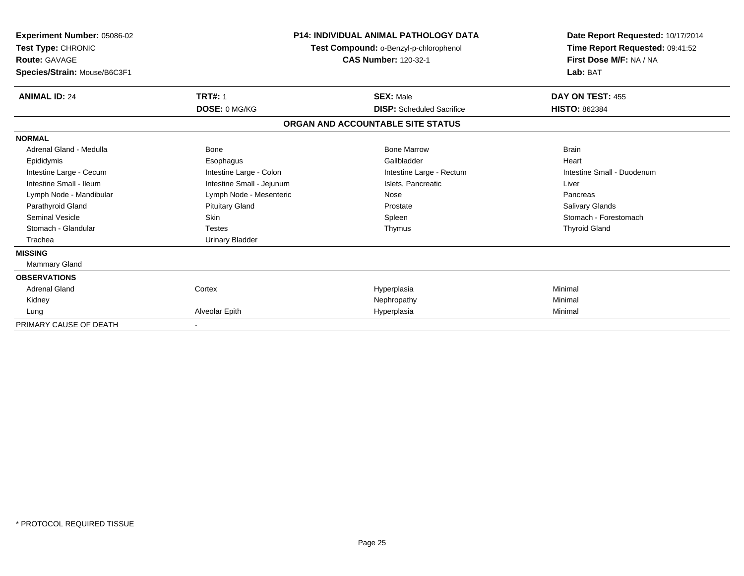**Experiment Number:** 05086-02
**Test Type:** CHRONIC
**Route:** GAVAGE
**Species/Strain:** Mouse/B6C3F1

**P14: INDIVIDUAL ANIMAL PATHOLOGY DATA**
**Test Compound:** o-Benzyl-p-chlorophenol
**CAS Number:** 120-32-1

**Date Report Requested:** 10/17/2014
**Time Report Requested:** 09:41:52
**First Dose M/F:** NA / NA
**Lab:** BAT

| **ANIMAL ID:** 24 | **TRT#:** 1 | **SEX:** Male | **DAY ON TEST:** 455 |
|---|---|---|---|
| | **DOSE:** 0 MG/KG | **DISP:** Scheduled Sacrifice | **HISTO:** 862384 |

## ORGAN AND ACCOUNTABLE SITE STATUS

**NORMAL**

| | | | |
|---|---|---|---|
| Adrenal Gland - Medulla | Bone | Bone Marrow | Brain |
| Epididymis | Esophagus | Gallbladder | Heart |
| Intestine Large - Cecum | Intestine Large - Colon | Intestine Large - Rectum | Intestine Small - Duodenum |
| Intestine Small - Ileum | Intestine Small - Jejunum | Islets, Pancreatic | Liver |
| Lymph Node - Mandibular | Lymph Node - Mesenteric | Nose | Pancreas |
| Parathyroid Gland | Pituitary Gland | Prostate | Salivary Glands |
| Seminal Vesicle | Skin | Spleen | Stomach - Forestomach |
| Stomach - Glandular | Testes | Thymus | Thyroid Gland |
| Trachea | Urinary Bladder | | |

**MISSING**

Mammary Gland

**OBSERVATIONS**

| | | | |
|---|---|---|---|
| Adrenal Gland | Cortex | Hyperplasia | Minimal |
| Kidney | | Nephropathy | Minimal |
| Lung | Alveolar Epith | Hyperplasia | Minimal |

PRIMARY CAUSE OF DEATH -

* PROTOCOL REQUIRED TISSUE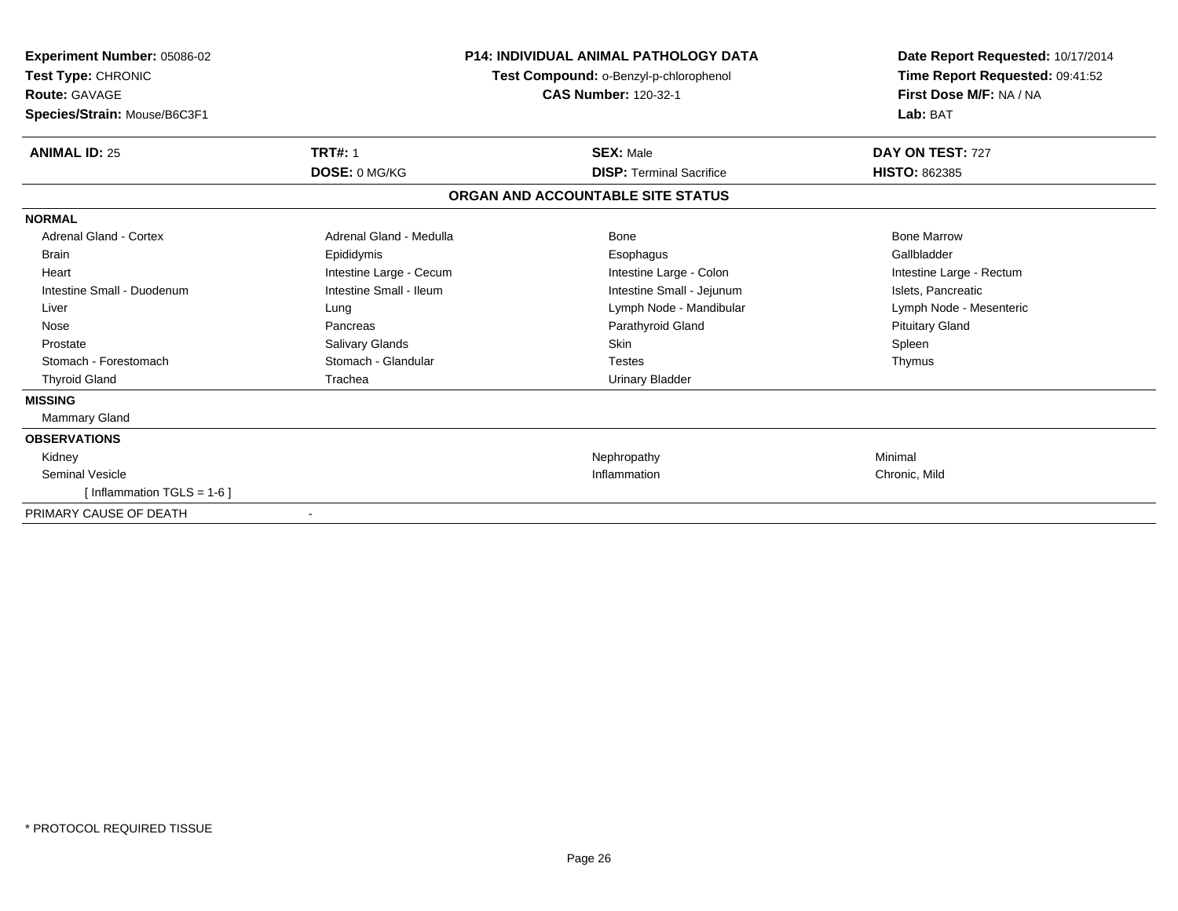**Experiment Number:** 05086-02
**Test Type:** CHRONIC
**Route:** GAVAGE
**Species/Strain:** Mouse/B6C3F1

**P14: INDIVIDUAL ANIMAL PATHOLOGY DATA**
**Test Compound:** o-Benzyl-p-chlorophenol
**CAS Number:** 120-32-1

**Date Report Requested:** 10/17/2014
**Time Report Requested:** 09:41:52
**First Dose M/F:** NA / NA
**Lab:** BAT

| **ANIMAL ID:** 25 | **TRT#:** 1 | **SEX:** Male | **DAY ON TEST:** 727 |
|---|---|---|---|
| | **DOSE:** 0 MG/KG | **DISP:** Terminal Sacrifice | **HISTO:** 862385 |

**ORGAN AND ACCOUNTABLE SITE STATUS**

**NORMAL**

| | | | |
|---|---|---|---|
| Adrenal Gland - Cortex | Adrenal Gland - Medulla | Bone | Bone Marrow |
| Brain | Epididymis | Esophagus | Gallbladder |
| Heart | Intestine Large - Cecum | Intestine Large - Colon | Intestine Large - Rectum |
| Intestine Small - Duodenum | Intestine Small - Ileum | Intestine Small - Jejunum | Islets, Pancreatic |
| Liver | Lung | Lymph Node - Mandibular | Lymph Node - Mesenteric |
| Nose | Pancreas | Parathyroid Gland | Pituitary Gland |
| Prostate | Salivary Glands | Skin | Spleen |
| Stomach - Forestomach | Stomach - Glandular | Testes | Thymus |
| Thyroid Gland | Trachea | Urinary Bladder | |

**MISSING**

Mammary Gland

**OBSERVATIONS**

| | | |
|---|---|---|
| Kidney | Nephropathy | Minimal |
| Seminal Vesicle | Inflammation | Chronic, Mild |
| [ Inflammation TGLS = 1-6 ] | | |

PRIMARY CAUSE OF DEATH -

* PROTOCOL REQUIRED TISSUE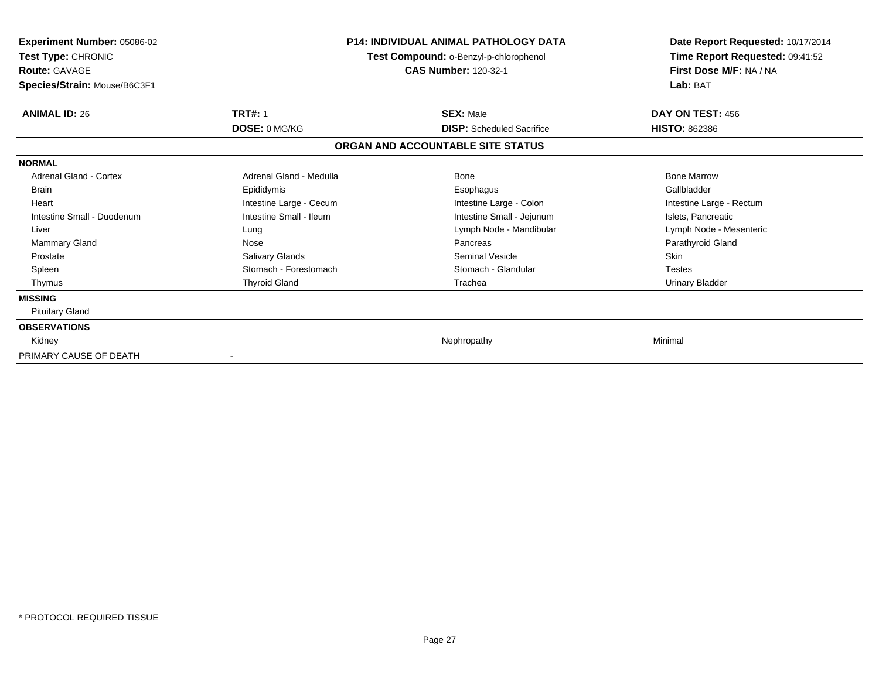**Experiment Number:** 05086-02
**Test Type:** CHRONIC
**Route:** GAVAGE
**Species/Strain:** Mouse/B6C3F1

**P14: INDIVIDUAL ANIMAL PATHOLOGY DATA**
**Test Compound:** o-Benzyl-p-chlorophenol
**CAS Number:** 120-32-1

**Date Report Requested:** 10/17/2014
**Time Report Requested:** 09:41:52
**First Dose M/F:** NA / NA
**Lab:** BAT

| **ANIMAL ID:** 26 | **TRT#:** 1 | **SEX:** Male | **DAY ON TEST:** 456 |
|---|---|---|---|
| | **DOSE:** 0 MG/KG | **DISP:** Scheduled Sacrifice | **HISTO:** 862386 |

## ORGAN AND ACCOUNTABLE SITE STATUS

| | | | |
|---|---|---|---|
| **NORMAL** | | | |
| Adrenal Gland - Cortex | Adrenal Gland - Medulla | Bone | Bone Marrow |
| Brain | Epididymis | Esophagus | Gallbladder |
| Heart | Intestine Large - Cecum | Intestine Large - Colon | Intestine Large - Rectum |
| Intestine Small - Duodenum | Intestine Small - Ileum | Intestine Small - Jejunum | Islets, Pancreatic |
| Liver | Lung | Lymph Node - Mandibular | Lymph Node - Mesenteric |
| Mammary Gland | Nose | Pancreas | Parathyroid Gland |
| Prostate | Salivary Glands | Seminal Vesicle | Skin |
| Spleen | Stomach - Forestomach | Stomach - Glandular | Testes |
| Thymus | Thyroid Gland | Trachea | Urinary Bladder |
| **MISSING** | | | |
| Pituitary Gland | | | |
| **OBSERVATIONS** | | | |
| Kidney | | Nephropathy | Minimal |
| PRIMARY CAUSE OF DEATH | - | | |

* PROTOCOL REQUIRED TISSUE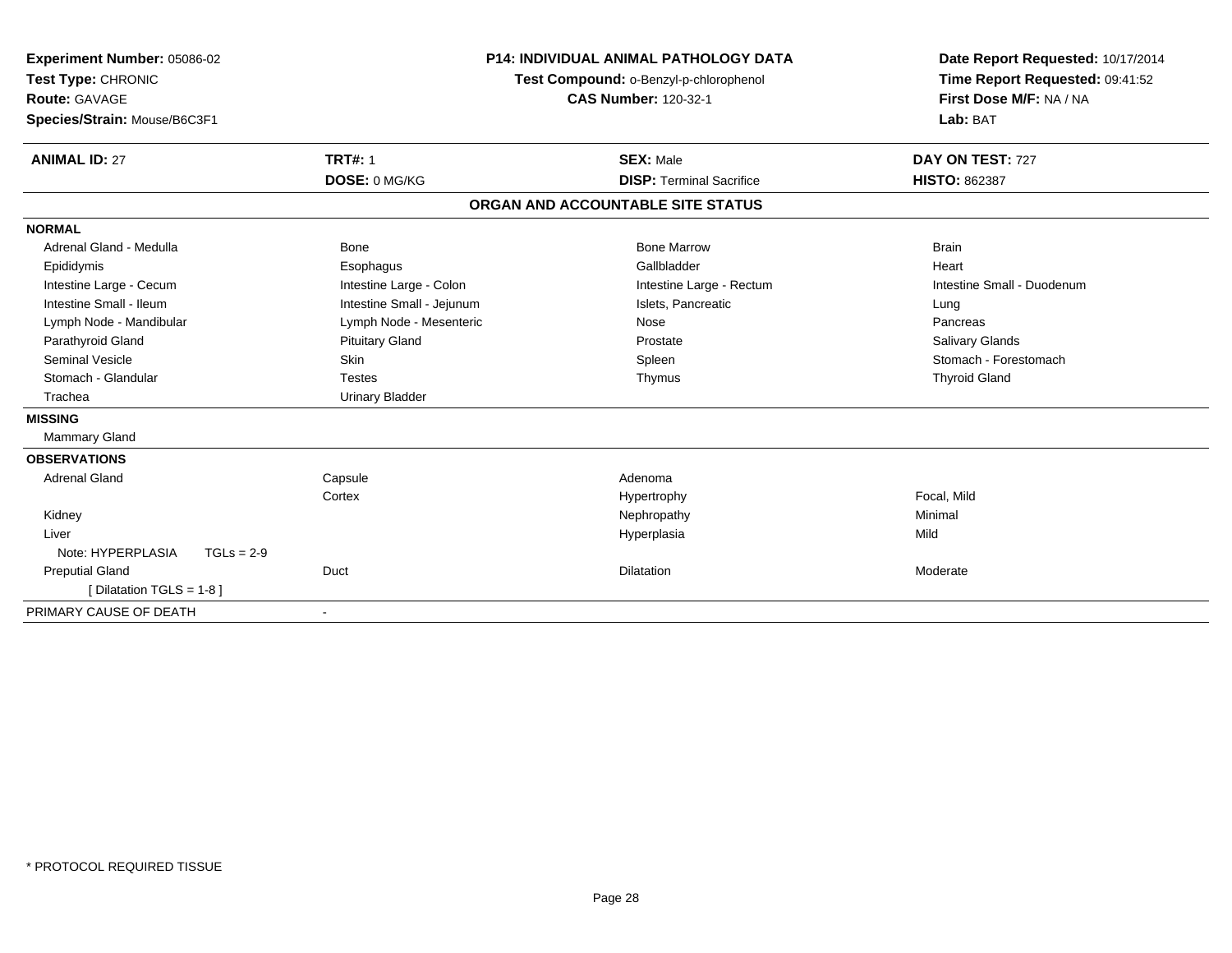**Experiment Number:** 05086-02
**Test Type:** CHRONIC
**Route:** GAVAGE
**Species/Strain:** Mouse/B6C3F1

**P14: INDIVIDUAL ANIMAL PATHOLOGY DATA**
**Test Compound:** o-Benzyl-p-chlorophenol
**CAS Number:** 120-32-1

**Date Report Requested:** 10/17/2014
**Time Report Requested:** 09:41:52
**First Dose M/F:** NA / NA
**Lab:** BAT

| **ANIMAL ID:** 27 | **TRT#:** 1 | **SEX:** Male | **DAY ON TEST:** 727 |
|---|---|---|---|
| | **DOSE:** 0 MG/KG | **DISP:** Terminal Sacrifice | **HISTO:** 862387 |

## ORGAN AND ACCOUNTABLE SITE STATUS

**NORMAL**

| | | | |
|---|---|---|---|
| Adrenal Gland - Medulla | Bone | Bone Marrow | Brain |
| Epididymis | Esophagus | Gallbladder | Heart |
| Intestine Large - Cecum | Intestine Large - Colon | Intestine Large - Rectum | Intestine Small - Duodenum |
| Intestine Small - Ileum | Intestine Small - Jejunum | Islets, Pancreatic | Lung |
| Lymph Node - Mandibular | Lymph Node - Mesenteric | Nose | Pancreas |
| Parathyroid Gland | Pituitary Gland | Prostate | Salivary Glands |
| Seminal Vesicle | Skin | Spleen | Stomach - Forestomach |
| Stomach - Glandular | Testes | Thymus | Thyroid Gland |
| Trachea | Urinary Bladder | | |

**MISSING**

Mammary Gland

**OBSERVATIONS**

| | | | |
|---|---|---|---|
| Adrenal Gland | Capsule | Adenoma | |
| | Cortex | Hypertrophy | Focal, Mild |
| Kidney | | Nephropathy | Minimal |
| Liver | | Hyperplasia | Mild |
| Note: HYPERPLASIA TGLs = 2-9 | | | |
| Preputial Gland | Duct | Dilatation | Moderate |
| [ Dilatation TGLS = 1-8 ] | | | |

PRIMARY CAUSE OF DEATH -

* PROTOCOL REQUIRED TISSUE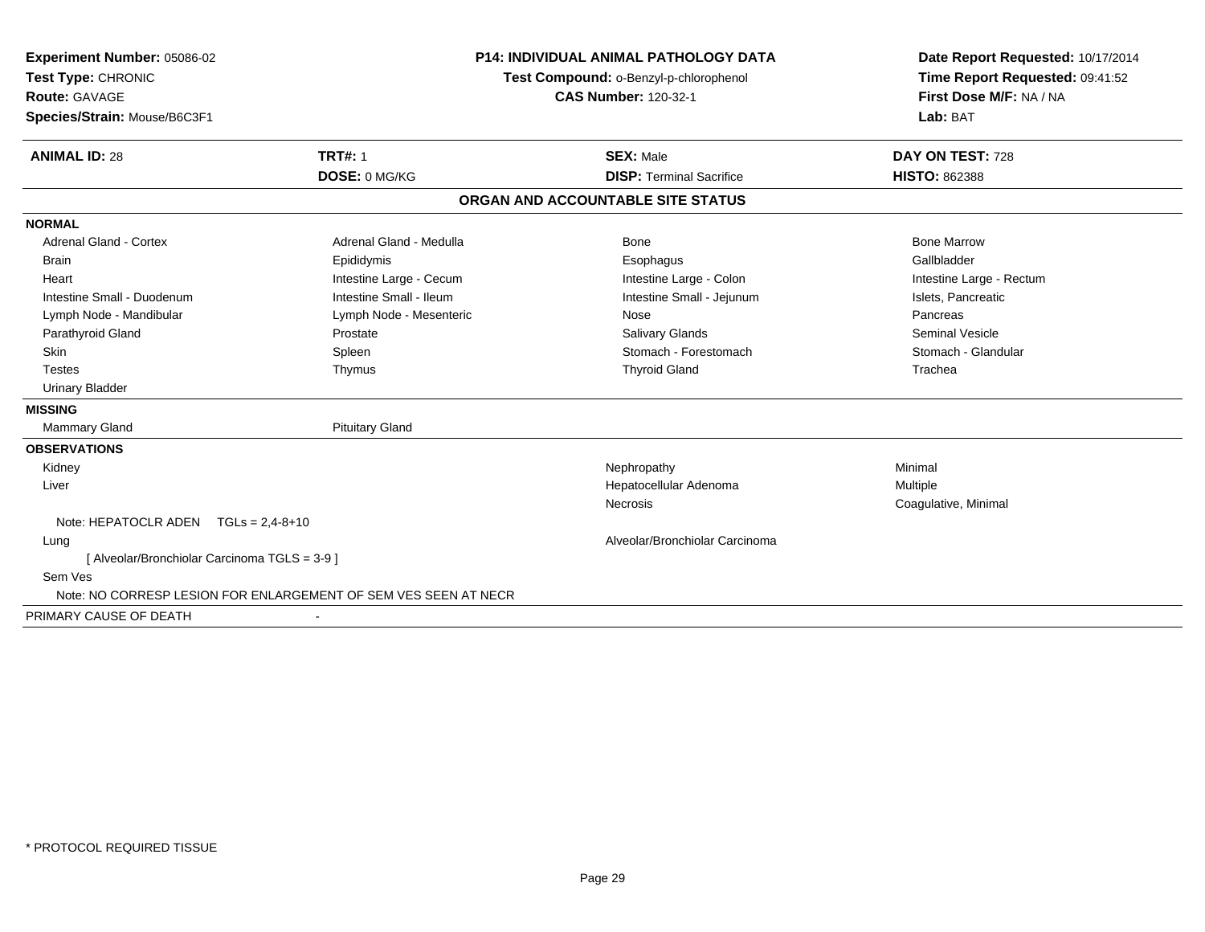**Experiment Number:** 05086-02
**Test Type:** CHRONIC
**Route:** GAVAGE
**Species/Strain:** Mouse/B6C3F1

**P14: INDIVIDUAL ANIMAL PATHOLOGY DATA**
**Test Compound:** o-Benzyl-p-chlorophenol
**CAS Number:** 120-32-1

**Date Report Requested:** 10/17/2014
**Time Report Requested:** 09:41:52
**First Dose M/F:** NA / NA
**Lab:** BAT

| **ANIMAL ID:** 28 | **TRT#:** 1 | **SEX:** Male | **DAY ON TEST:** 728 |
|---|---|---|---|
| | **DOSE:** 0 MG/KG | **DISP:** Terminal Sacrifice | **HISTO:** 862388 |

## ORGAN AND ACCOUNTABLE SITE STATUS

**NORMAL**

| | | | |
|---|---|---|---|
| Adrenal Gland - Cortex | Adrenal Gland - Medulla | Bone | Bone Marrow |
| Brain | Epididymis | Esophagus | Gallbladder |
| Heart | Intestine Large - Cecum | Intestine Large - Colon | Intestine Large - Rectum |
| Intestine Small - Duodenum | Intestine Small - Ileum | Intestine Small - Jejunum | Islets, Pancreatic |
| Lymph Node - Mandibular | Lymph Node - Mesenteric | Nose | Pancreas |
| Parathyroid Gland | Prostate | Salivary Glands | Seminal Vesicle |
| Skin | Spleen | Stomach - Forestomach | Stomach - Glandular |
| Testes | Thymus | Thyroid Gland | Trachea |
| Urinary Bladder | | | |

**MISSING**

| | |
|---|---|
| Mammary Gland | Pituitary Gland |

**OBSERVATIONS**

| | | |
|---|---|---|
| Kidney | Nephropathy | Minimal |
| Liver | Hepatocellular Adenoma | Multiple |
| | Necrosis | Coagulative, Minimal |
| Note: HEPATOCLR ADEN TGLs = 2,4-8+10 | | |
| Lung | Alveolar/Bronchiolar Carcinoma | |
| [ Alveolar/Bronchiolar Carcinoma TGLS = 3-9 ] | | |
| Sem Ves | | |
| Note: NO CORRESP LESION FOR ENLARGEMENT OF SEM VES SEEN AT NECR | | |

PRIMARY CAUSE OF DEATH -

* PROTOCOL REQUIRED TISSUE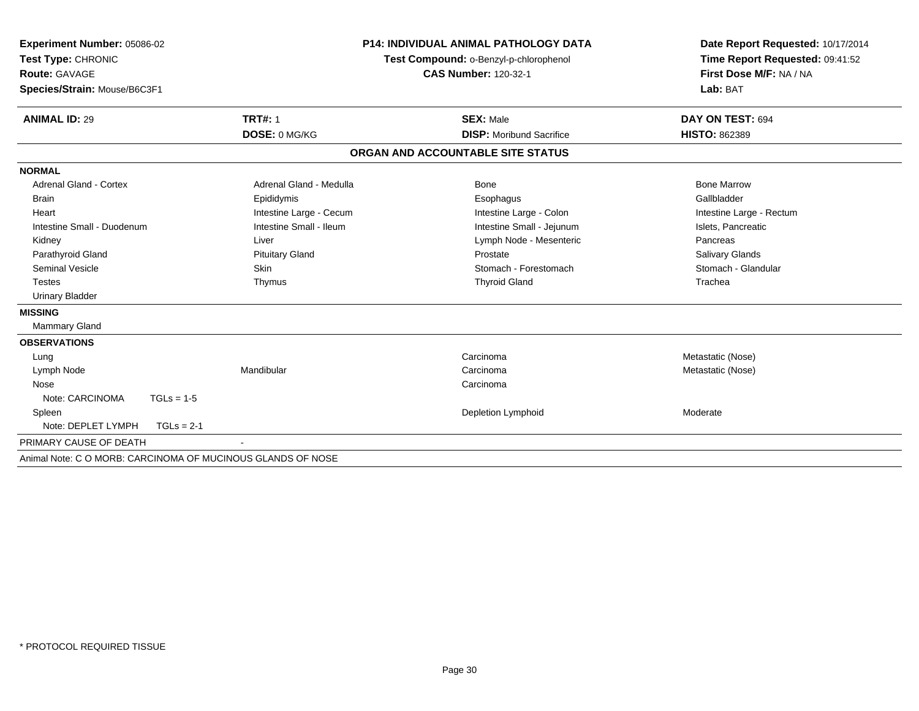**Experiment Number:** 05086-02
**Test Type:** CHRONIC
**Route:** GAVAGE
**Species/Strain:** Mouse/B6C3F1

**P14: INDIVIDUAL ANIMAL PATHOLOGY DATA**
**Test Compound:** o-Benzyl-p-chlorophenol
**CAS Number:** 120-32-1

**Date Report Requested:** 10/17/2014
**Time Report Requested:** 09:41:52
**First Dose M/F:** NA / NA
**Lab:** BAT

| **ANIMAL ID:** 29 | **TRT#:** 1 | **SEX:** Male | **DAY ON TEST:** 694 |
|---|---|---|---|
| | **DOSE:** 0 MG/KG | **DISP:** Moribund Sacrifice | **HISTO:** 862389 |

**ORGAN AND ACCOUNTABLE SITE STATUS**

**NORMAL**

| | | | |
|---|---|---|---|
| Adrenal Gland - Cortex | Adrenal Gland - Medulla | Bone | Bone Marrow |
| Brain | Epididymis | Esophagus | Gallbladder |
| Heart | Intestine Large - Cecum | Intestine Large - Colon | Intestine Large - Rectum |
| Intestine Small - Duodenum | Intestine Small - Ileum | Intestine Small - Jejunum | Islets, Pancreatic |
| Kidney | Liver | Lymph Node - Mesenteric | Pancreas |
| Parathyroid Gland | Pituitary Gland | Prostate | Salivary Glands |
| Seminal Vesicle | Skin | Stomach - Forestomach | Stomach - Glandular |
| Testes | Thymus | Thyroid Gland | Trachea |
| Urinary Bladder | | | |

**MISSING**

Mammary Gland

**OBSERVATIONS**

| | | | |
|---|---|---|---|
| Lung | | Carcinoma | Metastatic (Nose) |
| Lymph Node | Mandibular | Carcinoma | Metastatic (Nose) |
| Nose | | Carcinoma | |
| Note: CARCINOMA TGLs = 1-5 | | | |
| Spleen | | Depletion Lymphoid | Moderate |
| Note: DEPLET LYMPH TGLs = 2-1 | | | |

PRIMARY CAUSE OF DEATH -

Animal Note: C O MORB: CARCINOMA OF MUCINOUS GLANDS OF NOSE

\* PROTOCOL REQUIRED TISSUE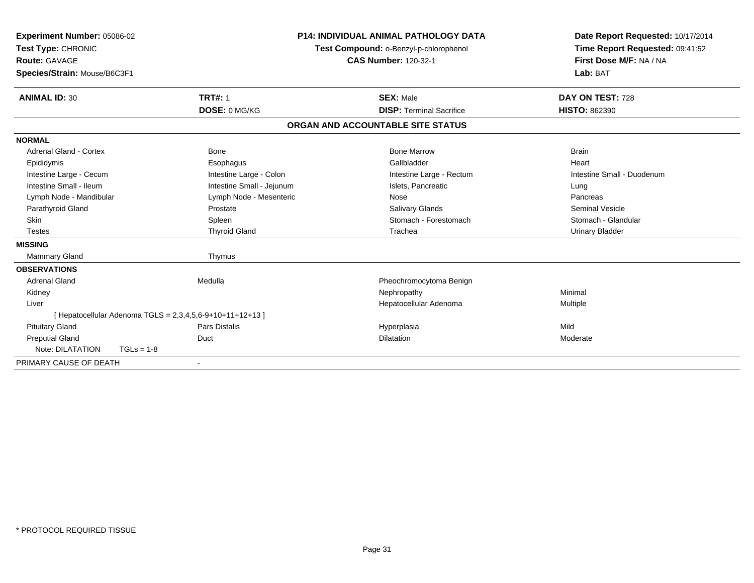**Experiment Number:** 05086-02
**Test Type:** CHRONIC
**Route:** GAVAGE
**Species/Strain:** Mouse/B6C3F1

**P14: INDIVIDUAL ANIMAL PATHOLOGY DATA**
**Test Compound:** o-Benzyl-p-chlorophenol
**CAS Number:** 120-32-1

**Date Report Requested:** 10/17/2014
**Time Report Requested:** 09:41:52
**First Dose M/F:** NA / NA
**Lab:** BAT

| **ANIMAL ID:** 30 | **TRT#:** 1 | **SEX:** Male | **DAY ON TEST:** 728 |
|---|---|---|---|
| | **DOSE:** 0 MG/KG | **DISP:** Terminal Sacrifice | **HISTO:** 862390 |

## ORGAN AND ACCOUNTABLE SITE STATUS

| | | | |
|---|---|---|---|
| **NORMAL** | | | |
| Adrenal Gland - Cortex | Bone | Bone Marrow | Brain |
| Epididymis | Esophagus | Gallbladder | Heart |
| Intestine Large - Cecum | Intestine Large - Colon | Intestine Large - Rectum | Intestine Small - Duodenum |
| Intestine Small - Ileum | Intestine Small - Jejunum | Islets, Pancreatic | Lung |
| Lymph Node - Mandibular | Lymph Node - Mesenteric | Nose | Pancreas |
| Parathyroid Gland | Prostate | Salivary Glands | Seminal Vesicle |
| Skin | Spleen | Stomach - Forestomach | Stomach - Glandular |
| Testes | Thyroid Gland | Trachea | Urinary Bladder |
| **MISSING** | | | |
| Mammary Gland | Thymus | | |
| **OBSERVATIONS** | | | |
| Adrenal Gland | Medulla | Pheochromocytoma Benign | |
| Kidney | | Nephropathy | Minimal |
| Liver | | Hepatocellular Adenoma | Multiple |
| [ Hepatocellular Adenoma TGLS = 2,3,4,5,6-9+10+11+12+13 ] | | | |
| Pituitary Gland | Pars Distalis | Hyperplasia | Mild |
| Preputial Gland | Duct | Dilatation | Moderate |
| Note: DILATATION TGLs = 1-8 | | | |
| PRIMARY CAUSE OF DEATH | - | | |

\* PROTOCOL REQUIRED TISSUE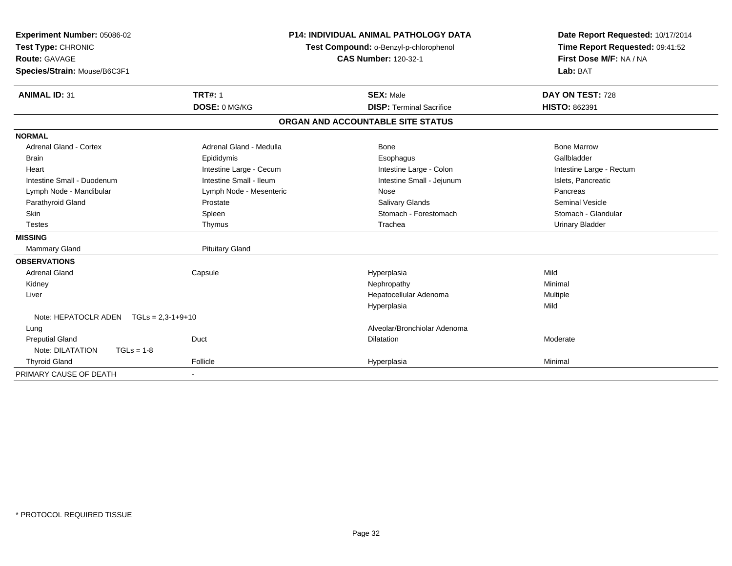**Experiment Number:** 05086-02
**Test Type:** CHRONIC
**Route:** GAVAGE
**Species/Strain:** Mouse/B6C3F1

**P14: INDIVIDUAL ANIMAL PATHOLOGY DATA**
**Test Compound:** o-Benzyl-p-chlorophenol
**CAS Number:** 120-32-1

**Date Report Requested:** 10/17/2014
**Time Report Requested:** 09:41:52
**First Dose M/F:** NA / NA
**Lab:** BAT

| **ANIMAL ID:** 31 | **TRT#:** 1 | **SEX:** Male | **DAY ON TEST:** 728 |
|---|---|---|---|
| | **DOSE:** 0 MG/KG | **DISP:** Terminal Sacrifice | **HISTO:** 862391 |

## ORGAN AND ACCOUNTABLE SITE STATUS

| | | | |
|---|---|---|---|
| **NORMAL** | | | |
| Adrenal Gland - Cortex | Adrenal Gland - Medulla | Bone | Bone Marrow |
| Brain | Epididymis | Esophagus | Gallbladder |
| Heart | Intestine Large - Cecum | Intestine Large - Colon | Intestine Large - Rectum |
| Intestine Small - Duodenum | Intestine Small - Ileum | Intestine Small - Jejunum | Islets, Pancreatic |
| Lymph Node - Mandibular | Lymph Node - Mesenteric | Nose | Pancreas |
| Parathyroid Gland | Prostate | Salivary Glands | Seminal Vesicle |
| Skin | Spleen | Stomach - Forestomach | Stomach - Glandular |
| Testes | Thymus | Trachea | Urinary Bladder |
| **MISSING** | | | |
| Mammary Gland | Pituitary Gland | | |
| **OBSERVATIONS** | | | |
| Adrenal Gland | Capsule | Hyperplasia | Mild |
| Kidney | | Nephropathy | Minimal |
| Liver | | Hepatocellular Adenoma | Multiple |
| | | Hyperplasia | Mild |
| Note: HEPATOCLR ADEN TGLs = 2,3-1+9+10 | | | |
| Lung | | Alveolar/Bronchiolar Adenoma | |
| Preputial Gland | Duct | Dilatation | Moderate |
| Note: DILATATION TGLs = 1-8 | | | |
| Thyroid Gland | Follicle | Hyperplasia | Minimal |
| PRIMARY CAUSE OF DEATH | - | | |

\* PROTOCOL REQUIRED TISSUE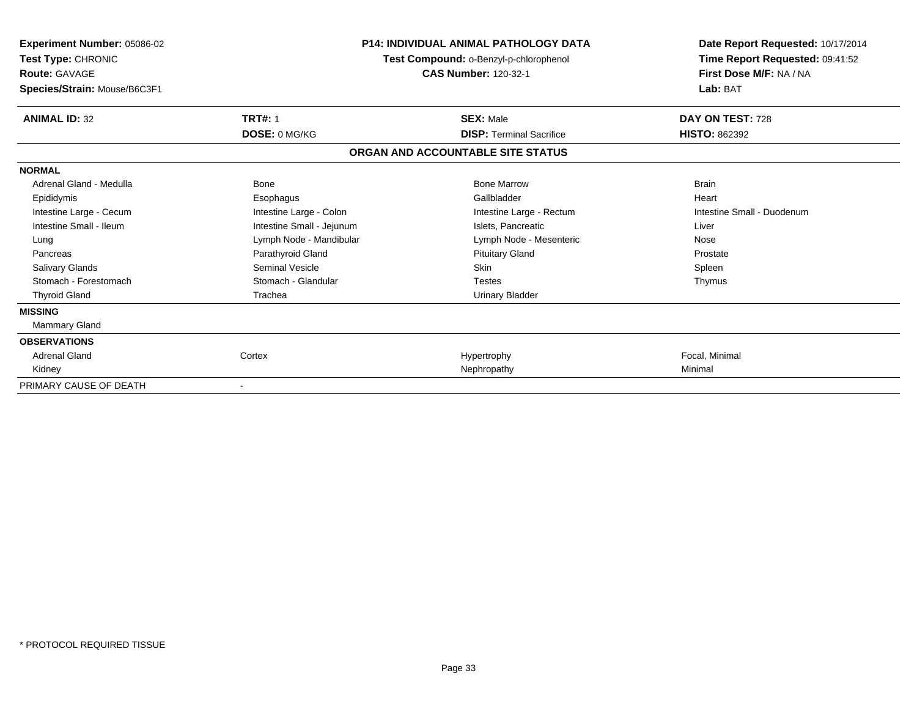**Experiment Number:** 05086-02
**Test Type:** CHRONIC
**Route:** GAVAGE
**Species/Strain:** Mouse/B6C3F1

**P14: INDIVIDUAL ANIMAL PATHOLOGY DATA**
**Test Compound:** o-Benzyl-p-chlorophenol
**CAS Number:** 120-32-1

**Date Report Requested:** 10/17/2014
**Time Report Requested:** 09:41:52
**First Dose M/F:** NA / NA
**Lab:** BAT

| **ANIMAL ID:** 32 | **TRT#:** 1 | **SEX:** Male | **DAY ON TEST:** 728 |
|---|---|---|---|
| | **DOSE:** 0 MG/KG | **DISP:** Terminal Sacrifice | **HISTO:** 862392 |

## ORGAN AND ACCOUNTABLE SITE STATUS

| | | | |
|---|---|---|---|
| **NORMAL** | | | |
| Adrenal Gland - Medulla | Bone | Bone Marrow | Brain |
| Epididymis | Esophagus | Gallbladder | Heart |
| Intestine Large - Cecum | Intestine Large - Colon | Intestine Large - Rectum | Intestine Small - Duodenum |
| Intestine Small - Ileum | Intestine Small - Jejunum | Islets, Pancreatic | Liver |
| Lung | Lymph Node - Mandibular | Lymph Node - Mesenteric | Nose |
| Pancreas | Parathyroid Gland | Pituitary Gland | Prostate |
| Salivary Glands | Seminal Vesicle | Skin | Spleen |
| Stomach - Forestomach | Stomach - Glandular | Testes | Thymus |
| Thyroid Gland | Trachea | Urinary Bladder | |
| **MISSING** | | | |
| Mammary Gland | | | |
| **OBSERVATIONS** | | | |
| Adrenal Gland | Cortex | Hypertrophy | Focal, Minimal |
| Kidney | | Nephropathy | Minimal |
| PRIMARY CAUSE OF DEATH | - | | |

* PROTOCOL REQUIRED TISSUE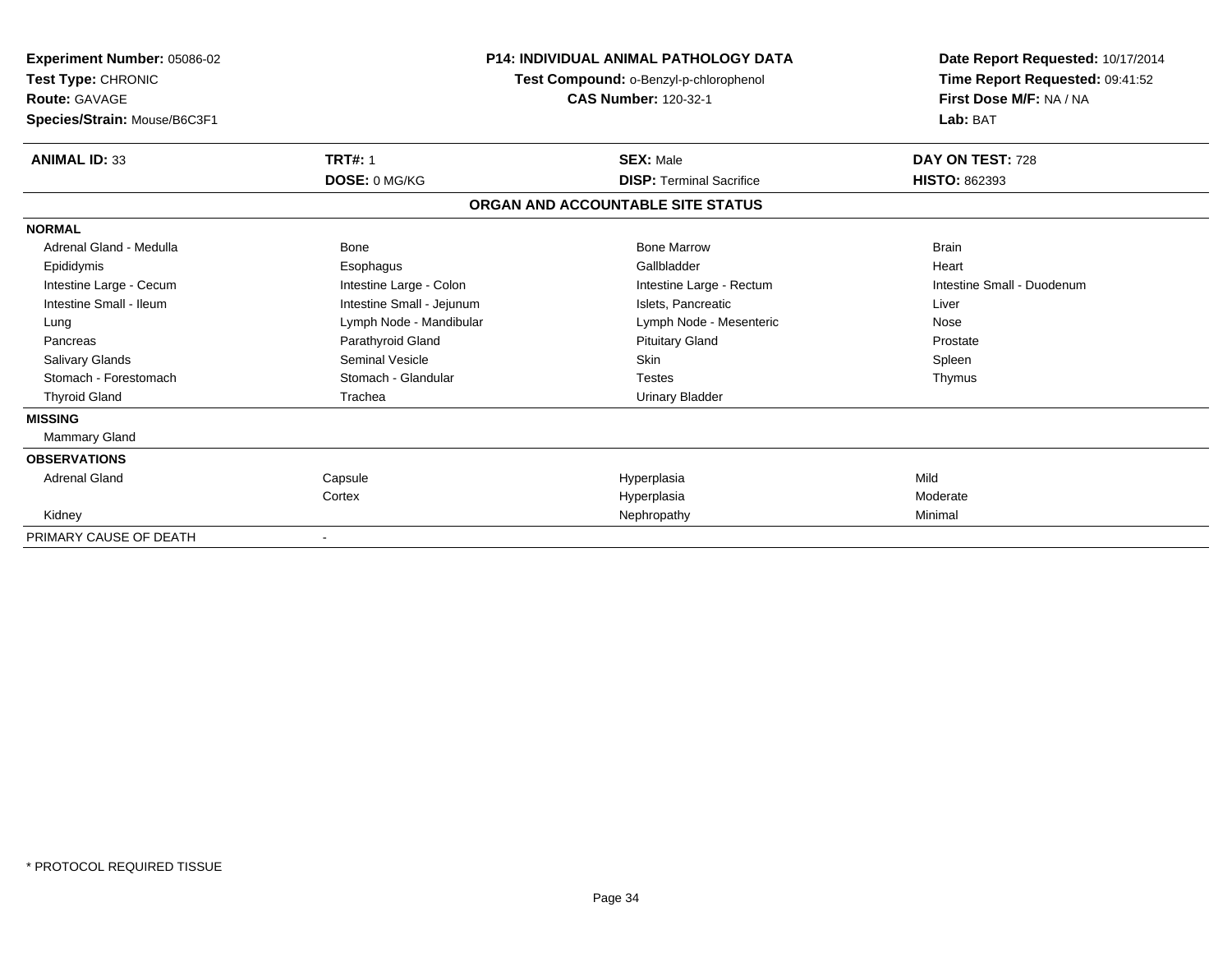**Experiment Number:** 05086-02
**Test Type:** CHRONIC
**Route:** GAVAGE
**Species/Strain:** Mouse/B6C3F1

**P14: INDIVIDUAL ANIMAL PATHOLOGY DATA**
**Test Compound:** o-Benzyl-p-chlorophenol
**CAS Number:** 120-32-1

**Date Report Requested:** 10/17/2014
**Time Report Requested:** 09:41:52
**First Dose M/F:** NA / NA
**Lab:** BAT

| **ANIMAL ID:** 33 | **TRT#:** 1 | **SEX:** Male | **DAY ON TEST:** 728 |
|---|---|---|---|
| | **DOSE:** 0 MG/KG | **DISP:** Terminal Sacrifice | **HISTO:** 862393 |

## ORGAN AND ACCOUNTABLE SITE STATUS

| | | | |
|---|---|---|---|
| **NORMAL** | | | |
| Adrenal Gland - Medulla | Bone | Bone Marrow | Brain |
| Epididymis | Esophagus | Gallbladder | Heart |
| Intestine Large - Cecum | Intestine Large - Colon | Intestine Large - Rectum | Intestine Small - Duodenum |
| Intestine Small - Ileum | Intestine Small - Jejunum | Islets, Pancreatic | Liver |
| Lung | Lymph Node - Mandibular | Lymph Node - Mesenteric | Nose |
| Pancreas | Parathyroid Gland | Pituitary Gland | Prostate |
| Salivary Glands | Seminal Vesicle | Skin | Spleen |
| Stomach - Forestomach | Stomach - Glandular | Testes | Thymus |
| Thyroid Gland | Trachea | Urinary Bladder | |
| **MISSING** | | | |
| Mammary Gland | | | |
| **OBSERVATIONS** | | | |
| Adrenal Gland | Capsule | Hyperplasia | Mild |
| | Cortex | Hyperplasia | Moderate |
| Kidney | | Nephropathy | Minimal |
| PRIMARY CAUSE OF DEATH | - | | |

\* PROTOCOL REQUIRED TISSUE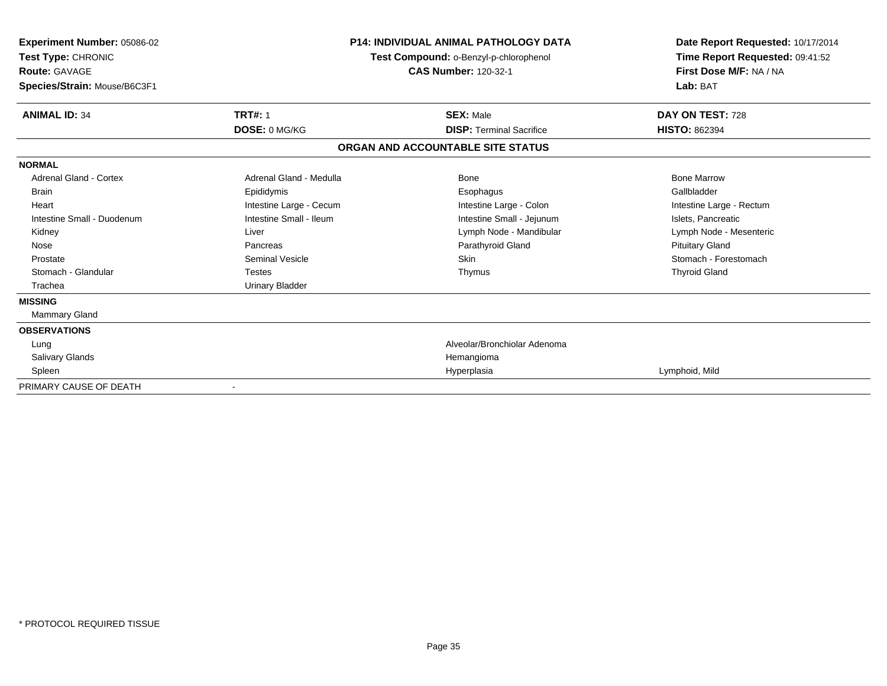**Experiment Number:** 05086-02
**Test Type:** CHRONIC
**Route:** GAVAGE
**Species/Strain:** Mouse/B6C3F1

**P14: INDIVIDUAL ANIMAL PATHOLOGY DATA**
**Test Compound:** o-Benzyl-p-chlorophenol
**CAS Number:** 120-32-1

**Date Report Requested:** 10/17/2014
**Time Report Requested:** 09:41:52
**First Dose M/F:** NA / NA
**Lab:** BAT

| **ANIMAL ID:** 34 | **TRT#:** 1 | **SEX:** Male | **DAY ON TEST:** 728 |
|---|---|---|---|
| | **DOSE:** 0 MG/KG | **DISP:** Terminal Sacrifice | **HISTO:** 862394 |

**ORGAN AND ACCOUNTABLE SITE STATUS**

| | | | |
|---|---|---|---|
| **NORMAL** | | | |
| Adrenal Gland - Cortex | Adrenal Gland - Medulla | Bone | Bone Marrow |
| Brain | Epididymis | Esophagus | Gallbladder |
| Heart | Intestine Large - Cecum | Intestine Large - Colon | Intestine Large - Rectum |
| Intestine Small - Duodenum | Intestine Small - Ileum | Intestine Small - Jejunum | Islets, Pancreatic |
| Kidney | Liver | Lymph Node - Mandibular | Lymph Node - Mesenteric |
| Nose | Pancreas | Parathyroid Gland | Pituitary Gland |
| Prostate | Seminal Vesicle | Skin | Stomach - Forestomach |
| Stomach - Glandular | Testes | Thymus | Thyroid Gland |
| Trachea | Urinary Bladder | | |
| **MISSING** | | | |
| Mammary Gland | | | |
| **OBSERVATIONS** | | | |
| Lung | | Alveolar/Bronchiolar Adenoma | |
| Salivary Glands | | Hemangioma | |
| Spleen | | Hyperplasia | Lymphoid, Mild |
| PRIMARY CAUSE OF DEATH | - | | |

* PROTOCOL REQUIRED TISSUE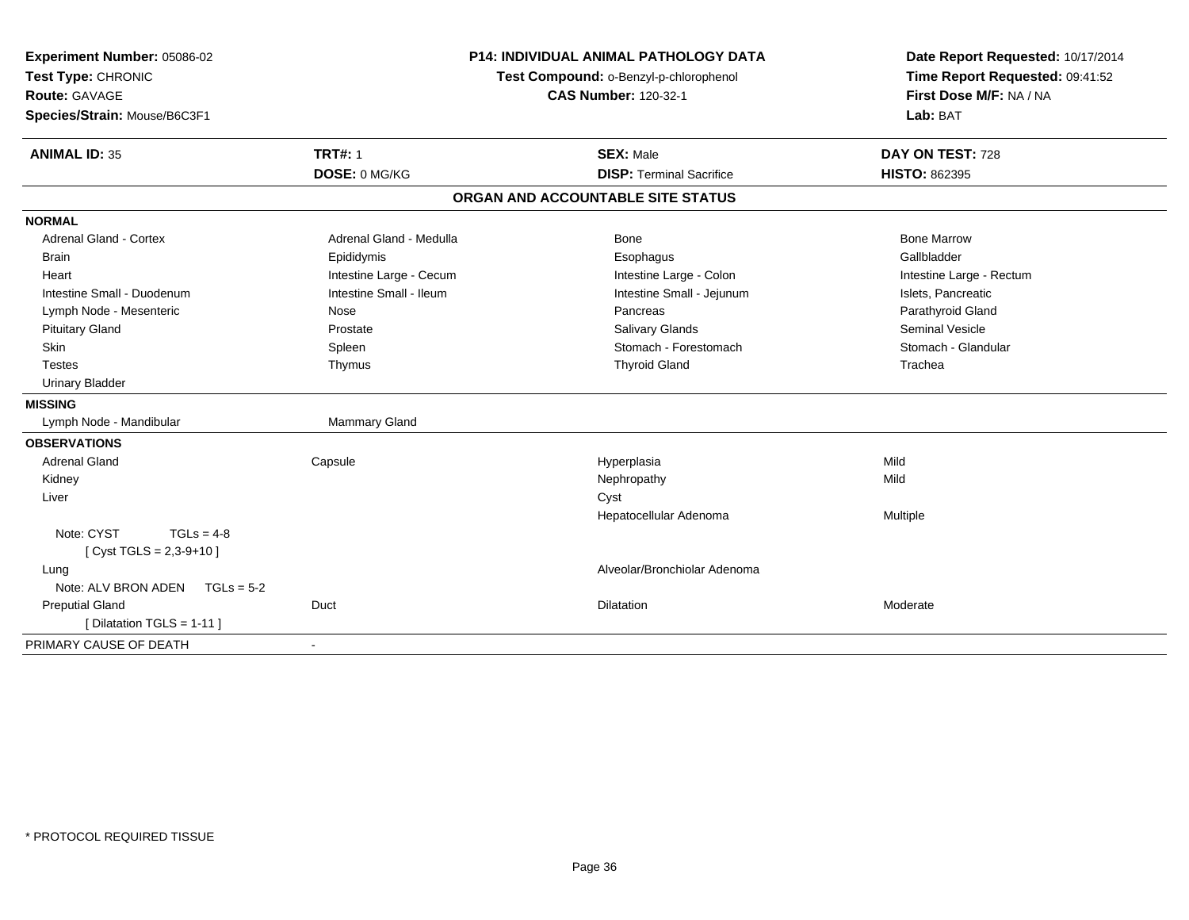**Experiment Number:** 05086-02
**Test Type:** CHRONIC
**Route:** GAVAGE
**Species/Strain:** Mouse/B6C3F1

**P14: INDIVIDUAL ANIMAL PATHOLOGY DATA**
**Test Compound:** o-Benzyl-p-chlorophenol
**CAS Number:** 120-32-1

**Date Report Requested:** 10/17/2014
**Time Report Requested:** 09:41:52
**First Dose M/F:** NA / NA
**Lab:** BAT

| **ANIMAL ID:** 35 | **TRT#:** 1 | **SEX:** Male | **DAY ON TEST:** 728 |
|---|---|---|---|
| | **DOSE:** 0 MG/KG | **DISP:** Terminal Sacrifice | **HISTO:** 862395 |

## ORGAN AND ACCOUNTABLE SITE STATUS

**NORMAL**

| | | | |
|---|---|---|---|
| Adrenal Gland - Cortex | Adrenal Gland - Medulla | Bone | Bone Marrow |
| Brain | Epididymis | Esophagus | Gallbladder |
| Heart | Intestine Large - Cecum | Intestine Large - Colon | Intestine Large - Rectum |
| Intestine Small - Duodenum | Intestine Small - Ileum | Intestine Small - Jejunum | Islets, Pancreatic |
| Lymph Node - Mesenteric | Nose | Pancreas | Parathyroid Gland |
| Pituitary Gland | Prostate | Salivary Glands | Seminal Vesicle |
| Skin | Spleen | Stomach - Forestomach | Stomach - Glandular |
| Testes | Thymus | Thyroid Gland | Trachea |
| Urinary Bladder | | | |

**MISSING**

| | |
|---|---|
| Lymph Node - Mandibular | Mammary Gland |

**OBSERVATIONS**

| | | | |
|---|---|---|---|
| Adrenal Gland | Capsule | Hyperplasia | Mild |
| Kidney | | Nephropathy | Mild |
| Liver | | Cyst | |
| | | Hepatocellular Adenoma | Multiple |
| Note: CYST TGLs = 4-8 | | | |
| [ Cyst TGLS = 2,3-9+10 ] | | | |
| Lung | | Alveolar/Bronchiolar Adenoma | |
| Note: ALV BRON ADEN TGLs = 5-2 | | | |
| Preputial Gland | Duct | Dilatation | Moderate |
| [ Dilatation TGLS = 1-11 ] | | | |

| | |
|---|---|
| PRIMARY CAUSE OF DEATH | - |

* PROTOCOL REQUIRED TISSUE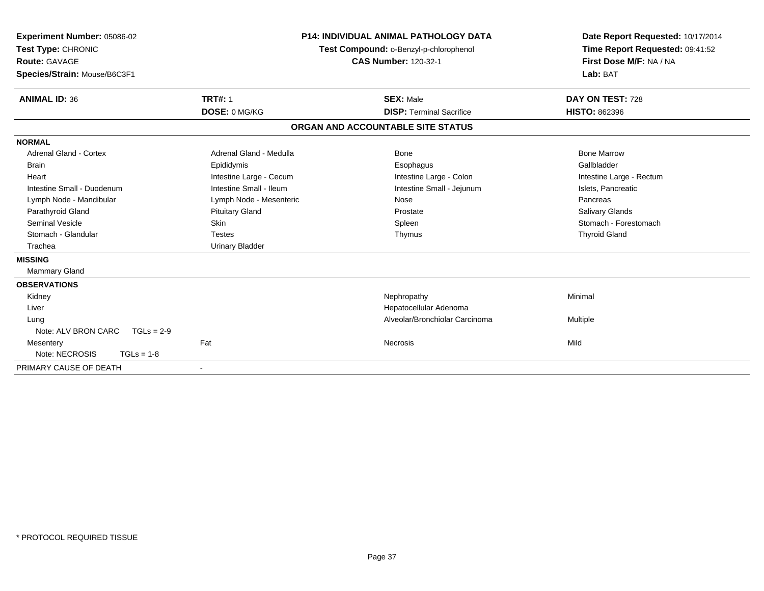**Experiment Number:** 05086-02
**Test Type:** CHRONIC
**Route:** GAVAGE
**Species/Strain:** Mouse/B6C3F1

**P14: INDIVIDUAL ANIMAL PATHOLOGY DATA**
**Test Compound:** o-Benzyl-p-chlorophenol
**CAS Number:** 120-32-1

**Date Report Requested:** 10/17/2014
**Time Report Requested:** 09:41:52
**First Dose M/F:** NA / NA
**Lab:** BAT

| **ANIMAL ID:** 36 | **TRT#:** 1 | **SEX:** Male | **DAY ON TEST:** 728 |
|---|---|---|---|
| | **DOSE:** 0 MG/KG | **DISP:** Terminal Sacrifice | **HISTO:** 862396 |

## ORGAN AND ACCOUNTABLE SITE STATUS

| | | | |
|---|---|---|---|
| **NORMAL** | | | |
| Adrenal Gland - Cortex | Adrenal Gland - Medulla | Bone | Bone Marrow |
| Brain | Epididymis | Esophagus | Gallbladder |
| Heart | Intestine Large - Cecum | Intestine Large - Colon | Intestine Large - Rectum |
| Intestine Small - Duodenum | Intestine Small - Ileum | Intestine Small - Jejunum | Islets, Pancreatic |
| Lymph Node - Mandibular | Lymph Node - Mesenteric | Nose | Pancreas |
| Parathyroid Gland | Pituitary Gland | Prostate | Salivary Glands |
| Seminal Vesicle | Skin | Spleen | Stomach - Forestomach |
| Stomach - Glandular | Testes | Thymus | Thyroid Gland |
| Trachea | Urinary Bladder | | |
| **MISSING** | | | |
| Mammary Gland | | | |
| **OBSERVATIONS** | | | |
| Kidney | | Nephropathy | Minimal |
| Liver | | Hepatocellular Adenoma | |
| Lung | | Alveolar/Bronchiolar Carcinoma | Multiple |
| Note: ALV BRON CARC TGLs = 2-9 | | | |
| Mesentery | Fat | Necrosis | Mild |
| Note: NECROSIS TGLs = 1-8 | | | |
| PRIMARY CAUSE OF DEATH | - | | |

\* PROTOCOL REQUIRED TISSUE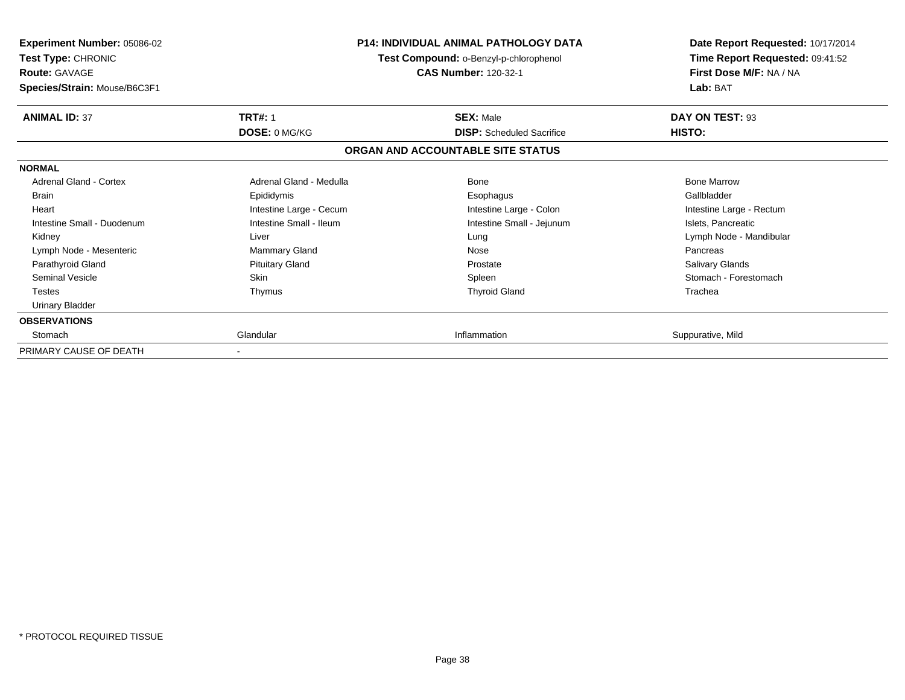**Experiment Number:** 05086-02
**Test Type:** CHRONIC
**Route:** GAVAGE
**Species/Strain:** Mouse/B6C3F1

**P14: INDIVIDUAL ANIMAL PATHOLOGY DATA**
**Test Compound:** o-Benzyl-p-chlorophenol
**CAS Number:** 120-32-1

**Date Report Requested:** 10/17/2014
**Time Report Requested:** 09:41:52
**First Dose M/F:** NA / NA
**Lab:** BAT

| **ANIMAL ID:** 37 | **TRT#:** 1 | **SEX:** Male | **DAY ON TEST:** 93 |
|---|---|---|---|
| | **DOSE:** 0 MG/KG | **DISP:** Scheduled Sacrifice | **HISTO:** |

## ORGAN AND ACCOUNTABLE SITE STATUS

| | | | |
|---|---|---|---|
| **NORMAL** | | | |
| Adrenal Gland - Cortex | Adrenal Gland - Medulla | Bone | Bone Marrow |
| Brain | Epididymis | Esophagus | Gallbladder |
| Heart | Intestine Large - Cecum | Intestine Large - Colon | Intestine Large - Rectum |
| Intestine Small - Duodenum | Intestine Small - Ileum | Intestine Small - Jejunum | Islets, Pancreatic |
| Kidney | Liver | Lung | Lymph Node - Mandibular |
| Lymph Node - Mesenteric | Mammary Gland | Nose | Pancreas |
| Parathyroid Gland | Pituitary Gland | Prostate | Salivary Glands |
| Seminal Vesicle | Skin | Spleen | Stomach - Forestomach |
| Testes | Thymus | Thyroid Gland | Trachea |
| Urinary Bladder | | | |
| **OBSERVATIONS** | | | |
| Stomach | Glandular | Inflammation | Suppurative, Mild |
| PRIMARY CAUSE OF DEATH | - | | |

\* PROTOCOL REQUIRED TISSUE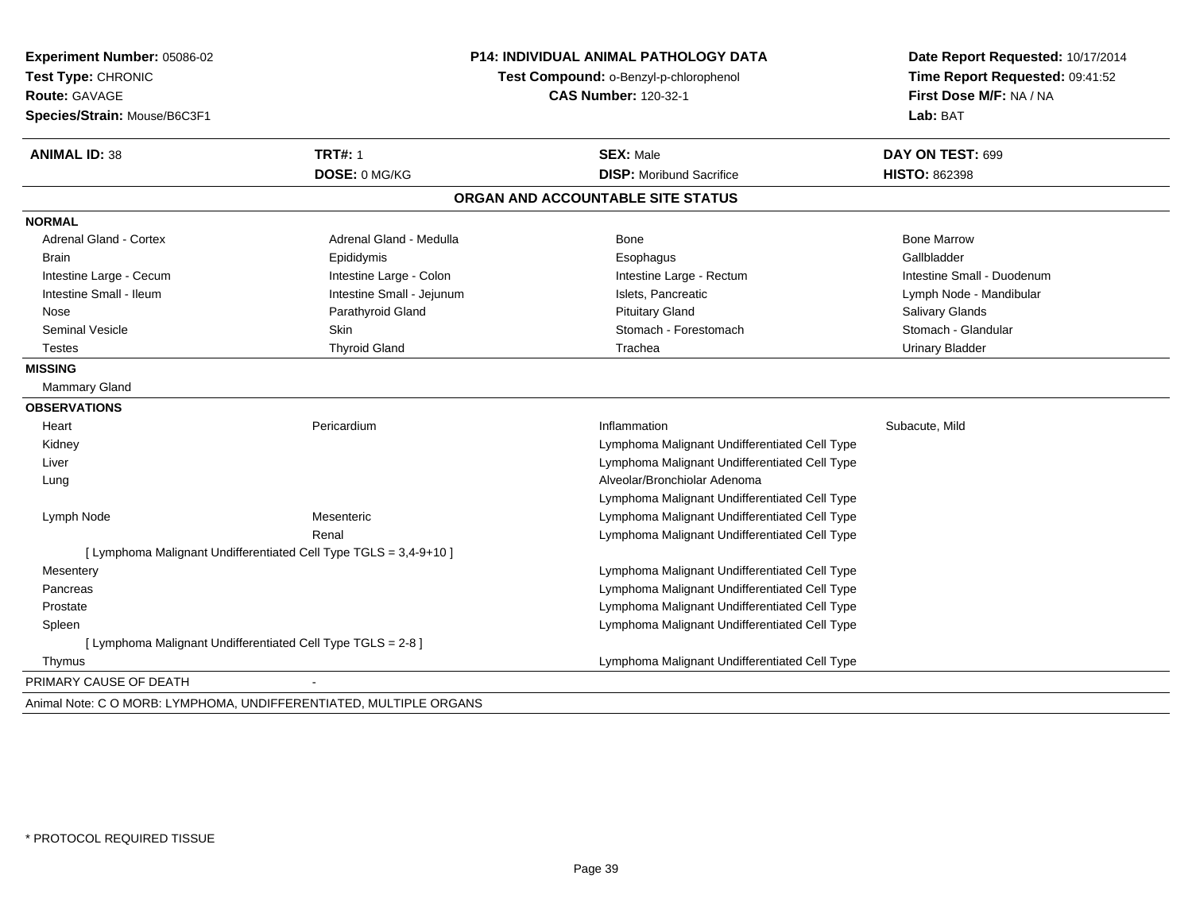**Experiment Number:** 05086-02
**Test Type:** CHRONIC
**Route:** GAVAGE
**Species/Strain:** Mouse/B6C3F1

**P14: INDIVIDUAL ANIMAL PATHOLOGY DATA**
**Test Compound:** o-Benzyl-p-chlorophenol
**CAS Number:** 120-32-1

**Date Report Requested:** 10/17/2014
**Time Report Requested:** 09:41:52
**First Dose M/F:** NA / NA
**Lab:** BAT

| **ANIMAL ID:** 38 | **TRT#:** 1 | **SEX:** Male | **DAY ON TEST:** 699 |
|---|---|---|---|
| | **DOSE:** 0 MG/KG | **DISP:** Moribund Sacrifice | **HISTO:** 862398 |

## ORGAN AND ACCOUNTABLE SITE STATUS

**NORMAL**

| | | | |
|---|---|---|---|
| Adrenal Gland - Cortex | Adrenal Gland - Medulla | Bone | Bone Marrow |
| Brain | Epididymis | Esophagus | Gallbladder |
| Intestine Large - Cecum | Intestine Large - Colon | Intestine Large - Rectum | Intestine Small - Duodenum |
| Intestine Small - Ileum | Intestine Small - Jejunum | Islets, Pancreatic | Lymph Node - Mandibular |
| Nose | Parathyroid Gland | Pituitary Gland | Salivary Glands |
| Seminal Vesicle | Skin | Stomach - Forestomach | Stomach - Glandular |
| Testes | Thyroid Gland | Trachea | Urinary Bladder |

**MISSING**

Mammary Gland

**OBSERVATIONS**

| | | | |
|---|---|---|---|
| Heart | Pericardium | Inflammation | Subacute, Mild |
| Kidney | | Lymphoma Malignant Undifferentiated Cell Type | |
| Liver | | Lymphoma Malignant Undifferentiated Cell Type | |
| Lung | | Alveolar/Bronchiolar Adenoma | |
| | | Lymphoma Malignant Undifferentiated Cell Type | |
| Lymph Node | Mesenteric | Lymphoma Malignant Undifferentiated Cell Type | |
| | Renal | Lymphoma Malignant Undifferentiated Cell Type | |
| [ Lymphoma Malignant Undifferentiated Cell Type TGLS = 3,4-9+10 ] | | | |
| Mesentery | | Lymphoma Malignant Undifferentiated Cell Type | |
| Pancreas | | Lymphoma Malignant Undifferentiated Cell Type | |
| Prostate | | Lymphoma Malignant Undifferentiated Cell Type | |
| Spleen | | Lymphoma Malignant Undifferentiated Cell Type | |
| [ Lymphoma Malignant Undifferentiated Cell Type TGLS = 2-8 ] | | | |
| Thymus | | Lymphoma Malignant Undifferentiated Cell Type | |

PRIMARY CAUSE OF DEATH -

Animal Note: C O MORB: LYMPHOMA, UNDIFFERENTIATED, MULTIPLE ORGANS

\* PROTOCOL REQUIRED TISSUE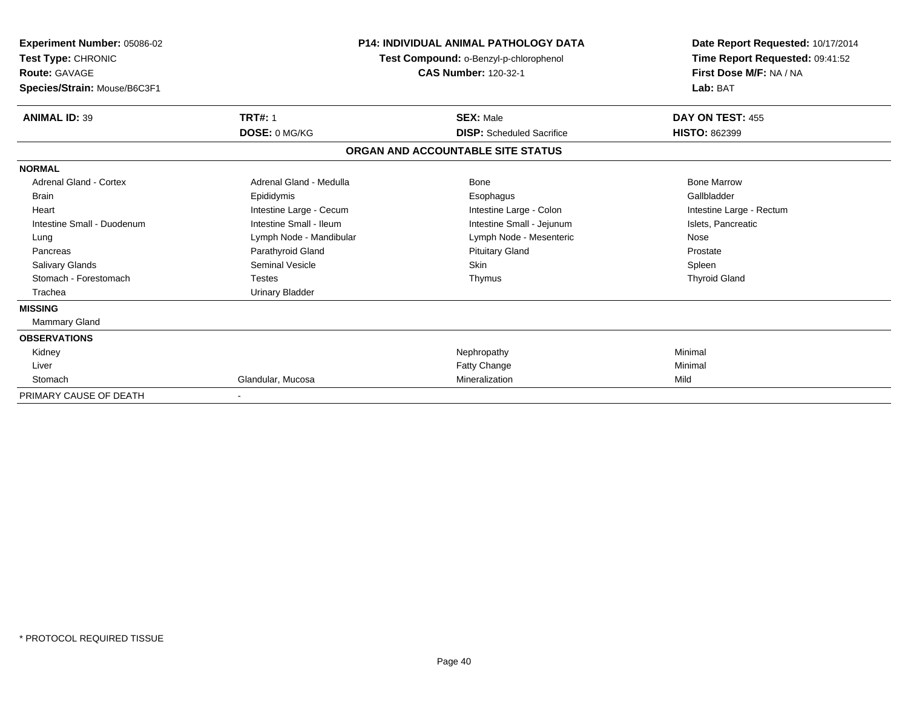**Experiment Number:** 05086-02
**Test Type:** CHRONIC
**Route:** GAVAGE
**Species/Strain:** Mouse/B6C3F1

**P14: INDIVIDUAL ANIMAL PATHOLOGY DATA**
**Test Compound:** o-Benzyl-p-chlorophenol
**CAS Number:** 120-32-1

**Date Report Requested:** 10/17/2014
**Time Report Requested:** 09:41:52
**First Dose M/F:** NA / NA
**Lab:** BAT

| **ANIMAL ID:** 39 | **TRT#:** 1 | **SEX:** Male | **DAY ON TEST:** 455 |
|---|---|---|---|
| | **DOSE:** 0 MG/KG | **DISP:** Scheduled Sacrifice | **HISTO:** 862399 |

**ORGAN AND ACCOUNTABLE SITE STATUS**

| | | | |
|---|---|---|---|
| **NORMAL** | | | |
| Adrenal Gland - Cortex | Adrenal Gland - Medulla | Bone | Bone Marrow |
| Brain | Epididymis | Esophagus | Gallbladder |
| Heart | Intestine Large - Cecum | Intestine Large - Colon | Intestine Large - Rectum |
| Intestine Small - Duodenum | Intestine Small - Ileum | Intestine Small - Jejunum | Islets, Pancreatic |
| Lung | Lymph Node - Mandibular | Lymph Node - Mesenteric | Nose |
| Pancreas | Parathyroid Gland | Pituitary Gland | Prostate |
| Salivary Glands | Seminal Vesicle | Skin | Spleen |
| Stomach - Forestomach | Testes | Thymus | Thyroid Gland |
| Trachea | Urinary Bladder | | |
| **MISSING** | | | |
| Mammary Gland | | | |
| **OBSERVATIONS** | | | |
| Kidney | | Nephropathy | Minimal |
| Liver | | Fatty Change | Minimal |
| Stomach | Glandular, Mucosa | Mineralization | Mild |
| PRIMARY CAUSE OF DEATH | - | | |

\* PROTOCOL REQUIRED TISSUE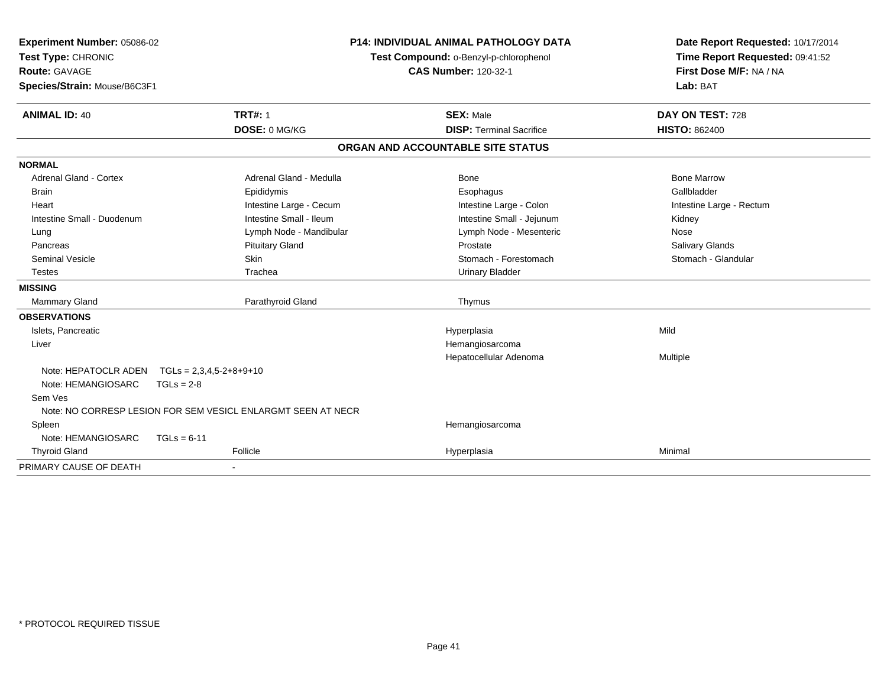**Experiment Number:** 05086-02
**Test Type:** CHRONIC
**Route:** GAVAGE
**Species/Strain:** Mouse/B6C3F1

**P14: INDIVIDUAL ANIMAL PATHOLOGY DATA**
**Test Compound:** o-Benzyl-p-chlorophenol
**CAS Number:** 120-32-1

**Date Report Requested:** 10/17/2014
**Time Report Requested:** 09:41:52
**First Dose M/F:** NA / NA
**Lab:** BAT

| **ANIMAL ID:** 40 | **TRT#:** 1 | **SEX:** Male | **DAY ON TEST:** 728 |
|---|---|---|---|
| | **DOSE:** 0 MG/KG | **DISP:** Terminal Sacrifice | **HISTO:** 862400 |

## ORGAN AND ACCOUNTABLE SITE STATUS

**NORMAL**

| | | | |
|---|---|---|---|
| Adrenal Gland - Cortex | Adrenal Gland - Medulla | Bone | Bone Marrow |
| Brain | Epididymis | Esophagus | Gallbladder |
| Heart | Intestine Large - Cecum | Intestine Large - Colon | Intestine Large - Rectum |
| Intestine Small - Duodenum | Intestine Small - Ileum | Intestine Small - Jejunum | Kidney |
| Lung | Lymph Node - Mandibular | Lymph Node - Mesenteric | Nose |
| Pancreas | Pituitary Gland | Prostate | Salivary Glands |
| Seminal Vesicle | Skin | Stomach - Forestomach | Stomach - Glandular |
| Testes | Trachea | Urinary Bladder | |

**MISSING**

| | | |
|---|---|---|
| Mammary Gland | Parathyroid Gland | Thymus |

**OBSERVATIONS**

| | | | |
|---|---|---|---|
| Islets, Pancreatic | | Hyperplasia | Mild |
| Liver | | Hemangiosarcoma | |
| | | Hepatocellular Adenoma | Multiple |
| Note: HEPATOCLR ADEN TGLs = 2,3,4,5-2+8+9+10 | | | |
| Note: HEMANGIOSARC TGLs = 2-8 | | | |
| Sem Ves | | | |
| Note: NO CORRESP LESION FOR SEM VESICL ENLARGMT SEEN AT NECR | | | |
| Spleen | | Hemangiosarcoma | |
| Note: HEMANGIOSARC TGLs = 6-11 | | | |
| Thyroid Gland | Follicle | Hyperplasia | Minimal |

PRIMARY CAUSE OF DEATH -

\* PROTOCOL REQUIRED TISSUE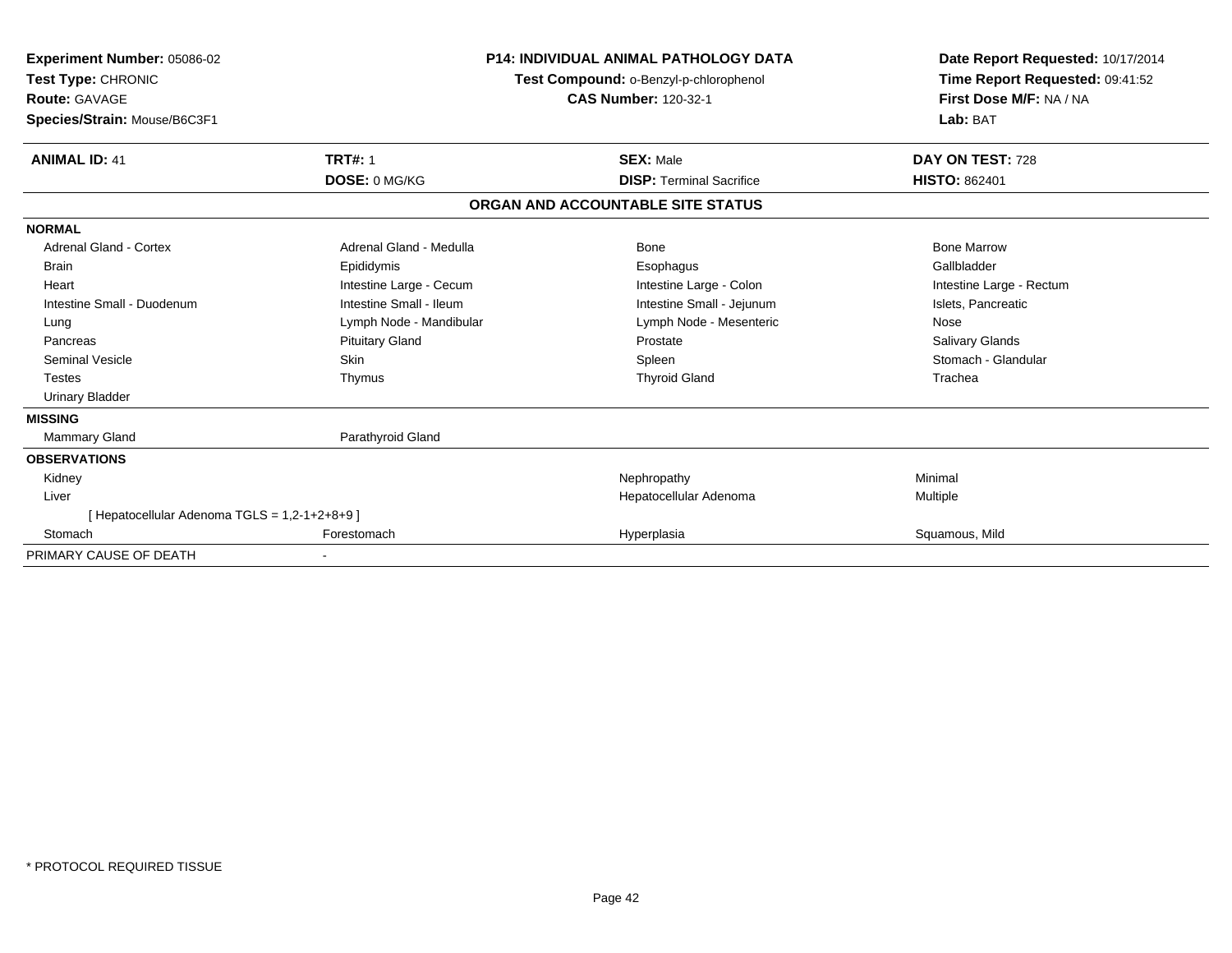**Experiment Number:** 05086-02
**Test Type:** CHRONIC
**Route:** GAVAGE
**Species/Strain:** Mouse/B6C3F1

**P14: INDIVIDUAL ANIMAL PATHOLOGY DATA**
**Test Compound:** o-Benzyl-p-chlorophenol
**CAS Number:** 120-32-1

**Date Report Requested:** 10/17/2014
**Time Report Requested:** 09:41:52
**First Dose M/F:** NA / NA
**Lab:** BAT

| **ANIMAL ID:** 41 | **TRT#:** 1 | **SEX:** Male | **DAY ON TEST:** 728 |
|---|---|---|---|
| | **DOSE:** 0 MG/KG | **DISP:** Terminal Sacrifice | **HISTO:** 862401 |

## ORGAN AND ACCOUNTABLE SITE STATUS

| | | | |
|---|---|---|---|
| **NORMAL** | | | |
| Adrenal Gland - Cortex | Adrenal Gland - Medulla | Bone | Bone Marrow |
| Brain | Epididymis | Esophagus | Gallbladder |
| Heart | Intestine Large - Cecum | Intestine Large - Colon | Intestine Large - Rectum |
| Intestine Small - Duodenum | Intestine Small - Ileum | Intestine Small - Jejunum | Islets, Pancreatic |
| Lung | Lymph Node - Mandibular | Lymph Node - Mesenteric | Nose |
| Pancreas | Pituitary Gland | Prostate | Salivary Glands |
| Seminal Vesicle | Skin | Spleen | Stomach - Glandular |
| Testes | Thymus | Thyroid Gland | Trachea |
| Urinary Bladder | | | |
| **MISSING** | | | |
| Mammary Gland | Parathyroid Gland | | |
| **OBSERVATIONS** | | | |
| Kidney | | Nephropathy | Minimal |
| Liver | | Hepatocellular Adenoma | Multiple |
| [ Hepatocellular Adenoma TGLS = 1,2-1+2+8+9 ] | | | |
| Stomach | Forestomach | Hyperplasia | Squamous, Mild |
| PRIMARY CAUSE OF DEATH | - | | |

* PROTOCOL REQUIRED TISSUE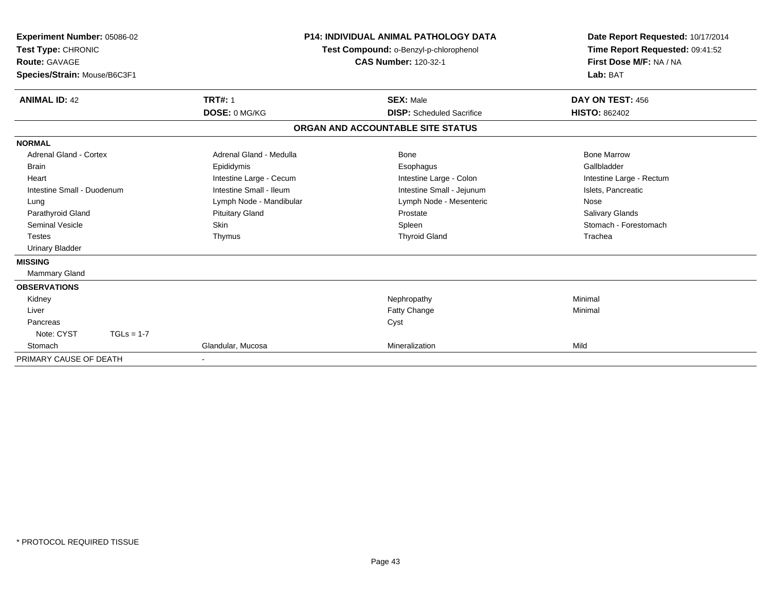**Experiment Number:** 05086-02
**Test Type:** CHRONIC
**Route:** GAVAGE
**Species/Strain:** Mouse/B6C3F1

**P14: INDIVIDUAL ANIMAL PATHOLOGY DATA**
**Test Compound:** o-Benzyl-p-chlorophenol
**CAS Number:** 120-32-1

**Date Report Requested:** 10/17/2014
**Time Report Requested:** 09:41:52
**First Dose M/F:** NA / NA
**Lab:** BAT

| **ANIMAL ID:** 42 | **TRT#:** 1 | **SEX:** Male | **DAY ON TEST:** 456 |
|---|---|---|---|
| | **DOSE:** 0 MG/KG | **DISP:** Scheduled Sacrifice | **HISTO:** 862402 |

**ORGAN AND ACCOUNTABLE SITE STATUS**

**NORMAL**

| | | | |
|---|---|---|---|
| Adrenal Gland - Cortex | Adrenal Gland - Medulla | Bone | Bone Marrow |
| Brain | Epididymis | Esophagus | Gallbladder |
| Heart | Intestine Large - Cecum | Intestine Large - Colon | Intestine Large - Rectum |
| Intestine Small - Duodenum | Intestine Small - Ileum | Intestine Small - Jejunum | Islets, Pancreatic |
| Lung | Lymph Node - Mandibular | Lymph Node - Mesenteric | Nose |
| Parathyroid Gland | Pituitary Gland | Prostate | Salivary Glands |
| Seminal Vesicle | Skin | Spleen | Stomach - Forestomach |
| Testes | Thymus | Thyroid Gland | Trachea |
| Urinary Bladder | | | |

**MISSING**

Mammary Gland

**OBSERVATIONS**

| | | | |
|---|---|---|---|
| Kidney | | Nephropathy | Minimal |
| Liver | | Fatty Change | Minimal |
| Pancreas | | Cyst | |
| Note: CYST TGLs = 1-7 | | | |
| Stomach | Glandular, Mucosa | Mineralization | Mild |

PRIMARY CAUSE OF DEATH -

\* PROTOCOL REQUIRED TISSUE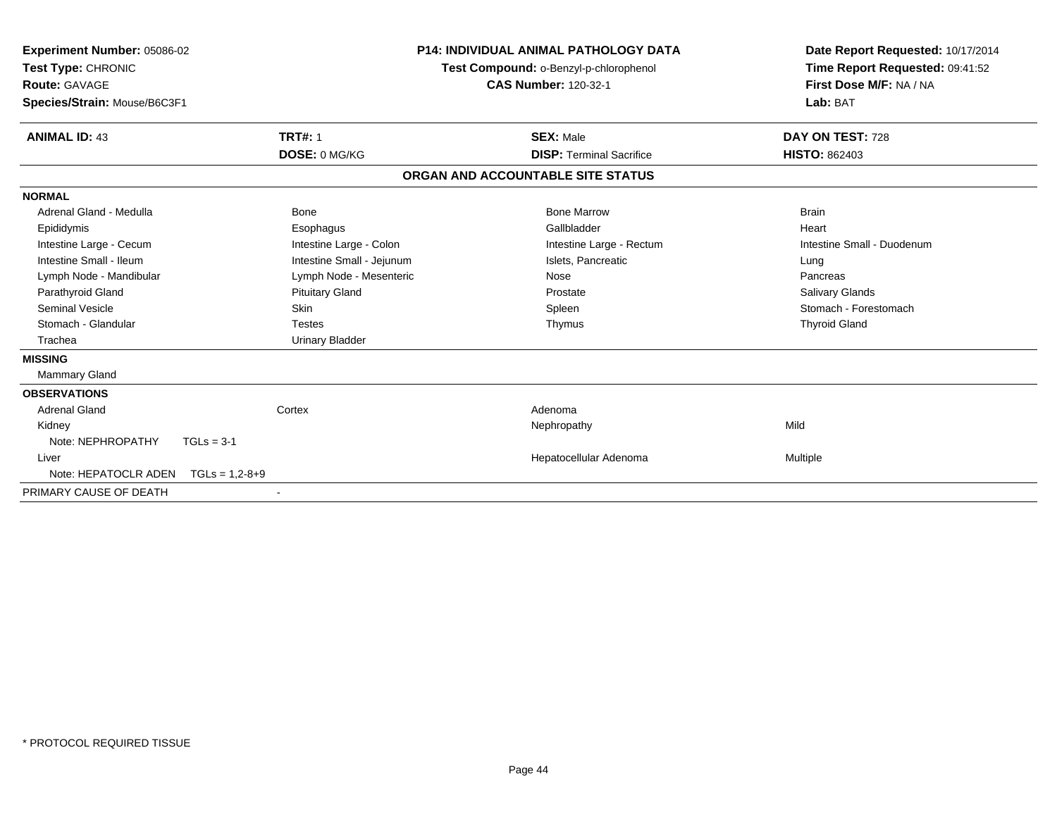**Experiment Number:** 05086-02
**Test Type:** CHRONIC
**Route:** GAVAGE
**Species/Strain:** Mouse/B6C3F1

**P14: INDIVIDUAL ANIMAL PATHOLOGY DATA**
**Test Compound:** o-Benzyl-p-chlorophenol
**CAS Number:** 120-32-1

**Date Report Requested:** 10/17/2014
**Time Report Requested:** 09:41:52
**First Dose M/F:** NA / NA
**Lab:** BAT

| **ANIMAL ID:** 43 | **TRT#:** 1 | **SEX:** Male | **DAY ON TEST:** 728 |
|---|---|---|---|
| | **DOSE:** 0 MG/KG | **DISP:** Terminal Sacrifice | **HISTO:** 862403 |

## ORGAN AND ACCOUNTABLE SITE STATUS

**NORMAL**

| | | | |
|---|---|---|---|
| Adrenal Gland - Medulla | Bone | Bone Marrow | Brain |
| Epididymis | Esophagus | Gallbladder | Heart |
| Intestine Large - Cecum | Intestine Large - Colon | Intestine Large - Rectum | Intestine Small - Duodenum |
| Intestine Small - Ileum | Intestine Small - Jejunum | Islets, Pancreatic | Lung |
| Lymph Node - Mandibular | Lymph Node - Mesenteric | Nose | Pancreas |
| Parathyroid Gland | Pituitary Gland | Prostate | Salivary Glands |
| Seminal Vesicle | Skin | Spleen | Stomach - Forestomach |
| Stomach - Glandular | Testes | Thymus | Thyroid Gland |
| Trachea | Urinary Bladder | | |

**MISSING**

Mammary Gland

**OBSERVATIONS**

| | | | |
|---|---|---|---|
| Adrenal Gland | Cortex | Adenoma | |
| Kidney | | Nephropathy | Mild |
| Note: NEPHROPATHY TGLs = 3-1 | | | |
| Liver | | Hepatocellular Adenoma | Multiple |
| Note: HEPATOCLR ADEN TGLs = 1,2-8+9 | | | |

PRIMARY CAUSE OF DEATH -

* PROTOCOL REQUIRED TISSUE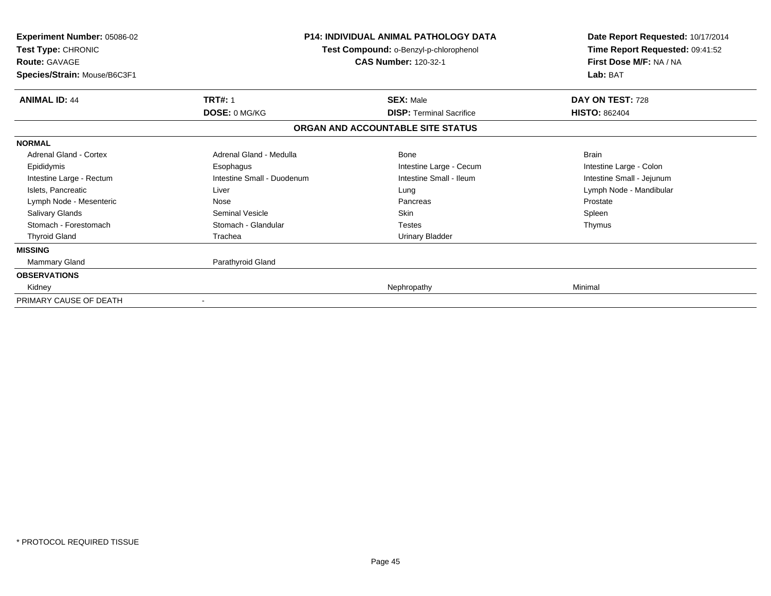**Experiment Number:** 05086-02
**Test Type:** CHRONIC
**Route:** GAVAGE
**Species/Strain:** Mouse/B6C3F1

**P14: INDIVIDUAL ANIMAL PATHOLOGY DATA**
**Test Compound:** o-Benzyl-p-chlorophenol
**CAS Number:** 120-32-1

**Date Report Requested:** 10/17/2014
**Time Report Requested:** 09:41:52
**First Dose M/F:** NA / NA
**Lab:** BAT

| **ANIMAL ID:** 44 | **TRT#:** 1 | **SEX:** Male | **DAY ON TEST:** 728 |
|---|---|---|---|
| | **DOSE:** 0 MG/KG | **DISP:** Terminal Sacrifice | **HISTO:** 862404 |

## ORGAN AND ACCOUNTABLE SITE STATUS

| | | | |
|---|---|---|---|
| **NORMAL** | | | |
| Adrenal Gland - Cortex | Adrenal Gland - Medulla | Bone | Brain |
| Epididymis | Esophagus | Intestine Large - Cecum | Intestine Large - Colon |
| Intestine Large - Rectum | Intestine Small - Duodenum | Intestine Small - Ileum | Intestine Small - Jejunum |
| Islets, Pancreatic | Liver | Lung | Lymph Node - Mandibular |
| Lymph Node - Mesenteric | Nose | Pancreas | Prostate |
| Salivary Glands | Seminal Vesicle | Skin | Spleen |
| Stomach - Forestomach | Stomach - Glandular | Testes | Thymus |
| Thyroid Gland | Trachea | Urinary Bladder | |
| **MISSING** | | | |
| Mammary Gland | Parathyroid Gland | | |
| **OBSERVATIONS** | | | |
| Kidney | | Nephropathy | Minimal |
| PRIMARY CAUSE OF DEATH | - | | |

* PROTOCOL REQUIRED TISSUE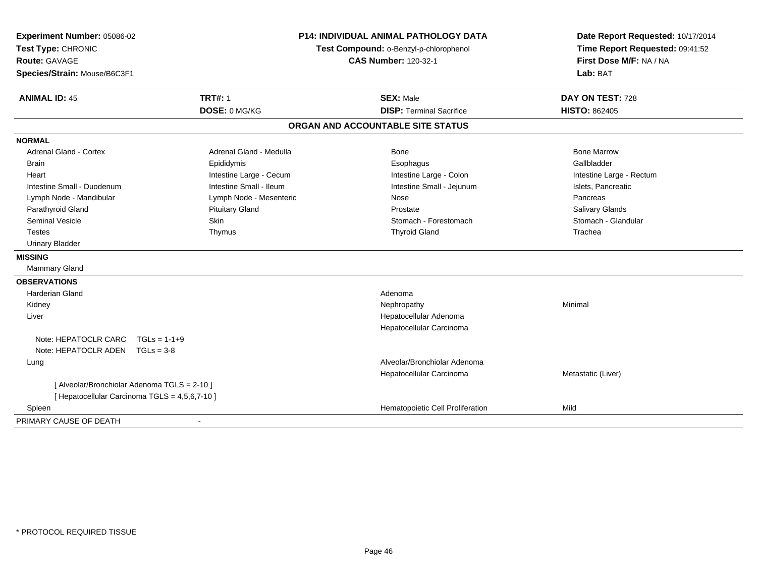**Experiment Number:** 05086-02
**Test Type:** CHRONIC
**Route:** GAVAGE
**Species/Strain:** Mouse/B6C3F1

**P14: INDIVIDUAL ANIMAL PATHOLOGY DATA**
**Test Compound:** o-Benzyl-p-chlorophenol
**CAS Number:** 120-32-1

**Date Report Requested:** 10/17/2014
**Time Report Requested:** 09:41:52
**First Dose M/F:** NA / NA
**Lab:** BAT

| **ANIMAL ID:** 45 | **TRT#:** 1 | **SEX:** Male | **DAY ON TEST:** 728 |
|---|---|---|---|
| | **DOSE:** 0 MG/KG | **DISP:** Terminal Sacrifice | **HISTO:** 862405 |

## ORGAN AND ACCOUNTABLE SITE STATUS

**NORMAL**

| | | | |
|---|---|---|---|
| Adrenal Gland - Cortex | Adrenal Gland - Medulla | Bone | Bone Marrow |
| Brain | Epididymis | Esophagus | Gallbladder |
| Heart | Intestine Large - Cecum | Intestine Large - Colon | Intestine Large - Rectum |
| Intestine Small - Duodenum | Intestine Small - Ileum | Intestine Small - Jejunum | Islets, Pancreatic |
| Lymph Node - Mandibular | Lymph Node - Mesenteric | Nose | Pancreas |
| Parathyroid Gland | Pituitary Gland | Prostate | Salivary Glands |
| Seminal Vesicle | Skin | Stomach - Forestomach | Stomach - Glandular |
| Testes | Thymus | Thyroid Gland | Trachea |
| Urinary Bladder | | | |

**MISSING**

Mammary Gland

**OBSERVATIONS**

| Organ | Observation | Severity |
|---|---|---|
| Harderian Gland | Adenoma | |
| Kidney | Nephropathy | Minimal |
| Liver | Hepatocellular Adenoma | |
| | Hepatocellular Carcinoma | |
| Note: HEPATOCLR CARC TGLs = 1-1+9 | | |
| Note: HEPATOCLR ADEN TGLs = 3-8 | | |
| Lung | Alveolar/Bronchiolar Adenoma | |
| | Hepatocellular Carcinoma | Metastatic (Liver) |
| [ Alveolar/Bronchiolar Adenoma TGLS = 2-10 ] | | |
| [ Hepatocellular Carcinoma TGLS = 4,5,6,7-10 ] | | |
| Spleen | Hematopoietic Cell Proliferation | Mild |

PRIMARY CAUSE OF DEATH -

\* PROTOCOL REQUIRED TISSUE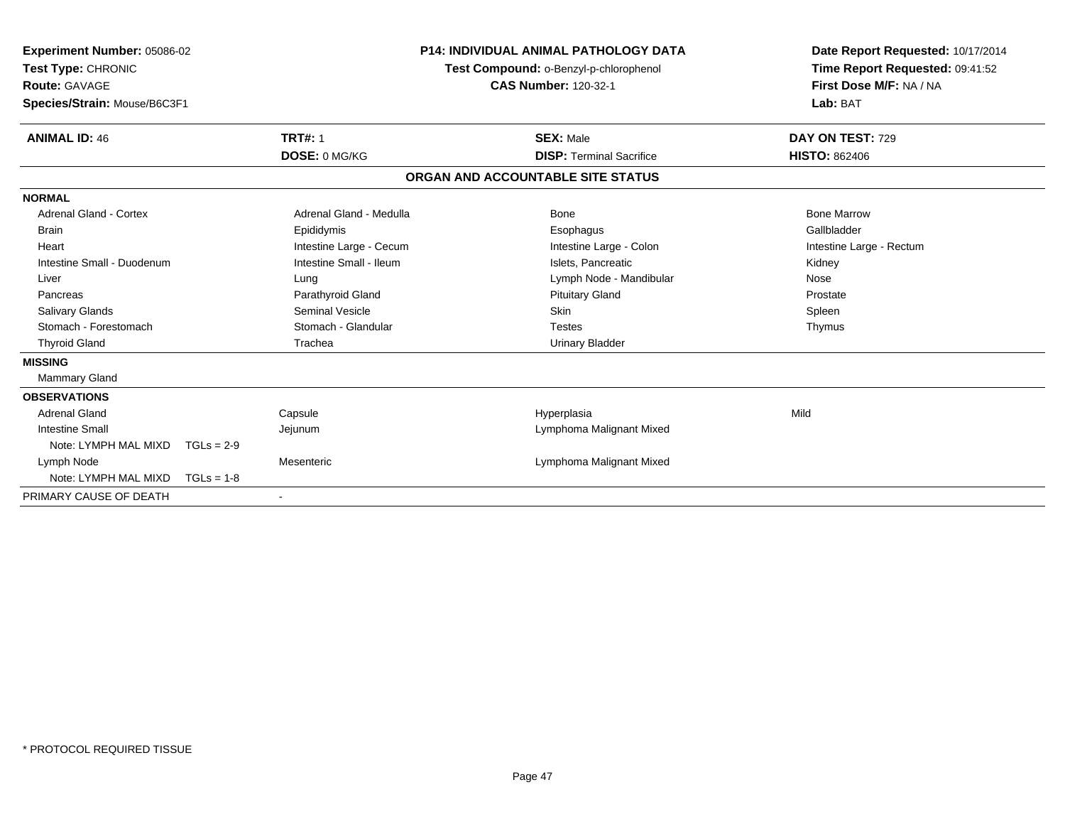**Experiment Number:** 05086-02
**Test Type:** CHRONIC
**Route:** GAVAGE
**Species/Strain:** Mouse/B6C3F1

**P14: INDIVIDUAL ANIMAL PATHOLOGY DATA**
**Test Compound:** o-Benzyl-p-chlorophenol
**CAS Number:** 120-32-1

**Date Report Requested:** 10/17/2014
**Time Report Requested:** 09:41:52
**First Dose M/F:** NA / NA
**Lab:** BAT

| **ANIMAL ID:** 46 | **TRT#:** 1 | **SEX:** Male | **DAY ON TEST:** 729 |
|---|---|---|---|
| | **DOSE:** 0 MG/KG | **DISP:** Terminal Sacrifice | **HISTO:** 862406 |

## ORGAN AND ACCOUNTABLE SITE STATUS

**NORMAL**

| | | | |
|---|---|---|---|
| Adrenal Gland - Cortex | Adrenal Gland - Medulla | Bone | Bone Marrow |
| Brain | Epididymis | Esophagus | Gallbladder |
| Heart | Intestine Large - Cecum | Intestine Large - Colon | Intestine Large - Rectum |
| Intestine Small - Duodenum | Intestine Small - Ileum | Islets, Pancreatic | Kidney |
| Liver | Lung | Lymph Node - Mandibular | Nose |
| Pancreas | Parathyroid Gland | Pituitary Gland | Prostate |
| Salivary Glands | Seminal Vesicle | Skin | Spleen |
| Stomach - Forestomach | Stomach - Glandular | Testes | Thymus |
| Thyroid Gland | Trachea | Urinary Bladder | |

**MISSING**

Mammary Gland

**OBSERVATIONS**

| | | | |
|---|---|---|---|
| Adrenal Gland | Capsule | Hyperplasia | Mild |
| Intestine Small | Jejunum | Lymphoma Malignant Mixed | |
| Note: LYMPH MAL MIXD TGLs = 2-9 | | | |
| Lymph Node | Mesenteric | Lymphoma Malignant Mixed | |
| Note: LYMPH MAL MIXD TGLs = 1-8 | | | |

PRIMARY CAUSE OF DEATH -

* PROTOCOL REQUIRED TISSUE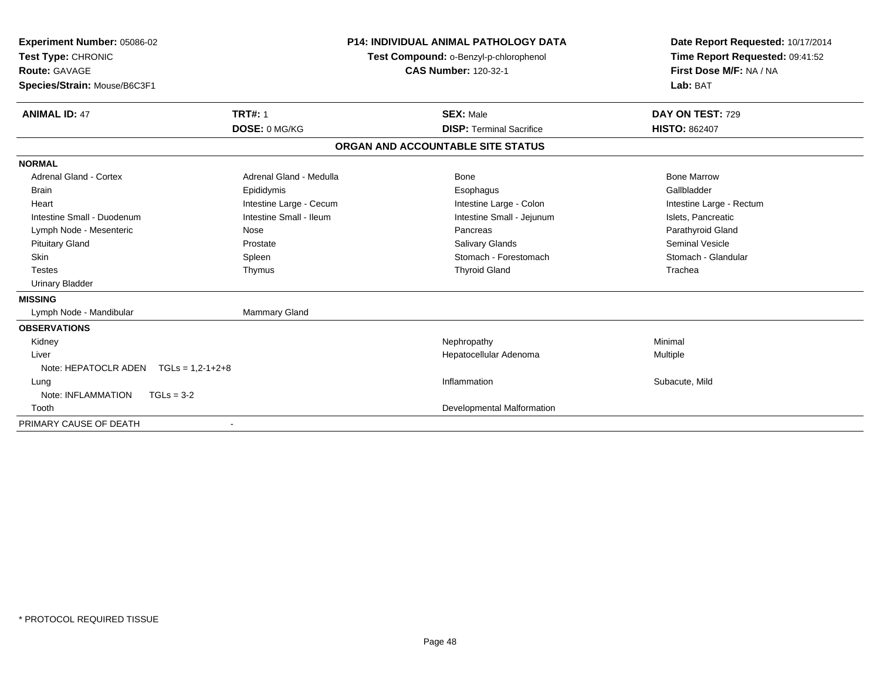**Experiment Number:** 05086-02
**Test Type:** CHRONIC
**Route:** GAVAGE
**Species/Strain:** Mouse/B6C3F1

**P14: INDIVIDUAL ANIMAL PATHOLOGY DATA**
**Test Compound:** o-Benzyl-p-chlorophenol
**CAS Number:** 120-32-1

**Date Report Requested:** 10/17/2014
**Time Report Requested:** 09:41:52
**First Dose M/F:** NA / NA
**Lab:** BAT

| **ANIMAL ID:** 47 | **TRT#:** 1 | **SEX:** Male | **DAY ON TEST:** 729 |
|---|---|---|---|
| | **DOSE:** 0 MG/KG | **DISP:** Terminal Sacrifice | **HISTO:** 862407 |

## ORGAN AND ACCOUNTABLE SITE STATUS

**NORMAL**

| | | | |
|---|---|---|---|
| Adrenal Gland - Cortex | Adrenal Gland - Medulla | Bone | Bone Marrow |
| Brain | Epididymis | Esophagus | Gallbladder |
| Heart | Intestine Large - Cecum | Intestine Large - Colon | Intestine Large - Rectum |
| Intestine Small - Duodenum | Intestine Small - Ileum | Intestine Small - Jejunum | Islets, Pancreatic |
| Lymph Node - Mesenteric | Nose | Pancreas | Parathyroid Gland |
| Pituitary Gland | Prostate | Salivary Glands | Seminal Vesicle |
| Skin | Spleen | Stomach - Forestomach | Stomach - Glandular |
| Testes | Thymus | Thyroid Gland | Trachea |
| Urinary Bladder | | | |

**MISSING**

| | |
|---|---|
| Lymph Node - Mandibular | Mammary Gland |

**OBSERVATIONS**

| | | |
|---|---|---|
| Kidney | Nephropathy | Minimal |
| Liver | Hepatocellular Adenoma | Multiple |
| Note: HEPATOCLR ADEN TGLs = 1,2-1+2+8 | | |
| Lung | Inflammation | Subacute, Mild |
| Note: INFLAMMATION TGLs = 3-2 | | |
| Tooth | Developmental Malformation | |

PRIMARY CAUSE OF DEATH -

\* PROTOCOL REQUIRED TISSUE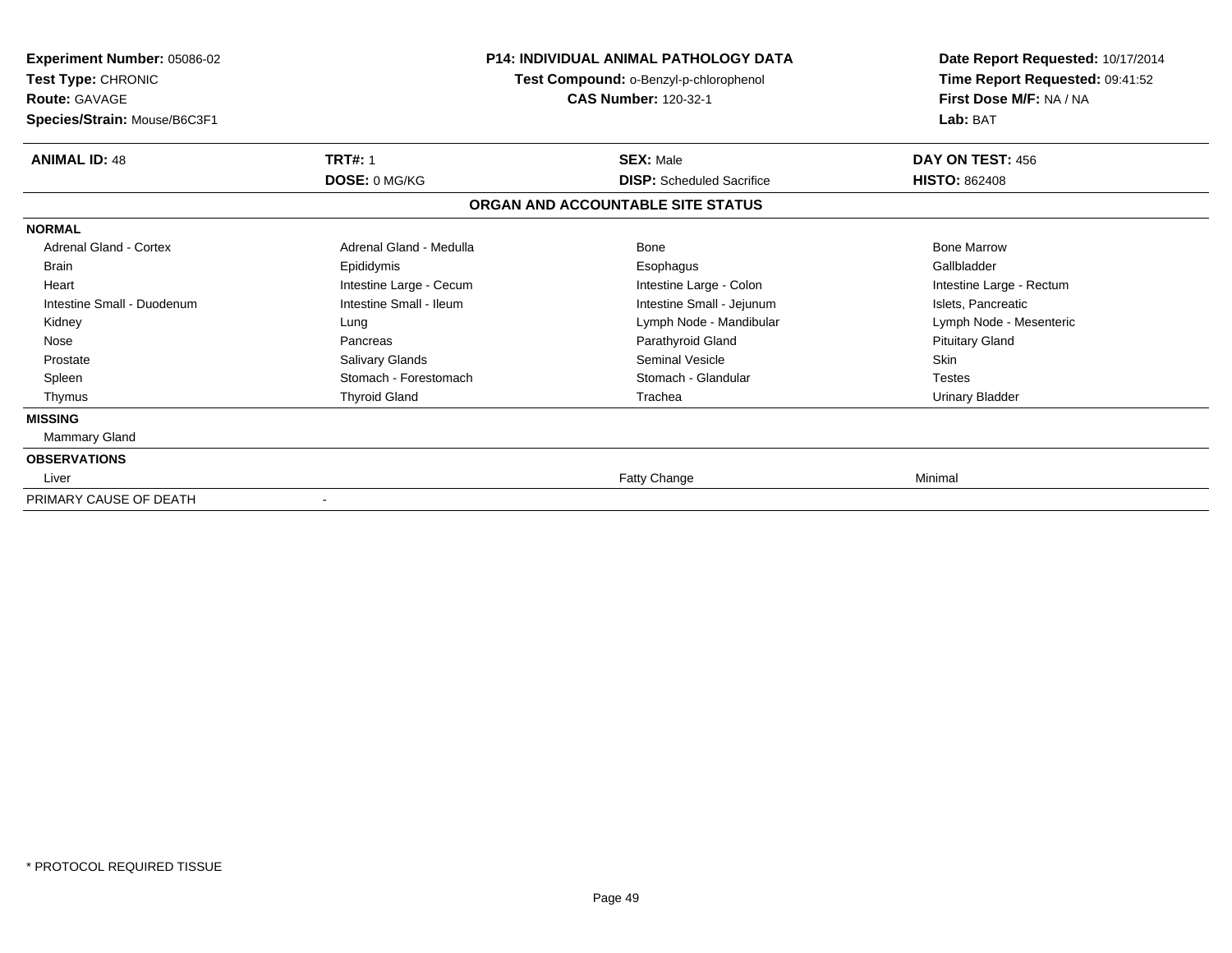**Experiment Number:** 05086-02
**Test Type:** CHRONIC
**Route:** GAVAGE
**Species/Strain:** Mouse/B6C3F1

**P14: INDIVIDUAL ANIMAL PATHOLOGY DATA**
**Test Compound:** o-Benzyl-p-chlorophenol
**CAS Number:** 120-32-1

**Date Report Requested:** 10/17/2014
**Time Report Requested:** 09:41:52
**First Dose M/F:** NA / NA
**Lab:** BAT

| **ANIMAL ID:** 48 | **TRT#:** 1 | **SEX:** Male | **DAY ON TEST:** 456 |
|---|---|---|---|
| | **DOSE:** 0 MG/KG | **DISP:** Scheduled Sacrifice | **HISTO:** 862408 |

**ORGAN AND ACCOUNTABLE SITE STATUS**

| | | | |
|---|---|---|---|
| **NORMAL** | | | |
| Adrenal Gland - Cortex | Adrenal Gland - Medulla | Bone | Bone Marrow |
| Brain | Epididymis | Esophagus | Gallbladder |
| Heart | Intestine Large - Cecum | Intestine Large - Colon | Intestine Large - Rectum |
| Intestine Small - Duodenum | Intestine Small - Ileum | Intestine Small - Jejunum | Islets, Pancreatic |
| Kidney | Lung | Lymph Node - Mandibular | Lymph Node - Mesenteric |
| Nose | Pancreas | Parathyroid Gland | Pituitary Gland |
| Prostate | Salivary Glands | Seminal Vesicle | Skin |
| Spleen | Stomach - Forestomach | Stomach - Glandular | Testes |
| Thymus | Thyroid Gland | Trachea | Urinary Bladder |
| **MISSING** | | | |
| Mammary Gland | | | |
| **OBSERVATIONS** | | | |
| Liver | | Fatty Change | Minimal |
| PRIMARY CAUSE OF DEATH | - | | |

* PROTOCOL REQUIRED TISSUE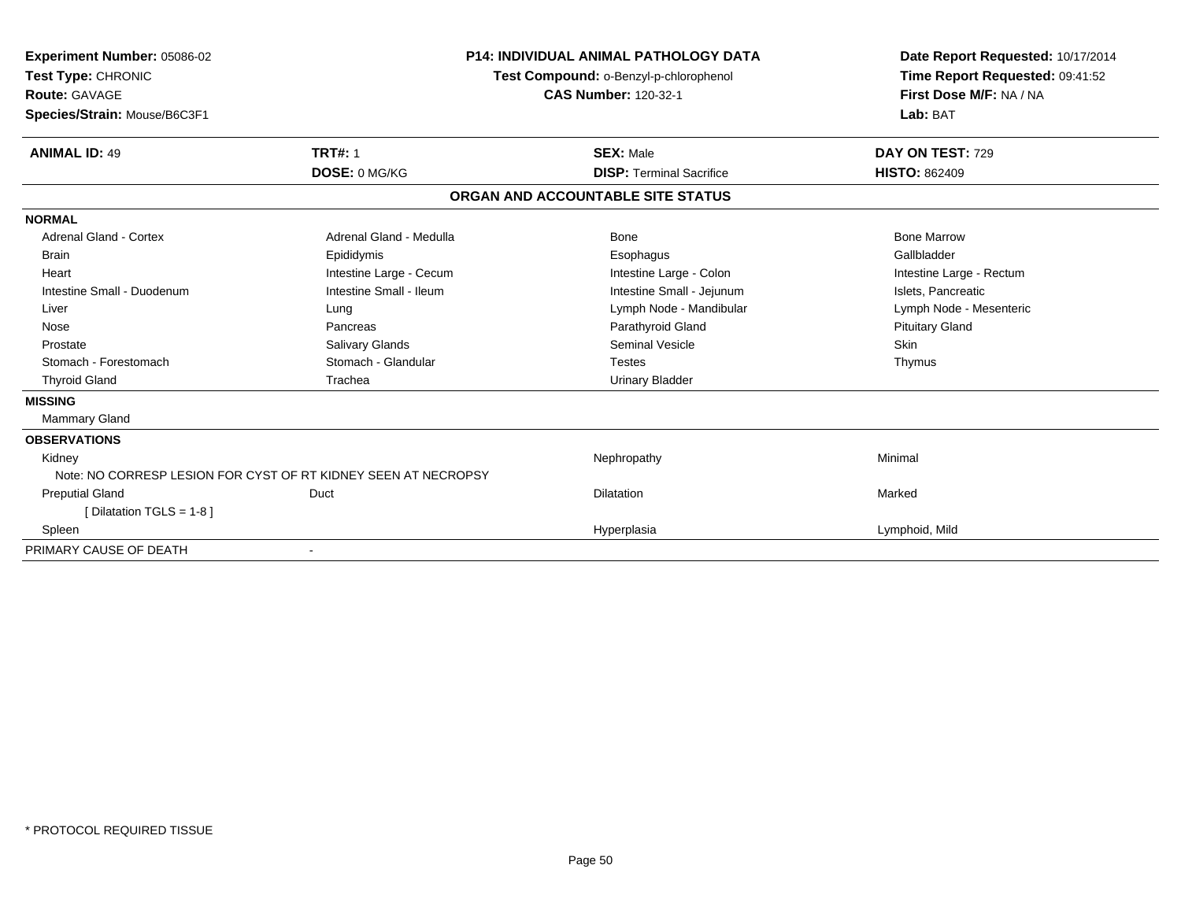**Experiment Number:** 05086-02
**Test Type:** CHRONIC
**Route:** GAVAGE
**Species/Strain:** Mouse/B6C3F1

**P14: INDIVIDUAL ANIMAL PATHOLOGY DATA**
**Test Compound:** o-Benzyl-p-chlorophenol
**CAS Number:** 120-32-1

**Date Report Requested:** 10/17/2014
**Time Report Requested:** 09:41:52
**First Dose M/F:** NA / NA
**Lab:** BAT

| **ANIMAL ID:** 49 | **TRT#:** 1 | **SEX:** Male | **DAY ON TEST:** 729 |
|---|---|---|---|
| | **DOSE:** 0 MG/KG | **DISP:** Terminal Sacrifice | **HISTO:** 862409 |

## ORGAN AND ACCOUNTABLE SITE STATUS

**NORMAL**

| | | | |
|---|---|---|---|
| Adrenal Gland - Cortex | Adrenal Gland - Medulla | Bone | Bone Marrow |
| Brain | Epididymis | Esophagus | Gallbladder |
| Heart | Intestine Large - Cecum | Intestine Large - Colon | Intestine Large - Rectum |
| Intestine Small - Duodenum | Intestine Small - Ileum | Intestine Small - Jejunum | Islets, Pancreatic |
| Liver | Lung | Lymph Node - Mandibular | Lymph Node - Mesenteric |
| Nose | Pancreas | Parathyroid Gland | Pituitary Gland |
| Prostate | Salivary Glands | Seminal Vesicle | Skin |
| Stomach - Forestomach | Stomach - Glandular | Testes | Thymus |
| Thyroid Gland | Trachea | Urinary Bladder | |

**MISSING**

Mammary Gland

**OBSERVATIONS**

| | | | |
|---|---|---|---|
| Kidney | | Nephropathy | Minimal |
| Note: NO CORRESP LESION FOR CYST OF RT KIDNEY SEEN AT NECROPSY | | | |
| Preputial Gland | Duct | Dilatation | Marked |
| [ Dilatation TGLS = 1-8 ] | | | |
| Spleen | | Hyperplasia | Lymphoid, Mild |

PRIMARY CAUSE OF DEATH -

\* PROTOCOL REQUIRED TISSUE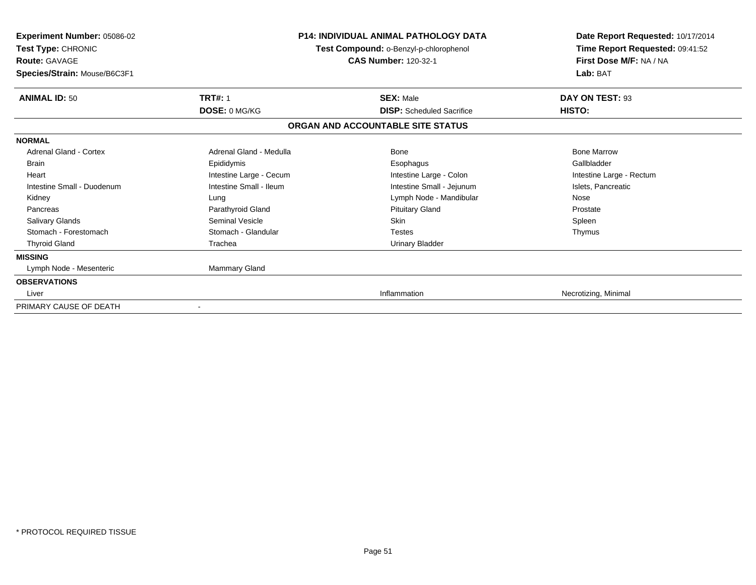**Experiment Number:** 05086-02
**Test Type:** CHRONIC
**Route:** GAVAGE
**Species/Strain:** Mouse/B6C3F1

**P14: INDIVIDUAL ANIMAL PATHOLOGY DATA**
**Test Compound:** o-Benzyl-p-chlorophenol
**CAS Number:** 120-32-1

**Date Report Requested:** 10/17/2014
**Time Report Requested:** 09:41:52
**First Dose M/F:** NA / NA
**Lab:** BAT

| **ANIMAL ID:** 50 | **TRT#:** 1 | **SEX:** Male | **DAY ON TEST:** 93 |
|---|---|---|---|
| | **DOSE:** 0 MG/KG | **DISP:** Scheduled Sacrifice | **HISTO:** |

**ORGAN AND ACCOUNTABLE SITE STATUS**

| | | | |
|---|---|---|---|
| **NORMAL** | | | |
| Adrenal Gland - Cortex | Adrenal Gland - Medulla | Bone | Bone Marrow |
| Brain | Epididymis | Esophagus | Gallbladder |
| Heart | Intestine Large - Cecum | Intestine Large - Colon | Intestine Large - Rectum |
| Intestine Small - Duodenum | Intestine Small - Ileum | Intestine Small - Jejunum | Islets, Pancreatic |
| Kidney | Lung | Lymph Node - Mandibular | Nose |
| Pancreas | Parathyroid Gland | Pituitary Gland | Prostate |
| Salivary Glands | Seminal Vesicle | Skin | Spleen |
| Stomach - Forestomach | Stomach - Glandular | Testes | Thymus |
| Thyroid Gland | Trachea | Urinary Bladder | |
| **MISSING** | | | |
| Lymph Node - Mesenteric | Mammary Gland | | |
| **OBSERVATIONS** | | | |
| Liver | | Inflammation | Necrotizing, Minimal |
| PRIMARY CAUSE OF DEATH | - | | |

* PROTOCOL REQUIRED TISSUE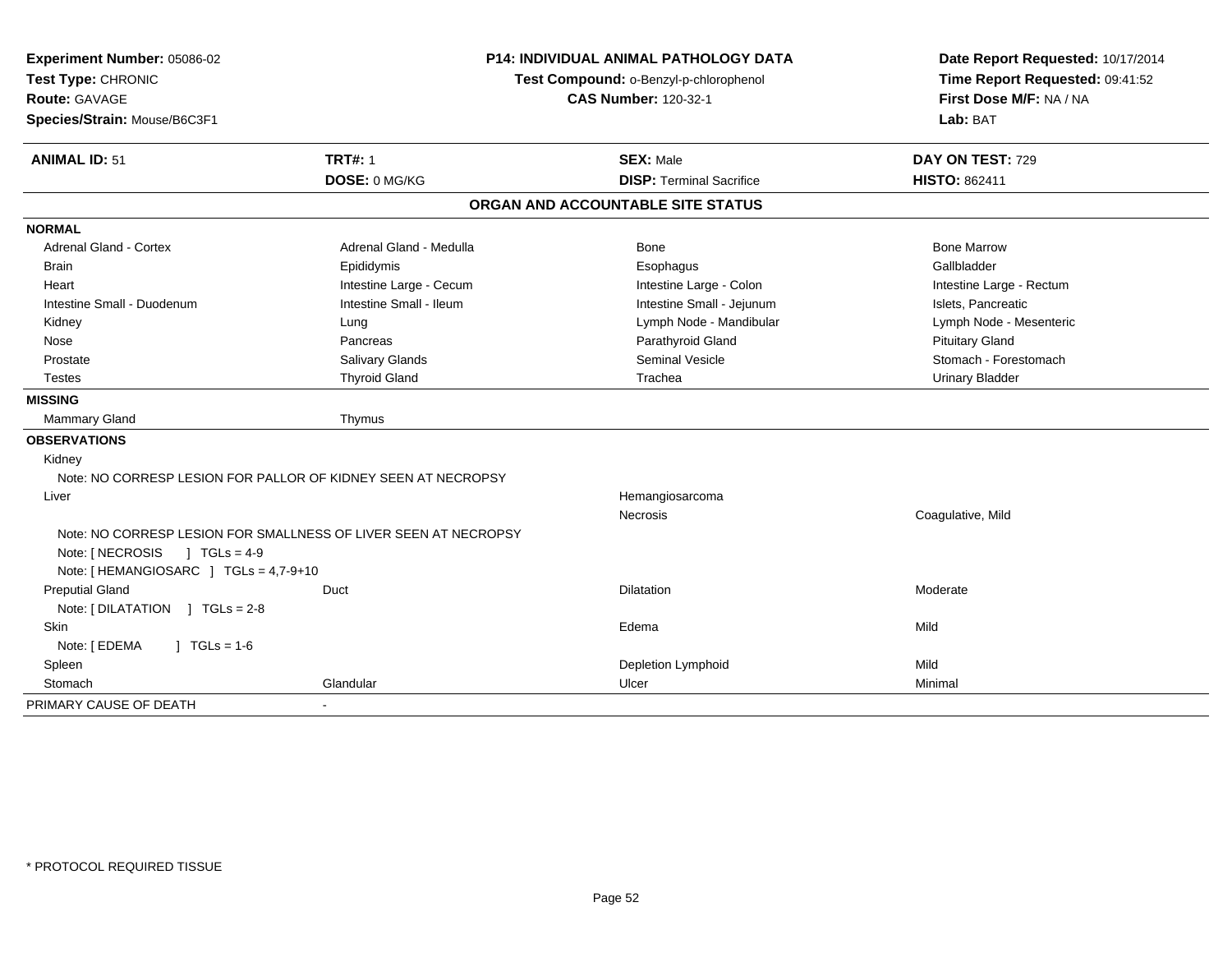**Experiment Number:** 05086-02
**Test Type:** CHRONIC
**Route:** GAVAGE
**Species/Strain:** Mouse/B6C3F1

**P14: INDIVIDUAL ANIMAL PATHOLOGY DATA**
**Test Compound:** o-Benzyl-p-chlorophenol
**CAS Number:** 120-32-1

**Date Report Requested:** 10/17/2014
**Time Report Requested:** 09:41:52
**First Dose M/F:** NA / NA
**Lab:** BAT

| **ANIMAL ID:** 51 | **TRT#:** 1 | **SEX:** Male | **DAY ON TEST:** 729 |
|---|---|---|---|
| | **DOSE:** 0 MG/KG | **DISP:** Terminal Sacrifice | **HISTO:** 862411 |

## ORGAN AND ACCOUNTABLE SITE STATUS

**NORMAL**

| | | | |
|---|---|---|---|
| Adrenal Gland - Cortex | Adrenal Gland - Medulla | Bone | Bone Marrow |
| Brain | Epididymis | Esophagus | Gallbladder |
| Heart | Intestine Large - Cecum | Intestine Large - Colon | Intestine Large - Rectum |
| Intestine Small - Duodenum | Intestine Small - Ileum | Intestine Small - Jejunum | Islets, Pancreatic |
| Kidney | Lung | Lymph Node - Mandibular | Lymph Node - Mesenteric |
| Nose | Pancreas | Parathyroid Gland | Pituitary Gland |
| Prostate | Salivary Glands | Seminal Vesicle | Stomach - Forestomach |
| Testes | Thyroid Gland | Trachea | Urinary Bladder |

**MISSING**

| | |
|---|---|
| Mammary Gland | Thymus |

**OBSERVATIONS**

| | | | |
|---|---|---|---|
| Kidney | | | |
| Note: NO CORRESP LESION FOR PALLOR OF KIDNEY SEEN AT NECROPSY | | | |
| Liver | | Hemangiosarcoma | |
| | | Necrosis | Coagulative, Mild |
| Note: NO CORRESP LESION FOR SMALLNESS OF LIVER SEEN AT NECROPSY | | | |
| Note: [ NECROSIS ] TGLs = 4-9 | | | |
| Note: [ HEMANGIOSARC ] TGLs = 4,7-9+10 | | | |
| Preputial Gland | Duct | Dilatation | Moderate |
| Note: [ DILATATION ] TGLs = 2-8 | | | |
| Skin | | Edema | Mild |
| Note: [ EDEMA ] TGLs = 1-6 | | | |
| Spleen | | Depletion Lymphoid | Mild |
| Stomach | Glandular | Ulcer | Minimal |

PRIMARY CAUSE OF DEATH -

\* PROTOCOL REQUIRED TISSUE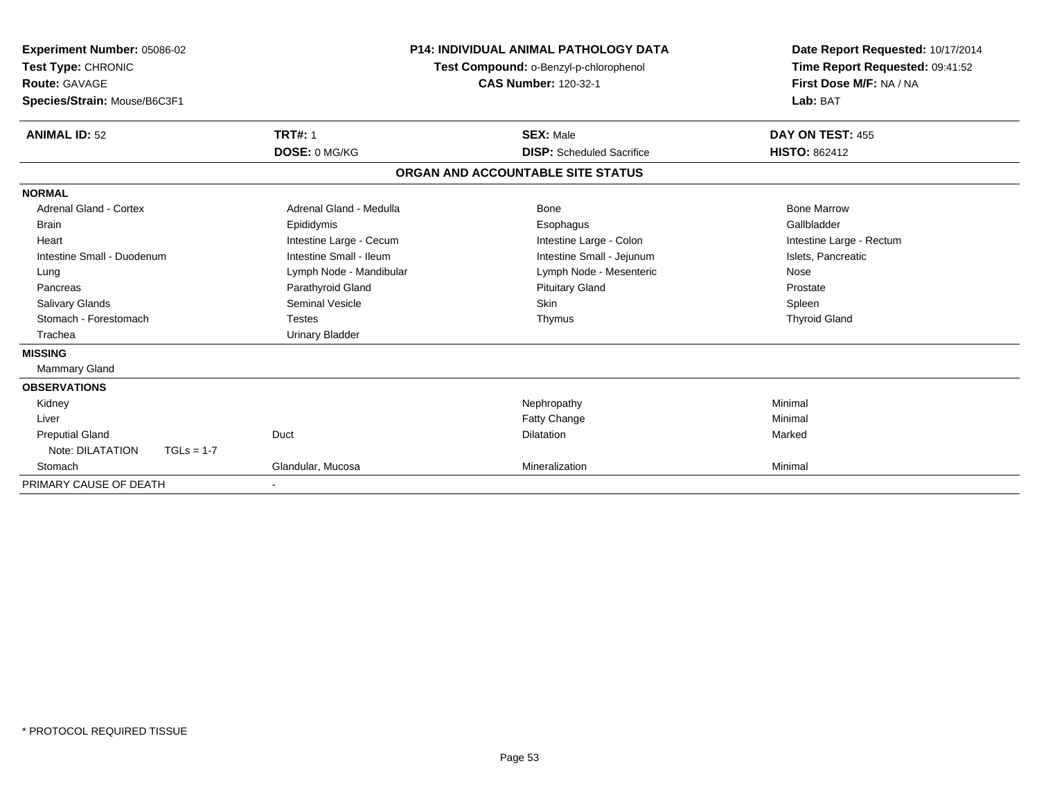**Experiment Number:** 05086-02
**Test Type:** CHRONIC
**Route:** GAVAGE
**Species/Strain:** Mouse/B6C3F1

**P14: INDIVIDUAL ANIMAL PATHOLOGY DATA**
**Test Compound:** o-Benzyl-p-chlorophenol
**CAS Number:** 120-32-1

**Date Report Requested:** 10/17/2014
**Time Report Requested:** 09:41:52
**First Dose M/F:** NA / NA
**Lab:** BAT

| **ANIMAL ID:** 52 | **TRT#:** 1 | **SEX:** Male | **DAY ON TEST:** 455 |
|---|---|---|---|
| | **DOSE:** 0 MG/KG | **DISP:** Scheduled Sacrifice | **HISTO:** 862412 |

## ORGAN AND ACCOUNTABLE SITE STATUS

| | | | |
|---|---|---|---|
| **NORMAL** | | | |
| Adrenal Gland - Cortex | Adrenal Gland - Medulla | Bone | Bone Marrow |
| Brain | Epididymis | Esophagus | Gallbladder |
| Heart | Intestine Large - Cecum | Intestine Large - Colon | Intestine Large - Rectum |
| Intestine Small - Duodenum | Intestine Small - Ileum | Intestine Small - Jejunum | Islets, Pancreatic |
| Lung | Lymph Node - Mandibular | Lymph Node - Mesenteric | Nose |
| Pancreas | Parathyroid Gland | Pituitary Gland | Prostate |
| Salivary Glands | Seminal Vesicle | Skin | Spleen |
| Stomach - Forestomach | Testes | Thymus | Thyroid Gland |
| Trachea | Urinary Bladder | | |
| **MISSING** | | | |
| Mammary Gland | | | |
| **OBSERVATIONS** | | | |
| Kidney | | Nephropathy | Minimal |
| Liver | | Fatty Change | Minimal |
| Preputial Gland | Duct | Dilatation | Marked |
| Note: DILATATION TGLs = 1-7 | | | |
| Stomach | Glandular, Mucosa | Mineralization | Minimal |
| PRIMARY CAUSE OF DEATH | - | | |

\* PROTOCOL REQUIRED TISSUE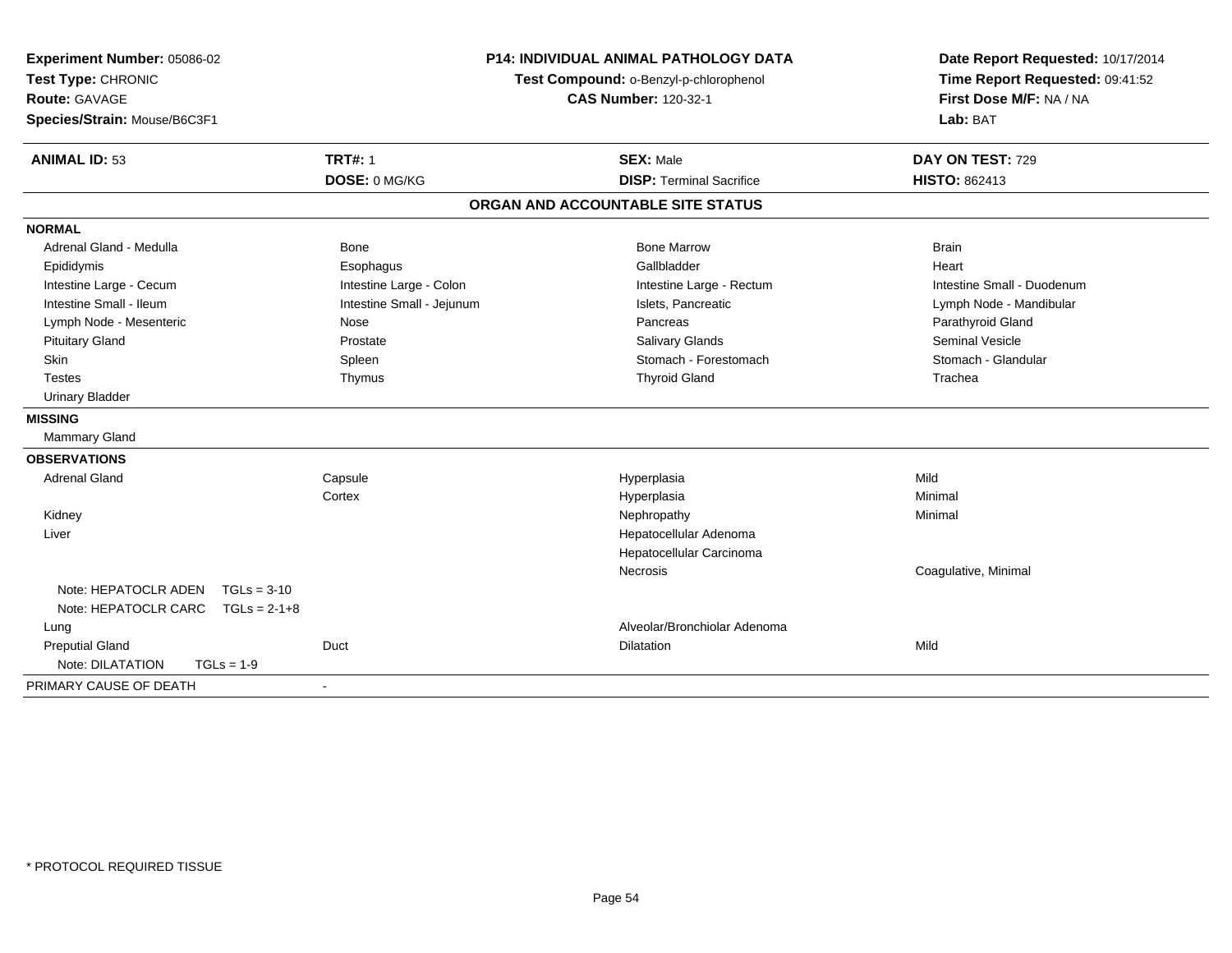**Experiment Number:** 05086-02
**Test Type:** CHRONIC
**Route:** GAVAGE
**Species/Strain:** Mouse/B6C3F1

**P14: INDIVIDUAL ANIMAL PATHOLOGY DATA**
**Test Compound:** o-Benzyl-p-chlorophenol
**CAS Number:** 120-32-1

**Date Report Requested:** 10/17/2014
**Time Report Requested:** 09:41:52
**First Dose M/F:** NA / NA
**Lab:** BAT

| **ANIMAL ID:** 53 | **TRT#:** 1 | **SEX:** Male | **DAY ON TEST:** 729 |
|---|---|---|---|
| | **DOSE:** 0 MG/KG | **DISP:** Terminal Sacrifice | **HISTO:** 862413 |

## ORGAN AND ACCOUNTABLE SITE STATUS

**NORMAL**

| | | | |
|---|---|---|---|
| Adrenal Gland - Medulla | Bone | Bone Marrow | Brain |
| Epididymis | Esophagus | Gallbladder | Heart |
| Intestine Large - Cecum | Intestine Large - Colon | Intestine Large - Rectum | Intestine Small - Duodenum |
| Intestine Small - Ileum | Intestine Small - Jejunum | Islets, Pancreatic | Lymph Node - Mandibular |
| Lymph Node - Mesenteric | Nose | Pancreas | Parathyroid Gland |
| Pituitary Gland | Prostate | Salivary Glands | Seminal Vesicle |
| Skin | Spleen | Stomach - Forestomach | Stomach - Glandular |
| Testes | Thymus | Thyroid Gland | Trachea |
| Urinary Bladder | | | |

**MISSING**

Mammary Gland

**OBSERVATIONS**

| | | | |
|---|---|---|---|
| Adrenal Gland | Capsule | Hyperplasia | Mild |
| | Cortex | Hyperplasia | Minimal |
| Kidney | | Nephropathy | Minimal |
| Liver | | Hepatocellular Adenoma | |
| | | Hepatocellular Carcinoma | |
| | | Necrosis | Coagulative, Minimal |
| Note: HEPATOCLR ADEN TGLs = 3-10 | | | |
| Note: HEPATOCLR CARC TGLs = 2-1+8 | | | |
| Lung | | Alveolar/Bronchiolar Adenoma | |
| Preputial Gland | Duct | Dilatation | Mild |
| Note: DILATATION TGLs = 1-9 | | | |

PRIMARY CAUSE OF DEATH -

\* PROTOCOL REQUIRED TISSUE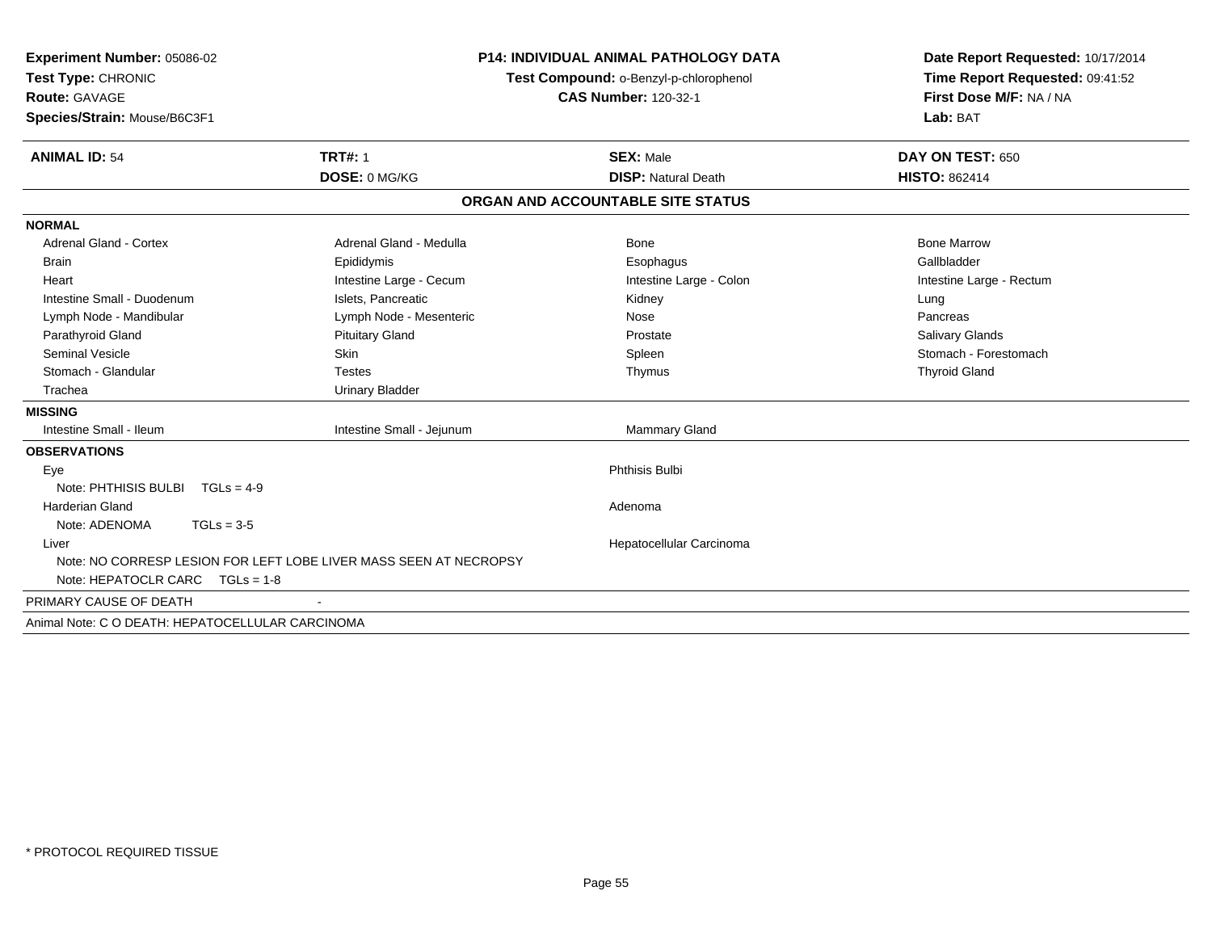**Experiment Number:** 05086-02
**Test Type:** CHRONIC
**Route:** GAVAGE
**Species/Strain:** Mouse/B6C3F1

**P14: INDIVIDUAL ANIMAL PATHOLOGY DATA**
**Test Compound:** o-Benzyl-p-chlorophenol
**CAS Number:** 120-32-1

**Date Report Requested:** 10/17/2014
**Time Report Requested:** 09:41:52
**First Dose M/F:** NA / NA
**Lab:** BAT

| **ANIMAL ID:** 54 | **TRT#:** 1 | **SEX:** Male | **DAY ON TEST:** 650 |
|---|---|---|---|
| | **DOSE:** 0 MG/KG | **DISP:** Natural Death | **HISTO:** 862414 |

## ORGAN AND ACCOUNTABLE SITE STATUS

**NORMAL**

| | | | |
|---|---|---|---|
| Adrenal Gland - Cortex | Adrenal Gland - Medulla | Bone | Bone Marrow |
| Brain | Epididymis | Esophagus | Gallbladder |
| Heart | Intestine Large - Cecum | Intestine Large - Colon | Intestine Large - Rectum |
| Intestine Small - Duodenum | Islets, Pancreatic | Kidney | Lung |
| Lymph Node - Mandibular | Lymph Node - Mesenteric | Nose | Pancreas |
| Parathyroid Gland | Pituitary Gland | Prostate | Salivary Glands |
| Seminal Vesicle | Skin | Spleen | Stomach - Forestomach |
| Stomach - Glandular | Testes | Thymus | Thyroid Gland |
| Trachea | Urinary Bladder | | |

**MISSING**

| | | |
|---|---|---|
| Intestine Small - Ileum | Intestine Small - Jejunum | Mammary Gland |

**OBSERVATIONS**

| | |
|---|---|
| Eye | Phthisis Bulbi |
| Note: PHTHISIS BULBI TGLs = 4-9 | |
| Harderian Gland | Adenoma |
| Note: ADENOMA TGLs = 3-5 | |
| Liver | Hepatocellular Carcinoma |
| Note: NO CORRESP LESION FOR LEFT LOBE LIVER MASS SEEN AT NECROPSY | |
| Note: HEPATOCLR CARC TGLs = 1-8 | |

PRIMARY CAUSE OF DEATH -

Animal Note: C O DEATH: HEPATOCELLULAR CARCINOMA

* PROTOCOL REQUIRED TISSUE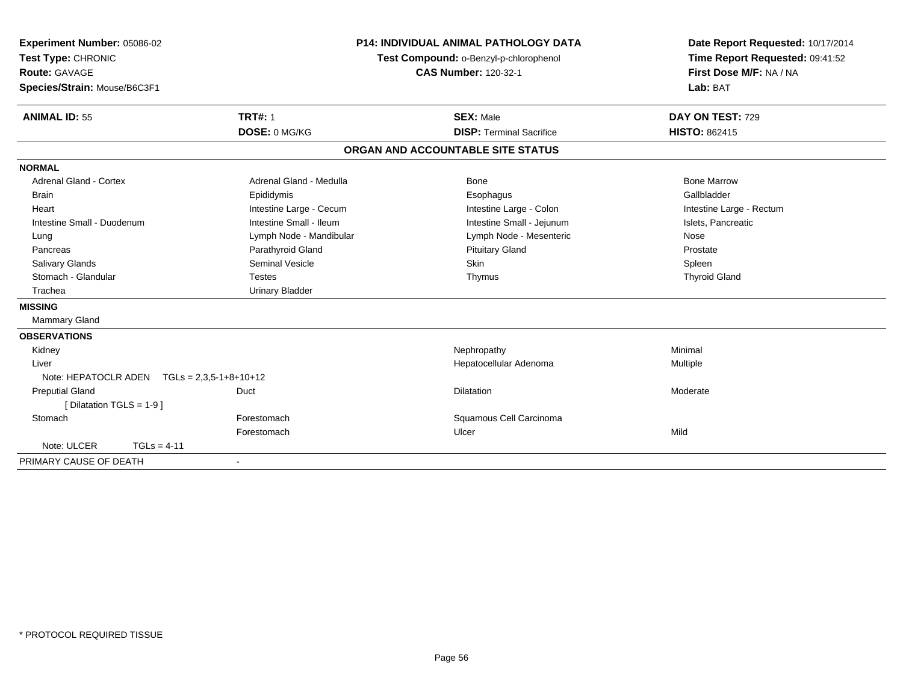**Experiment Number:** 05086-02
**Test Type:** CHRONIC
**Route:** GAVAGE
**Species/Strain:** Mouse/B6C3F1

**P14: INDIVIDUAL ANIMAL PATHOLOGY DATA**
**Test Compound:** o-Benzyl-p-chlorophenol
**CAS Number:** 120-32-1

**Date Report Requested:** 10/17/2014
**Time Report Requested:** 09:41:52
**First Dose M/F:** NA / NA
**Lab:** BAT

| **ANIMAL ID:** 55 | **TRT#:** 1 | **SEX:** Male | **DAY ON TEST:** 729 |
|---|---|---|---|
| | **DOSE:** 0 MG/KG | **DISP:** Terminal Sacrifice | **HISTO:** 862415 |

## ORGAN AND ACCOUNTABLE SITE STATUS

**NORMAL**

| | | | |
|---|---|---|---|
| Adrenal Gland - Cortex | Adrenal Gland - Medulla | Bone | Bone Marrow |
| Brain | Epididymis | Esophagus | Gallbladder |
| Heart | Intestine Large - Cecum | Intestine Large - Colon | Intestine Large - Rectum |
| Intestine Small - Duodenum | Intestine Small - Ileum | Intestine Small - Jejunum | Islets, Pancreatic |
| Lung | Lymph Node - Mandibular | Lymph Node - Mesenteric | Nose |
| Pancreas | Parathyroid Gland | Pituitary Gland | Prostate |
| Salivary Glands | Seminal Vesicle | Skin | Spleen |
| Stomach - Glandular | Testes | Thymus | Thyroid Gland |
| Trachea | Urinary Bladder | | |

**MISSING**

Mammary Gland

**OBSERVATIONS**

| | | | |
|---|---|---|---|
| Kidney | | Nephropathy | Minimal |
| Liver | | Hepatocellular Adenoma | Multiple |
| Note: HEPATOCLR ADEN TGLs = 2,3,5-1+8+10+12 | | | |
| Preputial Gland | Duct | Dilatation | Moderate |
| [ Dilatation TGLS = 1-9 ] | | | |
| Stomach | Forestomach | Squamous Cell Carcinoma | |
| | Forestomach | Ulcer | Mild |
| Note: ULCER TGLs = 4-11 | | | |

PRIMARY CAUSE OF DEATH -

\* PROTOCOL REQUIRED TISSUE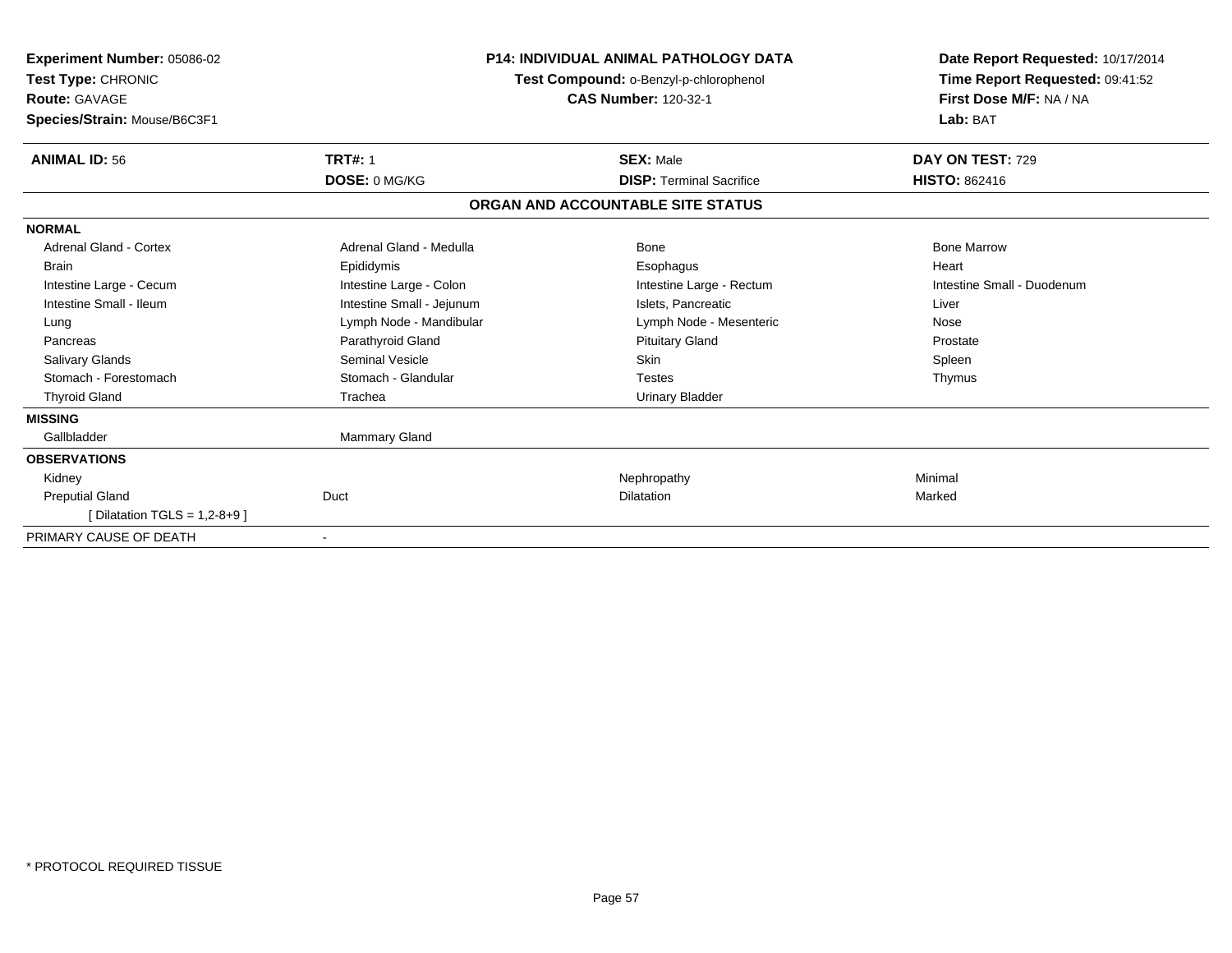**Experiment Number:** 05086-02
**Test Type:** CHRONIC
**Route:** GAVAGE
**Species/Strain:** Mouse/B6C3F1

**P14: INDIVIDUAL ANIMAL PATHOLOGY DATA**
**Test Compound:** o-Benzyl-p-chlorophenol
**CAS Number:** 120-32-1

**Date Report Requested:** 10/17/2014
**Time Report Requested:** 09:41:52
**First Dose M/F:** NA / NA
**Lab:** BAT

| **ANIMAL ID:** 56 | **TRT#:** 1 | **SEX:** Male | **DAY ON TEST:** 729 |
|---|---|---|---|
| | **DOSE:** 0 MG/KG | **DISP:** Terminal Sacrifice | **HISTO:** 862416 |

## ORGAN AND ACCOUNTABLE SITE STATUS

| | | | |
|---|---|---|---|
| **NORMAL** | | | |
| Adrenal Gland - Cortex | Adrenal Gland - Medulla | Bone | Bone Marrow |
| Brain | Epididymis | Esophagus | Heart |
| Intestine Large - Cecum | Intestine Large - Colon | Intestine Large - Rectum | Intestine Small - Duodenum |
| Intestine Small - Ileum | Intestine Small - Jejunum | Islets, Pancreatic | Liver |
| Lung | Lymph Node - Mandibular | Lymph Node - Mesenteric | Nose |
| Pancreas | Parathyroid Gland | Pituitary Gland | Prostate |
| Salivary Glands | Seminal Vesicle | Skin | Spleen |
| Stomach - Forestomach | Stomach - Glandular | Testes | Thymus |
| Thyroid Gland | Trachea | Urinary Bladder | |
| **MISSING** | | | |
| Gallbladder | Mammary Gland | | |
| **OBSERVATIONS** | | | |
| Kidney | | Nephropathy | Minimal |
| Preputial Gland | Duct | Dilatation | Marked |
| [ Dilatation TGLS = 1,2-8+9 ] | | | |
| PRIMARY CAUSE OF DEATH | - | | |

\* PROTOCOL REQUIRED TISSUE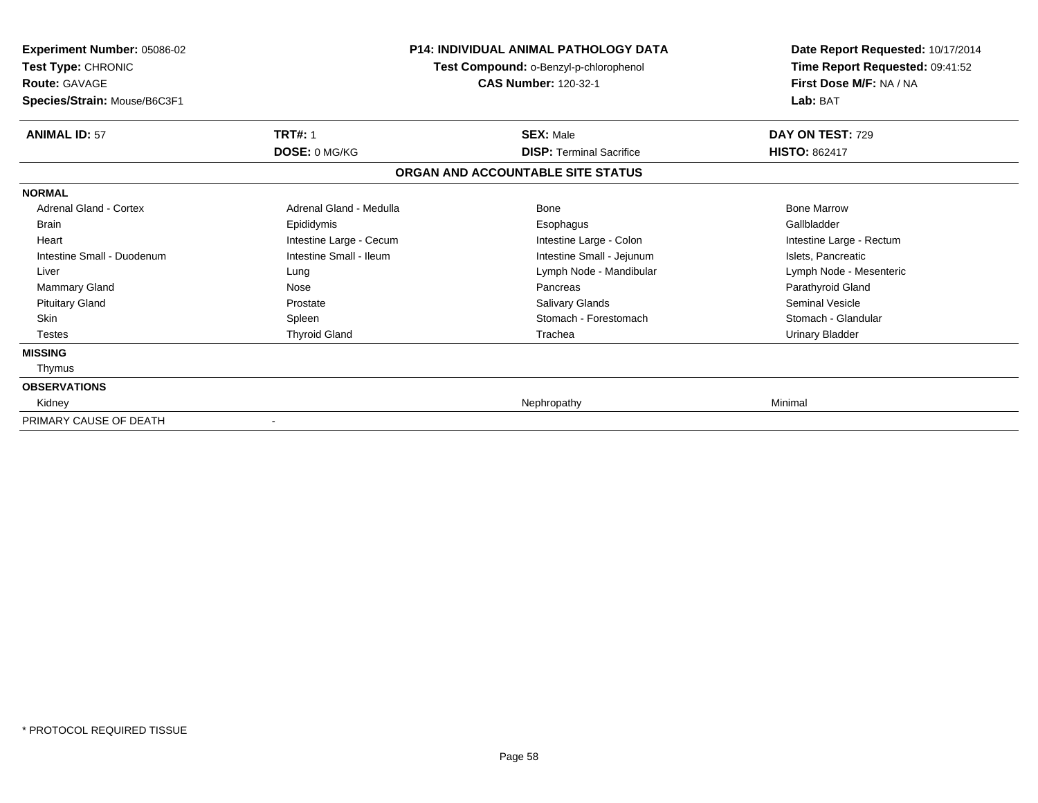**Experiment Number:** 05086-02
**Test Type:** CHRONIC
**Route:** GAVAGE
**Species/Strain:** Mouse/B6C3F1

**P14: INDIVIDUAL ANIMAL PATHOLOGY DATA**
**Test Compound:** o-Benzyl-p-chlorophenol
**CAS Number:** 120-32-1

**Date Report Requested:** 10/17/2014
**Time Report Requested:** 09:41:52
**First Dose M/F:** NA / NA
**Lab:** BAT

| **ANIMAL ID:** 57 | **TRT#:** 1 | **SEX:** Male | **DAY ON TEST:** 729 |
|---|---|---|---|
| | **DOSE:** 0 MG/KG | **DISP:** Terminal Sacrifice | **HISTO:** 862417 |

**ORGAN AND ACCOUNTABLE SITE STATUS**

| | | | |
|---|---|---|---|
| **NORMAL** | | | |
| Adrenal Gland - Cortex | Adrenal Gland - Medulla | Bone | Bone Marrow |
| Brain | Epididymis | Esophagus | Gallbladder |
| Heart | Intestine Large - Cecum | Intestine Large - Colon | Intestine Large - Rectum |
| Intestine Small - Duodenum | Intestine Small - Ileum | Intestine Small - Jejunum | Islets, Pancreatic |
| Liver | Lung | Lymph Node - Mandibular | Lymph Node - Mesenteric |
| Mammary Gland | Nose | Pancreas | Parathyroid Gland |
| Pituitary Gland | Prostate | Salivary Glands | Seminal Vesicle |
| Skin | Spleen | Stomach - Forestomach | Stomach - Glandular |
| Testes | Thyroid Gland | Trachea | Urinary Bladder |
| **MISSING** | | | |
| Thymus | | | |
| **OBSERVATIONS** | | | |
| Kidney | | Nephropathy | Minimal |
| PRIMARY CAUSE OF DEATH | - | | |

* PROTOCOL REQUIRED TISSUE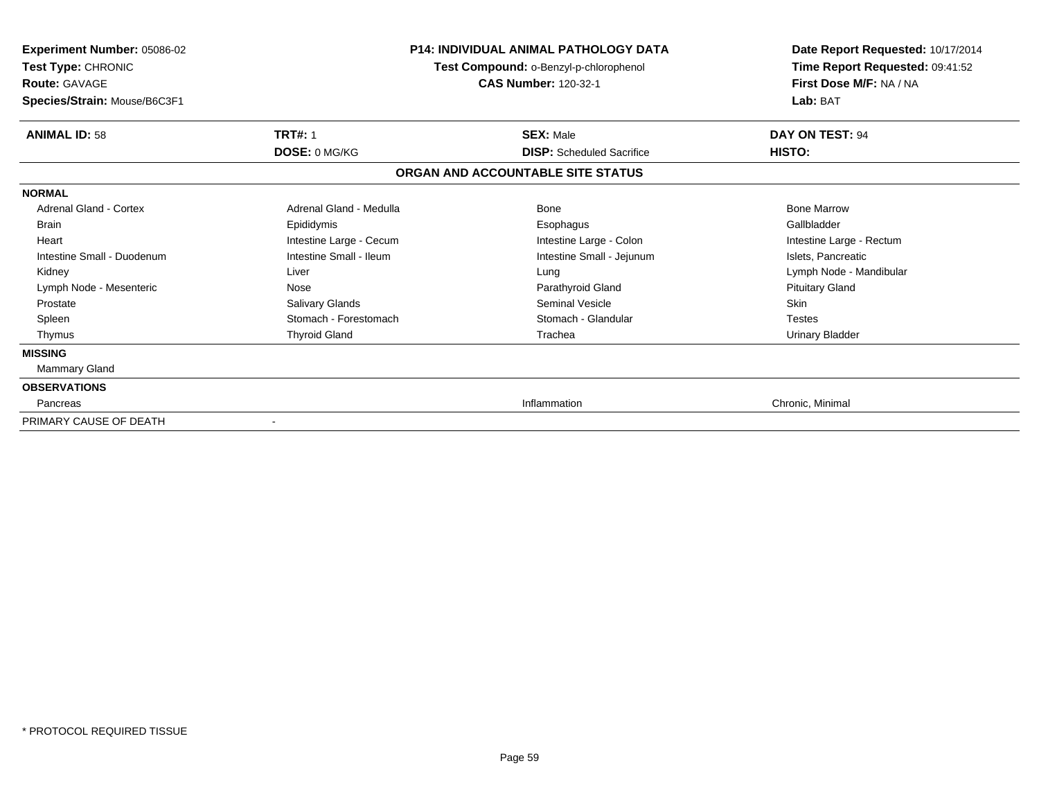**Experiment Number:** 05086-02
**Test Type:** CHRONIC
**Route:** GAVAGE
**Species/Strain:** Mouse/B6C3F1

**P14: INDIVIDUAL ANIMAL PATHOLOGY DATA**
**Test Compound:** o-Benzyl-p-chlorophenol
**CAS Number:** 120-32-1

**Date Report Requested:** 10/17/2014
**Time Report Requested:** 09:41:52
**First Dose M/F:** NA / NA
**Lab:** BAT

| **ANIMAL ID:** 58 | **TRT#:** 1 | **SEX:** Male | **DAY ON TEST:** 94 |
|---|---|---|---|
| | **DOSE:** 0 MG/KG | **DISP:** Scheduled Sacrifice | **HISTO:** |

**ORGAN AND ACCOUNTABLE SITE STATUS**

| | | | |
|---|---|---|---|
| **NORMAL** | | | |
| Adrenal Gland - Cortex | Adrenal Gland - Medulla | Bone | Bone Marrow |
| Brain | Epididymis | Esophagus | Gallbladder |
| Heart | Intestine Large - Cecum | Intestine Large - Colon | Intestine Large - Rectum |
| Intestine Small - Duodenum | Intestine Small - Ileum | Intestine Small - Jejunum | Islets, Pancreatic |
| Kidney | Liver | Lung | Lymph Node - Mandibular |
| Lymph Node - Mesenteric | Nose | Parathyroid Gland | Pituitary Gland |
| Prostate | Salivary Glands | Seminal Vesicle | Skin |
| Spleen | Stomach - Forestomach | Stomach - Glandular | Testes |
| Thymus | Thyroid Gland | Trachea | Urinary Bladder |
| **MISSING** | | | |
| Mammary Gland | | | |
| **OBSERVATIONS** | | | |
| Pancreas | | Inflammation | Chronic, Minimal |
| PRIMARY CAUSE OF DEATH | - | | |

\* PROTOCOL REQUIRED TISSUE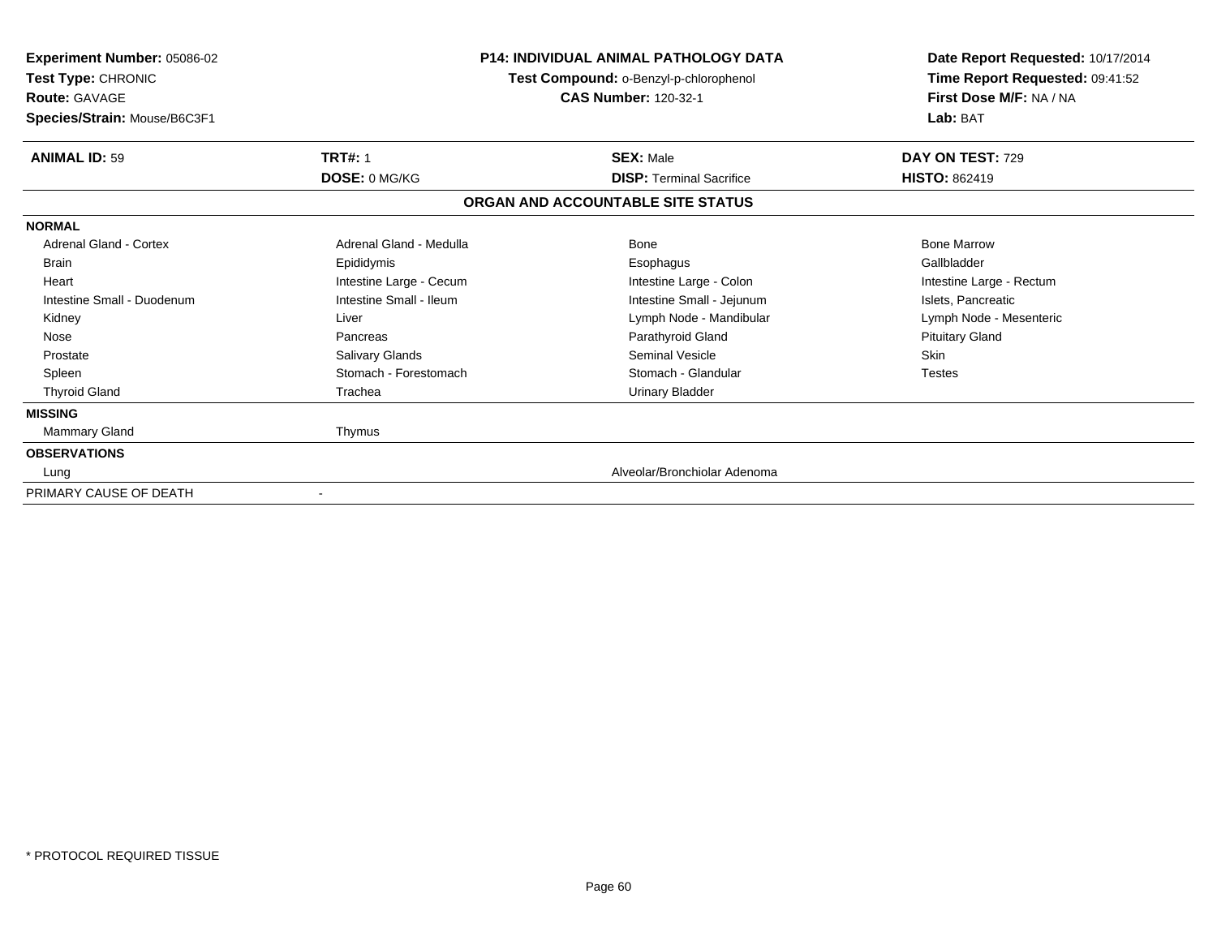**Experiment Number:** 05086-02
**Test Type:** CHRONIC
**Route:** GAVAGE
**Species/Strain:** Mouse/B6C3F1

**P14: INDIVIDUAL ANIMAL PATHOLOGY DATA**
**Test Compound:** o-Benzyl-p-chlorophenol
**CAS Number:** 120-32-1

**Date Report Requested:** 10/17/2014
**Time Report Requested:** 09:41:52
**First Dose M/F:** NA / NA
**Lab:** BAT

| **ANIMAL ID:** 59 | **TRT#:** 1 | **SEX:** Male | **DAY ON TEST:** 729 |
|---|---|---|---|
| | **DOSE:** 0 MG/KG | **DISP:** Terminal Sacrifice | **HISTO:** 862419 |

**ORGAN AND ACCOUNTABLE SITE STATUS**

| | | | |
|---|---|---|---|
| **NORMAL** | | | |
| Adrenal Gland - Cortex | Adrenal Gland - Medulla | Bone | Bone Marrow |
| Brain | Epididymis | Esophagus | Gallbladder |
| Heart | Intestine Large - Cecum | Intestine Large - Colon | Intestine Large - Rectum |
| Intestine Small - Duodenum | Intestine Small - Ileum | Intestine Small - Jejunum | Islets, Pancreatic |
| Kidney | Liver | Lymph Node - Mandibular | Lymph Node - Mesenteric |
| Nose | Pancreas | Parathyroid Gland | Pituitary Gland |
| Prostate | Salivary Glands | Seminal Vesicle | Skin |
| Spleen | Stomach - Forestomach | Stomach - Glandular | Testes |
| Thyroid Gland | Trachea | Urinary Bladder | |
| **MISSING** | | | |
| Mammary Gland | Thymus | | |
| **OBSERVATIONS** | | | |
| Lung | | Alveolar/Bronchiolar Adenoma | |
| PRIMARY CAUSE OF DEATH | - | | |

* PROTOCOL REQUIRED TISSUE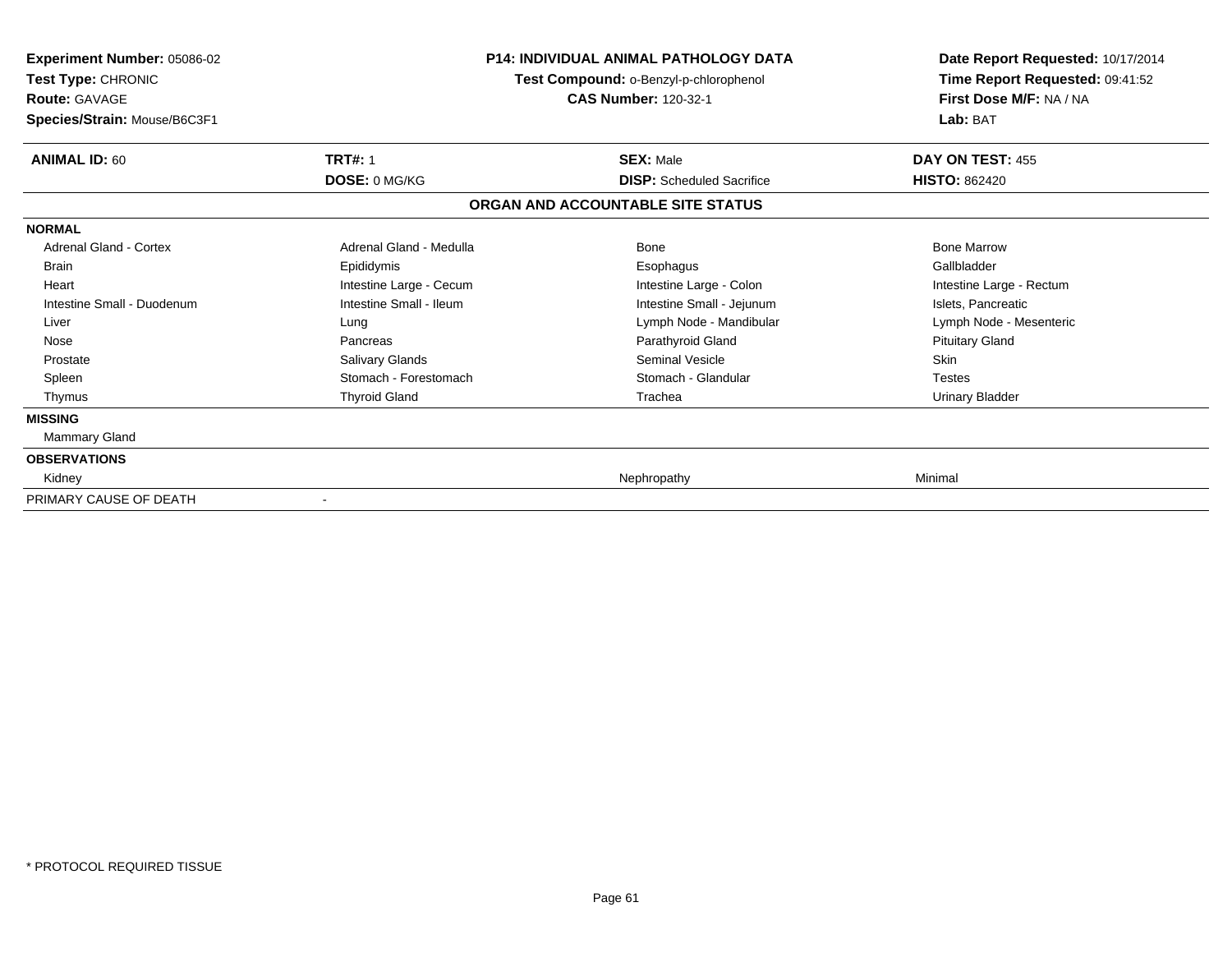**Experiment Number:** 05086-02
**Test Type:** CHRONIC
**Route:** GAVAGE
**Species/Strain:** Mouse/B6C3F1

**P14: INDIVIDUAL ANIMAL PATHOLOGY DATA**
**Test Compound:** o-Benzyl-p-chlorophenol
**CAS Number:** 120-32-1

**Date Report Requested:** 10/17/2014
**Time Report Requested:** 09:41:52
**First Dose M/F:** NA / NA
**Lab:** BAT

| **ANIMAL ID:** 60 | **TRT#:** 1 | **SEX:** Male | **DAY ON TEST:** 455 |
|---|---|---|---|
| | **DOSE:** 0 MG/KG | **DISP:** Scheduled Sacrifice | **HISTO:** 862420 |

**ORGAN AND ACCOUNTABLE SITE STATUS**

| | | | |
|---|---|---|---|
| **NORMAL** | | | |
| Adrenal Gland - Cortex | Adrenal Gland - Medulla | Bone | Bone Marrow |
| Brain | Epididymis | Esophagus | Gallbladder |
| Heart | Intestine Large - Cecum | Intestine Large - Colon | Intestine Large - Rectum |
| Intestine Small - Duodenum | Intestine Small - Ileum | Intestine Small - Jejunum | Islets, Pancreatic |
| Liver | Lung | Lymph Node - Mandibular | Lymph Node - Mesenteric |
| Nose | Pancreas | Parathyroid Gland | Pituitary Gland |
| Prostate | Salivary Glands | Seminal Vesicle | Skin |
| Spleen | Stomach - Forestomach | Stomach - Glandular | Testes |
| Thymus | Thyroid Gland | Trachea | Urinary Bladder |
| **MISSING** | | | |
| Mammary Gland | | | |
| **OBSERVATIONS** | | | |
| Kidney | | Nephropathy | Minimal |
| PRIMARY CAUSE OF DEATH | - | | |

* PROTOCOL REQUIRED TISSUE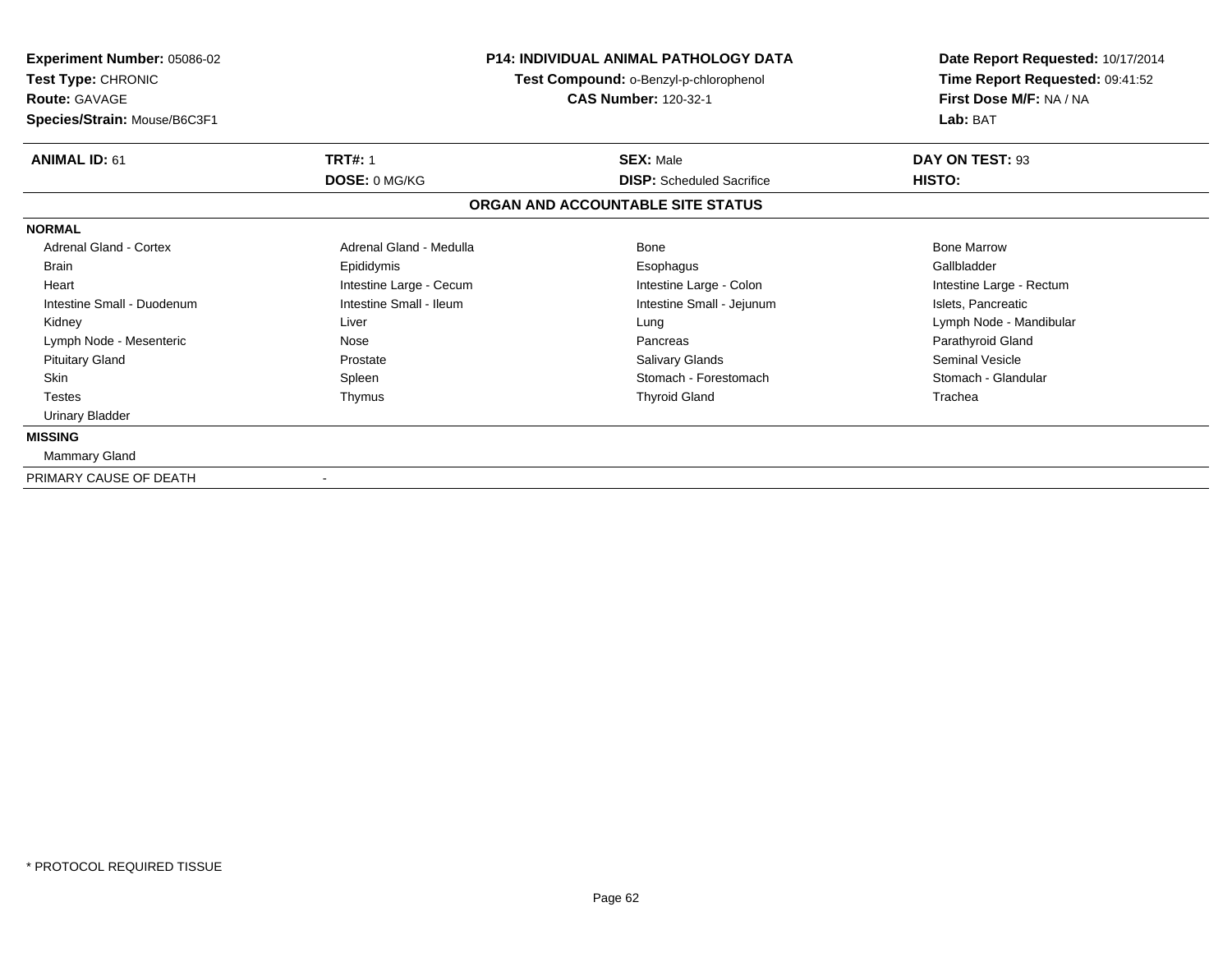**Experiment Number:** 05086-02
**Test Type:** CHRONIC
**Route:** GAVAGE
**Species/Strain:** Mouse/B6C3F1

**P14: INDIVIDUAL ANIMAL PATHOLOGY DATA**
**Test Compound:** o-Benzyl-p-chlorophenol
**CAS Number:** 120-32-1

**Date Report Requested:** 10/17/2014
**Time Report Requested:** 09:41:52
**First Dose M/F:** NA / NA
**Lab:** BAT

| **ANIMAL ID:** 61 | **TRT#:** 1 | **SEX:** Male | **DAY ON TEST:** 93 |
|---|---|---|---|
| | **DOSE:** 0 MG/KG | **DISP:** Scheduled Sacrifice | **HISTO:** |

**ORGAN AND ACCOUNTABLE SITE STATUS**

**NORMAL**

| | | | |
|---|---|---|---|
| Adrenal Gland - Cortex | Adrenal Gland - Medulla | Bone | Bone Marrow |
| Brain | Epididymis | Esophagus | Gallbladder |
| Heart | Intestine Large - Cecum | Intestine Large - Colon | Intestine Large - Rectum |
| Intestine Small - Duodenum | Intestine Small - Ileum | Intestine Small - Jejunum | Islets, Pancreatic |
| Kidney | Liver | Lung | Lymph Node - Mandibular |
| Lymph Node - Mesenteric | Nose | Pancreas | Parathyroid Gland |
| Pituitary Gland | Prostate | Salivary Glands | Seminal Vesicle |
| Skin | Spleen | Stomach - Forestomach | Stomach - Glandular |
| Testes | Thymus | Thyroid Gland | Trachea |
| Urinary Bladder | | | |

**MISSING**

Mammary Gland

PRIMARY CAUSE OF DEATH -

\* PROTOCOL REQUIRED TISSUE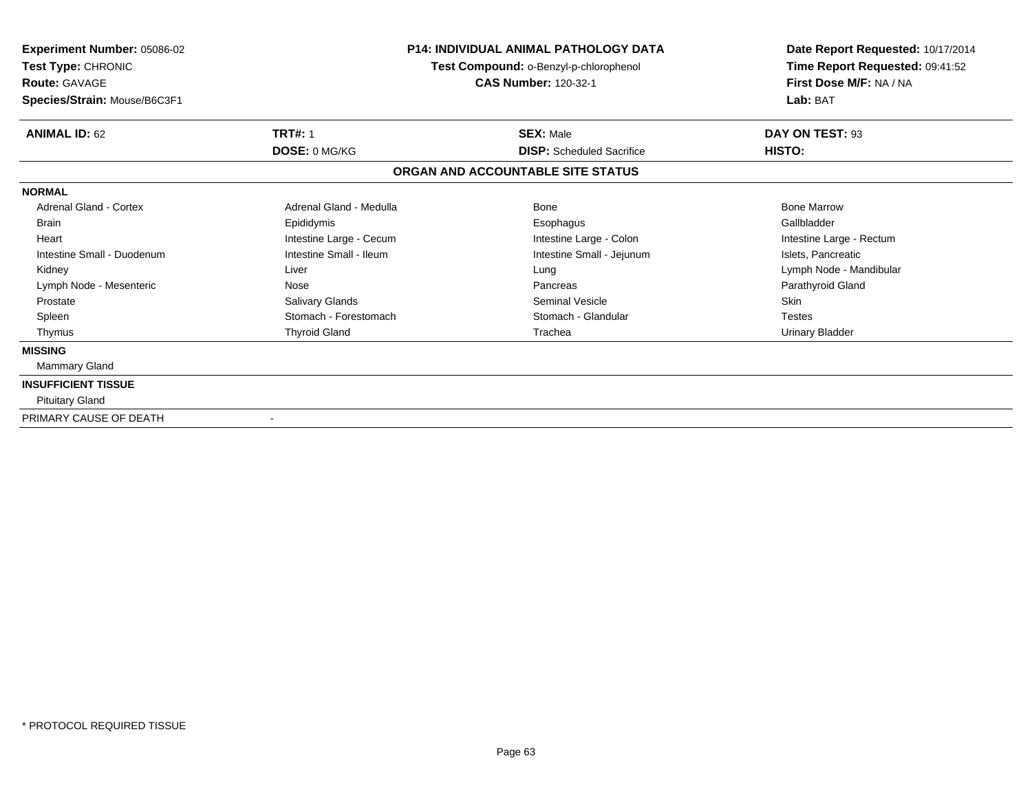**Experiment Number:** 05086-02
**Test Type:** CHRONIC
**Route:** GAVAGE
**Species/Strain:** Mouse/B6C3F1

**P14: INDIVIDUAL ANIMAL PATHOLOGY DATA**
**Test Compound:** o-Benzyl-p-chlorophenol
**CAS Number:** 120-32-1

**Date Report Requested:** 10/17/2014
**Time Report Requested:** 09:41:52
**First Dose M/F:** NA / NA
**Lab:** BAT

| **ANIMAL ID:** 62 | **TRT#:** 1 | **SEX:** Male | **DAY ON TEST:** 93 |
|---|---|---|---|
| | **DOSE:** 0 MG/KG | **DISP:** Scheduled Sacrifice | **HISTO:** |

## ORGAN AND ACCOUNTABLE SITE STATUS

**NORMAL**

| | | | |
|---|---|---|---|
| Adrenal Gland - Cortex | Adrenal Gland - Medulla | Bone | Bone Marrow |
| Brain | Epididymis | Esophagus | Gallbladder |
| Heart | Intestine Large - Cecum | Intestine Large - Colon | Intestine Large - Rectum |
| Intestine Small - Duodenum | Intestine Small - Ileum | Intestine Small - Jejunum | Islets, Pancreatic |
| Kidney | Liver | Lung | Lymph Node - Mandibular |
| Lymph Node - Mesenteric | Nose | Pancreas | Parathyroid Gland |
| Prostate | Salivary Glands | Seminal Vesicle | Skin |
| Spleen | Stomach - Forestomach | Stomach - Glandular | Testes |
| Thymus | Thyroid Gland | Trachea | Urinary Bladder |

**MISSING**

Mammary Gland

**INSUFFICIENT TISSUE**

Pituitary Gland

PRIMARY CAUSE OF DEATH -

* PROTOCOL REQUIRED TISSUE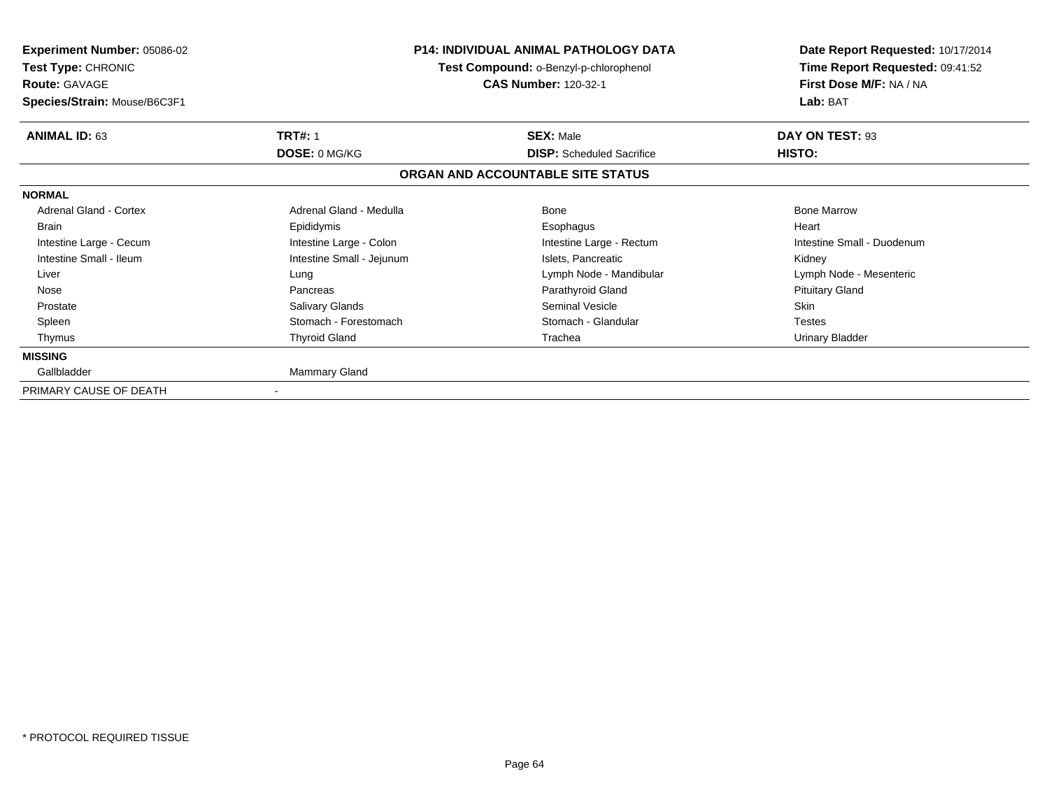**Experiment Number:** 05086-02
**Test Type:** CHRONIC
**Route:** GAVAGE
**Species/Strain:** Mouse/B6C3F1

**P14: INDIVIDUAL ANIMAL PATHOLOGY DATA**
**Test Compound:** o-Benzyl-p-chlorophenol
**CAS Number:** 120-32-1

**Date Report Requested:** 10/17/2014
**Time Report Requested:** 09:41:52
**First Dose M/F:** NA / NA
**Lab:** BAT

| **ANIMAL ID:** 63 | **TRT#:** 1 | **SEX:** Male | **DAY ON TEST:** 93 |
|---|---|---|---|
| | **DOSE:** 0 MG/KG | **DISP:** Scheduled Sacrifice | **HISTO:** |

**ORGAN AND ACCOUNTABLE SITE STATUS**

| | | | |
|---|---|---|---|
| **NORMAL** | | | |
| Adrenal Gland - Cortex | Adrenal Gland - Medulla | Bone | Bone Marrow |
| Brain | Epididymis | Esophagus | Heart |
| Intestine Large - Cecum | Intestine Large - Colon | Intestine Large - Rectum | Intestine Small - Duodenum |
| Intestine Small - Ileum | Intestine Small - Jejunum | Islets, Pancreatic | Kidney |
| Liver | Lung | Lymph Node - Mandibular | Lymph Node - Mesenteric |
| Nose | Pancreas | Parathyroid Gland | Pituitary Gland |
| Prostate | Salivary Glands | Seminal Vesicle | Skin |
| Spleen | Stomach - Forestomach | Stomach - Glandular | Testes |
| Thymus | Thyroid Gland | Trachea | Urinary Bladder |
| **MISSING** | | | |
| Gallbladder | Mammary Gland | | |
| PRIMARY CAUSE OF DEATH | - | | |

* PROTOCOL REQUIRED TISSUE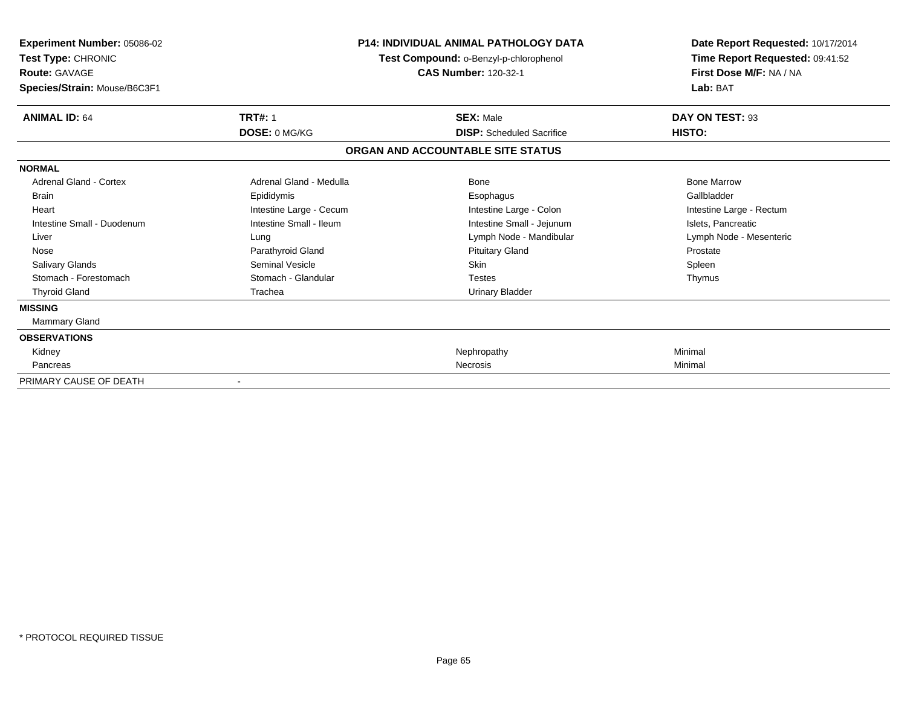**Experiment Number:** 05086-02
**Test Type:** CHRONIC
**Route:** GAVAGE
**Species/Strain:** Mouse/B6C3F1

**P14: INDIVIDUAL ANIMAL PATHOLOGY DATA**
**Test Compound:** o-Benzyl-p-chlorophenol
**CAS Number:** 120-32-1

**Date Report Requested:** 10/17/2014
**Time Report Requested:** 09:41:52
**First Dose M/F:** NA / NA
**Lab:** BAT

| **ANIMAL ID:** 64 | **TRT#:** 1 | **SEX:** Male | **DAY ON TEST:** 93 |
|---|---|---|---|
| | **DOSE:** 0 MG/KG | **DISP:** Scheduled Sacrifice | **HISTO:** |

## ORGAN AND ACCOUNTABLE SITE STATUS

| | | | |
|---|---|---|---|
| **NORMAL** | | | |
| Adrenal Gland - Cortex | Adrenal Gland - Medulla | Bone | Bone Marrow |
| Brain | Epididymis | Esophagus | Gallbladder |
| Heart | Intestine Large - Cecum | Intestine Large - Colon | Intestine Large - Rectum |
| Intestine Small - Duodenum | Intestine Small - Ileum | Intestine Small - Jejunum | Islets, Pancreatic |
| Liver | Lung | Lymph Node - Mandibular | Lymph Node - Mesenteric |
| Nose | Parathyroid Gland | Pituitary Gland | Prostate |
| Salivary Glands | Seminal Vesicle | Skin | Spleen |
| Stomach - Forestomach | Stomach - Glandular | Testes | Thymus |
| Thyroid Gland | Trachea | Urinary Bladder | |
| **MISSING** | | | |
| Mammary Gland | | | |
| **OBSERVATIONS** | | | |
| Kidney | | Nephropathy | Minimal |
| Pancreas | | Necrosis | Minimal |
| PRIMARY CAUSE OF DEATH | - | | |

\* PROTOCOL REQUIRED TISSUE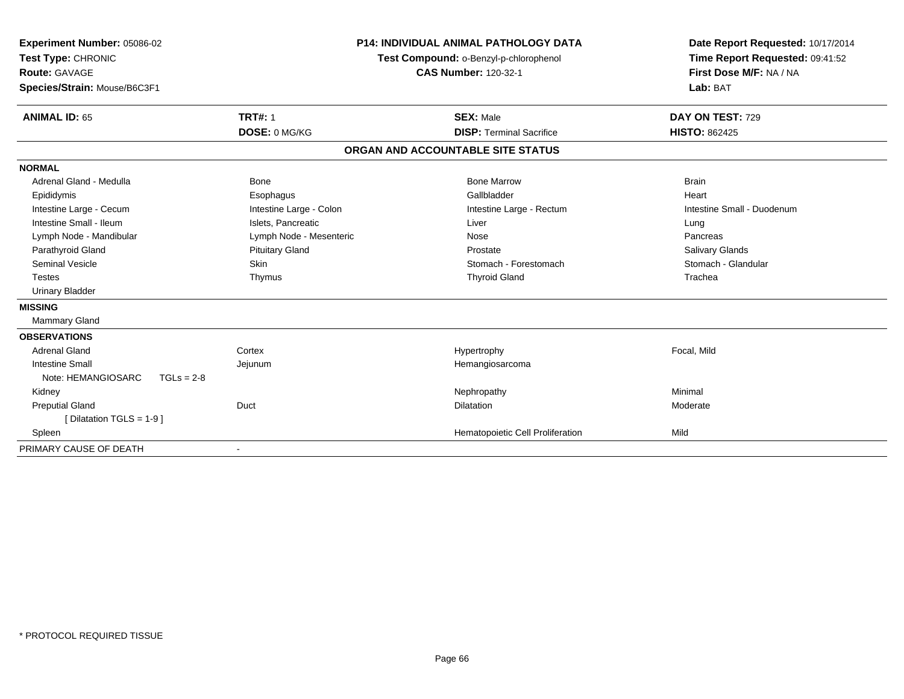**Experiment Number:** 05086-02
**Test Type:** CHRONIC
**Route:** GAVAGE
**Species/Strain:** Mouse/B6C3F1

**P14: INDIVIDUAL ANIMAL PATHOLOGY DATA**
**Test Compound:** o-Benzyl-p-chlorophenol
**CAS Number:** 120-32-1

**Date Report Requested:** 10/17/2014
**Time Report Requested:** 09:41:52
**First Dose M/F:** NA / NA
**Lab:** BAT

| **ANIMAL ID:** 65 | **TRT#:** 1 | **SEX:** Male | **DAY ON TEST:** 729 |
|---|---|---|---|
| | **DOSE:** 0 MG/KG | **DISP:** Terminal Sacrifice | **HISTO:** 862425 |

## ORGAN AND ACCOUNTABLE SITE STATUS

**NORMAL**

| | | | |
|---|---|---|---|
| Adrenal Gland - Medulla | Bone | Bone Marrow | Brain |
| Epididymis | Esophagus | Gallbladder | Heart |
| Intestine Large - Cecum | Intestine Large - Colon | Intestine Large - Rectum | Intestine Small - Duodenum |
| Intestine Small - Ileum | Islets, Pancreatic | Liver | Lung |
| Lymph Node - Mandibular | Lymph Node - Mesenteric | Nose | Pancreas |
| Parathyroid Gland | Pituitary Gland | Prostate | Salivary Glands |
| Seminal Vesicle | Skin | Stomach - Forestomach | Stomach - Glandular |
| Testes | Thymus | Thyroid Gland | Trachea |
| Urinary Bladder | | | |

**MISSING**

Mammary Gland

**OBSERVATIONS**

| | | | |
|---|---|---|---|
| Adrenal Gland | Cortex | Hypertrophy | Focal, Mild |
| Intestine Small | Jejunum | Hemangiosarcoma | |
| Note: HEMANGIOSARC TGLs = 2-8 | | | |
| Kidney | | Nephropathy | Minimal |
| Preputial Gland | Duct | Dilatation | Moderate |
| [ Dilatation TGLS = 1-9 ] | | | |
| Spleen | | Hematopoietic Cell Proliferation | Mild |

PRIMARY CAUSE OF DEATH -

* PROTOCOL REQUIRED TISSUE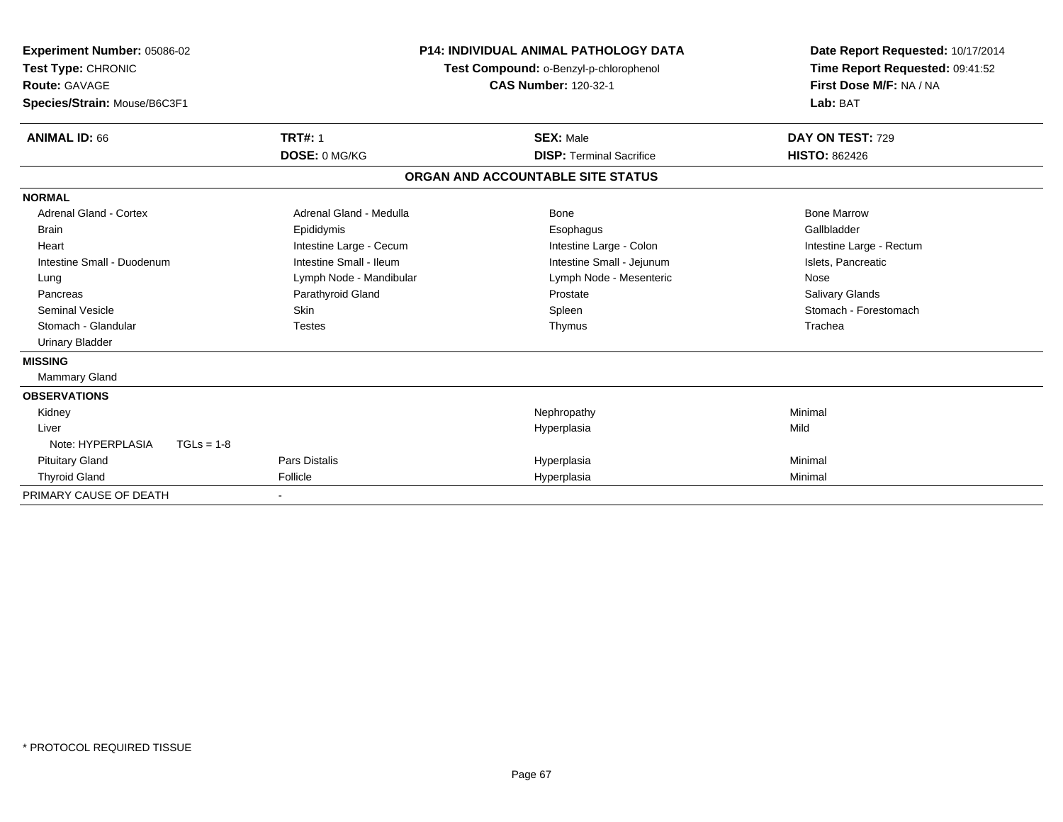**Experiment Number:** 05086-02
**Test Type:** CHRONIC
**Route:** GAVAGE
**Species/Strain:** Mouse/B6C3F1

**P14: INDIVIDUAL ANIMAL PATHOLOGY DATA**
**Test Compound:** o-Benzyl-p-chlorophenol
**CAS Number:** 120-32-1

**Date Report Requested:** 10/17/2014
**Time Report Requested:** 09:41:52
**First Dose M/F:** NA / NA
**Lab:** BAT

| **ANIMAL ID:** 66 | **TRT#:** 1 | **SEX:** Male | **DAY ON TEST:** 729 |
|---|---|---|---|
| | **DOSE:** 0 MG/KG | **DISP:** Terminal Sacrifice | **HISTO:** 862426 |

## ORGAN AND ACCOUNTABLE SITE STATUS

| | | | |
|---|---|---|---|
| **NORMAL** | | | |
| Adrenal Gland - Cortex | Adrenal Gland - Medulla | Bone | Bone Marrow |
| Brain | Epididymis | Esophagus | Gallbladder |
| Heart | Intestine Large - Cecum | Intestine Large - Colon | Intestine Large - Rectum |
| Intestine Small - Duodenum | Intestine Small - Ileum | Intestine Small - Jejunum | Islets, Pancreatic |
| Lung | Lymph Node - Mandibular | Lymph Node - Mesenteric | Nose |
| Pancreas | Parathyroid Gland | Prostate | Salivary Glands |
| Seminal Vesicle | Skin | Spleen | Stomach - Forestomach |
| Stomach - Glandular | Testes | Thymus | Trachea |
| Urinary Bladder | | | |
| **MISSING** | | | |
| Mammary Gland | | | |
| **OBSERVATIONS** | | | |
| Kidney | | Nephropathy | Minimal |
| Liver | | Hyperplasia | Mild |
| Note: HYPERPLASIA TGLs = 1-8 | | | |
| Pituitary Gland | Pars Distalis | Hyperplasia | Minimal |
| Thyroid Gland | Follicle | Hyperplasia | Minimal |
| PRIMARY CAUSE OF DEATH | - | | |

\* PROTOCOL REQUIRED TISSUE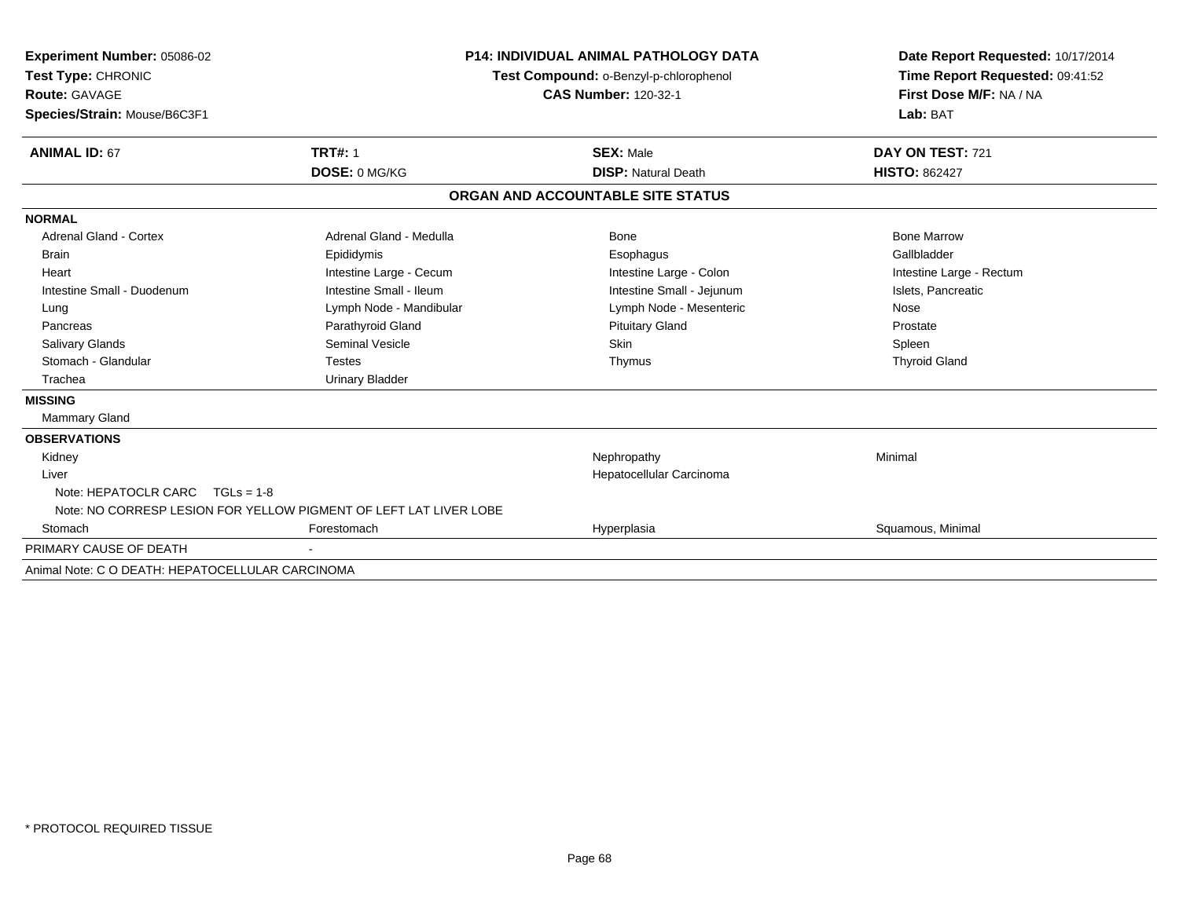**Experiment Number:** 05086-02
**Test Type:** CHRONIC
**Route:** GAVAGE
**Species/Strain:** Mouse/B6C3F1

**P14: INDIVIDUAL ANIMAL PATHOLOGY DATA**
**Test Compound:** o-Benzyl-p-chlorophenol
**CAS Number:** 120-32-1

**Date Report Requested:** 10/17/2014
**Time Report Requested:** 09:41:52
**First Dose M/F:** NA / NA
**Lab:** BAT

| **ANIMAL ID:** 67 | **TRT#:** 1 | **SEX:** Male | **DAY ON TEST:** 721 |
|---|---|---|---|
| | **DOSE:** 0 MG/KG | **DISP:** Natural Death | **HISTO:** 862427 |

## ORGAN AND ACCOUNTABLE SITE STATUS

| | | | |
|---|---|---|---|
| **NORMAL** | | | |
| Adrenal Gland - Cortex | Adrenal Gland - Medulla | Bone | Bone Marrow |
| Brain | Epididymis | Esophagus | Gallbladder |
| Heart | Intestine Large - Cecum | Intestine Large - Colon | Intestine Large - Rectum |
| Intestine Small - Duodenum | Intestine Small - Ileum | Intestine Small - Jejunum | Islets, Pancreatic |
| Lung | Lymph Node - Mandibular | Lymph Node - Mesenteric | Nose |
| Pancreas | Parathyroid Gland | Pituitary Gland | Prostate |
| Salivary Glands | Seminal Vesicle | Skin | Spleen |
| Stomach - Glandular | Testes | Thymus | Thyroid Gland |
| Trachea | Urinary Bladder | | |
| **MISSING** | | | |
| Mammary Gland | | | |
| **OBSERVATIONS** | | | |
| Kidney | | Nephropathy | Minimal |
| Liver | | Hepatocellular Carcinoma | |
| Note: HEPATOCLR CARC TGLs = 1-8 | | | |
| Note: NO CORRESP LESION FOR YELLOW PIGMENT OF LEFT LAT LIVER LOBE | | | |
| Stomach | Forestomach | Hyperplasia | Squamous, Minimal |
| PRIMARY CAUSE OF DEATH | - | | |

Animal Note: C O DEATH: HEPATOCELLULAR CARCINOMA

\* PROTOCOL REQUIRED TISSUE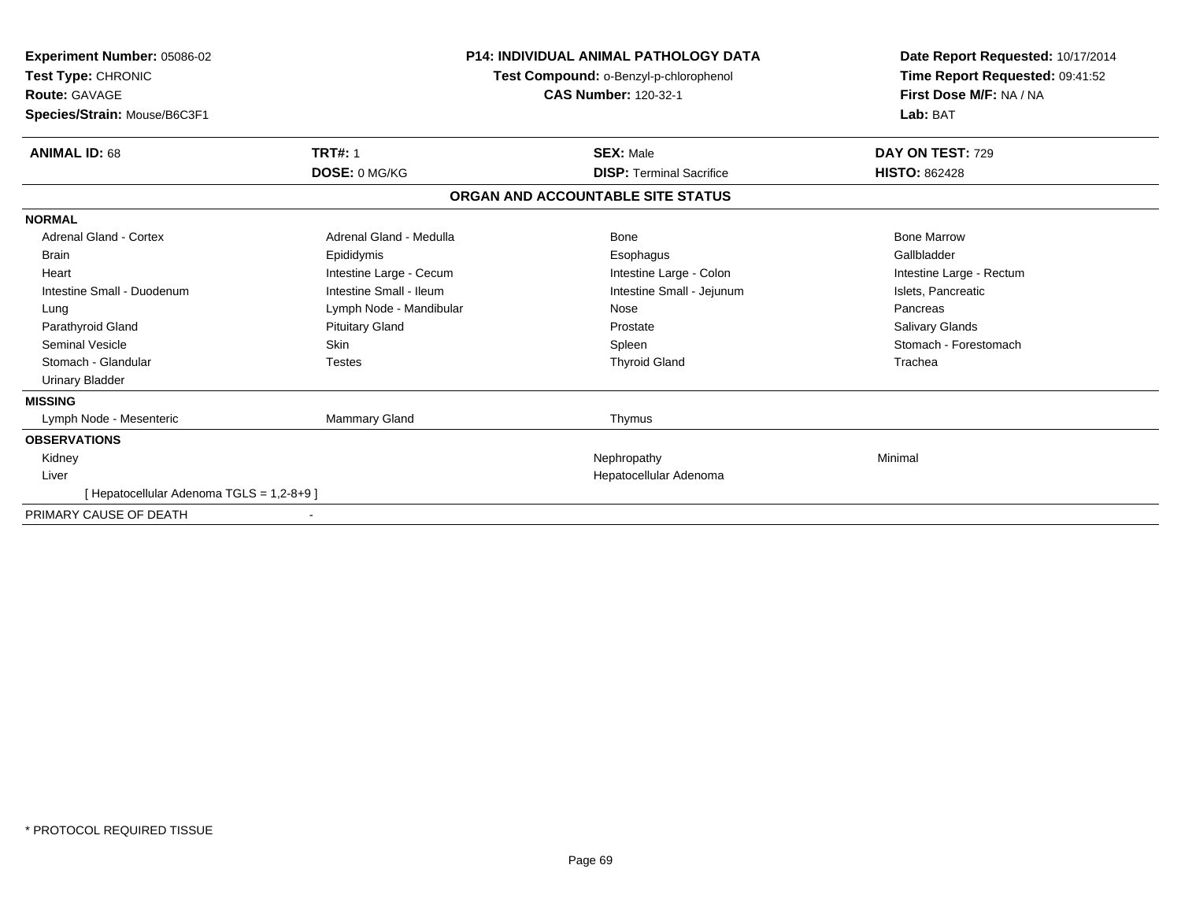**Experiment Number:** 05086-02
**Test Type:** CHRONIC
**Route:** GAVAGE
**Species/Strain:** Mouse/B6C3F1

**P14: INDIVIDUAL ANIMAL PATHOLOGY DATA**
**Test Compound:** o-Benzyl-p-chlorophenol
**CAS Number:** 120-32-1

**Date Report Requested:** 10/17/2014
**Time Report Requested:** 09:41:52
**First Dose M/F:** NA / NA
**Lab:** BAT

| **ANIMAL ID:** 68 | **TRT#:** 1 | **SEX:** Male | **DAY ON TEST:** 729 |
|---|---|---|---|
| | **DOSE:** 0 MG/KG | **DISP:** Terminal Sacrifice | **HISTO:** 862428 |

## ORGAN AND ACCOUNTABLE SITE STATUS

| | | | |
|---|---|---|---|
| **NORMAL** | | | |
| Adrenal Gland - Cortex | Adrenal Gland - Medulla | Bone | Bone Marrow |
| Brain | Epididymis | Esophagus | Gallbladder |
| Heart | Intestine Large - Cecum | Intestine Large - Colon | Intestine Large - Rectum |
| Intestine Small - Duodenum | Intestine Small - Ileum | Intestine Small - Jejunum | Islets, Pancreatic |
| Lung | Lymph Node - Mandibular | Nose | Pancreas |
| Parathyroid Gland | Pituitary Gland | Prostate | Salivary Glands |
| Seminal Vesicle | Skin | Spleen | Stomach - Forestomach |
| Stomach - Glandular | Testes | Thyroid Gland | Trachea |
| Urinary Bladder | | | |
| **MISSING** | | | |
| Lymph Node - Mesenteric | Mammary Gland | Thymus | |
| **OBSERVATIONS** | | | |
| Kidney | | Nephropathy | Minimal |
| Liver | | Hepatocellular Adenoma | |
| [ Hepatocellular Adenoma TGLS = 1,2-8+9 ] | | | |
| PRIMARY CAUSE OF DEATH | - | | |

* PROTOCOL REQUIRED TISSUE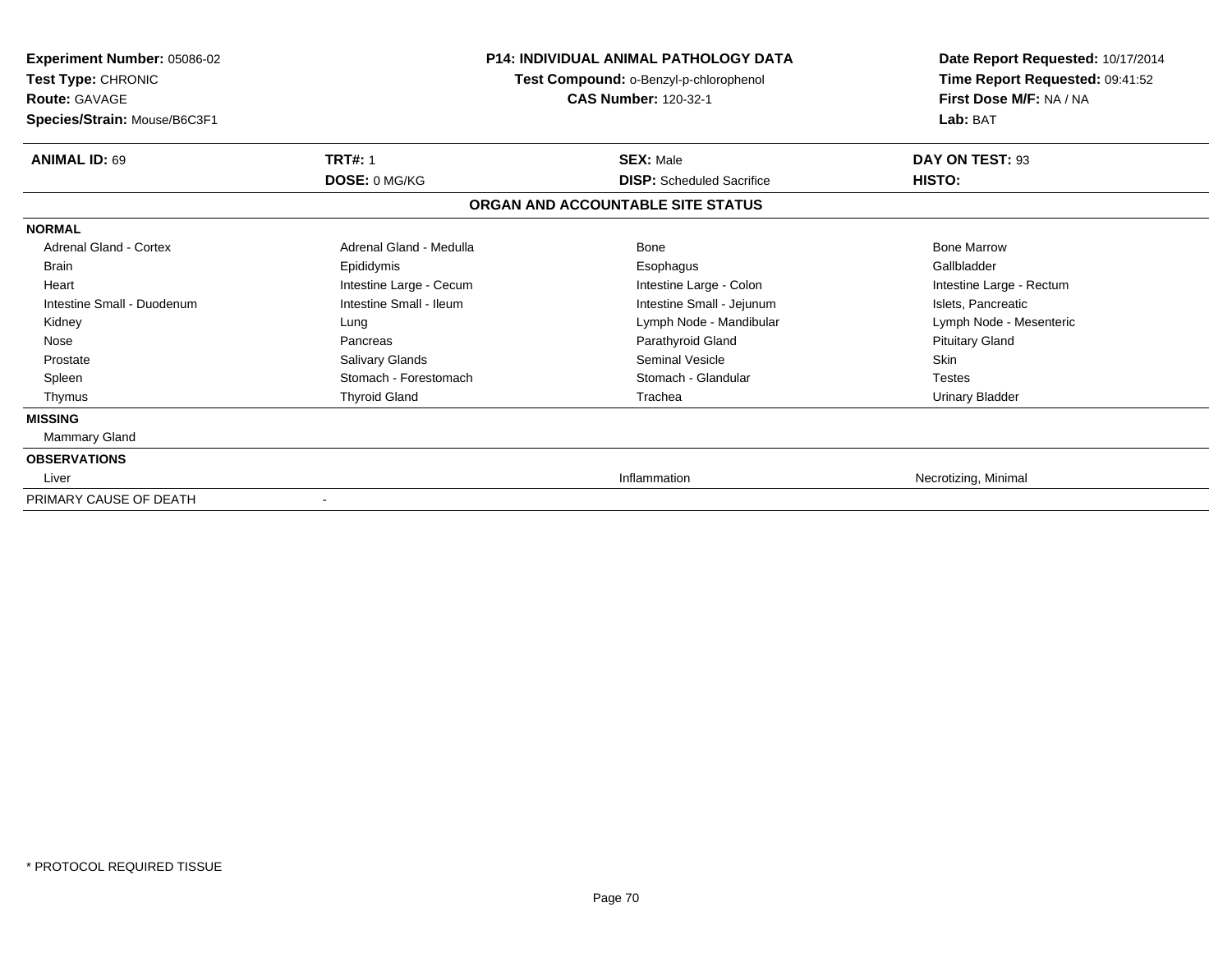**Experiment Number:** 05086-02
**Test Type:** CHRONIC
**Route:** GAVAGE
**Species/Strain:** Mouse/B6C3F1

**P14: INDIVIDUAL ANIMAL PATHOLOGY DATA**
**Test Compound:** o-Benzyl-p-chlorophenol
**CAS Number:** 120-32-1

**Date Report Requested:** 10/17/2014
**Time Report Requested:** 09:41:52
**First Dose M/F:** NA / NA
**Lab:** BAT

| **ANIMAL ID:** 69 | **TRT#:** 1 | **SEX:** Male | **DAY ON TEST:** 93 |
|---|---|---|---|
| | **DOSE:** 0 MG/KG | **DISP:** Scheduled Sacrifice | **HISTO:** |

**ORGAN AND ACCOUNTABLE SITE STATUS**

| | | | |
|---|---|---|---|
| **NORMAL** | | | |
| Adrenal Gland - Cortex | Adrenal Gland - Medulla | Bone | Bone Marrow |
| Brain | Epididymis | Esophagus | Gallbladder |
| Heart | Intestine Large - Cecum | Intestine Large - Colon | Intestine Large - Rectum |
| Intestine Small - Duodenum | Intestine Small - Ileum | Intestine Small - Jejunum | Islets, Pancreatic |
| Kidney | Lung | Lymph Node - Mandibular | Lymph Node - Mesenteric |
| Nose | Pancreas | Parathyroid Gland | Pituitary Gland |
| Prostate | Salivary Glands | Seminal Vesicle | Skin |
| Spleen | Stomach - Forestomach | Stomach - Glandular | Testes |
| Thymus | Thyroid Gland | Trachea | Urinary Bladder |
| **MISSING** | | | |
| Mammary Gland | | | |
| **OBSERVATIONS** | | | |
| Liver | | Inflammation | Necrotizing, Minimal |
| PRIMARY CAUSE OF DEATH | - | | |

* PROTOCOL REQUIRED TISSUE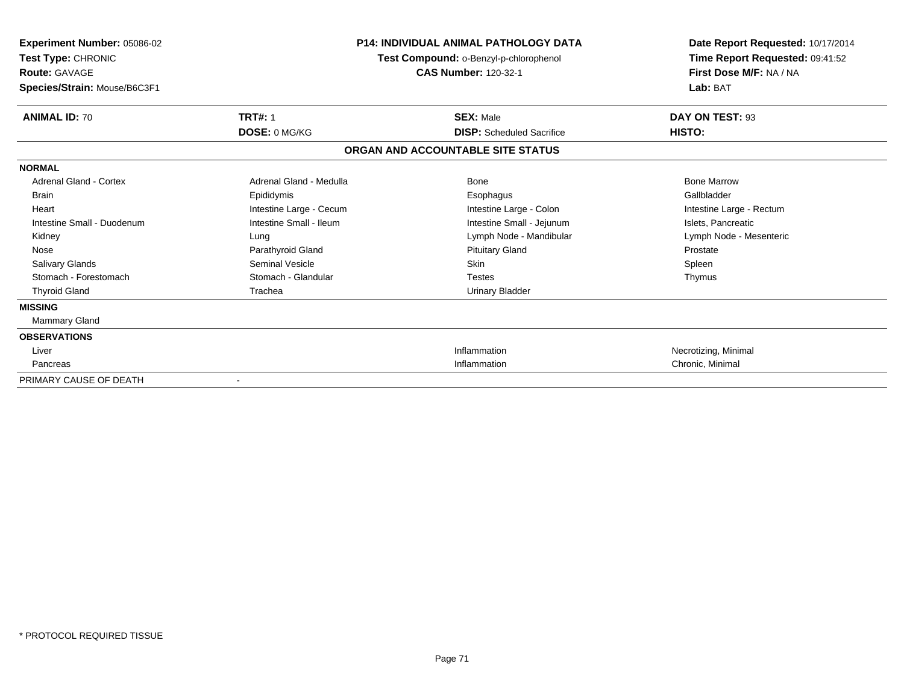**Experiment Number:** 05086-02
**Test Type:** CHRONIC
**Route:** GAVAGE
**Species/Strain:** Mouse/B6C3F1

**P14: INDIVIDUAL ANIMAL PATHOLOGY DATA**
**Test Compound:** o-Benzyl-p-chlorophenol
**CAS Number:** 120-32-1

**Date Report Requested:** 10/17/2014
**Time Report Requested:** 09:41:52
**First Dose M/F:** NA / NA
**Lab:** BAT

| **ANIMAL ID:** 70 | **TRT#:** 1 | **SEX:** Male | **DAY ON TEST:** 93 |
|---|---|---|---|
| | **DOSE:** 0 MG/KG | **DISP:** Scheduled Sacrifice | **HISTO:** |

## ORGAN AND ACCOUNTABLE SITE STATUS

| | | | |
|---|---|---|---|
| **NORMAL** | | | |
| Adrenal Gland - Cortex | Adrenal Gland - Medulla | Bone | Bone Marrow |
| Brain | Epididymis | Esophagus | Gallbladder |
| Heart | Intestine Large - Cecum | Intestine Large - Colon | Intestine Large - Rectum |
| Intestine Small - Duodenum | Intestine Small - Ileum | Intestine Small - Jejunum | Islets, Pancreatic |
| Kidney | Lung | Lymph Node - Mandibular | Lymph Node - Mesenteric |
| Nose | Parathyroid Gland | Pituitary Gland | Prostate |
| Salivary Glands | Seminal Vesicle | Skin | Spleen |
| Stomach - Forestomach | Stomach - Glandular | Testes | Thymus |
| Thyroid Gland | Trachea | Urinary Bladder | |
| **MISSING** | | | |
| Mammary Gland | | | |
| **OBSERVATIONS** | | | |
| Liver | | Inflammation | Necrotizing, Minimal |
| Pancreas | | Inflammation | Chronic, Minimal |
| PRIMARY CAUSE OF DEATH | - | | |

\* PROTOCOL REQUIRED TISSUE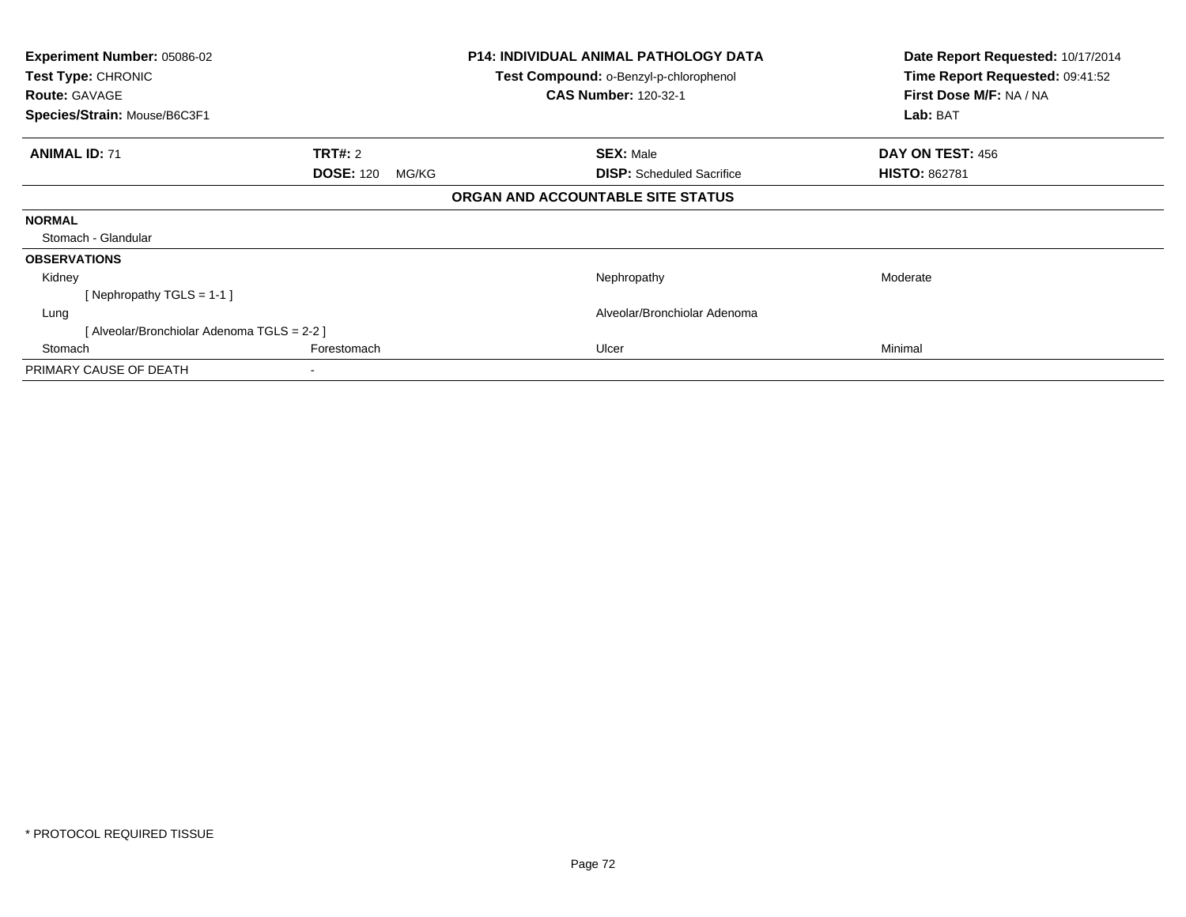**Experiment Number:** 05086-02
**Test Type:** CHRONIC
**Route:** GAVAGE
**Species/Strain:** Mouse/B6C3F1

**P14: INDIVIDUAL ANIMAL PATHOLOGY DATA**
**Test Compound:** o-Benzyl-p-chlorophenol
**CAS Number:** 120-32-1

**Date Report Requested:** 10/17/2014
**Time Report Requested:** 09:41:52
**First Dose M/F:** NA / NA
**Lab:** BAT

| **ANIMAL ID:** 71 | **TRT#:** 2 | **SEX:** Male | **DAY ON TEST:** 456 |
|---|---|---|---|
| | **DOSE:** 120 MG/KG | **DISP:** Scheduled Sacrifice | **HISTO:** 862781 |

## ORGAN AND ACCOUNTABLE SITE STATUS

| | | | |
|---|---|---|---|
| **NORMAL** | | | |
| Stomach - Glandular | | | |
| **OBSERVATIONS** | | | |
| Kidney | | Nephropathy | Moderate |
| [ Nephropathy TGLS = 1-1 ] | | | |
| Lung | | Alveolar/Bronchiolar Adenoma | |
| [ Alveolar/Bronchiolar Adenoma TGLS = 2-2 ] | | | |
| Stomach | Forestomach | Ulcer | Minimal |
| PRIMARY CAUSE OF DEATH | - | | |

* PROTOCOL REQUIRED TISSUE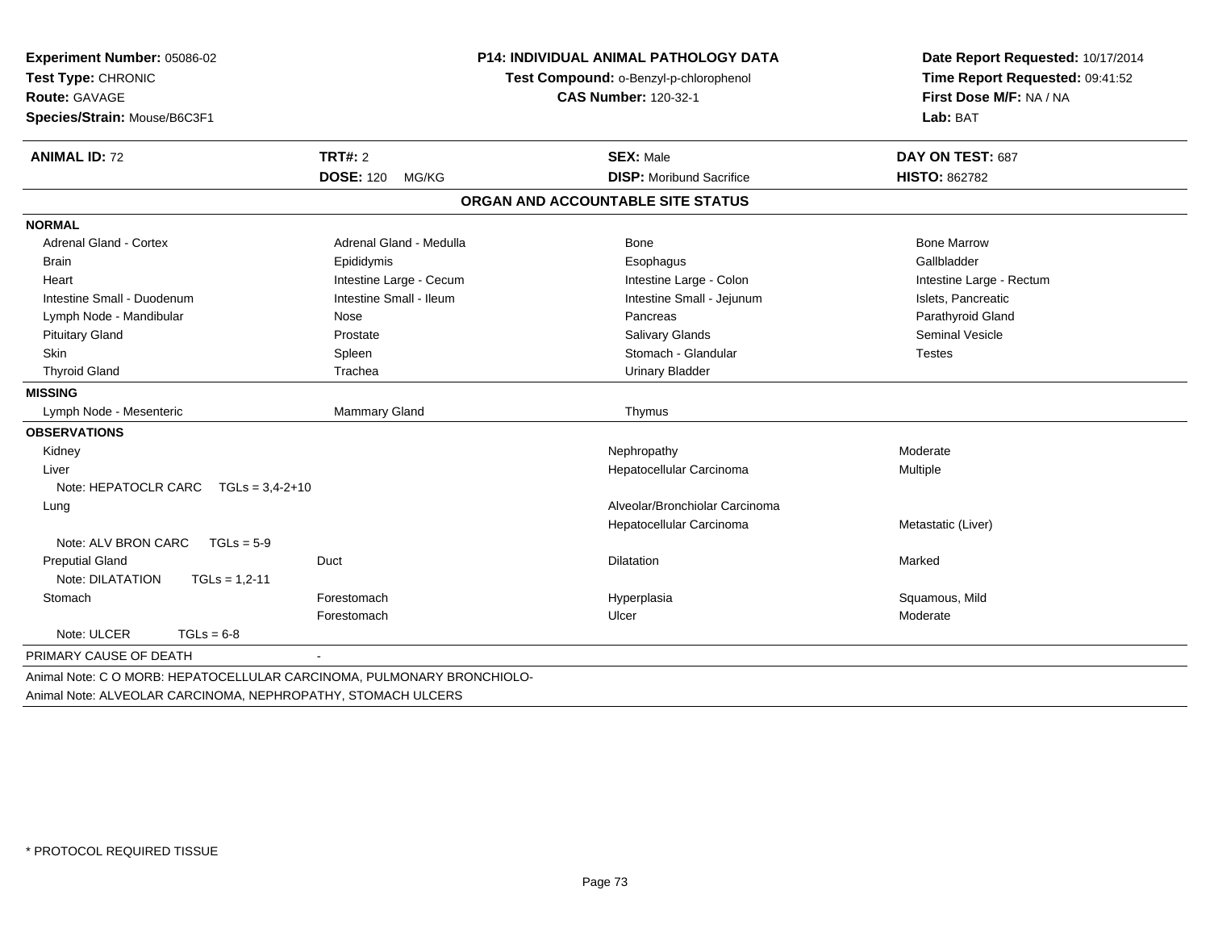**Experiment Number:** 05086-02
**Test Type:** CHRONIC
**Route:** GAVAGE
**Species/Strain:** Mouse/B6C3F1

**P14: INDIVIDUAL ANIMAL PATHOLOGY DATA**
**Test Compound:** o-Benzyl-p-chlorophenol
**CAS Number:** 120-32-1

**Date Report Requested:** 10/17/2014
**Time Report Requested:** 09:41:52
**First Dose M/F:** NA / NA
**Lab:** BAT

| **ANIMAL ID:** 72 | **TRT#:** 2 | **SEX:** Male | **DAY ON TEST:** 687 |
|---|---|---|---|
| | **DOSE:** 120 MG/KG | **DISP:** Moribund Sacrifice | **HISTO:** 862782 |

## ORGAN AND ACCOUNTABLE SITE STATUS

**NORMAL**

| | | | |
|---|---|---|---|
| Adrenal Gland - Cortex | Adrenal Gland - Medulla | Bone | Bone Marrow |
| Brain | Epididymis | Esophagus | Gallbladder |
| Heart | Intestine Large - Cecum | Intestine Large - Colon | Intestine Large - Rectum |
| Intestine Small - Duodenum | Intestine Small - Ileum | Intestine Small - Jejunum | Islets, Pancreatic |
| Lymph Node - Mandibular | Nose | Pancreas | Parathyroid Gland |
| Pituitary Gland | Prostate | Salivary Glands | Seminal Vesicle |
| Skin | Spleen | Stomach - Glandular | Testes |
| Thyroid Gland | Trachea | Urinary Bladder | |

**MISSING**

| | | | |
|---|---|---|---|
| Lymph Node - Mesenteric | Mammary Gland | Thymus | |

**OBSERVATIONS**

| | | | |
|---|---|---|---|
| Kidney | | Nephropathy | Moderate |
| Liver | | Hepatocellular Carcinoma | Multiple |
| Note: HEPATOCLR CARC TGLs = 3,4-2+10 | | | |
| Lung | | Alveolar/Bronchiolar Carcinoma | |
| | | Hepatocellular Carcinoma | Metastatic (Liver) |
| Note: ALV BRON CARC TGLs = 5-9 | | | |
| Preputial Gland | Duct | Dilatation | Marked |
| Note: DILATATION TGLs = 1,2-11 | | | |
| Stomach | Forestomach | Hyperplasia | Squamous, Mild |
| | Forestomach | Ulcer | Moderate |
| Note: ULCER TGLs = 6-8 | | | |

PRIMARY CAUSE OF DEATH -

Animal Note: C O MORB: HEPATOCELLULAR CARCINOMA, PULMONARY BRONCHIOLO-
Animal Note: ALVEOLAR CARCINOMA, NEPHROPATHY, STOMACH ULCERS

\* PROTOCOL REQUIRED TISSUE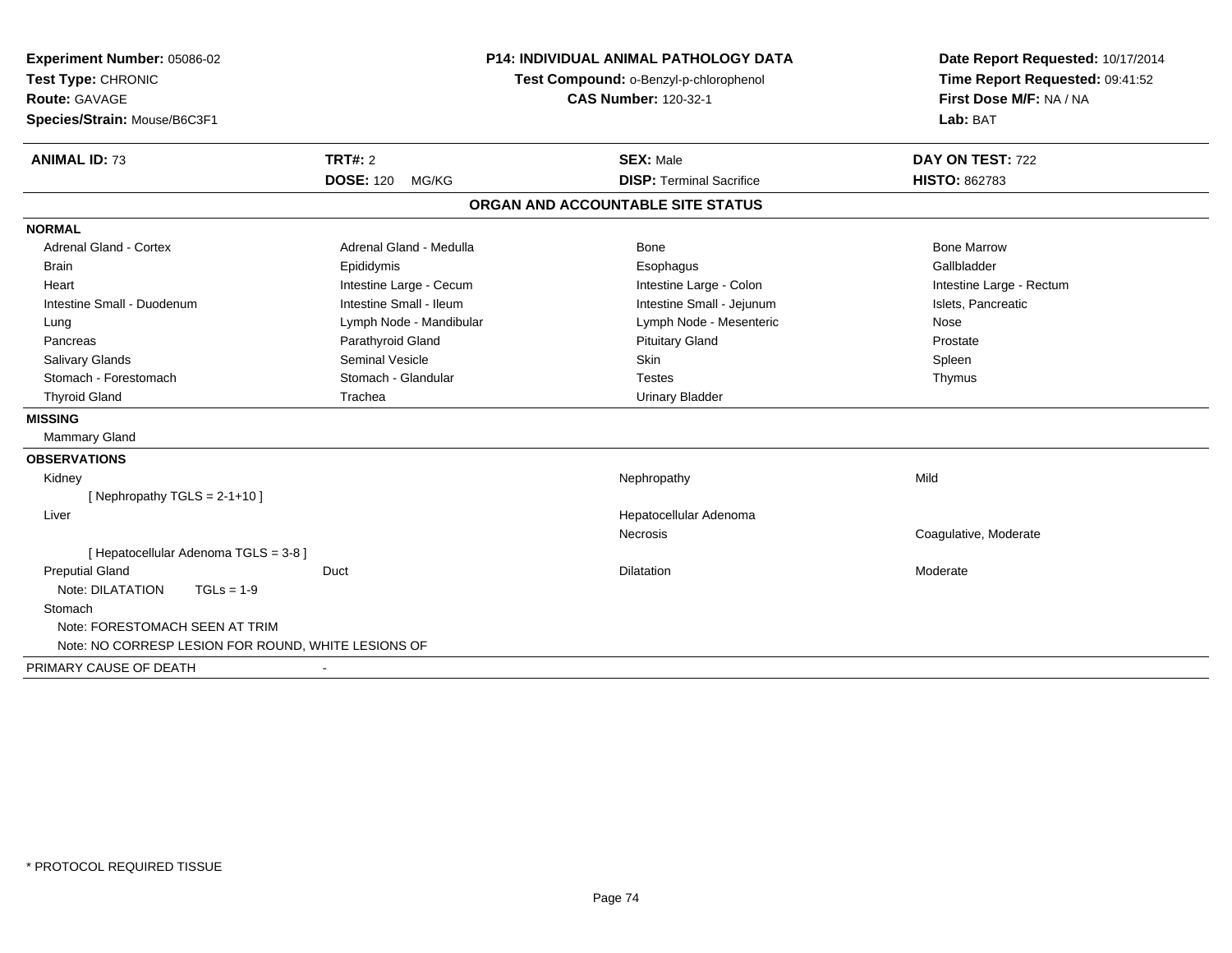**Experiment Number:** 05086-02
**Test Type:** CHRONIC
**Route:** GAVAGE
**Species/Strain:** Mouse/B6C3F1

**P14: INDIVIDUAL ANIMAL PATHOLOGY DATA**
**Test Compound:** o-Benzyl-p-chlorophenol
**CAS Number:** 120-32-1

**Date Report Requested:** 10/17/2014
**Time Report Requested:** 09:41:52
**First Dose M/F:** NA / NA
**Lab:** BAT

| **ANIMAL ID:** 73 | **TRT#:** 2 | **SEX:** Male | **DAY ON TEST:** 722 |
|---|---|---|---|
| | **DOSE:** 120 MG/KG | **DISP:** Terminal Sacrifice | **HISTO:** 862783 |

## ORGAN AND ACCOUNTABLE SITE STATUS

**NORMAL**

| | | | |
|---|---|---|---|
| Adrenal Gland - Cortex | Adrenal Gland - Medulla | Bone | Bone Marrow |
| Brain | Epididymis | Esophagus | Gallbladder |
| Heart | Intestine Large - Cecum | Intestine Large - Colon | Intestine Large - Rectum |
| Intestine Small - Duodenum | Intestine Small - Ileum | Intestine Small - Jejunum | Islets, Pancreatic |
| Lung | Lymph Node - Mandibular | Lymph Node - Mesenteric | Nose |
| Pancreas | Parathyroid Gland | Pituitary Gland | Prostate |
| Salivary Glands | Seminal Vesicle | Skin | Spleen |
| Stomach - Forestomach | Stomach - Glandular | Testes | Thymus |
| Thyroid Gland | Trachea | Urinary Bladder | |

**MISSING**

Mammary Gland

**OBSERVATIONS**

| | | | |
|---|---|---|---|
| Kidney | | Nephropathy | Mild |
| [ Nephropathy TGLS = 2-1+10 ] | | | |
| Liver | | Hepatocellular Adenoma | |
| | | Necrosis | Coagulative, Moderate |
| [ Hepatocellular Adenoma TGLS = 3-8 ] | | | |
| Preputial Gland | Duct | Dilatation | Moderate |
| Note: DILATATION TGLs = 1-9 | | | |
| Stomach | | | |
| Note: FORESTOMACH SEEN AT TRIM | | | |
| Note: NO CORRESP LESION FOR ROUND, WHITE LESIONS OF | | | |

PRIMARY CAUSE OF DEATH -

\* PROTOCOL REQUIRED TISSUE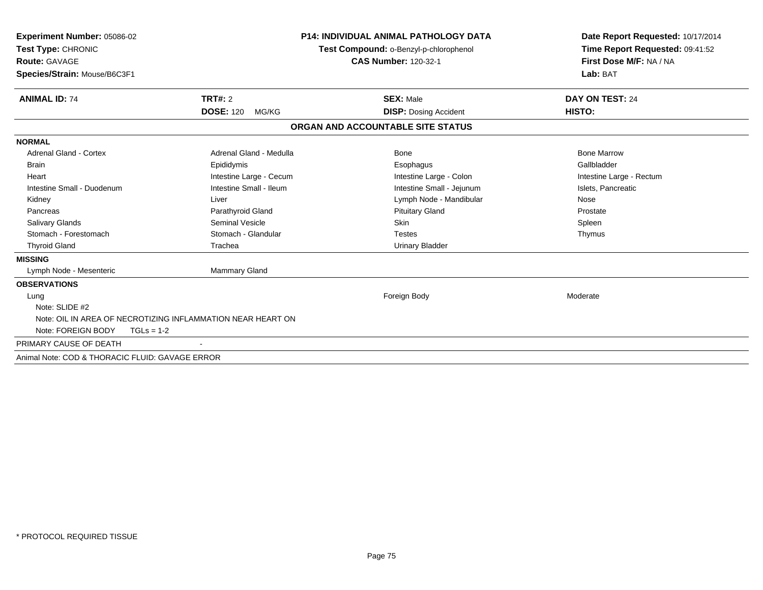**Experiment Number:** 05086-02
**Test Type:** CHRONIC
**Route:** GAVAGE
**Species/Strain:** Mouse/B6C3F1

**P14: INDIVIDUAL ANIMAL PATHOLOGY DATA**
**Test Compound:** o-Benzyl-p-chlorophenol
**CAS Number:** 120-32-1

**Date Report Requested:** 10/17/2014
**Time Report Requested:** 09:41:52
**First Dose M/F:** NA / NA
**Lab:** BAT

| **ANIMAL ID:** 74 | **TRT#:** 2 | **SEX:** Male | **DAY ON TEST:** 24 |
|---|---|---|---|
| | **DOSE:** 120 MG/KG | **DISP:** Dosing Accident | **HISTO:** |

## ORGAN AND ACCOUNTABLE SITE STATUS

**NORMAL**

| | | | |
|---|---|---|---|
| Adrenal Gland - Cortex | Adrenal Gland - Medulla | Bone | Bone Marrow |
| Brain | Epididymis | Esophagus | Gallbladder |
| Heart | Intestine Large - Cecum | Intestine Large - Colon | Intestine Large - Rectum |
| Intestine Small - Duodenum | Intestine Small - Ileum | Intestine Small - Jejunum | Islets, Pancreatic |
| Kidney | Liver | Lymph Node - Mandibular | Nose |
| Pancreas | Parathyroid Gland | Pituitary Gland | Prostate |
| Salivary Glands | Seminal Vesicle | Skin | Spleen |
| Stomach - Forestomach | Stomach - Glandular | Testes | Thymus |
| Thyroid Gland | Trachea | Urinary Bladder | |

**MISSING**

| | |
|---|---|
| Lymph Node - Mesenteric | Mammary Gland |

**OBSERVATIONS**

| | | |
|---|---|---|
| Lung | Foreign Body | Moderate |

Note: SLIDE #2
Note: OIL IN AREA OF NECROTIZING INFLAMMATION NEAR HEART ON
Note: FOREIGN BODY TGLs = 1-2

PRIMARY CAUSE OF DEATH -

Animal Note: COD & THORACIC FLUID: GAVAGE ERROR

* PROTOCOL REQUIRED TISSUE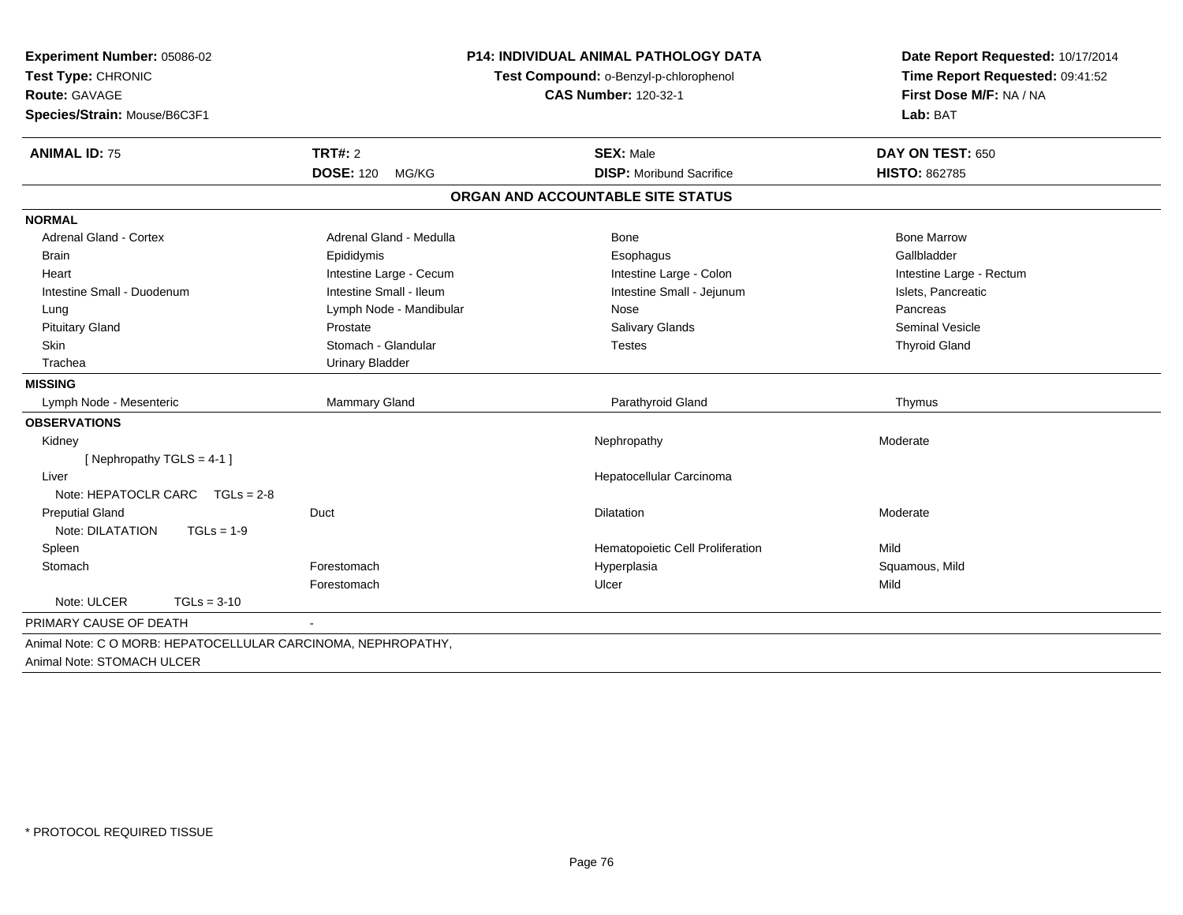**Experiment Number:** 05086-02
**Test Type:** CHRONIC
**Route:** GAVAGE
**Species/Strain:** Mouse/B6C3F1

**P14: INDIVIDUAL ANIMAL PATHOLOGY DATA**
**Test Compound:** o-Benzyl-p-chlorophenol
**CAS Number:** 120-32-1

**Date Report Requested:** 10/17/2014
**Time Report Requested:** 09:41:52
**First Dose M/F:** NA / NA
**Lab:** BAT

| **ANIMAL ID:** 75 | **TRT#:** 2 | **SEX:** Male | **DAY ON TEST:** 650 |
|---|---|---|---|
| | **DOSE:** 120 MG/KG | **DISP:** Moribund Sacrifice | **HISTO:** 862785 |

## ORGAN AND ACCOUNTABLE SITE STATUS

**NORMAL**

| | | | |
|---|---|---|---|
| Adrenal Gland - Cortex | Adrenal Gland - Medulla | Bone | Bone Marrow |
| Brain | Epididymis | Esophagus | Gallbladder |
| Heart | Intestine Large - Cecum | Intestine Large - Colon | Intestine Large - Rectum |
| Intestine Small - Duodenum | Intestine Small - Ileum | Intestine Small - Jejunum | Islets, Pancreatic |
| Lung | Lymph Node - Mandibular | Nose | Pancreas |
| Pituitary Gland | Prostate | Salivary Glands | Seminal Vesicle |
| Skin | Stomach - Glandular | Testes | Thyroid Gland |
| Trachea | Urinary Bladder | | |

**MISSING**

| | | | |
|---|---|---|---|
| Lymph Node - Mesenteric | Mammary Gland | Parathyroid Gland | Thymus |

**OBSERVATIONS**

| | | | |
|---|---|---|---|
| Kidney | | Nephropathy | Moderate |
| [ Nephropathy TGLS = 4-1 ] | | | |
| Liver | | Hepatocellular Carcinoma | |
| Note: HEPATOCLR CARC TGLs = 2-8 | | | |
| Preputial Gland | Duct | Dilatation | Moderate |
| Note: DILATATION TGLs = 1-9 | | | |
| Spleen | | Hematopoietic Cell Proliferation | Mild |
| Stomach | Forestomach | Hyperplasia | Squamous, Mild |
| | Forestomach | Ulcer | Mild |
| Note: ULCER TGLs = 3-10 | | | |

PRIMARY CAUSE OF DEATH -

Animal Note: C O MORB: HEPATOCELLULAR CARCINOMA, NEPHROPATHY,
Animal Note: STOMACH ULCER

* PROTOCOL REQUIRED TISSUE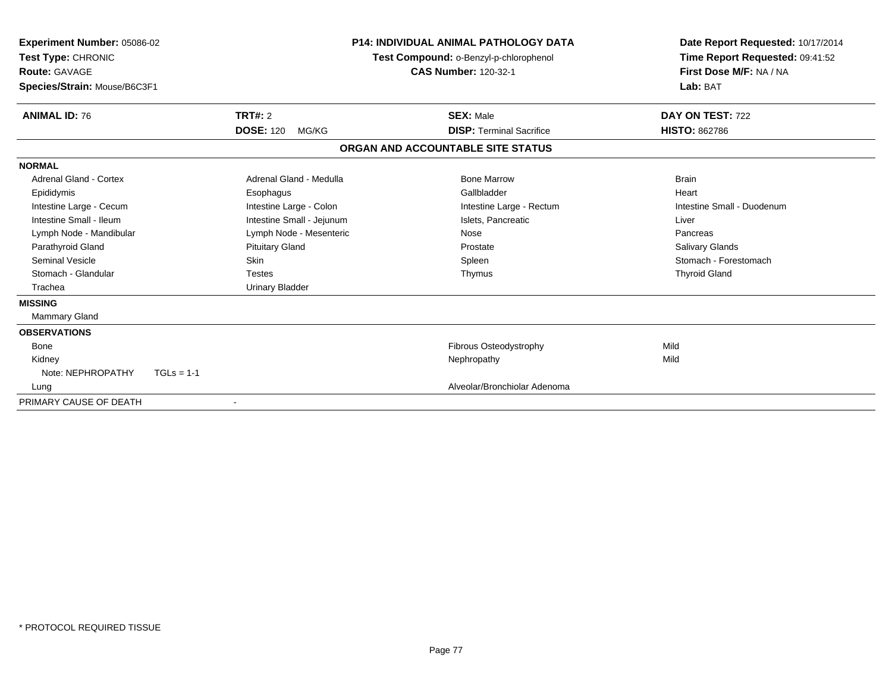**Experiment Number:** 05086-02
**Test Type:** CHRONIC
**Route:** GAVAGE
**Species/Strain:** Mouse/B6C3F1

## P14: INDIVIDUAL ANIMAL PATHOLOGY DATA

**Test Compound:** o-Benzyl-p-chlorophenol
**CAS Number:** 120-32-1

**Date Report Requested:** 10/17/2014
**Time Report Requested:** 09:41:52
**First Dose M/F:** NA / NA
**Lab:** BAT

| **ANIMAL ID:** 76 | **TRT#:** 2 | **SEX:** Male | **DAY ON TEST:** 722 |
|---|---|---|---|
| | **DOSE:** 120 MG/KG | **DISP:** Terminal Sacrifice | **HISTO:** 862786 |

### ORGAN AND ACCOUNTABLE SITE STATUS

**NORMAL**

| | | | |
|---|---|---|---|
| Adrenal Gland - Cortex | Adrenal Gland - Medulla | Bone Marrow | Brain |
| Epididymis | Esophagus | Gallbladder | Heart |
| Intestine Large - Cecum | Intestine Large - Colon | Intestine Large - Rectum | Intestine Small - Duodenum |
| Intestine Small - Ileum | Intestine Small - Jejunum | Islets, Pancreatic | Liver |
| Lymph Node - Mandibular | Lymph Node - Mesenteric | Nose | Pancreas |
| Parathyroid Gland | Pituitary Gland | Prostate | Salivary Glands |
| Seminal Vesicle | Skin | Spleen | Stomach - Forestomach |
| Stomach - Glandular | Testes | Thymus | Thyroid Gland |
| Trachea | Urinary Bladder | | |

**MISSING**

Mammary Gland

**OBSERVATIONS**

| | | |
|---|---|---|
| Bone | Fibrous Osteodystrophy | Mild |
| Kidney | Nephropathy | Mild |
| Note: NEPHROPATHY TGLs = 1-1 | | |
| Lung | Alveolar/Bronchiolar Adenoma | |

PRIMARY CAUSE OF DEATH -

\* PROTOCOL REQUIRED TISSUE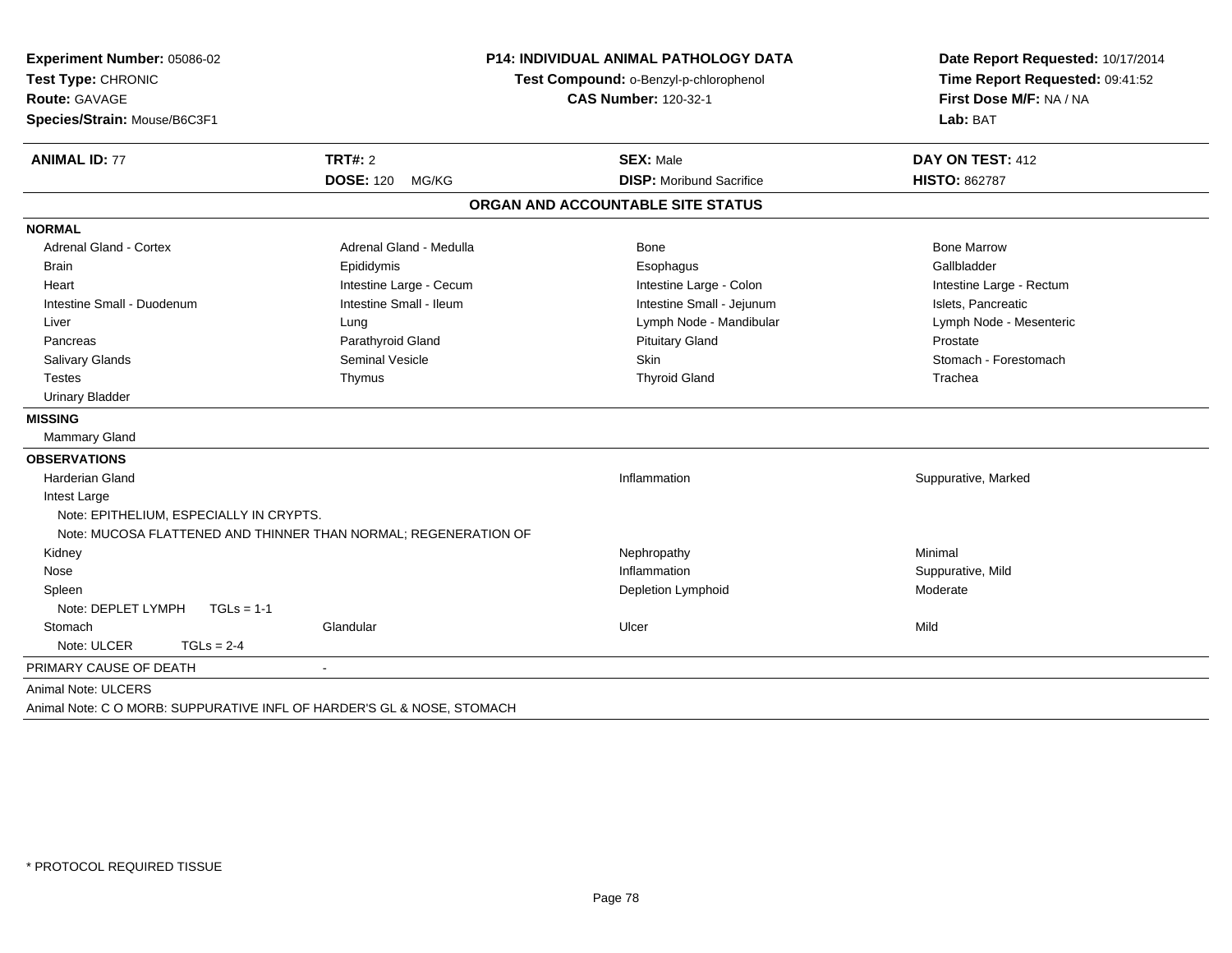**Experiment Number:** 05086-02
**Test Type:** CHRONIC
**Route:** GAVAGE
**Species/Strain:** Mouse/B6C3F1

**P14: INDIVIDUAL ANIMAL PATHOLOGY DATA**
**Test Compound:** o-Benzyl-p-chlorophenol
**CAS Number:** 120-32-1

**Date Report Requested:** 10/17/2014
**Time Report Requested:** 09:41:52
**First Dose M/F:** NA / NA
**Lab:** BAT

| **ANIMAL ID:** 77 | **TRT#:** 2 | **SEX:** Male | **DAY ON TEST:** 412 |
|---|---|---|---|
| | **DOSE:** 120 MG/KG | **DISP:** Moribund Sacrifice | **HISTO:** 862787 |

## ORGAN AND ACCOUNTABLE SITE STATUS

**NORMAL**

| | | | |
|---|---|---|---|
| Adrenal Gland - Cortex | Adrenal Gland - Medulla | Bone | Bone Marrow |
| Brain | Epididymis | Esophagus | Gallbladder |
| Heart | Intestine Large - Cecum | Intestine Large - Colon | Intestine Large - Rectum |
| Intestine Small - Duodenum | Intestine Small - Ileum | Intestine Small - Jejunum | Islets, Pancreatic |
| Liver | Lung | Lymph Node - Mandibular | Lymph Node - Mesenteric |
| Pancreas | Parathyroid Gland | Pituitary Gland | Prostate |
| Salivary Glands | Seminal Vesicle | Skin | Stomach - Forestomach |
| Testes | Thymus | Thyroid Gland | Trachea |
| Urinary Bladder | | | |

**MISSING**

Mammary Gland

**OBSERVATIONS**

| | | | |
|---|---|---|---|
| Harderian Gland | | Inflammation | Suppurative, Marked |
| Intest Large | | | |
| Note: EPITHELIUM, ESPECIALLY IN CRYPTS. | | | |
| Note: MUCOSA FLATTENED AND THINNER THAN NORMAL; REGENERATION OF | | | |
| Kidney | | Nephropathy | Minimal |
| Nose | | Inflammation | Suppurative, Mild |
| Spleen | | Depletion Lymphoid | Moderate |
| Note: DEPLET LYMPH TGLs = 1-1 | | | |
| Stomach | Glandular | Ulcer | Mild |
| Note: ULCER TGLs = 2-4 | | | |

PRIMARY CAUSE OF DEATH -

Animal Note: ULCERS

Animal Note: C O MORB: SUPPURATIVE INFL OF HARDER'S GL & NOSE, STOMACH

\* PROTOCOL REQUIRED TISSUE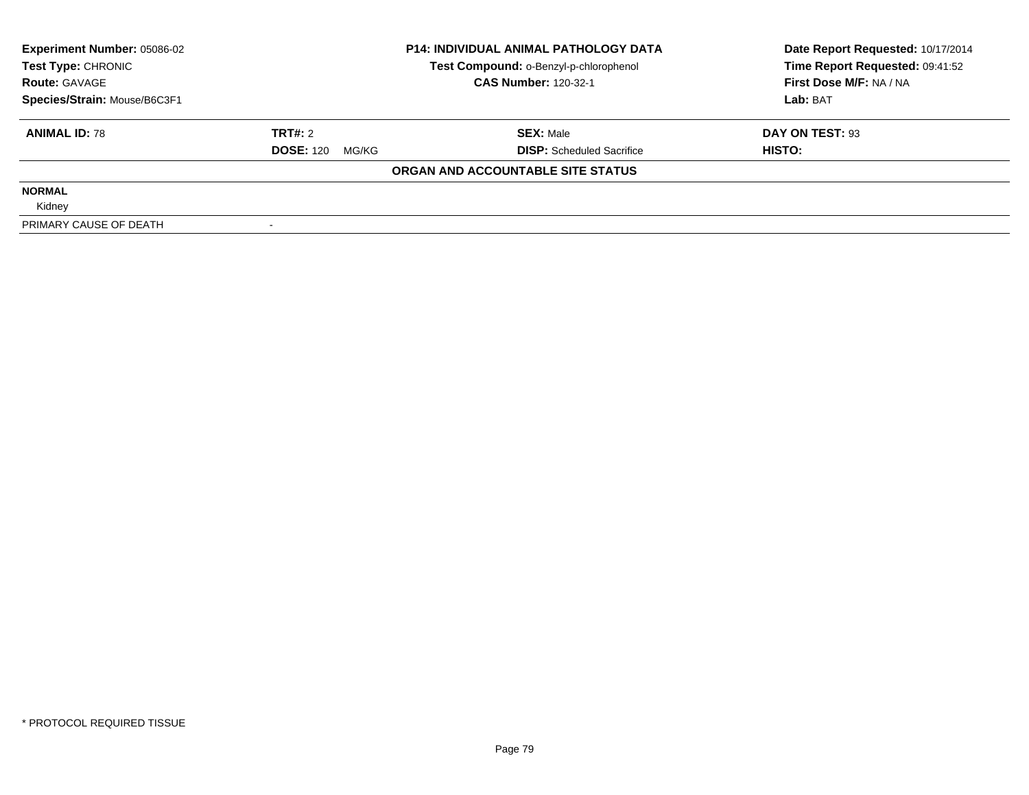| Experiment Number: 05086-02 | P14: INDIVIDUAL ANIMAL PATHOLOGY DATA | Date Report Requested: 10/17/2014 |
|---|---|---|
| Test Type: CHRONIC | Test Compound: o-Benzyl-p-chlorophenol | Time Report Requested: 09:41:52 |
| Route: GAVAGE | CAS Number: 120-32-1 | First Dose M/F: NA / NA |
| Species/Strain: Mouse/B6C3F1 | | Lab: BAT |

| ANIMAL ID: 78 | TRT#: 2 | SEX: Male | DAY ON TEST: 93 |
|---|---|---|---|
| | DOSE: 120 MG/KG | DISP: Scheduled Sacrifice | HISTO: |

**ORGAN AND ACCOUNTABLE SITE STATUS**

| | |
|---|---|
| **NORMAL** | |
| Kidney | |
| PRIMARY CAUSE OF DEATH | - |

* PROTOCOL REQUIRED TISSUE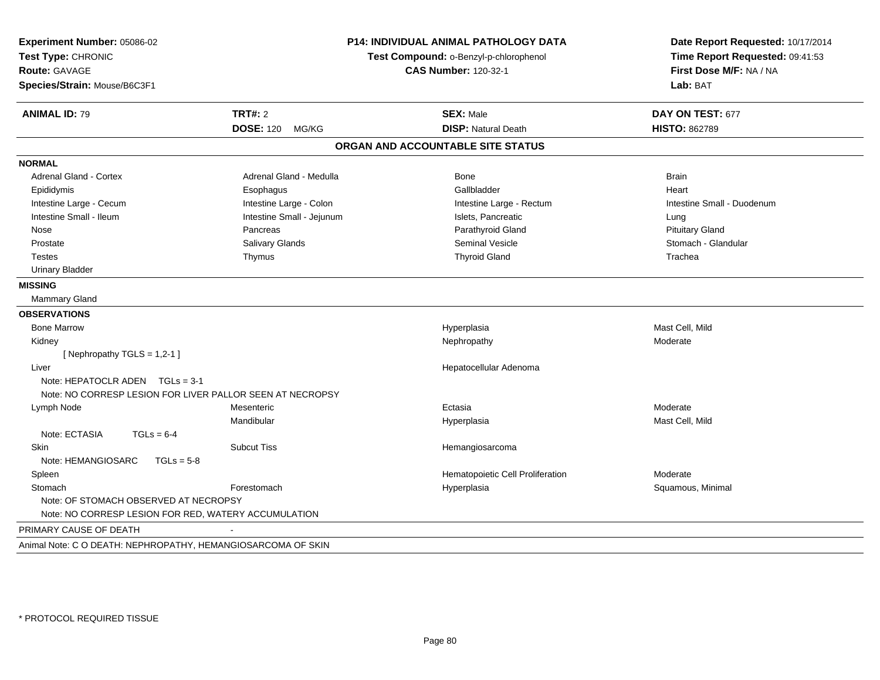**Experiment Number:** 05086-02
**Test Type:** CHRONIC
**Route:** GAVAGE
**Species/Strain:** Mouse/B6C3F1

**P14: INDIVIDUAL ANIMAL PATHOLOGY DATA**
**Test Compound:** o-Benzyl-p-chlorophenol
**CAS Number:** 120-32-1

**Date Report Requested:** 10/17/2014
**Time Report Requested:** 09:41:53
**First Dose M/F:** NA / NA
**Lab:** BAT

| **ANIMAL ID:** 79 | **TRT#:** 2 | **SEX:** Male | **DAY ON TEST:** 677 |
|---|---|---|---|
| | **DOSE:** 120 MG/KG | **DISP:** Natural Death | **HISTO:** 862789 |

## ORGAN AND ACCOUNTABLE SITE STATUS

**NORMAL**

| | | | |
|---|---|---|---|
| Adrenal Gland - Cortex | Adrenal Gland - Medulla | Bone | Brain |
| Epididymis | Esophagus | Gallbladder | Heart |
| Intestine Large - Cecum | Intestine Large - Colon | Intestine Large - Rectum | Intestine Small - Duodenum |
| Intestine Small - Ileum | Intestine Small - Jejunum | Islets, Pancreatic | Lung |
| Nose | Pancreas | Parathyroid Gland | Pituitary Gland |
| Prostate | Salivary Glands | Seminal Vesicle | Stomach - Glandular |
| Testes | Thymus | Thyroid Gland | Trachea |
| Urinary Bladder | | | |

**MISSING**

Mammary Gland

**OBSERVATIONS**

| | | | |
|---|---|---|---|
| Bone Marrow | | Hyperplasia | Mast Cell, Mild |
| Kidney | | Nephropathy | Moderate |
| [ Nephropathy TGLS = 1,2-1 ] | | | |
| Liver | | Hepatocellular Adenoma | |
| Note: HEPATOCLR ADEN TGLs = 3-1 | | | |
| Note: NO CORRESP LESION FOR LIVER PALLOR SEEN AT NECROPSY | | | |
| Lymph Node | Mesenteric | Ectasia | Moderate |
| | Mandibular | Hyperplasia | Mast Cell, Mild |
| Note: ECTASIA TGLs = 6-4 | | | |
| Skin | Subcut Tiss | Hemangiosarcoma | |
| Note: HEMANGIOSARC TGLs = 5-8 | | | |
| Spleen | | Hematopoietic Cell Proliferation | Moderate |
| Stomach | Forestomach | Hyperplasia | Squamous, Minimal |
| Note: OF STOMACH OBSERVED AT NECROPSY | | | |
| Note: NO CORRESP LESION FOR RED, WATERY ACCUMULATION | | | |

PRIMARY CAUSE OF DEATH -

Animal Note: C O DEATH: NEPHROPATHY, HEMANGIOSARCOMA OF SKIN

* PROTOCOL REQUIRED TISSUE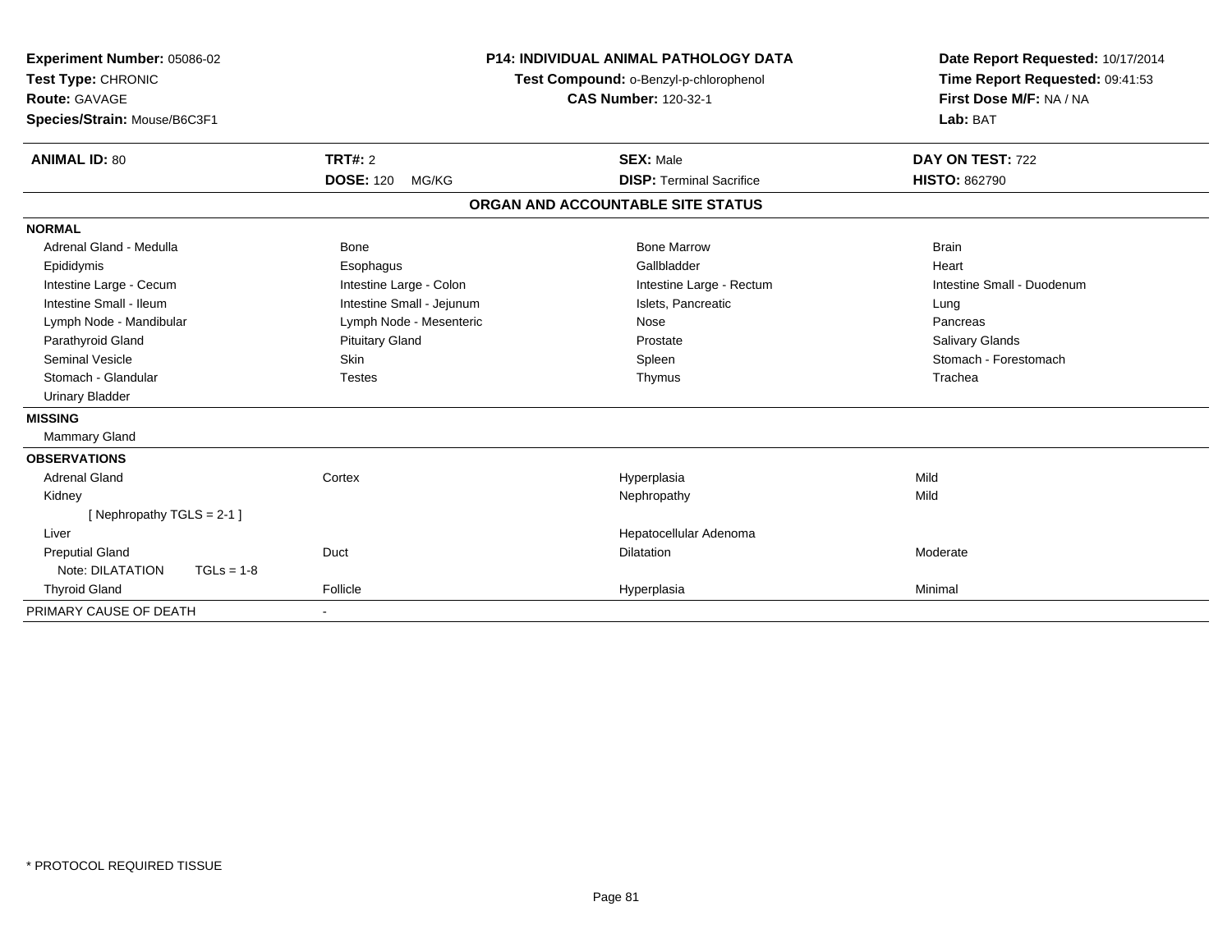**Experiment Number:** 05086-02
**Test Type:** CHRONIC
**Route:** GAVAGE
**Species/Strain:** Mouse/B6C3F1

**P14: INDIVIDUAL ANIMAL PATHOLOGY DATA**
**Test Compound:** o-Benzyl-p-chlorophenol
**CAS Number:** 120-32-1

**Date Report Requested:** 10/17/2014
**Time Report Requested:** 09:41:53
**First Dose M/F:** NA / NA
**Lab:** BAT

| **ANIMAL ID:** 80 | **TRT#:** 2 | **SEX:** Male | **DAY ON TEST:** 722 |
|---|---|---|---|
| | **DOSE:** 120 MG/KG | **DISP:** Terminal Sacrifice | **HISTO:** 862790 |

## ORGAN AND ACCOUNTABLE SITE STATUS

**NORMAL**

| | | | |
|---|---|---|---|
| Adrenal Gland - Medulla | Bone | Bone Marrow | Brain |
| Epididymis | Esophagus | Gallbladder | Heart |
| Intestine Large - Cecum | Intestine Large - Colon | Intestine Large - Rectum | Intestine Small - Duodenum |
| Intestine Small - Ileum | Intestine Small - Jejunum | Islets, Pancreatic | Lung |
| Lymph Node - Mandibular | Lymph Node - Mesenteric | Nose | Pancreas |
| Parathyroid Gland | Pituitary Gland | Prostate | Salivary Glands |
| Seminal Vesicle | Skin | Spleen | Stomach - Forestomach |
| Stomach - Glandular | Testes | Thymus | Trachea |
| Urinary Bladder | | | |

**MISSING**

Mammary Gland

**OBSERVATIONS**

| | | | |
|---|---|---|---|
| Adrenal Gland | Cortex | Hyperplasia | Mild |
| Kidney | | Nephropathy | Mild |
| [ Nephropathy TGLS = 2-1 ] | | | |
| Liver | | Hepatocellular Adenoma | |
| Preputial Gland | Duct | Dilatation | Moderate |
| Note: DILATATION TGLs = 1-8 | | | |
| Thyroid Gland | Follicle | Hyperplasia | Minimal |

PRIMARY CAUSE OF DEATH -

* PROTOCOL REQUIRED TISSUE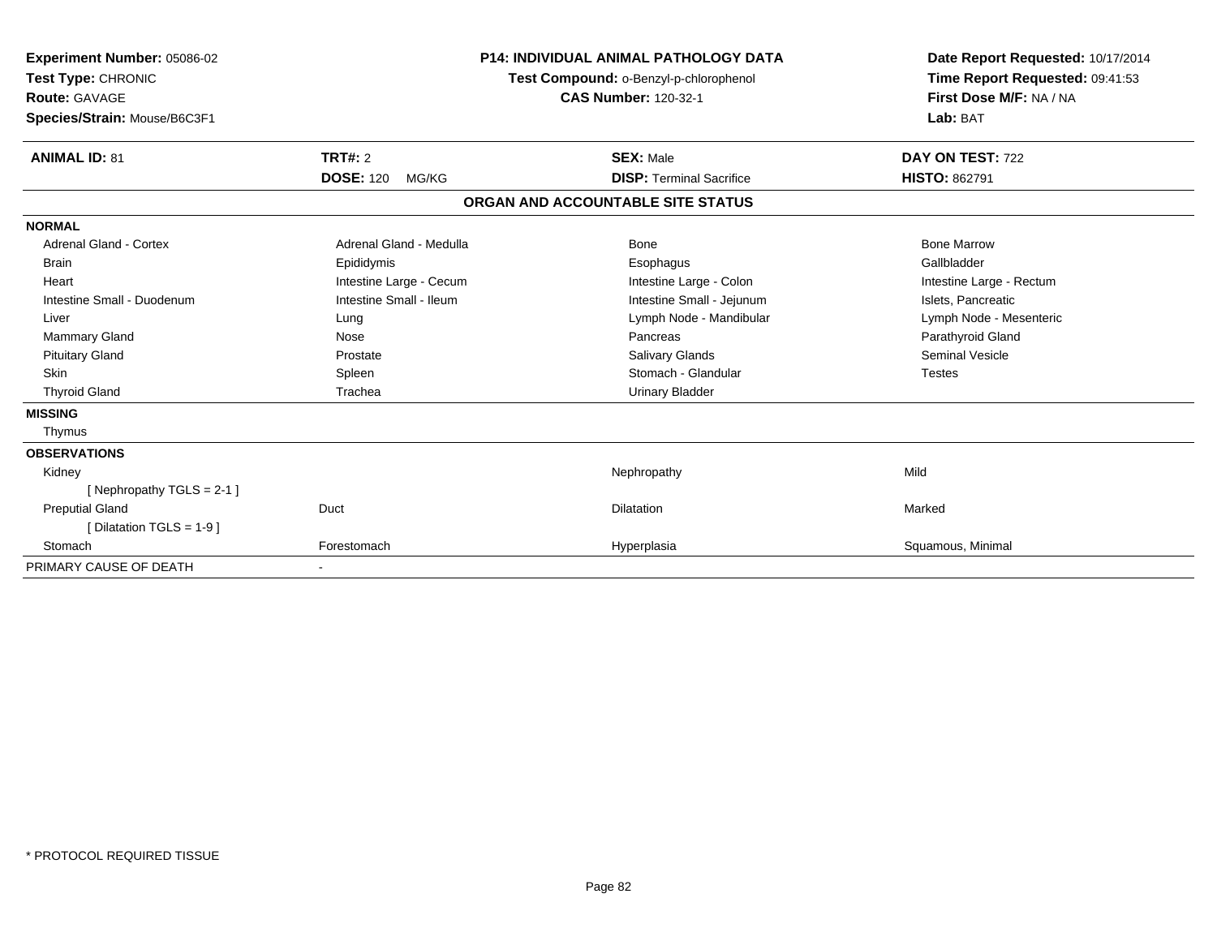**Experiment Number:** 05086-02
**Test Type:** CHRONIC
**Route:** GAVAGE
**Species/Strain:** Mouse/B6C3F1

**P14: INDIVIDUAL ANIMAL PATHOLOGY DATA**
**Test Compound:** o-Benzyl-p-chlorophenol
**CAS Number:** 120-32-1

**Date Report Requested:** 10/17/2014
**Time Report Requested:** 09:41:53
**First Dose M/F:** NA / NA
**Lab:** BAT

| **ANIMAL ID:** 81 | **TRT#:** 2 | **SEX:** Male | **DAY ON TEST:** 722 |
|---|---|---|---|
| | **DOSE:** 120 MG/KG | **DISP:** Terminal Sacrifice | **HISTO:** 862791 |

## ORGAN AND ACCOUNTABLE SITE STATUS

| | | | |
|---|---|---|---|
| **NORMAL** | | | |
| Adrenal Gland - Cortex | Adrenal Gland - Medulla | Bone | Bone Marrow |
| Brain | Epididymis | Esophagus | Gallbladder |
| Heart | Intestine Large - Cecum | Intestine Large - Colon | Intestine Large - Rectum |
| Intestine Small - Duodenum | Intestine Small - Ileum | Intestine Small - Jejunum | Islets, Pancreatic |
| Liver | Lung | Lymph Node - Mandibular | Lymph Node - Mesenteric |
| Mammary Gland | Nose | Pancreas | Parathyroid Gland |
| Pituitary Gland | Prostate | Salivary Glands | Seminal Vesicle |
| Skin | Spleen | Stomach - Glandular | Testes |
| Thyroid Gland | Trachea | Urinary Bladder | |
| **MISSING** | | | |
| Thymus | | | |
| **OBSERVATIONS** | | | |
| Kidney | | Nephropathy | Mild |
| [ Nephropathy TGLS = 2-1 ] | | | |
| Preputial Gland | Duct | Dilatation | Marked |
| [ Dilatation TGLS = 1-9 ] | | | |
| Stomach | Forestomach | Hyperplasia | Squamous, Minimal |
| PRIMARY CAUSE OF DEATH | - | | |

\* PROTOCOL REQUIRED TISSUE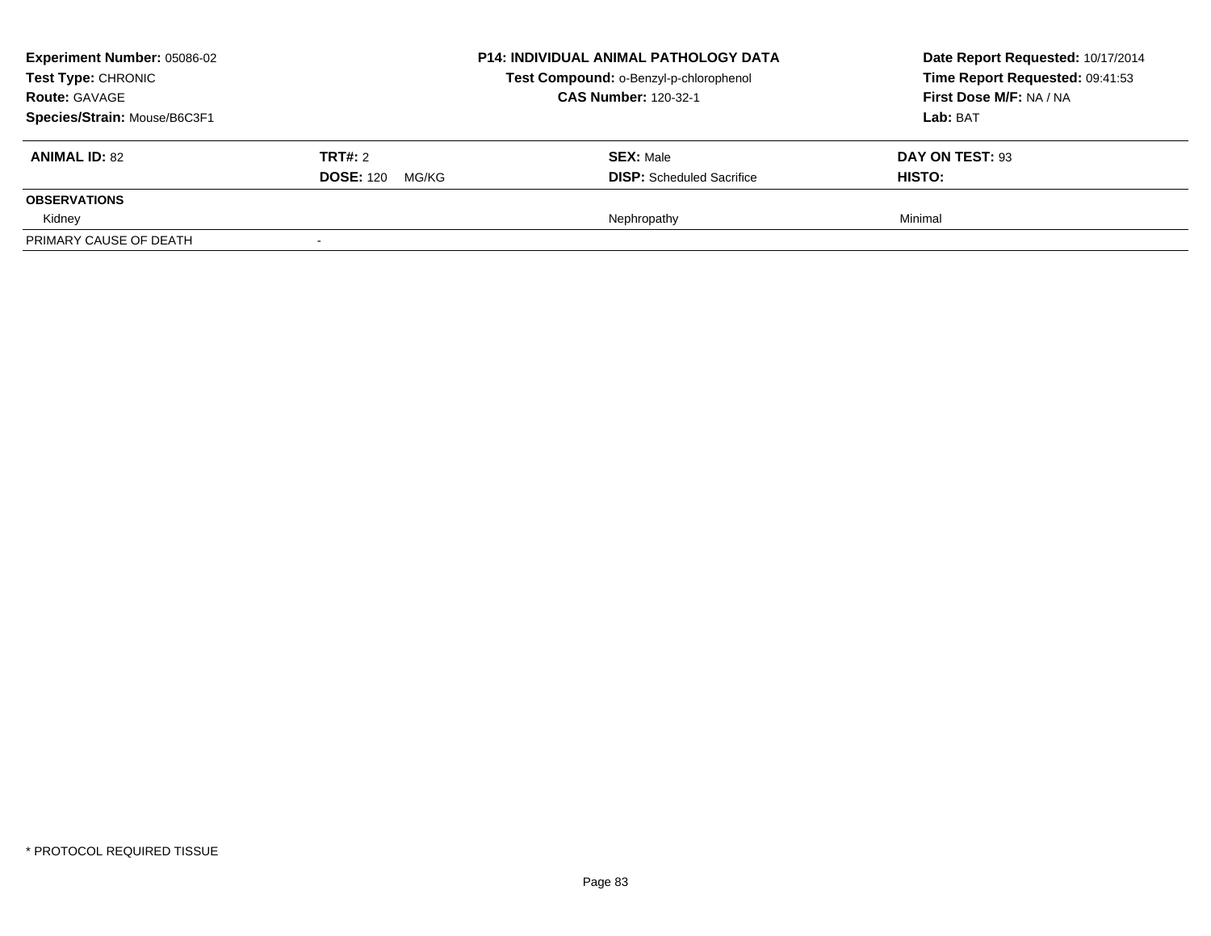**Experiment Number:** 05086-02
**Test Type:** CHRONIC
**Route:** GAVAGE
**Species/Strain:** Mouse/B6C3F1

**P14: INDIVIDUAL ANIMAL PATHOLOGY DATA**
**Test Compound:** o-Benzyl-p-chlorophenol
**CAS Number:** 120-32-1

**Date Report Requested:** 10/17/2014
**Time Report Requested:** 09:41:53
**First Dose M/F:** NA / NA
**Lab:** BAT

| **ANIMAL ID:** 82 | **TRT#:** 2 | **SEX:** Male | **DAY ON TEST:** 93 |
|---|---|---|---|
| | **DOSE:** 120 MG/KG | **DISP:** Scheduled Sacrifice | **HISTO:** |
| **OBSERVATIONS** | | | |
| Kidney | | Nephropathy | Minimal |
| PRIMARY CAUSE OF DEATH | - | | |

* PROTOCOL REQUIRED TISSUE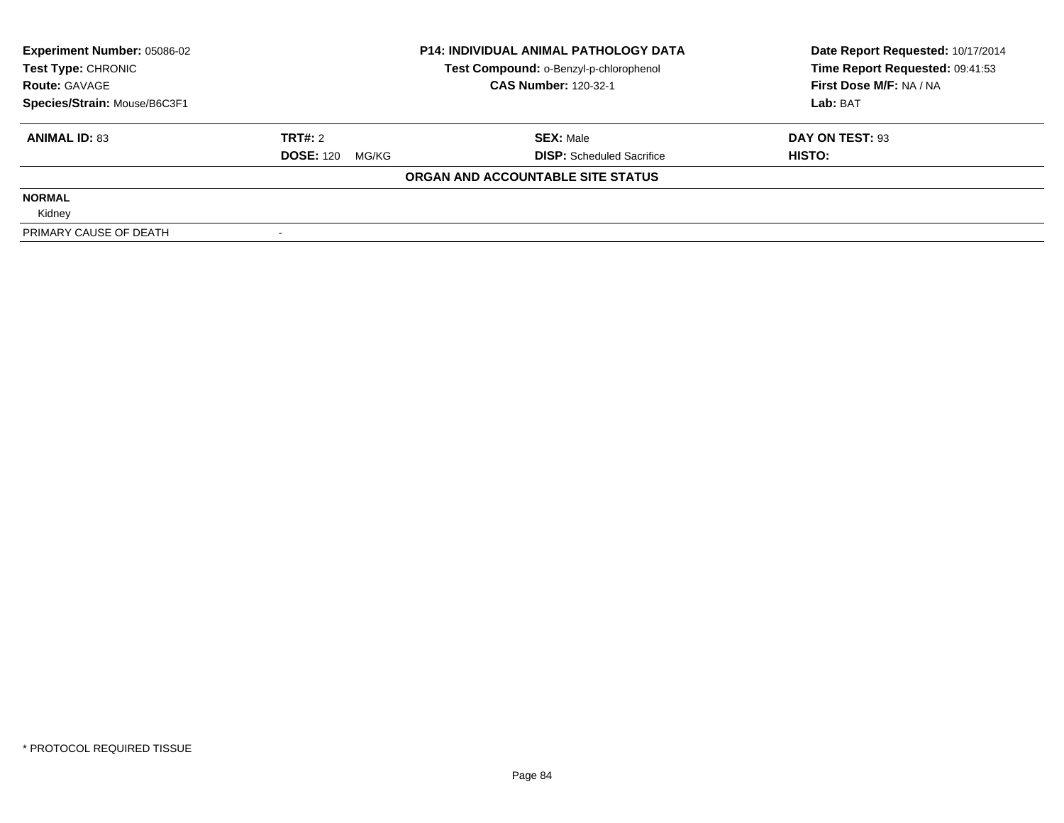| **Experiment Number:** 05086-02 | **P14: INDIVIDUAL ANIMAL PATHOLOGY DATA** | **Date Report Requested:** 10/17/2014 |
|---|---|---|
| **Test Type:** CHRONIC | **Test Compound:** o-Benzyl-p-chlorophenol | **Time Report Requested:** 09:41:53 |
| **Route:** GAVAGE | **CAS Number:** 120-32-1 | **First Dose M/F:** NA / NA |
| **Species/Strain:** Mouse/B6C3F1 | | **Lab:** BAT |

| **ANIMAL ID:** 83 | **TRT#:** 2 | **SEX:** Male | **DAY ON TEST:** 93 |
|---|---|---|---|
| | **DOSE:** 120 MG/KG | **DISP:** Scheduled Sacrifice | **HISTO:** |

**ORGAN AND ACCOUNTABLE SITE STATUS**

| | |
|---|---|
| **NORMAL** | |
| Kidney | |
| PRIMARY CAUSE OF DEATH | - |

* PROTOCOL REQUIRED TISSUE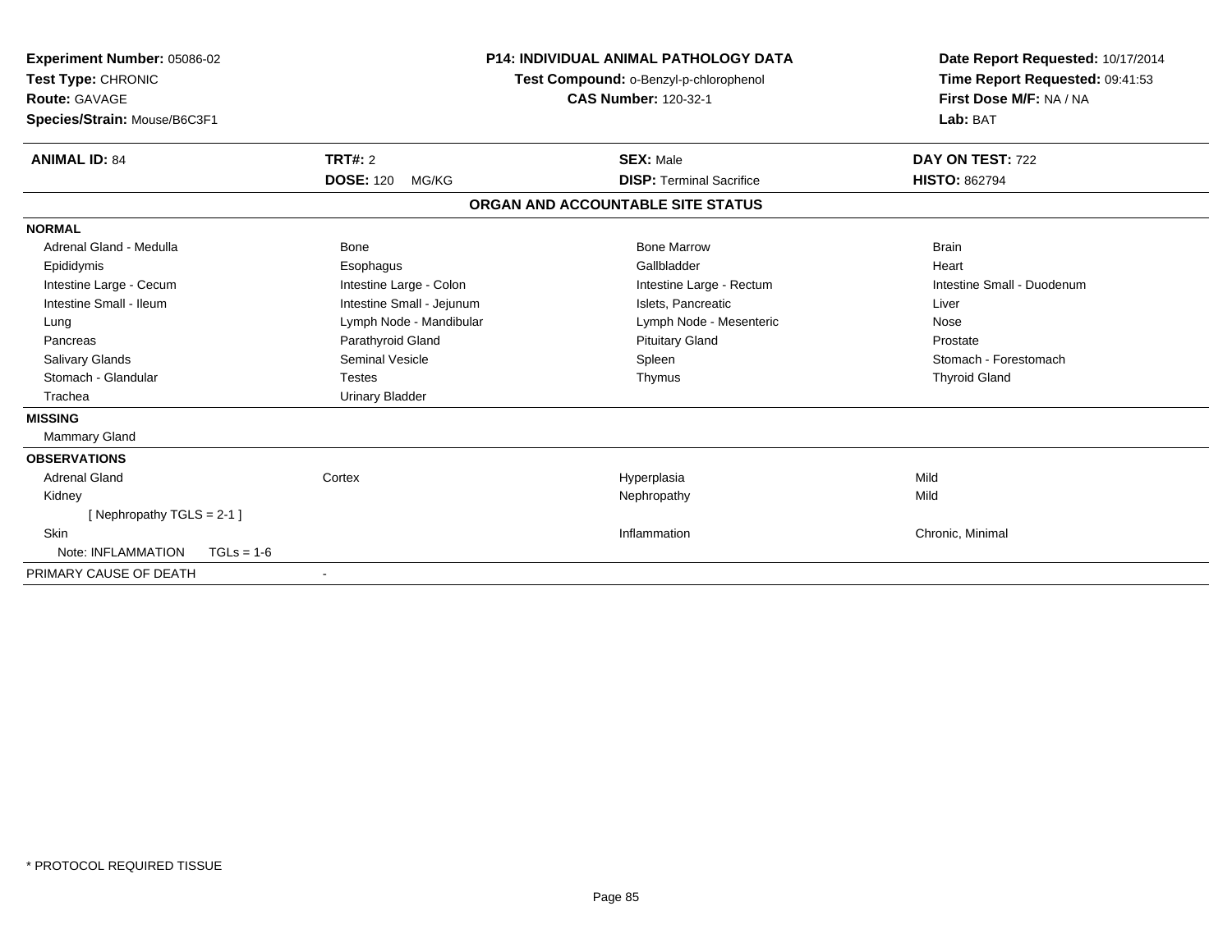**Experiment Number:** 05086-02
**Test Type:** CHRONIC
**Route:** GAVAGE
**Species/Strain:** Mouse/B6C3F1

**P14: INDIVIDUAL ANIMAL PATHOLOGY DATA**
**Test Compound:** o-Benzyl-p-chlorophenol
**CAS Number:** 120-32-1

**Date Report Requested:** 10/17/2014
**Time Report Requested:** 09:41:53
**First Dose M/F:** NA / NA
**Lab:** BAT

| **ANIMAL ID:** 84 | **TRT#:** 2 | **SEX:** Male | **DAY ON TEST:** 722 |
|---|---|---|---|
| | **DOSE:** 120 MG/KG | **DISP:** Terminal Sacrifice | **HISTO:** 862794 |

## ORGAN AND ACCOUNTABLE SITE STATUS

**NORMAL**

| | | | |
|---|---|---|---|
| Adrenal Gland - Medulla | Bone | Bone Marrow | Brain |
| Epididymis | Esophagus | Gallbladder | Heart |
| Intestine Large - Cecum | Intestine Large - Colon | Intestine Large - Rectum | Intestine Small - Duodenum |
| Intestine Small - Ileum | Intestine Small - Jejunum | Islets, Pancreatic | Liver |
| Lung | Lymph Node - Mandibular | Lymph Node - Mesenteric | Nose |
| Pancreas | Parathyroid Gland | Pituitary Gland | Prostate |
| Salivary Glands | Seminal Vesicle | Spleen | Stomach - Forestomach |
| Stomach - Glandular | Testes | Thymus | Thyroid Gland |
| Trachea | Urinary Bladder | | |

**MISSING**

Mammary Gland

**OBSERVATIONS**

| | | | |
|---|---|---|---|
| Adrenal Gland | Cortex | Hyperplasia | Mild |
| Kidney | | Nephropathy | Mild |
| [ Nephropathy TGLS = 2-1 ] | | | |
| Skin | | Inflammation | Chronic, Minimal |
| Note: INFLAMMATION TGLs = 1-6 | | | |

PRIMARY CAUSE OF DEATH -

\* PROTOCOL REQUIRED TISSUE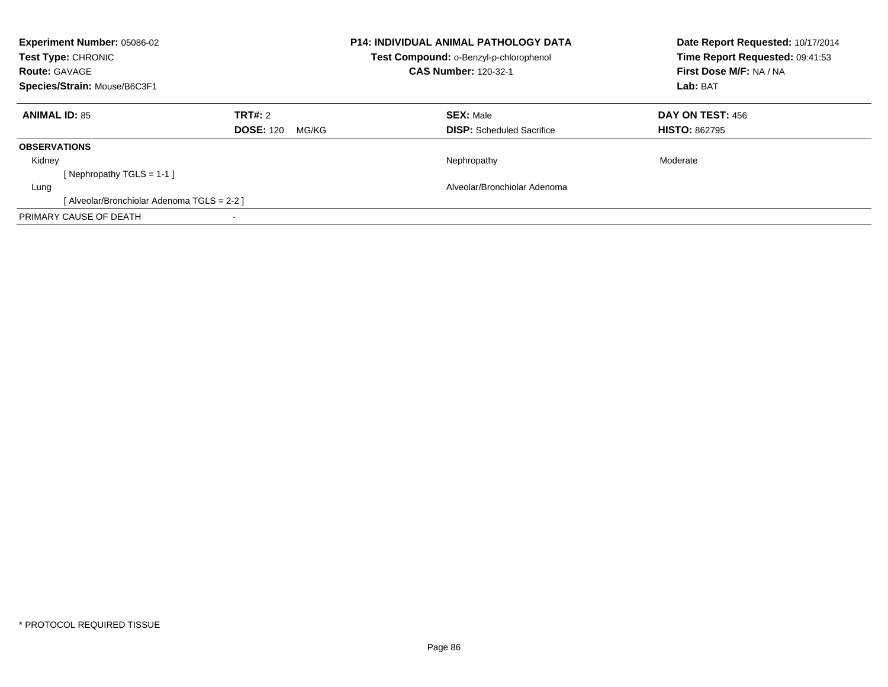**Experiment Number:** 05086-02
**Test Type:** CHRONIC
**Route:** GAVAGE
**Species/Strain:** Mouse/B6C3F1

**P14: INDIVIDUAL ANIMAL PATHOLOGY DATA**
**Test Compound:** o-Benzyl-p-chlorophenol
**CAS Number:** 120-32-1

**Date Report Requested:** 10/17/2014
**Time Report Requested:** 09:41:53
**First Dose M/F:** NA / NA
**Lab:** BAT

| **ANIMAL ID:** 85 | **TRT#:** 2 | **SEX:** Male | **DAY ON TEST:** 456 |
|---|---|---|---|
| | **DOSE:** 120 MG/KG | **DISP:** Scheduled Sacrifice | **HISTO:** 862795 |

**OBSERVATIONS**

| | | | |
|---|---|---|---|
| Kidney | | Nephropathy | Moderate |
| [ Nephropathy TGLS = 1-1 ] | | | |
| Lung | | Alveolar/Bronchiolar Adenoma | |
| [ Alveolar/Bronchiolar Adenoma TGLS = 2-2 ] | | | |
| PRIMARY CAUSE OF DEATH | - | | |

* PROTOCOL REQUIRED TISSUE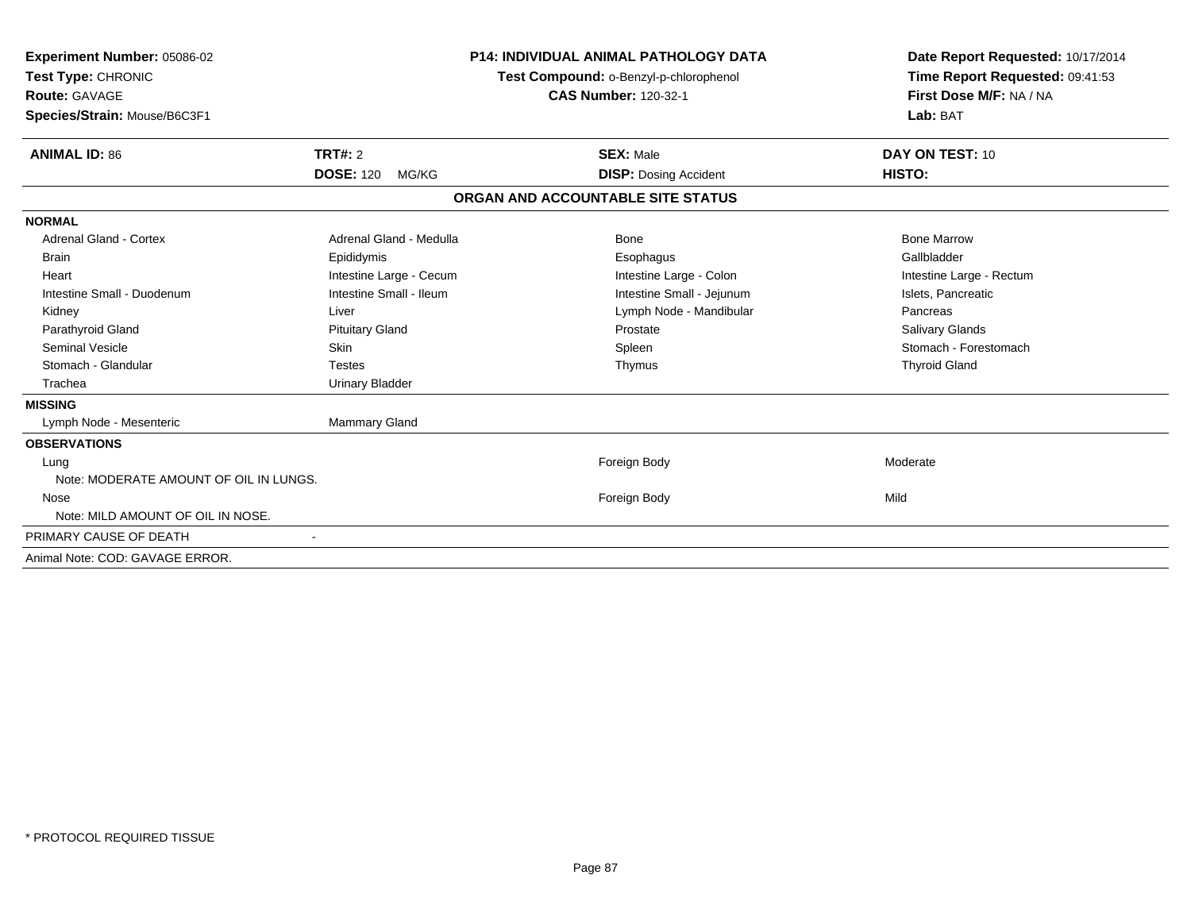**Experiment Number:** 05086-02
**Test Type:** CHRONIC
**Route:** GAVAGE
**Species/Strain:** Mouse/B6C3F1

**P14: INDIVIDUAL ANIMAL PATHOLOGY DATA**
**Test Compound:** o-Benzyl-p-chlorophenol
**CAS Number:** 120-32-1

**Date Report Requested:** 10/17/2014
**Time Report Requested:** 09:41:53
**First Dose M/F:** NA / NA
**Lab:** BAT

| **ANIMAL ID:** 86 | **TRT#:** 2 | **SEX:** Male | **DAY ON TEST:** 10 |
|---|---|---|---|
| | **DOSE:** 120 MG/KG | **DISP:** Dosing Accident | **HISTO:** |

## ORGAN AND ACCOUNTABLE SITE STATUS

| | | | |
|---|---|---|---|
| **NORMAL** | | | |
| Adrenal Gland - Cortex | Adrenal Gland - Medulla | Bone | Bone Marrow |
| Brain | Epididymis | Esophagus | Gallbladder |
| Heart | Intestine Large - Cecum | Intestine Large - Colon | Intestine Large - Rectum |
| Intestine Small - Duodenum | Intestine Small - Ileum | Intestine Small - Jejunum | Islets, Pancreatic |
| Kidney | Liver | Lymph Node - Mandibular | Pancreas |
| Parathyroid Gland | Pituitary Gland | Prostate | Salivary Glands |
| Seminal Vesicle | Skin | Spleen | Stomach - Forestomach |
| Stomach - Glandular | Testes | Thymus | Thyroid Gland |
| Trachea | Urinary Bladder | | |
| **MISSING** | | | |
| Lymph Node - Mesenteric | Mammary Gland | | |
| **OBSERVATIONS** | | | |
| Lung | | Foreign Body | Moderate |
| Note: MODERATE AMOUNT OF OIL IN LUNGS. | | | |
| Nose | | Foreign Body | Mild |
| Note: MILD AMOUNT OF OIL IN NOSE. | | | |
| PRIMARY CAUSE OF DEATH | - | | |
| Animal Note: COD: GAVAGE ERROR. | | | |

* PROTOCOL REQUIRED TISSUE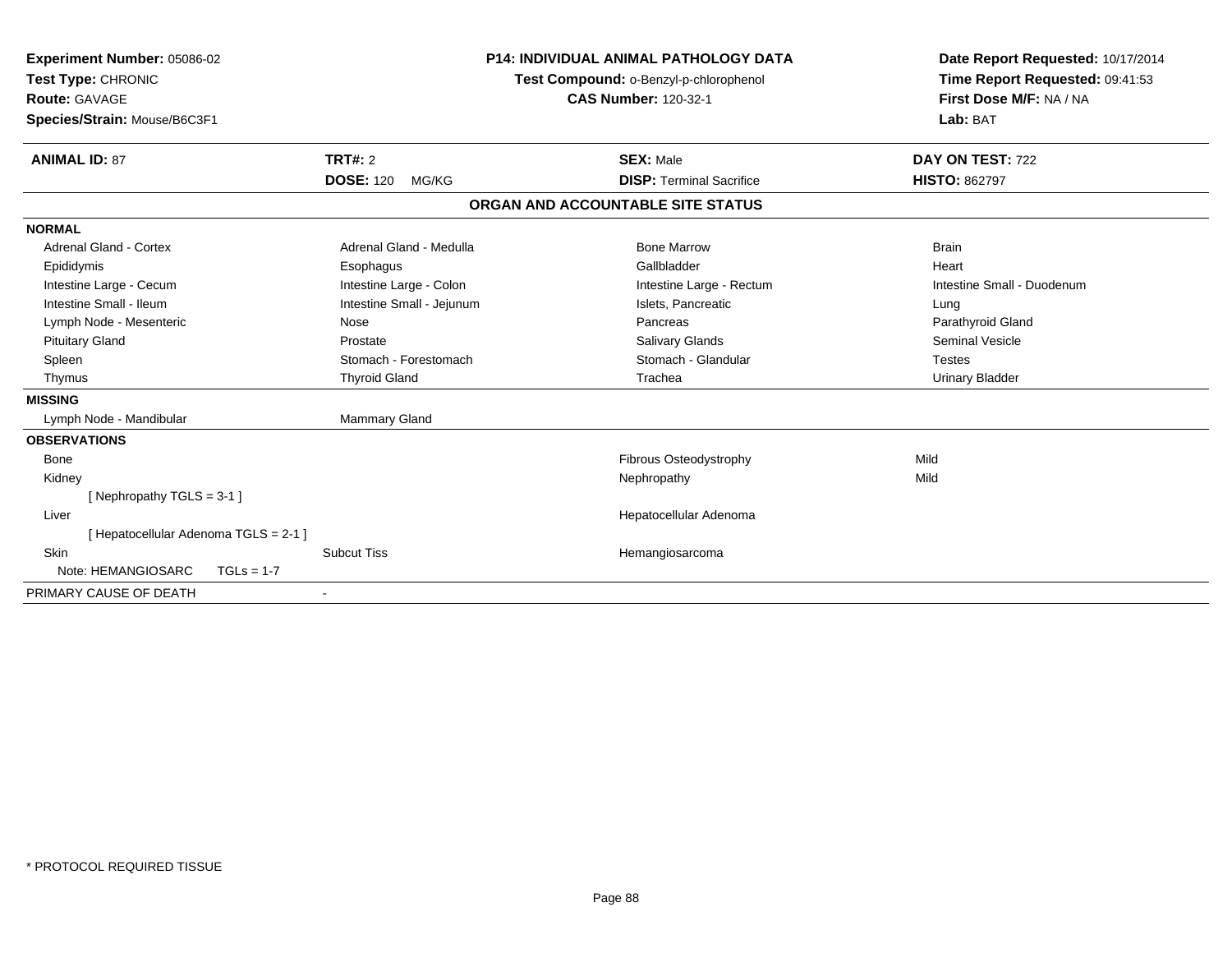**Experiment Number:** 05086-02
**Test Type:** CHRONIC
**Route:** GAVAGE
**Species/Strain:** Mouse/B6C3F1

**P14: INDIVIDUAL ANIMAL PATHOLOGY DATA**
**Test Compound:** o-Benzyl-p-chlorophenol
**CAS Number:** 120-32-1

**Date Report Requested:** 10/17/2014
**Time Report Requested:** 09:41:53
**First Dose M/F:** NA / NA
**Lab:** BAT

| **ANIMAL ID:** 87 | **TRT#:** 2 | **SEX:** Male | **DAY ON TEST:** 722 |
|---|---|---|---|
| | **DOSE:** 120 MG/KG | **DISP:** Terminal Sacrifice | **HISTO:** 862797 |

## ORGAN AND ACCOUNTABLE SITE STATUS

**NORMAL**

| | | | |
|---|---|---|---|
| Adrenal Gland - Cortex | Adrenal Gland - Medulla | Bone Marrow | Brain |
| Epididymis | Esophagus | Gallbladder | Heart |
| Intestine Large - Cecum | Intestine Large - Colon | Intestine Large - Rectum | Intestine Small - Duodenum |
| Intestine Small - Ileum | Intestine Small - Jejunum | Islets, Pancreatic | Lung |
| Lymph Node - Mesenteric | Nose | Pancreas | Parathyroid Gland |
| Pituitary Gland | Prostate | Salivary Glands | Seminal Vesicle |
| Spleen | Stomach - Forestomach | Stomach - Glandular | Testes |
| Thymus | Thyroid Gland | Trachea | Urinary Bladder |

**MISSING**

| | |
|---|---|
| Lymph Node - Mandibular | Mammary Gland |

**OBSERVATIONS**

| | | | |
|---|---|---|---|
| Bone | | Fibrous Osteodystrophy | Mild |
| Kidney | | Nephropathy | Mild |
| [ Nephropathy TGLS = 3-1 ] | | | |
| Liver | | Hepatocellular Adenoma | |
| [ Hepatocellular Adenoma TGLS = 2-1 ] | | | |
| Skin | Subcut Tiss | Hemangiosarcoma | |
| Note: HEMANGIOSARC TGLs = 1-7 | | | |

PRIMARY CAUSE OF DEATH -

* PROTOCOL REQUIRED TISSUE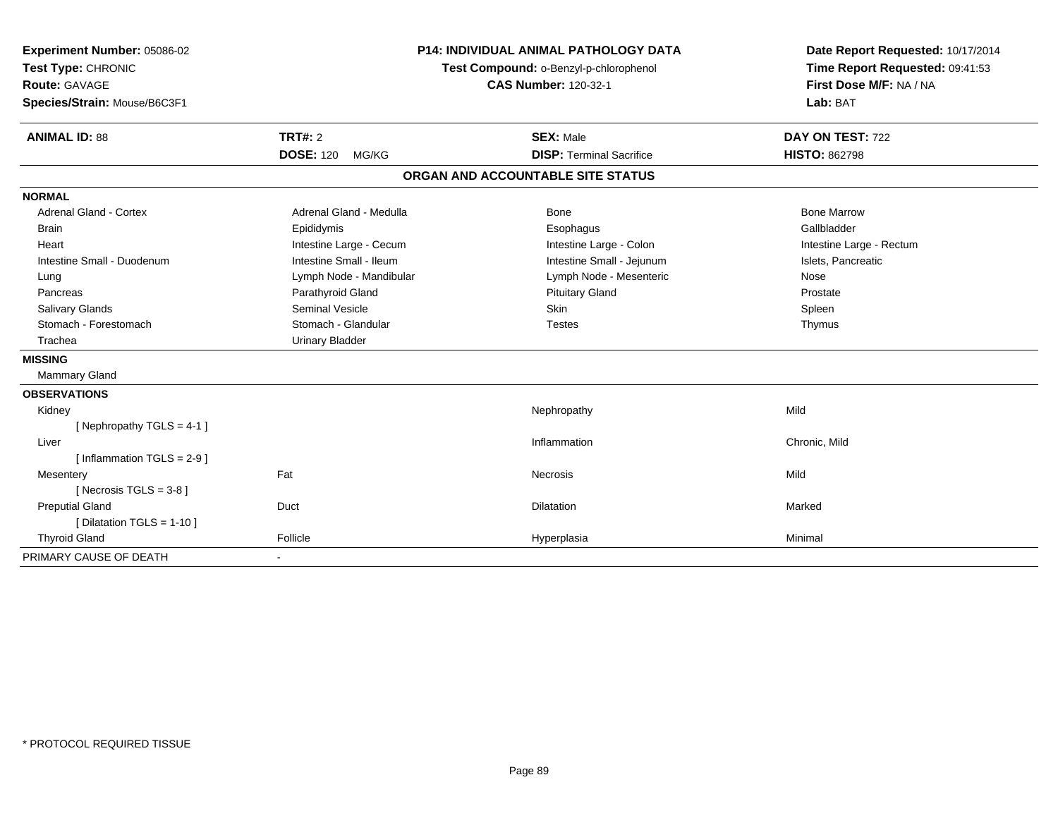**Experiment Number:** 05086-02
**Test Type:** CHRONIC
**Route:** GAVAGE
**Species/Strain:** Mouse/B6C3F1

**P14: INDIVIDUAL ANIMAL PATHOLOGY DATA**
**Test Compound:** o-Benzyl-p-chlorophenol
**CAS Number:** 120-32-1

**Date Report Requested:** 10/17/2014
**Time Report Requested:** 09:41:53
**First Dose M/F:** NA / NA
**Lab:** BAT

| **ANIMAL ID:** 88 | **TRT#:** 2 | **SEX:** Male | **DAY ON TEST:** 722 |
|---|---|---|---|
| | **DOSE:** 120 MG/KG | **DISP:** Terminal Sacrifice | **HISTO:** 862798 |

## ORGAN AND ACCOUNTABLE SITE STATUS

**NORMAL**

| | | | |
|---|---|---|---|
| Adrenal Gland - Cortex | Adrenal Gland - Medulla | Bone | Bone Marrow |
| Brain | Epididymis | Esophagus | Gallbladder |
| Heart | Intestine Large - Cecum | Intestine Large - Colon | Intestine Large - Rectum |
| Intestine Small - Duodenum | Intestine Small - Ileum | Intestine Small - Jejunum | Islets, Pancreatic |
| Lung | Lymph Node - Mandibular | Lymph Node - Mesenteric | Nose |
| Pancreas | Parathyroid Gland | Pituitary Gland | Prostate |
| Salivary Glands | Seminal Vesicle | Skin | Spleen |
| Stomach - Forestomach | Stomach - Glandular | Testes | Thymus |
| Trachea | Urinary Bladder | | |

**MISSING**

Mammary Gland

**OBSERVATIONS**

| | | | |
|---|---|---|---|
| Kidney | | Nephropathy | Mild |
| [ Nephropathy TGLS = 4-1 ] | | | |
| Liver | | Inflammation | Chronic, Mild |
| [ Inflammation TGLS = 2-9 ] | | | |
| Mesentery | Fat | Necrosis | Mild |
| [ Necrosis TGLS = 3-8 ] | | | |
| Preputial Gland | Duct | Dilatation | Marked |
| [ Dilatation TGLS = 1-10 ] | | | |
| Thyroid Gland | Follicle | Hyperplasia | Minimal |

PRIMARY CAUSE OF DEATH -

* PROTOCOL REQUIRED TISSUE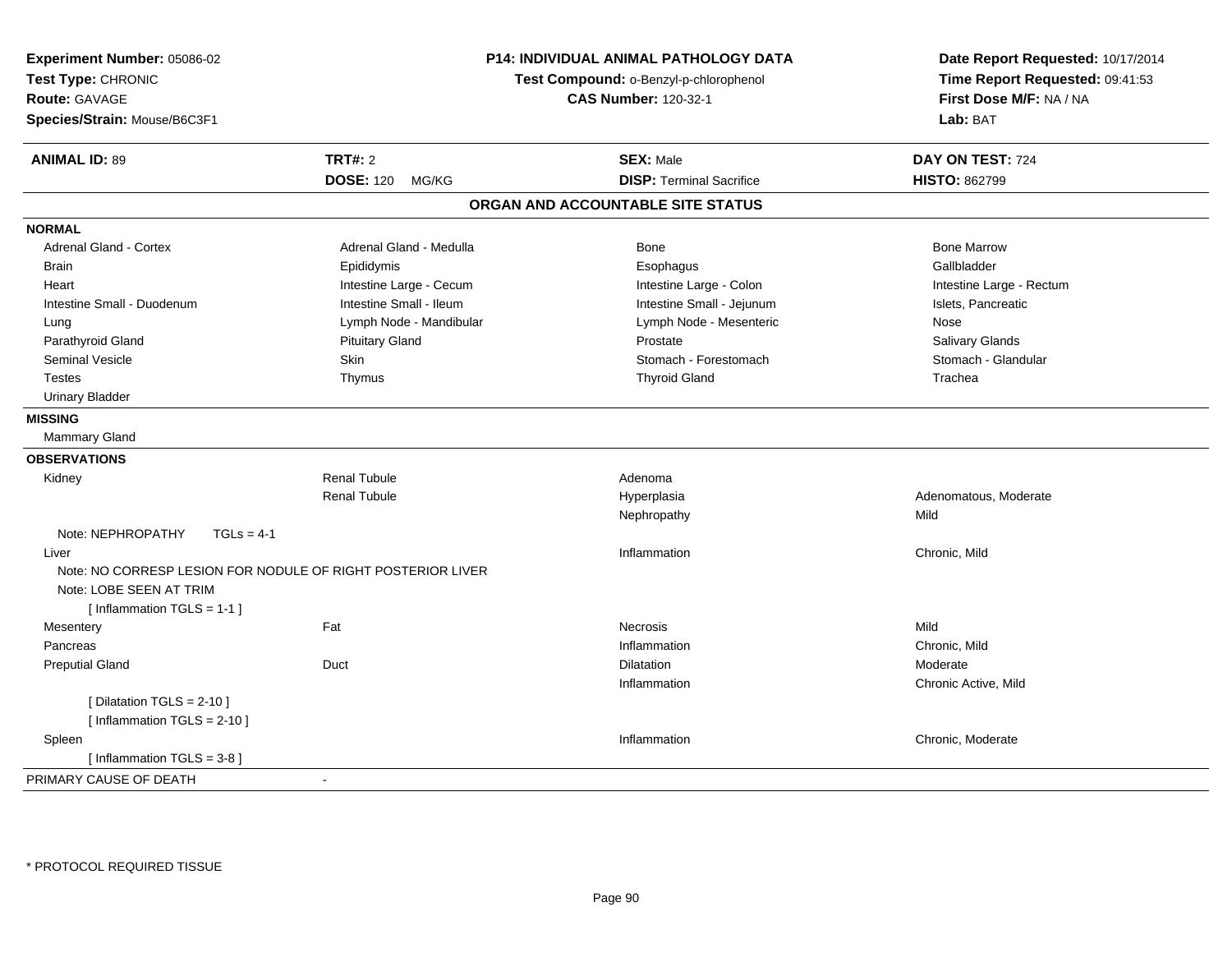**Experiment Number:** 05086-02
**Test Type:** CHRONIC
**Route:** GAVAGE
**Species/Strain:** Mouse/B6C3F1

**P14: INDIVIDUAL ANIMAL PATHOLOGY DATA**
**Test Compound:** o-Benzyl-p-chlorophenol
**CAS Number:** 120-32-1

**Date Report Requested:** 10/17/2014
**Time Report Requested:** 09:41:53
**First Dose M/F:** NA / NA
**Lab:** BAT

| **ANIMAL ID:** 89 | **TRT#:** 2 | **SEX:** Male | **DAY ON TEST:** 724 |
|---|---|---|---|
| | **DOSE:** 120 MG/KG | **DISP:** Terminal Sacrifice | **HISTO:** 862799 |

## ORGAN AND ACCOUNTABLE SITE STATUS

**NORMAL**

| | | | |
|---|---|---|---|
| Adrenal Gland - Cortex | Adrenal Gland - Medulla | Bone | Bone Marrow |
| Brain | Epididymis | Esophagus | Gallbladder |
| Heart | Intestine Large - Cecum | Intestine Large - Colon | Intestine Large - Rectum |
| Intestine Small - Duodenum | Intestine Small - Ileum | Intestine Small - Jejunum | Islets, Pancreatic |
| Lung | Lymph Node - Mandibular | Lymph Node - Mesenteric | Nose |
| Parathyroid Gland | Pituitary Gland | Prostate | Salivary Glands |
| Seminal Vesicle | Skin | Stomach - Forestomach | Stomach - Glandular |
| Testes | Thymus | Thyroid Gland | Trachea |
| Urinary Bladder | | | |

**MISSING**

Mammary Gland

**OBSERVATIONS**

| | | | |
|---|---|---|---|
| Kidney | Renal Tubule | Adenoma | |
| | Renal Tubule | Hyperplasia | Adenomatous, Moderate |
| | | Nephropathy | Mild |
| Note: NEPHROPATHY TGLs = 4-1 | | | |
| Liver | | Inflammation | Chronic, Mild |
| Note: NO CORRESP LESION FOR NODULE OF RIGHT POSTERIOR LIVER | | | |
| Note: LOBE SEEN AT TRIM | | | |
| [ Inflammation TGLS = 1-1 ] | | | |
| Mesentery | Fat | Necrosis | Mild |
| Pancreas | | Inflammation | Chronic, Mild |
| Preputial Gland | Duct | Dilatation | Moderate |
| | | Inflammation | Chronic Active, Mild |
| [ Dilatation TGLS = 2-10 ] | | | |
| [ Inflammation TGLS = 2-10 ] | | | |
| Spleen | | Inflammation | Chronic, Moderate |
| [ Inflammation TGLS = 3-8 ] | | | |

PRIMARY CAUSE OF DEATH -

\* PROTOCOL REQUIRED TISSUE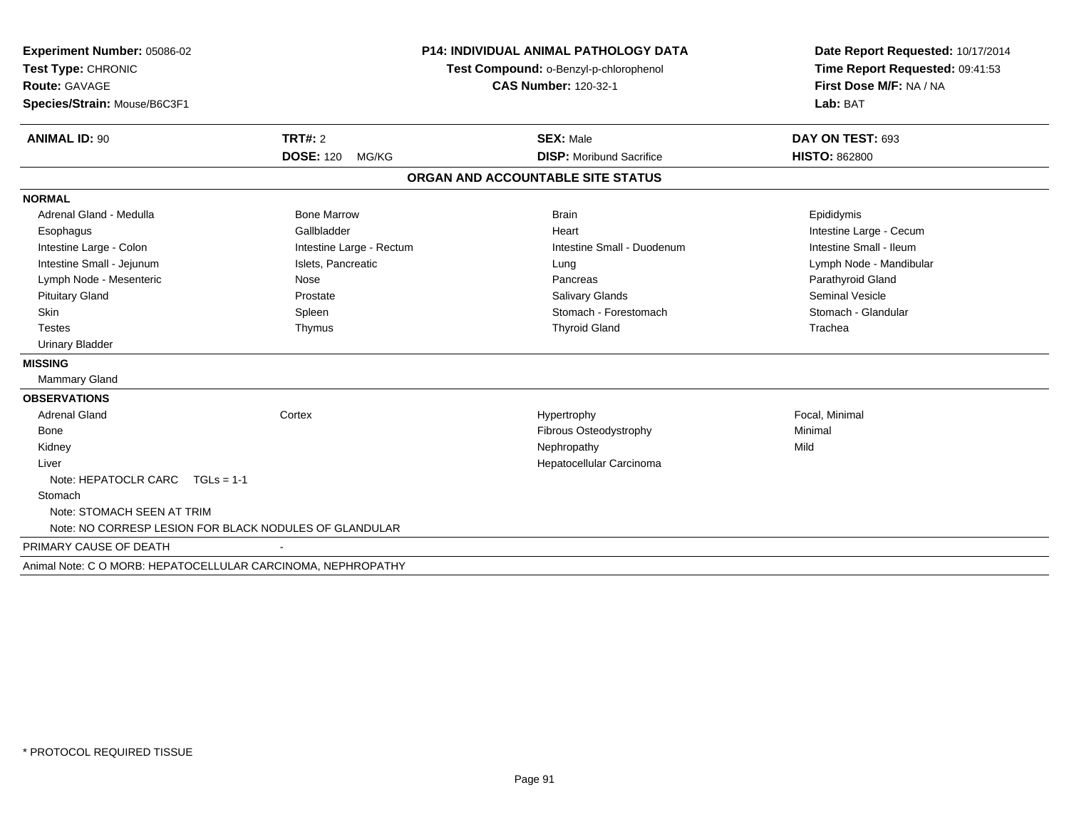**Experiment Number:** 05086-02
**Test Type:** CHRONIC
**Route:** GAVAGE
**Species/Strain:** Mouse/B6C3F1

**P14: INDIVIDUAL ANIMAL PATHOLOGY DATA**
**Test Compound:** o-Benzyl-p-chlorophenol
**CAS Number:** 120-32-1

**Date Report Requested:** 10/17/2014
**Time Report Requested:** 09:41:53
**First Dose M/F:** NA / NA
**Lab:** BAT

| **ANIMAL ID:** 90 | **TRT#:** 2 | **SEX:** Male | **DAY ON TEST:** 693 |
|---|---|---|---|
| | **DOSE:** 120 MG/KG | **DISP:** Moribund Sacrifice | **HISTO:** 862800 |

## ORGAN AND ACCOUNTABLE SITE STATUS

**NORMAL**

| | | | |
|---|---|---|---|
| Adrenal Gland - Medulla | Bone Marrow | Brain | Epididymis |
| Esophagus | Gallbladder | Heart | Intestine Large - Cecum |
| Intestine Large - Colon | Intestine Large - Rectum | Intestine Small - Duodenum | Intestine Small - Ileum |
| Intestine Small - Jejunum | Islets, Pancreatic | Lung | Lymph Node - Mandibular |
| Lymph Node - Mesenteric | Nose | Pancreas | Parathyroid Gland |
| Pituitary Gland | Prostate | Salivary Glands | Seminal Vesicle |
| Skin | Spleen | Stomach - Forestomach | Stomach - Glandular |
| Testes | Thymus | Thyroid Gland | Trachea |
| Urinary Bladder | | | |

**MISSING**

Mammary Gland

**OBSERVATIONS**

| | | | |
|---|---|---|---|
| Adrenal Gland | Cortex | Hypertrophy | Focal, Minimal |
| Bone | | Fibrous Osteodystrophy | Minimal |
| Kidney | | Nephropathy | Mild |
| Liver | | Hepatocellular Carcinoma | |

Note: HEPATOCLR CARC TGLs = 1-1

Stomach

Note: STOMACH SEEN AT TRIM

Note: NO CORRESP LESION FOR BLACK NODULES OF GLANDULAR

PRIMARY CAUSE OF DEATH -

Animal Note: C O MORB: HEPATOCELLULAR CARCINOMA, NEPHROPATHY

* PROTOCOL REQUIRED TISSUE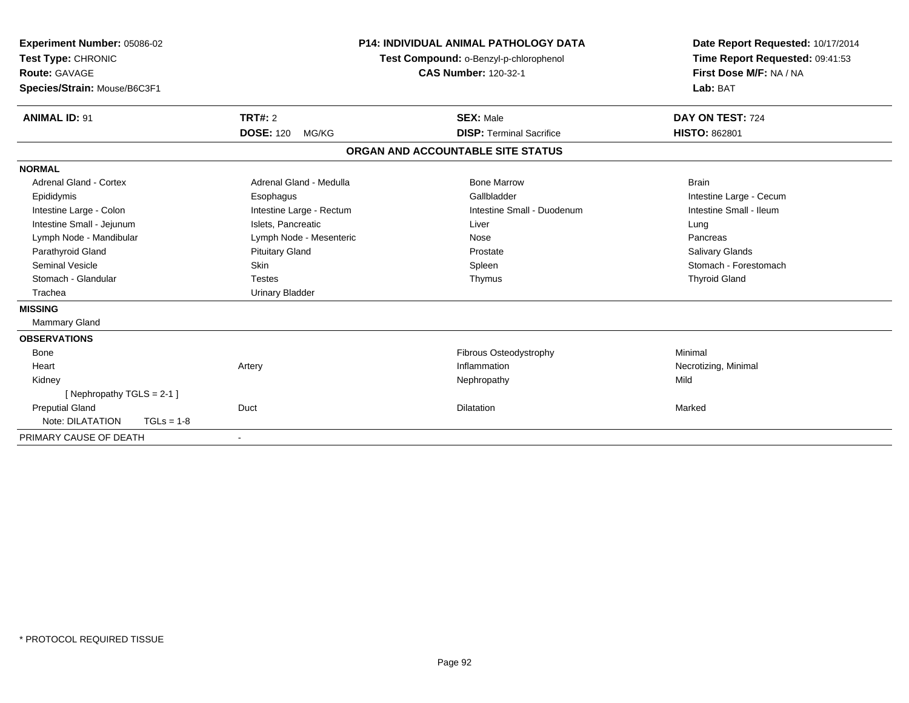**Experiment Number:** 05086-02
**Test Type:** CHRONIC
**Route:** GAVAGE
**Species/Strain:** Mouse/B6C3F1

**P14: INDIVIDUAL ANIMAL PATHOLOGY DATA**
**Test Compound:** o-Benzyl-p-chlorophenol
**CAS Number:** 120-32-1

**Date Report Requested:** 10/17/2014
**Time Report Requested:** 09:41:53
**First Dose M/F:** NA / NA
**Lab:** BAT

| **ANIMAL ID:** 91 | **TRT#:** 2 | **SEX:** Male | **DAY ON TEST:** 724 |
|---|---|---|---|
| | **DOSE:** 120 MG/KG | **DISP:** Terminal Sacrifice | **HISTO:** 862801 |

## ORGAN AND ACCOUNTABLE SITE STATUS

| | | | |
|---|---|---|---|
| **NORMAL** | | | |
| Adrenal Gland - Cortex | Adrenal Gland - Medulla | Bone Marrow | Brain |
| Epididymis | Esophagus | Gallbladder | Intestine Large - Cecum |
| Intestine Large - Colon | Intestine Large - Rectum | Intestine Small - Duodenum | Intestine Small - Ileum |
| Intestine Small - Jejunum | Islets, Pancreatic | Liver | Lung |
| Lymph Node - Mandibular | Lymph Node - Mesenteric | Nose | Pancreas |
| Parathyroid Gland | Pituitary Gland | Prostate | Salivary Glands |
| Seminal Vesicle | Skin | Spleen | Stomach - Forestomach |
| Stomach - Glandular | Testes | Thymus | Thyroid Gland |
| Trachea | Urinary Bladder | | |
| **MISSING** | | | |
| Mammary Gland | | | |
| **OBSERVATIONS** | | | |
| Bone | | Fibrous Osteodystrophy | Minimal |
| Heart | Artery | Inflammation | Necrotizing, Minimal |
| Kidney | | Nephropathy | Mild |
| [ Nephropathy TGLS = 2-1 ] | | | |
| Preputial Gland | Duct | Dilatation | Marked |
| Note: DILATATION TGLs = 1-8 | | | |
| PRIMARY CAUSE OF DEATH | - | | |

* PROTOCOL REQUIRED TISSUE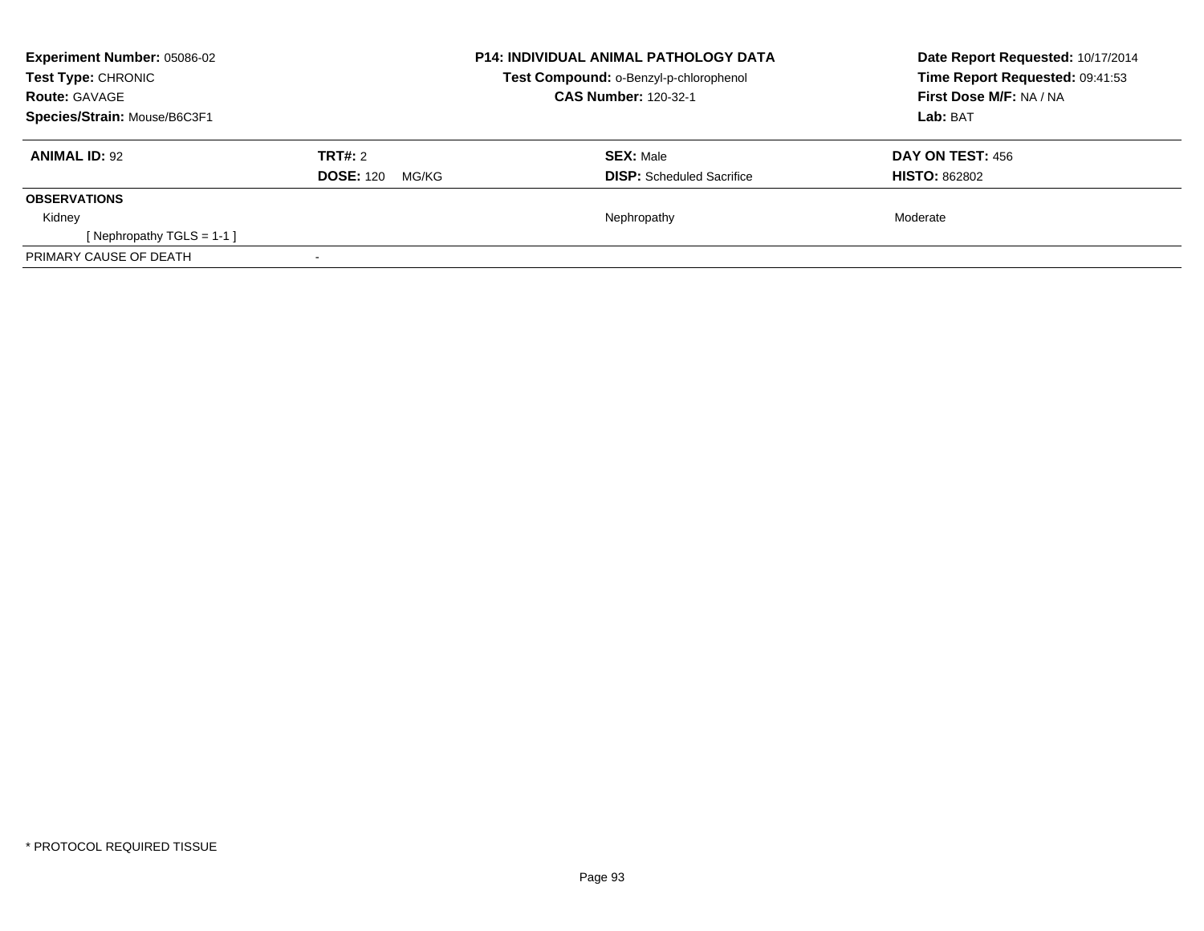**Experiment Number:** 05086-02
**Test Type:** CHRONIC
**Route:** GAVAGE
**Species/Strain:** Mouse/B6C3F1

**P14: INDIVIDUAL ANIMAL PATHOLOGY DATA**
**Test Compound:** o-Benzyl-p-chlorophenol
**CAS Number:** 120-32-1

**Date Report Requested:** 10/17/2014
**Time Report Requested:** 09:41:53
**First Dose M/F:** NA / NA
**Lab:** BAT

| **ANIMAL ID:** 92 | **TRT#:** 2 | **SEX:** Male | **DAY ON TEST:** 456 |
|---|---|---|---|
| | **DOSE:** 120 MG/KG | **DISP:** Scheduled Sacrifice | **HISTO:** 862802 |
| **OBSERVATIONS** | | | |
| Kidney | | Nephropathy | Moderate |
| [ Nephropathy TGLS = 1-1 ] | | | |
| PRIMARY CAUSE OF DEATH | - | | |

* PROTOCOL REQUIRED TISSUE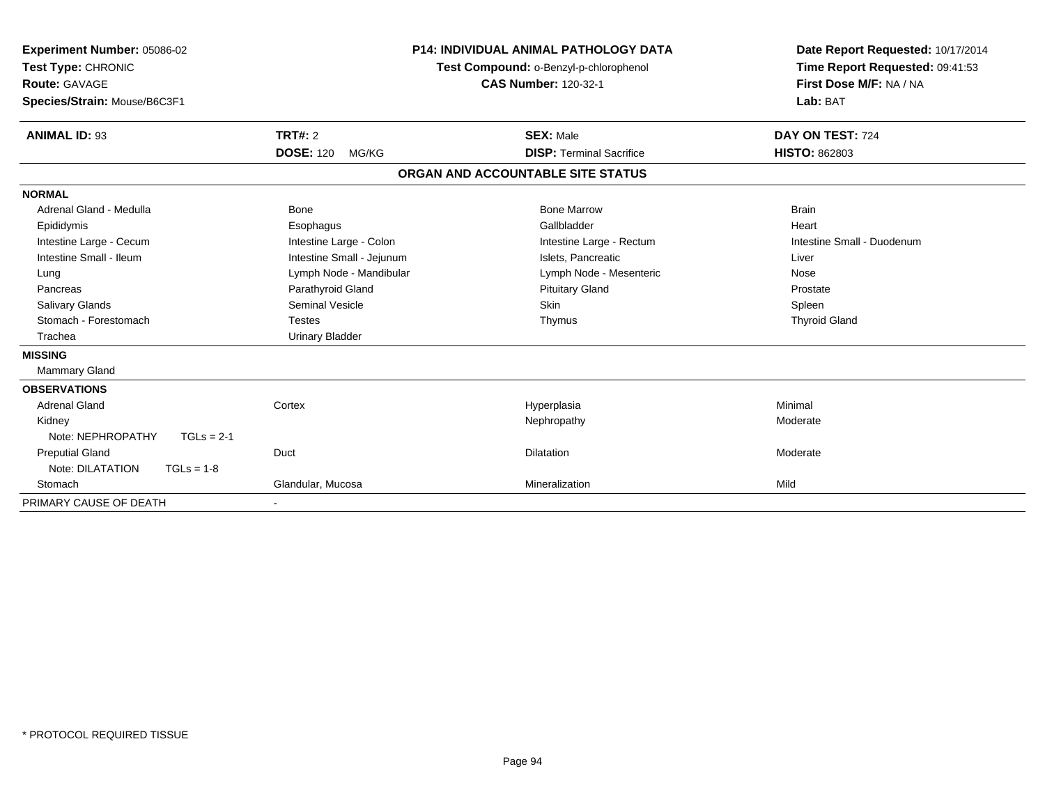**Experiment Number:** 05086-02
**Test Type:** CHRONIC
**Route:** GAVAGE
**Species/Strain:** Mouse/B6C3F1

**P14: INDIVIDUAL ANIMAL PATHOLOGY DATA**
**Test Compound:** o-Benzyl-p-chlorophenol
**CAS Number:** 120-32-1

**Date Report Requested:** 10/17/2014
**Time Report Requested:** 09:41:53
**First Dose M/F:** NA / NA
**Lab:** BAT

| **ANIMAL ID:** 93 | **TRT#:** 2 | **SEX:** Male | **DAY ON TEST:** 724 |
|---|---|---|---|
| | **DOSE:** 120 MG/KG | **DISP:** Terminal Sacrifice | **HISTO:** 862803 |

## ORGAN AND ACCOUNTABLE SITE STATUS

| | | | |
|---|---|---|---|
| **NORMAL** | | | |
| Adrenal Gland - Medulla | Bone | Bone Marrow | Brain |
| Epididymis | Esophagus | Gallbladder | Heart |
| Intestine Large - Cecum | Intestine Large - Colon | Intestine Large - Rectum | Intestine Small - Duodenum |
| Intestine Small - Ileum | Intestine Small - Jejunum | Islets, Pancreatic | Liver |
| Lung | Lymph Node - Mandibular | Lymph Node - Mesenteric | Nose |
| Pancreas | Parathyroid Gland | Pituitary Gland | Prostate |
| Salivary Glands | Seminal Vesicle | Skin | Spleen |
| Stomach - Forestomach | Testes | Thymus | Thyroid Gland |
| Trachea | Urinary Bladder | | |
| **MISSING** | | | |
| Mammary Gland | | | |
| **OBSERVATIONS** | | | |
| Adrenal Gland | Cortex | Hyperplasia | Minimal |
| Kidney | | Nephropathy | Moderate |
| Note: NEPHROPATHY TGLs = 2-1 | | | |
| Preputial Gland | Duct | Dilatation | Moderate |
| Note: DILATATION TGLs = 1-8 | | | |
| Stomach | Glandular, Mucosa | Mineralization | Mild |
| PRIMARY CAUSE OF DEATH | - | | |

\* PROTOCOL REQUIRED TISSUE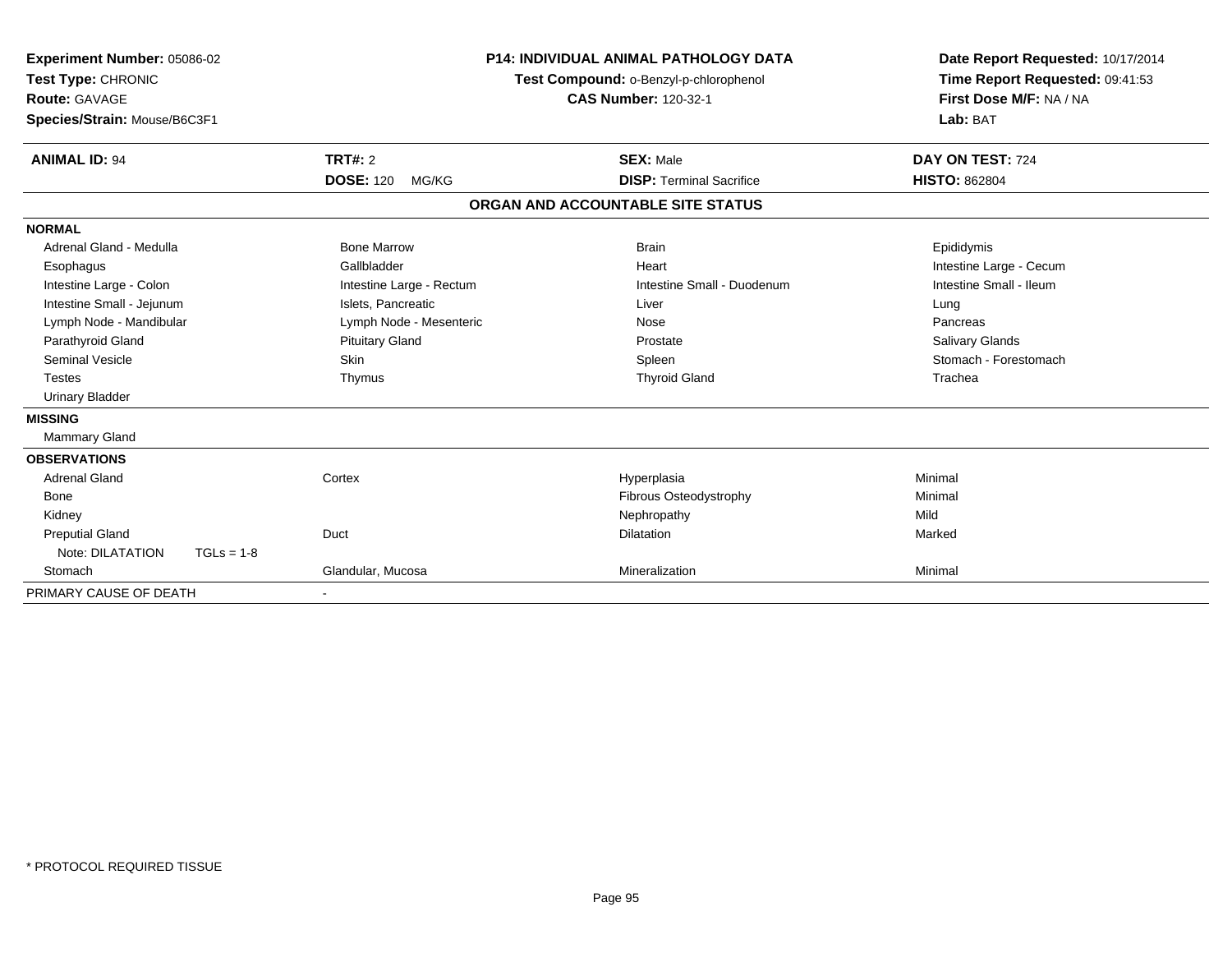**Experiment Number:** 05086-02
**Test Type:** CHRONIC
**Route:** GAVAGE
**Species/Strain:** Mouse/B6C3F1

**P14: INDIVIDUAL ANIMAL PATHOLOGY DATA**
**Test Compound:** o-Benzyl-p-chlorophenol
**CAS Number:** 120-32-1

**Date Report Requested:** 10/17/2014
**Time Report Requested:** 09:41:53
**First Dose M/F:** NA / NA
**Lab:** BAT

| **ANIMAL ID:** 94 | **TRT#:** 2 | **SEX:** Male | **DAY ON TEST:** 724 |
|---|---|---|---|
| | **DOSE:** 120 MG/KG | **DISP:** Terminal Sacrifice | **HISTO:** 862804 |

## ORGAN AND ACCOUNTABLE SITE STATUS

| | | | |
|---|---|---|---|
| **NORMAL** | | | |
| Adrenal Gland - Medulla | Bone Marrow | Brain | Epididymis |
| Esophagus | Gallbladder | Heart | Intestine Large - Cecum |
| Intestine Large - Colon | Intestine Large - Rectum | Intestine Small - Duodenum | Intestine Small - Ileum |
| Intestine Small - Jejunum | Islets, Pancreatic | Liver | Lung |
| Lymph Node - Mandibular | Lymph Node - Mesenteric | Nose | Pancreas |
| Parathyroid Gland | Pituitary Gland | Prostate | Salivary Glands |
| Seminal Vesicle | Skin | Spleen | Stomach - Forestomach |
| Testes | Thymus | Thyroid Gland | Trachea |
| Urinary Bladder | | | |
| **MISSING** | | | |
| Mammary Gland | | | |
| **OBSERVATIONS** | | | |
| Adrenal Gland | Cortex | Hyperplasia | Minimal |
| Bone | | Fibrous Osteodystrophy | Minimal |
| Kidney | | Nephropathy | Mild |
| Preputial Gland | Duct | Dilatation | Marked |
| Note: DILATATION TGLs = 1-8 | | | |
| Stomach | Glandular, Mucosa | Mineralization | Minimal |
| PRIMARY CAUSE OF DEATH | - | | |

* PROTOCOL REQUIRED TISSUE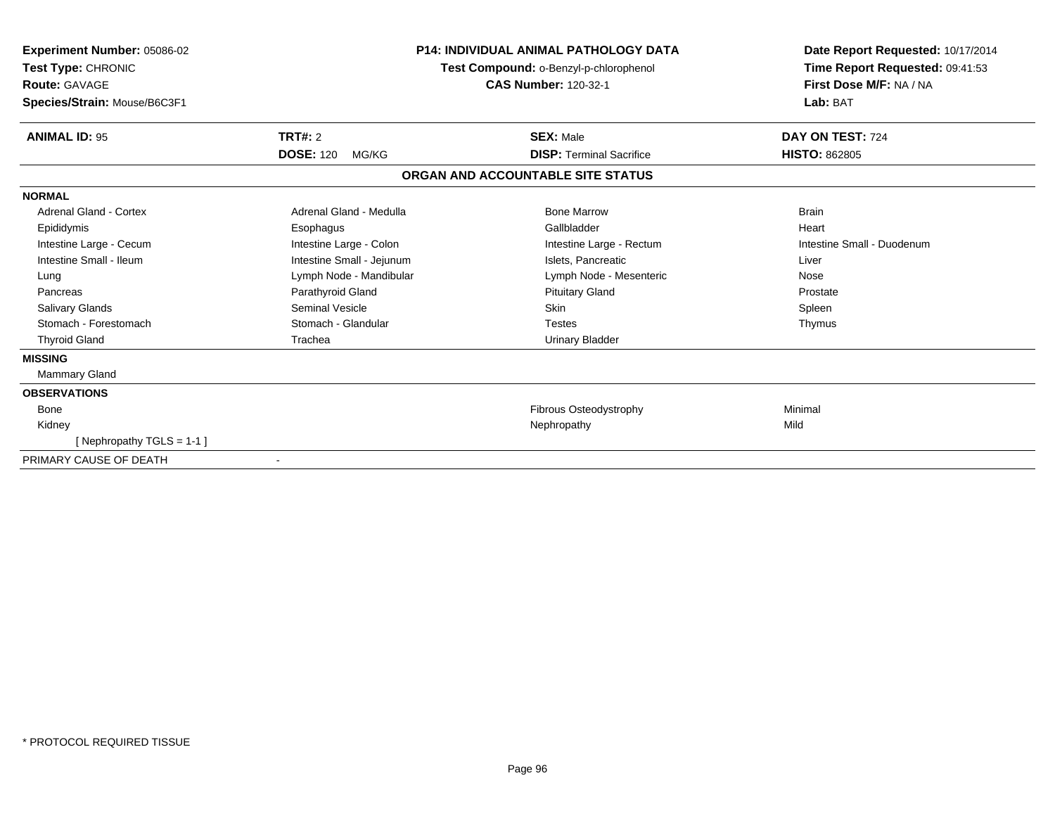**Experiment Number:** 05086-02
**Test Type:** CHRONIC
**Route:** GAVAGE
**Species/Strain:** Mouse/B6C3F1

**P14: INDIVIDUAL ANIMAL PATHOLOGY DATA**
**Test Compound:** o-Benzyl-p-chlorophenol
**CAS Number:** 120-32-1

**Date Report Requested:** 10/17/2014
**Time Report Requested:** 09:41:53
**First Dose M/F:** NA / NA
**Lab:** BAT

| **ANIMAL ID:** 95 | **TRT#:** 2 | **SEX:** Male | **DAY ON TEST:** 724 |
|---|---|---|---|
| | **DOSE:** 120 MG/KG | **DISP:** Terminal Sacrifice | **HISTO:** 862805 |

## ORGAN AND ACCOUNTABLE SITE STATUS

**NORMAL**

| | | | |
|---|---|---|---|
| Adrenal Gland - Cortex | Adrenal Gland - Medulla | Bone Marrow | Brain |
| Epididymis | Esophagus | Gallbladder | Heart |
| Intestine Large - Cecum | Intestine Large - Colon | Intestine Large - Rectum | Intestine Small - Duodenum |
| Intestine Small - Ileum | Intestine Small - Jejunum | Islets, Pancreatic | Liver |
| Lung | Lymph Node - Mandibular | Lymph Node - Mesenteric | Nose |
| Pancreas | Parathyroid Gland | Pituitary Gland | Prostate |
| Salivary Glands | Seminal Vesicle | Skin | Spleen |
| Stomach - Forestomach | Stomach - Glandular | Testes | Thymus |
| Thyroid Gland | Trachea | Urinary Bladder | |

**MISSING**

Mammary Gland

**OBSERVATIONS**

| | | |
|---|---|---|
| Bone | Fibrous Osteodystrophy | Minimal |
| Kidney | Nephropathy | Mild |
| [ Nephropathy TGLS = 1-1 ] | | |

PRIMARY CAUSE OF DEATH -

* PROTOCOL REQUIRED TISSUE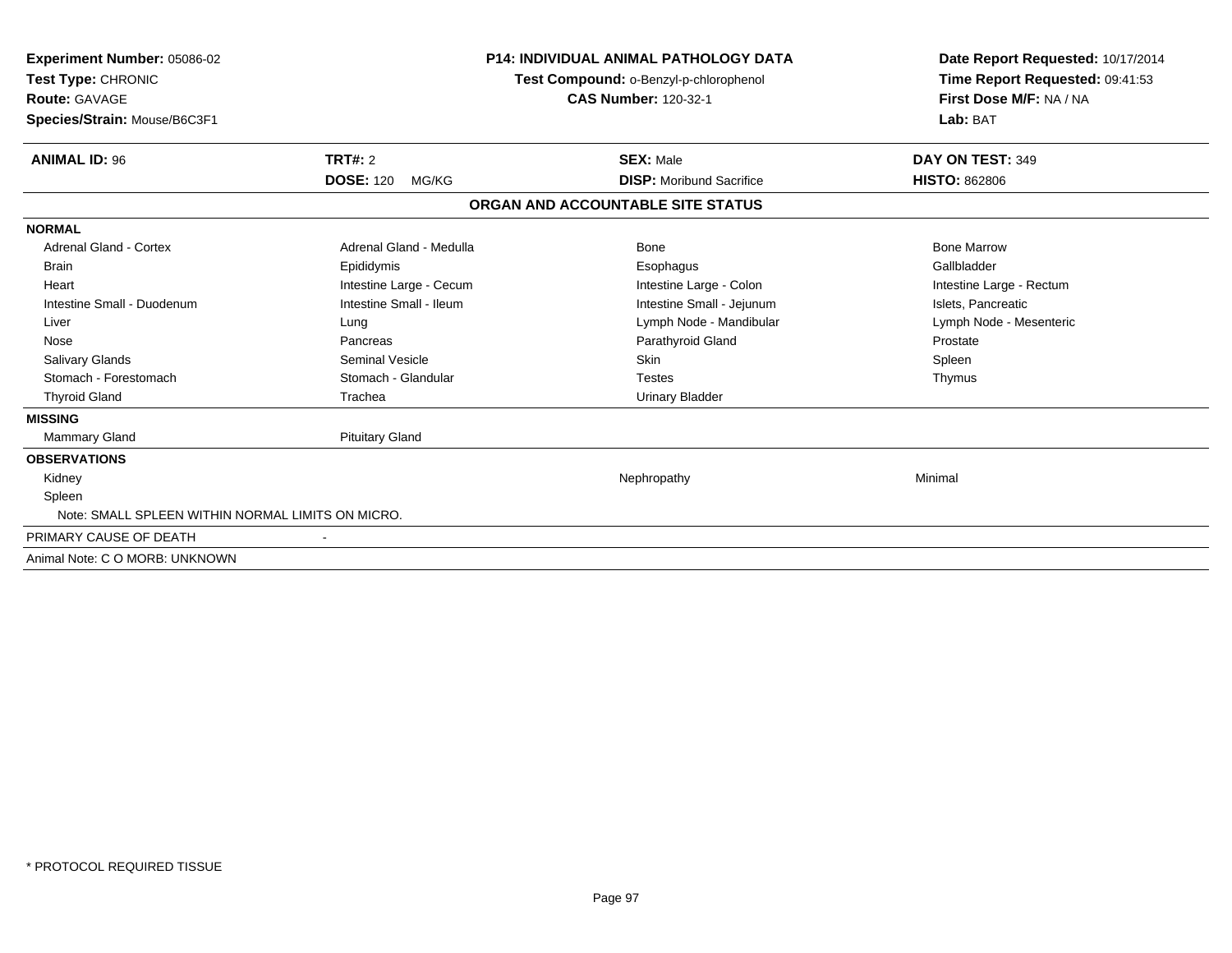**Experiment Number:** 05086-02
**Test Type:** CHRONIC
**Route:** GAVAGE
**Species/Strain:** Mouse/B6C3F1

**P14: INDIVIDUAL ANIMAL PATHOLOGY DATA**
**Test Compound:** o-Benzyl-p-chlorophenol
**CAS Number:** 120-32-1

**Date Report Requested:** 10/17/2014
**Time Report Requested:** 09:41:53
**First Dose M/F:** NA / NA
**Lab:** BAT

| **ANIMAL ID:** 96 | **TRT#:** 2 | **SEX:** Male | **DAY ON TEST:** 349 |
|---|---|---|---|
| | **DOSE:** 120 MG/KG | **DISP:** Moribund Sacrifice | **HISTO:** 862806 |

**ORGAN AND ACCOUNTABLE SITE STATUS**

**NORMAL**

| | | | |
|---|---|---|---|
| Adrenal Gland - Cortex | Adrenal Gland - Medulla | Bone | Bone Marrow |
| Brain | Epididymis | Esophagus | Gallbladder |
| Heart | Intestine Large - Cecum | Intestine Large - Colon | Intestine Large - Rectum |
| Intestine Small - Duodenum | Intestine Small - Ileum | Intestine Small - Jejunum | Islets, Pancreatic |
| Liver | Lung | Lymph Node - Mandibular | Lymph Node - Mesenteric |
| Nose | Pancreas | Parathyroid Gland | Prostate |
| Salivary Glands | Seminal Vesicle | Skin | Spleen |
| Stomach - Forestomach | Stomach - Glandular | Testes | Thymus |
| Thyroid Gland | Trachea | Urinary Bladder | |

**MISSING**

Mammary Gland | Pituitary Gland

**OBSERVATIONS**

| | | |
|---|---|---|
| Kidney | Nephropathy | Minimal |
| Spleen | | |

Note: SMALL SPLEEN WITHIN NORMAL LIMITS ON MICRO.

PRIMARY CAUSE OF DEATH -

Animal Note: C O MORB: UNKNOWN

\* PROTOCOL REQUIRED TISSUE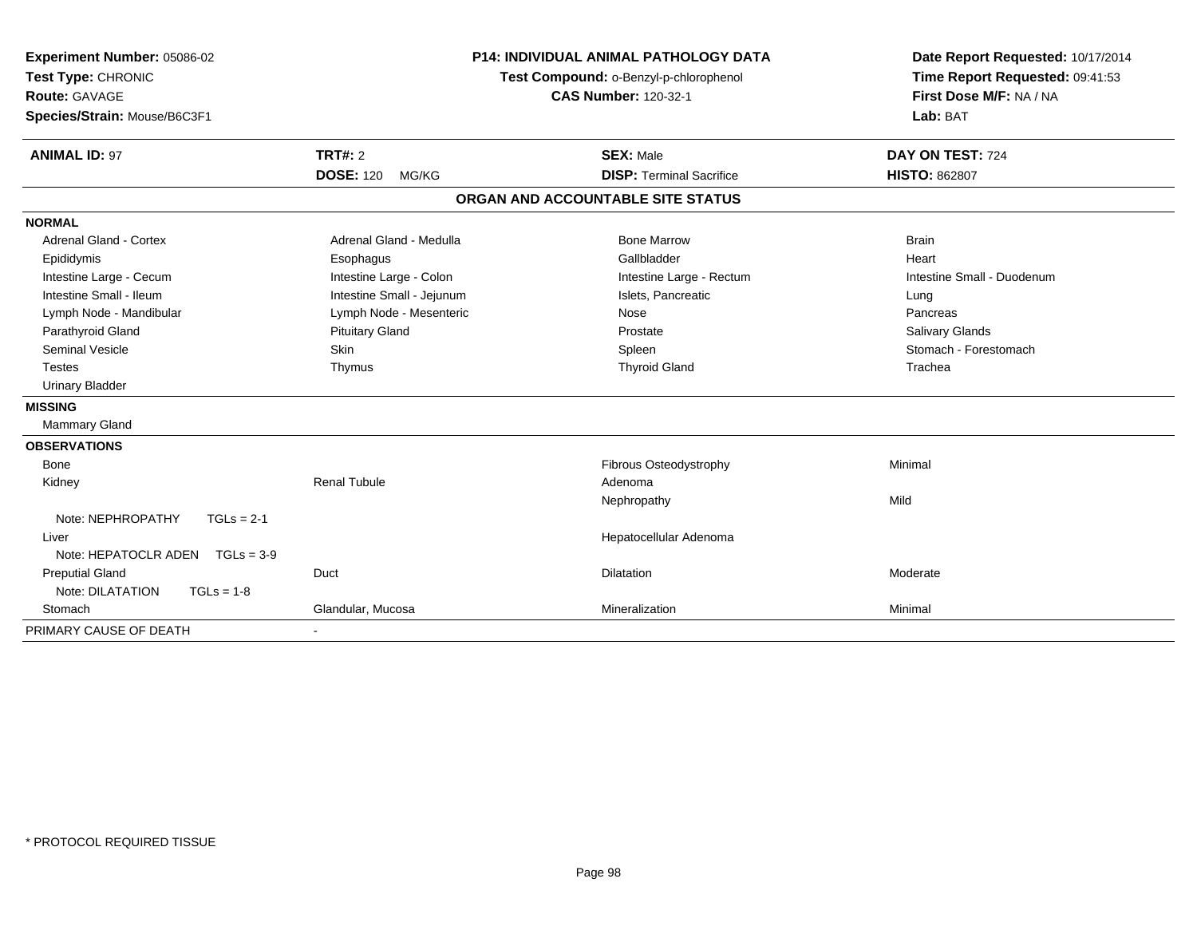**Experiment Number:** 05086-02
**Test Type:** CHRONIC
**Route:** GAVAGE
**Species/Strain:** Mouse/B6C3F1

**P14: INDIVIDUAL ANIMAL PATHOLOGY DATA**
**Test Compound:** o-Benzyl-p-chlorophenol
**CAS Number:** 120-32-1

**Date Report Requested:** 10/17/2014
**Time Report Requested:** 09:41:53
**First Dose M/F:** NA / NA
**Lab:** BAT

| **ANIMAL ID:** 97 | **TRT#:** 2 | **SEX:** Male | **DAY ON TEST:** 724 |
|---|---|---|---|
| | **DOSE:** 120 MG/KG | **DISP:** Terminal Sacrifice | **HISTO:** 862807 |

## ORGAN AND ACCOUNTABLE SITE STATUS

**NORMAL**

| | | | |
|---|---|---|---|
| Adrenal Gland - Cortex | Adrenal Gland - Medulla | Bone Marrow | Brain |
| Epididymis | Esophagus | Gallbladder | Heart |
| Intestine Large - Cecum | Intestine Large - Colon | Intestine Large - Rectum | Intestine Small - Duodenum |
| Intestine Small - Ileum | Intestine Small - Jejunum | Islets, Pancreatic | Lung |
| Lymph Node - Mandibular | Lymph Node - Mesenteric | Nose | Pancreas |
| Parathyroid Gland | Pituitary Gland | Prostate | Salivary Glands |
| Seminal Vesicle | Skin | Spleen | Stomach - Forestomach |
| Testes | Thymus | Thyroid Gland | Trachea |
| Urinary Bladder | | | |

**MISSING**

Mammary Gland

**OBSERVATIONS**

| | | | |
|---|---|---|---|
| Bone | | Fibrous Osteodystrophy | Minimal |
| Kidney | Renal Tubule | Adenoma | |
| | | Nephropathy | Mild |
| Note: NEPHROPATHY TGLs = 2-1 | | | |
| Liver | | Hepatocellular Adenoma | |
| Note: HEPATOCLR ADEN TGLs = 3-9 | | | |
| Preputial Gland | Duct | Dilatation | Moderate |
| Note: DILATATION TGLs = 1-8 | | | |
| Stomach | Glandular, Mucosa | Mineralization | Minimal |

PRIMARY CAUSE OF DEATH -

\* PROTOCOL REQUIRED TISSUE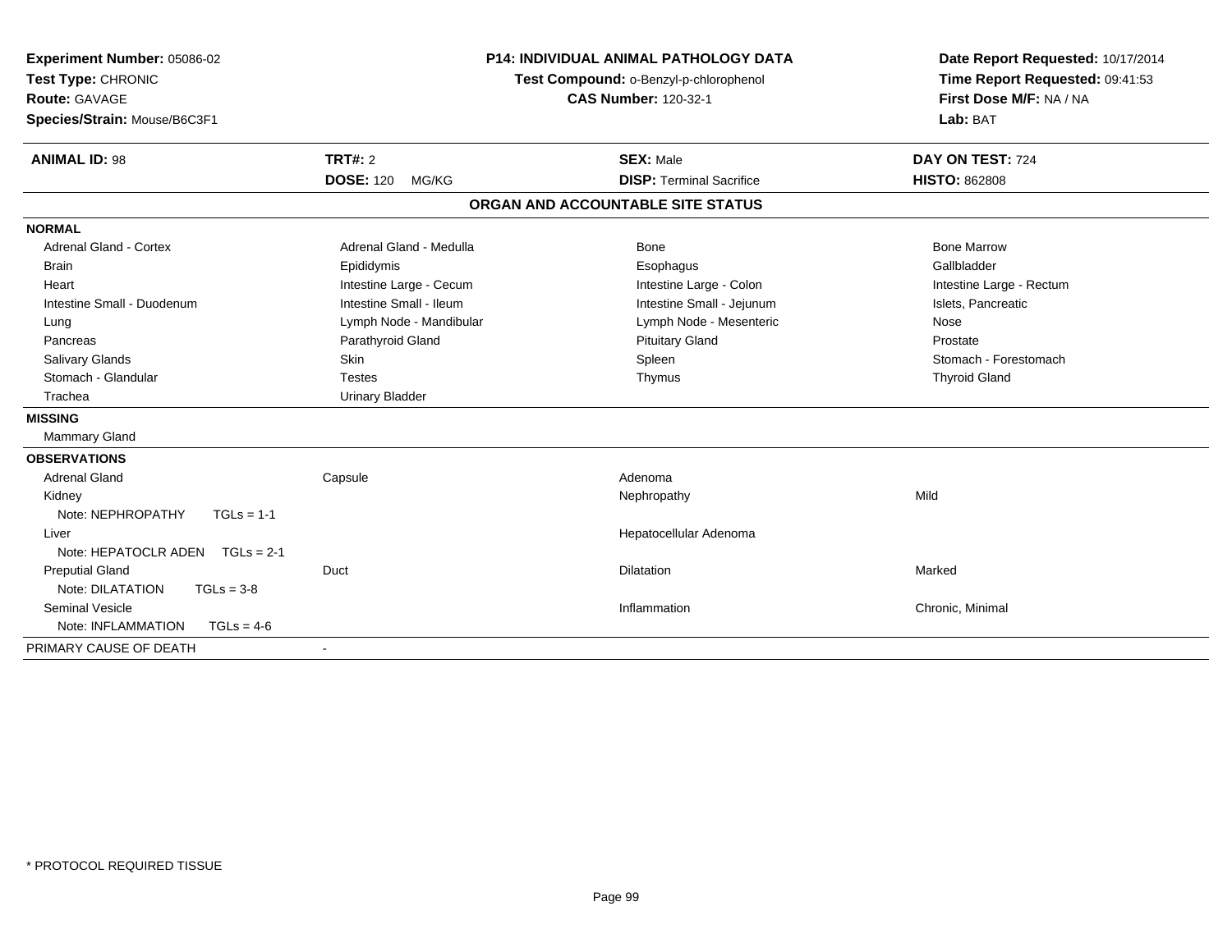**Experiment Number:** 05086-02
**Test Type:** CHRONIC
**Route:** GAVAGE
**Species/Strain:** Mouse/B6C3F1

# P14: INDIVIDUAL ANIMAL PATHOLOGY DATA

**Test Compound:** o-Benzyl-p-chlorophenol
**CAS Number:** 120-32-1

**Date Report Requested:** 10/17/2014
**Time Report Requested:** 09:41:53
**First Dose M/F:** NA / NA
**Lab:** BAT

| **ANIMAL ID:** 98 | **TRT#:** 2 | **SEX:** Male | **DAY ON TEST:** 724 |
|---|---|---|---|
| | **DOSE:** 120 MG/KG | **DISP:** Terminal Sacrifice | **HISTO:** 862808 |

## ORGAN AND ACCOUNTABLE SITE STATUS

**NORMAL**

| | | | |
|---|---|---|---|
| Adrenal Gland - Cortex | Adrenal Gland - Medulla | Bone | Bone Marrow |
| Brain | Epididymis | Esophagus | Gallbladder |
| Heart | Intestine Large - Cecum | Intestine Large - Colon | Intestine Large - Rectum |
| Intestine Small - Duodenum | Intestine Small - Ileum | Intestine Small - Jejunum | Islets, Pancreatic |
| Lung | Lymph Node - Mandibular | Lymph Node - Mesenteric | Nose |
| Pancreas | Parathyroid Gland | Pituitary Gland | Prostate |
| Salivary Glands | Skin | Spleen | Stomach - Forestomach |
| Stomach - Glandular | Testes | Thymus | Thyroid Gland |
| Trachea | Urinary Bladder | | |

**MISSING**

Mammary Gland

**OBSERVATIONS**

| | | | |
|---|---|---|---|
| Adrenal Gland | Capsule | Adenoma | |
| Kidney | | Nephropathy | Mild |
| Note: NEPHROPATHY TGLs = 1-1 | | | |
| Liver | | Hepatocellular Adenoma | |
| Note: HEPATOCLR ADEN TGLs = 2-1 | | | |
| Preputial Gland | Duct | Dilatation | Marked |
| Note: DILATATION TGLs = 3-8 | | | |
| Seminal Vesicle | | Inflammation | Chronic, Minimal |
| Note: INFLAMMATION TGLs = 4-6 | | | |

PRIMARY CAUSE OF DEATH -

\* PROTOCOL REQUIRED TISSUE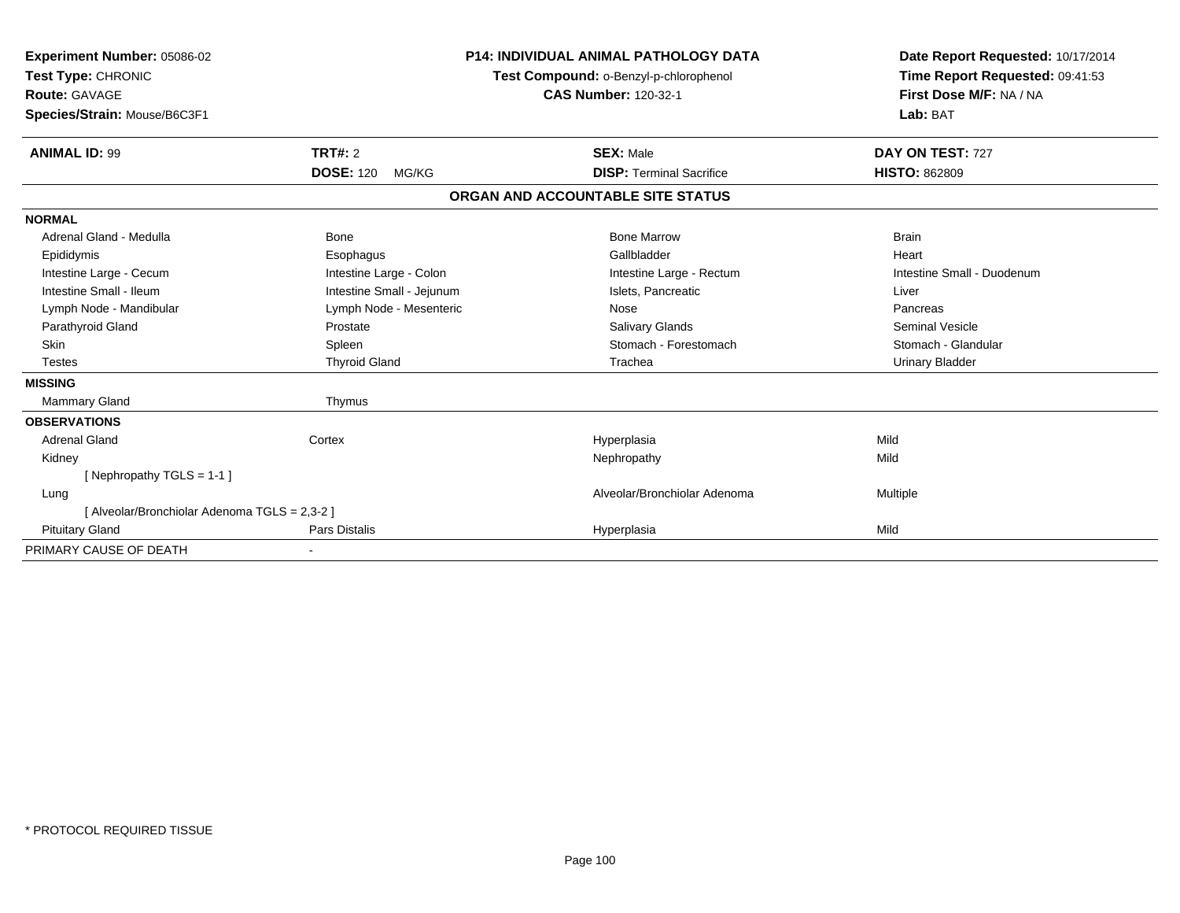**Experiment Number:** 05086-02
**Test Type:** CHRONIC
**Route:** GAVAGE
**Species/Strain:** Mouse/B6C3F1

**P14: INDIVIDUAL ANIMAL PATHOLOGY DATA**
**Test Compound:** o-Benzyl-p-chlorophenol
**CAS Number:** 120-32-1

**Date Report Requested:** 10/17/2014
**Time Report Requested:** 09:41:53
**First Dose M/F:** NA / NA
**Lab:** BAT

| **ANIMAL ID:** 99 | **TRT#:** 2 | **SEX:** Male | **DAY ON TEST:** 727 |
|---|---|---|---|
| | **DOSE:** 120 MG/KG | **DISP:** Terminal Sacrifice | **HISTO:** 862809 |

**ORGAN AND ACCOUNTABLE SITE STATUS**

| | | | |
|---|---|---|---|
| **NORMAL** | | | |
| Adrenal Gland - Medulla | Bone | Bone Marrow | Brain |
| Epididymis | Esophagus | Gallbladder | Heart |
| Intestine Large - Cecum | Intestine Large - Colon | Intestine Large - Rectum | Intestine Small - Duodenum |
| Intestine Small - Ileum | Intestine Small - Jejunum | Islets, Pancreatic | Liver |
| Lymph Node - Mandibular | Lymph Node - Mesenteric | Nose | Pancreas |
| Parathyroid Gland | Prostate | Salivary Glands | Seminal Vesicle |
| Skin | Spleen | Stomach - Forestomach | Stomach - Glandular |
| Testes | Thyroid Gland | Trachea | Urinary Bladder |
| **MISSING** | | | |
| Mammary Gland | Thymus | | |
| **OBSERVATIONS** | | | |
| Adrenal Gland | Cortex | Hyperplasia | Mild |
| Kidney | | Nephropathy | Mild |
| [ Nephropathy TGLS = 1-1 ] | | | |
| Lung | | Alveolar/Bronchiolar Adenoma | Multiple |
| [ Alveolar/Bronchiolar Adenoma TGLS = 2,3-2 ] | | | |
| Pituitary Gland | Pars Distalis | Hyperplasia | Mild |
| PRIMARY CAUSE OF DEATH | - | | |

\* PROTOCOL REQUIRED TISSUE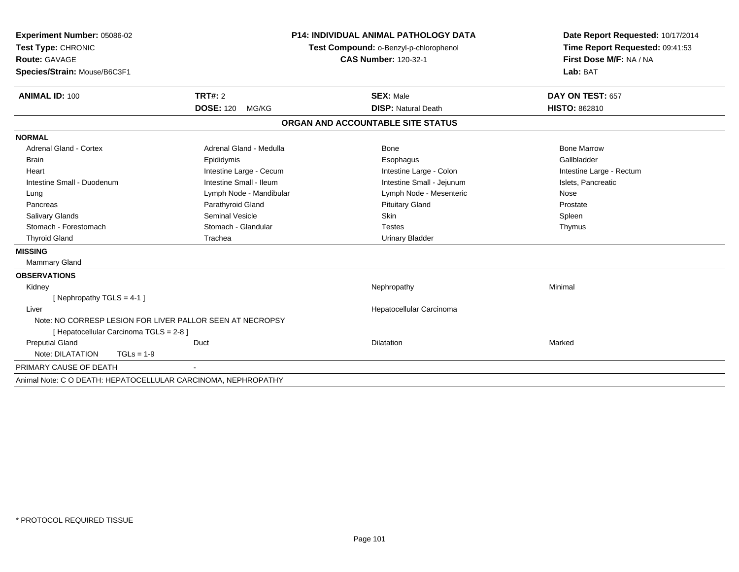**Experiment Number:** 05086-02
**Test Type:** CHRONIC
**Route:** GAVAGE
**Species/Strain:** Mouse/B6C3F1

**P14: INDIVIDUAL ANIMAL PATHOLOGY DATA**
**Test Compound:** o-Benzyl-p-chlorophenol
**CAS Number:** 120-32-1

**Date Report Requested:** 10/17/2014
**Time Report Requested:** 09:41:53
**First Dose M/F:** NA / NA
**Lab:** BAT

| **ANIMAL ID:** 100 | **TRT#:** 2 | **SEX:** Male | **DAY ON TEST:** 657 |
|---|---|---|---|
| | **DOSE:** 120 MG/KG | **DISP:** Natural Death | **HISTO:** 862810 |

## ORGAN AND ACCOUNTABLE SITE STATUS

**NORMAL**

| | | | |
|---|---|---|---|
| Adrenal Gland - Cortex | Adrenal Gland - Medulla | Bone | Bone Marrow |
| Brain | Epididymis | Esophagus | Gallbladder |
| Heart | Intestine Large - Cecum | Intestine Large - Colon | Intestine Large - Rectum |
| Intestine Small - Duodenum | Intestine Small - Ileum | Intestine Small - Jejunum | Islets, Pancreatic |
| Lung | Lymph Node - Mandibular | Lymph Node - Mesenteric | Nose |
| Pancreas | Parathyroid Gland | Pituitary Gland | Prostate |
| Salivary Glands | Seminal Vesicle | Skin | Spleen |
| Stomach - Forestomach | Stomach - Glandular | Testes | Thymus |
| Thyroid Gland | Trachea | Urinary Bladder | |

**MISSING**

Mammary Gland

**OBSERVATIONS**

| | | | |
|---|---|---|---|
| Kidney | | Nephropathy | Minimal |
| [ Nephropathy TGLS = 4-1 ] | | | |
| Liver | | Hepatocellular Carcinoma | |
| Note: NO CORRESP LESION FOR LIVER PALLOR SEEN AT NECROPSY | | | |
| [ Hepatocellular Carcinoma TGLS = 2-8 ] | | | |
| Preputial Gland | Duct | Dilatation | Marked |
| Note: DILATATION TGLs = 1-9 | | | |

PRIMARY CAUSE OF DEATH -

Animal Note: C O DEATH: HEPATOCELLULAR CARCINOMA, NEPHROPATHY

* PROTOCOL REQUIRED TISSUE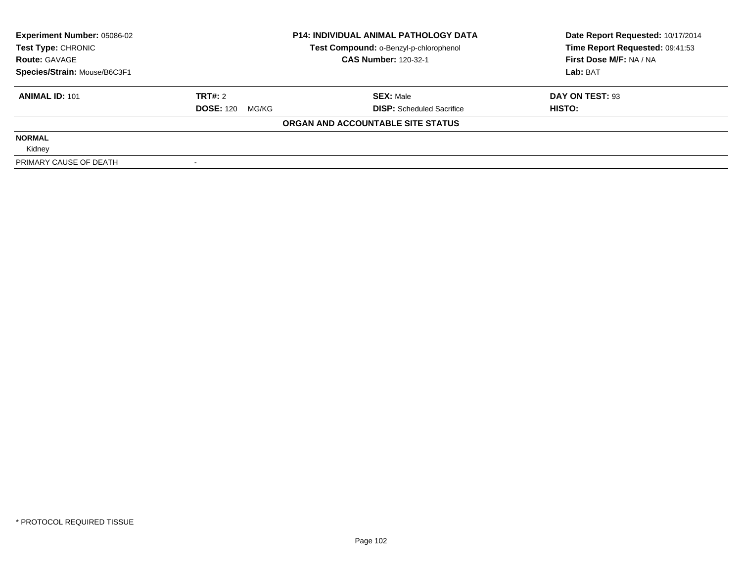| Experiment Number: 05086-02 | P14: INDIVIDUAL ANIMAL PATHOLOGY DATA | Date Report Requested: 10/17/2014 |
|---|---|---|
| Test Type: CHRONIC | Test Compound: o-Benzyl-p-chlorophenol | Time Report Requested: 09:41:53 |
| Route: GAVAGE | CAS Number: 120-32-1 | First Dose M/F: NA / NA |
| Species/Strain: Mouse/B6C3F1 | | Lab: BAT |

| ANIMAL ID: 101 | TRT#: 2 | SEX: Male | DAY ON TEST: 93 |
|---|---|---|---|
| | DOSE: 120 MG/KG | DISP: Scheduled Sacrifice | HISTO: |

**ORGAN AND ACCOUNTABLE SITE STATUS**

| | |
|---|---|
| **NORMAL** | |
| Kidney | |
| PRIMARY CAUSE OF DEATH | - |

* PROTOCOL REQUIRED TISSUE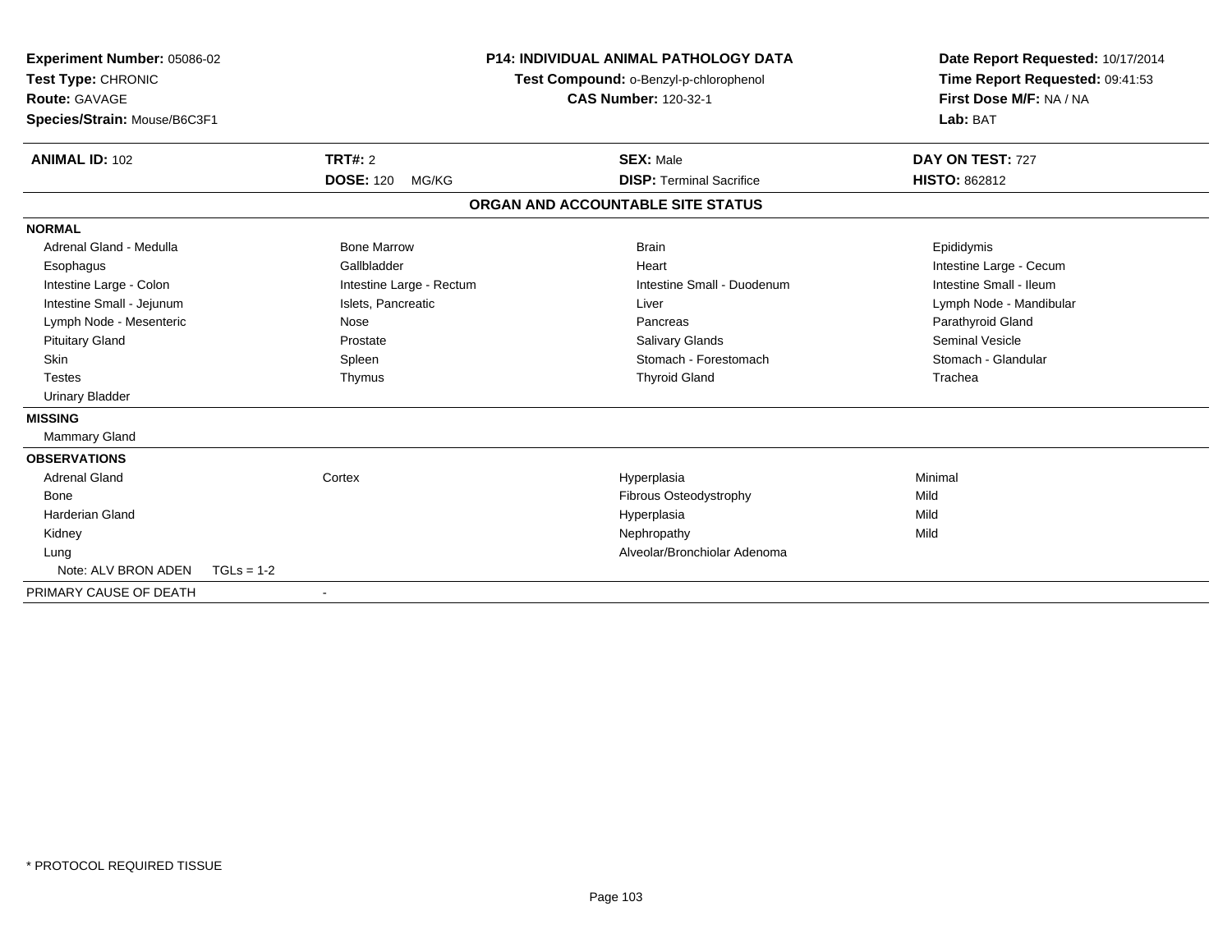**Experiment Number:** 05086-02
**Test Type:** CHRONIC
**Route:** GAVAGE
**Species/Strain:** Mouse/B6C3F1

**P14: INDIVIDUAL ANIMAL PATHOLOGY DATA**
**Test Compound:** o-Benzyl-p-chlorophenol
**CAS Number:** 120-32-1

**Date Report Requested:** 10/17/2014
**Time Report Requested:** 09:41:53
**First Dose M/F:** NA / NA
**Lab:** BAT

| **ANIMAL ID:** 102 | **TRT#:** 2 | **SEX:** Male | **DAY ON TEST:** 727 |
|---|---|---|---|
| | **DOSE:** 120 MG/KG | **DISP:** Terminal Sacrifice | **HISTO:** 862812 |

## ORGAN AND ACCOUNTABLE SITE STATUS

**NORMAL**

| | | | |
|---|---|---|---|
| Adrenal Gland - Medulla | Bone Marrow | Brain | Epididymis |
| Esophagus | Gallbladder | Heart | Intestine Large - Cecum |
| Intestine Large - Colon | Intestine Large - Rectum | Intestine Small - Duodenum | Intestine Small - Ileum |
| Intestine Small - Jejunum | Islets, Pancreatic | Liver | Lymph Node - Mandibular |
| Lymph Node - Mesenteric | Nose | Pancreas | Parathyroid Gland |
| Pituitary Gland | Prostate | Salivary Glands | Seminal Vesicle |
| Skin | Spleen | Stomach - Forestomach | Stomach - Glandular |
| Testes | Thymus | Thyroid Gland | Trachea |
| Urinary Bladder | | | |

**MISSING**

Mammary Gland

**OBSERVATIONS**

| | | | |
|---|---|---|---|
| Adrenal Gland | Cortex | Hyperplasia | Minimal |
| Bone | | Fibrous Osteodystrophy | Mild |
| Harderian Gland | | Hyperplasia | Mild |
| Kidney | | Nephropathy | Mild |
| Lung | | Alveolar/Bronchiolar Adenoma | |
| Note: ALV BRON ADEN TGLs = 1-2 | | | |

PRIMARY CAUSE OF DEATH -

\* PROTOCOL REQUIRED TISSUE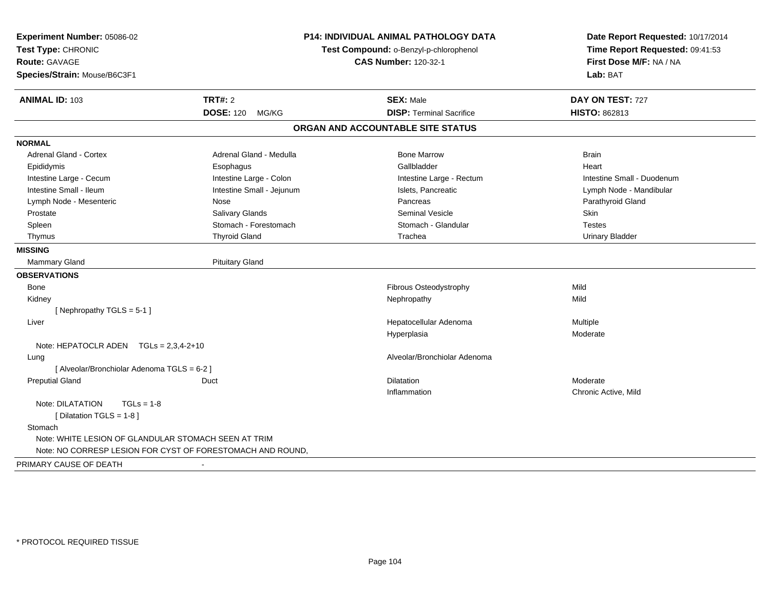**Experiment Number:** 05086-02
**Test Type:** CHRONIC
**Route:** GAVAGE
**Species/Strain:** Mouse/B6C3F1

**P14: INDIVIDUAL ANIMAL PATHOLOGY DATA**
**Test Compound:** o-Benzyl-p-chlorophenol
**CAS Number:** 120-32-1

**Date Report Requested:** 10/17/2014
**Time Report Requested:** 09:41:53
**First Dose M/F:** NA / NA
**Lab:** BAT

| **ANIMAL ID:** 103 | **TRT#:** 2 | **SEX:** Male | **DAY ON TEST:** 727 |
|---|---|---|---|
| | **DOSE:** 120 MG/KG | **DISP:** Terminal Sacrifice | **HISTO:** 862813 |

## ORGAN AND ACCOUNTABLE SITE STATUS

**NORMAL**

| | | | |
|---|---|---|---|
| Adrenal Gland - Cortex | Adrenal Gland - Medulla | Bone Marrow | Brain |
| Epididymis | Esophagus | Gallbladder | Heart |
| Intestine Large - Cecum | Intestine Large - Colon | Intestine Large - Rectum | Intestine Small - Duodenum |
| Intestine Small - Ileum | Intestine Small - Jejunum | Islets, Pancreatic | Lymph Node - Mandibular |
| Lymph Node - Mesenteric | Nose | Pancreas | Parathyroid Gland |
| Prostate | Salivary Glands | Seminal Vesicle | Skin |
| Spleen | Stomach - Forestomach | Stomach - Glandular | Testes |
| Thymus | Thyroid Gland | Trachea | Urinary Bladder |

**MISSING**

| | |
|---|---|
| Mammary Gland | Pituitary Gland |

**OBSERVATIONS**

| | | | |
|---|---|---|---|
| Bone | | Fibrous Osteodystrophy | Mild |
| Kidney | | Nephropathy | Mild |
| [ Nephropathy TGLS = 5-1 ] | | | |
| Liver | | Hepatocellular Adenoma | Multiple |
| | | Hyperplasia | Moderate |
| Note: HEPATOCLR ADEN TGLs = 2,3,4-2+10 | | | |
| Lung | | Alveolar/Bronchiolar Adenoma | |
| [ Alveolar/Bronchiolar Adenoma TGLS = 6-2 ] | | | |
| Preputial Gland | Duct | Dilatation | Moderate |
| | | Inflammation | Chronic Active, Mild |
| Note: DILATATION TGLs = 1-8 | | | |
| [ Dilatation TGLS = 1-8 ] | | | |
| Stomach | | | |
| Note: WHITE LESION OF GLANDULAR STOMACH SEEN AT TRIM | | | |
| Note: NO CORRESP LESION FOR CYST OF FORESTOMACH AND ROUND, | | | |

PRIMARY CAUSE OF DEATH -

\* PROTOCOL REQUIRED TISSUE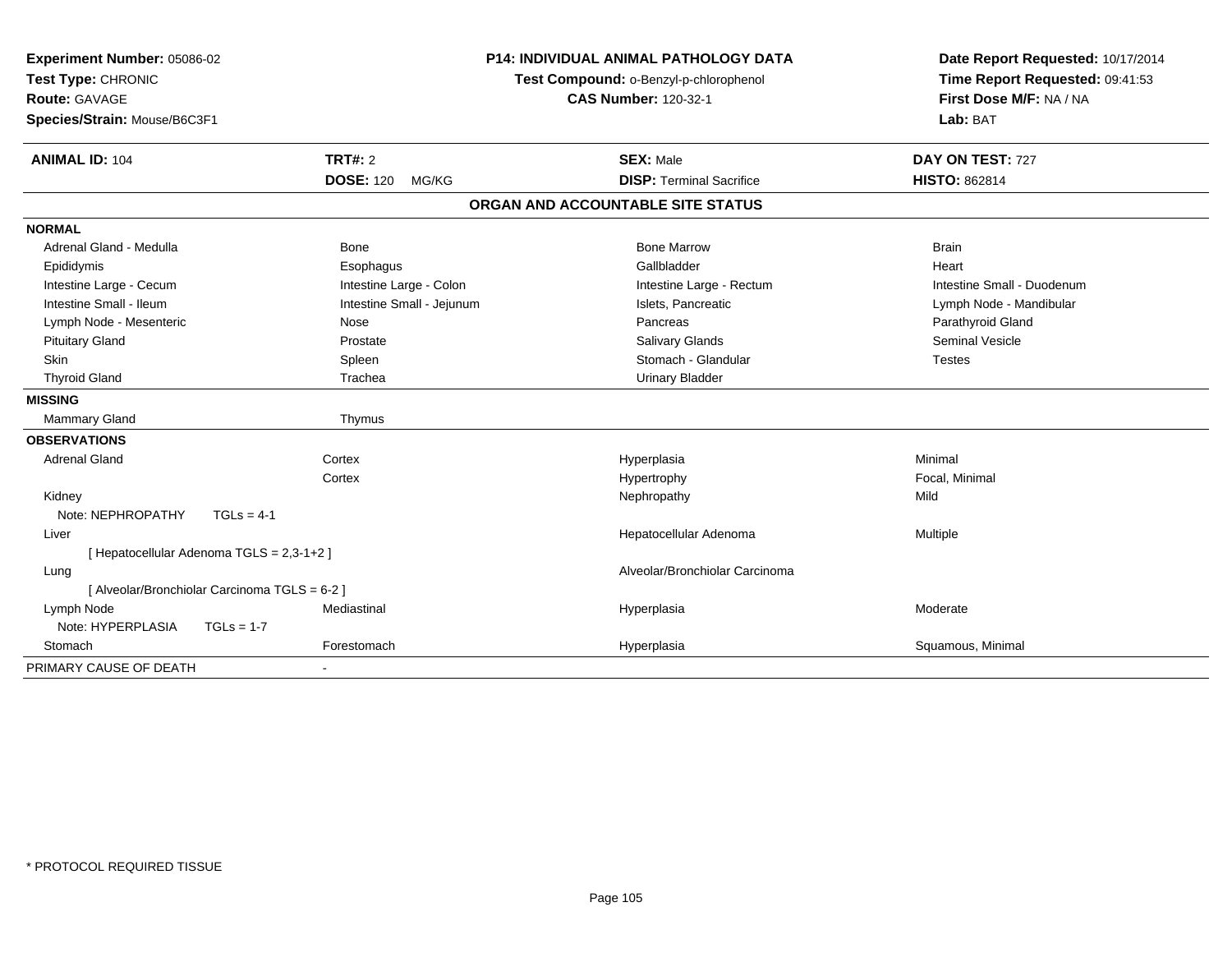**Experiment Number:** 05086-02
**Test Type:** CHRONIC
**Route:** GAVAGE
**Species/Strain:** Mouse/B6C3F1

**P14: INDIVIDUAL ANIMAL PATHOLOGY DATA**
**Test Compound:** o-Benzyl-p-chlorophenol
**CAS Number:** 120-32-1

**Date Report Requested:** 10/17/2014
**Time Report Requested:** 09:41:53
**First Dose M/F:** NA / NA
**Lab:** BAT

| **ANIMAL ID:** 104 | **TRT#:** 2 | **SEX:** Male | **DAY ON TEST:** 727 |
|---|---|---|---|
| | **DOSE:** 120 MG/KG | **DISP:** Terminal Sacrifice | **HISTO:** 862814 |

## ORGAN AND ACCOUNTABLE SITE STATUS

| | | | |
|---|---|---|---|
| **NORMAL** | | | |
| Adrenal Gland - Medulla | Bone | Bone Marrow | Brain |
| Epididymis | Esophagus | Gallbladder | Heart |
| Intestine Large - Cecum | Intestine Large - Colon | Intestine Large - Rectum | Intestine Small - Duodenum |
| Intestine Small - Ileum | Intestine Small - Jejunum | Islets, Pancreatic | Lymph Node - Mandibular |
| Lymph Node - Mesenteric | Nose | Pancreas | Parathyroid Gland |
| Pituitary Gland | Prostate | Salivary Glands | Seminal Vesicle |
| Skin | Spleen | Stomach - Glandular | Testes |
| Thyroid Gland | Trachea | Urinary Bladder | |
| **MISSING** | | | |
| Mammary Gland | Thymus | | |
| **OBSERVATIONS** | | | |
| Adrenal Gland | Cortex | Hyperplasia | Minimal |
| | Cortex | Hypertrophy | Focal, Minimal |
| Kidney | | Nephropathy | Mild |
| Note: NEPHROPATHY TGLs = 4-1 | | | |
| Liver | | Hepatocellular Adenoma | Multiple |
| [ Hepatocellular Adenoma TGLS = 2,3-1+2 ] | | | |
| Lung | | Alveolar/Bronchiolar Carcinoma | |
| [ Alveolar/Bronchiolar Carcinoma TGLS = 6-2 ] | | | |
| Lymph Node | Mediastinal | Hyperplasia | Moderate |
| Note: HYPERPLASIA TGLs = 1-7 | | | |
| Stomach | Forestomach | Hyperplasia | Squamous, Minimal |
| PRIMARY CAUSE OF DEATH | - | | |

* PROTOCOL REQUIRED TISSUE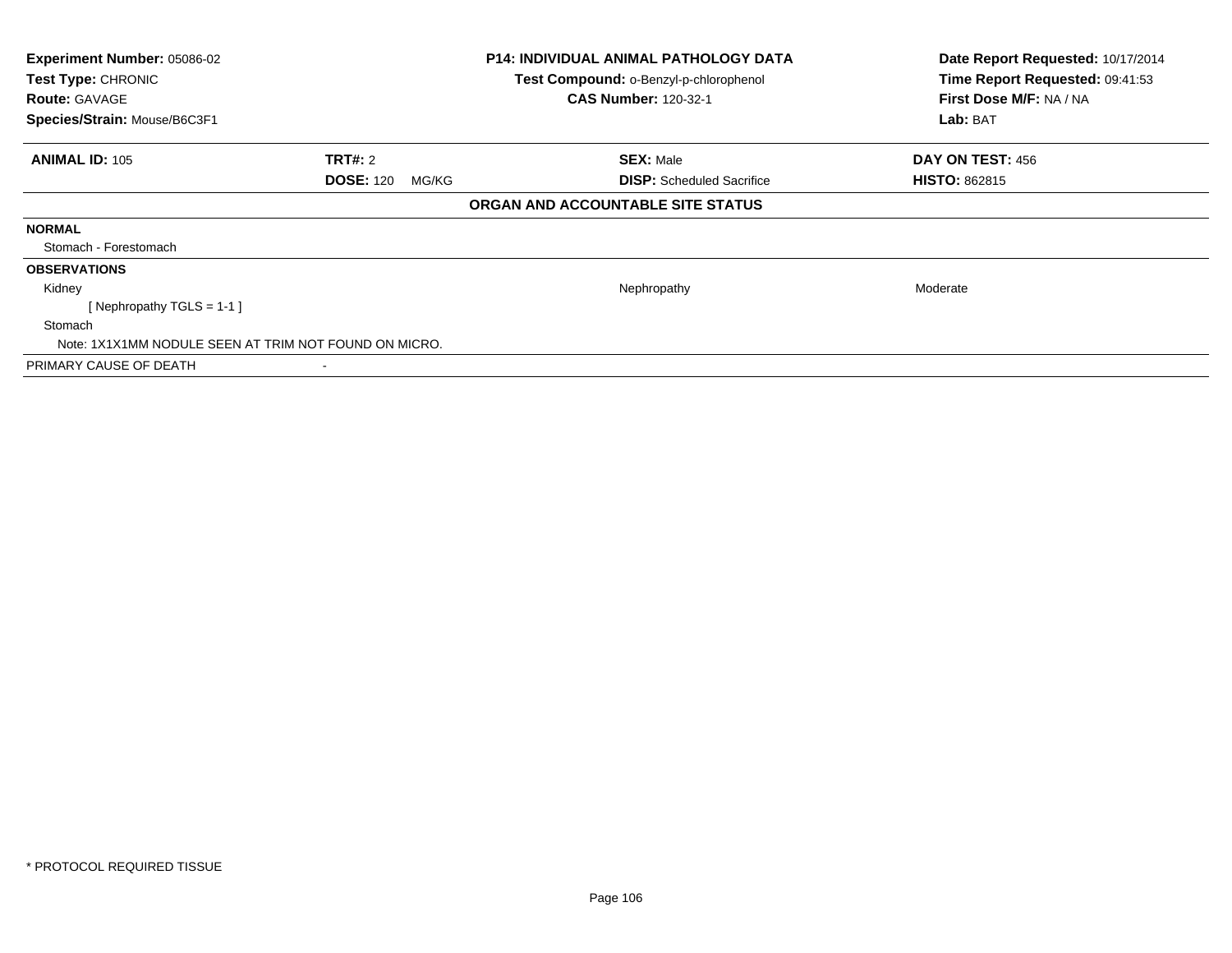**Experiment Number:** 05086-02
**Test Type:** CHRONIC
**Route:** GAVAGE
**Species/Strain:** Mouse/B6C3F1

**P14: INDIVIDUAL ANIMAL PATHOLOGY DATA**
**Test Compound:** o-Benzyl-p-chlorophenol
**CAS Number:** 120-32-1

**Date Report Requested:** 10/17/2014
**Time Report Requested:** 09:41:53
**First Dose M/F:** NA / NA
**Lab:** BAT

| **ANIMAL ID:** 105 | **TRT#:** 2 | **SEX:** Male | **DAY ON TEST:** 456 |
|---|---|---|---|
| | **DOSE:** 120 MG/KG | **DISP:** Scheduled Sacrifice | **HISTO:** 862815 |

**ORGAN AND ACCOUNTABLE SITE STATUS**

**NORMAL**

Stomach - Forestomach

**OBSERVATIONS**

| | | |
|---|---|---|
| Kidney | Nephropathy | Moderate |
| [ Nephropathy TGLS = 1-1 ] | | |
| Stomach | | |
| Note: 1X1X1MM NODULE SEEN AT TRIM NOT FOUND ON MICRO. | | |

PRIMARY CAUSE OF DEATH -

\* PROTOCOL REQUIRED TISSUE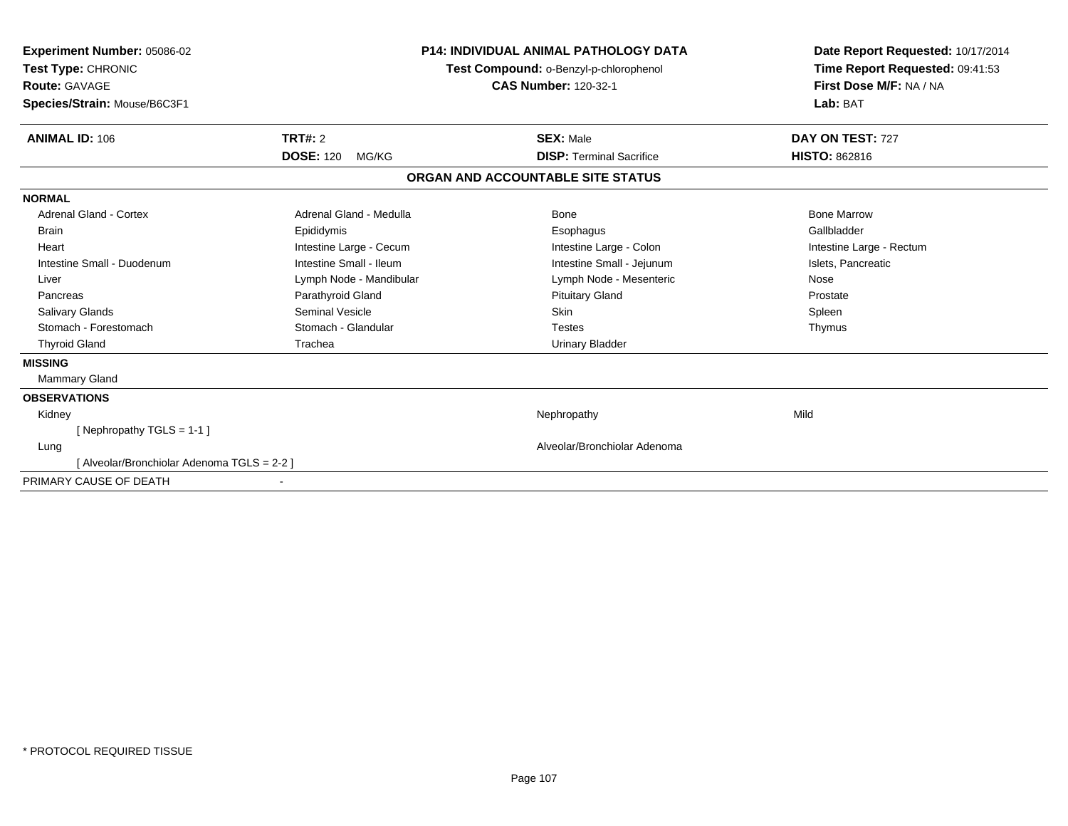**Experiment Number:** 05086-02
**Test Type:** CHRONIC
**Route:** GAVAGE
**Species/Strain:** Mouse/B6C3F1

**P14: INDIVIDUAL ANIMAL PATHOLOGY DATA**
**Test Compound:** o-Benzyl-p-chlorophenol
**CAS Number:** 120-32-1

**Date Report Requested:** 10/17/2014
**Time Report Requested:** 09:41:53
**First Dose M/F:** NA / NA
**Lab:** BAT

| **ANIMAL ID:** 106 | **TRT#:** 2 | **SEX:** Male | **DAY ON TEST:** 727 |
|---|---|---|---|
| | **DOSE:** 120 MG/KG | **DISP:** Terminal Sacrifice | **HISTO:** 862816 |

## ORGAN AND ACCOUNTABLE SITE STATUS

**NORMAL**

| | | | |
|---|---|---|---|
| Adrenal Gland - Cortex | Adrenal Gland - Medulla | Bone | Bone Marrow |
| Brain | Epididymis | Esophagus | Gallbladder |
| Heart | Intestine Large - Cecum | Intestine Large - Colon | Intestine Large - Rectum |
| Intestine Small - Duodenum | Intestine Small - Ileum | Intestine Small - Jejunum | Islets, Pancreatic |
| Liver | Lymph Node - Mandibular | Lymph Node - Mesenteric | Nose |
| Pancreas | Parathyroid Gland | Pituitary Gland | Prostate |
| Salivary Glands | Seminal Vesicle | Skin | Spleen |
| Stomach - Forestomach | Stomach - Glandular | Testes | Thymus |
| Thyroid Gland | Trachea | Urinary Bladder | |

**MISSING**

Mammary Gland

**OBSERVATIONS**

| | | |
|---|---|---|
| Kidney | Nephropathy | Mild |
| [ Nephropathy TGLS = 1-1 ] | | |
| Lung | Alveolar/Bronchiolar Adenoma | |
| [ Alveolar/Bronchiolar Adenoma TGLS = 2-2 ] | | |

PRIMARY CAUSE OF DEATH -

* PROTOCOL REQUIRED TISSUE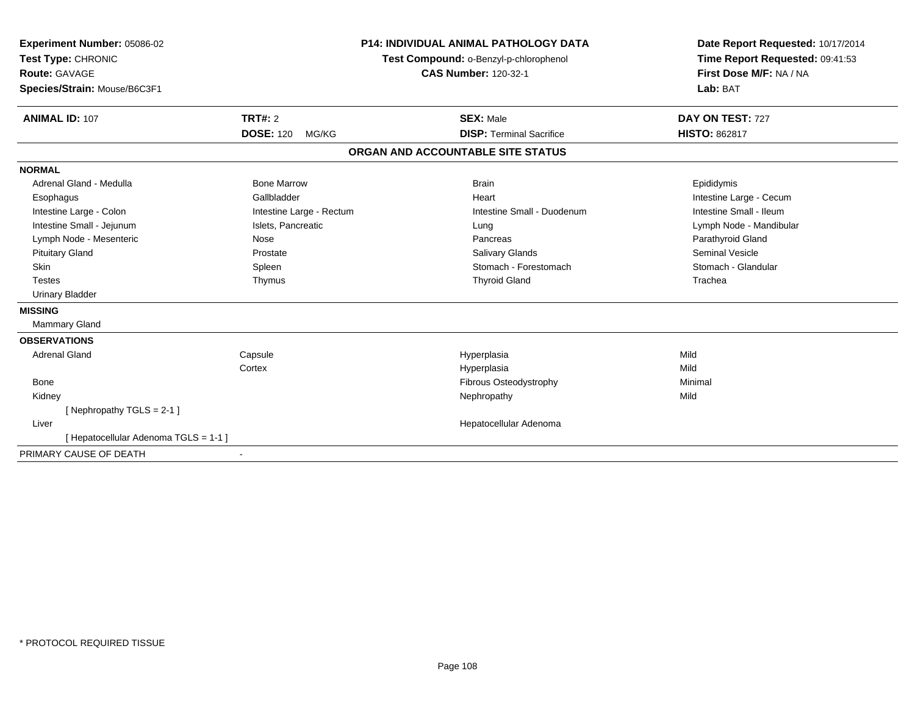**Experiment Number:** 05086-02
**Test Type:** CHRONIC
**Route:** GAVAGE
**Species/Strain:** Mouse/B6C3F1

**P14: INDIVIDUAL ANIMAL PATHOLOGY DATA**
**Test Compound:** o-Benzyl-p-chlorophenol
**CAS Number:** 120-32-1

**Date Report Requested:** 10/17/2014
**Time Report Requested:** 09:41:53
**First Dose M/F:** NA / NA
**Lab:** BAT

| **ANIMAL ID:** 107 | **TRT#:** 2 | **SEX:** Male | **DAY ON TEST:** 727 |
|---|---|---|---|
| | **DOSE:** 120 MG/KG | **DISP:** Terminal Sacrifice | **HISTO:** 862817 |

## ORGAN AND ACCOUNTABLE SITE STATUS

**NORMAL**

| | | | |
|---|---|---|---|
| Adrenal Gland - Medulla | Bone Marrow | Brain | Epididymis |
| Esophagus | Gallbladder | Heart | Intestine Large - Cecum |
| Intestine Large - Colon | Intestine Large - Rectum | Intestine Small - Duodenum | Intestine Small - Ileum |
| Intestine Small - Jejunum | Islets, Pancreatic | Lung | Lymph Node - Mandibular |
| Lymph Node - Mesenteric | Nose | Pancreas | Parathyroid Gland |
| Pituitary Gland | Prostate | Salivary Glands | Seminal Vesicle |
| Skin | Spleen | Stomach - Forestomach | Stomach - Glandular |
| Testes | Thymus | Thyroid Gland | Trachea |
| Urinary Bladder | | | |

**MISSING**

Mammary Gland

**OBSERVATIONS**

| | | | |
|---|---|---|---|
| Adrenal Gland | Capsule | Hyperplasia | Mild |
| | Cortex | Hyperplasia | Mild |
| Bone | | Fibrous Osteodystrophy | Minimal |
| Kidney | | Nephropathy | Mild |
| [ Nephropathy TGLS = 2-1 ] | | | |
| Liver | | Hepatocellular Adenoma | |
| [ Hepatocellular Adenoma TGLS = 1-1 ] | | | |

PRIMARY CAUSE OF DEATH -

* PROTOCOL REQUIRED TISSUE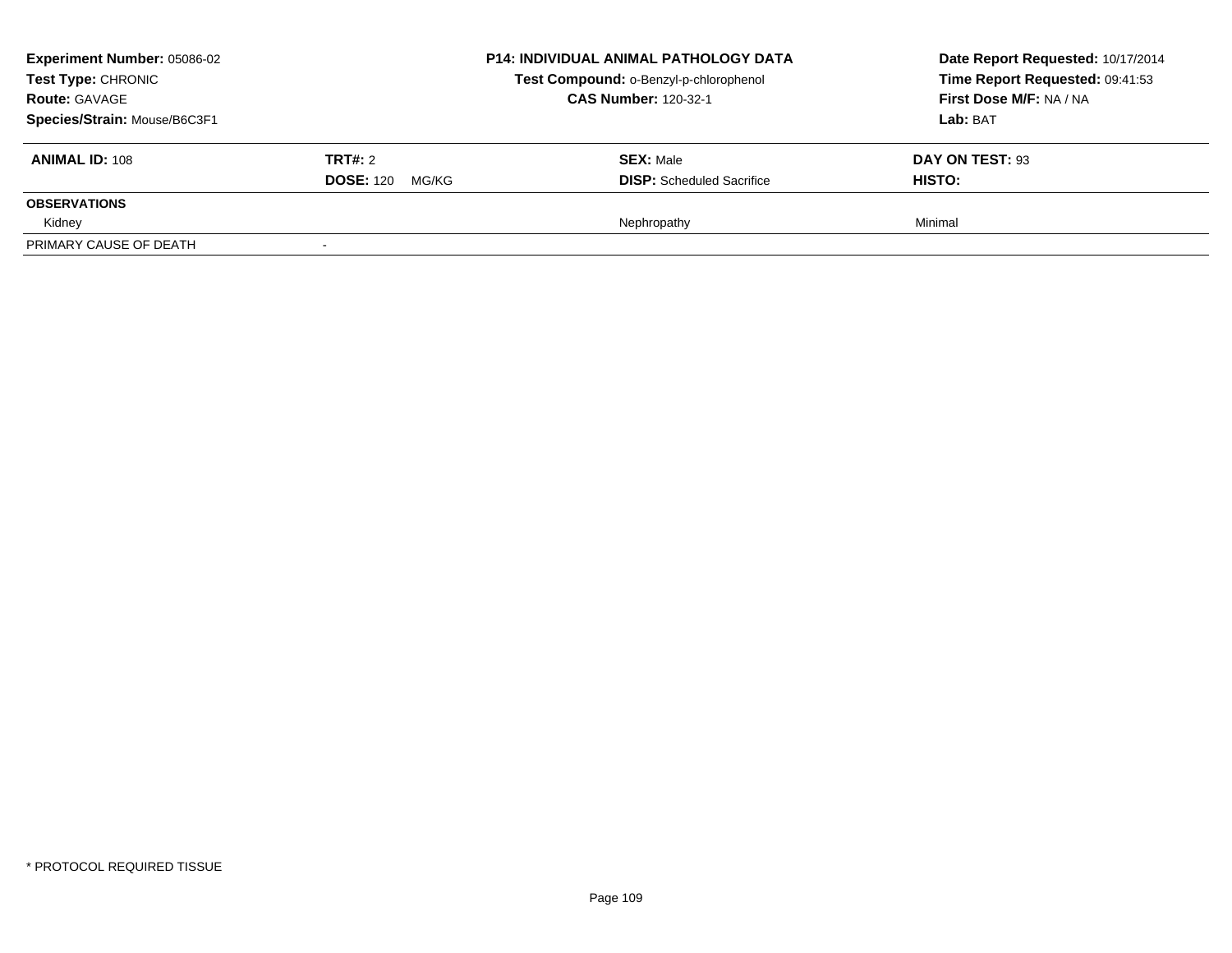**Experiment Number:** 05086-02
**Test Type:** CHRONIC
**Route:** GAVAGE
**Species/Strain:** Mouse/B6C3F1

**P14: INDIVIDUAL ANIMAL PATHOLOGY DATA**
**Test Compound:** o-Benzyl-p-chlorophenol
**CAS Number:** 120-32-1

**Date Report Requested:** 10/17/2014
**Time Report Requested:** 09:41:53
**First Dose M/F:** NA / NA
**Lab:** BAT

| **ANIMAL ID:** 108 | **TRT#:** 2 | **SEX:** Male | **DAY ON TEST:** 93 |
|---|---|---|---|
| | **DOSE:** 120 MG/KG | **DISP:** Scheduled Sacrifice | **HISTO:** |
| **OBSERVATIONS** | | | |
| Kidney | | Nephropathy | Minimal |
| PRIMARY CAUSE OF DEATH | - | | |

* PROTOCOL REQUIRED TISSUE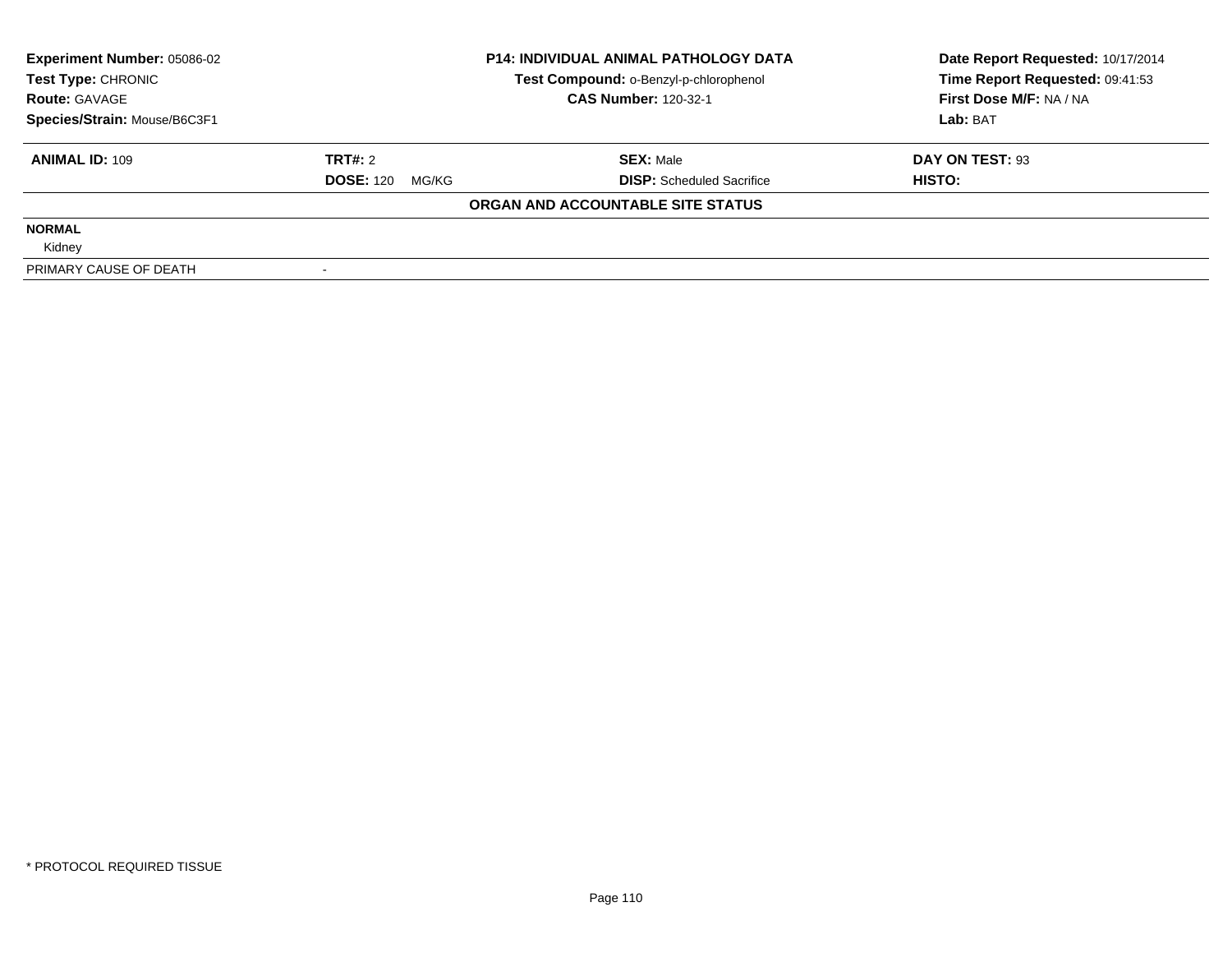| Experiment Number: 05086-02 | P14: INDIVIDUAL ANIMAL PATHOLOGY DATA | Date Report Requested: 10/17/2014 |
|---|---|---|
| Test Type: CHRONIC | Test Compound: o-Benzyl-p-chlorophenol | Time Report Requested: 09:41:53 |
| Route: GAVAGE | CAS Number: 120-32-1 | First Dose M/F: NA / NA |
| Species/Strain: Mouse/B6C3F1 | | Lab: BAT |

| ANIMAL ID: 109 | TRT#: 2 | SEX: Male | DAY ON TEST: 93 |
|---|---|---|---|
| | DOSE: 120 MG/KG | DISP: Scheduled Sacrifice | HISTO: |

**ORGAN AND ACCOUNTABLE SITE STATUS**

| | |
|---|---|
| **NORMAL** | |
| Kidney | |
| PRIMARY CAUSE OF DEATH | - |

\* PROTOCOL REQUIRED TISSUE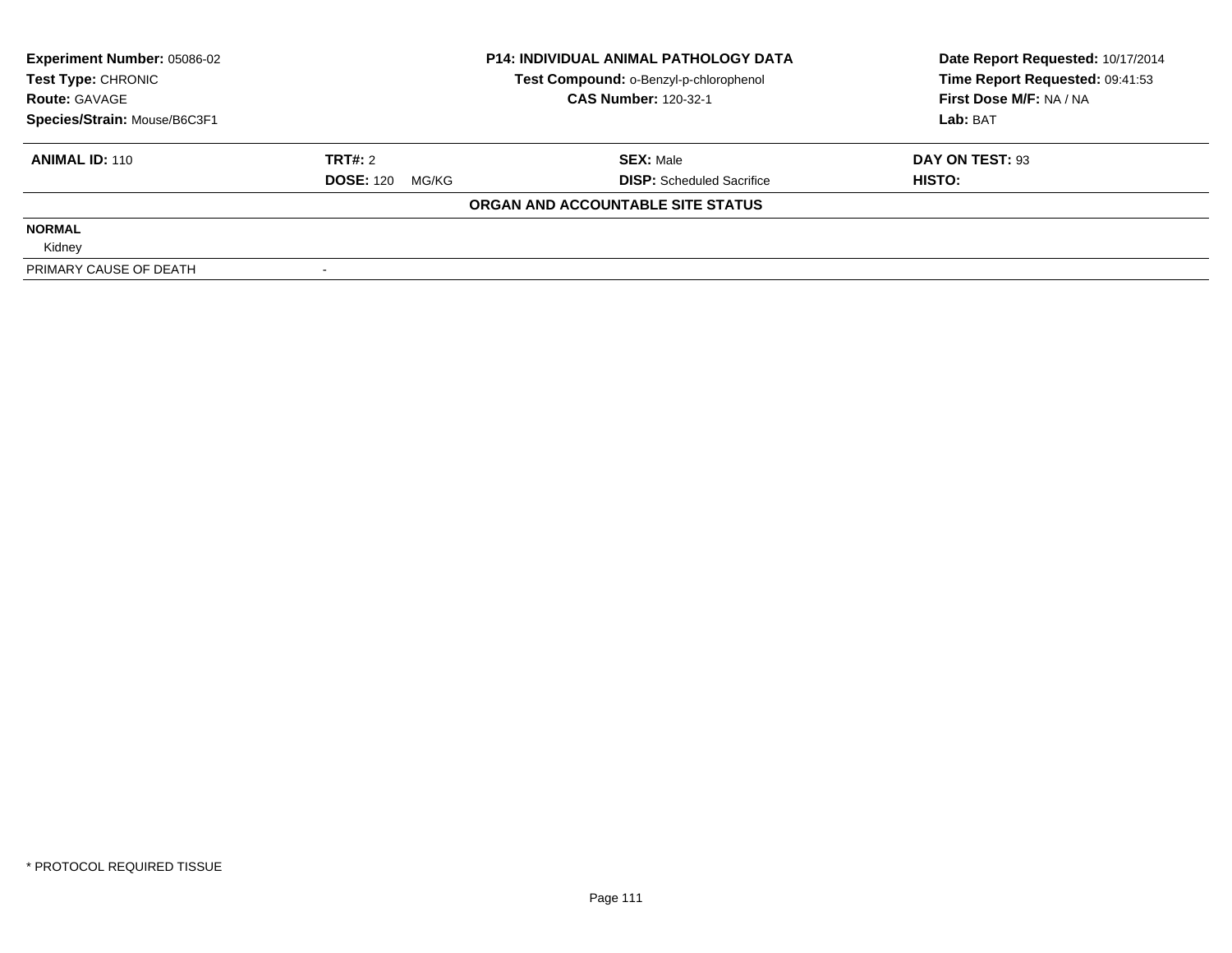**Experiment Number:** 05086-02
**Test Type:** CHRONIC
**Route:** GAVAGE
**Species/Strain:** Mouse/B6C3F1

**P14: INDIVIDUAL ANIMAL PATHOLOGY DATA**
**Test Compound:** o-Benzyl-p-chlorophenol
**CAS Number:** 120-32-1

**Date Report Requested:** 10/17/2014
**Time Report Requested:** 09:41:53
**First Dose M/F:** NA / NA
**Lab:** BAT

| **ANIMAL ID:** 110 | **TRT#:** 2 | **SEX:** Male | **DAY ON TEST:** 93 |
|---|---|---|---|
| | **DOSE:** 120 MG/KG | **DISP:** Scheduled Sacrifice | **HISTO:** |

**ORGAN AND ACCOUNTABLE SITE STATUS**

**NORMAL**
Kidney

| PRIMARY CAUSE OF DEATH | - |
|---|---|

* PROTOCOL REQUIRED TISSUE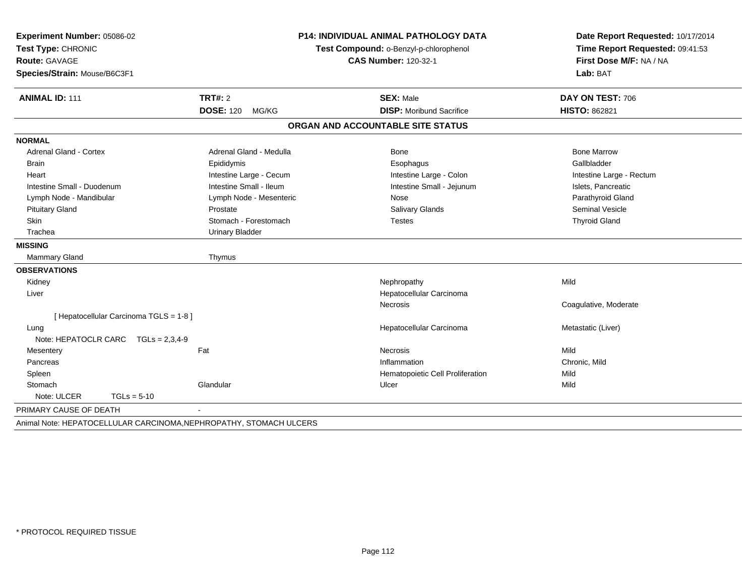**Experiment Number:** 05086-02
**Test Type:** CHRONIC
**Route:** GAVAGE
**Species/Strain:** Mouse/B6C3F1

**P14: INDIVIDUAL ANIMAL PATHOLOGY DATA**
**Test Compound:** o-Benzyl-p-chlorophenol
**CAS Number:** 120-32-1

**Date Report Requested:** 10/17/2014
**Time Report Requested:** 09:41:53
**First Dose M/F:** NA / NA
**Lab:** BAT

| **ANIMAL ID:** 111 | **TRT#:** 2 | **SEX:** Male | **DAY ON TEST:** 706 |
|---|---|---|---|
| | **DOSE:** 120 MG/KG | **DISP:** Moribund Sacrifice | **HISTO:** 862821 |

## ORGAN AND ACCOUNTABLE SITE STATUS

**NORMAL**

| | | | |
|---|---|---|---|
| Adrenal Gland - Cortex | Adrenal Gland - Medulla | Bone | Bone Marrow |
| Brain | Epididymis | Esophagus | Gallbladder |
| Heart | Intestine Large - Cecum | Intestine Large - Colon | Intestine Large - Rectum |
| Intestine Small - Duodenum | Intestine Small - Ileum | Intestine Small - Jejunum | Islets, Pancreatic |
| Lymph Node - Mandibular | Lymph Node - Mesenteric | Nose | Parathyroid Gland |
| Pituitary Gland | Prostate | Salivary Glands | Seminal Vesicle |
| Skin | Stomach - Forestomach | Testes | Thyroid Gland |
| Trachea | Urinary Bladder | | |

**MISSING**

| | |
|---|---|
| Mammary Gland | Thymus |

**OBSERVATIONS**

| | | | |
|---|---|---|---|
| Kidney | | Nephropathy | Mild |
| Liver | | Hepatocellular Carcinoma | |
| | | Necrosis | Coagulative, Moderate |
| [ Hepatocellular Carcinoma TGLS = 1-8 ] | | | |
| Lung | | Hepatocellular Carcinoma | Metastatic (Liver) |
| Note: HEPATOCLR CARC TGLs = 2,3,4-9 | | | |
| Mesentery | Fat | Necrosis | Mild |
| Pancreas | | Inflammation | Chronic, Mild |
| Spleen | | Hematopoietic Cell Proliferation | Mild |
| Stomach | Glandular | Ulcer | Mild |
| Note: ULCER TGLs = 5-10 | | | |

PRIMARY CAUSE OF DEATH -

Animal Note: HEPATOCELLULAR CARCINOMA,NEPHROPATHY, STOMACH ULCERS

* PROTOCOL REQUIRED TISSUE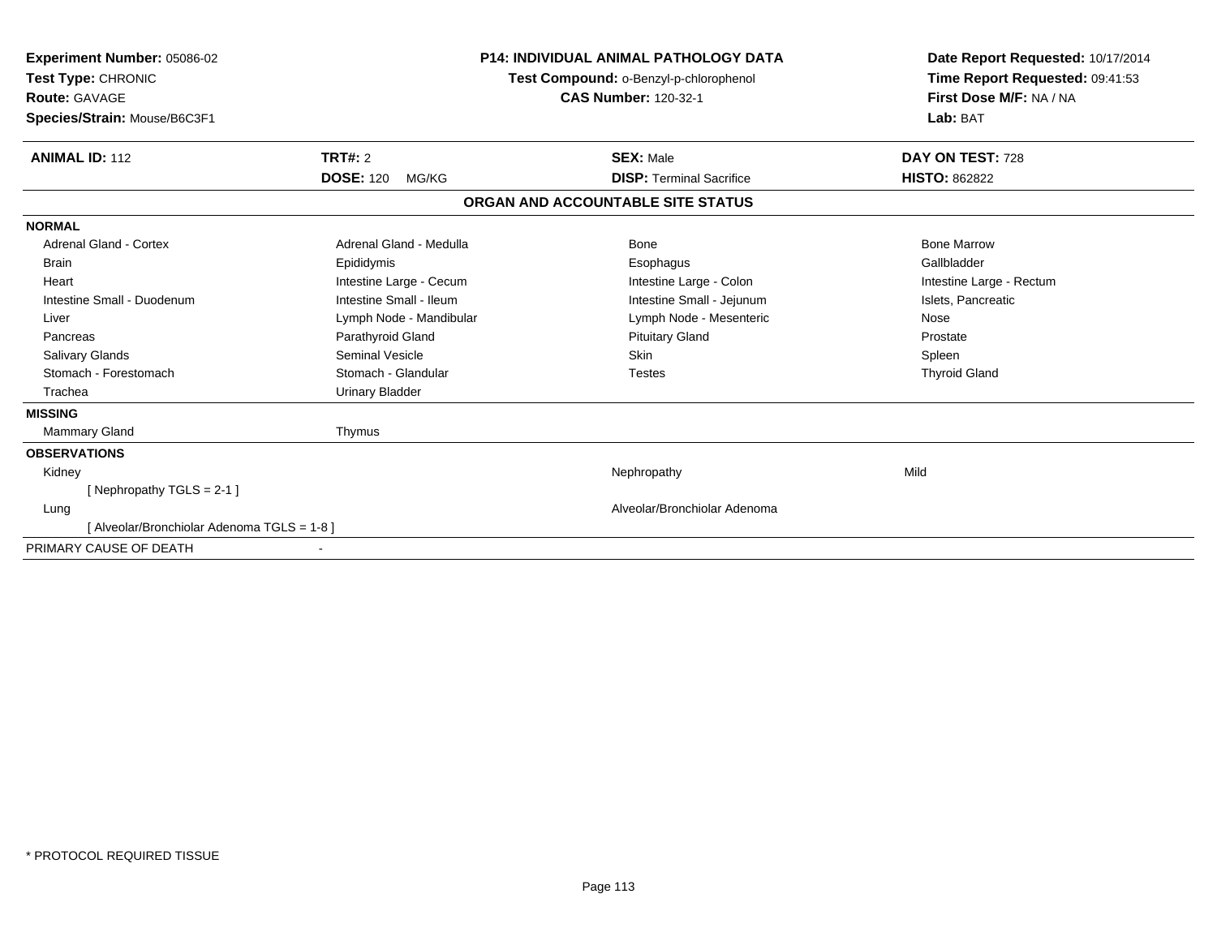**Experiment Number:** 05086-02
**Test Type:** CHRONIC
**Route:** GAVAGE
**Species/Strain:** Mouse/B6C3F1

**P14: INDIVIDUAL ANIMAL PATHOLOGY DATA**
**Test Compound:** o-Benzyl-p-chlorophenol
**CAS Number:** 120-32-1

**Date Report Requested:** 10/17/2014
**Time Report Requested:** 09:41:53
**First Dose M/F:** NA / NA
**Lab:** BAT

| **ANIMAL ID:** 112 | **TRT#:** 2 | **SEX:** Male | **DAY ON TEST:** 728 |
|---|---|---|---|
| | **DOSE:** 120 MG/KG | **DISP:** Terminal Sacrifice | **HISTO:** 862822 |

## ORGAN AND ACCOUNTABLE SITE STATUS

**NORMAL**

| | | | |
|---|---|---|---|
| Adrenal Gland - Cortex | Adrenal Gland - Medulla | Bone | Bone Marrow |
| Brain | Epididymis | Esophagus | Gallbladder |
| Heart | Intestine Large - Cecum | Intestine Large - Colon | Intestine Large - Rectum |
| Intestine Small - Duodenum | Intestine Small - Ileum | Intestine Small - Jejunum | Islets, Pancreatic |
| Liver | Lymph Node - Mandibular | Lymph Node - Mesenteric | Nose |
| Pancreas | Parathyroid Gland | Pituitary Gland | Prostate |
| Salivary Glands | Seminal Vesicle | Skin | Spleen |
| Stomach - Forestomach | Stomach - Glandular | Testes | Thyroid Gland |
| Trachea | Urinary Bladder | | |

**MISSING**

| | |
|---|---|
| Mammary Gland | Thymus |

**OBSERVATIONS**

| | | |
|---|---|---|
| Kidney | Nephropathy | Mild |
| [ Nephropathy TGLS = 2-1 ] | | |
| Lung | Alveolar/Bronchiolar Adenoma | |
| [ Alveolar/Bronchiolar Adenoma TGLS = 1-8 ] | | |

PRIMARY CAUSE OF DEATH -

* PROTOCOL REQUIRED TISSUE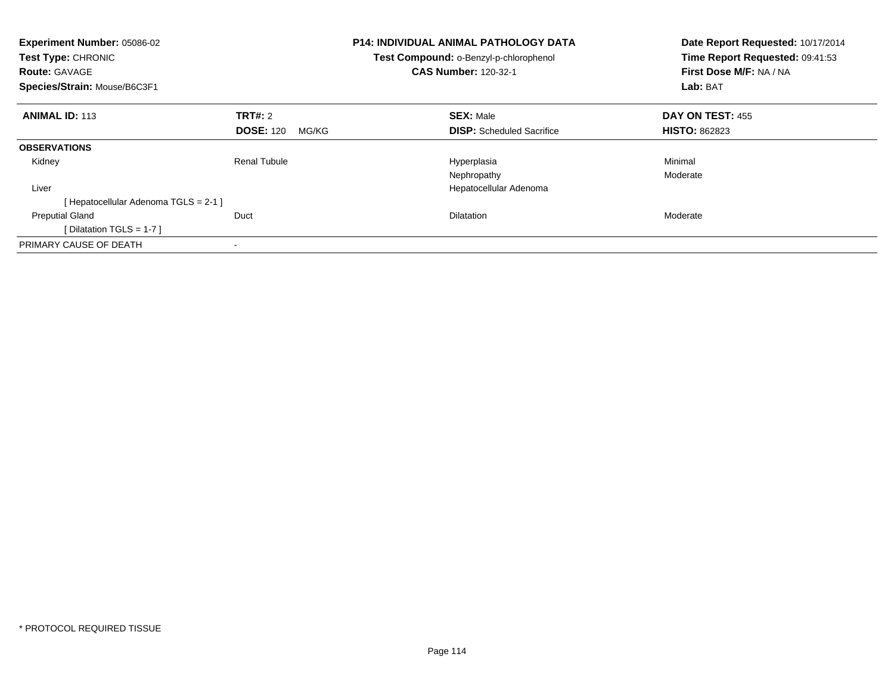**Experiment Number:** 05086-02
**Test Type:** CHRONIC
**Route:** GAVAGE
**Species/Strain:** Mouse/B6C3F1

**P14: INDIVIDUAL ANIMAL PATHOLOGY DATA**
**Test Compound:** o-Benzyl-p-chlorophenol
**CAS Number:** 120-32-1

**Date Report Requested:** 10/17/2014
**Time Report Requested:** 09:41:53
**First Dose M/F:** NA / NA
**Lab:** BAT

| **ANIMAL ID:** 113 | **TRT#:** 2 | **SEX:** Male | **DAY ON TEST:** 455 |
|---|---|---|---|
| | **DOSE:** 120 MG/KG | **DISP:** Scheduled Sacrifice | **HISTO:** 862823 |
| **OBSERVATIONS** | | | |
| Kidney | Renal Tubule | Hyperplasia | Minimal |
| | | Nephropathy | Moderate |
| Liver | | Hepatocellular Adenoma | |
| [ Hepatocellular Adenoma TGLS = 2-1 ] | | | |
| Preputial Gland | Duct | Dilatation | Moderate |
| [ Dilatation TGLS = 1-7 ] | | | |
| PRIMARY CAUSE OF DEATH | - | | |

* PROTOCOL REQUIRED TISSUE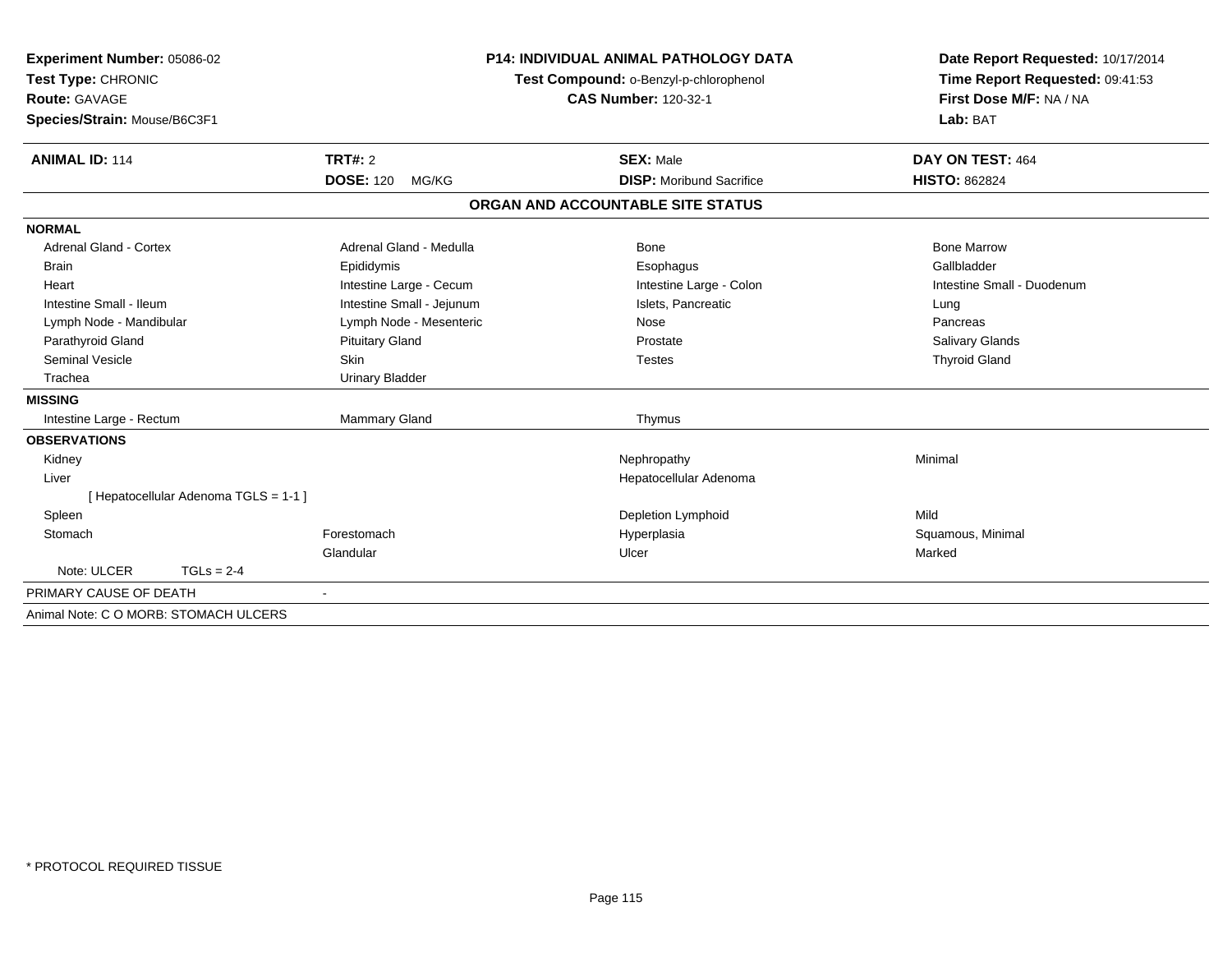**Experiment Number:** 05086-02
**Test Type:** CHRONIC
**Route:** GAVAGE
**Species/Strain:** Mouse/B6C3F1

**P14: INDIVIDUAL ANIMAL PATHOLOGY DATA**
**Test Compound:** o-Benzyl-p-chlorophenol
**CAS Number:** 120-32-1

**Date Report Requested:** 10/17/2014
**Time Report Requested:** 09:41:53
**First Dose M/F:** NA / NA
**Lab:** BAT

| **ANIMAL ID:** 114 | **TRT#:** 2 | **SEX:** Male | **DAY ON TEST:** 464 |
|---|---|---|---|
| | **DOSE:** 120 MG/KG | **DISP:** Moribund Sacrifice | **HISTO:** 862824 |

## ORGAN AND ACCOUNTABLE SITE STATUS

**NORMAL**

| | | | |
|---|---|---|---|
| Adrenal Gland - Cortex | Adrenal Gland - Medulla | Bone | Bone Marrow |
| Brain | Epididymis | Esophagus | Gallbladder |
| Heart | Intestine Large - Cecum | Intestine Large - Colon | Intestine Small - Duodenum |
| Intestine Small - Ileum | Intestine Small - Jejunum | Islets, Pancreatic | Lung |
| Lymph Node - Mandibular | Lymph Node - Mesenteric | Nose | Pancreas |
| Parathyroid Gland | Pituitary Gland | Prostate | Salivary Glands |
| Seminal Vesicle | Skin | Testes | Thyroid Gland |
| Trachea | Urinary Bladder | | |

**MISSING**

| | | | |
|---|---|---|---|
| Intestine Large - Rectum | Mammary Gland | Thymus | |

**OBSERVATIONS**

| | | | |
|---|---|---|---|
| Kidney | | Nephropathy | Minimal |
| Liver | | Hepatocellular Adenoma | |
| [ Hepatocellular Adenoma TGLS = 1-1 ] | | | |
| Spleen | | Depletion Lymphoid | Mild |
| Stomach | Forestomach | Hyperplasia | Squamous, Minimal |
| | Glandular | Ulcer | Marked |
| Note: ULCER TGLs = 2-4 | | | |

PRIMARY CAUSE OF DEATH -

Animal Note: C O MORB: STOMACH ULCERS

\* PROTOCOL REQUIRED TISSUE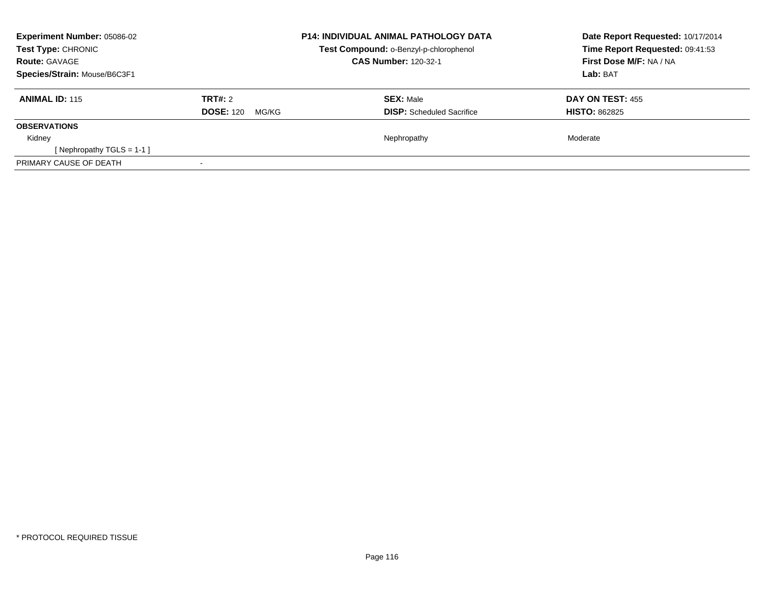**Experiment Number:** 05086-02
**Test Type:** CHRONIC
**Route:** GAVAGE
**Species/Strain:** Mouse/B6C3F1

**P14: INDIVIDUAL ANIMAL PATHOLOGY DATA**
**Test Compound:** o-Benzyl-p-chlorophenol
**CAS Number:** 120-32-1

**Date Report Requested:** 10/17/2014
**Time Report Requested:** 09:41:53
**First Dose M/F:** NA / NA
**Lab:** BAT

| **ANIMAL ID:** 115 | **TRT#:** 2 | **SEX:** Male | **DAY ON TEST:** 455 |
|---|---|---|---|
| | **DOSE:** 120 MG/KG | **DISP:** Scheduled Sacrifice | **HISTO:** 862825 |
| **OBSERVATIONS** | | | |
| Kidney | | Nephropathy | Moderate |
| [ Nephropathy TGLS = 1-1 ] | | | |
| PRIMARY CAUSE OF DEATH | - | | |

* PROTOCOL REQUIRED TISSUE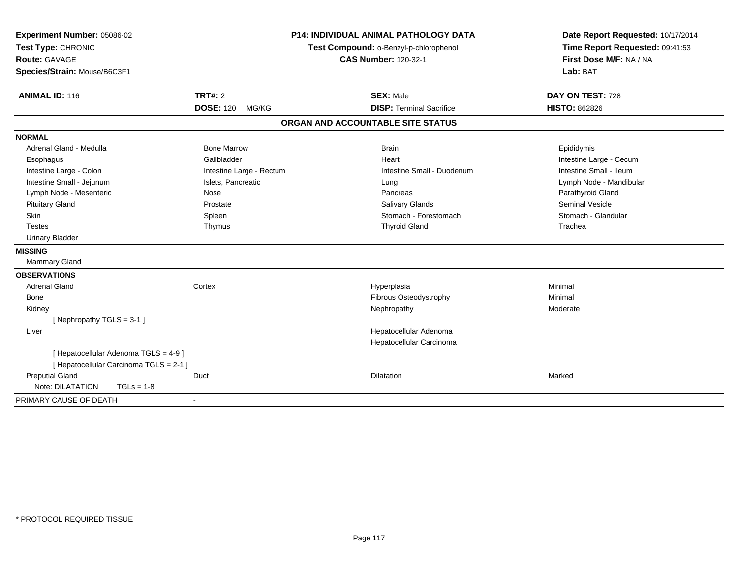**Experiment Number:** 05086-02
**Test Type:** CHRONIC
**Route:** GAVAGE
**Species/Strain:** Mouse/B6C3F1

**P14: INDIVIDUAL ANIMAL PATHOLOGY DATA**
**Test Compound:** o-Benzyl-p-chlorophenol
**CAS Number:** 120-32-1

**Date Report Requested:** 10/17/2014
**Time Report Requested:** 09:41:53
**First Dose M/F:** NA / NA
**Lab:** BAT

| **ANIMAL ID:** 116 | **TRT#:** 2 | **SEX:** Male | **DAY ON TEST:** 728 |
|---|---|---|---|
| | **DOSE:** 120 MG/KG | **DISP:** Terminal Sacrifice | **HISTO:** 862826 |

## ORGAN AND ACCOUNTABLE SITE STATUS

**NORMAL**

| | | | |
|---|---|---|---|
| Adrenal Gland - Medulla | Bone Marrow | Brain | Epididymis |
| Esophagus | Gallbladder | Heart | Intestine Large - Cecum |
| Intestine Large - Colon | Intestine Large - Rectum | Intestine Small - Duodenum | Intestine Small - Ileum |
| Intestine Small - Jejunum | Islets, Pancreatic | Lung | Lymph Node - Mandibular |
| Lymph Node - Mesenteric | Nose | Pancreas | Parathyroid Gland |
| Pituitary Gland | Prostate | Salivary Glands | Seminal Vesicle |
| Skin | Spleen | Stomach - Forestomach | Stomach - Glandular |
| Testes | Thymus | Thyroid Gland | Trachea |
| Urinary Bladder | | | |

**MISSING**

Mammary Gland

**OBSERVATIONS**

| | | | |
|---|---|---|---|
| Adrenal Gland | Cortex | Hyperplasia | Minimal |
| Bone | | Fibrous Osteodystrophy | Minimal |
| Kidney | | Nephropathy | Moderate |
| [ Nephropathy TGLS = 3-1 ] | | | |
| Liver | | Hepatocellular Adenoma | |
| | | Hepatocellular Carcinoma | |
| [ Hepatocellular Adenoma TGLS = 4-9 ] | | | |
| [ Hepatocellular Carcinoma TGLS = 2-1 ] | | | |
| Preputial Gland | Duct | Dilatation | Marked |
| Note: DILATATION TGLs = 1-8 | | | |

PRIMARY CAUSE OF DEATH -

* PROTOCOL REQUIRED TISSUE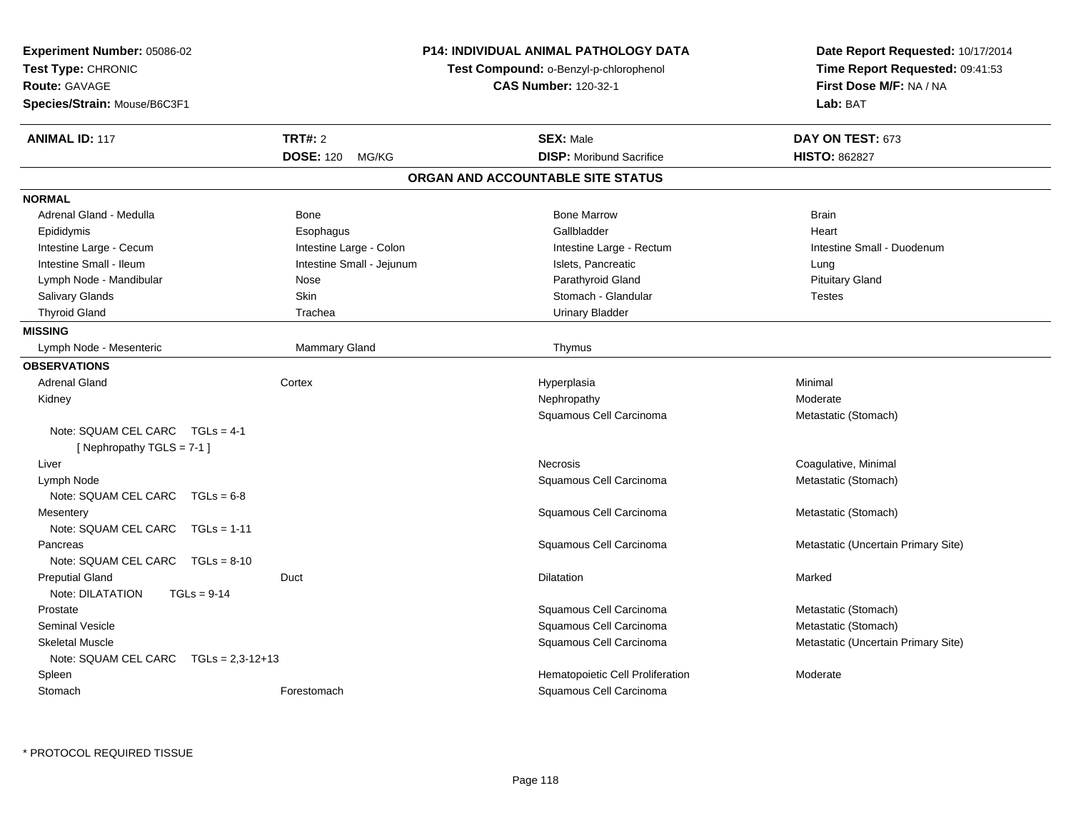**Experiment Number:** 05086-02
**Test Type:** CHRONIC
**Route:** GAVAGE
**Species/Strain:** Mouse/B6C3F1

**P14: INDIVIDUAL ANIMAL PATHOLOGY DATA**
**Test Compound:** o-Benzyl-p-chlorophenol
**CAS Number:** 120-32-1

**Date Report Requested:** 10/17/2014
**Time Report Requested:** 09:41:53
**First Dose M/F:** NA / NA
**Lab:** BAT

| **ANIMAL ID:** 117 | **TRT#:** 2 | **SEX:** Male | **DAY ON TEST:** 673 |
|---|---|---|---|
| | **DOSE:** 120 MG/KG | **DISP:** Moribund Sacrifice | **HISTO:** 862827 |

## ORGAN AND ACCOUNTABLE SITE STATUS

**NORMAL**

| | | | |
|---|---|---|---|
| Adrenal Gland - Medulla | Bone | Bone Marrow | Brain |
| Epididymis | Esophagus | Gallbladder | Heart |
| Intestine Large - Cecum | Intestine Large - Colon | Intestine Large - Rectum | Intestine Small - Duodenum |
| Intestine Small - Ileum | Intestine Small - Jejunum | Islets, Pancreatic | Lung |
| Lymph Node - Mandibular | Nose | Parathyroid Gland | Pituitary Gland |
| Salivary Glands | Skin | Stomach - Glandular | Testes |
| Thyroid Gland | Trachea | Urinary Bladder | |

**MISSING**

| | | |
|---|---|---|
| Lymph Node - Mesenteric | Mammary Gland | Thymus |

**OBSERVATIONS**

| Organ | Site | Finding | Qualifier |
|---|---|---|---|
| Adrenal Gland | Cortex | Hyperplasia | Minimal |
| Kidney | | Nephropathy | Moderate |
| | | Squamous Cell Carcinoma | Metastatic (Stomach) |
| Note: SQUAM CEL CARC TGLs = 4-1 [ Nephropathy TGLS = 7-1 ] | | | |
| Liver | | Necrosis | Coagulative, Minimal |
| Lymph Node | | Squamous Cell Carcinoma | Metastatic (Stomach) |
| Note: SQUAM CEL CARC TGLs = 6-8 | | | |
| Mesentery | | Squamous Cell Carcinoma | Metastatic (Stomach) |
| Note: SQUAM CEL CARC TGLs = 1-11 | | | |
| Pancreas | | Squamous Cell Carcinoma | Metastatic (Uncertain Primary Site) |
| Note: SQUAM CEL CARC TGLs = 8-10 | | | |
| Preputial Gland | Duct | Dilatation | Marked |
| Note: DILATATION TGLs = 9-14 | | | |
| Prostate | | Squamous Cell Carcinoma | Metastatic (Stomach) |
| Seminal Vesicle | | Squamous Cell Carcinoma | Metastatic (Stomach) |
| Skeletal Muscle | | Squamous Cell Carcinoma | Metastatic (Uncertain Primary Site) |
| Note: SQUAM CEL CARC TGLs = 2,3-12+13 | | | |
| Spleen | | Hematopoietic Cell Proliferation | Moderate |
| Stomach | Forestomach | Squamous Cell Carcinoma | |

\* PROTOCOL REQUIRED TISSUE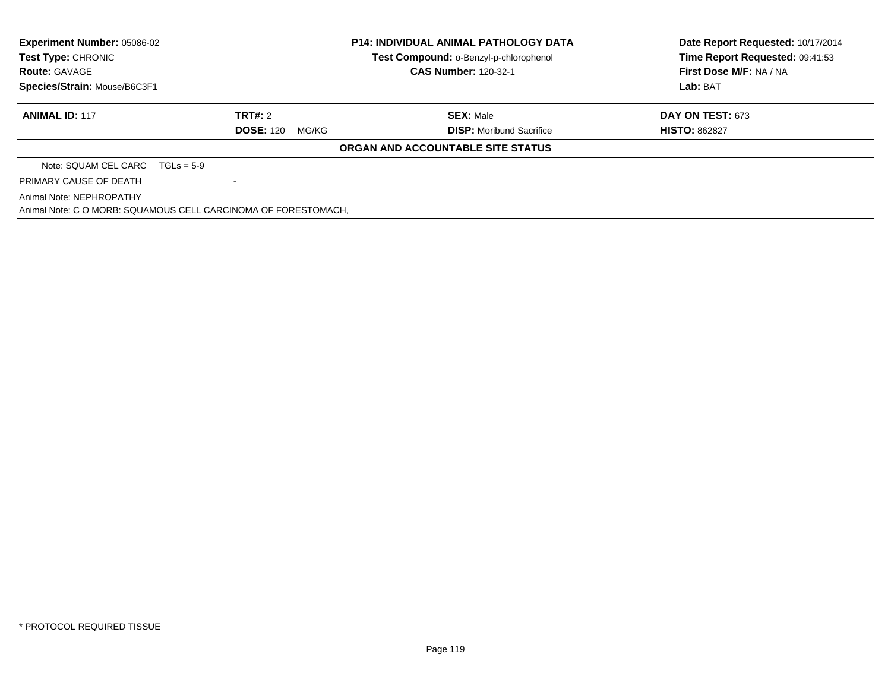| **Experiment Number:** 05086-02 | **P14: INDIVIDUAL ANIMAL PATHOLOGY DATA** | **Date Report Requested:** 10/17/2014 |
|---|---|---|
| **Test Type:** CHRONIC | **Test Compound:** o-Benzyl-p-chlorophenol | **Time Report Requested:** 09:41:53 |
| **Route:** GAVAGE | **CAS Number:** 120-32-1 | **First Dose M/F:** NA / NA |
| **Species/Strain:** Mouse/B6C3F1 | | **Lab:** BAT |

| **ANIMAL ID:** 117 | **TRT#:** 2 | **SEX:** Male | **DAY ON TEST:** 673 |
|---|---|---|---|
| | **DOSE:** 120 MG/KG | **DISP:** Moribund Sacrifice | **HISTO:** 862827 |

**ORGAN AND ACCOUNTABLE SITE STATUS**

Note: SQUAM CEL CARC TGLs = 5-9

PRIMARY CAUSE OF DEATH -

Animal Note: NEPHROPATHY

Animal Note: C O MORB: SQUAMOUS CELL CARCINOMA OF FORESTOMACH,

* PROTOCOL REQUIRED TISSUE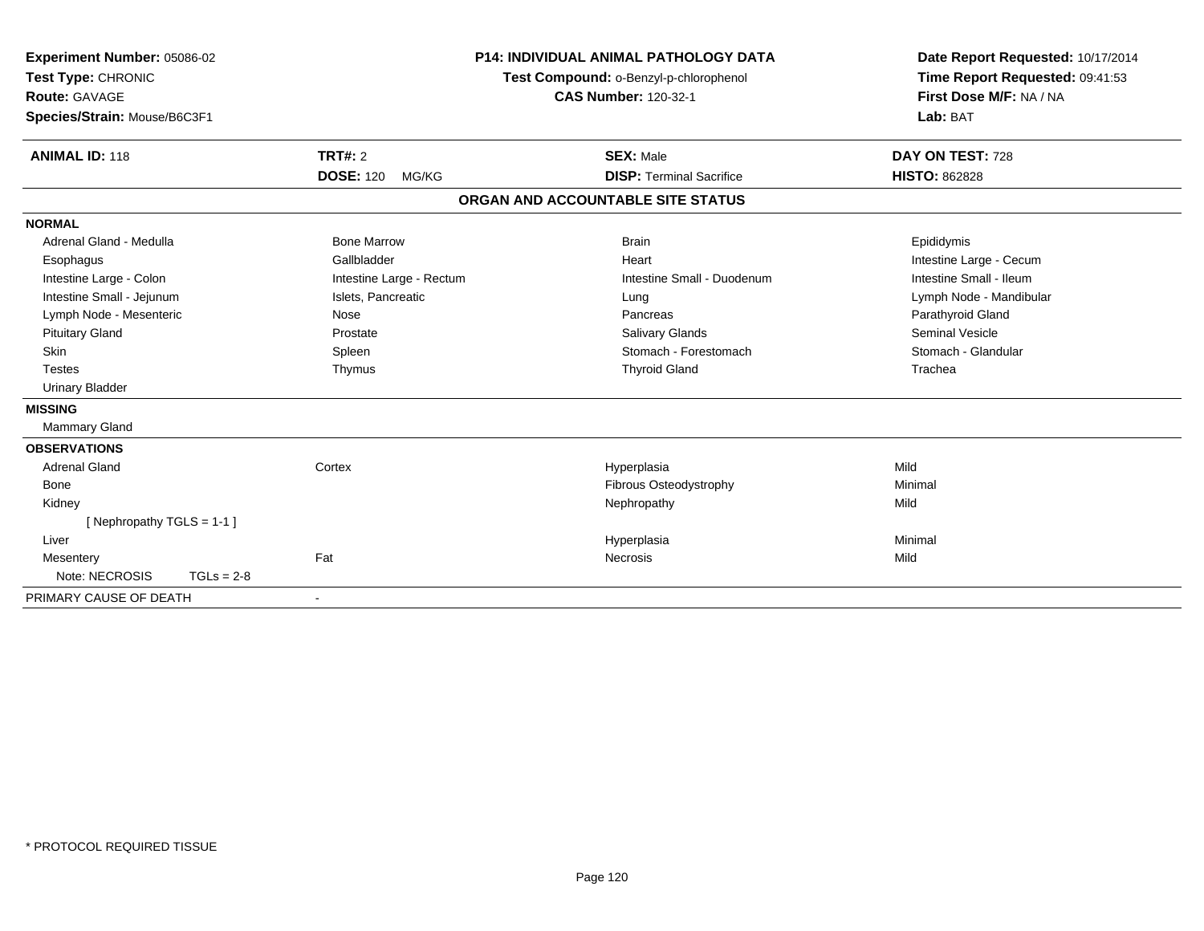**Experiment Number:** 05086-02
**Test Type:** CHRONIC
**Route:** GAVAGE
**Species/Strain:** Mouse/B6C3F1

**P14: INDIVIDUAL ANIMAL PATHOLOGY DATA**
**Test Compound:** o-Benzyl-p-chlorophenol
**CAS Number:** 120-32-1

**Date Report Requested:** 10/17/2014
**Time Report Requested:** 09:41:53
**First Dose M/F:** NA / NA
**Lab:** BAT

| **ANIMAL ID:** 118 | **TRT#:** 2 | **SEX:** Male | **DAY ON TEST:** 728 |
|---|---|---|---|
| | **DOSE:** 120 MG/KG | **DISP:** Terminal Sacrifice | **HISTO:** 862828 |

## ORGAN AND ACCOUNTABLE SITE STATUS

| | | | |
|---|---|---|---|
| **NORMAL** | | | |
| Adrenal Gland - Medulla | Bone Marrow | Brain | Epididymis |
| Esophagus | Gallbladder | Heart | Intestine Large - Cecum |
| Intestine Large - Colon | Intestine Large - Rectum | Intestine Small - Duodenum | Intestine Small - Ileum |
| Intestine Small - Jejunum | Islets, Pancreatic | Lung | Lymph Node - Mandibular |
| Lymph Node - Mesenteric | Nose | Pancreas | Parathyroid Gland |
| Pituitary Gland | Prostate | Salivary Glands | Seminal Vesicle |
| Skin | Spleen | Stomach - Forestomach | Stomach - Glandular |
| Testes | Thymus | Thyroid Gland | Trachea |
| Urinary Bladder | | | |
| **MISSING** | | | |
| Mammary Gland | | | |
| **OBSERVATIONS** | | | |
| Adrenal Gland | Cortex | Hyperplasia | Mild |
| Bone | | Fibrous Osteodystrophy | Minimal |
| Kidney | | Nephropathy | Mild |
| [ Nephropathy TGLS = 1-1 ] | | | |
| Liver | | Hyperplasia | Minimal |
| Mesentery | Fat | Necrosis | Mild |
| Note: NECROSIS TGLs = 2-8 | | | |
| PRIMARY CAUSE OF DEATH | - | | |

\* PROTOCOL REQUIRED TISSUE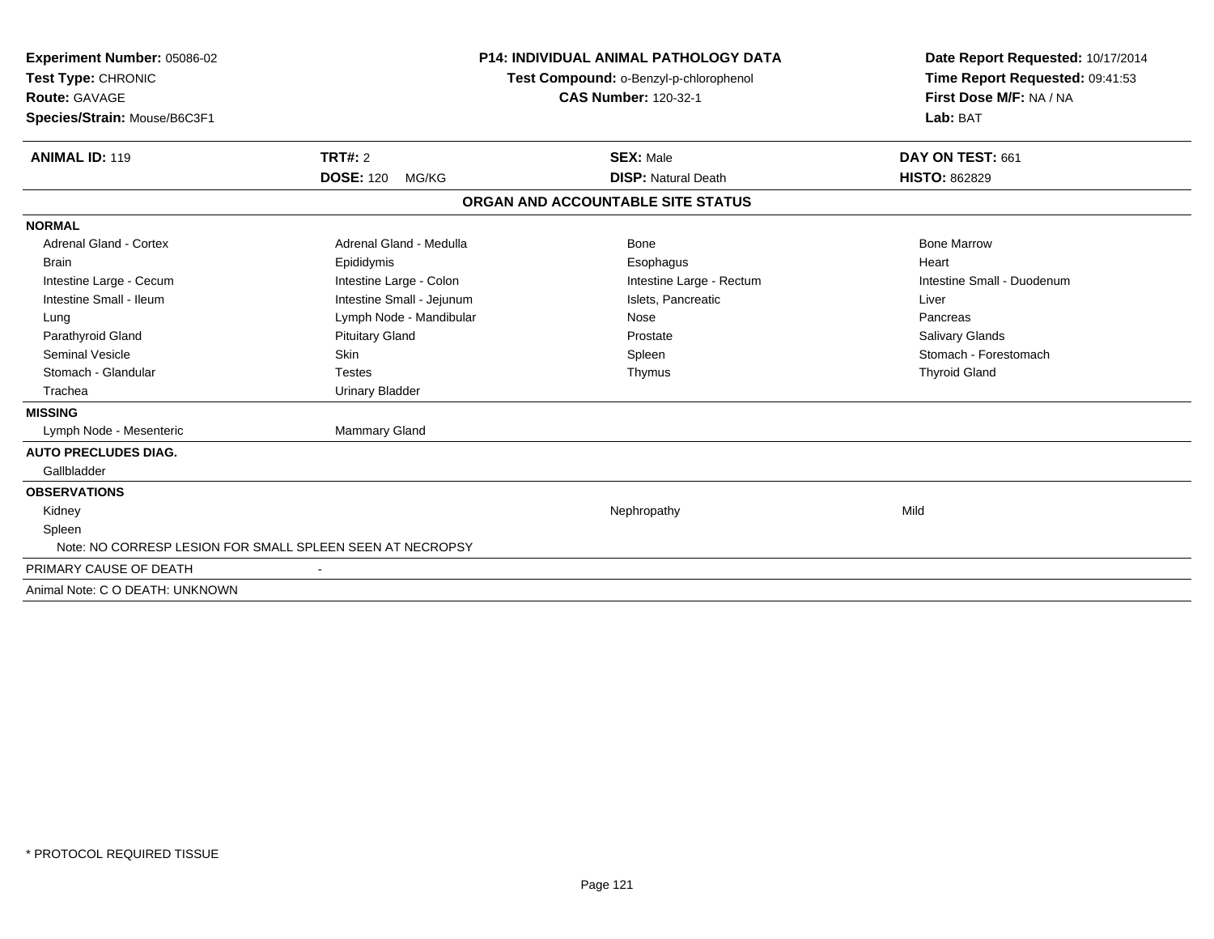**Experiment Number:** 05086-02
**Test Type:** CHRONIC
**Route:** GAVAGE
**Species/Strain:** Mouse/B6C3F1

**P14: INDIVIDUAL ANIMAL PATHOLOGY DATA**
**Test Compound:** o-Benzyl-p-chlorophenol
**CAS Number:** 120-32-1

**Date Report Requested:** 10/17/2014
**Time Report Requested:** 09:41:53
**First Dose M/F:** NA / NA
**Lab:** BAT

| **ANIMAL ID:** 119 | **TRT#:** 2 | **SEX:** Male | **DAY ON TEST:** 661 |
|---|---|---|---|
| | **DOSE:** 120 MG/KG | **DISP:** Natural Death | **HISTO:** 862829 |

## ORGAN AND ACCOUNTABLE SITE STATUS

| | | | |
|---|---|---|---|
| **NORMAL** | | | |
| Adrenal Gland - Cortex | Adrenal Gland - Medulla | Bone | Bone Marrow |
| Brain | Epididymis | Esophagus | Heart |
| Intestine Large - Cecum | Intestine Large - Colon | Intestine Large - Rectum | Intestine Small - Duodenum |
| Intestine Small - Ileum | Intestine Small - Jejunum | Islets, Pancreatic | Liver |
| Lung | Lymph Node - Mandibular | Nose | Pancreas |
| Parathyroid Gland | Pituitary Gland | Prostate | Salivary Glands |
| Seminal Vesicle | Skin | Spleen | Stomach - Forestomach |
| Stomach - Glandular | Testes | Thymus | Thyroid Gland |
| Trachea | Urinary Bladder | | |
| **MISSING** | | | |
| Lymph Node - Mesenteric | Mammary Gland | | |
| **AUTO PRECLUDES DIAG.** | | | |
| Gallbladder | | | |
| **OBSERVATIONS** | | | |
| Kidney | | Nephropathy | Mild |
| Spleen | | | |
| Note: NO CORRESP LESION FOR SMALL SPLEEN SEEN AT NECROPSY | | | |
| PRIMARY CAUSE OF DEATH | - | | |
| Animal Note: C O DEATH: UNKNOWN | | | |

\* PROTOCOL REQUIRED TISSUE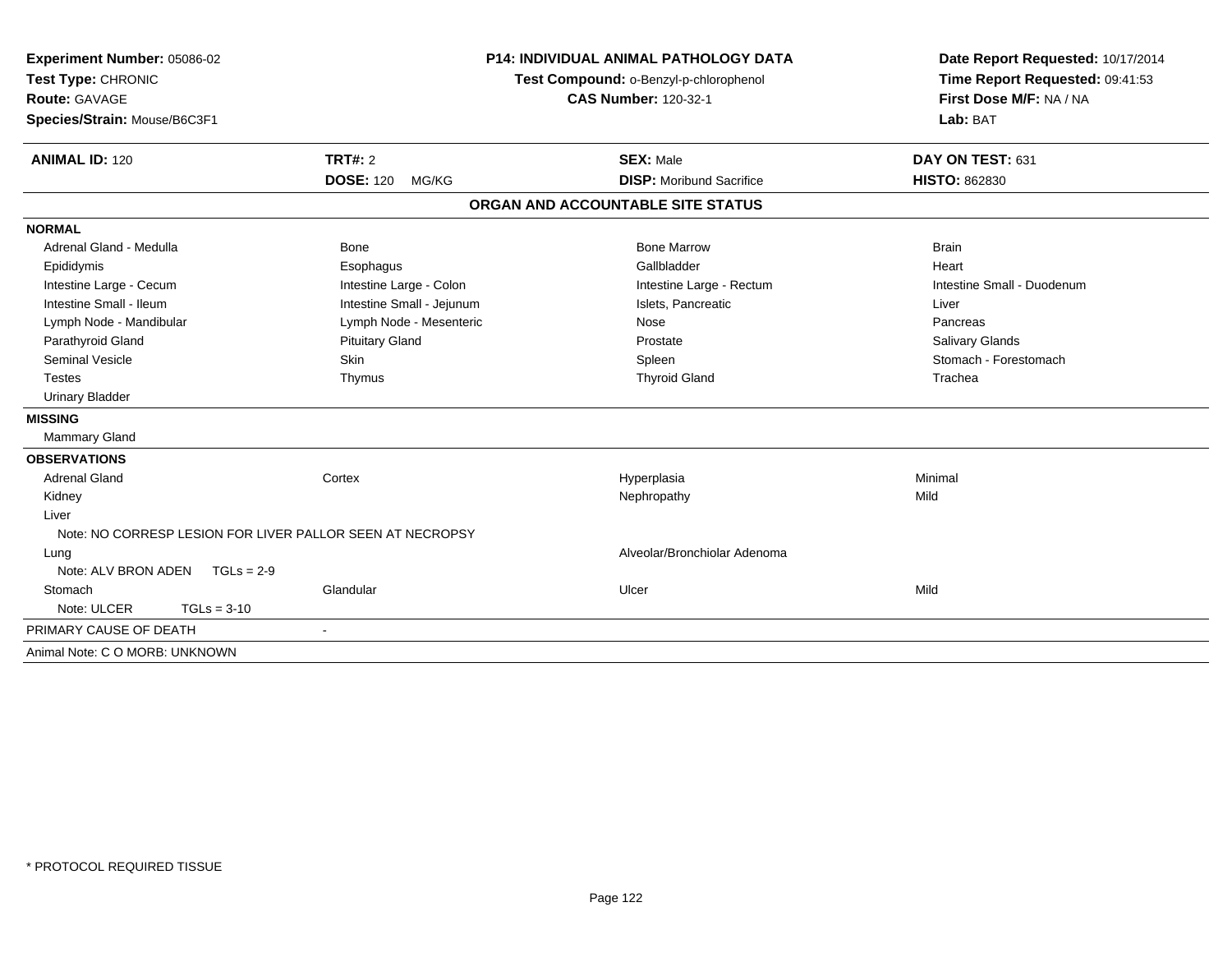**Experiment Number:** 05086-02
**Test Type:** CHRONIC
**Route:** GAVAGE
**Species/Strain:** Mouse/B6C3F1

**P14: INDIVIDUAL ANIMAL PATHOLOGY DATA**
**Test Compound:** o-Benzyl-p-chlorophenol
**CAS Number:** 120-32-1

**Date Report Requested:** 10/17/2014
**Time Report Requested:** 09:41:53
**First Dose M/F:** NA / NA
**Lab:** BAT

| **ANIMAL ID:** 120 | **TRT#:** 2 | **SEX:** Male | **DAY ON TEST:** 631 |
|---|---|---|---|
| | **DOSE:** 120 MG/KG | **DISP:** Moribund Sacrifice | **HISTO:** 862830 |

## ORGAN AND ACCOUNTABLE SITE STATUS

**NORMAL**

| | | | |
|---|---|---|---|
| Adrenal Gland - Medulla | Bone | Bone Marrow | Brain |
| Epididymis | Esophagus | Gallbladder | Heart |
| Intestine Large - Cecum | Intestine Large - Colon | Intestine Large - Rectum | Intestine Small - Duodenum |
| Intestine Small - Ileum | Intestine Small - Jejunum | Islets, Pancreatic | Liver |
| Lymph Node - Mandibular | Lymph Node - Mesenteric | Nose | Pancreas |
| Parathyroid Gland | Pituitary Gland | Prostate | Salivary Glands |
| Seminal Vesicle | Skin | Spleen | Stomach - Forestomach |
| Testes | Thymus | Thyroid Gland | Trachea |
| Urinary Bladder | | | |

**MISSING**

Mammary Gland

**OBSERVATIONS**

| | | | |
|---|---|---|---|
| Adrenal Gland | Cortex | Hyperplasia | Minimal |
| Kidney | | Nephropathy | Mild |
| Liver | | | |
| Note: NO CORRESP LESION FOR LIVER PALLOR SEEN AT NECROPSY | | | |
| Lung | | Alveolar/Bronchiolar Adenoma | |
| Note: ALV BRON ADEN TGLs = 2-9 | | | |
| Stomach | Glandular | Ulcer | Mild |
| Note: ULCER TGLs = 3-10 | | | |

PRIMARY CAUSE OF DEATH -

Animal Note: C O MORB: UNKNOWN

* PROTOCOL REQUIRED TISSUE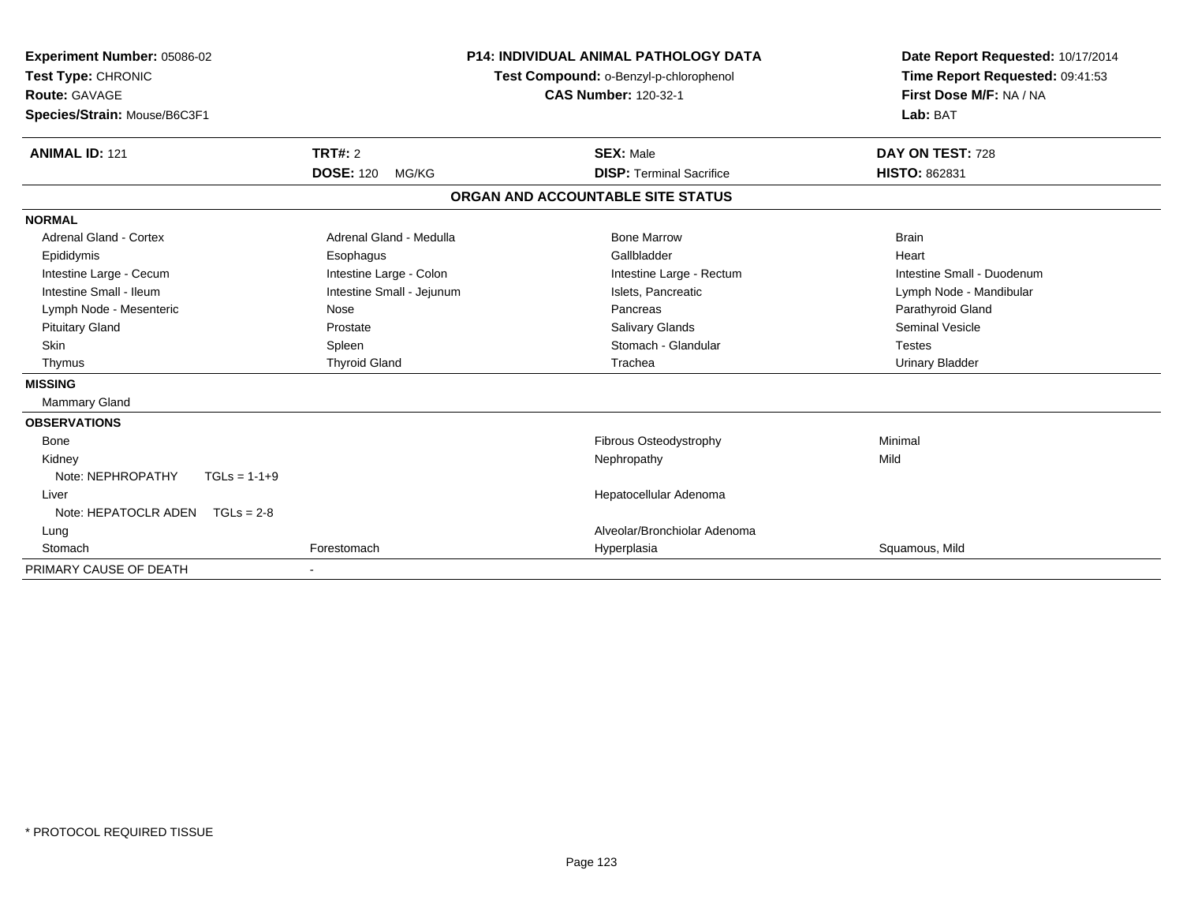**Experiment Number:** 05086-02
**Test Type:** CHRONIC
**Route:** GAVAGE
**Species/Strain:** Mouse/B6C3F1

**P14: INDIVIDUAL ANIMAL PATHOLOGY DATA**
**Test Compound:** o-Benzyl-p-chlorophenol
**CAS Number:** 120-32-1

**Date Report Requested:** 10/17/2014
**Time Report Requested:** 09:41:53
**First Dose M/F:** NA / NA
**Lab:** BAT

| **ANIMAL ID:** 121 | **TRT#:** 2 | **SEX:** Male | **DAY ON TEST:** 728 |
|---|---|---|---|
| | **DOSE:** 120 MG/KG | **DISP:** Terminal Sacrifice | **HISTO:** 862831 |

## ORGAN AND ACCOUNTABLE SITE STATUS

**NORMAL**

| | | | |
|---|---|---|---|
| Adrenal Gland - Cortex | Adrenal Gland - Medulla | Bone Marrow | Brain |
| Epididymis | Esophagus | Gallbladder | Heart |
| Intestine Large - Cecum | Intestine Large - Colon | Intestine Large - Rectum | Intestine Small - Duodenum |
| Intestine Small - Ileum | Intestine Small - Jejunum | Islets, Pancreatic | Lymph Node - Mandibular |
| Lymph Node - Mesenteric | Nose | Pancreas | Parathyroid Gland |
| Pituitary Gland | Prostate | Salivary Glands | Seminal Vesicle |
| Skin | Spleen | Stomach - Glandular | Testes |
| Thymus | Thyroid Gland | Trachea | Urinary Bladder |

**MISSING**

Mammary Gland

**OBSERVATIONS**

| | | | |
|---|---|---|---|
| Bone | | Fibrous Osteodystrophy | Minimal |
| Kidney | | Nephropathy | Mild |
| Note: NEPHROPATHY TGLs = 1-1+9 | | | |
| Liver | | Hepatocellular Adenoma | |
| Note: HEPATOCLR ADEN TGLs = 2-8 | | | |
| Lung | | Alveolar/Bronchiolar Adenoma | |
| Stomach | Forestomach | Hyperplasia | Squamous, Mild |

PRIMARY CAUSE OF DEATH -

\* PROTOCOL REQUIRED TISSUE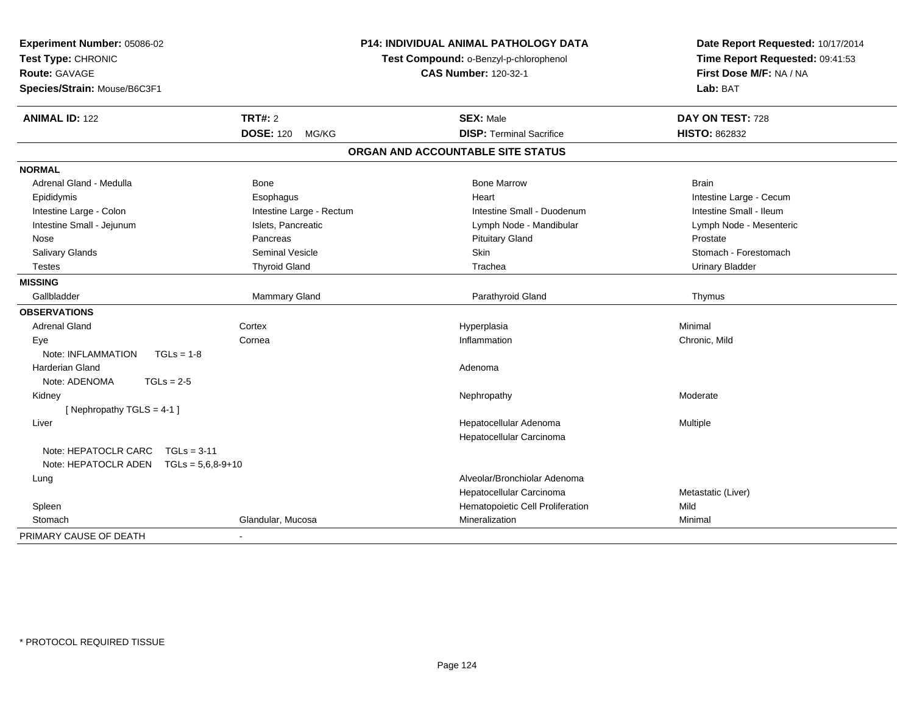**Experiment Number:** 05086-02
**Test Type:** CHRONIC
**Route:** GAVAGE
**Species/Strain:** Mouse/B6C3F1

**P14: INDIVIDUAL ANIMAL PATHOLOGY DATA**
**Test Compound:** o-Benzyl-p-chlorophenol
**CAS Number:** 120-32-1

**Date Report Requested:** 10/17/2014
**Time Report Requested:** 09:41:53
**First Dose M/F:** NA / NA
**Lab:** BAT

| **ANIMAL ID:** 122 | **TRT#:** 2 | **SEX:** Male | **DAY ON TEST:** 728 |
|---|---|---|---|
| | **DOSE:** 120 MG/KG | **DISP:** Terminal Sacrifice | **HISTO:** 862832 |

## ORGAN AND ACCOUNTABLE SITE STATUS

| | | | |
|---|---|---|---|
| **NORMAL** | | | |
| Adrenal Gland - Medulla | Bone | Bone Marrow | Brain |
| Epididymis | Esophagus | Heart | Intestine Large - Cecum |
| Intestine Large - Colon | Intestine Large - Rectum | Intestine Small - Duodenum | Intestine Small - Ileum |
| Intestine Small - Jejunum | Islets, Pancreatic | Lymph Node - Mandibular | Lymph Node - Mesenteric |
| Nose | Pancreas | Pituitary Gland | Prostate |
| Salivary Glands | Seminal Vesicle | Skin | Stomach - Forestomach |
| Testes | Thyroid Gland | Trachea | Urinary Bladder |
| **MISSING** | | | |
| Gallbladder | Mammary Gland | Parathyroid Gland | Thymus |
| **OBSERVATIONS** | | | |
| Adrenal Gland | Cortex | Hyperplasia | Minimal |
| Eye | Cornea | Inflammation | Chronic, Mild |
| Note: INFLAMMATION TGLs = 1-8 | | | |
| Harderian Gland | | Adenoma | |
| Note: ADENOMA TGLs = 2-5 | | | |
| Kidney | | Nephropathy | Moderate |
| [ Nephropathy TGLS = 4-1 ] | | | |
| Liver | | Hepatocellular Adenoma | Multiple |
| | | Hepatocellular Carcinoma | |
| Note: HEPATOCLR CARC TGLs = 3-11 | | | |
| Note: HEPATOCLR ADEN TGLs = 5,6,8-9+10 | | | |
| Lung | | Alveolar/Bronchiolar Adenoma | |
| | | Hepatocellular Carcinoma | Metastatic (Liver) |
| Spleen | | Hematopoietic Cell Proliferation | Mild |
| Stomach | Glandular, Mucosa | Mineralization | Minimal |
| PRIMARY CAUSE OF DEATH | - | | |

* PROTOCOL REQUIRED TISSUE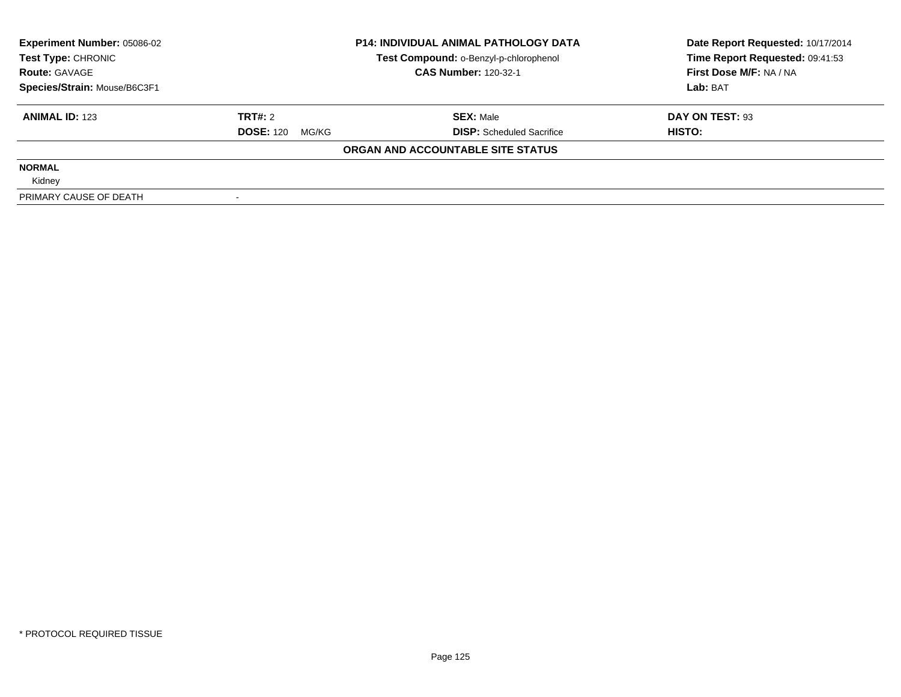**Experiment Number:** 05086-02
**Test Type:** CHRONIC
**Route:** GAVAGE
**Species/Strain:** Mouse/B6C3F1

**P14: INDIVIDUAL ANIMAL PATHOLOGY DATA**
**Test Compound:** o-Benzyl-p-chlorophenol
**CAS Number:** 120-32-1

**Date Report Requested:** 10/17/2014
**Time Report Requested:** 09:41:53
**First Dose M/F:** NA / NA
**Lab:** BAT

| **ANIMAL ID:** 123 | **TRT#:** 2 | **SEX:** Male | **DAY ON TEST:** 93 |
|---|---|---|---|
| | **DOSE:** 120 MG/KG | **DISP:** Scheduled Sacrifice | **HISTO:** |

**ORGAN AND ACCOUNTABLE SITE STATUS**

| | |
|---|---|
| **NORMAL** | |
| Kidney | |
| PRIMARY CAUSE OF DEATH | - |

* PROTOCOL REQUIRED TISSUE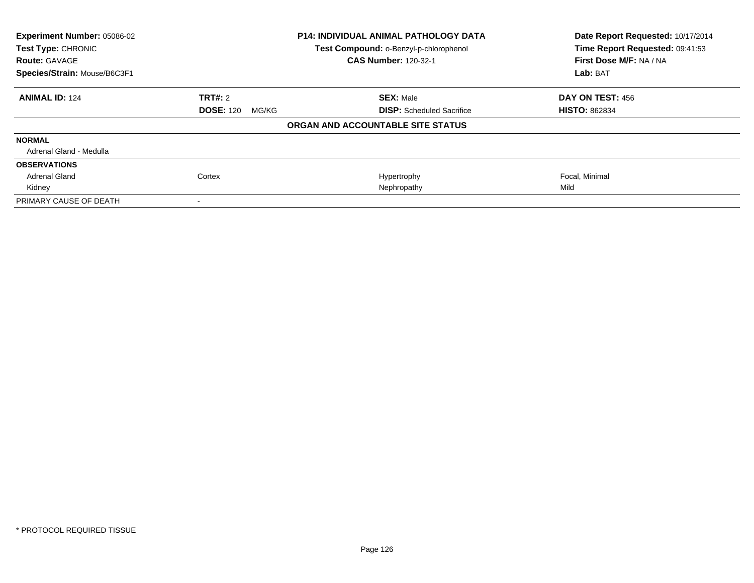| Experiment Number: 05086-02 | P14: INDIVIDUAL ANIMAL PATHOLOGY DATA | Date Report Requested: 10/17/2014 |
|---|---|---|
| Test Type: CHRONIC | Test Compound: o-Benzyl-p-chlorophenol | Time Report Requested: 09:41:53 |
| Route: GAVAGE | CAS Number: 120-32-1 | First Dose M/F: NA / NA |
| Species/Strain: Mouse/B6C3F1 | | Lab: BAT |

| ANIMAL ID: 124 | TRT#: 2 | SEX: Male | DAY ON TEST: 456 |
|---|---|---|---|
| | DOSE: 120 MG/KG | DISP: Scheduled Sacrifice | HISTO: 862834 |

**ORGAN AND ACCOUNTABLE SITE STATUS**

| | | | |
|---|---|---|---|
| **NORMAL** | | | |
| Adrenal Gland - Medulla | | | |
| **OBSERVATIONS** | | | |
| Adrenal Gland | Cortex | Hypertrophy | Focal, Minimal |
| Kidney | | Nephropathy | Mild |
| PRIMARY CAUSE OF DEATH | - | | |

* PROTOCOL REQUIRED TISSUE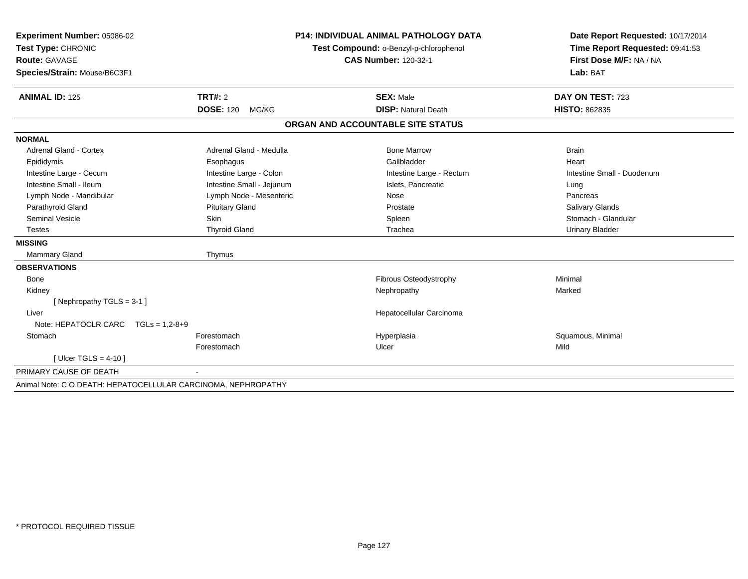**Experiment Number:** 05086-02
**Test Type:** CHRONIC
**Route:** GAVAGE
**Species/Strain:** Mouse/B6C3F1

**P14: INDIVIDUAL ANIMAL PATHOLOGY DATA**
**Test Compound:** o-Benzyl-p-chlorophenol
**CAS Number:** 120-32-1

**Date Report Requested:** 10/17/2014
**Time Report Requested:** 09:41:53
**First Dose M/F:** NA / NA
**Lab:** BAT

| **ANIMAL ID:** 125 | **TRT#:** 2 | **SEX:** Male | **DAY ON TEST:** 723 |
|---|---|---|---|
| | **DOSE:** 120 MG/KG | **DISP:** Natural Death | **HISTO:** 862835 |

## ORGAN AND ACCOUNTABLE SITE STATUS

| | | | |
|---|---|---|---|
| **NORMAL** | | | |
| Adrenal Gland - Cortex | Adrenal Gland - Medulla | Bone Marrow | Brain |
| Epididymis | Esophagus | Gallbladder | Heart |
| Intestine Large - Cecum | Intestine Large - Colon | Intestine Large - Rectum | Intestine Small - Duodenum |
| Intestine Small - Ileum | Intestine Small - Jejunum | Islets, Pancreatic | Lung |
| Lymph Node - Mandibular | Lymph Node - Mesenteric | Nose | Pancreas |
| Parathyroid Gland | Pituitary Gland | Prostate | Salivary Glands |
| Seminal Vesicle | Skin | Spleen | Stomach - Glandular |
| Testes | Thyroid Gland | Trachea | Urinary Bladder |
| **MISSING** | | | |
| Mammary Gland | Thymus | | |
| **OBSERVATIONS** | | | |
| Bone | | Fibrous Osteodystrophy | Minimal |
| Kidney | | Nephropathy | Marked |
| [ Nephropathy TGLS = 3-1 ] | | | |
| Liver | | Hepatocellular Carcinoma | |
| Note: HEPATOCLR CARC TGLs = 1,2-8+9 | | | |
| Stomach | Forestomach | Hyperplasia | Squamous, Minimal |
| | Forestomach | Ulcer | Mild |
| [ Ulcer TGLS = 4-10 ] | | | |
| PRIMARY CAUSE OF DEATH | - | | |

Animal Note: C O DEATH: HEPATOCELLULAR CARCINOMA, NEPHROPATHY

* PROTOCOL REQUIRED TISSUE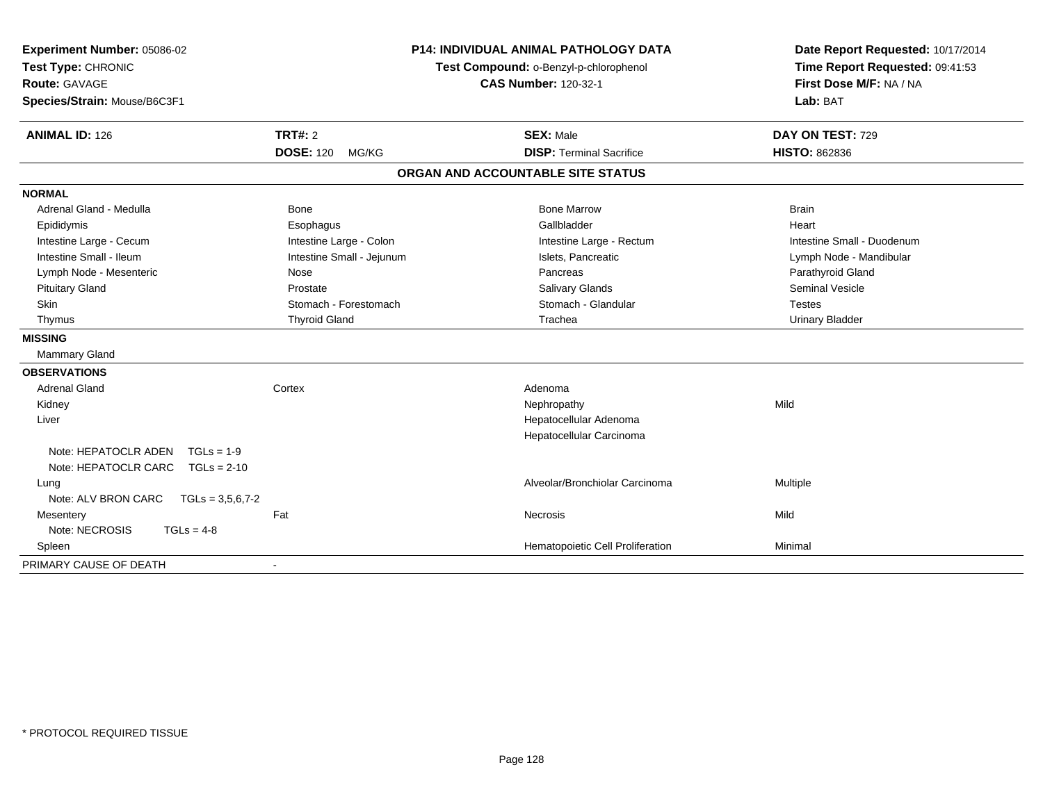**Experiment Number:** 05086-02
**Test Type:** CHRONIC
**Route:** GAVAGE
**Species/Strain:** Mouse/B6C3F1

**P14: INDIVIDUAL ANIMAL PATHOLOGY DATA**
**Test Compound:** o-Benzyl-p-chlorophenol
**CAS Number:** 120-32-1

**Date Report Requested:** 10/17/2014
**Time Report Requested:** 09:41:53
**First Dose M/F:** NA / NA
**Lab:** BAT

| **ANIMAL ID:** 126 | **TRT#:** 2 | **SEX:** Male | **DAY ON TEST:** 729 |
|---|---|---|---|
| | **DOSE:** 120 MG/KG | **DISP:** Terminal Sacrifice | **HISTO:** 862836 |

## ORGAN AND ACCOUNTABLE SITE STATUS

**NORMAL**

| | | | |
|---|---|---|---|
| Adrenal Gland - Medulla | Bone | Bone Marrow | Brain |
| Epididymis | Esophagus | Gallbladder | Heart |
| Intestine Large - Cecum | Intestine Large - Colon | Intestine Large - Rectum | Intestine Small - Duodenum |
| Intestine Small - Ileum | Intestine Small - Jejunum | Islets, Pancreatic | Lymph Node - Mandibular |
| Lymph Node - Mesenteric | Nose | Pancreas | Parathyroid Gland |
| Pituitary Gland | Prostate | Salivary Glands | Seminal Vesicle |
| Skin | Stomach - Forestomach | Stomach - Glandular | Testes |
| Thymus | Thyroid Gland | Trachea | Urinary Bladder |

**MISSING**

Mammary Gland

**OBSERVATIONS**

| | | | |
|---|---|---|---|
| Adrenal Gland | Cortex | Adenoma | |
| Kidney | | Nephropathy | Mild |
| Liver | | Hepatocellular Adenoma | |
| | | Hepatocellular Carcinoma | |
| Note: HEPATOCLR ADEN TGLs = 1-9 | | | |
| Note: HEPATOCLR CARC TGLs = 2-10 | | | |
| Lung | | Alveolar/Bronchiolar Carcinoma | Multiple |
| Note: ALV BRON CARC TGLs = 3,5,6,7-2 | | | |
| Mesentery | Fat | Necrosis | Mild |
| Note: NECROSIS TGLs = 4-8 | | | |
| Spleen | | Hematopoietic Cell Proliferation | Minimal |

PRIMARY CAUSE OF DEATH -

\* PROTOCOL REQUIRED TISSUE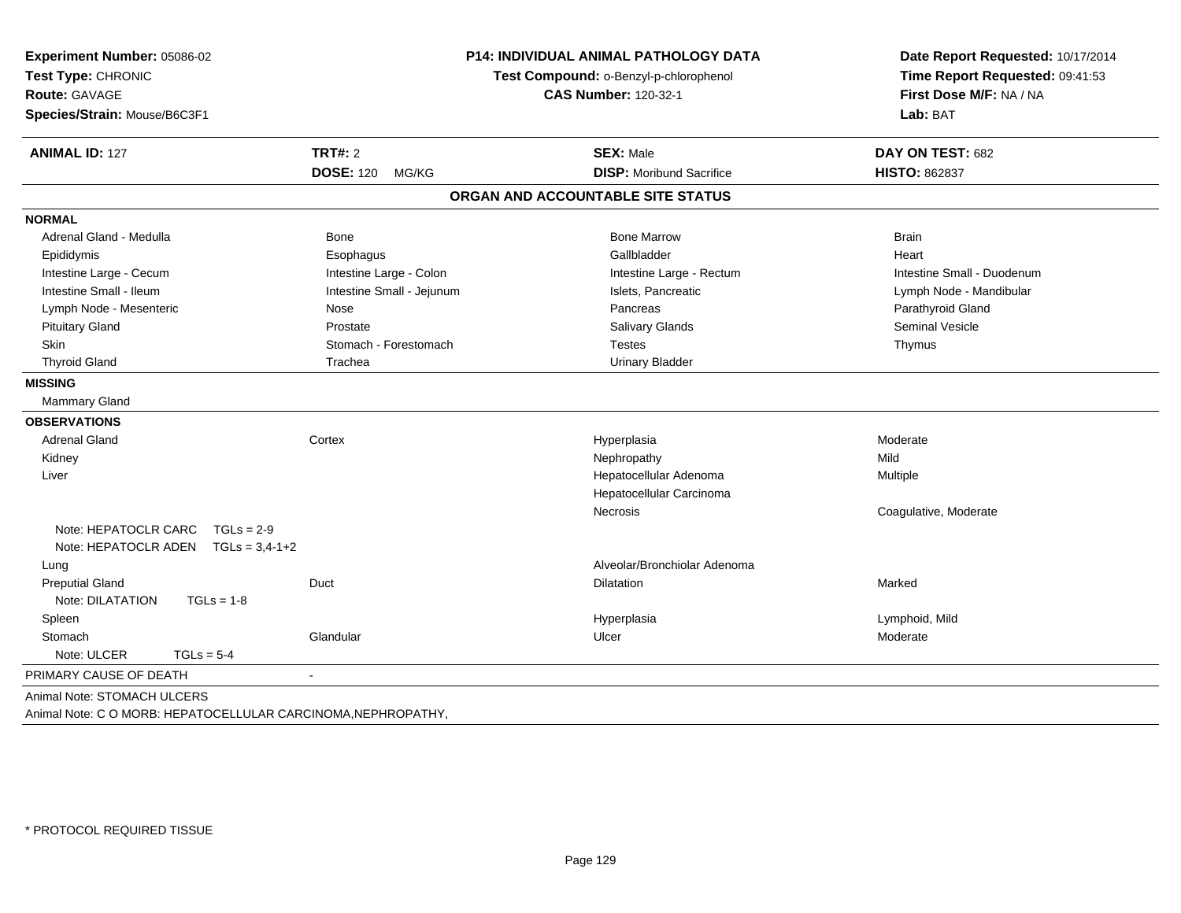**Experiment Number:** 05086-02
**Test Type:** CHRONIC
**Route:** GAVAGE
**Species/Strain:** Mouse/B6C3F1

**P14: INDIVIDUAL ANIMAL PATHOLOGY DATA**
**Test Compound:** o-Benzyl-p-chlorophenol
**CAS Number:** 120-32-1

**Date Report Requested:** 10/17/2014
**Time Report Requested:** 09:41:53
**First Dose M/F:** NA / NA
**Lab:** BAT

| **ANIMAL ID:** 127 | **TRT#:** 2 | **SEX:** Male | **DAY ON TEST:** 682 |
|---|---|---|---|
| | **DOSE:** 120 MG/KG | **DISP:** Moribund Sacrifice | **HISTO:** 862837 |

## ORGAN AND ACCOUNTABLE SITE STATUS

**NORMAL**

| | | | |
|---|---|---|---|
| Adrenal Gland - Medulla | Bone | Bone Marrow | Brain |
| Epididymis | Esophagus | Gallbladder | Heart |
| Intestine Large - Cecum | Intestine Large - Colon | Intestine Large - Rectum | Intestine Small - Duodenum |
| Intestine Small - Ileum | Intestine Small - Jejunum | Islets, Pancreatic | Lymph Node - Mandibular |
| Lymph Node - Mesenteric | Nose | Pancreas | Parathyroid Gland |
| Pituitary Gland | Prostate | Salivary Glands | Seminal Vesicle |
| Skin | Stomach - Forestomach | Testes | Thymus |
| Thyroid Gland | Trachea | Urinary Bladder | |

**MISSING**

Mammary Gland

**OBSERVATIONS**

| | | | |
|---|---|---|---|
| Adrenal Gland | Cortex | Hyperplasia | Moderate |
| Kidney | | Nephropathy | Mild |
| Liver | | Hepatocellular Adenoma | Multiple |
| | | Hepatocellular Carcinoma | |
| | | Necrosis | Coagulative, Moderate |
| Note: HEPATOCLR CARC TGLs = 2-9 | | | |
| Note: HEPATOCLR ADEN TGLs = 3,4-1+2 | | | |
| Lung | | Alveolar/Bronchiolar Adenoma | |
| Preputial Gland | Duct | Dilatation | Marked |
| Note: DILATATION TGLs = 1-8 | | | |
| Spleen | | Hyperplasia | Lymphoid, Mild |
| Stomach | Glandular | Ulcer | Moderate |
| Note: ULCER TGLs = 5-4 | | | |

PRIMARY CAUSE OF DEATH -

Animal Note: STOMACH ULCERS

Animal Note: C O MORB: HEPATOCELLULAR CARCINOMA,NEPHROPATHY,

* PROTOCOL REQUIRED TISSUE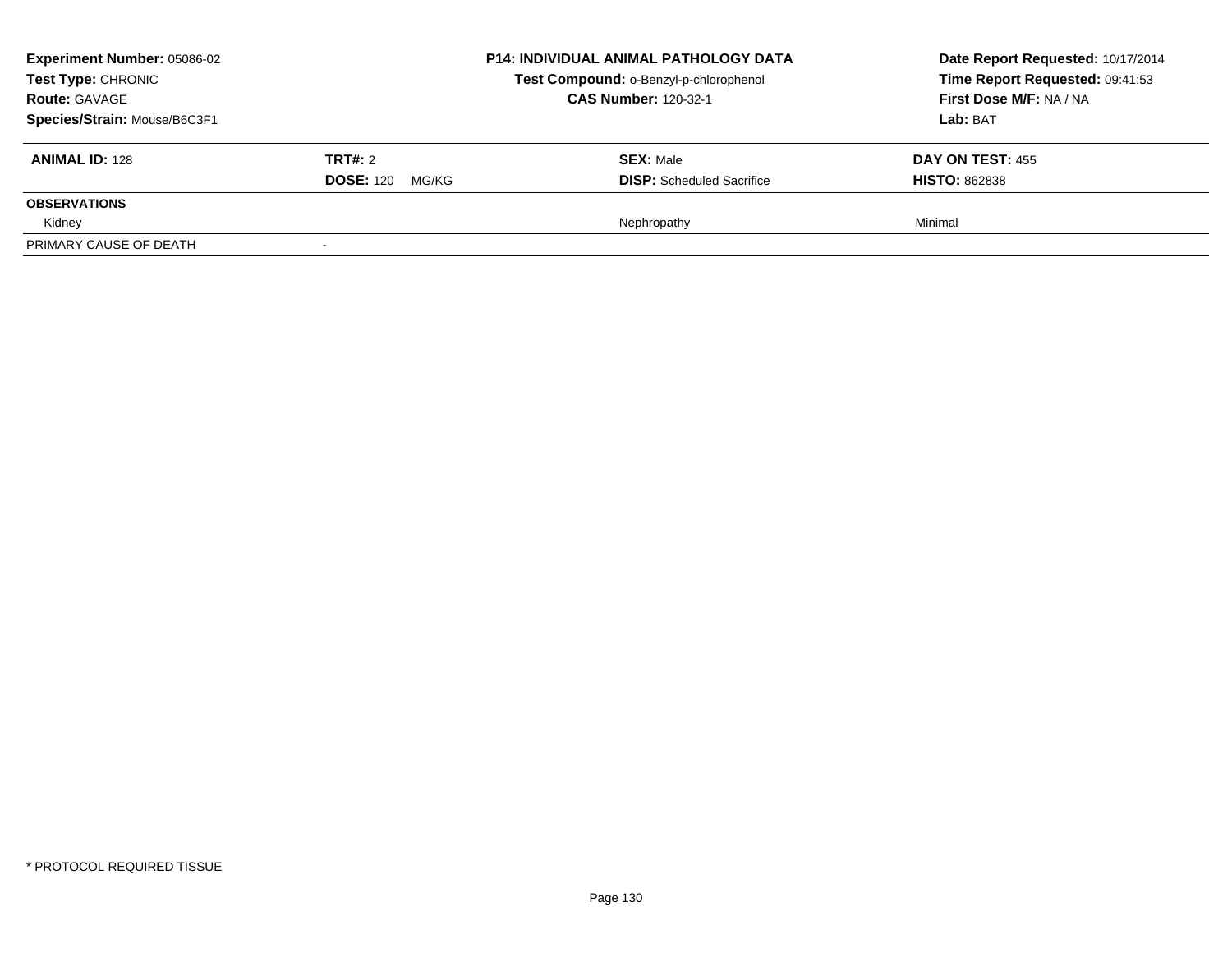| **Experiment Number:** 05086-02 | **P14: INDIVIDUAL ANIMAL PATHOLOGY DATA** | **Date Report Requested:** 10/17/2014 |
|---|---|---|
| **Test Type:** CHRONIC | **Test Compound:** o-Benzyl-p-chlorophenol | **Time Report Requested:** 09:41:53 |
| **Route:** GAVAGE | **CAS Number:** 120-32-1 | **First Dose M/F:** NA / NA |
| **Species/Strain:** Mouse/B6C3F1 | | **Lab:** BAT |

| **ANIMAL ID:** 128 | **TRT#:** 2 | **SEX:** Male | **DAY ON TEST:** 455 |
|---|---|---|---|
| | **DOSE:** 120 MG/KG | **DISP:** Scheduled Sacrifice | **HISTO:** 862838 |
| **OBSERVATIONS** | | | |
| Kidney | | Nephropathy | Minimal |
| PRIMARY CAUSE OF DEATH | - | | |

\* PROTOCOL REQUIRED TISSUE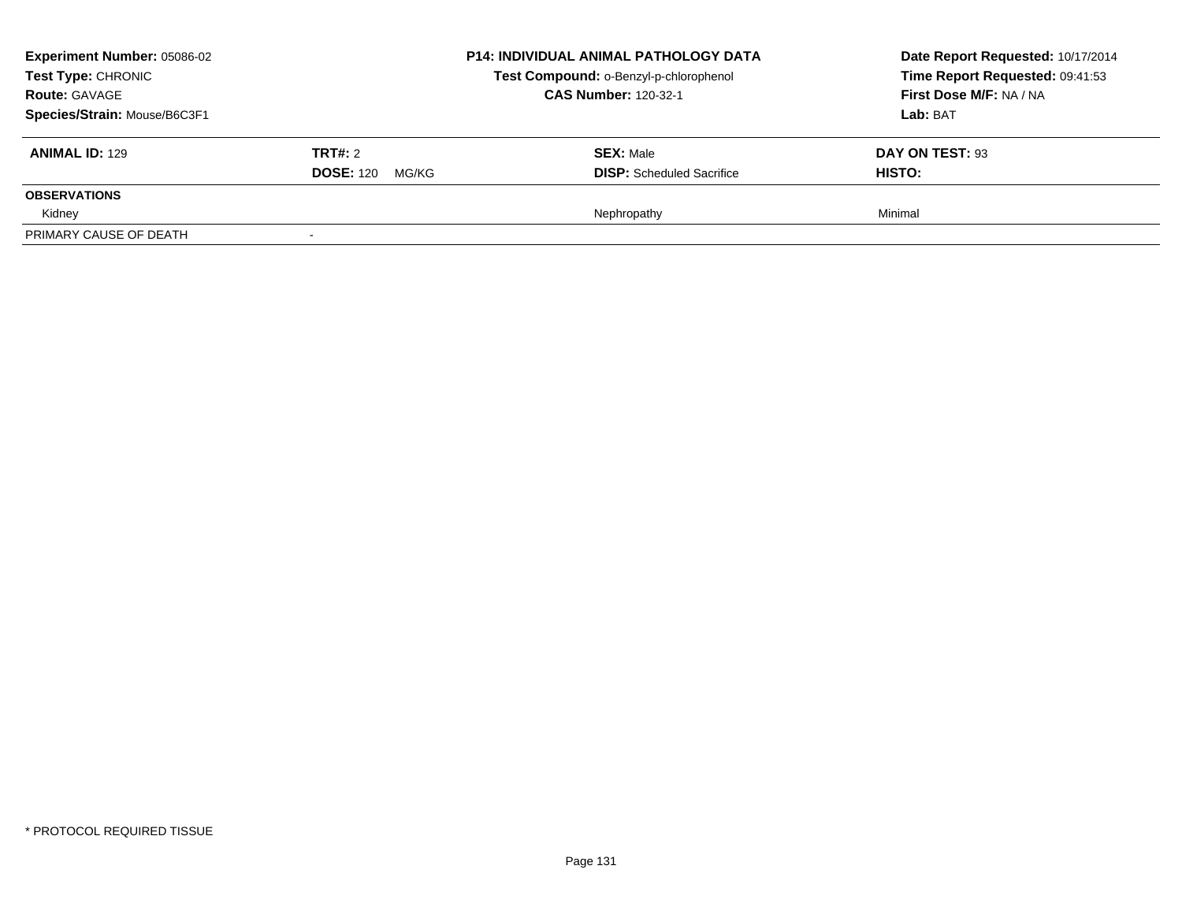**Experiment Number:** 05086-02
**Test Type:** CHRONIC
**Route:** GAVAGE
**Species/Strain:** Mouse/B6C3F1

**P14: INDIVIDUAL ANIMAL PATHOLOGY DATA**
**Test Compound:** o-Benzyl-p-chlorophenol
**CAS Number:** 120-32-1

**Date Report Requested:** 10/17/2014
**Time Report Requested:** 09:41:53
**First Dose M/F:** NA / NA
**Lab:** BAT

| **ANIMAL ID:** 129 | **TRT#:** 2 | **SEX:** Male | **DAY ON TEST:** 93 |
|---|---|---|---|
| | **DOSE:** 120 MG/KG | **DISP:** Scheduled Sacrifice | **HISTO:** |
| **OBSERVATIONS** | | | |
| Kidney | | Nephropathy | Minimal |
| PRIMARY CAUSE OF DEATH | - | | |

* PROTOCOL REQUIRED TISSUE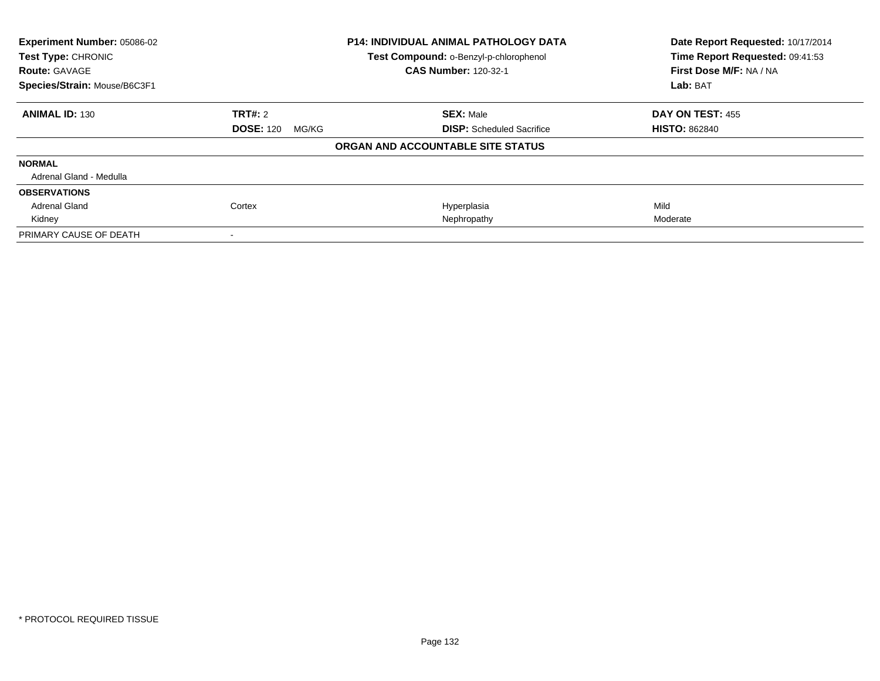| **Experiment Number:** 05086-02 | **P14: INDIVIDUAL ANIMAL PATHOLOGY DATA** | **Date Report Requested:** 10/17/2014 |
|---|---|---|
| **Test Type:** CHRONIC | **Test Compound:** o-Benzyl-p-chlorophenol | **Time Report Requested:** 09:41:53 |
| **Route:** GAVAGE | **CAS Number:** 120-32-1 | **First Dose M/F:** NA / NA |
| **Species/Strain:** Mouse/B6C3F1 | | **Lab:** BAT |

| **ANIMAL ID:** 130 | **TRT#:** 2 | **SEX:** Male | **DAY ON TEST:** 455 |
|---|---|---|---|
| | **DOSE:** 120 MG/KG | **DISP:** Scheduled Sacrifice | **HISTO:** 862840 |

**ORGAN AND ACCOUNTABLE SITE STATUS**

| | | | |
|---|---|---|---|
| **NORMAL** | | | |
| Adrenal Gland - Medulla | | | |
| **OBSERVATIONS** | | | |
| Adrenal Gland | Cortex | Hyperplasia | Mild |
| Kidney | | Nephropathy | Moderate |
| PRIMARY CAUSE OF DEATH | - | | |

\* PROTOCOL REQUIRED TISSUE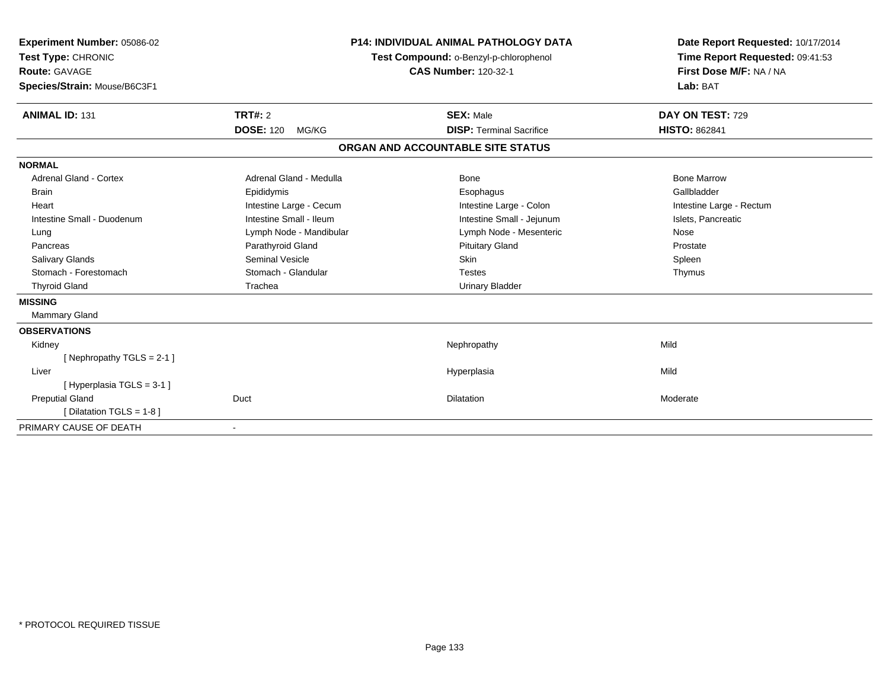**Experiment Number:** 05086-02
**Test Type:** CHRONIC
**Route:** GAVAGE
**Species/Strain:** Mouse/B6C3F1

**P14: INDIVIDUAL ANIMAL PATHOLOGY DATA**
**Test Compound:** o-Benzyl-p-chlorophenol
**CAS Number:** 120-32-1

**Date Report Requested:** 10/17/2014
**Time Report Requested:** 09:41:53
**First Dose M/F:** NA / NA
**Lab:** BAT

| **ANIMAL ID:** 131 | **TRT#:** 2 | **SEX:** Male | **DAY ON TEST:** 729 |
|---|---|---|---|
| | **DOSE:** 120 MG/KG | **DISP:** Terminal Sacrifice | **HISTO:** 862841 |

## ORGAN AND ACCOUNTABLE SITE STATUS

**NORMAL**

| | | | |
|---|---|---|---|
| Adrenal Gland - Cortex | Adrenal Gland - Medulla | Bone | Bone Marrow |
| Brain | Epididymis | Esophagus | Gallbladder |
| Heart | Intestine Large - Cecum | Intestine Large - Colon | Intestine Large - Rectum |
| Intestine Small - Duodenum | Intestine Small - Ileum | Intestine Small - Jejunum | Islets, Pancreatic |
| Lung | Lymph Node - Mandibular | Lymph Node - Mesenteric | Nose |
| Pancreas | Parathyroid Gland | Pituitary Gland | Prostate |
| Salivary Glands | Seminal Vesicle | Skin | Spleen |
| Stomach - Forestomach | Stomach - Glandular | Testes | Thymus |
| Thyroid Gland | Trachea | Urinary Bladder | |

**MISSING**

Mammary Gland

**OBSERVATIONS**

| | | | |
|---|---|---|---|
| Kidney | | Nephropathy | Mild |
| [ Nephropathy TGLS = 2-1 ] | | | |
| Liver | | Hyperplasia | Mild |
| [ Hyperplasia TGLS = 3-1 ] | | | |
| Preputial Gland | Duct | Dilatation | Moderate |
| [ Dilatation TGLS = 1-8 ] | | | |

PRIMARY CAUSE OF DEATH -

* PROTOCOL REQUIRED TISSUE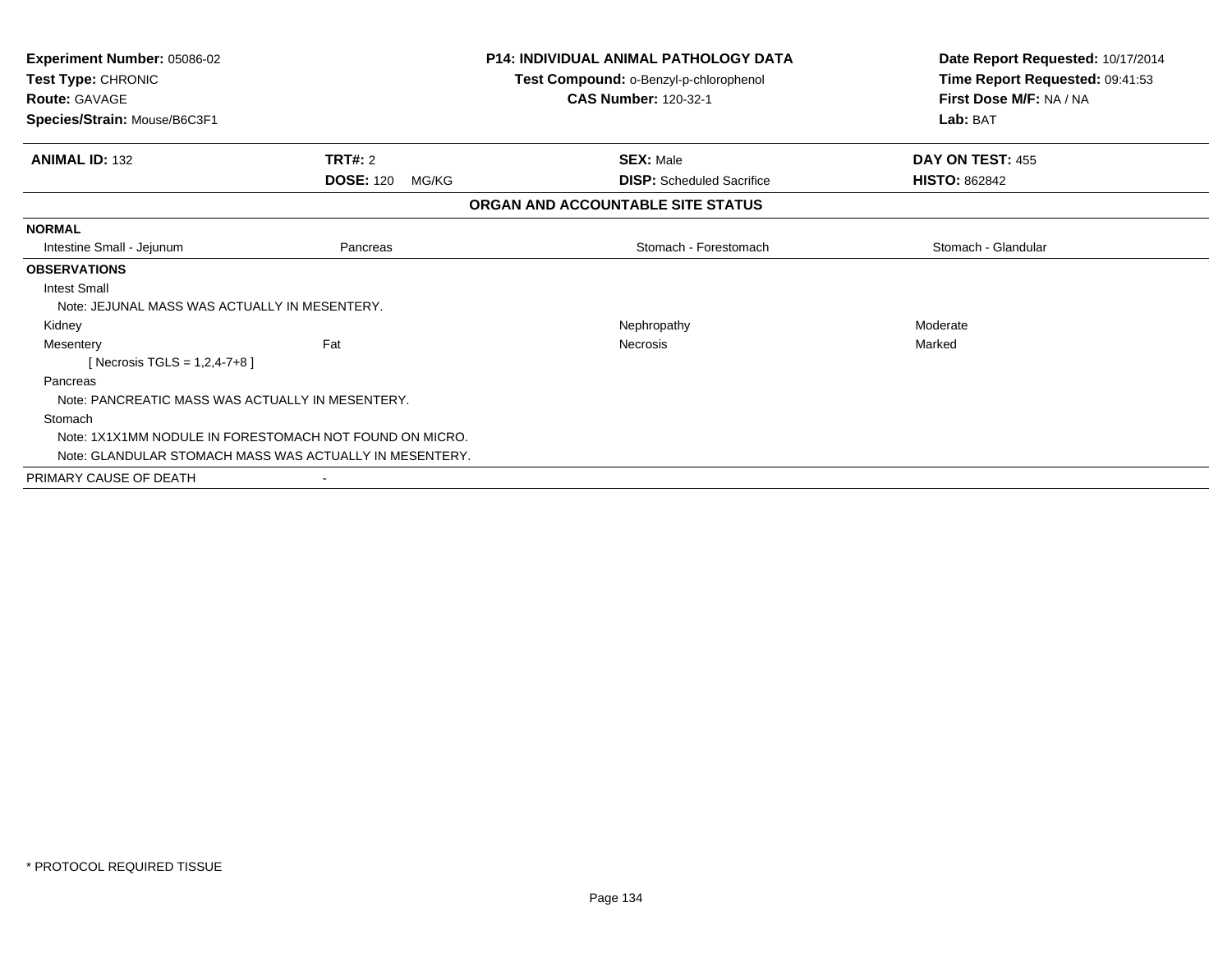**Experiment Number:** 05086-02
**Test Type:** CHRONIC
**Route:** GAVAGE
**Species/Strain:** Mouse/B6C3F1

**P14: INDIVIDUAL ANIMAL PATHOLOGY DATA**
**Test Compound:** o-Benzyl-p-chlorophenol
**CAS Number:** 120-32-1

**Date Report Requested:** 10/17/2014
**Time Report Requested:** 09:41:53
**First Dose M/F:** NA / NA
**Lab:** BAT

| **ANIMAL ID:** 132 | **TRT#:** 2 | **SEX:** Male | **DAY ON TEST:** 455 |
|---|---|---|---|
| | **DOSE:** 120 MG/KG | **DISP:** Scheduled Sacrifice | **HISTO:** 862842 |

**ORGAN AND ACCOUNTABLE SITE STATUS**

| | | | |
|---|---|---|---|
| **NORMAL** | | | |
| Intestine Small - Jejunum | Pancreas | Stomach - Forestomach | Stomach - Glandular |
| **OBSERVATIONS** | | | |
| Intest Small | | | |
| Note: JEJUNAL MASS WAS ACTUALLY IN MESENTERY. | | | |
| Kidney | | Nephropathy | Moderate |
| Mesentery | Fat | Necrosis | Marked |
| [ Necrosis TGLS = 1,2,4-7+8 ] | | | |
| Pancreas | | | |
| Note: PANCREATIC MASS WAS ACTUALLY IN MESENTERY. | | | |
| Stomach | | | |
| Note: 1X1X1MM NODULE IN FORESTOMACH NOT FOUND ON MICRO. | | | |
| Note: GLANDULAR STOMACH MASS WAS ACTUALLY IN MESENTERY. | | | |
| PRIMARY CAUSE OF DEATH | - | | |

* PROTOCOL REQUIRED TISSUE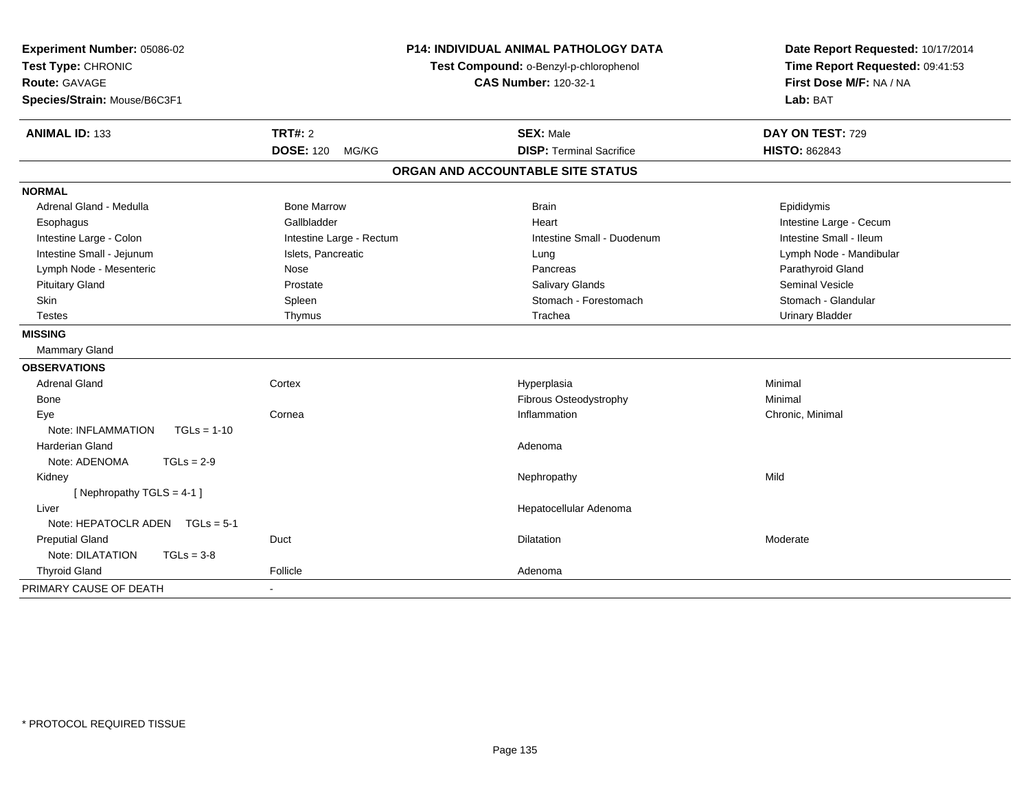**Experiment Number:** 05086-02
**Test Type:** CHRONIC
**Route:** GAVAGE
**Species/Strain:** Mouse/B6C3F1

**P14: INDIVIDUAL ANIMAL PATHOLOGY DATA**
**Test Compound:** o-Benzyl-p-chlorophenol
**CAS Number:** 120-32-1

**Date Report Requested:** 10/17/2014
**Time Report Requested:** 09:41:53
**First Dose M/F:** NA / NA
**Lab:** BAT

| **ANIMAL ID:** 133 | **TRT#:** 2 | **SEX:** Male | **DAY ON TEST:** 729 |
|---|---|---|---|
| | **DOSE:** 120 MG/KG | **DISP:** Terminal Sacrifice | **HISTO:** 862843 |

## ORGAN AND ACCOUNTABLE SITE STATUS

**NORMAL**

| | | | |
|---|---|---|---|
| Adrenal Gland - Medulla | Bone Marrow | Brain | Epididymis |
| Esophagus | Gallbladder | Heart | Intestine Large - Cecum |
| Intestine Large - Colon | Intestine Large - Rectum | Intestine Small - Duodenum | Intestine Small - Ileum |
| Intestine Small - Jejunum | Islets, Pancreatic | Lung | Lymph Node - Mandibular |
| Lymph Node - Mesenteric | Nose | Pancreas | Parathyroid Gland |
| Pituitary Gland | Prostate | Salivary Glands | Seminal Vesicle |
| Skin | Spleen | Stomach - Forestomach | Stomach - Glandular |
| Testes | Thymus | Trachea | Urinary Bladder |

**MISSING**

Mammary Gland

**OBSERVATIONS**

| | | | |
|---|---|---|---|
| Adrenal Gland | Cortex | Hyperplasia | Minimal |
| Bone | | Fibrous Osteodystrophy | Minimal |
| Eye | Cornea | Inflammation | Chronic, Minimal |
| Note: INFLAMMATION TGLs = 1-10 | | | |
| Harderian Gland | | Adenoma | |
| Note: ADENOMA TGLs = 2-9 | | | |
| Kidney | | Nephropathy | Mild |
| [ Nephropathy TGLS = 4-1 ] | | | |
| Liver | | Hepatocellular Adenoma | |
| Note: HEPATOCLR ADEN TGLs = 5-1 | | | |
| Preputial Gland | Duct | Dilatation | Moderate |
| Note: DILATATION TGLs = 3-8 | | | |
| Thyroid Gland | Follicle | Adenoma | |

PRIMARY CAUSE OF DEATH -

* PROTOCOL REQUIRED TISSUE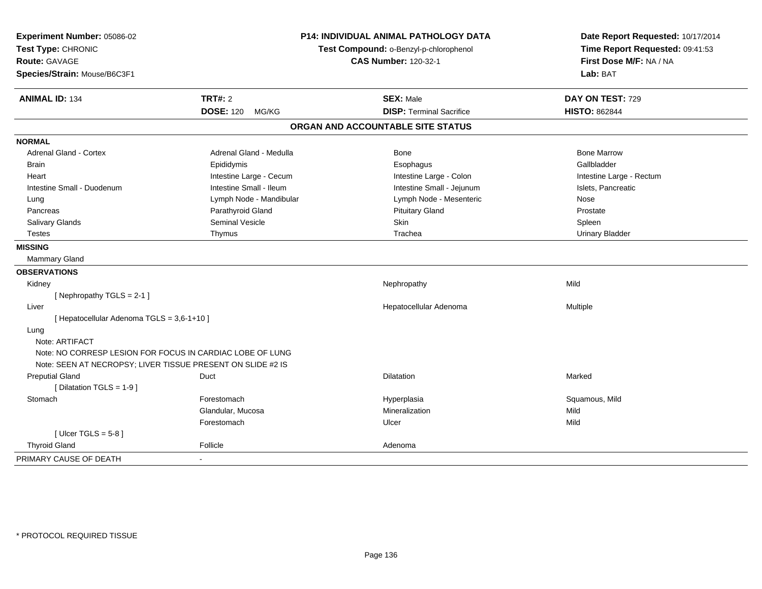**Experiment Number:** 05086-02
**Test Type:** CHRONIC
**Route:** GAVAGE
**Species/Strain:** Mouse/B6C3F1

**P14: INDIVIDUAL ANIMAL PATHOLOGY DATA**
**Test Compound:** o-Benzyl-p-chlorophenol
**CAS Number:** 120-32-1

**Date Report Requested:** 10/17/2014
**Time Report Requested:** 09:41:53
**First Dose M/F:** NA / NA
**Lab:** BAT

| **ANIMAL ID:** 134 | **TRT#:** 2 | **SEX:** Male | **DAY ON TEST:** 729 |
|---|---|---|---|
| | **DOSE:** 120 MG/KG | **DISP:** Terminal Sacrifice | **HISTO:** 862844 |

## ORGAN AND ACCOUNTABLE SITE STATUS

**NORMAL**

| | | | |
|---|---|---|---|
| Adrenal Gland - Cortex | Adrenal Gland - Medulla | Bone | Bone Marrow |
| Brain | Epididymis | Esophagus | Gallbladder |
| Heart | Intestine Large - Cecum | Intestine Large - Colon | Intestine Large - Rectum |
| Intestine Small - Duodenum | Intestine Small - Ileum | Intestine Small - Jejunum | Islets, Pancreatic |
| Lung | Lymph Node - Mandibular | Lymph Node - Mesenteric | Nose |
| Pancreas | Parathyroid Gland | Pituitary Gland | Prostate |
| Salivary Glands | Seminal Vesicle | Skin | Spleen |
| Testes | Thymus | Trachea | Urinary Bladder |

**MISSING**

Mammary Gland

**OBSERVATIONS**

| | | | |
|---|---|---|---|
| Kidney | | Nephropathy | Mild |
| [ Nephropathy TGLS = 2-1 ] | | | |
| Liver | | Hepatocellular Adenoma | Multiple |
| [ Hepatocellular Adenoma TGLS = 3,6-1+10 ] | | | |
| Lung | | | |
| Note: ARTIFACT | | | |
| Note: NO CORRESP LESION FOR FOCUS IN CARDIAC LOBE OF LUNG | | | |
| Note: SEEN AT NECROPSY; LIVER TISSUE PRESENT ON SLIDE #2 IS | | | |
| Preputial Gland | Duct | Dilatation | Marked |
| [ Dilatation TGLS = 1-9 ] | | | |
| Stomach | Forestomach | Hyperplasia | Squamous, Mild |
| | Glandular, Mucosa | Mineralization | Mild |
| | Forestomach | Ulcer | Mild |
| [ Ulcer TGLS = 5-8 ] | | | |
| Thyroid Gland | Follicle | Adenoma | |

PRIMARY CAUSE OF DEATH -

\* PROTOCOL REQUIRED TISSUE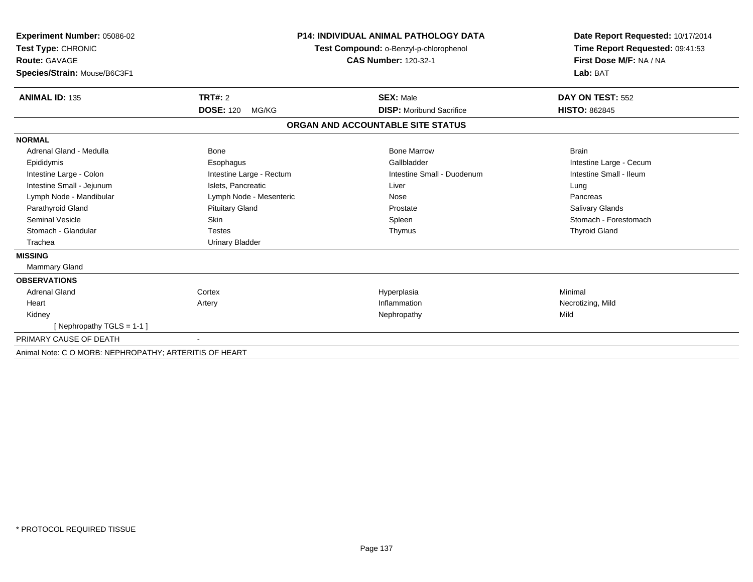**Experiment Number:** 05086-02
**Test Type:** CHRONIC
**Route:** GAVAGE
**Species/Strain:** Mouse/B6C3F1

**P14: INDIVIDUAL ANIMAL PATHOLOGY DATA**
**Test Compound:** o-Benzyl-p-chlorophenol
**CAS Number:** 120-32-1

**Date Report Requested:** 10/17/2014
**Time Report Requested:** 09:41:53
**First Dose M/F:** NA / NA
**Lab:** BAT

| **ANIMAL ID:** 135 | **TRT#:** 2 | **SEX:** Male | **DAY ON TEST:** 552 |
|---|---|---|---|
| | **DOSE:** 120 MG/KG | **DISP:** Moribund Sacrifice | **HISTO:** 862845 |

## ORGAN AND ACCOUNTABLE SITE STATUS

**NORMAL**

| | | | |
|---|---|---|---|
| Adrenal Gland - Medulla | Bone | Bone Marrow | Brain |
| Epididymis | Esophagus | Gallbladder | Intestine Large - Cecum |
| Intestine Large - Colon | Intestine Large - Rectum | Intestine Small - Duodenum | Intestine Small - Ileum |
| Intestine Small - Jejunum | Islets, Pancreatic | Liver | Lung |
| Lymph Node - Mandibular | Lymph Node - Mesenteric | Nose | Pancreas |
| Parathyroid Gland | Pituitary Gland | Prostate | Salivary Glands |
| Seminal Vesicle | Skin | Spleen | Stomach - Forestomach |
| Stomach - Glandular | Testes | Thymus | Thyroid Gland |
| Trachea | Urinary Bladder | | |

**MISSING**

Mammary Gland

**OBSERVATIONS**

| | | | |
|---|---|---|---|
| Adrenal Gland | Cortex | Hyperplasia | Minimal |
| Heart | Artery | Inflammation | Necrotizing, Mild |
| Kidney | | Nephropathy | Mild |
| [ Nephropathy TGLS = 1-1 ] | | | |

PRIMARY CAUSE OF DEATH -

Animal Note: C O MORB: NEPHROPATHY; ARTERITIS OF HEART

* PROTOCOL REQUIRED TISSUE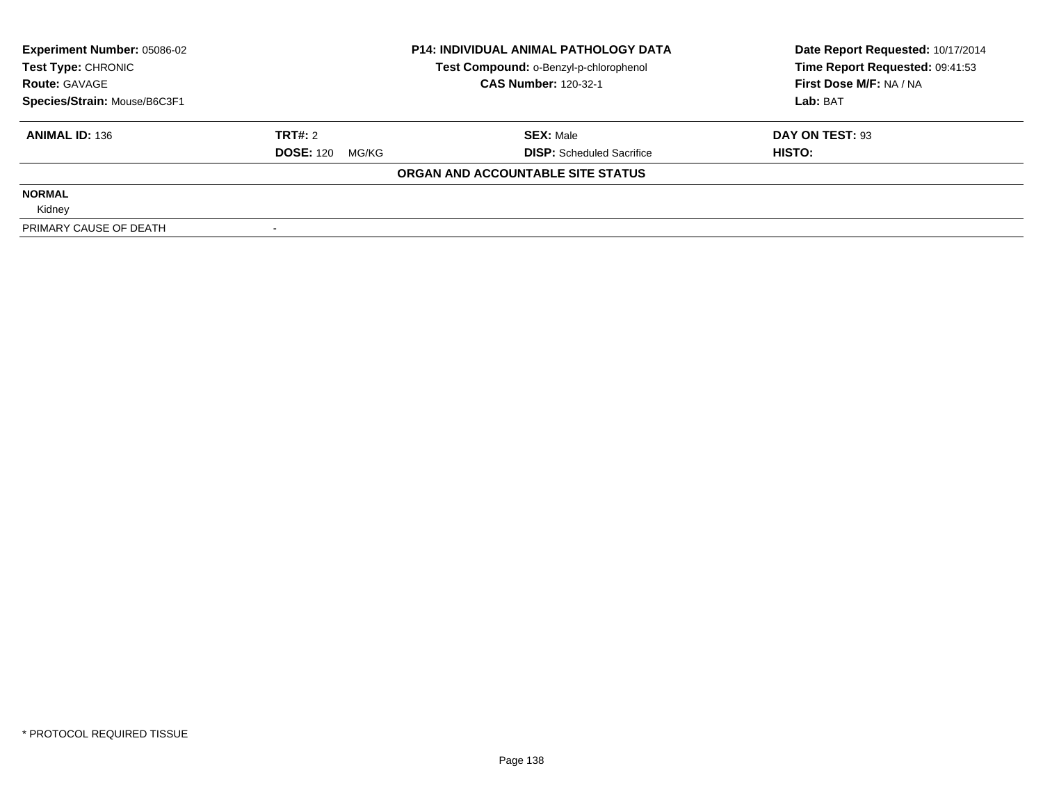| **Experiment Number:** 05086-02 | **P14: INDIVIDUAL ANIMAL PATHOLOGY DATA** | **Date Report Requested:** 10/17/2014 |
|---|---|---|
| **Test Type:** CHRONIC | **Test Compound:** o-Benzyl-p-chlorophenol | **Time Report Requested:** 09:41:53 |
| **Route:** GAVAGE | **CAS Number:** 120-32-1 | **First Dose M/F:** NA / NA |
| **Species/Strain:** Mouse/B6C3F1 | | **Lab:** BAT |

| **ANIMAL ID:** 136 | **TRT#:** 2 | **SEX:** Male | **DAY ON TEST:** 93 |
|---|---|---|---|
| | **DOSE:** 120 MG/KG | **DISP:** Scheduled Sacrifice | **HISTO:** |

**ORGAN AND ACCOUNTABLE SITE STATUS**

| | |
|---|---|
| **NORMAL** | |
| Kidney | |
| PRIMARY CAUSE OF DEATH | - |

* PROTOCOL REQUIRED TISSUE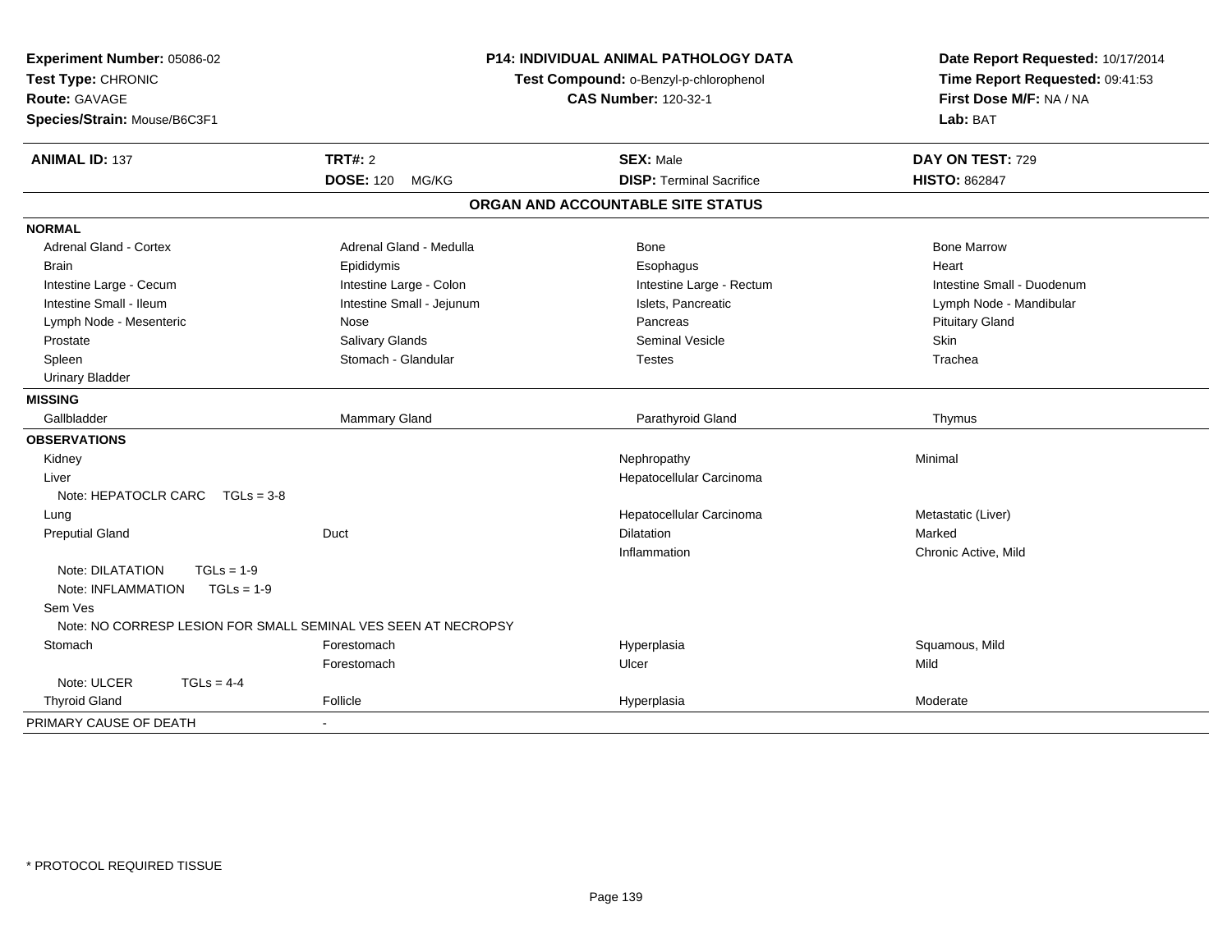**Experiment Number:** 05086-02
**Test Type:** CHRONIC
**Route:** GAVAGE
**Species/Strain:** Mouse/B6C3F1

**P14: INDIVIDUAL ANIMAL PATHOLOGY DATA**
**Test Compound:** o-Benzyl-p-chlorophenol
**CAS Number:** 120-32-1

**Date Report Requested:** 10/17/2014
**Time Report Requested:** 09:41:53
**First Dose M/F:** NA / NA
**Lab:** BAT

| **ANIMAL ID:** 137 | **TRT#:** 2 | **SEX:** Male | **DAY ON TEST:** 729 |
|---|---|---|---|
| | **DOSE:** 120 MG/KG | **DISP:** Terminal Sacrifice | **HISTO:** 862847 |

## ORGAN AND ACCOUNTABLE SITE STATUS

**NORMAL**

| | | | |
|---|---|---|---|
| Adrenal Gland - Cortex | Adrenal Gland - Medulla | Bone | Bone Marrow |
| Brain | Epididymis | Esophagus | Heart |
| Intestine Large - Cecum | Intestine Large - Colon | Intestine Large - Rectum | Intestine Small - Duodenum |
| Intestine Small - Ileum | Intestine Small - Jejunum | Islets, Pancreatic | Lymph Node - Mandibular |
| Lymph Node - Mesenteric | Nose | Pancreas | Pituitary Gland |
| Prostate | Salivary Glands | Seminal Vesicle | Skin |
| Spleen | Stomach - Glandular | Testes | Trachea |
| Urinary Bladder | | | |

**MISSING**

| | | | |
|---|---|---|---|
| Gallbladder | Mammary Gland | Parathyroid Gland | Thymus |

**OBSERVATIONS**

| | | | |
|---|---|---|---|
| Kidney | | Nephropathy | Minimal |
| Liver | | Hepatocellular Carcinoma | |
| Note: HEPATOCLR CARC TGLs = 3-8 | | | |
| Lung | | Hepatocellular Carcinoma | Metastatic (Liver) |
| Preputial Gland | Duct | Dilatation | Marked |
| | | Inflammation | Chronic Active, Mild |
| Note: DILATATION TGLs = 1-9 | | | |
| Note: INFLAMMATION TGLs = 1-9 | | | |
| Sem Ves | | | |
| Note: NO CORRESP LESION FOR SMALL SEMINAL VES SEEN AT NECROPSY | | | |
| Stomach | Forestomach | Hyperplasia | Squamous, Mild |
| | Forestomach | Ulcer | Mild |
| Note: ULCER TGLs = 4-4 | | | |
| Thyroid Gland | Follicle | Hyperplasia | Moderate |

PRIMARY CAUSE OF DEATH -

* PROTOCOL REQUIRED TISSUE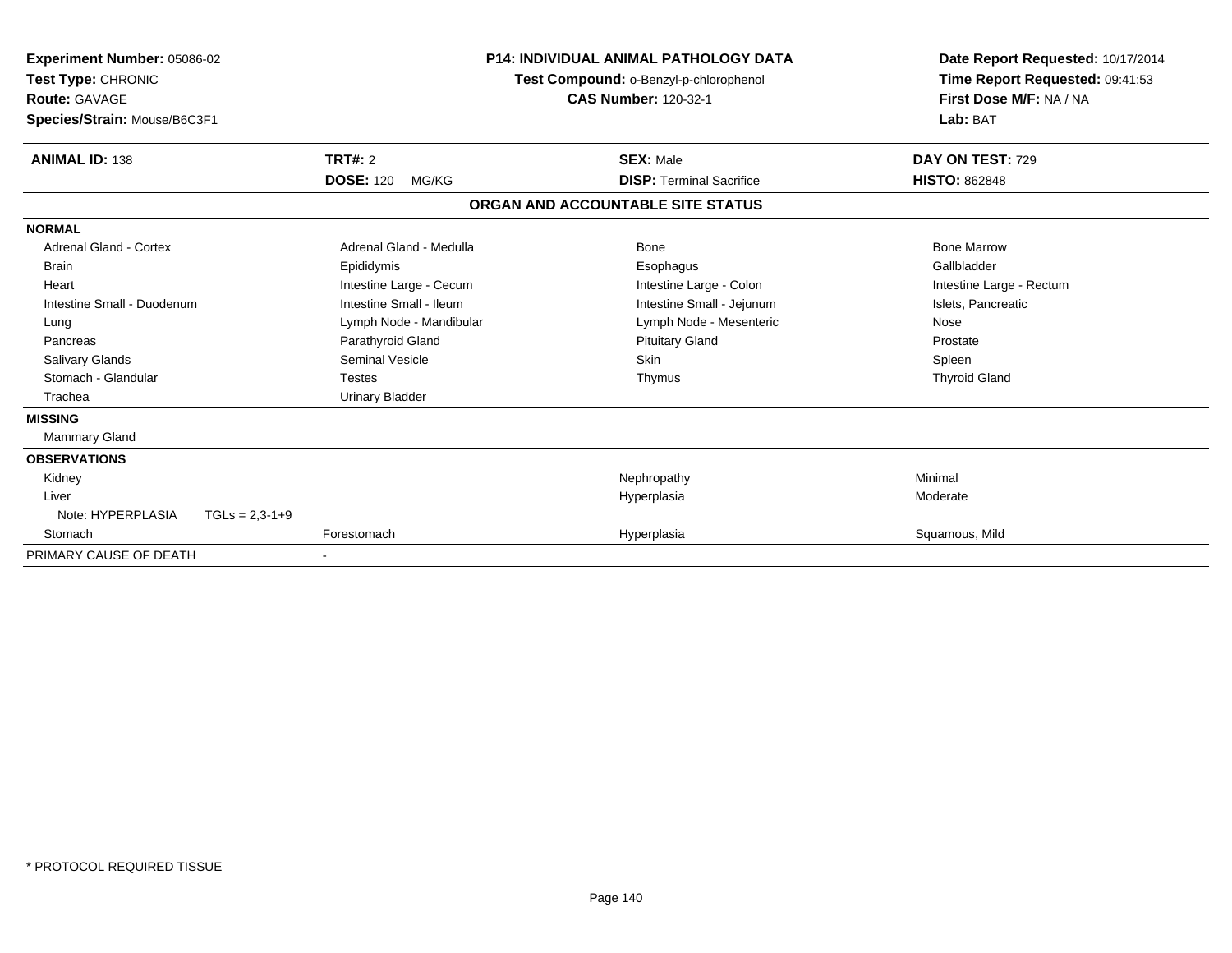**Experiment Number:** 05086-02
**Test Type:** CHRONIC
**Route:** GAVAGE
**Species/Strain:** Mouse/B6C3F1

**P14: INDIVIDUAL ANIMAL PATHOLOGY DATA**
**Test Compound:** o-Benzyl-p-chlorophenol
**CAS Number:** 120-32-1

**Date Report Requested:** 10/17/2014
**Time Report Requested:** 09:41:53
**First Dose M/F:** NA / NA
**Lab:** BAT

| **ANIMAL ID:** 138 | **TRT#:** 2 | **SEX:** Male | **DAY ON TEST:** 729 |
|---|---|---|---|
| | **DOSE:** 120 MG/KG | **DISP:** Terminal Sacrifice | **HISTO:** 862848 |

## ORGAN AND ACCOUNTABLE SITE STATUS

| | | | |
|---|---|---|---|
| **NORMAL** | | | |
| Adrenal Gland - Cortex | Adrenal Gland - Medulla | Bone | Bone Marrow |
| Brain | Epididymis | Esophagus | Gallbladder |
| Heart | Intestine Large - Cecum | Intestine Large - Colon | Intestine Large - Rectum |
| Intestine Small - Duodenum | Intestine Small - Ileum | Intestine Small - Jejunum | Islets, Pancreatic |
| Lung | Lymph Node - Mandibular | Lymph Node - Mesenteric | Nose |
| Pancreas | Parathyroid Gland | Pituitary Gland | Prostate |
| Salivary Glands | Seminal Vesicle | Skin | Spleen |
| Stomach - Glandular | Testes | Thymus | Thyroid Gland |
| Trachea | Urinary Bladder | | |
| **MISSING** | | | |
| Mammary Gland | | | |
| **OBSERVATIONS** | | | |
| Kidney | | Nephropathy | Minimal |
| Liver | | Hyperplasia | Moderate |
| Note: HYPERPLASIA TGLs = 2,3-1+9 | | | |
| Stomach | Forestomach | Hyperplasia | Squamous, Mild |
| PRIMARY CAUSE OF DEATH | - | | |

\* PROTOCOL REQUIRED TISSUE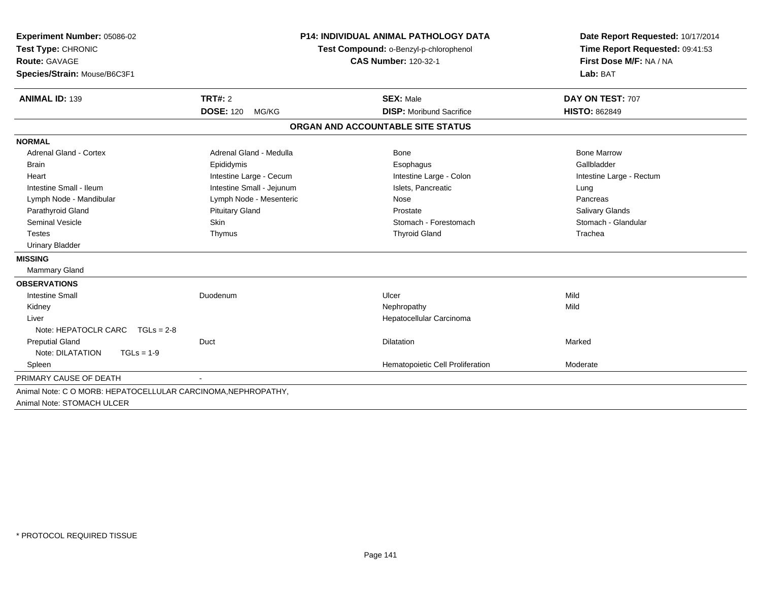**Experiment Number:** 05086-02
**Test Type:** CHRONIC
**Route:** GAVAGE
**Species/Strain:** Mouse/B6C3F1

**P14: INDIVIDUAL ANIMAL PATHOLOGY DATA**
**Test Compound:** o-Benzyl-p-chlorophenol
**CAS Number:** 120-32-1

**Date Report Requested:** 10/17/2014
**Time Report Requested:** 09:41:53
**First Dose M/F:** NA / NA
**Lab:** BAT

| **ANIMAL ID:** 139 | **TRT#:** 2 | **SEX:** Male | **DAY ON TEST:** 707 |
|---|---|---|---|
| | **DOSE:** 120 MG/KG | **DISP:** Moribund Sacrifice | **HISTO:** 862849 |

## ORGAN AND ACCOUNTABLE SITE STATUS

**NORMAL**

| | | | |
|---|---|---|---|
| Adrenal Gland - Cortex | Adrenal Gland - Medulla | Bone | Bone Marrow |
| Brain | Epididymis | Esophagus | Gallbladder |
| Heart | Intestine Large - Cecum | Intestine Large - Colon | Intestine Large - Rectum |
| Intestine Small - Ileum | Intestine Small - Jejunum | Islets, Pancreatic | Lung |
| Lymph Node - Mandibular | Lymph Node - Mesenteric | Nose | Pancreas |
| Parathyroid Gland | Pituitary Gland | Prostate | Salivary Glands |
| Seminal Vesicle | Skin | Stomach - Forestomach | Stomach - Glandular |
| Testes | Thymus | Thyroid Gland | Trachea |
| Urinary Bladder | | | |

**MISSING**

Mammary Gland

**OBSERVATIONS**

| | | | |
|---|---|---|---|
| Intestine Small | Duodenum | Ulcer | Mild |
| Kidney | | Nephropathy | Mild |
| Liver | | Hepatocellular Carcinoma | |
| Note: HEPATOCLR CARC TGLs = 2-8 | | | |
| Preputial Gland | Duct | Dilatation | Marked |
| Note: DILATATION TGLs = 1-9 | | | |
| Spleen | | Hematopoietic Cell Proliferation | Moderate |

PRIMARY CAUSE OF DEATH -

Animal Note: C O MORB: HEPATOCELLULAR CARCINOMA,NEPHROPATHY,
Animal Note: STOMACH ULCER

\* PROTOCOL REQUIRED TISSUE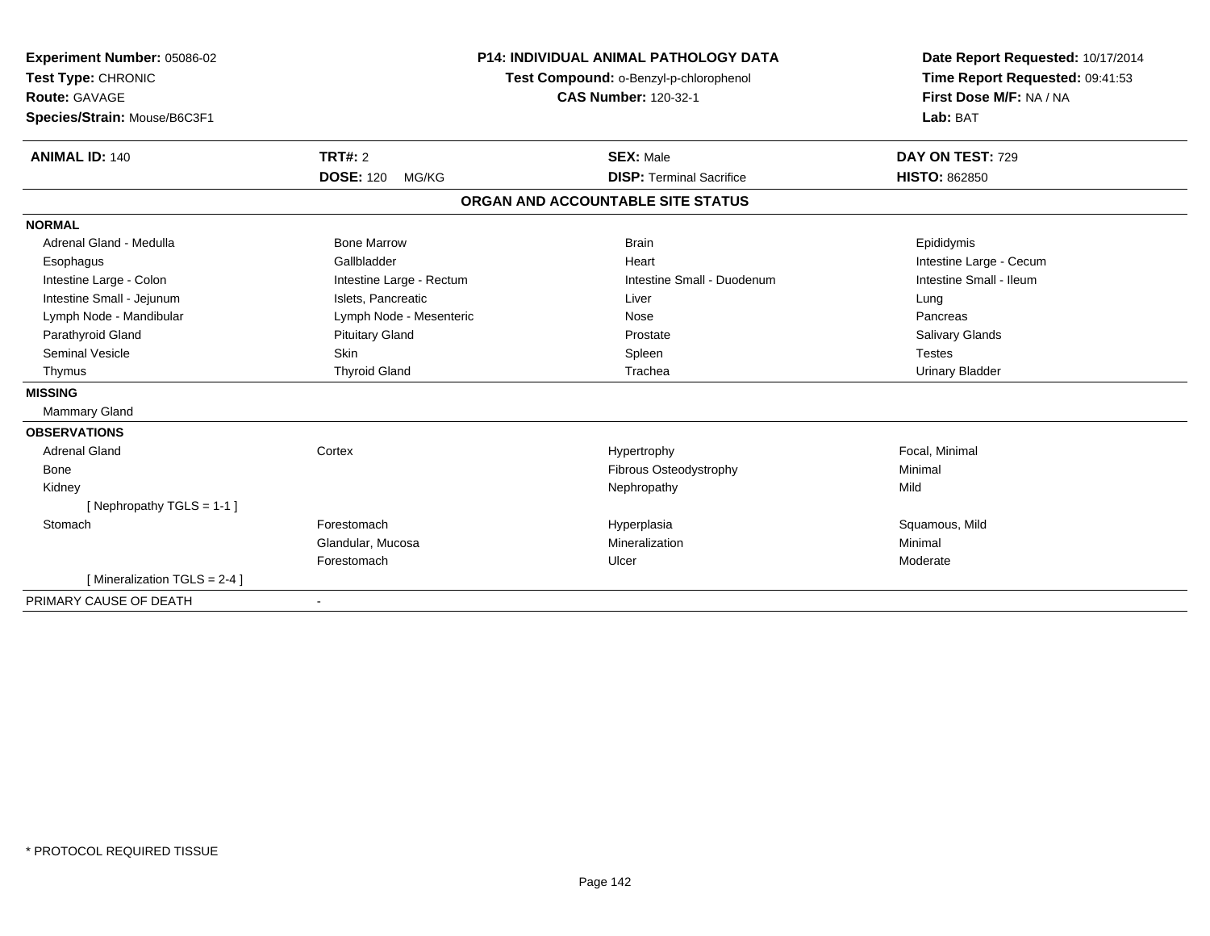**Experiment Number:** 05086-02
**Test Type:** CHRONIC
**Route:** GAVAGE
**Species/Strain:** Mouse/B6C3F1

**P14: INDIVIDUAL ANIMAL PATHOLOGY DATA**
**Test Compound:** o-Benzyl-p-chlorophenol
**CAS Number:** 120-32-1

**Date Report Requested:** 10/17/2014
**Time Report Requested:** 09:41:53
**First Dose M/F:** NA / NA
**Lab:** BAT

| **ANIMAL ID:** 140 | **TRT#:** 2 | **SEX:** Male | **DAY ON TEST:** 729 |
|---|---|---|---|
| | **DOSE:** 120 MG/KG | **DISP:** Terminal Sacrifice | **HISTO:** 862850 |

## ORGAN AND ACCOUNTABLE SITE STATUS

| | | | |
|---|---|---|---|
| **NORMAL** | | | |
| Adrenal Gland - Medulla | Bone Marrow | Brain | Epididymis |
| Esophagus | Gallbladder | Heart | Intestine Large - Cecum |
| Intestine Large - Colon | Intestine Large - Rectum | Intestine Small - Duodenum | Intestine Small - Ileum |
| Intestine Small - Jejunum | Islets, Pancreatic | Liver | Lung |
| Lymph Node - Mandibular | Lymph Node - Mesenteric | Nose | Pancreas |
| Parathyroid Gland | Pituitary Gland | Prostate | Salivary Glands |
| Seminal Vesicle | Skin | Spleen | Testes |
| Thymus | Thyroid Gland | Trachea | Urinary Bladder |
| **MISSING** | | | |
| Mammary Gland | | | |
| **OBSERVATIONS** | | | |
| Adrenal Gland | Cortex | Hypertrophy | Focal, Minimal |
| Bone | | Fibrous Osteodystrophy | Minimal |
| Kidney | | Nephropathy | Mild |
| [ Nephropathy TGLS = 1-1 ] | | | |
| Stomach | Forestomach | Hyperplasia | Squamous, Mild |
| | Glandular, Mucosa | Mineralization | Minimal |
| | Forestomach | Ulcer | Moderate |
| [ Mineralization TGLS = 2-4 ] | | | |
| PRIMARY CAUSE OF DEATH | - | | |

* PROTOCOL REQUIRED TISSUE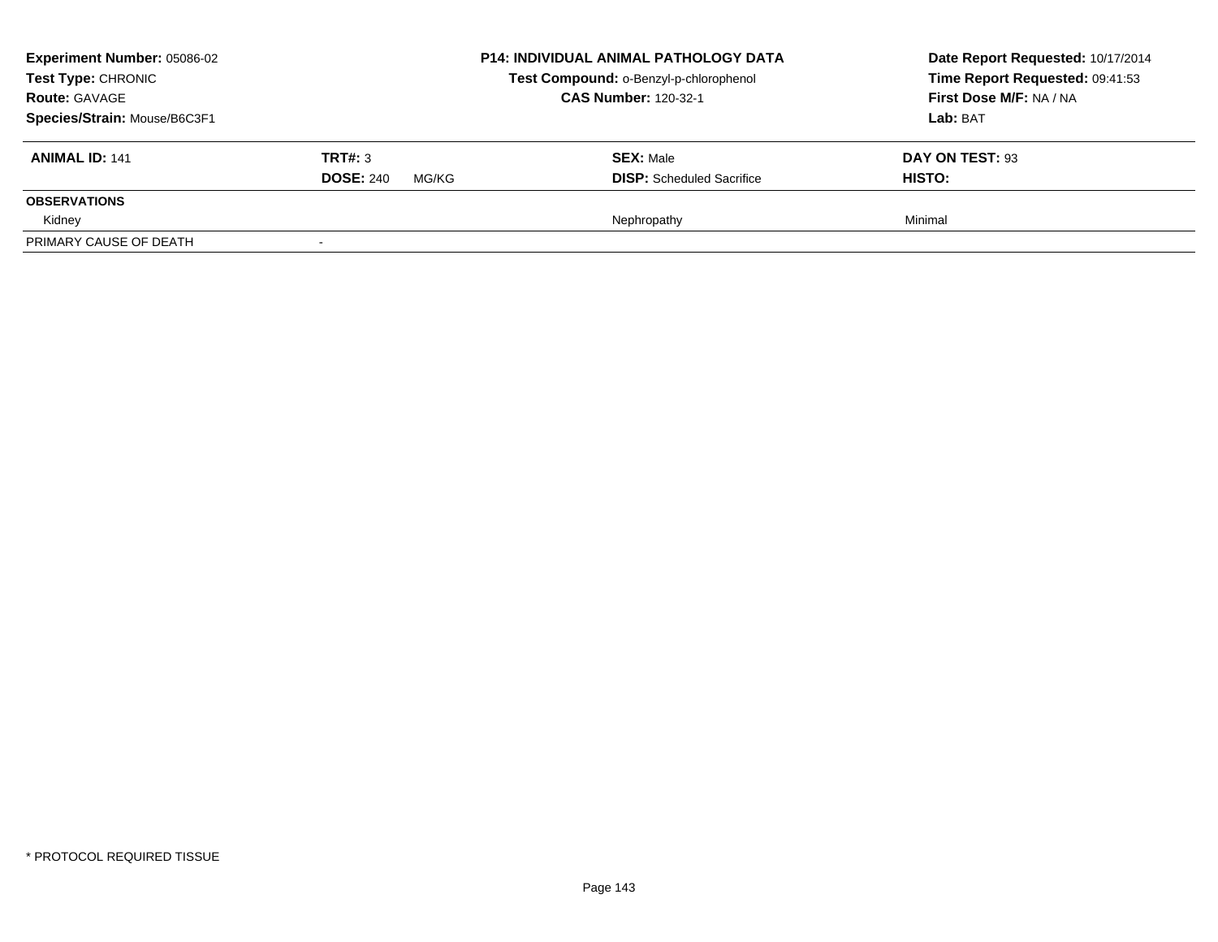**Experiment Number:** 05086-02
**Test Type:** CHRONIC
**Route:** GAVAGE
**Species/Strain:** Mouse/B6C3F1

**P14: INDIVIDUAL ANIMAL PATHOLOGY DATA**
**Test Compound:** o-Benzyl-p-chlorophenol
**CAS Number:** 120-32-1

**Date Report Requested:** 10/17/2014
**Time Report Requested:** 09:41:53
**First Dose M/F:** NA / NA
**Lab:** BAT

| **ANIMAL ID:** 141 | **TRT#:** 3 | **SEX:** Male | **DAY ON TEST:** 93 |
|---|---|---|---|
| | **DOSE:** 240 MG/KG | **DISP:** Scheduled Sacrifice | **HISTO:** |
| **OBSERVATIONS** | | | |
| Kidney | | Nephropathy | Minimal |
| PRIMARY CAUSE OF DEATH | - | | |

\* PROTOCOL REQUIRED TISSUE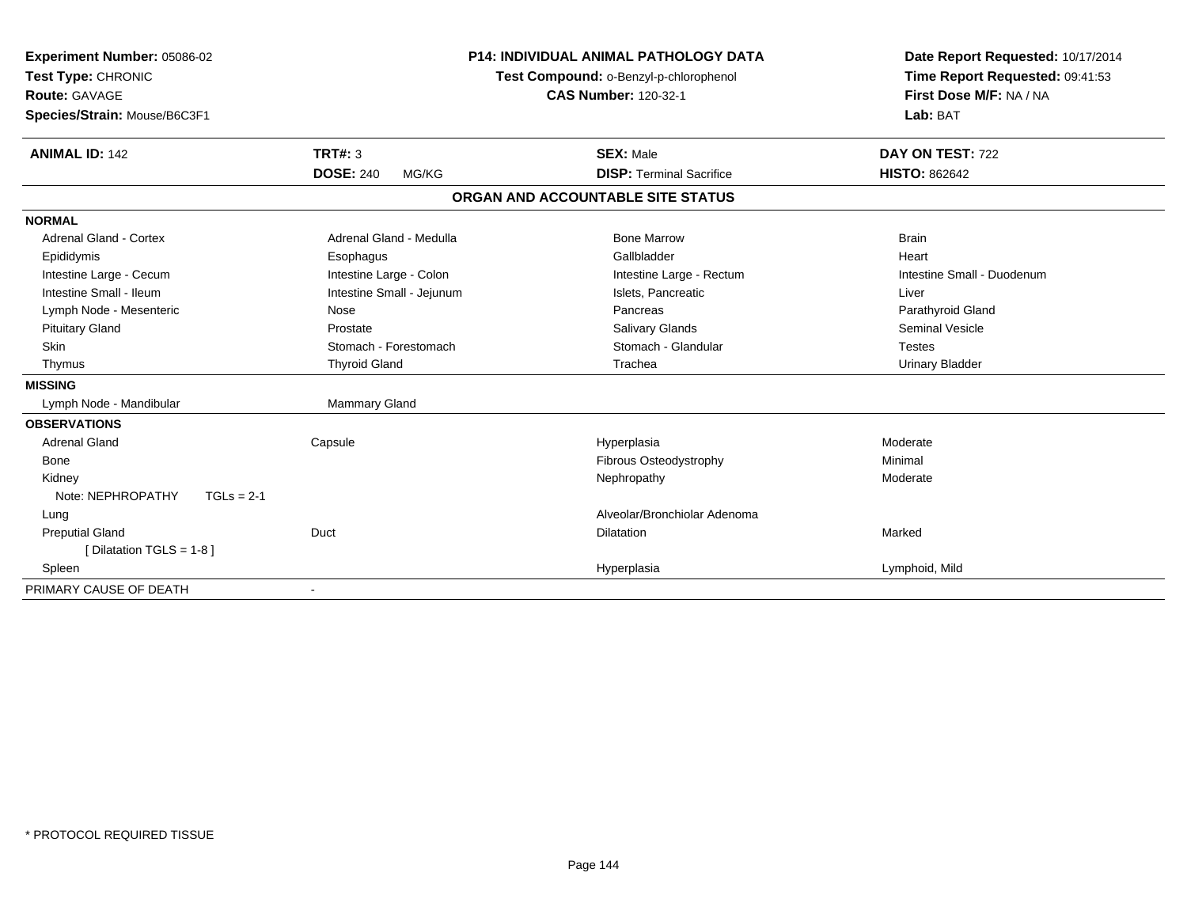**Experiment Number:** 05086-02
**Test Type:** CHRONIC
**Route:** GAVAGE
**Species/Strain:** Mouse/B6C3F1

**P14: INDIVIDUAL ANIMAL PATHOLOGY DATA**
**Test Compound:** o-Benzyl-p-chlorophenol
**CAS Number:** 120-32-1

**Date Report Requested:** 10/17/2014
**Time Report Requested:** 09:41:53
**First Dose M/F:** NA / NA
**Lab:** BAT

| **ANIMAL ID:** 142 | **TRT#:** 3 | **SEX:** Male | **DAY ON TEST:** 722 |
|---|---|---|---|
| | **DOSE:** 240 MG/KG | **DISP:** Terminal Sacrifice | **HISTO:** 862642 |

## ORGAN AND ACCOUNTABLE SITE STATUS

| | | | |
|---|---|---|---|
| **NORMAL** | | | |
| Adrenal Gland - Cortex | Adrenal Gland - Medulla | Bone Marrow | Brain |
| Epididymis | Esophagus | Gallbladder | Heart |
| Intestine Large - Cecum | Intestine Large - Colon | Intestine Large - Rectum | Intestine Small - Duodenum |
| Intestine Small - Ileum | Intestine Small - Jejunum | Islets, Pancreatic | Liver |
| Lymph Node - Mesenteric | Nose | Pancreas | Parathyroid Gland |
| Pituitary Gland | Prostate | Salivary Glands | Seminal Vesicle |
| Skin | Stomach - Forestomach | Stomach - Glandular | Testes |
| Thymus | Thyroid Gland | Trachea | Urinary Bladder |
| **MISSING** | | | |
| Lymph Node - Mandibular | Mammary Gland | | |
| **OBSERVATIONS** | | | |
| Adrenal Gland | Capsule | Hyperplasia | Moderate |
| Bone | | Fibrous Osteodystrophy | Minimal |
| Kidney | | Nephropathy | Moderate |
| Note: NEPHROPATHY TGLs = 2-1 | | | |
| Lung | | Alveolar/Bronchiolar Adenoma | |
| Preputial Gland | Duct | Dilatation | Marked |
| [ Dilatation TGLS = 1-8 ] | | | |
| Spleen | | Hyperplasia | Lymphoid, Mild |
| PRIMARY CAUSE OF DEATH | - | | |

* PROTOCOL REQUIRED TISSUE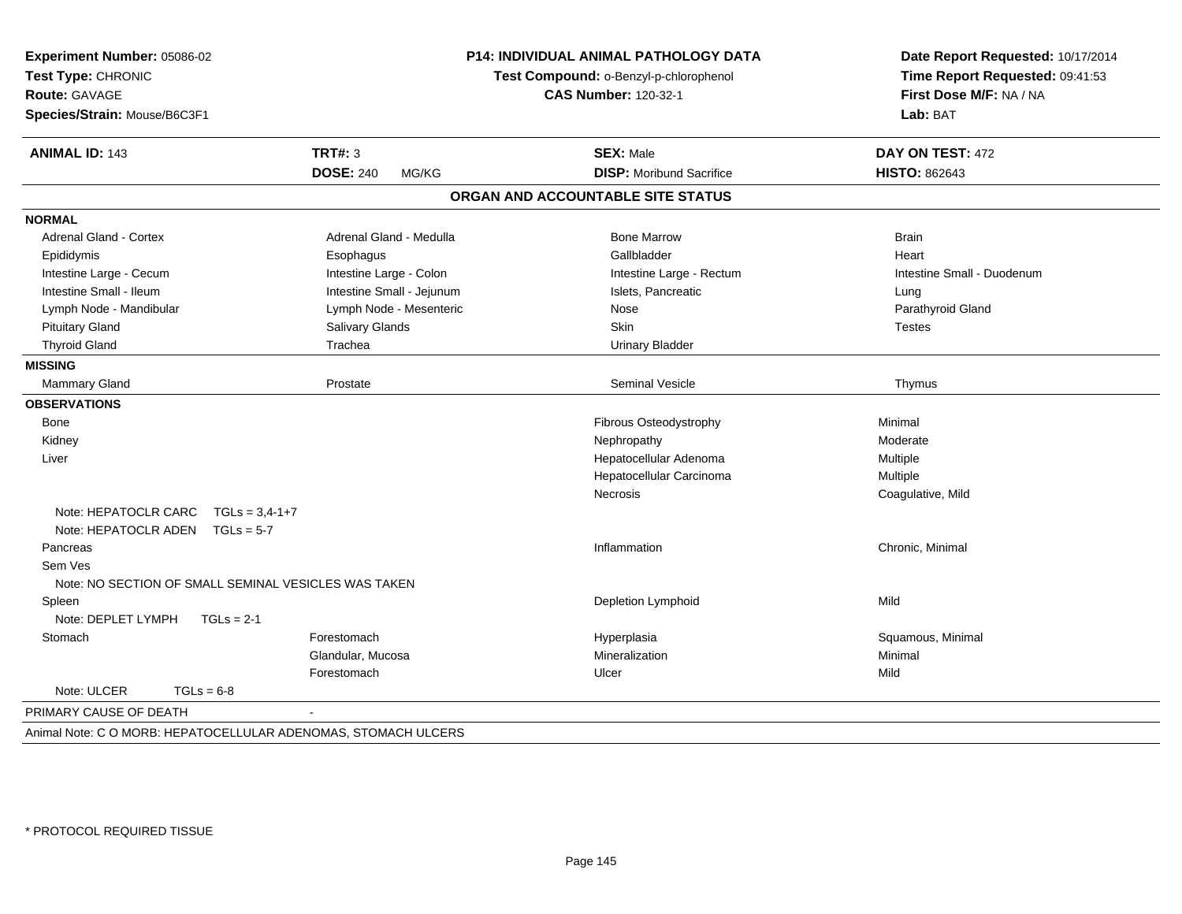**Experiment Number:** 05086-02
**Test Type:** CHRONIC
**Route:** GAVAGE
**Species/Strain:** Mouse/B6C3F1

**P14: INDIVIDUAL ANIMAL PATHOLOGY DATA**
**Test Compound:** o-Benzyl-p-chlorophenol
**CAS Number:** 120-32-1

**Date Report Requested:** 10/17/2014
**Time Report Requested:** 09:41:53
**First Dose M/F:** NA / NA
**Lab:** BAT

| **ANIMAL ID:** 143 | **TRT#:** 3 | **SEX:** Male | **DAY ON TEST:** 472 |
|---|---|---|---|
| | **DOSE:** 240 MG/KG | **DISP:** Moribund Sacrifice | **HISTO:** 862643 |

## ORGAN AND ACCOUNTABLE SITE STATUS

**NORMAL**

| | | | |
|---|---|---|---|
| Adrenal Gland - Cortex | Adrenal Gland - Medulla | Bone Marrow | Brain |
| Epididymis | Esophagus | Gallbladder | Heart |
| Intestine Large - Cecum | Intestine Large - Colon | Intestine Large - Rectum | Intestine Small - Duodenum |
| Intestine Small - Ileum | Intestine Small - Jejunum | Islets, Pancreatic | Lung |
| Lymph Node - Mandibular | Lymph Node - Mesenteric | Nose | Parathyroid Gland |
| Pituitary Gland | Salivary Glands | Skin | Testes |
| Thyroid Gland | Trachea | Urinary Bladder | |

**MISSING**

| | | | |
|---|---|---|---|
| Mammary Gland | Prostate | Seminal Vesicle | Thymus |

**OBSERVATIONS**

| | | | |
|---|---|---|---|
| Bone | | Fibrous Osteodystrophy | Minimal |
| Kidney | | Nephropathy | Moderate |
| Liver | | Hepatocellular Adenoma | Multiple |
| | | Hepatocellular Carcinoma | Multiple |
| | | Necrosis | Coagulative, Mild |
| Note: HEPATOCLR CARC TGLs = 3,4-1+7 | | | |
| Note: HEPATOCLR ADEN TGLs = 5-7 | | | |
| Pancreas | | Inflammation | Chronic, Minimal |
| Sem Ves | | | |
| Note: NO SECTION OF SMALL SEMINAL VESICLES WAS TAKEN | | | |
| Spleen | | Depletion Lymphoid | Mild |
| Note: DEPLET LYMPH TGLs = 2-1 | | | |
| Stomach | Forestomach | Hyperplasia | Squamous, Minimal |
| | Glandular, Mucosa | Mineralization | Minimal |
| | Forestomach | Ulcer | Mild |
| Note: ULCER TGLs = 6-8 | | | |

PRIMARY CAUSE OF DEATH -

Animal Note: C O MORB: HEPATOCELLULAR ADENOMAS, STOMACH ULCERS

\* PROTOCOL REQUIRED TISSUE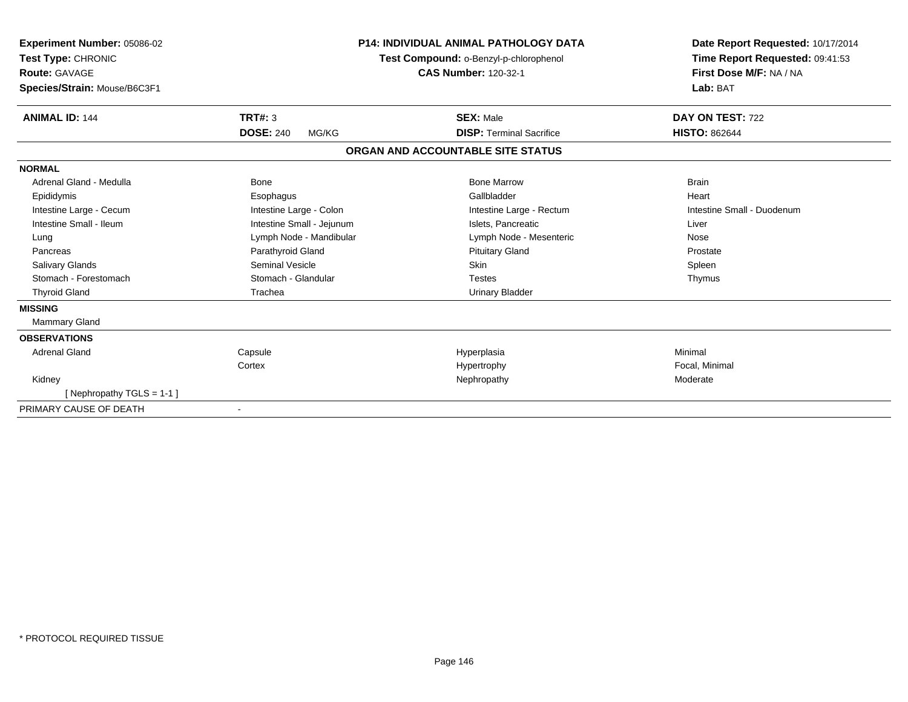**Experiment Number:** 05086-02
**Test Type:** CHRONIC
**Route:** GAVAGE
**Species/Strain:** Mouse/B6C3F1

**P14: INDIVIDUAL ANIMAL PATHOLOGY DATA**
**Test Compound:** o-Benzyl-p-chlorophenol
**CAS Number:** 120-32-1

**Date Report Requested:** 10/17/2014
**Time Report Requested:** 09:41:53
**First Dose M/F:** NA / NA
**Lab:** BAT

| **ANIMAL ID:** 144 | **TRT#:** 3 | **SEX:** Male | **DAY ON TEST:** 722 |
|---|---|---|---|
| | **DOSE:** 240 MG/KG | **DISP:** Terminal Sacrifice | **HISTO:** 862644 |

**ORGAN AND ACCOUNTABLE SITE STATUS**

| | | | |
|---|---|---|---|
| **NORMAL** | | | |
| Adrenal Gland - Medulla | Bone | Bone Marrow | Brain |
| Epididymis | Esophagus | Gallbladder | Heart |
| Intestine Large - Cecum | Intestine Large - Colon | Intestine Large - Rectum | Intestine Small - Duodenum |
| Intestine Small - Ileum | Intestine Small - Jejunum | Islets, Pancreatic | Liver |
| Lung | Lymph Node - Mandibular | Lymph Node - Mesenteric | Nose |
| Pancreas | Parathyroid Gland | Pituitary Gland | Prostate |
| Salivary Glands | Seminal Vesicle | Skin | Spleen |
| Stomach - Forestomach | Stomach - Glandular | Testes | Thymus |
| Thyroid Gland | Trachea | Urinary Bladder | |
| **MISSING** | | | |
| Mammary Gland | | | |
| **OBSERVATIONS** | | | |
| Adrenal Gland | Capsule | Hyperplasia | Minimal |
| | Cortex | Hypertrophy | Focal, Minimal |
| Kidney | | Nephropathy | Moderate |
| [ Nephropathy TGLS = 1-1 ] | | | |
| PRIMARY CAUSE OF DEATH | - | | |

\* PROTOCOL REQUIRED TISSUE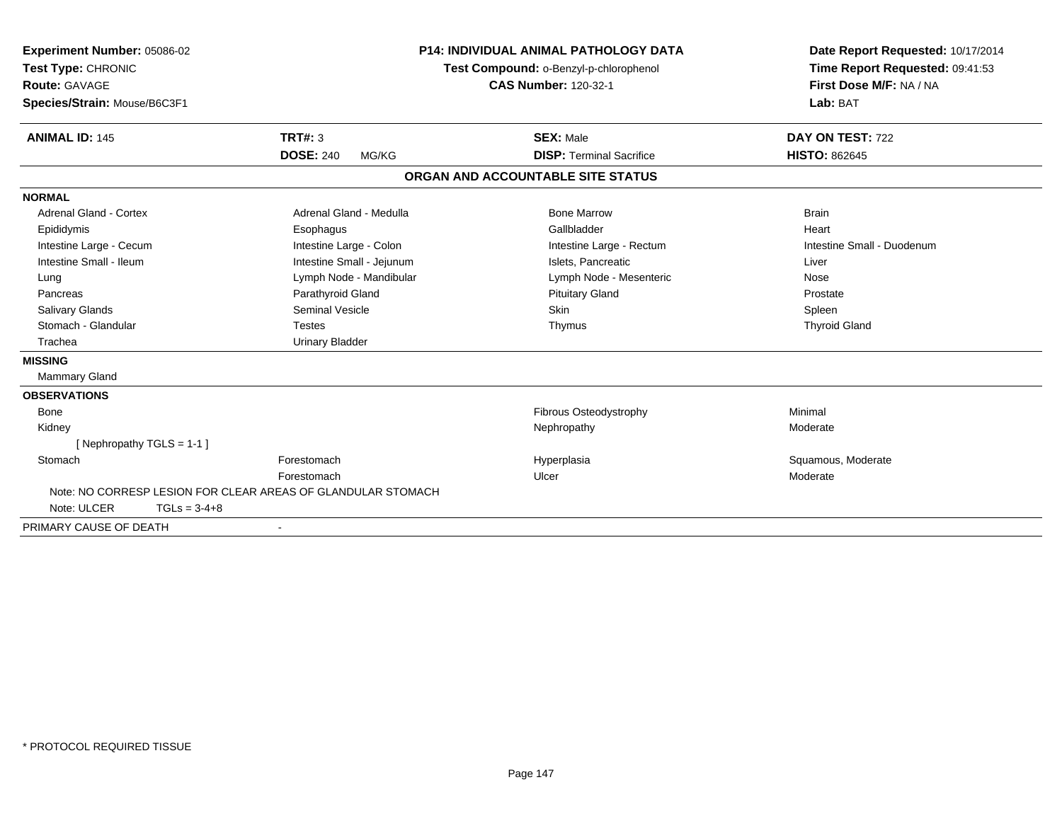**Experiment Number:** 05086-02
**Test Type:** CHRONIC
**Route:** GAVAGE
**Species/Strain:** Mouse/B6C3F1

**P14: INDIVIDUAL ANIMAL PATHOLOGY DATA**
**Test Compound:** o-Benzyl-p-chlorophenol
**CAS Number:** 120-32-1

**Date Report Requested:** 10/17/2014
**Time Report Requested:** 09:41:53
**First Dose M/F:** NA / NA
**Lab:** BAT

| **ANIMAL ID:** 145 | **TRT#:** 3 | **SEX:** Male | **DAY ON TEST:** 722 |
|---|---|---|---|
| | **DOSE:** 240 MG/KG | **DISP:** Terminal Sacrifice | **HISTO:** 862645 |

## ORGAN AND ACCOUNTABLE SITE STATUS

**NORMAL**

| | | | |
|---|---|---|---|
| Adrenal Gland - Cortex | Adrenal Gland - Medulla | Bone Marrow | Brain |
| Epididymis | Esophagus | Gallbladder | Heart |
| Intestine Large - Cecum | Intestine Large - Colon | Intestine Large - Rectum | Intestine Small - Duodenum |
| Intestine Small - Ileum | Intestine Small - Jejunum | Islets, Pancreatic | Liver |
| Lung | Lymph Node - Mandibular | Lymph Node - Mesenteric | Nose |
| Pancreas | Parathyroid Gland | Pituitary Gland | Prostate |
| Salivary Glands | Seminal Vesicle | Skin | Spleen |
| Stomach - Glandular | Testes | Thymus | Thyroid Gland |
| Trachea | Urinary Bladder | | |

**MISSING**

Mammary Gland

**OBSERVATIONS**

| | | | |
|---|---|---|---|
| Bone | | Fibrous Osteodystrophy | Minimal |
| Kidney | | Nephropathy | Moderate |
| [ Nephropathy TGLS = 1-1 ] | | | |
| Stomach | Forestomach | Hyperplasia | Squamous, Moderate |
| | Forestomach | Ulcer | Moderate |

Note: NO CORRESP LESION FOR CLEAR AREAS OF GLANDULAR STOMACH

Note: ULCER TGLs = 3-4+8

PRIMARY CAUSE OF DEATH -

* PROTOCOL REQUIRED TISSUE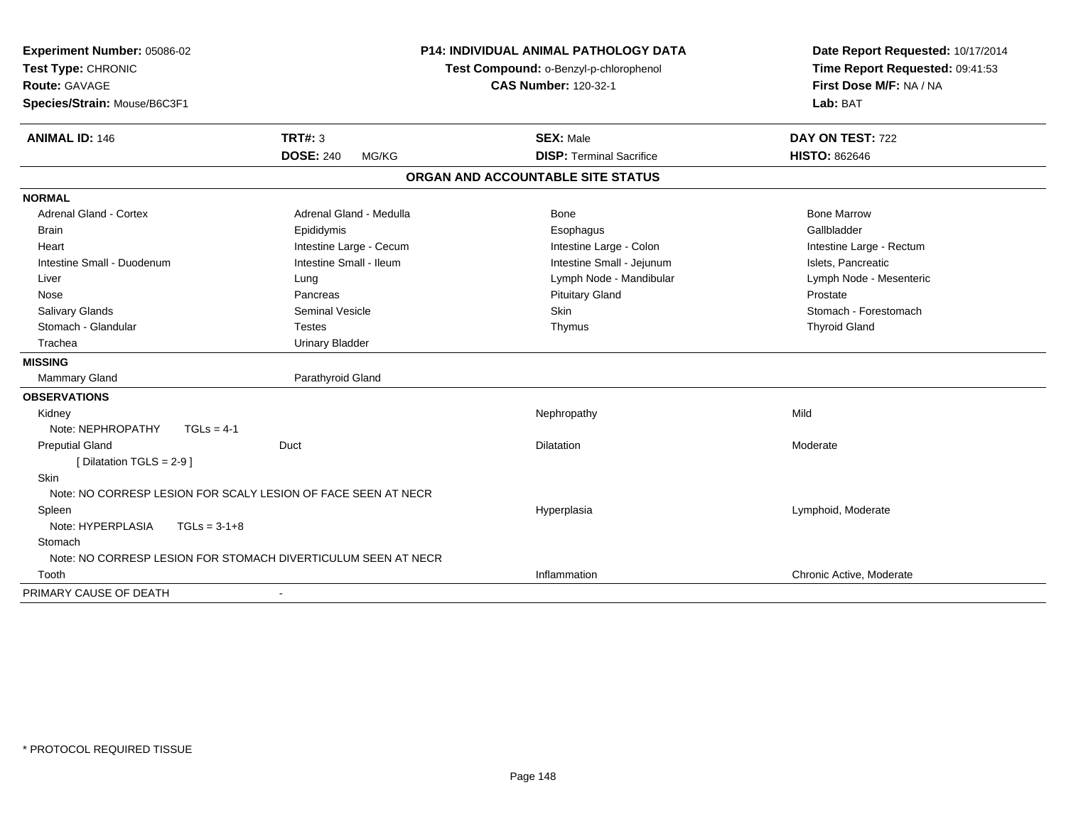**Experiment Number:** 05086-02
**Test Type:** CHRONIC
**Route:** GAVAGE
**Species/Strain:** Mouse/B6C3F1

**P14: INDIVIDUAL ANIMAL PATHOLOGY DATA**
**Test Compound:** o-Benzyl-p-chlorophenol
**CAS Number:** 120-32-1

**Date Report Requested:** 10/17/2014
**Time Report Requested:** 09:41:53
**First Dose M/F:** NA / NA
**Lab:** BAT

| **ANIMAL ID:** 146 | **TRT#:** 3 | **SEX:** Male | **DAY ON TEST:** 722 |
|---|---|---|---|
| | **DOSE:** 240 MG/KG | **DISP:** Terminal Sacrifice | **HISTO:** 862646 |

## ORGAN AND ACCOUNTABLE SITE STATUS

**NORMAL**

| | | | |
|---|---|---|---|
| Adrenal Gland - Cortex | Adrenal Gland - Medulla | Bone | Bone Marrow |
| Brain | Epididymis | Esophagus | Gallbladder |
| Heart | Intestine Large - Cecum | Intestine Large - Colon | Intestine Large - Rectum |
| Intestine Small - Duodenum | Intestine Small - Ileum | Intestine Small - Jejunum | Islets, Pancreatic |
| Liver | Lung | Lymph Node - Mandibular | Lymph Node - Mesenteric |
| Nose | Pancreas | Pituitary Gland | Prostate |
| Salivary Glands | Seminal Vesicle | Skin | Stomach - Forestomach |
| Stomach - Glandular | Testes | Thymus | Thyroid Gland |
| Trachea | Urinary Bladder | | |

**MISSING**

| | |
|---|---|
| Mammary Gland | Parathyroid Gland |

**OBSERVATIONS**

| | | | |
|---|---|---|---|
| Kidney | | Nephropathy | Mild |
| Note: NEPHROPATHY TGLs = 4-1 | | | |
| Preputial Gland | Duct | Dilatation | Moderate |
| [ Dilatation TGLS = 2-9 ] | | | |
| Skin | | | |
| Note: NO CORRESP LESION FOR SCALY LESION OF FACE SEEN AT NECR | | | |
| Spleen | | Hyperplasia | Lymphoid, Moderate |
| Note: HYPERPLASIA TGLs = 3-1+8 | | | |
| Stomach | | | |
| Note: NO CORRESP LESION FOR STOMACH DIVERTICULUM SEEN AT NECR | | | |
| Tooth | | Inflammation | Chronic Active, Moderate |

PRIMARY CAUSE OF DEATH -

* PROTOCOL REQUIRED TISSUE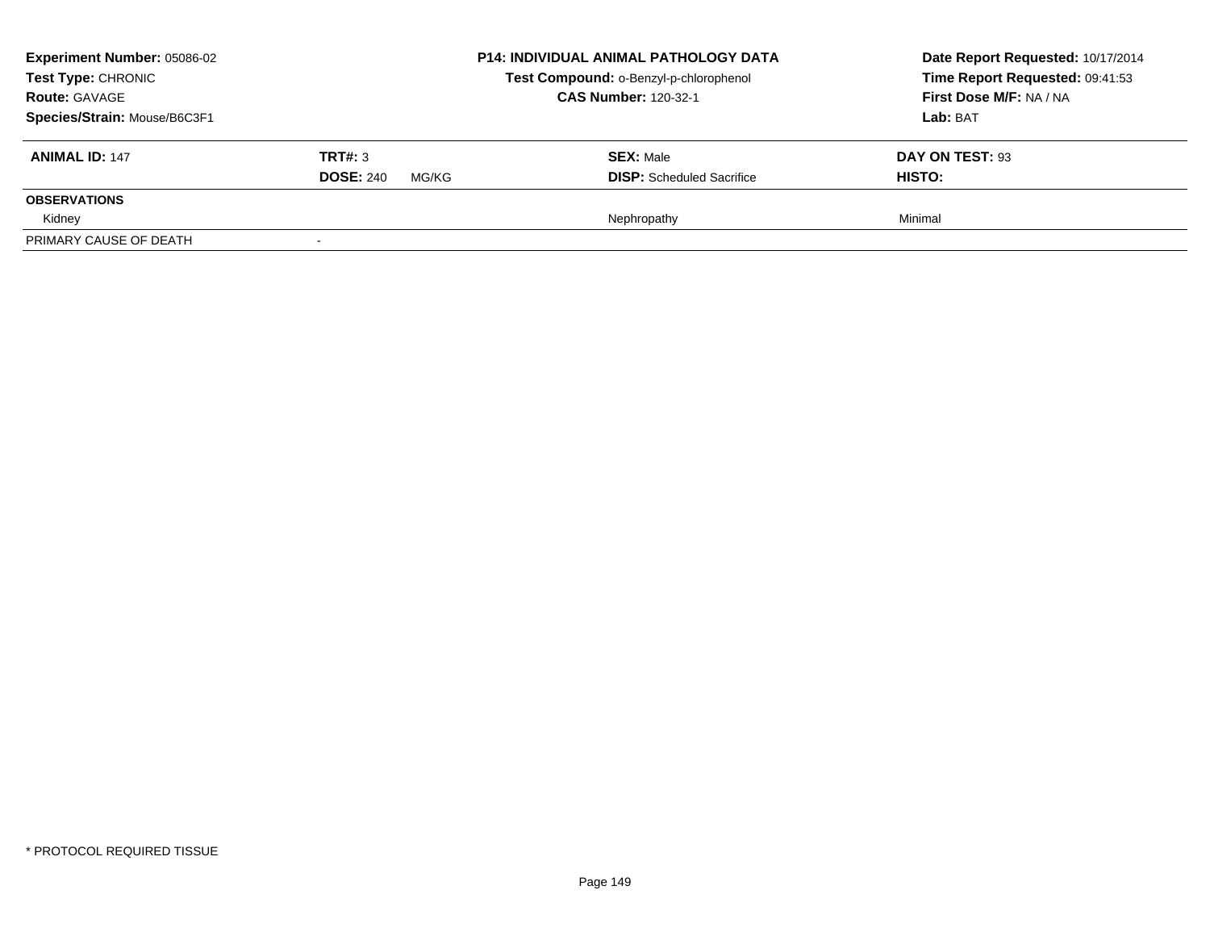**Experiment Number:** 05086-02
**Test Type:** CHRONIC
**Route:** GAVAGE
**Species/Strain:** Mouse/B6C3F1

**P14: INDIVIDUAL ANIMAL PATHOLOGY DATA**
**Test Compound:** o-Benzyl-p-chlorophenol
**CAS Number:** 120-32-1

**Date Report Requested:** 10/17/2014
**Time Report Requested:** 09:41:53
**First Dose M/F:** NA / NA
**Lab:** BAT

| **ANIMAL ID:** 147 | **TRT#:** 3 | **SEX:** Male | **DAY ON TEST:** 93 |
|---|---|---|---|
| | **DOSE:** 240 MG/KG | **DISP:** Scheduled Sacrifice | **HISTO:** |
| **OBSERVATIONS** | | | |
| Kidney | | Nephropathy | Minimal |
| PRIMARY CAUSE OF DEATH | - | | |

* PROTOCOL REQUIRED TISSUE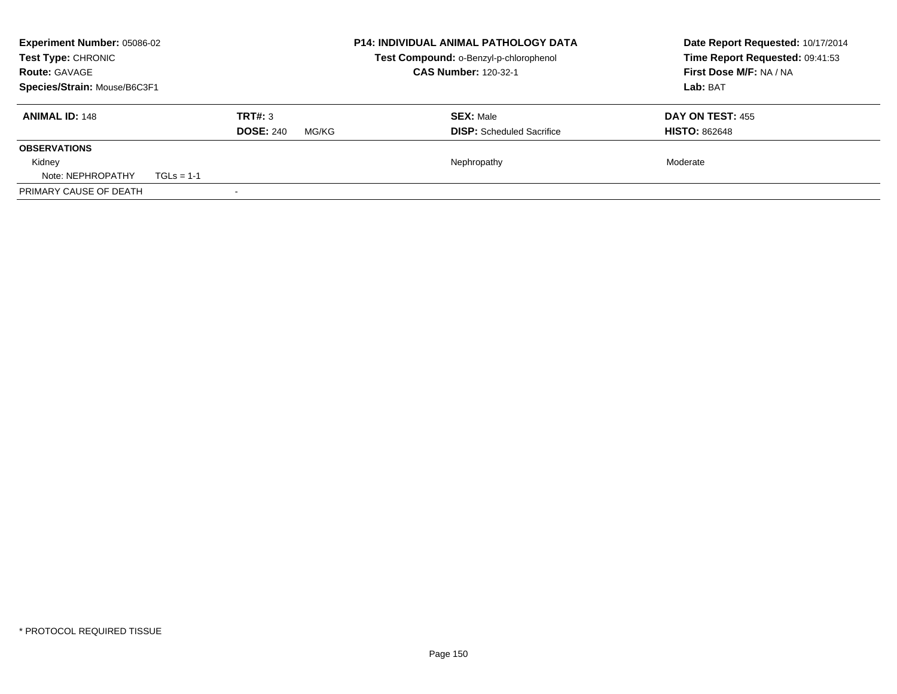**Experiment Number:** 05086-02
**Test Type:** CHRONIC
**Route:** GAVAGE
**Species/Strain:** Mouse/B6C3F1

**P14: INDIVIDUAL ANIMAL PATHOLOGY DATA**
**Test Compound:** o-Benzyl-p-chlorophenol
**CAS Number:** 120-32-1

**Date Report Requested:** 10/17/2014
**Time Report Requested:** 09:41:53
**First Dose M/F:** NA / NA
**Lab:** BAT

| **ANIMAL ID:** 148 | **TRT#:** 3 | **SEX:** Male | **DAY ON TEST:** 455 |
|---|---|---|---|
| | **DOSE:** 240 MG/KG | **DISP:** Scheduled Sacrifice | **HISTO:** 862648 |
| **OBSERVATIONS** | | | |
| Kidney | | Nephropathy | Moderate |
| Note: NEPHROPATHY TGLs = 1-1 | | | |
| PRIMARY CAUSE OF DEATH | - | | |

\* PROTOCOL REQUIRED TISSUE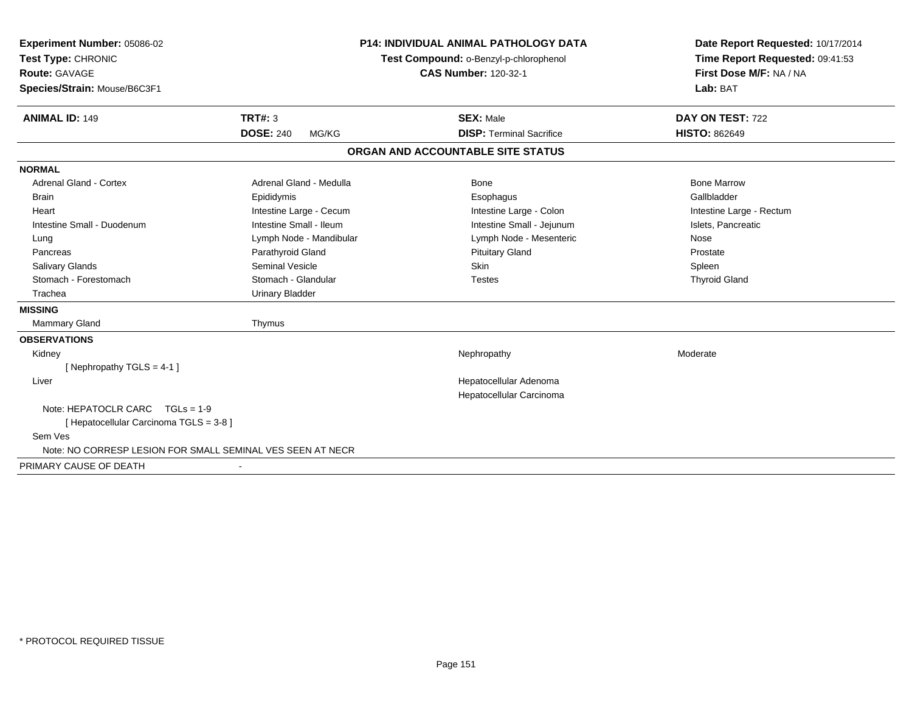**Experiment Number:** 05086-02
**Test Type:** CHRONIC
**Route:** GAVAGE
**Species/Strain:** Mouse/B6C3F1

**P14: INDIVIDUAL ANIMAL PATHOLOGY DATA**
**Test Compound:** o-Benzyl-p-chlorophenol
**CAS Number:** 120-32-1

**Date Report Requested:** 10/17/2014
**Time Report Requested:** 09:41:53
**First Dose M/F:** NA / NA
**Lab:** BAT

| **ANIMAL ID:** 149 | **TRT#:** 3 | **SEX:** Male | **DAY ON TEST:** 722 |
|---|---|---|---|
| | **DOSE:** 240 MG/KG | **DISP:** Terminal Sacrifice | **HISTO:** 862649 |

## ORGAN AND ACCOUNTABLE SITE STATUS

**NORMAL**

| | | | |
|---|---|---|---|
| Adrenal Gland - Cortex | Adrenal Gland - Medulla | Bone | Bone Marrow |
| Brain | Epididymis | Esophagus | Gallbladder |
| Heart | Intestine Large - Cecum | Intestine Large - Colon | Intestine Large - Rectum |
| Intestine Small - Duodenum | Intestine Small - Ileum | Intestine Small - Jejunum | Islets, Pancreatic |
| Lung | Lymph Node - Mandibular | Lymph Node - Mesenteric | Nose |
| Pancreas | Parathyroid Gland | Pituitary Gland | Prostate |
| Salivary Glands | Seminal Vesicle | Skin | Spleen |
| Stomach - Forestomach | Stomach - Glandular | Testes | Thyroid Gland |
| Trachea | Urinary Bladder | | |

**MISSING**

| | |
|---|---|
| Mammary Gland | Thymus |

**OBSERVATIONS**

| | | |
|---|---|---|
| Kidney | Nephropathy | Moderate |
| [ Nephropathy TGLS = 4-1 ] | | |
| Liver | Hepatocellular Adenoma | |
| | Hepatocellular Carcinoma | |

Note: HEPATOCLR CARC TGLs = 1-9
[ Hepatocellular Carcinoma TGLS = 3-8 ]

Sem Ves
Note: NO CORRESP LESION FOR SMALL SEMINAL VES SEEN AT NECR

PRIMARY CAUSE OF DEATH -

* PROTOCOL REQUIRED TISSUE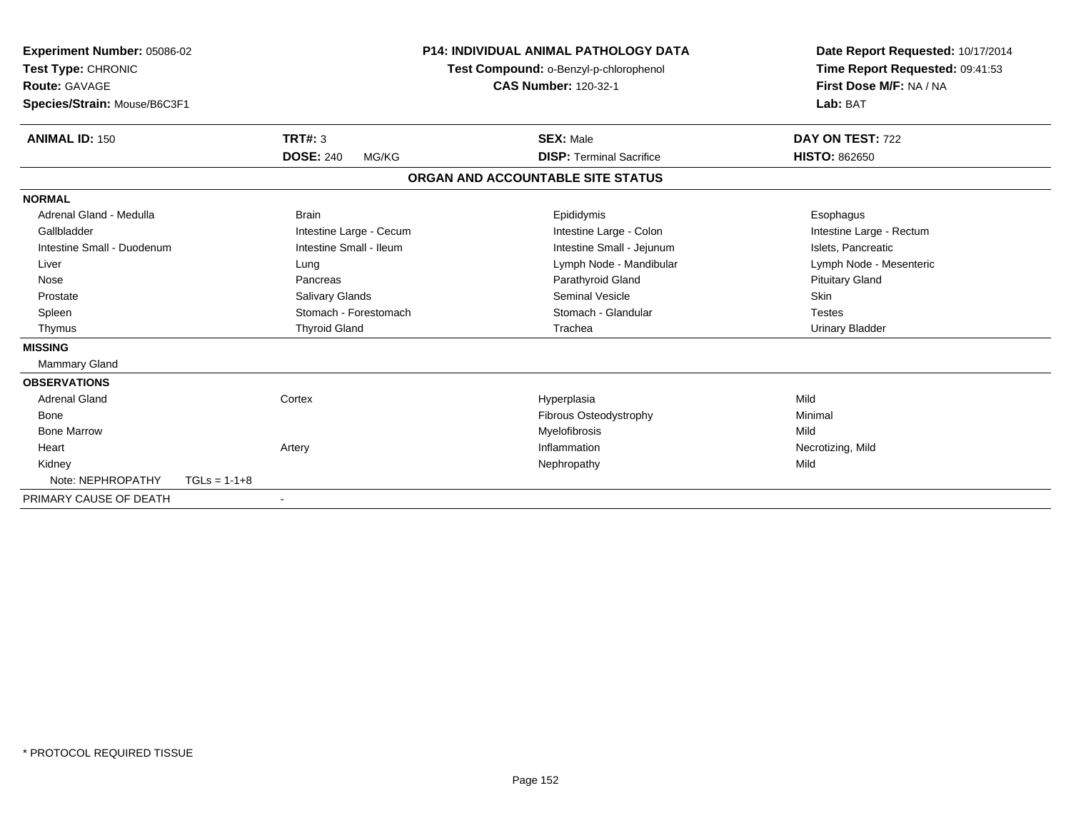**Experiment Number:** 05086-02
**Test Type:** CHRONIC
**Route:** GAVAGE
**Species/Strain:** Mouse/B6C3F1

**P14: INDIVIDUAL ANIMAL PATHOLOGY DATA**
**Test Compound:** o-Benzyl-p-chlorophenol
**CAS Number:** 120-32-1

**Date Report Requested:** 10/17/2014
**Time Report Requested:** 09:41:53
**First Dose M/F:** NA / NA
**Lab:** BAT

| **ANIMAL ID:** 150 | **TRT#:** 3 | **SEX:** Male | **DAY ON TEST:** 722 |
|---|---|---|---|
| | **DOSE:** 240 MG/KG | **DISP:** Terminal Sacrifice | **HISTO:** 862650 |

## ORGAN AND ACCOUNTABLE SITE STATUS

**NORMAL**

| | | | |
|---|---|---|---|
| Adrenal Gland - Medulla | Brain | Epididymis | Esophagus |
| Gallbladder | Intestine Large - Cecum | Intestine Large - Colon | Intestine Large - Rectum |
| Intestine Small - Duodenum | Intestine Small - Ileum | Intestine Small - Jejunum | Islets, Pancreatic |
| Liver | Lung | Lymph Node - Mandibular | Lymph Node - Mesenteric |
| Nose | Pancreas | Parathyroid Gland | Pituitary Gland |
| Prostate | Salivary Glands | Seminal Vesicle | Skin |
| Spleen | Stomach - Forestomach | Stomach - Glandular | Testes |
| Thymus | Thyroid Gland | Trachea | Urinary Bladder |

**MISSING**

Mammary Gland

**OBSERVATIONS**

| | | | |
|---|---|---|---|
| Adrenal Gland | Cortex | Hyperplasia | Mild |
| Bone | | Fibrous Osteodystrophy | Minimal |
| Bone Marrow | | Myelofibrosis | Mild |
| Heart | Artery | Inflammation | Necrotizing, Mild |
| Kidney | | Nephropathy | Mild |
| Note: NEPHROPATHY TGLs = 1-1+8 | | | |

PRIMARY CAUSE OF DEATH -

* PROTOCOL REQUIRED TISSUE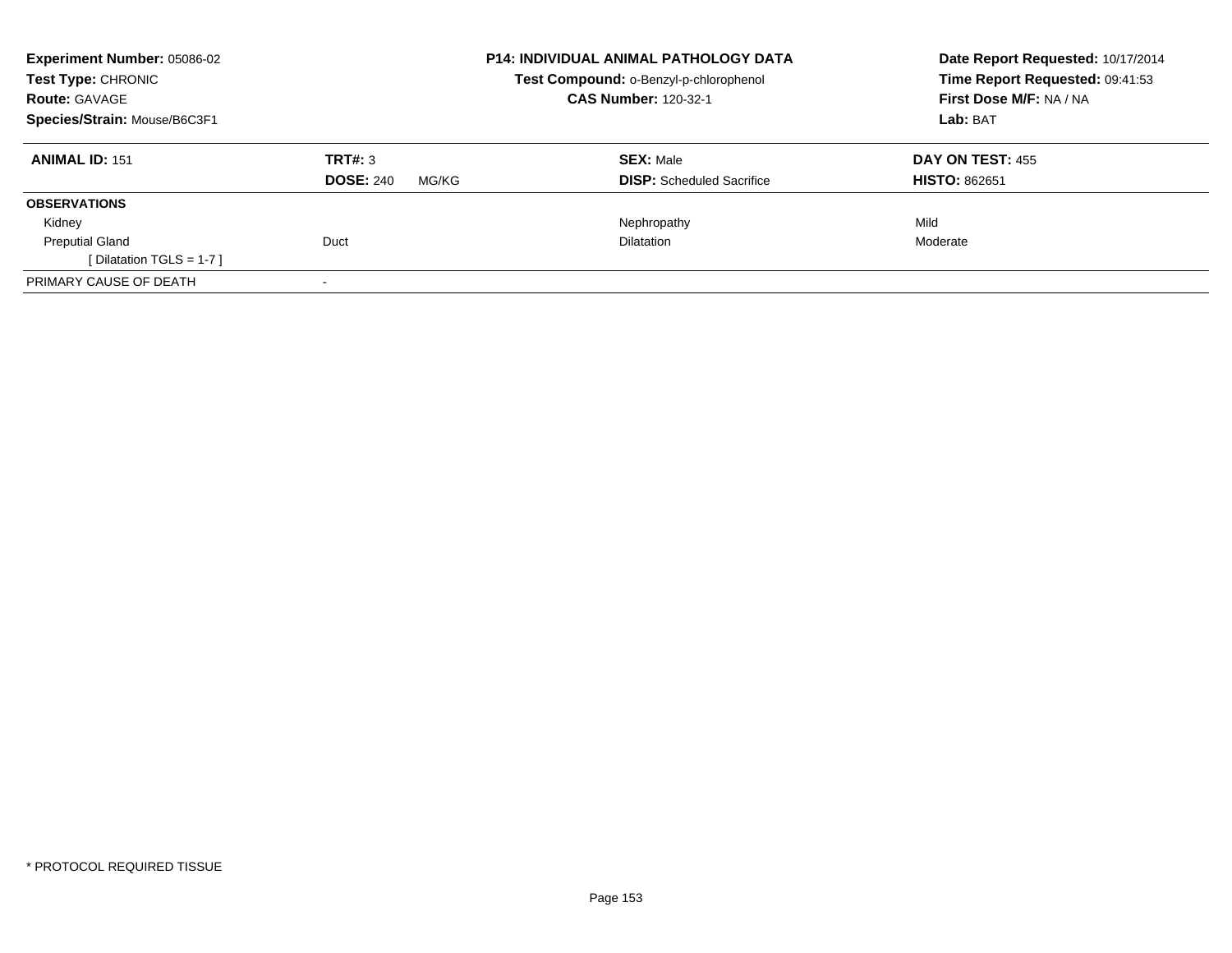**Experiment Number:** 05086-02
**Test Type:** CHRONIC
**Route:** GAVAGE
**Species/Strain:** Mouse/B6C3F1

## P14: INDIVIDUAL ANIMAL PATHOLOGY DATA

**Test Compound:** o-Benzyl-p-chlorophenol
**CAS Number:** 120-32-1

**Date Report Requested:** 10/17/2014
**Time Report Requested:** 09:41:53
**First Dose M/F:** NA / NA
**Lab:** BAT

| **ANIMAL ID:** 151 | **TRT#:** 3 | **SEX:** Male | **DAY ON TEST:** 455 |
|---|---|---|---|
| | **DOSE:** 240 MG/KG | **DISP:** Scheduled Sacrifice | **HISTO:** 862651 |
| **OBSERVATIONS** | | | |
| Kidney | | Nephropathy | Mild |
| Preputial Gland | Duct | Dilatation | Moderate |
| [ Dilatation TGLS = 1-7 ] | | | |
| PRIMARY CAUSE OF DEATH | - | | |

* PROTOCOL REQUIRED TISSUE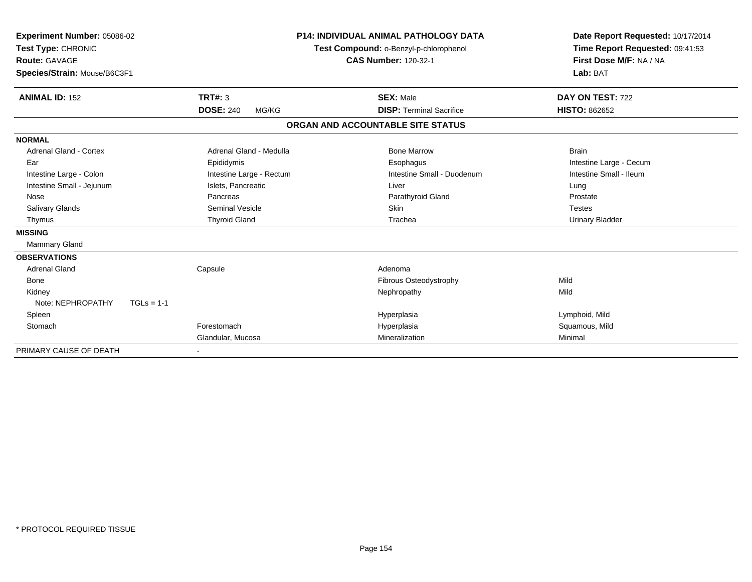**Experiment Number:** 05086-02
**Test Type:** CHRONIC
**Route:** GAVAGE
**Species/Strain:** Mouse/B6C3F1

**P14: INDIVIDUAL ANIMAL PATHOLOGY DATA**
**Test Compound:** o-Benzyl-p-chlorophenol
**CAS Number:** 120-32-1

**Date Report Requested:** 10/17/2014
**Time Report Requested:** 09:41:53
**First Dose M/F:** NA / NA
**Lab:** BAT

| **ANIMAL ID:** 152 | **TRT#:** 3 | **SEX:** Male | **DAY ON TEST:** 722 |
|---|---|---|---|
| | **DOSE:** 240 MG/KG | **DISP:** Terminal Sacrifice | **HISTO:** 862652 |

## ORGAN AND ACCOUNTABLE SITE STATUS

| | | | |
|---|---|---|---|
| **NORMAL** | | | |
| Adrenal Gland - Cortex | Adrenal Gland - Medulla | Bone Marrow | Brain |
| Ear | Epididymis | Esophagus | Intestine Large - Cecum |
| Intestine Large - Colon | Intestine Large - Rectum | Intestine Small - Duodenum | Intestine Small - Ileum |
| Intestine Small - Jejunum | Islets, Pancreatic | Liver | Lung |
| Nose | Pancreas | Parathyroid Gland | Prostate |
| Salivary Glands | Seminal Vesicle | Skin | Testes |
| Thymus | Thyroid Gland | Trachea | Urinary Bladder |
| **MISSING** | | | |
| Mammary Gland | | | |
| **OBSERVATIONS** | | | |
| Adrenal Gland | Capsule | Adenoma | |
| Bone | | Fibrous Osteodystrophy | Mild |
| Kidney | | Nephropathy | Mild |
| Note: NEPHROPATHY TGLs = 1-1 | | | |
| Spleen | | Hyperplasia | Lymphoid, Mild |
| Stomach | Forestomach | Hyperplasia | Squamous, Mild |
| | Glandular, Mucosa | Mineralization | Minimal |
| PRIMARY CAUSE OF DEATH | - | | |

* PROTOCOL REQUIRED TISSUE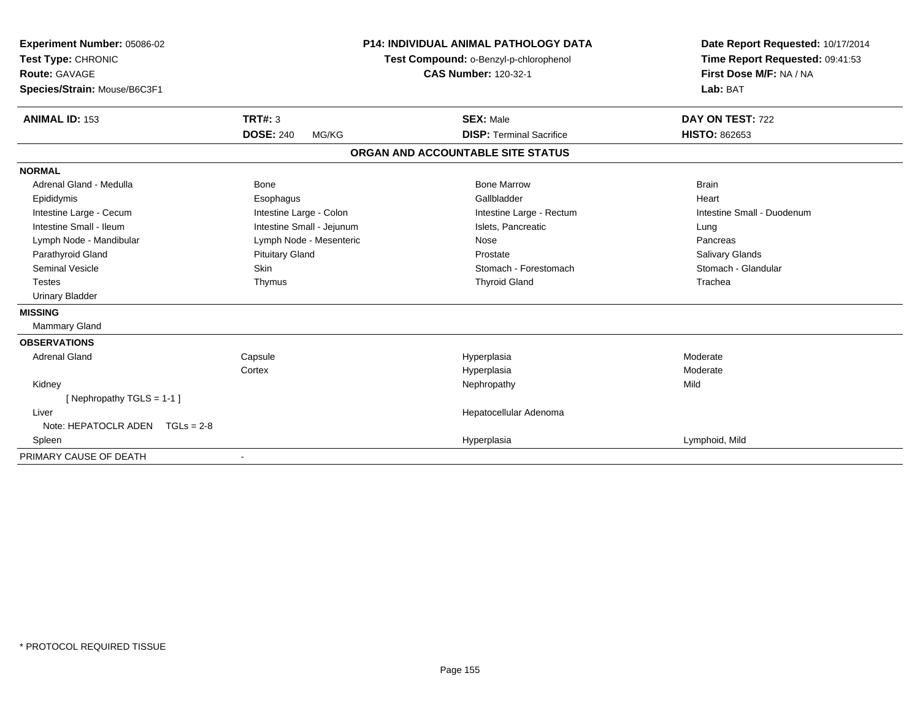**Experiment Number:** 05086-02
**Test Type:** CHRONIC
**Route:** GAVAGE
**Species/Strain:** Mouse/B6C3F1

**P14: INDIVIDUAL ANIMAL PATHOLOGY DATA**
**Test Compound:** o-Benzyl-p-chlorophenol
**CAS Number:** 120-32-1

**Date Report Requested:** 10/17/2014
**Time Report Requested:** 09:41:53
**First Dose M/F:** NA / NA
**Lab:** BAT

| **ANIMAL ID:** 153 | **TRT#:** 3 | **SEX:** Male | **DAY ON TEST:** 722 |
|---|---|---|---|
| | **DOSE:** 240 MG/KG | **DISP:** Terminal Sacrifice | **HISTO:** 862653 |

## ORGAN AND ACCOUNTABLE SITE STATUS

**NORMAL**

| | | | |
|---|---|---|---|
| Adrenal Gland - Medulla | Bone | Bone Marrow | Brain |
| Epididymis | Esophagus | Gallbladder | Heart |
| Intestine Large - Cecum | Intestine Large - Colon | Intestine Large - Rectum | Intestine Small - Duodenum |
| Intestine Small - Ileum | Intestine Small - Jejunum | Islets, Pancreatic | Lung |
| Lymph Node - Mandibular | Lymph Node - Mesenteric | Nose | Pancreas |
| Parathyroid Gland | Pituitary Gland | Prostate | Salivary Glands |
| Seminal Vesicle | Skin | Stomach - Forestomach | Stomach - Glandular |
| Testes | Thymus | Thyroid Gland | Trachea |
| Urinary Bladder | | | |

**MISSING**

Mammary Gland

**OBSERVATIONS**

| | | | |
|---|---|---|---|
| Adrenal Gland | Capsule | Hyperplasia | Moderate |
| | Cortex | Hyperplasia | Moderate |
| Kidney | | Nephropathy | Mild |
| [ Nephropathy TGLS = 1-1 ] | | | |
| Liver | | Hepatocellular Adenoma | |
| Note: HEPATOCLR ADEN TGLs = 2-8 | | | |
| Spleen | | Hyperplasia | Lymphoid, Mild |

| PRIMARY CAUSE OF DEATH | - |
|---|---|

\* PROTOCOL REQUIRED TISSUE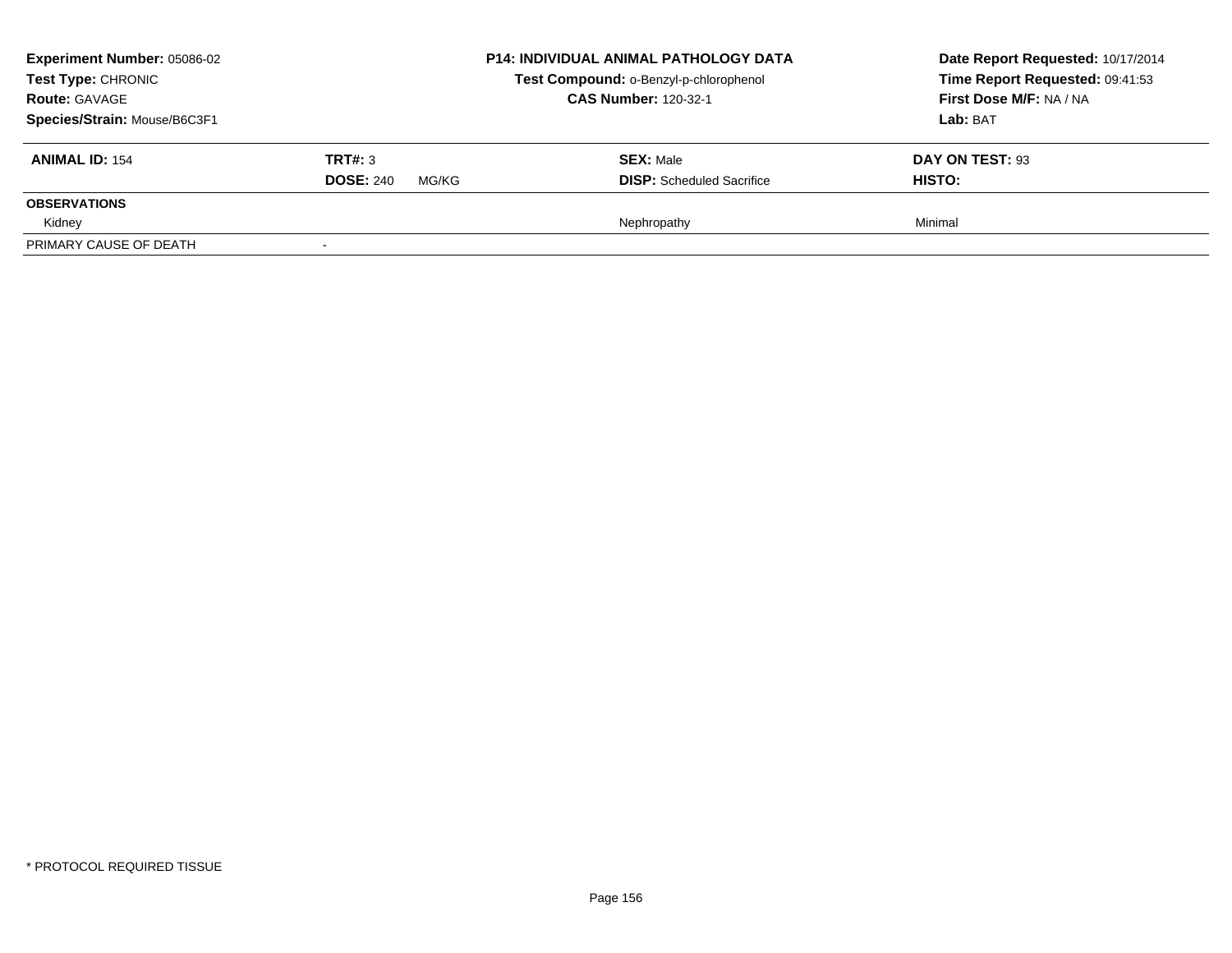| **Experiment Number:** 05086-02 | | **P14: INDIVIDUAL ANIMAL PATHOLOGY DATA** | **Date Report Requested:** 10/17/2014 |
|---|---|---|---|
| **Test Type:** CHRONIC | | **Test Compound:** o-Benzyl-p-chlorophenol | **Time Report Requested:** 09:41:53 |
| **Route:** GAVAGE | | **CAS Number:** 120-32-1 | **First Dose M/F:** NA / NA |
| **Species/Strain:** Mouse/B6C3F1 | | | **Lab:** BAT |

| **ANIMAL ID:** 154 | **TRT#:** 3 | **SEX:** Male | **DAY ON TEST:** 93 |
|---|---|---|---|
| | **DOSE:** 240 MG/KG | **DISP:** Scheduled Sacrifice | **HISTO:** |
| **OBSERVATIONS** | | | |
| Kidney | | Nephropathy | Minimal |
| PRIMARY CAUSE OF DEATH | - | | |

\* PROTOCOL REQUIRED TISSUE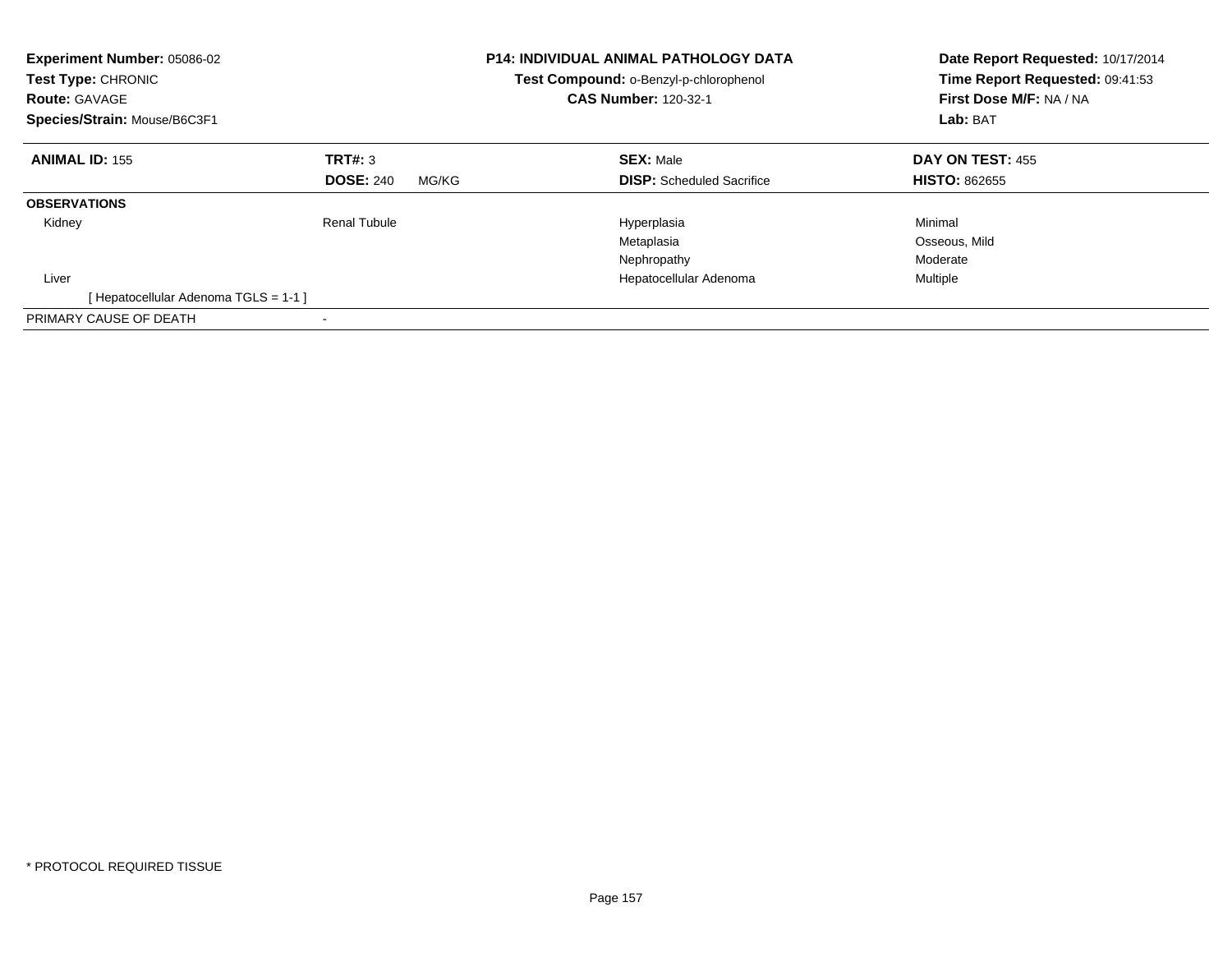**Experiment Number:** 05086-02
**Test Type:** CHRONIC
**Route:** GAVAGE
**Species/Strain:** Mouse/B6C3F1

**P14: INDIVIDUAL ANIMAL PATHOLOGY DATA**
**Test Compound:** o-Benzyl-p-chlorophenol
**CAS Number:** 120-32-1

**Date Report Requested:** 10/17/2014
**Time Report Requested:** 09:41:53
**First Dose M/F:** NA / NA
**Lab:** BAT

| **ANIMAL ID:** 155 | **TRT#:** 3 | **SEX:** Male | **DAY ON TEST:** 455 |
|---|---|---|---|
| | **DOSE:** 240 MG/KG | **DISP:** Scheduled Sacrifice | **HISTO:** 862655 |
| **OBSERVATIONS** | | | |
| Kidney | Renal Tubule | Hyperplasia | Minimal |
| | | Metaplasia | Osseous, Mild |
| | | Nephropathy | Moderate |
| Liver | | Hepatocellular Adenoma | Multiple |
| [ Hepatocellular Adenoma TGLS = 1-1 ] | | | |
| PRIMARY CAUSE OF DEATH | - | | |

* PROTOCOL REQUIRED TISSUE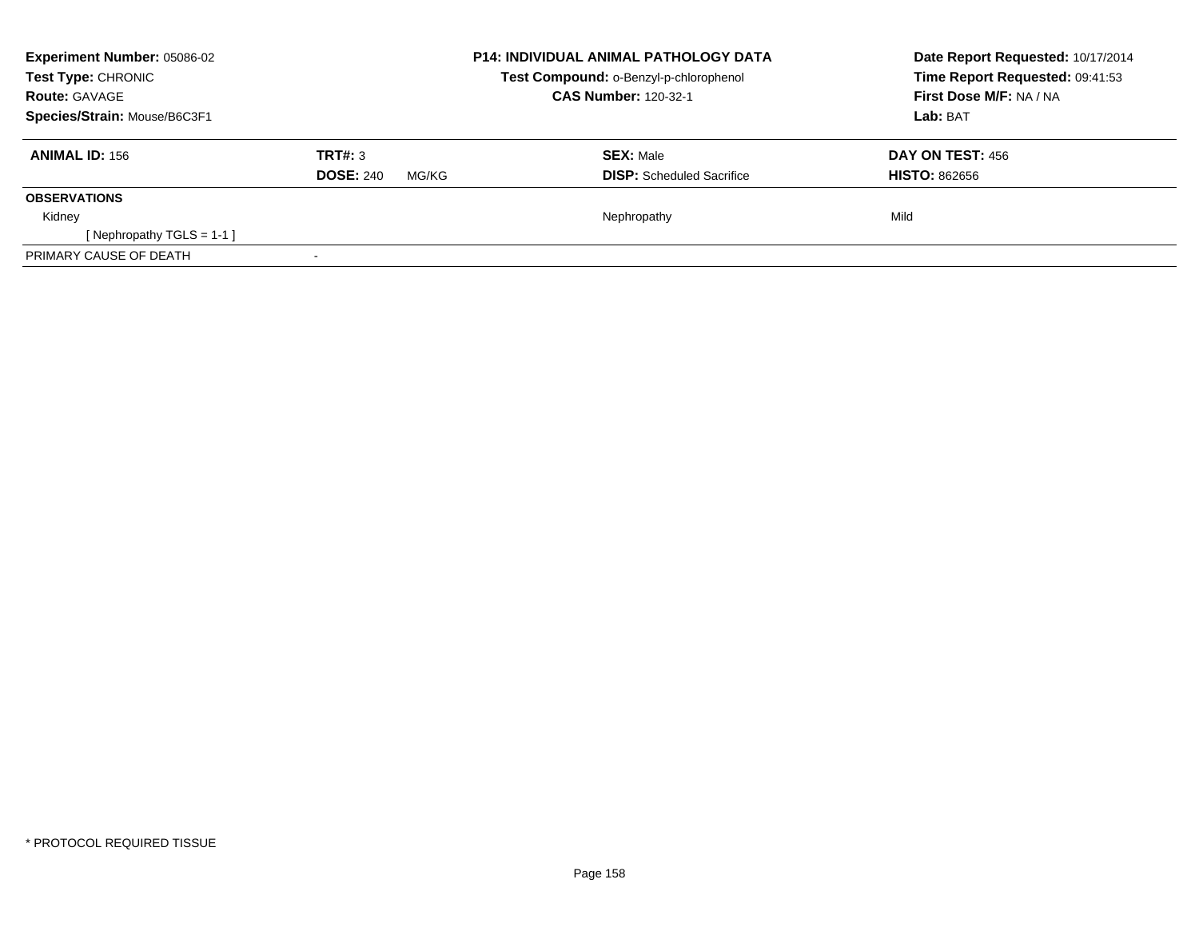**Experiment Number:** 05086-02
**Test Type:** CHRONIC
**Route:** GAVAGE
**Species/Strain:** Mouse/B6C3F1

**P14: INDIVIDUAL ANIMAL PATHOLOGY DATA**
**Test Compound:** o-Benzyl-p-chlorophenol
**CAS Number:** 120-32-1

**Date Report Requested:** 10/17/2014
**Time Report Requested:** 09:41:53
**First Dose M/F:** NA / NA
**Lab:** BAT

| **ANIMAL ID:** 156 | **TRT#:** 3 | **SEX:** Male | **DAY ON TEST:** 456 |
|---|---|---|---|
| | **DOSE:** 240 MG/KG | **DISP:** Scheduled Sacrifice | **HISTO:** 862656 |

**OBSERVATIONS**

| | | |
|---|---|---|
| Kidney | Nephropathy | Mild |
| [ Nephropathy TGLS = 1-1 ] | | |

PRIMARY CAUSE OF DEATH -

* PROTOCOL REQUIRED TISSUE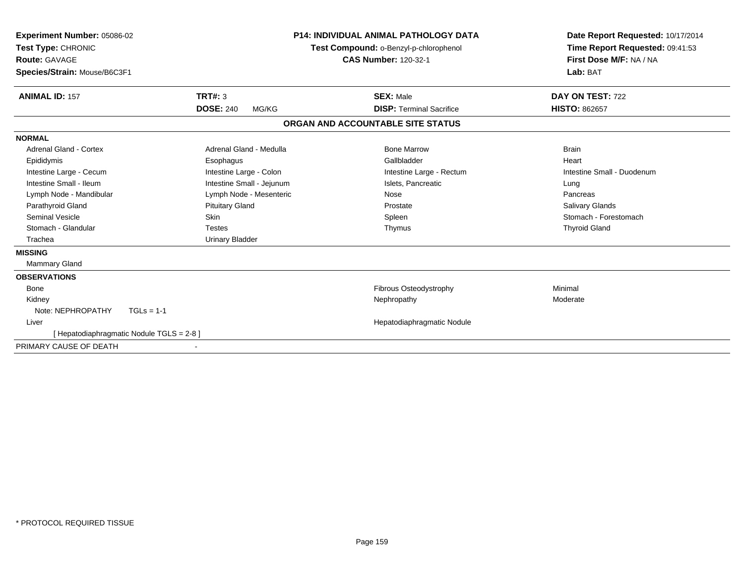**Experiment Number:** 05086-02
**Test Type:** CHRONIC
**Route:** GAVAGE
**Species/Strain:** Mouse/B6C3F1

**P14: INDIVIDUAL ANIMAL PATHOLOGY DATA**
**Test Compound:** o-Benzyl-p-chlorophenol
**CAS Number:** 120-32-1

**Date Report Requested:** 10/17/2014
**Time Report Requested:** 09:41:53
**First Dose M/F:** NA / NA
**Lab:** BAT

| **ANIMAL ID:** 157 | **TRT#:** 3 | **SEX:** Male | **DAY ON TEST:** 722 |
|---|---|---|---|
| | **DOSE:** 240 MG/KG | **DISP:** Terminal Sacrifice | **HISTO:** 862657 |

## ORGAN AND ACCOUNTABLE SITE STATUS

**NORMAL**

| | | | |
|---|---|---|---|
| Adrenal Gland - Cortex | Adrenal Gland - Medulla | Bone Marrow | Brain |
| Epididymis | Esophagus | Gallbladder | Heart |
| Intestine Large - Cecum | Intestine Large - Colon | Intestine Large - Rectum | Intestine Small - Duodenum |
| Intestine Small - Ileum | Intestine Small - Jejunum | Islets, Pancreatic | Lung |
| Lymph Node - Mandibular | Lymph Node - Mesenteric | Nose | Pancreas |
| Parathyroid Gland | Pituitary Gland | Prostate | Salivary Glands |
| Seminal Vesicle | Skin | Spleen | Stomach - Forestomach |
| Stomach - Glandular | Testes | Thymus | Thyroid Gland |
| Trachea | Urinary Bladder | | |

**MISSING**

Mammary Gland

**OBSERVATIONS**

| | | |
|---|---|---|
| Bone | Fibrous Osteodystrophy | Minimal |
| Kidney | Nephropathy | Moderate |
| Note: NEPHROPATHY TGLs = 1-1 | | |
| Liver | Hepatodiaphragmatic Nodule | |
| [ Hepatodiaphragmatic Nodule TGLS = 2-8 ] | | |

PRIMARY CAUSE OF DEATH -

* PROTOCOL REQUIRED TISSUE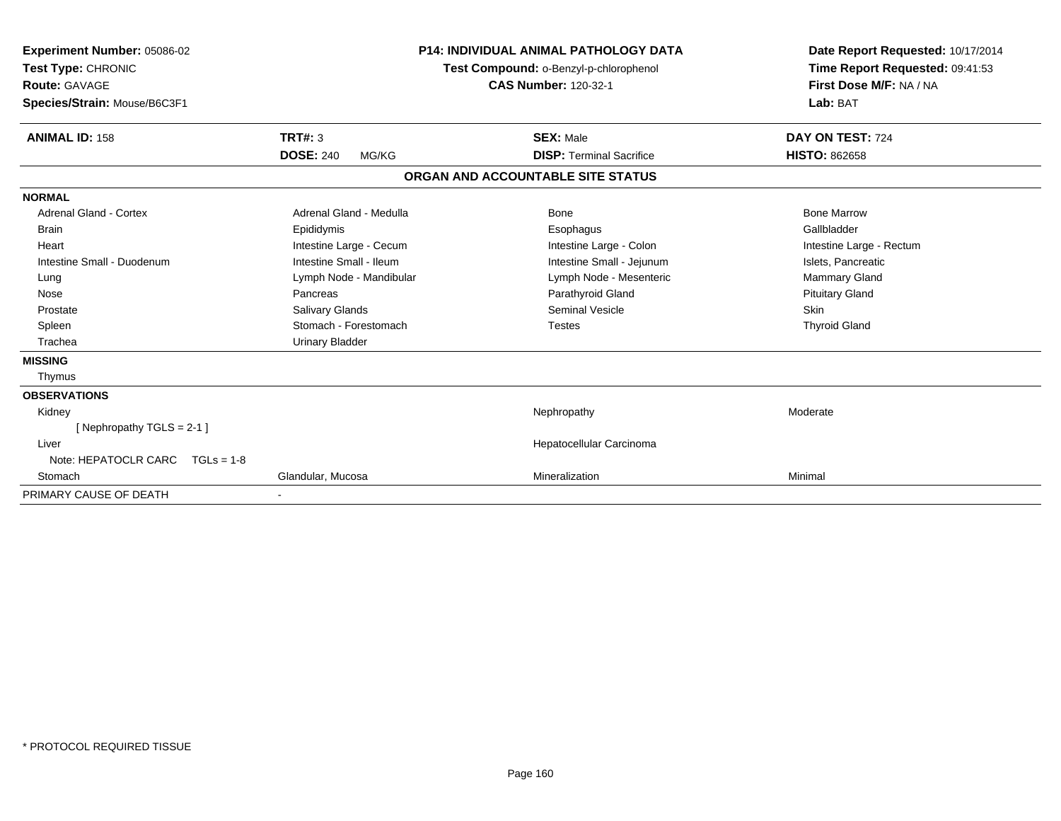**Experiment Number:** 05086-02
**Test Type:** CHRONIC
**Route:** GAVAGE
**Species/Strain:** Mouse/B6C3F1

**P14: INDIVIDUAL ANIMAL PATHOLOGY DATA**
**Test Compound:** o-Benzyl-p-chlorophenol
**CAS Number:** 120-32-1

**Date Report Requested:** 10/17/2014
**Time Report Requested:** 09:41:53
**First Dose M/F:** NA / NA
**Lab:** BAT

| **ANIMAL ID:** 158 | **TRT#:** 3 | **SEX:** Male | **DAY ON TEST:** 724 |
|---|---|---|---|
| | **DOSE:** 240 MG/KG | **DISP:** Terminal Sacrifice | **HISTO:** 862658 |

## ORGAN AND ACCOUNTABLE SITE STATUS

**NORMAL**

| | | | |
|---|---|---|---|
| Adrenal Gland - Cortex | Adrenal Gland - Medulla | Bone | Bone Marrow |
| Brain | Epididymis | Esophagus | Gallbladder |
| Heart | Intestine Large - Cecum | Intestine Large - Colon | Intestine Large - Rectum |
| Intestine Small - Duodenum | Intestine Small - Ileum | Intestine Small - Jejunum | Islets, Pancreatic |
| Lung | Lymph Node - Mandibular | Lymph Node - Mesenteric | Mammary Gland |
| Nose | Pancreas | Parathyroid Gland | Pituitary Gland |
| Prostate | Salivary Glands | Seminal Vesicle | Skin |
| Spleen | Stomach - Forestomach | Testes | Thyroid Gland |
| Trachea | Urinary Bladder | | |

**MISSING**

Thymus

**OBSERVATIONS**

| | | | |
|---|---|---|---|
| Kidney | | Nephropathy | Moderate |
| [ Nephropathy TGLS = 2-1 ] | | | |
| Liver | | Hepatocellular Carcinoma | |
| Note: HEPATOCLR CARC TGLs = 1-8 | | | |
| Stomach | Glandular, Mucosa | Mineralization | Minimal |

PRIMARY CAUSE OF DEATH -

* PROTOCOL REQUIRED TISSUE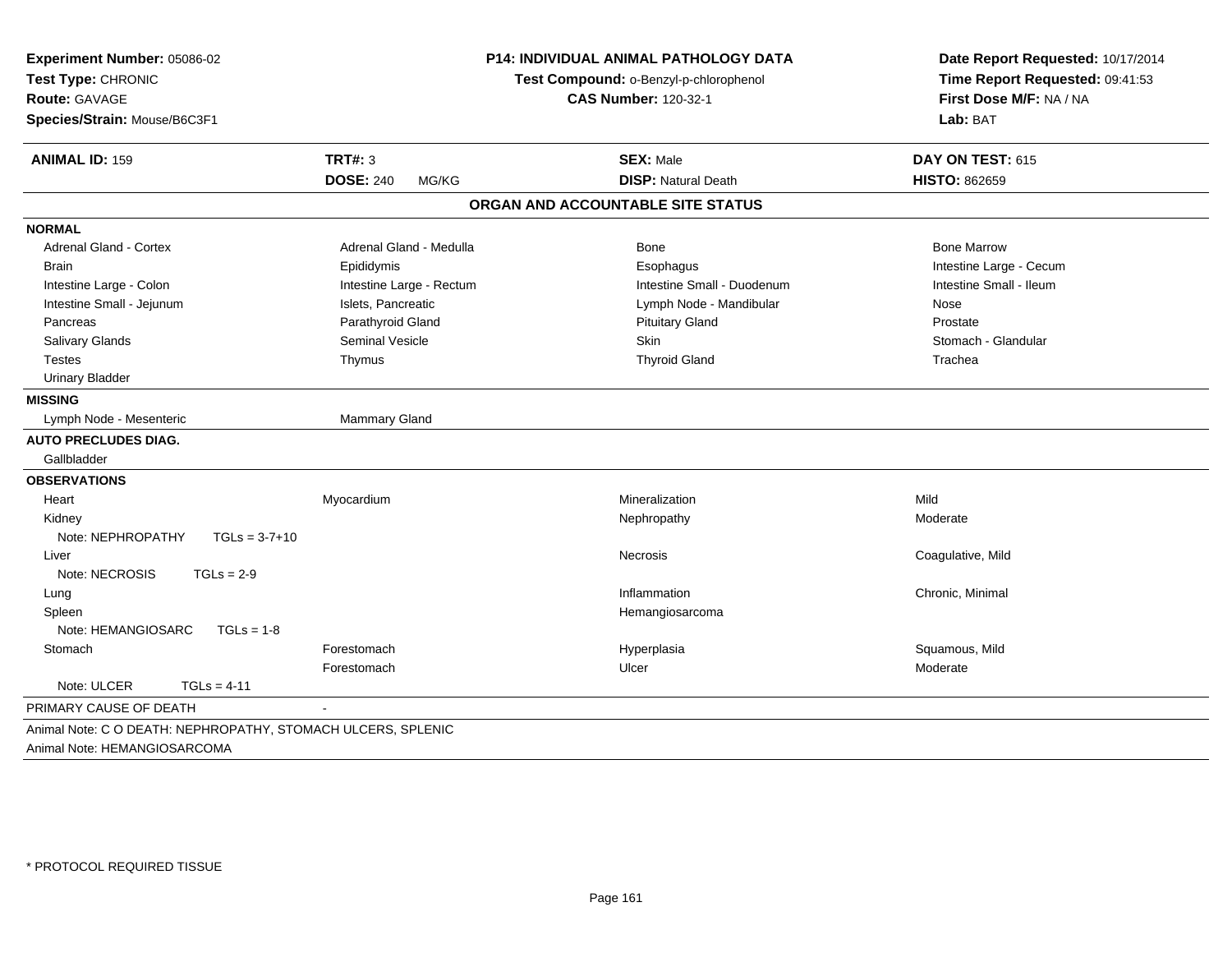**Experiment Number:** 05086-02
**Test Type:** CHRONIC
**Route:** GAVAGE
**Species/Strain:** Mouse/B6C3F1

**P14: INDIVIDUAL ANIMAL PATHOLOGY DATA**
**Test Compound:** o-Benzyl-p-chlorophenol
**CAS Number:** 120-32-1

**Date Report Requested:** 10/17/2014
**Time Report Requested:** 09:41:53
**First Dose M/F:** NA / NA
**Lab:** BAT

| **ANIMAL ID:** 159 | **TRT#:** 3 | **SEX:** Male | **DAY ON TEST:** 615 |
|---|---|---|---|
| | **DOSE:** 240 MG/KG | **DISP:** Natural Death | **HISTO:** 862659 |

## ORGAN AND ACCOUNTABLE SITE STATUS

**NORMAL**

| | | | |
|---|---|---|---|
| Adrenal Gland - Cortex | Adrenal Gland - Medulla | Bone | Bone Marrow |
| Brain | Epididymis | Esophagus | Intestine Large - Cecum |
| Intestine Large - Colon | Intestine Large - Rectum | Intestine Small - Duodenum | Intestine Small - Ileum |
| Intestine Small - Jejunum | Islets, Pancreatic | Lymph Node - Mandibular | Nose |
| Pancreas | Parathyroid Gland | Pituitary Gland | Prostate |
| Salivary Glands | Seminal Vesicle | Skin | Stomach - Glandular |
| Testes | Thymus | Thyroid Gland | Trachea |
| Urinary Bladder | | | |

**MISSING**

Lymph Node - Mesenteric    Mammary Gland

**AUTO PRECLUDES DIAG.**

Gallbladder

**OBSERVATIONS**

| | | | |
|---|---|---|---|
| Heart | Myocardium | Mineralization | Mild |
| Kidney | | Nephropathy | Moderate |
| Note: NEPHROPATHY TGLs = 3-7+10 | | | |
| Liver | | Necrosis | Coagulative, Mild |
| Note: NECROSIS TGLs = 2-9 | | | |
| Lung | | Inflammation | Chronic, Minimal |
| Spleen | | Hemangiosarcoma | |
| Note: HEMANGIOSARC TGLs = 1-8 | | | |
| Stomach | Forestomach | Hyperplasia | Squamous, Mild |
| | Forestomach | Ulcer | Moderate |
| Note: ULCER TGLs = 4-11 | | | |

PRIMARY CAUSE OF DEATH    -

Animal Note: C O DEATH: NEPHROPATHY, STOMACH ULCERS, SPLENIC
Animal Note: HEMANGIOSARCOMA

* PROTOCOL REQUIRED TISSUE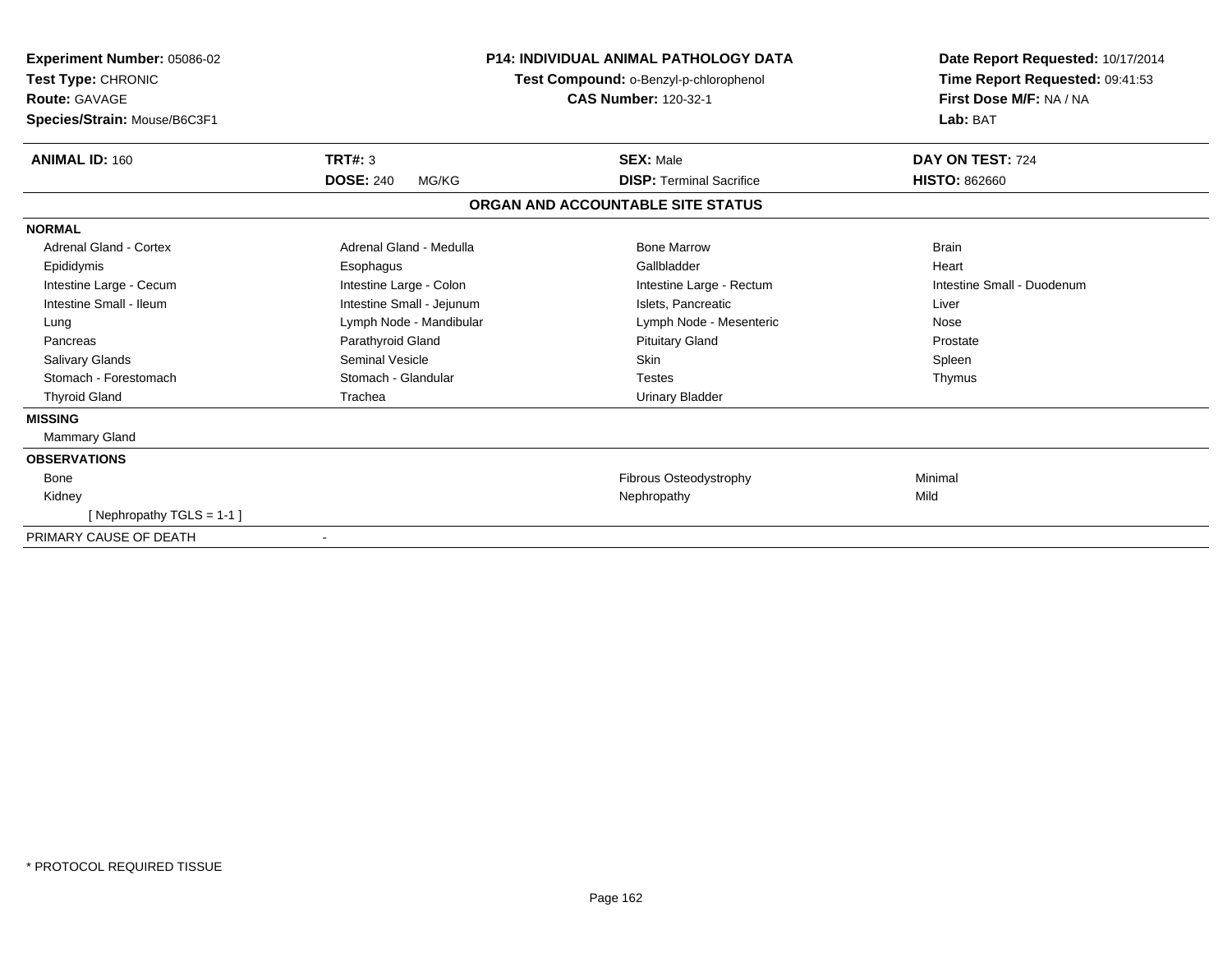**Experiment Number:** 05086-02
**Test Type:** CHRONIC
**Route:** GAVAGE
**Species/Strain:** Mouse/B6C3F1

**P14: INDIVIDUAL ANIMAL PATHOLOGY DATA**
**Test Compound:** o-Benzyl-p-chlorophenol
**CAS Number:** 120-32-1

**Date Report Requested:** 10/17/2014
**Time Report Requested:** 09:41:53
**First Dose M/F:** NA / NA
**Lab:** BAT

| **ANIMAL ID:** 160 | **TRT#:** 3 | **SEX:** Male | **DAY ON TEST:** 724 |
|---|---|---|---|
| | **DOSE:** 240 MG/KG | **DISP:** Terminal Sacrifice | **HISTO:** 862660 |

## ORGAN AND ACCOUNTABLE SITE STATUS

| | | | |
|---|---|---|---|
| **NORMAL** | | | |
| Adrenal Gland - Cortex | Adrenal Gland - Medulla | Bone Marrow | Brain |
| Epididymis | Esophagus | Gallbladder | Heart |
| Intestine Large - Cecum | Intestine Large - Colon | Intestine Large - Rectum | Intestine Small - Duodenum |
| Intestine Small - Ileum | Intestine Small - Jejunum | Islets, Pancreatic | Liver |
| Lung | Lymph Node - Mandibular | Lymph Node - Mesenteric | Nose |
| Pancreas | Parathyroid Gland | Pituitary Gland | Prostate |
| Salivary Glands | Seminal Vesicle | Skin | Spleen |
| Stomach - Forestomach | Stomach - Glandular | Testes | Thymus |
| Thyroid Gland | Trachea | Urinary Bladder | |
| **MISSING** | | | |
| Mammary Gland | | | |
| **OBSERVATIONS** | | | |
| Bone | | Fibrous Osteodystrophy | Minimal |
| Kidney | | Nephropathy | Mild |
| [ Nephropathy TGLS = 1-1 ] | | | |
| PRIMARY CAUSE OF DEATH | - | | |

* PROTOCOL REQUIRED TISSUE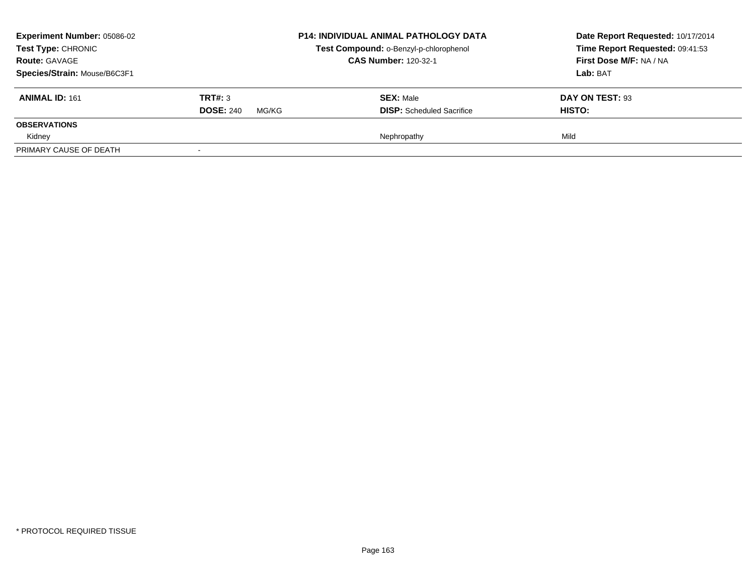**Experiment Number:** 05086-02
**Test Type:** CHRONIC
**Route:** GAVAGE
**Species/Strain:** Mouse/B6C3F1

**P14: INDIVIDUAL ANIMAL PATHOLOGY DATA**
**Test Compound:** o-Benzyl-p-chlorophenol
**CAS Number:** 120-32-1

**Date Report Requested:** 10/17/2014
**Time Report Requested:** 09:41:53
**First Dose M/F:** NA / NA
**Lab:** BAT

| **ANIMAL ID:** 161 | **TRT#:** 3 | **SEX:** Male | **DAY ON TEST:** 93 |
|---|---|---|---|
| | **DOSE:** 240 MG/KG | **DISP:** Scheduled Sacrifice | **HISTO:** |
| **OBSERVATIONS** | | | |
| Kidney | | Nephropathy | Mild |
| PRIMARY CAUSE OF DEATH | - | | |

\* PROTOCOL REQUIRED TISSUE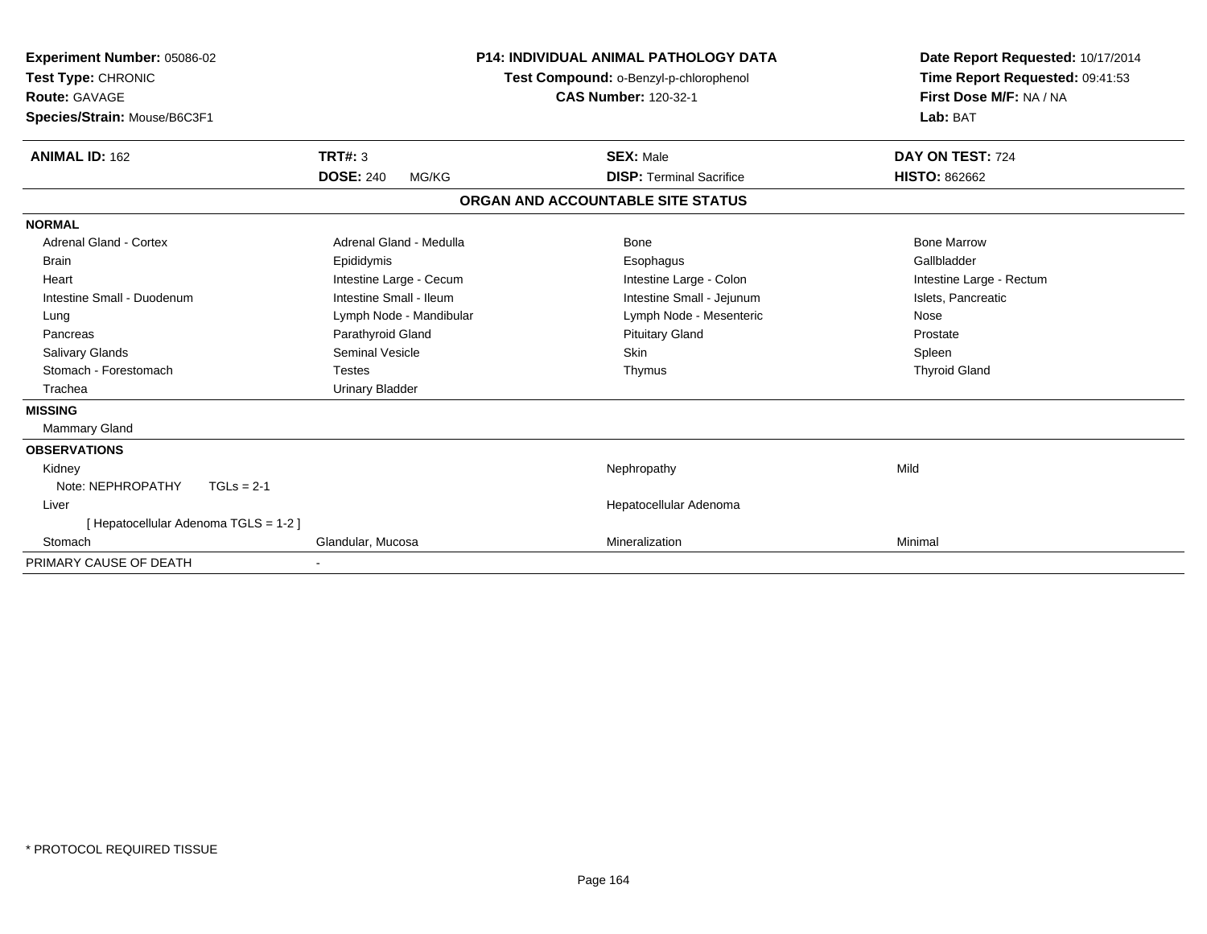**Experiment Number:** 05086-02
**Test Type:** CHRONIC
**Route:** GAVAGE
**Species/Strain:** Mouse/B6C3F1

**P14: INDIVIDUAL ANIMAL PATHOLOGY DATA**
**Test Compound:** o-Benzyl-p-chlorophenol
**CAS Number:** 120-32-1

**Date Report Requested:** 10/17/2014
**Time Report Requested:** 09:41:53
**First Dose M/F:** NA / NA
**Lab:** BAT

| **ANIMAL ID:** 162 | **TRT#:** 3 | **SEX:** Male | **DAY ON TEST:** 724 |
|---|---|---|---|
| | **DOSE:** 240 MG/KG | **DISP:** Terminal Sacrifice | **HISTO:** 862662 |

## ORGAN AND ACCOUNTABLE SITE STATUS

**NORMAL**

| | | | |
|---|---|---|---|
| Adrenal Gland - Cortex | Adrenal Gland - Medulla | Bone | Bone Marrow |
| Brain | Epididymis | Esophagus | Gallbladder |
| Heart | Intestine Large - Cecum | Intestine Large - Colon | Intestine Large - Rectum |
| Intestine Small - Duodenum | Intestine Small - Ileum | Intestine Small - Jejunum | Islets, Pancreatic |
| Lung | Lymph Node - Mandibular | Lymph Node - Mesenteric | Nose |
| Pancreas | Parathyroid Gland | Pituitary Gland | Prostate |
| Salivary Glands | Seminal Vesicle | Skin | Spleen |
| Stomach - Forestomach | Testes | Thymus | Thyroid Gland |
| Trachea | Urinary Bladder | | |

**MISSING**

Mammary Gland

**OBSERVATIONS**

| | | | |
|---|---|---|---|
| Kidney | | Nephropathy | Mild |
| Note: NEPHROPATHY TGLs = 2-1 | | | |
| Liver | | Hepatocellular Adenoma | |
| [ Hepatocellular Adenoma TGLS = 1-2 ] | | | |
| Stomach | Glandular, Mucosa | Mineralization | Minimal |

PRIMARY CAUSE OF DEATH -

\* PROTOCOL REQUIRED TISSUE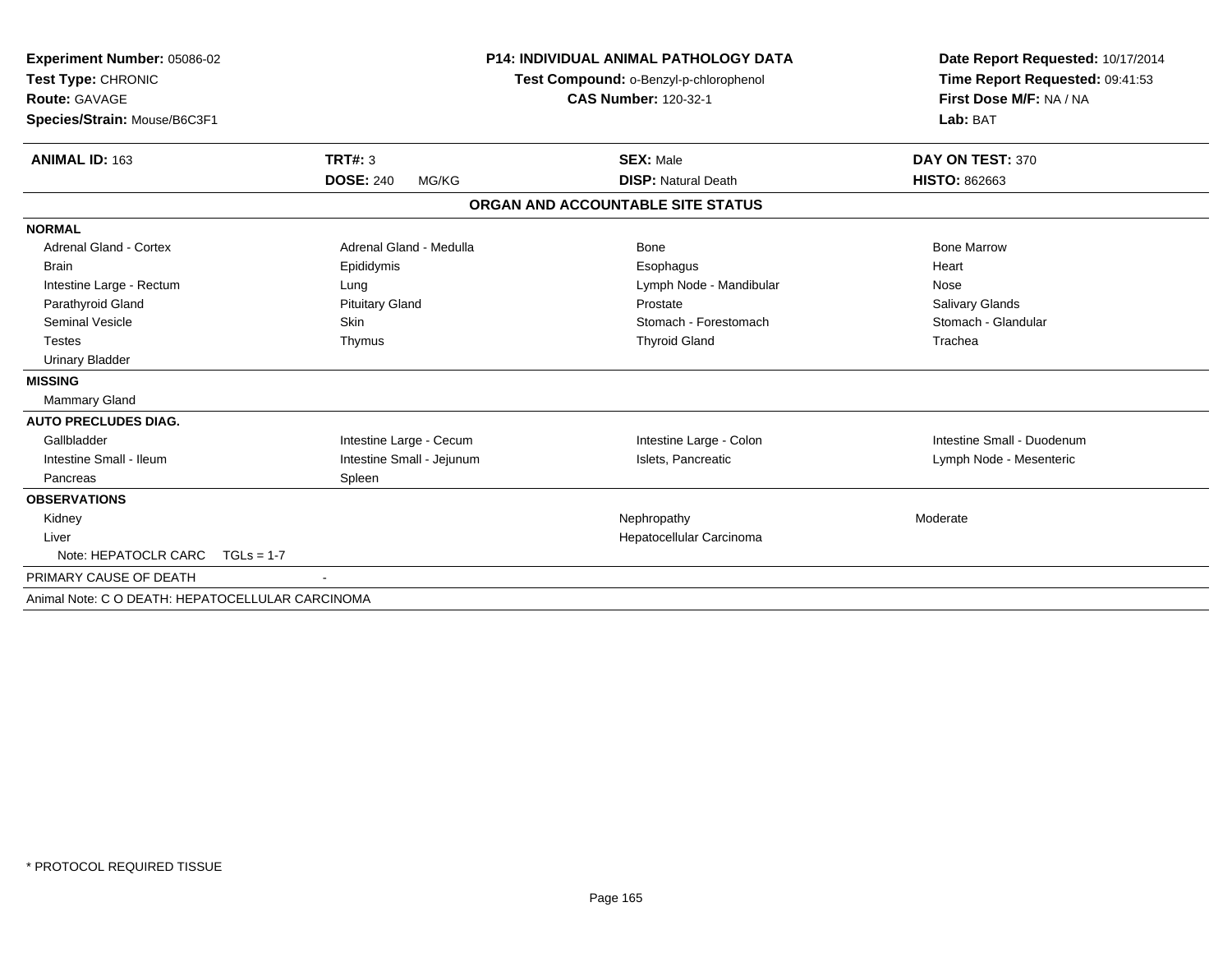**Experiment Number:** 05086-02
**Test Type:** CHRONIC
**Route:** GAVAGE
**Species/Strain:** Mouse/B6C3F1

**P14: INDIVIDUAL ANIMAL PATHOLOGY DATA**
**Test Compound:** o-Benzyl-p-chlorophenol
**CAS Number:** 120-32-1

**Date Report Requested:** 10/17/2014
**Time Report Requested:** 09:41:53
**First Dose M/F:** NA / NA
**Lab:** BAT

| **ANIMAL ID:** 163 | **TRT#:** 3 | **SEX:** Male | **DAY ON TEST:** 370 |
|---|---|---|---|
| | **DOSE:** 240 MG/KG | **DISP:** Natural Death | **HISTO:** 862663 |

**ORGAN AND ACCOUNTABLE SITE STATUS**

| | | | |
|---|---|---|---|
| **NORMAL** | | | |
| Adrenal Gland - Cortex | Adrenal Gland - Medulla | Bone | Bone Marrow |
| Brain | Epididymis | Esophagus | Heart |
| Intestine Large - Rectum | Lung | Lymph Node - Mandibular | Nose |
| Parathyroid Gland | Pituitary Gland | Prostate | Salivary Glands |
| Seminal Vesicle | Skin | Stomach - Forestomach | Stomach - Glandular |
| Testes | Thymus | Thyroid Gland | Trachea |
| Urinary Bladder | | | |
| **MISSING** | | | |
| Mammary Gland | | | |
| **AUTO PRECLUDES DIAG.** | | | |
| Gallbladder | Intestine Large - Cecum | Intestine Large - Colon | Intestine Small - Duodenum |
| Intestine Small - Ileum | Intestine Small - Jejunum | Islets, Pancreatic | Lymph Node - Mesenteric |
| Pancreas | Spleen | | |
| **OBSERVATIONS** | | | |
| Kidney | | Nephropathy | Moderate |
| Liver | | Hepatocellular Carcinoma | |
| Note: HEPATOCLR CARC TGLs = 1-7 | | | |
| PRIMARY CAUSE OF DEATH | - | | |
| Animal Note: C O DEATH: HEPATOCELLULAR CARCINOMA | | | |

* PROTOCOL REQUIRED TISSUE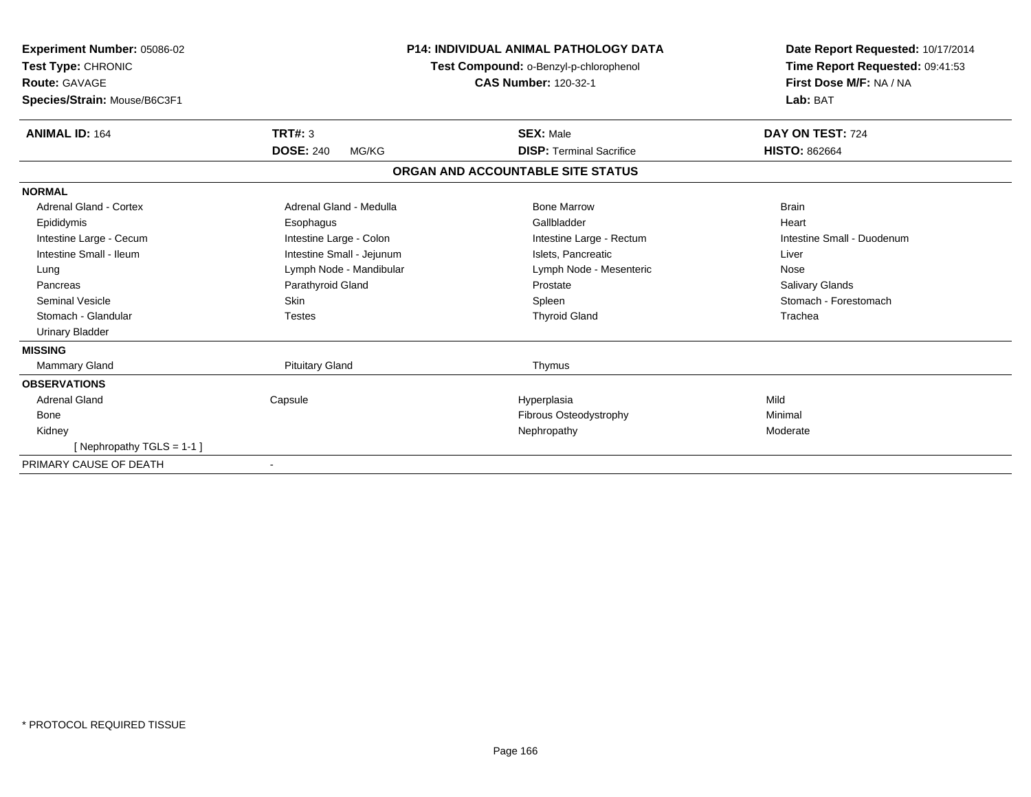**Experiment Number:** 05086-02
**Test Type:** CHRONIC
**Route:** GAVAGE
**Species/Strain:** Mouse/B6C3F1

**P14: INDIVIDUAL ANIMAL PATHOLOGY DATA**
**Test Compound:** o-Benzyl-p-chlorophenol
**CAS Number:** 120-32-1

**Date Report Requested:** 10/17/2014
**Time Report Requested:** 09:41:53
**First Dose M/F:** NA / NA
**Lab:** BAT

| **ANIMAL ID:** 164 | **TRT#:** 3 | **SEX:** Male | **DAY ON TEST:** 724 |
|---|---|---|---|
| | **DOSE:** 240 MG/KG | **DISP:** Terminal Sacrifice | **HISTO:** 862664 |

## ORGAN AND ACCOUNTABLE SITE STATUS

| | | | |
|---|---|---|---|
| **NORMAL** | | | |
| Adrenal Gland - Cortex | Adrenal Gland - Medulla | Bone Marrow | Brain |
| Epididymis | Esophagus | Gallbladder | Heart |
| Intestine Large - Cecum | Intestine Large - Colon | Intestine Large - Rectum | Intestine Small - Duodenum |
| Intestine Small - Ileum | Intestine Small - Jejunum | Islets, Pancreatic | Liver |
| Lung | Lymph Node - Mandibular | Lymph Node - Mesenteric | Nose |
| Pancreas | Parathyroid Gland | Prostate | Salivary Glands |
| Seminal Vesicle | Skin | Spleen | Stomach - Forestomach |
| Stomach - Glandular | Testes | Thyroid Gland | Trachea |
| Urinary Bladder | | | |
| **MISSING** | | | |
| Mammary Gland | Pituitary Gland | Thymus | |
| **OBSERVATIONS** | | | |
| Adrenal Gland | Capsule | Hyperplasia | Mild |
| Bone | | Fibrous Osteodystrophy | Minimal |
| Kidney | | Nephropathy | Moderate |
| [ Nephropathy TGLS = 1-1 ] | | | |
| PRIMARY CAUSE OF DEATH | - | | |

* PROTOCOL REQUIRED TISSUE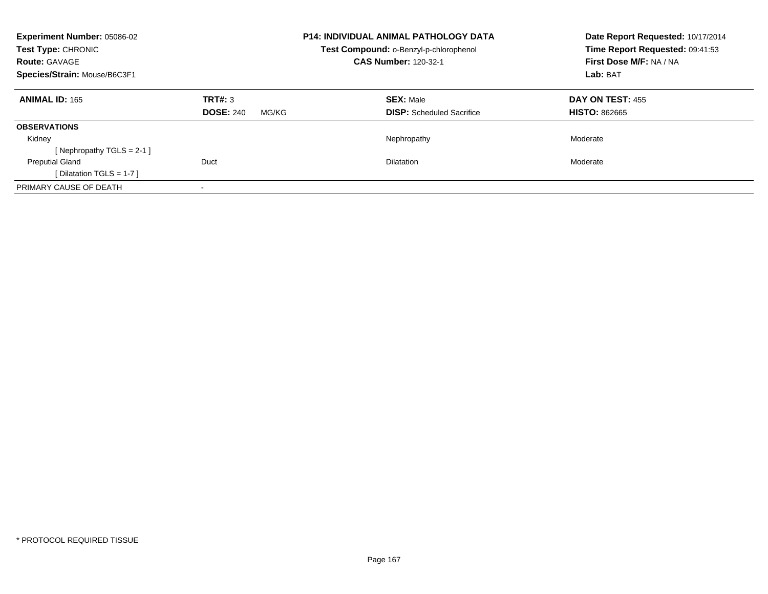**Experiment Number:** 05086-02
**Test Type:** CHRONIC
**Route:** GAVAGE
**Species/Strain:** Mouse/B6C3F1

**P14: INDIVIDUAL ANIMAL PATHOLOGY DATA**
**Test Compound:** o-Benzyl-p-chlorophenol
**CAS Number:** 120-32-1

**Date Report Requested:** 10/17/2014
**Time Report Requested:** 09:41:53
**First Dose M/F:** NA / NA
**Lab:** BAT

| **ANIMAL ID:** 165 | **TRT#:** 3 | **SEX:** Male | **DAY ON TEST:** 455 |
|---|---|---|---|
| | **DOSE:** 240 MG/KG | **DISP:** Scheduled Sacrifice | **HISTO:** 862665 |
| **OBSERVATIONS** | | | |
| Kidney | | Nephropathy | Moderate |
| [ Nephropathy TGLS = 2-1 ] | | | |
| Preputial Gland | Duct | Dilatation | Moderate |
| [ Dilatation TGLS = 1-7 ] | | | |
| PRIMARY CAUSE OF DEATH | - | | |

* PROTOCOL REQUIRED TISSUE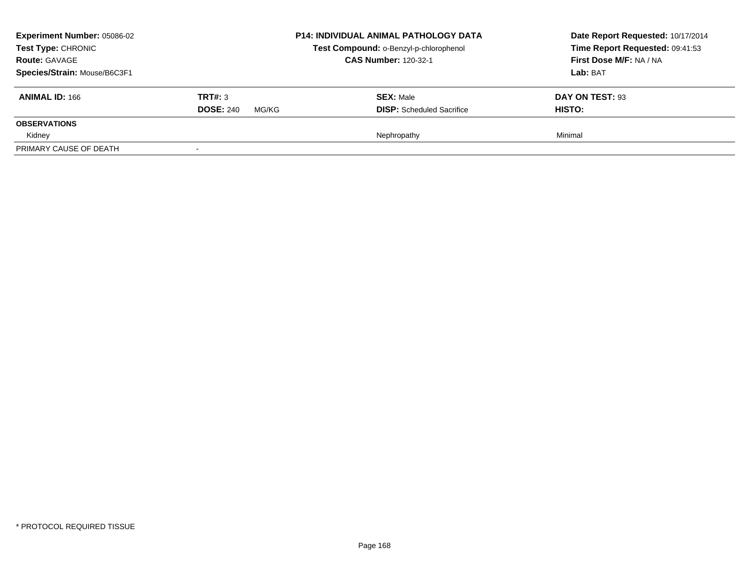**Experiment Number:** 05086-02
**Test Type:** CHRONIC
**Route:** GAVAGE
**Species/Strain:** Mouse/B6C3F1

**P14: INDIVIDUAL ANIMAL PATHOLOGY DATA**
**Test Compound:** o-Benzyl-p-chlorophenol
**CAS Number:** 120-32-1

**Date Report Requested:** 10/17/2014
**Time Report Requested:** 09:41:53
**First Dose M/F:** NA / NA
**Lab:** BAT

| **ANIMAL ID:** 166 | **TRT#:** 3 | **SEX:** Male | **DAY ON TEST:** 93 |
|---|---|---|---|
| | **DOSE:** 240 MG/KG | **DISP:** Scheduled Sacrifice | **HISTO:** |
| **OBSERVATIONS** | | | |
| Kidney | | Nephropathy | Minimal |
| PRIMARY CAUSE OF DEATH | - | | |

* PROTOCOL REQUIRED TISSUE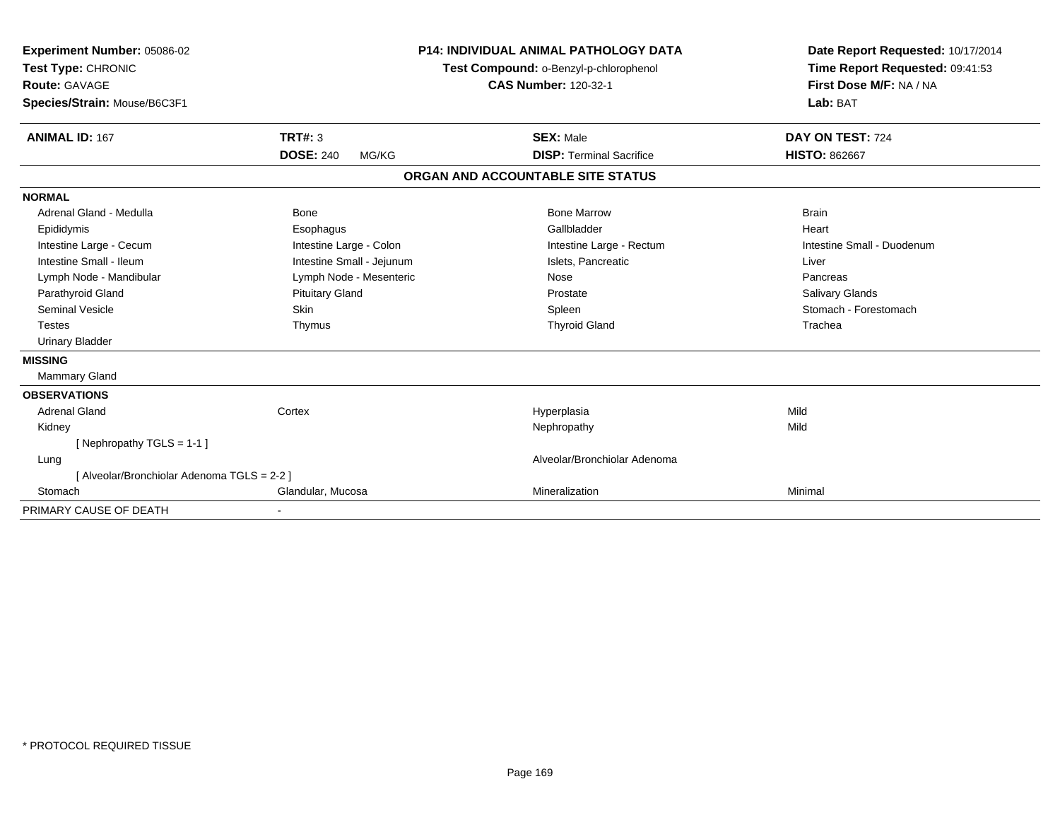**Experiment Number:** 05086-02
**Test Type:** CHRONIC
**Route:** GAVAGE
**Species/Strain:** Mouse/B6C3F1

**P14: INDIVIDUAL ANIMAL PATHOLOGY DATA**
**Test Compound:** o-Benzyl-p-chlorophenol
**CAS Number:** 120-32-1

**Date Report Requested:** 10/17/2014
**Time Report Requested:** 09:41:53
**First Dose M/F:** NA / NA
**Lab:** BAT

| **ANIMAL ID:** 167 | **TRT#:** 3 | **SEX:** Male | **DAY ON TEST:** 724 |
|---|---|---|---|
| | **DOSE:** 240 MG/KG | **DISP:** Terminal Sacrifice | **HISTO:** 862667 |

## ORGAN AND ACCOUNTABLE SITE STATUS

| | | | |
|---|---|---|---|
| **NORMAL** | | | |
| Adrenal Gland - Medulla | Bone | Bone Marrow | Brain |
| Epididymis | Esophagus | Gallbladder | Heart |
| Intestine Large - Cecum | Intestine Large - Colon | Intestine Large - Rectum | Intestine Small - Duodenum |
| Intestine Small - Ileum | Intestine Small - Jejunum | Islets, Pancreatic | Liver |
| Lymph Node - Mandibular | Lymph Node - Mesenteric | Nose | Pancreas |
| Parathyroid Gland | Pituitary Gland | Prostate | Salivary Glands |
| Seminal Vesicle | Skin | Spleen | Stomach - Forestomach |
| Testes | Thymus | Thyroid Gland | Trachea |
| Urinary Bladder | | | |
| **MISSING** | | | |
| Mammary Gland | | | |
| **OBSERVATIONS** | | | |
| Adrenal Gland | Cortex | Hyperplasia | Mild |
| Kidney | | Nephropathy | Mild |
| [ Nephropathy TGLS = 1-1 ] | | | |
| Lung | | Alveolar/Bronchiolar Adenoma | |
| [ Alveolar/Bronchiolar Adenoma TGLS = 2-2 ] | | | |
| Stomach | Glandular, Mucosa | Mineralization | Minimal |
| PRIMARY CAUSE OF DEATH | - | | |

\* PROTOCOL REQUIRED TISSUE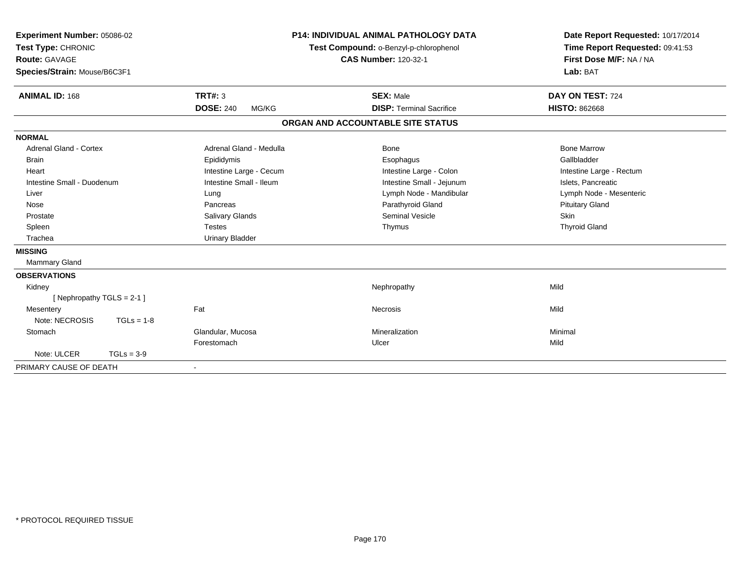**Experiment Number:** 05086-02
**Test Type:** CHRONIC
**Route:** GAVAGE
**Species/Strain:** Mouse/B6C3F1

**P14: INDIVIDUAL ANIMAL PATHOLOGY DATA**
**Test Compound:** o-Benzyl-p-chlorophenol
**CAS Number:** 120-32-1

**Date Report Requested:** 10/17/2014
**Time Report Requested:** 09:41:53
**First Dose M/F:** NA / NA
**Lab:** BAT

| **ANIMAL ID:** 168 | **TRT#:** 3 | **SEX:** Male | **DAY ON TEST:** 724 |
|---|---|---|---|
| | **DOSE:** 240 MG/KG | **DISP:** Terminal Sacrifice | **HISTO:** 862668 |

## ORGAN AND ACCOUNTABLE SITE STATUS

**NORMAL**

| | | | |
|---|---|---|---|
| Adrenal Gland - Cortex | Adrenal Gland - Medulla | Bone | Bone Marrow |
| Brain | Epididymis | Esophagus | Gallbladder |
| Heart | Intestine Large - Cecum | Intestine Large - Colon | Intestine Large - Rectum |
| Intestine Small - Duodenum | Intestine Small - Ileum | Intestine Small - Jejunum | Islets, Pancreatic |
| Liver | Lung | Lymph Node - Mandibular | Lymph Node - Mesenteric |
| Nose | Pancreas | Parathyroid Gland | Pituitary Gland |
| Prostate | Salivary Glands | Seminal Vesicle | Skin |
| Spleen | Testes | Thymus | Thyroid Gland |
| Trachea | Urinary Bladder | | |

**MISSING**

Mammary Gland

**OBSERVATIONS**

| | | | |
|---|---|---|---|
| Kidney | | Nephropathy | Mild |
| [ Nephropathy TGLS = 2-1 ] | | | |
| Mesentery | Fat | Necrosis | Mild |
| Note: NECROSIS TGLs = 1-8 | | | |
| Stomach | Glandular, Mucosa | Mineralization | Minimal |
| | Forestomach | Ulcer | Mild |
| Note: ULCER TGLs = 3-9 | | | |

PRIMARY CAUSE OF DEATH -

* PROTOCOL REQUIRED TISSUE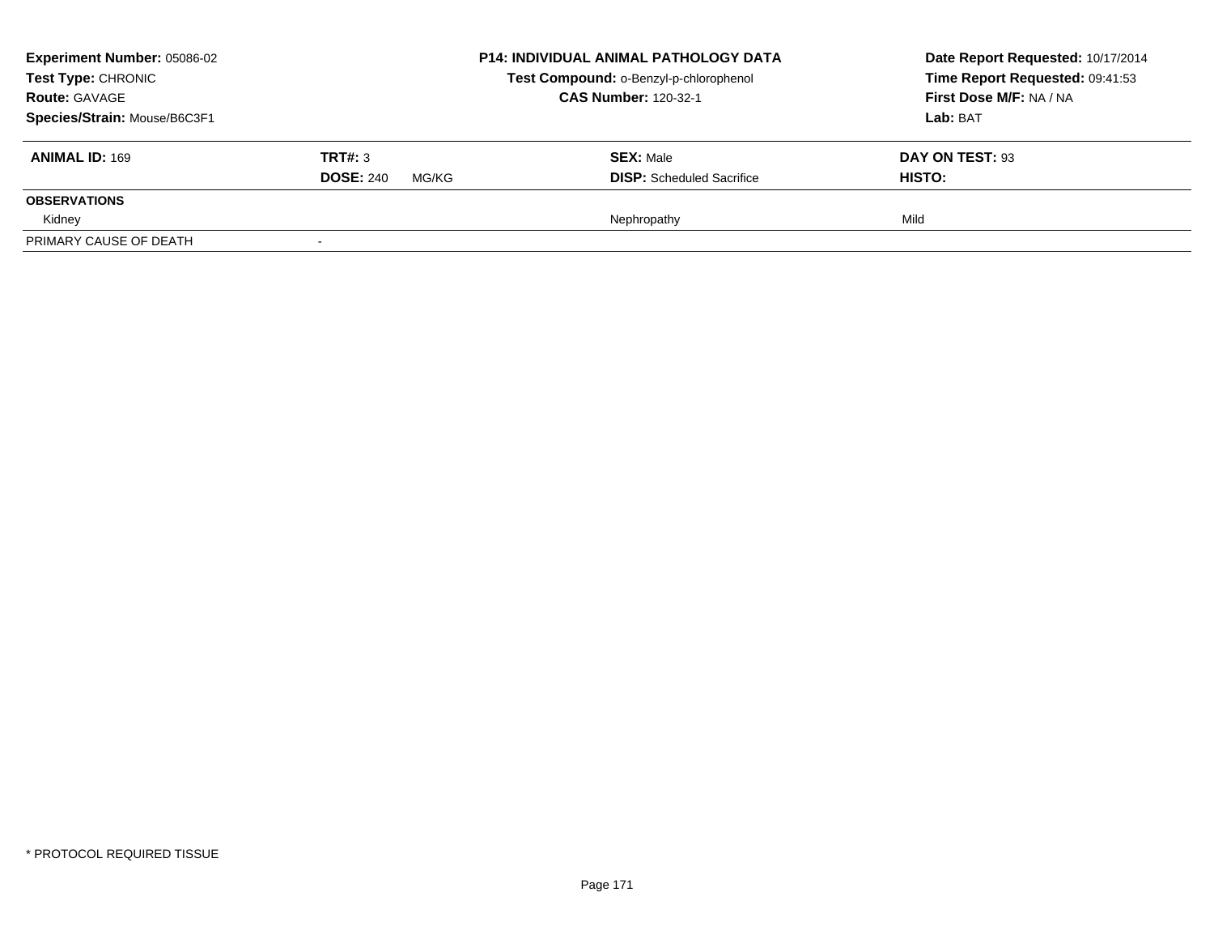**Experiment Number:** 05086-02
**Test Type:** CHRONIC
**Route:** GAVAGE
**Species/Strain:** Mouse/B6C3F1

**P14: INDIVIDUAL ANIMAL PATHOLOGY DATA**
**Test Compound:** o-Benzyl-p-chlorophenol
**CAS Number:** 120-32-1

**Date Report Requested:** 10/17/2014
**Time Report Requested:** 09:41:53
**First Dose M/F:** NA / NA
**Lab:** BAT

| **ANIMAL ID:** 169 | **TRT#:** 3 | **SEX:** Male | **DAY ON TEST:** 93 |
|---|---|---|---|
| | **DOSE:** 240 MG/KG | **DISP:** Scheduled Sacrifice | **HISTO:** |
| **OBSERVATIONS** | | | |
| Kidney | | Nephropathy | Mild |
| PRIMARY CAUSE OF DEATH | - | | |

\* PROTOCOL REQUIRED TISSUE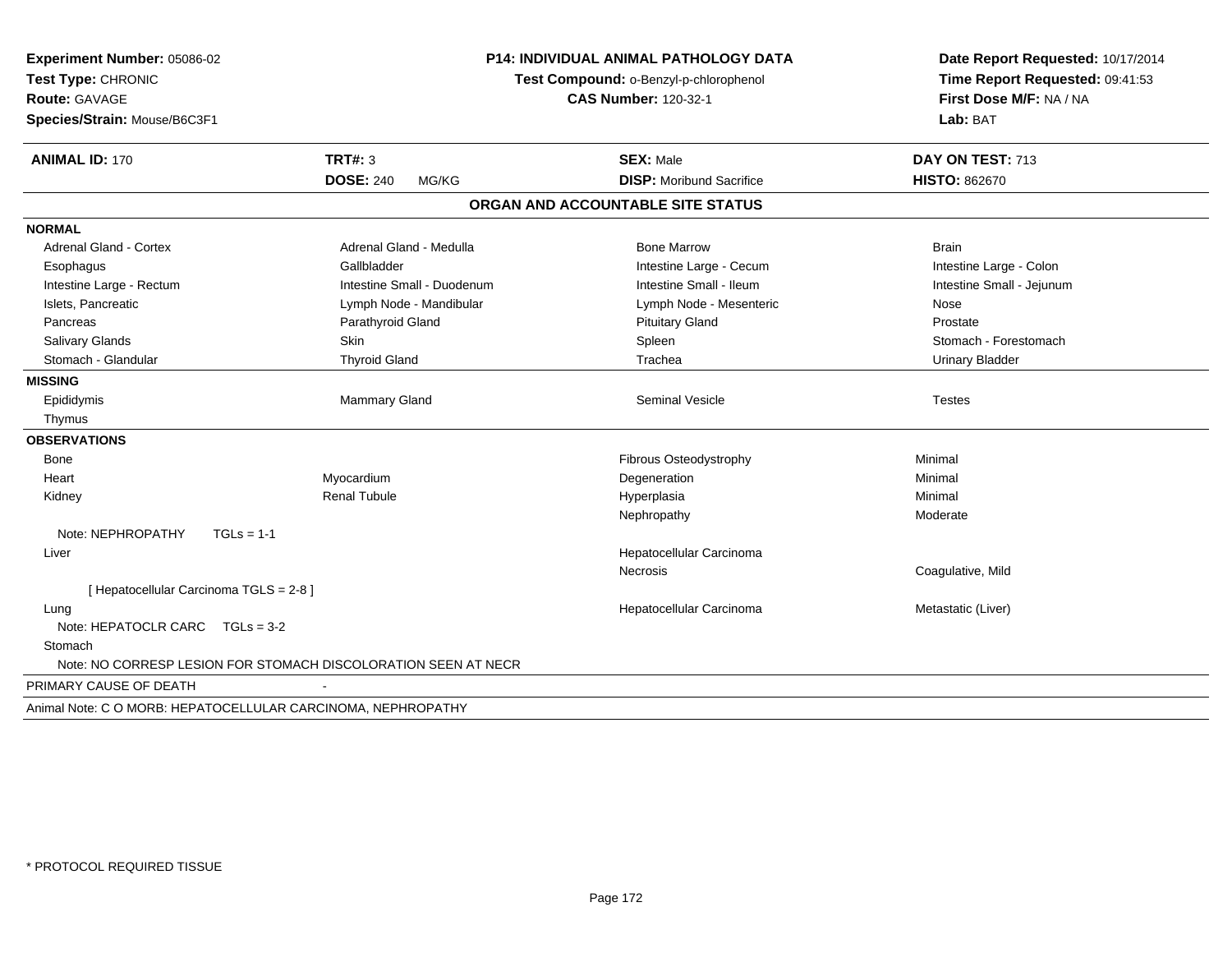**Experiment Number:** 05086-02
**Test Type:** CHRONIC
**Route:** GAVAGE
**Species/Strain:** Mouse/B6C3F1

**P14: INDIVIDUAL ANIMAL PATHOLOGY DATA**
**Test Compound:** o-Benzyl-p-chlorophenol
**CAS Number:** 120-32-1

**Date Report Requested:** 10/17/2014
**Time Report Requested:** 09:41:53
**First Dose M/F:** NA / NA
**Lab:** BAT

| **ANIMAL ID:** 170 | **TRT#:** 3 | **SEX:** Male | **DAY ON TEST:** 713 |
|---|---|---|---|
| | **DOSE:** 240 MG/KG | **DISP:** Moribund Sacrifice | **HISTO:** 862670 |

## ORGAN AND ACCOUNTABLE SITE STATUS

| | | | |
|---|---|---|---|
| **NORMAL** | | | |
| Adrenal Gland - Cortex | Adrenal Gland - Medulla | Bone Marrow | Brain |
| Esophagus | Gallbladder | Intestine Large - Cecum | Intestine Large - Colon |
| Intestine Large - Rectum | Intestine Small - Duodenum | Intestine Small - Ileum | Intestine Small - Jejunum |
| Islets, Pancreatic | Lymph Node - Mandibular | Lymph Node - Mesenteric | Nose |
| Pancreas | Parathyroid Gland | Pituitary Gland | Prostate |
| Salivary Glands | Skin | Spleen | Stomach - Forestomach |
| Stomach - Glandular | Thyroid Gland | Trachea | Urinary Bladder |
| **MISSING** | | | |
| Epididymis | Mammary Gland | Seminal Vesicle | Testes |
| Thymus | | | |
| **OBSERVATIONS** | | | |
| Bone | | Fibrous Osteodystrophy | Minimal |
| Heart | Myocardium | Degeneration | Minimal |
| Kidney | Renal Tubule | Hyperplasia | Minimal |
| | | Nephropathy | Moderate |
| Note: NEPHROPATHY TGLs = 1-1 | | | |
| Liver | | Hepatocellular Carcinoma | |
| | | Necrosis | Coagulative, Mild |
| [ Hepatocellular Carcinoma TGLS = 2-8 ] | | | |
| Lung | | Hepatocellular Carcinoma | Metastatic (Liver) |
| Note: HEPATOCLR CARC TGLs = 3-2 | | | |
| Stomach | | | |
| Note: NO CORRESP LESION FOR STOMACH DISCOLORATION SEEN AT NECR | | | |

PRIMARY CAUSE OF DEATH -

Animal Note: C O MORB: HEPATOCELLULAR CARCINOMA, NEPHROPATHY

* PROTOCOL REQUIRED TISSUE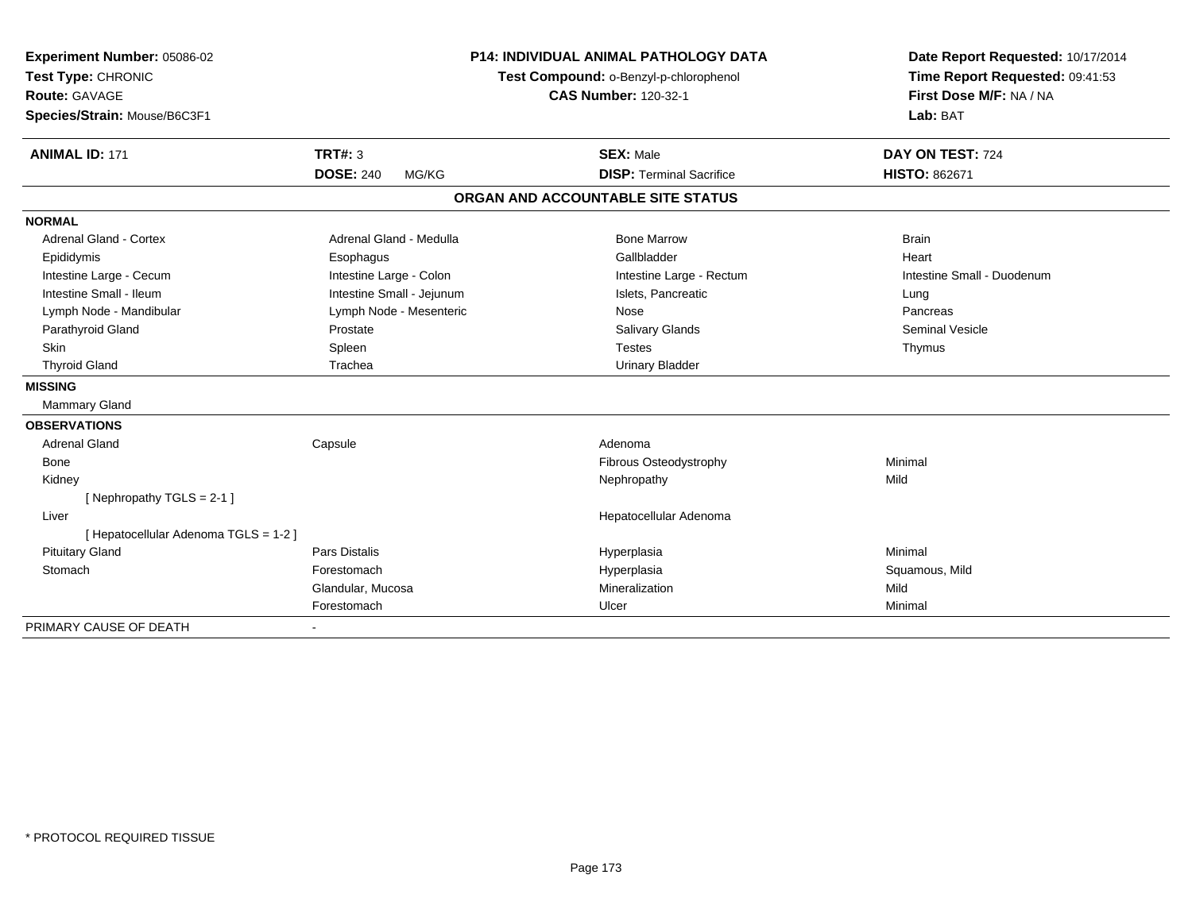**Experiment Number:** 05086-02
**Test Type:** CHRONIC
**Route:** GAVAGE
**Species/Strain:** Mouse/B6C3F1

**P14: INDIVIDUAL ANIMAL PATHOLOGY DATA**
**Test Compound:** o-Benzyl-p-chlorophenol
**CAS Number:** 120-32-1

**Date Report Requested:** 10/17/2014
**Time Report Requested:** 09:41:53
**First Dose M/F:** NA / NA
**Lab:** BAT

| **ANIMAL ID:** 171 | **TRT#:** 3 | **SEX:** Male | **DAY ON TEST:** 724 |
|---|---|---|---|
| | **DOSE:** 240 MG/KG | **DISP:** Terminal Sacrifice | **HISTO:** 862671 |

## ORGAN AND ACCOUNTABLE SITE STATUS

| | | | |
|---|---|---|---|
| **NORMAL** | | | |
| Adrenal Gland - Cortex | Adrenal Gland - Medulla | Bone Marrow | Brain |
| Epididymis | Esophagus | Gallbladder | Heart |
| Intestine Large - Cecum | Intestine Large - Colon | Intestine Large - Rectum | Intestine Small - Duodenum |
| Intestine Small - Ileum | Intestine Small - Jejunum | Islets, Pancreatic | Lung |
| Lymph Node - Mandibular | Lymph Node - Mesenteric | Nose | Pancreas |
| Parathyroid Gland | Prostate | Salivary Glands | Seminal Vesicle |
| Skin | Spleen | Testes | Thymus |
| Thyroid Gland | Trachea | Urinary Bladder | |
| **MISSING** | | | |
| Mammary Gland | | | |
| **OBSERVATIONS** | | | |
| Adrenal Gland | Capsule | Adenoma | |
| Bone | | Fibrous Osteodystrophy | Minimal |
| Kidney | | Nephropathy | Mild |
| [ Nephropathy TGLS = 2-1 ] | | | |
| Liver | | Hepatocellular Adenoma | |
| [ Hepatocellular Adenoma TGLS = 1-2 ] | | | |
| Pituitary Gland | Pars Distalis | Hyperplasia | Minimal |
| Stomach | Forestomach | Hyperplasia | Squamous, Mild |
| | Glandular, Mucosa | Mineralization | Mild |
| | Forestomach | Ulcer | Minimal |
| PRIMARY CAUSE OF DEATH | - | | |

\* PROTOCOL REQUIRED TISSUE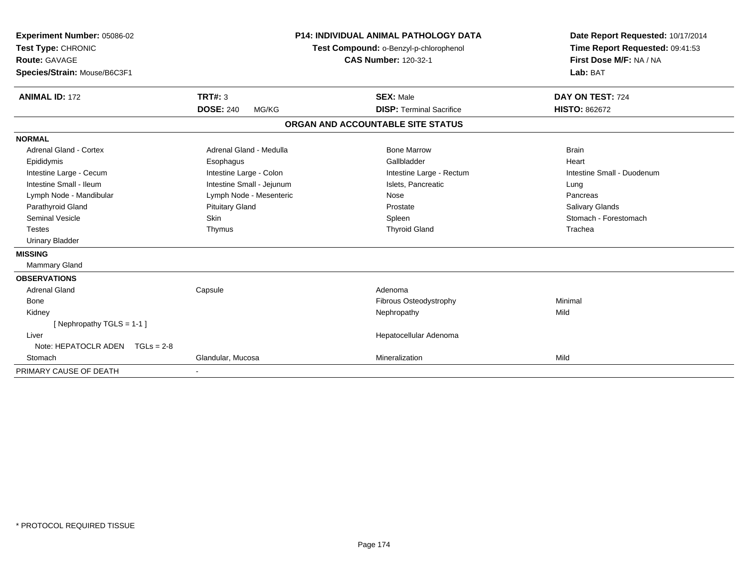**Experiment Number:** 05086-02
**Test Type:** CHRONIC
**Route:** GAVAGE
**Species/Strain:** Mouse/B6C3F1

**P14: INDIVIDUAL ANIMAL PATHOLOGY DATA**
**Test Compound:** o-Benzyl-p-chlorophenol
**CAS Number:** 120-32-1

**Date Report Requested:** 10/17/2014
**Time Report Requested:** 09:41:53
**First Dose M/F:** NA / NA
**Lab:** BAT

| **ANIMAL ID:** 172 | **TRT#:** 3 | **SEX:** Male | **DAY ON TEST:** 724 |
|---|---|---|---|
| | **DOSE:** 240 MG/KG | **DISP:** Terminal Sacrifice | **HISTO:** 862672 |

## ORGAN AND ACCOUNTABLE SITE STATUS

| | | | |
|---|---|---|---|
| **NORMAL** | | | |
| Adrenal Gland - Cortex | Adrenal Gland - Medulla | Bone Marrow | Brain |
| Epididymis | Esophagus | Gallbladder | Heart |
| Intestine Large - Cecum | Intestine Large - Colon | Intestine Large - Rectum | Intestine Small - Duodenum |
| Intestine Small - Ileum | Intestine Small - Jejunum | Islets, Pancreatic | Lung |
| Lymph Node - Mandibular | Lymph Node - Mesenteric | Nose | Pancreas |
| Parathyroid Gland | Pituitary Gland | Prostate | Salivary Glands |
| Seminal Vesicle | Skin | Spleen | Stomach - Forestomach |
| Testes | Thymus | Thyroid Gland | Trachea |
| Urinary Bladder | | | |
| **MISSING** | | | |
| Mammary Gland | | | |
| **OBSERVATIONS** | | | |
| Adrenal Gland | Capsule | Adenoma | |
| Bone | | Fibrous Osteodystrophy | Minimal |
| Kidney | | Nephropathy | Mild |
| [ Nephropathy TGLS = 1-1 ] | | | |
| Liver | | Hepatocellular Adenoma | |
| Note: HEPATOCLR ADEN TGLs = 2-8 | | | |
| Stomach | Glandular, Mucosa | Mineralization | Mild |
| PRIMARY CAUSE OF DEATH | - | | |

* PROTOCOL REQUIRED TISSUE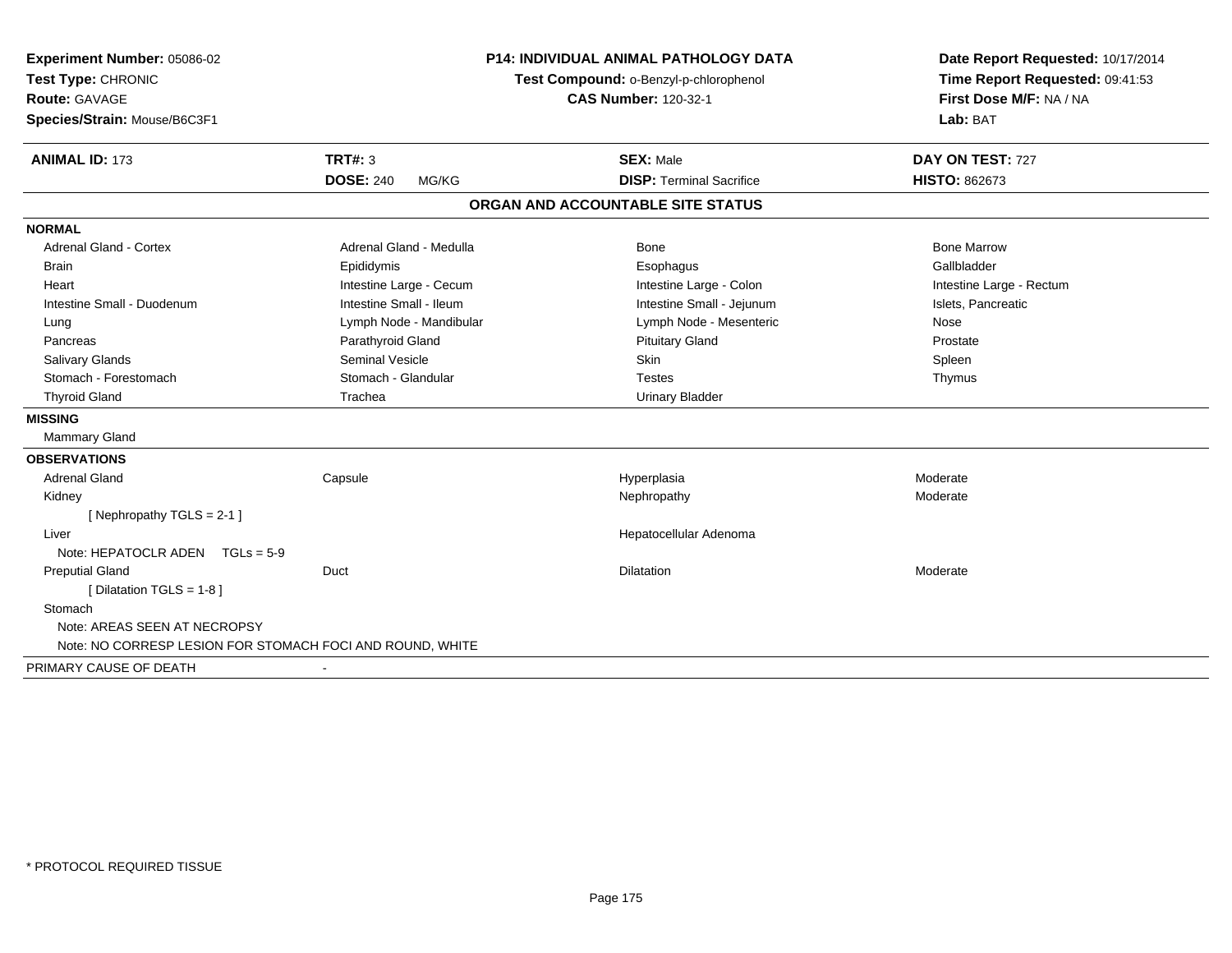**Experiment Number:** 05086-02
**Test Type:** CHRONIC
**Route:** GAVAGE
**Species/Strain:** Mouse/B6C3F1

**P14: INDIVIDUAL ANIMAL PATHOLOGY DATA**
**Test Compound:** o-Benzyl-p-chlorophenol
**CAS Number:** 120-32-1

**Date Report Requested:** 10/17/2014
**Time Report Requested:** 09:41:53
**First Dose M/F:** NA / NA
**Lab:** BAT

| **ANIMAL ID:** 173 | **TRT#:** 3 | **SEX:** Male | **DAY ON TEST:** 727 |
|---|---|---|---|
| | **DOSE:** 240 MG/KG | **DISP:** Terminal Sacrifice | **HISTO:** 862673 |

## ORGAN AND ACCOUNTABLE SITE STATUS

**NORMAL**

| | | | |
|---|---|---|---|
| Adrenal Gland - Cortex | Adrenal Gland - Medulla | Bone | Bone Marrow |
| Brain | Epididymis | Esophagus | Gallbladder |
| Heart | Intestine Large - Cecum | Intestine Large - Colon | Intestine Large - Rectum |
| Intestine Small - Duodenum | Intestine Small - Ileum | Intestine Small - Jejunum | Islets, Pancreatic |
| Lung | Lymph Node - Mandibular | Lymph Node - Mesenteric | Nose |
| Pancreas | Parathyroid Gland | Pituitary Gland | Prostate |
| Salivary Glands | Seminal Vesicle | Skin | Spleen |
| Stomach - Forestomach | Stomach - Glandular | Testes | Thymus |
| Thyroid Gland | Trachea | Urinary Bladder | |

**MISSING**

Mammary Gland

**OBSERVATIONS**

| | | | |
|---|---|---|---|
| Adrenal Gland | Capsule | Hyperplasia | Moderate |
| Kidney | | Nephropathy | Moderate |
| [ Nephropathy TGLS = 2-1 ] | | | |
| Liver | | Hepatocellular Adenoma | |
| Note: HEPATOCLR ADEN TGLs = 5-9 | | | |
| Preputial Gland | Duct | Dilatation | Moderate |
| [ Dilatation TGLS = 1-8 ] | | | |
| Stomach | | | |
| Note: AREAS SEEN AT NECROPSY | | | |
| Note: NO CORRESP LESION FOR STOMACH FOCI AND ROUND, WHITE | | | |

PRIMARY CAUSE OF DEATH -

* PROTOCOL REQUIRED TISSUE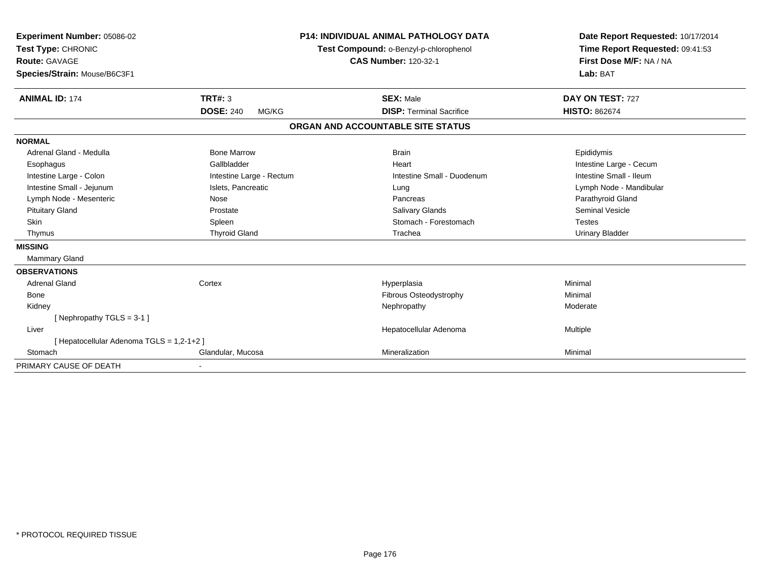**Experiment Number:** 05086-02
**Test Type:** CHRONIC
**Route:** GAVAGE
**Species/Strain:** Mouse/B6C3F1

**P14: INDIVIDUAL ANIMAL PATHOLOGY DATA**
**Test Compound:** o-Benzyl-p-chlorophenol
**CAS Number:** 120-32-1

**Date Report Requested:** 10/17/2014
**Time Report Requested:** 09:41:53
**First Dose M/F:** NA / NA
**Lab:** BAT

| **ANIMAL ID:** 174 | **TRT#:** 3 | **SEX:** Male | **DAY ON TEST:** 727 |
|---|---|---|---|
| | **DOSE:** 240 MG/KG | **DISP:** Terminal Sacrifice | **HISTO:** 862674 |

## ORGAN AND ACCOUNTABLE SITE STATUS

**NORMAL**

| | | | |
|---|---|---|---|
| Adrenal Gland - Medulla | Bone Marrow | Brain | Epididymis |
| Esophagus | Gallbladder | Heart | Intestine Large - Cecum |
| Intestine Large - Colon | Intestine Large - Rectum | Intestine Small - Duodenum | Intestine Small - Ileum |
| Intestine Small - Jejunum | Islets, Pancreatic | Lung | Lymph Node - Mandibular |
| Lymph Node - Mesenteric | Nose | Pancreas | Parathyroid Gland |
| Pituitary Gland | Prostate | Salivary Glands | Seminal Vesicle |
| Skin | Spleen | Stomach - Forestomach | Testes |
| Thymus | Thyroid Gland | Trachea | Urinary Bladder |

**MISSING**

Mammary Gland

**OBSERVATIONS**

| | | | |
|---|---|---|---|
| Adrenal Gland | Cortex | Hyperplasia | Minimal |
| Bone | | Fibrous Osteodystrophy | Minimal |
| Kidney | | Nephropathy | Moderate |
| [ Nephropathy TGLS = 3-1 ] | | | |
| Liver | | Hepatocellular Adenoma | Multiple |
| [ Hepatocellular Adenoma TGLS = 1,2-1+2 ] | | | |
| Stomach | Glandular, Mucosa | Mineralization | Minimal |

PRIMARY CAUSE OF DEATH -

* PROTOCOL REQUIRED TISSUE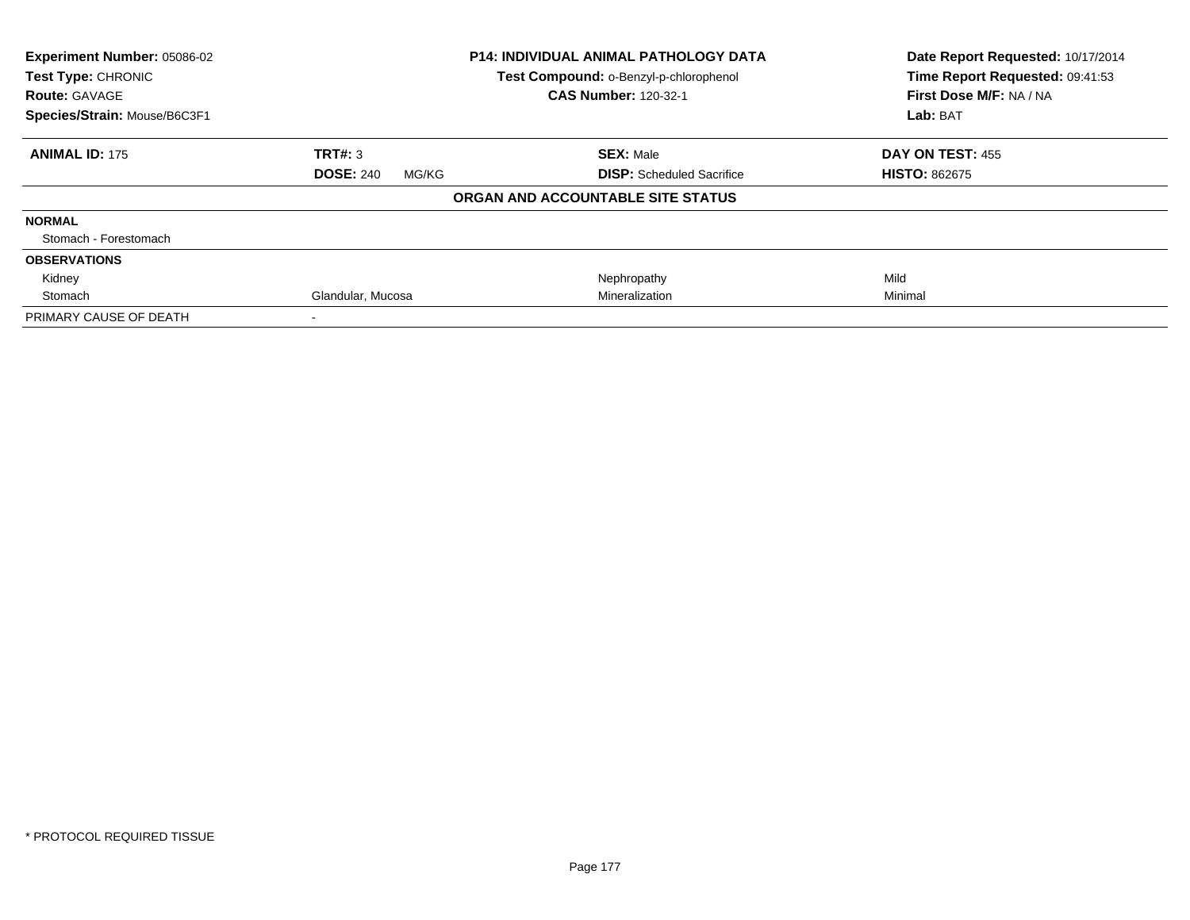**Experiment Number:** 05086-02
**Test Type:** CHRONIC
**Route:** GAVAGE
**Species/Strain:** Mouse/B6C3F1

**P14: INDIVIDUAL ANIMAL PATHOLOGY DATA**
**Test Compound:** o-Benzyl-p-chlorophenol
**CAS Number:** 120-32-1

**Date Report Requested:** 10/17/2014
**Time Report Requested:** 09:41:53
**First Dose M/F:** NA / NA
**Lab:** BAT

| **ANIMAL ID:** 175 | **TRT#:** 3 | **SEX:** Male | **DAY ON TEST:** 455 |
|---|---|---|---|
| | **DOSE:** 240 MG/KG | **DISP:** Scheduled Sacrifice | **HISTO:** 862675 |

**ORGAN AND ACCOUNTABLE SITE STATUS**

| | | | |
|---|---|---|---|
| **NORMAL** | | | |
| Stomach - Forestomach | | | |
| **OBSERVATIONS** | | | |
| Kidney | | Nephropathy | Mild |
| Stomach | Glandular, Mucosa | Mineralization | Minimal |
| PRIMARY CAUSE OF DEATH | - | | |

\* PROTOCOL REQUIRED TISSUE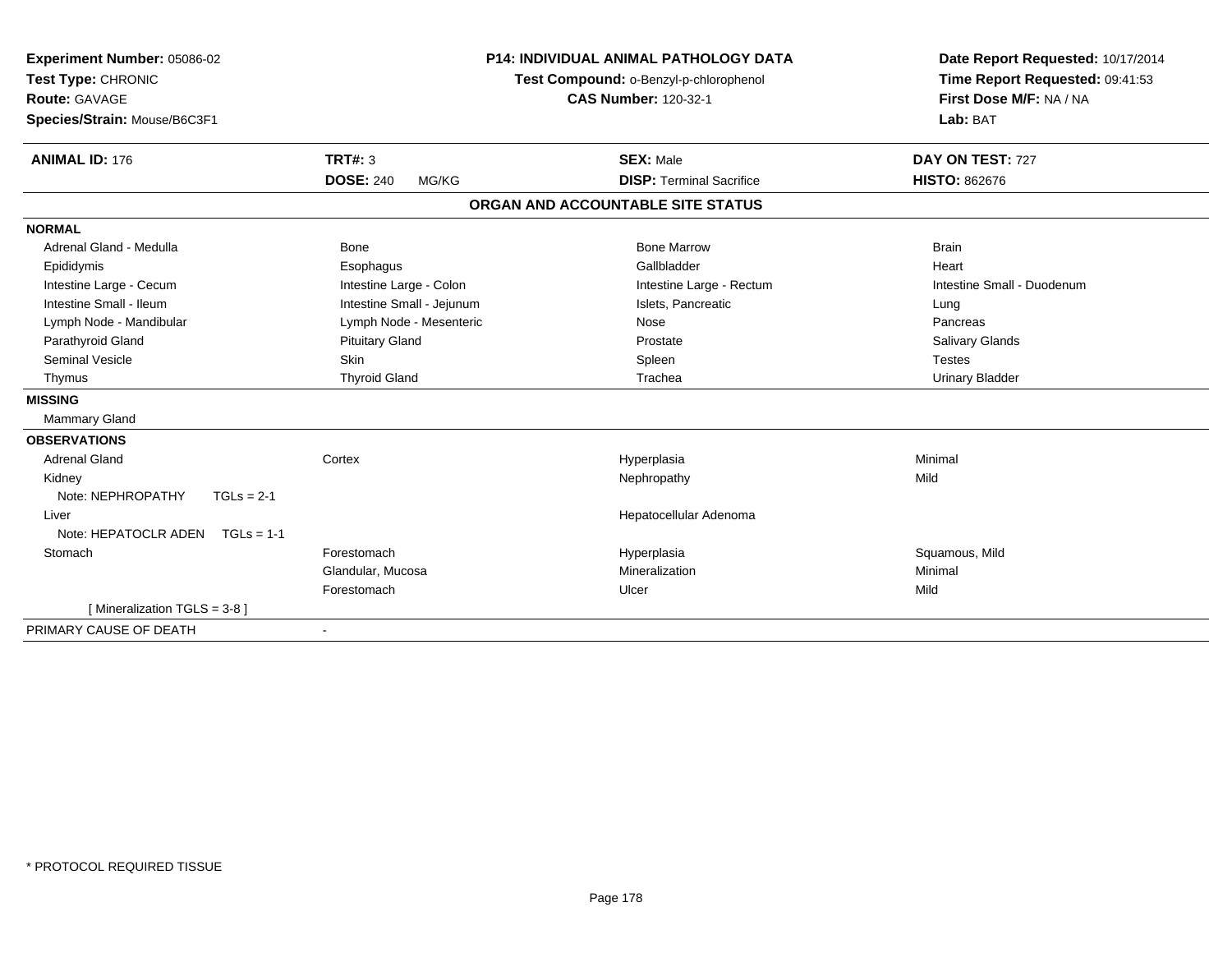**Experiment Number:** 05086-02
**Test Type:** CHRONIC
**Route:** GAVAGE
**Species/Strain:** Mouse/B6C3F1

**P14: INDIVIDUAL ANIMAL PATHOLOGY DATA**
**Test Compound:** o-Benzyl-p-chlorophenol
**CAS Number:** 120-32-1

**Date Report Requested:** 10/17/2014
**Time Report Requested:** 09:41:53
**First Dose M/F:** NA / NA
**Lab:** BAT

| **ANIMAL ID:** 176 | **TRT#:** 3 | **SEX:** Male | **DAY ON TEST:** 727 |
|---|---|---|---|
| | **DOSE:** 240 MG/KG | **DISP:** Terminal Sacrifice | **HISTO:** 862676 |

## ORGAN AND ACCOUNTABLE SITE STATUS

**NORMAL**

| | | | |
|---|---|---|---|
| Adrenal Gland - Medulla | Bone | Bone Marrow | Brain |
| Epididymis | Esophagus | Gallbladder | Heart |
| Intestine Large - Cecum | Intestine Large - Colon | Intestine Large - Rectum | Intestine Small - Duodenum |
| Intestine Small - Ileum | Intestine Small - Jejunum | Islets, Pancreatic | Lung |
| Lymph Node - Mandibular | Lymph Node - Mesenteric | Nose | Pancreas |
| Parathyroid Gland | Pituitary Gland | Prostate | Salivary Glands |
| Seminal Vesicle | Skin | Spleen | Testes |
| Thymus | Thyroid Gland | Trachea | Urinary Bladder |

**MISSING**

Mammary Gland

**OBSERVATIONS**

| | | | |
|---|---|---|---|
| Adrenal Gland | Cortex | Hyperplasia | Minimal |
| Kidney | | Nephropathy | Mild |
| Note: NEPHROPATHY TGLs = 2-1 | | | |
| Liver | | Hepatocellular Adenoma | |
| Note: HEPATOCLR ADEN TGLs = 1-1 | | | |
| Stomach | Forestomach | Hyperplasia | Squamous, Mild |
| | Glandular, Mucosa | Mineralization | Minimal |
| | Forestomach | Ulcer | Mild |
| [ Mineralization TGLS = 3-8 ] | | | |

PRIMARY CAUSE OF DEATH -

* PROTOCOL REQUIRED TISSUE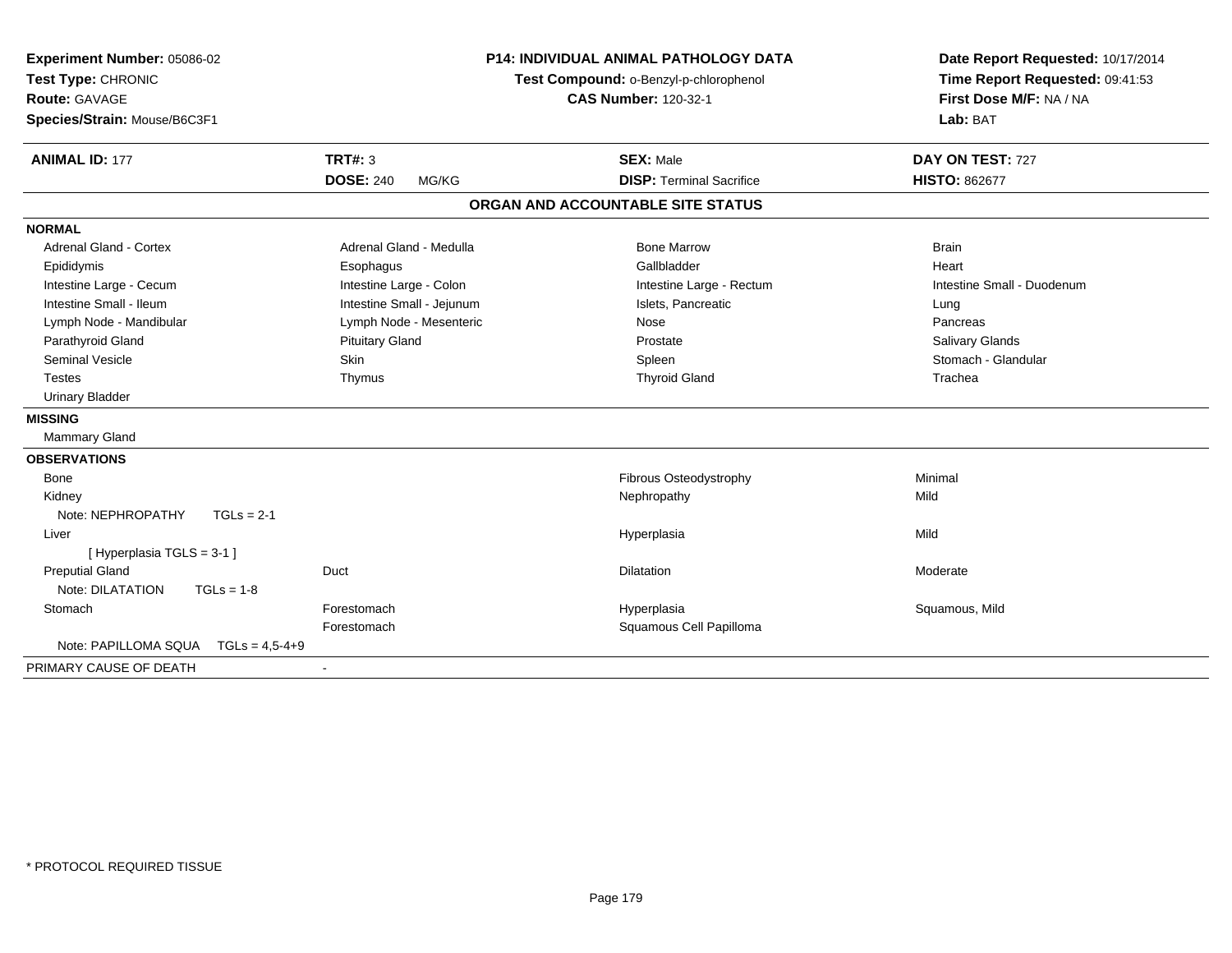**Experiment Number:** 05086-02
**Test Type:** CHRONIC
**Route:** GAVAGE
**Species/Strain:** Mouse/B6C3F1

**P14: INDIVIDUAL ANIMAL PATHOLOGY DATA**
**Test Compound:** o-Benzyl-p-chlorophenol
**CAS Number:** 120-32-1

**Date Report Requested:** 10/17/2014
**Time Report Requested:** 09:41:53
**First Dose M/F:** NA / NA
**Lab:** BAT

| **ANIMAL ID:** 177 | **TRT#:** 3 | **SEX:** Male | **DAY ON TEST:** 727 |
|---|---|---|---|
| | **DOSE:** 240 MG/KG | **DISP:** Terminal Sacrifice | **HISTO:** 862677 |

## ORGAN AND ACCOUNTABLE SITE STATUS

**NORMAL**

| | | | |
|---|---|---|---|
| Adrenal Gland - Cortex | Adrenal Gland - Medulla | Bone Marrow | Brain |
| Epididymis | Esophagus | Gallbladder | Heart |
| Intestine Large - Cecum | Intestine Large - Colon | Intestine Large - Rectum | Intestine Small - Duodenum |
| Intestine Small - Ileum | Intestine Small - Jejunum | Islets, Pancreatic | Lung |
| Lymph Node - Mandibular | Lymph Node - Mesenteric | Nose | Pancreas |
| Parathyroid Gland | Pituitary Gland | Prostate | Salivary Glands |
| Seminal Vesicle | Skin | Spleen | Stomach - Glandular |
| Testes | Thymus | Thyroid Gland | Trachea |
| Urinary Bladder | | | |

**MISSING**

Mammary Gland

**OBSERVATIONS**

| | | | |
|---|---|---|---|
| Bone | | Fibrous Osteodystrophy | Minimal |
| Kidney | | Nephropathy | Mild |
| Note: NEPHROPATHY TGLs = 2-1 | | | |
| Liver | | Hyperplasia | Mild |
| [ Hyperplasia TGLS = 3-1 ] | | | |
| Preputial Gland | Duct | Dilatation | Moderate |
| Note: DILATATION TGLs = 1-8 | | | |
| Stomach | Forestomach | Hyperplasia | Squamous, Mild |
| | Forestomach | Squamous Cell Papilloma | |
| Note: PAPILLOMA SQUA TGLs = 4,5-4+9 | | | |

PRIMARY CAUSE OF DEATH -

* PROTOCOL REQUIRED TISSUE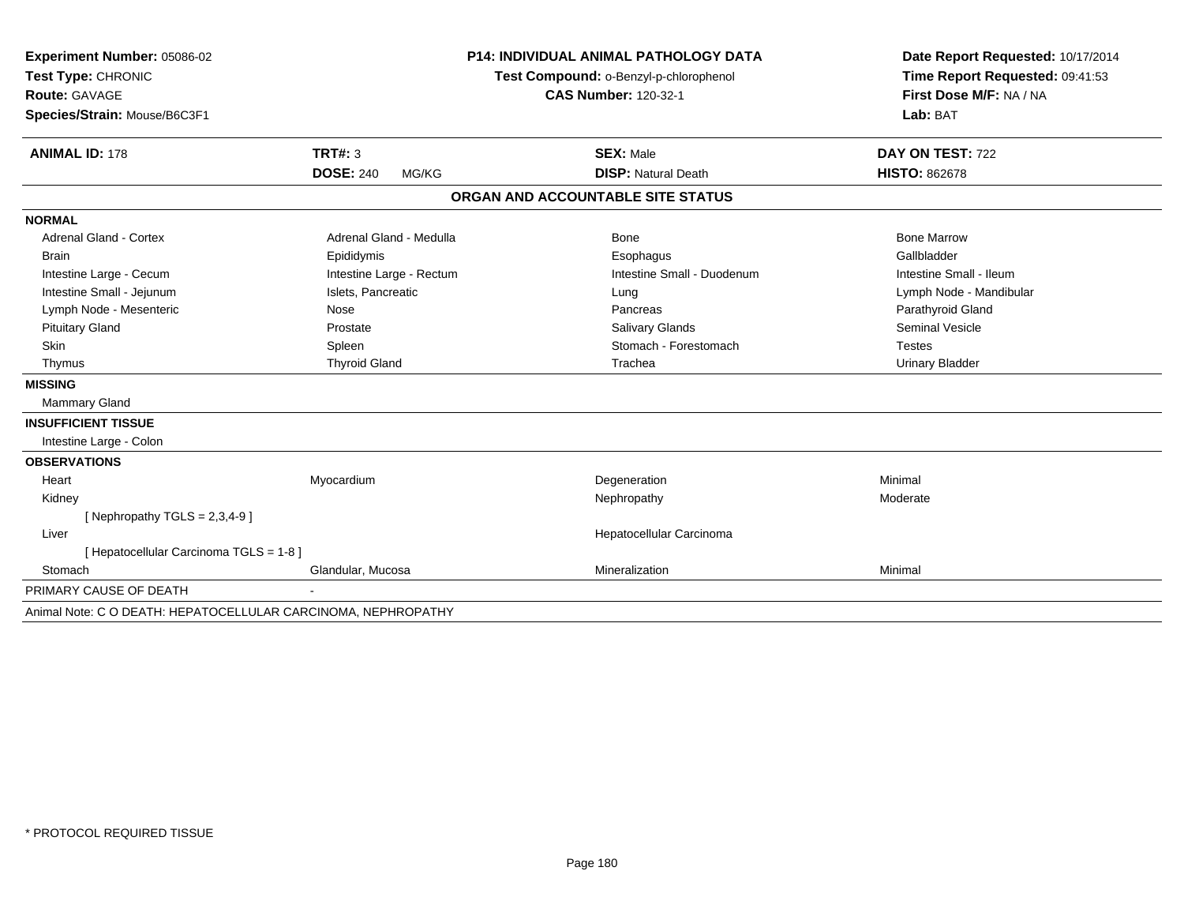**Experiment Number:** 05086-02
**Test Type:** CHRONIC
**Route:** GAVAGE
**Species/Strain:** Mouse/B6C3F1

**P14: INDIVIDUAL ANIMAL PATHOLOGY DATA**
**Test Compound:** o-Benzyl-p-chlorophenol
**CAS Number:** 120-32-1

**Date Report Requested:** 10/17/2014
**Time Report Requested:** 09:41:53
**First Dose M/F:** NA / NA
**Lab:** BAT

| **ANIMAL ID:** 178 | **TRT#:** 3 | **SEX:** Male | **DAY ON TEST:** 722 |
|---|---|---|---|
| | **DOSE:** 240 MG/KG | **DISP:** Natural Death | **HISTO:** 862678 |

## ORGAN AND ACCOUNTABLE SITE STATUS

| | | | |
|---|---|---|---|
| **NORMAL** | | | |
| Adrenal Gland - Cortex | Adrenal Gland - Medulla | Bone | Bone Marrow |
| Brain | Epididymis | Esophagus | Gallbladder |
| Intestine Large - Cecum | Intestine Large - Rectum | Intestine Small - Duodenum | Intestine Small - Ileum |
| Intestine Small - Jejunum | Islets, Pancreatic | Lung | Lymph Node - Mandibular |
| Lymph Node - Mesenteric | Nose | Pancreas | Parathyroid Gland |
| Pituitary Gland | Prostate | Salivary Glands | Seminal Vesicle |
| Skin | Spleen | Stomach - Forestomach | Testes |
| Thymus | Thyroid Gland | Trachea | Urinary Bladder |
| **MISSING** | | | |
| Mammary Gland | | | |
| **INSUFFICIENT TISSUE** | | | |
| Intestine Large - Colon | | | |
| **OBSERVATIONS** | | | |
| Heart | Myocardium | Degeneration | Minimal |
| Kidney | | Nephropathy | Moderate |
| [ Nephropathy TGLS = 2,3,4-9 ] | | | |
| Liver | | Hepatocellular Carcinoma | |
| [ Hepatocellular Carcinoma TGLS = 1-8 ] | | | |
| Stomach | Glandular, Mucosa | Mineralization | Minimal |
| PRIMARY CAUSE OF DEATH | - | | |

Animal Note: C O DEATH: HEPATOCELLULAR CARCINOMA, NEPHROPATHY

* PROTOCOL REQUIRED TISSUE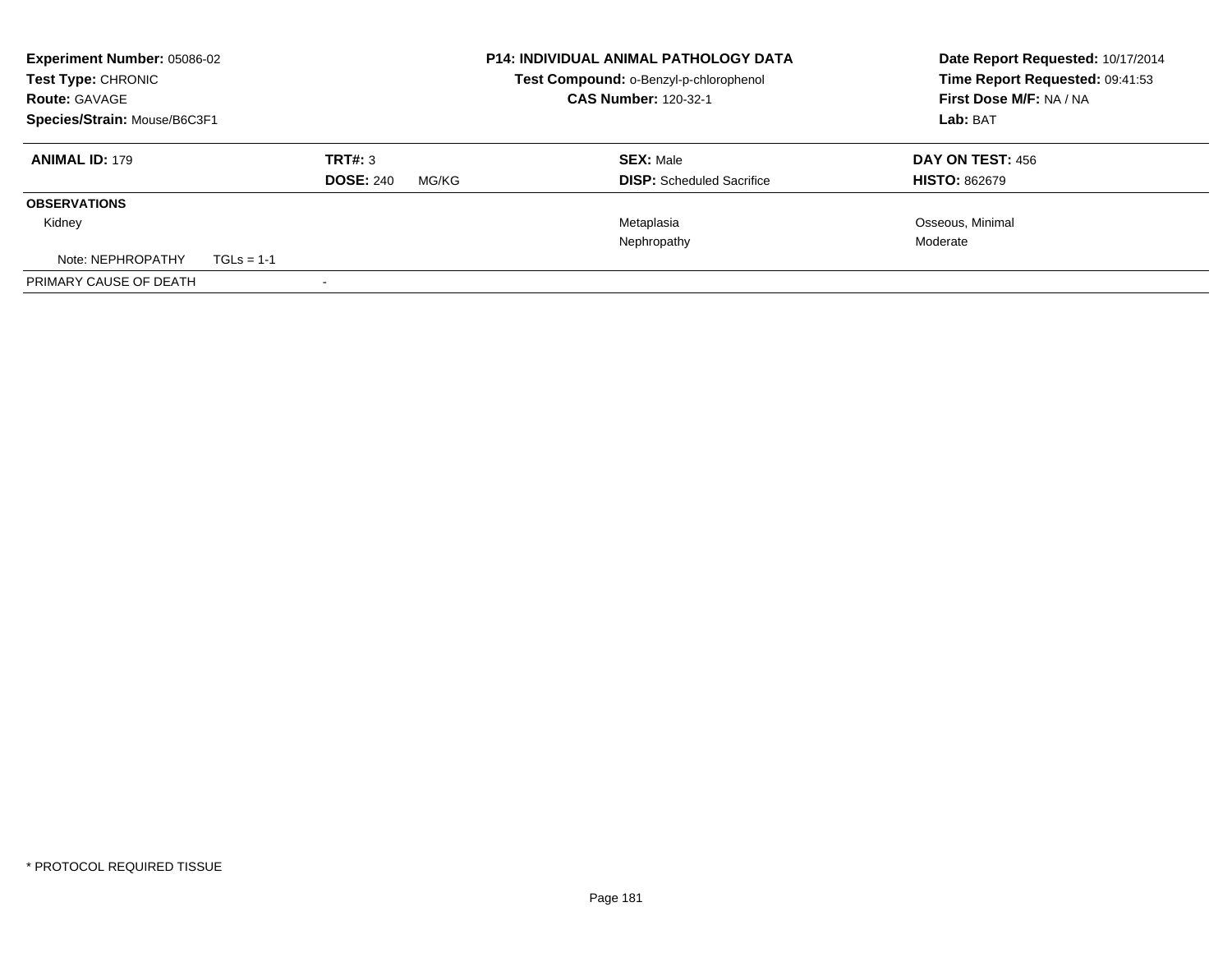**Experiment Number:** 05086-02
**Test Type:** CHRONIC
**Route:** GAVAGE
**Species/Strain:** Mouse/B6C3F1

**P14: INDIVIDUAL ANIMAL PATHOLOGY DATA**
**Test Compound:** o-Benzyl-p-chlorophenol
**CAS Number:** 120-32-1

**Date Report Requested:** 10/17/2014
**Time Report Requested:** 09:41:53
**First Dose M/F:** NA / NA
**Lab:** BAT

| **ANIMAL ID:** 179 | **TRT#:** 3 | **SEX:** Male | **DAY ON TEST:** 456 |
|---|---|---|---|
| | **DOSE:** 240 MG/KG | **DISP:** Scheduled Sacrifice | **HISTO:** 862679 |

**OBSERVATIONS**

| | | | |
|---|---|---|---|
| Kidney | | Metaplasia | Osseous, Minimal |
| | | Nephropathy | Moderate |
| Note: NEPHROPATHY | TGLs = 1-1 | | |
| PRIMARY CAUSE OF DEATH | - | | |

* PROTOCOL REQUIRED TISSUE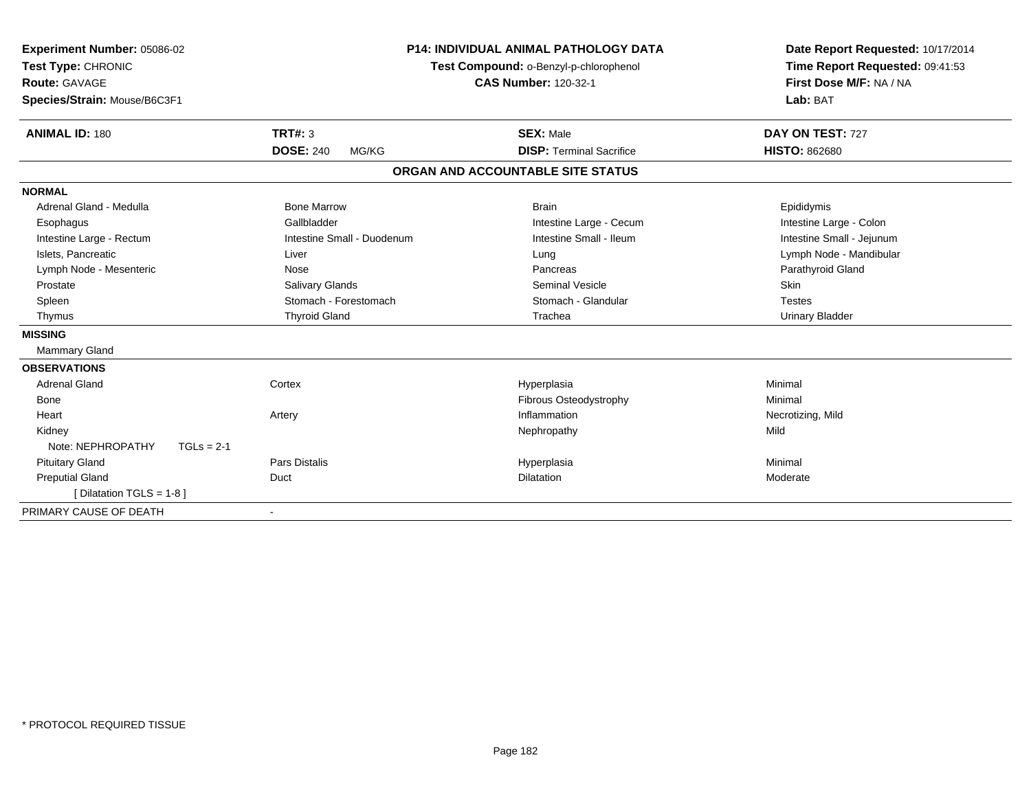**Experiment Number:** 05086-02
**Test Type:** CHRONIC
**Route:** GAVAGE
**Species/Strain:** Mouse/B6C3F1

**P14: INDIVIDUAL ANIMAL PATHOLOGY DATA**
**Test Compound:** o-Benzyl-p-chlorophenol
**CAS Number:** 120-32-1

**Date Report Requested:** 10/17/2014
**Time Report Requested:** 09:41:53
**First Dose M/F:** NA / NA
**Lab:** BAT

| **ANIMAL ID:** 180 | **TRT#:** 3 | **SEX:** Male | **DAY ON TEST:** 727 |
|---|---|---|---|
| | **DOSE:** 240 MG/KG | **DISP:** Terminal Sacrifice | **HISTO:** 862680 |

## ORGAN AND ACCOUNTABLE SITE STATUS

| | | | |
|---|---|---|---|
| **NORMAL** | | | |
| Adrenal Gland - Medulla | Bone Marrow | Brain | Epididymis |
| Esophagus | Gallbladder | Intestine Large - Cecum | Intestine Large - Colon |
| Intestine Large - Rectum | Intestine Small - Duodenum | Intestine Small - Ileum | Intestine Small - Jejunum |
| Islets, Pancreatic | Liver | Lung | Lymph Node - Mandibular |
| Lymph Node - Mesenteric | Nose | Pancreas | Parathyroid Gland |
| Prostate | Salivary Glands | Seminal Vesicle | Skin |
| Spleen | Stomach - Forestomach | Stomach - Glandular | Testes |
| Thymus | Thyroid Gland | Trachea | Urinary Bladder |
| **MISSING** | | | |
| Mammary Gland | | | |
| **OBSERVATIONS** | | | |
| Adrenal Gland | Cortex | Hyperplasia | Minimal |
| Bone | | Fibrous Osteodystrophy | Minimal |
| Heart | Artery | Inflammation | Necrotizing, Mild |
| Kidney | | Nephropathy | Mild |
| Note: NEPHROPATHY TGLs = 2-1 | | | |
| Pituitary Gland | Pars Distalis | Hyperplasia | Minimal |
| Preputial Gland | Duct | Dilatation | Moderate |
| [ Dilatation TGLS = 1-8 ] | | | |
| PRIMARY CAUSE OF DEATH | - | | |

\* PROTOCOL REQUIRED TISSUE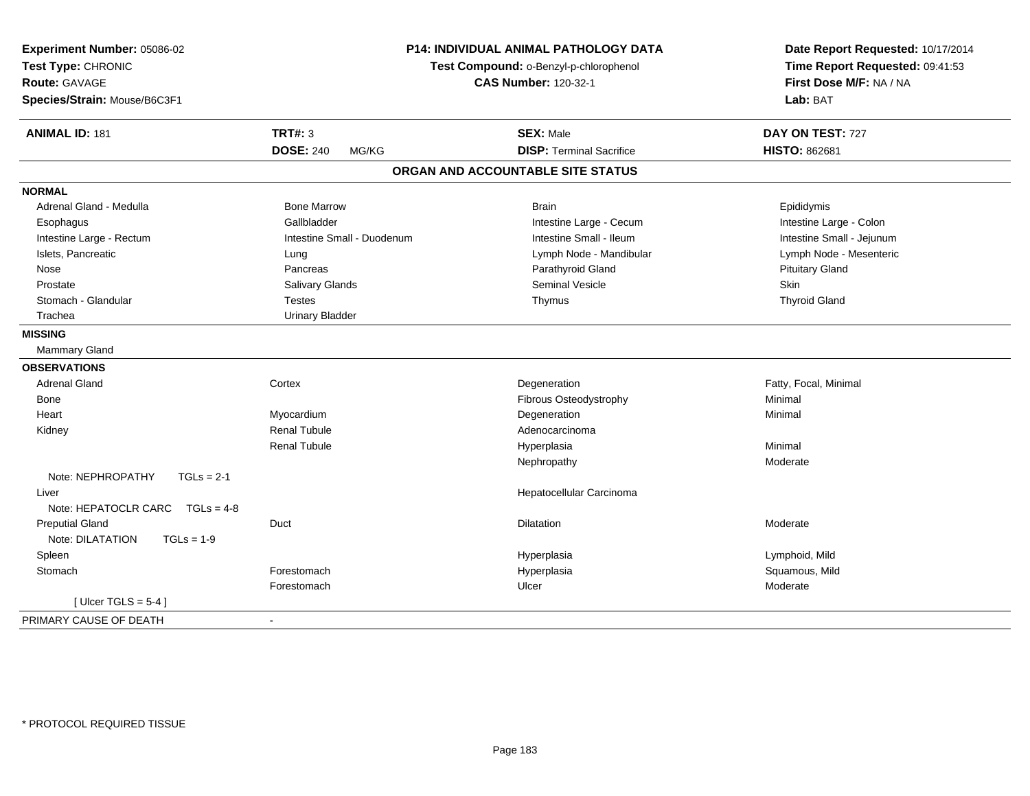**Experiment Number:** 05086-02
**Test Type:** CHRONIC
**Route:** GAVAGE
**Species/Strain:** Mouse/B6C3F1

**P14: INDIVIDUAL ANIMAL PATHOLOGY DATA**
**Test Compound:** o-Benzyl-p-chlorophenol
**CAS Number:** 120-32-1

**Date Report Requested:** 10/17/2014
**Time Report Requested:** 09:41:53
**First Dose M/F:** NA / NA
**Lab:** BAT

| **ANIMAL ID:** 181 | **TRT#:** 3 | **SEX:** Male | **DAY ON TEST:** 727 |
|---|---|---|---|
| | **DOSE:** 240 MG/KG | **DISP:** Terminal Sacrifice | **HISTO:** 862681 |

## ORGAN AND ACCOUNTABLE SITE STATUS

**NORMAL**

| | | | |
|---|---|---|---|
| Adrenal Gland - Medulla | Bone Marrow | Brain | Epididymis |
| Esophagus | Gallbladder | Intestine Large - Cecum | Intestine Large - Colon |
| Intestine Large - Rectum | Intestine Small - Duodenum | Intestine Small - Ileum | Intestine Small - Jejunum |
| Islets, Pancreatic | Lung | Lymph Node - Mandibular | Lymph Node - Mesenteric |
| Nose | Pancreas | Parathyroid Gland | Pituitary Gland |
| Prostate | Salivary Glands | Seminal Vesicle | Skin |
| Stomach - Glandular | Testes | Thymus | Thyroid Gland |
| Trachea | Urinary Bladder | | |

**MISSING**

Mammary Gland

**OBSERVATIONS**

| | | | |
|---|---|---|---|
| Adrenal Gland | Cortex | Degeneration | Fatty, Focal, Minimal |
| Bone | | Fibrous Osteodystrophy | Minimal |
| Heart | Myocardium | Degeneration | Minimal |
| Kidney | Renal Tubule | Adenocarcinoma | |
| | Renal Tubule | Hyperplasia | Minimal |
| | | Nephropathy | Moderate |
| Note: NEPHROPATHY TGLs = 2-1 | | | |
| Liver | | Hepatocellular Carcinoma | |
| Note: HEPATOCLR CARC TGLs = 4-8 | | | |
| Preputial Gland | Duct | Dilatation | Moderate |
| Note: DILATATION TGLs = 1-9 | | | |
| Spleen | | Hyperplasia | Lymphoid, Mild |
| Stomach | Forestomach | Hyperplasia | Squamous, Mild |
| | Forestomach | Ulcer | Moderate |
| [ Ulcer TGLS = 5-4 ] | | | |

PRIMARY CAUSE OF DEATH -

* PROTOCOL REQUIRED TISSUE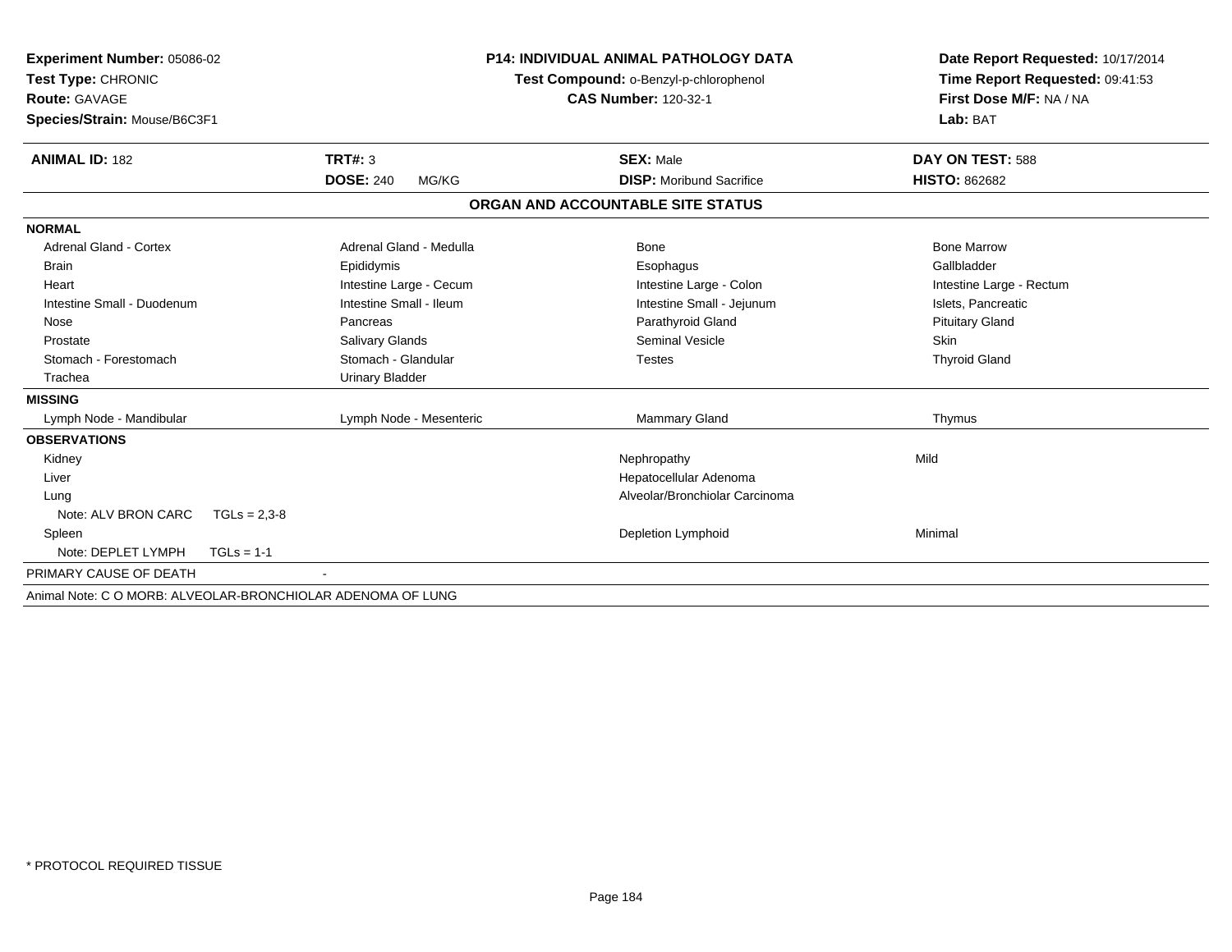**Experiment Number:** 05086-02
**Test Type:** CHRONIC
**Route:** GAVAGE
**Species/Strain:** Mouse/B6C3F1

**P14: INDIVIDUAL ANIMAL PATHOLOGY DATA**
**Test Compound:** o-Benzyl-p-chlorophenol
**CAS Number:** 120-32-1

**Date Report Requested:** 10/17/2014
**Time Report Requested:** 09:41:53
**First Dose M/F:** NA / NA
**Lab:** BAT

| **ANIMAL ID:** 182 | **TRT#:** 3 | **SEX:** Male | **DAY ON TEST:** 588 |
|---|---|---|---|
| | **DOSE:** 240 MG/KG | **DISP:** Moribund Sacrifice | **HISTO:** 862682 |

## ORGAN AND ACCOUNTABLE SITE STATUS

**NORMAL**

| | | | |
|---|---|---|---|
| Adrenal Gland - Cortex | Adrenal Gland - Medulla | Bone | Bone Marrow |
| Brain | Epididymis | Esophagus | Gallbladder |
| Heart | Intestine Large - Cecum | Intestine Large - Colon | Intestine Large - Rectum |
| Intestine Small - Duodenum | Intestine Small - Ileum | Intestine Small - Jejunum | Islets, Pancreatic |
| Nose | Pancreas | Parathyroid Gland | Pituitary Gland |
| Prostate | Salivary Glands | Seminal Vesicle | Skin |
| Stomach - Forestomach | Stomach - Glandular | Testes | Thyroid Gland |
| Trachea | Urinary Bladder | | |

**MISSING**

| | | | |
|---|---|---|---|
| Lymph Node - Mandibular | Lymph Node - Mesenteric | Mammary Gland | Thymus |

**OBSERVATIONS**

| | | |
|---|---|---|
| Kidney | Nephropathy | Mild |
| Liver | Hepatocellular Adenoma | |
| Lung | Alveolar/Bronchiolar Carcinoma | |
| Note: ALV BRON CARC TGLs = 2,3-8 | | |
| Spleen | Depletion Lymphoid | Minimal |
| Note: DEPLET LYMPH TGLs = 1-1 | | |

PRIMARY CAUSE OF DEATH -

Animal Note: C O MORB: ALVEOLAR-BRONCHIOLAR ADENOMA OF LUNG

\* PROTOCOL REQUIRED TISSUE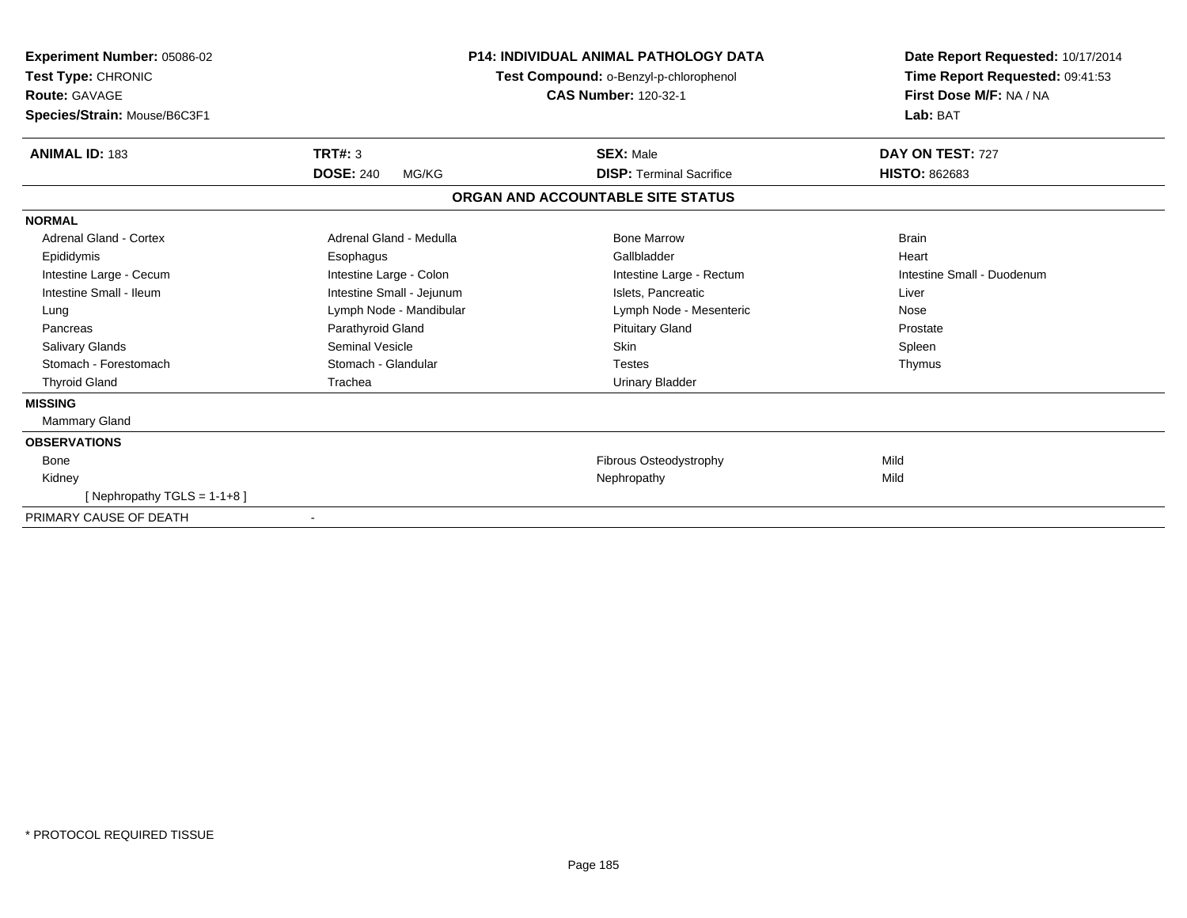**Experiment Number:** 05086-02
**Test Type:** CHRONIC
**Route:** GAVAGE
**Species/Strain:** Mouse/B6C3F1

**P14: INDIVIDUAL ANIMAL PATHOLOGY DATA**
**Test Compound:** o-Benzyl-p-chlorophenol
**CAS Number:** 120-32-1

**Date Report Requested:** 10/17/2014
**Time Report Requested:** 09:41:53
**First Dose M/F:** NA / NA
**Lab:** BAT

| **ANIMAL ID:** 183 | **TRT#:** 3 | **SEX:** Male | **DAY ON TEST:** 727 |
|---|---|---|---|
| | **DOSE:** 240 MG/KG | **DISP:** Terminal Sacrifice | **HISTO:** 862683 |

**ORGAN AND ACCOUNTABLE SITE STATUS**

**NORMAL**

| | | | |
|---|---|---|---|
| Adrenal Gland - Cortex | Adrenal Gland - Medulla | Bone Marrow | Brain |
| Epididymis | Esophagus | Gallbladder | Heart |
| Intestine Large - Cecum | Intestine Large - Colon | Intestine Large - Rectum | Intestine Small - Duodenum |
| Intestine Small - Ileum | Intestine Small - Jejunum | Islets, Pancreatic | Liver |
| Lung | Lymph Node - Mandibular | Lymph Node - Mesenteric | Nose |
| Pancreas | Parathyroid Gland | Pituitary Gland | Prostate |
| Salivary Glands | Seminal Vesicle | Skin | Spleen |
| Stomach - Forestomach | Stomach - Glandular | Testes | Thymus |
| Thyroid Gland | Trachea | Urinary Bladder | |

**MISSING**

Mammary Gland

**OBSERVATIONS**

| | | |
|---|---|---|
| Bone | Fibrous Osteodystrophy | Mild |
| Kidney | Nephropathy | Mild |
| [ Nephropathy TGLS = 1-1+8 ] | | |

PRIMARY CAUSE OF DEATH -

* PROTOCOL REQUIRED TISSUE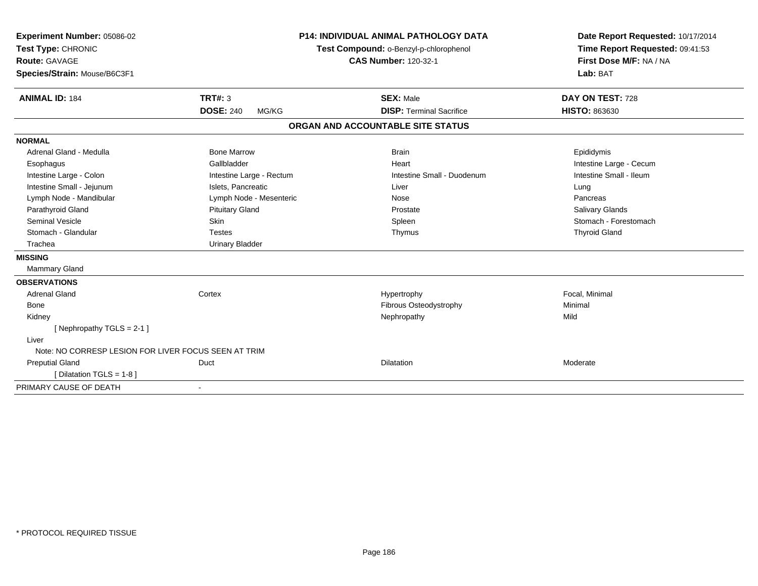**Experiment Number:** 05086-02
**Test Type:** CHRONIC
**Route:** GAVAGE
**Species/Strain:** Mouse/B6C3F1

**P14: INDIVIDUAL ANIMAL PATHOLOGY DATA**
**Test Compound:** o-Benzyl-p-chlorophenol
**CAS Number:** 120-32-1

**Date Report Requested:** 10/17/2014
**Time Report Requested:** 09:41:53
**First Dose M/F:** NA / NA
**Lab:** BAT

| **ANIMAL ID:** 184 | **TRT#:** 3 | **SEX:** Male | **DAY ON TEST:** 728 |
|---|---|---|---|
| | **DOSE:** 240 MG/KG | **DISP:** Terminal Sacrifice | **HISTO:** 863630 |

## ORGAN AND ACCOUNTABLE SITE STATUS

| | | | |
|---|---|---|---|
| **NORMAL** | | | |
| Adrenal Gland - Medulla | Bone Marrow | Brain | Epididymis |
| Esophagus | Gallbladder | Heart | Intestine Large - Cecum |
| Intestine Large - Colon | Intestine Large - Rectum | Intestine Small - Duodenum | Intestine Small - Ileum |
| Intestine Small - Jejunum | Islets, Pancreatic | Liver | Lung |
| Lymph Node - Mandibular | Lymph Node - Mesenteric | Nose | Pancreas |
| Parathyroid Gland | Pituitary Gland | Prostate | Salivary Glands |
| Seminal Vesicle | Skin | Spleen | Stomach - Forestomach |
| Stomach - Glandular | Testes | Thymus | Thyroid Gland |
| Trachea | Urinary Bladder | | |
| **MISSING** | | | |
| Mammary Gland | | | |
| **OBSERVATIONS** | | | |
| Adrenal Gland | Cortex | Hypertrophy | Focal, Minimal |
| Bone | | Fibrous Osteodystrophy | Minimal |
| Kidney | | Nephropathy | Mild |
| [ Nephropathy TGLS = 2-1 ] | | | |
| Liver | | | |
| Note: NO CORRESP LESION FOR LIVER FOCUS SEEN AT TRIM | | | |
| Preputial Gland | Duct | Dilatation | Moderate |
| [ Dilatation TGLS = 1-8 ] | | | |
| PRIMARY CAUSE OF DEATH | - | | |

* PROTOCOL REQUIRED TISSUE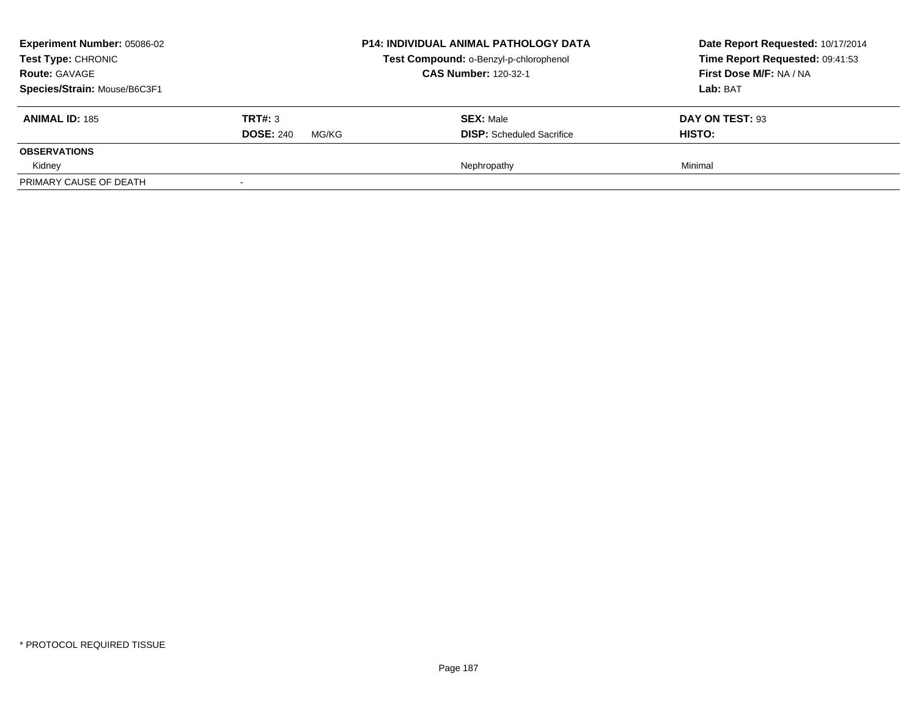**Experiment Number:** 05086-02
**Test Type:** CHRONIC
**Route:** GAVAGE
**Species/Strain:** Mouse/B6C3F1

**P14: INDIVIDUAL ANIMAL PATHOLOGY DATA**
**Test Compound:** o-Benzyl-p-chlorophenol
**CAS Number:** 120-32-1

**Date Report Requested:** 10/17/2014
**Time Report Requested:** 09:41:53
**First Dose M/F:** NA / NA
**Lab:** BAT

| **ANIMAL ID:** 185 | **TRT#:** 3<br>**DOSE:** 240 MG/KG | **SEX:** Male<br>**DISP:** Scheduled Sacrifice | **DAY ON TEST:** 93<br>**HISTO:** |
|---|---|---|---|
| **OBSERVATIONS** | | | |
| Kidney | | Nephropathy | Minimal |
| PRIMARY CAUSE OF DEATH | - | | |

\* PROTOCOL REQUIRED TISSUE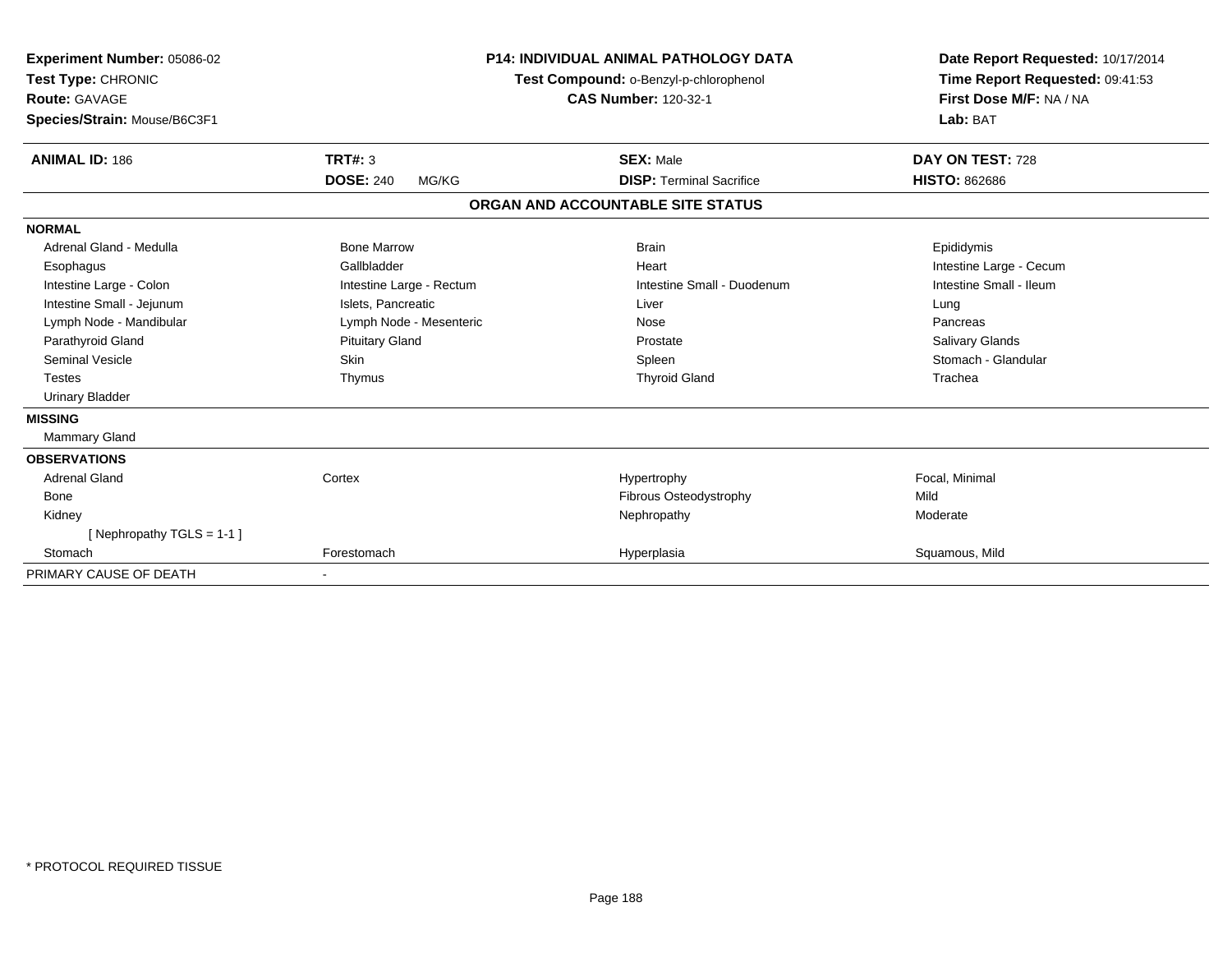**Experiment Number:** 05086-02
**Test Type:** CHRONIC
**Route:** GAVAGE
**Species/Strain:** Mouse/B6C3F1

**P14: INDIVIDUAL ANIMAL PATHOLOGY DATA**
**Test Compound:** o-Benzyl-p-chlorophenol
**CAS Number:** 120-32-1

**Date Report Requested:** 10/17/2014
**Time Report Requested:** 09:41:53
**First Dose M/F:** NA / NA
**Lab:** BAT

| **ANIMAL ID:** 186 | **TRT#:** 3 | **SEX:** Male | **DAY ON TEST:** 728 |
|---|---|---|---|
| | **DOSE:** 240 MG/KG | **DISP:** Terminal Sacrifice | **HISTO:** 862686 |

**ORGAN AND ACCOUNTABLE SITE STATUS**

| | | | |
|---|---|---|---|
| **NORMAL** | | | |
| Adrenal Gland - Medulla | Bone Marrow | Brain | Epididymis |
| Esophagus | Gallbladder | Heart | Intestine Large - Cecum |
| Intestine Large - Colon | Intestine Large - Rectum | Intestine Small - Duodenum | Intestine Small - Ileum |
| Intestine Small - Jejunum | Islets, Pancreatic | Liver | Lung |
| Lymph Node - Mandibular | Lymph Node - Mesenteric | Nose | Pancreas |
| Parathyroid Gland | Pituitary Gland | Prostate | Salivary Glands |
| Seminal Vesicle | Skin | Spleen | Stomach - Glandular |
| Testes | Thymus | Thyroid Gland | Trachea |
| Urinary Bladder | | | |
| **MISSING** | | | |
| Mammary Gland | | | |
| **OBSERVATIONS** | | | |
| Adrenal Gland | Cortex | Hypertrophy | Focal, Minimal |
| Bone | | Fibrous Osteodystrophy | Mild |
| Kidney | | Nephropathy | Moderate |
| [ Nephropathy TGLS = 1-1 ] | | | |
| Stomach | Forestomach | Hyperplasia | Squamous, Mild |
| PRIMARY CAUSE OF DEATH | - | | |

* PROTOCOL REQUIRED TISSUE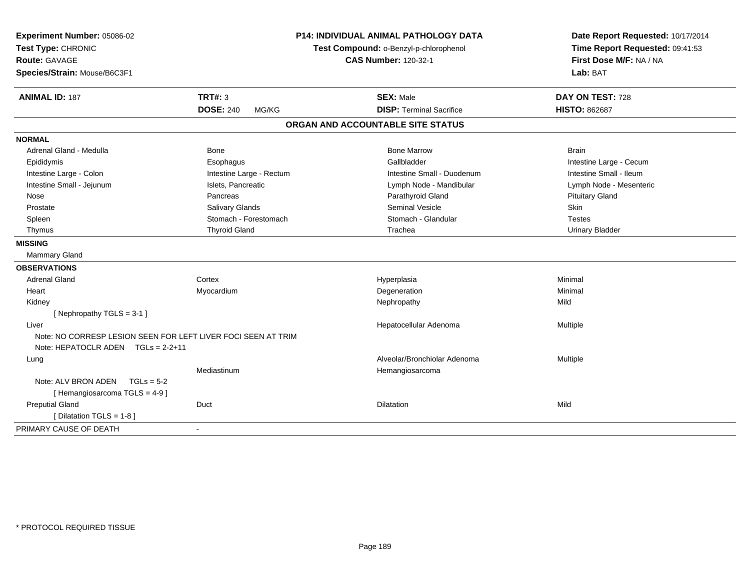**Experiment Number:** 05086-02
**Test Type:** CHRONIC
**Route:** GAVAGE
**Species/Strain:** Mouse/B6C3F1

**P14: INDIVIDUAL ANIMAL PATHOLOGY DATA**
**Test Compound:** o-Benzyl-p-chlorophenol
**CAS Number:** 120-32-1

**Date Report Requested:** 10/17/2014
**Time Report Requested:** 09:41:53
**First Dose M/F:** NA / NA
**Lab:** BAT

| **ANIMAL ID:** 187 | **TRT#:** 3 | **SEX:** Male | **DAY ON TEST:** 728 |
|---|---|---|---|
| | **DOSE:** 240 MG/KG | **DISP:** Terminal Sacrifice | **HISTO:** 862687 |

## ORGAN AND ACCOUNTABLE SITE STATUS

**NORMAL**

| | | | |
|---|---|---|---|
| Adrenal Gland - Medulla | Bone | Bone Marrow | Brain |
| Epididymis | Esophagus | Gallbladder | Intestine Large - Cecum |
| Intestine Large - Colon | Intestine Large - Rectum | Intestine Small - Duodenum | Intestine Small - Ileum |
| Intestine Small - Jejunum | Islets, Pancreatic | Lymph Node - Mandibular | Lymph Node - Mesenteric |
| Nose | Pancreas | Parathyroid Gland | Pituitary Gland |
| Prostate | Salivary Glands | Seminal Vesicle | Skin |
| Spleen | Stomach - Forestomach | Stomach - Glandular | Testes |
| Thymus | Thyroid Gland | Trachea | Urinary Bladder |

**MISSING**

Mammary Gland

**OBSERVATIONS**

| | | | |
|---|---|---|---|
| Adrenal Gland | Cortex | Hyperplasia | Minimal |
| Heart | Myocardium | Degeneration | Minimal |
| Kidney | | Nephropathy | Mild |
| [ Nephropathy TGLS = 3-1 ] | | | |
| Liver | | Hepatocellular Adenoma | Multiple |
| Note: NO CORRESP LESION SEEN FOR LEFT LIVER FOCI SEEN AT TRIM | | | |
| Note: HEPATOCLR ADEN TGLs = 2-2+11 | | | |
| Lung | | Alveolar/Bronchiolar Adenoma | Multiple |
| | Mediastinum | Hemangiosarcoma | |
| Note: ALV BRON ADEN TGLs = 5-2 | | | |
| [ Hemangiosarcoma TGLS = 4-9 ] | | | |
| Preputial Gland | Duct | Dilatation | Mild |
| [ Dilatation TGLS = 1-8 ] | | | |

PRIMARY CAUSE OF DEATH -

* PROTOCOL REQUIRED TISSUE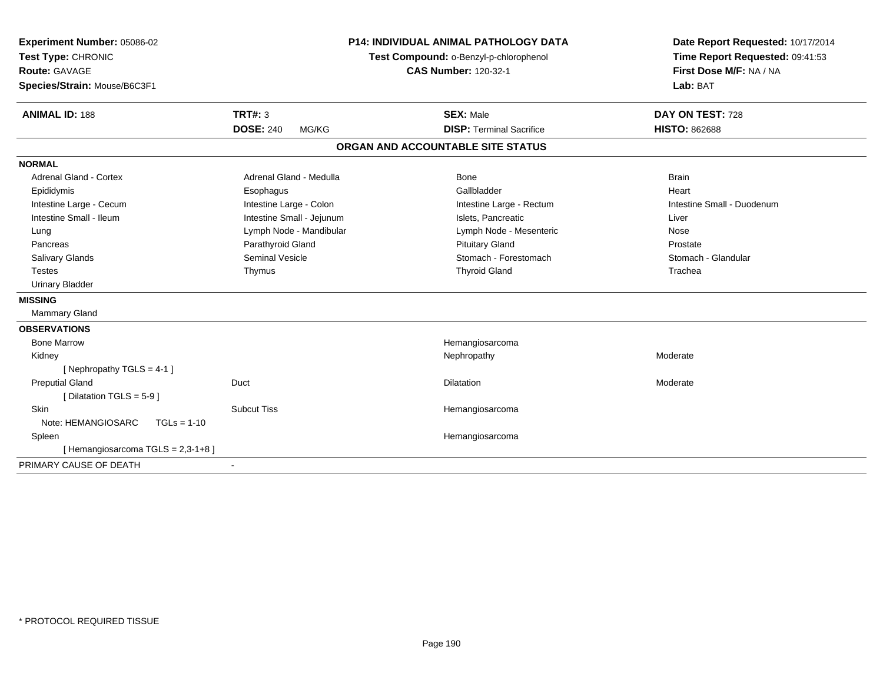**Experiment Number:** 05086-02
**Test Type:** CHRONIC
**Route:** GAVAGE
**Species/Strain:** Mouse/B6C3F1

**P14: INDIVIDUAL ANIMAL PATHOLOGY DATA**
**Test Compound:** o-Benzyl-p-chlorophenol
**CAS Number:** 120-32-1

**Date Report Requested:** 10/17/2014
**Time Report Requested:** 09:41:53
**First Dose M/F:** NA / NA
**Lab:** BAT

| **ANIMAL ID:** 188 | **TRT#:** 3 | **SEX:** Male | **DAY ON TEST:** 728 |
|---|---|---|---|
| | **DOSE:** 240 MG/KG | **DISP:** Terminal Sacrifice | **HISTO:** 862688 |

## ORGAN AND ACCOUNTABLE SITE STATUS

**NORMAL**

| | | | |
|---|---|---|---|
| Adrenal Gland - Cortex | Adrenal Gland - Medulla | Bone | Brain |
| Epididymis | Esophagus | Gallbladder | Heart |
| Intestine Large - Cecum | Intestine Large - Colon | Intestine Large - Rectum | Intestine Small - Duodenum |
| Intestine Small - Ileum | Intestine Small - Jejunum | Islets, Pancreatic | Liver |
| Lung | Lymph Node - Mandibular | Lymph Node - Mesenteric | Nose |
| Pancreas | Parathyroid Gland | Pituitary Gland | Prostate |
| Salivary Glands | Seminal Vesicle | Stomach - Forestomach | Stomach - Glandular |
| Testes | Thymus | Thyroid Gland | Trachea |
| Urinary Bladder | | | |

**MISSING**

Mammary Gland

**OBSERVATIONS**

| | | | |
|---|---|---|---|
| Bone Marrow | | Hemangiosarcoma | |
| Kidney | | Nephropathy | Moderate |
| [ Nephropathy TGLS = 4-1 ] | | | |
| Preputial Gland | Duct | Dilatation | Moderate |
| [ Dilatation TGLS = 5-9 ] | | | |
| Skin | Subcut Tiss | Hemangiosarcoma | |
| Note: HEMANGIOSARC TGLs = 1-10 | | | |
| Spleen | | Hemangiosarcoma | |
| [ Hemangiosarcoma TGLS = 2,3-1+8 ] | | | |

PRIMARY CAUSE OF DEATH -

\* PROTOCOL REQUIRED TISSUE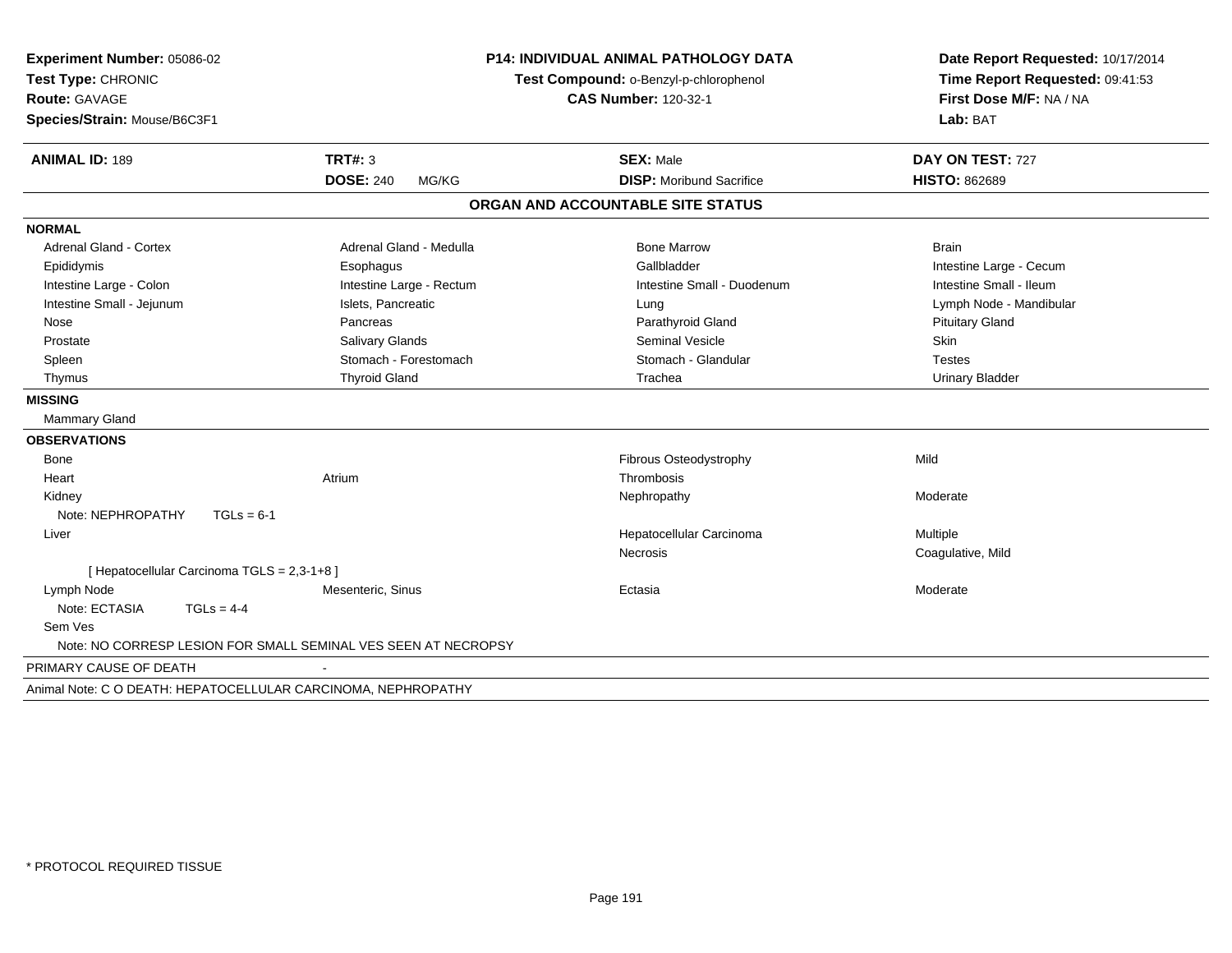**Experiment Number:** 05086-02
**Test Type:** CHRONIC
**Route:** GAVAGE
**Species/Strain:** Mouse/B6C3F1

**P14: INDIVIDUAL ANIMAL PATHOLOGY DATA**
**Test Compound:** o-Benzyl-p-chlorophenol
**CAS Number:** 120-32-1

**Date Report Requested:** 10/17/2014
**Time Report Requested:** 09:41:53
**First Dose M/F:** NA / NA
**Lab:** BAT

| **ANIMAL ID:** 189 | **TRT#:** 3 | **SEX:** Male | **DAY ON TEST:** 727 |
|---|---|---|---|
| | **DOSE:** 240 MG/KG | **DISP:** Moribund Sacrifice | **HISTO:** 862689 |

## ORGAN AND ACCOUNTABLE SITE STATUS

**NORMAL**

| | | | |
|---|---|---|---|
| Adrenal Gland - Cortex | Adrenal Gland - Medulla | Bone Marrow | Brain |
| Epididymis | Esophagus | Gallbladder | Intestine Large - Cecum |
| Intestine Large - Colon | Intestine Large - Rectum | Intestine Small - Duodenum | Intestine Small - Ileum |
| Intestine Small - Jejunum | Islets, Pancreatic | Lung | Lymph Node - Mandibular |
| Nose | Pancreas | Parathyroid Gland | Pituitary Gland |
| Prostate | Salivary Glands | Seminal Vesicle | Skin |
| Spleen | Stomach - Forestomach | Stomach - Glandular | Testes |
| Thymus | Thyroid Gland | Trachea | Urinary Bladder |

**MISSING**

Mammary Gland

**OBSERVATIONS**

| | | | |
|---|---|---|---|
| Bone | | Fibrous Osteodystrophy | Mild |
| Heart | Atrium | Thrombosis | |
| Kidney | | Nephropathy | Moderate |
| Note: NEPHROPATHY TGLs = 6-1 | | | |
| Liver | | Hepatocellular Carcinoma | Multiple |
| | | Necrosis | Coagulative, Mild |
| [ Hepatocellular Carcinoma TGLS = 2,3-1+8 ] | | | |
| Lymph Node | Mesenteric, Sinus | Ectasia | Moderate |
| Note: ECTASIA TGLs = 4-4 | | | |
| Sem Ves | | | |
| Note: NO CORRESP LESION FOR SMALL SEMINAL VES SEEN AT NECROPSY | | | |

PRIMARY CAUSE OF DEATH -

Animal Note: C O DEATH: HEPATOCELLULAR CARCINOMA, NEPHROPATHY

* PROTOCOL REQUIRED TISSUE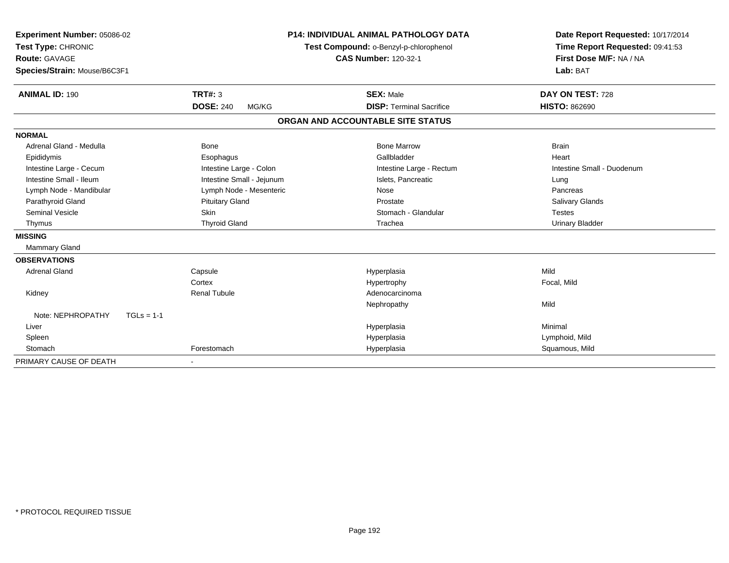**Experiment Number:** 05086-02
**Test Type:** CHRONIC
**Route:** GAVAGE
**Species/Strain:** Mouse/B6C3F1

**P14: INDIVIDUAL ANIMAL PATHOLOGY DATA**
**Test Compound:** o-Benzyl-p-chlorophenol
**CAS Number:** 120-32-1

**Date Report Requested:** 10/17/2014
**Time Report Requested:** 09:41:53
**First Dose M/F:** NA / NA
**Lab:** BAT

| **ANIMAL ID:** 190 | **TRT#:** 3 | **SEX:** Male | **DAY ON TEST:** 728 |
|---|---|---|---|
| | **DOSE:** 240 MG/KG | **DISP:** Terminal Sacrifice | **HISTO:** 862690 |

## ORGAN AND ACCOUNTABLE SITE STATUS

**NORMAL**

| | | | |
|---|---|---|---|
| Adrenal Gland - Medulla | Bone | Bone Marrow | Brain |
| Epididymis | Esophagus | Gallbladder | Heart |
| Intestine Large - Cecum | Intestine Large - Colon | Intestine Large - Rectum | Intestine Small - Duodenum |
| Intestine Small - Ileum | Intestine Small - Jejunum | Islets, Pancreatic | Lung |
| Lymph Node - Mandibular | Lymph Node - Mesenteric | Nose | Pancreas |
| Parathyroid Gland | Pituitary Gland | Prostate | Salivary Glands |
| Seminal Vesicle | Skin | Stomach - Glandular | Testes |
| Thymus | Thyroid Gland | Trachea | Urinary Bladder |

**MISSING**

Mammary Gland

**OBSERVATIONS**

| | | | |
|---|---|---|---|
| Adrenal Gland | Capsule | Hyperplasia | Mild |
| | Cortex | Hypertrophy | Focal, Mild |
| Kidney | Renal Tubule | Adenocarcinoma | |
| | | Nephropathy | Mild |
| Note: NEPHROPATHY TGLs = 1-1 | | | |
| Liver | | Hyperplasia | Minimal |
| Spleen | | Hyperplasia | Lymphoid, Mild |
| Stomach | Forestomach | Hyperplasia | Squamous, Mild |

PRIMARY CAUSE OF DEATH -

* PROTOCOL REQUIRED TISSUE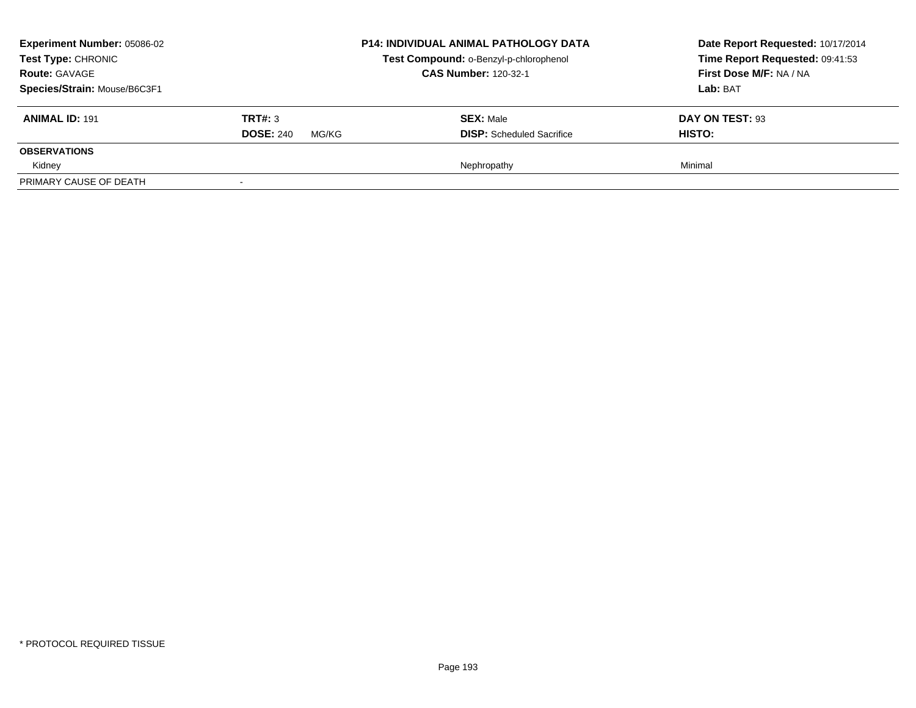**Experiment Number:** 05086-02
**Test Type:** CHRONIC
**Route:** GAVAGE
**Species/Strain:** Mouse/B6C3F1

**P14: INDIVIDUAL ANIMAL PATHOLOGY DATA**
**Test Compound:** o-Benzyl-p-chlorophenol
**CAS Number:** 120-32-1

**Date Report Requested:** 10/17/2014
**Time Report Requested:** 09:41:53
**First Dose M/F:** NA / NA
**Lab:** BAT

| **ANIMAL ID:** 191 | **TRT#:** 3 | **SEX:** Male | **DAY ON TEST:** 93 |
|---|---|---|---|
| | **DOSE:** 240 MG/KG | **DISP:** Scheduled Sacrifice | **HISTO:** |
| **OBSERVATIONS** | | | |
| Kidney | | Nephropathy | Minimal |
| PRIMARY CAUSE OF DEATH | - | | |

\* PROTOCOL REQUIRED TISSUE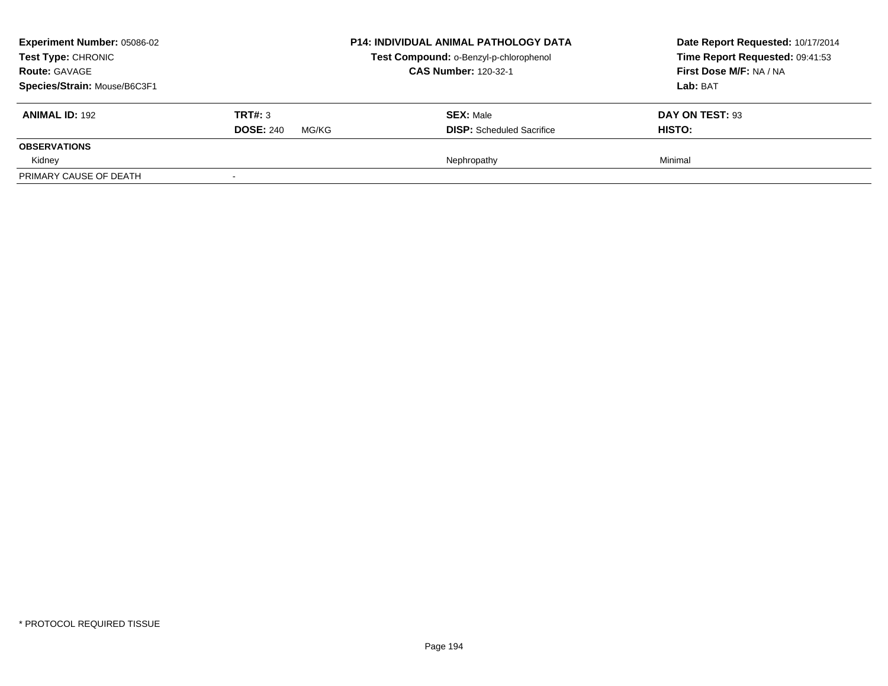**Experiment Number:** 05086-02
**Test Type:** CHRONIC
**Route:** GAVAGE
**Species/Strain:** Mouse/B6C3F1

**P14: INDIVIDUAL ANIMAL PATHOLOGY DATA**
**Test Compound:** o-Benzyl-p-chlorophenol
**CAS Number:** 120-32-1

**Date Report Requested:** 10/17/2014
**Time Report Requested:** 09:41:53
**First Dose M/F:** NA / NA
**Lab:** BAT

| **ANIMAL ID:** 192 | **TRT#:** 3 | **SEX:** Male | **DAY ON TEST:** 93 |
|---|---|---|---|
| | **DOSE:** 240 MG/KG | **DISP:** Scheduled Sacrifice | **HISTO:** |
| **OBSERVATIONS** | | | |
| Kidney | | Nephropathy | Minimal |
| PRIMARY CAUSE OF DEATH | - | | |

* PROTOCOL REQUIRED TISSUE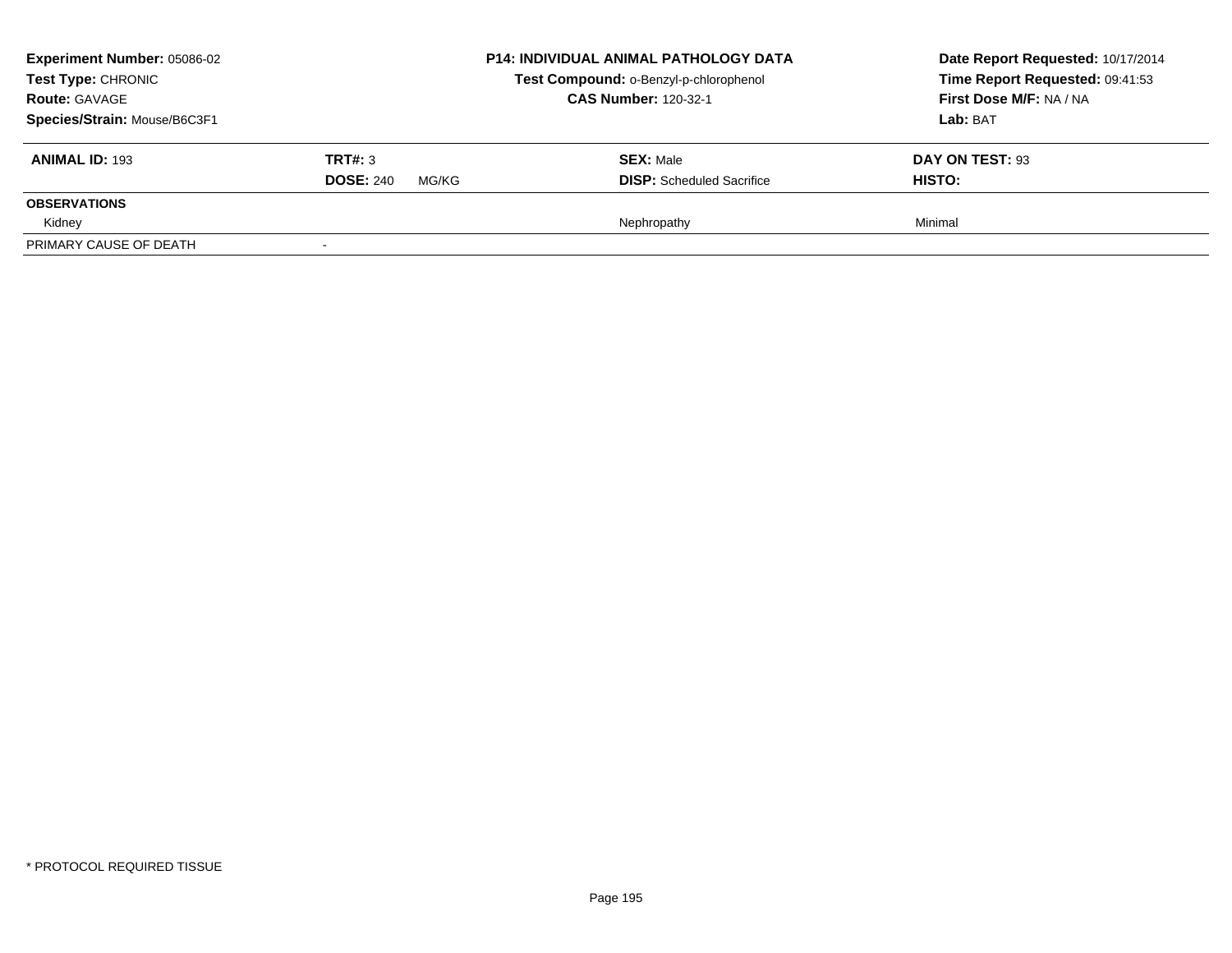**Experiment Number:** 05086-02
**Test Type:** CHRONIC
**Route:** GAVAGE
**Species/Strain:** Mouse/B6C3F1

**P14: INDIVIDUAL ANIMAL PATHOLOGY DATA**
**Test Compound:** o-Benzyl-p-chlorophenol
**CAS Number:** 120-32-1

**Date Report Requested:** 10/17/2014
**Time Report Requested:** 09:41:53
**First Dose M/F:** NA / NA
**Lab:** BAT

| **ANIMAL ID:** 193 | **TRT#:** 3 | **SEX:** Male | **DAY ON TEST:** 93 |
|---|---|---|---|
| | **DOSE:** 240 MG/KG | **DISP:** Scheduled Sacrifice | **HISTO:** |
| **OBSERVATIONS** | | | |
| Kidney | | Nephropathy | Minimal |
| PRIMARY CAUSE OF DEATH | - | | |

* PROTOCOL REQUIRED TISSUE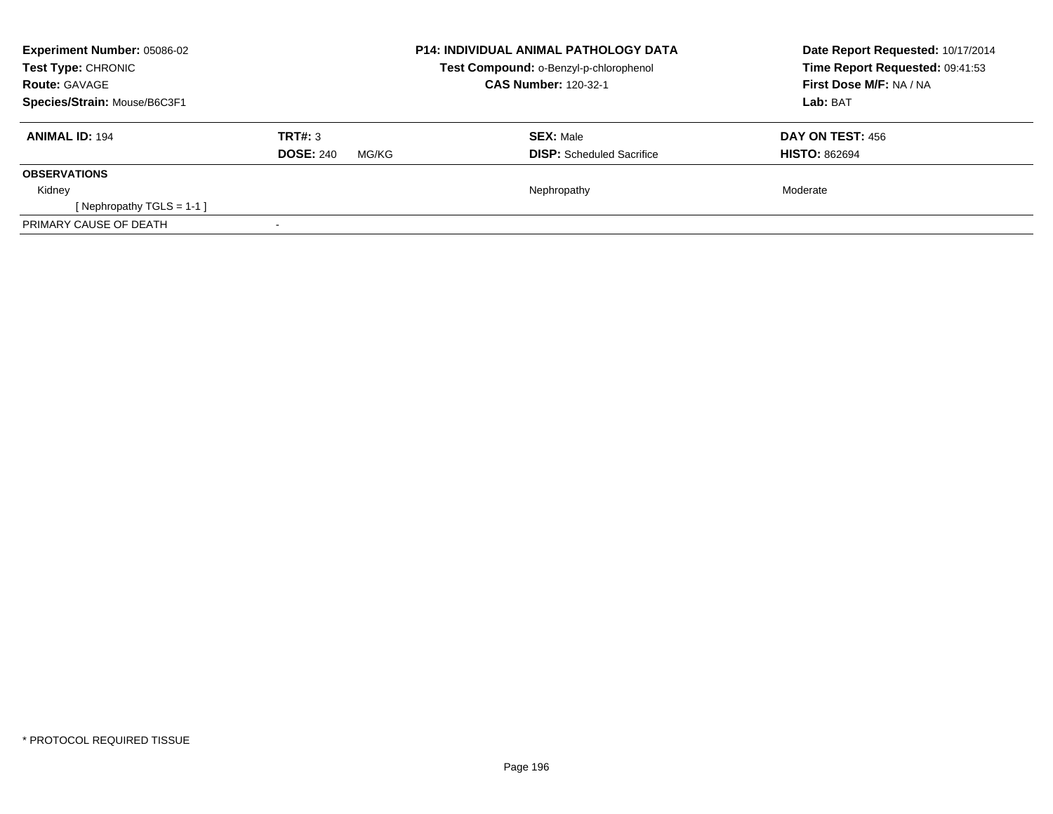**Experiment Number:** 05086-02
**Test Type:** CHRONIC
**Route:** GAVAGE
**Species/Strain:** Mouse/B6C3F1

**P14: INDIVIDUAL ANIMAL PATHOLOGY DATA**
**Test Compound:** o-Benzyl-p-chlorophenol
**CAS Number:** 120-32-1

**Date Report Requested:** 10/17/2014
**Time Report Requested:** 09:41:53
**First Dose M/F:** NA / NA
**Lab:** BAT

| **ANIMAL ID:** 194 | **TRT#:** 3 | **SEX:** Male | **DAY ON TEST:** 456 |
|---|---|---|---|
| | **DOSE:** 240 MG/KG | **DISP:** Scheduled Sacrifice | **HISTO:** 862694 |
| **OBSERVATIONS** | | | |
| Kidney | | Nephropathy | Moderate |
| [ Nephropathy TGLS = 1-1 ] | | | |
| PRIMARY CAUSE OF DEATH | - | | |

* PROTOCOL REQUIRED TISSUE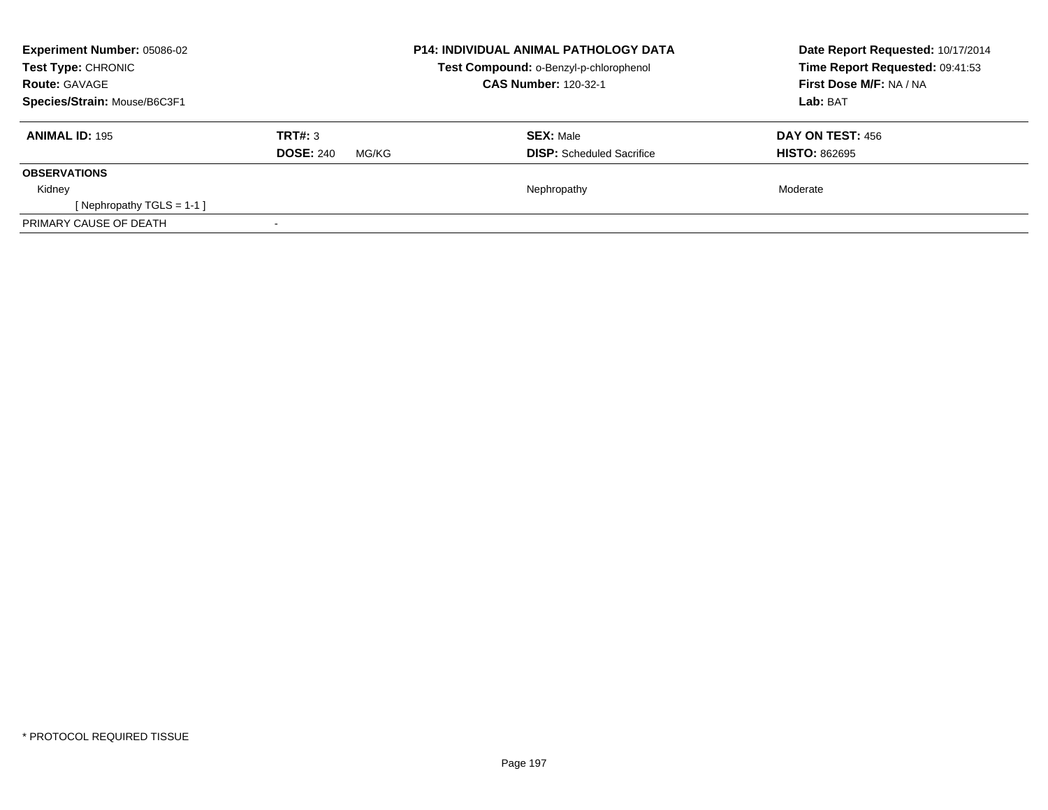**Experiment Number:** 05086-02
**Test Type:** CHRONIC
**Route:** GAVAGE
**Species/Strain:** Mouse/B6C3F1

**P14: INDIVIDUAL ANIMAL PATHOLOGY DATA**
**Test Compound:** o-Benzyl-p-chlorophenol
**CAS Number:** 120-32-1

**Date Report Requested:** 10/17/2014
**Time Report Requested:** 09:41:53
**First Dose M/F:** NA / NA
**Lab:** BAT

| **ANIMAL ID:** 195 | **TRT#:** 3 | **SEX:** Male | **DAY ON TEST:** 456 |
|---|---|---|---|
| | **DOSE:** 240 MG/KG | **DISP:** Scheduled Sacrifice | **HISTO:** 862695 |
| **OBSERVATIONS** | | | |
| Kidney | | Nephropathy | Moderate |
| [ Nephropathy TGLS = 1-1 ] | | | |
| PRIMARY CAUSE OF DEATH | - | | |

* PROTOCOL REQUIRED TISSUE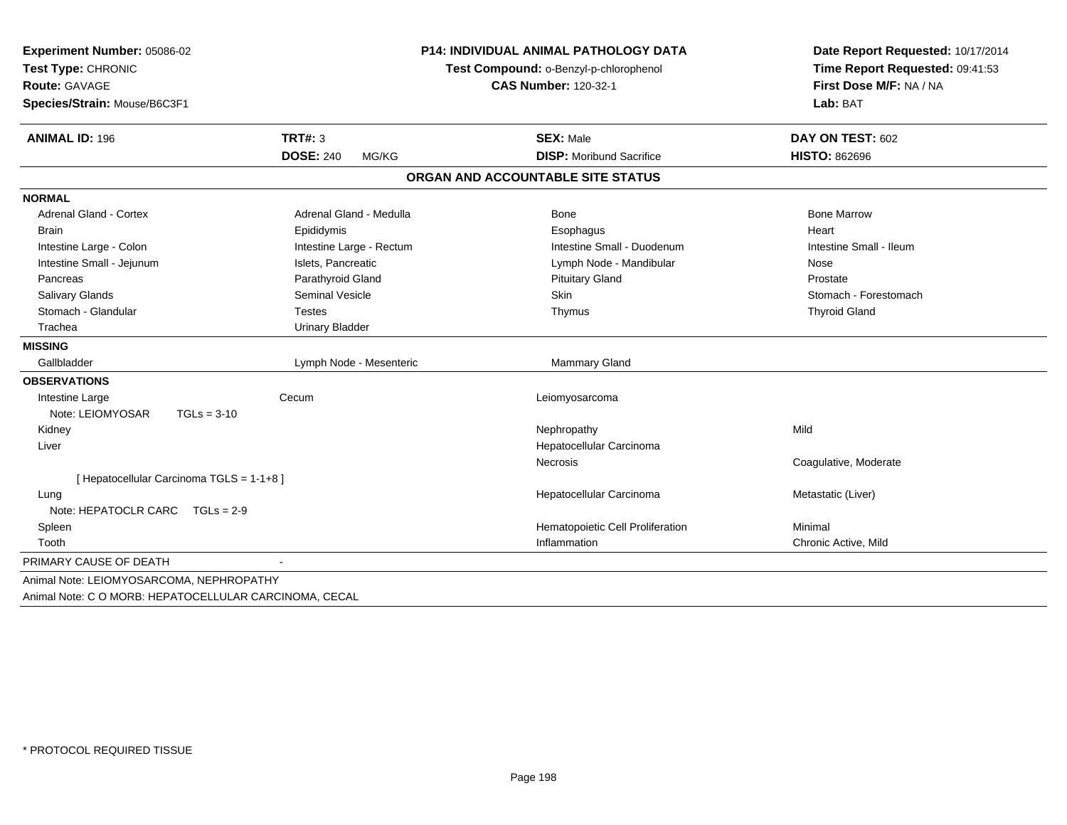**Experiment Number:** 05086-02
**Test Type:** CHRONIC
**Route:** GAVAGE
**Species/Strain:** Mouse/B6C3F1

**P14: INDIVIDUAL ANIMAL PATHOLOGY DATA**
**Test Compound:** o-Benzyl-p-chlorophenol
**CAS Number:** 120-32-1

**Date Report Requested:** 10/17/2014
**Time Report Requested:** 09:41:53
**First Dose M/F:** NA / NA
**Lab:** BAT

| **ANIMAL ID:** 196 | **TRT#:** 3 | **SEX:** Male | **DAY ON TEST:** 602 |
|---|---|---|---|
| | **DOSE:** 240 MG/KG | **DISP:** Moribund Sacrifice | **HISTO:** 862696 |

## ORGAN AND ACCOUNTABLE SITE STATUS

| | | | |
|---|---|---|---|
| **NORMAL** | | | |
| Adrenal Gland - Cortex | Adrenal Gland - Medulla | Bone | Bone Marrow |
| Brain | Epididymis | Esophagus | Heart |
| Intestine Large - Colon | Intestine Large - Rectum | Intestine Small - Duodenum | Intestine Small - Ileum |
| Intestine Small - Jejunum | Islets, Pancreatic | Lymph Node - Mandibular | Nose |
| Pancreas | Parathyroid Gland | Pituitary Gland | Prostate |
| Salivary Glands | Seminal Vesicle | Skin | Stomach - Forestomach |
| Stomach - Glandular | Testes | Thymus | Thyroid Gland |
| Trachea | Urinary Bladder | | |
| **MISSING** | | | |
| Gallbladder | Lymph Node - Mesenteric | Mammary Gland | |
| **OBSERVATIONS** | | | |
| Intestine Large | Cecum | Leiomyosarcoma | |
| Note: LEIOMYOSAR TGLs = 3-10 | | | |
| Kidney | | Nephropathy | Mild |
| Liver | | Hepatocellular Carcinoma | |
| | | Necrosis | Coagulative, Moderate |
| [ Hepatocellular Carcinoma TGLS = 1-1+8 ] | | | |
| Lung | | Hepatocellular Carcinoma | Metastatic (Liver) |
| Note: HEPATOCLR CARC TGLs = 2-9 | | | |
| Spleen | | Hematopoietic Cell Proliferation | Minimal |
| Tooth | | Inflammation | Chronic Active, Mild |

PRIMARY CAUSE OF DEATH -

Animal Note: LEIOMYOSARCOMA, NEPHROPATHY

Animal Note: C O MORB: HEPATOCELLULAR CARCINOMA, CECAL

* PROTOCOL REQUIRED TISSUE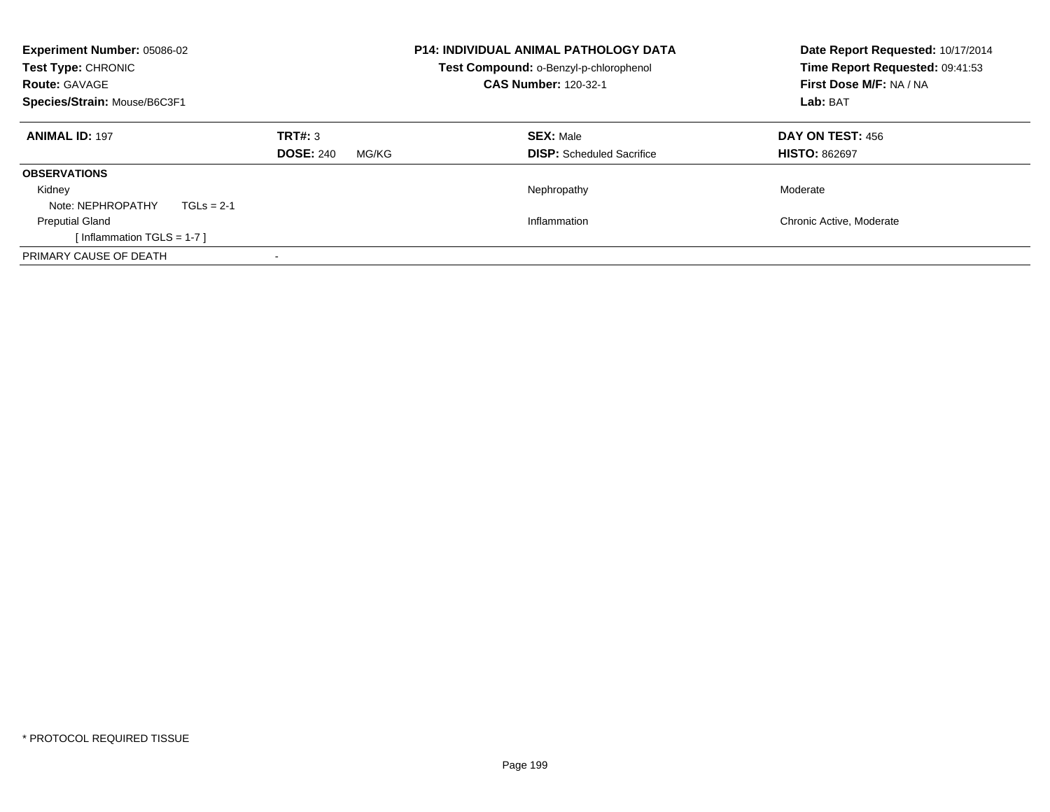**Experiment Number:** 05086-02
**Test Type:** CHRONIC
**Route:** GAVAGE
**Species/Strain:** Mouse/B6C3F1

**P14: INDIVIDUAL ANIMAL PATHOLOGY DATA**
**Test Compound:** o-Benzyl-p-chlorophenol
**CAS Number:** 120-32-1

**Date Report Requested:** 10/17/2014
**Time Report Requested:** 09:41:53
**First Dose M/F:** NA / NA
**Lab:** BAT

| **ANIMAL ID:** 197 | **TRT#:** 3 | **SEX:** Male | **DAY ON TEST:** 456 |
|---|---|---|---|
| | **DOSE:** 240 MG/KG | **DISP:** Scheduled Sacrifice | **HISTO:** 862697 |

| **OBSERVATIONS** | | |
|---|---|---|
| Kidney | Nephropathy | Moderate |
| Note: NEPHROPATHY TGLs = 2-1 | | |
| Preputial Gland | Inflammation | Chronic Active, Moderate |
| [ Inflammation TGLS = 1-7 ] | | |
| PRIMARY CAUSE OF DEATH | - | |

* PROTOCOL REQUIRED TISSUE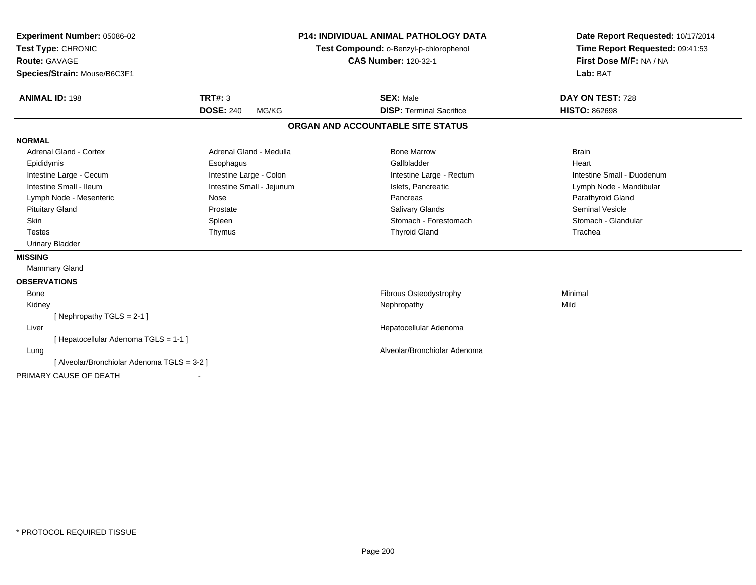**Experiment Number:** 05086-02
**Test Type:** CHRONIC
**Route:** GAVAGE
**Species/Strain:** Mouse/B6C3F1

**P14: INDIVIDUAL ANIMAL PATHOLOGY DATA**
**Test Compound:** o-Benzyl-p-chlorophenol
**CAS Number:** 120-32-1

**Date Report Requested:** 10/17/2014
**Time Report Requested:** 09:41:53
**First Dose M/F:** NA / NA
**Lab:** BAT

| **ANIMAL ID:** 198 | **TRT#:** 3 | **SEX:** Male | **DAY ON TEST:** 728 |
|---|---|---|---|
| | **DOSE:** 240 MG/KG | **DISP:** Terminal Sacrifice | **HISTO:** 862698 |

## ORGAN AND ACCOUNTABLE SITE STATUS

**NORMAL**

| | | | |
|---|---|---|---|
| Adrenal Gland - Cortex | Adrenal Gland - Medulla | Bone Marrow | Brain |
| Epididymis | Esophagus | Gallbladder | Heart |
| Intestine Large - Cecum | Intestine Large - Colon | Intestine Large - Rectum | Intestine Small - Duodenum |
| Intestine Small - Ileum | Intestine Small - Jejunum | Islets, Pancreatic | Lymph Node - Mandibular |
| Lymph Node - Mesenteric | Nose | Pancreas | Parathyroid Gland |
| Pituitary Gland | Prostate | Salivary Glands | Seminal Vesicle |
| Skin | Spleen | Stomach - Forestomach | Stomach - Glandular |
| Testes | Thymus | Thyroid Gland | Trachea |
| Urinary Bladder | | | |

**MISSING**

Mammary Gland

**OBSERVATIONS**

| | | |
|---|---|---|
| Bone | Fibrous Osteodystrophy | Minimal |
| Kidney | Nephropathy | Mild |
| [ Nephropathy TGLS = 2-1 ] | | |
| Liver | Hepatocellular Adenoma | |
| [ Hepatocellular Adenoma TGLS = 1-1 ] | | |
| Lung | Alveolar/Bronchiolar Adenoma | |
| [ Alveolar/Bronchiolar Adenoma TGLS = 3-2 ] | | |

PRIMARY CAUSE OF DEATH -

* PROTOCOL REQUIRED TISSUE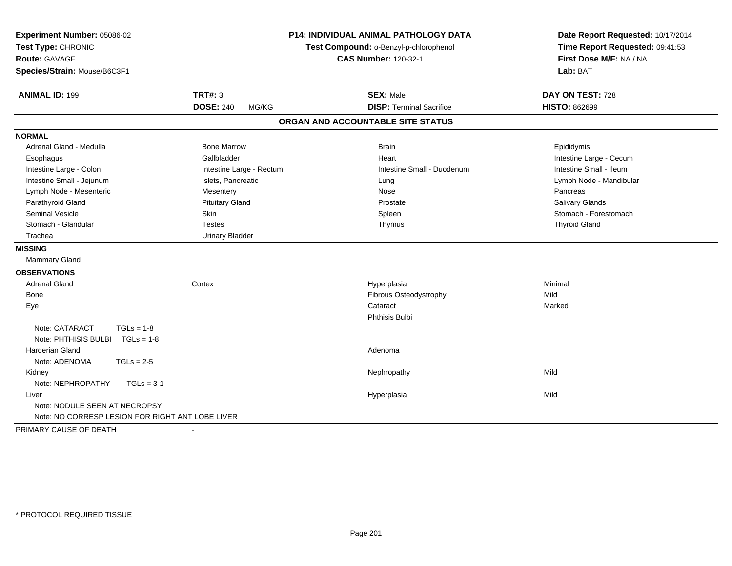**Experiment Number:** 05086-02
**Test Type:** CHRONIC
**Route:** GAVAGE
**Species/Strain:** Mouse/B6C3F1

**P14: INDIVIDUAL ANIMAL PATHOLOGY DATA**
**Test Compound:** o-Benzyl-p-chlorophenol
**CAS Number:** 120-32-1

**Date Report Requested:** 10/17/2014
**Time Report Requested:** 09:41:53
**First Dose M/F:** NA / NA
**Lab:** BAT

| **ANIMAL ID:** 199 | **TRT#:** 3 | **SEX:** Male | **DAY ON TEST:** 728 |
|---|---|---|---|
| | **DOSE:** 240 MG/KG | **DISP:** Terminal Sacrifice | **HISTO:** 862699 |

## ORGAN AND ACCOUNTABLE SITE STATUS

**NORMAL**

| | | | |
|---|---|---|---|
| Adrenal Gland - Medulla | Bone Marrow | Brain | Epididymis |
| Esophagus | Gallbladder | Heart | Intestine Large - Cecum |
| Intestine Large - Colon | Intestine Large - Rectum | Intestine Small - Duodenum | Intestine Small - Ileum |
| Intestine Small - Jejunum | Islets, Pancreatic | Lung | Lymph Node - Mandibular |
| Lymph Node - Mesenteric | Mesentery | Nose | Pancreas |
| Parathyroid Gland | Pituitary Gland | Prostate | Salivary Glands |
| Seminal Vesicle | Skin | Spleen | Stomach - Forestomach |
| Stomach - Glandular | Testes | Thymus | Thyroid Gland |
| Trachea | Urinary Bladder | | |

**MISSING**

Mammary Gland

**OBSERVATIONS**

| | | | |
|---|---|---|---|
| Adrenal Gland | Cortex | Hyperplasia | Minimal |
| Bone | | Fibrous Osteodystrophy | Mild |
| Eye | | Cataract | Marked |
| | | Phthisis Bulbi | |
| Note: CATARACT TGLs = 1-8 | | | |
| Note: PHTHISIS BULBI TGLs = 1-8 | | | |
| Harderian Gland | | Adenoma | |
| Note: ADENOMA TGLs = 2-5 | | | |
| Kidney | | Nephropathy | Mild |
| Note: NEPHROPATHY TGLs = 3-1 | | | |
| Liver | | Hyperplasia | Mild |
| Note: NODULE SEEN AT NECROPSY | | | |
| Note: NO CORRESP LESION FOR RIGHT ANT LOBE LIVER | | | |

PRIMARY CAUSE OF DEATH -

* PROTOCOL REQUIRED TISSUE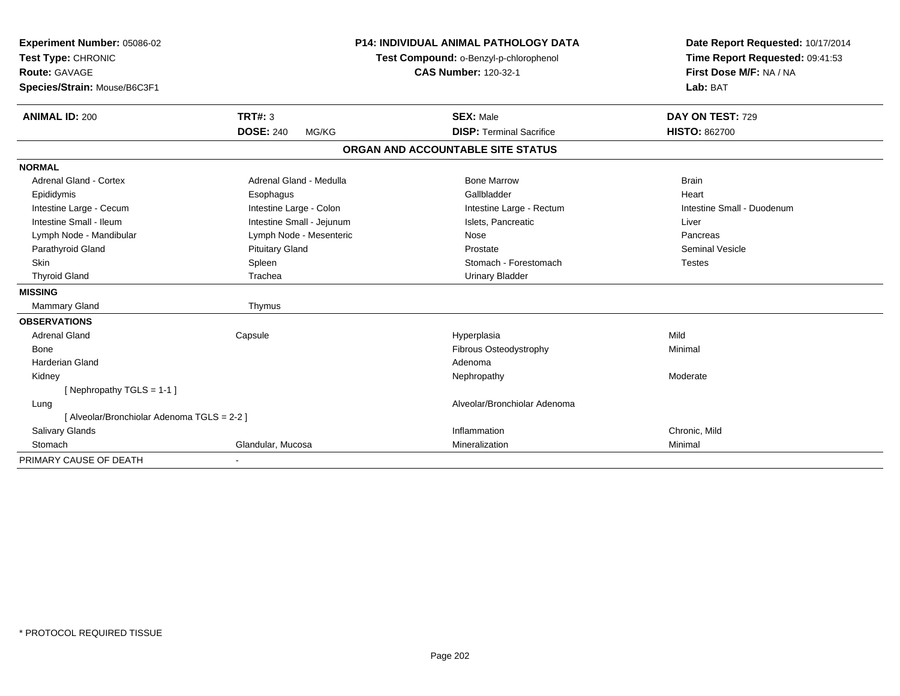**Experiment Number:** 05086-02
**Test Type:** CHRONIC
**Route:** GAVAGE
**Species/Strain:** Mouse/B6C3F1

**P14: INDIVIDUAL ANIMAL PATHOLOGY DATA**
**Test Compound:** o-Benzyl-p-chlorophenol
**CAS Number:** 120-32-1

**Date Report Requested:** 10/17/2014
**Time Report Requested:** 09:41:53
**First Dose M/F:** NA / NA
**Lab:** BAT

| **ANIMAL ID:** 200 | **TRT#:** 3 | **SEX:** Male | **DAY ON TEST:** 729 |
|---|---|---|---|
| | **DOSE:** 240 MG/KG | **DISP:** Terminal Sacrifice | **HISTO:** 862700 |

## ORGAN AND ACCOUNTABLE SITE STATUS

| | | | |
|---|---|---|---|
| **NORMAL** | | | |
| Adrenal Gland - Cortex | Adrenal Gland - Medulla | Bone Marrow | Brain |
| Epididymis | Esophagus | Gallbladder | Heart |
| Intestine Large - Cecum | Intestine Large - Colon | Intestine Large - Rectum | Intestine Small - Duodenum |
| Intestine Small - Ileum | Intestine Small - Jejunum | Islets, Pancreatic | Liver |
| Lymph Node - Mandibular | Lymph Node - Mesenteric | Nose | Pancreas |
| Parathyroid Gland | Pituitary Gland | Prostate | Seminal Vesicle |
| Skin | Spleen | Stomach - Forestomach | Testes |
| Thyroid Gland | Trachea | Urinary Bladder | |
| **MISSING** | | | |
| Mammary Gland | Thymus | | |
| **OBSERVATIONS** | | | |
| Adrenal Gland | Capsule | Hyperplasia | Mild |
| Bone | | Fibrous Osteodystrophy | Minimal |
| Harderian Gland | | Adenoma | |
| Kidney | | Nephropathy | Moderate |
| [ Nephropathy TGLS = 1-1 ] | | | |
| Lung | | Alveolar/Bronchiolar Adenoma | |
| [ Alveolar/Bronchiolar Adenoma TGLS = 2-2 ] | | | |
| Salivary Glands | | Inflammation | Chronic, Mild |
| Stomach | Glandular, Mucosa | Mineralization | Minimal |
| PRIMARY CAUSE OF DEATH | - | | |

* PROTOCOL REQUIRED TISSUE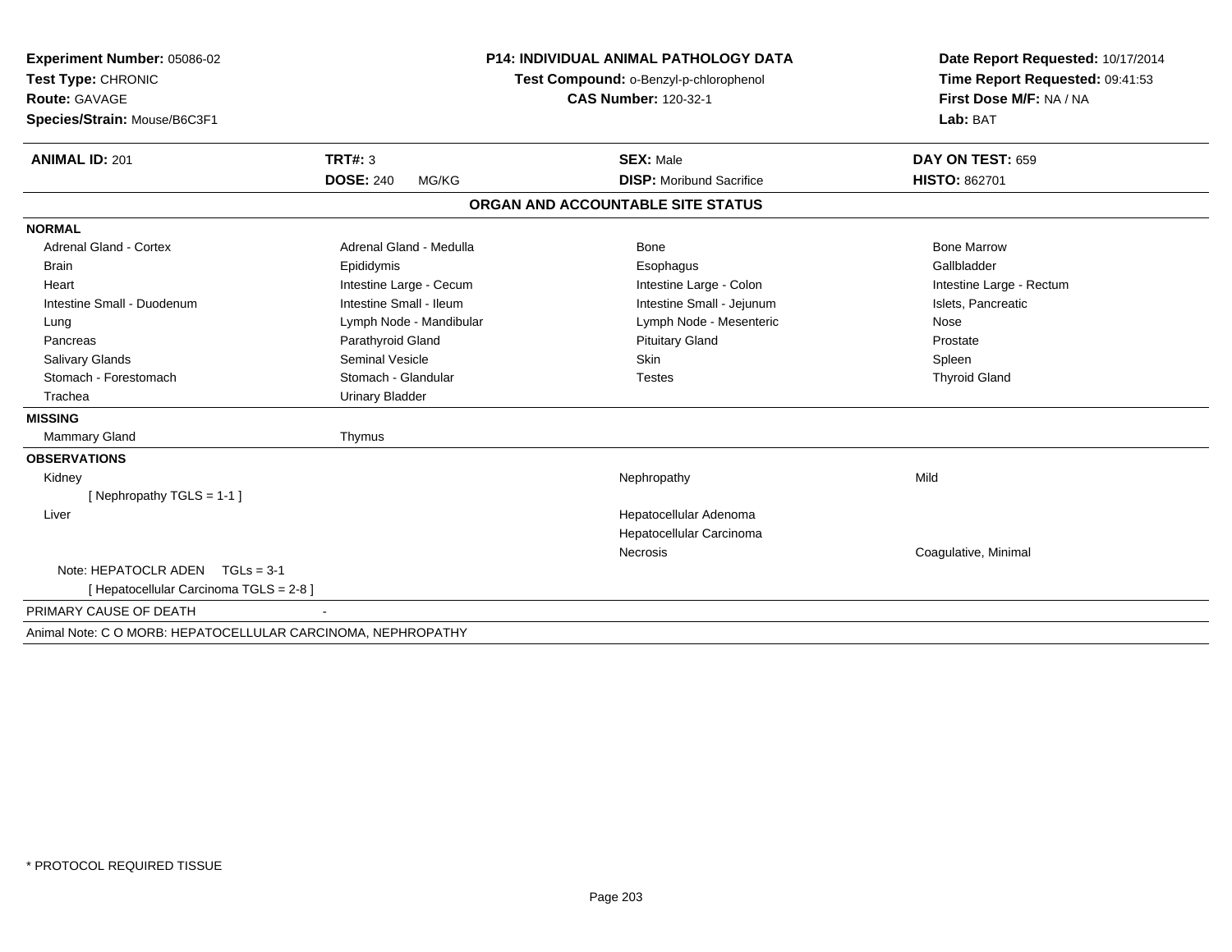**Experiment Number:** 05086-02
**Test Type:** CHRONIC
**Route:** GAVAGE
**Species/Strain:** Mouse/B6C3F1

**P14: INDIVIDUAL ANIMAL PATHOLOGY DATA**
**Test Compound:** o-Benzyl-p-chlorophenol
**CAS Number:** 120-32-1

**Date Report Requested:** 10/17/2014
**Time Report Requested:** 09:41:53
**First Dose M/F:** NA / NA
**Lab:** BAT

| **ANIMAL ID:** 201 | **TRT#:** 3 | **SEX:** Male | **DAY ON TEST:** 659 |
|---|---|---|---|
| | **DOSE:** 240 MG/KG | **DISP:** Moribund Sacrifice | **HISTO:** 862701 |

## ORGAN AND ACCOUNTABLE SITE STATUS

**NORMAL**

| | | | |
|---|---|---|---|
| Adrenal Gland - Cortex | Adrenal Gland - Medulla | Bone | Bone Marrow |
| Brain | Epididymis | Esophagus | Gallbladder |
| Heart | Intestine Large - Cecum | Intestine Large - Colon | Intestine Large - Rectum |
| Intestine Small - Duodenum | Intestine Small - Ileum | Intestine Small - Jejunum | Islets, Pancreatic |
| Lung | Lymph Node - Mandibular | Lymph Node - Mesenteric | Nose |
| Pancreas | Parathyroid Gland | Pituitary Gland | Prostate |
| Salivary Glands | Seminal Vesicle | Skin | Spleen |
| Stomach - Forestomach | Stomach - Glandular | Testes | Thyroid Gland |
| Trachea | Urinary Bladder | | |

**MISSING**

| | |
|---|---|
| Mammary Gland | Thymus |

**OBSERVATIONS**

| | | |
|---|---|---|
| Kidney | Nephropathy | Mild |
| [ Nephropathy TGLS = 1-1 ] | | |
| Liver | Hepatocellular Adenoma | |
| | Hepatocellular Carcinoma | |
| | Necrosis | Coagulative, Minimal |
| Note: HEPATOCLR ADEN TGLs = 3-1 | | |
| [ Hepatocellular Carcinoma TGLS = 2-8 ] | | |

PRIMARY CAUSE OF DEATH -

Animal Note: C O MORB: HEPATOCELLULAR CARCINOMA, NEPHROPATHY

* PROTOCOL REQUIRED TISSUE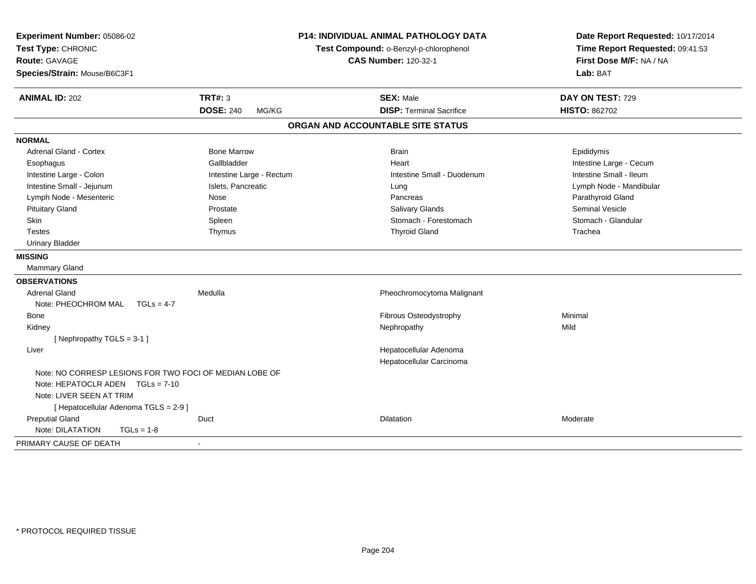**Experiment Number:** 05086-02
**Test Type:** CHRONIC
**Route:** GAVAGE
**Species/Strain:** Mouse/B6C3F1

**P14: INDIVIDUAL ANIMAL PATHOLOGY DATA**
**Test Compound:** o-Benzyl-p-chlorophenol
**CAS Number:** 120-32-1

**Date Report Requested:** 10/17/2014
**Time Report Requested:** 09:41:53
**First Dose M/F:** NA / NA
**Lab:** BAT

| **ANIMAL ID:** 202 | **TRT#:** 3 | **SEX:** Male | **DAY ON TEST:** 729 |
|---|---|---|---|
| | **DOSE:** 240 MG/KG | **DISP:** Terminal Sacrifice | **HISTO:** 862702 |

## ORGAN AND ACCOUNTABLE SITE STATUS

**NORMAL**

| | | | |
|---|---|---|---|
| Adrenal Gland - Cortex | Bone Marrow | Brain | Epididymis |
| Esophagus | Gallbladder | Heart | Intestine Large - Cecum |
| Intestine Large - Colon | Intestine Large - Rectum | Intestine Small - Duodenum | Intestine Small - Ileum |
| Intestine Small - Jejunum | Islets, Pancreatic | Lung | Lymph Node - Mandibular |
| Lymph Node - Mesenteric | Nose | Pancreas | Parathyroid Gland |
| Pituitary Gland | Prostate | Salivary Glands | Seminal Vesicle |
| Skin | Spleen | Stomach - Forestomach | Stomach - Glandular |
| Testes | Thymus | Thyroid Gland | Trachea |
| Urinary Bladder | | | |

**MISSING**

Mammary Gland

**OBSERVATIONS**

| | | | |
|---|---|---|---|
| Adrenal Gland | Medulla | Pheochromocytoma Malignant | |
| Note: PHEOCHROM MAL TGLs = 4-7 | | | |
| Bone | | Fibrous Osteodystrophy | Minimal |
| Kidney | | Nephropathy | Mild |
| [ Nephropathy TGLS = 3-1 ] | | | |
| Liver | | Hepatocellular Adenoma | |
| | | Hepatocellular Carcinoma | |
| Note: NO CORRESP LESIONS FOR TWO FOCI OF MEDIAN LOBE OF | | | |
| Note: HEPATOCLR ADEN TGLs = 7-10 | | | |
| Note: LIVER SEEN AT TRIM | | | |
| [ Hepatocellular Adenoma TGLS = 2-9 ] | | | |
| Preputial Gland | Duct | Dilatation | Moderate |
| Note: DILATATION TGLs = 1-8 | | | |

PRIMARY CAUSE OF DEATH -

* PROTOCOL REQUIRED TISSUE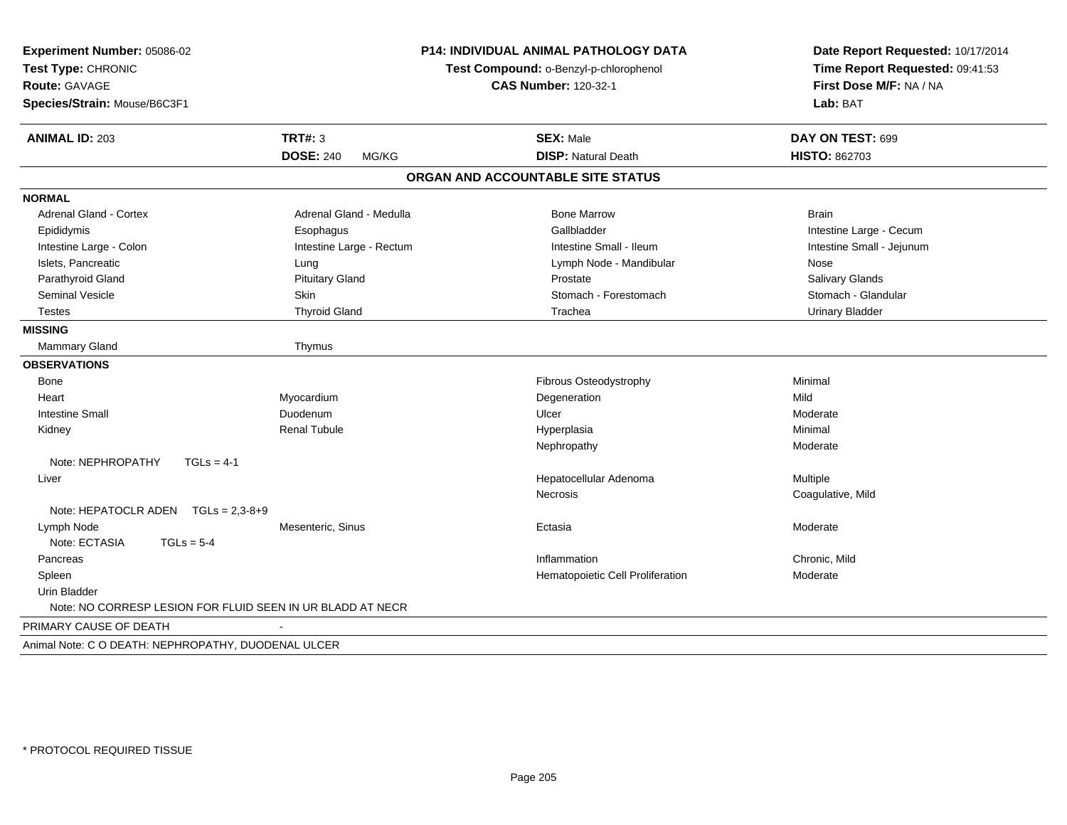**Experiment Number:** 05086-02
**Test Type:** CHRONIC
**Route:** GAVAGE
**Species/Strain:** Mouse/B6C3F1

**P14: INDIVIDUAL ANIMAL PATHOLOGY DATA**
**Test Compound:** o-Benzyl-p-chlorophenol
**CAS Number:** 120-32-1

**Date Report Requested:** 10/17/2014
**Time Report Requested:** 09:41:53
**First Dose M/F:** NA / NA
**Lab:** BAT

| **ANIMAL ID:** 203 | **TRT#:** 3 | **SEX:** Male | **DAY ON TEST:** 699 |
|---|---|---|---|
| | **DOSE:** 240 MG/KG | **DISP:** Natural Death | **HISTO:** 862703 |

## ORGAN AND ACCOUNTABLE SITE STATUS

**NORMAL**

| | | | |
|---|---|---|---|
| Adrenal Gland - Cortex | Adrenal Gland - Medulla | Bone Marrow | Brain |
| Epididymis | Esophagus | Gallbladder | Intestine Large - Cecum |
| Intestine Large - Colon | Intestine Large - Rectum | Intestine Small - Ileum | Intestine Small - Jejunum |
| Islets, Pancreatic | Lung | Lymph Node - Mandibular | Nose |
| Parathyroid Gland | Pituitary Gland | Prostate | Salivary Glands |
| Seminal Vesicle | Skin | Stomach - Forestomach | Stomach - Glandular |
| Testes | Thyroid Gland | Trachea | Urinary Bladder |

**MISSING**

| | |
|---|---|
| Mammary Gland | Thymus |

**OBSERVATIONS**

| | | | |
|---|---|---|---|
| Bone | | Fibrous Osteodystrophy | Minimal |
| Heart | Myocardium | Degeneration | Mild |
| Intestine Small | Duodenum | Ulcer | Moderate |
| Kidney | Renal Tubule | Hyperplasia | Minimal |
| | | Nephropathy | Moderate |
| Note: NEPHROPATHY TGLs = 4-1 | | | |
| Liver | | Hepatocellular Adenoma | Multiple |
| | | Necrosis | Coagulative, Mild |
| Note: HEPATOCLR ADEN TGLs = 2,3-8+9 | | | |
| Lymph Node | Mesenteric, Sinus | Ectasia | Moderate |
| Note: ECTASIA TGLs = 5-4 | | | |
| Pancreas | | Inflammation | Chronic, Mild |
| Spleen | | Hematopoietic Cell Proliferation | Moderate |
| Urin Bladder | | | |
| Note: NO CORRESP LESION FOR FLUID SEEN IN UR BLADD AT NECR | | | |

PRIMARY CAUSE OF DEATH -

Animal Note: C O DEATH: NEPHROPATHY, DUODENAL ULCER

\* PROTOCOL REQUIRED TISSUE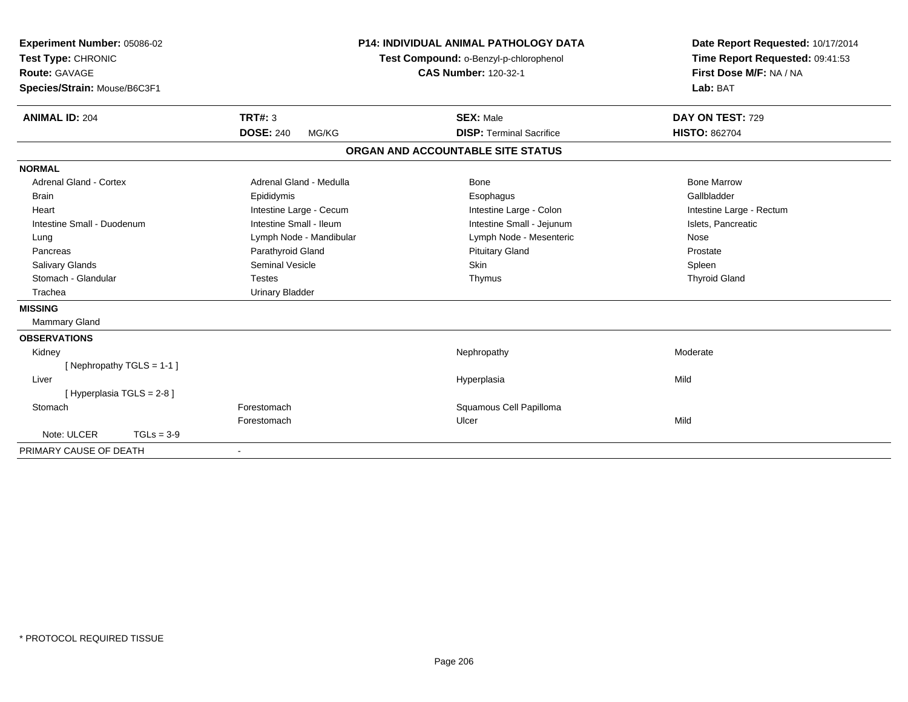**Experiment Number:** 05086-02
**Test Type:** CHRONIC
**Route:** GAVAGE
**Species/Strain:** Mouse/B6C3F1

**P14: INDIVIDUAL ANIMAL PATHOLOGY DATA**
**Test Compound:** o-Benzyl-p-chlorophenol
**CAS Number:** 120-32-1

**Date Report Requested:** 10/17/2014
**Time Report Requested:** 09:41:53
**First Dose M/F:** NA / NA
**Lab:** BAT

| **ANIMAL ID:** 204 | **TRT#:** 3 | **SEX:** Male | **DAY ON TEST:** 729 |
|---|---|---|---|
| | **DOSE:** 240 MG/KG | **DISP:** Terminal Sacrifice | **HISTO:** 862704 |

## ORGAN AND ACCOUNTABLE SITE STATUS

**NORMAL**

| | | | |
|---|---|---|---|
| Adrenal Gland - Cortex | Adrenal Gland - Medulla | Bone | Bone Marrow |
| Brain | Epididymis | Esophagus | Gallbladder |
| Heart | Intestine Large - Cecum | Intestine Large - Colon | Intestine Large - Rectum |
| Intestine Small - Duodenum | Intestine Small - Ileum | Intestine Small - Jejunum | Islets, Pancreatic |
| Lung | Lymph Node - Mandibular | Lymph Node - Mesenteric | Nose |
| Pancreas | Parathyroid Gland | Pituitary Gland | Prostate |
| Salivary Glands | Seminal Vesicle | Skin | Spleen |
| Stomach - Glandular | Testes | Thymus | Thyroid Gland |
| Trachea | Urinary Bladder | | |

**MISSING**

Mammary Gland

**OBSERVATIONS**

| | | | |
|---|---|---|---|
| Kidney | | Nephropathy | Moderate |
| [ Nephropathy TGLS = 1-1 ] | | | |
| Liver | | Hyperplasia | Mild |
| [ Hyperplasia TGLS = 2-8 ] | | | |
| Stomach | Forestomach | Squamous Cell Papilloma | |
| | Forestomach | Ulcer | Mild |
| Note: ULCER TGLs = 3-9 | | | |

PRIMARY CAUSE OF DEATH -

\* PROTOCOL REQUIRED TISSUE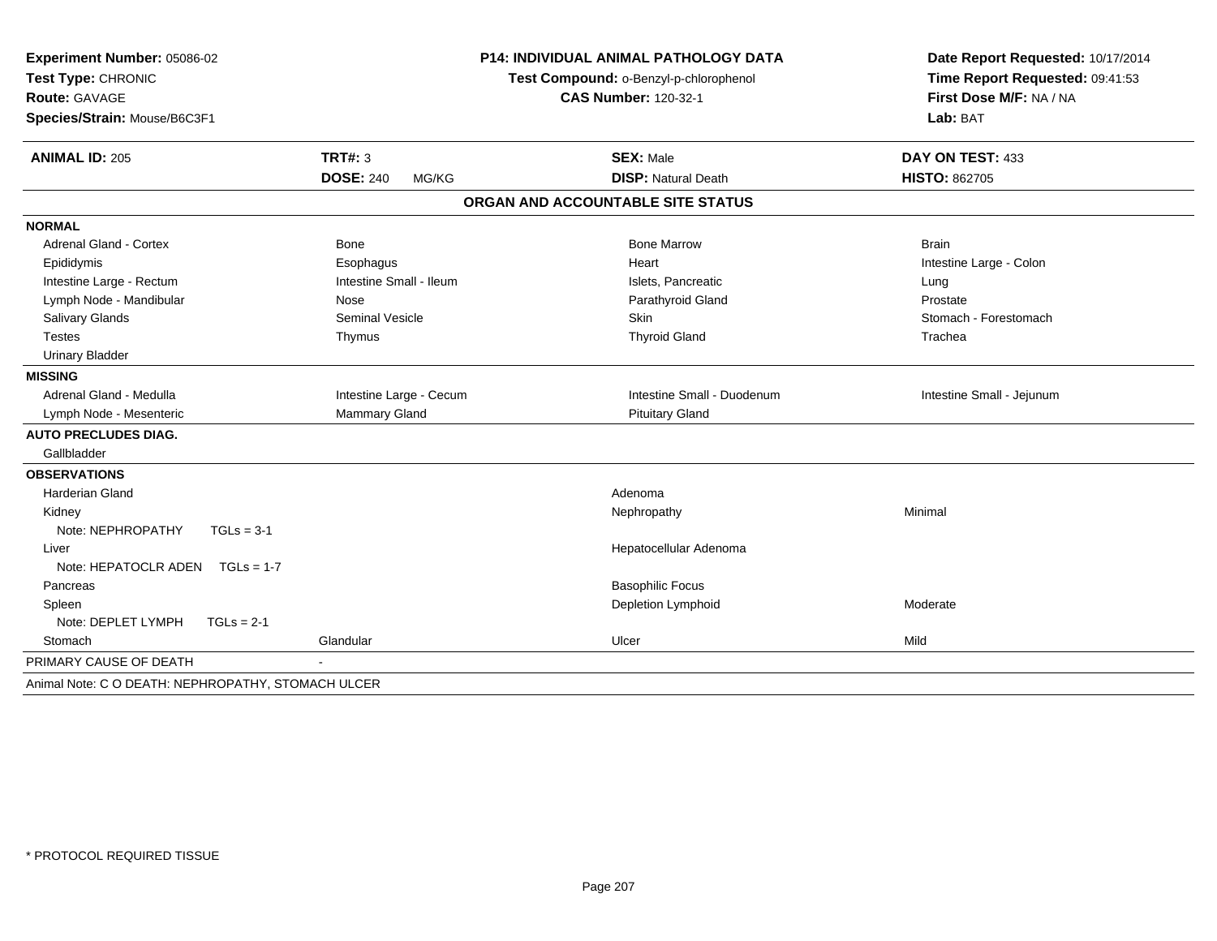**Experiment Number:** 05086-02
**Test Type:** CHRONIC
**Route:** GAVAGE
**Species/Strain:** Mouse/B6C3F1

**P14: INDIVIDUAL ANIMAL PATHOLOGY DATA**
**Test Compound:** o-Benzyl-p-chlorophenol
**CAS Number:** 120-32-1

**Date Report Requested:** 10/17/2014
**Time Report Requested:** 09:41:53
**First Dose M/F:** NA / NA
**Lab:** BAT

| **ANIMAL ID:** 205 | **TRT#:** 3 | **SEX:** Male | **DAY ON TEST:** 433 |
|---|---|---|---|
| | **DOSE:** 240 MG/KG | **DISP:** Natural Death | **HISTO:** 862705 |

## ORGAN AND ACCOUNTABLE SITE STATUS

| | | | |
|---|---|---|---|
| **NORMAL** | | | |
| Adrenal Gland - Cortex | Bone | Bone Marrow | Brain |
| Epididymis | Esophagus | Heart | Intestine Large - Colon |
| Intestine Large - Rectum | Intestine Small - Ileum | Islets, Pancreatic | Lung |
| Lymph Node - Mandibular | Nose | Parathyroid Gland | Prostate |
| Salivary Glands | Seminal Vesicle | Skin | Stomach - Forestomach |
| Testes | Thymus | Thyroid Gland | Trachea |
| Urinary Bladder | | | |
| **MISSING** | | | |
| Adrenal Gland - Medulla | Intestine Large - Cecum | Intestine Small - Duodenum | Intestine Small - Jejunum |
| Lymph Node - Mesenteric | Mammary Gland | Pituitary Gland | |
| **AUTO PRECLUDES DIAG.** | | | |
| Gallbladder | | | |
| **OBSERVATIONS** | | | |
| Harderian Gland | | Adenoma | |
| Kidney | | Nephropathy | Minimal |
| Note: NEPHROPATHY TGLs = 3-1 | | | |
| Liver | | Hepatocellular Adenoma | |
| Note: HEPATOCLR ADEN TGLs = 1-7 | | | |
| Pancreas | | Basophilic Focus | |
| Spleen | | Depletion Lymphoid | Moderate |
| Note: DEPLET LYMPH TGLs = 2-1 | | | |
| Stomach | Glandular | Ulcer | Mild |
| PRIMARY CAUSE OF DEATH | - | | |

Animal Note: C O DEATH: NEPHROPATHY, STOMACH ULCER

* PROTOCOL REQUIRED TISSUE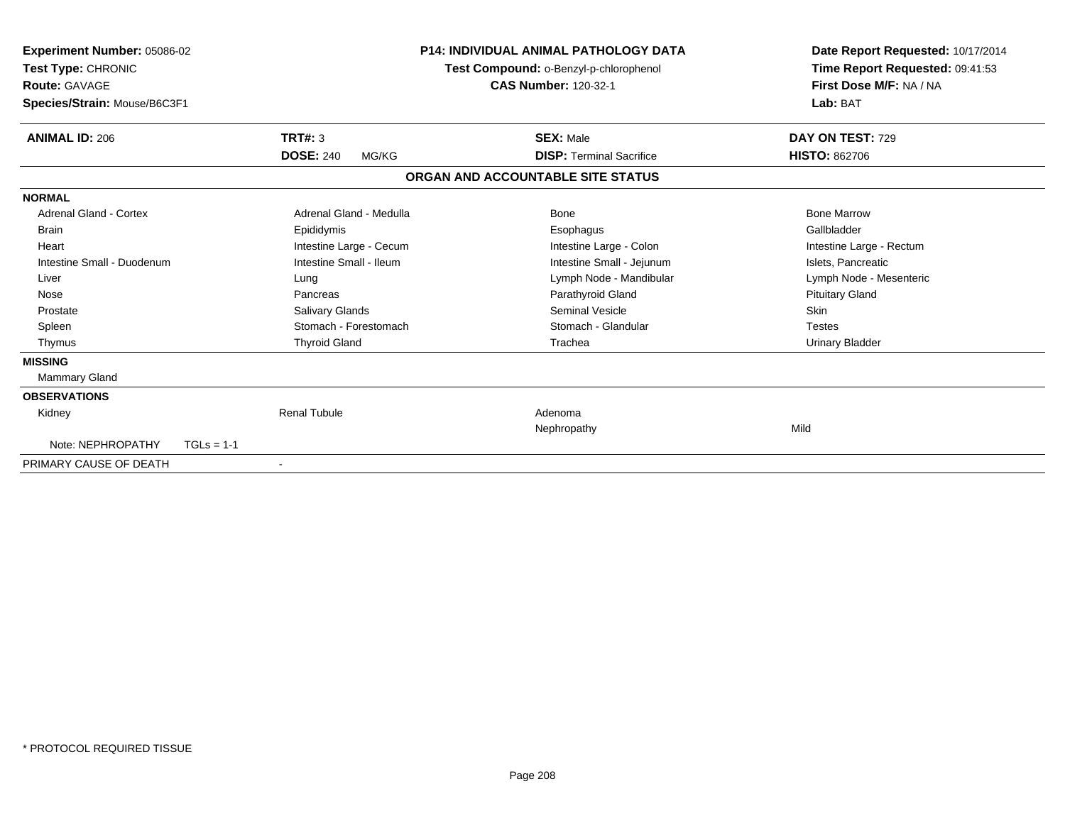**Experiment Number:** 05086-02
**Test Type:** CHRONIC
**Route:** GAVAGE
**Species/Strain:** Mouse/B6C3F1

**P14: INDIVIDUAL ANIMAL PATHOLOGY DATA**
**Test Compound:** o-Benzyl-p-chlorophenol
**CAS Number:** 120-32-1

**Date Report Requested:** 10/17/2014
**Time Report Requested:** 09:41:53
**First Dose M/F:** NA / NA
**Lab:** BAT

| **ANIMAL ID:** 206 | **TRT#:** 3 | **SEX:** Male | **DAY ON TEST:** 729 |
|---|---|---|---|
| | **DOSE:** 240 MG/KG | **DISP:** Terminal Sacrifice | **HISTO:** 862706 |

## ORGAN AND ACCOUNTABLE SITE STATUS

**NORMAL**

| | | | |
|---|---|---|---|
| Adrenal Gland - Cortex | Adrenal Gland - Medulla | Bone | Bone Marrow |
| Brain | Epididymis | Esophagus | Gallbladder |
| Heart | Intestine Large - Cecum | Intestine Large - Colon | Intestine Large - Rectum |
| Intestine Small - Duodenum | Intestine Small - Ileum | Intestine Small - Jejunum | Islets, Pancreatic |
| Liver | Lung | Lymph Node - Mandibular | Lymph Node - Mesenteric |
| Nose | Pancreas | Parathyroid Gland | Pituitary Gland |
| Prostate | Salivary Glands | Seminal Vesicle | Skin |
| Spleen | Stomach - Forestomach | Stomach - Glandular | Testes |
| Thymus | Thyroid Gland | Trachea | Urinary Bladder |

**MISSING**

Mammary Gland

**OBSERVATIONS**

| | | | |
|---|---|---|---|
| Kidney | Renal Tubule | Adenoma | |
| | | Nephropathy | Mild |
| Note: NEPHROPATHY TGLs = 1-1 | | | |

PRIMARY CAUSE OF DEATH -

\* PROTOCOL REQUIRED TISSUE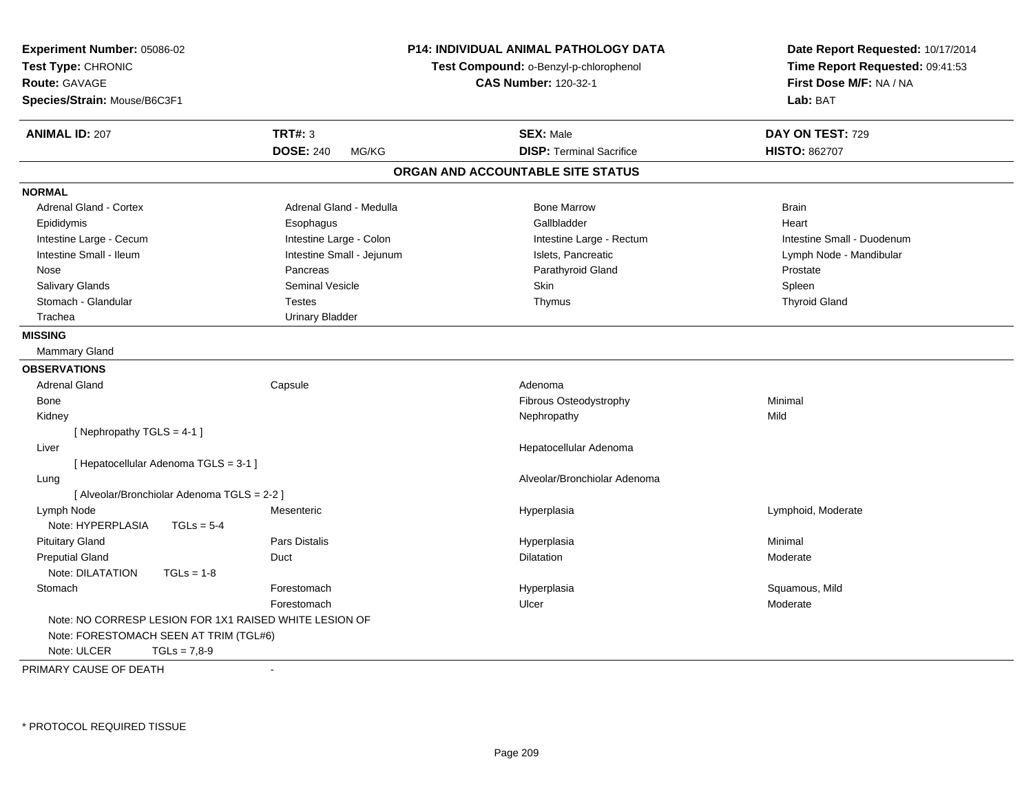**Experiment Number:** 05086-02
**Test Type:** CHRONIC
**Route:** GAVAGE
**Species/Strain:** Mouse/B6C3F1

**P14: INDIVIDUAL ANIMAL PATHOLOGY DATA**
**Test Compound:** o-Benzyl-p-chlorophenol
**CAS Number:** 120-32-1

**Date Report Requested:** 10/17/2014
**Time Report Requested:** 09:41:53
**First Dose M/F:** NA / NA
**Lab:** BAT

| **ANIMAL ID:** 207 | **TRT#:** 3 | **SEX:** Male | **DAY ON TEST:** 729 |
|---|---|---|---|
| | **DOSE:** 240 MG/KG | **DISP:** Terminal Sacrifice | **HISTO:** 862707 |

## ORGAN AND ACCOUNTABLE SITE STATUS

**NORMAL**

| | | | |
|---|---|---|---|
| Adrenal Gland - Cortex | Adrenal Gland - Medulla | Bone Marrow | Brain |
| Epididymis | Esophagus | Gallbladder | Heart |
| Intestine Large - Cecum | Intestine Large - Colon | Intestine Large - Rectum | Intestine Small - Duodenum |
| Intestine Small - Ileum | Intestine Small - Jejunum | Islets, Pancreatic | Lymph Node - Mandibular |
| Nose | Pancreas | Parathyroid Gland | Prostate |
| Salivary Glands | Seminal Vesicle | Skin | Spleen |
| Stomach - Glandular | Testes | Thymus | Thyroid Gland |
| Trachea | Urinary Bladder | | |

**MISSING**

Mammary Gland

**OBSERVATIONS**

| Organ | Site | Finding | Severity |
|---|---|---|---|
| Adrenal Gland | Capsule | Adenoma | |
| Bone | | Fibrous Osteodystrophy | Minimal |
| Kidney | | Nephropathy | Mild |
| [ Nephropathy TGLS = 4-1 ] | | | |
| Liver | | Hepatocellular Adenoma | |
| [ Hepatocellular Adenoma TGLS = 3-1 ] | | | |
| Lung | | Alveolar/Bronchiolar Adenoma | |
| [ Alveolar/Bronchiolar Adenoma TGLS = 2-2 ] | | | |
| Lymph Node | Mesenteric | Hyperplasia | Lymphoid, Moderate |
| Note: HYPERPLASIA TGLs = 5-4 | | | |
| Pituitary Gland | Pars Distalis | Hyperplasia | Minimal |
| Preputial Gland | Duct | Dilatation | Moderate |
| Note: DILATATION TGLs = 1-8 | | | |
| Stomach | Forestomach | Hyperplasia | Squamous, Mild |
| | Forestomach | Ulcer | Moderate |
| Note: NO CORRESP LESION FOR 1X1 RAISED WHITE LESION OF | | | |
| Note: FORESTOMACH SEEN AT TRIM (TGL#6) | | | |
| Note: ULCER TGLs = 7,8-9 | | | |

PRIMARY CAUSE OF DEATH -

\* PROTOCOL REQUIRED TISSUE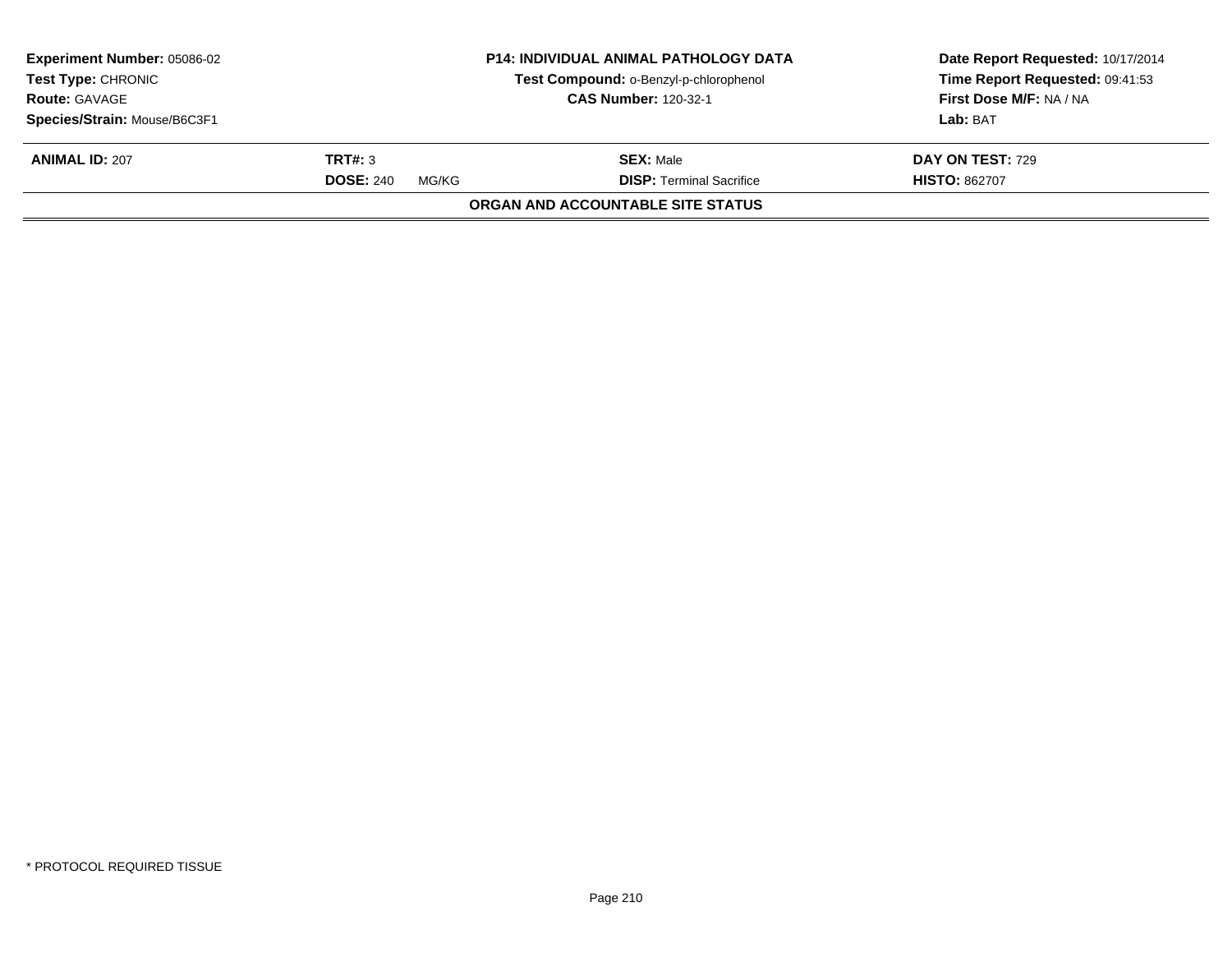**Experiment Number:** 05086-02
**Test Type:** CHRONIC
**Route:** GAVAGE
**Species/Strain:** Mouse/B6C3F1

**P14: INDIVIDUAL ANIMAL PATHOLOGY DATA**
**Test Compound:** o-Benzyl-p-chlorophenol
**CAS Number:** 120-32-1

**Date Report Requested:** 10/17/2014
**Time Report Requested:** 09:41:53
**First Dose M/F:** NA / NA
**Lab:** BAT

| **ANIMAL ID:** 207 | **TRT#:** 3 | **SEX:** Male | **DAY ON TEST:** 729 |
|---|---|---|---|
| | **DOSE:** 240 MG/KG | **DISP:** Terminal Sacrifice | **HISTO:** 862707 |

**ORGAN AND ACCOUNTABLE SITE STATUS**

* PROTOCOL REQUIRED TISSUE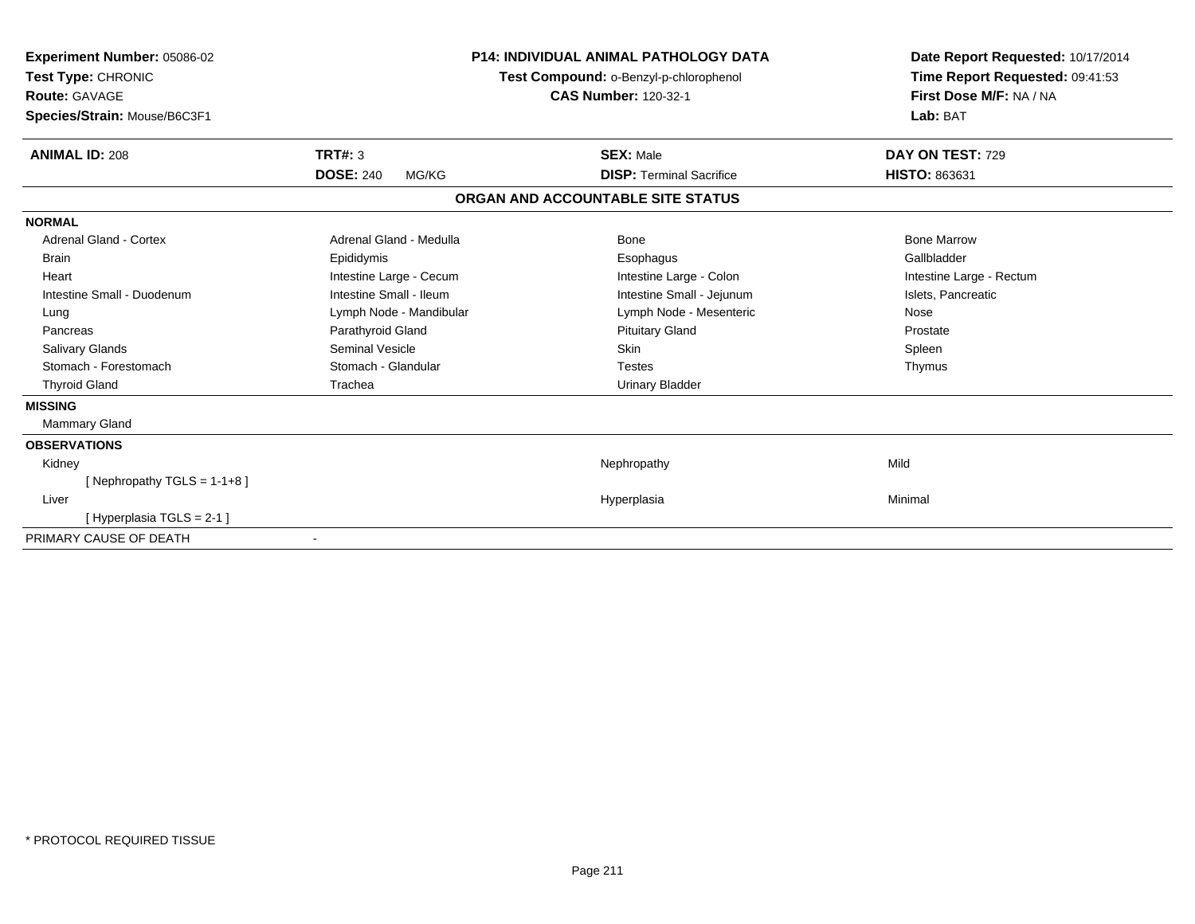**Experiment Number:** 05086-02
**Test Type:** CHRONIC
**Route:** GAVAGE
**Species/Strain:** Mouse/B6C3F1

**P14: INDIVIDUAL ANIMAL PATHOLOGY DATA**
**Test Compound:** o-Benzyl-p-chlorophenol
**CAS Number:** 120-32-1

**Date Report Requested:** 10/17/2014
**Time Report Requested:** 09:41:53
**First Dose M/F:** NA / NA
**Lab:** BAT

| **ANIMAL ID:** 208 | **TRT#:** 3 | **SEX:** Male | **DAY ON TEST:** 729 |
|---|---|---|---|
| | **DOSE:** 240 MG/KG | **DISP:** Terminal Sacrifice | **HISTO:** 863631 |

## ORGAN AND ACCOUNTABLE SITE STATUS

**NORMAL**

| | | | |
|---|---|---|---|
| Adrenal Gland - Cortex | Adrenal Gland - Medulla | Bone | Bone Marrow |
| Brain | Epididymis | Esophagus | Gallbladder |
| Heart | Intestine Large - Cecum | Intestine Large - Colon | Intestine Large - Rectum |
| Intestine Small - Duodenum | Intestine Small - Ileum | Intestine Small - Jejunum | Islets, Pancreatic |
| Lung | Lymph Node - Mandibular | Lymph Node - Mesenteric | Nose |
| Pancreas | Parathyroid Gland | Pituitary Gland | Prostate |
| Salivary Glands | Seminal Vesicle | Skin | Spleen |
| Stomach - Forestomach | Stomach - Glandular | Testes | Thymus |
| Thyroid Gland | Trachea | Urinary Bladder | |

**MISSING**

Mammary Gland

**OBSERVATIONS**

| | | |
|---|---|---|
| Kidney | Nephropathy | Mild |
| [ Nephropathy TGLS = 1-1+8 ] | | |
| Liver | Hyperplasia | Minimal |
| [ Hyperplasia TGLS = 2-1 ] | | |

PRIMARY CAUSE OF DEATH -

\* PROTOCOL REQUIRED TISSUE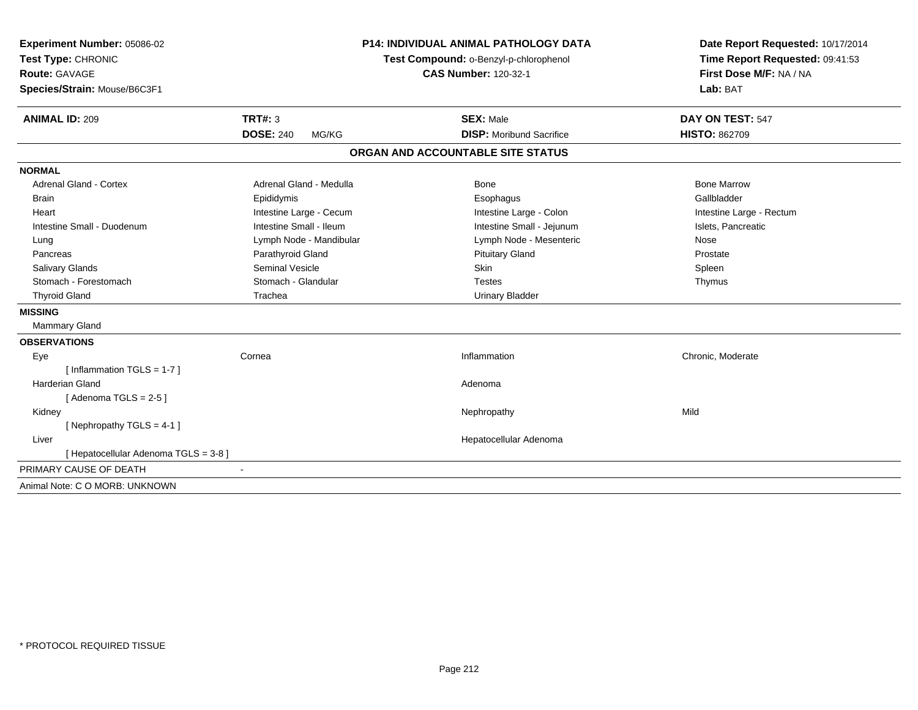**Experiment Number:** 05086-02
**Test Type:** CHRONIC
**Route:** GAVAGE
**Species/Strain:** Mouse/B6C3F1

**P14: INDIVIDUAL ANIMAL PATHOLOGY DATA**
**Test Compound:** o-Benzyl-p-chlorophenol
**CAS Number:** 120-32-1

**Date Report Requested:** 10/17/2014
**Time Report Requested:** 09:41:53
**First Dose M/F:** NA / NA
**Lab:** BAT

| **ANIMAL ID:** 209 | **TRT#:** 3 | **SEX:** Male | **DAY ON TEST:** 547 |
|---|---|---|---|
| | **DOSE:** 240 MG/KG | **DISP:** Moribund Sacrifice | **HISTO:** 862709 |

## ORGAN AND ACCOUNTABLE SITE STATUS

**NORMAL**

| | | | |
|---|---|---|---|
| Adrenal Gland - Cortex | Adrenal Gland - Medulla | Bone | Bone Marrow |
| Brain | Epididymis | Esophagus | Gallbladder |
| Heart | Intestine Large - Cecum | Intestine Large - Colon | Intestine Large - Rectum |
| Intestine Small - Duodenum | Intestine Small - Ileum | Intestine Small - Jejunum | Islets, Pancreatic |
| Lung | Lymph Node - Mandibular | Lymph Node - Mesenteric | Nose |
| Pancreas | Parathyroid Gland | Pituitary Gland | Prostate |
| Salivary Glands | Seminal Vesicle | Skin | Spleen |
| Stomach - Forestomach | Stomach - Glandular | Testes | Thymus |
| Thyroid Gland | Trachea | Urinary Bladder | |

**MISSING**

Mammary Gland

**OBSERVATIONS**

| | | | |
|---|---|---|---|
| Eye | Cornea | Inflammation | Chronic, Moderate |
| [ Inflammation TGLS = 1-7 ] | | | |
| Harderian Gland | | Adenoma | |
| [ Adenoma TGLS = 2-5 ] | | | |
| Kidney | | Nephropathy | Mild |
| [ Nephropathy TGLS = 4-1 ] | | | |
| Liver | | Hepatocellular Adenoma | |
| [ Hepatocellular Adenoma TGLS = 3-8 ] | | | |

PRIMARY CAUSE OF DEATH -

Animal Note: C O MORB: UNKNOWN

* PROTOCOL REQUIRED TISSUE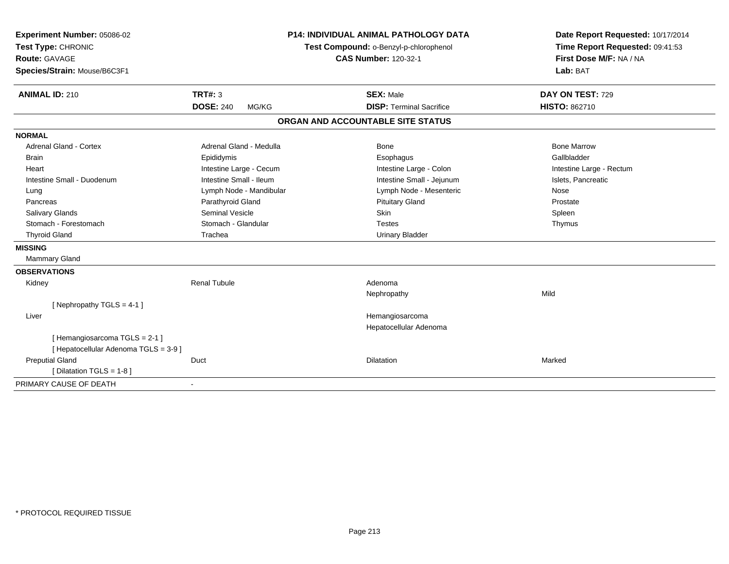**Experiment Number:** 05086-02
**Test Type:** CHRONIC
**Route:** GAVAGE
**Species/Strain:** Mouse/B6C3F1

**P14: INDIVIDUAL ANIMAL PATHOLOGY DATA**
**Test Compound:** o-Benzyl-p-chlorophenol
**CAS Number:** 120-32-1

**Date Report Requested:** 10/17/2014
**Time Report Requested:** 09:41:53
**First Dose M/F:** NA / NA
**Lab:** BAT

| **ANIMAL ID:** 210 | **TRT#:** 3 | **SEX:** Male | **DAY ON TEST:** 729 |
|---|---|---|---|
| | **DOSE:** 240 MG/KG | **DISP:** Terminal Sacrifice | **HISTO:** 862710 |

## ORGAN AND ACCOUNTABLE SITE STATUS

**NORMAL**

| | | | |
|---|---|---|---|
| Adrenal Gland - Cortex | Adrenal Gland - Medulla | Bone | Bone Marrow |
| Brain | Epididymis | Esophagus | Gallbladder |
| Heart | Intestine Large - Cecum | Intestine Large - Colon | Intestine Large - Rectum |
| Intestine Small - Duodenum | Intestine Small - Ileum | Intestine Small - Jejunum | Islets, Pancreatic |
| Lung | Lymph Node - Mandibular | Lymph Node - Mesenteric | Nose |
| Pancreas | Parathyroid Gland | Pituitary Gland | Prostate |
| Salivary Glands | Seminal Vesicle | Skin | Spleen |
| Stomach - Forestomach | Stomach - Glandular | Testes | Thymus |
| Thyroid Gland | Trachea | Urinary Bladder | |

**MISSING**

Mammary Gland

**OBSERVATIONS**

| | | | |
|---|---|---|---|
| Kidney | Renal Tubule | Adenoma | |
| | | Nephropathy | Mild |
| [ Nephropathy TGLS = 4-1 ] | | | |
| Liver | | Hemangiosarcoma | |
| | | Hepatocellular Adenoma | |
| [ Hemangiosarcoma TGLS = 2-1 ] | | | |
| [ Hepatocellular Adenoma TGLS = 3-9 ] | | | |
| Preputial Gland | Duct | Dilatation | Marked |
| [ Dilatation TGLS = 1-8 ] | | | |

PRIMARY CAUSE OF DEATH -

* PROTOCOL REQUIRED TISSUE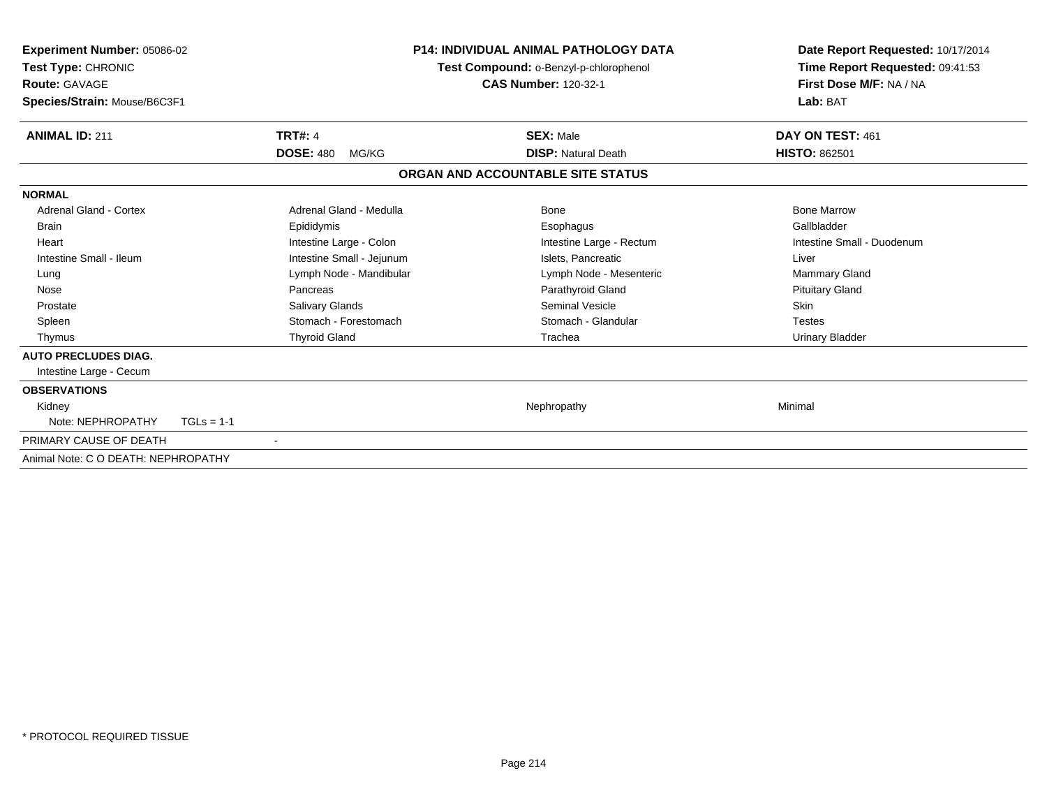**Experiment Number:** 05086-02
**Test Type:** CHRONIC
**Route:** GAVAGE
**Species/Strain:** Mouse/B6C3F1

**P14: INDIVIDUAL ANIMAL PATHOLOGY DATA**
**Test Compound:** o-Benzyl-p-chlorophenol
**CAS Number:** 120-32-1

**Date Report Requested:** 10/17/2014
**Time Report Requested:** 09:41:53
**First Dose M/F:** NA / NA
**Lab:** BAT

| **ANIMAL ID:** 211 | **TRT#:** 4 | **SEX:** Male | **DAY ON TEST:** 461 |
|---|---|---|---|
| | **DOSE:** 480 MG/KG | **DISP:** Natural Death | **HISTO:** 862501 |

## ORGAN AND ACCOUNTABLE SITE STATUS

| | | | |
|---|---|---|---|
| **NORMAL** | | | |
| Adrenal Gland - Cortex | Adrenal Gland - Medulla | Bone | Bone Marrow |
| Brain | Epididymis | Esophagus | Gallbladder |
| Heart | Intestine Large - Colon | Intestine Large - Rectum | Intestine Small - Duodenum |
| Intestine Small - Ileum | Intestine Small - Jejunum | Islets, Pancreatic | Liver |
| Lung | Lymph Node - Mandibular | Lymph Node - Mesenteric | Mammary Gland |
| Nose | Pancreas | Parathyroid Gland | Pituitary Gland |
| Prostate | Salivary Glands | Seminal Vesicle | Skin |
| Spleen | Stomach - Forestomach | Stomach - Glandular | Testes |
| Thymus | Thyroid Gland | Trachea | Urinary Bladder |
| **AUTO PRECLUDES DIAG.** | | | |
| Intestine Large - Cecum | | | |
| **OBSERVATIONS** | | | |
| Kidney | | Nephropathy | Minimal |
| Note: NEPHROPATHY TGLs = 1-1 | | | |
| PRIMARY CAUSE OF DEATH | - | | |
| Animal Note: C O DEATH: NEPHROPATHY | | | |

* PROTOCOL REQUIRED TISSUE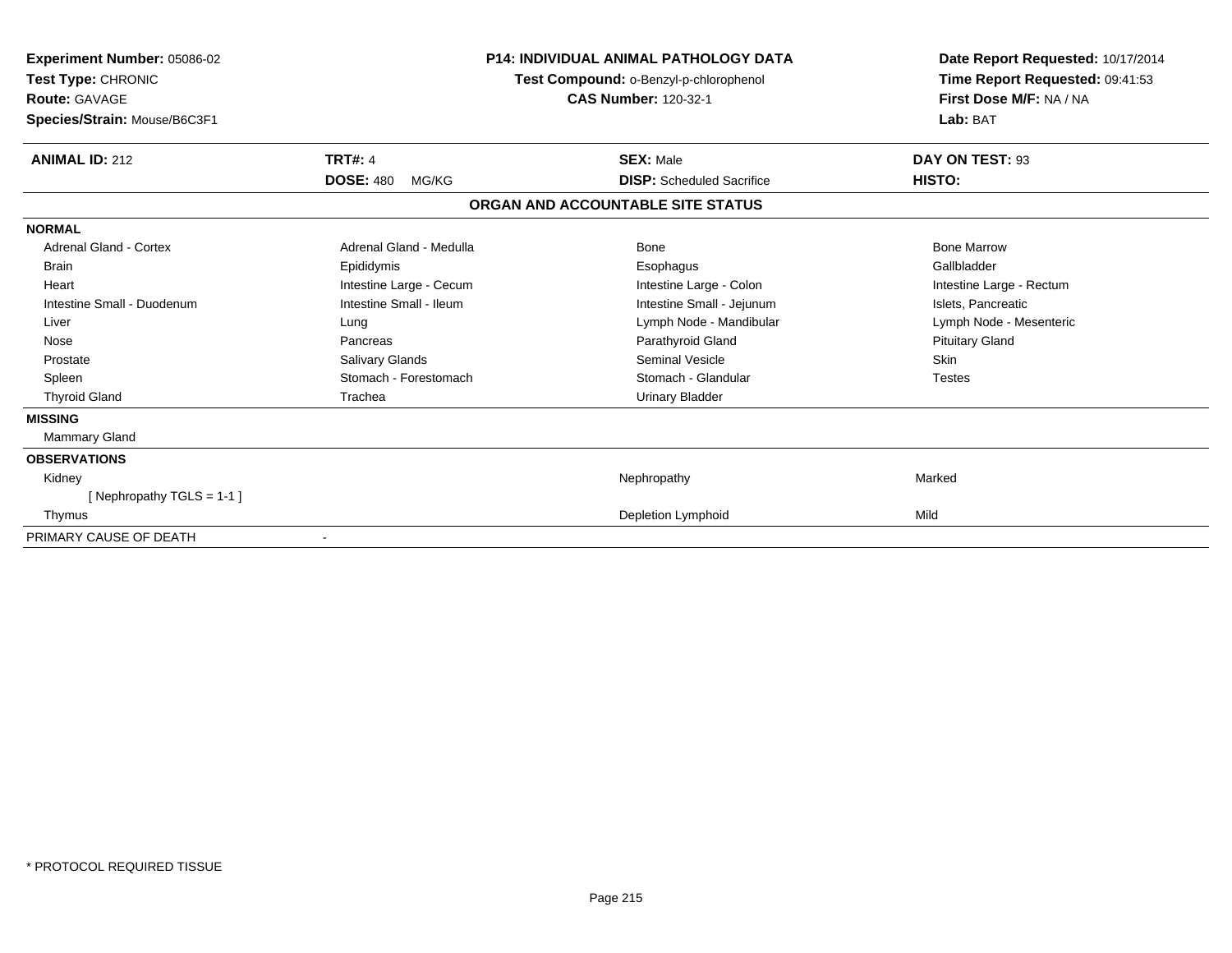**Experiment Number:** 05086-02
**Test Type:** CHRONIC
**Route:** GAVAGE
**Species/Strain:** Mouse/B6C3F1

**P14: INDIVIDUAL ANIMAL PATHOLOGY DATA**
**Test Compound:** o-Benzyl-p-chlorophenol
**CAS Number:** 120-32-1

**Date Report Requested:** 10/17/2014
**Time Report Requested:** 09:41:53
**First Dose M/F:** NA / NA
**Lab:** BAT

| **ANIMAL ID:** 212 | **TRT#:** 4 | **SEX:** Male | **DAY ON TEST:** 93 |
|---|---|---|---|
| | **DOSE:** 480 MG/KG | **DISP:** Scheduled Sacrifice | **HISTO:** |

**ORGAN AND ACCOUNTABLE SITE STATUS**

| | | | |
|---|---|---|---|
| **NORMAL** | | | |
| Adrenal Gland - Cortex | Adrenal Gland - Medulla | Bone | Bone Marrow |
| Brain | Epididymis | Esophagus | Gallbladder |
| Heart | Intestine Large - Cecum | Intestine Large - Colon | Intestine Large - Rectum |
| Intestine Small - Duodenum | Intestine Small - Ileum | Intestine Small - Jejunum | Islets, Pancreatic |
| Liver | Lung | Lymph Node - Mandibular | Lymph Node - Mesenteric |
| Nose | Pancreas | Parathyroid Gland | Pituitary Gland |
| Prostate | Salivary Glands | Seminal Vesicle | Skin |
| Spleen | Stomach - Forestomach | Stomach - Glandular | Testes |
| Thyroid Gland | Trachea | Urinary Bladder | |
| **MISSING** | | | |
| Mammary Gland | | | |
| **OBSERVATIONS** | | | |
| Kidney | | Nephropathy | Marked |
| [ Nephropathy TGLS = 1-1 ] | | | |
| Thymus | | Depletion Lymphoid | Mild |
| PRIMARY CAUSE OF DEATH | - | | |

* PROTOCOL REQUIRED TISSUE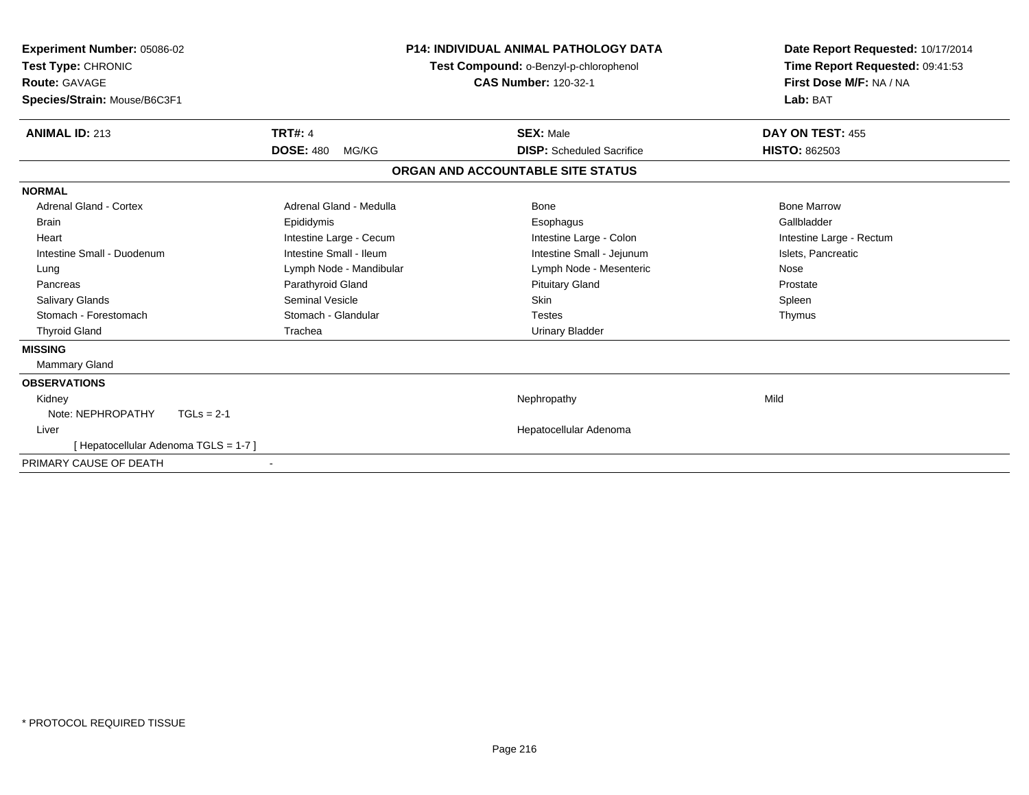**Experiment Number:** 05086-02
**Test Type:** CHRONIC
**Route:** GAVAGE
**Species/Strain:** Mouse/B6C3F1

**P14: INDIVIDUAL ANIMAL PATHOLOGY DATA**
**Test Compound:** o-Benzyl-p-chlorophenol
**CAS Number:** 120-32-1

**Date Report Requested:** 10/17/2014
**Time Report Requested:** 09:41:53
**First Dose M/F:** NA / NA
**Lab:** BAT

| **ANIMAL ID:** 213 | **TRT#:** 4 | **SEX:** Male | **DAY ON TEST:** 455 |
|---|---|---|---|
| | **DOSE:** 480 MG/KG | **DISP:** Scheduled Sacrifice | **HISTO:** 862503 |

## ORGAN AND ACCOUNTABLE SITE STATUS

**NORMAL**

| | | | |
|---|---|---|---|
| Adrenal Gland - Cortex | Adrenal Gland - Medulla | Bone | Bone Marrow |
| Brain | Epididymis | Esophagus | Gallbladder |
| Heart | Intestine Large - Cecum | Intestine Large - Colon | Intestine Large - Rectum |
| Intestine Small - Duodenum | Intestine Small - Ileum | Intestine Small - Jejunum | Islets, Pancreatic |
| Lung | Lymph Node - Mandibular | Lymph Node - Mesenteric | Nose |
| Pancreas | Parathyroid Gland | Pituitary Gland | Prostate |
| Salivary Glands | Seminal Vesicle | Skin | Spleen |
| Stomach - Forestomach | Stomach - Glandular | Testes | Thymus |
| Thyroid Gland | Trachea | Urinary Bladder | |

**MISSING**

Mammary Gland

**OBSERVATIONS**

| | | |
|---|---|---|
| Kidney | Nephropathy | Mild |
| Note: NEPHROPATHY TGLs = 2-1 | | |
| Liver | Hepatocellular Adenoma | |
| [ Hepatocellular Adenoma TGLS = 1-7 ] | | |

PRIMARY CAUSE OF DEATH -

* PROTOCOL REQUIRED TISSUE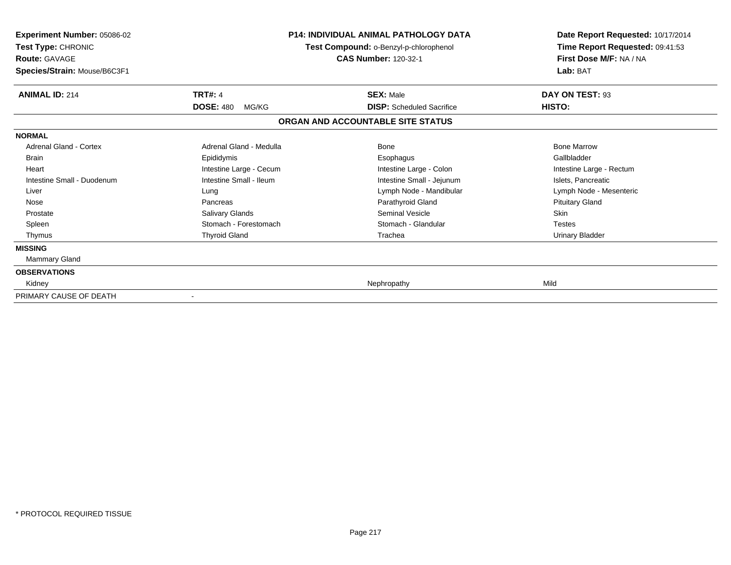**Experiment Number:** 05086-02
**Test Type:** CHRONIC
**Route:** GAVAGE
**Species/Strain:** Mouse/B6C3F1

**P14: INDIVIDUAL ANIMAL PATHOLOGY DATA**
**Test Compound:** o-Benzyl-p-chlorophenol
**CAS Number:** 120-32-1

**Date Report Requested:** 10/17/2014
**Time Report Requested:** 09:41:53
**First Dose M/F:** NA / NA
**Lab:** BAT

| **ANIMAL ID:** 214 | **TRT#:** 4 | **SEX:** Male | **DAY ON TEST:** 93 |
|---|---|---|---|
| | **DOSE:** 480 MG/KG | **DISP:** Scheduled Sacrifice | **HISTO:** |

**ORGAN AND ACCOUNTABLE SITE STATUS**

| | | | |
|---|---|---|---|
| **NORMAL** | | | |
| Adrenal Gland - Cortex | Adrenal Gland - Medulla | Bone | Bone Marrow |
| Brain | Epididymis | Esophagus | Gallbladder |
| Heart | Intestine Large - Cecum | Intestine Large - Colon | Intestine Large - Rectum |
| Intestine Small - Duodenum | Intestine Small - Ileum | Intestine Small - Jejunum | Islets, Pancreatic |
| Liver | Lung | Lymph Node - Mandibular | Lymph Node - Mesenteric |
| Nose | Pancreas | Parathyroid Gland | Pituitary Gland |
| Prostate | Salivary Glands | Seminal Vesicle | Skin |
| Spleen | Stomach - Forestomach | Stomach - Glandular | Testes |
| Thymus | Thyroid Gland | Trachea | Urinary Bladder |
| **MISSING** | | | |
| Mammary Gland | | | |
| **OBSERVATIONS** | | | |
| Kidney | | Nephropathy | Mild |
| PRIMARY CAUSE OF DEATH | - | | |

* PROTOCOL REQUIRED TISSUE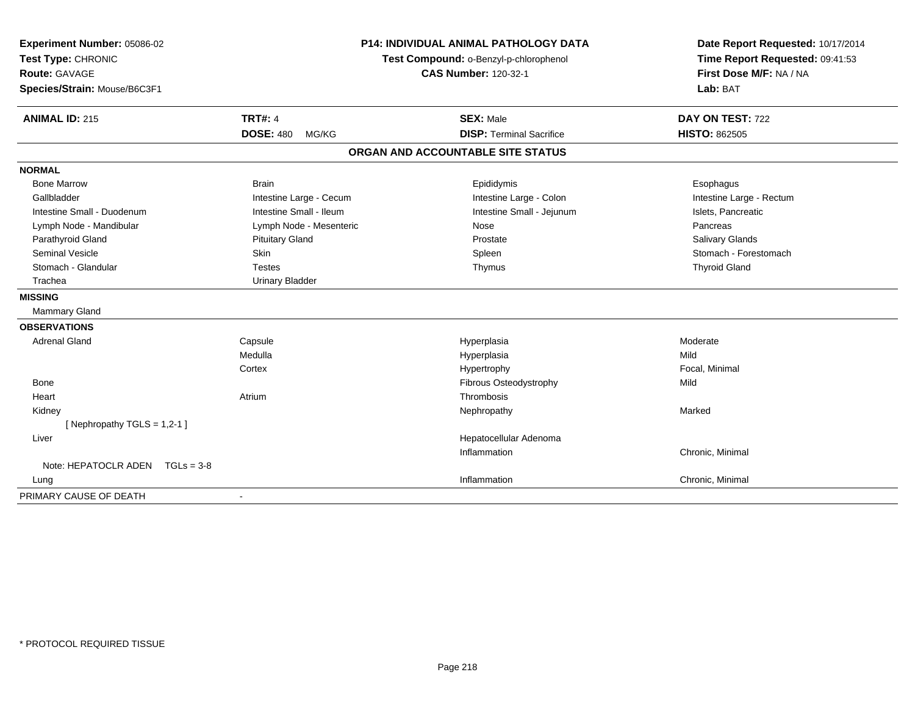**Experiment Number:** 05086-02
**Test Type:** CHRONIC
**Route:** GAVAGE
**Species/Strain:** Mouse/B6C3F1

**P14: INDIVIDUAL ANIMAL PATHOLOGY DATA**
**Test Compound:** o-Benzyl-p-chlorophenol
**CAS Number:** 120-32-1

**Date Report Requested:** 10/17/2014
**Time Report Requested:** 09:41:53
**First Dose M/F:** NA / NA
**Lab:** BAT

| **ANIMAL ID:** 215 | **TRT#:** 4 | **SEX:** Male | **DAY ON TEST:** 722 |
|---|---|---|---|
| | **DOSE:** 480 MG/KG | **DISP:** Terminal Sacrifice | **HISTO:** 862505 |

## ORGAN AND ACCOUNTABLE SITE STATUS

**NORMAL**

| | | | |
|---|---|---|---|
| Bone Marrow | Brain | Epididymis | Esophagus |
| Gallbladder | Intestine Large - Cecum | Intestine Large - Colon | Intestine Large - Rectum |
| Intestine Small - Duodenum | Intestine Small - Ileum | Intestine Small - Jejunum | Islets, Pancreatic |
| Lymph Node - Mandibular | Lymph Node - Mesenteric | Nose | Pancreas |
| Parathyroid Gland | Pituitary Gland | Prostate | Salivary Glands |
| Seminal Vesicle | Skin | Spleen | Stomach - Forestomach |
| Stomach - Glandular | Testes | Thymus | Thyroid Gland |
| Trachea | Urinary Bladder | | |

**MISSING**

Mammary Gland

**OBSERVATIONS**

| | | | |
|---|---|---|---|
| Adrenal Gland | Capsule | Hyperplasia | Moderate |
| | Medulla | Hyperplasia | Mild |
| | Cortex | Hypertrophy | Focal, Minimal |
| Bone | | Fibrous Osteodystrophy | Mild |
| Heart | Atrium | Thrombosis | |
| Kidney | | Nephropathy | Marked |
| [ Nephropathy TGLS = 1,2-1 ] | | | |
| Liver | | Hepatocellular Adenoma | |
| | | Inflammation | Chronic, Minimal |
| Note: HEPATOCLR ADEN TGLs = 3-8 | | | |
| Lung | | Inflammation | Chronic, Minimal |

PRIMARY CAUSE OF DEATH -

* PROTOCOL REQUIRED TISSUE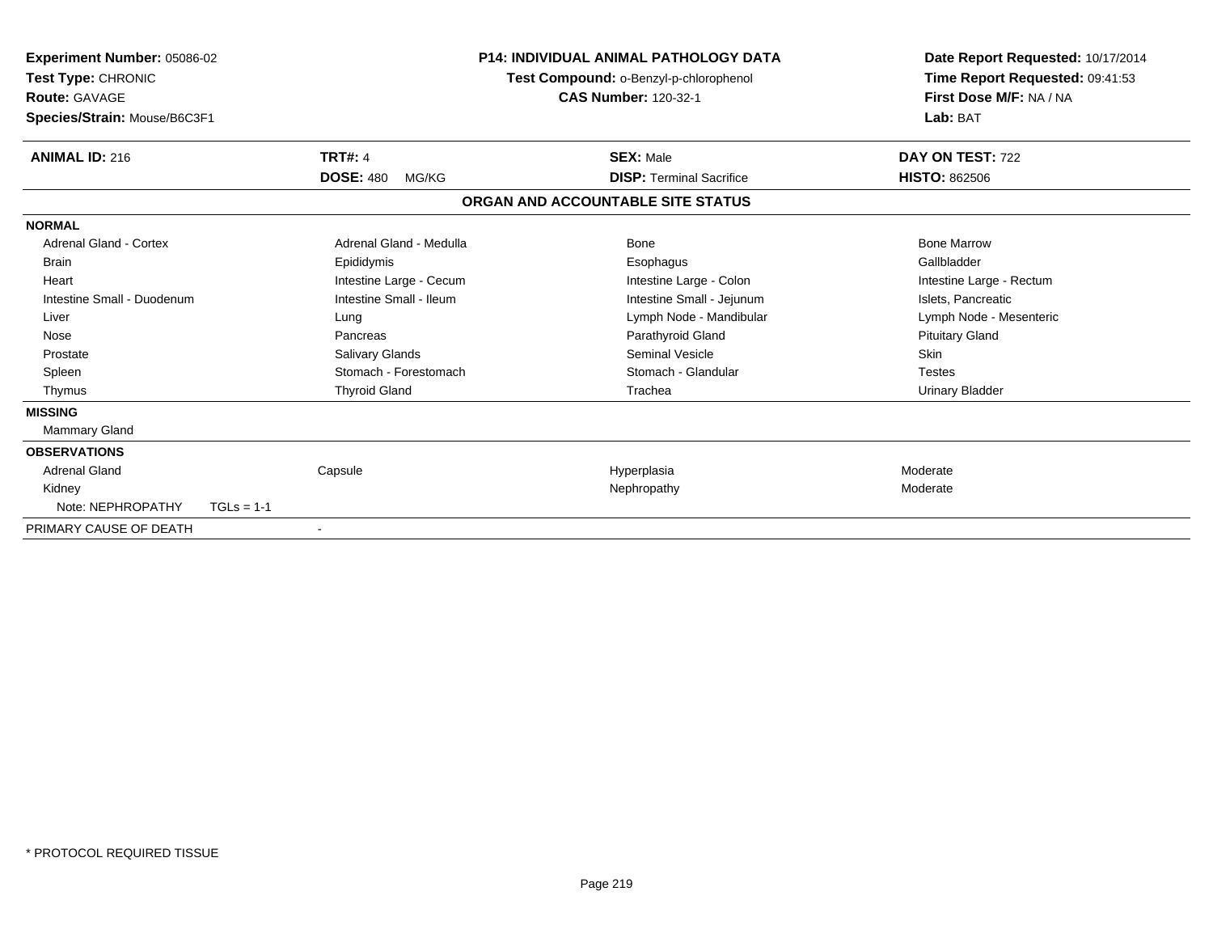**Experiment Number:** 05086-02
**Test Type:** CHRONIC
**Route:** GAVAGE
**Species/Strain:** Mouse/B6C3F1

**P14: INDIVIDUAL ANIMAL PATHOLOGY DATA**
**Test Compound:** o-Benzyl-p-chlorophenol
**CAS Number:** 120-32-1

**Date Report Requested:** 10/17/2014
**Time Report Requested:** 09:41:53
**First Dose M/F:** NA / NA
**Lab:** BAT

| **ANIMAL ID:** 216 | **TRT#:** 4 | **SEX:** Male | **DAY ON TEST:** 722 |
|---|---|---|---|
| | **DOSE:** 480 MG/KG | **DISP:** Terminal Sacrifice | **HISTO:** 862506 |

## ORGAN AND ACCOUNTABLE SITE STATUS

**NORMAL**

| | | | |
|---|---|---|---|
| Adrenal Gland - Cortex | Adrenal Gland - Medulla | Bone | Bone Marrow |
| Brain | Epididymis | Esophagus | Gallbladder |
| Heart | Intestine Large - Cecum | Intestine Large - Colon | Intestine Large - Rectum |
| Intestine Small - Duodenum | Intestine Small - Ileum | Intestine Small - Jejunum | Islets, Pancreatic |
| Liver | Lung | Lymph Node - Mandibular | Lymph Node - Mesenteric |
| Nose | Pancreas | Parathyroid Gland | Pituitary Gland |
| Prostate | Salivary Glands | Seminal Vesicle | Skin |
| Spleen | Stomach - Forestomach | Stomach - Glandular | Testes |
| Thymus | Thyroid Gland | Trachea | Urinary Bladder |

**MISSING**

Mammary Gland

**OBSERVATIONS**

| | | | |
|---|---|---|---|
| Adrenal Gland | Capsule | Hyperplasia | Moderate |
| Kidney | | Nephropathy | Moderate |
| Note: NEPHROPATHY TGLs = 1-1 | | | |

PRIMARY CAUSE OF DEATH -

* PROTOCOL REQUIRED TISSUE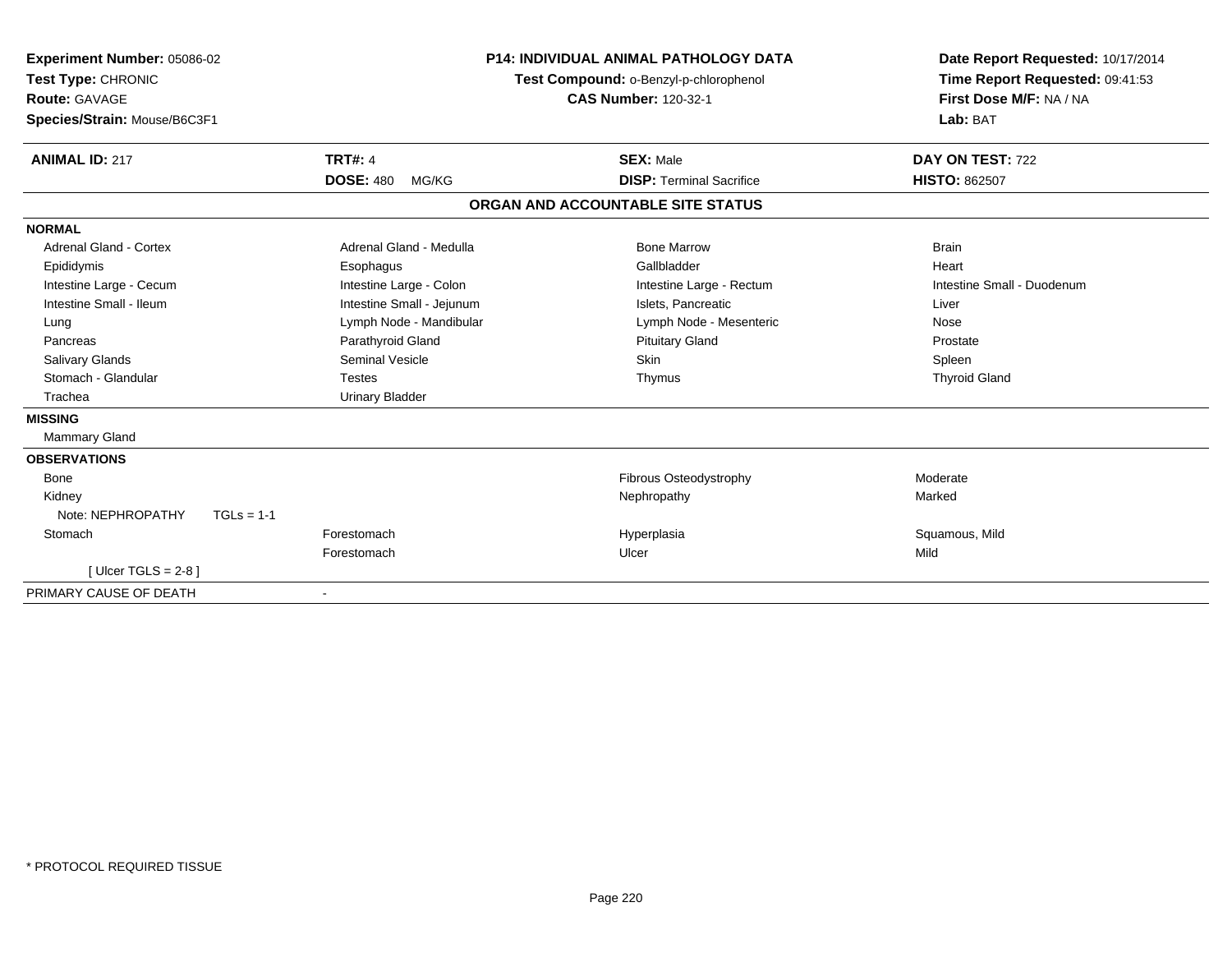**Experiment Number:** 05086-02
**Test Type:** CHRONIC
**Route:** GAVAGE
**Species/Strain:** Mouse/B6C3F1

**P14: INDIVIDUAL ANIMAL PATHOLOGY DATA**
**Test Compound:** o-Benzyl-p-chlorophenol
**CAS Number:** 120-32-1

**Date Report Requested:** 10/17/2014
**Time Report Requested:** 09:41:53
**First Dose M/F:** NA / NA
**Lab:** BAT

| **ANIMAL ID:** 217 | **TRT#:** 4 | **SEX:** Male | **DAY ON TEST:** 722 |
|---|---|---|---|
| | **DOSE:** 480 MG/KG | **DISP:** Terminal Sacrifice | **HISTO:** 862507 |

**ORGAN AND ACCOUNTABLE SITE STATUS**

**NORMAL**

| | | | |
|---|---|---|---|
| Adrenal Gland - Cortex | Adrenal Gland - Medulla | Bone Marrow | Brain |
| Epididymis | Esophagus | Gallbladder | Heart |
| Intestine Large - Cecum | Intestine Large - Colon | Intestine Large - Rectum | Intestine Small - Duodenum |
| Intestine Small - Ileum | Intestine Small - Jejunum | Islets, Pancreatic | Liver |
| Lung | Lymph Node - Mandibular | Lymph Node - Mesenteric | Nose |
| Pancreas | Parathyroid Gland | Pituitary Gland | Prostate |
| Salivary Glands | Seminal Vesicle | Skin | Spleen |
| Stomach - Glandular | Testes | Thymus | Thyroid Gland |
| Trachea | Urinary Bladder | | |

**MISSING**

Mammary Gland

**OBSERVATIONS**

| | | | |
|---|---|---|---|
| Bone | | Fibrous Osteodystrophy | Moderate |
| Kidney | | Nephropathy | Marked |
| Note: NEPHROPATHY TGLs = 1-1 | | | |
| Stomach | Forestomach | Hyperplasia | Squamous, Mild |
| | Forestomach | Ulcer | Mild |
| [ Ulcer TGLS = 2-8 ] | | | |

PRIMARY CAUSE OF DEATH -

* PROTOCOL REQUIRED TISSUE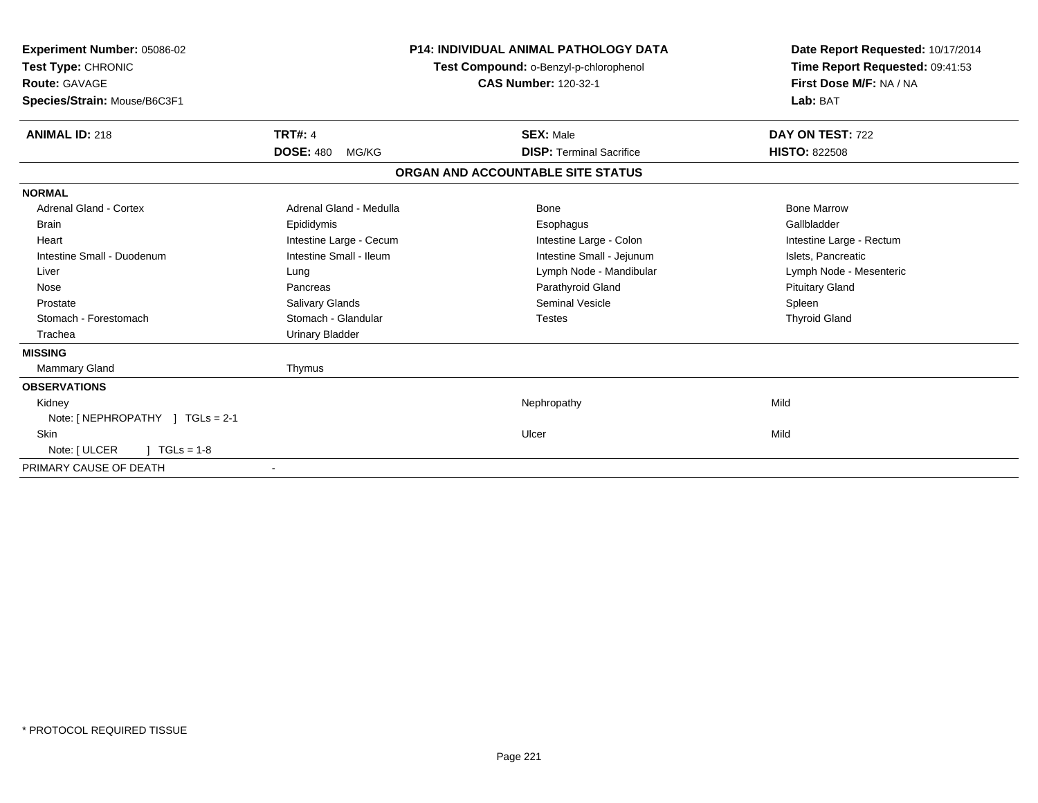**Experiment Number:** 05086-02
**Test Type:** CHRONIC
**Route:** GAVAGE
**Species/Strain:** Mouse/B6C3F1

**P14: INDIVIDUAL ANIMAL PATHOLOGY DATA**
**Test Compound:** o-Benzyl-p-chlorophenol
**CAS Number:** 120-32-1

**Date Report Requested:** 10/17/2014
**Time Report Requested:** 09:41:53
**First Dose M/F:** NA / NA
**Lab:** BAT

| **ANIMAL ID:** 218 | **TRT#:** 4 | **SEX:** Male | **DAY ON TEST:** 722 |
|---|---|---|---|
| | **DOSE:** 480 MG/KG | **DISP:** Terminal Sacrifice | **HISTO:** 822508 |

## ORGAN AND ACCOUNTABLE SITE STATUS

| | | | |
|---|---|---|---|
| **NORMAL** | | | |
| Adrenal Gland - Cortex | Adrenal Gland - Medulla | Bone | Bone Marrow |
| Brain | Epididymis | Esophagus | Gallbladder |
| Heart | Intestine Large - Cecum | Intestine Large - Colon | Intestine Large - Rectum |
| Intestine Small - Duodenum | Intestine Small - Ileum | Intestine Small - Jejunum | Islets, Pancreatic |
| Liver | Lung | Lymph Node - Mandibular | Lymph Node - Mesenteric |
| Nose | Pancreas | Parathyroid Gland | Pituitary Gland |
| Prostate | Salivary Glands | Seminal Vesicle | Spleen |
| Stomach - Forestomach | Stomach - Glandular | Testes | Thyroid Gland |
| Trachea | Urinary Bladder | | |
| **MISSING** | | | |
| Mammary Gland | Thymus | | |
| **OBSERVATIONS** | | | |
| Kidney | | Nephropathy | Mild |
| Note: [ NEPHROPATHY ] TGLs = 2-1 | | | |
| Skin | | Ulcer | Mild |
| Note: [ ULCER ] TGLs = 1-8 | | | |
| PRIMARY CAUSE OF DEATH | - | | |

* PROTOCOL REQUIRED TISSUE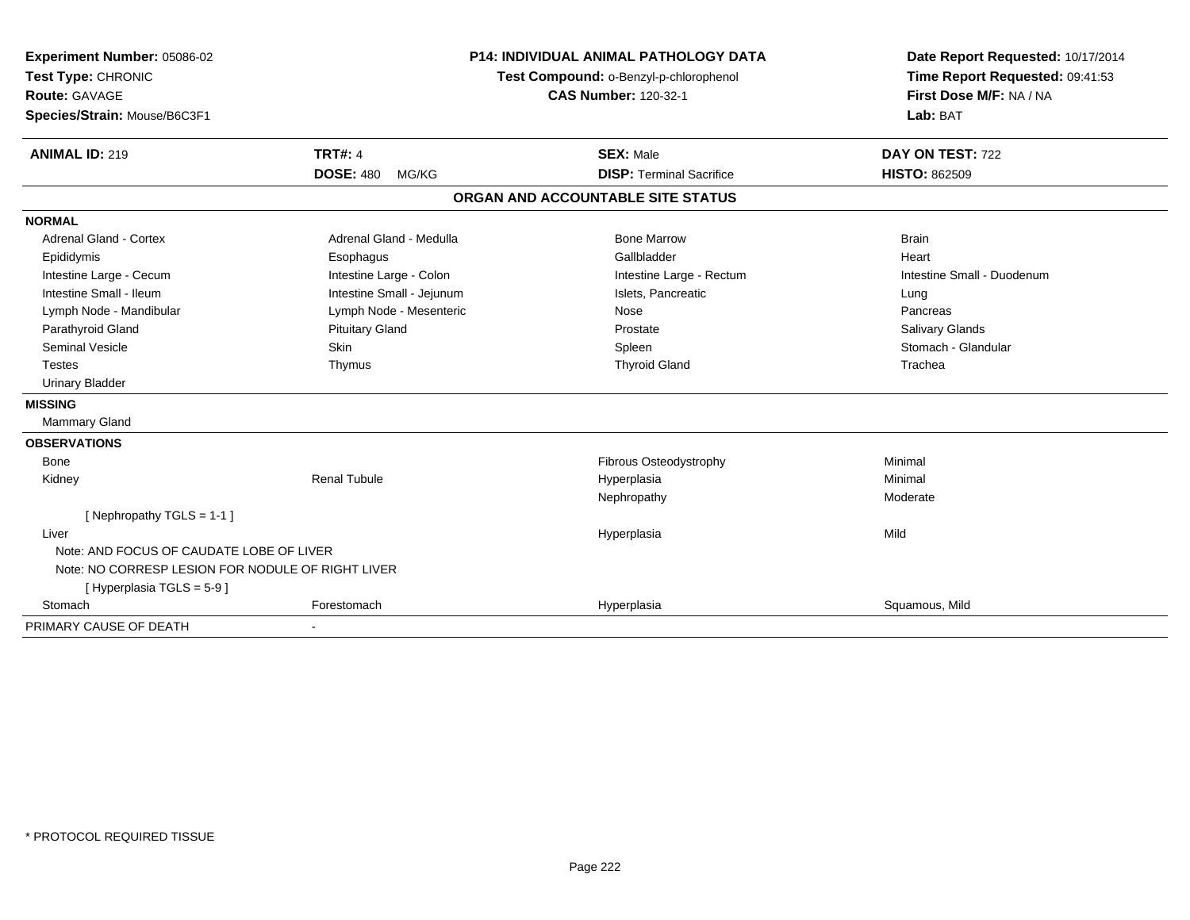**Experiment Number:** 05086-02
**Test Type:** CHRONIC
**Route:** GAVAGE
**Species/Strain:** Mouse/B6C3F1

**P14: INDIVIDUAL ANIMAL PATHOLOGY DATA**
**Test Compound:** o-Benzyl-p-chlorophenol
**CAS Number:** 120-32-1

**Date Report Requested:** 10/17/2014
**Time Report Requested:** 09:41:53
**First Dose M/F:** NA / NA
**Lab:** BAT

| **ANIMAL ID:** 219 | **TRT#:** 4 | **SEX:** Male | **DAY ON TEST:** 722 |
|---|---|---|---|
| | **DOSE:** 480 MG/KG | **DISP:** Terminal Sacrifice | **HISTO:** 862509 |

## ORGAN AND ACCOUNTABLE SITE STATUS

| | | | |
|---|---|---|---|
| **NORMAL** | | | |
| Adrenal Gland - Cortex | Adrenal Gland - Medulla | Bone Marrow | Brain |
| Epididymis | Esophagus | Gallbladder | Heart |
| Intestine Large - Cecum | Intestine Large - Colon | Intestine Large - Rectum | Intestine Small - Duodenum |
| Intestine Small - Ileum | Intestine Small - Jejunum | Islets, Pancreatic | Lung |
| Lymph Node - Mandibular | Lymph Node - Mesenteric | Nose | Pancreas |
| Parathyroid Gland | Pituitary Gland | Prostate | Salivary Glands |
| Seminal Vesicle | Skin | Spleen | Stomach - Glandular |
| Testes | Thymus | Thyroid Gland | Trachea |
| Urinary Bladder | | | |
| **MISSING** | | | |
| Mammary Gland | | | |
| **OBSERVATIONS** | | | |
| Bone | | Fibrous Osteodystrophy | Minimal |
| Kidney | Renal Tubule | Hyperplasia | Minimal |
| | | Nephropathy | Moderate |
| [ Nephropathy TGLS = 1-1 ] | | | |
| Liver | | Hyperplasia | Mild |
| Note: AND FOCUS OF CAUDATE LOBE OF LIVER | | | |
| Note: NO CORRESP LESION FOR NODULE OF RIGHT LIVER | | | |
| [ Hyperplasia TGLS = 5-9 ] | | | |
| Stomach | Forestomach | Hyperplasia | Squamous, Mild |
| PRIMARY CAUSE OF DEATH | - | | |

\* PROTOCOL REQUIRED TISSUE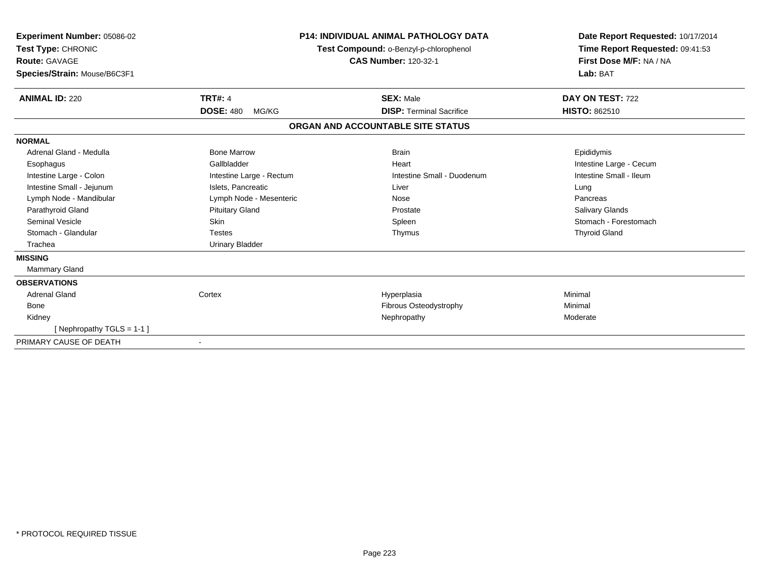**Experiment Number:** 05086-02
**Test Type:** CHRONIC
**Route:** GAVAGE
**Species/Strain:** Mouse/B6C3F1

**P14: INDIVIDUAL ANIMAL PATHOLOGY DATA**
**Test Compound:** o-Benzyl-p-chlorophenol
**CAS Number:** 120-32-1

**Date Report Requested:** 10/17/2014
**Time Report Requested:** 09:41:53
**First Dose M/F:** NA / NA
**Lab:** BAT

| **ANIMAL ID:** 220 | **TRT#:** 4 | **SEX:** Male | **DAY ON TEST:** 722 |
|---|---|---|---|
| | **DOSE:** 480 MG/KG | **DISP:** Terminal Sacrifice | **HISTO:** 862510 |

## ORGAN AND ACCOUNTABLE SITE STATUS

**NORMAL**

| | | | |
|---|---|---|---|
| Adrenal Gland - Medulla | Bone Marrow | Brain | Epididymis |
| Esophagus | Gallbladder | Heart | Intestine Large - Cecum |
| Intestine Large - Colon | Intestine Large - Rectum | Intestine Small - Duodenum | Intestine Small - Ileum |
| Intestine Small - Jejunum | Islets, Pancreatic | Liver | Lung |
| Lymph Node - Mandibular | Lymph Node - Mesenteric | Nose | Pancreas |
| Parathyroid Gland | Pituitary Gland | Prostate | Salivary Glands |
| Seminal Vesicle | Skin | Spleen | Stomach - Forestomach |
| Stomach - Glandular | Testes | Thymus | Thyroid Gland |
| Trachea | Urinary Bladder | | |

**MISSING**

Mammary Gland

**OBSERVATIONS**

| | | | |
|---|---|---|---|
| Adrenal Gland | Cortex | Hyperplasia | Minimal |
| Bone | | Fibrous Osteodystrophy | Minimal |
| Kidney | | Nephropathy | Moderate |
| [ Nephropathy TGLS = 1-1 ] | | | |

PRIMARY CAUSE OF DEATH -

* PROTOCOL REQUIRED TISSUE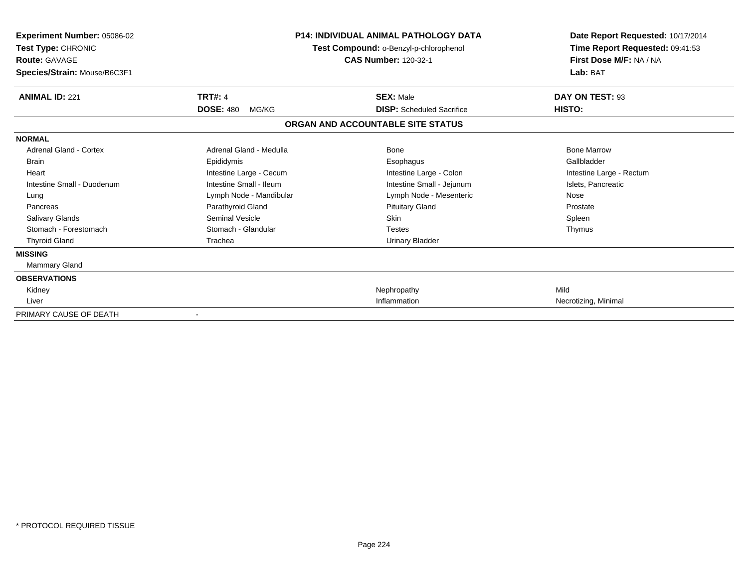**Experiment Number:** 05086-02
**Test Type:** CHRONIC
**Route:** GAVAGE
**Species/Strain:** Mouse/B6C3F1

**P14: INDIVIDUAL ANIMAL PATHOLOGY DATA**
**Test Compound:** o-Benzyl-p-chlorophenol
**CAS Number:** 120-32-1

**Date Report Requested:** 10/17/2014
**Time Report Requested:** 09:41:53
**First Dose M/F:** NA / NA
**Lab:** BAT

| **ANIMAL ID:** 221 | **TRT#:** 4 | **SEX:** Male | **DAY ON TEST:** 93 |
|---|---|---|---|
| | **DOSE:** 480 MG/KG | **DISP:** Scheduled Sacrifice | **HISTO:** |

## ORGAN AND ACCOUNTABLE SITE STATUS

| | | | |
|---|---|---|---|
| **NORMAL** | | | |
| Adrenal Gland - Cortex | Adrenal Gland - Medulla | Bone | Bone Marrow |
| Brain | Epididymis | Esophagus | Gallbladder |
| Heart | Intestine Large - Cecum | Intestine Large - Colon | Intestine Large - Rectum |
| Intestine Small - Duodenum | Intestine Small - Ileum | Intestine Small - Jejunum | Islets, Pancreatic |
| Lung | Lymph Node - Mandibular | Lymph Node - Mesenteric | Nose |
| Pancreas | Parathyroid Gland | Pituitary Gland | Prostate |
| Salivary Glands | Seminal Vesicle | Skin | Spleen |
| Stomach - Forestomach | Stomach - Glandular | Testes | Thymus |
| Thyroid Gland | Trachea | Urinary Bladder | |
| **MISSING** | | | |
| Mammary Gland | | | |
| **OBSERVATIONS** | | | |
| Kidney | | Nephropathy | Mild |
| Liver | | Inflammation | Necrotizing, Minimal |
| PRIMARY CAUSE OF DEATH | - | | |

* PROTOCOL REQUIRED TISSUE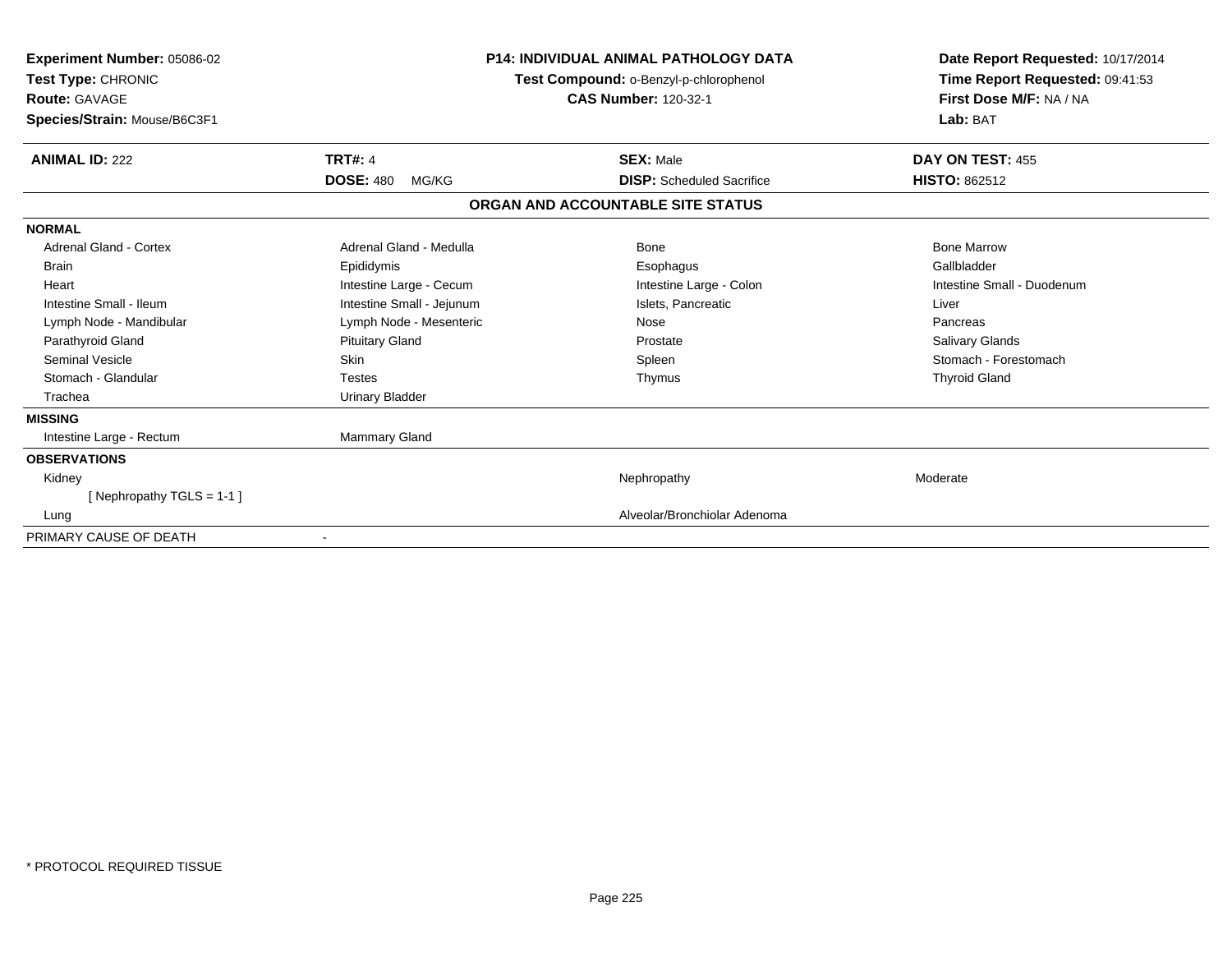**Experiment Number:** 05086-02
**Test Type:** CHRONIC
**Route:** GAVAGE
**Species/Strain:** Mouse/B6C3F1

**P14: INDIVIDUAL ANIMAL PATHOLOGY DATA**
**Test Compound:** o-Benzyl-p-chlorophenol
**CAS Number:** 120-32-1

**Date Report Requested:** 10/17/2014
**Time Report Requested:** 09:41:53
**First Dose M/F:** NA / NA
**Lab:** BAT

| **ANIMAL ID:** 222 | **TRT#:** 4 | **SEX:** Male | **DAY ON TEST:** 455 |
|---|---|---|---|
| | **DOSE:** 480 MG/KG | **DISP:** Scheduled Sacrifice | **HISTO:** 862512 |

**ORGAN AND ACCOUNTABLE SITE STATUS**

| | | | |
|---|---|---|---|
| **NORMAL** | | | |
| Adrenal Gland - Cortex | Adrenal Gland - Medulla | Bone | Bone Marrow |
| Brain | Epididymis | Esophagus | Gallbladder |
| Heart | Intestine Large - Cecum | Intestine Large - Colon | Intestine Small - Duodenum |
| Intestine Small - Ileum | Intestine Small - Jejunum | Islets, Pancreatic | Liver |
| Lymph Node - Mandibular | Lymph Node - Mesenteric | Nose | Pancreas |
| Parathyroid Gland | Pituitary Gland | Prostate | Salivary Glands |
| Seminal Vesicle | Skin | Spleen | Stomach - Forestomach |
| Stomach - Glandular | Testes | Thymus | Thyroid Gland |
| Trachea | Urinary Bladder | | |
| **MISSING** | | | |
| Intestine Large - Rectum | Mammary Gland | | |
| **OBSERVATIONS** | | | |
| Kidney | | Nephropathy | Moderate |
| [ Nephropathy TGLS = 1-1 ] | | | |
| Lung | | Alveolar/Bronchiolar Adenoma | |
| PRIMARY CAUSE OF DEATH | - | | |

\* PROTOCOL REQUIRED TISSUE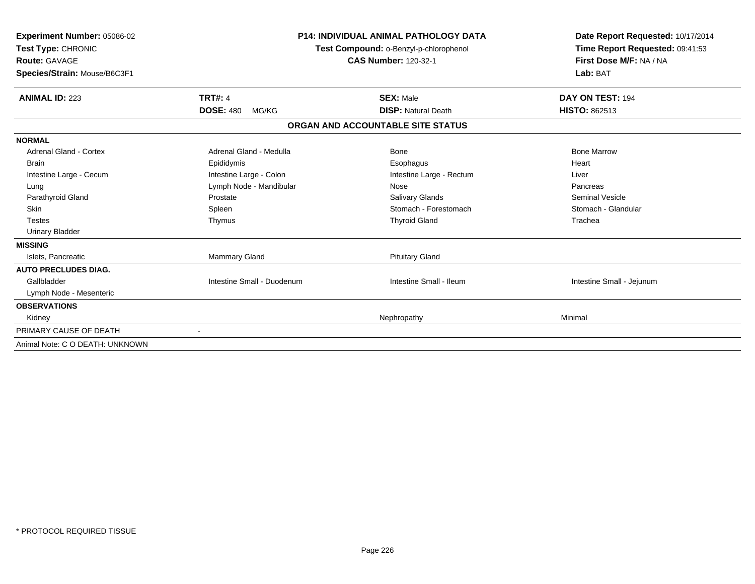**Experiment Number:** 05086-02
**Test Type:** CHRONIC
**Route:** GAVAGE
**Species/Strain:** Mouse/B6C3F1

**P14: INDIVIDUAL ANIMAL PATHOLOGY DATA**
**Test Compound:** o-Benzyl-p-chlorophenol
**CAS Number:** 120-32-1

**Date Report Requested:** 10/17/2014
**Time Report Requested:** 09:41:53
**First Dose M/F:** NA / NA
**Lab:** BAT

| **ANIMAL ID:** 223 | **TRT#:** 4 | **SEX:** Male | **DAY ON TEST:** 194 |
|---|---|---|---|
| | **DOSE:** 480 MG/KG | **DISP:** Natural Death | **HISTO:** 862513 |

## ORGAN AND ACCOUNTABLE SITE STATUS

| | | | |
|---|---|---|---|
| **NORMAL** | | | |
| Adrenal Gland - Cortex | Adrenal Gland - Medulla | Bone | Bone Marrow |
| Brain | Epididymis | Esophagus | Heart |
| Intestine Large - Cecum | Intestine Large - Colon | Intestine Large - Rectum | Liver |
| Lung | Lymph Node - Mandibular | Nose | Pancreas |
| Parathyroid Gland | Prostate | Salivary Glands | Seminal Vesicle |
| Skin | Spleen | Stomach - Forestomach | Stomach - Glandular |
| Testes | Thymus | Thyroid Gland | Trachea |
| Urinary Bladder | | | |
| **MISSING** | | | |
| Islets, Pancreatic | Mammary Gland | Pituitary Gland | |
| **AUTO PRECLUDES DIAG.** | | | |
| Gallbladder | Intestine Small - Duodenum | Intestine Small - Ileum | Intestine Small - Jejunum |
| Lymph Node - Mesenteric | | | |
| **OBSERVATIONS** | | | |
| Kidney | | Nephropathy | Minimal |
| PRIMARY CAUSE OF DEATH | - | | |
| Animal Note: C O DEATH: UNKNOWN | | | |

\* PROTOCOL REQUIRED TISSUE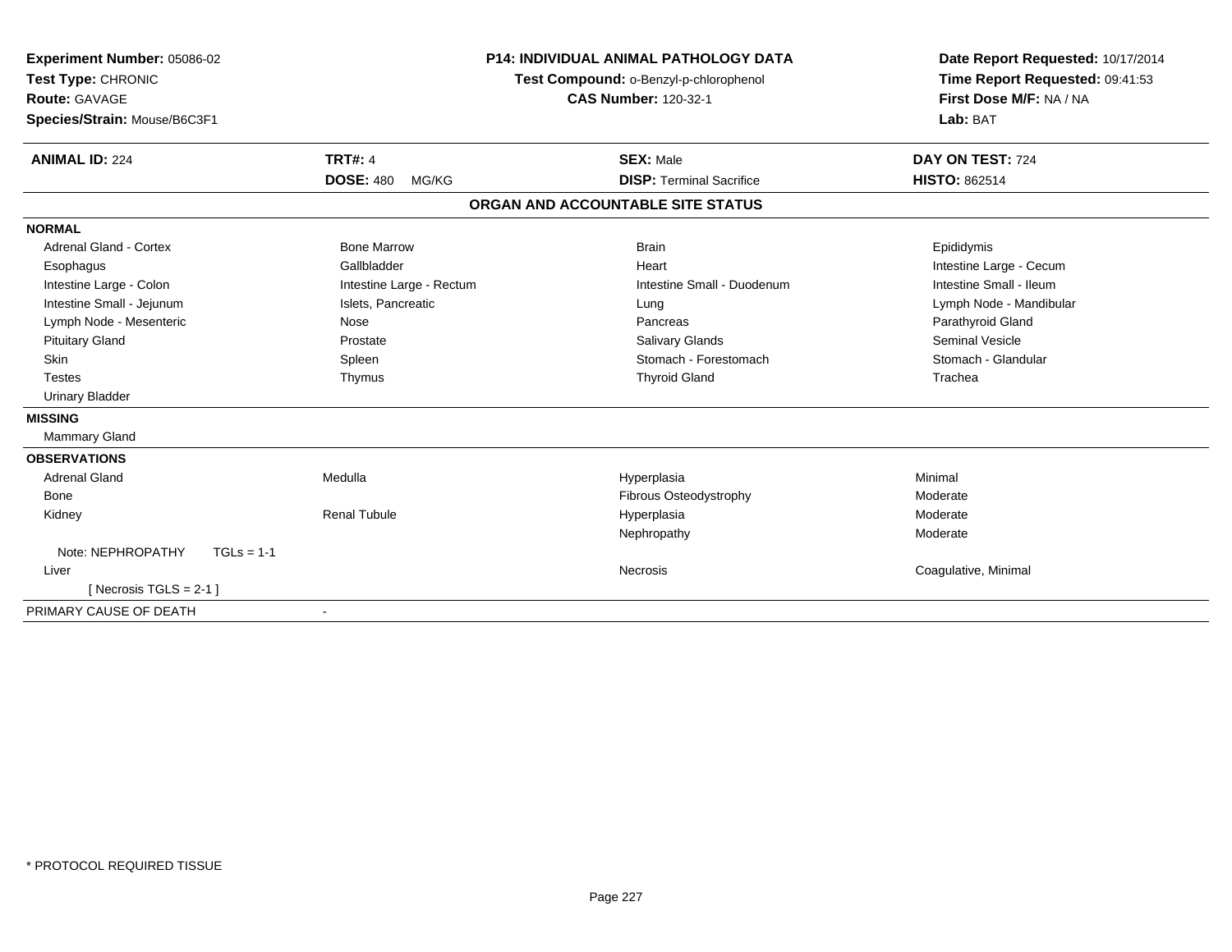**Experiment Number:** 05086-02
**Test Type:** CHRONIC
**Route:** GAVAGE
**Species/Strain:** Mouse/B6C3F1

**P14: INDIVIDUAL ANIMAL PATHOLOGY DATA**
**Test Compound:** o-Benzyl-p-chlorophenol
**CAS Number:** 120-32-1

**Date Report Requested:** 10/17/2014
**Time Report Requested:** 09:41:53
**First Dose M/F:** NA / NA
**Lab:** BAT

| **ANIMAL ID:** 224 | **TRT#:** 4 | **SEX:** Male | **DAY ON TEST:** 724 |
|---|---|---|---|
| | **DOSE:** 480 MG/KG | **DISP:** Terminal Sacrifice | **HISTO:** 862514 |

## ORGAN AND ACCOUNTABLE SITE STATUS

**NORMAL**

| | | | |
|---|---|---|---|
| Adrenal Gland - Cortex | Bone Marrow | Brain | Epididymis |
| Esophagus | Gallbladder | Heart | Intestine Large - Cecum |
| Intestine Large - Colon | Intestine Large - Rectum | Intestine Small - Duodenum | Intestine Small - Ileum |
| Intestine Small - Jejunum | Islets, Pancreatic | Lung | Lymph Node - Mandibular |
| Lymph Node - Mesenteric | Nose | Pancreas | Parathyroid Gland |
| Pituitary Gland | Prostate | Salivary Glands | Seminal Vesicle |
| Skin | Spleen | Stomach - Forestomach | Stomach - Glandular |
| Testes | Thymus | Thyroid Gland | Trachea |
| Urinary Bladder | | | |

**MISSING**

Mammary Gland

**OBSERVATIONS**

| | | | |
|---|---|---|---|
| Adrenal Gland | Medulla | Hyperplasia | Minimal |
| Bone | | Fibrous Osteodystrophy | Moderate |
| Kidney | Renal Tubule | Hyperplasia | Moderate |
| | | Nephropathy | Moderate |
| Note: NEPHROPATHY TGLs = 1-1 | | | |
| Liver | | Necrosis | Coagulative, Minimal |
| [ Necrosis TGLS = 2-1 ] | | | |

PRIMARY CAUSE OF DEATH -

* PROTOCOL REQUIRED TISSUE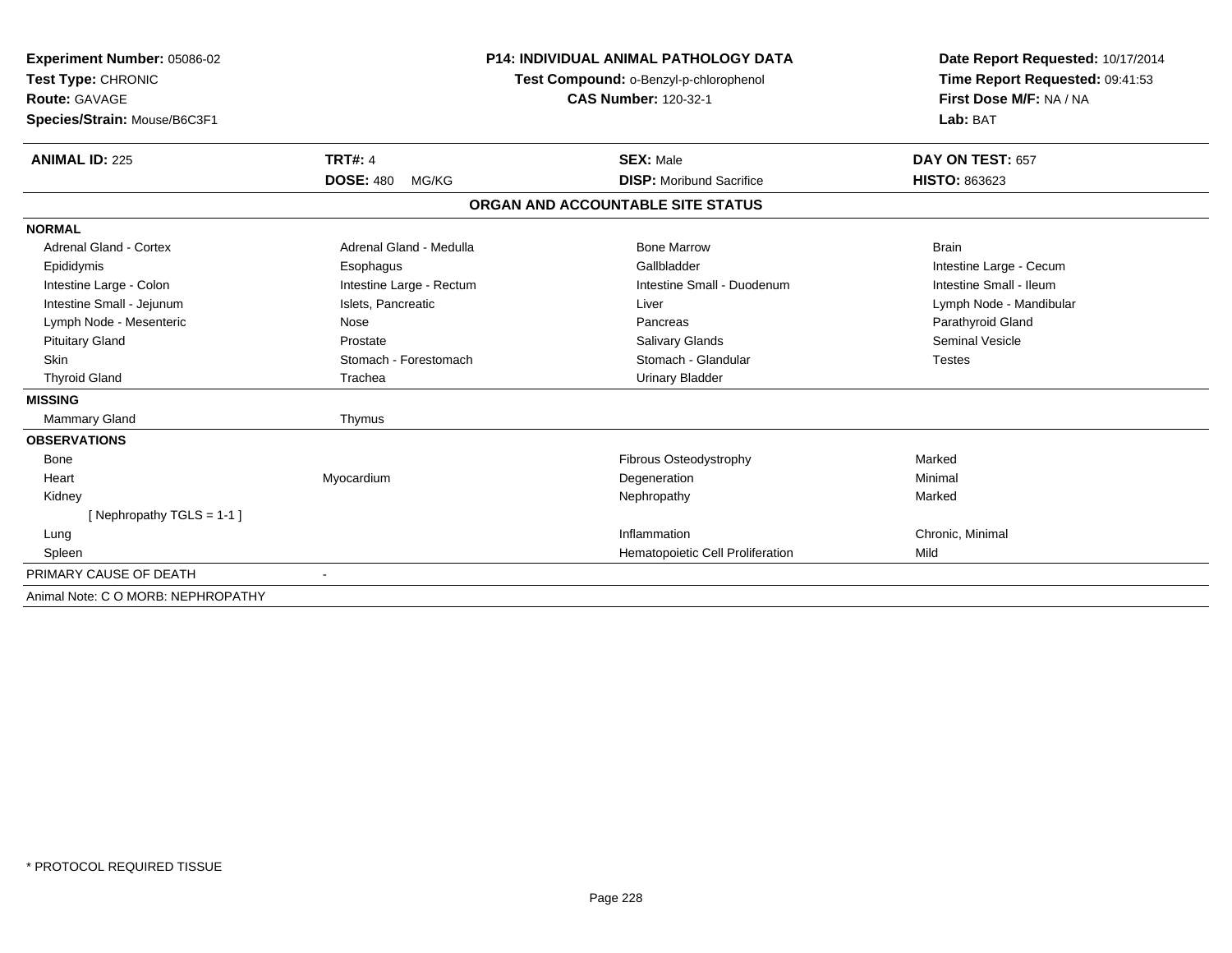**Experiment Number:** 05086-02
**Test Type:** CHRONIC
**Route:** GAVAGE
**Species/Strain:** Mouse/B6C3F1

## P14: INDIVIDUAL ANIMAL PATHOLOGY DATA

**Test Compound:** o-Benzyl-p-chlorophenol
**CAS Number:** 120-32-1

**Date Report Requested:** 10/17/2014
**Time Report Requested:** 09:41:53
**First Dose M/F:** NA / NA
**Lab:** BAT

| **ANIMAL ID:** 225 | **TRT#:** 4 | **SEX:** Male | **DAY ON TEST:** 657 |
|---|---|---|---|
| | **DOSE:** 480 MG/KG | **DISP:** Moribund Sacrifice | **HISTO:** 863623 |

### ORGAN AND ACCOUNTABLE SITE STATUS

| | | | |
|---|---|---|---|
| **NORMAL** | | | |
| Adrenal Gland - Cortex | Adrenal Gland - Medulla | Bone Marrow | Brain |
| Epididymis | Esophagus | Gallbladder | Intestine Large - Cecum |
| Intestine Large - Colon | Intestine Large - Rectum | Intestine Small - Duodenum | Intestine Small - Ileum |
| Intestine Small - Jejunum | Islets, Pancreatic | Liver | Lymph Node - Mandibular |
| Lymph Node - Mesenteric | Nose | Pancreas | Parathyroid Gland |
| Pituitary Gland | Prostate | Salivary Glands | Seminal Vesicle |
| Skin | Stomach - Forestomach | Stomach - Glandular | Testes |
| Thyroid Gland | Trachea | Urinary Bladder | |
| **MISSING** | | | |
| Mammary Gland | Thymus | | |
| **OBSERVATIONS** | | | |
| Bone | | Fibrous Osteodystrophy | Marked |
| Heart | Myocardium | Degeneration | Minimal |
| Kidney | | Nephropathy | Marked |
| [ Nephropathy TGLS = 1-1 ] | | | |
| Lung | | Inflammation | Chronic, Minimal |
| Spleen | | Hematopoietic Cell Proliferation | Mild |
| PRIMARY CAUSE OF DEATH | - | | |
| Animal Note: C O MORB: NEPHROPATHY | | | |

* PROTOCOL REQUIRED TISSUE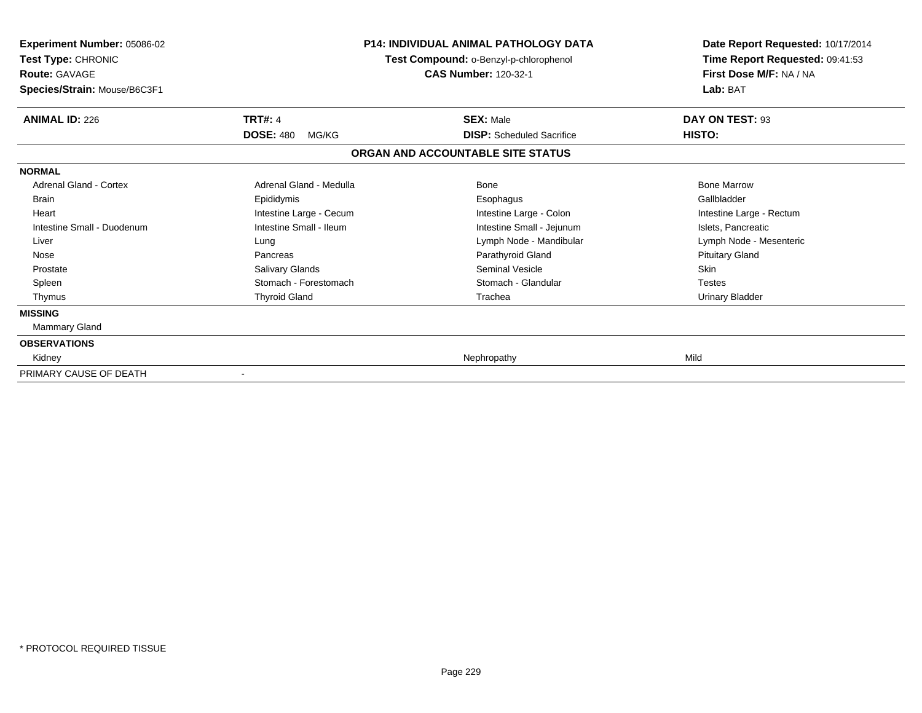**Experiment Number:** 05086-02
**Test Type:** CHRONIC
**Route:** GAVAGE
**Species/Strain:** Mouse/B6C3F1

**P14: INDIVIDUAL ANIMAL PATHOLOGY DATA**
**Test Compound:** o-Benzyl-p-chlorophenol
**CAS Number:** 120-32-1

**Date Report Requested:** 10/17/2014
**Time Report Requested:** 09:41:53
**First Dose M/F:** NA / NA
**Lab:** BAT

| **ANIMAL ID:** 226 | **TRT#:** 4 | **SEX:** Male | **DAY ON TEST:** 93 |
|---|---|---|---|
| | **DOSE:** 480 MG/KG | **DISP:** Scheduled Sacrifice | **HISTO:** |

**ORGAN AND ACCOUNTABLE SITE STATUS**

| | | | |
|---|---|---|---|
| **NORMAL** | | | |
| Adrenal Gland - Cortex | Adrenal Gland - Medulla | Bone | Bone Marrow |
| Brain | Epididymis | Esophagus | Gallbladder |
| Heart | Intestine Large - Cecum | Intestine Large - Colon | Intestine Large - Rectum |
| Intestine Small - Duodenum | Intestine Small - Ileum | Intestine Small - Jejunum | Islets, Pancreatic |
| Liver | Lung | Lymph Node - Mandibular | Lymph Node - Mesenteric |
| Nose | Pancreas | Parathyroid Gland | Pituitary Gland |
| Prostate | Salivary Glands | Seminal Vesicle | Skin |
| Spleen | Stomach - Forestomach | Stomach - Glandular | Testes |
| Thymus | Thyroid Gland | Trachea | Urinary Bladder |
| **MISSING** | | | |
| Mammary Gland | | | |
| **OBSERVATIONS** | | | |
| Kidney | | Nephropathy | Mild |
| PRIMARY CAUSE OF DEATH | - | | |

* PROTOCOL REQUIRED TISSUE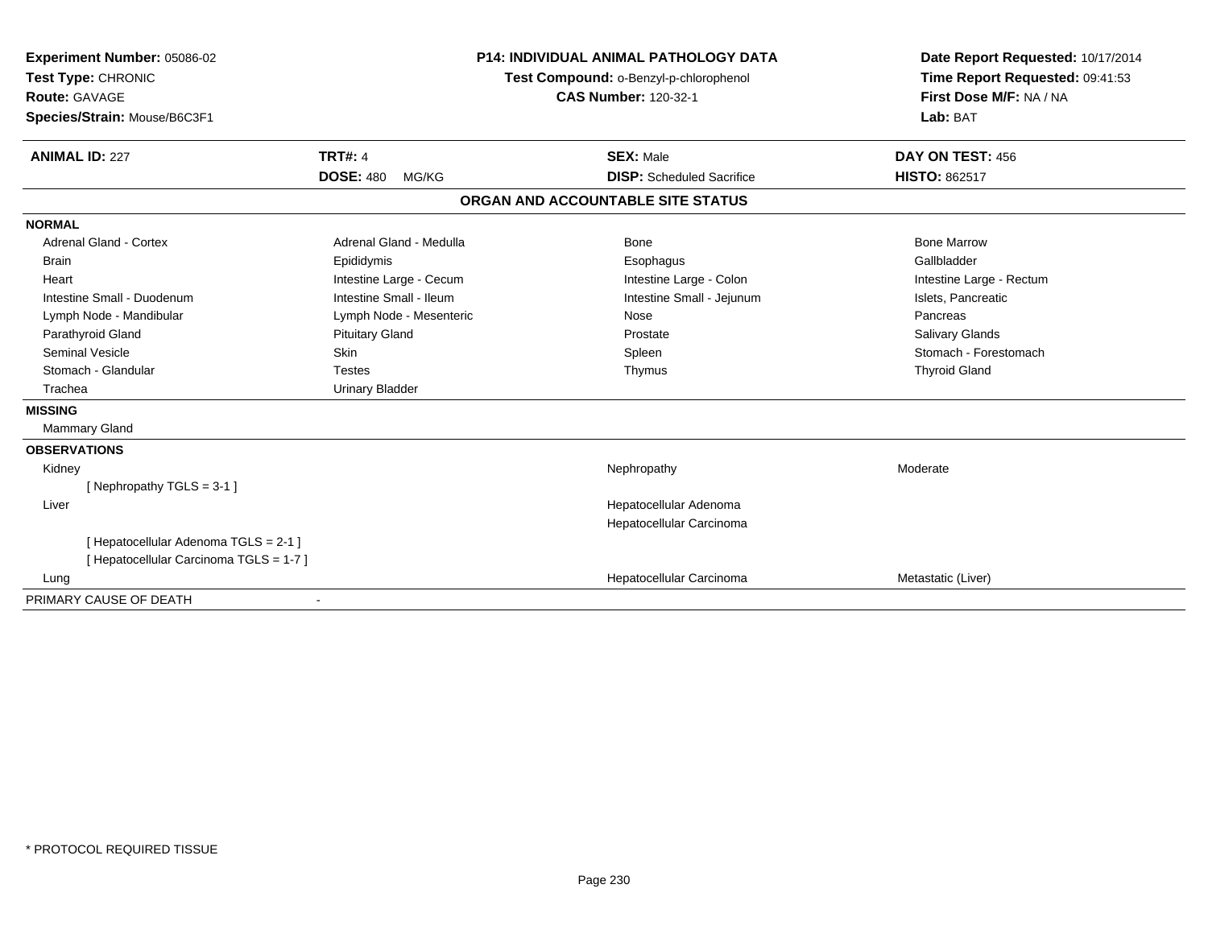**Experiment Number:** 05086-02
**Test Type:** CHRONIC
**Route:** GAVAGE
**Species/Strain:** Mouse/B6C3F1

**P14: INDIVIDUAL ANIMAL PATHOLOGY DATA**
**Test Compound:** o-Benzyl-p-chlorophenol
**CAS Number:** 120-32-1

**Date Report Requested:** 10/17/2014
**Time Report Requested:** 09:41:53
**First Dose M/F:** NA / NA
**Lab:** BAT

| **ANIMAL ID:** 227 | **TRT#:** 4 | **SEX:** Male | **DAY ON TEST:** 456 |
|---|---|---|---|
| | **DOSE:** 480 MG/KG | **DISP:** Scheduled Sacrifice | **HISTO:** 862517 |

## ORGAN AND ACCOUNTABLE SITE STATUS

**NORMAL**

| | | | |
|---|---|---|---|
| Adrenal Gland - Cortex | Adrenal Gland - Medulla | Bone | Bone Marrow |
| Brain | Epididymis | Esophagus | Gallbladder |
| Heart | Intestine Large - Cecum | Intestine Large - Colon | Intestine Large - Rectum |
| Intestine Small - Duodenum | Intestine Small - Ileum | Intestine Small - Jejunum | Islets, Pancreatic |
| Lymph Node - Mandibular | Lymph Node - Mesenteric | Nose | Pancreas |
| Parathyroid Gland | Pituitary Gland | Prostate | Salivary Glands |
| Seminal Vesicle | Skin | Spleen | Stomach - Forestomach |
| Stomach - Glandular | Testes | Thymus | Thyroid Gland |
| Trachea | Urinary Bladder | | |

**MISSING**

Mammary Gland

**OBSERVATIONS**

| | | |
|---|---|---|
| Kidney | Nephropathy | Moderate |
| [ Nephropathy TGLS = 3-1 ] | | |
| Liver | Hepatocellular Adenoma | |
| | Hepatocellular Carcinoma | |
| [ Hepatocellular Adenoma TGLS = 2-1 ] | | |
| [ Hepatocellular Carcinoma TGLS = 1-7 ] | | |
| Lung | Hepatocellular Carcinoma | Metastatic (Liver) |

PRIMARY CAUSE OF DEATH -

* PROTOCOL REQUIRED TISSUE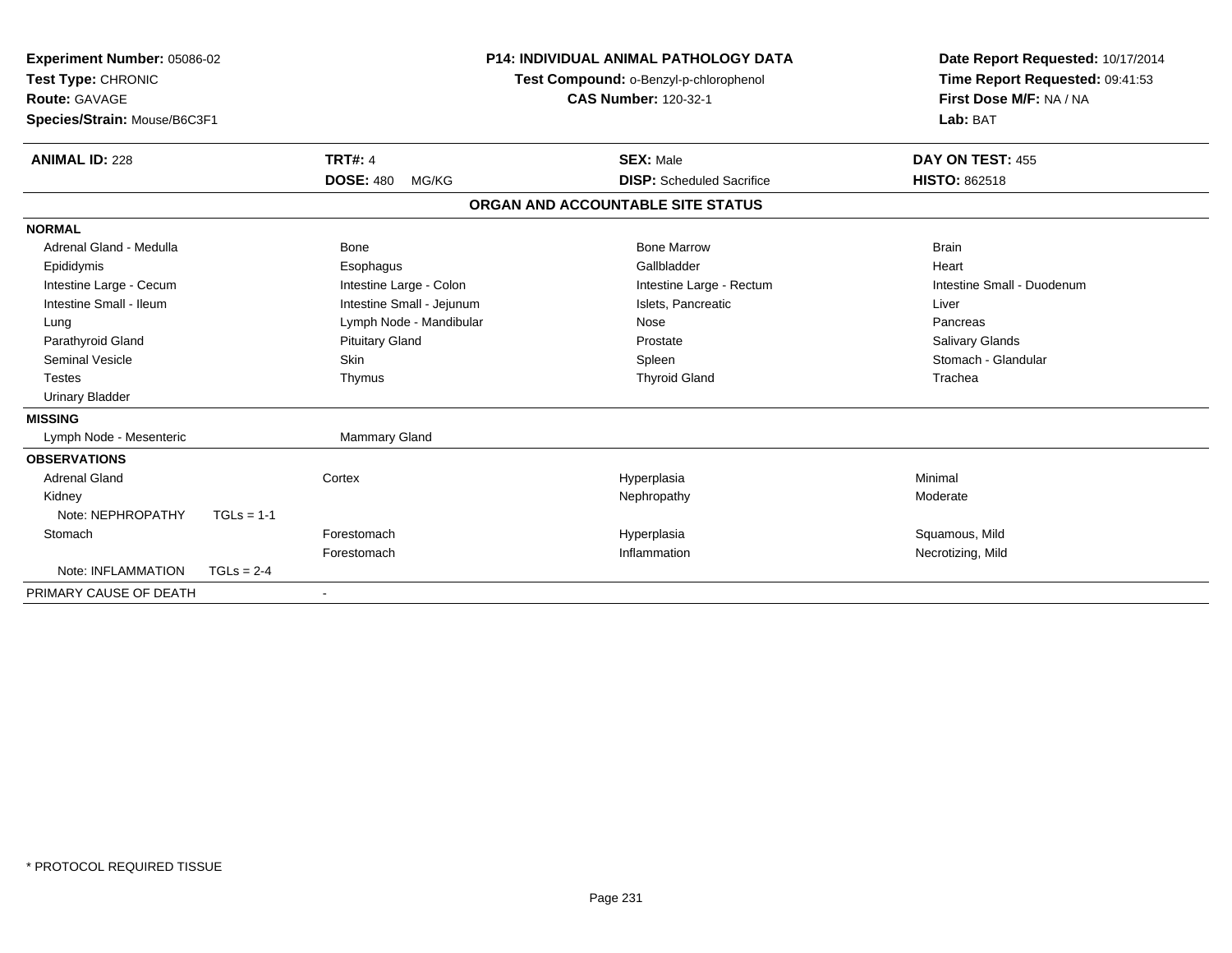**Experiment Number:** 05086-02
**Test Type:** CHRONIC
**Route:** GAVAGE
**Species/Strain:** Mouse/B6C3F1

**P14: INDIVIDUAL ANIMAL PATHOLOGY DATA**
**Test Compound:** o-Benzyl-p-chlorophenol
**CAS Number:** 120-32-1

**Date Report Requested:** 10/17/2014
**Time Report Requested:** 09:41:53
**First Dose M/F:** NA / NA
**Lab:** BAT

| **ANIMAL ID:** 228 | **TRT#:** 4 | **SEX:** Male | **DAY ON TEST:** 455 |
|---|---|---|---|
| | **DOSE:** 480 MG/KG | **DISP:** Scheduled Sacrifice | **HISTO:** 862518 |

## ORGAN AND ACCOUNTABLE SITE STATUS

| | | | |
|---|---|---|---|
| **NORMAL** | | | |
| Adrenal Gland - Medulla | Bone | Bone Marrow | Brain |
| Epididymis | Esophagus | Gallbladder | Heart |
| Intestine Large - Cecum | Intestine Large - Colon | Intestine Large - Rectum | Intestine Small - Duodenum |
| Intestine Small - Ileum | Intestine Small - Jejunum | Islets, Pancreatic | Liver |
| Lung | Lymph Node - Mandibular | Nose | Pancreas |
| Parathyroid Gland | Pituitary Gland | Prostate | Salivary Glands |
| Seminal Vesicle | Skin | Spleen | Stomach - Glandular |
| Testes | Thymus | Thyroid Gland | Trachea |
| Urinary Bladder | | | |
| **MISSING** | | | |
| Lymph Node - Mesenteric | Mammary Gland | | |
| **OBSERVATIONS** | | | |
| Adrenal Gland | Cortex | Hyperplasia | Minimal |
| Kidney | | Nephropathy | Moderate |
| Note: NEPHROPATHY TGLs = 1-1 | | | |
| Stomach | Forestomach | Hyperplasia | Squamous, Mild |
| | Forestomach | Inflammation | Necrotizing, Mild |
| Note: INFLAMMATION TGLs = 2-4 | | | |
| PRIMARY CAUSE OF DEATH | - | | |

\* PROTOCOL REQUIRED TISSUE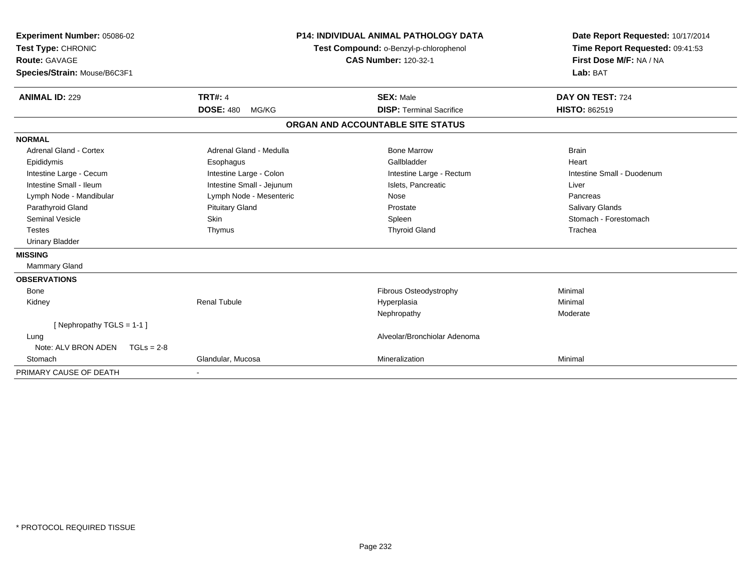**Experiment Number:** 05086-02
**Test Type:** CHRONIC
**Route:** GAVAGE
**Species/Strain:** Mouse/B6C3F1

**P14: INDIVIDUAL ANIMAL PATHOLOGY DATA**
**Test Compound:** o-Benzyl-p-chlorophenol
**CAS Number:** 120-32-1

**Date Report Requested:** 10/17/2014
**Time Report Requested:** 09:41:53
**First Dose M/F:** NA / NA
**Lab:** BAT

| **ANIMAL ID:** 229 | **TRT#:** 4 | **SEX:** Male | **DAY ON TEST:** 724 |
|---|---|---|---|
| | **DOSE:** 480 MG/KG | **DISP:** Terminal Sacrifice | **HISTO:** 862519 |

## ORGAN AND ACCOUNTABLE SITE STATUS

**NORMAL**

| | | | |
|---|---|---|---|
| Adrenal Gland - Cortex | Adrenal Gland - Medulla | Bone Marrow | Brain |
| Epididymis | Esophagus | Gallbladder | Heart |
| Intestine Large - Cecum | Intestine Large - Colon | Intestine Large - Rectum | Intestine Small - Duodenum |
| Intestine Small - Ileum | Intestine Small - Jejunum | Islets, Pancreatic | Liver |
| Lymph Node - Mandibular | Lymph Node - Mesenteric | Nose | Pancreas |
| Parathyroid Gland | Pituitary Gland | Prostate | Salivary Glands |
| Seminal Vesicle | Skin | Spleen | Stomach - Forestomach |
| Testes | Thymus | Thyroid Gland | Trachea |
| Urinary Bladder | | | |

**MISSING**

Mammary Gland

**OBSERVATIONS**

| | | | |
|---|---|---|---|
| Bone | | Fibrous Osteodystrophy | Minimal |
| Kidney | Renal Tubule | Hyperplasia | Minimal |
| | | Nephropathy | Moderate |
| [ Nephropathy TGLS = 1-1 ] | | | |
| Lung | | Alveolar/Bronchiolar Adenoma | |
| Note: ALV BRON ADEN TGLs = 2-8 | | | |
| Stomach | Glandular, Mucosa | Mineralization | Minimal |

PRIMARY CAUSE OF DEATH -

* PROTOCOL REQUIRED TISSUE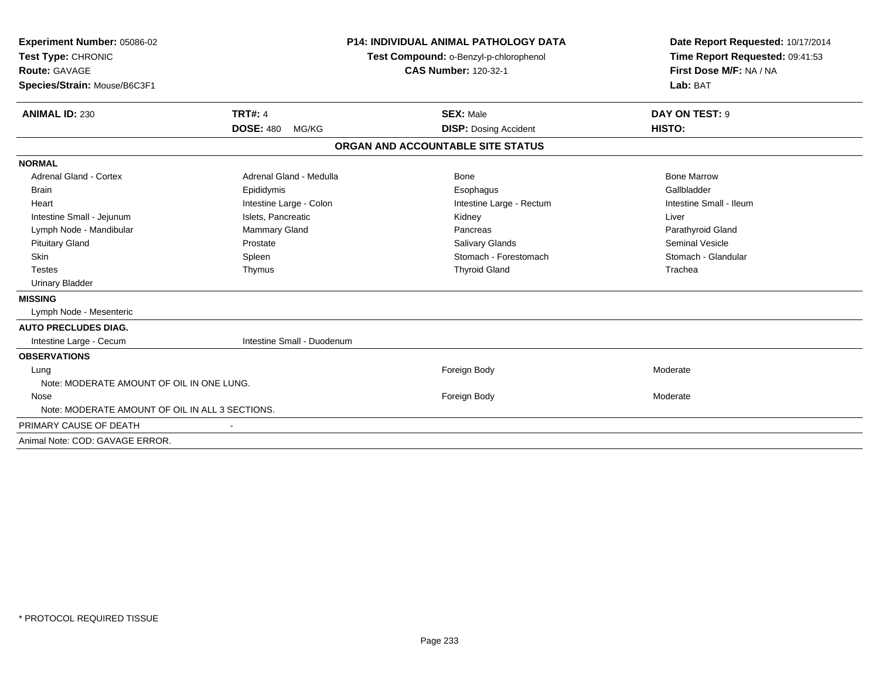**Experiment Number:** 05086-02
**Test Type:** CHRONIC
**Route:** GAVAGE
**Species/Strain:** Mouse/B6C3F1

**P14: INDIVIDUAL ANIMAL PATHOLOGY DATA**
**Test Compound:** o-Benzyl-p-chlorophenol
**CAS Number:** 120-32-1

**Date Report Requested:** 10/17/2014
**Time Report Requested:** 09:41:53
**First Dose M/F:** NA / NA
**Lab:** BAT

| **ANIMAL ID:** 230 | **TRT#:** 4 | **SEX:** Male | **DAY ON TEST:** 9 |
|---|---|---|---|
| | **DOSE:** 480 MG/KG | **DISP:** Dosing Accident | **HISTO:** |

## ORGAN AND ACCOUNTABLE SITE STATUS

| | | | |
|---|---|---|---|
| **NORMAL** | | | |
| Adrenal Gland - Cortex | Adrenal Gland - Medulla | Bone | Bone Marrow |
| Brain | Epididymis | Esophagus | Gallbladder |
| Heart | Intestine Large - Colon | Intestine Large - Rectum | Intestine Small - Ileum |
| Intestine Small - Jejunum | Islets, Pancreatic | Kidney | Liver |
| Lymph Node - Mandibular | Mammary Gland | Pancreas | Parathyroid Gland |
| Pituitary Gland | Prostate | Salivary Glands | Seminal Vesicle |
| Skin | Spleen | Stomach - Forestomach | Stomach - Glandular |
| Testes | Thymus | Thyroid Gland | Trachea |
| Urinary Bladder | | | |
| **MISSING** | | | |
| Lymph Node - Mesenteric | | | |
| **AUTO PRECLUDES DIAG.** | | | |
| Intestine Large - Cecum | Intestine Small - Duodenum | | |
| **OBSERVATIONS** | | | |
| Lung | | Foreign Body | Moderate |
| Note: MODERATE AMOUNT OF OIL IN ONE LUNG. | | | |
| Nose | | Foreign Body | Moderate |
| Note: MODERATE AMOUNT OF OIL IN ALL 3 SECTIONS. | | | |
| PRIMARY CAUSE OF DEATH | - | | |
| Animal Note: COD: GAVAGE ERROR. | | | |

* PROTOCOL REQUIRED TISSUE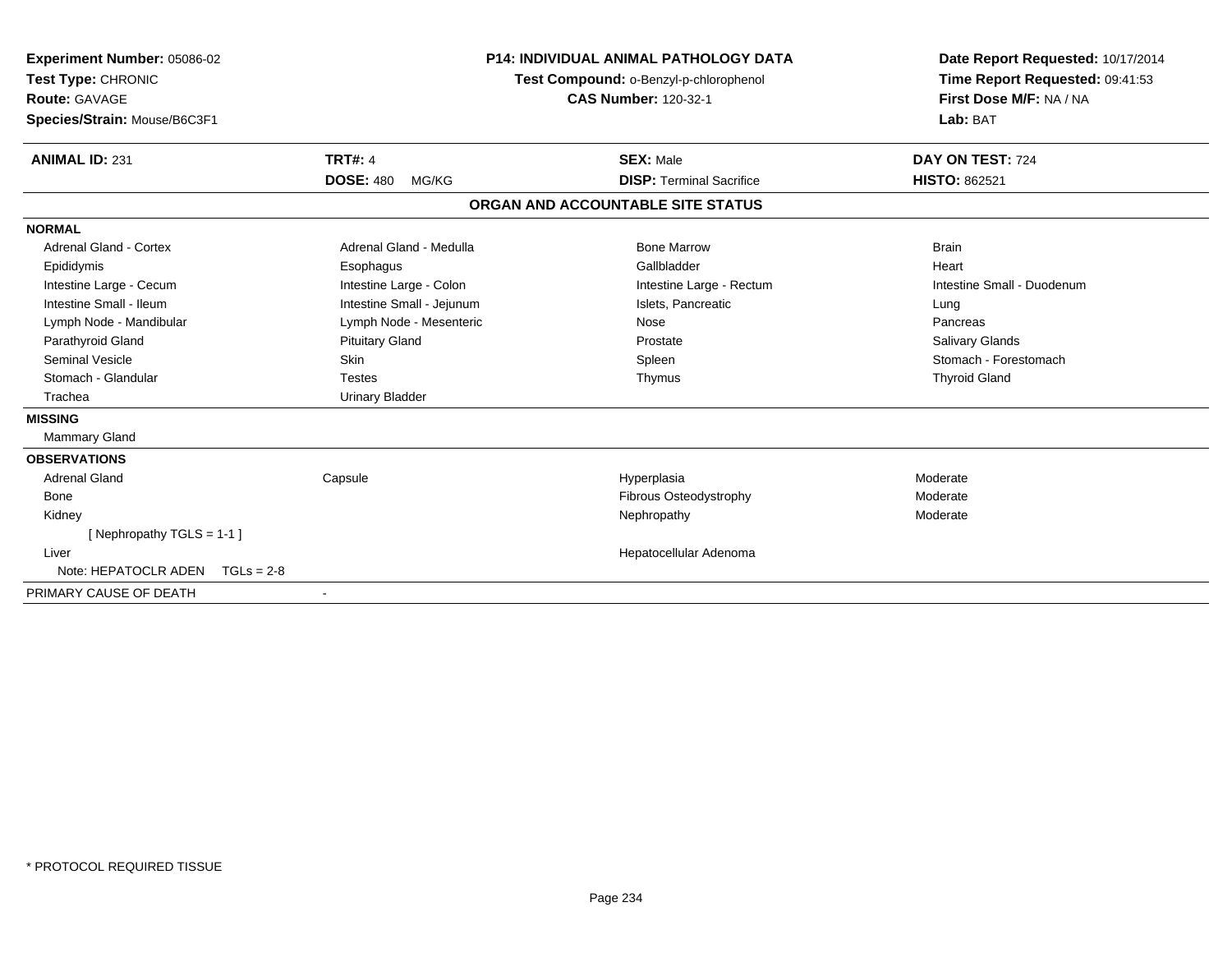**Experiment Number:** 05086-02
**Test Type:** CHRONIC
**Route:** GAVAGE
**Species/Strain:** Mouse/B6C3F1

**P14: INDIVIDUAL ANIMAL PATHOLOGY DATA**
**Test Compound:** o-Benzyl-p-chlorophenol
**CAS Number:** 120-32-1

**Date Report Requested:** 10/17/2014
**Time Report Requested:** 09:41:53
**First Dose M/F:** NA / NA
**Lab:** BAT

| **ANIMAL ID:** 231 | **TRT#:** 4 | **SEX:** Male | **DAY ON TEST:** 724 |
|---|---|---|---|
| | **DOSE:** 480 MG/KG | **DISP:** Terminal Sacrifice | **HISTO:** 862521 |

## ORGAN AND ACCOUNTABLE SITE STATUS

**NORMAL**

| | | | |
|---|---|---|---|
| Adrenal Gland - Cortex | Adrenal Gland - Medulla | Bone Marrow | Brain |
| Epididymis | Esophagus | Gallbladder | Heart |
| Intestine Large - Cecum | Intestine Large - Colon | Intestine Large - Rectum | Intestine Small - Duodenum |
| Intestine Small - Ileum | Intestine Small - Jejunum | Islets, Pancreatic | Lung |
| Lymph Node - Mandibular | Lymph Node - Mesenteric | Nose | Pancreas |
| Parathyroid Gland | Pituitary Gland | Prostate | Salivary Glands |
| Seminal Vesicle | Skin | Spleen | Stomach - Forestomach |
| Stomach - Glandular | Testes | Thymus | Thyroid Gland |
| Trachea | Urinary Bladder | | |

**MISSING**

Mammary Gland

**OBSERVATIONS**

| | | | |
|---|---|---|---|
| Adrenal Gland | Capsule | Hyperplasia | Moderate |
| Bone | | Fibrous Osteodystrophy | Moderate |
| Kidney | | Nephropathy | Moderate |
| [ Nephropathy TGLS = 1-1 ] | | | |
| Liver | | Hepatocellular Adenoma | |
| Note: HEPATOCLR ADEN TGLs = 2-8 | | | |

PRIMARY CAUSE OF DEATH -

\* PROTOCOL REQUIRED TISSUE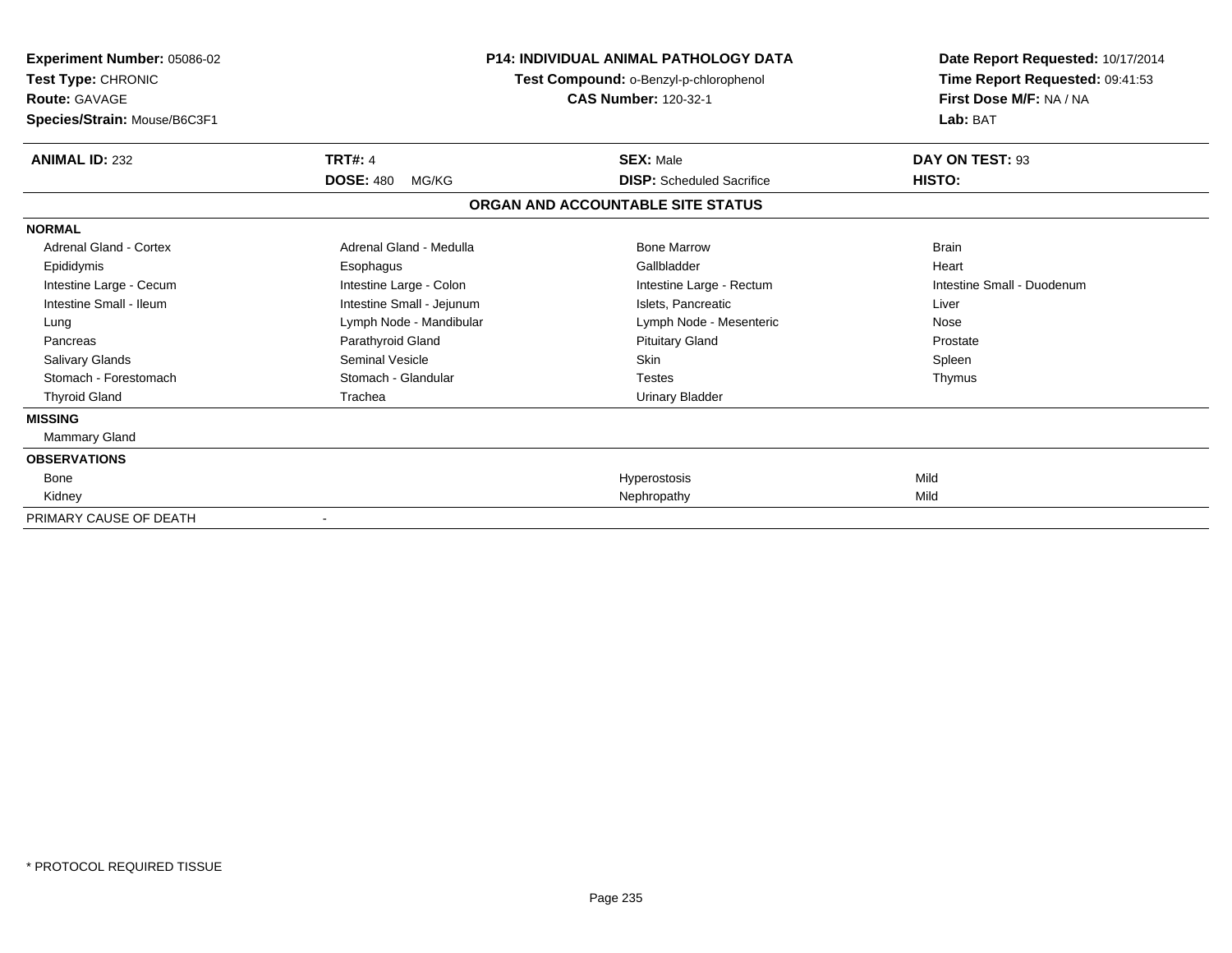**Experiment Number:** 05086-02
**Test Type:** CHRONIC
**Route:** GAVAGE
**Species/Strain:** Mouse/B6C3F1

**P14: INDIVIDUAL ANIMAL PATHOLOGY DATA**
**Test Compound:** o-Benzyl-p-chlorophenol
**CAS Number:** 120-32-1

**Date Report Requested:** 10/17/2014
**Time Report Requested:** 09:41:53
**First Dose M/F:** NA / NA
**Lab:** BAT

| **ANIMAL ID:** 232 | **TRT#:** 4 | **SEX:** Male | **DAY ON TEST:** 93 |
|---|---|---|---|
| | **DOSE:** 480 MG/KG | **DISP:** Scheduled Sacrifice | **HISTO:** |

## ORGAN AND ACCOUNTABLE SITE STATUS

| | | | |
|---|---|---|---|
| **NORMAL** | | | |
| Adrenal Gland - Cortex | Adrenal Gland - Medulla | Bone Marrow | Brain |
| Epididymis | Esophagus | Gallbladder | Heart |
| Intestine Large - Cecum | Intestine Large - Colon | Intestine Large - Rectum | Intestine Small - Duodenum |
| Intestine Small - Ileum | Intestine Small - Jejunum | Islets, Pancreatic | Liver |
| Lung | Lymph Node - Mandibular | Lymph Node - Mesenteric | Nose |
| Pancreas | Parathyroid Gland | Pituitary Gland | Prostate |
| Salivary Glands | Seminal Vesicle | Skin | Spleen |
| Stomach - Forestomach | Stomach - Glandular | Testes | Thymus |
| Thyroid Gland | Trachea | Urinary Bladder | |
| **MISSING** | | | |
| Mammary Gland | | | |
| **OBSERVATIONS** | | | |
| Bone | | Hyperostosis | Mild |
| Kidney | | Nephropathy | Mild |
| PRIMARY CAUSE OF DEATH | - | | |

* PROTOCOL REQUIRED TISSUE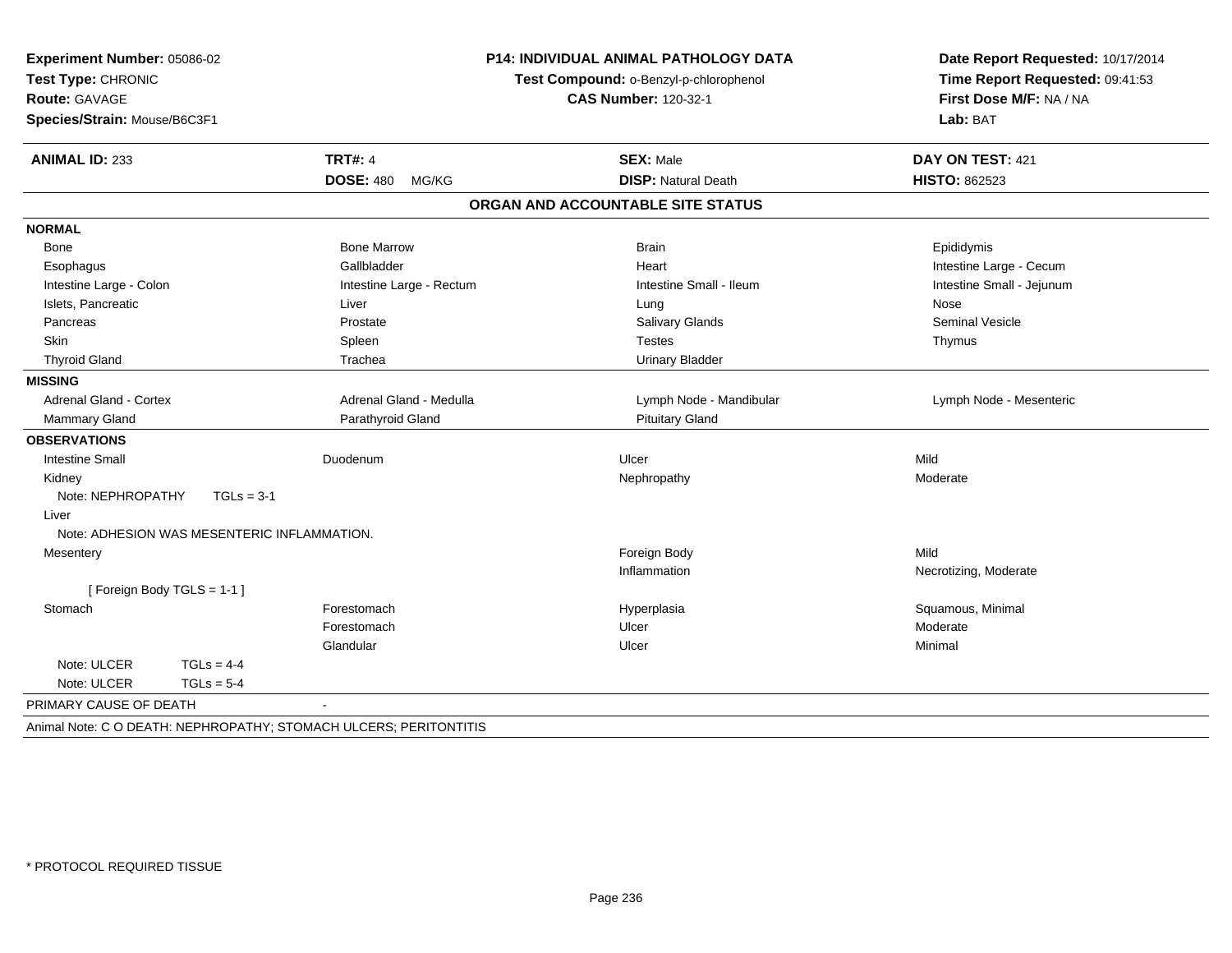**Experiment Number:** 05086-02
**Test Type:** CHRONIC
**Route:** GAVAGE
**Species/Strain:** Mouse/B6C3F1

**P14: INDIVIDUAL ANIMAL PATHOLOGY DATA**
**Test Compound:** o-Benzyl-p-chlorophenol
**CAS Number:** 120-32-1

**Date Report Requested:** 10/17/2014
**Time Report Requested:** 09:41:53
**First Dose M/F:** NA / NA
**Lab:** BAT

| **ANIMAL ID:** 233 | **TRT#:** 4 | **SEX:** Male | **DAY ON TEST:** 421 |
|---|---|---|---|
| | **DOSE:** 480 MG/KG | **DISP:** Natural Death | **HISTO:** 862523 |

## ORGAN AND ACCOUNTABLE SITE STATUS

| | | | |
|---|---|---|---|
| **NORMAL** | | | |
| Bone | Bone Marrow | Brain | Epididymis |
| Esophagus | Gallbladder | Heart | Intestine Large - Cecum |
| Intestine Large - Colon | Intestine Large - Rectum | Intestine Small - Ileum | Intestine Small - Jejunum |
| Islets, Pancreatic | Liver | Lung | Nose |
| Pancreas | Prostate | Salivary Glands | Seminal Vesicle |
| Skin | Spleen | Testes | Thymus |
| Thyroid Gland | Trachea | Urinary Bladder | |
| **MISSING** | | | |
| Adrenal Gland - Cortex | Adrenal Gland - Medulla | Lymph Node - Mandibular | Lymph Node - Mesenteric |
| Mammary Gland | Parathyroid Gland | Pituitary Gland | |
| **OBSERVATIONS** | | | |
| Intestine Small | Duodenum | Ulcer | Mild |
| Kidney | | Nephropathy | Moderate |
| Note: NEPHROPATHY TGLs = 3-1 | | | |
| Liver | | | |
| Note: ADHESION WAS MESENTERIC INFLAMMATION. | | | |
| Mesentery | | Foreign Body | Mild |
| | | Inflammation | Necrotizing, Moderate |
| [ Foreign Body TGLS = 1-1 ] | | | |
| Stomach | Forestomach | Hyperplasia | Squamous, Minimal |
| | Forestomach | Ulcer | Moderate |
| | Glandular | Ulcer | Minimal |
| Note: ULCER TGLs = 4-4 | | | |
| Note: ULCER TGLs = 5-4 | | | |
| PRIMARY CAUSE OF DEATH | - | | |

Animal Note: C O DEATH: NEPHROPATHY; STOMACH ULCERS; PERITONTITIS

* PROTOCOL REQUIRED TISSUE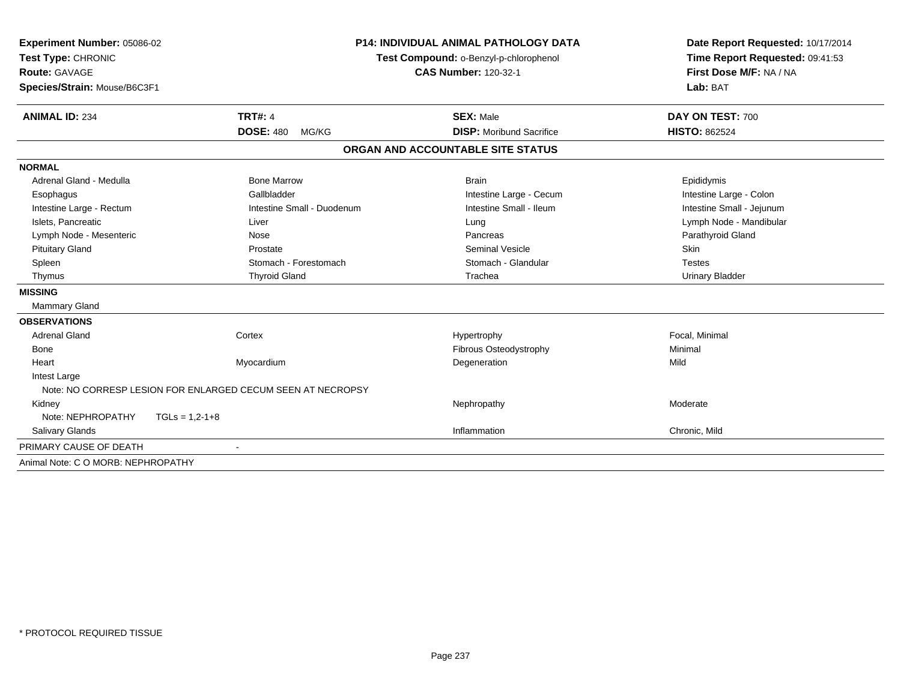**Experiment Number:** 05086-02
**Test Type:** CHRONIC
**Route:** GAVAGE
**Species/Strain:** Mouse/B6C3F1

**P14: INDIVIDUAL ANIMAL PATHOLOGY DATA**
**Test Compound:** o-Benzyl-p-chlorophenol
**CAS Number:** 120-32-1

**Date Report Requested:** 10/17/2014
**Time Report Requested:** 09:41:53
**First Dose M/F:** NA / NA
**Lab:** BAT

| **ANIMAL ID:** 234 | **TRT#:** 4 | **SEX:** Male | **DAY ON TEST:** 700 |
|---|---|---|---|
| | **DOSE:** 480 MG/KG | **DISP:** Moribund Sacrifice | **HISTO:** 862524 |

## ORGAN AND ACCOUNTABLE SITE STATUS

**NORMAL**

| | | | |
|---|---|---|---|
| Adrenal Gland - Medulla | Bone Marrow | Brain | Epididymis |
| Esophagus | Gallbladder | Intestine Large - Cecum | Intestine Large - Colon |
| Intestine Large - Rectum | Intestine Small - Duodenum | Intestine Small - Ileum | Intestine Small - Jejunum |
| Islets, Pancreatic | Liver | Lung | Lymph Node - Mandibular |
| Lymph Node - Mesenteric | Nose | Pancreas | Parathyroid Gland |
| Pituitary Gland | Prostate | Seminal Vesicle | Skin |
| Spleen | Stomach - Forestomach | Stomach - Glandular | Testes |
| Thymus | Thyroid Gland | Trachea | Urinary Bladder |

**MISSING**

Mammary Gland

**OBSERVATIONS**

| | | | |
|---|---|---|---|
| Adrenal Gland | Cortex | Hypertrophy | Focal, Minimal |
| Bone | | Fibrous Osteodystrophy | Minimal |
| Heart | Myocardium | Degeneration | Mild |
| Intest Large | | | |
| Note: NO CORRESP LESION FOR ENLARGED CECUM SEEN AT NECROPSY | | | |
| Kidney | | Nephropathy | Moderate |
| Note: NEPHROPATHY TGLs = 1,2-1+8 | | | |
| Salivary Glands | | Inflammation | Chronic, Mild |

PRIMARY CAUSE OF DEATH -

Animal Note: C O MORB: NEPHROPATHY

* PROTOCOL REQUIRED TISSUE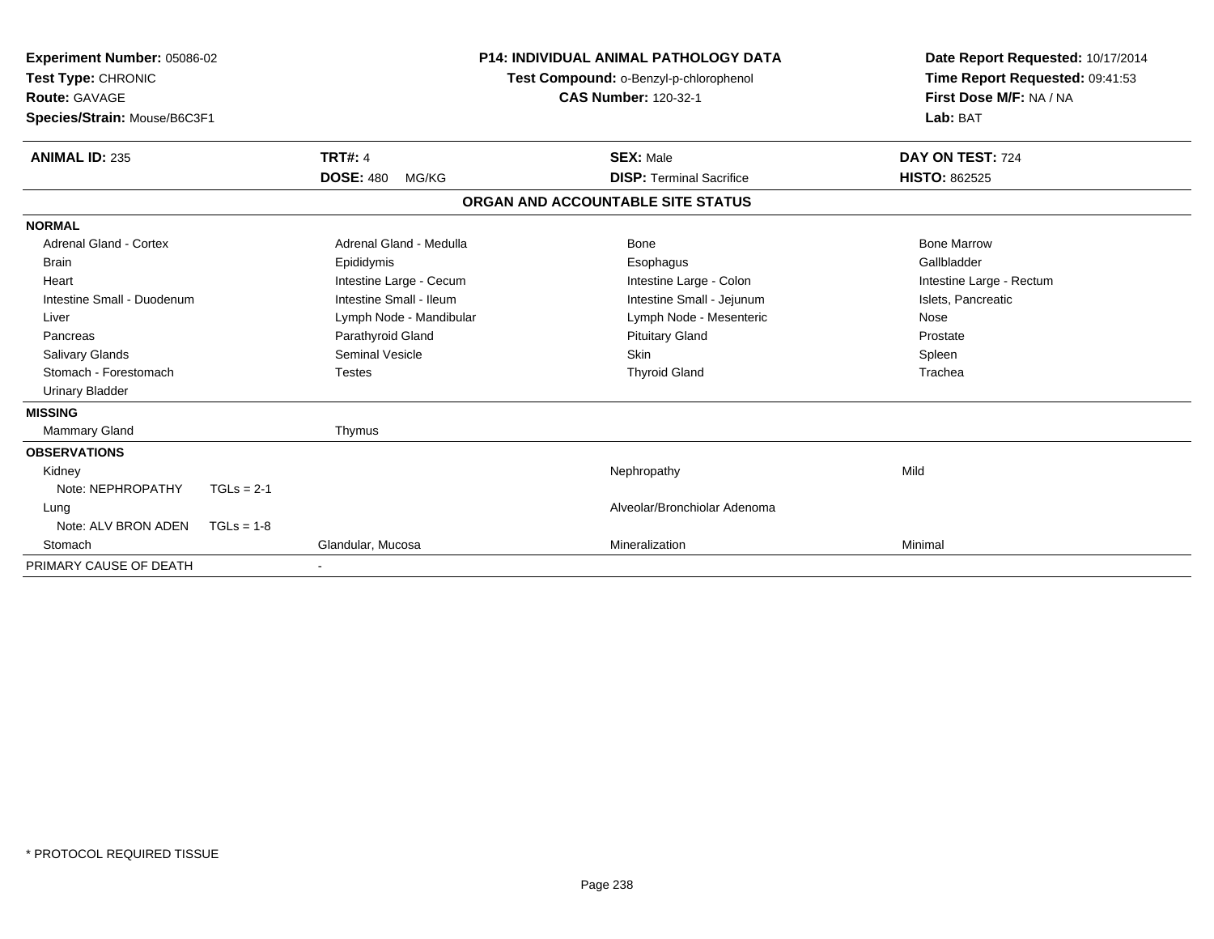**Experiment Number:** 05086-02
**Test Type:** CHRONIC
**Route:** GAVAGE
**Species/Strain:** Mouse/B6C3F1

**P14: INDIVIDUAL ANIMAL PATHOLOGY DATA**
**Test Compound:** o-Benzyl-p-chlorophenol
**CAS Number:** 120-32-1

**Date Report Requested:** 10/17/2014
**Time Report Requested:** 09:41:53
**First Dose M/F:** NA / NA
**Lab:** BAT

| **ANIMAL ID:** 235 | **TRT#:** 4 | **SEX:** Male | **DAY ON TEST:** 724 |
|---|---|---|---|
| | **DOSE:** 480 MG/KG | **DISP:** Terminal Sacrifice | **HISTO:** 862525 |

## ORGAN AND ACCOUNTABLE SITE STATUS

| | | | |
|---|---|---|---|
| **NORMAL** | | | |
| Adrenal Gland - Cortex | Adrenal Gland - Medulla | Bone | Bone Marrow |
| Brain | Epididymis | Esophagus | Gallbladder |
| Heart | Intestine Large - Cecum | Intestine Large - Colon | Intestine Large - Rectum |
| Intestine Small - Duodenum | Intestine Small - Ileum | Intestine Small - Jejunum | Islets, Pancreatic |
| Liver | Lymph Node - Mandibular | Lymph Node - Mesenteric | Nose |
| Pancreas | Parathyroid Gland | Pituitary Gland | Prostate |
| Salivary Glands | Seminal Vesicle | Skin | Spleen |
| Stomach - Forestomach | Testes | Thyroid Gland | Trachea |
| Urinary Bladder | | | |
| **MISSING** | | | |
| Mammary Gland | Thymus | | |
| **OBSERVATIONS** | | | |
| Kidney | | Nephropathy | Mild |
| Note: NEPHROPATHY TGLs = 2-1 | | | |
| Lung | | Alveolar/Bronchiolar Adenoma | |
| Note: ALV BRON ADEN TGLs = 1-8 | | | |
| Stomach | Glandular, Mucosa | Mineralization | Minimal |
| PRIMARY CAUSE OF DEATH | - | | |

\* PROTOCOL REQUIRED TISSUE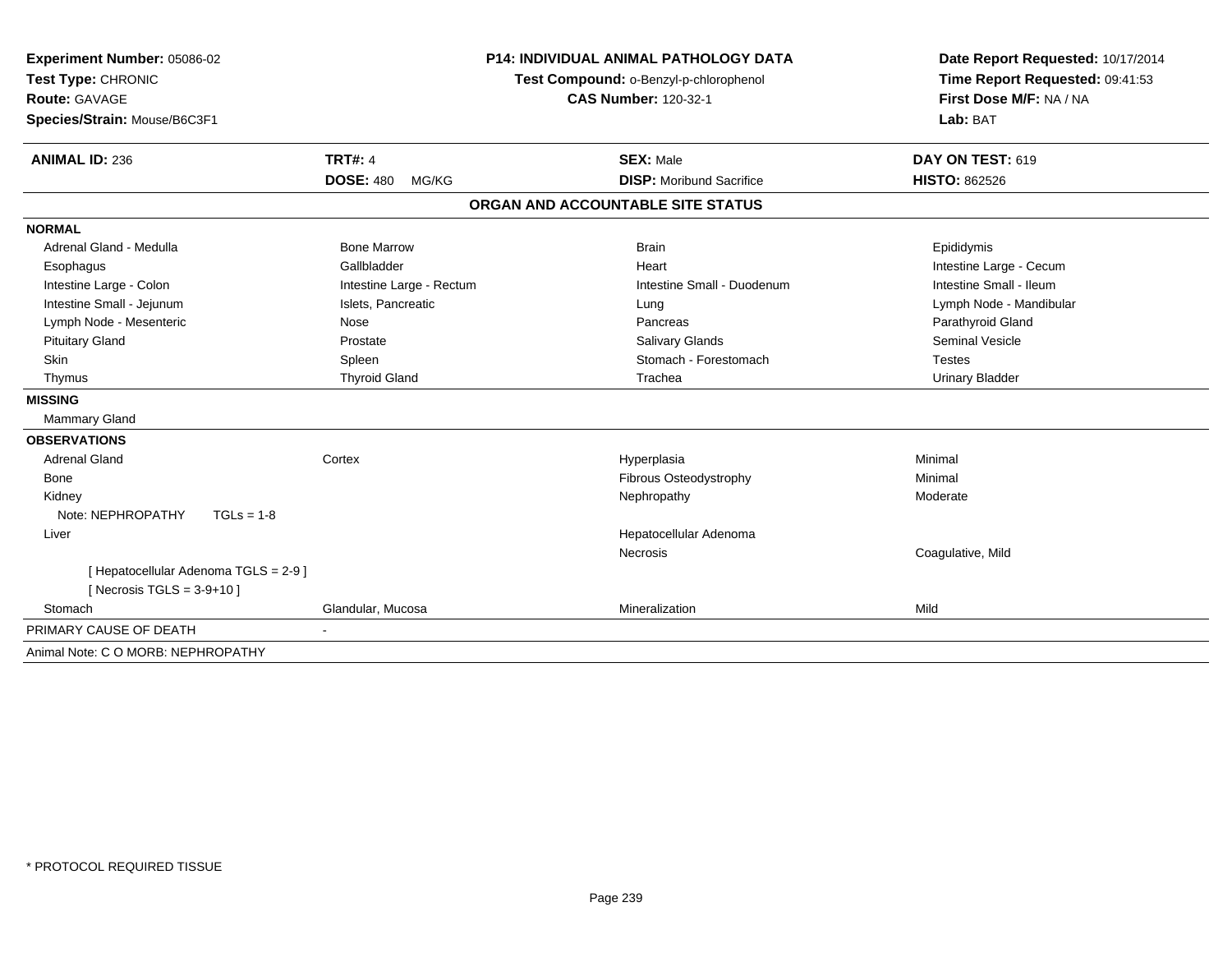**Experiment Number:** 05086-02
**Test Type:** CHRONIC
**Route:** GAVAGE
**Species/Strain:** Mouse/B6C3F1

**P14: INDIVIDUAL ANIMAL PATHOLOGY DATA**
**Test Compound:** o-Benzyl-p-chlorophenol
**CAS Number:** 120-32-1

**Date Report Requested:** 10/17/2014
**Time Report Requested:** 09:41:53
**First Dose M/F:** NA / NA
**Lab:** BAT

| **ANIMAL ID:** 236 | **TRT#:** 4 | **SEX:** Male | **DAY ON TEST:** 619 |
|---|---|---|---|
| | **DOSE:** 480 MG/KG | **DISP:** Moribund Sacrifice | **HISTO:** 862526 |

## ORGAN AND ACCOUNTABLE SITE STATUS

| | | | |
|---|---|---|---|
| **NORMAL** | | | |
| Adrenal Gland - Medulla | Bone Marrow | Brain | Epididymis |
| Esophagus | Gallbladder | Heart | Intestine Large - Cecum |
| Intestine Large - Colon | Intestine Large - Rectum | Intestine Small - Duodenum | Intestine Small - Ileum |
| Intestine Small - Jejunum | Islets, Pancreatic | Lung | Lymph Node - Mandibular |
| Lymph Node - Mesenteric | Nose | Pancreas | Parathyroid Gland |
| Pituitary Gland | Prostate | Salivary Glands | Seminal Vesicle |
| Skin | Spleen | Stomach - Forestomach | Testes |
| Thymus | Thyroid Gland | Trachea | Urinary Bladder |
| **MISSING** | | | |
| Mammary Gland | | | |
| **OBSERVATIONS** | | | |
| Adrenal Gland | Cortex | Hyperplasia | Minimal |
| Bone | | Fibrous Osteodystrophy | Minimal |
| Kidney | | Nephropathy | Moderate |
| Note: NEPHROPATHY TGLs = 1-8 | | | |
| Liver | | Hepatocellular Adenoma | |
| | | Necrosis | Coagulative, Mild |
| [ Hepatocellular Adenoma TGLS = 2-9 ] | | | |
| [ Necrosis TGLS = 3-9+10 ] | | | |
| Stomach | Glandular, Mucosa | Mineralization | Mild |
| PRIMARY CAUSE OF DEATH | - | | |
| Animal Note: C O MORB: NEPHROPATHY | | | |

* PROTOCOL REQUIRED TISSUE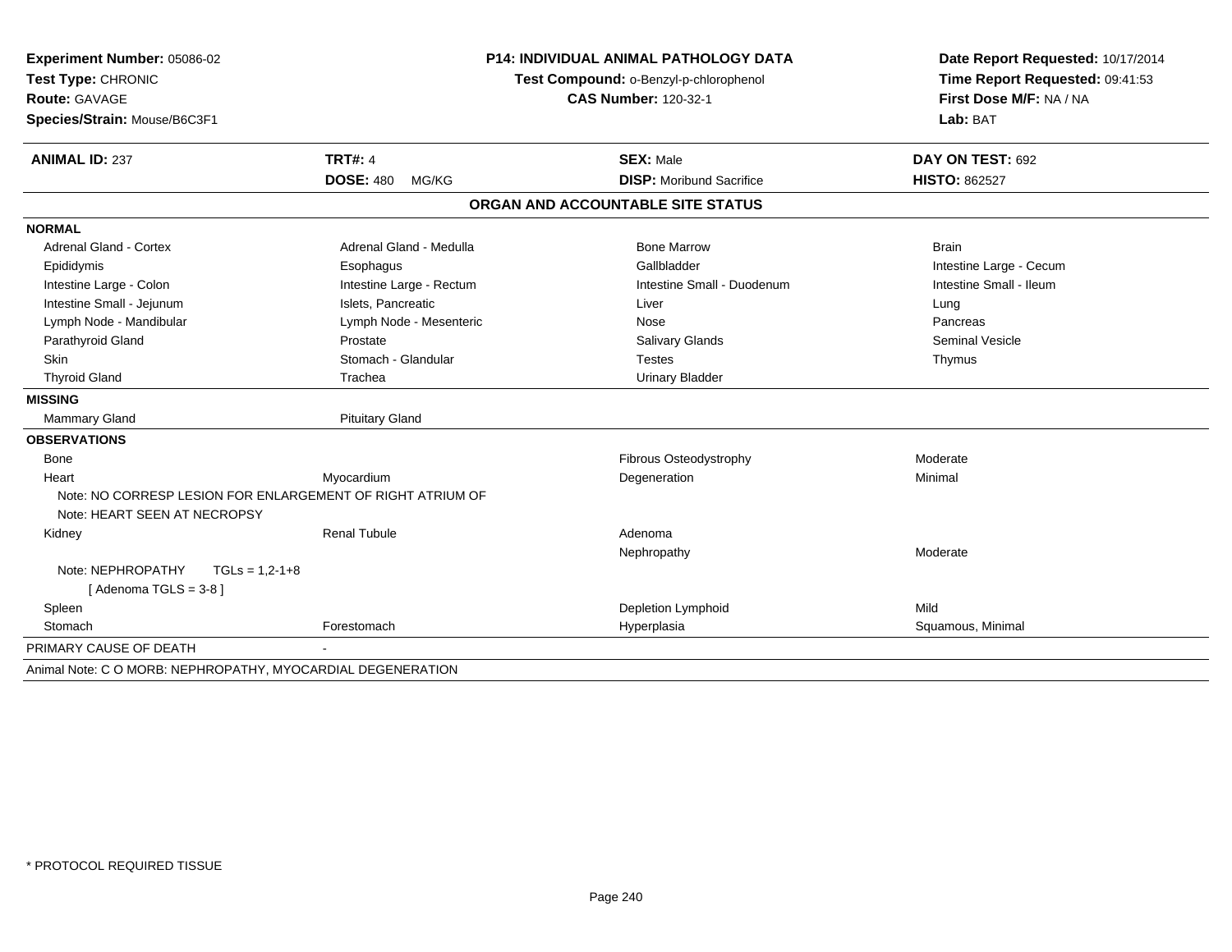**Experiment Number:** 05086-02
**Test Type:** CHRONIC
**Route:** GAVAGE
**Species/Strain:** Mouse/B6C3F1

**P14: INDIVIDUAL ANIMAL PATHOLOGY DATA**
**Test Compound:** o-Benzyl-p-chlorophenol
**CAS Number:** 120-32-1

**Date Report Requested:** 10/17/2014
**Time Report Requested:** 09:41:53
**First Dose M/F:** NA / NA
**Lab:** BAT

| **ANIMAL ID:** 237 | **TRT#:** 4 | **SEX:** Male | **DAY ON TEST:** 692 |
|---|---|---|---|
| | **DOSE:** 480 MG/KG | **DISP:** Moribund Sacrifice | **HISTO:** 862527 |

## ORGAN AND ACCOUNTABLE SITE STATUS

| | | | |
|---|---|---|---|
| **NORMAL** | | | |
| Adrenal Gland - Cortex | Adrenal Gland - Medulla | Bone Marrow | Brain |
| Epididymis | Esophagus | Gallbladder | Intestine Large - Cecum |
| Intestine Large - Colon | Intestine Large - Rectum | Intestine Small - Duodenum | Intestine Small - Ileum |
| Intestine Small - Jejunum | Islets, Pancreatic | Liver | Lung |
| Lymph Node - Mandibular | Lymph Node - Mesenteric | Nose | Pancreas |
| Parathyroid Gland | Prostate | Salivary Glands | Seminal Vesicle |
| Skin | Stomach - Glandular | Testes | Thymus |
| Thyroid Gland | Trachea | Urinary Bladder | |
| **MISSING** | | | |
| Mammary Gland | Pituitary Gland | | |
| **OBSERVATIONS** | | | |
| Bone | | Fibrous Osteodystrophy | Moderate |
| Heart | Myocardium | Degeneration | Minimal |
| Note: NO CORRESP LESION FOR ENLARGEMENT OF RIGHT ATRIUM OF | | | |
| Note: HEART SEEN AT NECROPSY | | | |
| Kidney | Renal Tubule | Adenoma | |
| | | Nephropathy | Moderate |
| Note: NEPHROPATHY TGLs = 1,2-1+8 | | | |
| [ Adenoma TGLS = 3-8 ] | | | |
| Spleen | | Depletion Lymphoid | Mild |
| Stomach | Forestomach | Hyperplasia | Squamous, Minimal |
| PRIMARY CAUSE OF DEATH | - | | |

Animal Note: C O MORB: NEPHROPATHY, MYOCARDIAL DEGENERATION

* PROTOCOL REQUIRED TISSUE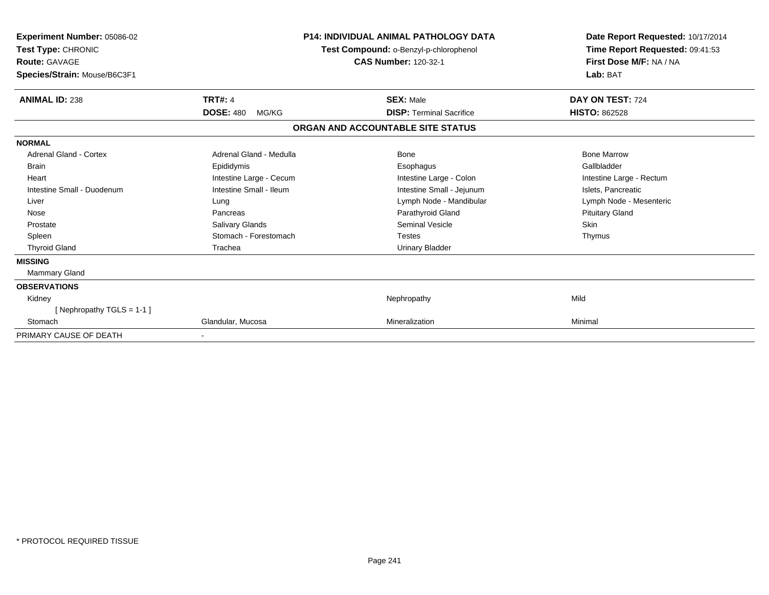**Experiment Number:** 05086-02
**Test Type:** CHRONIC
**Route:** GAVAGE
**Species/Strain:** Mouse/B6C3F1

**P14: INDIVIDUAL ANIMAL PATHOLOGY DATA**
**Test Compound:** o-Benzyl-p-chlorophenol
**CAS Number:** 120-32-1

**Date Report Requested:** 10/17/2014
**Time Report Requested:** 09:41:53
**First Dose M/F:** NA / NA
**Lab:** BAT

| **ANIMAL ID:** 238 | **TRT#:** 4 | **SEX:** Male | **DAY ON TEST:** 724 |
|---|---|---|---|
| | **DOSE:** 480 MG/KG | **DISP:** Terminal Sacrifice | **HISTO:** 862528 |

## ORGAN AND ACCOUNTABLE SITE STATUS

| | | | |
|---|---|---|---|
| **NORMAL** | | | |
| Adrenal Gland - Cortex | Adrenal Gland - Medulla | Bone | Bone Marrow |
| Brain | Epididymis | Esophagus | Gallbladder |
| Heart | Intestine Large - Cecum | Intestine Large - Colon | Intestine Large - Rectum |
| Intestine Small - Duodenum | Intestine Small - Ileum | Intestine Small - Jejunum | Islets, Pancreatic |
| Liver | Lung | Lymph Node - Mandibular | Lymph Node - Mesenteric |
| Nose | Pancreas | Parathyroid Gland | Pituitary Gland |
| Prostate | Salivary Glands | Seminal Vesicle | Skin |
| Spleen | Stomach - Forestomach | Testes | Thymus |
| Thyroid Gland | Trachea | Urinary Bladder | |
| **MISSING** | | | |
| Mammary Gland | | | |
| **OBSERVATIONS** | | | |
| Kidney | | Nephropathy | Mild |
| [ Nephropathy TGLS = 1-1 ] | | | |
| Stomach | Glandular, Mucosa | Mineralization | Minimal |
| PRIMARY CAUSE OF DEATH | - | | |

* PROTOCOL REQUIRED TISSUE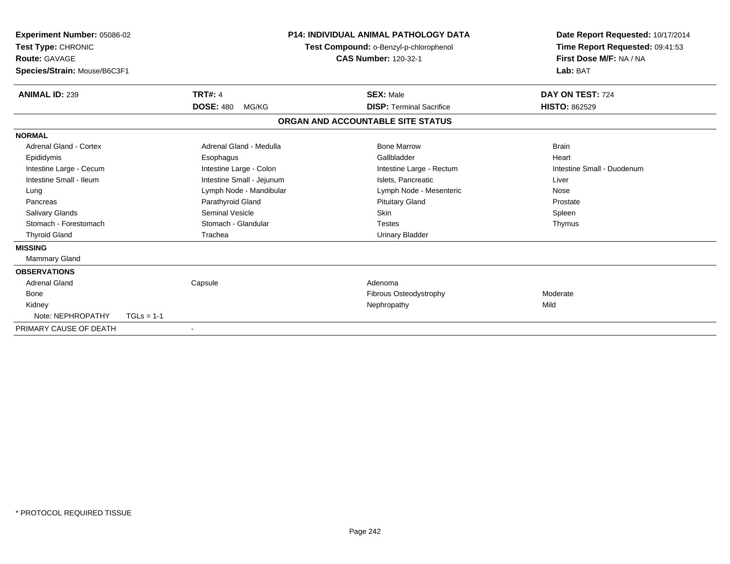**Experiment Number:** 05086-02
**Test Type:** CHRONIC
**Route:** GAVAGE
**Species/Strain:** Mouse/B6C3F1

**P14: INDIVIDUAL ANIMAL PATHOLOGY DATA**
**Test Compound:** o-Benzyl-p-chlorophenol
**CAS Number:** 120-32-1

**Date Report Requested:** 10/17/2014
**Time Report Requested:** 09:41:53
**First Dose M/F:** NA / NA
**Lab:** BAT

| **ANIMAL ID:** 239 | **TRT#:** 4 | **SEX:** Male | **DAY ON TEST:** 724 |
|---|---|---|---|
| | **DOSE:** 480 MG/KG | **DISP:** Terminal Sacrifice | **HISTO:** 862529 |

## ORGAN AND ACCOUNTABLE SITE STATUS

**NORMAL**

| | | | |
|---|---|---|---|
| Adrenal Gland - Cortex | Adrenal Gland - Medulla | Bone Marrow | Brain |
| Epididymis | Esophagus | Gallbladder | Heart |
| Intestine Large - Cecum | Intestine Large - Colon | Intestine Large - Rectum | Intestine Small - Duodenum |
| Intestine Small - Ileum | Intestine Small - Jejunum | Islets, Pancreatic | Liver |
| Lung | Lymph Node - Mandibular | Lymph Node - Mesenteric | Nose |
| Pancreas | Parathyroid Gland | Pituitary Gland | Prostate |
| Salivary Glands | Seminal Vesicle | Skin | Spleen |
| Stomach - Forestomach | Stomach - Glandular | Testes | Thymus |
| Thyroid Gland | Trachea | Urinary Bladder | |

**MISSING**

Mammary Gland

**OBSERVATIONS**

| | | | |
|---|---|---|---|
| Adrenal Gland | Capsule | Adenoma | |
| Bone | | Fibrous Osteodystrophy | Moderate |
| Kidney | | Nephropathy | Mild |
| Note: NEPHROPATHY TGLs = 1-1 | | | |

PRIMARY CAUSE OF DEATH -

\* PROTOCOL REQUIRED TISSUE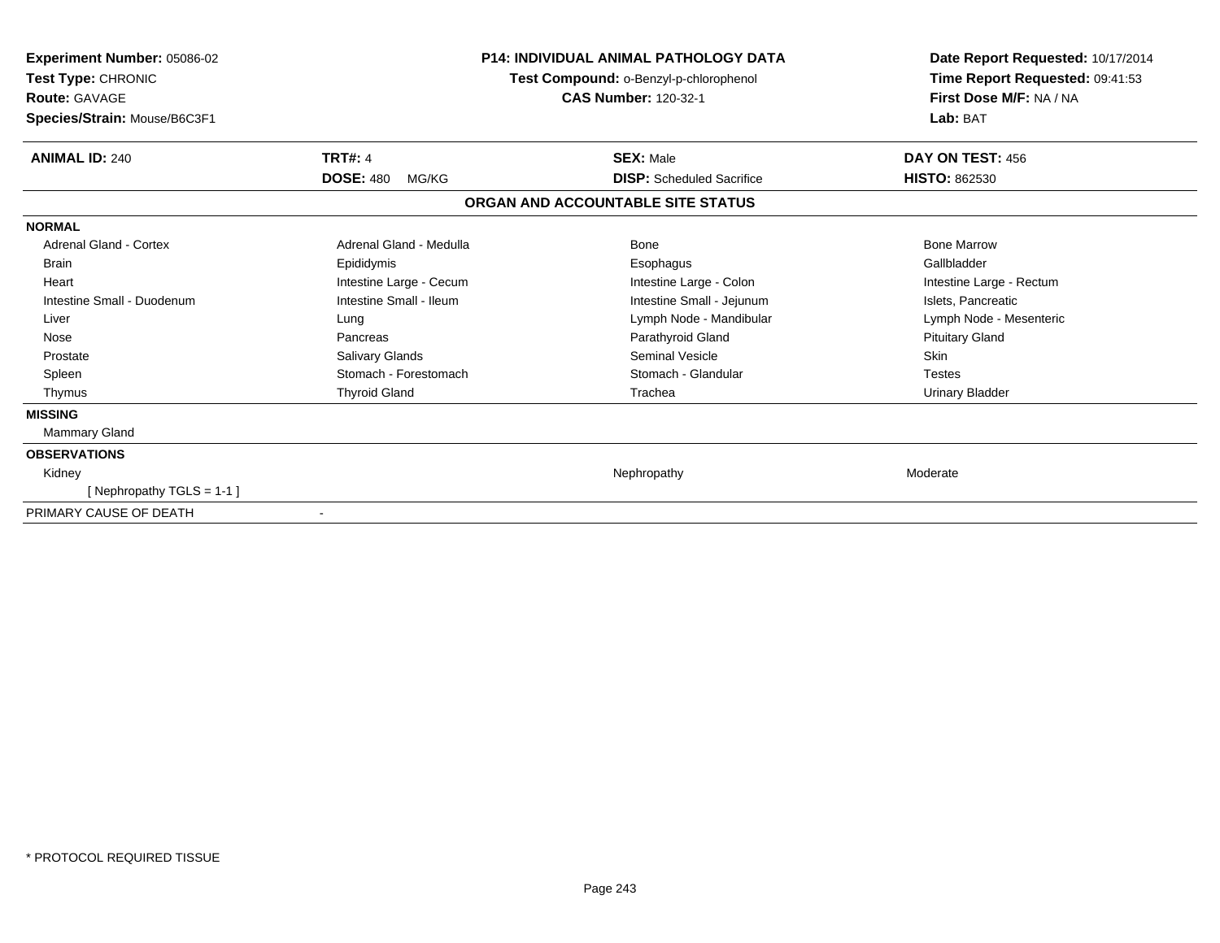**Experiment Number:** 05086-02
**Test Type:** CHRONIC
**Route:** GAVAGE
**Species/Strain:** Mouse/B6C3F1

**P14: INDIVIDUAL ANIMAL PATHOLOGY DATA**
**Test Compound:** o-Benzyl-p-chlorophenol
**CAS Number:** 120-32-1

**Date Report Requested:** 10/17/2014
**Time Report Requested:** 09:41:53
**First Dose M/F:** NA / NA
**Lab:** BAT

| **ANIMAL ID:** 240 | **TRT#:** 4 | **SEX:** Male | **DAY ON TEST:** 456 |
|---|---|---|---|
| | **DOSE:** 480 MG/KG | **DISP:** Scheduled Sacrifice | **HISTO:** 862530 |

## ORGAN AND ACCOUNTABLE SITE STATUS

| | | | |
|---|---|---|---|
| **NORMAL** | | | |
| Adrenal Gland - Cortex | Adrenal Gland - Medulla | Bone | Bone Marrow |
| Brain | Epididymis | Esophagus | Gallbladder |
| Heart | Intestine Large - Cecum | Intestine Large - Colon | Intestine Large - Rectum |
| Intestine Small - Duodenum | Intestine Small - Ileum | Intestine Small - Jejunum | Islets, Pancreatic |
| Liver | Lung | Lymph Node - Mandibular | Lymph Node - Mesenteric |
| Nose | Pancreas | Parathyroid Gland | Pituitary Gland |
| Prostate | Salivary Glands | Seminal Vesicle | Skin |
| Spleen | Stomach - Forestomach | Stomach - Glandular | Testes |
| Thymus | Thyroid Gland | Trachea | Urinary Bladder |
| **MISSING** | | | |
| Mammary Gland | | | |
| **OBSERVATIONS** | | | |
| Kidney | | Nephropathy | Moderate |
| [ Nephropathy TGLS = 1-1 ] | | | |
| PRIMARY CAUSE OF DEATH | - | | |

* PROTOCOL REQUIRED TISSUE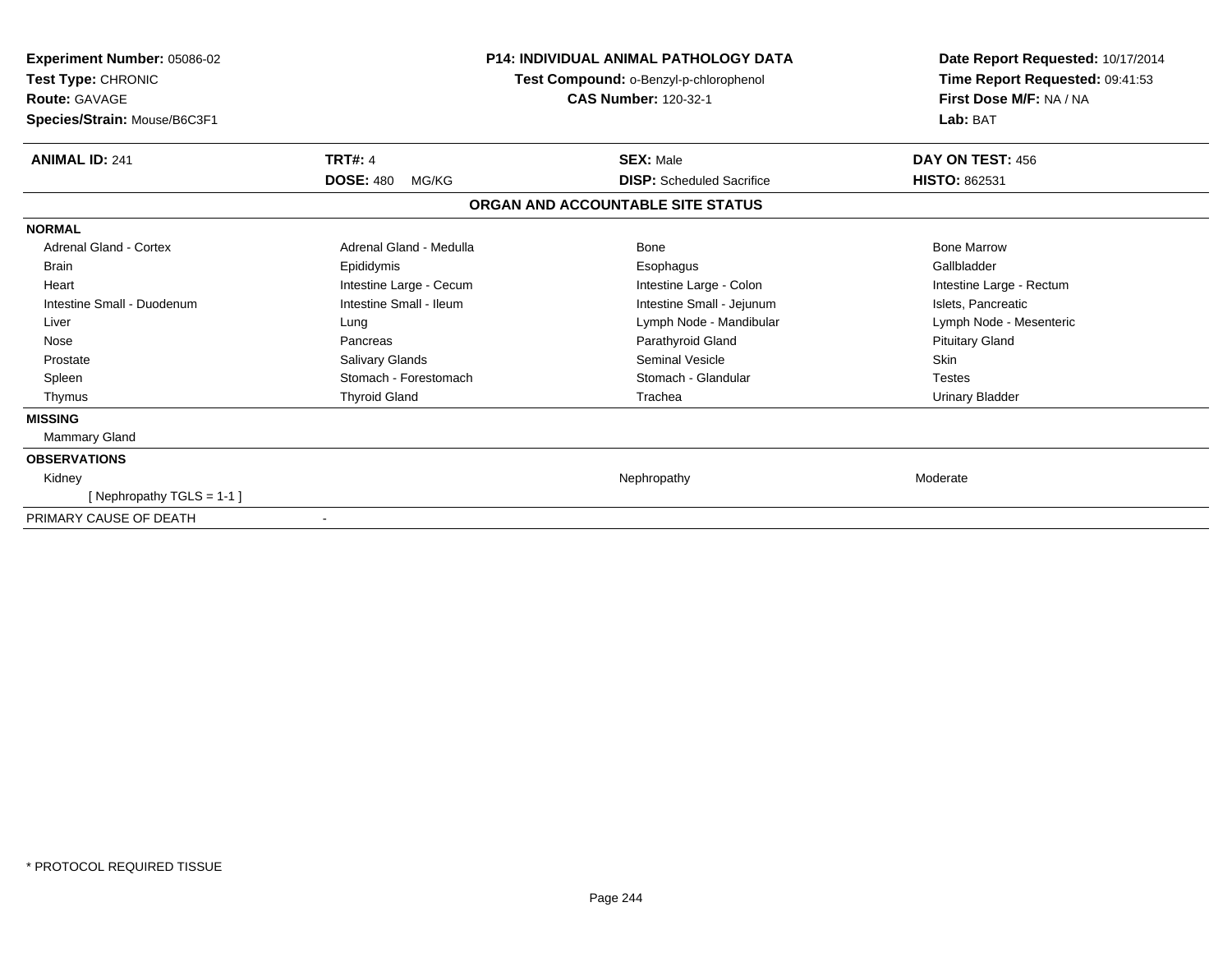**Experiment Number:** 05086-02
**Test Type:** CHRONIC
**Route:** GAVAGE
**Species/Strain:** Mouse/B6C3F1

**P14: INDIVIDUAL ANIMAL PATHOLOGY DATA**
**Test Compound:** o-Benzyl-p-chlorophenol
**CAS Number:** 120-32-1

**Date Report Requested:** 10/17/2014
**Time Report Requested:** 09:41:53
**First Dose M/F:** NA / NA
**Lab:** BAT

| **ANIMAL ID:** 241 | **TRT#:** 4 | **SEX:** Male | **DAY ON TEST:** 456 |
|---|---|---|---|
| | **DOSE:** 480 MG/KG | **DISP:** Scheduled Sacrifice | **HISTO:** 862531 |

## ORGAN AND ACCOUNTABLE SITE STATUS

**NORMAL**

| | | | |
|---|---|---|---|
| Adrenal Gland - Cortex | Adrenal Gland - Medulla | Bone | Bone Marrow |
| Brain | Epididymis | Esophagus | Gallbladder |
| Heart | Intestine Large - Cecum | Intestine Large - Colon | Intestine Large - Rectum |
| Intestine Small - Duodenum | Intestine Small - Ileum | Intestine Small - Jejunum | Islets, Pancreatic |
| Liver | Lung | Lymph Node - Mandibular | Lymph Node - Mesenteric |
| Nose | Pancreas | Parathyroid Gland | Pituitary Gland |
| Prostate | Salivary Glands | Seminal Vesicle | Skin |
| Spleen | Stomach - Forestomach | Stomach - Glandular | Testes |
| Thymus | Thyroid Gland | Trachea | Urinary Bladder |

**MISSING**

Mammary Gland

**OBSERVATIONS**

| | | |
|---|---|---|
| Kidney | Nephropathy | Moderate |
| [ Nephropathy TGLS = 1-1 ] | | |

PRIMARY CAUSE OF DEATH -

\* PROTOCOL REQUIRED TISSUE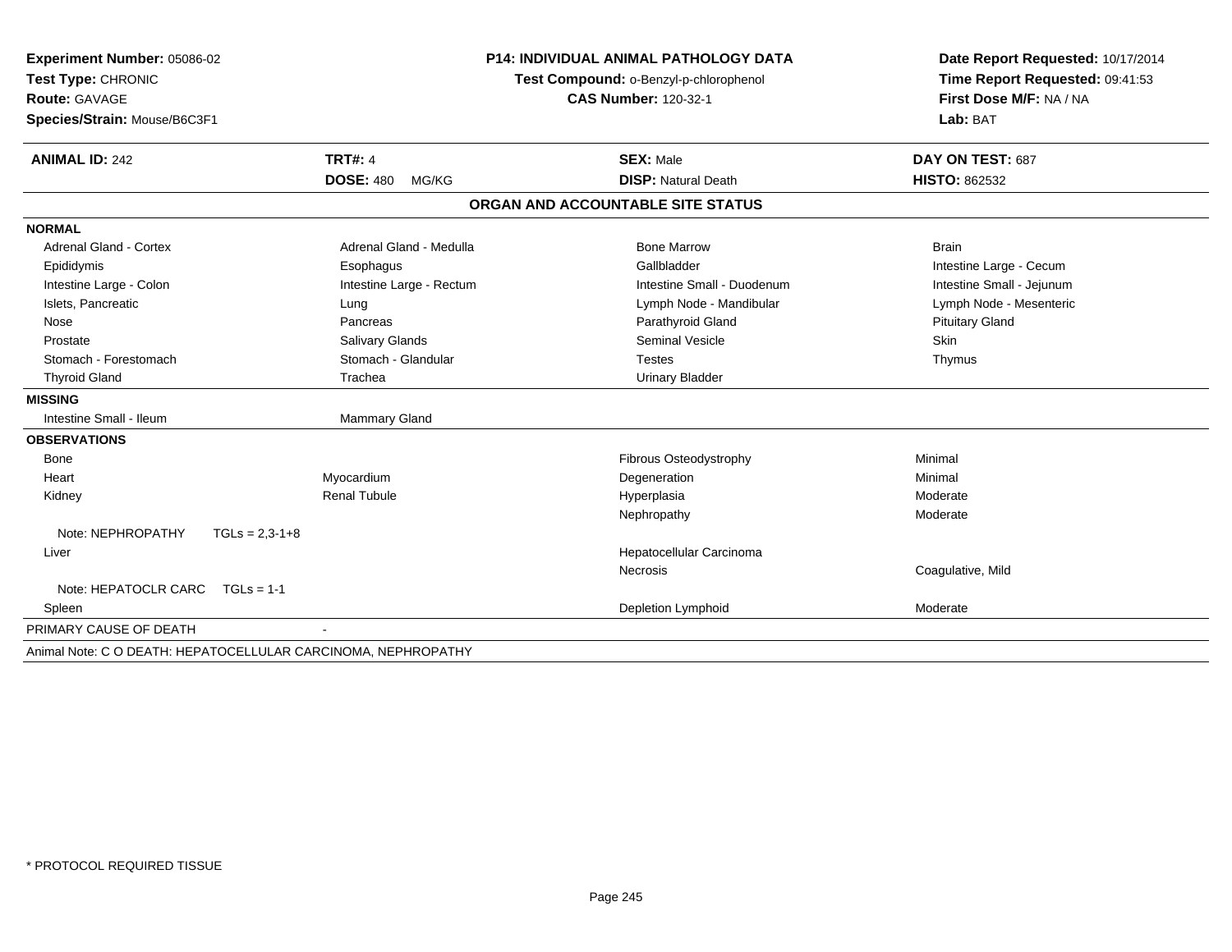**Experiment Number:** 05086-02
**Test Type:** CHRONIC
**Route:** GAVAGE
**Species/Strain:** Mouse/B6C3F1

**P14: INDIVIDUAL ANIMAL PATHOLOGY DATA**
**Test Compound:** o-Benzyl-p-chlorophenol
**CAS Number:** 120-32-1

**Date Report Requested:** 10/17/2014
**Time Report Requested:** 09:41:53
**First Dose M/F:** NA / NA
**Lab:** BAT

| **ANIMAL ID:** 242 | **TRT#:** 4 | **SEX:** Male | **DAY ON TEST:** 687 |
|---|---|---|---|
| | **DOSE:** 480 MG/KG | **DISP:** Natural Death | **HISTO:** 862532 |

**ORGAN AND ACCOUNTABLE SITE STATUS**

| | | | |
|---|---|---|---|
| **NORMAL** | | | |
| Adrenal Gland - Cortex | Adrenal Gland - Medulla | Bone Marrow | Brain |
| Epididymis | Esophagus | Gallbladder | Intestine Large - Cecum |
| Intestine Large - Colon | Intestine Large - Rectum | Intestine Small - Duodenum | Intestine Small - Jejunum |
| Islets, Pancreatic | Lung | Lymph Node - Mandibular | Lymph Node - Mesenteric |
| Nose | Pancreas | Parathyroid Gland | Pituitary Gland |
| Prostate | Salivary Glands | Seminal Vesicle | Skin |
| Stomach - Forestomach | Stomach - Glandular | Testes | Thymus |
| Thyroid Gland | Trachea | Urinary Bladder | |
| **MISSING** | | | |
| Intestine Small - Ileum | Mammary Gland | | |
| **OBSERVATIONS** | | | |
| Bone | | Fibrous Osteodystrophy | Minimal |
| Heart | Myocardium | Degeneration | Minimal |
| Kidney | Renal Tubule | Hyperplasia | Moderate |
| | | Nephropathy | Moderate |
| Note: NEPHROPATHY TGLs = 2,3-1+8 | | | |
| Liver | | Hepatocellular Carcinoma | |
| | | Necrosis | Coagulative, Mild |
| Note: HEPATOCLR CARC TGLs = 1-1 | | | |
| Spleen | | Depletion Lymphoid | Moderate |
| PRIMARY CAUSE OF DEATH | - | | |

Animal Note: C O DEATH: HEPATOCELLULAR CARCINOMA, NEPHROPATHY

* PROTOCOL REQUIRED TISSUE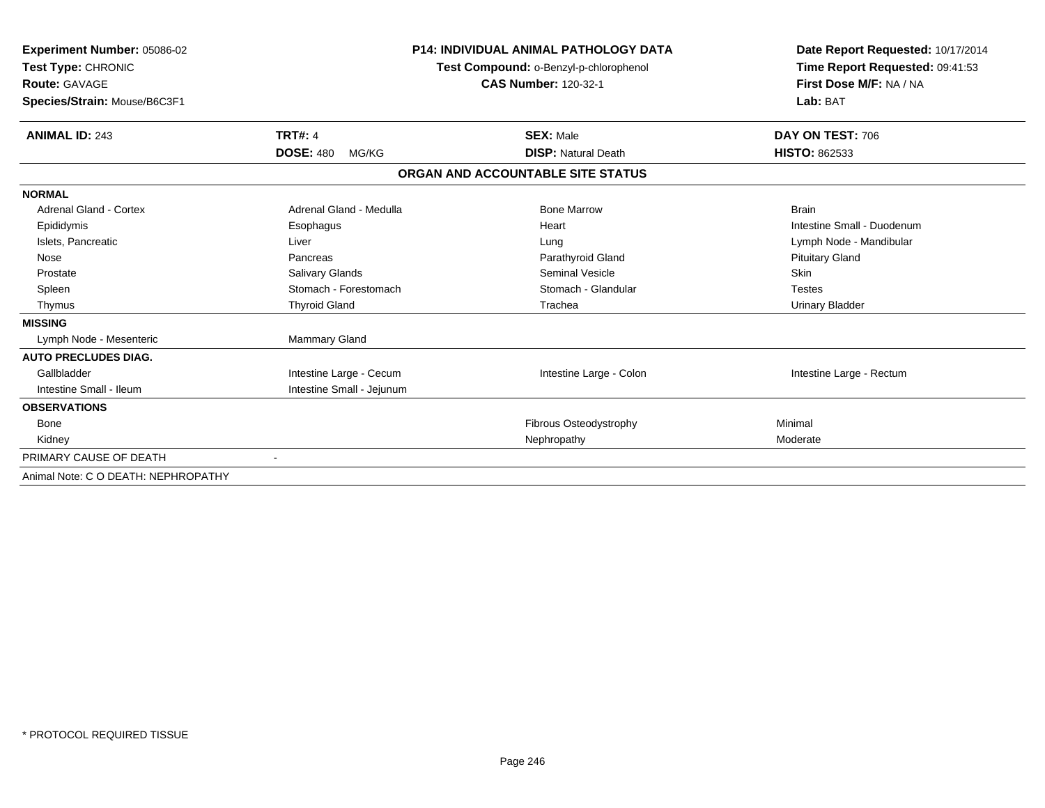**Experiment Number:** 05086-02
**Test Type:** CHRONIC
**Route:** GAVAGE
**Species/Strain:** Mouse/B6C3F1

**P14: INDIVIDUAL ANIMAL PATHOLOGY DATA**
**Test Compound:** o-Benzyl-p-chlorophenol
**CAS Number:** 120-32-1

**Date Report Requested:** 10/17/2014
**Time Report Requested:** 09:41:53
**First Dose M/F:** NA / NA
**Lab:** BAT

| **ANIMAL ID:** 243 | **TRT#:** 4 | **SEX:** Male | **DAY ON TEST:** 706 |
|---|---|---|---|
| | **DOSE:** 480 MG/KG | **DISP:** Natural Death | **HISTO:** 862533 |

**ORGAN AND ACCOUNTABLE SITE STATUS**

| | | | |
|---|---|---|---|
| **NORMAL** | | | |
| Adrenal Gland - Cortex | Adrenal Gland - Medulla | Bone Marrow | Brain |
| Epididymis | Esophagus | Heart | Intestine Small - Duodenum |
| Islets, Pancreatic | Liver | Lung | Lymph Node - Mandibular |
| Nose | Pancreas | Parathyroid Gland | Pituitary Gland |
| Prostate | Salivary Glands | Seminal Vesicle | Skin |
| Spleen | Stomach - Forestomach | Stomach - Glandular | Testes |
| Thymus | Thyroid Gland | Trachea | Urinary Bladder |
| **MISSING** | | | |
| Lymph Node - Mesenteric | Mammary Gland | | |
| **AUTO PRECLUDES DIAG.** | | | |
| Gallbladder | Intestine Large - Cecum | Intestine Large - Colon | Intestine Large - Rectum |
| Intestine Small - Ileum | Intestine Small - Jejunum | | |
| **OBSERVATIONS** | | | |
| Bone | | Fibrous Osteodystrophy | Minimal |
| Kidney | | Nephropathy | Moderate |
| PRIMARY CAUSE OF DEATH | - | | |
| Animal Note: C O DEATH: NEPHROPATHY | | | |

* PROTOCOL REQUIRED TISSUE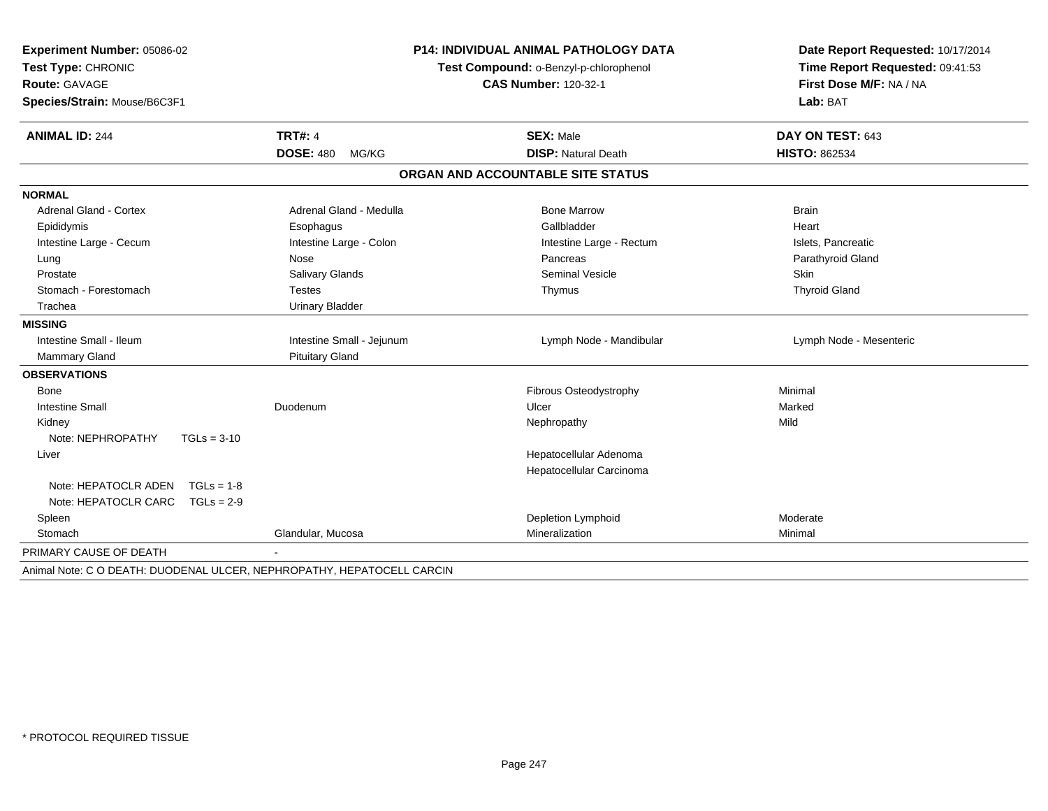**Experiment Number:** 05086-02
**Test Type:** CHRONIC
**Route:** GAVAGE
**Species/Strain:** Mouse/B6C3F1

**P14: INDIVIDUAL ANIMAL PATHOLOGY DATA**
**Test Compound:** o-Benzyl-p-chlorophenol
**CAS Number:** 120-32-1

**Date Report Requested:** 10/17/2014
**Time Report Requested:** 09:41:53
**First Dose M/F:** NA / NA
**Lab:** BAT

| **ANIMAL ID:** 244 | **TRT#:** 4 | **SEX:** Male | **DAY ON TEST:** 643 |
|---|---|---|---|
| | **DOSE:** 480 MG/KG | **DISP:** Natural Death | **HISTO:** 862534 |

## ORGAN AND ACCOUNTABLE SITE STATUS

| | | | |
|---|---|---|---|
| **NORMAL** | | | |
| Adrenal Gland - Cortex | Adrenal Gland - Medulla | Bone Marrow | Brain |
| Epididymis | Esophagus | Gallbladder | Heart |
| Intestine Large - Cecum | Intestine Large - Colon | Intestine Large - Rectum | Islets, Pancreatic |
| Lung | Nose | Pancreas | Parathyroid Gland |
| Prostate | Salivary Glands | Seminal Vesicle | Skin |
| Stomach - Forestomach | Testes | Thymus | Thyroid Gland |
| Trachea | Urinary Bladder | | |
| **MISSING** | | | |
| Intestine Small - Ileum | Intestine Small - Jejunum | Lymph Node - Mandibular | Lymph Node - Mesenteric |
| Mammary Gland | Pituitary Gland | | |
| **OBSERVATIONS** | | | |
| Bone | | Fibrous Osteodystrophy | Minimal |
| Intestine Small | Duodenum | Ulcer | Marked |
| Kidney | | Nephropathy | Mild |
| Note: NEPHROPATHY TGLs = 3-10 | | | |
| Liver | | Hepatocellular Adenoma | |
| | | Hepatocellular Carcinoma | |
| Note: HEPATOCLR ADEN TGLs = 1-8 | | | |
| Note: HEPATOCLR CARC TGLs = 2-9 | | | |
| Spleen | | Depletion Lymphoid | Moderate |
| Stomach | Glandular, Mucosa | Mineralization | Minimal |
| PRIMARY CAUSE OF DEATH | - | | |

Animal Note: C O DEATH: DUODENAL ULCER, NEPHROPATHY, HEPATOCELL CARCIN

* PROTOCOL REQUIRED TISSUE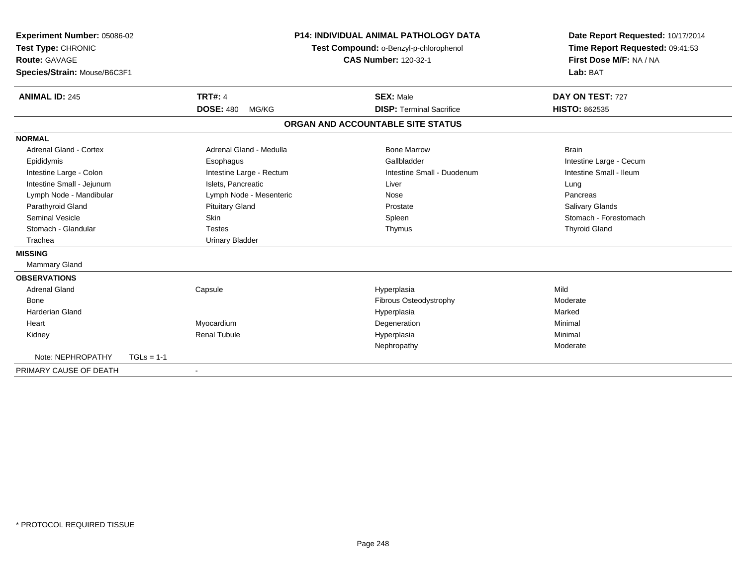**Experiment Number:** 05086-02
**Test Type:** CHRONIC
**Route:** GAVAGE
**Species/Strain:** Mouse/B6C3F1

**P14: INDIVIDUAL ANIMAL PATHOLOGY DATA**
**Test Compound:** o-Benzyl-p-chlorophenol
**CAS Number:** 120-32-1

**Date Report Requested:** 10/17/2014
**Time Report Requested:** 09:41:53
**First Dose M/F:** NA / NA
**Lab:** BAT

| **ANIMAL ID:** 245 | **TRT#:** 4 | **SEX:** Male | **DAY ON TEST:** 727 |
|---|---|---|---|
| | **DOSE:** 480 MG/KG | **DISP:** Terminal Sacrifice | **HISTO:** 862535 |

## ORGAN AND ACCOUNTABLE SITE STATUS

**NORMAL**

| | | | |
|---|---|---|---|
| Adrenal Gland - Cortex | Adrenal Gland - Medulla | Bone Marrow | Brain |
| Epididymis | Esophagus | Gallbladder | Intestine Large - Cecum |
| Intestine Large - Colon | Intestine Large - Rectum | Intestine Small - Duodenum | Intestine Small - Ileum |
| Intestine Small - Jejunum | Islets, Pancreatic | Liver | Lung |
| Lymph Node - Mandibular | Lymph Node - Mesenteric | Nose | Pancreas |
| Parathyroid Gland | Pituitary Gland | Prostate | Salivary Glands |
| Seminal Vesicle | Skin | Spleen | Stomach - Forestomach |
| Stomach - Glandular | Testes | Thymus | Thyroid Gland |
| Trachea | Urinary Bladder | | |

**MISSING**

Mammary Gland

**OBSERVATIONS**

| | | | |
|---|---|---|---|
| Adrenal Gland | Capsule | Hyperplasia | Mild |
| Bone | | Fibrous Osteodystrophy | Moderate |
| Harderian Gland | | Hyperplasia | Marked |
| Heart | Myocardium | Degeneration | Minimal |
| Kidney | Renal Tubule | Hyperplasia | Minimal |
| | | Nephropathy | Moderate |
| Note: NEPHROPATHY TGLs = 1-1 | | | |

PRIMARY CAUSE OF DEATH -

\* PROTOCOL REQUIRED TISSUE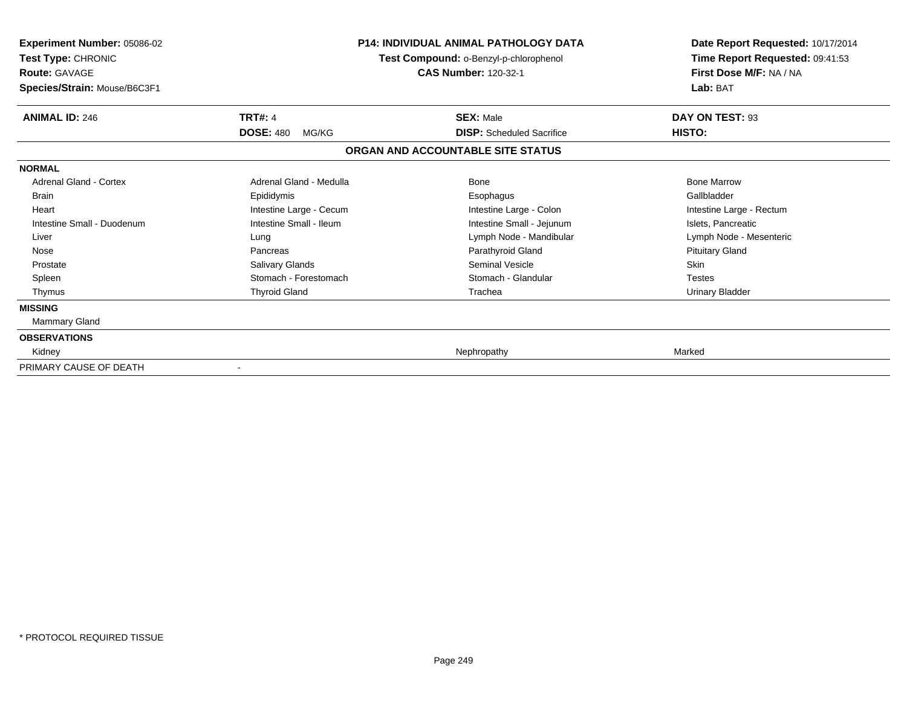**Experiment Number:** 05086-02
**Test Type:** CHRONIC
**Route:** GAVAGE
**Species/Strain:** Mouse/B6C3F1

**P14: INDIVIDUAL ANIMAL PATHOLOGY DATA**
**Test Compound:** o-Benzyl-p-chlorophenol
**CAS Number:** 120-32-1

**Date Report Requested:** 10/17/2014
**Time Report Requested:** 09:41:53
**First Dose M/F:** NA / NA
**Lab:** BAT

| **ANIMAL ID:** 246 | **TRT#:** 4 | **SEX:** Male | **DAY ON TEST:** 93 |
|---|---|---|---|
| | **DOSE:** 480 MG/KG | **DISP:** Scheduled Sacrifice | **HISTO:** |

**ORGAN AND ACCOUNTABLE SITE STATUS**

| | | | |
|---|---|---|---|
| **NORMAL** | | | |
| Adrenal Gland - Cortex | Adrenal Gland - Medulla | Bone | Bone Marrow |
| Brain | Epididymis | Esophagus | Gallbladder |
| Heart | Intestine Large - Cecum | Intestine Large - Colon | Intestine Large - Rectum |
| Intestine Small - Duodenum | Intestine Small - Ileum | Intestine Small - Jejunum | Islets, Pancreatic |
| Liver | Lung | Lymph Node - Mandibular | Lymph Node - Mesenteric |
| Nose | Pancreas | Parathyroid Gland | Pituitary Gland |
| Prostate | Salivary Glands | Seminal Vesicle | Skin |
| Spleen | Stomach - Forestomach | Stomach - Glandular | Testes |
| Thymus | Thyroid Gland | Trachea | Urinary Bladder |
| **MISSING** | | | |
| Mammary Gland | | | |
| **OBSERVATIONS** | | | |
| Kidney | | Nephropathy | Marked |
| PRIMARY CAUSE OF DEATH | - | | |

\* PROTOCOL REQUIRED TISSUE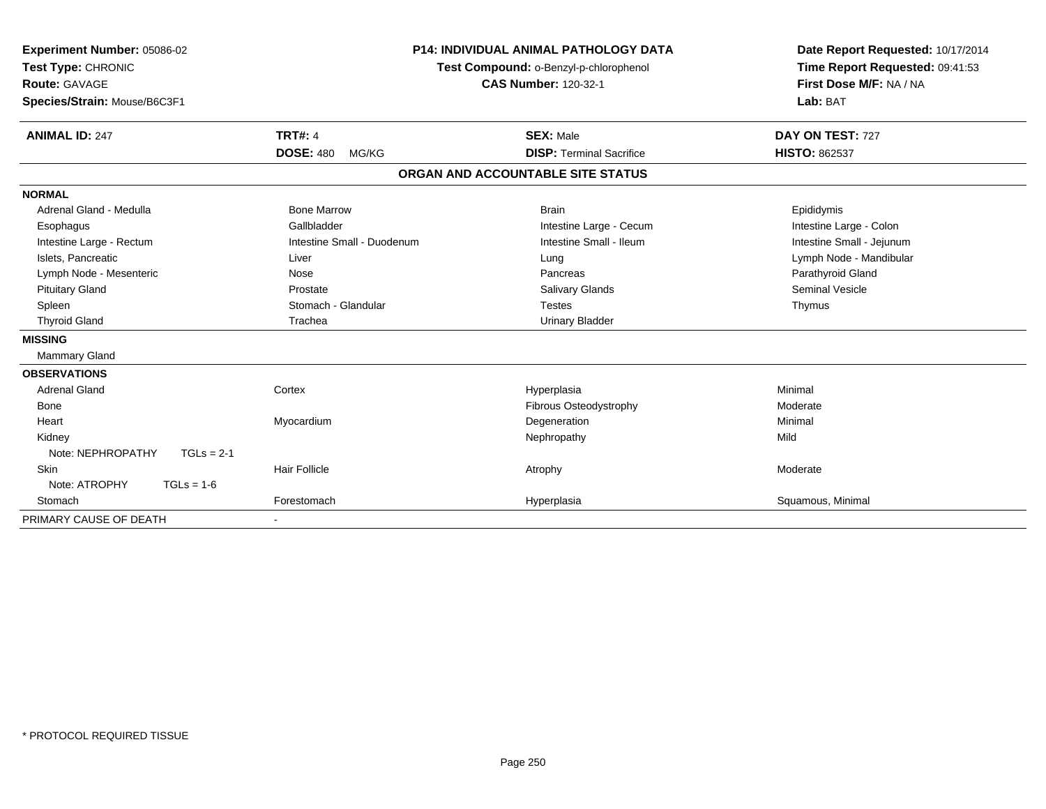**Experiment Number:** 05086-02
**Test Type:** CHRONIC
**Route:** GAVAGE
**Species/Strain:** Mouse/B6C3F1

**P14: INDIVIDUAL ANIMAL PATHOLOGY DATA**
**Test Compound:** o-Benzyl-p-chlorophenol
**CAS Number:** 120-32-1

**Date Report Requested:** 10/17/2014
**Time Report Requested:** 09:41:53
**First Dose M/F:** NA / NA
**Lab:** BAT

| **ANIMAL ID:** 247 | **TRT#:** 4 | **SEX:** Male | **DAY ON TEST:** 727 |
|---|---|---|---|
| | **DOSE:** 480 MG/KG | **DISP:** Terminal Sacrifice | **HISTO:** 862537 |

## ORGAN AND ACCOUNTABLE SITE STATUS

**NORMAL**

| | | | |
|---|---|---|---|
| Adrenal Gland - Medulla | Bone Marrow | Brain | Epididymis |
| Esophagus | Gallbladder | Intestine Large - Cecum | Intestine Large - Colon |
| Intestine Large - Rectum | Intestine Small - Duodenum | Intestine Small - Ileum | Intestine Small - Jejunum |
| Islets, Pancreatic | Liver | Lung | Lymph Node - Mandibular |
| Lymph Node - Mesenteric | Nose | Pancreas | Parathyroid Gland |
| Pituitary Gland | Prostate | Salivary Glands | Seminal Vesicle |
| Spleen | Stomach - Glandular | Testes | Thymus |
| Thyroid Gland | Trachea | Urinary Bladder | |

**MISSING**

Mammary Gland

**OBSERVATIONS**

| | | | |
|---|---|---|---|
| Adrenal Gland | Cortex | Hyperplasia | Minimal |
| Bone | | Fibrous Osteodystrophy | Moderate |
| Heart | Myocardium | Degeneration | Minimal |
| Kidney | | Nephropathy | Mild |
| Note: NEPHROPATHY TGLs = 2-1 | | | |
| Skin | Hair Follicle | Atrophy | Moderate |
| Note: ATROPHY TGLs = 1-6 | | | |
| Stomach | Forestomach | Hyperplasia | Squamous, Minimal |

PRIMARY CAUSE OF DEATH -

* PROTOCOL REQUIRED TISSUE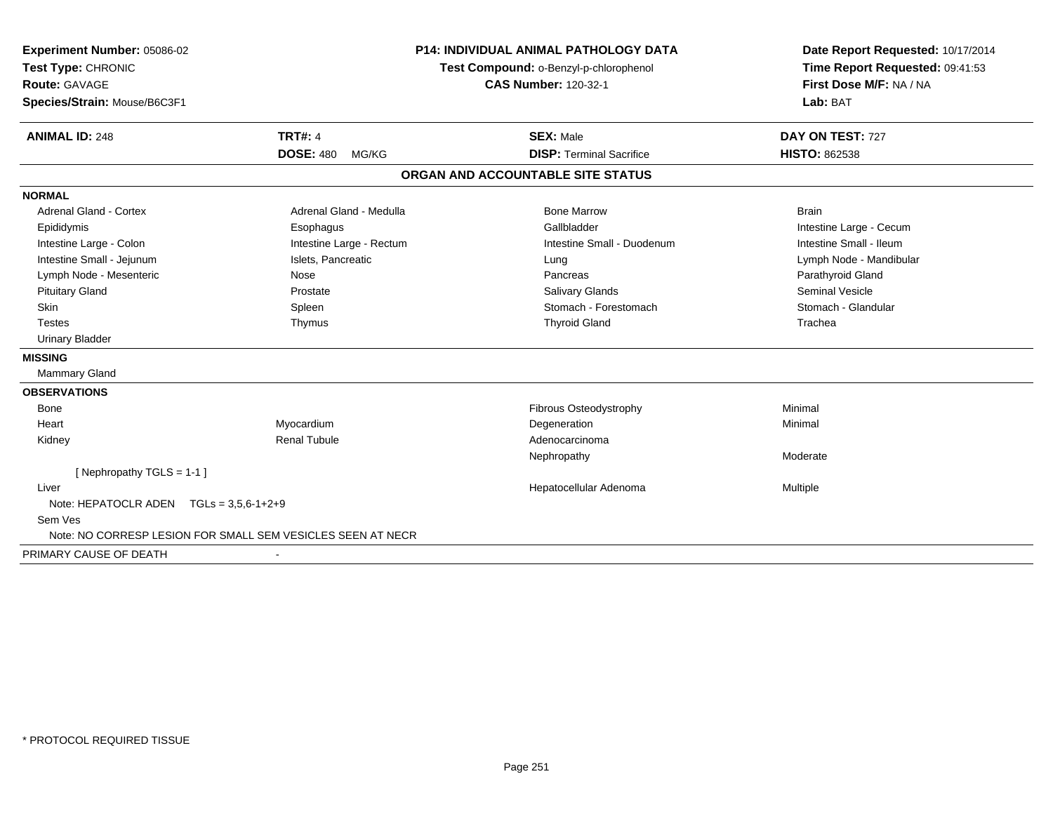**Experiment Number:** 05086-02
**Test Type:** CHRONIC
**Route:** GAVAGE
**Species/Strain:** Mouse/B6C3F1

**P14: INDIVIDUAL ANIMAL PATHOLOGY DATA**
**Test Compound:** o-Benzyl-p-chlorophenol
**CAS Number:** 120-32-1

**Date Report Requested:** 10/17/2014
**Time Report Requested:** 09:41:53
**First Dose M/F:** NA / NA
**Lab:** BAT

| **ANIMAL ID:** 248 | **TRT#:** 4 | **SEX:** Male | **DAY ON TEST:** 727 |
|---|---|---|---|
| | **DOSE:** 480 MG/KG | **DISP:** Terminal Sacrifice | **HISTO:** 862538 |

## ORGAN AND ACCOUNTABLE SITE STATUS

**NORMAL**

| | | | |
|---|---|---|---|
| Adrenal Gland - Cortex | Adrenal Gland - Medulla | Bone Marrow | Brain |
| Epididymis | Esophagus | Gallbladder | Intestine Large - Cecum |
| Intestine Large - Colon | Intestine Large - Rectum | Intestine Small - Duodenum | Intestine Small - Ileum |
| Intestine Small - Jejunum | Islets, Pancreatic | Lung | Lymph Node - Mandibular |
| Lymph Node - Mesenteric | Nose | Pancreas | Parathyroid Gland |
| Pituitary Gland | Prostate | Salivary Glands | Seminal Vesicle |
| Skin | Spleen | Stomach - Forestomach | Stomach - Glandular |
| Testes | Thymus | Thyroid Gland | Trachea |
| Urinary Bladder | | | |

**MISSING**

Mammary Gland

**OBSERVATIONS**

| | | | |
|---|---|---|---|
| Bone | | Fibrous Osteodystrophy | Minimal |
| Heart | Myocardium | Degeneration | Minimal |
| Kidney | Renal Tubule | Adenocarcinoma | |
| | | Nephropathy | Moderate |
| [ Nephropathy TGLS = 1-1 ] | | | |
| Liver | | Hepatocellular Adenoma | Multiple |
| Note: HEPATOCLR ADEN TGLs = 3,5,6-1+2+9 | | | |
| Sem Ves | | | |
| Note: NO CORRESP LESION FOR SMALL SEM VESICLES SEEN AT NECR | | | |

PRIMARY CAUSE OF DEATH -

* PROTOCOL REQUIRED TISSUE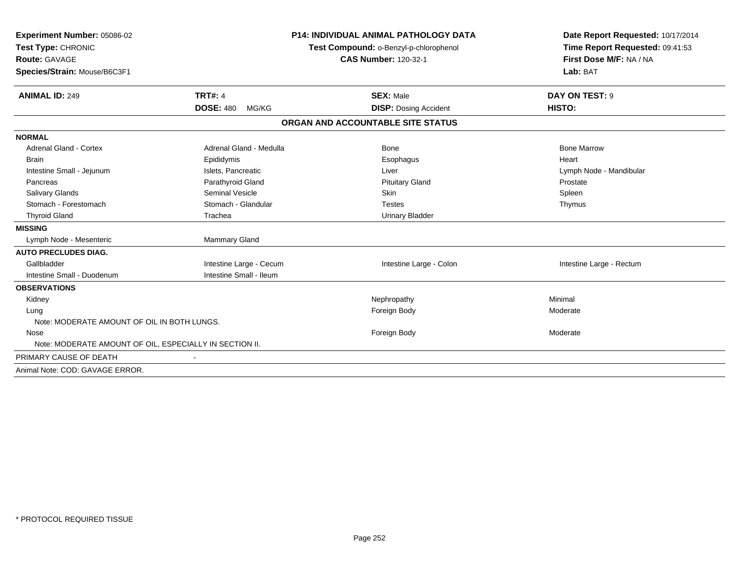**Experiment Number:** 05086-02
**Test Type:** CHRONIC
**Route:** GAVAGE
**Species/Strain:** Mouse/B6C3F1

**P14: INDIVIDUAL ANIMAL PATHOLOGY DATA**
**Test Compound:** o-Benzyl-p-chlorophenol
**CAS Number:** 120-32-1

**Date Report Requested:** 10/17/2014
**Time Report Requested:** 09:41:53
**First Dose M/F:** NA / NA
**Lab:** BAT

| **ANIMAL ID:** 249 | **TRT#:** 4 | **SEX:** Male | **DAY ON TEST:** 9 |
|---|---|---|---|
| | **DOSE:** 480 MG/KG | **DISP:** Dosing Accident | **HISTO:** |

## ORGAN AND ACCOUNTABLE SITE STATUS

| | | | |
|---|---|---|---|
| **NORMAL** | | | |
| Adrenal Gland - Cortex | Adrenal Gland - Medulla | Bone | Bone Marrow |
| Brain | Epididymis | Esophagus | Heart |
| Intestine Small - Jejunum | Islets, Pancreatic | Liver | Lymph Node - Mandibular |
| Pancreas | Parathyroid Gland | Pituitary Gland | Prostate |
| Salivary Glands | Seminal Vesicle | Skin | Spleen |
| Stomach - Forestomach | Stomach - Glandular | Testes | Thymus |
| Thyroid Gland | Trachea | Urinary Bladder | |
| **MISSING** | | | |
| Lymph Node - Mesenteric | Mammary Gland | | |
| **AUTO PRECLUDES DIAG.** | | | |
| Gallbladder | Intestine Large - Cecum | Intestine Large - Colon | Intestine Large - Rectum |
| Intestine Small - Duodenum | Intestine Small - Ileum | | |
| **OBSERVATIONS** | | | |
| Kidney | | Nephropathy | Minimal |
| Lung | | Foreign Body | Moderate |
| Note: MODERATE AMOUNT OF OIL IN BOTH LUNGS. | | | |
| Nose | | Foreign Body | Moderate |
| Note: MODERATE AMOUNT OF OIL, ESPECIALLY IN SECTION II. | | | |
| PRIMARY CAUSE OF DEATH | - | | |

Animal Note: COD: GAVAGE ERROR.

* PROTOCOL REQUIRED TISSUE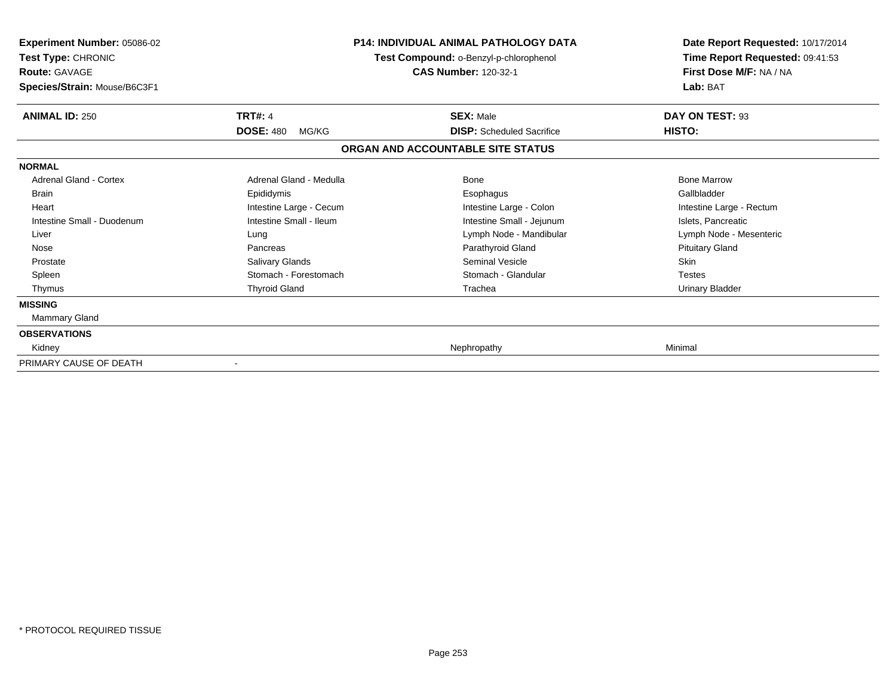**Experiment Number:** 05086-02
**Test Type:** CHRONIC
**Route:** GAVAGE
**Species/Strain:** Mouse/B6C3F1

**P14: INDIVIDUAL ANIMAL PATHOLOGY DATA**
**Test Compound:** o-Benzyl-p-chlorophenol
**CAS Number:** 120-32-1

**Date Report Requested:** 10/17/2014
**Time Report Requested:** 09:41:53
**First Dose M/F:** NA / NA
**Lab:** BAT

| **ANIMAL ID:** 250 | **TRT#:** 4 | **SEX:** Male | **DAY ON TEST:** 93 |
|---|---|---|---|
| | **DOSE:** 480 MG/KG | **DISP:** Scheduled Sacrifice | **HISTO:** |

**ORGAN AND ACCOUNTABLE SITE STATUS**

| | | | |
|---|---|---|---|
| **NORMAL** | | | |
| Adrenal Gland - Cortex | Adrenal Gland - Medulla | Bone | Bone Marrow |
| Brain | Epididymis | Esophagus | Gallbladder |
| Heart | Intestine Large - Cecum | Intestine Large - Colon | Intestine Large - Rectum |
| Intestine Small - Duodenum | Intestine Small - Ileum | Intestine Small - Jejunum | Islets, Pancreatic |
| Liver | Lung | Lymph Node - Mandibular | Lymph Node - Mesenteric |
| Nose | Pancreas | Parathyroid Gland | Pituitary Gland |
| Prostate | Salivary Glands | Seminal Vesicle | Skin |
| Spleen | Stomach - Forestomach | Stomach - Glandular | Testes |
| Thymus | Thyroid Gland | Trachea | Urinary Bladder |
| **MISSING** | | | |
| Mammary Gland | | | |
| **OBSERVATIONS** | | | |
| Kidney | | Nephropathy | Minimal |
| PRIMARY CAUSE OF DEATH | - | | |

* PROTOCOL REQUIRED TISSUE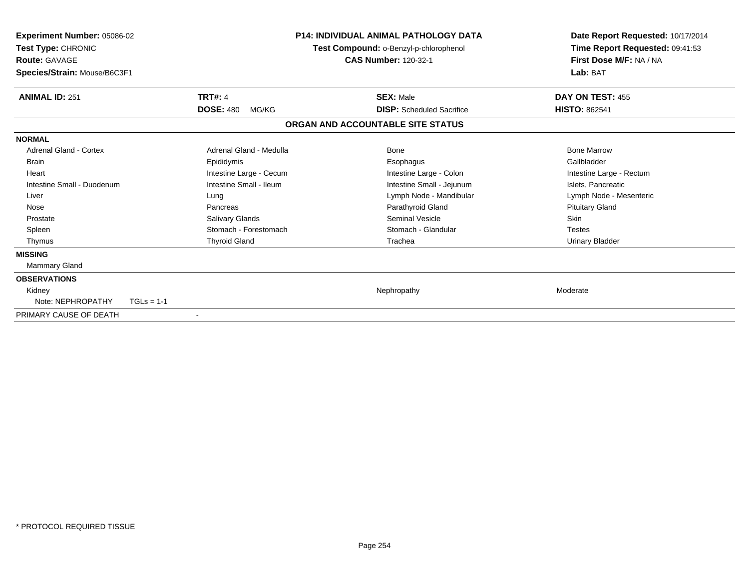**Experiment Number:** 05086-02
**Test Type:** CHRONIC
**Route:** GAVAGE
**Species/Strain:** Mouse/B6C3F1

**P14: INDIVIDUAL ANIMAL PATHOLOGY DATA**
**Test Compound:** o-Benzyl-p-chlorophenol
**CAS Number:** 120-32-1

**Date Report Requested:** 10/17/2014
**Time Report Requested:** 09:41:53
**First Dose M/F:** NA / NA
**Lab:** BAT

| **ANIMAL ID:** 251 | **TRT#:** 4 | **SEX:** Male | **DAY ON TEST:** 455 |
|---|---|---|---|
| | **DOSE:** 480 MG/KG | **DISP:** Scheduled Sacrifice | **HISTO:** 862541 |

## ORGAN AND ACCOUNTABLE SITE STATUS

**NORMAL**

| | | | |
|---|---|---|---|
| Adrenal Gland - Cortex | Adrenal Gland - Medulla | Bone | Bone Marrow |
| Brain | Epididymis | Esophagus | Gallbladder |
| Heart | Intestine Large - Cecum | Intestine Large - Colon | Intestine Large - Rectum |
| Intestine Small - Duodenum | Intestine Small - Ileum | Intestine Small - Jejunum | Islets, Pancreatic |
| Liver | Lung | Lymph Node - Mandibular | Lymph Node - Mesenteric |
| Nose | Pancreas | Parathyroid Gland | Pituitary Gland |
| Prostate | Salivary Glands | Seminal Vesicle | Skin |
| Spleen | Stomach - Forestomach | Stomach - Glandular | Testes |
| Thymus | Thyroid Gland | Trachea | Urinary Bladder |

**MISSING**

Mammary Gland

**OBSERVATIONS**

| | | | |
|---|---|---|---|
| Kidney | | Nephropathy | Moderate |
| Note: NEPHROPATHY TGLs = 1-1 | | | |

PRIMARY CAUSE OF DEATH -

\* PROTOCOL REQUIRED TISSUE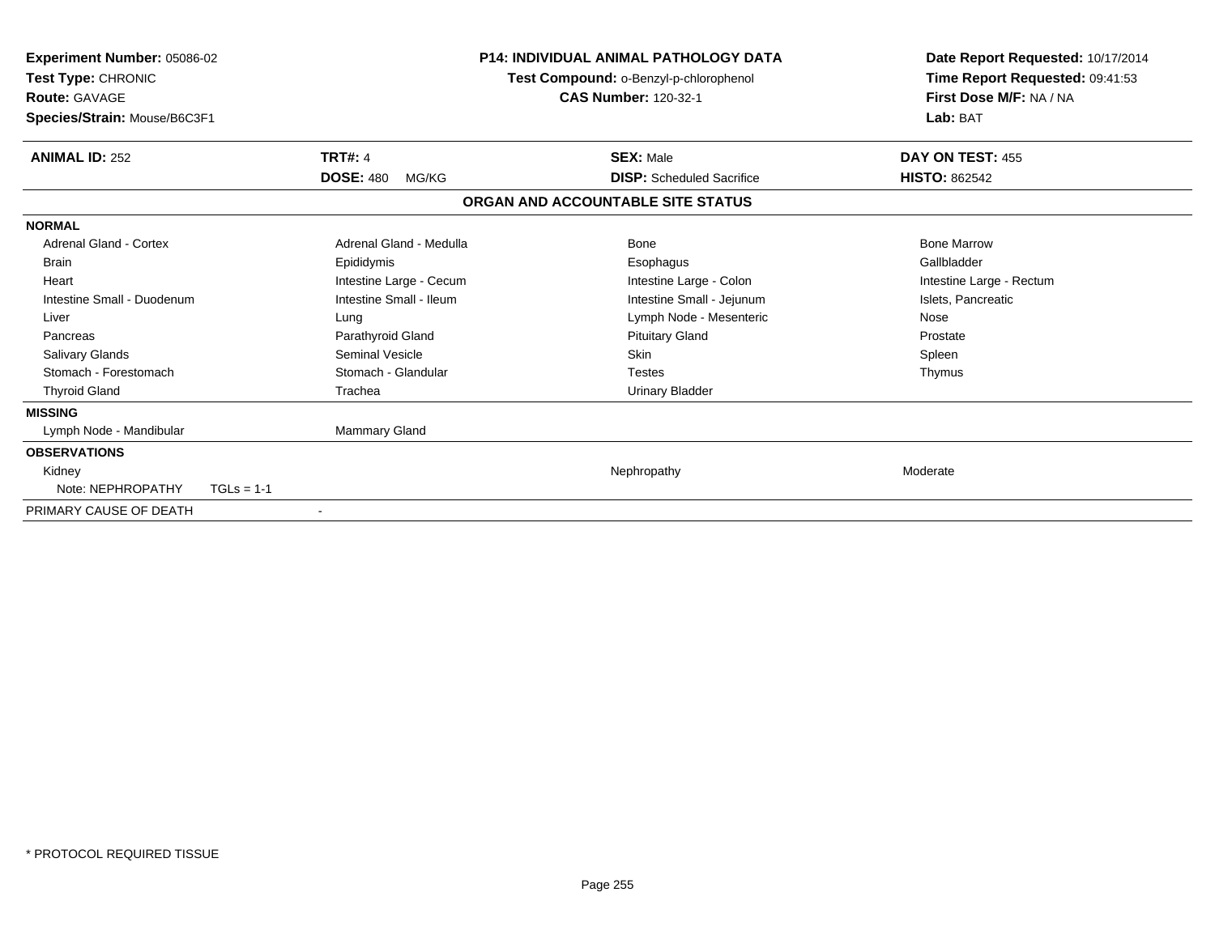**Experiment Number:** 05086-02
**Test Type:** CHRONIC
**Route:** GAVAGE
**Species/Strain:** Mouse/B6C3F1

**P14: INDIVIDUAL ANIMAL PATHOLOGY DATA**
**Test Compound:** o-Benzyl-p-chlorophenol
**CAS Number:** 120-32-1

**Date Report Requested:** 10/17/2014
**Time Report Requested:** 09:41:53
**First Dose M/F:** NA / NA
**Lab:** BAT

| **ANIMAL ID:** 252 | **TRT#:** 4 | **SEX:** Male | **DAY ON TEST:** 455 |
|---|---|---|---|
| | **DOSE:** 480 MG/KG | **DISP:** Scheduled Sacrifice | **HISTO:** 862542 |

### ORGAN AND ACCOUNTABLE SITE STATUS

**NORMAL**

| | | | |
|---|---|---|---|
| Adrenal Gland - Cortex | Adrenal Gland - Medulla | Bone | Bone Marrow |
| Brain | Epididymis | Esophagus | Gallbladder |
| Heart | Intestine Large - Cecum | Intestine Large - Colon | Intestine Large - Rectum |
| Intestine Small - Duodenum | Intestine Small - Ileum | Intestine Small - Jejunum | Islets, Pancreatic |
| Liver | Lung | Lymph Node - Mesenteric | Nose |
| Pancreas | Parathyroid Gland | Pituitary Gland | Prostate |
| Salivary Glands | Seminal Vesicle | Skin | Spleen |
| Stomach - Forestomach | Stomach - Glandular | Testes | Thymus |
| Thyroid Gland | Trachea | Urinary Bladder | |

**MISSING**

| | |
|---|---|
| Lymph Node - Mandibular | Mammary Gland |

**OBSERVATIONS**

| | | |
|---|---|---|
| Kidney | Nephropathy | Moderate |
| Note: NEPHROPATHY TGLs = 1-1 | | |

PRIMARY CAUSE OF DEATH -

\* PROTOCOL REQUIRED TISSUE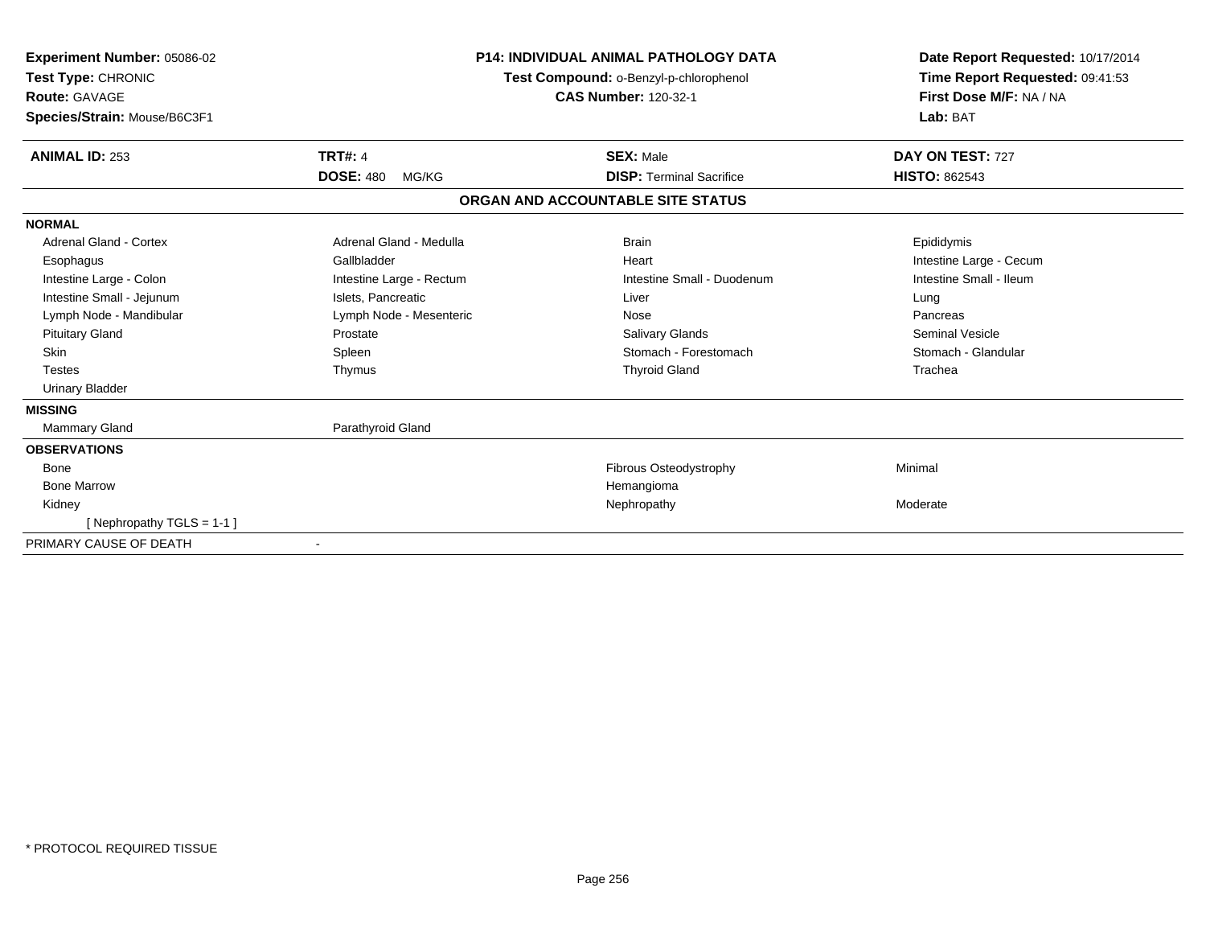**Experiment Number:** 05086-02
**Test Type:** CHRONIC
**Route:** GAVAGE
**Species/Strain:** Mouse/B6C3F1

**P14: INDIVIDUAL ANIMAL PATHOLOGY DATA**
**Test Compound:** o-Benzyl-p-chlorophenol
**CAS Number:** 120-32-1

**Date Report Requested:** 10/17/2014
**Time Report Requested:** 09:41:53
**First Dose M/F:** NA / NA
**Lab:** BAT

| **ANIMAL ID:** 253 | **TRT#:** 4 | **SEX:** Male | **DAY ON TEST:** 727 |
|---|---|---|---|
| | **DOSE:** 480 MG/KG | **DISP:** Terminal Sacrifice | **HISTO:** 862543 |

## ORGAN AND ACCOUNTABLE SITE STATUS

| | | | |
|---|---|---|---|
| **NORMAL** | | | |
| Adrenal Gland - Cortex | Adrenal Gland - Medulla | Brain | Epididymis |
| Esophagus | Gallbladder | Heart | Intestine Large - Cecum |
| Intestine Large - Colon | Intestine Large - Rectum | Intestine Small - Duodenum | Intestine Small - Ileum |
| Intestine Small - Jejunum | Islets, Pancreatic | Liver | Lung |
| Lymph Node - Mandibular | Lymph Node - Mesenteric | Nose | Pancreas |
| Pituitary Gland | Prostate | Salivary Glands | Seminal Vesicle |
| Skin | Spleen | Stomach - Forestomach | Stomach - Glandular |
| Testes | Thymus | Thyroid Gland | Trachea |
| Urinary Bladder | | | |
| **MISSING** | | | |
| Mammary Gland | Parathyroid Gland | | |
| **OBSERVATIONS** | | | |
| Bone | | Fibrous Osteodystrophy | Minimal |
| Bone Marrow | | Hemangioma | |
| Kidney | | Nephropathy | Moderate |
| [ Nephropathy TGLS = 1-1 ] | | | |
| PRIMARY CAUSE OF DEATH | - | | |

* PROTOCOL REQUIRED TISSUE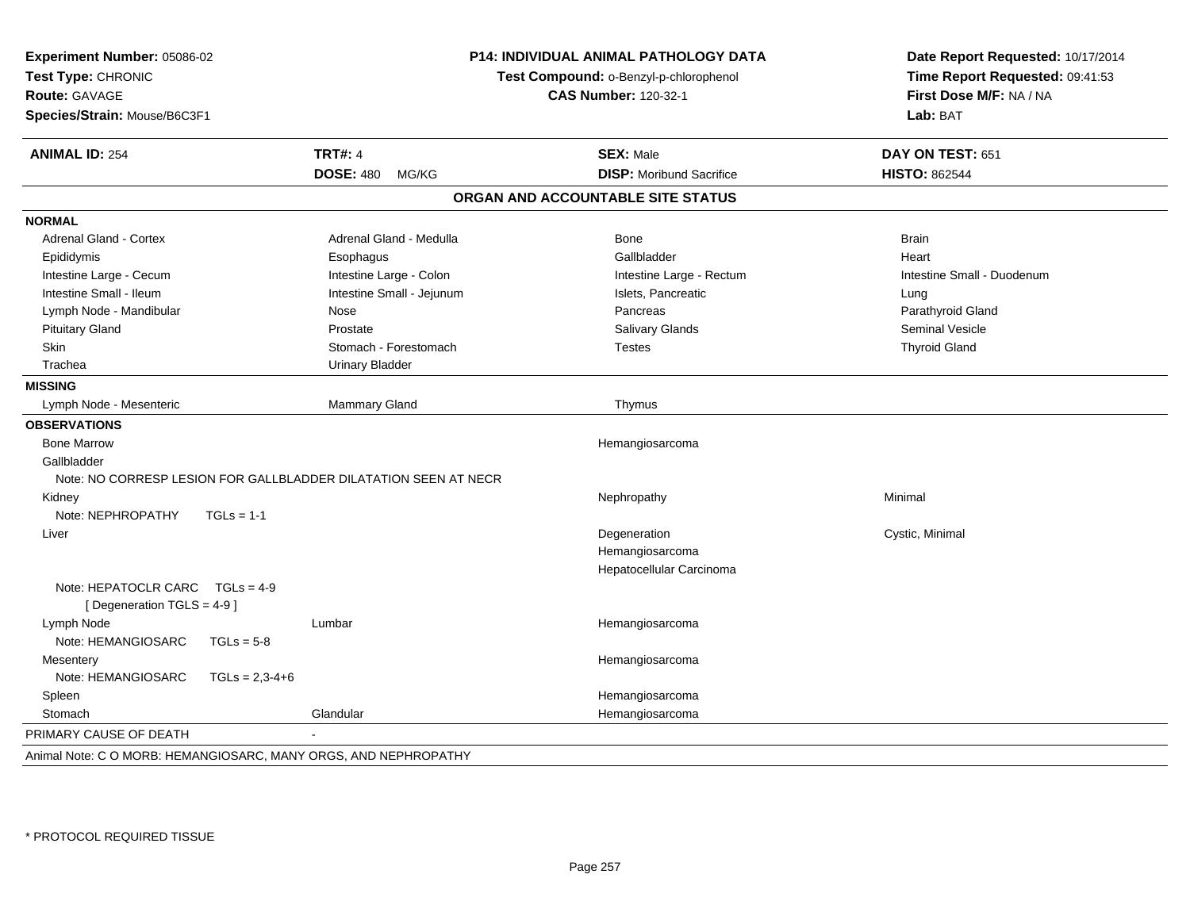**Experiment Number:** 05086-02
**Test Type:** CHRONIC
**Route:** GAVAGE
**Species/Strain:** Mouse/B6C3F1

**P14: INDIVIDUAL ANIMAL PATHOLOGY DATA**
**Test Compound:** o-Benzyl-p-chlorophenol
**CAS Number:** 120-32-1

**Date Report Requested:** 10/17/2014
**Time Report Requested:** 09:41:53
**First Dose M/F:** NA / NA
**Lab:** BAT

| **ANIMAL ID:** 254 | **TRT#:** 4 | **SEX:** Male | **DAY ON TEST:** 651 |
|---|---|---|---|
| | **DOSE:** 480 MG/KG | **DISP:** Moribund Sacrifice | **HISTO:** 862544 |

## ORGAN AND ACCOUNTABLE SITE STATUS

**NORMAL**

| | | | |
|---|---|---|---|
| Adrenal Gland - Cortex | Adrenal Gland - Medulla | Bone | Brain |
| Epididymis | Esophagus | Gallbladder | Heart |
| Intestine Large - Cecum | Intestine Large - Colon | Intestine Large - Rectum | Intestine Small - Duodenum |
| Intestine Small - Ileum | Intestine Small - Jejunum | Islets, Pancreatic | Lung |
| Lymph Node - Mandibular | Nose | Pancreas | Parathyroid Gland |
| Pituitary Gland | Prostate | Salivary Glands | Seminal Vesicle |
| Skin | Stomach - Forestomach | Testes | Thyroid Gland |
| Trachea | Urinary Bladder | | |

**MISSING**

| | | |
|---|---|---|
| Lymph Node - Mesenteric | Mammary Gland | Thymus |

**OBSERVATIONS**

| | | | |
|---|---|---|---|
| Bone Marrow | | Hemangiosarcoma | |
| Gallbladder | | | |
| Note: NO CORRESP LESION FOR GALLBLADDER DILATATION SEEN AT NECR | | | |
| Kidney | | Nephropathy | Minimal |
| Note: NEPHROPATHY TGLs = 1-1 | | | |
| Liver | | Degeneration | Cystic, Minimal |
| | | Hemangiosarcoma | |
| | | Hepatocellular Carcinoma | |
| Note: HEPATOCLR CARC TGLs = 4-9 [ Degeneration TGLS = 4-9 ] | | | |
| Lymph Node | Lumbar | Hemangiosarcoma | |
| Note: HEMANGIOSARC TGLs = 5-8 | | | |
| Mesentery | | Hemangiosarcoma | |
| Note: HEMANGIOSARC TGLs = 2,3-4+6 | | | |
| Spleen | | Hemangiosarcoma | |
| Stomach | Glandular | Hemangiosarcoma | |

PRIMARY CAUSE OF DEATH -

Animal Note: C O MORB: HEMANGIOSARC, MANY ORGS, AND NEPHROPATHY

* PROTOCOL REQUIRED TISSUE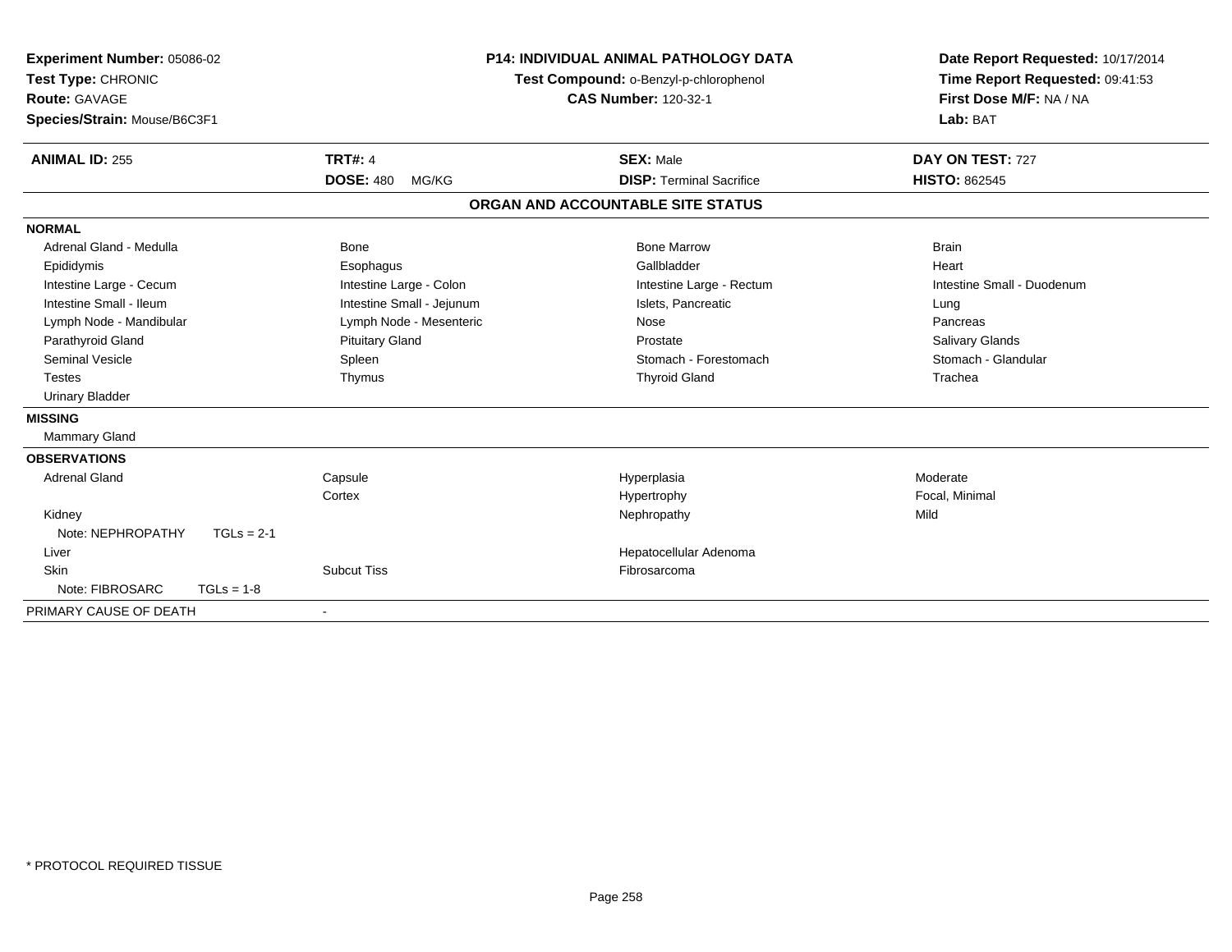**Experiment Number:** 05086-02
**Test Type:** CHRONIC
**Route:** GAVAGE
**Species/Strain:** Mouse/B6C3F1

**P14: INDIVIDUAL ANIMAL PATHOLOGY DATA**
**Test Compound:** o-Benzyl-p-chlorophenol
**CAS Number:** 120-32-1

**Date Report Requested:** 10/17/2014
**Time Report Requested:** 09:41:53
**First Dose M/F:** NA / NA
**Lab:** BAT

| **ANIMAL ID:** 255 | **TRT#:** 4 | **SEX:** Male | **DAY ON TEST:** 727 |
|---|---|---|---|
| | **DOSE:** 480 MG/KG | **DISP:** Terminal Sacrifice | **HISTO:** 862545 |

## ORGAN AND ACCOUNTABLE SITE STATUS

| | | | |
|---|---|---|---|
| **NORMAL** | | | |
| Adrenal Gland - Medulla | Bone | Bone Marrow | Brain |
| Epididymis | Esophagus | Gallbladder | Heart |
| Intestine Large - Cecum | Intestine Large - Colon | Intestine Large - Rectum | Intestine Small - Duodenum |
| Intestine Small - Ileum | Intestine Small - Jejunum | Islets, Pancreatic | Lung |
| Lymph Node - Mandibular | Lymph Node - Mesenteric | Nose | Pancreas |
| Parathyroid Gland | Pituitary Gland | Prostate | Salivary Glands |
| Seminal Vesicle | Spleen | Stomach - Forestomach | Stomach - Glandular |
| Testes | Thymus | Thyroid Gland | Trachea |
| Urinary Bladder | | | |
| **MISSING** | | | |
| Mammary Gland | | | |
| **OBSERVATIONS** | | | |
| Adrenal Gland | Capsule | Hyperplasia | Moderate |
| | Cortex | Hypertrophy | Focal, Minimal |
| Kidney | | Nephropathy | Mild |
| Note: NEPHROPATHY TGLs = 2-1 | | | |
| Liver | | Hepatocellular Adenoma | |
| Skin | Subcut Tiss | Fibrosarcoma | |
| Note: FIBROSARC TGLs = 1-8 | | | |
| PRIMARY CAUSE OF DEATH | - | | |

* PROTOCOL REQUIRED TISSUE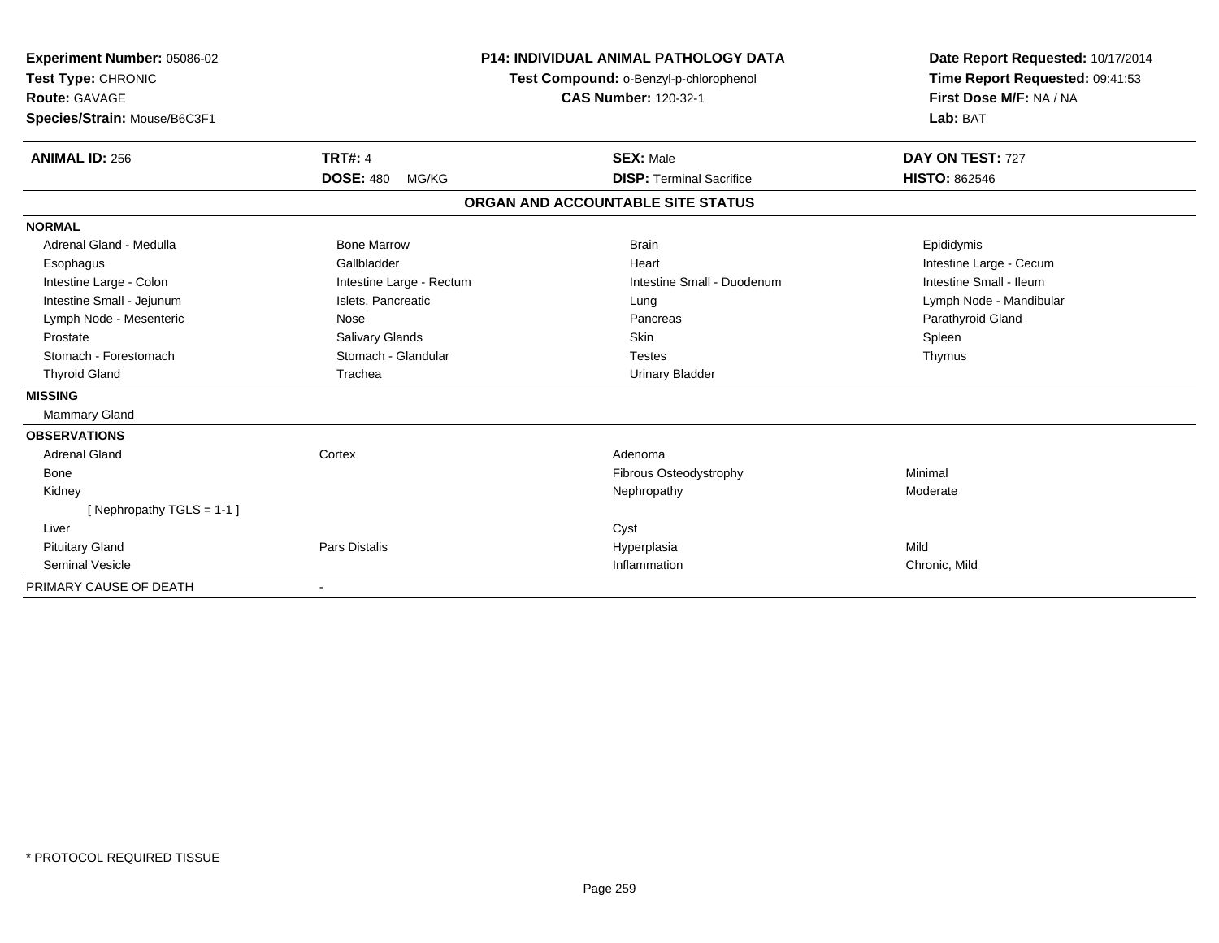**Experiment Number:** 05086-02
**Test Type:** CHRONIC
**Route:** GAVAGE
**Species/Strain:** Mouse/B6C3F1

**P14: INDIVIDUAL ANIMAL PATHOLOGY DATA**
**Test Compound:** o-Benzyl-p-chlorophenol
**CAS Number:** 120-32-1

**Date Report Requested:** 10/17/2014
**Time Report Requested:** 09:41:53
**First Dose M/F:** NA / NA
**Lab:** BAT

| **ANIMAL ID:** 256 | **TRT#:** 4 | **SEX:** Male | **DAY ON TEST:** 727 |
|---|---|---|---|
| | **DOSE:** 480 MG/KG | **DISP:** Terminal Sacrifice | **HISTO:** 862546 |

## ORGAN AND ACCOUNTABLE SITE STATUS

| | | | |
|---|---|---|---|
| **NORMAL** | | | |
| Adrenal Gland - Medulla | Bone Marrow | Brain | Epididymis |
| Esophagus | Gallbladder | Heart | Intestine Large - Cecum |
| Intestine Large - Colon | Intestine Large - Rectum | Intestine Small - Duodenum | Intestine Small - Ileum |
| Intestine Small - Jejunum | Islets, Pancreatic | Lung | Lymph Node - Mandibular |
| Lymph Node - Mesenteric | Nose | Pancreas | Parathyroid Gland |
| Prostate | Salivary Glands | Skin | Spleen |
| Stomach - Forestomach | Stomach - Glandular | Testes | Thymus |
| Thyroid Gland | Trachea | Urinary Bladder | |
| **MISSING** | | | |
| Mammary Gland | | | |
| **OBSERVATIONS** | | | |
| Adrenal Gland | Cortex | Adenoma | |
| Bone | | Fibrous Osteodystrophy | Minimal |
| Kidney | | Nephropathy | Moderate |
| [ Nephropathy TGLS = 1-1 ] | | | |
| Liver | | Cyst | |
| Pituitary Gland | Pars Distalis | Hyperplasia | Mild |
| Seminal Vesicle | | Inflammation | Chronic, Mild |
| PRIMARY CAUSE OF DEATH | - | | |

\* PROTOCOL REQUIRED TISSUE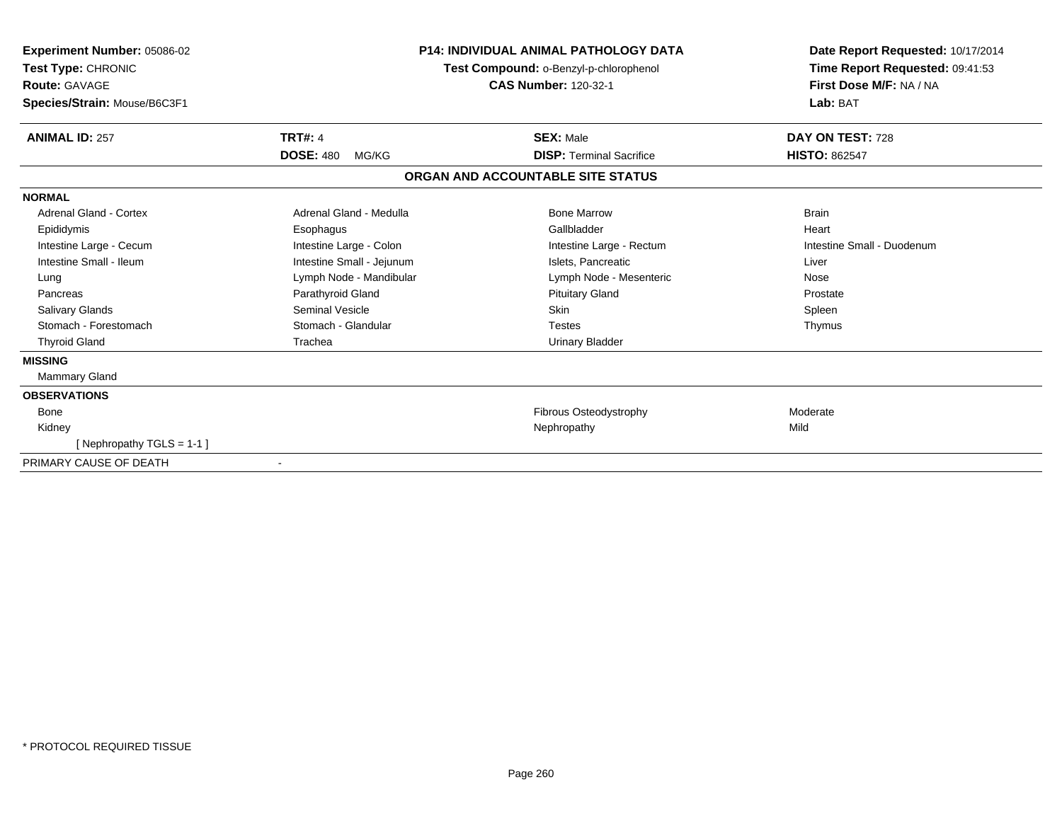**Experiment Number:** 05086-02
**Test Type:** CHRONIC
**Route:** GAVAGE
**Species/Strain:** Mouse/B6C3F1

**P14: INDIVIDUAL ANIMAL PATHOLOGY DATA**
**Test Compound:** o-Benzyl-p-chlorophenol
**CAS Number:** 120-32-1

**Date Report Requested:** 10/17/2014
**Time Report Requested:** 09:41:53
**First Dose M/F:** NA / NA
**Lab:** BAT

| **ANIMAL ID:** 257 | **TRT#:** 4 | **SEX:** Male | **DAY ON TEST:** 728 |
|---|---|---|---|
| | **DOSE:** 480 MG/KG | **DISP:** Terminal Sacrifice | **HISTO:** 862547 |

## ORGAN AND ACCOUNTABLE SITE STATUS

**NORMAL**

| | | | |
|---|---|---|---|
| Adrenal Gland - Cortex | Adrenal Gland - Medulla | Bone Marrow | Brain |
| Epididymis | Esophagus | Gallbladder | Heart |
| Intestine Large - Cecum | Intestine Large - Colon | Intestine Large - Rectum | Intestine Small - Duodenum |
| Intestine Small - Ileum | Intestine Small - Jejunum | Islets, Pancreatic | Liver |
| Lung | Lymph Node - Mandibular | Lymph Node - Mesenteric | Nose |
| Pancreas | Parathyroid Gland | Pituitary Gland | Prostate |
| Salivary Glands | Seminal Vesicle | Skin | Spleen |
| Stomach - Forestomach | Stomach - Glandular | Testes | Thymus |
| Thyroid Gland | Trachea | Urinary Bladder | |

**MISSING**

Mammary Gland

**OBSERVATIONS**

| | | |
|---|---|---|
| Bone | Fibrous Osteodystrophy | Moderate |
| Kidney | Nephropathy | Mild |
| [ Nephropathy TGLS = 1-1 ] | | |

PRIMARY CAUSE OF DEATH -

* PROTOCOL REQUIRED TISSUE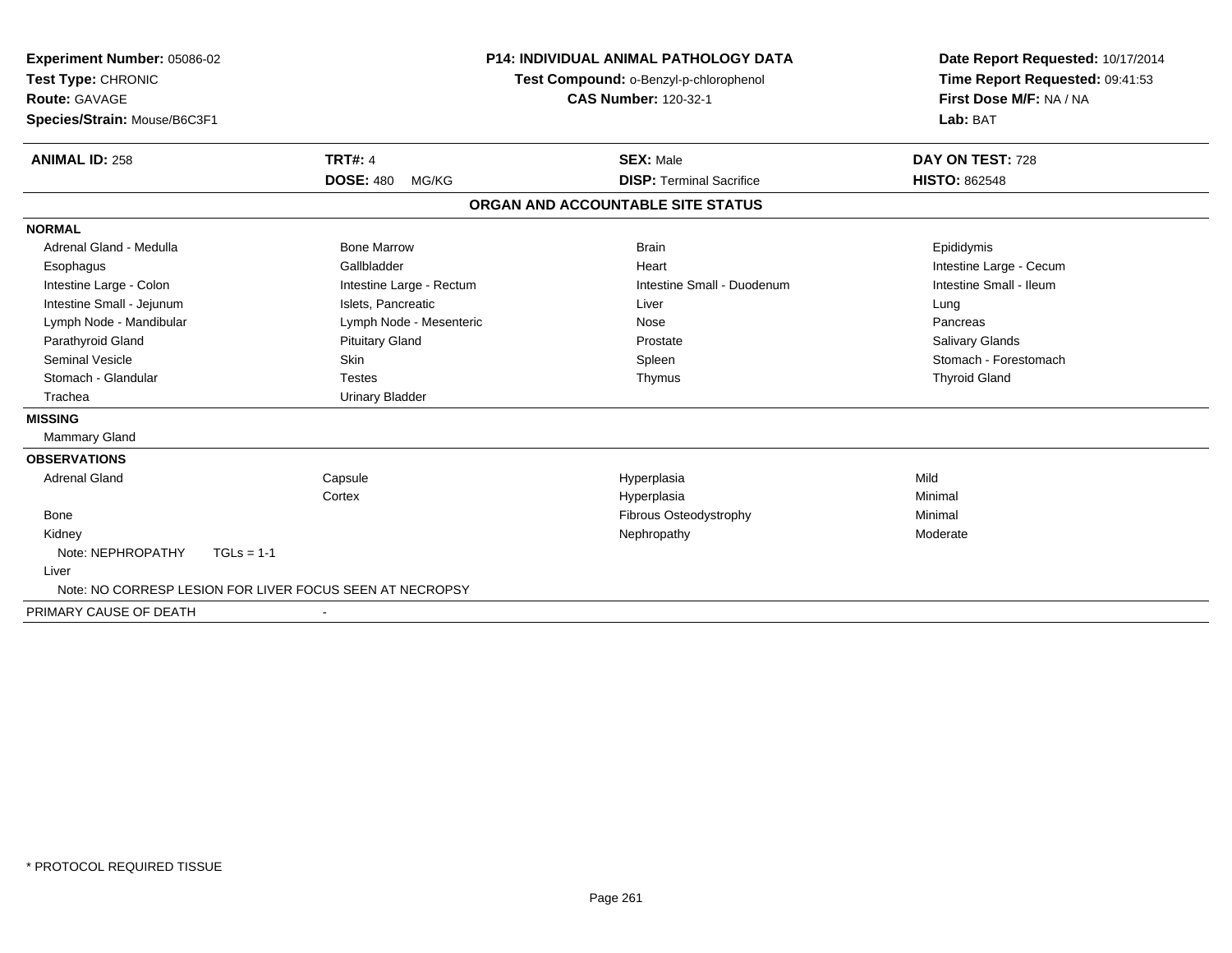**Experiment Number:** 05086-02
**Test Type:** CHRONIC
**Route:** GAVAGE
**Species/Strain:** Mouse/B6C3F1

**P14: INDIVIDUAL ANIMAL PATHOLOGY DATA**
**Test Compound:** o-Benzyl-p-chlorophenol
**CAS Number:** 120-32-1

**Date Report Requested:** 10/17/2014
**Time Report Requested:** 09:41:53
**First Dose M/F:** NA / NA
**Lab:** BAT

| **ANIMAL ID:** 258 | **TRT#:** 4 | **SEX:** Male | **DAY ON TEST:** 728 |
|---|---|---|---|
| | **DOSE:** 480 MG/KG | **DISP:** Terminal Sacrifice | **HISTO:** 862548 |

## ORGAN AND ACCOUNTABLE SITE STATUS

| | | | |
|---|---|---|---|
| **NORMAL** | | | |
| Adrenal Gland - Medulla | Bone Marrow | Brain | Epididymis |
| Esophagus | Gallbladder | Heart | Intestine Large - Cecum |
| Intestine Large - Colon | Intestine Large - Rectum | Intestine Small - Duodenum | Intestine Small - Ileum |
| Intestine Small - Jejunum | Islets, Pancreatic | Liver | Lung |
| Lymph Node - Mandibular | Lymph Node - Mesenteric | Nose | Pancreas |
| Parathyroid Gland | Pituitary Gland | Prostate | Salivary Glands |
| Seminal Vesicle | Skin | Spleen | Stomach - Forestomach |
| Stomach - Glandular | Testes | Thymus | Thyroid Gland |
| Trachea | Urinary Bladder | | |
| **MISSING** | | | |
| Mammary Gland | | | |
| **OBSERVATIONS** | | | |
| Adrenal Gland | Capsule | Hyperplasia | Mild |
| | Cortex | Hyperplasia | Minimal |
| Bone | | Fibrous Osteodystrophy | Minimal |
| Kidney | | Nephropathy | Moderate |
| Note: NEPHROPATHY TGLs = 1-1 | | | |
| Liver | | | |
| Note: NO CORRESP LESION FOR LIVER FOCUS SEEN AT NECROPSY | | | |
| PRIMARY CAUSE OF DEATH | - | | |

\* PROTOCOL REQUIRED TISSUE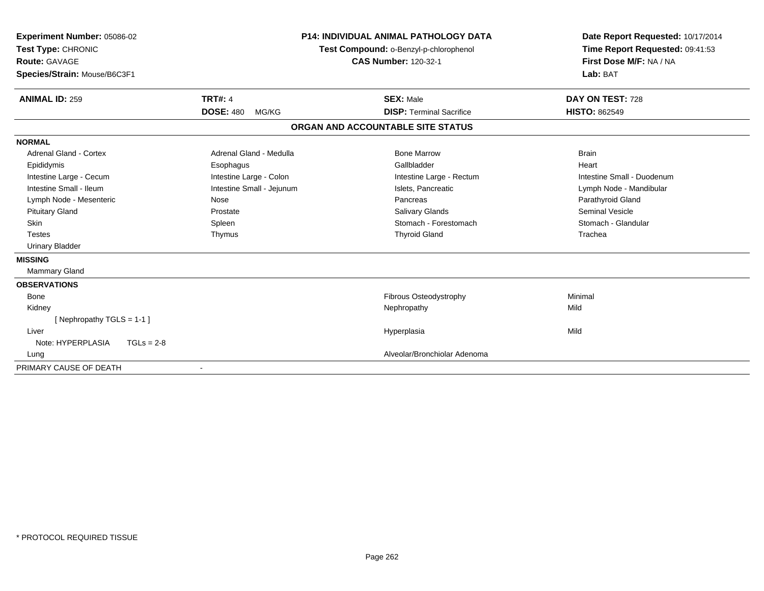**Experiment Number:** 05086-02
**Test Type:** CHRONIC
**Route:** GAVAGE
**Species/Strain:** Mouse/B6C3F1

**P14: INDIVIDUAL ANIMAL PATHOLOGY DATA**
**Test Compound:** o-Benzyl-p-chlorophenol
**CAS Number:** 120-32-1

**Date Report Requested:** 10/17/2014
**Time Report Requested:** 09:41:53
**First Dose M/F:** NA / NA
**Lab:** BAT

| **ANIMAL ID:** 259 | **TRT#:** 4 | **SEX:** Male | **DAY ON TEST:** 728 |
|---|---|---|---|
| | **DOSE:** 480 MG/KG | **DISP:** Terminal Sacrifice | **HISTO:** 862549 |

**ORGAN AND ACCOUNTABLE SITE STATUS**

**NORMAL**

| | | | |
|---|---|---|---|
| Adrenal Gland - Cortex | Adrenal Gland - Medulla | Bone Marrow | Brain |
| Epididymis | Esophagus | Gallbladder | Heart |
| Intestine Large - Cecum | Intestine Large - Colon | Intestine Large - Rectum | Intestine Small - Duodenum |
| Intestine Small - Ileum | Intestine Small - Jejunum | Islets, Pancreatic | Lymph Node - Mandibular |
| Lymph Node - Mesenteric | Nose | Pancreas | Parathyroid Gland |
| Pituitary Gland | Prostate | Salivary Glands | Seminal Vesicle |
| Skin | Spleen | Stomach - Forestomach | Stomach - Glandular |
| Testes | Thymus | Thyroid Gland | Trachea |
| Urinary Bladder | | | |

**MISSING**

Mammary Gland

**OBSERVATIONS**

| | | |
|---|---|---|
| Bone | Fibrous Osteodystrophy | Minimal |
| Kidney | Nephropathy | Mild |
| [ Nephropathy TGLS = 1-1 ] | | |
| Liver | Hyperplasia | Mild |
| Note: HYPERPLASIA TGLs = 2-8 | | |
| Lung | Alveolar/Bronchiolar Adenoma | |

PRIMARY CAUSE OF DEATH -

* PROTOCOL REQUIRED TISSUE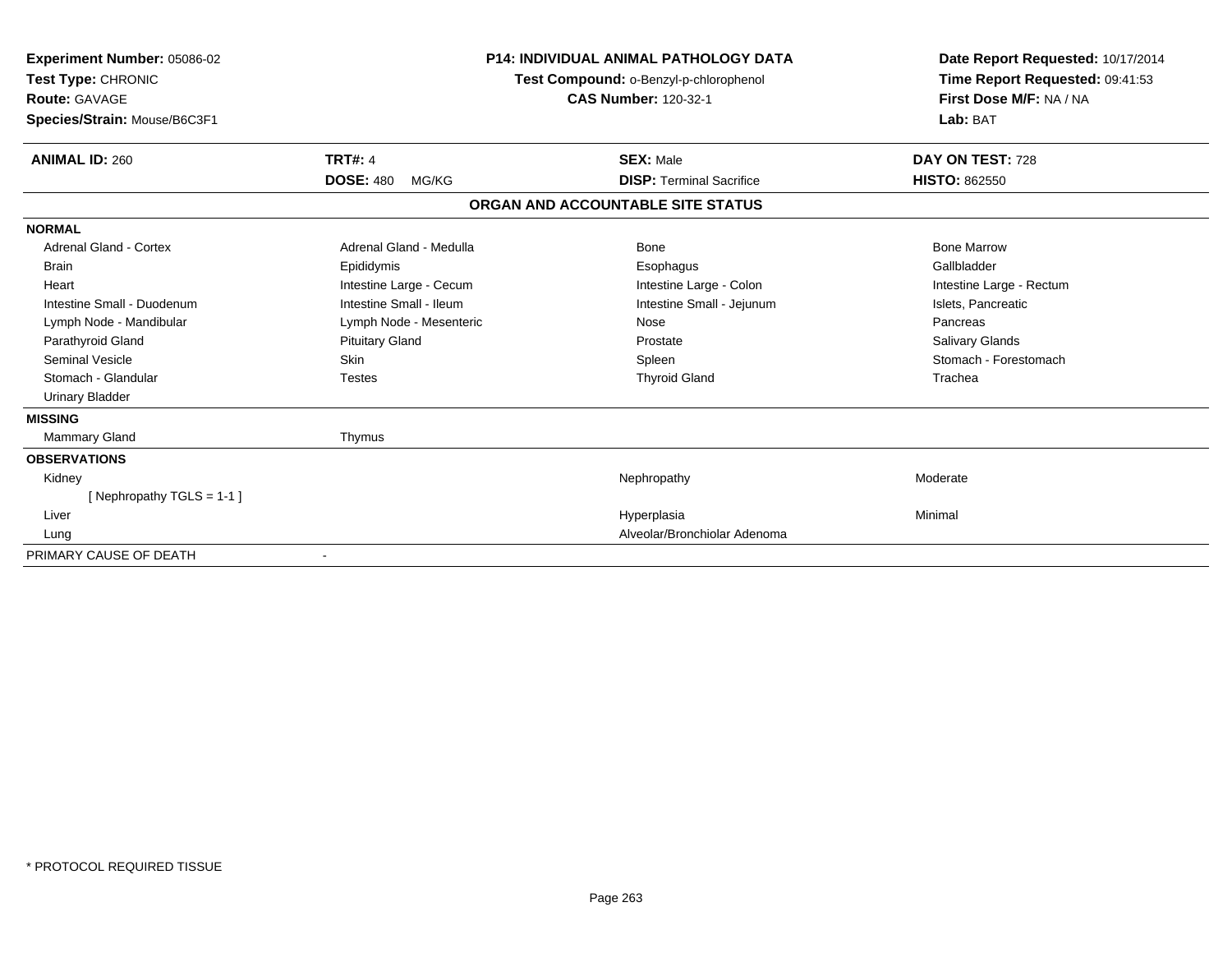**Experiment Number:** 05086-02
**Test Type:** CHRONIC
**Route:** GAVAGE
**Species/Strain:** Mouse/B6C3F1

**P14: INDIVIDUAL ANIMAL PATHOLOGY DATA**
**Test Compound:** o-Benzyl-p-chlorophenol
**CAS Number:** 120-32-1

**Date Report Requested:** 10/17/2014
**Time Report Requested:** 09:41:53
**First Dose M/F:** NA / NA
**Lab:** BAT

| **ANIMAL ID:** 260 | **TRT#:** 4 | **SEX:** Male | **DAY ON TEST:** 728 |
|---|---|---|---|
| | **DOSE:** 480 MG/KG | **DISP:** Terminal Sacrifice | **HISTO:** 862550 |

## ORGAN AND ACCOUNTABLE SITE STATUS

| | | | |
|---|---|---|---|
| **NORMAL** | | | |
| Adrenal Gland - Cortex | Adrenal Gland - Medulla | Bone | Bone Marrow |
| Brain | Epididymis | Esophagus | Gallbladder |
| Heart | Intestine Large - Cecum | Intestine Large - Colon | Intestine Large - Rectum |
| Intestine Small - Duodenum | Intestine Small - Ileum | Intestine Small - Jejunum | Islets, Pancreatic |
| Lymph Node - Mandibular | Lymph Node - Mesenteric | Nose | Pancreas |
| Parathyroid Gland | Pituitary Gland | Prostate | Salivary Glands |
| Seminal Vesicle | Skin | Spleen | Stomach - Forestomach |
| Stomach - Glandular | Testes | Thyroid Gland | Trachea |
| Urinary Bladder | | | |
| **MISSING** | | | |
| Mammary Gland | Thymus | | |
| **OBSERVATIONS** | | | |
| Kidney | | Nephropathy | Moderate |
| [ Nephropathy TGLS = 1-1 ] | | | |
| Liver | | Hyperplasia | Minimal |
| Lung | | Alveolar/Bronchiolar Adenoma | |
| PRIMARY CAUSE OF DEATH | - | | |

\* PROTOCOL REQUIRED TISSUE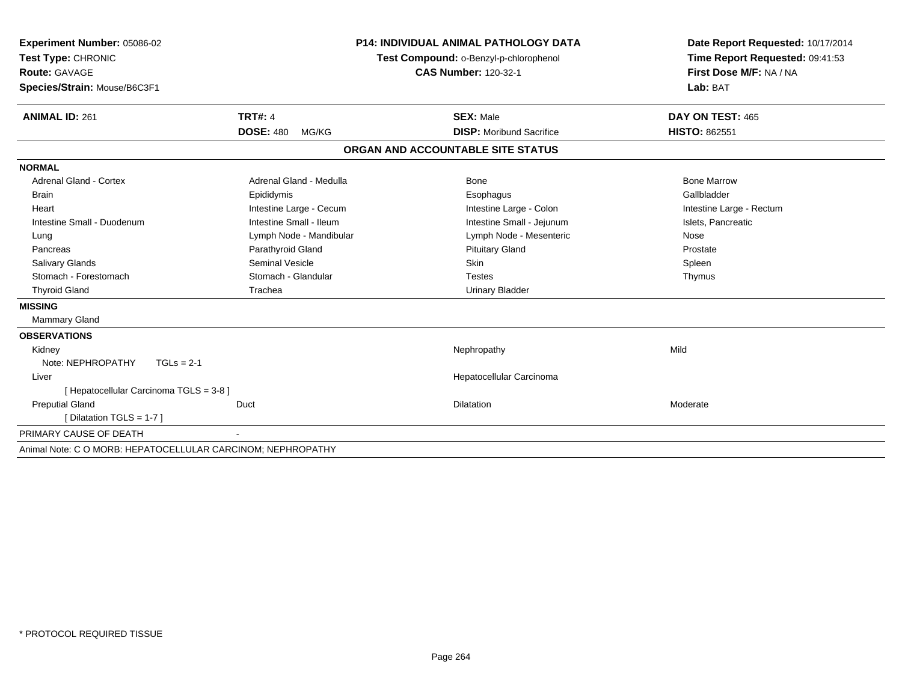**Experiment Number:** 05086-02
**Test Type:** CHRONIC
**Route:** GAVAGE
**Species/Strain:** Mouse/B6C3F1

**P14: INDIVIDUAL ANIMAL PATHOLOGY DATA**
**Test Compound:** o-Benzyl-p-chlorophenol
**CAS Number:** 120-32-1

**Date Report Requested:** 10/17/2014
**Time Report Requested:** 09:41:53
**First Dose M/F:** NA / NA
**Lab:** BAT

| **ANIMAL ID:** 261 | **TRT#:** 4 | **SEX:** Male | **DAY ON TEST:** 465 |
|---|---|---|---|
| | **DOSE:** 480 MG/KG | **DISP:** Moribund Sacrifice | **HISTO:** 862551 |

## ORGAN AND ACCOUNTABLE SITE STATUS

**NORMAL**

| | | | |
|---|---|---|---|
| Adrenal Gland - Cortex | Adrenal Gland - Medulla | Bone | Bone Marrow |
| Brain | Epididymis | Esophagus | Gallbladder |
| Heart | Intestine Large - Cecum | Intestine Large - Colon | Intestine Large - Rectum |
| Intestine Small - Duodenum | Intestine Small - Ileum | Intestine Small - Jejunum | Islets, Pancreatic |
| Lung | Lymph Node - Mandibular | Lymph Node - Mesenteric | Nose |
| Pancreas | Parathyroid Gland | Pituitary Gland | Prostate |
| Salivary Glands | Seminal Vesicle | Skin | Spleen |
| Stomach - Forestomach | Stomach - Glandular | Testes | Thymus |
| Thyroid Gland | Trachea | Urinary Bladder | |

**MISSING**

Mammary Gland

**OBSERVATIONS**

| | | | |
|---|---|---|---|
| Kidney | | Nephropathy | Mild |
| Note: NEPHROPATHY TGLs = 2-1 | | | |
| Liver | | Hepatocellular Carcinoma | |
| [ Hepatocellular Carcinoma TGLS = 3-8 ] | | | |
| Preputial Gland | Duct | Dilatation | Moderate |
| [ Dilatation TGLS = 1-7 ] | | | |

PRIMARY CAUSE OF DEATH -

Animal Note: C O MORB: HEPATOCELLULAR CARCINOM; NEPHROPATHY

* PROTOCOL REQUIRED TISSUE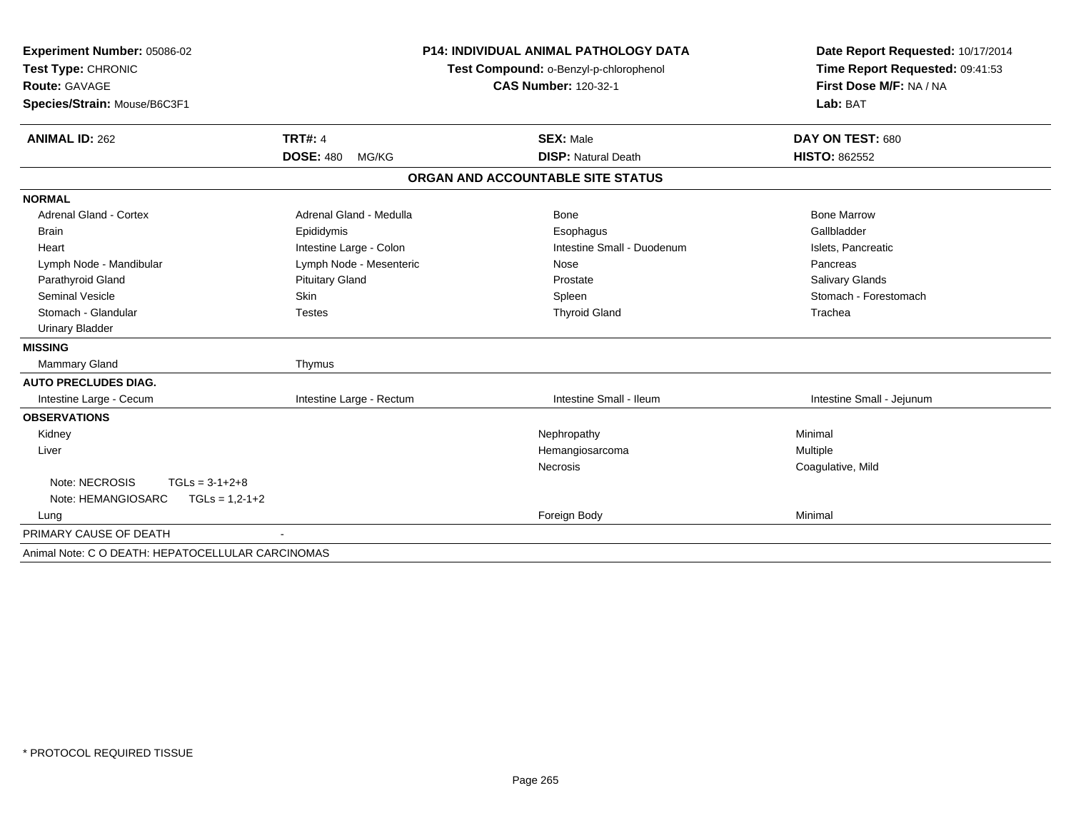**Experiment Number:** 05086-02
**Test Type:** CHRONIC
**Route:** GAVAGE
**Species/Strain:** Mouse/B6C3F1

**P14: INDIVIDUAL ANIMAL PATHOLOGY DATA**
**Test Compound:** o-Benzyl-p-chlorophenol
**CAS Number:** 120-32-1

**Date Report Requested:** 10/17/2014
**Time Report Requested:** 09:41:53
**First Dose M/F:** NA / NA
**Lab:** BAT

| **ANIMAL ID:** 262 | **TRT#:** 4 | **SEX:** Male | **DAY ON TEST:** 680 |
|---|---|---|---|
| | **DOSE:** 480 MG/KG | **DISP:** Natural Death | **HISTO:** 862552 |

## ORGAN AND ACCOUNTABLE SITE STATUS

| | | | |
|---|---|---|---|
| **NORMAL** | | | |
| Adrenal Gland - Cortex | Adrenal Gland - Medulla | Bone | Bone Marrow |
| Brain | Epididymis | Esophagus | Gallbladder |
| Heart | Intestine Large - Colon | Intestine Small - Duodenum | Islets, Pancreatic |
| Lymph Node - Mandibular | Lymph Node - Mesenteric | Nose | Pancreas |
| Parathyroid Gland | Pituitary Gland | Prostate | Salivary Glands |
| Seminal Vesicle | Skin | Spleen | Stomach - Forestomach |
| Stomach - Glandular | Testes | Thyroid Gland | Trachea |
| Urinary Bladder | | | |
| **MISSING** | | | |
| Mammary Gland | Thymus | | |
| **AUTO PRECLUDES DIAG.** | | | |
| Intestine Large - Cecum | Intestine Large - Rectum | Intestine Small - Ileum | Intestine Small - Jejunum |
| **OBSERVATIONS** | | | |
| Kidney | | Nephropathy | Minimal |
| Liver | | Hemangiosarcoma | Multiple |
| | | Necrosis | Coagulative, Mild |
| Note: NECROSIS TGLs = 3-1+2+8 | | | |
| Note: HEMANGIOSARC TGLs = 1,2-1+2 | | | |
| Lung | | Foreign Body | Minimal |
| PRIMARY CAUSE OF DEATH | - | | |
| Animal Note: C O DEATH: HEPATOCELLULAR CARCINOMAS | | | |

* PROTOCOL REQUIRED TISSUE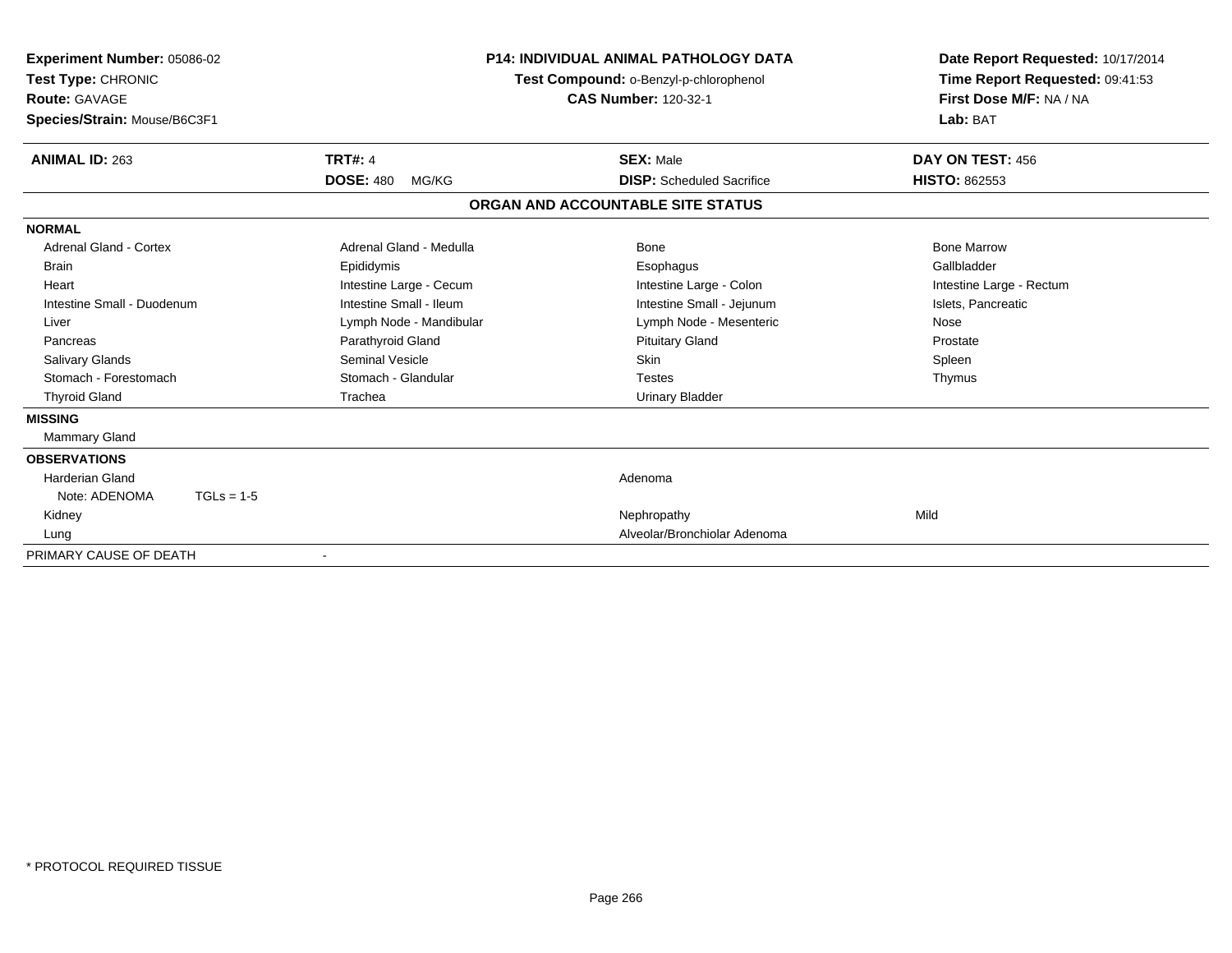**Experiment Number:** 05086-02
**Test Type:** CHRONIC
**Route:** GAVAGE
**Species/Strain:** Mouse/B6C3F1

**P14: INDIVIDUAL ANIMAL PATHOLOGY DATA**
**Test Compound:** o-Benzyl-p-chlorophenol
**CAS Number:** 120-32-1

**Date Report Requested:** 10/17/2014
**Time Report Requested:** 09:41:53
**First Dose M/F:** NA / NA
**Lab:** BAT

| **ANIMAL ID:** 263 | **TRT#:** 4 | **SEX:** Male | **DAY ON TEST:** 456 |
|---|---|---|---|
| | **DOSE:** 480 MG/KG | **DISP:** Scheduled Sacrifice | **HISTO:** 862553 |

## ORGAN AND ACCOUNTABLE SITE STATUS

**NORMAL**

| | | | |
|---|---|---|---|
| Adrenal Gland - Cortex | Adrenal Gland - Medulla | Bone | Bone Marrow |
| Brain | Epididymis | Esophagus | Gallbladder |
| Heart | Intestine Large - Cecum | Intestine Large - Colon | Intestine Large - Rectum |
| Intestine Small - Duodenum | Intestine Small - Ileum | Intestine Small - Jejunum | Islets, Pancreatic |
| Liver | Lymph Node - Mandibular | Lymph Node - Mesenteric | Nose |
| Pancreas | Parathyroid Gland | Pituitary Gland | Prostate |
| Salivary Glands | Seminal Vesicle | Skin | Spleen |
| Stomach - Forestomach | Stomach - Glandular | Testes | Thymus |
| Thyroid Gland | Trachea | Urinary Bladder | |

**MISSING**

Mammary Gland

**OBSERVATIONS**

| | | |
|---|---|---|
| Harderian Gland | Adenoma | |
| Note: ADENOMA TGLs = 1-5 | | |
| Kidney | Nephropathy | Mild |
| Lung | Alveolar/Bronchiolar Adenoma | |

PRIMARY CAUSE OF DEATH -

* PROTOCOL REQUIRED TISSUE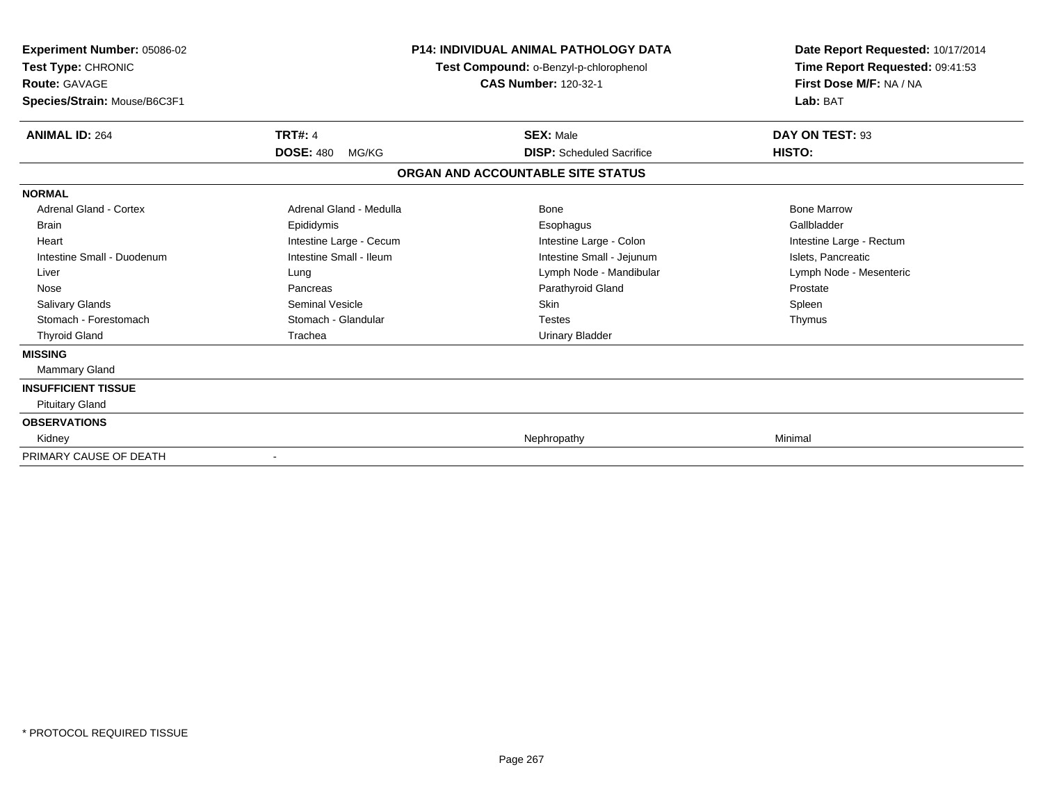**Experiment Number:** 05086-02
**Test Type:** CHRONIC
**Route:** GAVAGE
**Species/Strain:** Mouse/B6C3F1

**P14: INDIVIDUAL ANIMAL PATHOLOGY DATA**
**Test Compound:** o-Benzyl-p-chlorophenol
**CAS Number:** 120-32-1

**Date Report Requested:** 10/17/2014
**Time Report Requested:** 09:41:53
**First Dose M/F:** NA / NA
**Lab:** BAT

| **ANIMAL ID:** 264 | **TRT#:** 4 | **SEX:** Male | **DAY ON TEST:** 93 |
|---|---|---|---|
| | **DOSE:** 480 MG/KG | **DISP:** Scheduled Sacrifice | **HISTO:** |

**ORGAN AND ACCOUNTABLE SITE STATUS**

| | | | |
|---|---|---|---|
| **NORMAL** | | | |
| Adrenal Gland - Cortex | Adrenal Gland - Medulla | Bone | Bone Marrow |
| Brain | Epididymis | Esophagus | Gallbladder |
| Heart | Intestine Large - Cecum | Intestine Large - Colon | Intestine Large - Rectum |
| Intestine Small - Duodenum | Intestine Small - Ileum | Intestine Small - Jejunum | Islets, Pancreatic |
| Liver | Lung | Lymph Node - Mandibular | Lymph Node - Mesenteric |
| Nose | Pancreas | Parathyroid Gland | Prostate |
| Salivary Glands | Seminal Vesicle | Skin | Spleen |
| Stomach - Forestomach | Stomach - Glandular | Testes | Thymus |
| Thyroid Gland | Trachea | Urinary Bladder | |
| **MISSING** | | | |
| Mammary Gland | | | |
| **INSUFFICIENT TISSUE** | | | |
| Pituitary Gland | | | |
| **OBSERVATIONS** | | | |
| Kidney | | Nephropathy | Minimal |
| PRIMARY CAUSE OF DEATH | - | | |

\* PROTOCOL REQUIRED TISSUE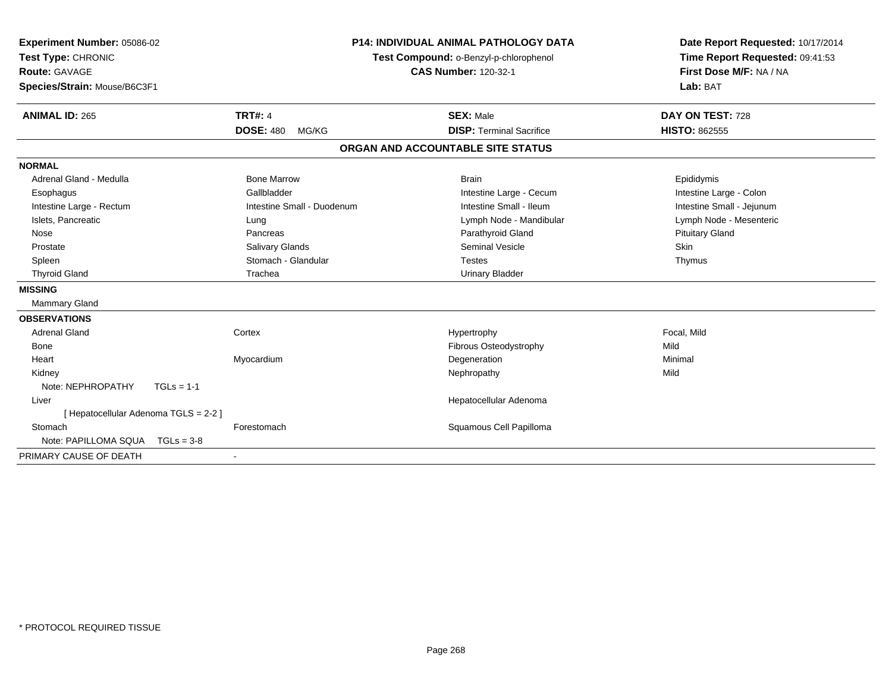**Experiment Number:** 05086-02
**Test Type:** CHRONIC
**Route:** GAVAGE
**Species/Strain:** Mouse/B6C3F1

**P14: INDIVIDUAL ANIMAL PATHOLOGY DATA**
**Test Compound:** o-Benzyl-p-chlorophenol
**CAS Number:** 120-32-1

**Date Report Requested:** 10/17/2014
**Time Report Requested:** 09:41:53
**First Dose M/F:** NA / NA
**Lab:** BAT

| **ANIMAL ID:** 265 | **TRT#:** 4 | **SEX:** Male | **DAY ON TEST:** 728 |
|---|---|---|---|
| | **DOSE:** 480 MG/KG | **DISP:** Terminal Sacrifice | **HISTO:** 862555 |

## ORGAN AND ACCOUNTABLE SITE STATUS

| | | | |
|---|---|---|---|
| **NORMAL** | | | |
| Adrenal Gland - Medulla | Bone Marrow | Brain | Epididymis |
| Esophagus | Gallbladder | Intestine Large - Cecum | Intestine Large - Colon |
| Intestine Large - Rectum | Intestine Small - Duodenum | Intestine Small - Ileum | Intestine Small - Jejunum |
| Islets, Pancreatic | Lung | Lymph Node - Mandibular | Lymph Node - Mesenteric |
| Nose | Pancreas | Parathyroid Gland | Pituitary Gland |
| Prostate | Salivary Glands | Seminal Vesicle | Skin |
| Spleen | Stomach - Glandular | Testes | Thymus |
| Thyroid Gland | Trachea | Urinary Bladder | |
| **MISSING** | | | |
| Mammary Gland | | | |
| **OBSERVATIONS** | | | |
| Adrenal Gland | Cortex | Hypertrophy | Focal, Mild |
| Bone | | Fibrous Osteodystrophy | Mild |
| Heart | Myocardium | Degeneration | Minimal |
| Kidney | | Nephropathy | Mild |
| Note: NEPHROPATHY TGLs = 1-1 | | | |
| Liver | | Hepatocellular Adenoma | |
| [ Hepatocellular Adenoma TGLS = 2-2 ] | | | |
| Stomach | Forestomach | Squamous Cell Papilloma | |
| Note: PAPILLOMA SQUA TGLs = 3-8 | | | |
| PRIMARY CAUSE OF DEATH | - | | |

* PROTOCOL REQUIRED TISSUE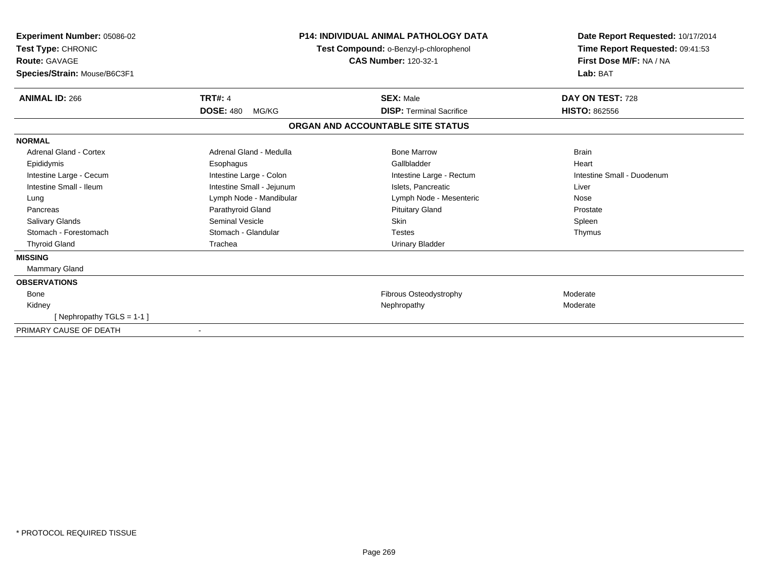**Experiment Number:** 05086-02
**Test Type:** CHRONIC
**Route:** GAVAGE
**Species/Strain:** Mouse/B6C3F1

**P14: INDIVIDUAL ANIMAL PATHOLOGY DATA**
**Test Compound:** o-Benzyl-p-chlorophenol
**CAS Number:** 120-32-1

**Date Report Requested:** 10/17/2014
**Time Report Requested:** 09:41:53
**First Dose M/F:** NA / NA
**Lab:** BAT

| **ANIMAL ID:** 266 | **TRT#:** 4 | **SEX:** Male | **DAY ON TEST:** 728 |
|---|---|---|---|
| | **DOSE:** 480 MG/KG | **DISP:** Terminal Sacrifice | **HISTO:** 862556 |

## ORGAN AND ACCOUNTABLE SITE STATUS

**NORMAL**

| | | | |
|---|---|---|---|
| Adrenal Gland - Cortex | Adrenal Gland - Medulla | Bone Marrow | Brain |
| Epididymis | Esophagus | Gallbladder | Heart |
| Intestine Large - Cecum | Intestine Large - Colon | Intestine Large - Rectum | Intestine Small - Duodenum |
| Intestine Small - Ileum | Intestine Small - Jejunum | Islets, Pancreatic | Liver |
| Lung | Lymph Node - Mandibular | Lymph Node - Mesenteric | Nose |
| Pancreas | Parathyroid Gland | Pituitary Gland | Prostate |
| Salivary Glands | Seminal Vesicle | Skin | Spleen |
| Stomach - Forestomach | Stomach - Glandular | Testes | Thymus |
| Thyroid Gland | Trachea | Urinary Bladder | |

**MISSING**

Mammary Gland

**OBSERVATIONS**

| | | |
|---|---|---|
| Bone | Fibrous Osteodystrophy | Moderate |
| Kidney | Nephropathy | Moderate |
| [ Nephropathy TGLS = 1-1 ] | | |

PRIMARY CAUSE OF DEATH -

* PROTOCOL REQUIRED TISSUE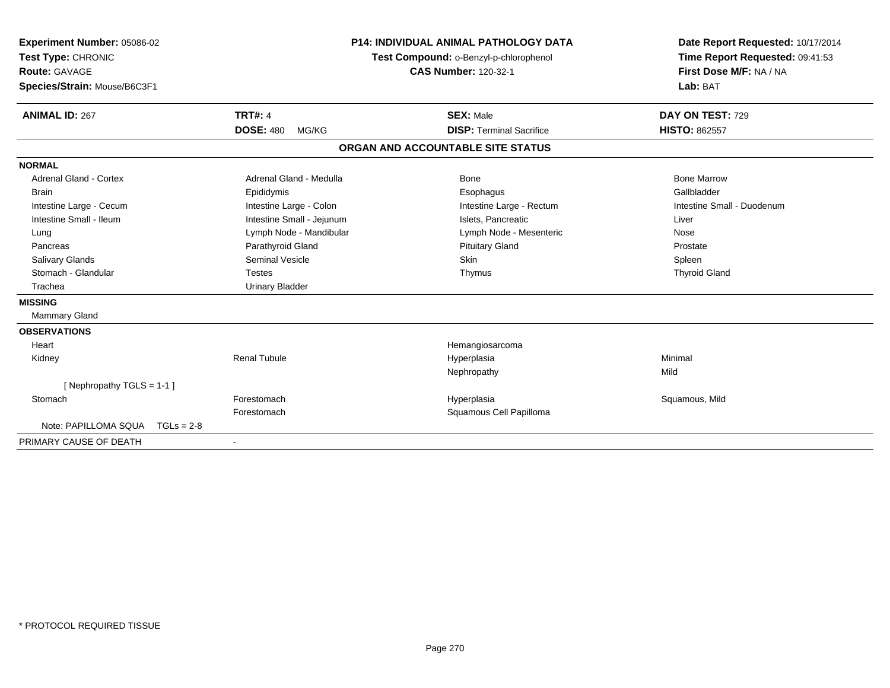**Experiment Number:** 05086-02
**Test Type:** CHRONIC
**Route:** GAVAGE
**Species/Strain:** Mouse/B6C3F1

**P14: INDIVIDUAL ANIMAL PATHOLOGY DATA**
**Test Compound:** o-Benzyl-p-chlorophenol
**CAS Number:** 120-32-1

**Date Report Requested:** 10/17/2014
**Time Report Requested:** 09:41:53
**First Dose M/F:** NA / NA
**Lab:** BAT

| **ANIMAL ID:** 267 | **TRT#:** 4 | **SEX:** Male | **DAY ON TEST:** 729 |
|---|---|---|---|
| | **DOSE:** 480 MG/KG | **DISP:** Terminal Sacrifice | **HISTO:** 862557 |

## ORGAN AND ACCOUNTABLE SITE STATUS

| | | | |
|---|---|---|---|
| **NORMAL** | | | |
| Adrenal Gland - Cortex | Adrenal Gland - Medulla | Bone | Bone Marrow |
| Brain | Epididymis | Esophagus | Gallbladder |
| Intestine Large - Cecum | Intestine Large - Colon | Intestine Large - Rectum | Intestine Small - Duodenum |
| Intestine Small - Ileum | Intestine Small - Jejunum | Islets, Pancreatic | Liver |
| Lung | Lymph Node - Mandibular | Lymph Node - Mesenteric | Nose |
| Pancreas | Parathyroid Gland | Pituitary Gland | Prostate |
| Salivary Glands | Seminal Vesicle | Skin | Spleen |
| Stomach - Glandular | Testes | Thymus | Thyroid Gland |
| Trachea | Urinary Bladder | | |
| **MISSING** | | | |
| Mammary Gland | | | |
| **OBSERVATIONS** | | | |
| Heart | | Hemangiosarcoma | |
| Kidney | Renal Tubule | Hyperplasia | Minimal |
| | | Nephropathy | Mild |
| [ Nephropathy TGLS = 1-1 ] | | | |
| Stomach | Forestomach | Hyperplasia | Squamous, Mild |
| | Forestomach | Squamous Cell Papilloma | |
| Note: PAPILLOMA SQUA TGLs = 2-8 | | | |
| PRIMARY CAUSE OF DEATH | - | | |

* PROTOCOL REQUIRED TISSUE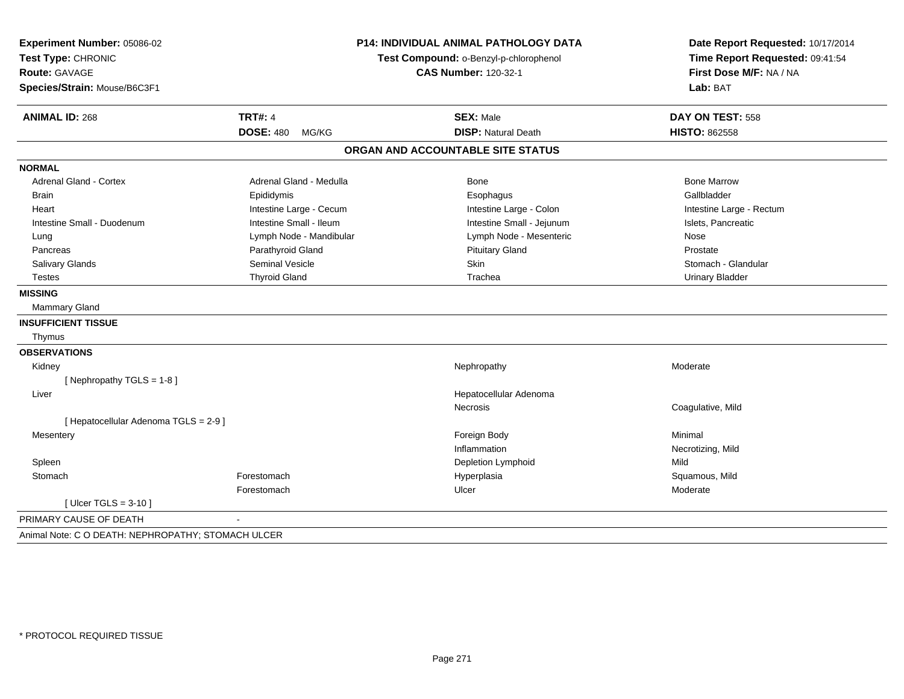**Experiment Number:** 05086-02
**Test Type:** CHRONIC
**Route:** GAVAGE
**Species/Strain:** Mouse/B6C3F1

**P14: INDIVIDUAL ANIMAL PATHOLOGY DATA**
**Test Compound:** o-Benzyl-p-chlorophenol
**CAS Number:** 120-32-1

**Date Report Requested:** 10/17/2014
**Time Report Requested:** 09:41:54
**First Dose M/F:** NA / NA
**Lab:** BAT

| **ANIMAL ID:** 268 | **TRT#:** 4 | **SEX:** Male | **DAY ON TEST:** 558 |
|---|---|---|---|
| | **DOSE:** 480 MG/KG | **DISP:** Natural Death | **HISTO:** 862558 |

## ORGAN AND ACCOUNTABLE SITE STATUS

**NORMAL**

| | | | |
|---|---|---|---|
| Adrenal Gland - Cortex | Adrenal Gland - Medulla | Bone | Bone Marrow |
| Brain | Epididymis | Esophagus | Gallbladder |
| Heart | Intestine Large - Cecum | Intestine Large - Colon | Intestine Large - Rectum |
| Intestine Small - Duodenum | Intestine Small - Ileum | Intestine Small - Jejunum | Islets, Pancreatic |
| Lung | Lymph Node - Mandibular | Lymph Node - Mesenteric | Nose |
| Pancreas | Parathyroid Gland | Pituitary Gland | Prostate |
| Salivary Glands | Seminal Vesicle | Skin | Stomach - Glandular |
| Testes | Thyroid Gland | Trachea | Urinary Bladder |

**MISSING**

Mammary Gland

**INSUFFICIENT TISSUE**

Thymus

**OBSERVATIONS**

| | | | |
|---|---|---|---|
| Kidney | | Nephropathy | Moderate |
| [ Nephropathy TGLS = 1-8 ] | | | |
| Liver | | Hepatocellular Adenoma | |
| | | Necrosis | Coagulative, Mild |
| [ Hepatocellular Adenoma TGLS = 2-9 ] | | | |
| Mesentery | | Foreign Body | Minimal |
| | | Inflammation | Necrotizing, Mild |
| Spleen | | Depletion Lymphoid | Mild |
| Stomach | Forestomach | Hyperplasia | Squamous, Mild |
| | Forestomach | Ulcer | Moderate |
| [ Ulcer TGLS = 3-10 ] | | | |

PRIMARY CAUSE OF DEATH -

Animal Note: C O DEATH: NEPHROPATHY; STOMACH ULCER

* PROTOCOL REQUIRED TISSUE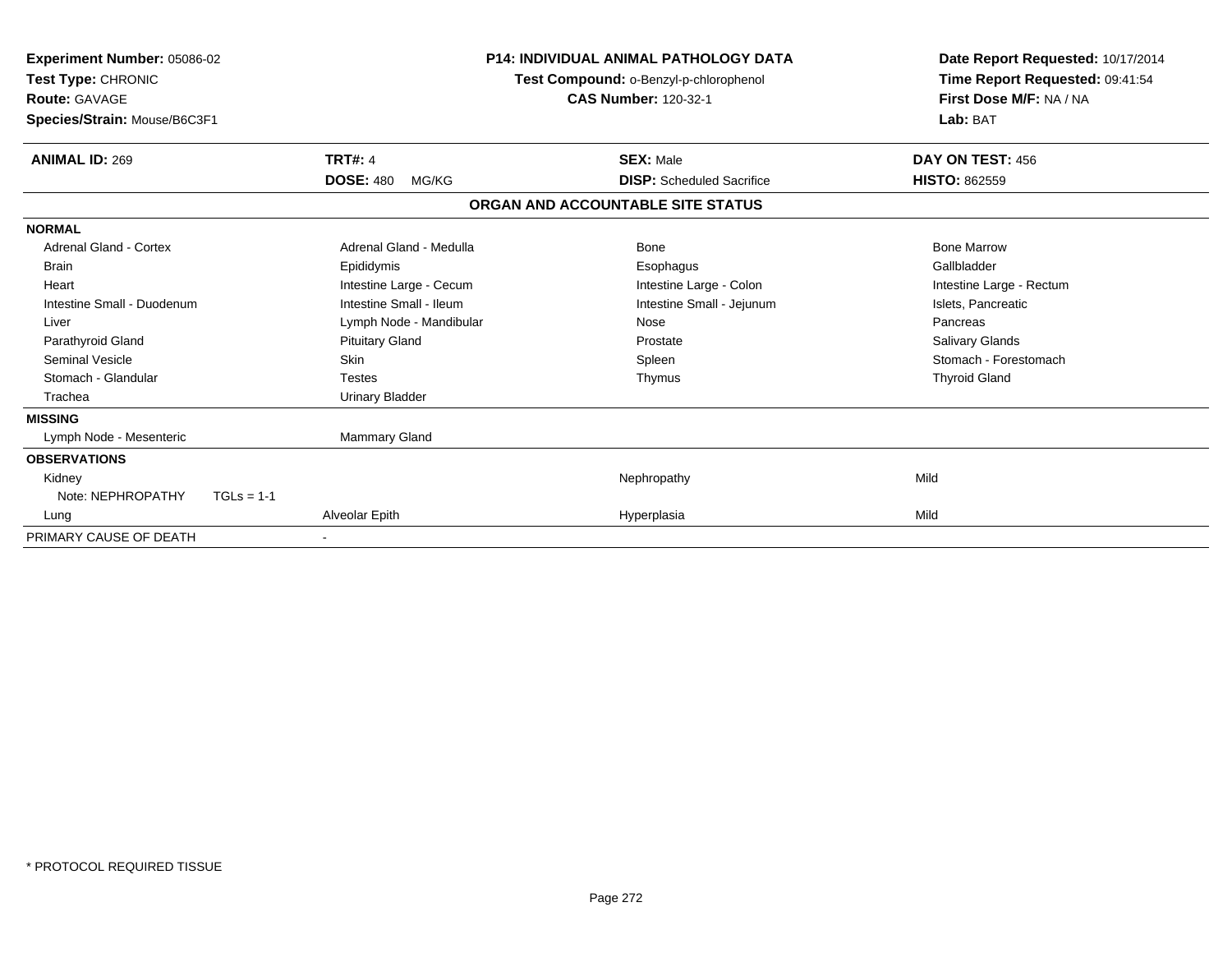**Experiment Number:** 05086-02
**Test Type:** CHRONIC
**Route:** GAVAGE
**Species/Strain:** Mouse/B6C3F1

## P14: INDIVIDUAL ANIMAL PATHOLOGY DATA

**Test Compound:** o-Benzyl-p-chlorophenol
**CAS Number:** 120-32-1

**Date Report Requested:** 10/17/2014
**Time Report Requested:** 09:41:54
**First Dose M/F:** NA / NA
**Lab:** BAT

| **ANIMAL ID:** 269 | **TRT#:** 4 | **SEX:** Male | **DAY ON TEST:** 456 |
|---|---|---|---|
| | **DOSE:** 480 MG/KG | **DISP:** Scheduled Sacrifice | **HISTO:** 862559 |

### ORGAN AND ACCOUNTABLE SITE STATUS

| | | | |
|---|---|---|---|
| **NORMAL** | | | |
| Adrenal Gland - Cortex | Adrenal Gland - Medulla | Bone | Bone Marrow |
| Brain | Epididymis | Esophagus | Gallbladder |
| Heart | Intestine Large - Cecum | Intestine Large - Colon | Intestine Large - Rectum |
| Intestine Small - Duodenum | Intestine Small - Ileum | Intestine Small - Jejunum | Islets, Pancreatic |
| Liver | Lymph Node - Mandibular | Nose | Pancreas |
| Parathyroid Gland | Pituitary Gland | Prostate | Salivary Glands |
| Seminal Vesicle | Skin | Spleen | Stomach - Forestomach |
| Stomach - Glandular | Testes | Thymus | Thyroid Gland |
| Trachea | Urinary Bladder | | |
| **MISSING** | | | |
| Lymph Node - Mesenteric | Mammary Gland | | |
| **OBSERVATIONS** | | | |
| Kidney | | Nephropathy | Mild |
| Note: NEPHROPATHY TGLs = 1-1 | | | |
| Lung | Alveolar Epith | Hyperplasia | Mild |
| PRIMARY CAUSE OF DEATH | - | | |

\* PROTOCOL REQUIRED TISSUE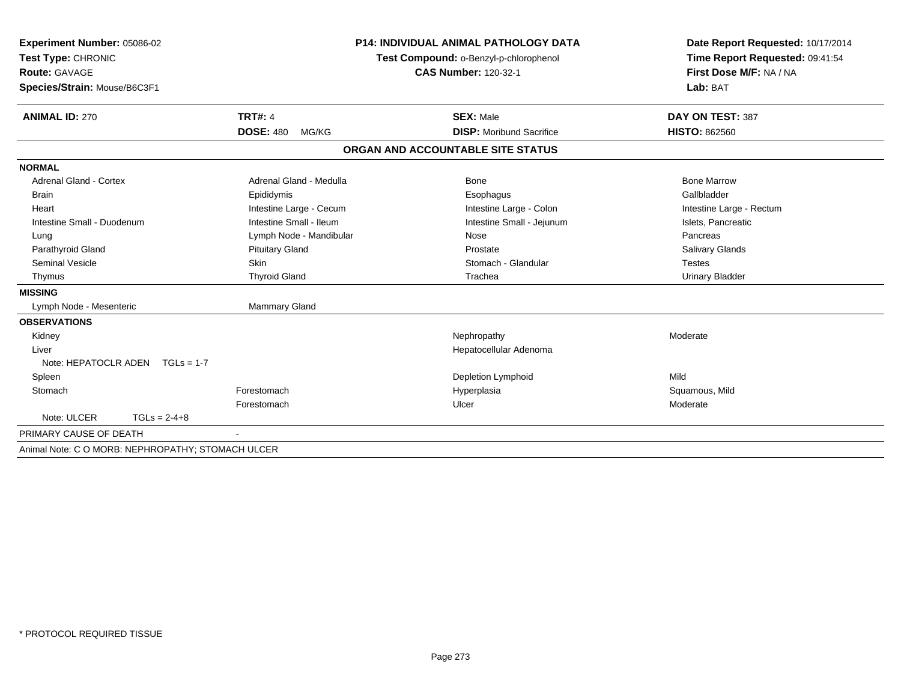**Experiment Number:** 05086-02
**Test Type:** CHRONIC
**Route:** GAVAGE
**Species/Strain:** Mouse/B6C3F1

**P14: INDIVIDUAL ANIMAL PATHOLOGY DATA**
**Test Compound:** o-Benzyl-p-chlorophenol
**CAS Number:** 120-32-1

**Date Report Requested:** 10/17/2014
**Time Report Requested:** 09:41:54
**First Dose M/F:** NA / NA
**Lab:** BAT

| **ANIMAL ID:** 270 | **TRT#:** 4 | **SEX:** Male | **DAY ON TEST:** 387 |
|---|---|---|---|
| | **DOSE:** 480 MG/KG | **DISP:** Moribund Sacrifice | **HISTO:** 862560 |

## ORGAN AND ACCOUNTABLE SITE STATUS

| | | | |
|---|---|---|---|
| **NORMAL** | | | |
| Adrenal Gland - Cortex | Adrenal Gland - Medulla | Bone | Bone Marrow |
| Brain | Epididymis | Esophagus | Gallbladder |
| Heart | Intestine Large - Cecum | Intestine Large - Colon | Intestine Large - Rectum |
| Intestine Small - Duodenum | Intestine Small - Ileum | Intestine Small - Jejunum | Islets, Pancreatic |
| Lung | Lymph Node - Mandibular | Nose | Pancreas |
| Parathyroid Gland | Pituitary Gland | Prostate | Salivary Glands |
| Seminal Vesicle | Skin | Stomach - Glandular | Testes |
| Thymus | Thyroid Gland | Trachea | Urinary Bladder |
| **MISSING** | | | |
| Lymph Node - Mesenteric | Mammary Gland | | |
| **OBSERVATIONS** | | | |
| Kidney | | Nephropathy | Moderate |
| Liver | | Hepatocellular Adenoma | |
| Note: HEPATOCLR ADEN TGLs = 1-7 | | | |
| Spleen | | Depletion Lymphoid | Mild |
| Stomach | Forestomach | Hyperplasia | Squamous, Mild |
| | Forestomach | Ulcer | Moderate |
| Note: ULCER TGLs = 2-4+8 | | | |
| PRIMARY CAUSE OF DEATH | - | | |
| Animal Note: C O MORB: NEPHROPATHY; STOMACH ULCER | | | |

* PROTOCOL REQUIRED TISSUE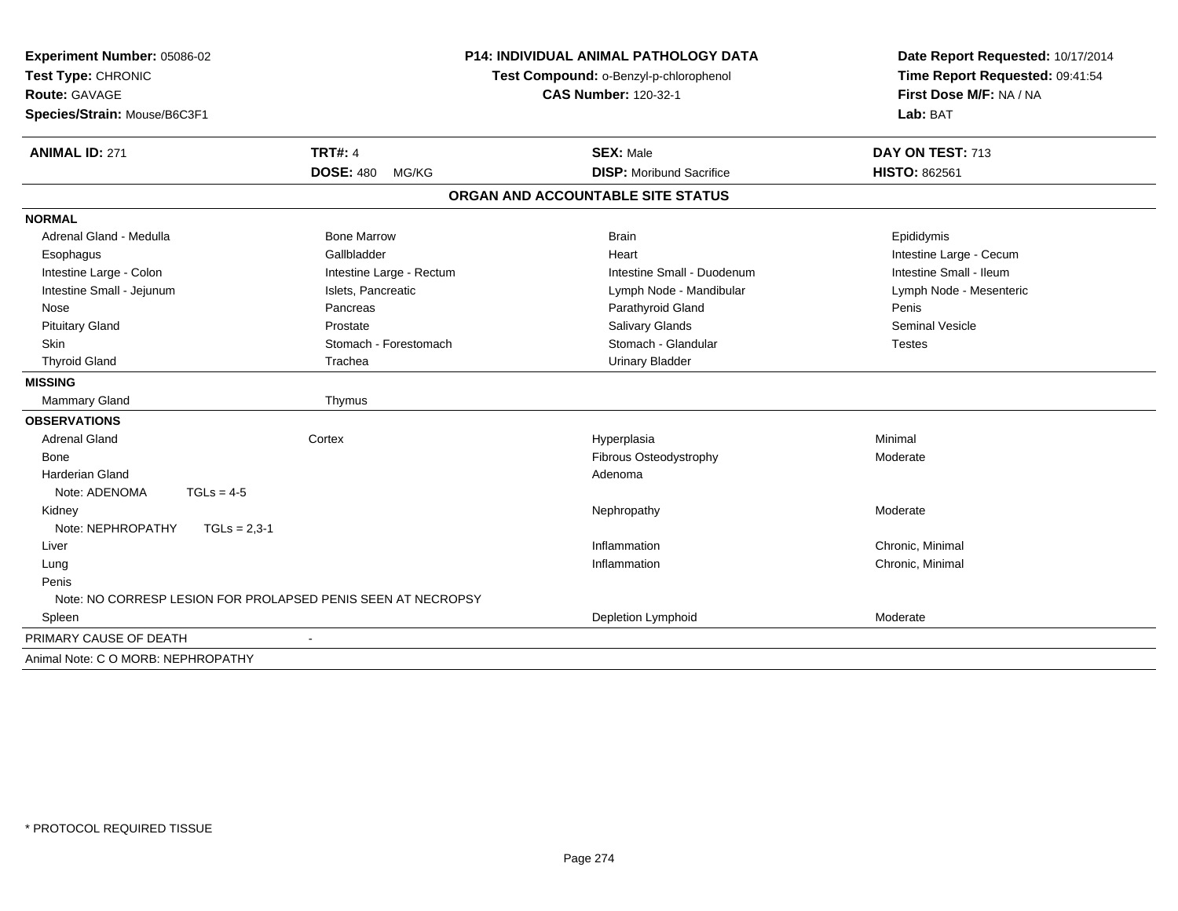**Experiment Number:** 05086-02
**Test Type:** CHRONIC
**Route:** GAVAGE
**Species/Strain:** Mouse/B6C3F1

**P14: INDIVIDUAL ANIMAL PATHOLOGY DATA**
**Test Compound:** o-Benzyl-p-chlorophenol
**CAS Number:** 120-32-1

**Date Report Requested:** 10/17/2014
**Time Report Requested:** 09:41:54
**First Dose M/F:** NA / NA
**Lab:** BAT

| **ANIMAL ID:** 271 | **TRT#:** 4 | **SEX:** Male | **DAY ON TEST:** 713 |
|---|---|---|---|
| | **DOSE:** 480 MG/KG | **DISP:** Moribund Sacrifice | **HISTO:** 862561 |

## ORGAN AND ACCOUNTABLE SITE STATUS

**NORMAL**

| | | | |
|---|---|---|---|
| Adrenal Gland - Medulla | Bone Marrow | Brain | Epididymis |
| Esophagus | Gallbladder | Heart | Intestine Large - Cecum |
| Intestine Large - Colon | Intestine Large - Rectum | Intestine Small - Duodenum | Intestine Small - Ileum |
| Intestine Small - Jejunum | Islets, Pancreatic | Lymph Node - Mandibular | Lymph Node - Mesenteric |
| Nose | Pancreas | Parathyroid Gland | Penis |
| Pituitary Gland | Prostate | Salivary Glands | Seminal Vesicle |
| Skin | Stomach - Forestomach | Stomach - Glandular | Testes |
| Thyroid Gland | Trachea | Urinary Bladder | |

**MISSING**

| | |
|---|---|
| Mammary Gland | Thymus |

**OBSERVATIONS**

| | | | |
|---|---|---|---|
| Adrenal Gland | Cortex | Hyperplasia | Minimal |
| Bone | | Fibrous Osteodystrophy | Moderate |
| Harderian Gland | | Adenoma | |
| Note: ADENOMA TGLs = 4-5 | | | |
| Kidney | | Nephropathy | Moderate |
| Note: NEPHROPATHY TGLs = 2,3-1 | | | |
| Liver | | Inflammation | Chronic, Minimal |
| Lung | | Inflammation | Chronic, Minimal |
| Penis | | | |
| Note: NO CORRESP LESION FOR PROLAPSED PENIS SEEN AT NECROPSY | | | |
| Spleen | | Depletion Lymphoid | Moderate |

PRIMARY CAUSE OF DEATH -

Animal Note: C O MORB: NEPHROPATHY

\* PROTOCOL REQUIRED TISSUE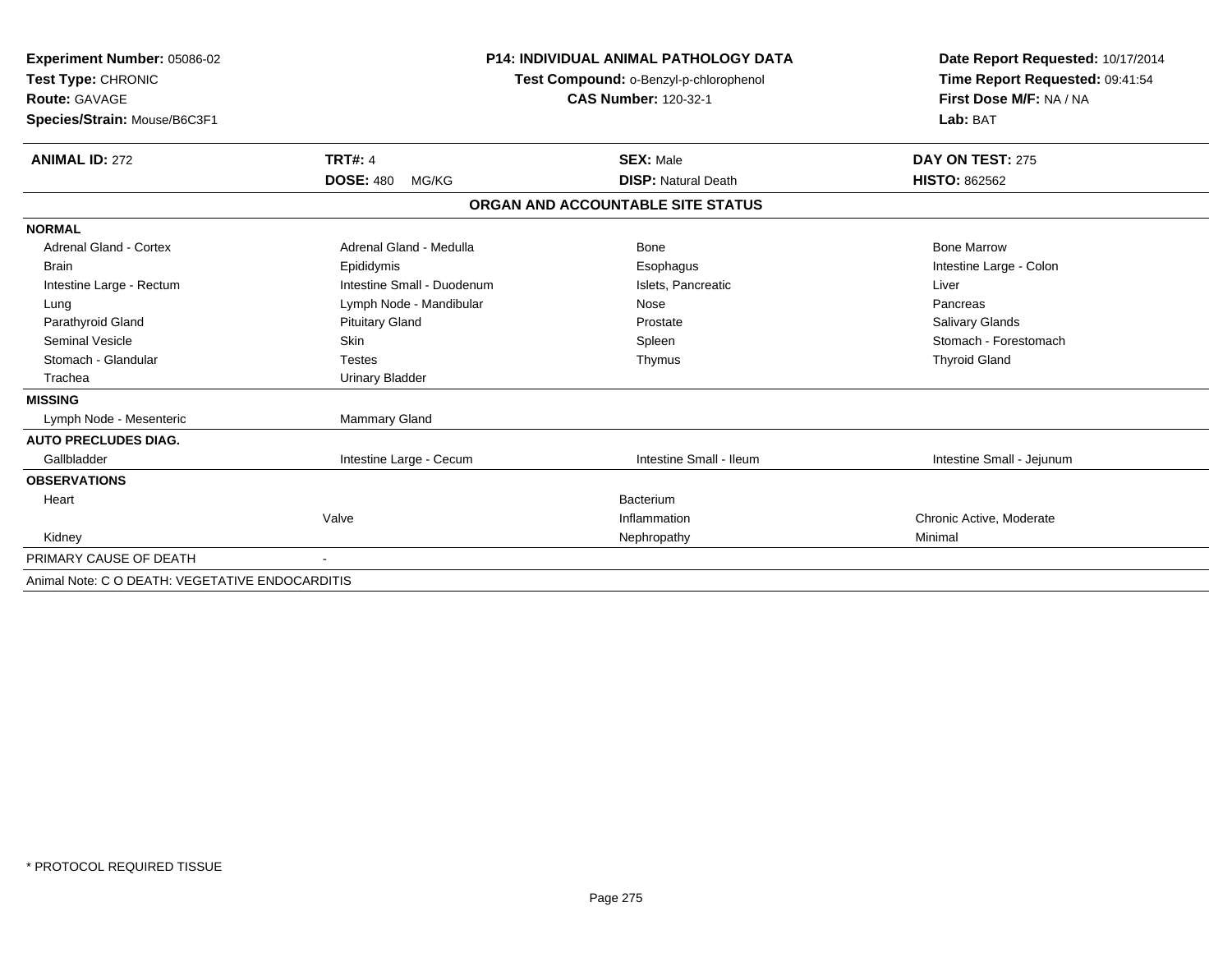**Experiment Number:** 05086-02
**Test Type:** CHRONIC
**Route:** GAVAGE
**Species/Strain:** Mouse/B6C3F1

**P14: INDIVIDUAL ANIMAL PATHOLOGY DATA**
**Test Compound:** o-Benzyl-p-chlorophenol
**CAS Number:** 120-32-1

**Date Report Requested:** 10/17/2014
**Time Report Requested:** 09:41:54
**First Dose M/F:** NA / NA
**Lab:** BAT

| **ANIMAL ID:** 272 | **TRT#:** 4 | **SEX:** Male | **DAY ON TEST:** 275 |
|---|---|---|---|
| | **DOSE:** 480 MG/KG | **DISP:** Natural Death | **HISTO:** 862562 |

**ORGAN AND ACCOUNTABLE SITE STATUS**

| | | | |
|---|---|---|---|
| **NORMAL** | | | |
| Adrenal Gland - Cortex | Adrenal Gland - Medulla | Bone | Bone Marrow |
| Brain | Epididymis | Esophagus | Intestine Large - Colon |
| Intestine Large - Rectum | Intestine Small - Duodenum | Islets, Pancreatic | Liver |
| Lung | Lymph Node - Mandibular | Nose | Pancreas |
| Parathyroid Gland | Pituitary Gland | Prostate | Salivary Glands |
| Seminal Vesicle | Skin | Spleen | Stomach - Forestomach |
| Stomach - Glandular | Testes | Thymus | Thyroid Gland |
| Trachea | Urinary Bladder | | |
| **MISSING** | | | |
| Lymph Node - Mesenteric | Mammary Gland | | |
| **AUTO PRECLUDES DIAG.** | | | |
| Gallbladder | Intestine Large - Cecum | Intestine Small - Ileum | Intestine Small - Jejunum |
| **OBSERVATIONS** | | | |
| Heart | | Bacterium | |
| | Valve | Inflammation | Chronic Active, Moderate |
| Kidney | | Nephropathy | Minimal |
| PRIMARY CAUSE OF DEATH | - | | |

Animal Note: C O DEATH: VEGETATIVE ENDOCARDITIS

* PROTOCOL REQUIRED TISSUE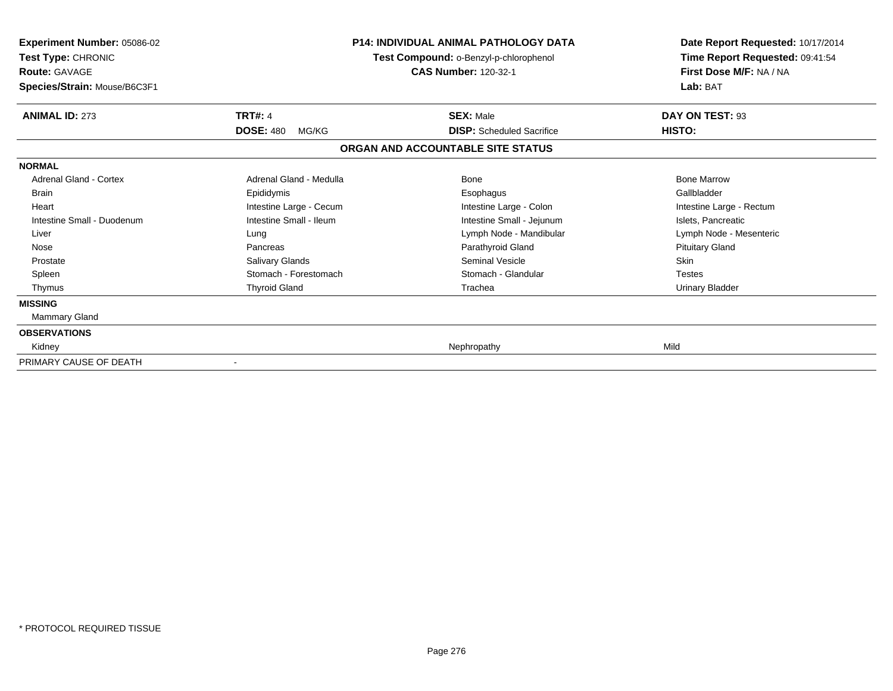**Experiment Number:** 05086-02
**Test Type:** CHRONIC
**Route:** GAVAGE
**Species/Strain:** Mouse/B6C3F1

**P14: INDIVIDUAL ANIMAL PATHOLOGY DATA**
**Test Compound:** o-Benzyl-p-chlorophenol
**CAS Number:** 120-32-1

**Date Report Requested:** 10/17/2014
**Time Report Requested:** 09:41:54
**First Dose M/F:** NA / NA
**Lab:** BAT

| **ANIMAL ID:** 273 | **TRT#:** 4 | **SEX:** Male | **DAY ON TEST:** 93 |
|---|---|---|---|
| | **DOSE:** 480 MG/KG | **DISP:** Scheduled Sacrifice | **HISTO:** |

**ORGAN AND ACCOUNTABLE SITE STATUS**

| | | | |
|---|---|---|---|
| **NORMAL** | | | |
| Adrenal Gland - Cortex | Adrenal Gland - Medulla | Bone | Bone Marrow |
| Brain | Epididymis | Esophagus | Gallbladder |
| Heart | Intestine Large - Cecum | Intestine Large - Colon | Intestine Large - Rectum |
| Intestine Small - Duodenum | Intestine Small - Ileum | Intestine Small - Jejunum | Islets, Pancreatic |
| Liver | Lung | Lymph Node - Mandibular | Lymph Node - Mesenteric |
| Nose | Pancreas | Parathyroid Gland | Pituitary Gland |
| Prostate | Salivary Glands | Seminal Vesicle | Skin |
| Spleen | Stomach - Forestomach | Stomach - Glandular | Testes |
| Thymus | Thyroid Gland | Trachea | Urinary Bladder |
| **MISSING** | | | |
| Mammary Gland | | | |
| **OBSERVATIONS** | | | |
| Kidney | | Nephropathy | Mild |
| PRIMARY CAUSE OF DEATH | - | | |

* PROTOCOL REQUIRED TISSUE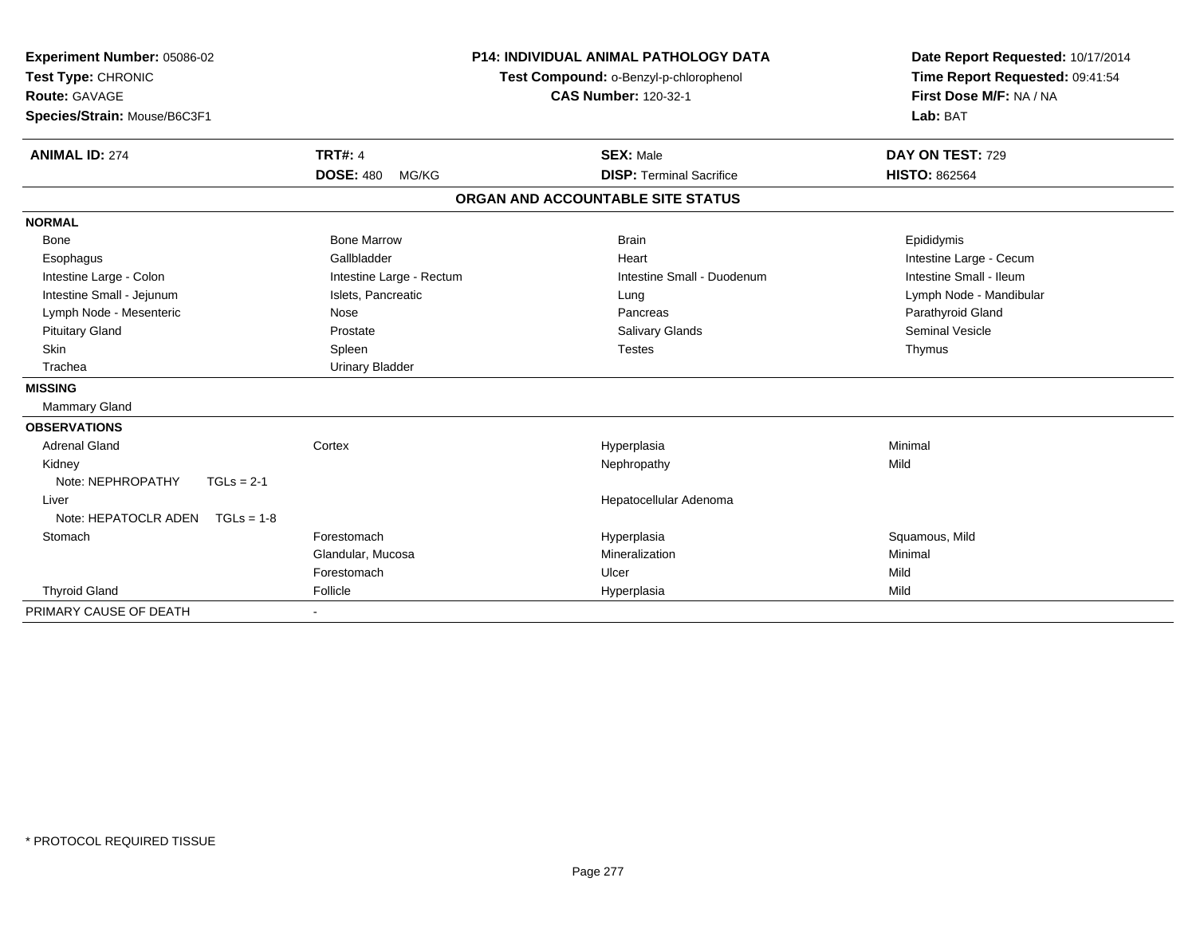**Experiment Number:** 05086-02
**Test Type:** CHRONIC
**Route:** GAVAGE
**Species/Strain:** Mouse/B6C3F1

**P14: INDIVIDUAL ANIMAL PATHOLOGY DATA**
**Test Compound:** o-Benzyl-p-chlorophenol
**CAS Number:** 120-32-1

**Date Report Requested:** 10/17/2014
**Time Report Requested:** 09:41:54
**First Dose M/F:** NA / NA
**Lab:** BAT

| **ANIMAL ID:** 274 | **TRT#:** 4 | **SEX:** Male | **DAY ON TEST:** 729 |
|---|---|---|---|
| | **DOSE:** 480 MG/KG | **DISP:** Terminal Sacrifice | **HISTO:** 862564 |

**ORGAN AND ACCOUNTABLE SITE STATUS**

| | | | |
|---|---|---|---|
| **NORMAL** | | | |
| Bone | Bone Marrow | Brain | Epididymis |
| Esophagus | Gallbladder | Heart | Intestine Large - Cecum |
| Intestine Large - Colon | Intestine Large - Rectum | Intestine Small - Duodenum | Intestine Small - Ileum |
| Intestine Small - Jejunum | Islets, Pancreatic | Lung | Lymph Node - Mandibular |
| Lymph Node - Mesenteric | Nose | Pancreas | Parathyroid Gland |
| Pituitary Gland | Prostate | Salivary Glands | Seminal Vesicle |
| Skin | Spleen | Testes | Thymus |
| Trachea | Urinary Bladder | | |
| **MISSING** | | | |
| Mammary Gland | | | |
| **OBSERVATIONS** | | | |
| Adrenal Gland | Cortex | Hyperplasia | Minimal |
| Kidney | | Nephropathy | Mild |
| Note: NEPHROPATHY TGLs = 2-1 | | | |
| Liver | | Hepatocellular Adenoma | |
| Note: HEPATOCLR ADEN TGLs = 1-8 | | | |
| Stomach | Forestomach | Hyperplasia | Squamous, Mild |
| | Glandular, Mucosa | Mineralization | Minimal |
| | Forestomach | Ulcer | Mild |
| Thyroid Gland | Follicle | Hyperplasia | Mild |
| PRIMARY CAUSE OF DEATH | - | | |

* PROTOCOL REQUIRED TISSUE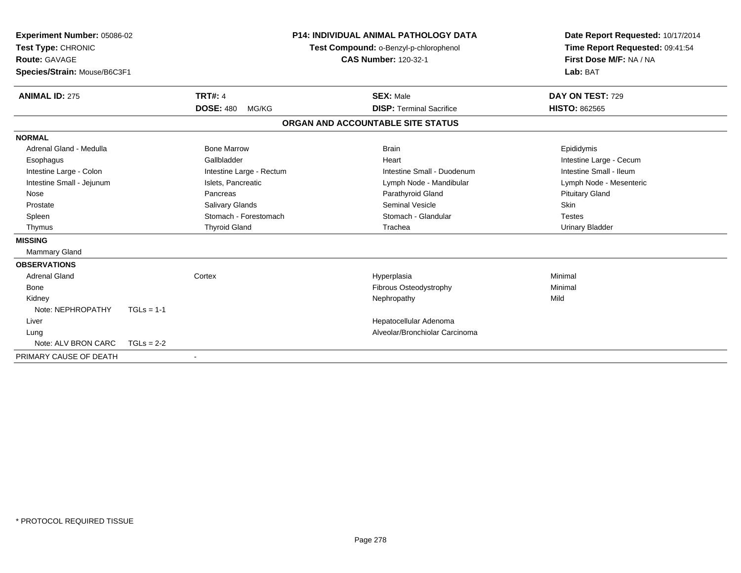**Experiment Number:** 05086-02
**Test Type:** CHRONIC
**Route:** GAVAGE
**Species/Strain:** Mouse/B6C3F1

**P14: INDIVIDUAL ANIMAL PATHOLOGY DATA**
**Test Compound:** o-Benzyl-p-chlorophenol
**CAS Number:** 120-32-1

**Date Report Requested:** 10/17/2014
**Time Report Requested:** 09:41:54
**First Dose M/F:** NA / NA
**Lab:** BAT

| **ANIMAL ID:** 275 | **TRT#:** 4 | **SEX:** Male | **DAY ON TEST:** 729 |
|---|---|---|---|
| | **DOSE:** 480 MG/KG | **DISP:** Terminal Sacrifice | **HISTO:** 862565 |

## ORGAN AND ACCOUNTABLE SITE STATUS

**NORMAL**

| | | | |
|---|---|---|---|
| Adrenal Gland - Medulla | Bone Marrow | Brain | Epididymis |
| Esophagus | Gallbladder | Heart | Intestine Large - Cecum |
| Intestine Large - Colon | Intestine Large - Rectum | Intestine Small - Duodenum | Intestine Small - Ileum |
| Intestine Small - Jejunum | Islets, Pancreatic | Lymph Node - Mandibular | Lymph Node - Mesenteric |
| Nose | Pancreas | Parathyroid Gland | Pituitary Gland |
| Prostate | Salivary Glands | Seminal Vesicle | Skin |
| Spleen | Stomach - Forestomach | Stomach - Glandular | Testes |
| Thymus | Thyroid Gland | Trachea | Urinary Bladder |

**MISSING**

Mammary Gland

**OBSERVATIONS**

| | | | |
|---|---|---|---|
| Adrenal Gland | Cortex | Hyperplasia | Minimal |
| Bone | | Fibrous Osteodystrophy | Minimal |
| Kidney | | Nephropathy | Mild |
| Note: NEPHROPATHY TGLs = 1-1 | | | |
| Liver | | Hepatocellular Adenoma | |
| Lung | | Alveolar/Bronchiolar Carcinoma | |
| Note: ALV BRON CARC TGLs = 2-2 | | | |

PRIMARY CAUSE OF DEATH -

* PROTOCOL REQUIRED TISSUE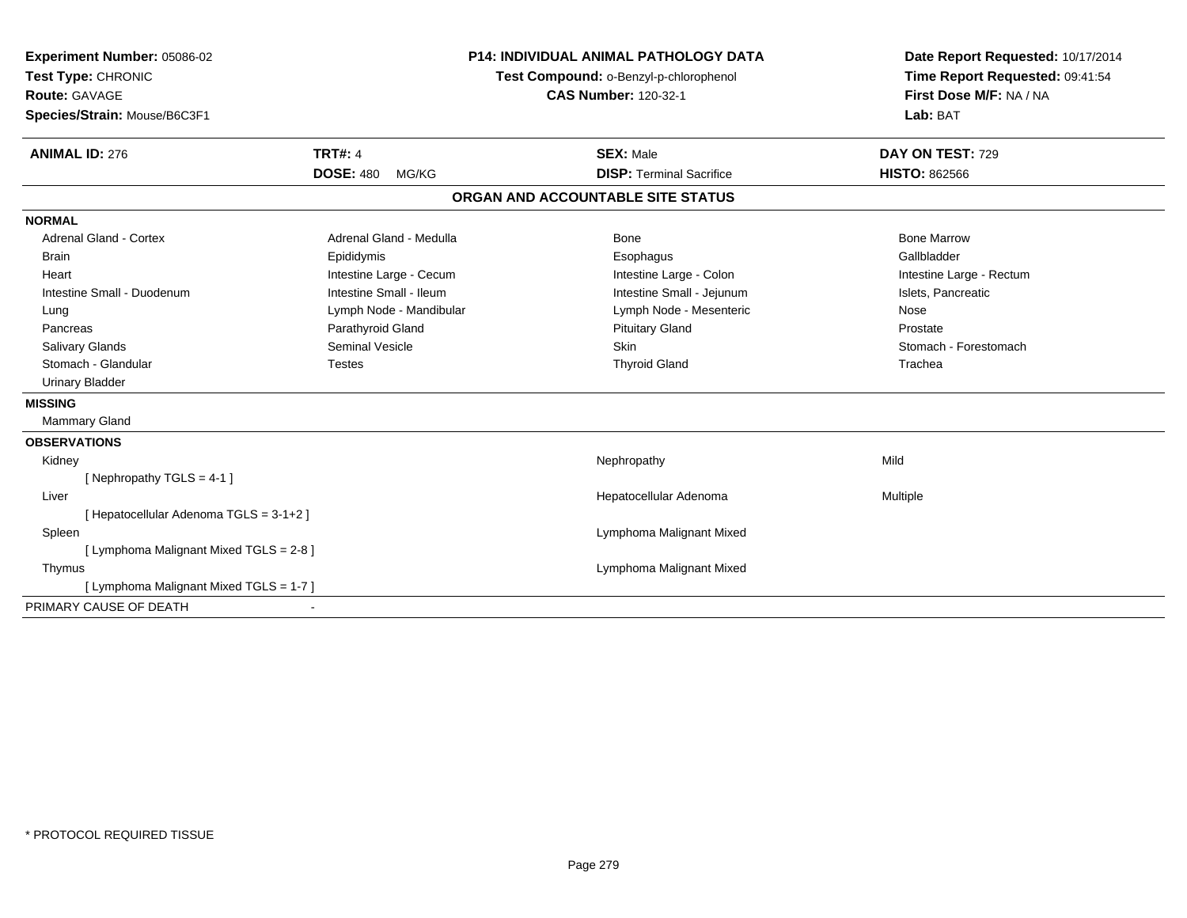**Experiment Number:** 05086-02
**Test Type:** CHRONIC
**Route:** GAVAGE
**Species/Strain:** Mouse/B6C3F1

**P14: INDIVIDUAL ANIMAL PATHOLOGY DATA**
**Test Compound:** o-Benzyl-p-chlorophenol
**CAS Number:** 120-32-1

**Date Report Requested:** 10/17/2014
**Time Report Requested:** 09:41:54
**First Dose M/F:** NA / NA
**Lab:** BAT

| **ANIMAL ID:** 276 | **TRT#:** 4 | **SEX:** Male | **DAY ON TEST:** 729 |
|---|---|---|---|
| | **DOSE:** 480 MG/KG | **DISP:** Terminal Sacrifice | **HISTO:** 862566 |

## ORGAN AND ACCOUNTABLE SITE STATUS

**NORMAL**

| | | | |
|---|---|---|---|
| Adrenal Gland - Cortex | Adrenal Gland - Medulla | Bone | Bone Marrow |
| Brain | Epididymis | Esophagus | Gallbladder |
| Heart | Intestine Large - Cecum | Intestine Large - Colon | Intestine Large - Rectum |
| Intestine Small - Duodenum | Intestine Small - Ileum | Intestine Small - Jejunum | Islets, Pancreatic |
| Lung | Lymph Node - Mandibular | Lymph Node - Mesenteric | Nose |
| Pancreas | Parathyroid Gland | Pituitary Gland | Prostate |
| Salivary Glands | Seminal Vesicle | Skin | Stomach - Forestomach |
| Stomach - Glandular | Testes | Thyroid Gland | Trachea |
| Urinary Bladder | | | |

**MISSING**

Mammary Gland

**OBSERVATIONS**

| | | |
|---|---|---|
| Kidney | Nephropathy | Mild |
| [ Nephropathy TGLS = 4-1 ] | | |
| Liver | Hepatocellular Adenoma | Multiple |
| [ Hepatocellular Adenoma TGLS = 3-1+2 ] | | |
| Spleen | Lymphoma Malignant Mixed | |
| [ Lymphoma Malignant Mixed TGLS = 2-8 ] | | |
| Thymus | Lymphoma Malignant Mixed | |
| [ Lymphoma Malignant Mixed TGLS = 1-7 ] | | |

PRIMARY CAUSE OF DEATH -

\* PROTOCOL REQUIRED TISSUE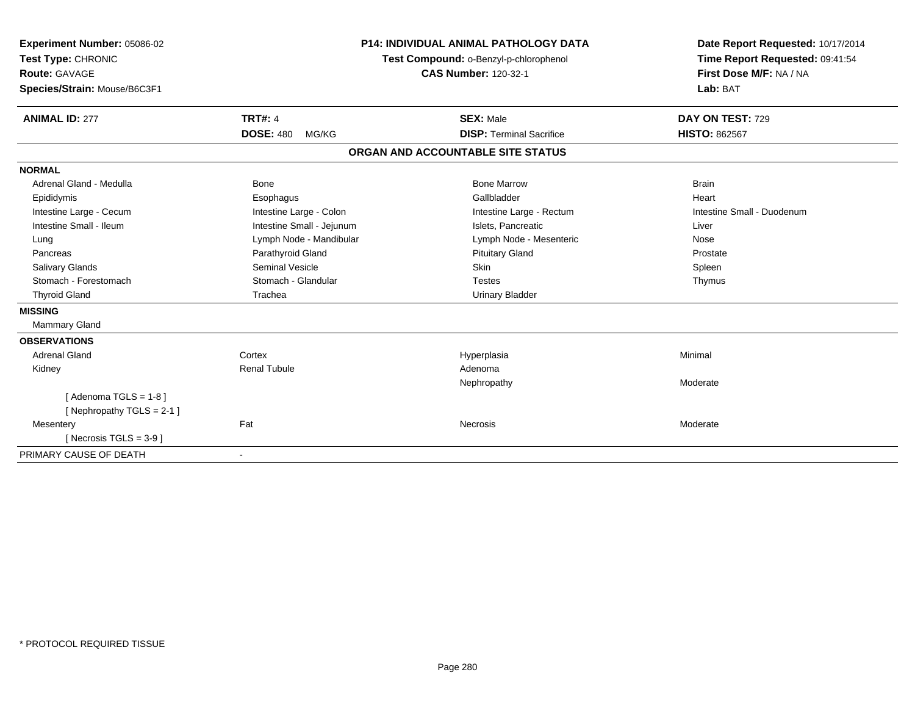**Experiment Number:** 05086-02
**Test Type:** CHRONIC
**Route:** GAVAGE
**Species/Strain:** Mouse/B6C3F1

**P14: INDIVIDUAL ANIMAL PATHOLOGY DATA**
**Test Compound:** o-Benzyl-p-chlorophenol
**CAS Number:** 120-32-1

**Date Report Requested:** 10/17/2014
**Time Report Requested:** 09:41:54
**First Dose M/F:** NA / NA
**Lab:** BAT

| **ANIMAL ID:** 277 | **TRT#:** 4 | **SEX:** Male | **DAY ON TEST:** 729 |
|---|---|---|---|
| | **DOSE:** 480 MG/KG | **DISP:** Terminal Sacrifice | **HISTO:** 862567 |

## ORGAN AND ACCOUNTABLE SITE STATUS

| | | | |
|---|---|---|---|
| **NORMAL** | | | |
| Adrenal Gland - Medulla | Bone | Bone Marrow | Brain |
| Epididymis | Esophagus | Gallbladder | Heart |
| Intestine Large - Cecum | Intestine Large - Colon | Intestine Large - Rectum | Intestine Small - Duodenum |
| Intestine Small - Ileum | Intestine Small - Jejunum | Islets, Pancreatic | Liver |
| Lung | Lymph Node - Mandibular | Lymph Node - Mesenteric | Nose |
| Pancreas | Parathyroid Gland | Pituitary Gland | Prostate |
| Salivary Glands | Seminal Vesicle | Skin | Spleen |
| Stomach - Forestomach | Stomach - Glandular | Testes | Thymus |
| Thyroid Gland | Trachea | Urinary Bladder | |
| **MISSING** | | | |
| Mammary Gland | | | |
| **OBSERVATIONS** | | | |
| Adrenal Gland | Cortex | Hyperplasia | Minimal |
| Kidney | Renal Tubule | Adenoma | |
| | | Nephropathy | Moderate |
| [ Adenoma TGLS = 1-8 ] | | | |
| [ Nephropathy TGLS = 2-1 ] | | | |
| Mesentery | Fat | Necrosis | Moderate |
| [ Necrosis TGLS = 3-9 ] | | | |
| PRIMARY CAUSE OF DEATH | - | | |

* PROTOCOL REQUIRED TISSUE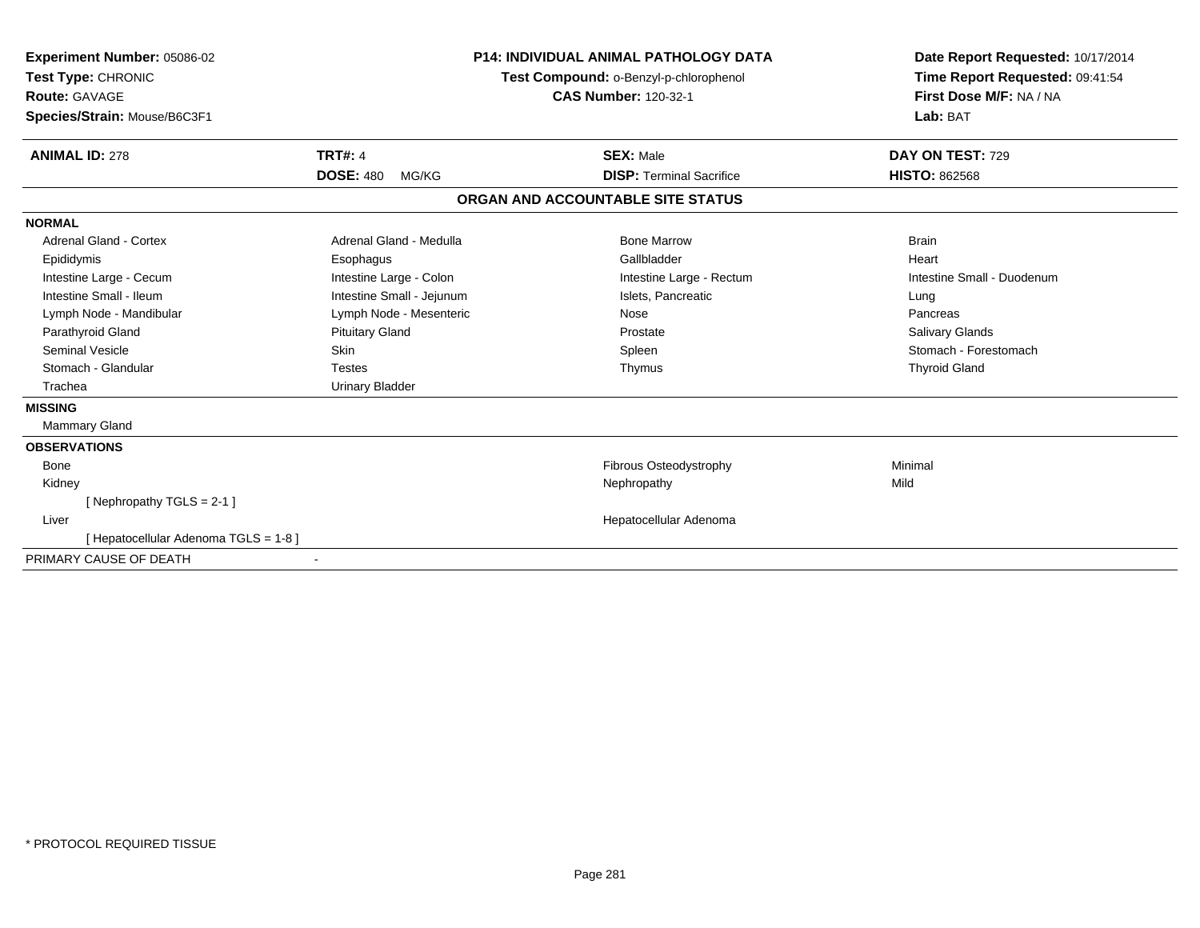**Experiment Number:** 05086-02
**Test Type:** CHRONIC
**Route:** GAVAGE
**Species/Strain:** Mouse/B6C3F1

**P14: INDIVIDUAL ANIMAL PATHOLOGY DATA**
**Test Compound:** o-Benzyl-p-chlorophenol
**CAS Number:** 120-32-1

**Date Report Requested:** 10/17/2014
**Time Report Requested:** 09:41:54
**First Dose M/F:** NA / NA
**Lab:** BAT

| **ANIMAL ID:** 278 | **TRT#:** 4 | **SEX:** Male | **DAY ON TEST:** 729 |
|---|---|---|---|
| | **DOSE:** 480 MG/KG | **DISP:** Terminal Sacrifice | **HISTO:** 862568 |

## ORGAN AND ACCOUNTABLE SITE STATUS

**NORMAL**

| | | | |
|---|---|---|---|
| Adrenal Gland - Cortex | Adrenal Gland - Medulla | Bone Marrow | Brain |
| Epididymis | Esophagus | Gallbladder | Heart |
| Intestine Large - Cecum | Intestine Large - Colon | Intestine Large - Rectum | Intestine Small - Duodenum |
| Intestine Small - Ileum | Intestine Small - Jejunum | Islets, Pancreatic | Lung |
| Lymph Node - Mandibular | Lymph Node - Mesenteric | Nose | Pancreas |
| Parathyroid Gland | Pituitary Gland | Prostate | Salivary Glands |
| Seminal Vesicle | Skin | Spleen | Stomach - Forestomach |
| Stomach - Glandular | Testes | Thymus | Thyroid Gland |
| Trachea | Urinary Bladder | | |

**MISSING**

Mammary Gland

**OBSERVATIONS**

| | | |
|---|---|---|
| Bone | Fibrous Osteodystrophy | Minimal |
| Kidney | Nephropathy | Mild |
| [ Nephropathy TGLS = 2-1 ] | | |
| Liver | Hepatocellular Adenoma | |
| [ Hepatocellular Adenoma TGLS = 1-8 ] | | |

PRIMARY CAUSE OF DEATH -

* PROTOCOL REQUIRED TISSUE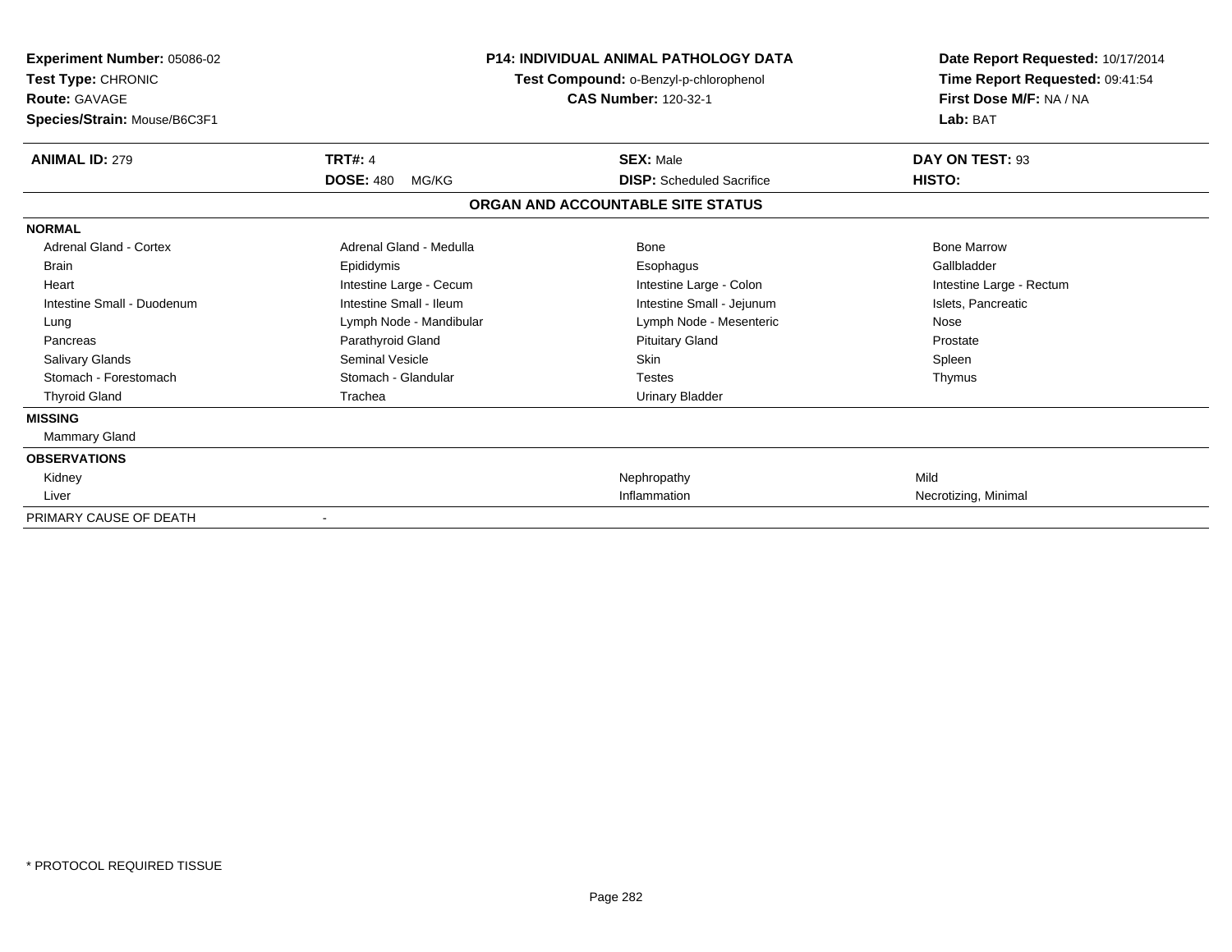**Experiment Number:** 05086-02
**Test Type:** CHRONIC
**Route:** GAVAGE
**Species/Strain:** Mouse/B6C3F1

**P14: INDIVIDUAL ANIMAL PATHOLOGY DATA**
**Test Compound:** o-Benzyl-p-chlorophenol
**CAS Number:** 120-32-1

**Date Report Requested:** 10/17/2014
**Time Report Requested:** 09:41:54
**First Dose M/F:** NA / NA
**Lab:** BAT

| **ANIMAL ID:** 279 | **TRT#:** 4 | **SEX:** Male | **DAY ON TEST:** 93 |
|---|---|---|---|
| | **DOSE:** 480 MG/KG | **DISP:** Scheduled Sacrifice | **HISTO:** |

## ORGAN AND ACCOUNTABLE SITE STATUS

| | | | |
|---|---|---|---|
| **NORMAL** | | | |
| Adrenal Gland - Cortex | Adrenal Gland - Medulla | Bone | Bone Marrow |
| Brain | Epididymis | Esophagus | Gallbladder |
| Heart | Intestine Large - Cecum | Intestine Large - Colon | Intestine Large - Rectum |
| Intestine Small - Duodenum | Intestine Small - Ileum | Intestine Small - Jejunum | Islets, Pancreatic |
| Lung | Lymph Node - Mandibular | Lymph Node - Mesenteric | Nose |
| Pancreas | Parathyroid Gland | Pituitary Gland | Prostate |
| Salivary Glands | Seminal Vesicle | Skin | Spleen |
| Stomach - Forestomach | Stomach - Glandular | Testes | Thymus |
| Thyroid Gland | Trachea | Urinary Bladder | |
| **MISSING** | | | |
| Mammary Gland | | | |
| **OBSERVATIONS** | | | |
| Kidney | | Nephropathy | Mild |
| Liver | | Inflammation | Necrotizing, Minimal |
| PRIMARY CAUSE OF DEATH | - | | |

* PROTOCOL REQUIRED TISSUE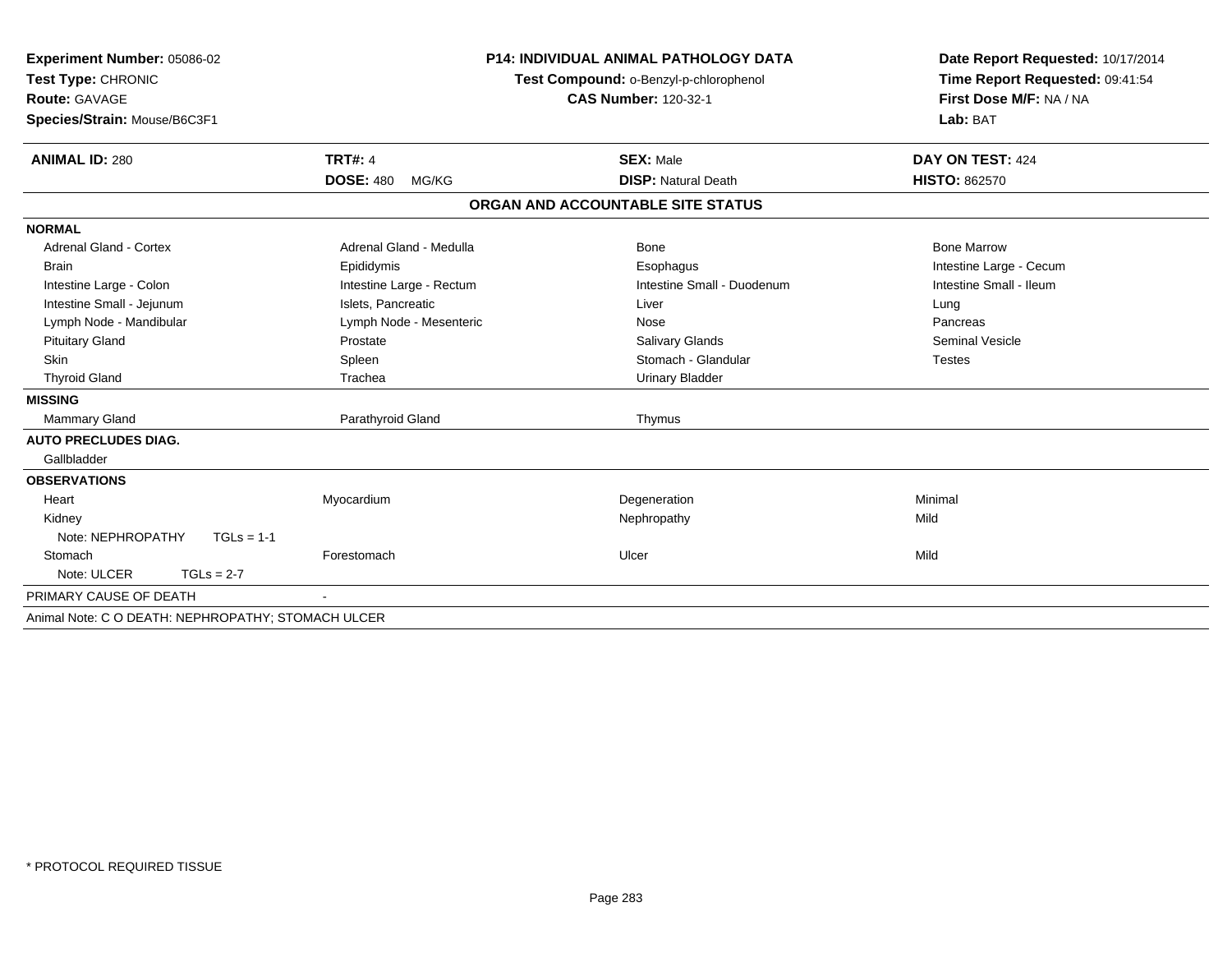**Experiment Number:** 05086-02
**Test Type:** CHRONIC
**Route:** GAVAGE
**Species/Strain:** Mouse/B6C3F1

**P14: INDIVIDUAL ANIMAL PATHOLOGY DATA**
**Test Compound:** o-Benzyl-p-chlorophenol
**CAS Number:** 120-32-1

**Date Report Requested:** 10/17/2014
**Time Report Requested:** 09:41:54
**First Dose M/F:** NA / NA
**Lab:** BAT

| **ANIMAL ID:** 280 | **TRT#:** 4 | **SEX:** Male | **DAY ON TEST:** 424 |
|---|---|---|---|
| | **DOSE:** 480 MG/KG | **DISP:** Natural Death | **HISTO:** 862570 |

## ORGAN AND ACCOUNTABLE SITE STATUS

| | | | |
|---|---|---|---|
| **NORMAL** | | | |
| Adrenal Gland - Cortex | Adrenal Gland - Medulla | Bone | Bone Marrow |
| Brain | Epididymis | Esophagus | Intestine Large - Cecum |
| Intestine Large - Colon | Intestine Large - Rectum | Intestine Small - Duodenum | Intestine Small - Ileum |
| Intestine Small - Jejunum | Islets, Pancreatic | Liver | Lung |
| Lymph Node - Mandibular | Lymph Node - Mesenteric | Nose | Pancreas |
| Pituitary Gland | Prostate | Salivary Glands | Seminal Vesicle |
| Skin | Spleen | Stomach - Glandular | Testes |
| Thyroid Gland | Trachea | Urinary Bladder | |
| **MISSING** | | | |
| Mammary Gland | Parathyroid Gland | Thymus | |
| **AUTO PRECLUDES DIAG.** | | | |
| Gallbladder | | | |
| **OBSERVATIONS** | | | |
| Heart | Myocardium | Degeneration | Minimal |
| Kidney | | Nephropathy | Mild |
| Note: NEPHROPATHY TGLs = 1-1 | | | |
| Stomach | Forestomach | Ulcer | Mild |
| Note: ULCER TGLs = 2-7 | | | |
| PRIMARY CAUSE OF DEATH | - | | |

Animal Note: C O DEATH: NEPHROPATHY; STOMACH ULCER

* PROTOCOL REQUIRED TISSUE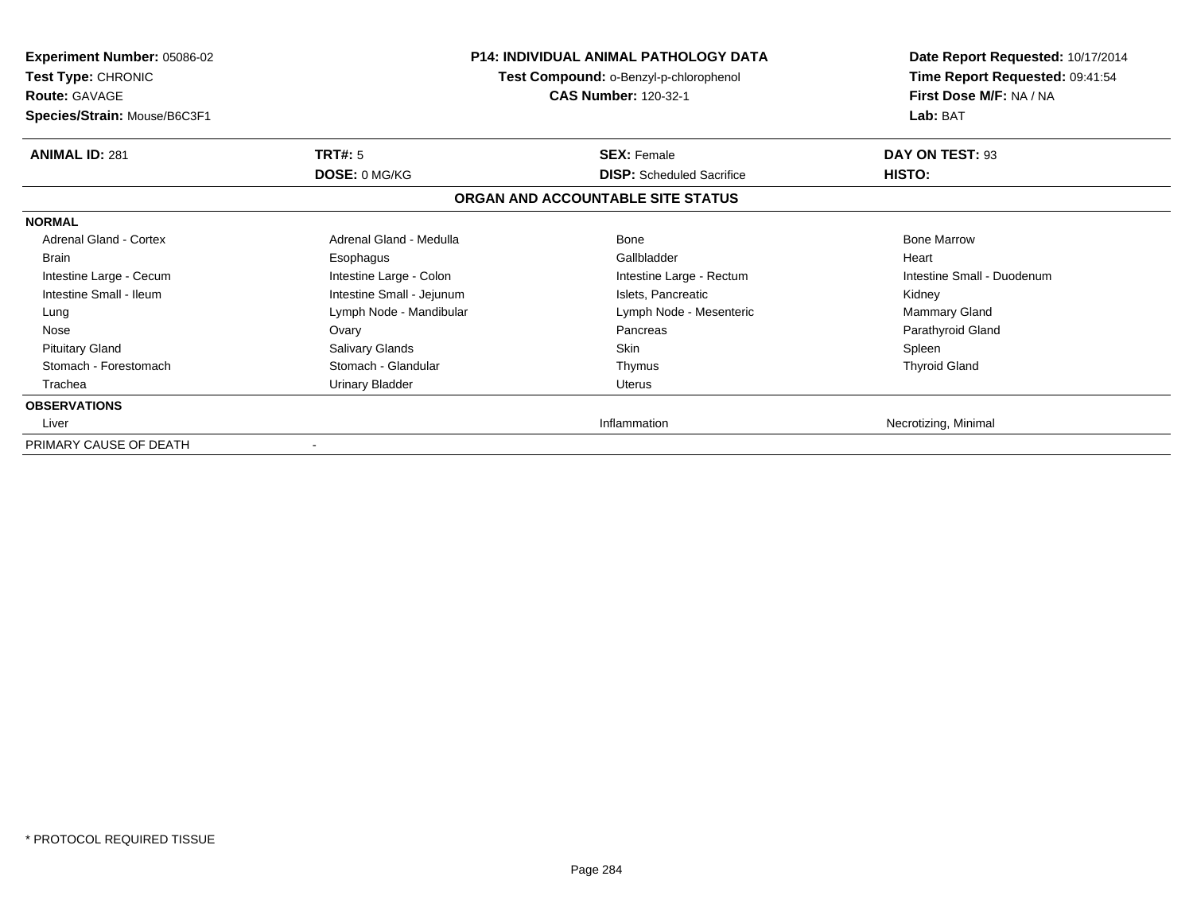**Experiment Number:** 05086-02
**Test Type:** CHRONIC
**Route:** GAVAGE
**Species/Strain:** Mouse/B6C3F1

**P14: INDIVIDUAL ANIMAL PATHOLOGY DATA**
**Test Compound:** o-Benzyl-p-chlorophenol
**CAS Number:** 120-32-1

**Date Report Requested:** 10/17/2014
**Time Report Requested:** 09:41:54
**First Dose M/F:** NA / NA
**Lab:** BAT

| **ANIMAL ID:** 281 | **TRT#:** 5 | **SEX:** Female | **DAY ON TEST:** 93 |
|---|---|---|---|
| | **DOSE:** 0 MG/KG | **DISP:** Scheduled Sacrifice | **HISTO:** |

**ORGAN AND ACCOUNTABLE SITE STATUS**

| | | | |
|---|---|---|---|
| **NORMAL** | | | |
| Adrenal Gland - Cortex | Adrenal Gland - Medulla | Bone | Bone Marrow |
| Brain | Esophagus | Gallbladder | Heart |
| Intestine Large - Cecum | Intestine Large - Colon | Intestine Large - Rectum | Intestine Small - Duodenum |
| Intestine Small - Ileum | Intestine Small - Jejunum | Islets, Pancreatic | Kidney |
| Lung | Lymph Node - Mandibular | Lymph Node - Mesenteric | Mammary Gland |
| Nose | Ovary | Pancreas | Parathyroid Gland |
| Pituitary Gland | Salivary Glands | Skin | Spleen |
| Stomach - Forestomach | Stomach - Glandular | Thymus | Thyroid Gland |
| Trachea | Urinary Bladder | Uterus | |
| **OBSERVATIONS** | | | |
| Liver | | Inflammation | Necrotizing, Minimal |
| PRIMARY CAUSE OF DEATH | - | | |

\* PROTOCOL REQUIRED TISSUE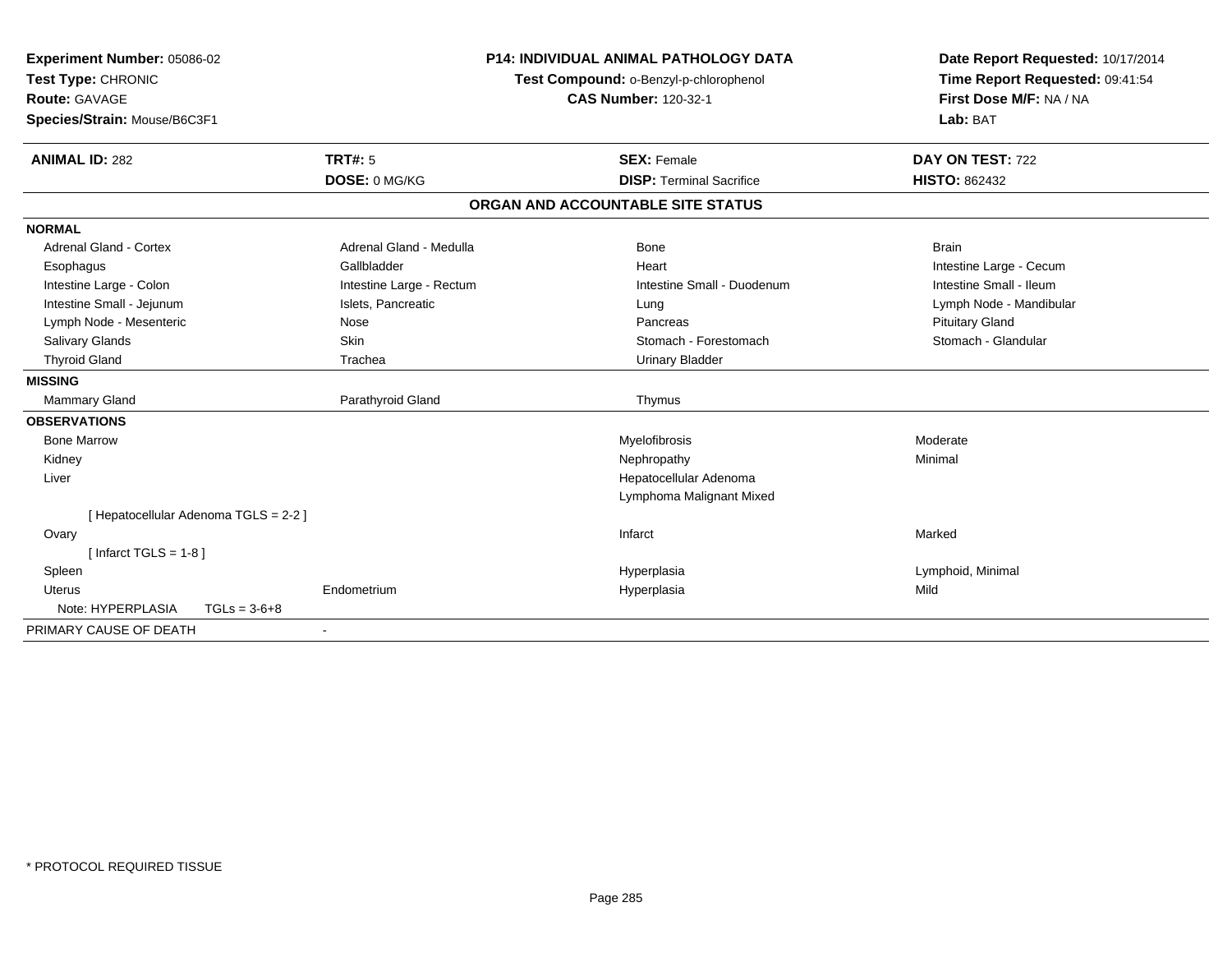**Experiment Number:** 05086-02
**Test Type:** CHRONIC
**Route:** GAVAGE
**Species/Strain:** Mouse/B6C3F1

**P14: INDIVIDUAL ANIMAL PATHOLOGY DATA**
**Test Compound:** o-Benzyl-p-chlorophenol
**CAS Number:** 120-32-1

**Date Report Requested:** 10/17/2014
**Time Report Requested:** 09:41:54
**First Dose M/F:** NA / NA
**Lab:** BAT

| **ANIMAL ID:** 282 | **TRT#:** 5 | **SEX:** Female | **DAY ON TEST:** 722 |
|---|---|---|---|
| | **DOSE:** 0 MG/KG | **DISP:** Terminal Sacrifice | **HISTO:** 862432 |

## ORGAN AND ACCOUNTABLE SITE STATUS

| | | | |
|---|---|---|---|
| **NORMAL** | | | |
| Adrenal Gland - Cortex | Adrenal Gland - Medulla | Bone | Brain |
| Esophagus | Gallbladder | Heart | Intestine Large - Cecum |
| Intestine Large - Colon | Intestine Large - Rectum | Intestine Small - Duodenum | Intestine Small - Ileum |
| Intestine Small - Jejunum | Islets, Pancreatic | Lung | Lymph Node - Mandibular |
| Lymph Node - Mesenteric | Nose | Pancreas | Pituitary Gland |
| Salivary Glands | Skin | Stomach - Forestomach | Stomach - Glandular |
| Thyroid Gland | Trachea | Urinary Bladder | |
| **MISSING** | | | |
| Mammary Gland | Parathyroid Gland | Thymus | |
| **OBSERVATIONS** | | | |
| Bone Marrow | | Myelofibrosis | Moderate |
| Kidney | | Nephropathy | Minimal |
| Liver | | Hepatocellular Adenoma | |
| | | Lymphoma Malignant Mixed | |
| [ Hepatocellular Adenoma TGLS = 2-2 ] | | | |
| Ovary | | Infarct | Marked |
| [ Infarct TGLS = 1-8 ] | | | |
| Spleen | | Hyperplasia | Lymphoid, Minimal |
| Uterus | Endometrium | Hyperplasia | Mild |
| Note: HYPERPLASIA TGLs = 3-6+8 | | | |
| PRIMARY CAUSE OF DEATH | - | | |

* PROTOCOL REQUIRED TISSUE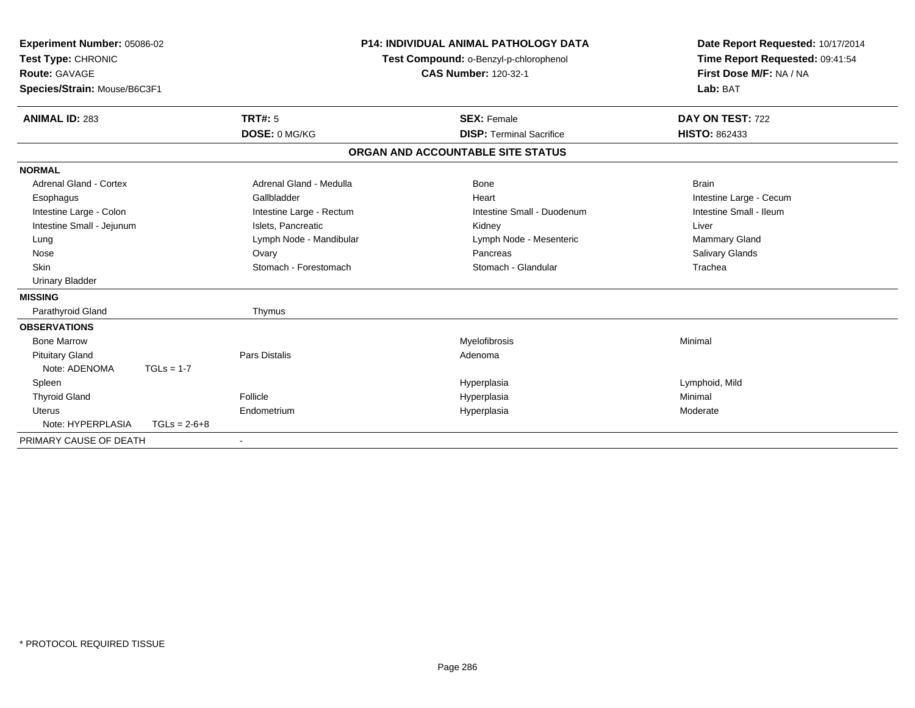**Experiment Number:** 05086-02
**Test Type:** CHRONIC
**Route:** GAVAGE
**Species/Strain:** Mouse/B6C3F1

**P14: INDIVIDUAL ANIMAL PATHOLOGY DATA**
**Test Compound:** o-Benzyl-p-chlorophenol
**CAS Number:** 120-32-1

**Date Report Requested:** 10/17/2014
**Time Report Requested:** 09:41:54
**First Dose M/F:** NA / NA
**Lab:** BAT

| **ANIMAL ID:** 283 | **TRT#:** 5 | **SEX:** Female | **DAY ON TEST:** 722 |
|---|---|---|---|
| | **DOSE:** 0 MG/KG | **DISP:** Terminal Sacrifice | **HISTO:** 862433 |

## ORGAN AND ACCOUNTABLE SITE STATUS

| | | | |
|---|---|---|---|
| **NORMAL** | | | |
| Adrenal Gland - Cortex | Adrenal Gland - Medulla | Bone | Brain |
| Esophagus | Gallbladder | Heart | Intestine Large - Cecum |
| Intestine Large - Colon | Intestine Large - Rectum | Intestine Small - Duodenum | Intestine Small - Ileum |
| Intestine Small - Jejunum | Islets, Pancreatic | Kidney | Liver |
| Lung | Lymph Node - Mandibular | Lymph Node - Mesenteric | Mammary Gland |
| Nose | Ovary | Pancreas | Salivary Glands |
| Skin | Stomach - Forestomach | Stomach - Glandular | Trachea |
| Urinary Bladder | | | |
| **MISSING** | | | |
| Parathyroid Gland | Thymus | | |
| **OBSERVATIONS** | | | |
| Bone Marrow | | Myelofibrosis | Minimal |
| Pituitary Gland | Pars Distalis | Adenoma | |
| Note: ADENOMA TGLs = 1-7 | | | |
| Spleen | | Hyperplasia | Lymphoid, Mild |
| Thyroid Gland | Follicle | Hyperplasia | Minimal |
| Uterus | Endometrium | Hyperplasia | Moderate |
| Note: HYPERPLASIA TGLs = 2-6+8 | | | |
| PRIMARY CAUSE OF DEATH | - | | |

\* PROTOCOL REQUIRED TISSUE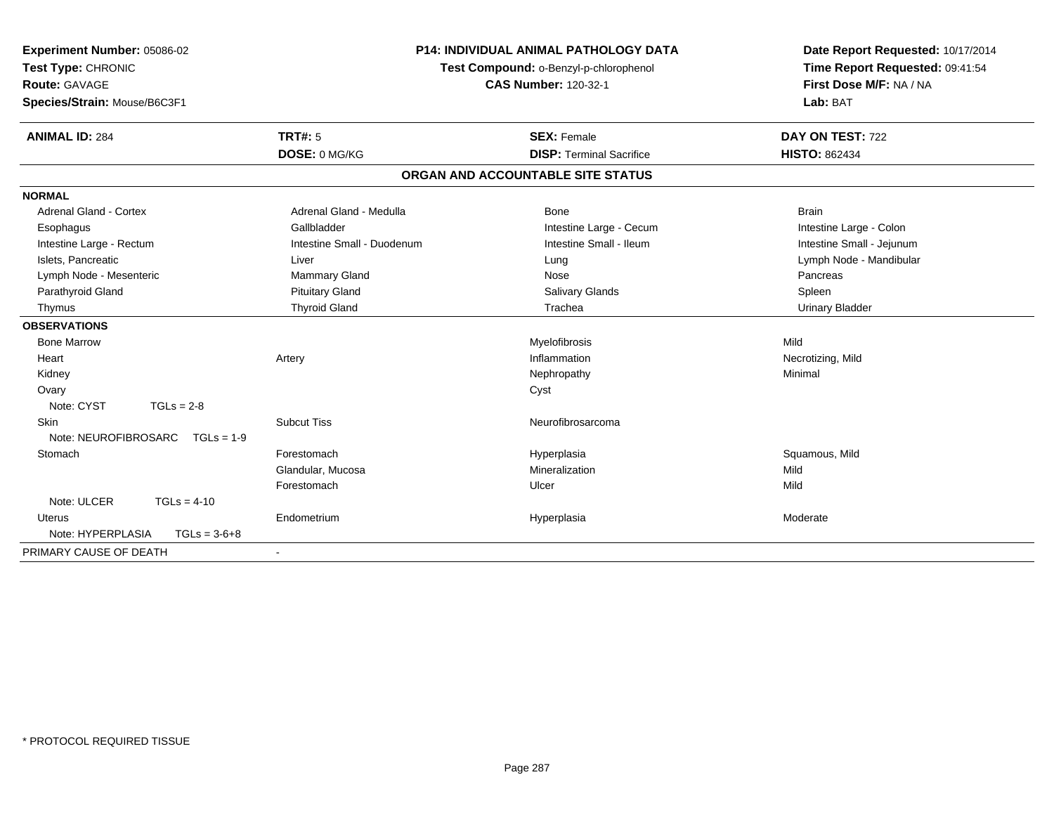**Experiment Number:** 05086-02
**Test Type:** CHRONIC
**Route:** GAVAGE
**Species/Strain:** Mouse/B6C3F1

**P14: INDIVIDUAL ANIMAL PATHOLOGY DATA**
**Test Compound:** o-Benzyl-p-chlorophenol
**CAS Number:** 120-32-1

**Date Report Requested:** 10/17/2014
**Time Report Requested:** 09:41:54
**First Dose M/F:** NA / NA
**Lab:** BAT

| **ANIMAL ID:** 284 | **TRT#:** 5 | **SEX:** Female | **DAY ON TEST:** 722 |
|---|---|---|---|
| | **DOSE:** 0 MG/KG | **DISP:** Terminal Sacrifice | **HISTO:** 862434 |

## ORGAN AND ACCOUNTABLE SITE STATUS

| | | | |
|---|---|---|---|
| **NORMAL** | | | |
| Adrenal Gland - Cortex | Adrenal Gland - Medulla | Bone | Brain |
| Esophagus | Gallbladder | Intestine Large - Cecum | Intestine Large - Colon |
| Intestine Large - Rectum | Intestine Small - Duodenum | Intestine Small - Ileum | Intestine Small - Jejunum |
| Islets, Pancreatic | Liver | Lung | Lymph Node - Mandibular |
| Lymph Node - Mesenteric | Mammary Gland | Nose | Pancreas |
| Parathyroid Gland | Pituitary Gland | Salivary Glands | Spleen |
| Thymus | Thyroid Gland | Trachea | Urinary Bladder |
| **OBSERVATIONS** | | | |
| Bone Marrow | | Myelofibrosis | Mild |
| Heart | Artery | Inflammation | Necrotizing, Mild |
| Kidney | | Nephropathy | Minimal |
| Ovary | | Cyst | |
| Note: CYST TGLs = 2-8 | | | |
| Skin | Subcut Tiss | Neurofibrosarcoma | |
| Note: NEUROFIBROSARC TGLs = 1-9 | | | |
| Stomach | Forestomach | Hyperplasia | Squamous, Mild |
| | Glandular, Mucosa | Mineralization | Mild |
| | Forestomach | Ulcer | Mild |
| Note: ULCER TGLs = 4-10 | | | |
| Uterus | Endometrium | Hyperplasia | Moderate |
| Note: HYPERPLASIA TGLs = 3-6+8 | | | |
| PRIMARY CAUSE OF DEATH | - | | |

* PROTOCOL REQUIRED TISSUE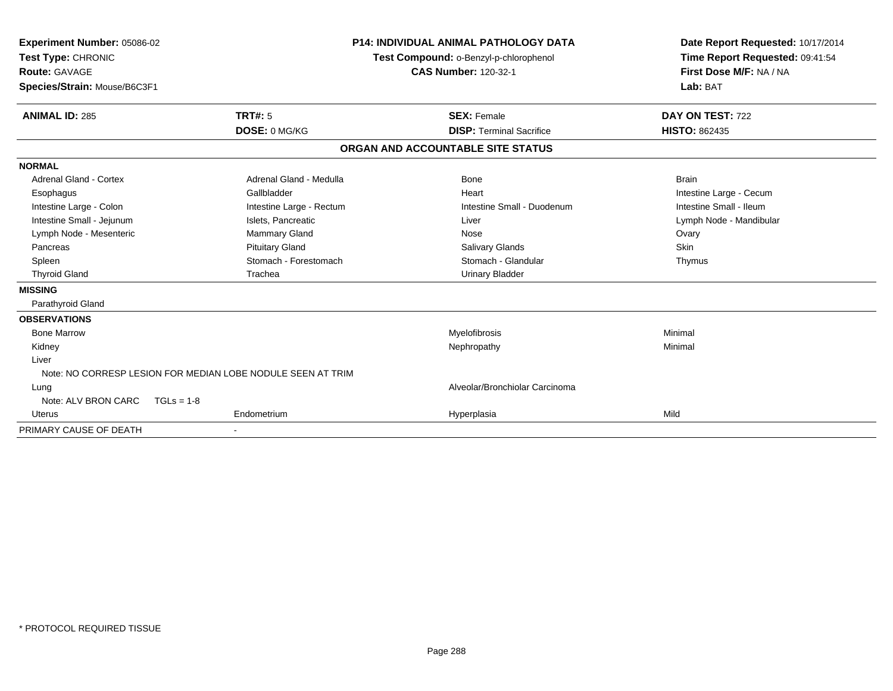**Experiment Number:** 05086-02
**Test Type:** CHRONIC
**Route:** GAVAGE
**Species/Strain:** Mouse/B6C3F1

**P14: INDIVIDUAL ANIMAL PATHOLOGY DATA**
**Test Compound:** o-Benzyl-p-chlorophenol
**CAS Number:** 120-32-1

**Date Report Requested:** 10/17/2014
**Time Report Requested:** 09:41:54
**First Dose M/F:** NA / NA
**Lab:** BAT

| **ANIMAL ID:** 285 | **TRT#:** 5 | **SEX:** Female | **DAY ON TEST:** 722 |
|---|---|---|---|
| | **DOSE:** 0 MG/KG | **DISP:** Terminal Sacrifice | **HISTO:** 862435 |

## ORGAN AND ACCOUNTABLE SITE STATUS

| | | | |
|---|---|---|---|
| **NORMAL** | | | |
| Adrenal Gland - Cortex | Adrenal Gland - Medulla | Bone | Brain |
| Esophagus | Gallbladder | Heart | Intestine Large - Cecum |
| Intestine Large - Colon | Intestine Large - Rectum | Intestine Small - Duodenum | Intestine Small - Ileum |
| Intestine Small - Jejunum | Islets, Pancreatic | Liver | Lymph Node - Mandibular |
| Lymph Node - Mesenteric | Mammary Gland | Nose | Ovary |
| Pancreas | Pituitary Gland | Salivary Glands | Skin |
| Spleen | Stomach - Forestomach | Stomach - Glandular | Thymus |
| Thyroid Gland | Trachea | Urinary Bladder | |
| **MISSING** | | | |
| Parathyroid Gland | | | |
| **OBSERVATIONS** | | | |
| Bone Marrow | | Myelofibrosis | Minimal |
| Kidney | | Nephropathy | Minimal |
| Liver | | | |
| Note: NO CORRESP LESION FOR MEDIAN LOBE NODULE SEEN AT TRIM | | | |
| Lung | | Alveolar/Bronchiolar Carcinoma | |
| Note: ALV BRON CARC TGLs = 1-8 | | | |
| Uterus | Endometrium | Hyperplasia | Mild |
| PRIMARY CAUSE OF DEATH | - | | |

* PROTOCOL REQUIRED TISSUE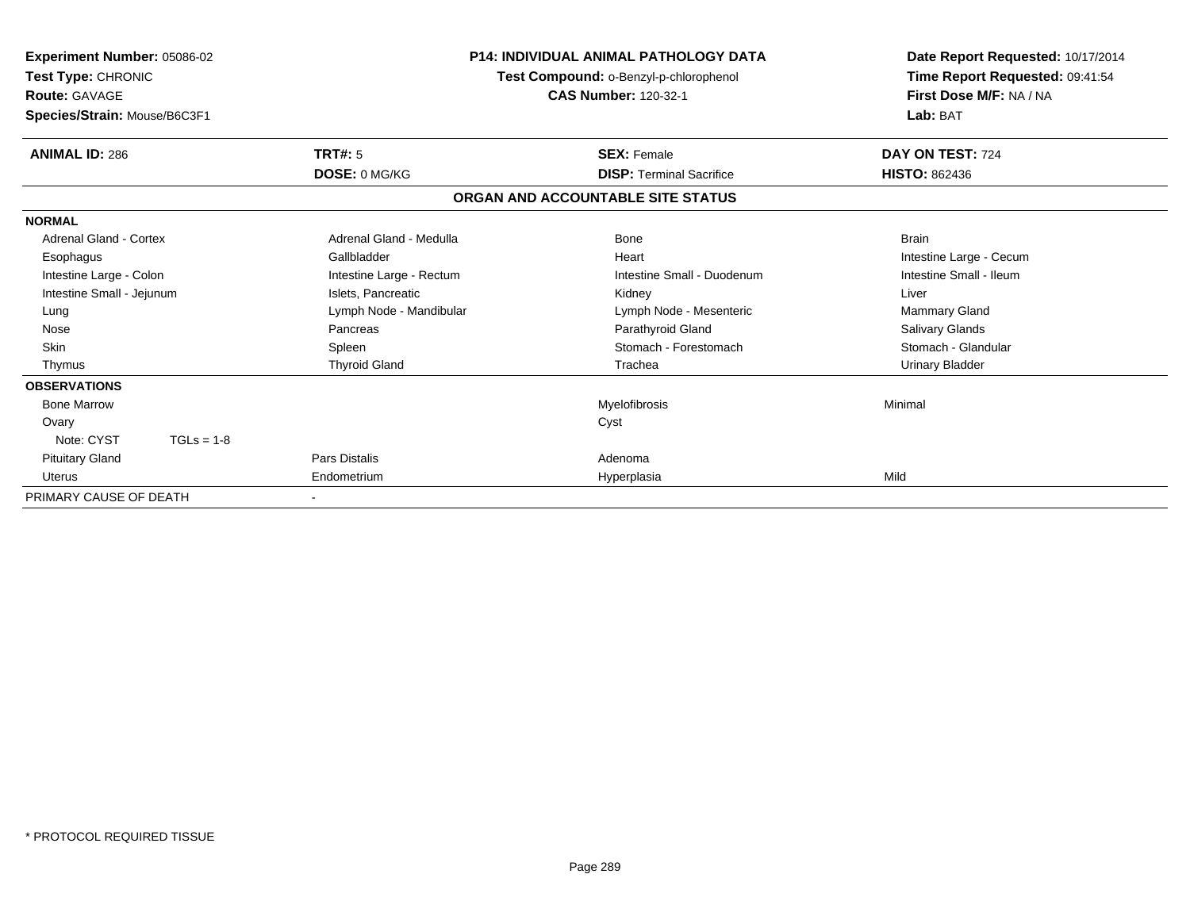**Experiment Number:** 05086-02
**Test Type:** CHRONIC
**Route:** GAVAGE
**Species/Strain:** Mouse/B6C3F1

**P14: INDIVIDUAL ANIMAL PATHOLOGY DATA**
**Test Compound:** o-Benzyl-p-chlorophenol
**CAS Number:** 120-32-1

**Date Report Requested:** 10/17/2014
**Time Report Requested:** 09:41:54
**First Dose M/F:** NA / NA
**Lab:** BAT

| **ANIMAL ID:** 286 | **TRT#:** 5 | **SEX:** Female | **DAY ON TEST:** 724 |
|---|---|---|---|
| | **DOSE:** 0 MG/KG | **DISP:** Terminal Sacrifice | **HISTO:** 862436 |

## ORGAN AND ACCOUNTABLE SITE STATUS

| | | | |
|---|---|---|---|
| **NORMAL** | | | |
| Adrenal Gland - Cortex | Adrenal Gland - Medulla | Bone | Brain |
| Esophagus | Gallbladder | Heart | Intestine Large - Cecum |
| Intestine Large - Colon | Intestine Large - Rectum | Intestine Small - Duodenum | Intestine Small - Ileum |
| Intestine Small - Jejunum | Islets, Pancreatic | Kidney | Liver |
| Lung | Lymph Node - Mandibular | Lymph Node - Mesenteric | Mammary Gland |
| Nose | Pancreas | Parathyroid Gland | Salivary Glands |
| Skin | Spleen | Stomach - Forestomach | Stomach - Glandular |
| Thymus | Thyroid Gland | Trachea | Urinary Bladder |
| **OBSERVATIONS** | | | |
| Bone Marrow | | Myelofibrosis | Minimal |
| Ovary | | Cyst | |
| Note: CYST TGLs = 1-8 | | | |
| Pituitary Gland | Pars Distalis | Adenoma | |
| Uterus | Endometrium | Hyperplasia | Mild |
| PRIMARY CAUSE OF DEATH | - | | |

* PROTOCOL REQUIRED TISSUE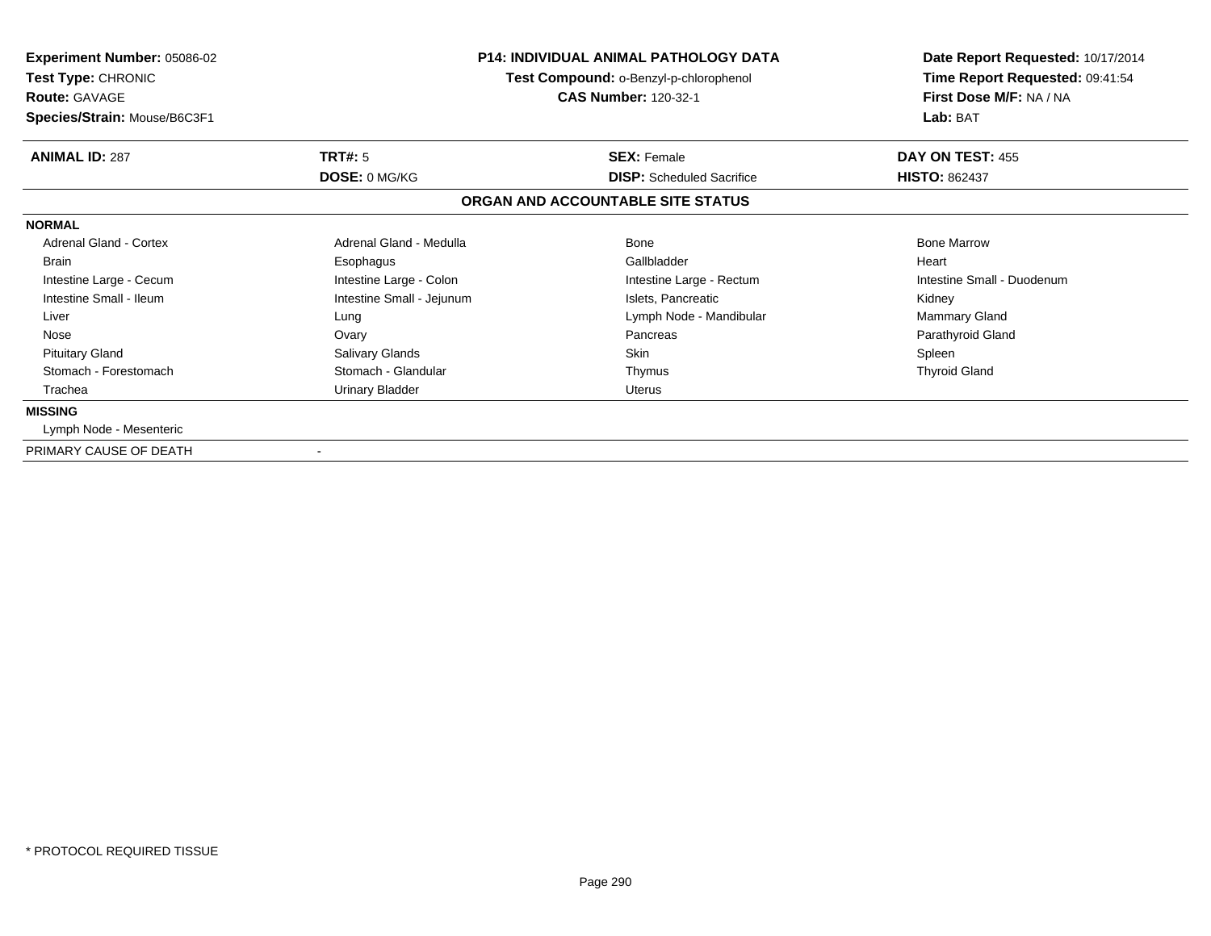**Experiment Number:** 05086-02
**Test Type:** CHRONIC
**Route:** GAVAGE
**Species/Strain:** Mouse/B6C3F1

**P14: INDIVIDUAL ANIMAL PATHOLOGY DATA**
**Test Compound:** o-Benzyl-p-chlorophenol
**CAS Number:** 120-32-1

**Date Report Requested:** 10/17/2014
**Time Report Requested:** 09:41:54
**First Dose M/F:** NA / NA
**Lab:** BAT

| **ANIMAL ID:** 287 | **TRT#:** 5 | **SEX:** Female | **DAY ON TEST:** 455 |
|---|---|---|---|
| | **DOSE:** 0 MG/KG | **DISP:** Scheduled Sacrifice | **HISTO:** 862437 |

## ORGAN AND ACCOUNTABLE SITE STATUS

**NORMAL**

| | | | |
|---|---|---|---|
| Adrenal Gland - Cortex | Adrenal Gland - Medulla | Bone | Bone Marrow |
| Brain | Esophagus | Gallbladder | Heart |
| Intestine Large - Cecum | Intestine Large - Colon | Intestine Large - Rectum | Intestine Small - Duodenum |
| Intestine Small - Ileum | Intestine Small - Jejunum | Islets, Pancreatic | Kidney |
| Liver | Lung | Lymph Node - Mandibular | Mammary Gland |
| Nose | Ovary | Pancreas | Parathyroid Gland |
| Pituitary Gland | Salivary Glands | Skin | Spleen |
| Stomach - Forestomach | Stomach - Glandular | Thymus | Thyroid Gland |
| Trachea | Urinary Bladder | Uterus | |

**MISSING**

Lymph Node - Mesenteric

PRIMARY CAUSE OF DEATH -

* PROTOCOL REQUIRED TISSUE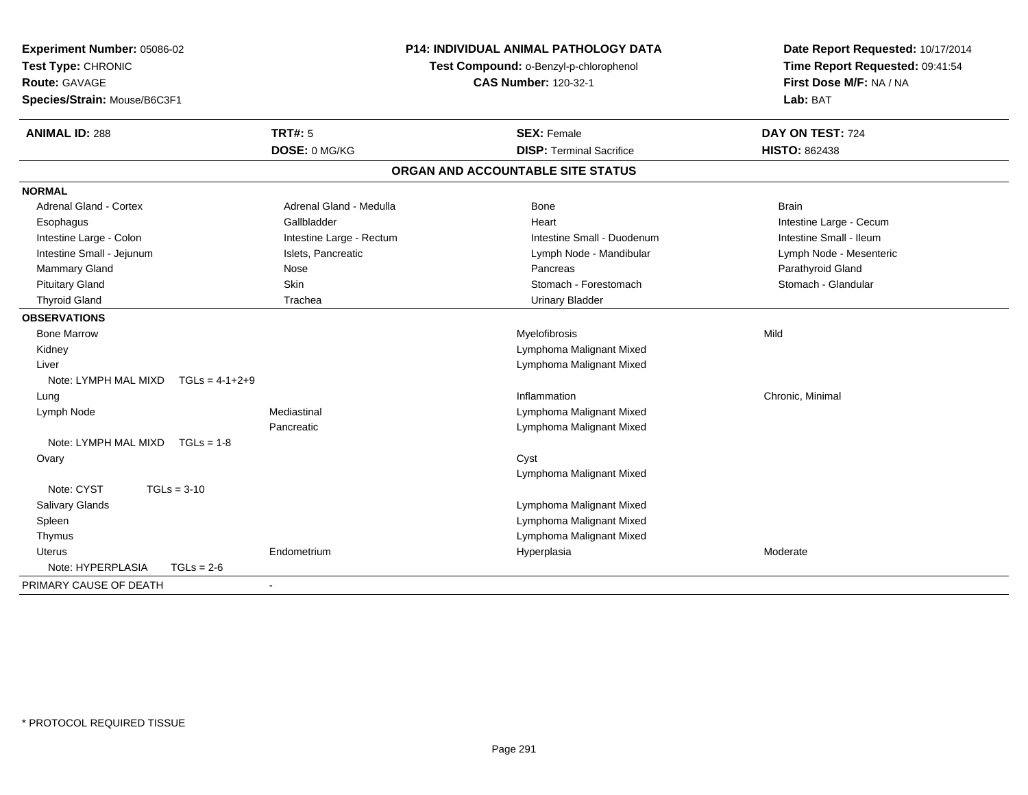**Experiment Number:** 05086-02
**Test Type:** CHRONIC
**Route:** GAVAGE
**Species/Strain:** Mouse/B6C3F1

**P14: INDIVIDUAL ANIMAL PATHOLOGY DATA**
**Test Compound:** o-Benzyl-p-chlorophenol
**CAS Number:** 120-32-1

**Date Report Requested:** 10/17/2014
**Time Report Requested:** 09:41:54
**First Dose M/F:** NA / NA
**Lab:** BAT

| **ANIMAL ID:** 288 | **TRT#:** 5 | **SEX:** Female | **DAY ON TEST:** 724 |
|---|---|---|---|
| | **DOSE:** 0 MG/KG | **DISP:** Terminal Sacrifice | **HISTO:** 862438 |

## ORGAN AND ACCOUNTABLE SITE STATUS

**NORMAL**

| | | | |
|---|---|---|---|
| Adrenal Gland - Cortex | Adrenal Gland - Medulla | Bone | Brain |
| Esophagus | Gallbladder | Heart | Intestine Large - Cecum |
| Intestine Large - Colon | Intestine Large - Rectum | Intestine Small - Duodenum | Intestine Small - Ileum |
| Intestine Small - Jejunum | Islets, Pancreatic | Lymph Node - Mandibular | Lymph Node - Mesenteric |
| Mammary Gland | Nose | Pancreas | Parathyroid Gland |
| Pituitary Gland | Skin | Stomach - Forestomach | Stomach - Glandular |
| Thyroid Gland | Trachea | Urinary Bladder | |

**OBSERVATIONS**

| | | | |
|---|---|---|---|
| Bone Marrow | | Myelofibrosis | Mild |
| Kidney | | Lymphoma Malignant Mixed | |
| Liver | | Lymphoma Malignant Mixed | |
| Note: LYMPH MAL MIXD TGLs = 4-1+2+9 | | | |
| Lung | | Inflammation | Chronic, Minimal |
| Lymph Node | Mediastinal | Lymphoma Malignant Mixed | |
| | Pancreatic | Lymphoma Malignant Mixed | |
| Note: LYMPH MAL MIXD TGLs = 1-8 | | | |
| Ovary | | Cyst | |
| | | Lymphoma Malignant Mixed | |
| Note: CYST TGLs = 3-10 | | | |
| Salivary Glands | | Lymphoma Malignant Mixed | |
| Spleen | | Lymphoma Malignant Mixed | |
| Thymus | | Lymphoma Malignant Mixed | |
| Uterus | Endometrium | Hyperplasia | Moderate |
| Note: HYPERPLASIA TGLs = 2-6 | | | |

PRIMARY CAUSE OF DEATH -

* PROTOCOL REQUIRED TISSUE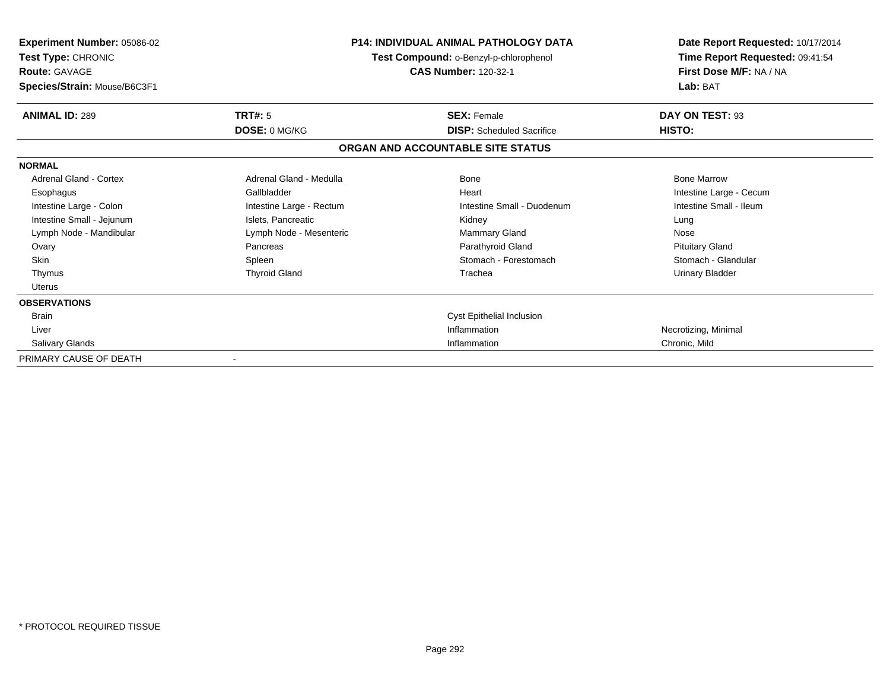**Experiment Number:** 05086-02
**Test Type:** CHRONIC
**Route:** GAVAGE
**Species/Strain:** Mouse/B6C3F1

**P14: INDIVIDUAL ANIMAL PATHOLOGY DATA**
**Test Compound:** o-Benzyl-p-chlorophenol
**CAS Number:** 120-32-1

**Date Report Requested:** 10/17/2014
**Time Report Requested:** 09:41:54
**First Dose M/F:** NA / NA
**Lab:** BAT

| **ANIMAL ID:** 289 | **TRT#:** 5 | **SEX:** Female | **DAY ON TEST:** 93 |
|---|---|---|---|
| | **DOSE:** 0 MG/KG | **DISP:** Scheduled Sacrifice | **HISTO:** |

**ORGAN AND ACCOUNTABLE SITE STATUS**

| | | | |
|---|---|---|---|
| **NORMAL** | | | |
| Adrenal Gland - Cortex | Adrenal Gland - Medulla | Bone | Bone Marrow |
| Esophagus | Gallbladder | Heart | Intestine Large - Cecum |
| Intestine Large - Colon | Intestine Large - Rectum | Intestine Small - Duodenum | Intestine Small - Ileum |
| Intestine Small - Jejunum | Islets, Pancreatic | Kidney | Lung |
| Lymph Node - Mandibular | Lymph Node - Mesenteric | Mammary Gland | Nose |
| Ovary | Pancreas | Parathyroid Gland | Pituitary Gland |
| Skin | Spleen | Stomach - Forestomach | Stomach - Glandular |
| Thymus | Thyroid Gland | Trachea | Urinary Bladder |
| Uterus | | | |
| **OBSERVATIONS** | | | |
| Brain | | Cyst Epithelial Inclusion | |
| Liver | | Inflammation | Necrotizing, Minimal |
| Salivary Glands | | Inflammation | Chronic, Mild |
| PRIMARY CAUSE OF DEATH | - | | |

\* PROTOCOL REQUIRED TISSUE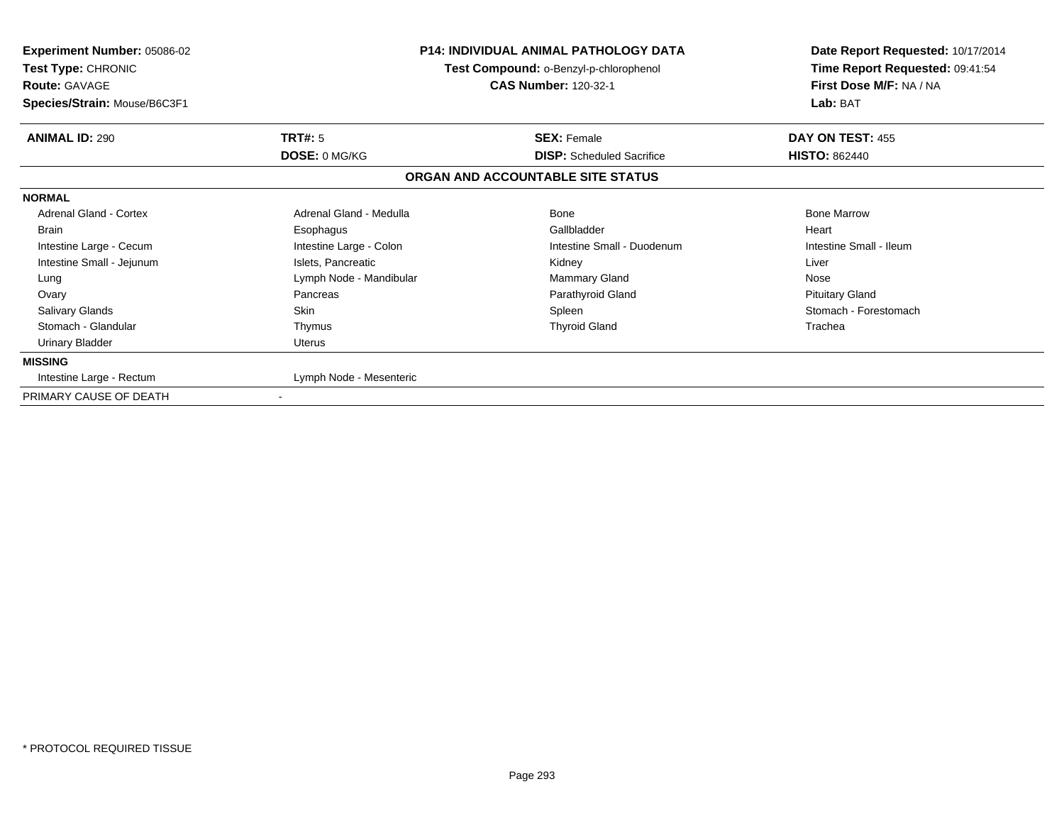**Experiment Number:** 05086-02
**Test Type:** CHRONIC
**Route:** GAVAGE
**Species/Strain:** Mouse/B6C3F1

**P14: INDIVIDUAL ANIMAL PATHOLOGY DATA**
**Test Compound:** o-Benzyl-p-chlorophenol
**CAS Number:** 120-32-1

**Date Report Requested:** 10/17/2014
**Time Report Requested:** 09:41:54
**First Dose M/F:** NA / NA
**Lab:** BAT

| **ANIMAL ID:** 290 | **TRT#:** 5 | **SEX:** Female | **DAY ON TEST:** 455 |
|---|---|---|---|
| | **DOSE:** 0 MG/KG | **DISP:** Scheduled Sacrifice | **HISTO:** 862440 |

**ORGAN AND ACCOUNTABLE SITE STATUS**

| | | | |
|---|---|---|---|
| **NORMAL** | | | |
| Adrenal Gland - Cortex | Adrenal Gland - Medulla | Bone | Bone Marrow |
| Brain | Esophagus | Gallbladder | Heart |
| Intestine Large - Cecum | Intestine Large - Colon | Intestine Small - Duodenum | Intestine Small - Ileum |
| Intestine Small - Jejunum | Islets, Pancreatic | Kidney | Liver |
| Lung | Lymph Node - Mandibular | Mammary Gland | Nose |
| Ovary | Pancreas | Parathyroid Gland | Pituitary Gland |
| Salivary Glands | Skin | Spleen | Stomach - Forestomach |
| Stomach - Glandular | Thymus | Thyroid Gland | Trachea |
| Urinary Bladder | Uterus | | |
| **MISSING** | | | |
| Intestine Large - Rectum | Lymph Node - Mesenteric | | |
| PRIMARY CAUSE OF DEATH | - | | |

* PROTOCOL REQUIRED TISSUE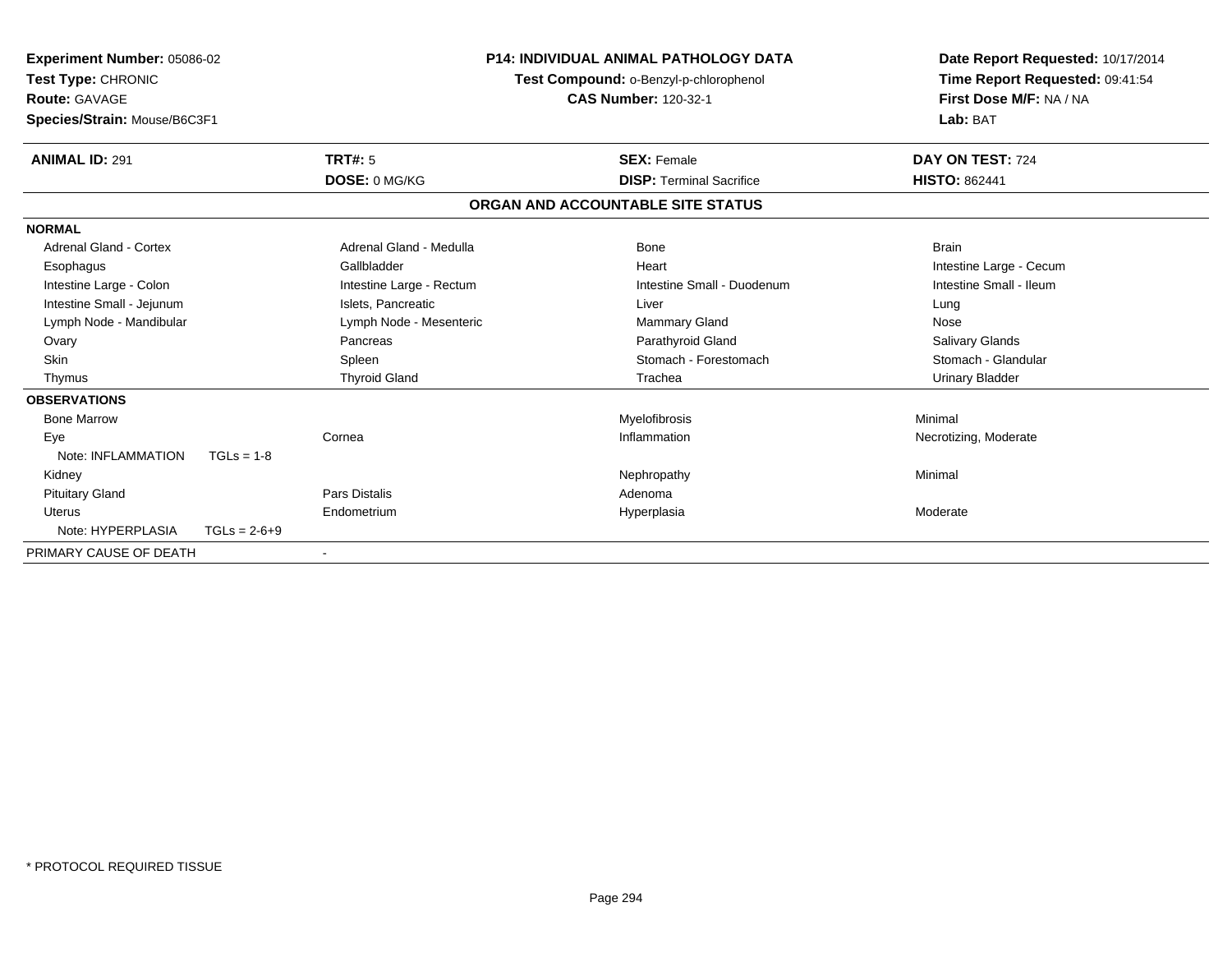**Experiment Number:** 05086-02
**Test Type:** CHRONIC
**Route:** GAVAGE
**Species/Strain:** Mouse/B6C3F1

**P14: INDIVIDUAL ANIMAL PATHOLOGY DATA**
**Test Compound:** o-Benzyl-p-chlorophenol
**CAS Number:** 120-32-1

**Date Report Requested:** 10/17/2014
**Time Report Requested:** 09:41:54
**First Dose M/F:** NA / NA
**Lab:** BAT

| **ANIMAL ID:** 291 | **TRT#:** 5 | **SEX:** Female | **DAY ON TEST:** 724 |
|---|---|---|---|
| | **DOSE:** 0 MG/KG | **DISP:** Terminal Sacrifice | **HISTO:** 862441 |

## ORGAN AND ACCOUNTABLE SITE STATUS

**NORMAL**

| | | | |
|---|---|---|---|
| Adrenal Gland - Cortex | Adrenal Gland - Medulla | Bone | Brain |
| Esophagus | Gallbladder | Heart | Intestine Large - Cecum |
| Intestine Large - Colon | Intestine Large - Rectum | Intestine Small - Duodenum | Intestine Small - Ileum |
| Intestine Small - Jejunum | Islets, Pancreatic | Liver | Lung |
| Lymph Node - Mandibular | Lymph Node - Mesenteric | Mammary Gland | Nose |
| Ovary | Pancreas | Parathyroid Gland | Salivary Glands |
| Skin | Spleen | Stomach - Forestomach | Stomach - Glandular |
| Thymus | Thyroid Gland | Trachea | Urinary Bladder |

**OBSERVATIONS**

| | | | |
|---|---|---|---|
| Bone Marrow | | Myelofibrosis | Minimal |
| Eye | Cornea | Inflammation | Necrotizing, Moderate |
| Note: INFLAMMATION TGLs = 1-8 | | | |
| Kidney | | Nephropathy | Minimal |
| Pituitary Gland | Pars Distalis | Adenoma | |
| Uterus | Endometrium | Hyperplasia | Moderate |
| Note: HYPERPLASIA TGLs = 2-6+9 | | | |

PRIMARY CAUSE OF DEATH -

* PROTOCOL REQUIRED TISSUE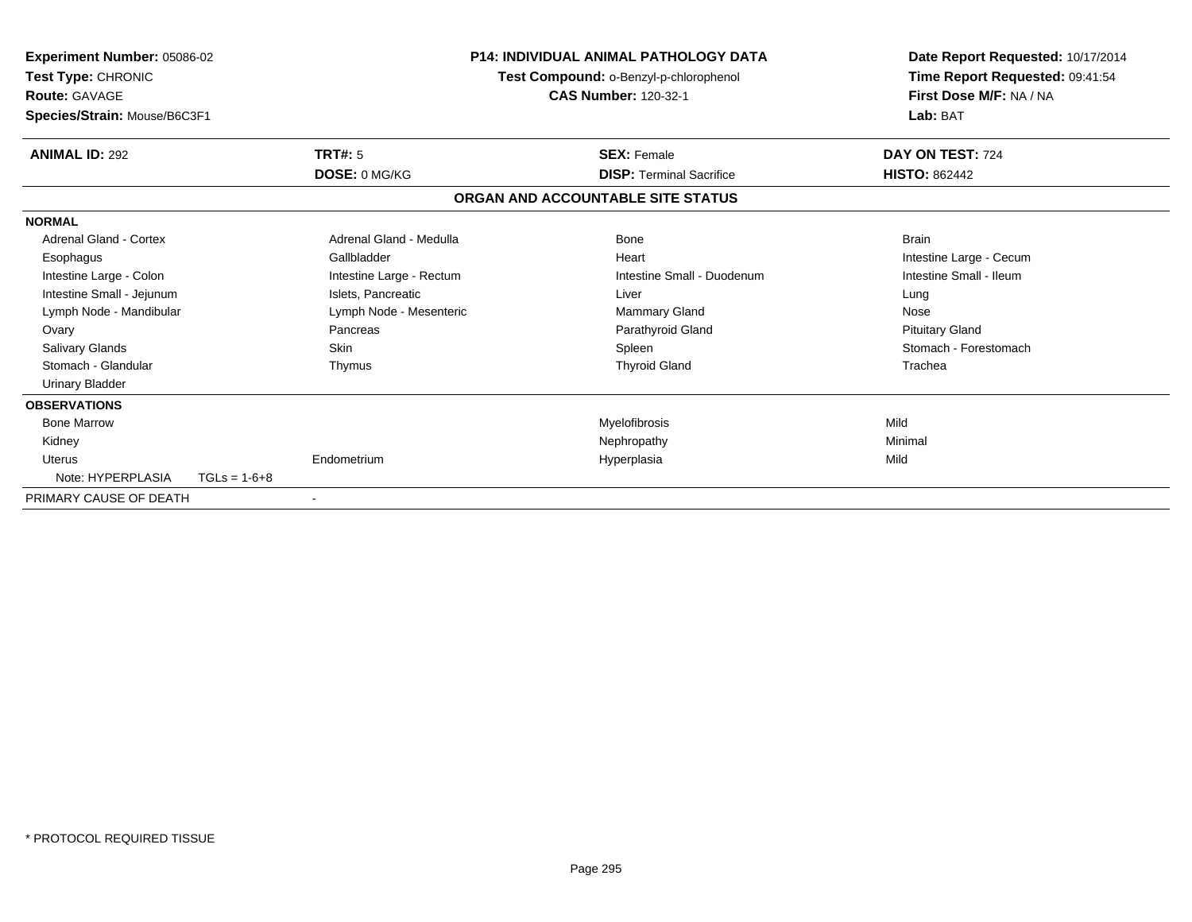**Experiment Number:** 05086-02
**Test Type:** CHRONIC
**Route:** GAVAGE
**Species/Strain:** Mouse/B6C3F1

**P14: INDIVIDUAL ANIMAL PATHOLOGY DATA**
**Test Compound:** o-Benzyl-p-chlorophenol
**CAS Number:** 120-32-1

**Date Report Requested:** 10/17/2014
**Time Report Requested:** 09:41:54
**First Dose M/F:** NA / NA
**Lab:** BAT

| **ANIMAL ID:** 292 | **TRT#:** 5 | **SEX:** Female | **DAY ON TEST:** 724 |
|---|---|---|---|
| | **DOSE:** 0 MG/KG | **DISP:** Terminal Sacrifice | **HISTO:** 862442 |

**ORGAN AND ACCOUNTABLE SITE STATUS**

**NORMAL**

| | | | |
|---|---|---|---|
| Adrenal Gland - Cortex | Adrenal Gland - Medulla | Bone | Brain |
| Esophagus | Gallbladder | Heart | Intestine Large - Cecum |
| Intestine Large - Colon | Intestine Large - Rectum | Intestine Small - Duodenum | Intestine Small - Ileum |
| Intestine Small - Jejunum | Islets, Pancreatic | Liver | Lung |
| Lymph Node - Mandibular | Lymph Node - Mesenteric | Mammary Gland | Nose |
| Ovary | Pancreas | Parathyroid Gland | Pituitary Gland |
| Salivary Glands | Skin | Spleen | Stomach - Forestomach |
| Stomach - Glandular | Thymus | Thyroid Gland | Trachea |
| Urinary Bladder | | | |

**OBSERVATIONS**

| | | | |
|---|---|---|---|
| Bone Marrow | | Myelofibrosis | Mild |
| Kidney | | Nephropathy | Minimal |
| Uterus | Endometrium | Hyperplasia | Mild |
| Note: HYPERPLASIA TGLs = 1-6+8 | | | |

PRIMARY CAUSE OF DEATH -

\* PROTOCOL REQUIRED TISSUE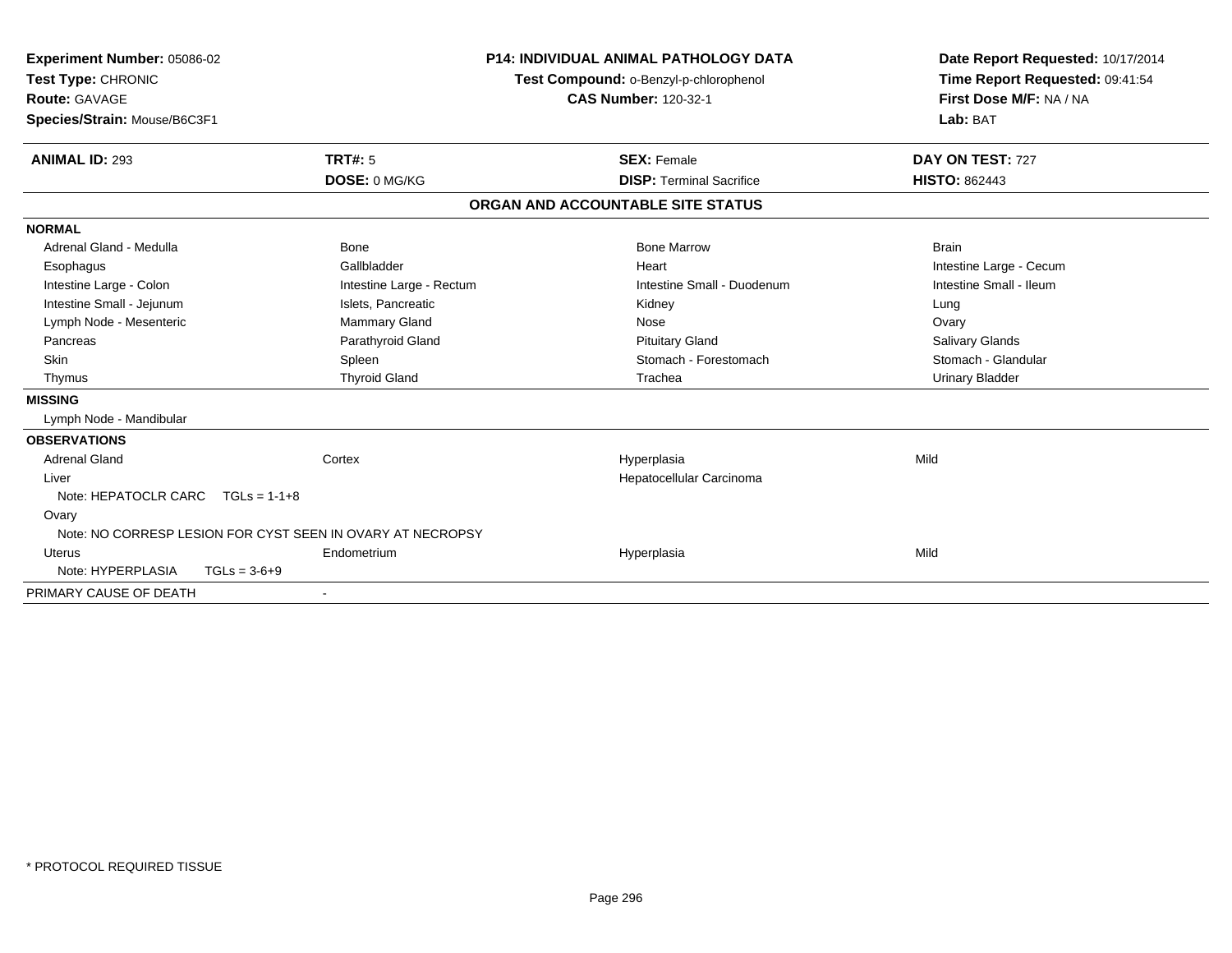**Experiment Number:** 05086-02
**Test Type:** CHRONIC
**Route:** GAVAGE
**Species/Strain:** Mouse/B6C3F1

**P14: INDIVIDUAL ANIMAL PATHOLOGY DATA**
**Test Compound:** o-Benzyl-p-chlorophenol
**CAS Number:** 120-32-1

**Date Report Requested:** 10/17/2014
**Time Report Requested:** 09:41:54
**First Dose M/F:** NA / NA
**Lab:** BAT

| **ANIMAL ID:** 293 | **TRT#:** 5 | **SEX:** Female | **DAY ON TEST:** 727 |
|---|---|---|---|
| | **DOSE:** 0 MG/KG | **DISP:** Terminal Sacrifice | **HISTO:** 862443 |

**ORGAN AND ACCOUNTABLE SITE STATUS**

| | | | |
|---|---|---|---|
| **NORMAL** | | | |
| Adrenal Gland - Medulla | Bone | Bone Marrow | Brain |
| Esophagus | Gallbladder | Heart | Intestine Large - Cecum |
| Intestine Large - Colon | Intestine Large - Rectum | Intestine Small - Duodenum | Intestine Small - Ileum |
| Intestine Small - Jejunum | Islets, Pancreatic | Kidney | Lung |
| Lymph Node - Mesenteric | Mammary Gland | Nose | Ovary |
| Pancreas | Parathyroid Gland | Pituitary Gland | Salivary Glands |
| Skin | Spleen | Stomach - Forestomach | Stomach - Glandular |
| Thymus | Thyroid Gland | Trachea | Urinary Bladder |
| **MISSING** | | | |
| Lymph Node - Mandibular | | | |
| **OBSERVATIONS** | | | |
| Adrenal Gland | Cortex | Hyperplasia | Mild |
| Liver | | Hepatocellular Carcinoma | |
| Note: HEPATOCLR CARC TGLs = 1-1+8 | | | |
| Ovary | | | |
| Note: NO CORRESP LESION FOR CYST SEEN IN OVARY AT NECROPSY | | | |
| Uterus | Endometrium | Hyperplasia | Mild |
| Note: HYPERPLASIA TGLs = 3-6+9 | | | |
| PRIMARY CAUSE OF DEATH | - | | |

\* PROTOCOL REQUIRED TISSUE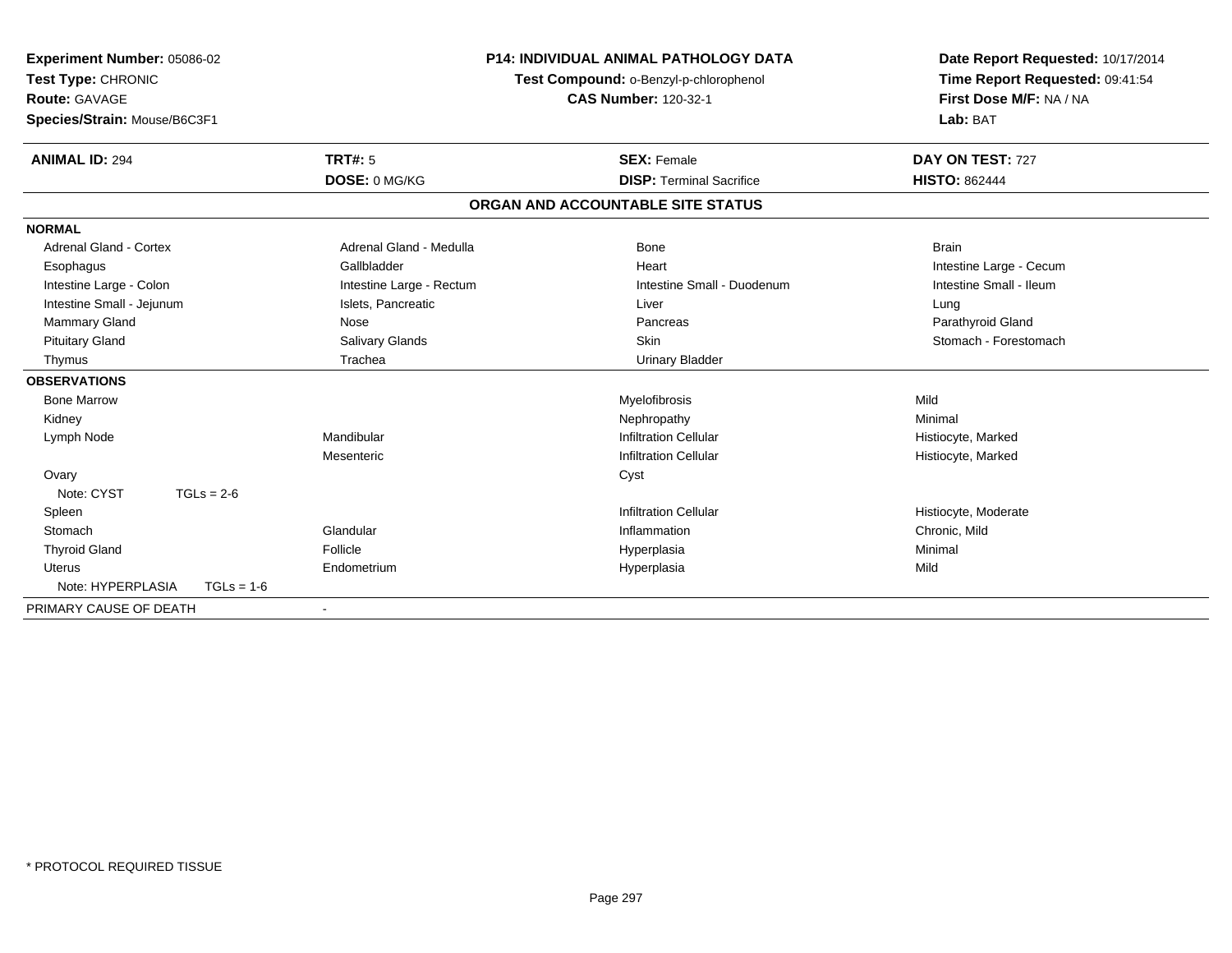**Experiment Number:** 05086-02
**Test Type:** CHRONIC
**Route:** GAVAGE
**Species/Strain:** Mouse/B6C3F1

**P14: INDIVIDUAL ANIMAL PATHOLOGY DATA**
**Test Compound:** o-Benzyl-p-chlorophenol
**CAS Number:** 120-32-1

**Date Report Requested:** 10/17/2014
**Time Report Requested:** 09:41:54
**First Dose M/F:** NA / NA
**Lab:** BAT

| **ANIMAL ID:** 294 | **TRT#:** 5 | **SEX:** Female | **DAY ON TEST:** 727 |
|---|---|---|---|
| | **DOSE:** 0 MG/KG | **DISP:** Terminal Sacrifice | **HISTO:** 862444 |

## ORGAN AND ACCOUNTABLE SITE STATUS

| | | | |
|---|---|---|---|
| **NORMAL** | | | |
| Adrenal Gland - Cortex | Adrenal Gland - Medulla | Bone | Brain |
| Esophagus | Gallbladder | Heart | Intestine Large - Cecum |
| Intestine Large - Colon | Intestine Large - Rectum | Intestine Small - Duodenum | Intestine Small - Ileum |
| Intestine Small - Jejunum | Islets, Pancreatic | Liver | Lung |
| Mammary Gland | Nose | Pancreas | Parathyroid Gland |
| Pituitary Gland | Salivary Glands | Skin | Stomach - Forestomach |
| Thymus | Trachea | Urinary Bladder | |
| **OBSERVATIONS** | | | |
| Bone Marrow | | Myelofibrosis | Mild |
| Kidney | | Nephropathy | Minimal |
| Lymph Node | Mandibular | Infiltration Cellular | Histiocyte, Marked |
| | Mesenteric | Infiltration Cellular | Histiocyte, Marked |
| Ovary | | Cyst | |
| Note: CYST TGLs = 2-6 | | | |
| Spleen | | Infiltration Cellular | Histiocyte, Moderate |
| Stomach | Glandular | Inflammation | Chronic, Mild |
| Thyroid Gland | Follicle | Hyperplasia | Minimal |
| Uterus | Endometrium | Hyperplasia | Mild |
| Note: HYPERPLASIA TGLs = 1-6 | | | |
| PRIMARY CAUSE OF DEATH | - | | |

* PROTOCOL REQUIRED TISSUE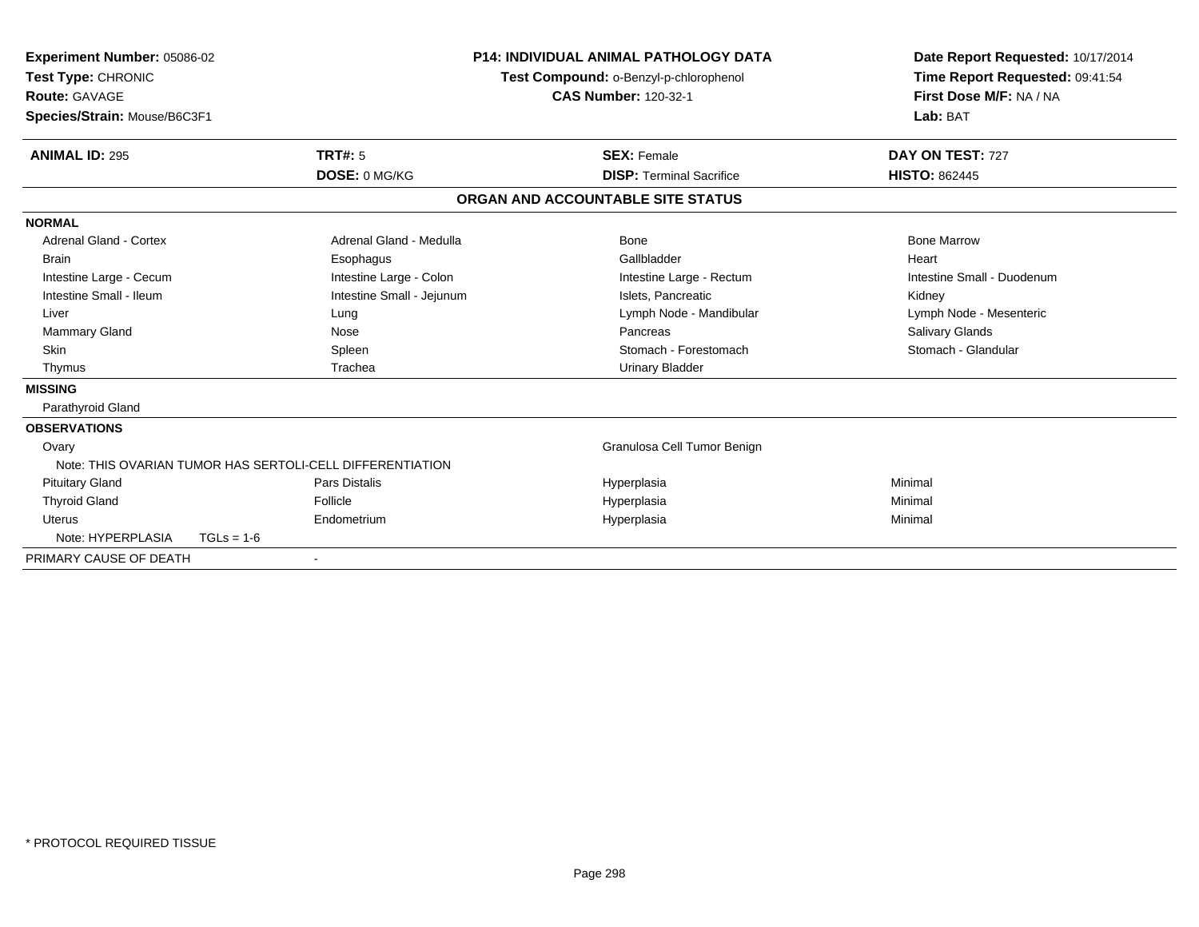**Experiment Number:** 05086-02
**Test Type:** CHRONIC
**Route:** GAVAGE
**Species/Strain:** Mouse/B6C3F1

**P14: INDIVIDUAL ANIMAL PATHOLOGY DATA**
**Test Compound:** o-Benzyl-p-chlorophenol
**CAS Number:** 120-32-1

**Date Report Requested:** 10/17/2014
**Time Report Requested:** 09:41:54
**First Dose M/F:** NA / NA
**Lab:** BAT

| **ANIMAL ID:** 295 | **TRT#:** 5 | **SEX:** Female | **DAY ON TEST:** 727 |
|---|---|---|---|
| | **DOSE:** 0 MG/KG | **DISP:** Terminal Sacrifice | **HISTO:** 862445 |

## ORGAN AND ACCOUNTABLE SITE STATUS

**NORMAL**

| | | | |
|---|---|---|---|
| Adrenal Gland - Cortex | Adrenal Gland - Medulla | Bone | Bone Marrow |
| Brain | Esophagus | Gallbladder | Heart |
| Intestine Large - Cecum | Intestine Large - Colon | Intestine Large - Rectum | Intestine Small - Duodenum |
| Intestine Small - Ileum | Intestine Small - Jejunum | Islets, Pancreatic | Kidney |
| Liver | Lung | Lymph Node - Mandibular | Lymph Node - Mesenteric |
| Mammary Gland | Nose | Pancreas | Salivary Glands |
| Skin | Spleen | Stomach - Forestomach | Stomach - Glandular |
| Thymus | Trachea | Urinary Bladder | |

**MISSING**

Parathyroid Gland

**OBSERVATIONS**

| | | | |
|---|---|---|---|
| Ovary | | Granulosa Cell Tumor Benign | |
| Note: THIS OVARIAN TUMOR HAS SERTOLI-CELL DIFFERENTIATION | | | |
| Pituitary Gland | Pars Distalis | Hyperplasia | Minimal |
| Thyroid Gland | Follicle | Hyperplasia | Minimal |
| Uterus | Endometrium | Hyperplasia | Minimal |
| Note: HYPERPLASIA TGLs = 1-6 | | | |

PRIMARY CAUSE OF DEATH -

\* PROTOCOL REQUIRED TISSUE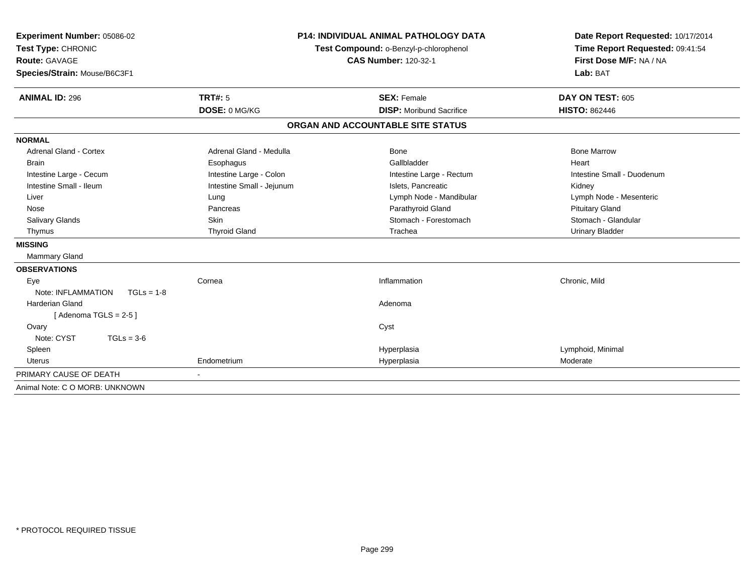**Experiment Number:** 05086-02
**Test Type:** CHRONIC
**Route:** GAVAGE
**Species/Strain:** Mouse/B6C3F1

**P14: INDIVIDUAL ANIMAL PATHOLOGY DATA**
**Test Compound:** o-Benzyl-p-chlorophenol
**CAS Number:** 120-32-1

**Date Report Requested:** 10/17/2014
**Time Report Requested:** 09:41:54
**First Dose M/F:** NA / NA
**Lab:** BAT

| **ANIMAL ID:** 296 | **TRT#:** 5 | **SEX:** Female | **DAY ON TEST:** 605 |
|---|---|---|---|
| | **DOSE:** 0 MG/KG | **DISP:** Moribund Sacrifice | **HISTO:** 862446 |

## ORGAN AND ACCOUNTABLE SITE STATUS

**NORMAL**

| | | | |
|---|---|---|---|
| Adrenal Gland - Cortex | Adrenal Gland - Medulla | Bone | Bone Marrow |
| Brain | Esophagus | Gallbladder | Heart |
| Intestine Large - Cecum | Intestine Large - Colon | Intestine Large - Rectum | Intestine Small - Duodenum |
| Intestine Small - Ileum | Intestine Small - Jejunum | Islets, Pancreatic | Kidney |
| Liver | Lung | Lymph Node - Mandibular | Lymph Node - Mesenteric |
| Nose | Pancreas | Parathyroid Gland | Pituitary Gland |
| Salivary Glands | Skin | Stomach - Forestomach | Stomach - Glandular |
| Thymus | Thyroid Gland | Trachea | Urinary Bladder |

**MISSING**

Mammary Gland

**OBSERVATIONS**

| | | | |
|---|---|---|---|
| Eye | Cornea | Inflammation | Chronic, Mild |
| Note: INFLAMMATION TGLs = 1-8 | | | |
| Harderian Gland | | Adenoma | |
| [ Adenoma TGLS = 2-5 ] | | | |
| Ovary | | Cyst | |
| Note: CYST TGLs = 3-6 | | | |
| Spleen | | Hyperplasia | Lymphoid, Minimal |
| Uterus | Endometrium | Hyperplasia | Moderate |

PRIMARY CAUSE OF DEATH -

Animal Note: C O MORB: UNKNOWN

* PROTOCOL REQUIRED TISSUE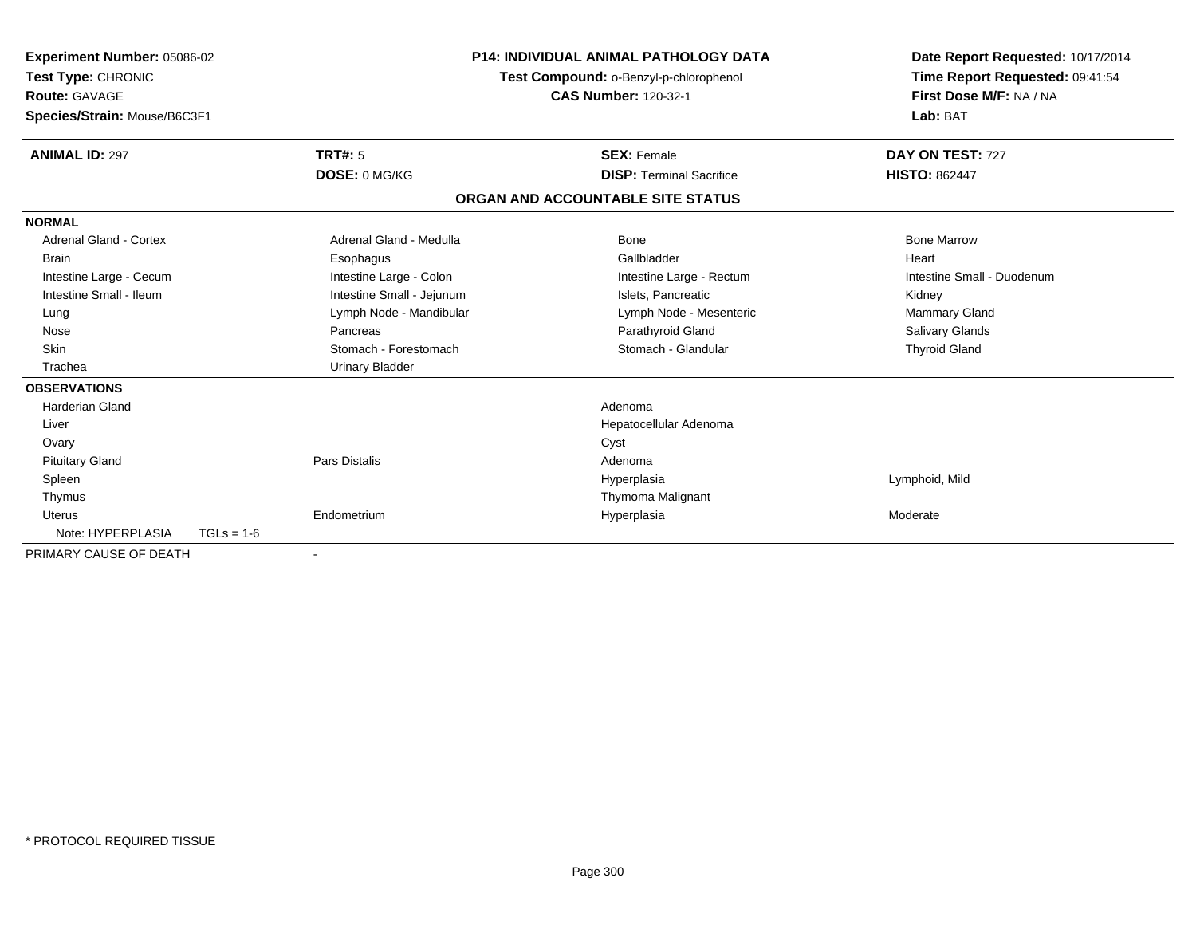**Experiment Number:** 05086-02
**Test Type:** CHRONIC
**Route:** GAVAGE
**Species/Strain:** Mouse/B6C3F1

**P14: INDIVIDUAL ANIMAL PATHOLOGY DATA**
**Test Compound:** o-Benzyl-p-chlorophenol
**CAS Number:** 120-32-1

**Date Report Requested:** 10/17/2014
**Time Report Requested:** 09:41:54
**First Dose M/F:** NA / NA
**Lab:** BAT

| **ANIMAL ID:** 297 | **TRT#:** 5 | **SEX:** Female | **DAY ON TEST:** 727 |
|---|---|---|---|
| | **DOSE:** 0 MG/KG | **DISP:** Terminal Sacrifice | **HISTO:** 862447 |

## ORGAN AND ACCOUNTABLE SITE STATUS

**NORMAL**

| | | | |
|---|---|---|---|
| Adrenal Gland - Cortex | Adrenal Gland - Medulla | Bone | Bone Marrow |
| Brain | Esophagus | Gallbladder | Heart |
| Intestine Large - Cecum | Intestine Large - Colon | Intestine Large - Rectum | Intestine Small - Duodenum |
| Intestine Small - Ileum | Intestine Small - Jejunum | Islets, Pancreatic | Kidney |
| Lung | Lymph Node - Mandibular | Lymph Node - Mesenteric | Mammary Gland |
| Nose | Pancreas | Parathyroid Gland | Salivary Glands |
| Skin | Stomach - Forestomach | Stomach - Glandular | Thyroid Gland |
| Trachea | Urinary Bladder | | |

**OBSERVATIONS**

| | | | |
|---|---|---|---|
| Harderian Gland | | Adenoma | |
| Liver | | Hepatocellular Adenoma | |
| Ovary | | Cyst | |
| Pituitary Gland | Pars Distalis | Adenoma | |
| Spleen | | Hyperplasia | Lymphoid, Mild |
| Thymus | | Thymoma Malignant | |
| Uterus | Endometrium | Hyperplasia | Moderate |
| Note: HYPERPLASIA TGLs = 1-6 | | | |

PRIMARY CAUSE OF DEATH -

\* PROTOCOL REQUIRED TISSUE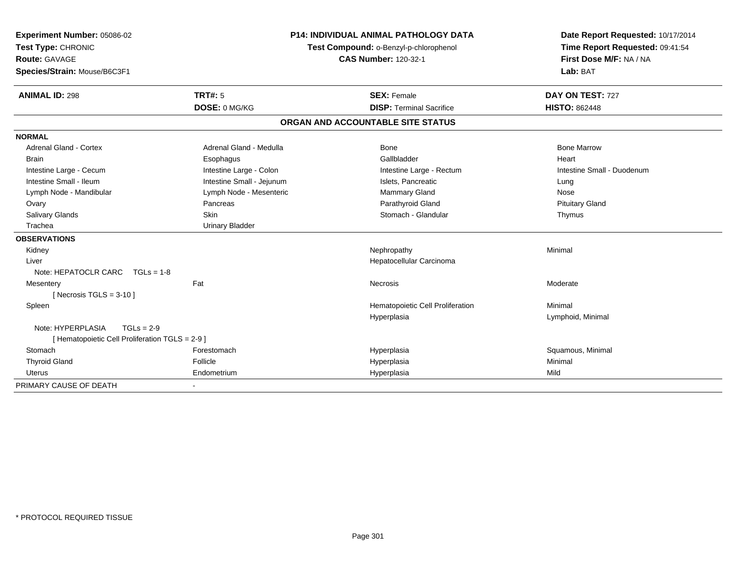**Experiment Number:** 05086-02
**Test Type:** CHRONIC
**Route:** GAVAGE
**Species/Strain:** Mouse/B6C3F1

**P14: INDIVIDUAL ANIMAL PATHOLOGY DATA**
**Test Compound:** o-Benzyl-p-chlorophenol
**CAS Number:** 120-32-1

**Date Report Requested:** 10/17/2014
**Time Report Requested:** 09:41:54
**First Dose M/F:** NA / NA
**Lab:** BAT

| **ANIMAL ID:** 298 | **TRT#:** 5 | **SEX:** Female | **DAY ON TEST:** 727 |
|---|---|---|---|
| | **DOSE:** 0 MG/KG | **DISP:** Terminal Sacrifice | **HISTO:** 862448 |

## ORGAN AND ACCOUNTABLE SITE STATUS

**NORMAL**

| | | | |
|---|---|---|---|
| Adrenal Gland - Cortex | Adrenal Gland - Medulla | Bone | Bone Marrow |
| Brain | Esophagus | Gallbladder | Heart |
| Intestine Large - Cecum | Intestine Large - Colon | Intestine Large - Rectum | Intestine Small - Duodenum |
| Intestine Small - Ileum | Intestine Small - Jejunum | Islets, Pancreatic | Lung |
| Lymph Node - Mandibular | Lymph Node - Mesenteric | Mammary Gland | Nose |
| Ovary | Pancreas | Parathyroid Gland | Pituitary Gland |
| Salivary Glands | Skin | Stomach - Glandular | Thymus |
| Trachea | Urinary Bladder | | |

**OBSERVATIONS**

| | | | |
|---|---|---|---|
| Kidney | | Nephropathy | Minimal |
| Liver | | Hepatocellular Carcinoma | |
| Note: HEPATOCLR CARC TGLs = 1-8 | | | |
| Mesentery | Fat | Necrosis | Moderate |
| [ Necrosis TGLS = 3-10 ] | | | |
| Spleen | | Hematopoietic Cell Proliferation | Minimal |
| | | Hyperplasia | Lymphoid, Minimal |
| Note: HYPERPLASIA TGLs = 2-9 | | | |
| [ Hematopoietic Cell Proliferation TGLS = 2-9 ] | | | |
| Stomach | Forestomach | Hyperplasia | Squamous, Minimal |
| Thyroid Gland | Follicle | Hyperplasia | Minimal |
| Uterus | Endometrium | Hyperplasia | Mild |

PRIMARY CAUSE OF DEATH -

* PROTOCOL REQUIRED TISSUE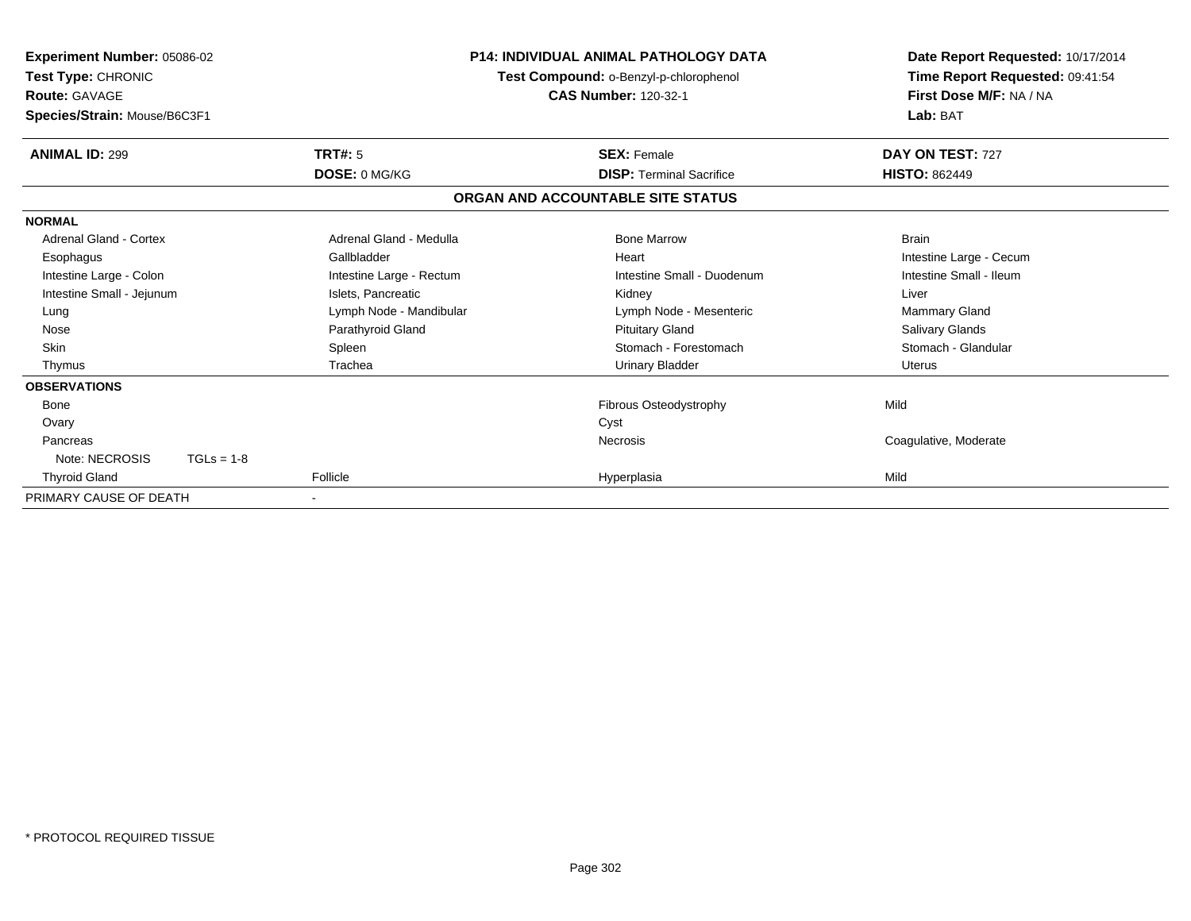**Experiment Number:** 05086-02
**Test Type:** CHRONIC
**Route:** GAVAGE
**Species/Strain:** Mouse/B6C3F1

**P14: INDIVIDUAL ANIMAL PATHOLOGY DATA**
**Test Compound:** o-Benzyl-p-chlorophenol
**CAS Number:** 120-32-1

**Date Report Requested:** 10/17/2014
**Time Report Requested:** 09:41:54
**First Dose M/F:** NA / NA
**Lab:** BAT

| **ANIMAL ID:** 299 | **TRT#:** 5 | **SEX:** Female | **DAY ON TEST:** 727 |
|---|---|---|---|
| | **DOSE:** 0 MG/KG | **DISP:** Terminal Sacrifice | **HISTO:** 862449 |

**ORGAN AND ACCOUNTABLE SITE STATUS**

| | | | |
|---|---|---|---|
| **NORMAL** | | | |
| Adrenal Gland - Cortex | Adrenal Gland - Medulla | Bone Marrow | Brain |
| Esophagus | Gallbladder | Heart | Intestine Large - Cecum |
| Intestine Large - Colon | Intestine Large - Rectum | Intestine Small - Duodenum | Intestine Small - Ileum |
| Intestine Small - Jejunum | Islets, Pancreatic | Kidney | Liver |
| Lung | Lymph Node - Mandibular | Lymph Node - Mesenteric | Mammary Gland |
| Nose | Parathyroid Gland | Pituitary Gland | Salivary Glands |
| Skin | Spleen | Stomach - Forestomach | Stomach - Glandular |
| Thymus | Trachea | Urinary Bladder | Uterus |
| **OBSERVATIONS** | | | |
| Bone | | Fibrous Osteodystrophy | Mild |
| Ovary | | Cyst | |
| Pancreas | | Necrosis | Coagulative, Moderate |
| Note: NECROSIS TGLs = 1-8 | | | |
| Thyroid Gland | Follicle | Hyperplasia | Mild |
| PRIMARY CAUSE OF DEATH | - | | |

\* PROTOCOL REQUIRED TISSUE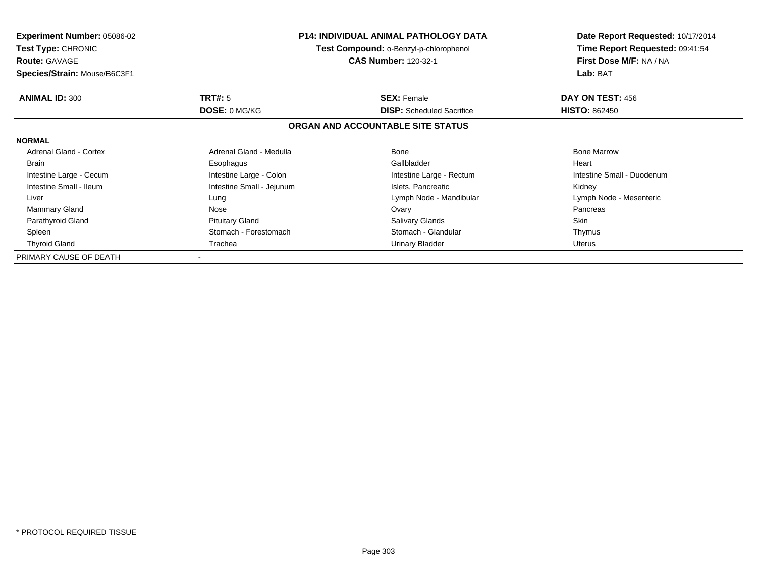**Experiment Number:** 05086-02
**Test Type:** CHRONIC
**Route:** GAVAGE
**Species/Strain:** Mouse/B6C3F1

**P14: INDIVIDUAL ANIMAL PATHOLOGY DATA**
**Test Compound:** o-Benzyl-p-chlorophenol
**CAS Number:** 120-32-1

**Date Report Requested:** 10/17/2014
**Time Report Requested:** 09:41:54
**First Dose M/F:** NA / NA
**Lab:** BAT

| **ANIMAL ID:** 300 | **TRT#:** 5 | **SEX:** Female | **DAY ON TEST:** 456 |
|---|---|---|---|
| | **DOSE:** 0 MG/KG | **DISP:** Scheduled Sacrifice | **HISTO:** 862450 |

## ORGAN AND ACCOUNTABLE SITE STATUS

**NORMAL**

| | | | |
|---|---|---|---|
| Adrenal Gland - Cortex | Adrenal Gland - Medulla | Bone | Bone Marrow |
| Brain | Esophagus | Gallbladder | Heart |
| Intestine Large - Cecum | Intestine Large - Colon | Intestine Large - Rectum | Intestine Small - Duodenum |
| Intestine Small - Ileum | Intestine Small - Jejunum | Islets, Pancreatic | Kidney |
| Liver | Lung | Lymph Node - Mandibular | Lymph Node - Mesenteric |
| Mammary Gland | Nose | Ovary | Pancreas |
| Parathyroid Gland | Pituitary Gland | Salivary Glands | Skin |
| Spleen | Stomach - Forestomach | Stomach - Glandular | Thymus |
| Thyroid Gland | Trachea | Urinary Bladder | Uterus |

PRIMARY CAUSE OF DEATH -

* PROTOCOL REQUIRED TISSUE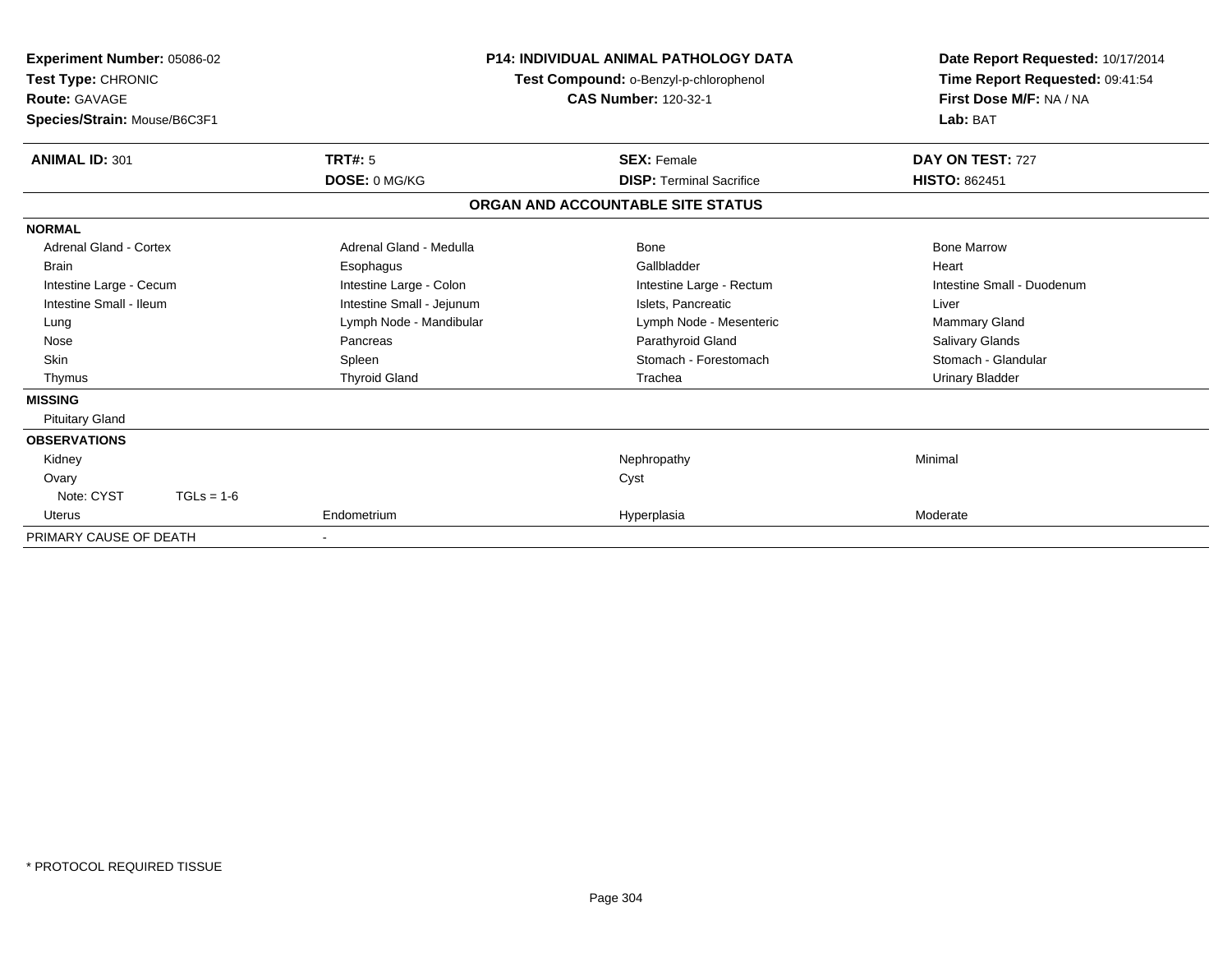**Experiment Number:** 05086-02
**Test Type:** CHRONIC
**Route:** GAVAGE
**Species/Strain:** Mouse/B6C3F1

**P14: INDIVIDUAL ANIMAL PATHOLOGY DATA**
**Test Compound:** o-Benzyl-p-chlorophenol
**CAS Number:** 120-32-1

**Date Report Requested:** 10/17/2014
**Time Report Requested:** 09:41:54
**First Dose M/F:** NA / NA
**Lab:** BAT

| **ANIMAL ID:** 301 | **TRT#:** 5 | **SEX:** Female | **DAY ON TEST:** 727 |
|---|---|---|---|
| | **DOSE:** 0 MG/KG | **DISP:** Terminal Sacrifice | **HISTO:** 862451 |

**ORGAN AND ACCOUNTABLE SITE STATUS**

| | | | |
|---|---|---|---|
| **NORMAL** | | | |
| Adrenal Gland - Cortex | Adrenal Gland - Medulla | Bone | Bone Marrow |
| Brain | Esophagus | Gallbladder | Heart |
| Intestine Large - Cecum | Intestine Large - Colon | Intestine Large - Rectum | Intestine Small - Duodenum |
| Intestine Small - Ileum | Intestine Small - Jejunum | Islets, Pancreatic | Liver |
| Lung | Lymph Node - Mandibular | Lymph Node - Mesenteric | Mammary Gland |
| Nose | Pancreas | Parathyroid Gland | Salivary Glands |
| Skin | Spleen | Stomach - Forestomach | Stomach - Glandular |
| Thymus | Thyroid Gland | Trachea | Urinary Bladder |
| **MISSING** | | | |
| Pituitary Gland | | | |
| **OBSERVATIONS** | | | |
| Kidney | | Nephropathy | Minimal |
| Ovary | | Cyst | |
| Note: CYST TGLs = 1-6 | | | |
| Uterus | Endometrium | Hyperplasia | Moderate |
| PRIMARY CAUSE OF DEATH | - | | |

* PROTOCOL REQUIRED TISSUE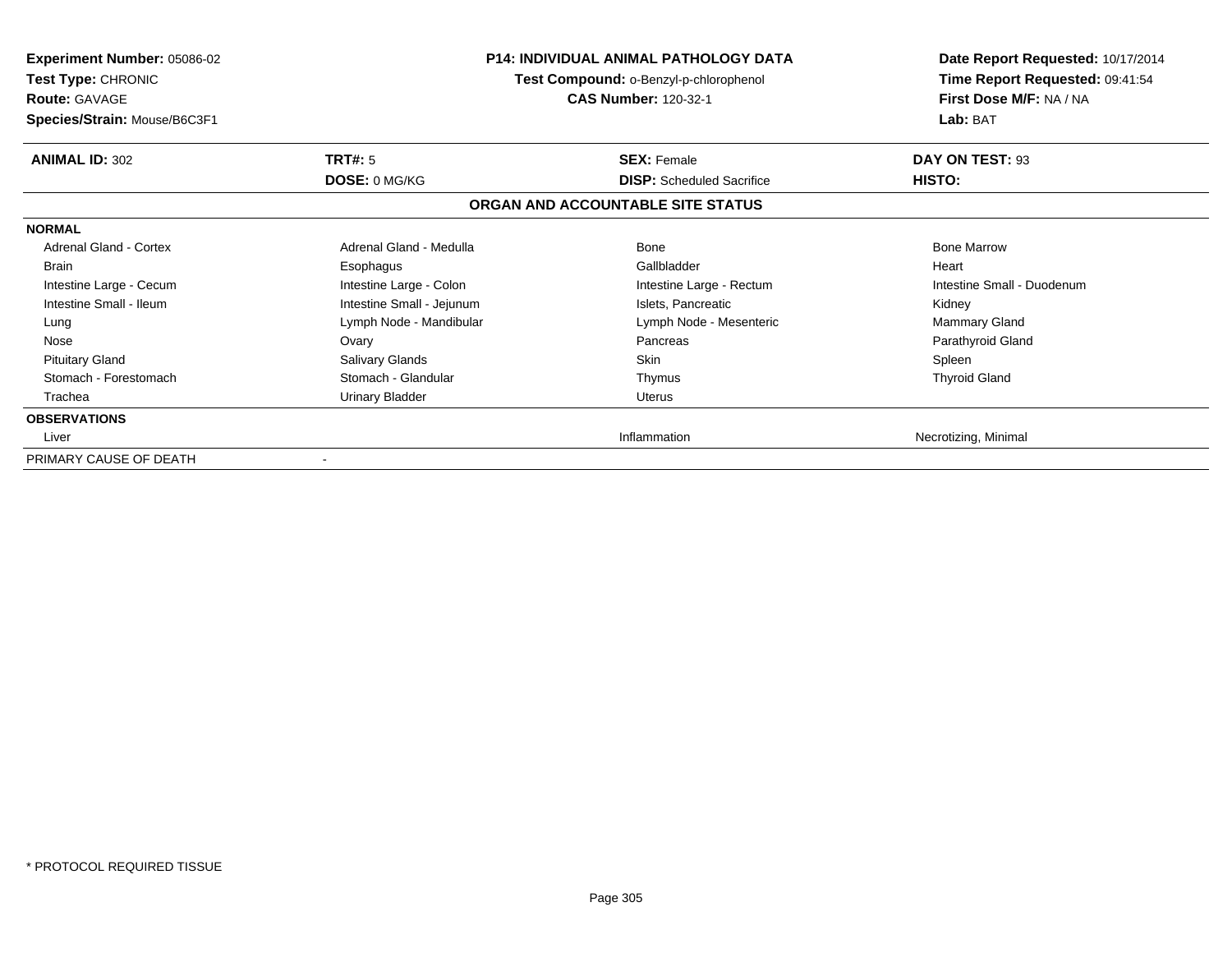| | | | |
|---|---|---|---|
| **Experiment Number:** 05086-02 | **P14: INDIVIDUAL ANIMAL PATHOLOGY DATA** | | **Date Report Requested:** 10/17/2014 |
| **Test Type:** CHRONIC | **Test Compound:** o-Benzyl-p-chlorophenol | | **Time Report Requested:** 09:41:54 |
| **Route:** GAVAGE | **CAS Number:** 120-32-1 | | **First Dose M/F:** NA / NA |
| **Species/Strain:** Mouse/B6C3F1 | | | **Lab:** BAT |

| **ANIMAL ID:** 302 | **TRT#:** 5 | **SEX:** Female | **DAY ON TEST:** 93 |
|---|---|---|---|
| | **DOSE:** 0 MG/KG | **DISP:** Scheduled Sacrifice | **HISTO:** |

**ORGAN AND ACCOUNTABLE SITE STATUS**

| | | | |
|---|---|---|---|
| **NORMAL** | | | |
| Adrenal Gland - Cortex | Adrenal Gland - Medulla | Bone | Bone Marrow |
| Brain | Esophagus | Gallbladder | Heart |
| Intestine Large - Cecum | Intestine Large - Colon | Intestine Large - Rectum | Intestine Small - Duodenum |
| Intestine Small - Ileum | Intestine Small - Jejunum | Islets, Pancreatic | Kidney |
| Lung | Lymph Node - Mandibular | Lymph Node - Mesenteric | Mammary Gland |
| Nose | Ovary | Pancreas | Parathyroid Gland |
| Pituitary Gland | Salivary Glands | Skin | Spleen |
| Stomach - Forestomach | Stomach - Glandular | Thymus | Thyroid Gland |
| Trachea | Urinary Bladder | Uterus | |
| **OBSERVATIONS** | | | |
| Liver | | Inflammation | Necrotizing, Minimal |
| PRIMARY CAUSE OF DEATH | - | | |

\* PROTOCOL REQUIRED TISSUE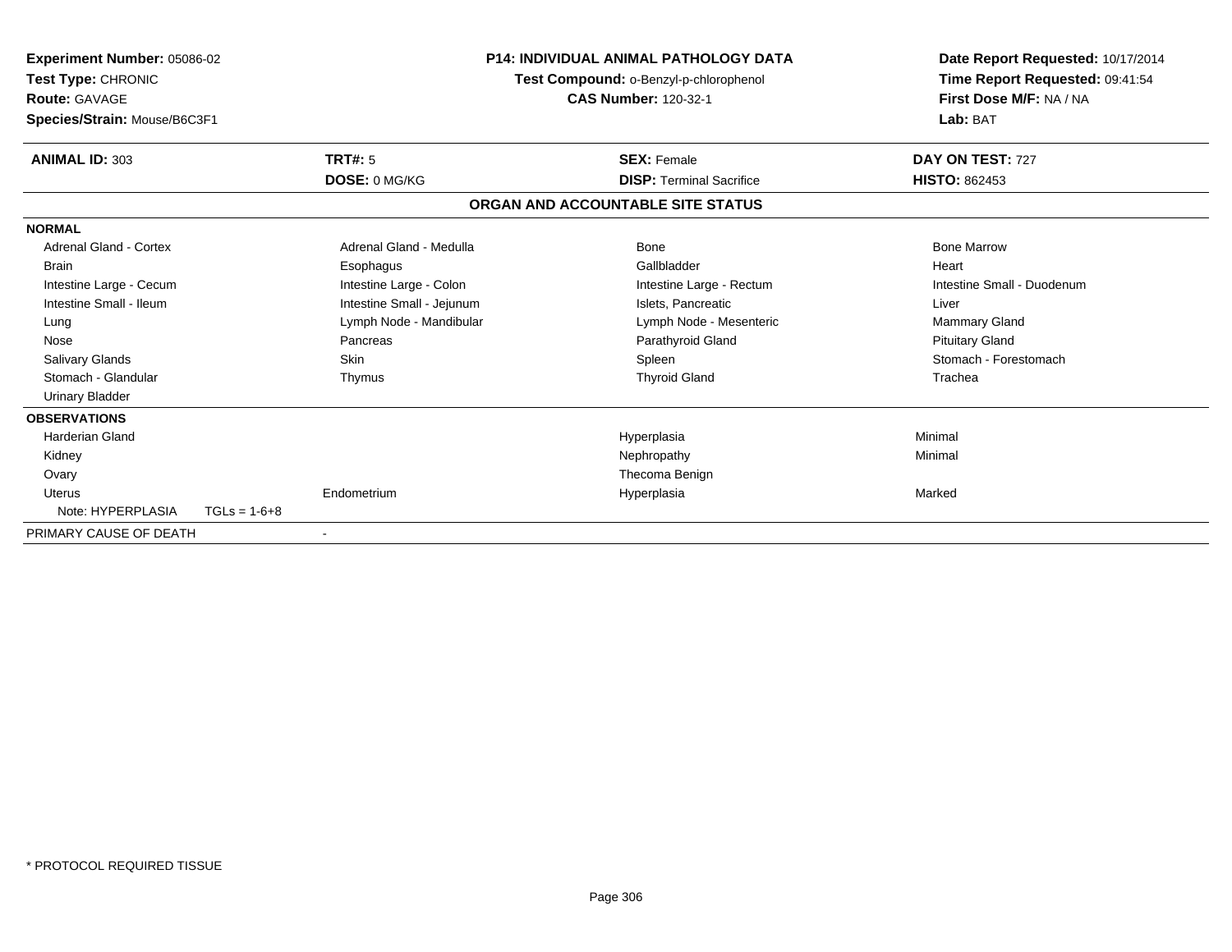**Experiment Number:** 05086-02
**Test Type:** CHRONIC
**Route:** GAVAGE
**Species/Strain:** Mouse/B6C3F1

**P14: INDIVIDUAL ANIMAL PATHOLOGY DATA**
**Test Compound:** o-Benzyl-p-chlorophenol
**CAS Number:** 120-32-1

**Date Report Requested:** 10/17/2014
**Time Report Requested:** 09:41:54
**First Dose M/F:** NA / NA
**Lab:** BAT

| **ANIMAL ID:** 303 | **TRT#:** 5 | **SEX:** Female | **DAY ON TEST:** 727 |
|---|---|---|---|
| | **DOSE:** 0 MG/KG | **DISP:** Terminal Sacrifice | **HISTO:** 862453 |

## ORGAN AND ACCOUNTABLE SITE STATUS

| | | | |
|---|---|---|---|
| **NORMAL** | | | |
| Adrenal Gland - Cortex | Adrenal Gland - Medulla | Bone | Bone Marrow |
| Brain | Esophagus | Gallbladder | Heart |
| Intestine Large - Cecum | Intestine Large - Colon | Intestine Large - Rectum | Intestine Small - Duodenum |
| Intestine Small - Ileum | Intestine Small - Jejunum | Islets, Pancreatic | Liver |
| Lung | Lymph Node - Mandibular | Lymph Node - Mesenteric | Mammary Gland |
| Nose | Pancreas | Parathyroid Gland | Pituitary Gland |
| Salivary Glands | Skin | Spleen | Stomach - Forestomach |
| Stomach - Glandular | Thymus | Thyroid Gland | Trachea |
| Urinary Bladder | | | |
| **OBSERVATIONS** | | | |
| Harderian Gland | | Hyperplasia | Minimal |
| Kidney | | Nephropathy | Minimal |
| Ovary | | Thecoma Benign | |
| Uterus | Endometrium | Hyperplasia | Marked |
| Note: HYPERPLASIA TGLs = 1-6+8 | | | |
| PRIMARY CAUSE OF DEATH | - | | |

\* PROTOCOL REQUIRED TISSUE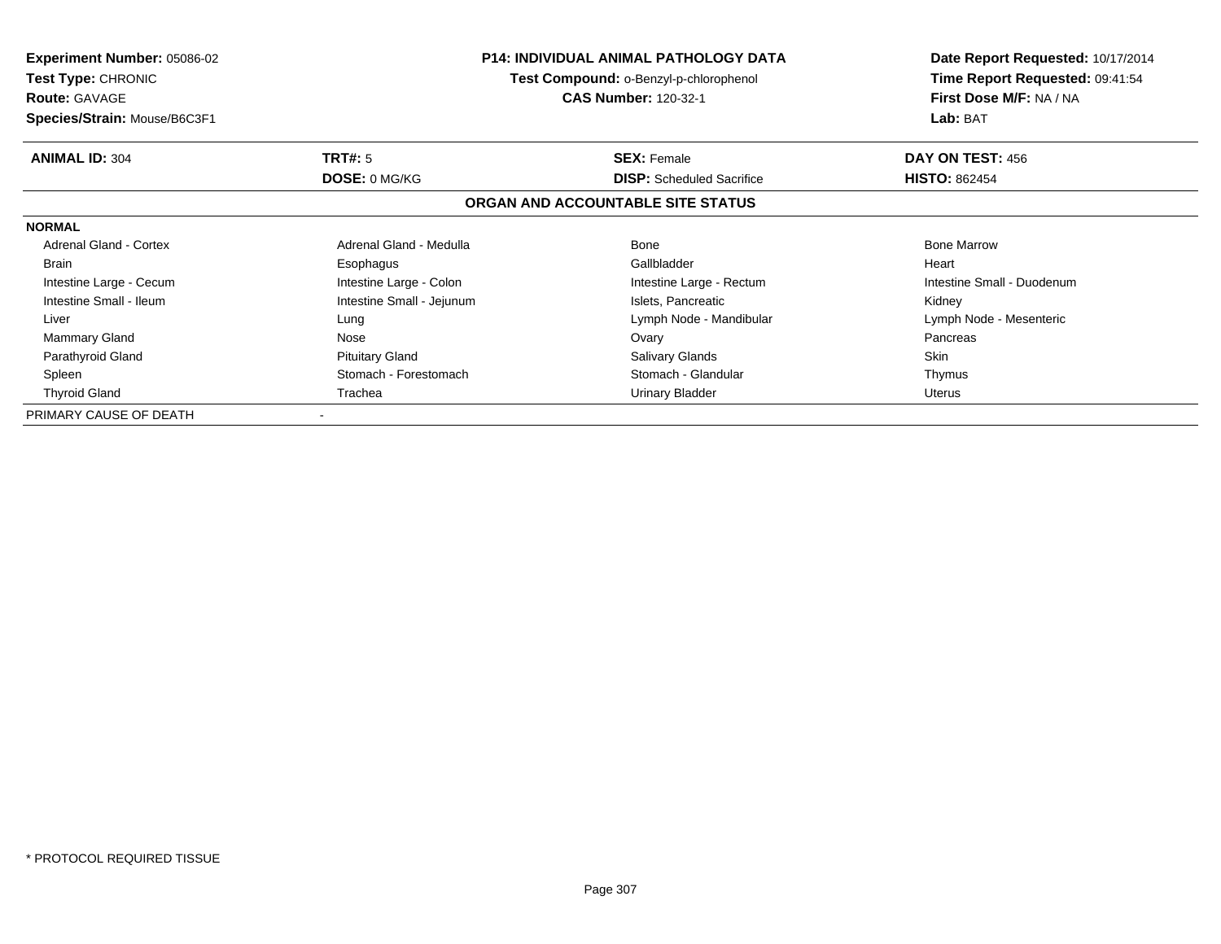**Experiment Number:** 05086-02
**Test Type:** CHRONIC
**Route:** GAVAGE
**Species/Strain:** Mouse/B6C3F1

**P14: INDIVIDUAL ANIMAL PATHOLOGY DATA**
**Test Compound:** o-Benzyl-p-chlorophenol
**CAS Number:** 120-32-1

**Date Report Requested:** 10/17/2014
**Time Report Requested:** 09:41:54
**First Dose M/F:** NA / NA
**Lab:** BAT

| **ANIMAL ID:** 304 | **TRT#:** 5 | **SEX:** Female | **DAY ON TEST:** 456 |
|---|---|---|---|
| | **DOSE:** 0 MG/KG | **DISP:** Scheduled Sacrifice | **HISTO:** 862454 |

## ORGAN AND ACCOUNTABLE SITE STATUS

**NORMAL**

| | | | |
|---|---|---|---|
| Adrenal Gland - Cortex | Adrenal Gland - Medulla | Bone | Bone Marrow |
| Brain | Esophagus | Gallbladder | Heart |
| Intestine Large - Cecum | Intestine Large - Colon | Intestine Large - Rectum | Intestine Small - Duodenum |
| Intestine Small - Ileum | Intestine Small - Jejunum | Islets, Pancreatic | Kidney |
| Liver | Lung | Lymph Node - Mandibular | Lymph Node - Mesenteric |
| Mammary Gland | Nose | Ovary | Pancreas |
| Parathyroid Gland | Pituitary Gland | Salivary Glands | Skin |
| Spleen | Stomach - Forestomach | Stomach - Glandular | Thymus |
| Thyroid Gland | Trachea | Urinary Bladder | Uterus |

PRIMARY CAUSE OF DEATH -

* PROTOCOL REQUIRED TISSUE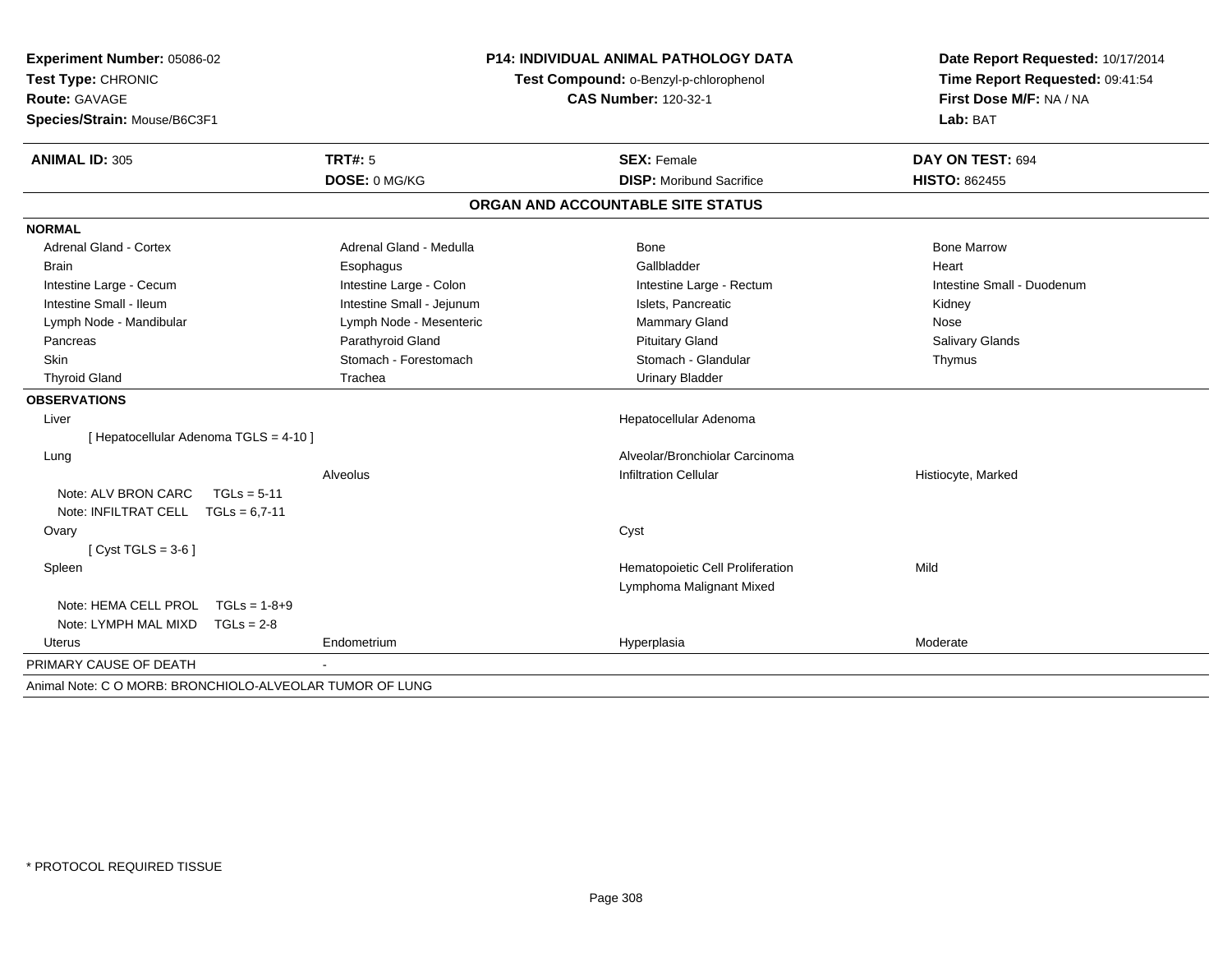**Experiment Number:** 05086-02
**Test Type:** CHRONIC
**Route:** GAVAGE
**Species/Strain:** Mouse/B6C3F1

**P14: INDIVIDUAL ANIMAL PATHOLOGY DATA**
**Test Compound:** o-Benzyl-p-chlorophenol
**CAS Number:** 120-32-1

**Date Report Requested:** 10/17/2014
**Time Report Requested:** 09:41:54
**First Dose M/F:** NA / NA
**Lab:** BAT

| **ANIMAL ID:** 305 | **TRT#:** 5 | **SEX:** Female | **DAY ON TEST:** 694 |
|---|---|---|---|
| | **DOSE:** 0 MG/KG | **DISP:** Moribund Sacrifice | **HISTO:** 862455 |

## ORGAN AND ACCOUNTABLE SITE STATUS

**NORMAL**

| | | | |
|---|---|---|---|
| Adrenal Gland - Cortex | Adrenal Gland - Medulla | Bone | Bone Marrow |
| Brain | Esophagus | Gallbladder | Heart |
| Intestine Large - Cecum | Intestine Large - Colon | Intestine Large - Rectum | Intestine Small - Duodenum |
| Intestine Small - Ileum | Intestine Small - Jejunum | Islets, Pancreatic | Kidney |
| Lymph Node - Mandibular | Lymph Node - Mesenteric | Mammary Gland | Nose |
| Pancreas | Parathyroid Gland | Pituitary Gland | Salivary Glands |
| Skin | Stomach - Forestomach | Stomach - Glandular | Thymus |
| Thyroid Gland | Trachea | Urinary Bladder | |

**OBSERVATIONS**

| | | | |
|---|---|---|---|
| Liver | | Hepatocellular Adenoma | |
| [ Hepatocellular Adenoma TGLS = 4-10 ] | | | |
| Lung | | Alveolar/Bronchiolar Carcinoma | |
| | Alveolus | Infiltration Cellular | Histiocyte, Marked |
| Note: ALV BRON CARC TGLs = 5-11 | | | |
| Note: INFILTRAT CELL TGLs = 6,7-11 | | | |
| Ovary | | Cyst | |
| [ Cyst TGLS = 3-6 ] | | | |
| Spleen | | Hematopoietic Cell Proliferation | Mild |
| | | Lymphoma Malignant Mixed | |
| Note: HEMA CELL PROL TGLs = 1-8+9 | | | |
| Note: LYMPH MAL MIXD TGLs = 2-8 | | | |
| Uterus | Endometrium | Hyperplasia | Moderate |

PRIMARY CAUSE OF DEATH -

Animal Note: C O MORB: BRONCHIOLO-ALVEOLAR TUMOR OF LUNG

\* PROTOCOL REQUIRED TISSUE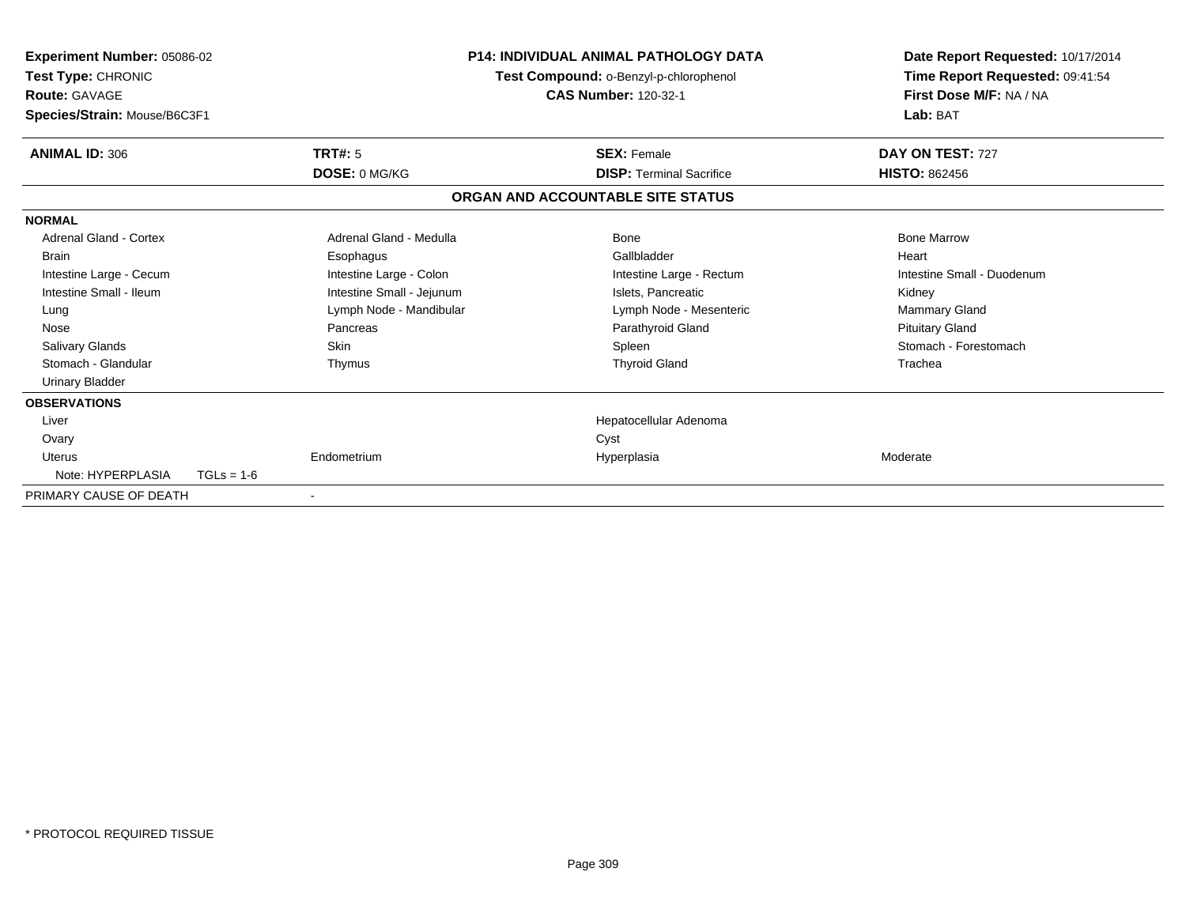**Experiment Number:** 05086-02
**Test Type:** CHRONIC
**Route:** GAVAGE
**Species/Strain:** Mouse/B6C3F1

**P14: INDIVIDUAL ANIMAL PATHOLOGY DATA**
**Test Compound:** o-Benzyl-p-chlorophenol
**CAS Number:** 120-32-1

**Date Report Requested:** 10/17/2014
**Time Report Requested:** 09:41:54
**First Dose M/F:** NA / NA
**Lab:** BAT

| **ANIMAL ID:** 306 | **TRT#:** 5 | **SEX:** Female | **DAY ON TEST:** 727 |
|---|---|---|---|
| | **DOSE:** 0 MG/KG | **DISP:** Terminal Sacrifice | **HISTO:** 862456 |

**ORGAN AND ACCOUNTABLE SITE STATUS**

| | | | |
|---|---|---|---|
| **NORMAL** | | | |
| Adrenal Gland - Cortex | Adrenal Gland - Medulla | Bone | Bone Marrow |
| Brain | Esophagus | Gallbladder | Heart |
| Intestine Large - Cecum | Intestine Large - Colon | Intestine Large - Rectum | Intestine Small - Duodenum |
| Intestine Small - Ileum | Intestine Small - Jejunum | Islets, Pancreatic | Kidney |
| Lung | Lymph Node - Mandibular | Lymph Node - Mesenteric | Mammary Gland |
| Nose | Pancreas | Parathyroid Gland | Pituitary Gland |
| Salivary Glands | Skin | Spleen | Stomach - Forestomach |
| Stomach - Glandular | Thymus | Thyroid Gland | Trachea |
| Urinary Bladder | | | |
| **OBSERVATIONS** | | | |
| Liver | | Hepatocellular Adenoma | |
| Ovary | | Cyst | |
| Uterus | Endometrium | Hyperplasia | Moderate |
| Note: HYPERPLASIA TGLs = 1-6 | | | |
| PRIMARY CAUSE OF DEATH | - | | |

\* PROTOCOL REQUIRED TISSUE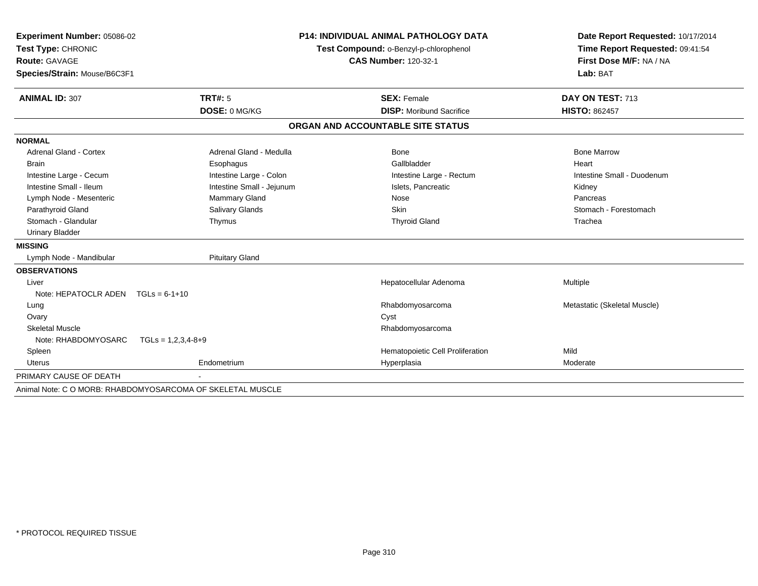**Experiment Number:** 05086-02
**Test Type:** CHRONIC
**Route:** GAVAGE
**Species/Strain:** Mouse/B6C3F1

**P14: INDIVIDUAL ANIMAL PATHOLOGY DATA**
**Test Compound:** o-Benzyl-p-chlorophenol
**CAS Number:** 120-32-1

**Date Report Requested:** 10/17/2014
**Time Report Requested:** 09:41:54
**First Dose M/F:** NA / NA
**Lab:** BAT

| **ANIMAL ID:** 307 | **TRT#:** 5 | **SEX:** Female | **DAY ON TEST:** 713 |
|---|---|---|---|
| | **DOSE:** 0 MG/KG | **DISP:** Moribund Sacrifice | **HISTO:** 862457 |

## ORGAN AND ACCOUNTABLE SITE STATUS

**NORMAL**

| | | | |
|---|---|---|---|
| Adrenal Gland - Cortex | Adrenal Gland - Medulla | Bone | Bone Marrow |
| Brain | Esophagus | Gallbladder | Heart |
| Intestine Large - Cecum | Intestine Large - Colon | Intestine Large - Rectum | Intestine Small - Duodenum |
| Intestine Small - Ileum | Intestine Small - Jejunum | Islets, Pancreatic | Kidney |
| Lymph Node - Mesenteric | Mammary Gland | Nose | Pancreas |
| Parathyroid Gland | Salivary Glands | Skin | Stomach - Forestomach |
| Stomach - Glandular | Thymus | Thyroid Gland | Trachea |
| Urinary Bladder | | | |

**MISSING**

| | |
|---|---|
| Lymph Node - Mandibular | Pituitary Gland |

**OBSERVATIONS**

| | | | |
|---|---|---|---|
| Liver | | Hepatocellular Adenoma | Multiple |
| Note: HEPATOCLR ADEN TGLs = 6-1+10 | | | |
| Lung | | Rhabdomyosarcoma | Metastatic (Skeletal Muscle) |
| Ovary | | Cyst | |
| Skeletal Muscle | | Rhabdomyosarcoma | |
| Note: RHABDOMYOSARC TGLs = 1,2,3,4-8+9 | | | |
| Spleen | | Hematopoietic Cell Proliferation | Mild |
| Uterus | Endometrium | Hyperplasia | Moderate |

PRIMARY CAUSE OF DEATH -

Animal Note: C O MORB: RHABDOMYOSARCOMA OF SKELETAL MUSCLE

* PROTOCOL REQUIRED TISSUE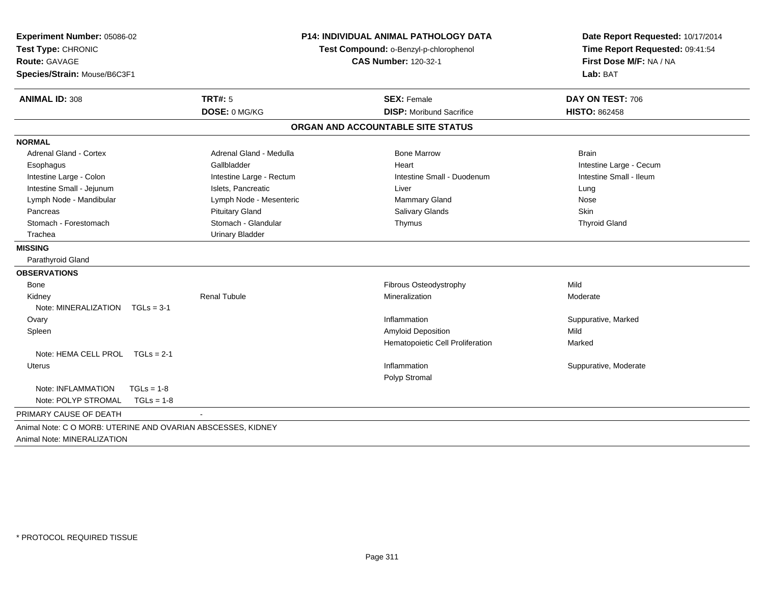**Experiment Number:** 05086-02
**Test Type:** CHRONIC
**Route:** GAVAGE
**Species/Strain:** Mouse/B6C3F1

**P14: INDIVIDUAL ANIMAL PATHOLOGY DATA**
**Test Compound:** o-Benzyl-p-chlorophenol
**CAS Number:** 120-32-1

**Date Report Requested:** 10/17/2014
**Time Report Requested:** 09:41:54
**First Dose M/F:** NA / NA
**Lab:** BAT

| **ANIMAL ID:** 308 | **TRT#:** 5 | **SEX:** Female | **DAY ON TEST:** 706 |
|---|---|---|---|
| | **DOSE:** 0 MG/KG | **DISP:** Moribund Sacrifice | **HISTO:** 862458 |

## ORGAN AND ACCOUNTABLE SITE STATUS

**NORMAL**

| | | | |
|---|---|---|---|
| Adrenal Gland - Cortex | Adrenal Gland - Medulla | Bone Marrow | Brain |
| Esophagus | Gallbladder | Heart | Intestine Large - Cecum |
| Intestine Large - Colon | Intestine Large - Rectum | Intestine Small - Duodenum | Intestine Small - Ileum |
| Intestine Small - Jejunum | Islets, Pancreatic | Liver | Lung |
| Lymph Node - Mandibular | Lymph Node - Mesenteric | Mammary Gland | Nose |
| Pancreas | Pituitary Gland | Salivary Glands | Skin |
| Stomach - Forestomach | Stomach - Glandular | Thymus | Thyroid Gland |
| Trachea | Urinary Bladder | | |

**MISSING**

Parathyroid Gland

**OBSERVATIONS**

| | | | |
|---|---|---|---|
| Bone | | Fibrous Osteodystrophy | Mild |
| Kidney | Renal Tubule | Mineralization | Moderate |
| Note: MINERALIZATION TGLs = 3-1 | | | |
| Ovary | | Inflammation | Suppurative, Marked |
| Spleen | | Amyloid Deposition | Mild |
| | | Hematopoietic Cell Proliferation | Marked |
| Note: HEMA CELL PROL TGLs = 2-1 | | | |
| Uterus | | Inflammation | Suppurative, Moderate |
| | | Polyp Stromal | |
| Note: INFLAMMATION TGLs = 1-8 | | | |
| Note: POLYP STROMAL TGLs = 1-8 | | | |

PRIMARY CAUSE OF DEATH -

Animal Note: C O MORB: UTERINE AND OVARIAN ABSCESSES, KIDNEY
Animal Note: MINERALIZATION

\* PROTOCOL REQUIRED TISSUE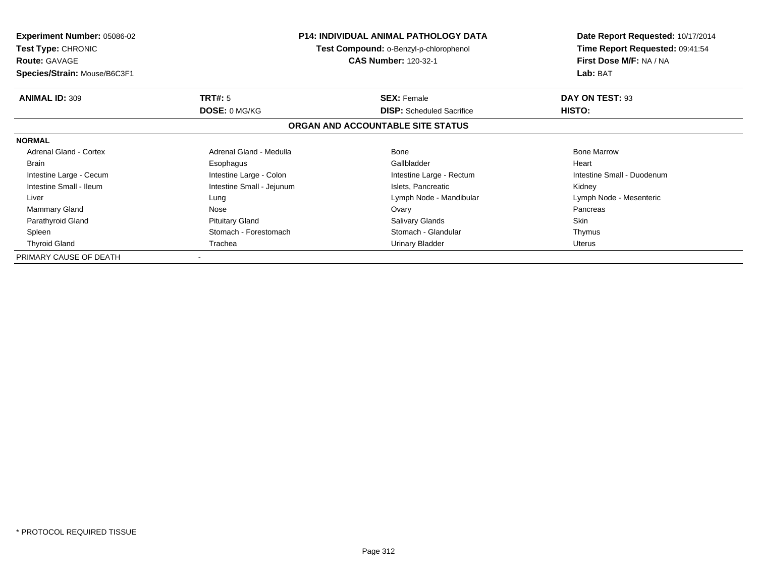**Experiment Number:** 05086-02
**Test Type:** CHRONIC
**Route:** GAVAGE
**Species/Strain:** Mouse/B6C3F1

**P14: INDIVIDUAL ANIMAL PATHOLOGY DATA**
**Test Compound:** o-Benzyl-p-chlorophenol
**CAS Number:** 120-32-1

**Date Report Requested:** 10/17/2014
**Time Report Requested:** 09:41:54
**First Dose M/F:** NA / NA
**Lab:** BAT

| **ANIMAL ID:** 309 | **TRT#:** 5 | **SEX:** Female | **DAY ON TEST:** 93 |
|---|---|---|---|
| | **DOSE:** 0 MG/KG | **DISP:** Scheduled Sacrifice | **HISTO:** |

**ORGAN AND ACCOUNTABLE SITE STATUS**

**NORMAL**

| | | | |
|---|---|---|---|
| Adrenal Gland - Cortex | Adrenal Gland - Medulla | Bone | Bone Marrow |
| Brain | Esophagus | Gallbladder | Heart |
| Intestine Large - Cecum | Intestine Large - Colon | Intestine Large - Rectum | Intestine Small - Duodenum |
| Intestine Small - Ileum | Intestine Small - Jejunum | Islets, Pancreatic | Kidney |
| Liver | Lung | Lymph Node - Mandibular | Lymph Node - Mesenteric |
| Mammary Gland | Nose | Ovary | Pancreas |
| Parathyroid Gland | Pituitary Gland | Salivary Glands | Skin |
| Spleen | Stomach - Forestomach | Stomach - Glandular | Thymus |
| Thyroid Gland | Trachea | Urinary Bladder | Uterus |

PRIMARY CAUSE OF DEATH -

* PROTOCOL REQUIRED TISSUE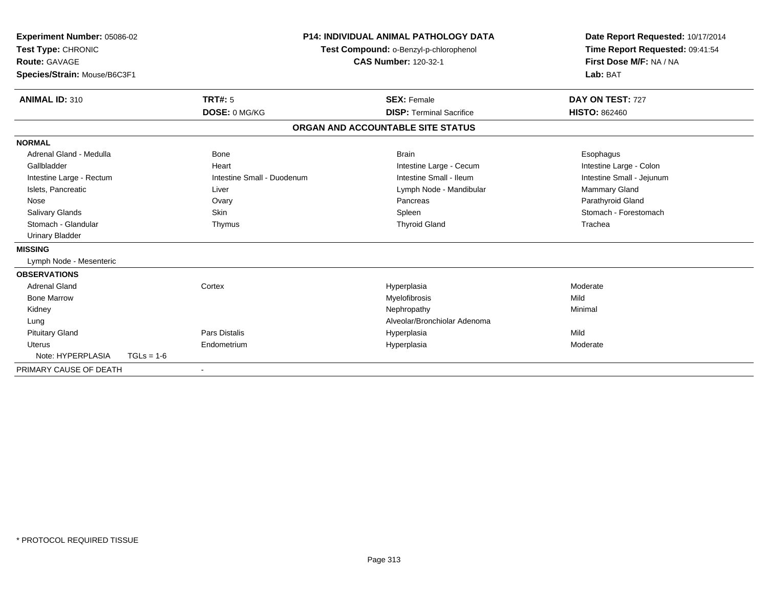**Experiment Number:** 05086-02
**Test Type:** CHRONIC
**Route:** GAVAGE
**Species/Strain:** Mouse/B6C3F1

**P14: INDIVIDUAL ANIMAL PATHOLOGY DATA**
**Test Compound:** o-Benzyl-p-chlorophenol
**CAS Number:** 120-32-1

**Date Report Requested:** 10/17/2014
**Time Report Requested:** 09:41:54
**First Dose M/F:** NA / NA
**Lab:** BAT

| **ANIMAL ID:** 310 | **TRT#:** 5 | **SEX:** Female | **DAY ON TEST:** 727 |
|---|---|---|---|
| | **DOSE:** 0 MG/KG | **DISP:** Terminal Sacrifice | **HISTO:** 862460 |

## ORGAN AND ACCOUNTABLE SITE STATUS

| | | | |
|---|---|---|---|
| **NORMAL** | | | |
| Adrenal Gland - Medulla | Bone | Brain | Esophagus |
| Gallbladder | Heart | Intestine Large - Cecum | Intestine Large - Colon |
| Intestine Large - Rectum | Intestine Small - Duodenum | Intestine Small - Ileum | Intestine Small - Jejunum |
| Islets, Pancreatic | Liver | Lymph Node - Mandibular | Mammary Gland |
| Nose | Ovary | Pancreas | Parathyroid Gland |
| Salivary Glands | Skin | Spleen | Stomach - Forestomach |
| Stomach - Glandular | Thymus | Thyroid Gland | Trachea |
| Urinary Bladder | | | |
| **MISSING** | | | |
| Lymph Node - Mesenteric | | | |
| **OBSERVATIONS** | | | |
| Adrenal Gland | Cortex | Hyperplasia | Moderate |
| Bone Marrow | | Myelofibrosis | Mild |
| Kidney | | Nephropathy | Minimal |
| Lung | | Alveolar/Bronchiolar Adenoma | |
| Pituitary Gland | Pars Distalis | Hyperplasia | Mild |
| Uterus | Endometrium | Hyperplasia | Moderate |
| Note: HYPERPLASIA TGLs = 1-6 | | | |
| PRIMARY CAUSE OF DEATH | - | | |

\* PROTOCOL REQUIRED TISSUE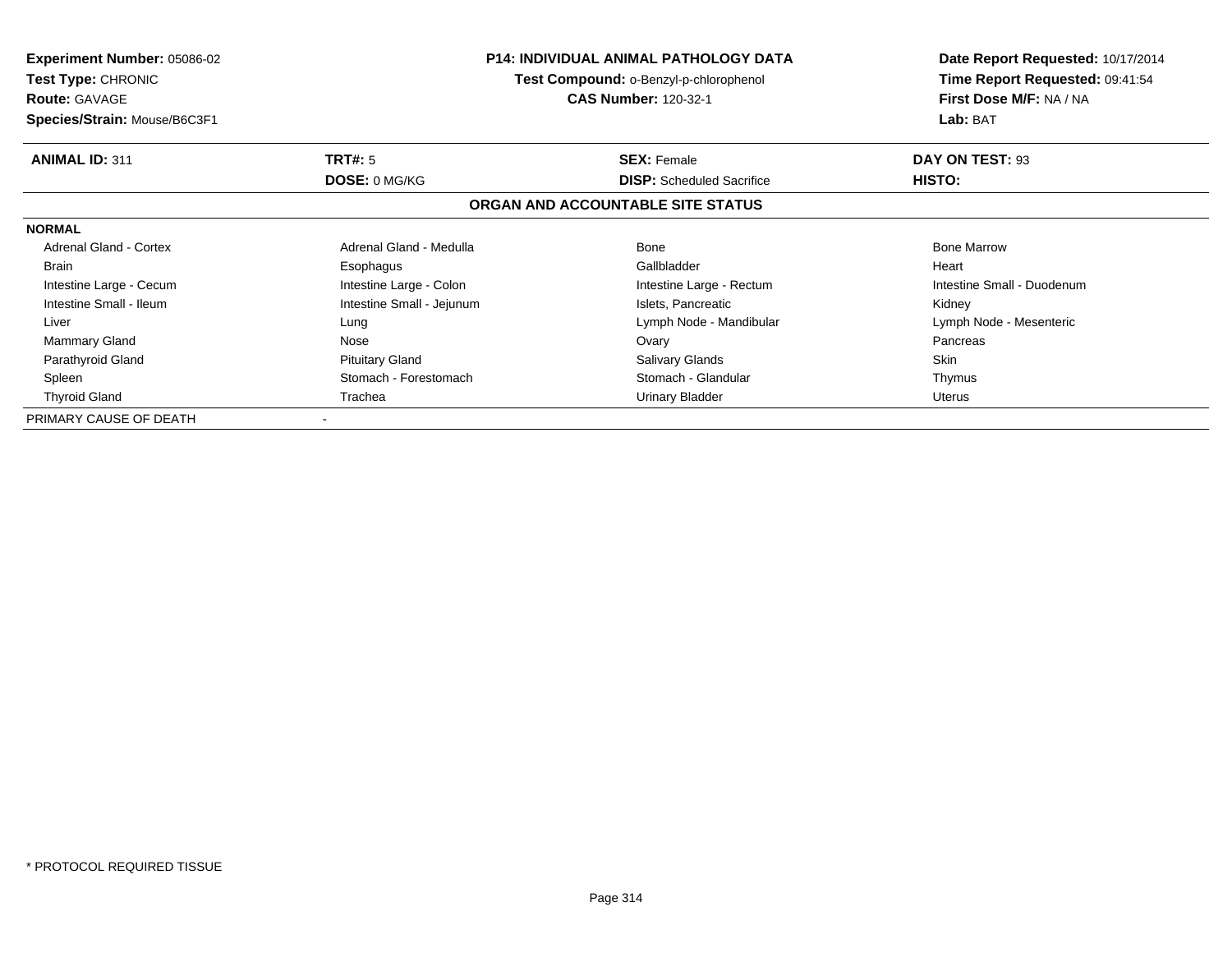**Experiment Number:** 05086-02
**Test Type:** CHRONIC
**Route:** GAVAGE
**Species/Strain:** Mouse/B6C3F1

**P14: INDIVIDUAL ANIMAL PATHOLOGY DATA**
**Test Compound:** o-Benzyl-p-chlorophenol
**CAS Number:** 120-32-1

**Date Report Requested:** 10/17/2014
**Time Report Requested:** 09:41:54
**First Dose M/F:** NA / NA
**Lab:** BAT

| **ANIMAL ID:** 311 | **TRT#:** 5 | **SEX:** Female | **DAY ON TEST:** 93 |
|---|---|---|---|
| | **DOSE:** 0 MG/KG | **DISP:** Scheduled Sacrifice | **HISTO:** |

## ORGAN AND ACCOUNTABLE SITE STATUS

**NORMAL**

| | | | |
|---|---|---|---|
| Adrenal Gland - Cortex | Adrenal Gland - Medulla | Bone | Bone Marrow |
| Brain | Esophagus | Gallbladder | Heart |
| Intestine Large - Cecum | Intestine Large - Colon | Intestine Large - Rectum | Intestine Small - Duodenum |
| Intestine Small - Ileum | Intestine Small - Jejunum | Islets, Pancreatic | Kidney |
| Liver | Lung | Lymph Node - Mandibular | Lymph Node - Mesenteric |
| Mammary Gland | Nose | Ovary | Pancreas |
| Parathyroid Gland | Pituitary Gland | Salivary Glands | Skin |
| Spleen | Stomach - Forestomach | Stomach - Glandular | Thymus |
| Thyroid Gland | Trachea | Urinary Bladder | Uterus |

PRIMARY CAUSE OF DEATH -

* PROTOCOL REQUIRED TISSUE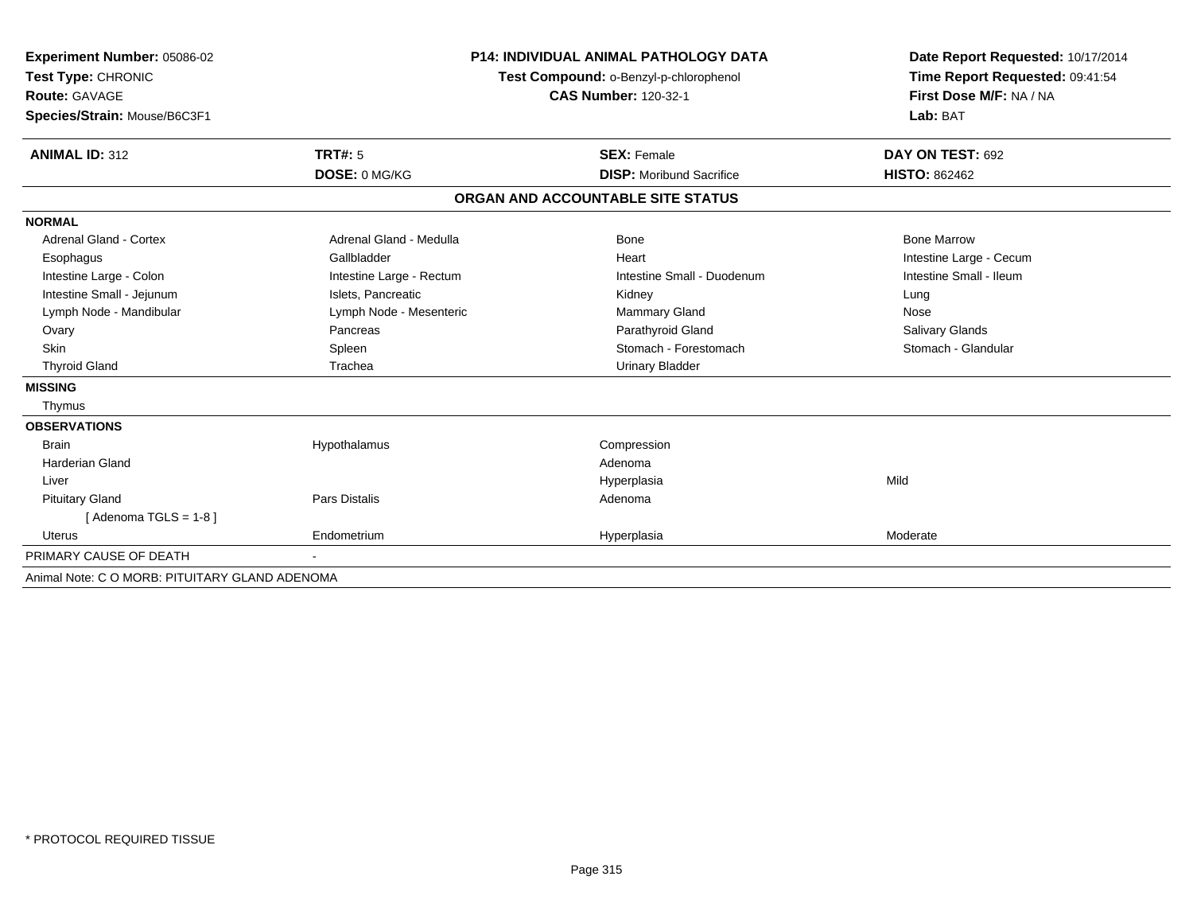**Experiment Number:** 05086-02
**Test Type:** CHRONIC
**Route:** GAVAGE
**Species/Strain:** Mouse/B6C3F1

**P14: INDIVIDUAL ANIMAL PATHOLOGY DATA**
**Test Compound:** o-Benzyl-p-chlorophenol
**CAS Number:** 120-32-1

**Date Report Requested:** 10/17/2014
**Time Report Requested:** 09:41:54
**First Dose M/F:** NA / NA
**Lab:** BAT

| **ANIMAL ID:** 312 | **TRT#:** 5 | **SEX:** Female | **DAY ON TEST:** 692 |
|---|---|---|---|
| | **DOSE:** 0 MG/KG | **DISP:** Moribund Sacrifice | **HISTO:** 862462 |

## ORGAN AND ACCOUNTABLE SITE STATUS

| | | | |
|---|---|---|---|
| **NORMAL** | | | |
| Adrenal Gland - Cortex | Adrenal Gland - Medulla | Bone | Bone Marrow |
| Esophagus | Gallbladder | Heart | Intestine Large - Cecum |
| Intestine Large - Colon | Intestine Large - Rectum | Intestine Small - Duodenum | Intestine Small - Ileum |
| Intestine Small - Jejunum | Islets, Pancreatic | Kidney | Lung |
| Lymph Node - Mandibular | Lymph Node - Mesenteric | Mammary Gland | Nose |
| Ovary | Pancreas | Parathyroid Gland | Salivary Glands |
| Skin | Spleen | Stomach - Forestomach | Stomach - Glandular |
| Thyroid Gland | Trachea | Urinary Bladder | |
| **MISSING** | | | |
| Thymus | | | |
| **OBSERVATIONS** | | | |
| Brain | Hypothalamus | Compression | |
| Harderian Gland | | Adenoma | |
| Liver | | Hyperplasia | Mild |
| Pituitary Gland | Pars Distalis | Adenoma | |
| [ Adenoma TGLS = 1-8 ] | | | |
| Uterus | Endometrium | Hyperplasia | Moderate |
| PRIMARY CAUSE OF DEATH | - | | |

Animal Note: C O MORB: PITUITARY GLAND ADENOMA

\* PROTOCOL REQUIRED TISSUE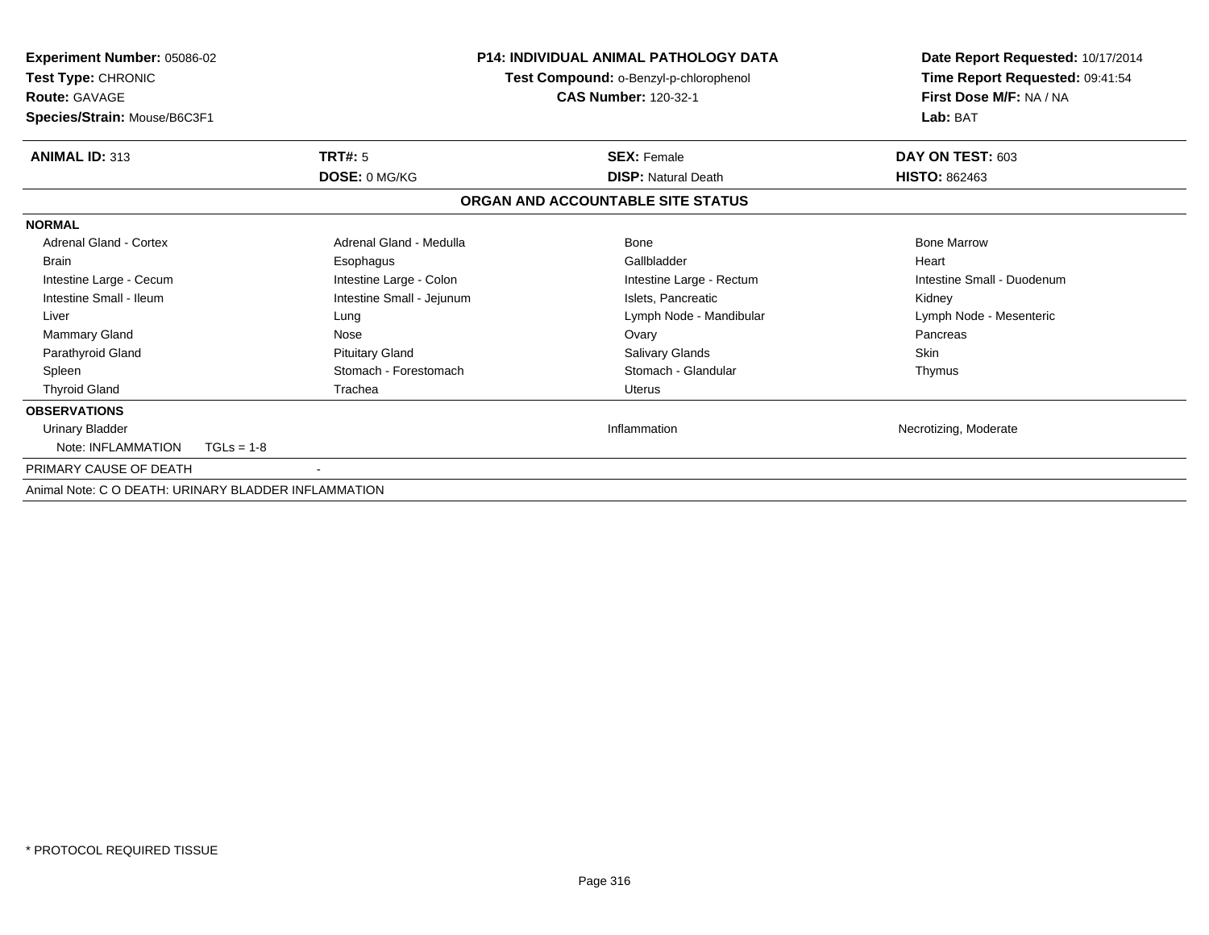| **Experiment Number:** 05086-02 | **P14: INDIVIDUAL ANIMAL PATHOLOGY DATA** | **Date Report Requested:** 10/17/2014 |
|---|---|---|
| **Test Type:** CHRONIC | **Test Compound:** o-Benzyl-p-chlorophenol | **Time Report Requested:** 09:41:54 |
| **Route:** GAVAGE | **CAS Number:** 120-32-1 | **First Dose M/F:** NA / NA |
| **Species/Strain:** Mouse/B6C3F1 | | **Lab:** BAT |

| **ANIMAL ID:** 313 | **TRT#:** 5 | **SEX:** Female | **DAY ON TEST:** 603 |
|---|---|---|---|
| | **DOSE:** 0 MG/KG | **DISP:** Natural Death | **HISTO:** 862463 |

**ORGAN AND ACCOUNTABLE SITE STATUS**

**NORMAL**

| | | | |
|---|---|---|---|
| Adrenal Gland - Cortex | Adrenal Gland - Medulla | Bone | Bone Marrow |
| Brain | Esophagus | Gallbladder | Heart |
| Intestine Large - Cecum | Intestine Large - Colon | Intestine Large - Rectum | Intestine Small - Duodenum |
| Intestine Small - Ileum | Intestine Small - Jejunum | Islets, Pancreatic | Kidney |
| Liver | Lung | Lymph Node - Mandibular | Lymph Node - Mesenteric |
| Mammary Gland | Nose | Ovary | Pancreas |
| Parathyroid Gland | Pituitary Gland | Salivary Glands | Skin |
| Spleen | Stomach - Forestomach | Stomach - Glandular | Thymus |
| Thyroid Gland | Trachea | Uterus | |

**OBSERVATIONS**

| | | | |
|---|---|---|---|
| Urinary Bladder | | Inflammation | Necrotizing, Moderate |
| Note: INFLAMMATION TGLs = 1-8 | | | |

PRIMARY CAUSE OF DEATH -

Animal Note: C O DEATH: URINARY BLADDER INFLAMMATION

* PROTOCOL REQUIRED TISSUE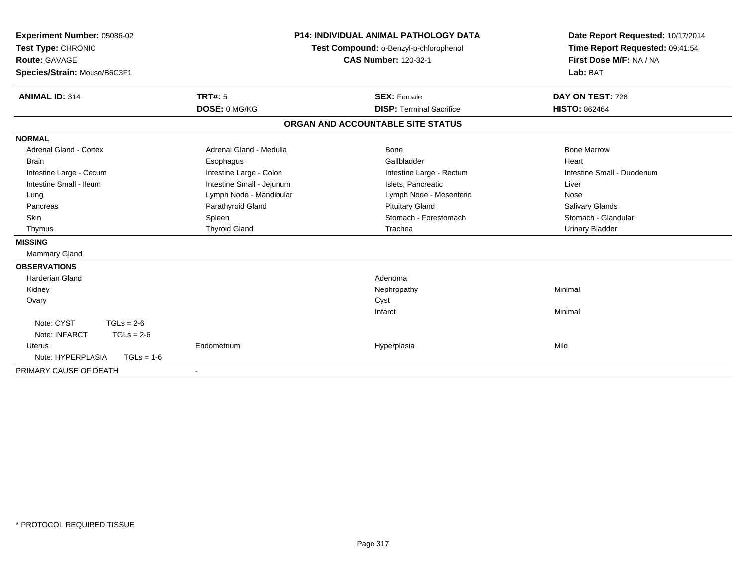**Experiment Number:** 05086-02
**Test Type:** CHRONIC
**Route:** GAVAGE
**Species/Strain:** Mouse/B6C3F1

**P14: INDIVIDUAL ANIMAL PATHOLOGY DATA**
**Test Compound:** o-Benzyl-p-chlorophenol
**CAS Number:** 120-32-1

**Date Report Requested:** 10/17/2014
**Time Report Requested:** 09:41:54
**First Dose M/F:** NA / NA
**Lab:** BAT

| **ANIMAL ID:** 314 | **TRT#:** 5 | **SEX:** Female | **DAY ON TEST:** 728 |
|---|---|---|---|
| | **DOSE:** 0 MG/KG | **DISP:** Terminal Sacrifice | **HISTO:** 862464 |

## ORGAN AND ACCOUNTABLE SITE STATUS

| | | | |
|---|---|---|---|
| **NORMAL** | | | |
| Adrenal Gland - Cortex | Adrenal Gland - Medulla | Bone | Bone Marrow |
| Brain | Esophagus | Gallbladder | Heart |
| Intestine Large - Cecum | Intestine Large - Colon | Intestine Large - Rectum | Intestine Small - Duodenum |
| Intestine Small - Ileum | Intestine Small - Jejunum | Islets, Pancreatic | Liver |
| Lung | Lymph Node - Mandibular | Lymph Node - Mesenteric | Nose |
| Pancreas | Parathyroid Gland | Pituitary Gland | Salivary Glands |
| Skin | Spleen | Stomach - Forestomach | Stomach - Glandular |
| Thymus | Thyroid Gland | Trachea | Urinary Bladder |
| **MISSING** | | | |
| Mammary Gland | | | |
| **OBSERVATIONS** | | | |
| Harderian Gland | | Adenoma | |
| Kidney | | Nephropathy | Minimal |
| Ovary | | Cyst | |
| | | Infarct | Minimal |
| Note: CYST TGLs = 2-6 | | | |
| Note: INFARCT TGLs = 2-6 | | | |
| Uterus | Endometrium | Hyperplasia | Mild |
| Note: HYPERPLASIA TGLs = 1-6 | | | |
| PRIMARY CAUSE OF DEATH | - | | |

\* PROTOCOL REQUIRED TISSUE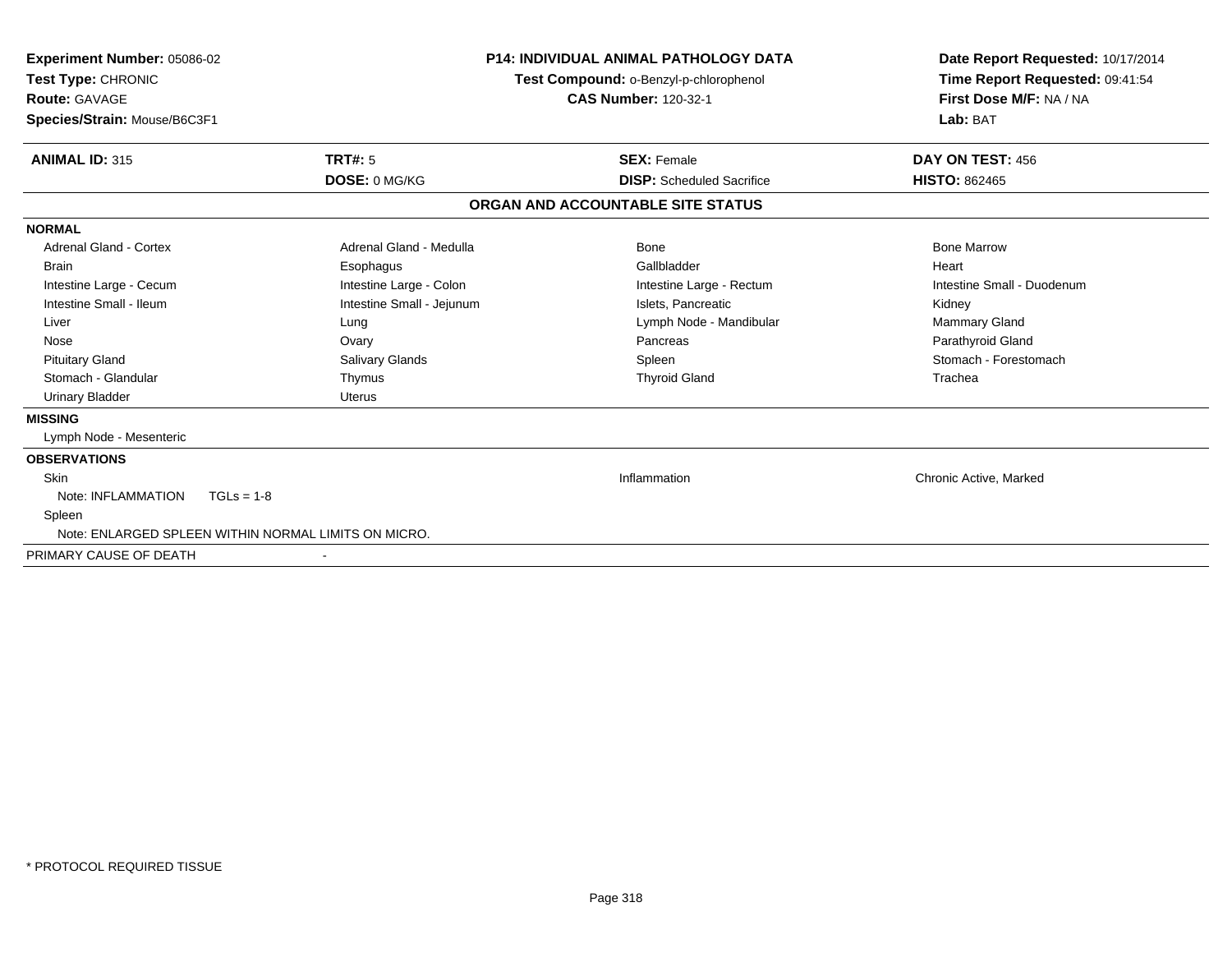**Experiment Number:** 05086-02
**Test Type:** CHRONIC
**Route:** GAVAGE
**Species/Strain:** Mouse/B6C3F1

**P14: INDIVIDUAL ANIMAL PATHOLOGY DATA**
**Test Compound:** o-Benzyl-p-chlorophenol
**CAS Number:** 120-32-1

**Date Report Requested:** 10/17/2014
**Time Report Requested:** 09:41:54
**First Dose M/F:** NA / NA
**Lab:** BAT

| **ANIMAL ID:** 315 | **TRT#:** 5 | **SEX:** Female | **DAY ON TEST:** 456 |
|---|---|---|---|
| | **DOSE:** 0 MG/KG | **DISP:** Scheduled Sacrifice | **HISTO:** 862465 |

## ORGAN AND ACCOUNTABLE SITE STATUS

**NORMAL**

| | | | |
|---|---|---|---|
| Adrenal Gland - Cortex | Adrenal Gland - Medulla | Bone | Bone Marrow |
| Brain | Esophagus | Gallbladder | Heart |
| Intestine Large - Cecum | Intestine Large - Colon | Intestine Large - Rectum | Intestine Small - Duodenum |
| Intestine Small - Ileum | Intestine Small - Jejunum | Islets, Pancreatic | Kidney |
| Liver | Lung | Lymph Node - Mandibular | Mammary Gland |
| Nose | Ovary | Pancreas | Parathyroid Gland |
| Pituitary Gland | Salivary Glands | Spleen | Stomach - Forestomach |
| Stomach - Glandular | Thymus | Thyroid Gland | Trachea |
| Urinary Bladder | Uterus | | |

**MISSING**

Lymph Node - Mesenteric

**OBSERVATIONS**

| | | |
|---|---|---|
| Skin | Inflammation | Chronic Active, Marked |

Note: INFLAMMATION    TGLs = 1-8

Spleen

Note: ENLARGED SPLEEN WITHIN NORMAL LIMITS ON MICRO.

PRIMARY CAUSE OF DEATH    -

\* PROTOCOL REQUIRED TISSUE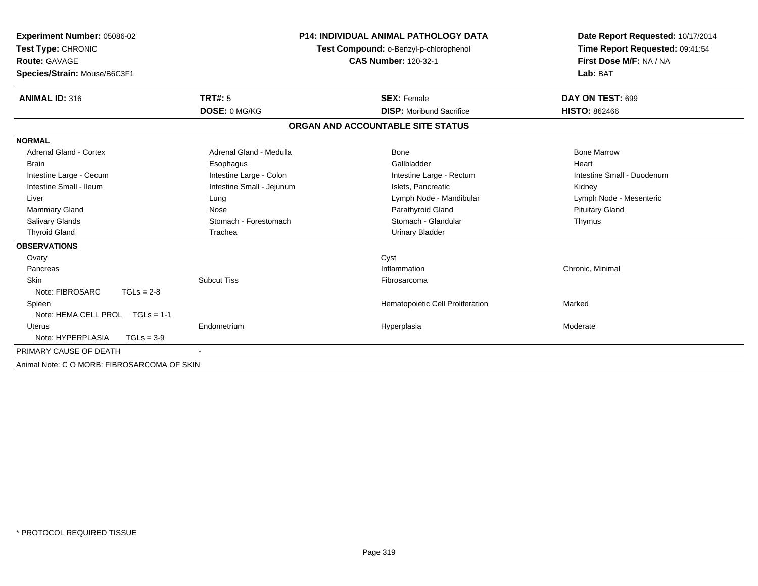**Experiment Number:** 05086-02
**Test Type:** CHRONIC
**Route:** GAVAGE
**Species/Strain:** Mouse/B6C3F1

**P14: INDIVIDUAL ANIMAL PATHOLOGY DATA**
**Test Compound:** o-Benzyl-p-chlorophenol
**CAS Number:** 120-32-1

**Date Report Requested:** 10/17/2014
**Time Report Requested:** 09:41:54
**First Dose M/F:** NA / NA
**Lab:** BAT

| **ANIMAL ID:** 316 | **TRT#:** 5 | **SEX:** Female | **DAY ON TEST:** 699 |
|---|---|---|---|
| | **DOSE:** 0 MG/KG | **DISP:** Moribund Sacrifice | **HISTO:** 862466 |

## ORGAN AND ACCOUNTABLE SITE STATUS

**NORMAL**

| | | | |
|---|---|---|---|
| Adrenal Gland - Cortex | Adrenal Gland - Medulla | Bone | Bone Marrow |
| Brain | Esophagus | Gallbladder | Heart |
| Intestine Large - Cecum | Intestine Large - Colon | Intestine Large - Rectum | Intestine Small - Duodenum |
| Intestine Small - Ileum | Intestine Small - Jejunum | Islets, Pancreatic | Kidney |
| Liver | Lung | Lymph Node - Mandibular | Lymph Node - Mesenteric |
| Mammary Gland | Nose | Parathyroid Gland | Pituitary Gland |
| Salivary Glands | Stomach - Forestomach | Stomach - Glandular | Thymus |
| Thyroid Gland | Trachea | Urinary Bladder | |

**OBSERVATIONS**

| | | | |
|---|---|---|---|
| Ovary | | Cyst | |
| Pancreas | | Inflammation | Chronic, Minimal |
| Skin | Subcut Tiss | Fibrosarcoma | |
| Note: FIBROSARC TGLs = 2-8 | | | |
| Spleen | | Hematopoietic Cell Proliferation | Marked |
| Note: HEMA CELL PROL TGLs = 1-1 | | | |
| Uterus | Endometrium | Hyperplasia | Moderate |
| Note: HYPERPLASIA TGLs = 3-9 | | | |

PRIMARY CAUSE OF DEATH -

Animal Note: C O MORB: FIBROSARCOMA OF SKIN

\* PROTOCOL REQUIRED TISSUE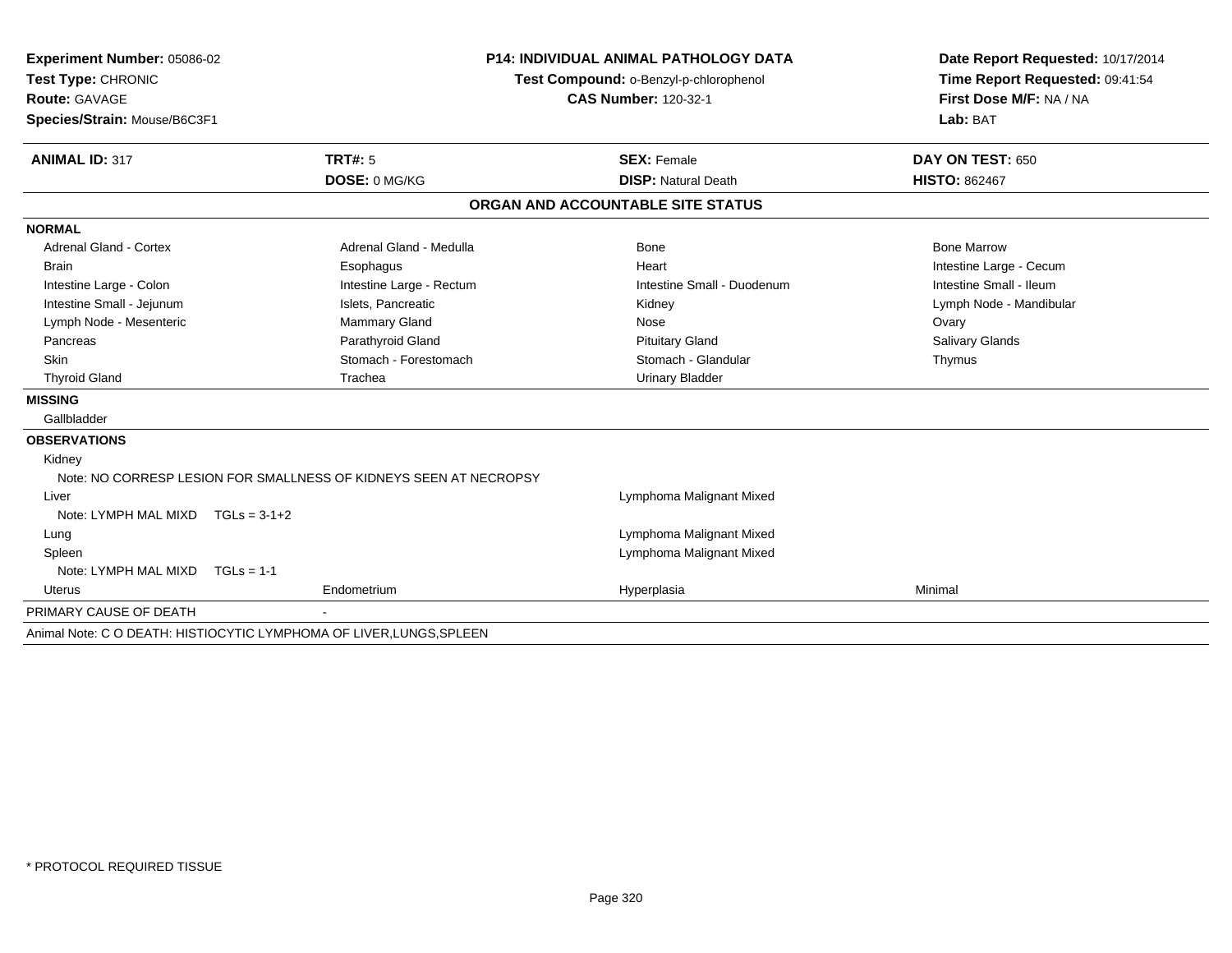**Experiment Number:** 05086-02
**Test Type:** CHRONIC
**Route:** GAVAGE
**Species/Strain:** Mouse/B6C3F1

**P14: INDIVIDUAL ANIMAL PATHOLOGY DATA**
**Test Compound:** o-Benzyl-p-chlorophenol
**CAS Number:** 120-32-1

**Date Report Requested:** 10/17/2014
**Time Report Requested:** 09:41:54
**First Dose M/F:** NA / NA
**Lab:** BAT

| **ANIMAL ID:** 317 | **TRT#:** 5 | **SEX:** Female | **DAY ON TEST:** 650 |
|---|---|---|---|
| | **DOSE:** 0 MG/KG | **DISP:** Natural Death | **HISTO:** 862467 |

## ORGAN AND ACCOUNTABLE SITE STATUS

**NORMAL**

| | | | |
|---|---|---|---|
| Adrenal Gland - Cortex | Adrenal Gland - Medulla | Bone | Bone Marrow |
| Brain | Esophagus | Heart | Intestine Large - Cecum |
| Intestine Large - Colon | Intestine Large - Rectum | Intestine Small - Duodenum | Intestine Small - Ileum |
| Intestine Small - Jejunum | Islets, Pancreatic | Kidney | Lymph Node - Mandibular |
| Lymph Node - Mesenteric | Mammary Gland | Nose | Ovary |
| Pancreas | Parathyroid Gland | Pituitary Gland | Salivary Glands |
| Skin | Stomach - Forestomach | Stomach - Glandular | Thymus |
| Thyroid Gland | Trachea | Urinary Bladder | |

**MISSING**

Gallbladder

**OBSERVATIONS**

| | | | |
|---|---|---|---|
| Kidney | | | |
| Note: NO CORRESP LESION FOR SMALLNESS OF KIDNEYS SEEN AT NECROPSY | | | |
| Liver | | Lymphoma Malignant Mixed | |
| Note: LYMPH MAL MIXD TGLs = 3-1+2 | | | |
| Lung | | Lymphoma Malignant Mixed | |
| Spleen | | Lymphoma Malignant Mixed | |
| Note: LYMPH MAL MIXD TGLs = 1-1 | | | |
| Uterus | Endometrium | Hyperplasia | Minimal |

PRIMARY CAUSE OF DEATH -

Animal Note: C O DEATH: HISTIOCYTIC LYMPHOMA OF LIVER,LUNGS,SPLEEN

* PROTOCOL REQUIRED TISSUE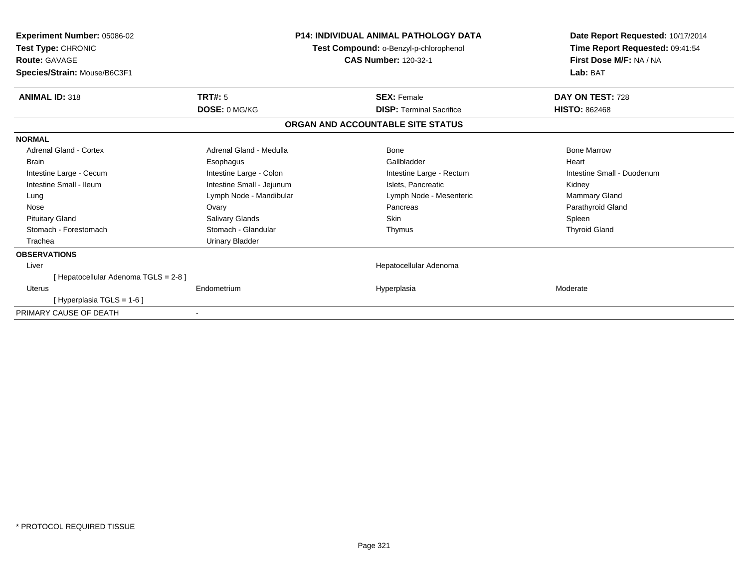**Experiment Number:** 05086-02
**Test Type:** CHRONIC
**Route:** GAVAGE
**Species/Strain:** Mouse/B6C3F1

**P14: INDIVIDUAL ANIMAL PATHOLOGY DATA**
**Test Compound:** o-Benzyl-p-chlorophenol
**CAS Number:** 120-32-1

**Date Report Requested:** 10/17/2014
**Time Report Requested:** 09:41:54
**First Dose M/F:** NA / NA
**Lab:** BAT

| **ANIMAL ID:** 318 | **TRT#:** 5 | **SEX:** Female | **DAY ON TEST:** 728 |
|---|---|---|---|
| | **DOSE:** 0 MG/KG | **DISP:** Terminal Sacrifice | **HISTO:** 862468 |

## ORGAN AND ACCOUNTABLE SITE STATUS

**NORMAL**

| | | | |
|---|---|---|---|
| Adrenal Gland - Cortex | Adrenal Gland - Medulla | Bone | Bone Marrow |
| Brain | Esophagus | Gallbladder | Heart |
| Intestine Large - Cecum | Intestine Large - Colon | Intestine Large - Rectum | Intestine Small - Duodenum |
| Intestine Small - Ileum | Intestine Small - Jejunum | Islets, Pancreatic | Kidney |
| Lung | Lymph Node - Mandibular | Lymph Node - Mesenteric | Mammary Gland |
| Nose | Ovary | Pancreas | Parathyroid Gland |
| Pituitary Gland | Salivary Glands | Skin | Spleen |
| Stomach - Forestomach | Stomach - Glandular | Thymus | Thyroid Gland |
| Trachea | Urinary Bladder | | |

**OBSERVATIONS**

| | | | |
|---|---|---|---|
| Liver | | Hepatocellular Adenoma | |
| [ Hepatocellular Adenoma TGLS = 2-8 ] | | | |
| Uterus | Endometrium | Hyperplasia | Moderate |
| [ Hyperplasia TGLS = 1-6 ] | | | |

PRIMARY CAUSE OF DEATH -

* PROTOCOL REQUIRED TISSUE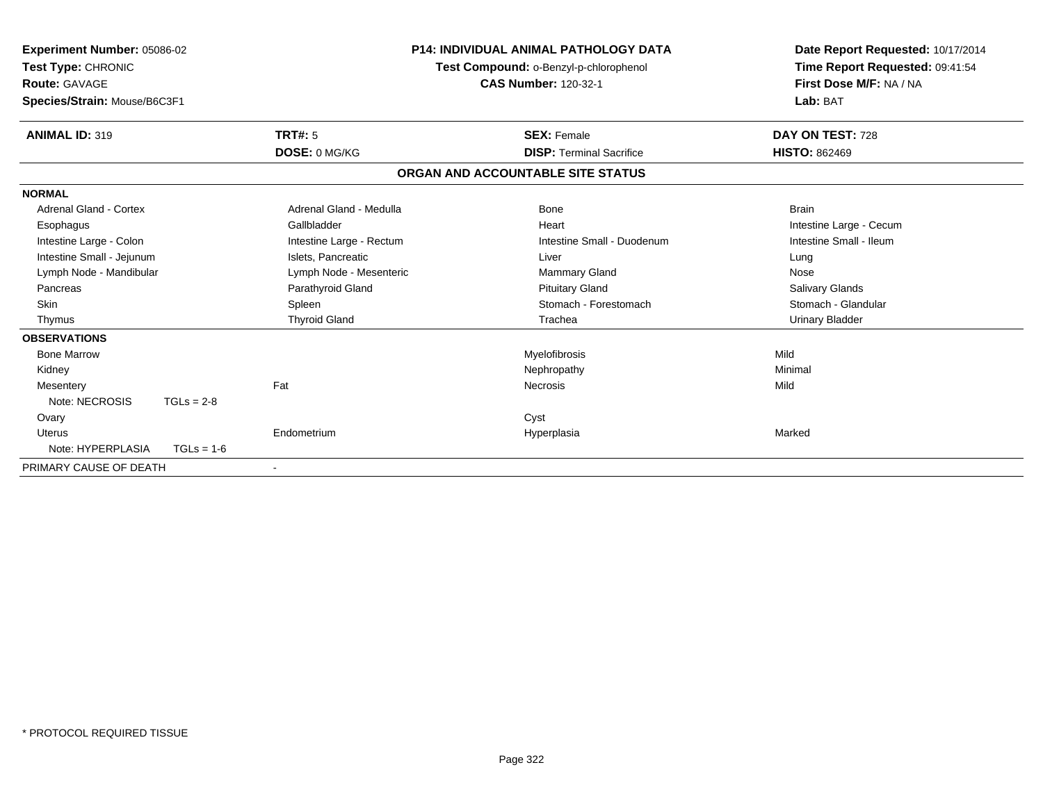**Experiment Number:** 05086-02
**Test Type:** CHRONIC
**Route:** GAVAGE
**Species/Strain:** Mouse/B6C3F1

**P14: INDIVIDUAL ANIMAL PATHOLOGY DATA**
**Test Compound:** o-Benzyl-p-chlorophenol
**CAS Number:** 120-32-1

**Date Report Requested:** 10/17/2014
**Time Report Requested:** 09:41:54
**First Dose M/F:** NA / NA
**Lab:** BAT

| **ANIMAL ID:** 319 | **TRT#:** 5 | **SEX:** Female | **DAY ON TEST:** 728 |
|---|---|---|---|
| | **DOSE:** 0 MG/KG | **DISP:** Terminal Sacrifice | **HISTO:** 862469 |

## ORGAN AND ACCOUNTABLE SITE STATUS

**NORMAL**

| | | | |
|---|---|---|---|
| Adrenal Gland - Cortex | Adrenal Gland - Medulla | Bone | Brain |
| Esophagus | Gallbladder | Heart | Intestine Large - Cecum |
| Intestine Large - Colon | Intestine Large - Rectum | Intestine Small - Duodenum | Intestine Small - Ileum |
| Intestine Small - Jejunum | Islets, Pancreatic | Liver | Lung |
| Lymph Node - Mandibular | Lymph Node - Mesenteric | Mammary Gland | Nose |
| Pancreas | Parathyroid Gland | Pituitary Gland | Salivary Glands |
| Skin | Spleen | Stomach - Forestomach | Stomach - Glandular |
| Thymus | Thyroid Gland | Trachea | Urinary Bladder |

**OBSERVATIONS**

| | | | |
|---|---|---|---|
| Bone Marrow | | Myelofibrosis | Mild |
| Kidney | | Nephropathy | Minimal |
| Mesentery | Fat | Necrosis | Mild |
| Note: NECROSIS TGLs = 2-8 | | | |
| Ovary | | Cyst | |
| Uterus | Endometrium | Hyperplasia | Marked |
| Note: HYPERPLASIA TGLs = 1-6 | | | |

PRIMARY CAUSE OF DEATH -

* PROTOCOL REQUIRED TISSUE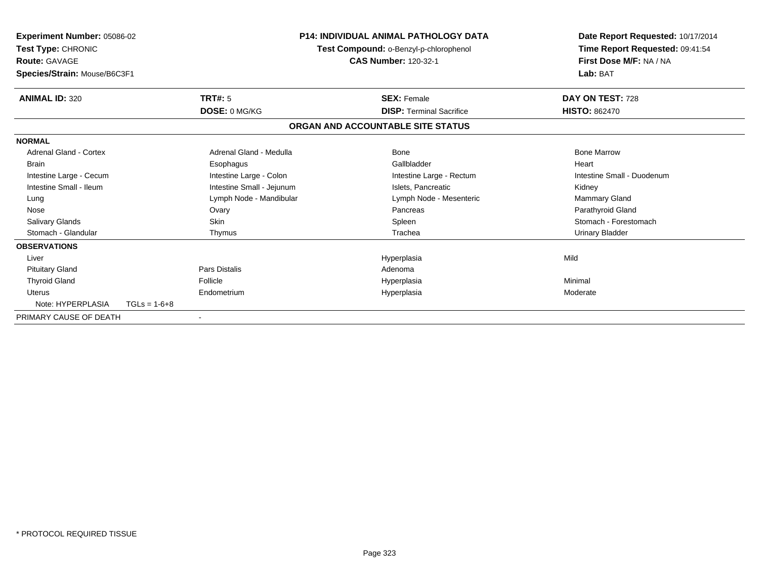**Experiment Number:** 05086-02
**Test Type:** CHRONIC
**Route:** GAVAGE
**Species/Strain:** Mouse/B6C3F1

**P14: INDIVIDUAL ANIMAL PATHOLOGY DATA**
**Test Compound:** o-Benzyl-p-chlorophenol
**CAS Number:** 120-32-1

**Date Report Requested:** 10/17/2014
**Time Report Requested:** 09:41:54
**First Dose M/F:** NA / NA
**Lab:** BAT

| **ANIMAL ID:** 320 | **TRT#:** 5 | **SEX:** Female | **DAY ON TEST:** 728 |
|---|---|---|---|
| | **DOSE:** 0 MG/KG | **DISP:** Terminal Sacrifice | **HISTO:** 862470 |

## ORGAN AND ACCOUNTABLE SITE STATUS

| | | | |
|---|---|---|---|
| **NORMAL** | | | |
| Adrenal Gland - Cortex | Adrenal Gland - Medulla | Bone | Bone Marrow |
| Brain | Esophagus | Gallbladder | Heart |
| Intestine Large - Cecum | Intestine Large - Colon | Intestine Large - Rectum | Intestine Small - Duodenum |
| Intestine Small - Ileum | Intestine Small - Jejunum | Islets, Pancreatic | Kidney |
| Lung | Lymph Node - Mandibular | Lymph Node - Mesenteric | Mammary Gland |
| Nose | Ovary | Pancreas | Parathyroid Gland |
| Salivary Glands | Skin | Spleen | Stomach - Forestomach |
| Stomach - Glandular | Thymus | Trachea | Urinary Bladder |
| **OBSERVATIONS** | | | |
| Liver | | Hyperplasia | Mild |
| Pituitary Gland | Pars Distalis | Adenoma | |
| Thyroid Gland | Follicle | Hyperplasia | Minimal |
| Uterus | Endometrium | Hyperplasia | Moderate |
| Note: HYPERPLASIA TGLs = 1-6+8 | | | |
| PRIMARY CAUSE OF DEATH | - | | |

* PROTOCOL REQUIRED TISSUE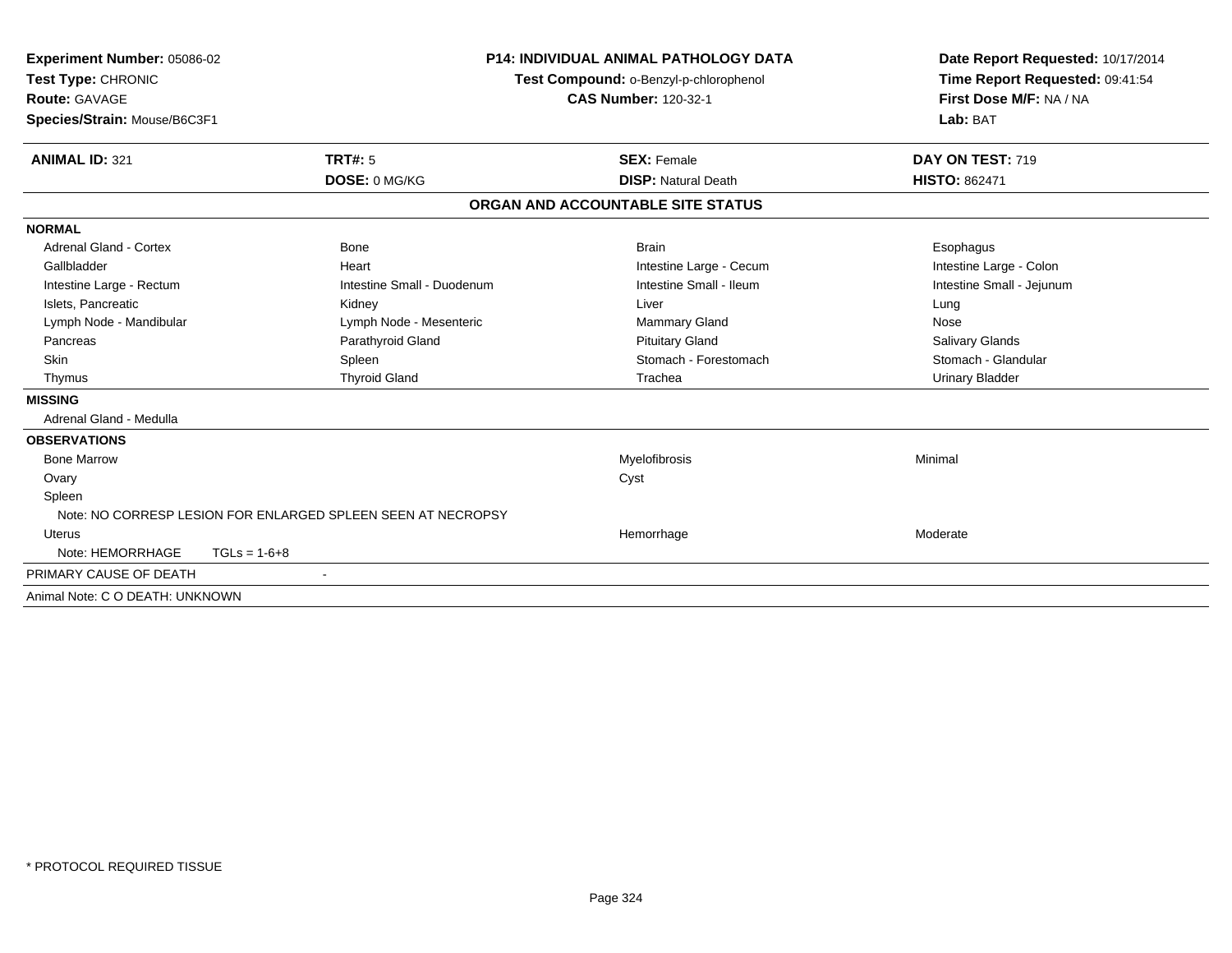**Experiment Number:** 05086-02
**Test Type:** CHRONIC
**Route:** GAVAGE
**Species/Strain:** Mouse/B6C3F1

**P14: INDIVIDUAL ANIMAL PATHOLOGY DATA**
**Test Compound:** o-Benzyl-p-chlorophenol
**CAS Number:** 120-32-1

**Date Report Requested:** 10/17/2014
**Time Report Requested:** 09:41:54
**First Dose M/F:** NA / NA
**Lab:** BAT

| **ANIMAL ID:** 321 | **TRT#:** 5 | **SEX:** Female | **DAY ON TEST:** 719 |
|---|---|---|---|
| | **DOSE:** 0 MG/KG | **DISP:** Natural Death | **HISTO:** 862471 |

## ORGAN AND ACCOUNTABLE SITE STATUS

**NORMAL**

| | | | |
|---|---|---|---|
| Adrenal Gland - Cortex | Bone | Brain | Esophagus |
| Gallbladder | Heart | Intestine Large - Cecum | Intestine Large - Colon |
| Intestine Large - Rectum | Intestine Small - Duodenum | Intestine Small - Ileum | Intestine Small - Jejunum |
| Islets, Pancreatic | Kidney | Liver | Lung |
| Lymph Node - Mandibular | Lymph Node - Mesenteric | Mammary Gland | Nose |
| Pancreas | Parathyroid Gland | Pituitary Gland | Salivary Glands |
| Skin | Spleen | Stomach - Forestomach | Stomach - Glandular |
| Thymus | Thyroid Gland | Trachea | Urinary Bladder |

**MISSING**

Adrenal Gland - Medulla

**OBSERVATIONS**

| | | |
|---|---|---|
| Bone Marrow | Myelofibrosis | Minimal |
| Ovary | Cyst | |
| Spleen | | |
| Note: NO CORRESP LESION FOR ENLARGED SPLEEN SEEN AT NECROPSY | | |
| Uterus | Hemorrhage | Moderate |
| Note: HEMORRHAGE TGLs = 1-6+8 | | |

PRIMARY CAUSE OF DEATH -

Animal Note: C O DEATH: UNKNOWN

\* PROTOCOL REQUIRED TISSUE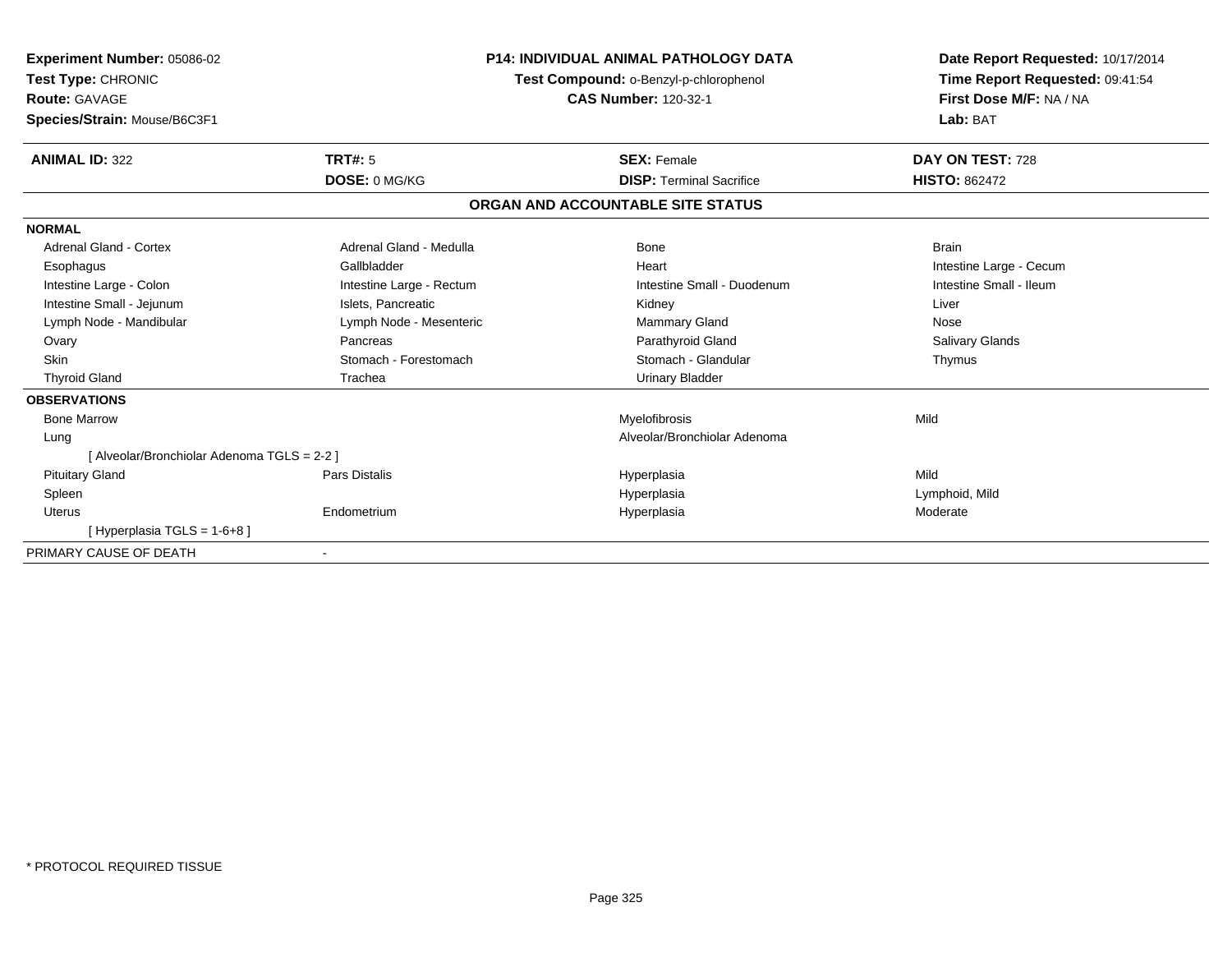**Experiment Number:** 05086-02
**Test Type:** CHRONIC
**Route:** GAVAGE
**Species/Strain:** Mouse/B6C3F1

**P14: INDIVIDUAL ANIMAL PATHOLOGY DATA**
**Test Compound:** o-Benzyl-p-chlorophenol
**CAS Number:** 120-32-1

**Date Report Requested:** 10/17/2014
**Time Report Requested:** 09:41:54
**First Dose M/F:** NA / NA
**Lab:** BAT

| **ANIMAL ID:** 322 | **TRT#:** 5 | **SEX:** Female | **DAY ON TEST:** 728 |
|---|---|---|---|
| | **DOSE:** 0 MG/KG | **DISP:** Terminal Sacrifice | **HISTO:** 862472 |

## ORGAN AND ACCOUNTABLE SITE STATUS

**NORMAL**

| | | | |
|---|---|---|---|
| Adrenal Gland - Cortex | Adrenal Gland - Medulla | Bone | Brain |
| Esophagus | Gallbladder | Heart | Intestine Large - Cecum |
| Intestine Large - Colon | Intestine Large - Rectum | Intestine Small - Duodenum | Intestine Small - Ileum |
| Intestine Small - Jejunum | Islets, Pancreatic | Kidney | Liver |
| Lymph Node - Mandibular | Lymph Node - Mesenteric | Mammary Gland | Nose |
| Ovary | Pancreas | Parathyroid Gland | Salivary Glands |
| Skin | Stomach - Forestomach | Stomach - Glandular | Thymus |
| Thyroid Gland | Trachea | Urinary Bladder | |

**OBSERVATIONS**

| | | | |
|---|---|---|---|
| Bone Marrow | | Myelofibrosis | Mild |
| Lung | | Alveolar/Bronchiolar Adenoma | |
| [ Alveolar/Bronchiolar Adenoma TGLS = 2-2 ] | | | |
| Pituitary Gland | Pars Distalis | Hyperplasia | Mild |
| Spleen | | Hyperplasia | Lymphoid, Mild |
| Uterus | Endometrium | Hyperplasia | Moderate |
| [ Hyperplasia TGLS = 1-6+8 ] | | | |

PRIMARY CAUSE OF DEATH -

\* PROTOCOL REQUIRED TISSUE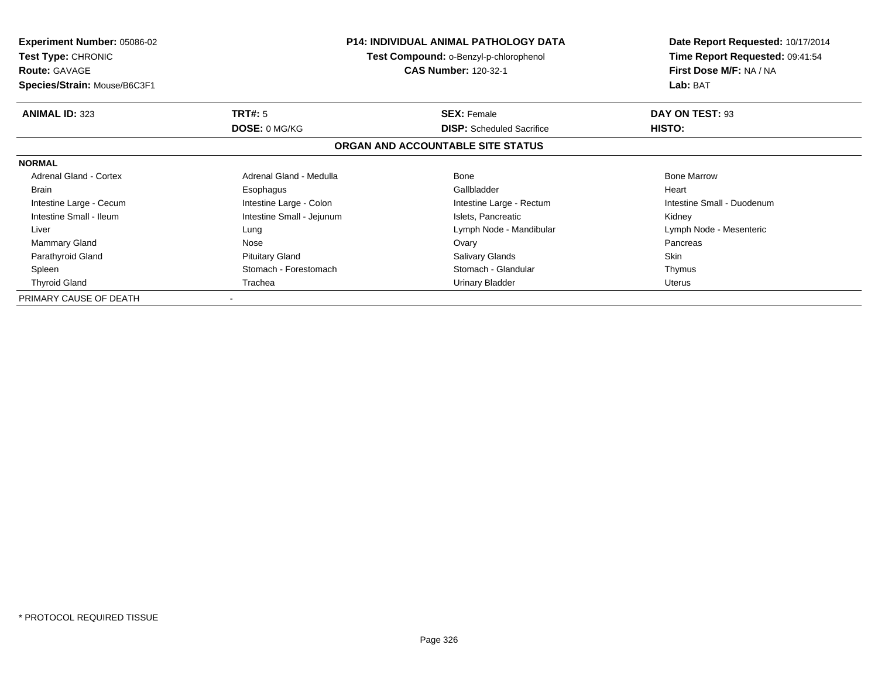**Experiment Number:** 05086-02
**Test Type:** CHRONIC
**Route:** GAVAGE
**Species/Strain:** Mouse/B6C3F1

**P14: INDIVIDUAL ANIMAL PATHOLOGY DATA**
**Test Compound:** o-Benzyl-p-chlorophenol
**CAS Number:** 120-32-1

**Date Report Requested:** 10/17/2014
**Time Report Requested:** 09:41:54
**First Dose M/F:** NA / NA
**Lab:** BAT

| **ANIMAL ID:** 323 | **TRT#:** 5 | **SEX:** Female | **DAY ON TEST:** 93 |
|---|---|---|---|
| | **DOSE:** 0 MG/KG | **DISP:** Scheduled Sacrifice | **HISTO:** |

## ORGAN AND ACCOUNTABLE SITE STATUS

**NORMAL**

| | | | |
|---|---|---|---|
| Adrenal Gland - Cortex | Adrenal Gland - Medulla | Bone | Bone Marrow |
| Brain | Esophagus | Gallbladder | Heart |
| Intestine Large - Cecum | Intestine Large - Colon | Intestine Large - Rectum | Intestine Small - Duodenum |
| Intestine Small - Ileum | Intestine Small - Jejunum | Islets, Pancreatic | Kidney |
| Liver | Lung | Lymph Node - Mandibular | Lymph Node - Mesenteric |
| Mammary Gland | Nose | Ovary | Pancreas |
| Parathyroid Gland | Pituitary Gland | Salivary Glands | Skin |
| Spleen | Stomach - Forestomach | Stomach - Glandular | Thymus |
| Thyroid Gland | Trachea | Urinary Bladder | Uterus |

PRIMARY CAUSE OF DEATH -

* PROTOCOL REQUIRED TISSUE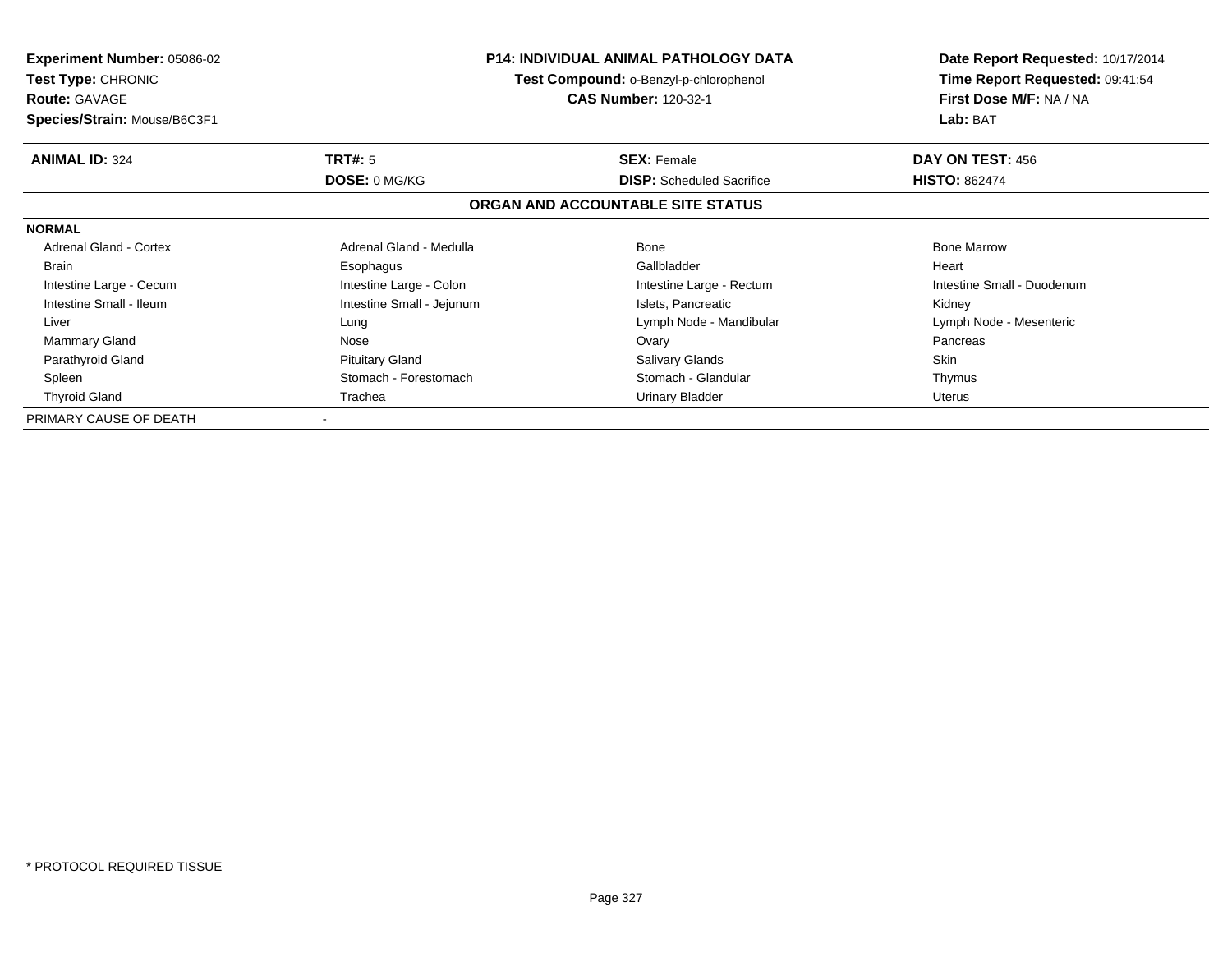**Experiment Number:** 05086-02
**Test Type:** CHRONIC
**Route:** GAVAGE
**Species/Strain:** Mouse/B6C3F1

**P14: INDIVIDUAL ANIMAL PATHOLOGY DATA**
**Test Compound:** o-Benzyl-p-chlorophenol
**CAS Number:** 120-32-1

**Date Report Requested:** 10/17/2014
**Time Report Requested:** 09:41:54
**First Dose M/F:** NA / NA
**Lab:** BAT

| **ANIMAL ID:** 324 | **TRT#:** 5 | **SEX:** Female | **DAY ON TEST:** 456 |
|---|---|---|---|
| | **DOSE:** 0 MG/KG | **DISP:** Scheduled Sacrifice | **HISTO:** 862474 |

## ORGAN AND ACCOUNTABLE SITE STATUS

**NORMAL**

| | | | |
|---|---|---|---|
| Adrenal Gland - Cortex | Adrenal Gland - Medulla | Bone | Bone Marrow |
| Brain | Esophagus | Gallbladder | Heart |
| Intestine Large - Cecum | Intestine Large - Colon | Intestine Large - Rectum | Intestine Small - Duodenum |
| Intestine Small - Ileum | Intestine Small - Jejunum | Islets, Pancreatic | Kidney |
| Liver | Lung | Lymph Node - Mandibular | Lymph Node - Mesenteric |
| Mammary Gland | Nose | Ovary | Pancreas |
| Parathyroid Gland | Pituitary Gland | Salivary Glands | Skin |
| Spleen | Stomach - Forestomach | Stomach - Glandular | Thymus |
| Thyroid Gland | Trachea | Urinary Bladder | Uterus |

PRIMARY CAUSE OF DEATH -

* PROTOCOL REQUIRED TISSUE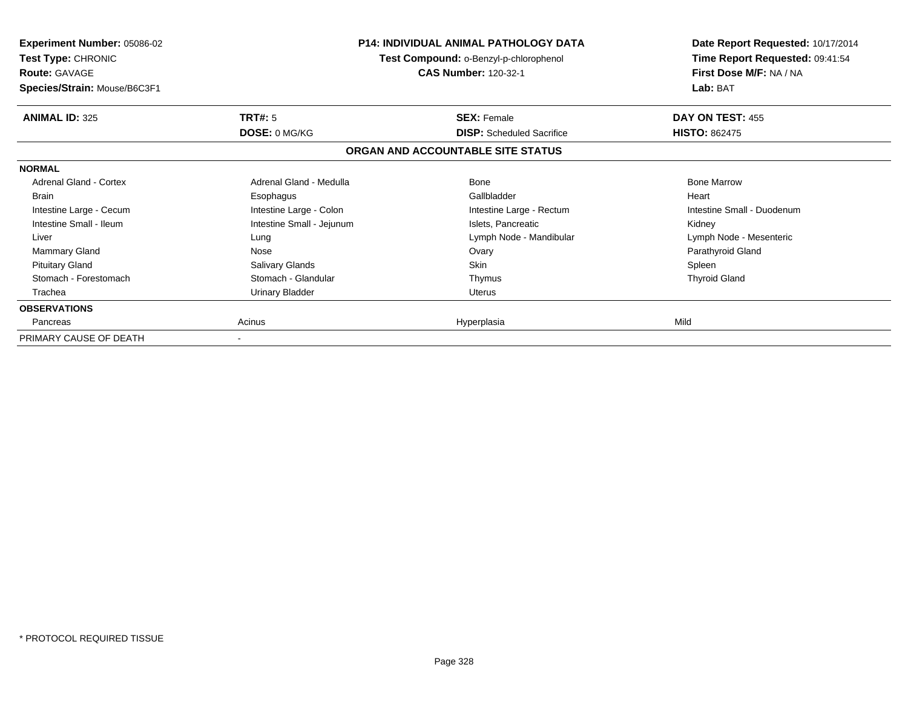**Experiment Number:** 05086-02
**Test Type:** CHRONIC
**Route:** GAVAGE
**Species/Strain:** Mouse/B6C3F1

**P14: INDIVIDUAL ANIMAL PATHOLOGY DATA**
**Test Compound:** o-Benzyl-p-chlorophenol
**CAS Number:** 120-32-1

**Date Report Requested:** 10/17/2014
**Time Report Requested:** 09:41:54
**First Dose M/F:** NA / NA
**Lab:** BAT

| **ANIMAL ID:** 325 | **TRT#:** 5 | **SEX:** Female | **DAY ON TEST:** 455 |
|---|---|---|---|
| | **DOSE:** 0 MG/KG | **DISP:** Scheduled Sacrifice | **HISTO:** 862475 |

## ORGAN AND ACCOUNTABLE SITE STATUS

| | | | |
|---|---|---|---|
| **NORMAL** | | | |
| Adrenal Gland - Cortex | Adrenal Gland - Medulla | Bone | Bone Marrow |
| Brain | Esophagus | Gallbladder | Heart |
| Intestine Large - Cecum | Intestine Large - Colon | Intestine Large - Rectum | Intestine Small - Duodenum |
| Intestine Small - Ileum | Intestine Small - Jejunum | Islets, Pancreatic | Kidney |
| Liver | Lung | Lymph Node - Mandibular | Lymph Node - Mesenteric |
| Mammary Gland | Nose | Ovary | Parathyroid Gland |
| Pituitary Gland | Salivary Glands | Skin | Spleen |
| Stomach - Forestomach | Stomach - Glandular | Thymus | Thyroid Gland |
| Trachea | Urinary Bladder | Uterus | |
| **OBSERVATIONS** | | | |
| Pancreas | Acinus | Hyperplasia | Mild |
| PRIMARY CAUSE OF DEATH | - | | |

* PROTOCOL REQUIRED TISSUE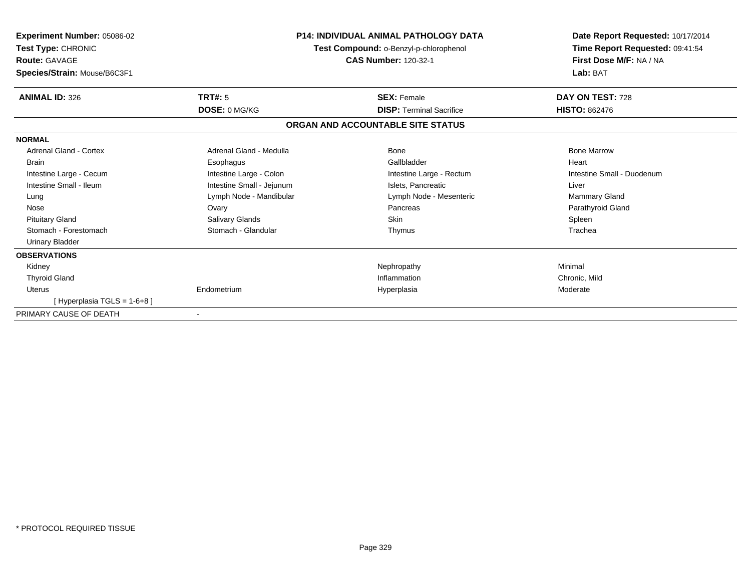**Experiment Number:** 05086-02
**Test Type:** CHRONIC
**Route:** GAVAGE
**Species/Strain:** Mouse/B6C3F1

**P14: INDIVIDUAL ANIMAL PATHOLOGY DATA**
**Test Compound:** o-Benzyl-p-chlorophenol
**CAS Number:** 120-32-1

**Date Report Requested:** 10/17/2014
**Time Report Requested:** 09:41:54
**First Dose M/F:** NA / NA
**Lab:** BAT

| **ANIMAL ID:** 326 | **TRT#:** 5 | **SEX:** Female | **DAY ON TEST:** 728 |
|---|---|---|---|
| | **DOSE:** 0 MG/KG | **DISP:** Terminal Sacrifice | **HISTO:** 862476 |

## ORGAN AND ACCOUNTABLE SITE STATUS

**NORMAL**

| | | | |
|---|---|---|---|
| Adrenal Gland - Cortex | Adrenal Gland - Medulla | Bone | Bone Marrow |
| Brain | Esophagus | Gallbladder | Heart |
| Intestine Large - Cecum | Intestine Large - Colon | Intestine Large - Rectum | Intestine Small - Duodenum |
| Intestine Small - Ileum | Intestine Small - Jejunum | Islets, Pancreatic | Liver |
| Lung | Lymph Node - Mandibular | Lymph Node - Mesenteric | Mammary Gland |
| Nose | Ovary | Pancreas | Parathyroid Gland |
| Pituitary Gland | Salivary Glands | Skin | Spleen |
| Stomach - Forestomach | Stomach - Glandular | Thymus | Trachea |
| Urinary Bladder | | | |

**OBSERVATIONS**

| | | | |
|---|---|---|---|
| Kidney | | Nephropathy | Minimal |
| Thyroid Gland | | Inflammation | Chronic, Mild |
| Uterus | Endometrium | Hyperplasia | Moderate |
| [ Hyperplasia TGLS = 1-6+8 ] | | | |

PRIMARY CAUSE OF DEATH -

* PROTOCOL REQUIRED TISSUE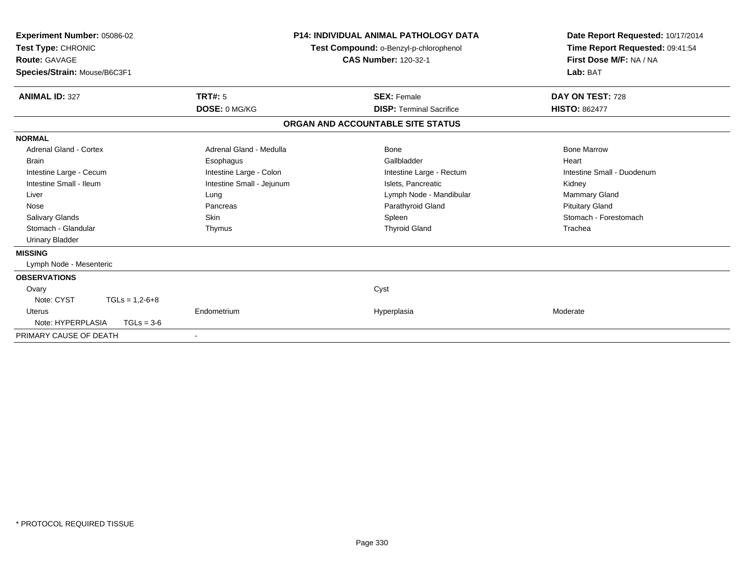**Experiment Number:** 05086-02
**Test Type:** CHRONIC
**Route:** GAVAGE
**Species/Strain:** Mouse/B6C3F1

**P14: INDIVIDUAL ANIMAL PATHOLOGY DATA**
**Test Compound:** o-Benzyl-p-chlorophenol
**CAS Number:** 120-32-1

**Date Report Requested:** 10/17/2014
**Time Report Requested:** 09:41:54
**First Dose M/F:** NA / NA
**Lab:** BAT

| **ANIMAL ID:** 327 | **TRT#:** 5 | **SEX:** Female | **DAY ON TEST:** 728 |
|---|---|---|---|
| | **DOSE:** 0 MG/KG | **DISP:** Terminal Sacrifice | **HISTO:** 862477 |

**ORGAN AND ACCOUNTABLE SITE STATUS**

**NORMAL**

| | | | |
|---|---|---|---|
| Adrenal Gland - Cortex | Adrenal Gland - Medulla | Bone | Bone Marrow |
| Brain | Esophagus | Gallbladder | Heart |
| Intestine Large - Cecum | Intestine Large - Colon | Intestine Large - Rectum | Intestine Small - Duodenum |
| Intestine Small - Ileum | Intestine Small - Jejunum | Islets, Pancreatic | Kidney |
| Liver | Lung | Lymph Node - Mandibular | Mammary Gland |
| Nose | Pancreas | Parathyroid Gland | Pituitary Gland |
| Salivary Glands | Skin | Spleen | Stomach - Forestomach |
| Stomach - Glandular | Thymus | Thyroid Gland | Trachea |
| Urinary Bladder | | | |

**MISSING**

Lymph Node - Mesenteric

**OBSERVATIONS**

| | | | |
|---|---|---|---|
| Ovary | | Cyst | |
| Note: CYST TGLs = 1,2-6+8 | | | |
| Uterus | Endometrium | Hyperplasia | Moderate |
| Note: HYPERPLASIA TGLs = 3-6 | | | |

PRIMARY CAUSE OF DEATH -

\* PROTOCOL REQUIRED TISSUE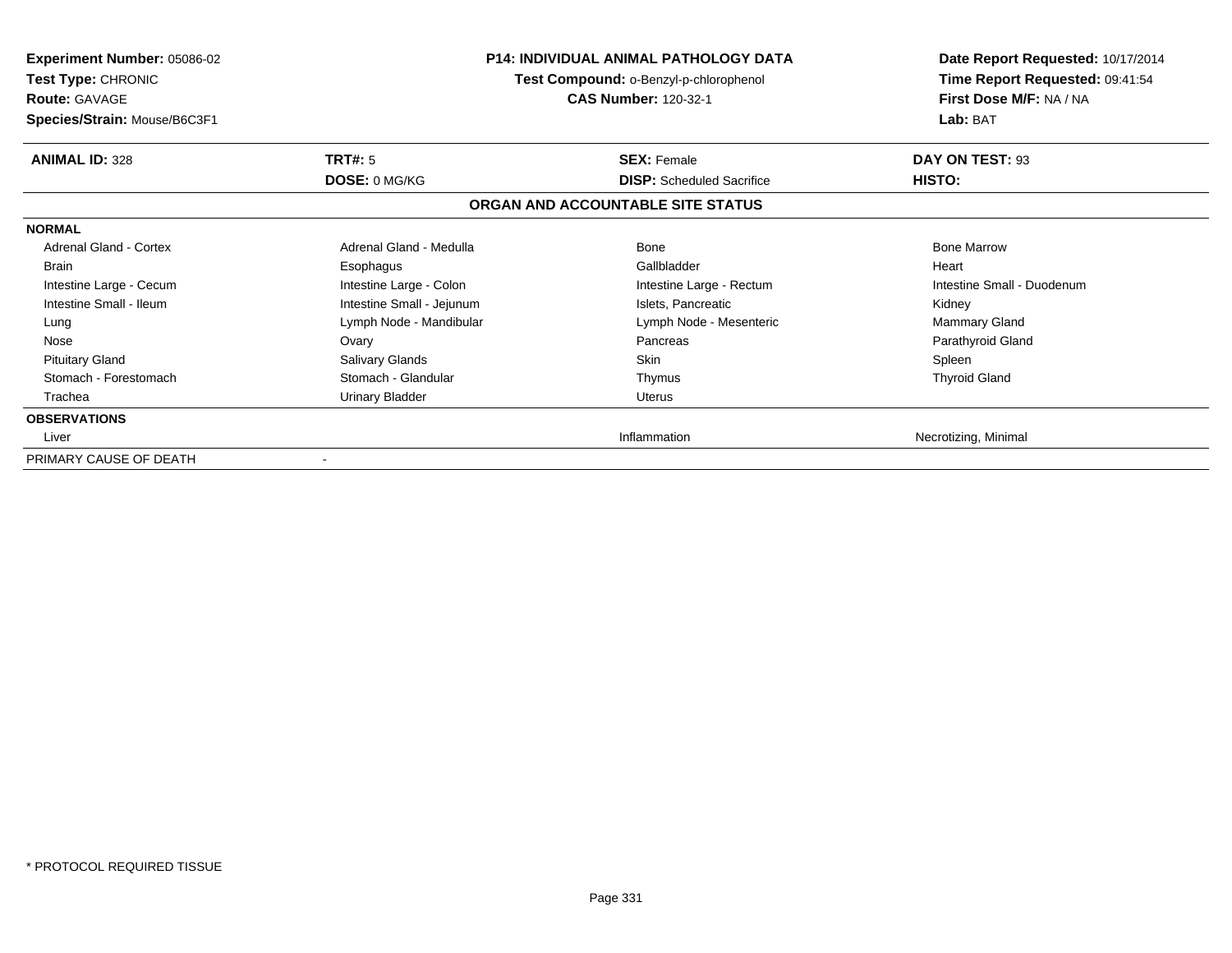**Experiment Number:** 05086-02
**Test Type:** CHRONIC
**Route:** GAVAGE
**Species/Strain:** Mouse/B6C3F1

**P14: INDIVIDUAL ANIMAL PATHOLOGY DATA**
**Test Compound:** o-Benzyl-p-chlorophenol
**CAS Number:** 120-32-1

**Date Report Requested:** 10/17/2014
**Time Report Requested:** 09:41:54
**First Dose M/F:** NA / NA
**Lab:** BAT

| **ANIMAL ID:** 328 | **TRT#:** 5 | **SEX:** Female | **DAY ON TEST:** 93 |
|---|---|---|---|
| | **DOSE:** 0 MG/KG | **DISP:** Scheduled Sacrifice | **HISTO:** |

**ORGAN AND ACCOUNTABLE SITE STATUS**

| | | | |
|---|---|---|---|
| **NORMAL** | | | |
| Adrenal Gland - Cortex | Adrenal Gland - Medulla | Bone | Bone Marrow |
| Brain | Esophagus | Gallbladder | Heart |
| Intestine Large - Cecum | Intestine Large - Colon | Intestine Large - Rectum | Intestine Small - Duodenum |
| Intestine Small - Ileum | Intestine Small - Jejunum | Islets, Pancreatic | Kidney |
| Lung | Lymph Node - Mandibular | Lymph Node - Mesenteric | Mammary Gland |
| Nose | Ovary | Pancreas | Parathyroid Gland |
| Pituitary Gland | Salivary Glands | Skin | Spleen |
| Stomach - Forestomach | Stomach - Glandular | Thymus | Thyroid Gland |
| Trachea | Urinary Bladder | Uterus | |
| **OBSERVATIONS** | | | |
| Liver | | Inflammation | Necrotizing, Minimal |
| PRIMARY CAUSE OF DEATH | - | | |

\* PROTOCOL REQUIRED TISSUE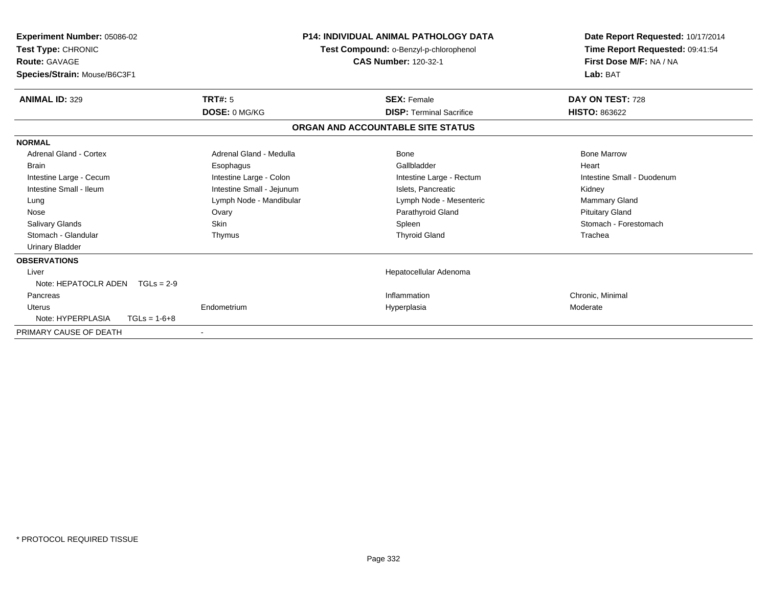**Experiment Number:** 05086-02
**Test Type:** CHRONIC
**Route:** GAVAGE
**Species/Strain:** Mouse/B6C3F1

**P14: INDIVIDUAL ANIMAL PATHOLOGY DATA**
**Test Compound:** o-Benzyl-p-chlorophenol
**CAS Number:** 120-32-1

**Date Report Requested:** 10/17/2014
**Time Report Requested:** 09:41:54
**First Dose M/F:** NA / NA
**Lab:** BAT

| **ANIMAL ID:** 329 | **TRT#:** 5 | **SEX:** Female | **DAY ON TEST:** 728 |
|---|---|---|---|
| | **DOSE:** 0 MG/KG | **DISP:** Terminal Sacrifice | **HISTO:** 863622 |

## ORGAN AND ACCOUNTABLE SITE STATUS

**NORMAL**

| | | | |
|---|---|---|---|
| Adrenal Gland - Cortex | Adrenal Gland - Medulla | Bone | Bone Marrow |
| Brain | Esophagus | Gallbladder | Heart |
| Intestine Large - Cecum | Intestine Large - Colon | Intestine Large - Rectum | Intestine Small - Duodenum |
| Intestine Small - Ileum | Intestine Small - Jejunum | Islets, Pancreatic | Kidney |
| Lung | Lymph Node - Mandibular | Lymph Node - Mesenteric | Mammary Gland |
| Nose | Ovary | Parathyroid Gland | Pituitary Gland |
| Salivary Glands | Skin | Spleen | Stomach - Forestomach |
| Stomach - Glandular | Thymus | Thyroid Gland | Trachea |
| Urinary Bladder | | | |

**OBSERVATIONS**

| | | | |
|---|---|---|---|
| Liver | | Hepatocellular Adenoma | |
| Note: HEPATOCLR ADEN TGLs = 2-9 | | | |
| Pancreas | | Inflammation | Chronic, Minimal |
| Uterus | Endometrium | Hyperplasia | Moderate |
| Note: HYPERPLASIA TGLs = 1-6+8 | | | |

PRIMARY CAUSE OF DEATH -

* PROTOCOL REQUIRED TISSUE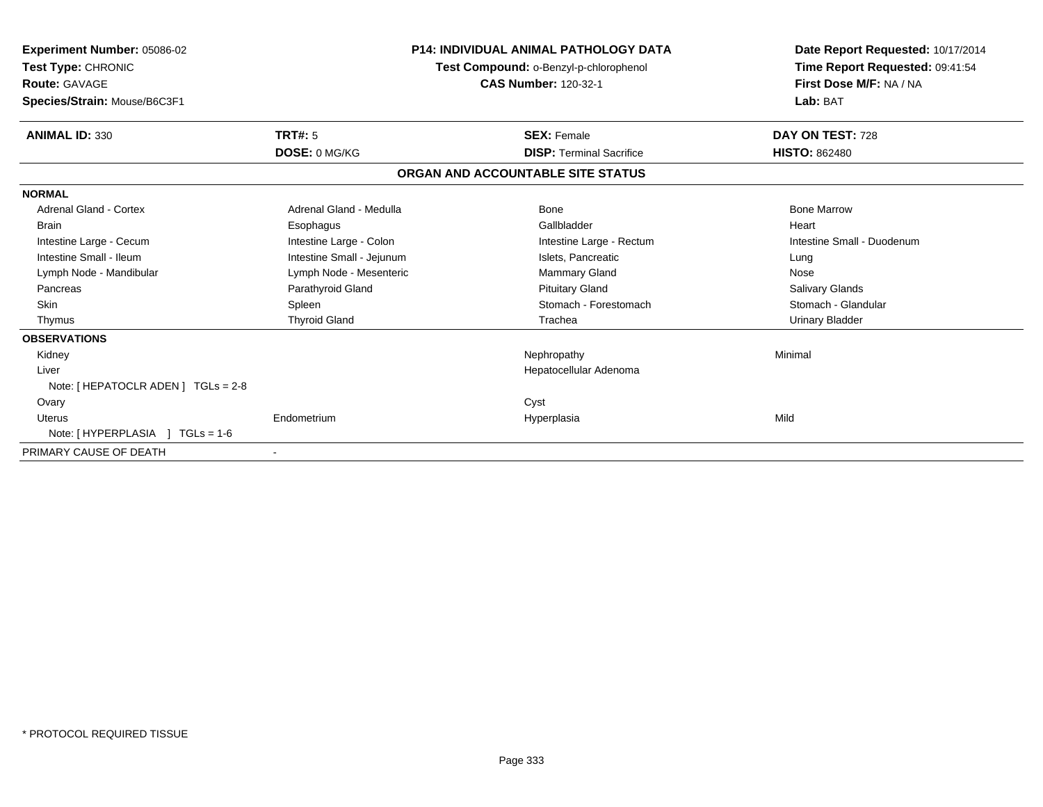**Experiment Number:** 05086-02
**Test Type:** CHRONIC
**Route:** GAVAGE
**Species/Strain:** Mouse/B6C3F1

**P14: INDIVIDUAL ANIMAL PATHOLOGY DATA**
**Test Compound:** o-Benzyl-p-chlorophenol
**CAS Number:** 120-32-1

**Date Report Requested:** 10/17/2014
**Time Report Requested:** 09:41:54
**First Dose M/F:** NA / NA
**Lab:** BAT

| **ANIMAL ID:** 330 | **TRT#:** 5 | **SEX:** Female | **DAY ON TEST:** 728 |
|---|---|---|---|
| | **DOSE:** 0 MG/KG | **DISP:** Terminal Sacrifice | **HISTO:** 862480 |

## ORGAN AND ACCOUNTABLE SITE STATUS

| | | | |
|---|---|---|---|
| **NORMAL** | | | |
| Adrenal Gland - Cortex | Adrenal Gland - Medulla | Bone | Bone Marrow |
| Brain | Esophagus | Gallbladder | Heart |
| Intestine Large - Cecum | Intestine Large - Colon | Intestine Large - Rectum | Intestine Small - Duodenum |
| Intestine Small - Ileum | Intestine Small - Jejunum | Islets, Pancreatic | Lung |
| Lymph Node - Mandibular | Lymph Node - Mesenteric | Mammary Gland | Nose |
| Pancreas | Parathyroid Gland | Pituitary Gland | Salivary Glands |
| Skin | Spleen | Stomach - Forestomach | Stomach - Glandular |
| Thymus | Thyroid Gland | Trachea | Urinary Bladder |
| **OBSERVATIONS** | | | |
| Kidney | | Nephropathy | Minimal |
| Liver | | Hepatocellular Adenoma | |
| Note: [ HEPATOCLR ADEN ] TGLs = 2-8 | | | |
| Ovary | | Cyst | |
| Uterus | Endometrium | Hyperplasia | Mild |
| Note: [ HYPERPLASIA ] TGLs = 1-6 | | | |
| PRIMARY CAUSE OF DEATH | - | | |

* PROTOCOL REQUIRED TISSUE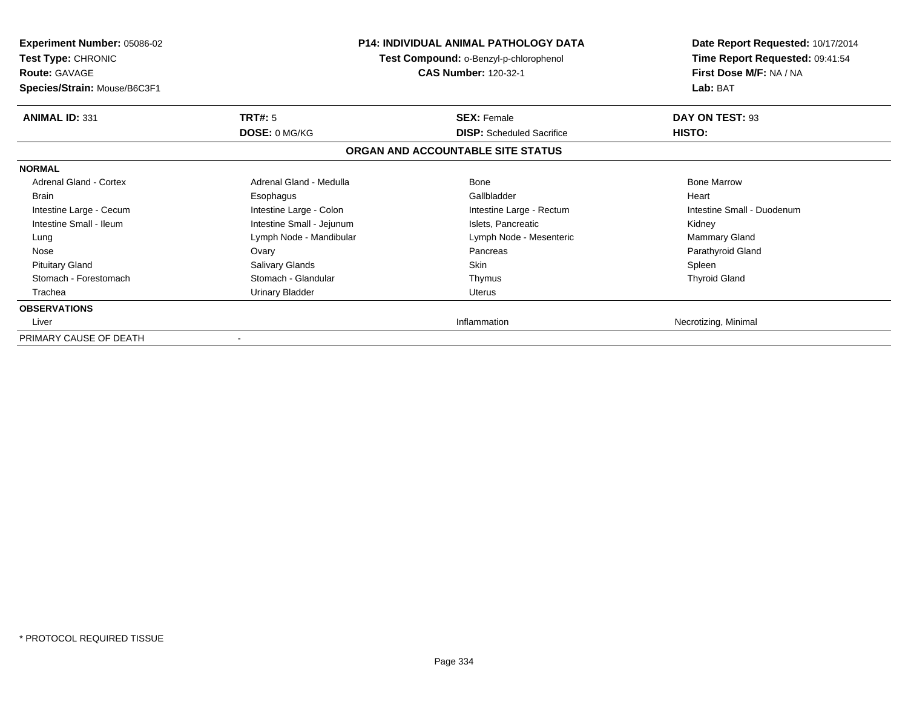**Experiment Number:** 05086-02
**Test Type:** CHRONIC
**Route:** GAVAGE
**Species/Strain:** Mouse/B6C3F1

**P14: INDIVIDUAL ANIMAL PATHOLOGY DATA**
**Test Compound:** o-Benzyl-p-chlorophenol
**CAS Number:** 120-32-1

**Date Report Requested:** 10/17/2014
**Time Report Requested:** 09:41:54
**First Dose M/F:** NA / NA
**Lab:** BAT

| **ANIMAL ID:** 331 | **TRT#:** 5 | **SEX:** Female | **DAY ON TEST:** 93 |
|---|---|---|---|
| | **DOSE:** 0 MG/KG | **DISP:** Scheduled Sacrifice | **HISTO:** |

**ORGAN AND ACCOUNTABLE SITE STATUS**

| | | | |
|---|---|---|---|
| **NORMAL** | | | |
| Adrenal Gland - Cortex | Adrenal Gland - Medulla | Bone | Bone Marrow |
| Brain | Esophagus | Gallbladder | Heart |
| Intestine Large - Cecum | Intestine Large - Colon | Intestine Large - Rectum | Intestine Small - Duodenum |
| Intestine Small - Ileum | Intestine Small - Jejunum | Islets, Pancreatic | Kidney |
| Lung | Lymph Node - Mandibular | Lymph Node - Mesenteric | Mammary Gland |
| Nose | Ovary | Pancreas | Parathyroid Gland |
| Pituitary Gland | Salivary Glands | Skin | Spleen |
| Stomach - Forestomach | Stomach - Glandular | Thymus | Thyroid Gland |
| Trachea | Urinary Bladder | Uterus | |
| **OBSERVATIONS** | | | |
| Liver | | Inflammation | Necrotizing, Minimal |
| PRIMARY CAUSE OF DEATH | - | | |

\* PROTOCOL REQUIRED TISSUE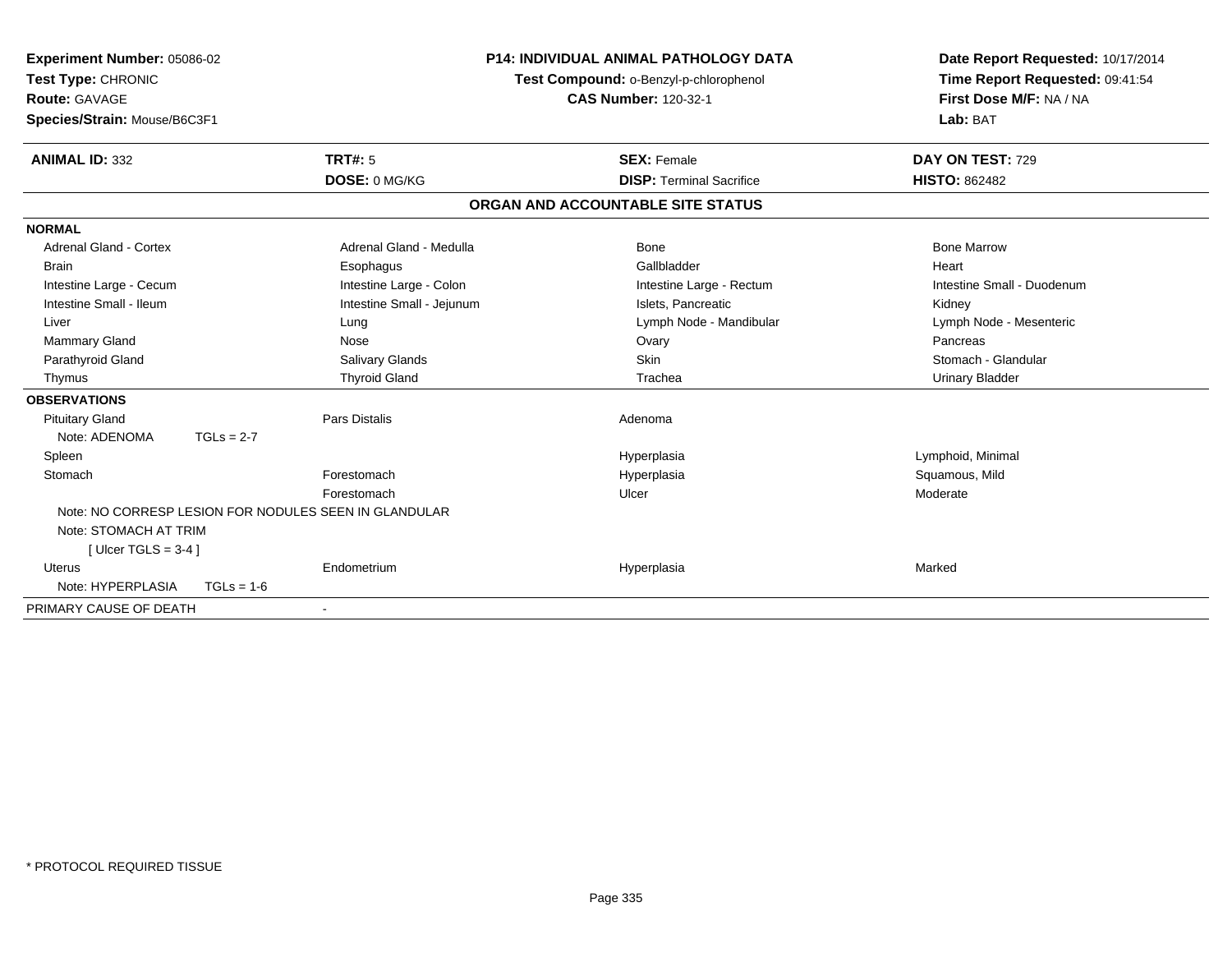**Experiment Number:** 05086-02
**Test Type:** CHRONIC
**Route:** GAVAGE
**Species/Strain:** Mouse/B6C3F1

**P14: INDIVIDUAL ANIMAL PATHOLOGY DATA**
**Test Compound:** o-Benzyl-p-chlorophenol
**CAS Number:** 120-32-1

**Date Report Requested:** 10/17/2014
**Time Report Requested:** 09:41:54
**First Dose M/F:** NA / NA
**Lab:** BAT

| **ANIMAL ID:** 332 | **TRT#:** 5 | **SEX:** Female | **DAY ON TEST:** 729 |
|---|---|---|---|
| | **DOSE:** 0 MG/KG | **DISP:** Terminal Sacrifice | **HISTO:** 862482 |

## ORGAN AND ACCOUNTABLE SITE STATUS

**NORMAL**

| | | | |
|---|---|---|---|
| Adrenal Gland - Cortex | Adrenal Gland - Medulla | Bone | Bone Marrow |
| Brain | Esophagus | Gallbladder | Heart |
| Intestine Large - Cecum | Intestine Large - Colon | Intestine Large - Rectum | Intestine Small - Duodenum |
| Intestine Small - Ileum | Intestine Small - Jejunum | Islets, Pancreatic | Kidney |
| Liver | Lung | Lymph Node - Mandibular | Lymph Node - Mesenteric |
| Mammary Gland | Nose | Ovary | Pancreas |
| Parathyroid Gland | Salivary Glands | Skin | Stomach - Glandular |
| Thymus | Thyroid Gland | Trachea | Urinary Bladder |

**OBSERVATIONS**

| | | | |
|---|---|---|---|
| Pituitary Gland | Pars Distalis | Adenoma | |
| Note: ADENOMA TGLs = 2-7 | | | |
| Spleen | | Hyperplasia | Lymphoid, Minimal |
| Stomach | Forestomach | Hyperplasia | Squamous, Mild |
| | Forestomach | Ulcer | Moderate |
| Note: NO CORRESP LESION FOR NODULES SEEN IN GLANDULAR | | | |
| Note: STOMACH AT TRIM | | | |
| [ Ulcer TGLS = 3-4 ] | | | |
| Uterus | Endometrium | Hyperplasia | Marked |
| Note: HYPERPLASIA TGLs = 1-6 | | | |

PRIMARY CAUSE OF DEATH -

\* PROTOCOL REQUIRED TISSUE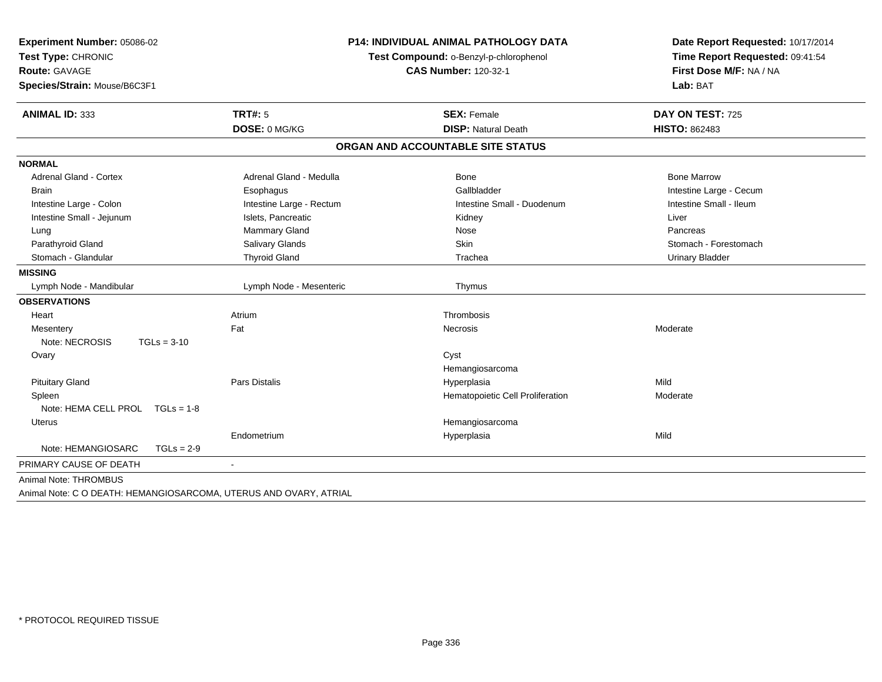**Experiment Number:** 05086-02
**Test Type:** CHRONIC
**Route:** GAVAGE
**Species/Strain:** Mouse/B6C3F1

**P14: INDIVIDUAL ANIMAL PATHOLOGY DATA**
**Test Compound:** o-Benzyl-p-chlorophenol
**CAS Number:** 120-32-1

**Date Report Requested:** 10/17/2014
**Time Report Requested:** 09:41:54
**First Dose M/F:** NA / NA
**Lab:** BAT

| **ANIMAL ID:** 333 | **TRT#:** 5 | **SEX:** Female | **DAY ON TEST:** 725 |
|---|---|---|---|
| | **DOSE:** 0 MG/KG | **DISP:** Natural Death | **HISTO:** 862483 |

## ORGAN AND ACCOUNTABLE SITE STATUS

| | | | |
|---|---|---|---|
| **NORMAL** | | | |
| Adrenal Gland - Cortex | Adrenal Gland - Medulla | Bone | Bone Marrow |
| Brain | Esophagus | Gallbladder | Intestine Large - Cecum |
| Intestine Large - Colon | Intestine Large - Rectum | Intestine Small - Duodenum | Intestine Small - Ileum |
| Intestine Small - Jejunum | Islets, Pancreatic | Kidney | Liver |
| Lung | Mammary Gland | Nose | Pancreas |
| Parathyroid Gland | Salivary Glands | Skin | Stomach - Forestomach |
| Stomach - Glandular | Thyroid Gland | Trachea | Urinary Bladder |
| **MISSING** | | | |
| Lymph Node - Mandibular | Lymph Node - Mesenteric | Thymus | |
| **OBSERVATIONS** | | | |
| Heart | Atrium | Thrombosis | |
| Mesentery | Fat | Necrosis | Moderate |
| Note: NECROSIS TGLs = 3-10 | | | |
| Ovary | | Cyst | |
| | | Hemangiosarcoma | |
| Pituitary Gland | Pars Distalis | Hyperplasia | Mild |
| Spleen | | Hematopoietic Cell Proliferation | Moderate |
| Note: HEMA CELL PROL TGLs = 1-8 | | | |
| Uterus | | Hemangiosarcoma | |
| | Endometrium | Hyperplasia | Mild |
| Note: HEMANGIOSARC TGLs = 2-9 | | | |
| PRIMARY CAUSE OF DEATH | - | | |

Animal Note: THROMBUS

Animal Note: C O DEATH: HEMANGIOSARCOMA, UTERUS AND OVARY, ATRIAL

* PROTOCOL REQUIRED TISSUE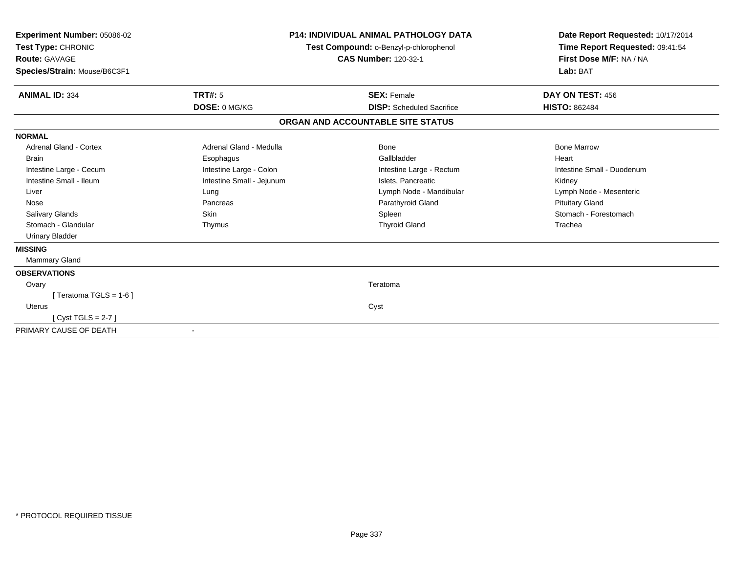**Experiment Number:** 05086-02
**Test Type:** CHRONIC
**Route:** GAVAGE
**Species/Strain:** Mouse/B6C3F1

**P14: INDIVIDUAL ANIMAL PATHOLOGY DATA**
**Test Compound:** o-Benzyl-p-chlorophenol
**CAS Number:** 120-32-1

**Date Report Requested:** 10/17/2014
**Time Report Requested:** 09:41:54
**First Dose M/F:** NA / NA
**Lab:** BAT

| **ANIMAL ID:** 334 | **TRT#:** 5 | **SEX:** Female | **DAY ON TEST:** 456 |
|---|---|---|---|
| | **DOSE:** 0 MG/KG | **DISP:** Scheduled Sacrifice | **HISTO:** 862484 |

## ORGAN AND ACCOUNTABLE SITE STATUS

**NORMAL**

| | | | |
|---|---|---|---|
| Adrenal Gland - Cortex | Adrenal Gland - Medulla | Bone | Bone Marrow |
| Brain | Esophagus | Gallbladder | Heart |
| Intestine Large - Cecum | Intestine Large - Colon | Intestine Large - Rectum | Intestine Small - Duodenum |
| Intestine Small - Ileum | Intestine Small - Jejunum | Islets, Pancreatic | Kidney |
| Liver | Lung | Lymph Node - Mandibular | Lymph Node - Mesenteric |
| Nose | Pancreas | Parathyroid Gland | Pituitary Gland |
| Salivary Glands | Skin | Spleen | Stomach - Forestomach |
| Stomach - Glandular | Thymus | Thyroid Gland | Trachea |
| Urinary Bladder | | | |

**MISSING**

Mammary Gland

**OBSERVATIONS**

| | |
|---|---|
| Ovary | Teratoma |
| [ Teratoma TGLS = 1-6 ] | |
| Uterus | Cyst |
| [ Cyst TGLS = 2-7 ] | |

PRIMARY CAUSE OF DEATH -

\* PROTOCOL REQUIRED TISSUE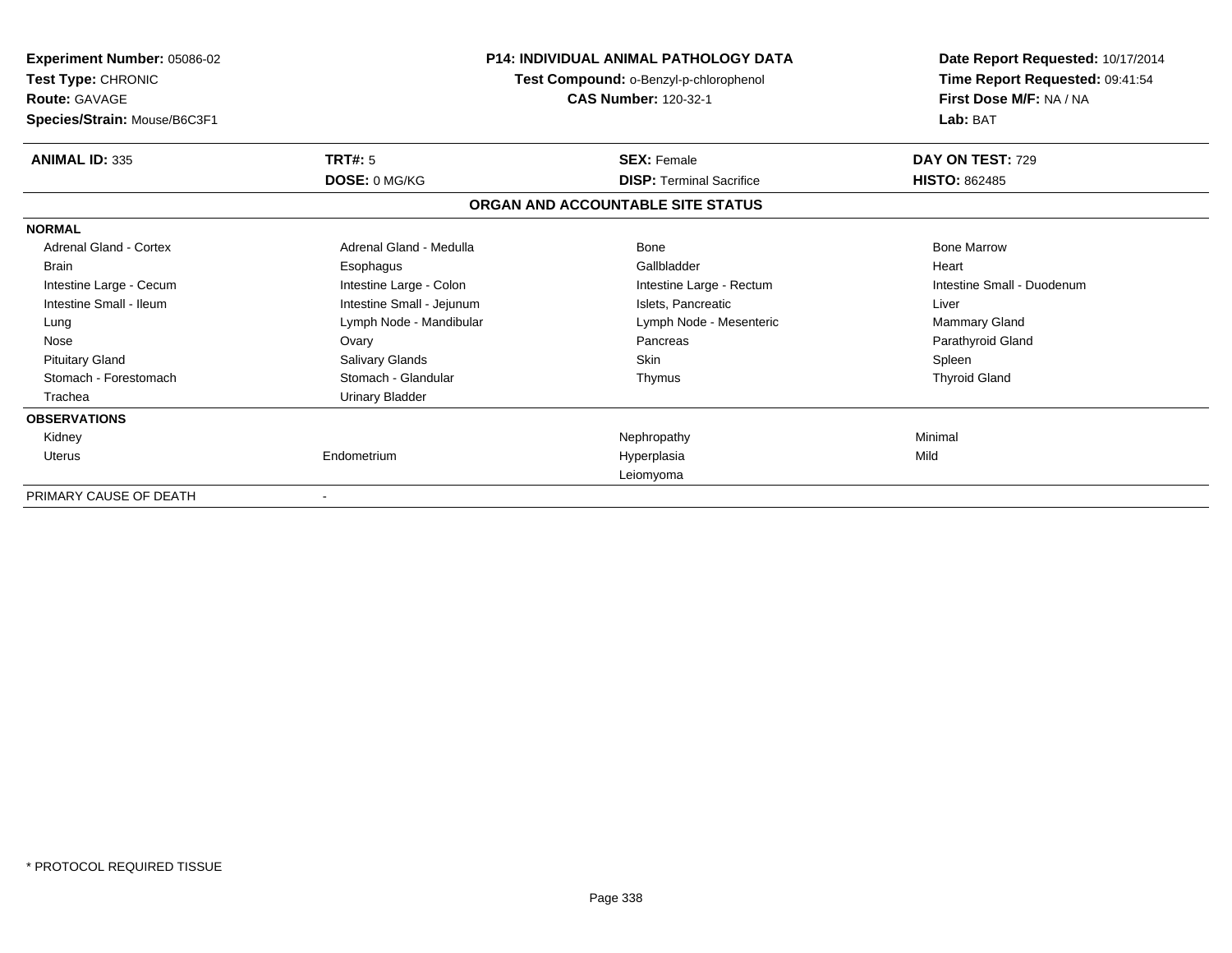**Experiment Number:** 05086-02
**Test Type:** CHRONIC
**Route:** GAVAGE
**Species/Strain:** Mouse/B6C3F1

**P14: INDIVIDUAL ANIMAL PATHOLOGY DATA**
**Test Compound:** o-Benzyl-p-chlorophenol
**CAS Number:** 120-32-1

**Date Report Requested:** 10/17/2014
**Time Report Requested:** 09:41:54
**First Dose M/F:** NA / NA
**Lab:** BAT

| **ANIMAL ID:** 335 | **TRT#:** 5 | **SEX:** Female | **DAY ON TEST:** 729 |
|---|---|---|---|
| | **DOSE:** 0 MG/KG | **DISP:** Terminal Sacrifice | **HISTO:** 862485 |

## ORGAN AND ACCOUNTABLE SITE STATUS

| | | | |
|---|---|---|---|
| **NORMAL** | | | |
| Adrenal Gland - Cortex | Adrenal Gland - Medulla | Bone | Bone Marrow |
| Brain | Esophagus | Gallbladder | Heart |
| Intestine Large - Cecum | Intestine Large - Colon | Intestine Large - Rectum | Intestine Small - Duodenum |
| Intestine Small - Ileum | Intestine Small - Jejunum | Islets, Pancreatic | Liver |
| Lung | Lymph Node - Mandibular | Lymph Node - Mesenteric | Mammary Gland |
| Nose | Ovary | Pancreas | Parathyroid Gland |
| Pituitary Gland | Salivary Glands | Skin | Spleen |
| Stomach - Forestomach | Stomach - Glandular | Thymus | Thyroid Gland |
| Trachea | Urinary Bladder | | |
| **OBSERVATIONS** | | | |
| Kidney | | Nephropathy | Minimal |
| Uterus | Endometrium | Hyperplasia | Mild |
| | | Leiomyoma | |
| PRIMARY CAUSE OF DEATH | - | | |

\* PROTOCOL REQUIRED TISSUE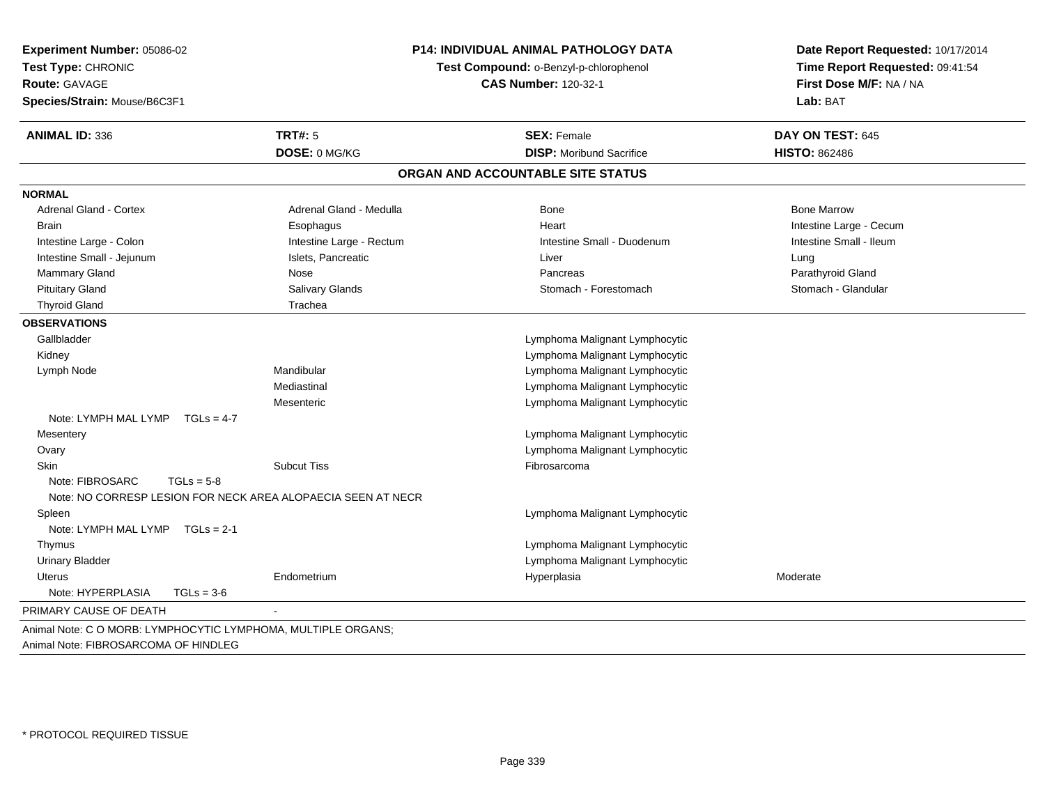**Experiment Number:** 05086-02
**Test Type:** CHRONIC
**Route:** GAVAGE
**Species/Strain:** Mouse/B6C3F1

**P14: INDIVIDUAL ANIMAL PATHOLOGY DATA**
**Test Compound:** o-Benzyl-p-chlorophenol
**CAS Number:** 120-32-1

**Date Report Requested:** 10/17/2014
**Time Report Requested:** 09:41:54
**First Dose M/F:** NA / NA
**Lab:** BAT

| **ANIMAL ID:** 336 | **TRT#:** 5 | **SEX:** Female | **DAY ON TEST:** 645 |
|---|---|---|---|
| | **DOSE:** 0 MG/KG | **DISP:** Moribund Sacrifice | **HISTO:** 862486 |

## ORGAN AND ACCOUNTABLE SITE STATUS

| | | | |
|---|---|---|---|
| **NORMAL** | | | |
| Adrenal Gland - Cortex | Adrenal Gland - Medulla | Bone | Bone Marrow |
| Brain | Esophagus | Heart | Intestine Large - Cecum |
| Intestine Large - Colon | Intestine Large - Rectum | Intestine Small - Duodenum | Intestine Small - Ileum |
| Intestine Small - Jejunum | Islets, Pancreatic | Liver | Lung |
| Mammary Gland | Nose | Pancreas | Parathyroid Gland |
| Pituitary Gland | Salivary Glands | Stomach - Forestomach | Stomach - Glandular |
| Thyroid Gland | Trachea | | |
| **OBSERVATIONS** | | | |
| Gallbladder | | Lymphoma Malignant Lymphocytic | |
| Kidney | | Lymphoma Malignant Lymphocytic | |
| Lymph Node | Mandibular | Lymphoma Malignant Lymphocytic | |
| | Mediastinal | Lymphoma Malignant Lymphocytic | |
| | Mesenteric | Lymphoma Malignant Lymphocytic | |
| Note: LYMPH MAL LYMP TGLs = 4-7 | | | |
| Mesentery | | Lymphoma Malignant Lymphocytic | |
| Ovary | | Lymphoma Malignant Lymphocytic | |
| Skin | Subcut Tiss | Fibrosarcoma | |
| Note: FIBROSARC TGLs = 5-8 | | | |
| Note: NO CORRESP LESION FOR NECK AREA ALOPAECIA SEEN AT NECR | | | |
| Spleen | | Lymphoma Malignant Lymphocytic | |
| Note: LYMPH MAL LYMP TGLs = 2-1 | | | |
| Thymus | | Lymphoma Malignant Lymphocytic | |
| Urinary Bladder | | Lymphoma Malignant Lymphocytic | |
| Uterus | Endometrium | Hyperplasia | Moderate |
| Note: HYPERPLASIA TGLs = 3-6 | | | |
| PRIMARY CAUSE OF DEATH | - | | |

Animal Note: C O MORB: LYMPHOCYTIC LYMPHOMA, MULTIPLE ORGANS;
Animal Note: FIBROSARCOMA OF HINDLEG

\* PROTOCOL REQUIRED TISSUE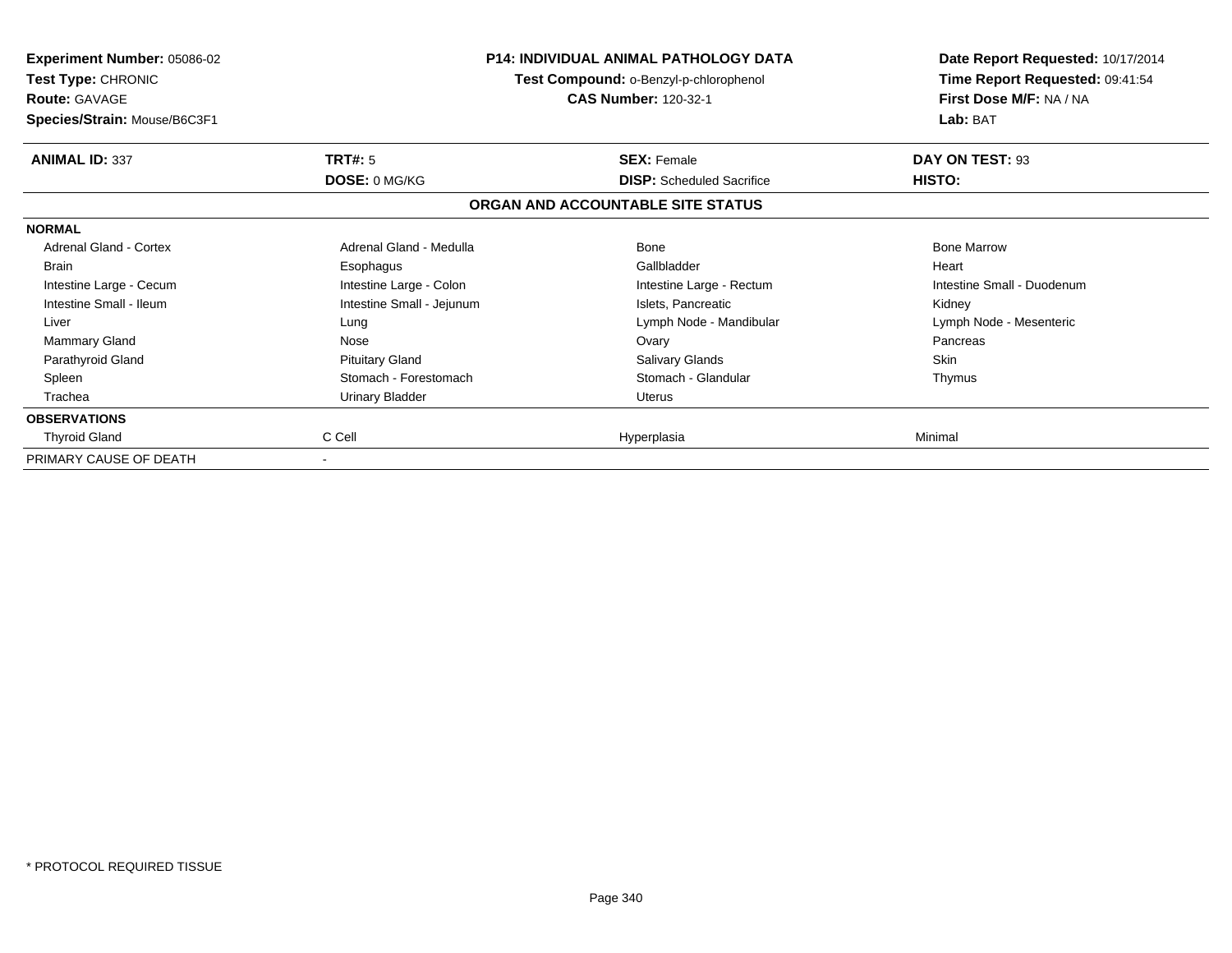**Experiment Number:** 05086-02
**Test Type:** CHRONIC
**Route:** GAVAGE
**Species/Strain:** Mouse/B6C3F1

**P14: INDIVIDUAL ANIMAL PATHOLOGY DATA**
**Test Compound:** o-Benzyl-p-chlorophenol
**CAS Number:** 120-32-1

**Date Report Requested:** 10/17/2014
**Time Report Requested:** 09:41:54
**First Dose M/F:** NA / NA
**Lab:** BAT

| **ANIMAL ID:** 337 | **TRT#:** 5 | **SEX:** Female | **DAY ON TEST:** 93 |
|---|---|---|---|
| | **DOSE:** 0 MG/KG | **DISP:** Scheduled Sacrifice | **HISTO:** |

## ORGAN AND ACCOUNTABLE SITE STATUS

| | | | |
|---|---|---|---|
| **NORMAL** | | | |
| Adrenal Gland - Cortex | Adrenal Gland - Medulla | Bone | Bone Marrow |
| Brain | Esophagus | Gallbladder | Heart |
| Intestine Large - Cecum | Intestine Large - Colon | Intestine Large - Rectum | Intestine Small - Duodenum |
| Intestine Small - Ileum | Intestine Small - Jejunum | Islets, Pancreatic | Kidney |
| Liver | Lung | Lymph Node - Mandibular | Lymph Node - Mesenteric |
| Mammary Gland | Nose | Ovary | Pancreas |
| Parathyroid Gland | Pituitary Gland | Salivary Glands | Skin |
| Spleen | Stomach - Forestomach | Stomach - Glandular | Thymus |
| Trachea | Urinary Bladder | Uterus | |
| **OBSERVATIONS** | | | |
| Thyroid Gland | C Cell | Hyperplasia | Minimal |
| PRIMARY CAUSE OF DEATH | - | | |

* PROTOCOL REQUIRED TISSUE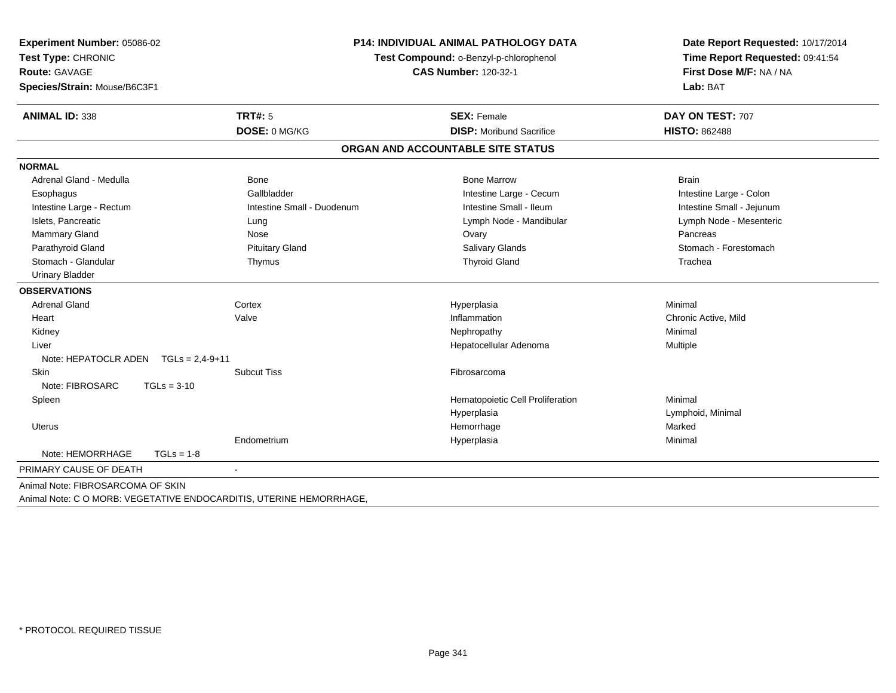**Experiment Number:** 05086-02
**Test Type:** CHRONIC
**Route:** GAVAGE
**Species/Strain:** Mouse/B6C3F1

**P14: INDIVIDUAL ANIMAL PATHOLOGY DATA**
**Test Compound:** o-Benzyl-p-chlorophenol
**CAS Number:** 120-32-1

**Date Report Requested:** 10/17/2014
**Time Report Requested:** 09:41:54
**First Dose M/F:** NA / NA
**Lab:** BAT

| **ANIMAL ID:** 338 | **TRT#:** 5 | **SEX:** Female | **DAY ON TEST:** 707 |
|---|---|---|---|
| | **DOSE:** 0 MG/KG | **DISP:** Moribund Sacrifice | **HISTO:** 862488 |

## ORGAN AND ACCOUNTABLE SITE STATUS

**NORMAL**

| | | | |
|---|---|---|---|
| Adrenal Gland - Medulla | Bone | Bone Marrow | Brain |
| Esophagus | Gallbladder | Intestine Large - Cecum | Intestine Large - Colon |
| Intestine Large - Rectum | Intestine Small - Duodenum | Intestine Small - Ileum | Intestine Small - Jejunum |
| Islets, Pancreatic | Lung | Lymph Node - Mandibular | Lymph Node - Mesenteric |
| Mammary Gland | Nose | Ovary | Pancreas |
| Parathyroid Gland | Pituitary Gland | Salivary Glands | Stomach - Forestomach |
| Stomach - Glandular | Thymus | Thyroid Gland | Trachea |
| Urinary Bladder | | | |

**OBSERVATIONS**

| | | | |
|---|---|---|---|
| Adrenal Gland | Cortex | Hyperplasia | Minimal |
| Heart | Valve | Inflammation | Chronic Active, Mild |
| Kidney | | Nephropathy | Minimal |
| Liver | | Hepatocellular Adenoma | Multiple |
| Note: HEPATOCLR ADEN TGLs = 2,4-9+11 | | | |
| Skin | Subcut Tiss | Fibrosarcoma | |
| Note: FIBROSARC TGLs = 3-10 | | | |
| Spleen | | Hematopoietic Cell Proliferation | Minimal |
| | | Hyperplasia | Lymphoid, Minimal |
| Uterus | | Hemorrhage | Marked |
| | Endometrium | Hyperplasia | Minimal |
| Note: HEMORRHAGE TGLs = 1-8 | | | |

PRIMARY CAUSE OF DEATH -

Animal Note: FIBROSARCOMA OF SKIN
Animal Note: C O MORB: VEGETATIVE ENDOCARDITIS, UTERINE HEMORRHAGE,

* PROTOCOL REQUIRED TISSUE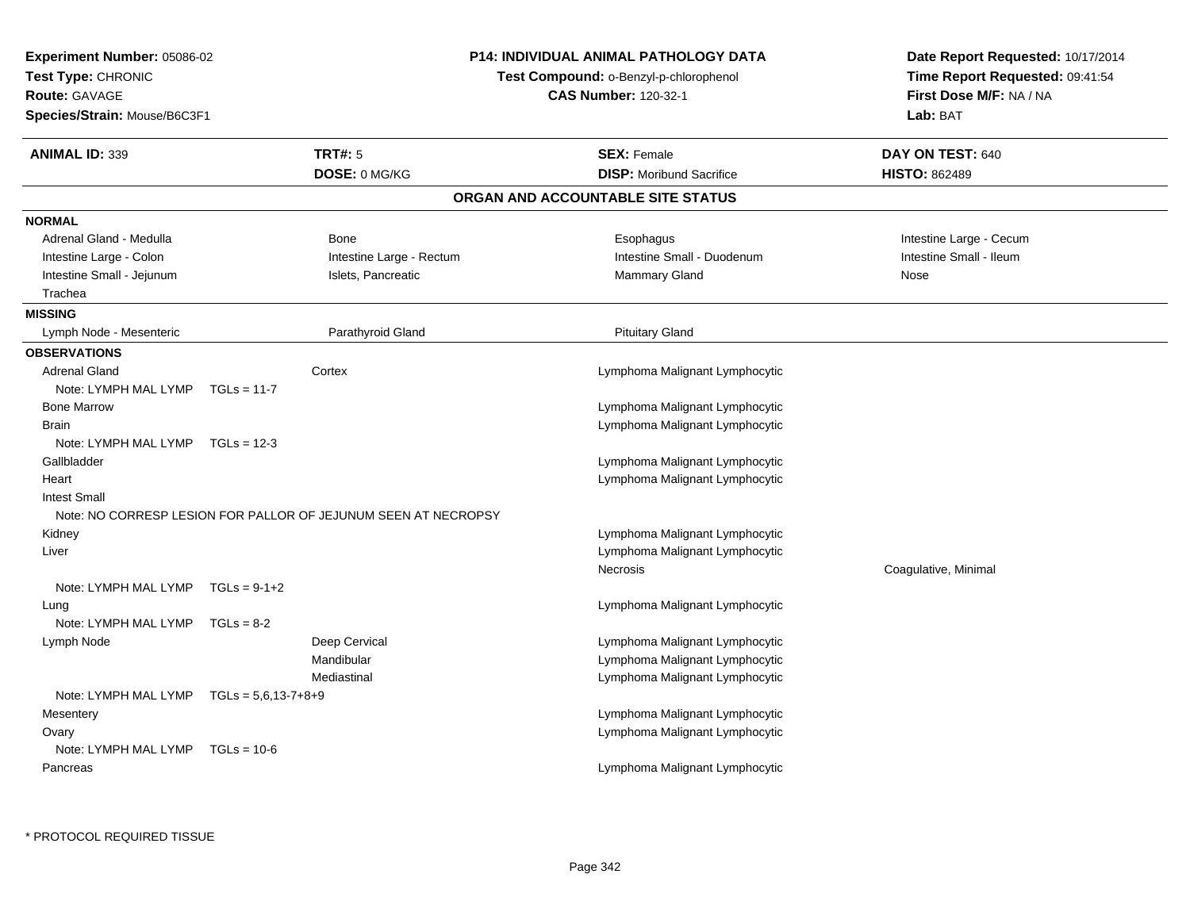**Experiment Number:** 05086-02
**Test Type:** CHRONIC
**Route:** GAVAGE
**Species/Strain:** Mouse/B6C3F1

**P14: INDIVIDUAL ANIMAL PATHOLOGY DATA**
**Test Compound:** o-Benzyl-p-chlorophenol
**CAS Number:** 120-32-1

**Date Report Requested:** 10/17/2014
**Time Report Requested:** 09:41:54
**First Dose M/F:** NA / NA
**Lab:** BAT

| **ANIMAL ID:** 339 | **TRT#:** 5 | **SEX:** Female | **DAY ON TEST:** 640 |
|---|---|---|---|
| | **DOSE:** 0 MG/KG | **DISP:** Moribund Sacrifice | **HISTO:** 862489 |

## ORGAN AND ACCOUNTABLE SITE STATUS

**NORMAL**

| | | | |
|---|---|---|---|
| Adrenal Gland - Medulla | Bone | Esophagus | Intestine Large - Cecum |
| Intestine Large - Colon | Intestine Large - Rectum | Intestine Small - Duodenum | Intestine Small - Ileum |
| Intestine Small - Jejunum | Islets, Pancreatic | Mammary Gland | Nose |
| Trachea | | | |

**MISSING**

| | | |
|---|---|---|
| Lymph Node - Mesenteric | Parathyroid Gland | Pituitary Gland |

**OBSERVATIONS**

| Organ | Site | Observation | Qualifier |
|---|---|---|---|
| Adrenal Gland | Cortex | Lymphoma Malignant Lymphocytic | |
| Note: LYMPH MAL LYMP TGLs = 11-7 | | | |
| Bone Marrow | | Lymphoma Malignant Lymphocytic | |
| Brain | | Lymphoma Malignant Lymphocytic | |
| Note: LYMPH MAL LYMP TGLs = 12-3 | | | |
| Gallbladder | | Lymphoma Malignant Lymphocytic | |
| Heart | | Lymphoma Malignant Lymphocytic | |
| Intest Small | | | |
| Note: NO CORRESP LESION FOR PALLOR OF JEJUNUM SEEN AT NECROPSY | | | |
| Kidney | | Lymphoma Malignant Lymphocytic | |
| Liver | | Lymphoma Malignant Lymphocytic | |
| | | Necrosis | Coagulative, Minimal |
| Note: LYMPH MAL LYMP TGLs = 9-1+2 | | | |
| Lung | | Lymphoma Malignant Lymphocytic | |
| Note: LYMPH MAL LYMP TGLs = 8-2 | | | |
| Lymph Node | Deep Cervical | Lymphoma Malignant Lymphocytic | |
| | Mandibular | Lymphoma Malignant Lymphocytic | |
| | Mediastinal | Lymphoma Malignant Lymphocytic | |
| Note: LYMPH MAL LYMP TGLs = 5,6,13-7+8+9 | | | |
| Mesentery | | Lymphoma Malignant Lymphocytic | |
| Ovary | | Lymphoma Malignant Lymphocytic | |
| Note: LYMPH MAL LYMP TGLs = 10-6 | | | |
| Pancreas | | Lymphoma Malignant Lymphocytic | |

* PROTOCOL REQUIRED TISSUE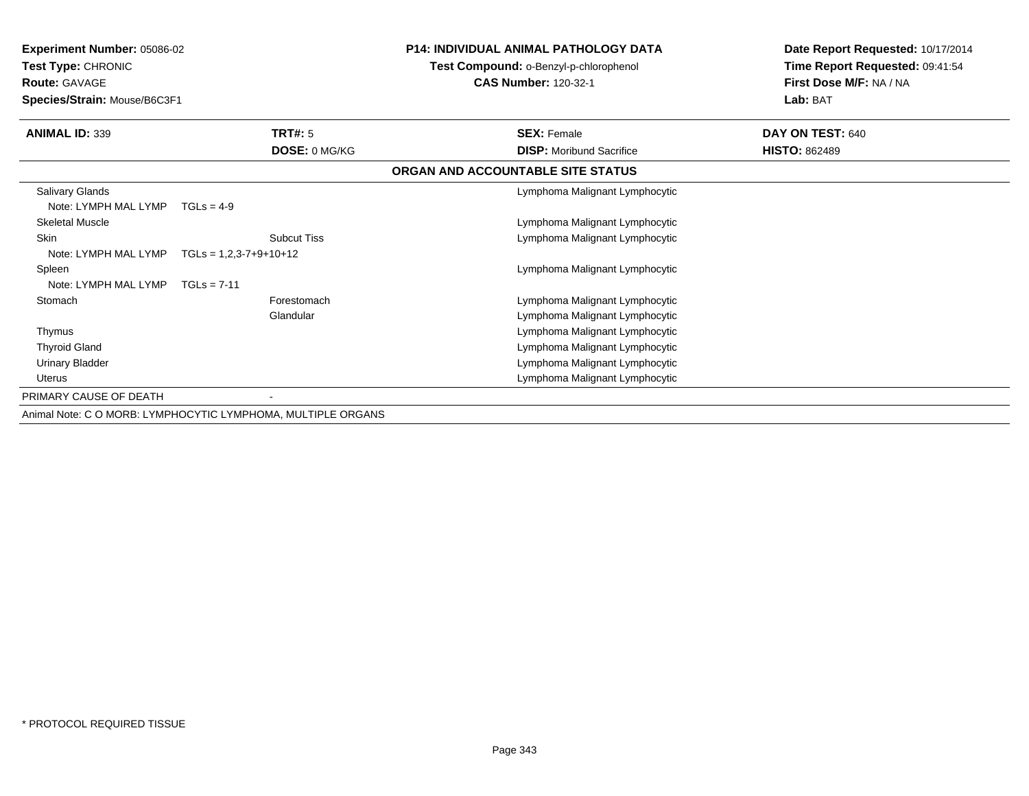**Experiment Number:** 05086-02
**Test Type:** CHRONIC
**Route:** GAVAGE
**Species/Strain:** Mouse/B6C3F1

**P14: INDIVIDUAL ANIMAL PATHOLOGY DATA**
**Test Compound:** o-Benzyl-p-chlorophenol
**CAS Number:** 120-32-1

**Date Report Requested:** 10/17/2014
**Time Report Requested:** 09:41:54
**First Dose M/F:** NA / NA
**Lab:** BAT

| **ANIMAL ID:** 339 | **TRT#:** 5 | **SEX:** Female | **DAY ON TEST:** 640 |
|---|---|---|---|
| | **DOSE:** 0 MG/KG | **DISP:** Moribund Sacrifice | **HISTO:** 862489 |

**ORGAN AND ACCOUNTABLE SITE STATUS**

| Organ | Site | Status |
|---|---|---|
| Salivary Glands | | Lymphoma Malignant Lymphocytic |
| Note: LYMPH MAL LYMP TGLs = 4-9 | | |
| Skeletal Muscle | | Lymphoma Malignant Lymphocytic |
| Skin | Subcut Tiss | Lymphoma Malignant Lymphocytic |
| Note: LYMPH MAL LYMP TGLs = 1,2,3-7+9+10+12 | | |
| Spleen | | Lymphoma Malignant Lymphocytic |
| Note: LYMPH MAL LYMP TGLs = 7-11 | | |
| Stomach | Forestomach | Lymphoma Malignant Lymphocytic |
| | Glandular | Lymphoma Malignant Lymphocytic |
| Thymus | | Lymphoma Malignant Lymphocytic |
| Thyroid Gland | | Lymphoma Malignant Lymphocytic |
| Urinary Bladder | | Lymphoma Malignant Lymphocytic |
| Uterus | | Lymphoma Malignant Lymphocytic |

PRIMARY CAUSE OF DEATH -

Animal Note: C O MORB: LYMPHOCYTIC LYMPHOMA, MULTIPLE ORGANS

* PROTOCOL REQUIRED TISSUE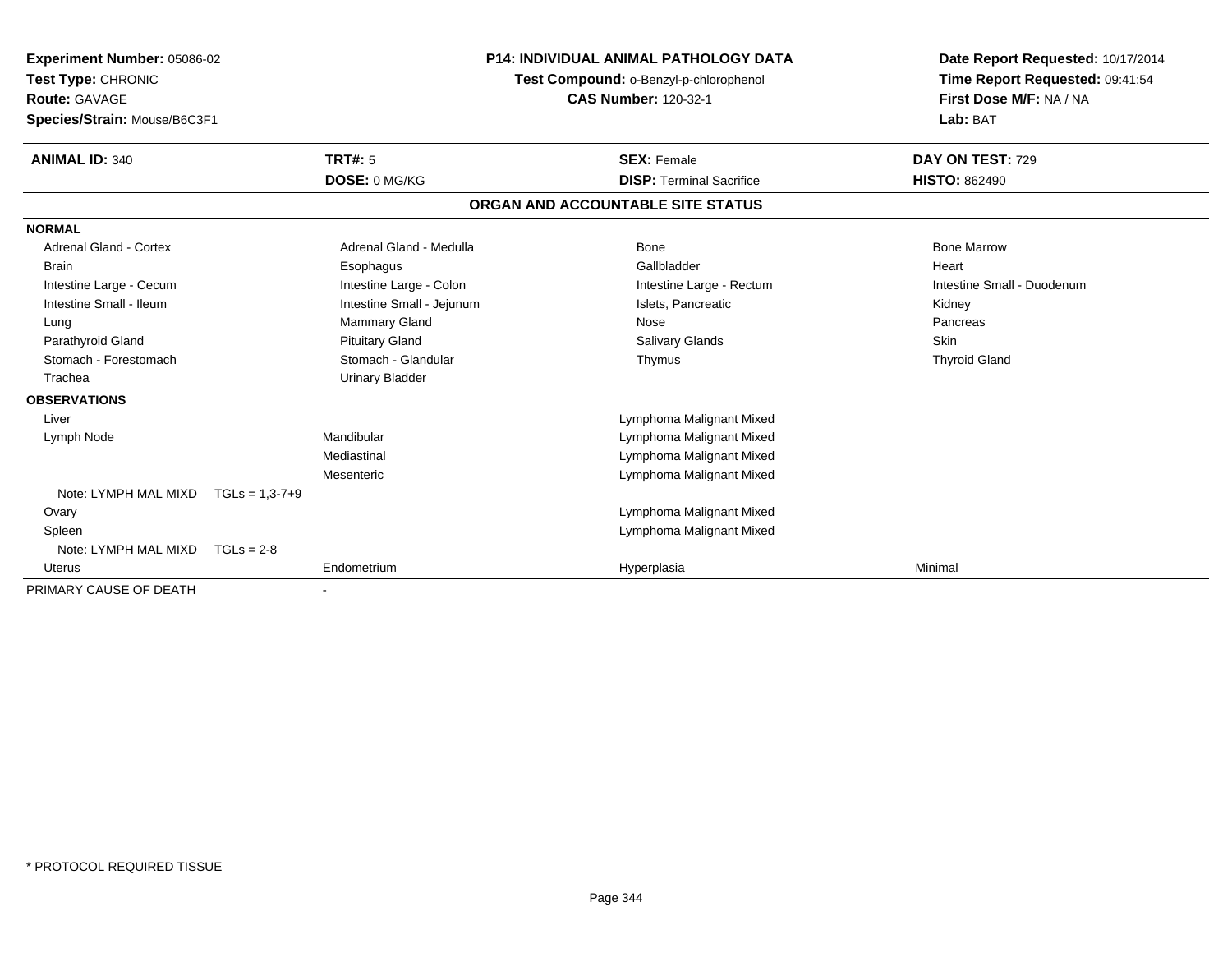**Experiment Number:** 05086-02
**Test Type:** CHRONIC
**Route:** GAVAGE
**Species/Strain:** Mouse/B6C3F1

**P14: INDIVIDUAL ANIMAL PATHOLOGY DATA**
**Test Compound:** o-Benzyl-p-chlorophenol
**CAS Number:** 120-32-1

**Date Report Requested:** 10/17/2014
**Time Report Requested:** 09:41:54
**First Dose M/F:** NA / NA
**Lab:** BAT

| **ANIMAL ID:** 340 | **TRT#:** 5 | **SEX:** Female | **DAY ON TEST:** 729 |
|---|---|---|---|
| | **DOSE:** 0 MG/KG | **DISP:** Terminal Sacrifice | **HISTO:** 862490 |

## ORGAN AND ACCOUNTABLE SITE STATUS

| | | | |
|---|---|---|---|
| **NORMAL** | | | |
| Adrenal Gland - Cortex | Adrenal Gland - Medulla | Bone | Bone Marrow |
| Brain | Esophagus | Gallbladder | Heart |
| Intestine Large - Cecum | Intestine Large - Colon | Intestine Large - Rectum | Intestine Small - Duodenum |
| Intestine Small - Ileum | Intestine Small - Jejunum | Islets, Pancreatic | Kidney |
| Lung | Mammary Gland | Nose | Pancreas |
| Parathyroid Gland | Pituitary Gland | Salivary Glands | Skin |
| Stomach - Forestomach | Stomach - Glandular | Thymus | Thyroid Gland |
| Trachea | Urinary Bladder | | |
| **OBSERVATIONS** | | | |
| Liver | | Lymphoma Malignant Mixed | |
| Lymph Node | Mandibular | Lymphoma Malignant Mixed | |
| | Mediastinal | Lymphoma Malignant Mixed | |
| | Mesenteric | Lymphoma Malignant Mixed | |
| Note: LYMPH MAL MIXD TGLs = 1,3-7+9 | | | |
| Ovary | | Lymphoma Malignant Mixed | |
| Spleen | | Lymphoma Malignant Mixed | |
| Note: LYMPH MAL MIXD TGLs = 2-8 | | | |
| Uterus | Endometrium | Hyperplasia | Minimal |
| PRIMARY CAUSE OF DEATH | - | | |

* PROTOCOL REQUIRED TISSUE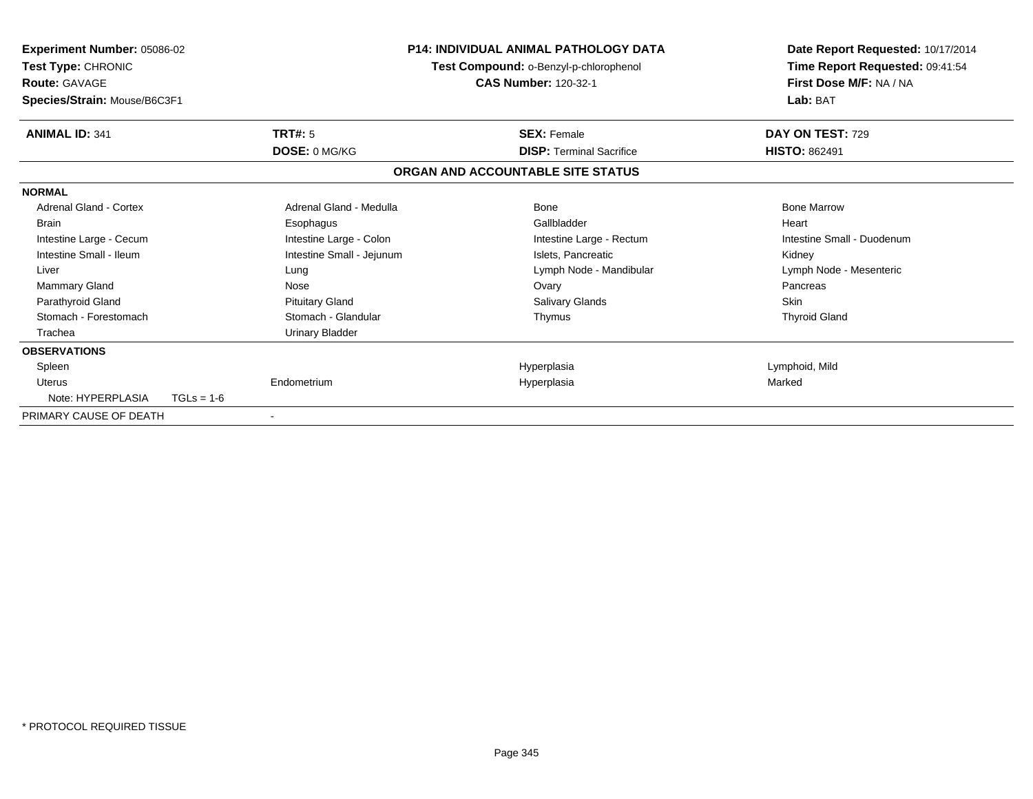**Experiment Number:** 05086-02
**Test Type:** CHRONIC
**Route:** GAVAGE
**Species/Strain:** Mouse/B6C3F1

**P14: INDIVIDUAL ANIMAL PATHOLOGY DATA**
**Test Compound:** o-Benzyl-p-chlorophenol
**CAS Number:** 120-32-1

**Date Report Requested:** 10/17/2014
**Time Report Requested:** 09:41:54
**First Dose M/F:** NA / NA
**Lab:** BAT

| **ANIMAL ID:** 341 | **TRT#:** 5 | **SEX:** Female | **DAY ON TEST:** 729 |
|---|---|---|---|
| | **DOSE:** 0 MG/KG | **DISP:** Terminal Sacrifice | **HISTO:** 862491 |

## ORGAN AND ACCOUNTABLE SITE STATUS

**NORMAL**

| | | | |
|---|---|---|---|
| Adrenal Gland - Cortex | Adrenal Gland - Medulla | Bone | Bone Marrow |
| Brain | Esophagus | Gallbladder | Heart |
| Intestine Large - Cecum | Intestine Large - Colon | Intestine Large - Rectum | Intestine Small - Duodenum |
| Intestine Small - Ileum | Intestine Small - Jejunum | Islets, Pancreatic | Kidney |
| Liver | Lung | Lymph Node - Mandibular | Lymph Node - Mesenteric |
| Mammary Gland | Nose | Ovary | Pancreas |
| Parathyroid Gland | Pituitary Gland | Salivary Glands | Skin |
| Stomach - Forestomach | Stomach - Glandular | Thymus | Thyroid Gland |
| Trachea | Urinary Bladder | | |

**OBSERVATIONS**

| | | | |
|---|---|---|---|
| Spleen | | Hyperplasia | Lymphoid, Mild |
| Uterus | Endometrium | Hyperplasia | Marked |
| Note: HYPERPLASIA TGLs = 1-6 | | | |

PRIMARY CAUSE OF DEATH -

* PROTOCOL REQUIRED TISSUE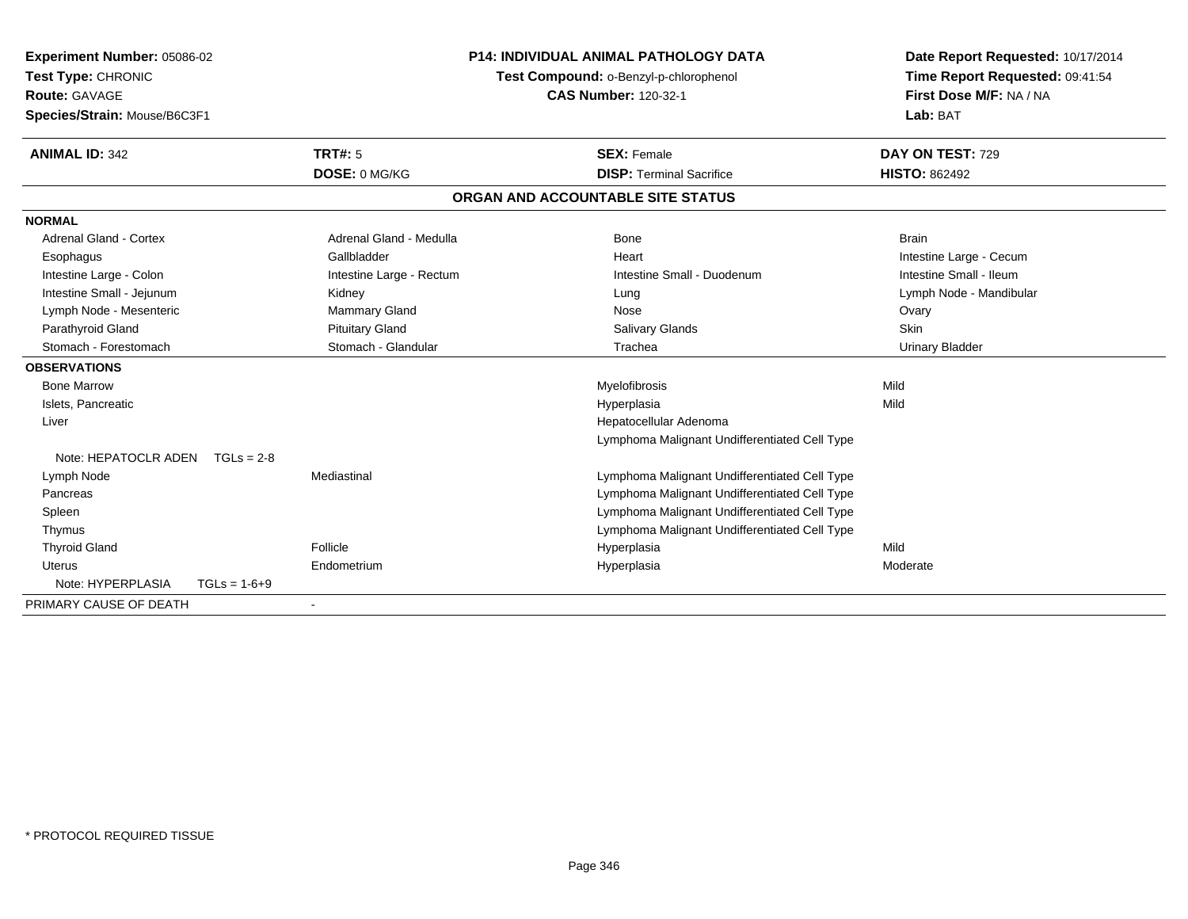**Experiment Number:** 05086-02
**Test Type:** CHRONIC
**Route:** GAVAGE
**Species/Strain:** Mouse/B6C3F1

**P14: INDIVIDUAL ANIMAL PATHOLOGY DATA**
**Test Compound:** o-Benzyl-p-chlorophenol
**CAS Number:** 120-32-1

**Date Report Requested:** 10/17/2014
**Time Report Requested:** 09:41:54
**First Dose M/F:** NA / NA
**Lab:** BAT

| **ANIMAL ID:** 342 | **TRT#:** 5 | **SEX:** Female | **DAY ON TEST:** 729 |
|---|---|---|---|
| | **DOSE:** 0 MG/KG | **DISP:** Terminal Sacrifice | **HISTO:** 862492 |

## ORGAN AND ACCOUNTABLE SITE STATUS

| | | | |
|---|---|---|---|
| **NORMAL** | | | |
| Adrenal Gland - Cortex | Adrenal Gland - Medulla | Bone | Brain |
| Esophagus | Gallbladder | Heart | Intestine Large - Cecum |
| Intestine Large - Colon | Intestine Large - Rectum | Intestine Small - Duodenum | Intestine Small - Ileum |
| Intestine Small - Jejunum | Kidney | Lung | Lymph Node - Mandibular |
| Lymph Node - Mesenteric | Mammary Gland | Nose | Ovary |
| Parathyroid Gland | Pituitary Gland | Salivary Glands | Skin |
| Stomach - Forestomach | Stomach - Glandular | Trachea | Urinary Bladder |
| **OBSERVATIONS** | | | |
| Bone Marrow | | Myelofibrosis | Mild |
| Islets, Pancreatic | | Hyperplasia | Mild |
| Liver | | Hepatocellular Adenoma | |
| | | Lymphoma Malignant Undifferentiated Cell Type | |
| Note: HEPATOCLR ADEN TGLs = 2-8 | | | |
| Lymph Node | Mediastinal | Lymphoma Malignant Undifferentiated Cell Type | |
| Pancreas | | Lymphoma Malignant Undifferentiated Cell Type | |
| Spleen | | Lymphoma Malignant Undifferentiated Cell Type | |
| Thymus | | Lymphoma Malignant Undifferentiated Cell Type | |
| Thyroid Gland | Follicle | Hyperplasia | Mild |
| Uterus | Endometrium | Hyperplasia | Moderate |
| Note: HYPERPLASIA TGLs = 1-6+9 | | | |
| PRIMARY CAUSE OF DEATH | - | | |

* PROTOCOL REQUIRED TISSUE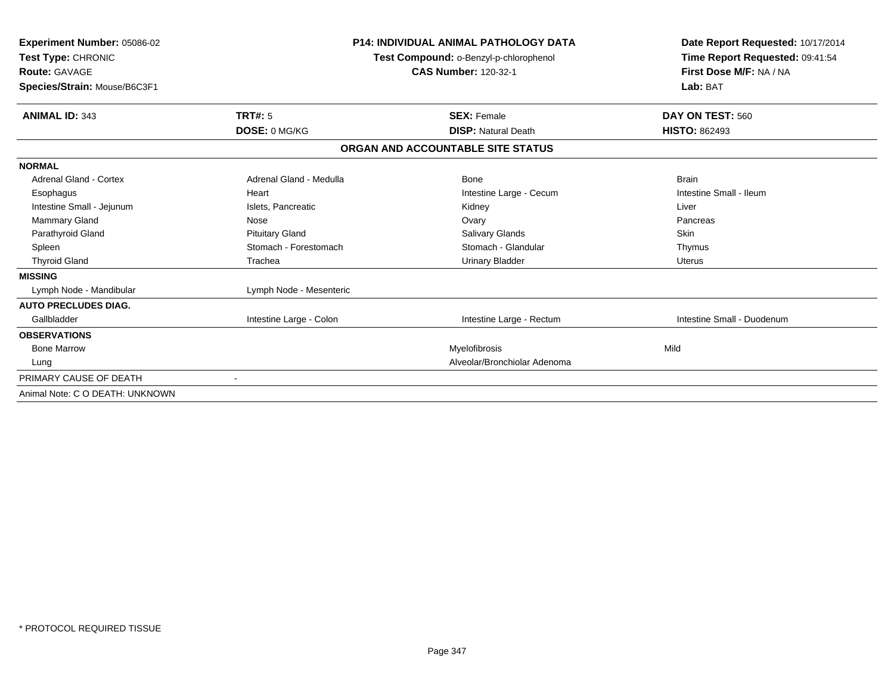**Experiment Number:** 05086-02
**Test Type:** CHRONIC
**Route:** GAVAGE
**Species/Strain:** Mouse/B6C3F1

**P14: INDIVIDUAL ANIMAL PATHOLOGY DATA**
**Test Compound:** o-Benzyl-p-chlorophenol
**CAS Number:** 120-32-1

**Date Report Requested:** 10/17/2014
**Time Report Requested:** 09:41:54
**First Dose M/F:** NA / NA
**Lab:** BAT

| **ANIMAL ID:** 343 | **TRT#:** 5 | **SEX:** Female | **DAY ON TEST:** 560 |
|---|---|---|---|
| | **DOSE:** 0 MG/KG | **DISP:** Natural Death | **HISTO:** 862493 |

## ORGAN AND ACCOUNTABLE SITE STATUS

| | | | |
|---|---|---|---|
| **NORMAL** | | | |
| Adrenal Gland - Cortex | Adrenal Gland - Medulla | Bone | Brain |
| Esophagus | Heart | Intestine Large - Cecum | Intestine Small - Ileum |
| Intestine Small - Jejunum | Islets, Pancreatic | Kidney | Liver |
| Mammary Gland | Nose | Ovary | Pancreas |
| Parathyroid Gland | Pituitary Gland | Salivary Glands | Skin |
| Spleen | Stomach - Forestomach | Stomach - Glandular | Thymus |
| Thyroid Gland | Trachea | Urinary Bladder | Uterus |
| **MISSING** | | | |
| Lymph Node - Mandibular | Lymph Node - Mesenteric | | |
| **AUTO PRECLUDES DIAG.** | | | |
| Gallbladder | Intestine Large - Colon | Intestine Large - Rectum | Intestine Small - Duodenum |
| **OBSERVATIONS** | | | |
| Bone Marrow | | Myelofibrosis | Mild |
| Lung | | Alveolar/Bronchiolar Adenoma | |
| PRIMARY CAUSE OF DEATH | - | | |
| Animal Note: C O DEATH: UNKNOWN | | | |

\* PROTOCOL REQUIRED TISSUE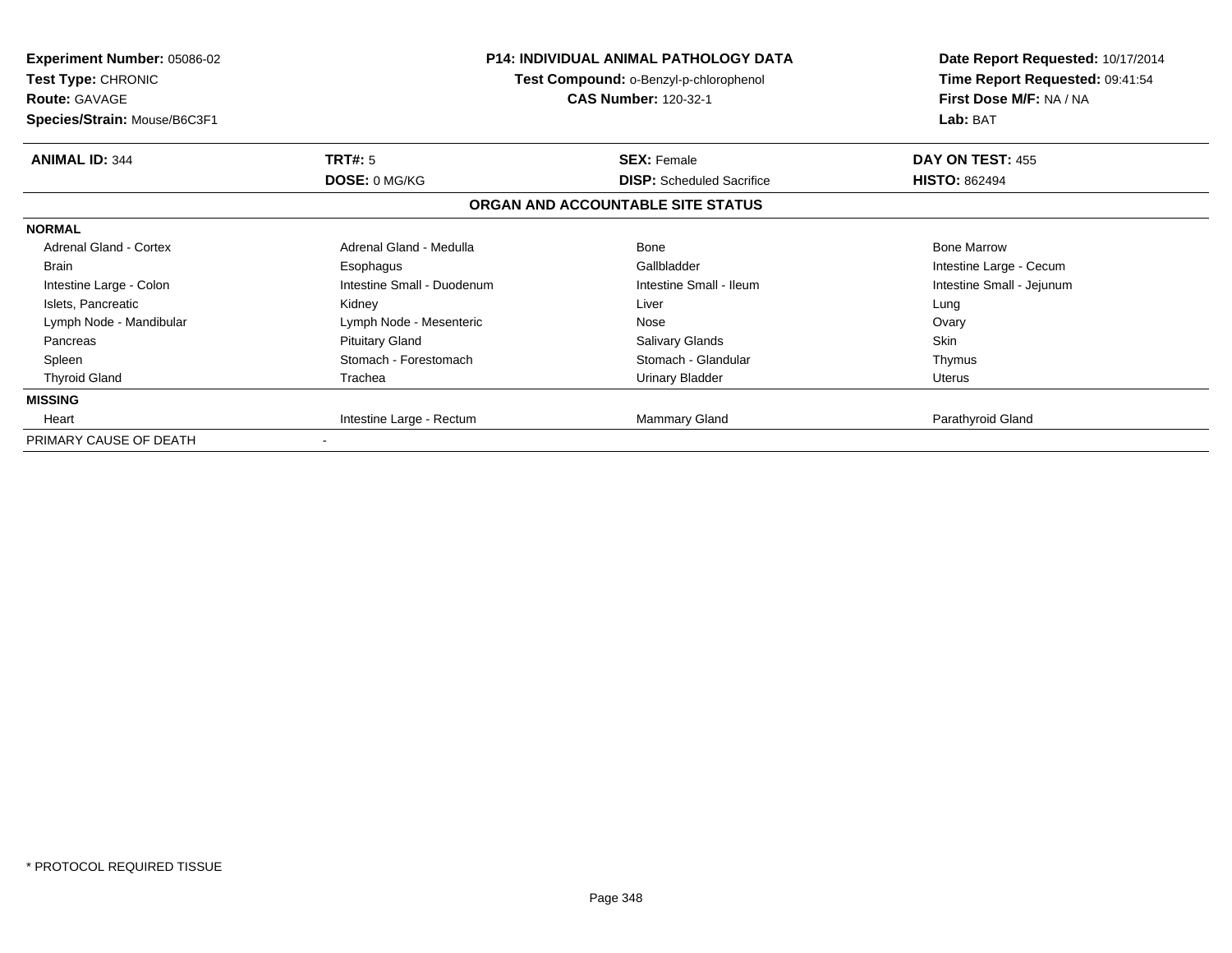**Experiment Number:** 05086-02
**Test Type:** CHRONIC
**Route:** GAVAGE
**Species/Strain:** Mouse/B6C3F1

**P14: INDIVIDUAL ANIMAL PATHOLOGY DATA**
**Test Compound:** o-Benzyl-p-chlorophenol
**CAS Number:** 120-32-1

**Date Report Requested:** 10/17/2014
**Time Report Requested:** 09:41:54
**First Dose M/F:** NA / NA
**Lab:** BAT

| **ANIMAL ID:** 344 | **TRT#:** 5 | **SEX:** Female | **DAY ON TEST:** 455 |
|---|---|---|---|
| | **DOSE:** 0 MG/KG | **DISP:** Scheduled Sacrifice | **HISTO:** 862494 |

**ORGAN AND ACCOUNTABLE SITE STATUS**

| | | | |
|---|---|---|---|
| **NORMAL** | | | |
| Adrenal Gland - Cortex | Adrenal Gland - Medulla | Bone | Bone Marrow |
| Brain | Esophagus | Gallbladder | Intestine Large - Cecum |
| Intestine Large - Colon | Intestine Small - Duodenum | Intestine Small - Ileum | Intestine Small - Jejunum |
| Islets, Pancreatic | Kidney | Liver | Lung |
| Lymph Node - Mandibular | Lymph Node - Mesenteric | Nose | Ovary |
| Pancreas | Pituitary Gland | Salivary Glands | Skin |
| Spleen | Stomach - Forestomach | Stomach - Glandular | Thymus |
| Thyroid Gland | Trachea | Urinary Bladder | Uterus |
| **MISSING** | | | |
| Heart | Intestine Large - Rectum | Mammary Gland | Parathyroid Gland |
| PRIMARY CAUSE OF DEATH | - | | |

* PROTOCOL REQUIRED TISSUE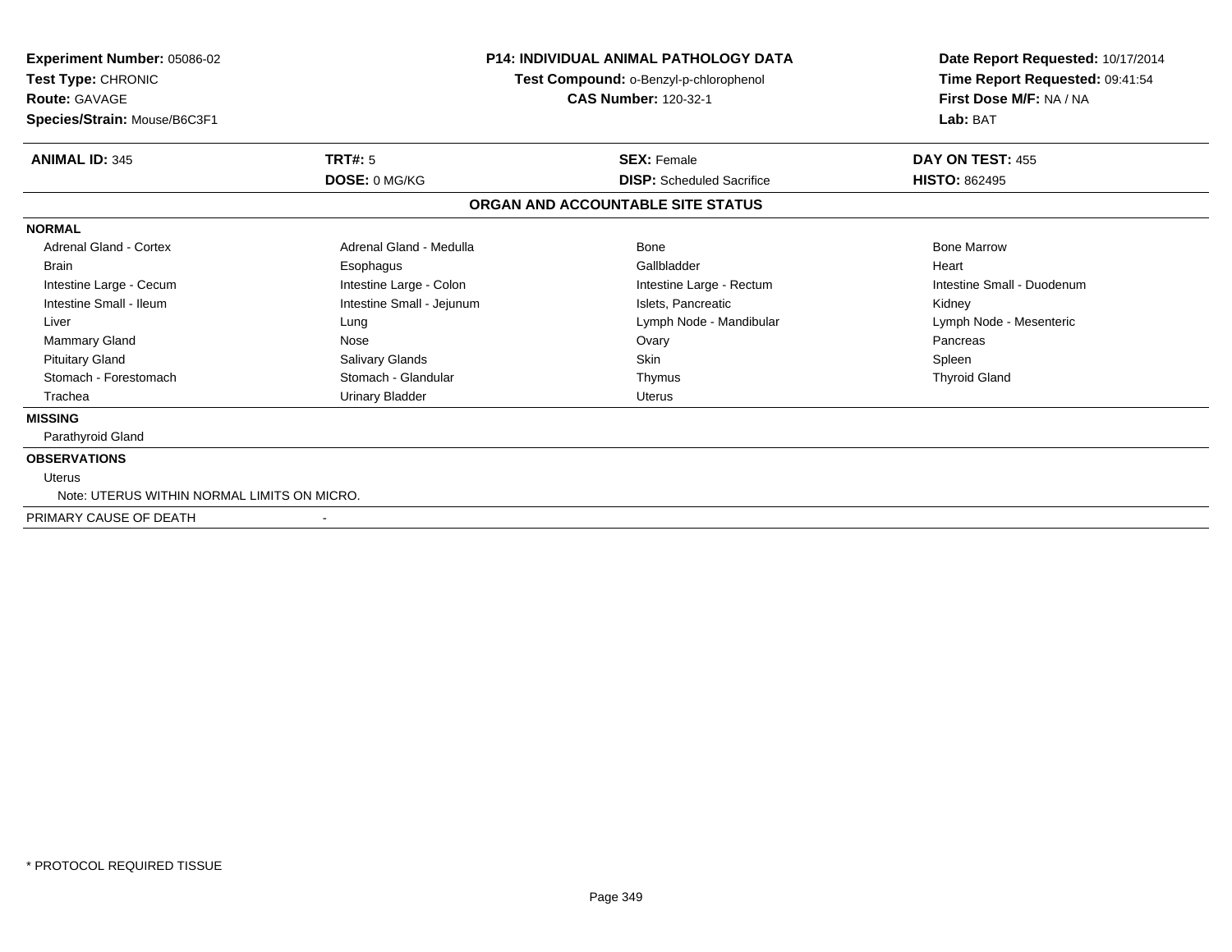**Experiment Number:** 05086-02
**Test Type:** CHRONIC
**Route:** GAVAGE
**Species/Strain:** Mouse/B6C3F1

**P14: INDIVIDUAL ANIMAL PATHOLOGY DATA**
**Test Compound:** o-Benzyl-p-chlorophenol
**CAS Number:** 120-32-1

**Date Report Requested:** 10/17/2014
**Time Report Requested:** 09:41:54
**First Dose M/F:** NA / NA
**Lab:** BAT

| **ANIMAL ID:** 345 | **TRT#:** 5 | **SEX:** Female | **DAY ON TEST:** 455 |
|---|---|---|---|
| | **DOSE:** 0 MG/KG | **DISP:** Scheduled Sacrifice | **HISTO:** 862495 |

## ORGAN AND ACCOUNTABLE SITE STATUS

**NORMAL**

| | | | |
|---|---|---|---|
| Adrenal Gland - Cortex | Adrenal Gland - Medulla | Bone | Bone Marrow |
| Brain | Esophagus | Gallbladder | Heart |
| Intestine Large - Cecum | Intestine Large - Colon | Intestine Large - Rectum | Intestine Small - Duodenum |
| Intestine Small - Ileum | Intestine Small - Jejunum | Islets, Pancreatic | Kidney |
| Liver | Lung | Lymph Node - Mandibular | Lymph Node - Mesenteric |
| Mammary Gland | Nose | Ovary | Pancreas |
| Pituitary Gland | Salivary Glands | Skin | Spleen |
| Stomach - Forestomach | Stomach - Glandular | Thymus | Thyroid Gland |
| Trachea | Urinary Bladder | Uterus | |

**MISSING**

Parathyroid Gland

**OBSERVATIONS**

Uterus

Note: UTERUS WITHIN NORMAL LIMITS ON MICRO.

PRIMARY CAUSE OF DEATH -

\* PROTOCOL REQUIRED TISSUE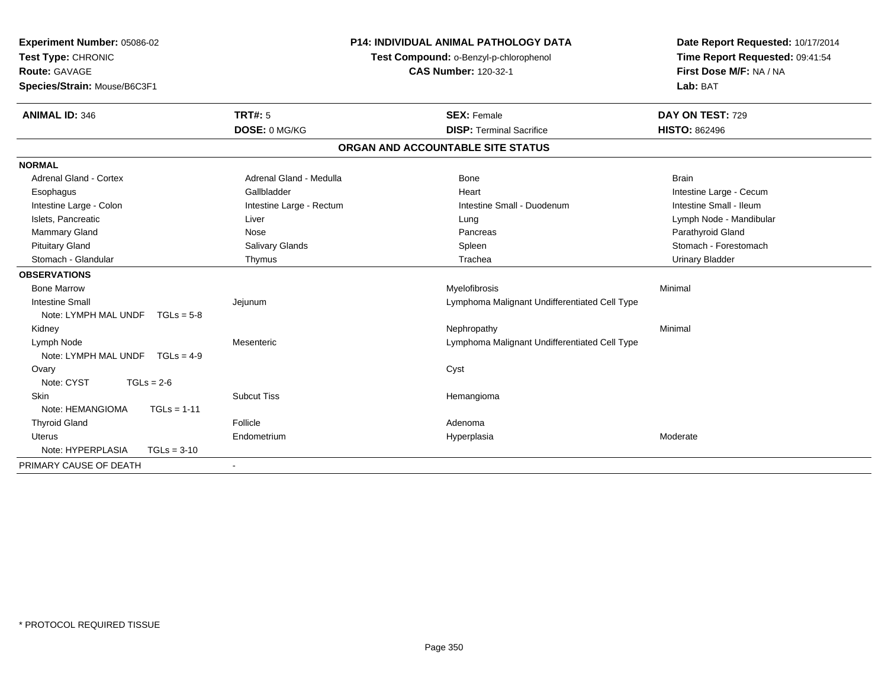**Experiment Number:** 05086-02
**Test Type:** CHRONIC
**Route:** GAVAGE
**Species/Strain:** Mouse/B6C3F1

**P14: INDIVIDUAL ANIMAL PATHOLOGY DATA**
**Test Compound:** o-Benzyl-p-chlorophenol
**CAS Number:** 120-32-1

**Date Report Requested:** 10/17/2014
**Time Report Requested:** 09:41:54
**First Dose M/F:** NA / NA
**Lab:** BAT

| **ANIMAL ID:** 346 | **TRT#:** 5 | **SEX:** Female | **DAY ON TEST:** 729 |
|---|---|---|---|
| | **DOSE:** 0 MG/KG | **DISP:** Terminal Sacrifice | **HISTO:** 862496 |

## ORGAN AND ACCOUNTABLE SITE STATUS

| | | | |
|---|---|---|---|
| **NORMAL** | | | |
| Adrenal Gland - Cortex | Adrenal Gland - Medulla | Bone | Brain |
| Esophagus | Gallbladder | Heart | Intestine Large - Cecum |
| Intestine Large - Colon | Intestine Large - Rectum | Intestine Small - Duodenum | Intestine Small - Ileum |
| Islets, Pancreatic | Liver | Lung | Lymph Node - Mandibular |
| Mammary Gland | Nose | Pancreas | Parathyroid Gland |
| Pituitary Gland | Salivary Glands | Spleen | Stomach - Forestomach |
| Stomach - Glandular | Thymus | Trachea | Urinary Bladder |
| **OBSERVATIONS** | | | |
| Bone Marrow | | Myelofibrosis | Minimal |
| Intestine Small | Jejunum | Lymphoma Malignant Undifferentiated Cell Type | |
| Note: LYMPH MAL UNDF TGLs = 5-8 | | | |
| Kidney | | Nephropathy | Minimal |
| Lymph Node | Mesenteric | Lymphoma Malignant Undifferentiated Cell Type | |
| Note: LYMPH MAL UNDF TGLs = 4-9 | | | |
| Ovary | | Cyst | |
| Note: CYST TGLs = 2-6 | | | |
| Skin | Subcut Tiss | Hemangioma | |
| Note: HEMANGIOMA TGLs = 1-11 | | | |
| Thyroid Gland | Follicle | Adenoma | |
| Uterus | Endometrium | Hyperplasia | Moderate |
| Note: HYPERPLASIA TGLs = 3-10 | | | |
| PRIMARY CAUSE OF DEATH | - | | |

* PROTOCOL REQUIRED TISSUE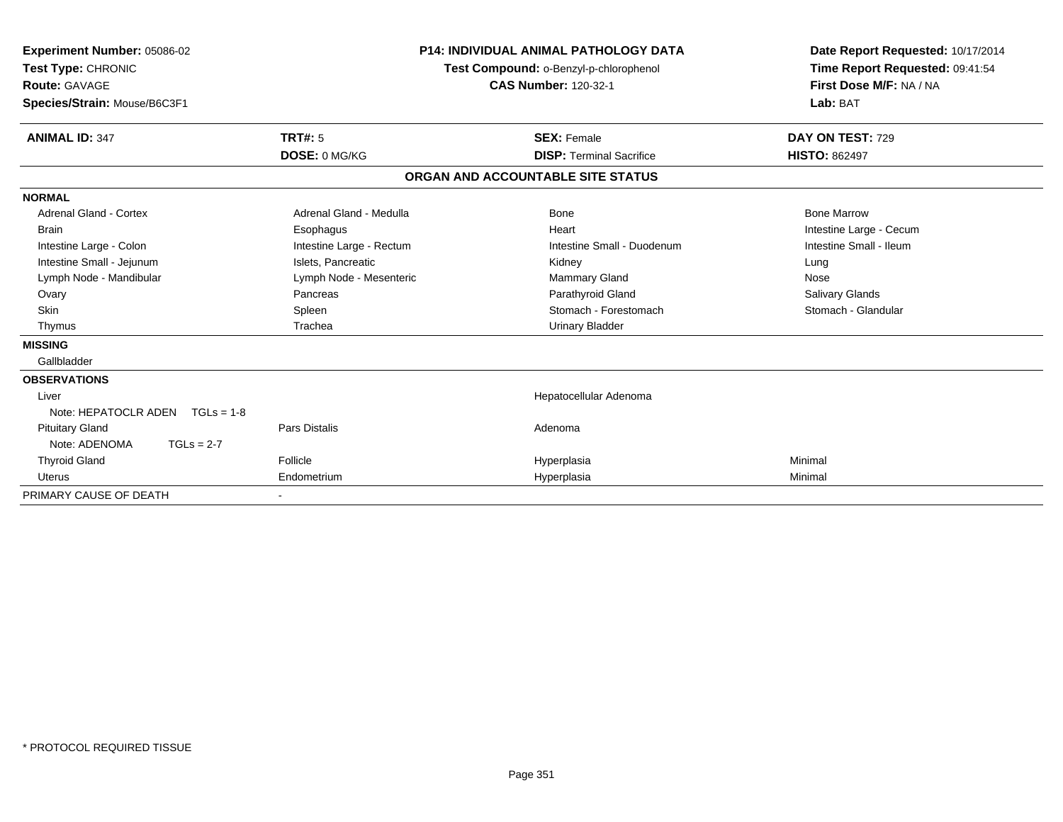**Experiment Number:** 05086-02
**Test Type:** CHRONIC
**Route:** GAVAGE
**Species/Strain:** Mouse/B6C3F1

**P14: INDIVIDUAL ANIMAL PATHOLOGY DATA**
**Test Compound:** o-Benzyl-p-chlorophenol
**CAS Number:** 120-32-1

**Date Report Requested:** 10/17/2014
**Time Report Requested:** 09:41:54
**First Dose M/F:** NA / NA
**Lab:** BAT

| **ANIMAL ID:** 347 | **TRT#:** 5 | **SEX:** Female | **DAY ON TEST:** 729 |
|---|---|---|---|
| | **DOSE:** 0 MG/KG | **DISP:** Terminal Sacrifice | **HISTO:** 862497 |

## ORGAN AND ACCOUNTABLE SITE STATUS

| | | | |
|---|---|---|---|
| **NORMAL** | | | |
| Adrenal Gland - Cortex | Adrenal Gland - Medulla | Bone | Bone Marrow |
| Brain | Esophagus | Heart | Intestine Large - Cecum |
| Intestine Large - Colon | Intestine Large - Rectum | Intestine Small - Duodenum | Intestine Small - Ileum |
| Intestine Small - Jejunum | Islets, Pancreatic | Kidney | Lung |
| Lymph Node - Mandibular | Lymph Node - Mesenteric | Mammary Gland | Nose |
| Ovary | Pancreas | Parathyroid Gland | Salivary Glands |
| Skin | Spleen | Stomach - Forestomach | Stomach - Glandular |
| Thymus | Trachea | Urinary Bladder | |
| **MISSING** | | | |
| Gallbladder | | | |
| **OBSERVATIONS** | | | |
| Liver | | Hepatocellular Adenoma | |
| Note: HEPATOCLR ADEN TGLs = 1-8 | | | |
| Pituitary Gland | Pars Distalis | Adenoma | |
| Note: ADENOMA TGLs = 2-7 | | | |
| Thyroid Gland | Follicle | Hyperplasia | Minimal |
| Uterus | Endometrium | Hyperplasia | Minimal |
| PRIMARY CAUSE OF DEATH | - | | |

\* PROTOCOL REQUIRED TISSUE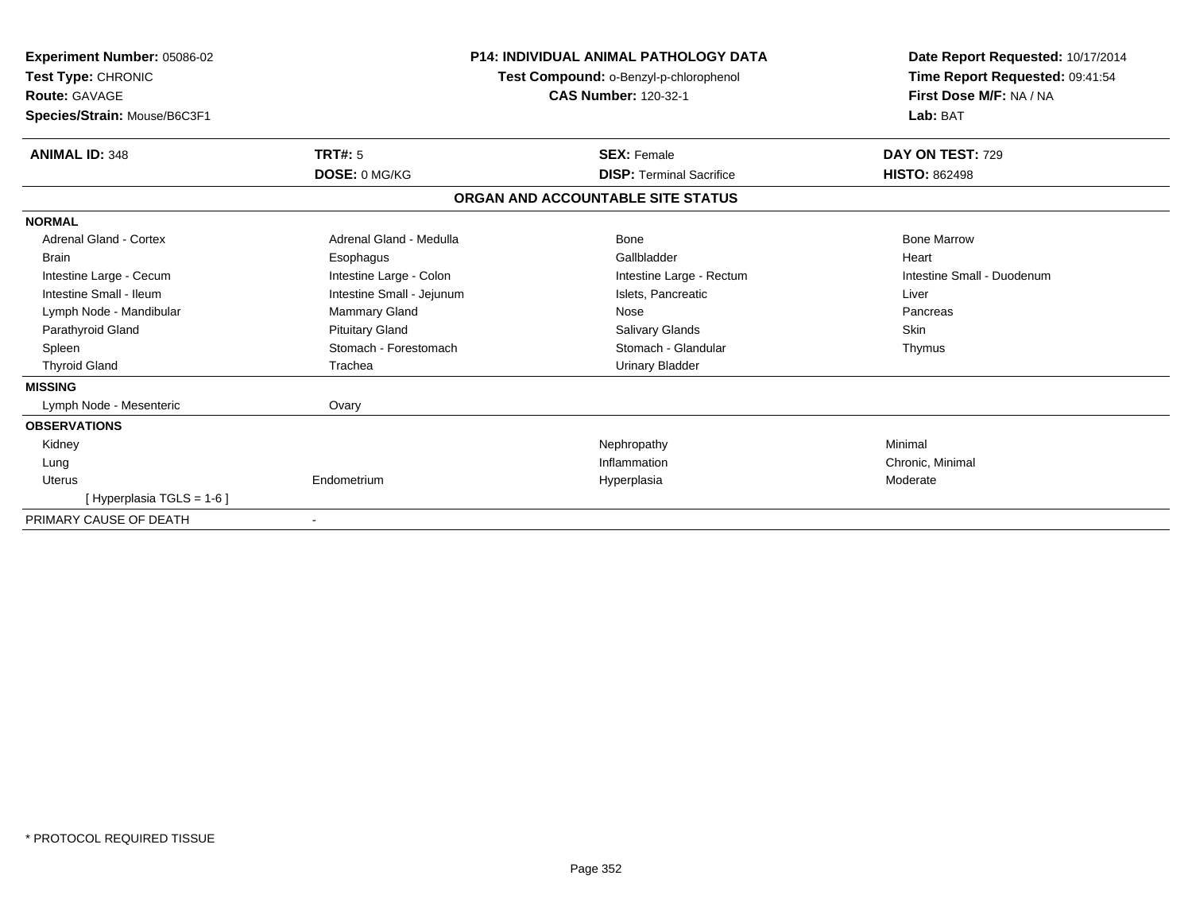**Experiment Number:** 05086-02
**Test Type:** CHRONIC
**Route:** GAVAGE
**Species/Strain:** Mouse/B6C3F1

**P14: INDIVIDUAL ANIMAL PATHOLOGY DATA**
**Test Compound:** o-Benzyl-p-chlorophenol
**CAS Number:** 120-32-1

**Date Report Requested:** 10/17/2014
**Time Report Requested:** 09:41:54
**First Dose M/F:** NA / NA
**Lab:** BAT

| **ANIMAL ID:** 348 | **TRT#:** 5 | **SEX:** Female | **DAY ON TEST:** 729 |
|---|---|---|---|
| | **DOSE:** 0 MG/KG | **DISP:** Terminal Sacrifice | **HISTO:** 862498 |

**ORGAN AND ACCOUNTABLE SITE STATUS**

| | | | |
|---|---|---|---|
| **NORMAL** | | | |
| Adrenal Gland - Cortex | Adrenal Gland - Medulla | Bone | Bone Marrow |
| Brain | Esophagus | Gallbladder | Heart |
| Intestine Large - Cecum | Intestine Large - Colon | Intestine Large - Rectum | Intestine Small - Duodenum |
| Intestine Small - Ileum | Intestine Small - Jejunum | Islets, Pancreatic | Liver |
| Lymph Node - Mandibular | Mammary Gland | Nose | Pancreas |
| Parathyroid Gland | Pituitary Gland | Salivary Glands | Skin |
| Spleen | Stomach - Forestomach | Stomach - Glandular | Thymus |
| Thyroid Gland | Trachea | Urinary Bladder | |
| **MISSING** | | | |
| Lymph Node - Mesenteric | Ovary | | |
| **OBSERVATIONS** | | | |
| Kidney | | Nephropathy | Minimal |
| Lung | | Inflammation | Chronic, Minimal |
| Uterus | Endometrium | Hyperplasia | Moderate |
| [ Hyperplasia TGLS = 1-6 ] | | | |
| PRIMARY CAUSE OF DEATH | - | | |

\* PROTOCOL REQUIRED TISSUE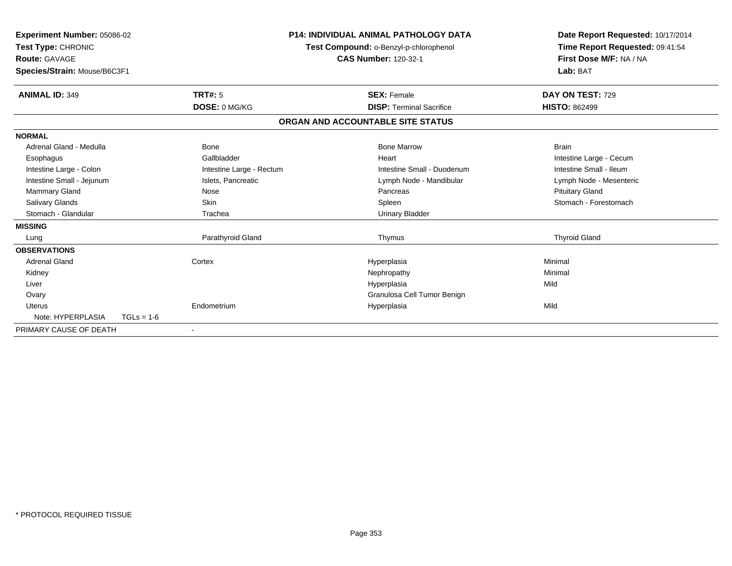**Experiment Number:** 05086-02
**Test Type:** CHRONIC
**Route:** GAVAGE
**Species/Strain:** Mouse/B6C3F1

**P14: INDIVIDUAL ANIMAL PATHOLOGY DATA**
**Test Compound:** o-Benzyl-p-chlorophenol
**CAS Number:** 120-32-1

**Date Report Requested:** 10/17/2014
**Time Report Requested:** 09:41:54
**First Dose M/F:** NA / NA
**Lab:** BAT

| **ANIMAL ID:** 349 | **TRT#:** 5 | **SEX:** Female | **DAY ON TEST:** 729 |
|---|---|---|---|
| | **DOSE:** 0 MG/KG | **DISP:** Terminal Sacrifice | **HISTO:** 862499 |

## ORGAN AND ACCOUNTABLE SITE STATUS

| | | | |
|---|---|---|---|
| **NORMAL** | | | |
| Adrenal Gland - Medulla | Bone | Bone Marrow | Brain |
| Esophagus | Gallbladder | Heart | Intestine Large - Cecum |
| Intestine Large - Colon | Intestine Large - Rectum | Intestine Small - Duodenum | Intestine Small - Ileum |
| Intestine Small - Jejunum | Islets, Pancreatic | Lymph Node - Mandibular | Lymph Node - Mesenteric |
| Mammary Gland | Nose | Pancreas | Pituitary Gland |
| Salivary Glands | Skin | Spleen | Stomach - Forestomach |
| Stomach - Glandular | Trachea | Urinary Bladder | |
| **MISSING** | | | |
| Lung | Parathyroid Gland | Thymus | Thyroid Gland |
| **OBSERVATIONS** | | | |
| Adrenal Gland | Cortex | Hyperplasia | Minimal |
| Kidney | | Nephropathy | Minimal |
| Liver | | Hyperplasia | Mild |
| Ovary | | Granulosa Cell Tumor Benign | |
| Uterus | Endometrium | Hyperplasia | Mild |
| Note: HYPERPLASIA TGLs = 1-6 | | | |
| PRIMARY CAUSE OF DEATH | - | | |

* PROTOCOL REQUIRED TISSUE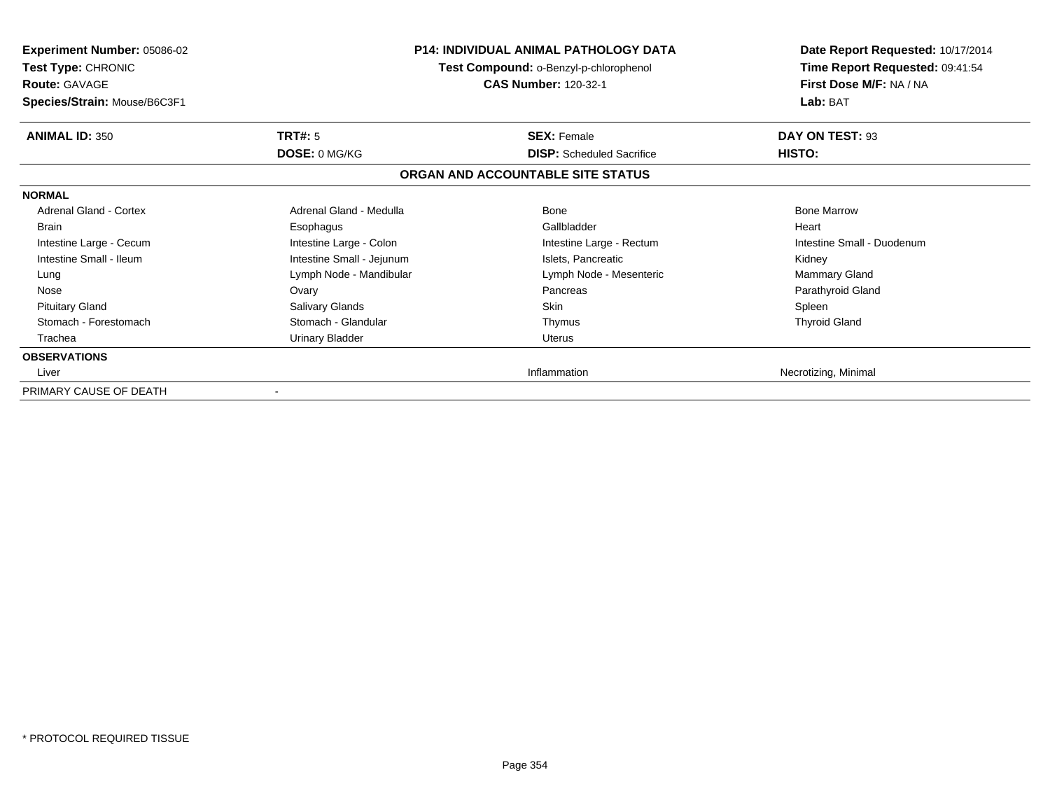**Experiment Number:** 05086-02
**Test Type:** CHRONIC
**Route:** GAVAGE
**Species/Strain:** Mouse/B6C3F1

**P14: INDIVIDUAL ANIMAL PATHOLOGY DATA**
**Test Compound:** o-Benzyl-p-chlorophenol
**CAS Number:** 120-32-1

**Date Report Requested:** 10/17/2014
**Time Report Requested:** 09:41:54
**First Dose M/F:** NA / NA
**Lab:** BAT

| **ANIMAL ID:** 350 | **TRT#:** 5 | **SEX:** Female | **DAY ON TEST:** 93 |
|---|---|---|---|
| | **DOSE:** 0 MG/KG | **DISP:** Scheduled Sacrifice | **HISTO:** |

## ORGAN AND ACCOUNTABLE SITE STATUS

| | | | |
|---|---|---|---|
| **NORMAL** | | | |
| Adrenal Gland - Cortex | Adrenal Gland - Medulla | Bone | Bone Marrow |
| Brain | Esophagus | Gallbladder | Heart |
| Intestine Large - Cecum | Intestine Large - Colon | Intestine Large - Rectum | Intestine Small - Duodenum |
| Intestine Small - Ileum | Intestine Small - Jejunum | Islets, Pancreatic | Kidney |
| Lung | Lymph Node - Mandibular | Lymph Node - Mesenteric | Mammary Gland |
| Nose | Ovary | Pancreas | Parathyroid Gland |
| Pituitary Gland | Salivary Glands | Skin | Spleen |
| Stomach - Forestomach | Stomach - Glandular | Thymus | Thyroid Gland |
| Trachea | Urinary Bladder | Uterus | |
| **OBSERVATIONS** | | | |
| Liver | | Inflammation | Necrotizing, Minimal |
| PRIMARY CAUSE OF DEATH | - | | |

\* PROTOCOL REQUIRED TISSUE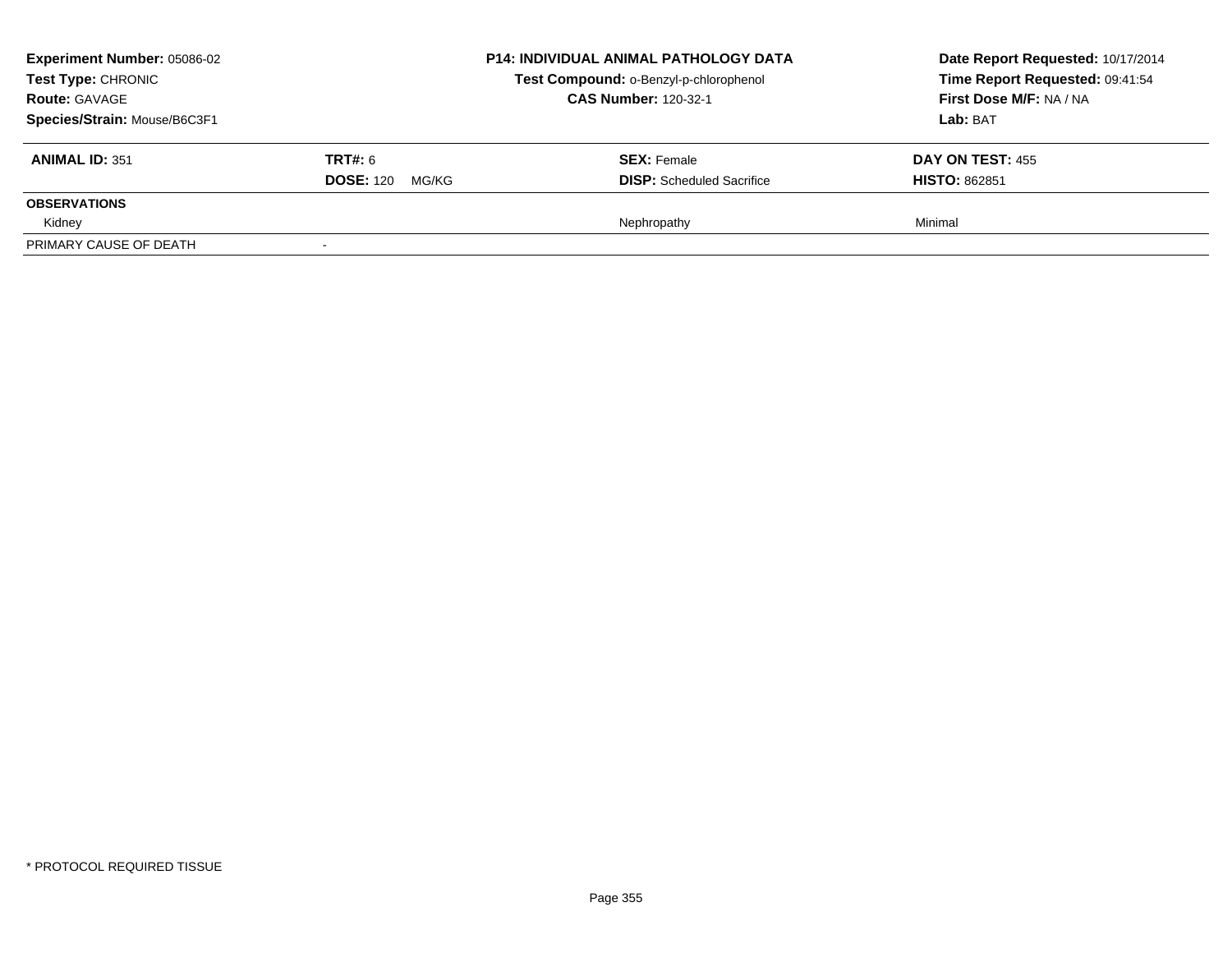**Experiment Number:** 05086-02
**Test Type:** CHRONIC
**Route:** GAVAGE
**Species/Strain:** Mouse/B6C3F1

**P14: INDIVIDUAL ANIMAL PATHOLOGY DATA**
**Test Compound:** o-Benzyl-p-chlorophenol
**CAS Number:** 120-32-1

**Date Report Requested:** 10/17/2014
**Time Report Requested:** 09:41:54
**First Dose M/F:** NA / NA
**Lab:** BAT

| **ANIMAL ID:** 351 | **TRT#:** 6 | **SEX:** Female | **DAY ON TEST:** 455 |
|---|---|---|---|
| | **DOSE:** 120 MG/KG | **DISP:** Scheduled Sacrifice | **HISTO:** 862851 |
| **OBSERVATIONS** | | | |
| Kidney | | Nephropathy | Minimal |
| PRIMARY CAUSE OF DEATH | - | | |

* PROTOCOL REQUIRED TISSUE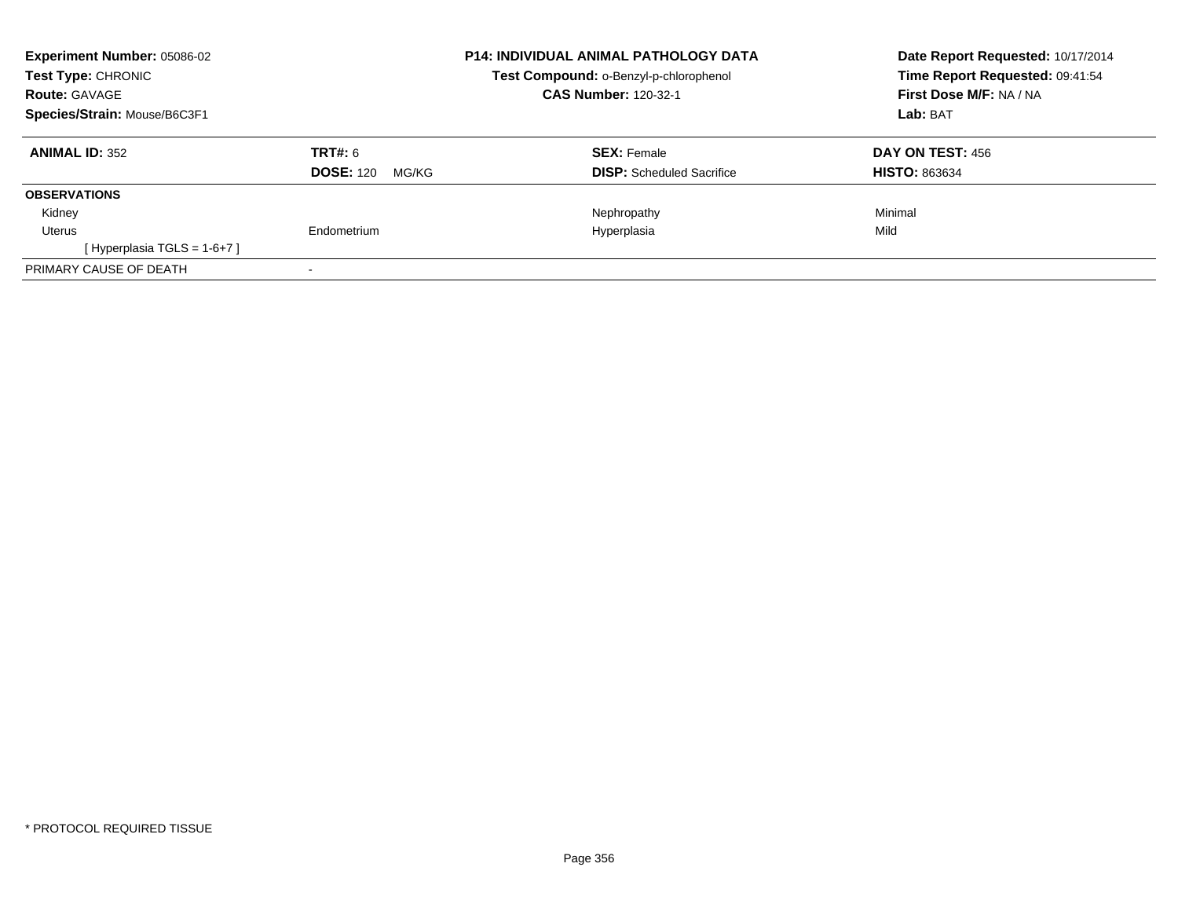**Experiment Number:** 05086-02
**Test Type:** CHRONIC
**Route:** GAVAGE
**Species/Strain:** Mouse/B6C3F1

**P14: INDIVIDUAL ANIMAL PATHOLOGY DATA**
**Test Compound:** o-Benzyl-p-chlorophenol
**CAS Number:** 120-32-1

**Date Report Requested:** 10/17/2014
**Time Report Requested:** 09:41:54
**First Dose M/F:** NA / NA
**Lab:** BAT

| **ANIMAL ID:** 352 | **TRT#:** 6 | **SEX:** Female | **DAY ON TEST:** 456 |
|---|---|---|---|
| | **DOSE:** 120 MG/KG | **DISP:** Scheduled Sacrifice | **HISTO:** 863634 |
| **OBSERVATIONS** | | | |
| Kidney | | Nephropathy | Minimal |
| Uterus | Endometrium | Hyperplasia | Mild |
| [ Hyperplasia TGLS = 1-6+7 ] | | | |
| PRIMARY CAUSE OF DEATH | - | | |

* PROTOCOL REQUIRED TISSUE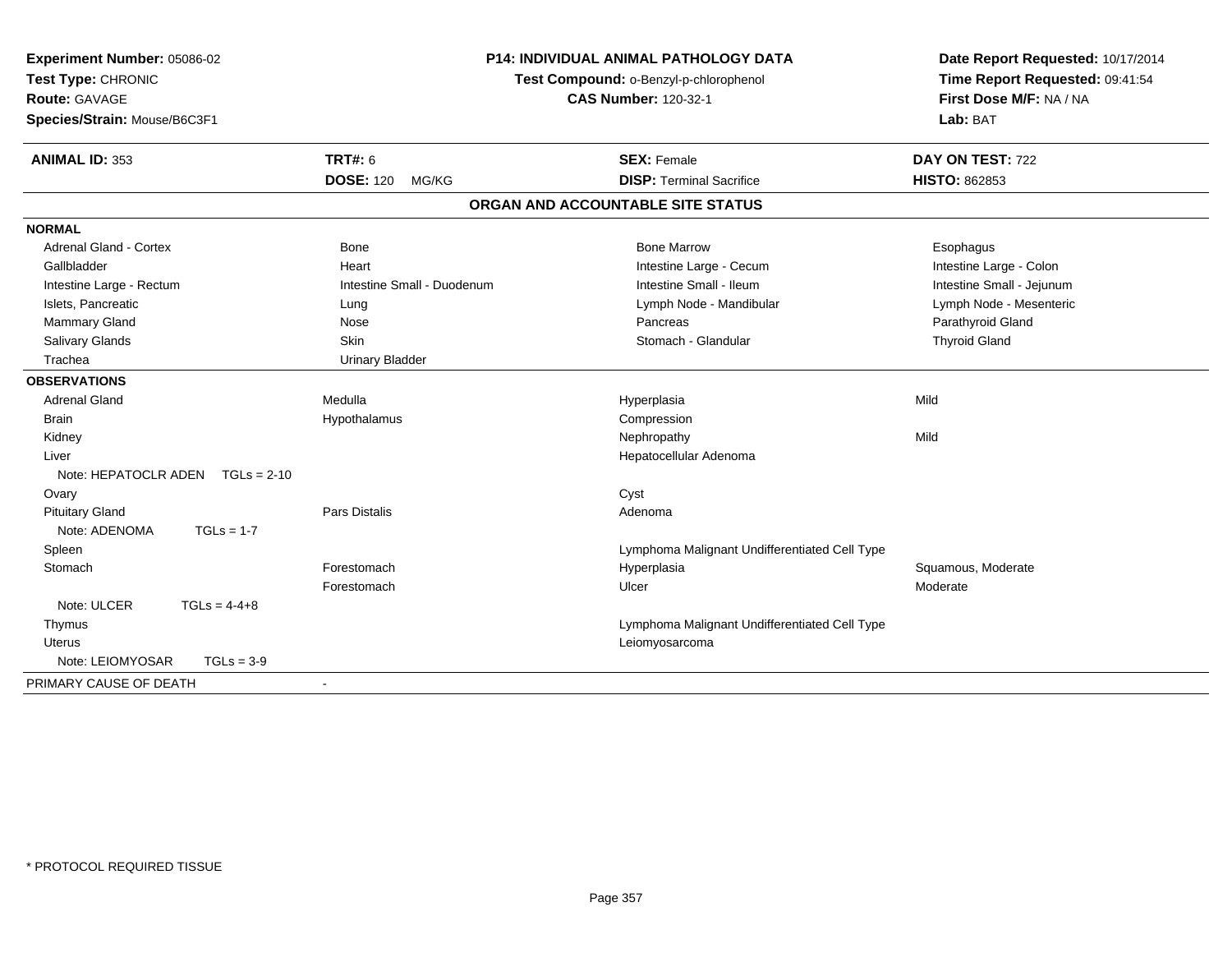**Experiment Number:** 05086-02
**Test Type:** CHRONIC
**Route:** GAVAGE
**Species/Strain:** Mouse/B6C3F1

**P14: INDIVIDUAL ANIMAL PATHOLOGY DATA**
**Test Compound:** o-Benzyl-p-chlorophenol
**CAS Number:** 120-32-1

**Date Report Requested:** 10/17/2014
**Time Report Requested:** 09:41:54
**First Dose M/F:** NA / NA
**Lab:** BAT

| **ANIMAL ID:** 353 | **TRT#:** 6 | **SEX:** Female | **DAY ON TEST:** 722 |
|---|---|---|---|
| | **DOSE:** 120 MG/KG | **DISP:** Terminal Sacrifice | **HISTO:** 862853 |

## ORGAN AND ACCOUNTABLE SITE STATUS

| | | | |
|---|---|---|---|
| **NORMAL** | | | |
| Adrenal Gland - Cortex | Bone | Bone Marrow | Esophagus |
| Gallbladder | Heart | Intestine Large - Cecum | Intestine Large - Colon |
| Intestine Large - Rectum | Intestine Small - Duodenum | Intestine Small - Ileum | Intestine Small - Jejunum |
| Islets, Pancreatic | Lung | Lymph Node - Mandibular | Lymph Node - Mesenteric |
| Mammary Gland | Nose | Pancreas | Parathyroid Gland |
| Salivary Glands | Skin | Stomach - Glandular | Thyroid Gland |
| Trachea | Urinary Bladder | | |
| **OBSERVATIONS** | | | |
| Adrenal Gland | Medulla | Hyperplasia | Mild |
| Brain | Hypothalamus | Compression | |
| Kidney | | Nephropathy | Mild |
| Liver | | Hepatocellular Adenoma | |
| Note: HEPATOCLR ADEN TGLs = 2-10 | | | |
| Ovary | | Cyst | |
| Pituitary Gland | Pars Distalis | Adenoma | |
| Note: ADENOMA TGLs = 1-7 | | | |
| Spleen | | Lymphoma Malignant Undifferentiated Cell Type | |
| Stomach | Forestomach | Hyperplasia | Squamous, Moderate |
| | Forestomach | Ulcer | Moderate |
| Note: ULCER TGLs = 4-4+8 | | | |
| Thymus | | Lymphoma Malignant Undifferentiated Cell Type | |
| Uterus | | Leiomyosarcoma | |
| Note: LEIOMYOSAR TGLs = 3-9 | | | |
| PRIMARY CAUSE OF DEATH | - | | |

\* PROTOCOL REQUIRED TISSUE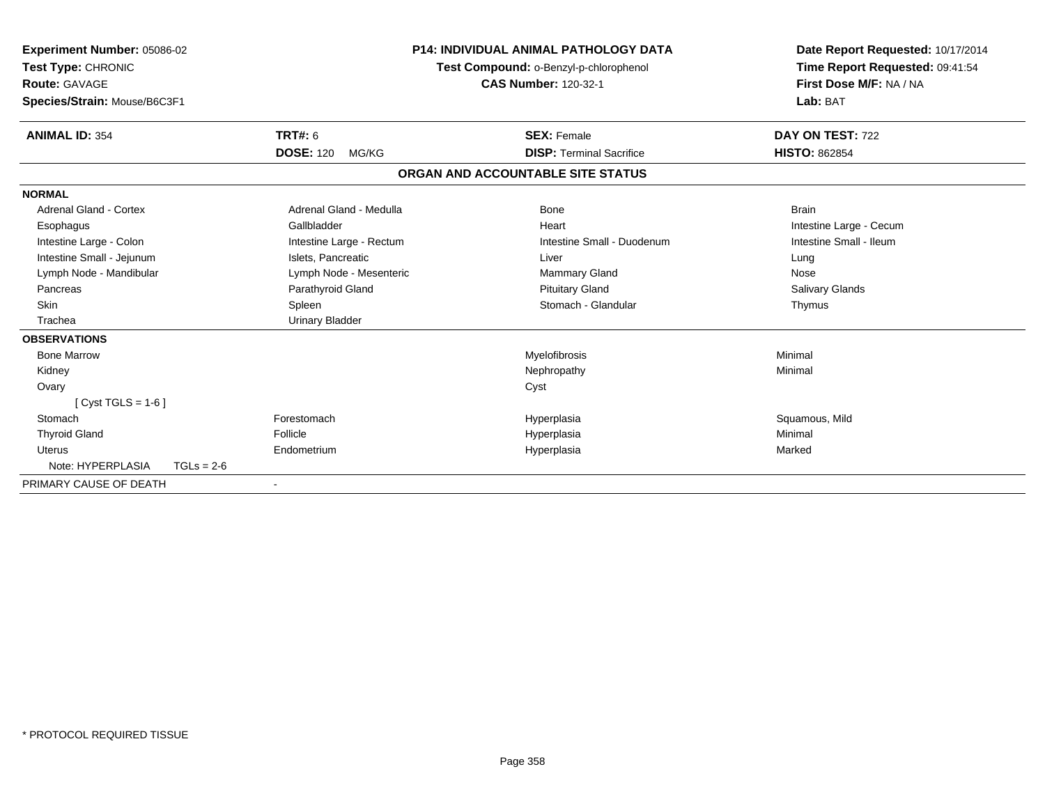**Experiment Number:** 05086-02
**Test Type:** CHRONIC
**Route:** GAVAGE
**Species/Strain:** Mouse/B6C3F1

**P14: INDIVIDUAL ANIMAL PATHOLOGY DATA**
**Test Compound:** o-Benzyl-p-chlorophenol
**CAS Number:** 120-32-1

**Date Report Requested:** 10/17/2014
**Time Report Requested:** 09:41:54
**First Dose M/F:** NA / NA
**Lab:** BAT

| **ANIMAL ID:** 354 | **TRT#:** 6 | **SEX:** Female | **DAY ON TEST:** 722 |
|---|---|---|---|
| | **DOSE:** 120 MG/KG | **DISP:** Terminal Sacrifice | **HISTO:** 862854 |

## ORGAN AND ACCOUNTABLE SITE STATUS

| | | | |
|---|---|---|---|
| **NORMAL** | | | |
| Adrenal Gland - Cortex | Adrenal Gland - Medulla | Bone | Brain |
| Esophagus | Gallbladder | Heart | Intestine Large - Cecum |
| Intestine Large - Colon | Intestine Large - Rectum | Intestine Small - Duodenum | Intestine Small - Ileum |
| Intestine Small - Jejunum | Islets, Pancreatic | Liver | Lung |
| Lymph Node - Mandibular | Lymph Node - Mesenteric | Mammary Gland | Nose |
| Pancreas | Parathyroid Gland | Pituitary Gland | Salivary Glands |
| Skin | Spleen | Stomach - Glandular | Thymus |
| Trachea | Urinary Bladder | | |
| **OBSERVATIONS** | | | |
| Bone Marrow | | Myelofibrosis | Minimal |
| Kidney | | Nephropathy | Minimal |
| Ovary | | Cyst | |
| [ Cyst TGLS = 1-6 ] | | | |
| Stomach | Forestomach | Hyperplasia | Squamous, Mild |
| Thyroid Gland | Follicle | Hyperplasia | Minimal |
| Uterus | Endometrium | Hyperplasia | Marked |
| Note: HYPERPLASIA TGLs = 2-6 | | | |
| PRIMARY CAUSE OF DEATH | - | | |

\* PROTOCOL REQUIRED TISSUE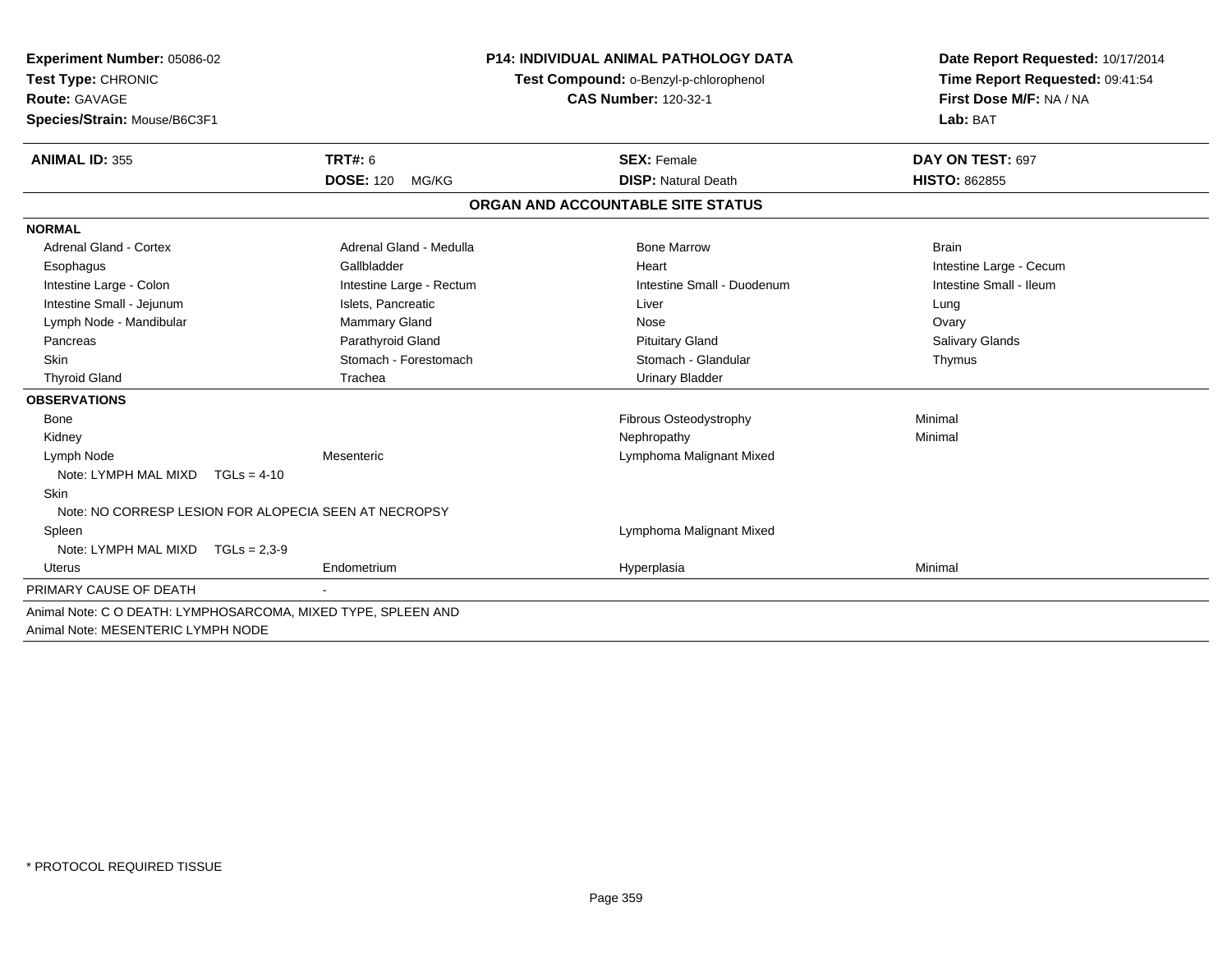**Experiment Number:** 05086-02
**Test Type:** CHRONIC
**Route:** GAVAGE
**Species/Strain:** Mouse/B6C3F1

**P14: INDIVIDUAL ANIMAL PATHOLOGY DATA**
**Test Compound:** o-Benzyl-p-chlorophenol
**CAS Number:** 120-32-1

**Date Report Requested:** 10/17/2014
**Time Report Requested:** 09:41:54
**First Dose M/F:** NA / NA
**Lab:** BAT

| **ANIMAL ID:** 355 | **TRT#:** 6 | **SEX:** Female | **DAY ON TEST:** 697 |
|---|---|---|---|
| | **DOSE:** 120 MG/KG | **DISP:** Natural Death | **HISTO:** 862855 |

## ORGAN AND ACCOUNTABLE SITE STATUS

**NORMAL**

| | | | |
|---|---|---|---|
| Adrenal Gland - Cortex | Adrenal Gland - Medulla | Bone Marrow | Brain |
| Esophagus | Gallbladder | Heart | Intestine Large - Cecum |
| Intestine Large - Colon | Intestine Large - Rectum | Intestine Small - Duodenum | Intestine Small - Ileum |
| Intestine Small - Jejunum | Islets, Pancreatic | Liver | Lung |
| Lymph Node - Mandibular | Mammary Gland | Nose | Ovary |
| Pancreas | Parathyroid Gland | Pituitary Gland | Salivary Glands |
| Skin | Stomach - Forestomach | Stomach - Glandular | Thymus |
| Thyroid Gland | Trachea | Urinary Bladder | |

**OBSERVATIONS**

| | | | |
|---|---|---|---|
| Bone | | Fibrous Osteodystrophy | Minimal |
| Kidney | | Nephropathy | Minimal |
| Lymph Node | Mesenteric | Lymphoma Malignant Mixed | |
| Note: LYMPH MAL MIXD TGLs = 4-10 | | | |
| Skin | | | |
| Note: NO CORRESP LESION FOR ALOPECIA SEEN AT NECROPSY | | | |
| Spleen | | Lymphoma Malignant Mixed | |
| Note: LYMPH MAL MIXD TGLs = 2,3-9 | | | |
| Uterus | Endometrium | Hyperplasia | Minimal |

PRIMARY CAUSE OF DEATH -

Animal Note: C O DEATH: LYMPHOSARCOMA, MIXED TYPE, SPLEEN AND
Animal Note: MESENTERIC LYMPH NODE

* PROTOCOL REQUIRED TISSUE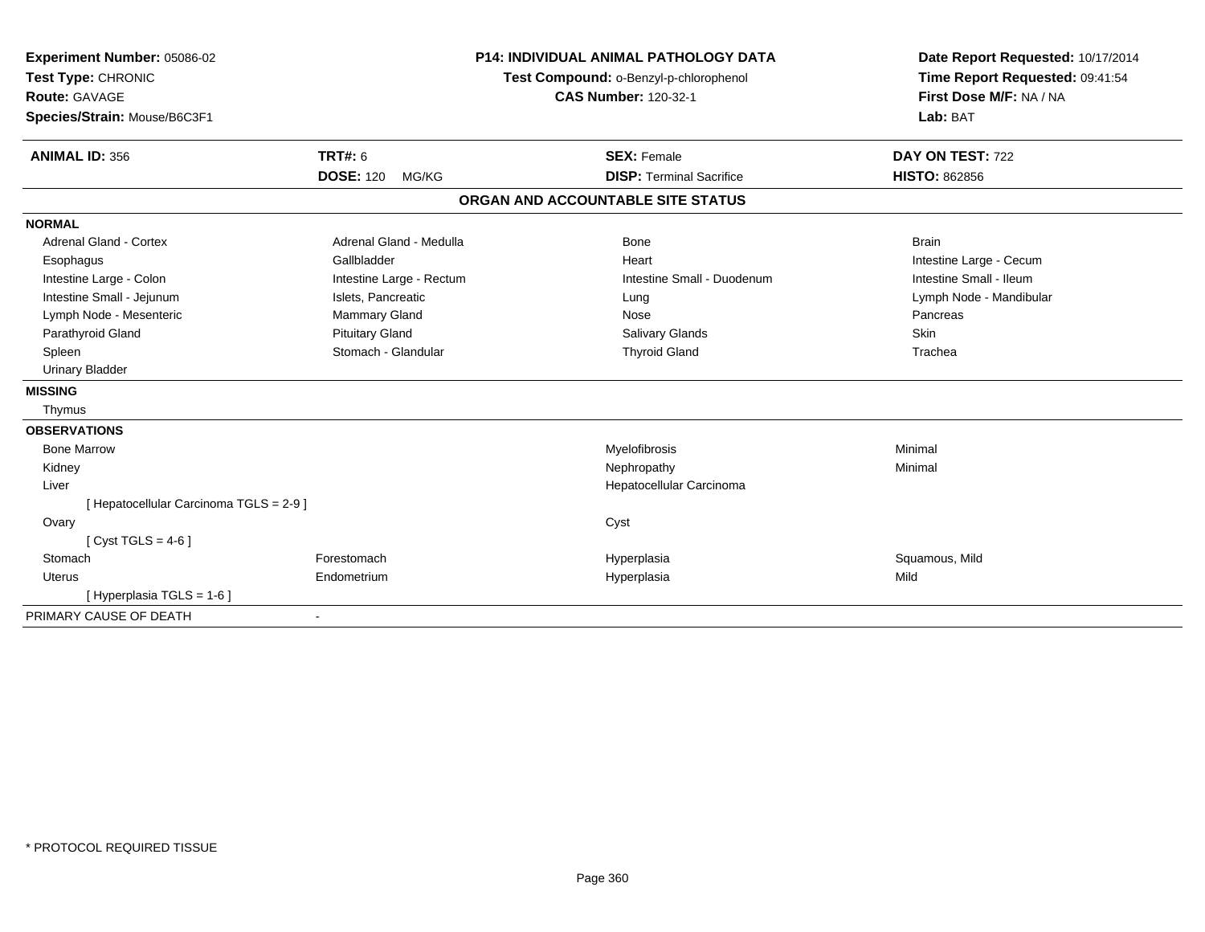**Experiment Number:** 05086-02
**Test Type:** CHRONIC
**Route:** GAVAGE
**Species/Strain:** Mouse/B6C3F1

**P14: INDIVIDUAL ANIMAL PATHOLOGY DATA**
**Test Compound:** o-Benzyl-p-chlorophenol
**CAS Number:** 120-32-1

**Date Report Requested:** 10/17/2014
**Time Report Requested:** 09:41:54
**First Dose M/F:** NA / NA
**Lab:** BAT

| **ANIMAL ID:** 356 | **TRT#:** 6 | **SEX:** Female | **DAY ON TEST:** 722 |
|---|---|---|---|
| | **DOSE:** 120 MG/KG | **DISP:** Terminal Sacrifice | **HISTO:** 862856 |

## ORGAN AND ACCOUNTABLE SITE STATUS

**NORMAL**

| | | | |
|---|---|---|---|
| Adrenal Gland - Cortex | Adrenal Gland - Medulla | Bone | Brain |
| Esophagus | Gallbladder | Heart | Intestine Large - Cecum |
| Intestine Large - Colon | Intestine Large - Rectum | Intestine Small - Duodenum | Intestine Small - Ileum |
| Intestine Small - Jejunum | Islets, Pancreatic | Lung | Lymph Node - Mandibular |
| Lymph Node - Mesenteric | Mammary Gland | Nose | Pancreas |
| Parathyroid Gland | Pituitary Gland | Salivary Glands | Skin |
| Spleen | Stomach - Glandular | Thyroid Gland | Trachea |
| Urinary Bladder | | | |

**MISSING**

Thymus

**OBSERVATIONS**

| | | | |
|---|---|---|---|
| Bone Marrow | | Myelofibrosis | Minimal |
| Kidney | | Nephropathy | Minimal |
| Liver | | Hepatocellular Carcinoma | |
| [ Hepatocellular Carcinoma TGLS = 2-9 ] | | | |
| Ovary | | Cyst | |
| [ Cyst TGLS = 4-6 ] | | | |
| Stomach | Forestomach | Hyperplasia | Squamous, Mild |
| Uterus | Endometrium | Hyperplasia | Mild |
| [ Hyperplasia TGLS = 1-6 ] | | | |

PRIMARY CAUSE OF DEATH -

* PROTOCOL REQUIRED TISSUE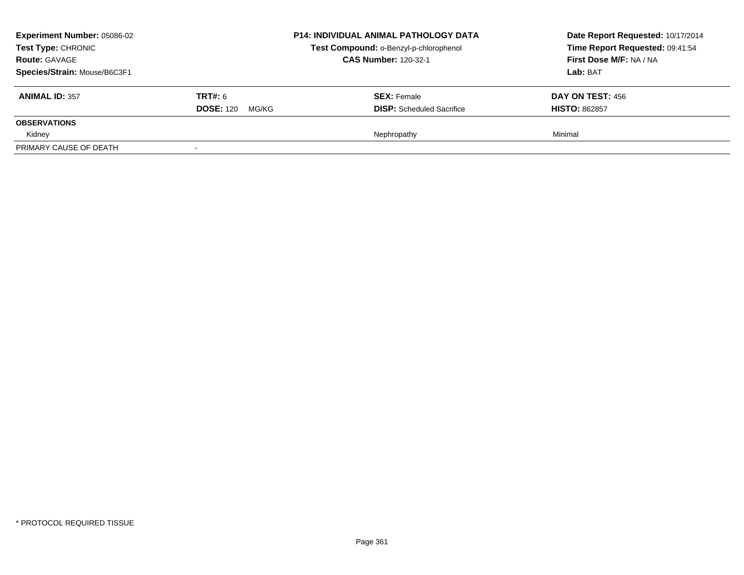**Experiment Number:** 05086-02
**Test Type:** CHRONIC
**Route:** GAVAGE
**Species/Strain:** Mouse/B6C3F1

**P14: INDIVIDUAL ANIMAL PATHOLOGY DATA**
**Test Compound:** o-Benzyl-p-chlorophenol
**CAS Number:** 120-32-1

**Date Report Requested:** 10/17/2014
**Time Report Requested:** 09:41:54
**First Dose M/F:** NA / NA
**Lab:** BAT

| **ANIMAL ID:** 357 | **TRT#:** 6 | **SEX:** Female | **DAY ON TEST:** 456 |
|---|---|---|---|
| | **DOSE:** 120 MG/KG | **DISP:** Scheduled Sacrifice | **HISTO:** 862857 |
| **OBSERVATIONS** | | | |
| Kidney | | Nephropathy | Minimal |
| PRIMARY CAUSE OF DEATH | - | | |

* PROTOCOL REQUIRED TISSUE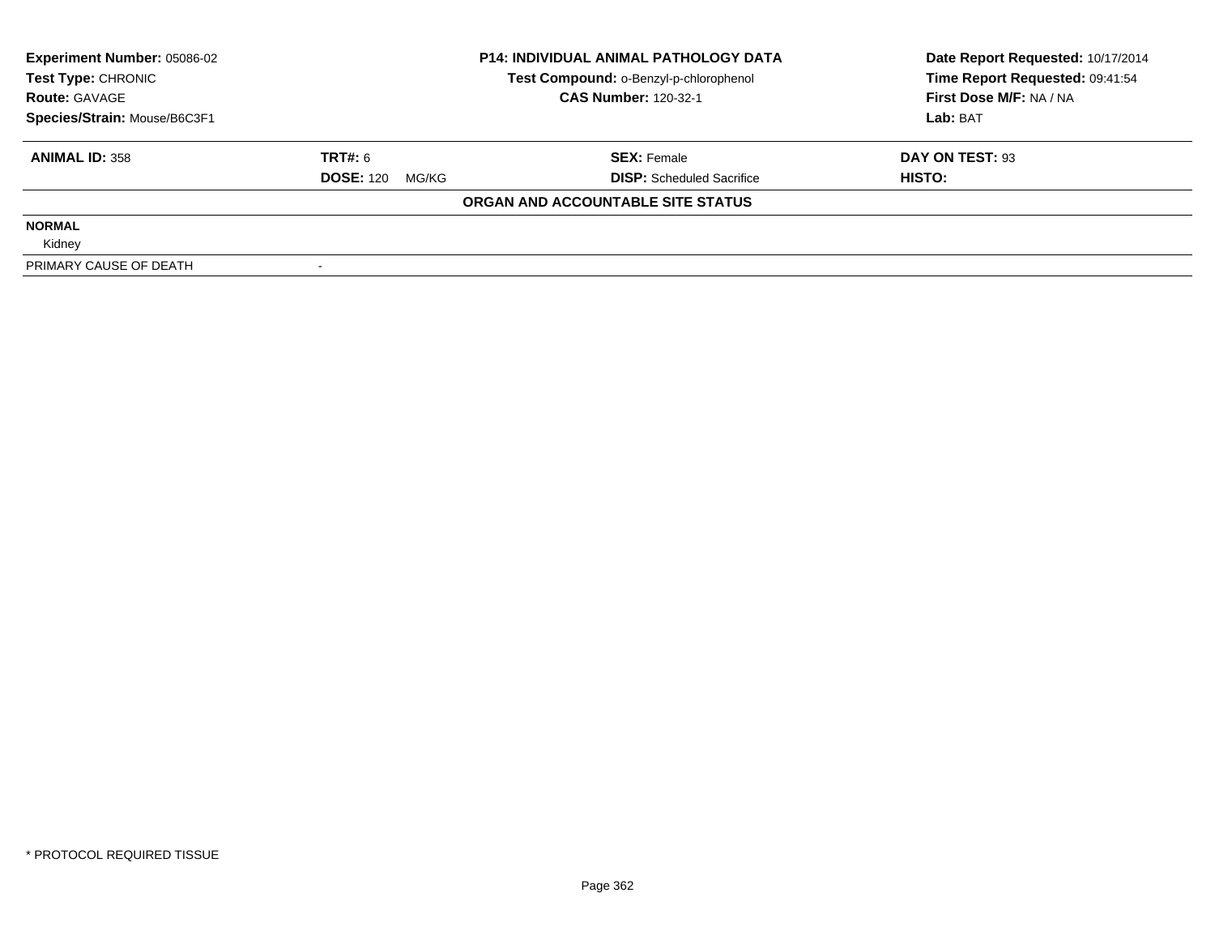| Experiment Number: 05086-02 | P14: INDIVIDUAL ANIMAL PATHOLOGY DATA | Date Report Requested: 10/17/2014 |
|---|---|---|
| Test Type: CHRONIC | Test Compound: o-Benzyl-p-chlorophenol | Time Report Requested: 09:41:54 |
| Route: GAVAGE | CAS Number: 120-32-1 | First Dose M/F: NA / NA |
| Species/Strain: Mouse/B6C3F1 | | Lab: BAT |

| ANIMAL ID: 358 | TRT#: 6 | SEX: Female | DAY ON TEST: 93 |
|---|---|---|---|
| | DOSE: 120 MG/KG | DISP: Scheduled Sacrifice | HISTO: |

**ORGAN AND ACCOUNTABLE SITE STATUS**

**NORMAL**

Kidney

| PRIMARY CAUSE OF DEATH | - |
|---|---|

* PROTOCOL REQUIRED TISSUE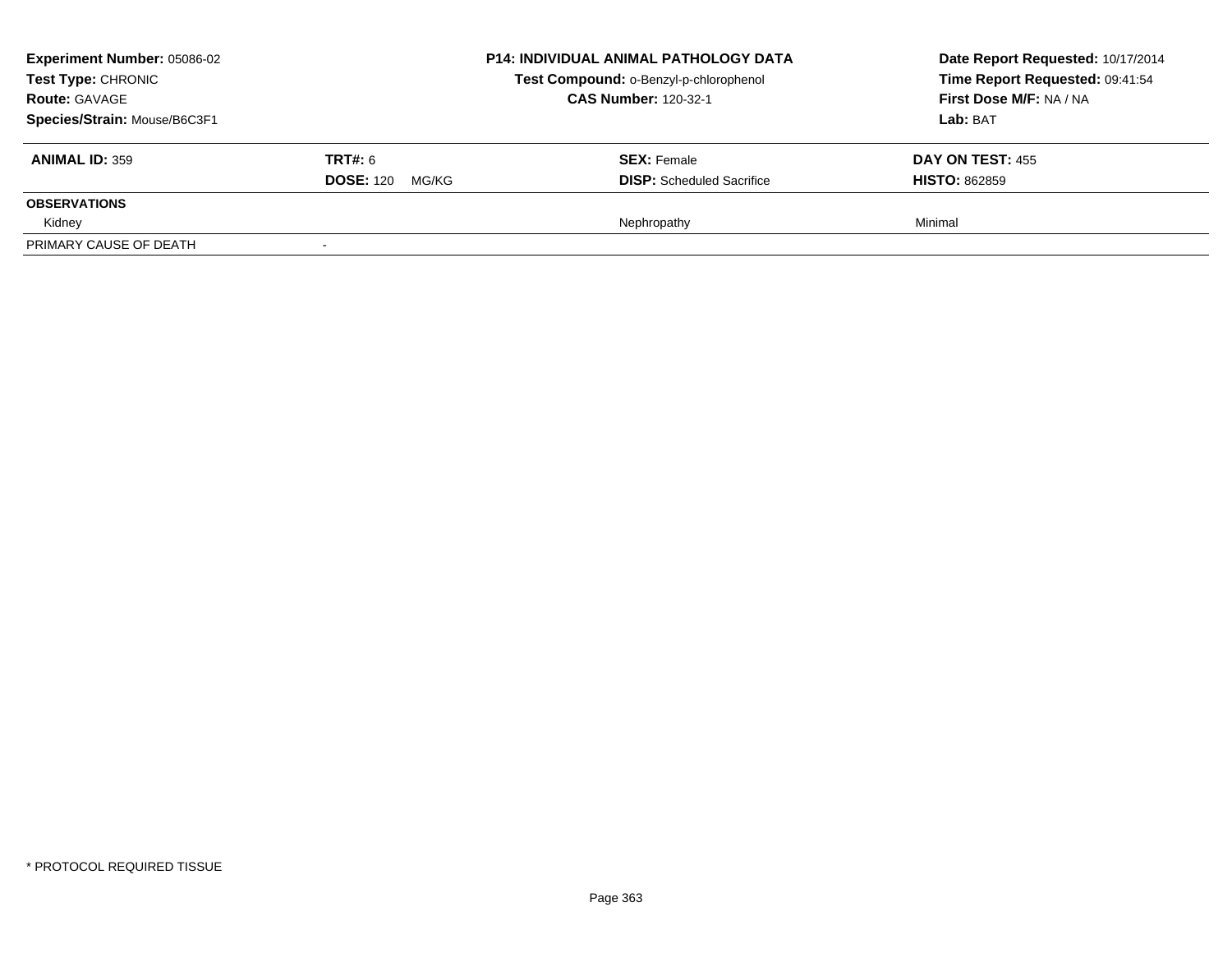**Experiment Number:** 05086-02
**Test Type:** CHRONIC
**Route:** GAVAGE
**Species/Strain:** Mouse/B6C3F1

**P14: INDIVIDUAL ANIMAL PATHOLOGY DATA**
**Test Compound:** o-Benzyl-p-chlorophenol
**CAS Number:** 120-32-1

**Date Report Requested:** 10/17/2014
**Time Report Requested:** 09:41:54
**First Dose M/F:** NA / NA
**Lab:** BAT

| **ANIMAL ID:** 359 | **TRT#:** 6 | **SEX:** Female | **DAY ON TEST:** 455 |
|---|---|---|---|
| | **DOSE:** 120 MG/KG | **DISP:** Scheduled Sacrifice | **HISTO:** 862859 |
| **OBSERVATIONS** | | | |
| Kidney | | Nephropathy | Minimal |
| PRIMARY CAUSE OF DEATH | - | | |

* PROTOCOL REQUIRED TISSUE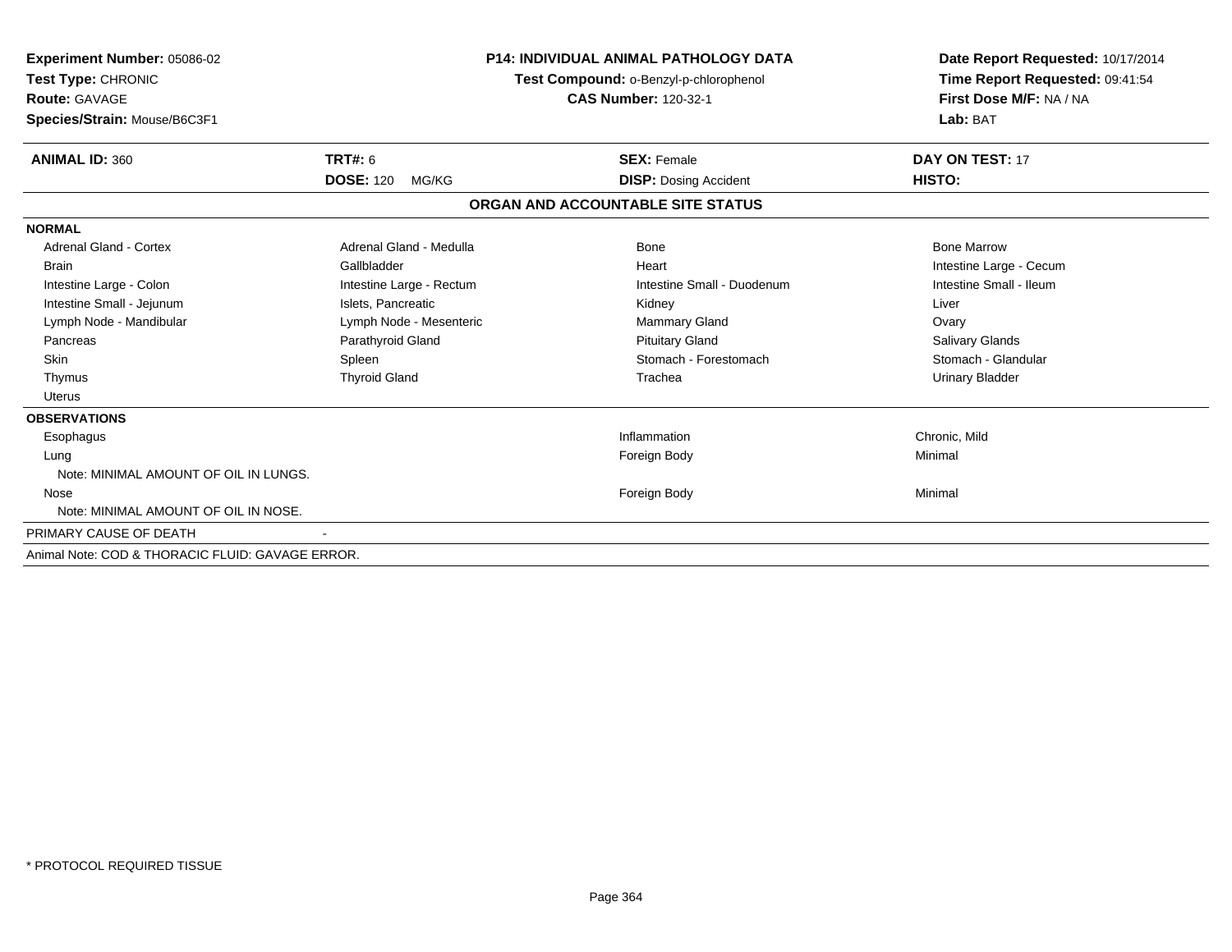**Experiment Number:** 05086-02
**Test Type:** CHRONIC
**Route:** GAVAGE
**Species/Strain:** Mouse/B6C3F1

**P14: INDIVIDUAL ANIMAL PATHOLOGY DATA**
**Test Compound:** o-Benzyl-p-chlorophenol
**CAS Number:** 120-32-1

**Date Report Requested:** 10/17/2014
**Time Report Requested:** 09:41:54
**First Dose M/F:** NA / NA
**Lab:** BAT

| **ANIMAL ID:** 360 | **TRT#:** 6 | **SEX:** Female | **DAY ON TEST:** 17 |
|---|---|---|---|
| | **DOSE:** 120 MG/KG | **DISP:** Dosing Accident | **HISTO:** |

## ORGAN AND ACCOUNTABLE SITE STATUS

**NORMAL**

| | | | |
|---|---|---|---|
| Adrenal Gland - Cortex | Adrenal Gland - Medulla | Bone | Bone Marrow |
| Brain | Gallbladder | Heart | Intestine Large - Cecum |
| Intestine Large - Colon | Intestine Large - Rectum | Intestine Small - Duodenum | Intestine Small - Ileum |
| Intestine Small - Jejunum | Islets, Pancreatic | Kidney | Liver |
| Lymph Node - Mandibular | Lymph Node - Mesenteric | Mammary Gland | Ovary |
| Pancreas | Parathyroid Gland | Pituitary Gland | Salivary Glands |
| Skin | Spleen | Stomach - Forestomach | Stomach - Glandular |
| Thymus | Thyroid Gland | Trachea | Urinary Bladder |
| Uterus | | | |

**OBSERVATIONS**

| | | |
|---|---|---|
| Esophagus | Inflammation | Chronic, Mild |
| Lung | Foreign Body | Minimal |
| Note: MINIMAL AMOUNT OF OIL IN LUNGS. | | |
| Nose | Foreign Body | Minimal |
| Note: MINIMAL AMOUNT OF OIL IN NOSE. | | |

PRIMARY CAUSE OF DEATH -

Animal Note: COD & THORACIC FLUID: GAVAGE ERROR.

* PROTOCOL REQUIRED TISSUE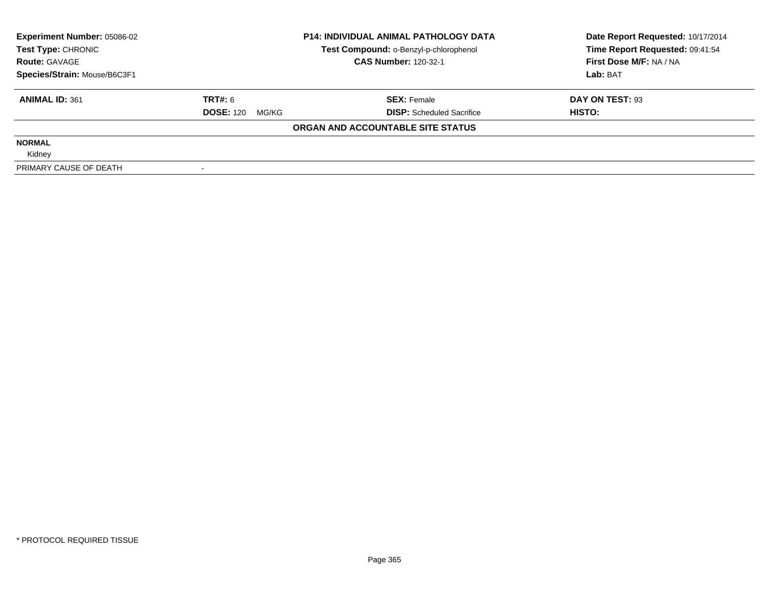| **Experiment Number:** 05086-02 | **P14: INDIVIDUAL ANIMAL PATHOLOGY DATA** | **Date Report Requested:** 10/17/2014 |
|---|---|---|
| **Test Type:** CHRONIC | **Test Compound:** o-Benzyl-p-chlorophenol | **Time Report Requested:** 09:41:54 |
| **Route:** GAVAGE | **CAS Number:** 120-32-1 | **First Dose M/F:** NA / NA |
| **Species/Strain:** Mouse/B6C3F1 | | **Lab:** BAT |

| **ANIMAL ID:** 361 | **TRT#:** 6 | **SEX:** Female | **DAY ON TEST:** 93 |
|---|---|---|---|
| | **DOSE:** 120 MG/KG | **DISP:** Scheduled Sacrifice | **HISTO:** |

**ORGAN AND ACCOUNTABLE SITE STATUS**

| | |
|---|---|
| **NORMAL** | |
| Kidney | |
| PRIMARY CAUSE OF DEATH | - |

\* PROTOCOL REQUIRED TISSUE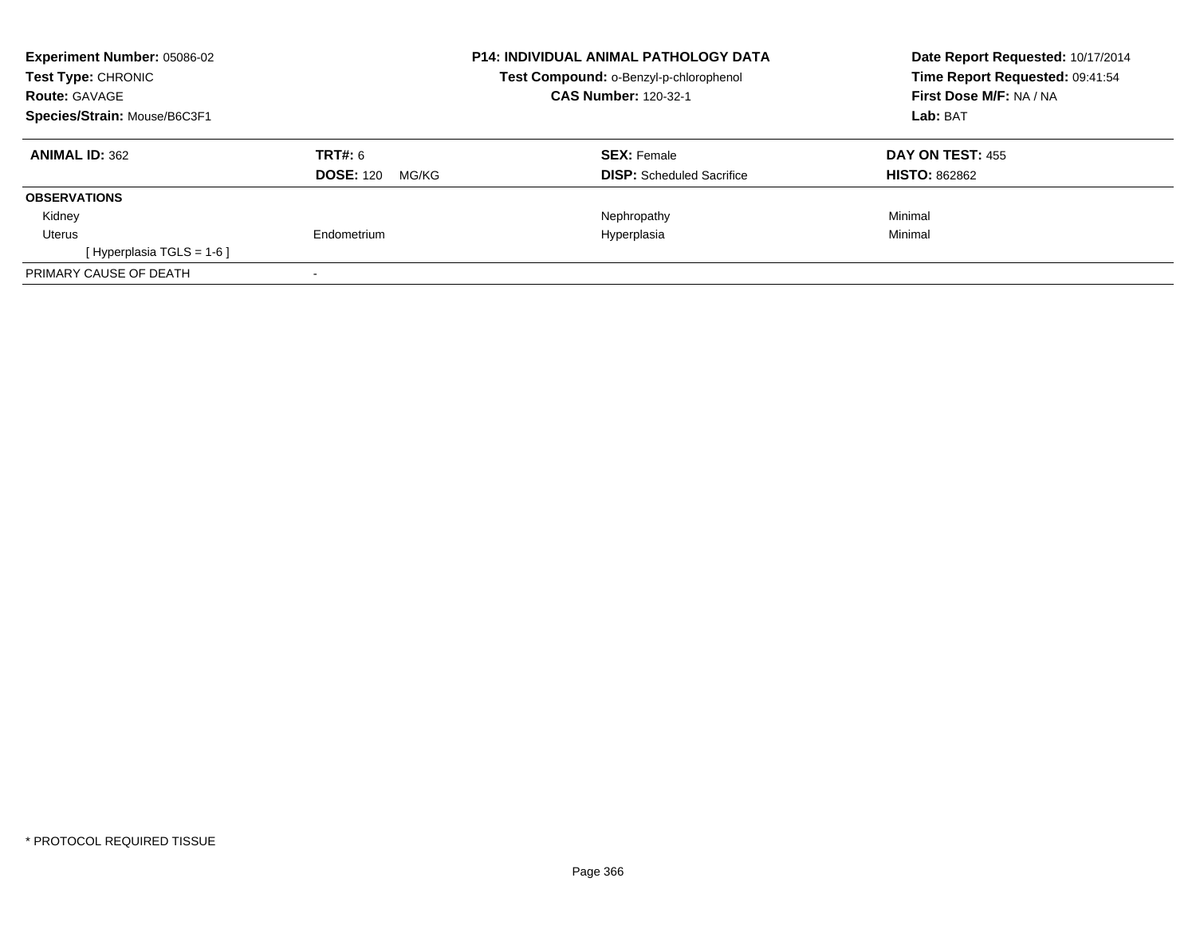**Experiment Number:** 05086-02
**Test Type:** CHRONIC
**Route:** GAVAGE
**Species/Strain:** Mouse/B6C3F1

**P14: INDIVIDUAL ANIMAL PATHOLOGY DATA**
**Test Compound:** o-Benzyl-p-chlorophenol
**CAS Number:** 120-32-1

**Date Report Requested:** 10/17/2014
**Time Report Requested:** 09:41:54
**First Dose M/F:** NA / NA
**Lab:** BAT

| **ANIMAL ID:** 362 | **TRT#:** 6 | **SEX:** Female | **DAY ON TEST:** 455 |
|---|---|---|---|
| | **DOSE:** 120 MG/KG | **DISP:** Scheduled Sacrifice | **HISTO:** 862862 |
| **OBSERVATIONS** | | | |
| Kidney | | Nephropathy | Minimal |
| Uterus | Endometrium | Hyperplasia | Minimal |
| [ Hyperplasia TGLS = 1-6 ] | | | |
| PRIMARY CAUSE OF DEATH | - | | |

* PROTOCOL REQUIRED TISSUE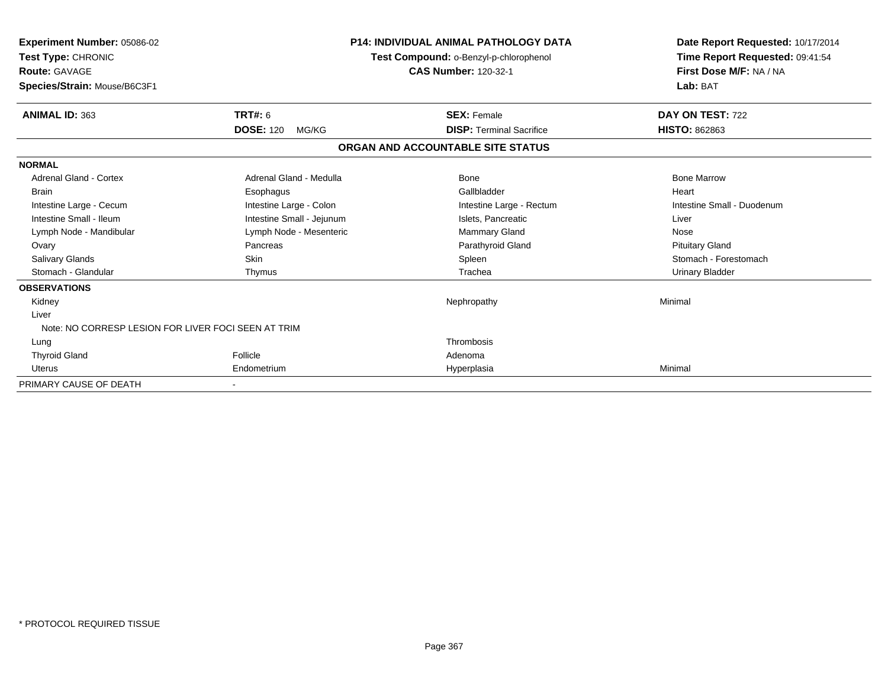**Experiment Number:** 05086-02
**Test Type:** CHRONIC
**Route:** GAVAGE
**Species/Strain:** Mouse/B6C3F1

**P14: INDIVIDUAL ANIMAL PATHOLOGY DATA**
**Test Compound:** o-Benzyl-p-chlorophenol
**CAS Number:** 120-32-1

**Date Report Requested:** 10/17/2014
**Time Report Requested:** 09:41:54
**First Dose M/F:** NA / NA
**Lab:** BAT

| **ANIMAL ID:** 363 | **TRT#:** 6 | **SEX:** Female | **DAY ON TEST:** 722 |
|---|---|---|---|
| | **DOSE:** 120 MG/KG | **DISP:** Terminal Sacrifice | **HISTO:** 862863 |

**ORGAN AND ACCOUNTABLE SITE STATUS**

| | | | |
|---|---|---|---|
| **NORMAL** | | | |
| Adrenal Gland - Cortex | Adrenal Gland - Medulla | Bone | Bone Marrow |
| Brain | Esophagus | Gallbladder | Heart |
| Intestine Large - Cecum | Intestine Large - Colon | Intestine Large - Rectum | Intestine Small - Duodenum |
| Intestine Small - Ileum | Intestine Small - Jejunum | Islets, Pancreatic | Liver |
| Lymph Node - Mandibular | Lymph Node - Mesenteric | Mammary Gland | Nose |
| Ovary | Pancreas | Parathyroid Gland | Pituitary Gland |
| Salivary Glands | Skin | Spleen | Stomach - Forestomach |
| Stomach - Glandular | Thymus | Trachea | Urinary Bladder |
| **OBSERVATIONS** | | | |
| Kidney | | Nephropathy | Minimal |
| Liver | | | |
| Note: NO CORRESP LESION FOR LIVER FOCI SEEN AT TRIM | | | |
| Lung | | Thrombosis | |
| Thyroid Gland | Follicle | Adenoma | |
| Uterus | Endometrium | Hyperplasia | Minimal |
| PRIMARY CAUSE OF DEATH | - | | |

\* PROTOCOL REQUIRED TISSUE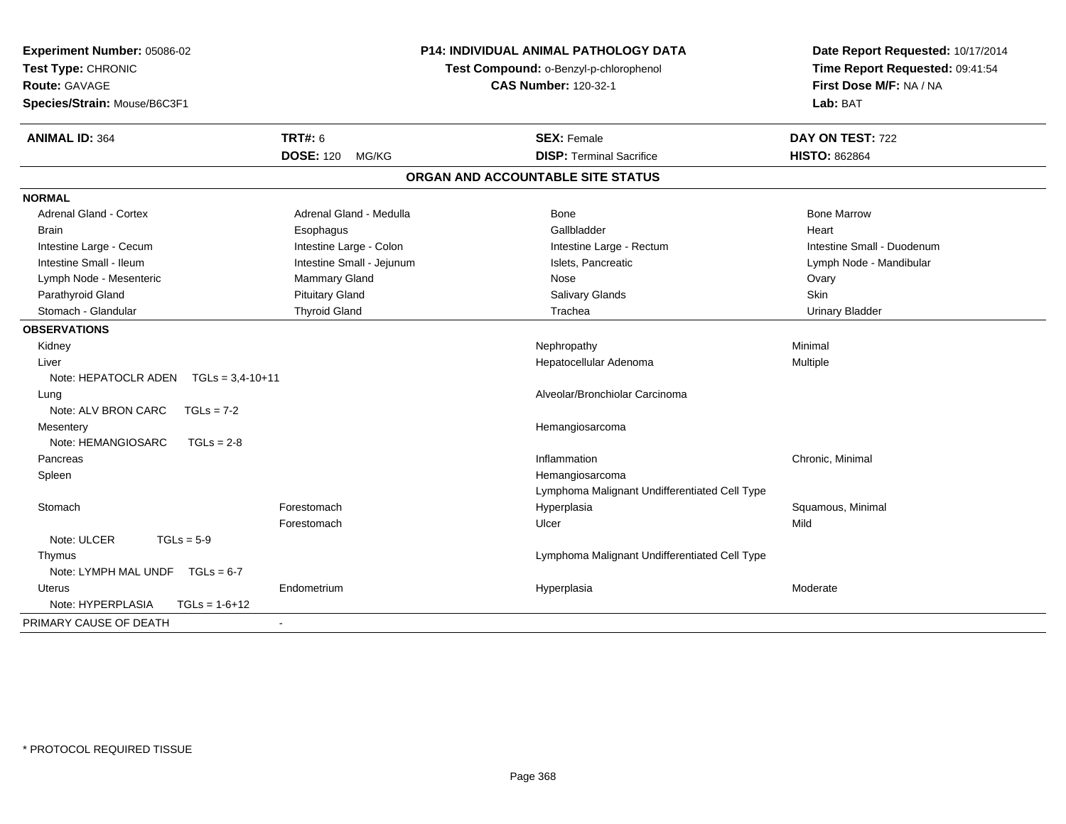**Experiment Number:** 05086-02
**Test Type:** CHRONIC
**Route:** GAVAGE
**Species/Strain:** Mouse/B6C3F1

**P14: INDIVIDUAL ANIMAL PATHOLOGY DATA**
**Test Compound:** o-Benzyl-p-chlorophenol
**CAS Number:** 120-32-1

**Date Report Requested:** 10/17/2014
**Time Report Requested:** 09:41:54
**First Dose M/F:** NA / NA
**Lab:** BAT

| **ANIMAL ID:** 364 | **TRT#:** 6 | **SEX:** Female | **DAY ON TEST:** 722 |
|---|---|---|---|
| | **DOSE:** 120 MG/KG | **DISP:** Terminal Sacrifice | **HISTO:** 862864 |

## ORGAN AND ACCOUNTABLE SITE STATUS

**NORMAL**

| | | | |
|---|---|---|---|
| Adrenal Gland - Cortex | Adrenal Gland - Medulla | Bone | Bone Marrow |
| Brain | Esophagus | Gallbladder | Heart |
| Intestine Large - Cecum | Intestine Large - Colon | Intestine Large - Rectum | Intestine Small - Duodenum |
| Intestine Small - Ileum | Intestine Small - Jejunum | Islets, Pancreatic | Lymph Node - Mandibular |
| Lymph Node - Mesenteric | Mammary Gland | Nose | Ovary |
| Parathyroid Gland | Pituitary Gland | Salivary Glands | Skin |
| Stomach - Glandular | Thyroid Gland | Trachea | Urinary Bladder |

**OBSERVATIONS**

| | | | |
|---|---|---|---|
| Kidney | | Nephropathy | Minimal |
| Liver | | Hepatocellular Adenoma | Multiple |
| Note: HEPATOCLR ADEN TGLs = 3,4-10+11 | | | |
| Lung | | Alveolar/Bronchiolar Carcinoma | |
| Note: ALV BRON CARC TGLs = 7-2 | | | |
| Mesentery | | Hemangiosarcoma | |
| Note: HEMANGIOSARC TGLs = 2-8 | | | |
| Pancreas | | Inflammation | Chronic, Minimal |
| Spleen | | Hemangiosarcoma | |
| | | Lymphoma Malignant Undifferentiated Cell Type | |
| Stomach | Forestomach | Hyperplasia | Squamous, Minimal |
| | Forestomach | Ulcer | Mild |
| Note: ULCER TGLs = 5-9 | | | |
| Thymus | | Lymphoma Malignant Undifferentiated Cell Type | |
| Note: LYMPH MAL UNDF TGLs = 6-7 | | | |
| Uterus | Endometrium | Hyperplasia | Moderate |
| Note: HYPERPLASIA TGLs = 1-6+12 | | | |

PRIMARY CAUSE OF DEATH -

\* PROTOCOL REQUIRED TISSUE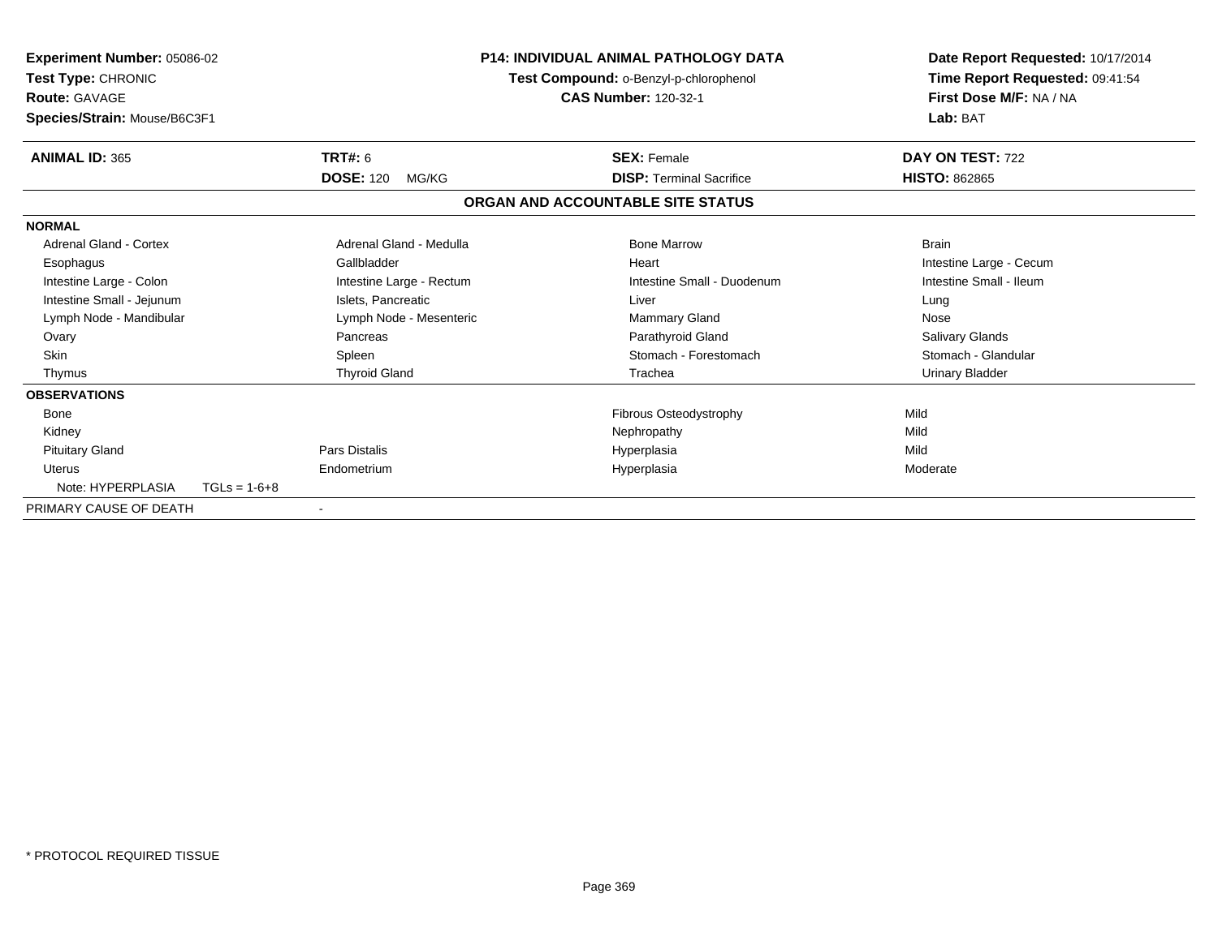**Experiment Number:** 05086-02
**Test Type:** CHRONIC
**Route:** GAVAGE
**Species/Strain:** Mouse/B6C3F1

**P14: INDIVIDUAL ANIMAL PATHOLOGY DATA**
**Test Compound:** o-Benzyl-p-chlorophenol
**CAS Number:** 120-32-1

**Date Report Requested:** 10/17/2014
**Time Report Requested:** 09:41:54
**First Dose M/F:** NA / NA
**Lab:** BAT

| **ANIMAL ID:** 365 | **TRT#:** 6 | **SEX:** Female | **DAY ON TEST:** 722 |
|---|---|---|---|
| | **DOSE:** 120 MG/KG | **DISP:** Terminal Sacrifice | **HISTO:** 862865 |

## ORGAN AND ACCOUNTABLE SITE STATUS

**NORMAL**

| | | | |
|---|---|---|---|
| Adrenal Gland - Cortex | Adrenal Gland - Medulla | Bone Marrow | Brain |
| Esophagus | Gallbladder | Heart | Intestine Large - Cecum |
| Intestine Large - Colon | Intestine Large - Rectum | Intestine Small - Duodenum | Intestine Small - Ileum |
| Intestine Small - Jejunum | Islets, Pancreatic | Liver | Lung |
| Lymph Node - Mandibular | Lymph Node - Mesenteric | Mammary Gland | Nose |
| Ovary | Pancreas | Parathyroid Gland | Salivary Glands |
| Skin | Spleen | Stomach - Forestomach | Stomach - Glandular |
| Thymus | Thyroid Gland | Trachea | Urinary Bladder |

**OBSERVATIONS**

| | | | |
|---|---|---|---|
| Bone | | Fibrous Osteodystrophy | Mild |
| Kidney | | Nephropathy | Mild |
| Pituitary Gland | Pars Distalis | Hyperplasia | Mild |
| Uterus | Endometrium | Hyperplasia | Moderate |
| Note: HYPERPLASIA TGLs = 1-6+8 | | | |

PRIMARY CAUSE OF DEATH -

\* PROTOCOL REQUIRED TISSUE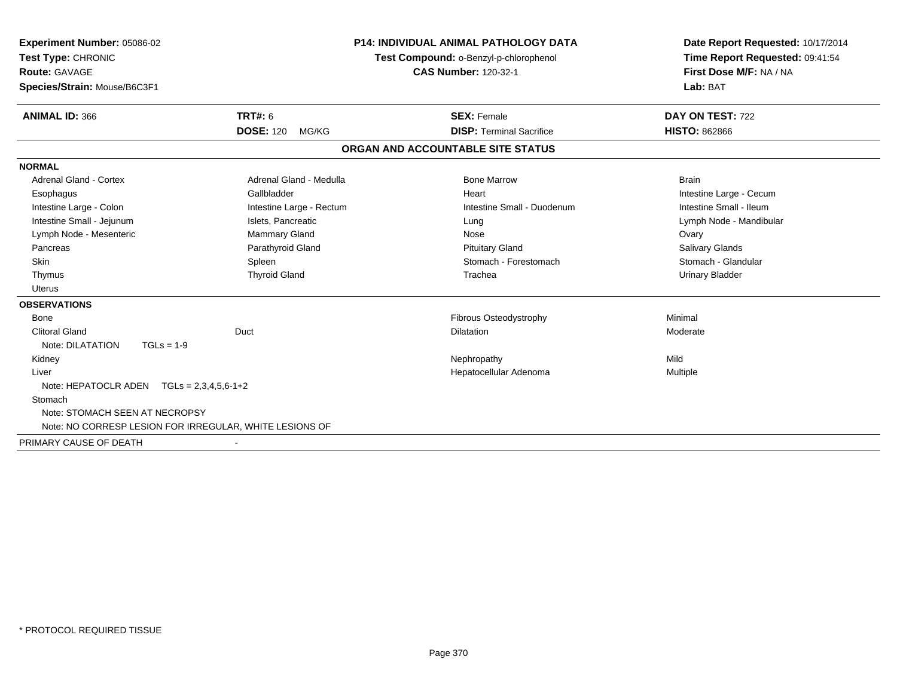**Experiment Number:** 05086-02
**Test Type:** CHRONIC
**Route:** GAVAGE
**Species/Strain:** Mouse/B6C3F1

**P14: INDIVIDUAL ANIMAL PATHOLOGY DATA**
**Test Compound:** o-Benzyl-p-chlorophenol
**CAS Number:** 120-32-1

**Date Report Requested:** 10/17/2014
**Time Report Requested:** 09:41:54
**First Dose M/F:** NA / NA
**Lab:** BAT

| **ANIMAL ID:** 366 | **TRT#:** 6 | **SEX:** Female | **DAY ON TEST:** 722 |
|---|---|---|---|
| | **DOSE:** 120 MG/KG | **DISP:** Terminal Sacrifice | **HISTO:** 862866 |

## ORGAN AND ACCOUNTABLE SITE STATUS

| | | | |
|---|---|---|---|
| **NORMAL** | | | |
| Adrenal Gland - Cortex | Adrenal Gland - Medulla | Bone Marrow | Brain |
| Esophagus | Gallbladder | Heart | Intestine Large - Cecum |
| Intestine Large - Colon | Intestine Large - Rectum | Intestine Small - Duodenum | Intestine Small - Ileum |
| Intestine Small - Jejunum | Islets, Pancreatic | Lung | Lymph Node - Mandibular |
| Lymph Node - Mesenteric | Mammary Gland | Nose | Ovary |
| Pancreas | Parathyroid Gland | Pituitary Gland | Salivary Glands |
| Skin | Spleen | Stomach - Forestomach | Stomach - Glandular |
| Thymus | Thyroid Gland | Trachea | Urinary Bladder |
| Uterus | | | |
| **OBSERVATIONS** | | | |
| Bone | | Fibrous Osteodystrophy | Minimal |
| Clitoral Gland | Duct | Dilatation | Moderate |
| Note: DILATATION TGLs = 1-9 | | | |
| Kidney | | Nephropathy | Mild |
| Liver | | Hepatocellular Adenoma | Multiple |
| Note: HEPATOCLR ADEN TGLs = 2,3,4,5,6-1+2 | | | |
| Stomach | | | |
| Note: STOMACH SEEN AT NECROPSY | | | |
| Note: NO CORRESP LESION FOR IRREGULAR, WHITE LESIONS OF | | | |
| PRIMARY CAUSE OF DEATH | - | | |

* PROTOCOL REQUIRED TISSUE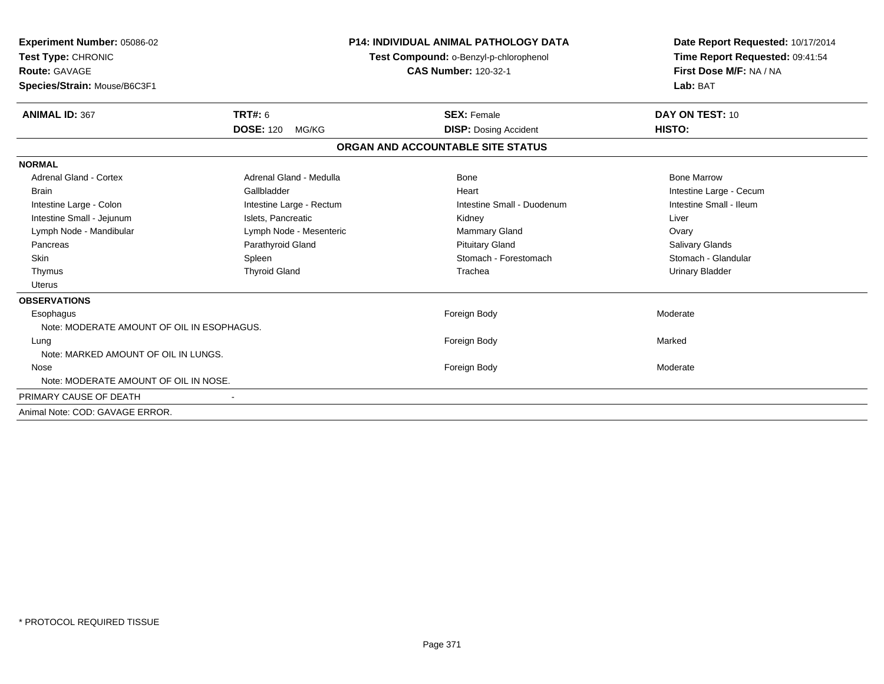**Experiment Number:** 05086-02
**Test Type:** CHRONIC
**Route:** GAVAGE
**Species/Strain:** Mouse/B6C3F1

**P14: INDIVIDUAL ANIMAL PATHOLOGY DATA**
**Test Compound:** o-Benzyl-p-chlorophenol
**CAS Number:** 120-32-1

**Date Report Requested:** 10/17/2014
**Time Report Requested:** 09:41:54
**First Dose M/F:** NA / NA
**Lab:** BAT

| **ANIMAL ID:** 367 | **TRT#:** 6 | **SEX:** Female | **DAY ON TEST:** 10 |
|---|---|---|---|
| | **DOSE:** 120 MG/KG | **DISP:** Dosing Accident | **HISTO:** |

## ORGAN AND ACCOUNTABLE SITE STATUS

**NORMAL**

| | | | |
|---|---|---|---|
| Adrenal Gland - Cortex | Adrenal Gland - Medulla | Bone | Bone Marrow |
| Brain | Gallbladder | Heart | Intestine Large - Cecum |
| Intestine Large - Colon | Intestine Large - Rectum | Intestine Small - Duodenum | Intestine Small - Ileum |
| Intestine Small - Jejunum | Islets, Pancreatic | Kidney | Liver |
| Lymph Node - Mandibular | Lymph Node - Mesenteric | Mammary Gland | Ovary |
| Pancreas | Parathyroid Gland | Pituitary Gland | Salivary Glands |
| Skin | Spleen | Stomach - Forestomach | Stomach - Glandular |
| Thymus | Thyroid Gland | Trachea | Urinary Bladder |
| Uterus | | | |

**OBSERVATIONS**

| Organ | Observation | Severity |
|---|---|---|
| Esophagus | Foreign Body | Moderate |
| Note: MODERATE AMOUNT OF OIL IN ESOPHAGUS. | | |
| Lung | Foreign Body | Marked |
| Note: MARKED AMOUNT OF OIL IN LUNGS. | | |
| Nose | Foreign Body | Moderate |
| Note: MODERATE AMOUNT OF OIL IN NOSE. | | |

PRIMARY CAUSE OF DEATH -

Animal Note: COD: GAVAGE ERROR.

* PROTOCOL REQUIRED TISSUE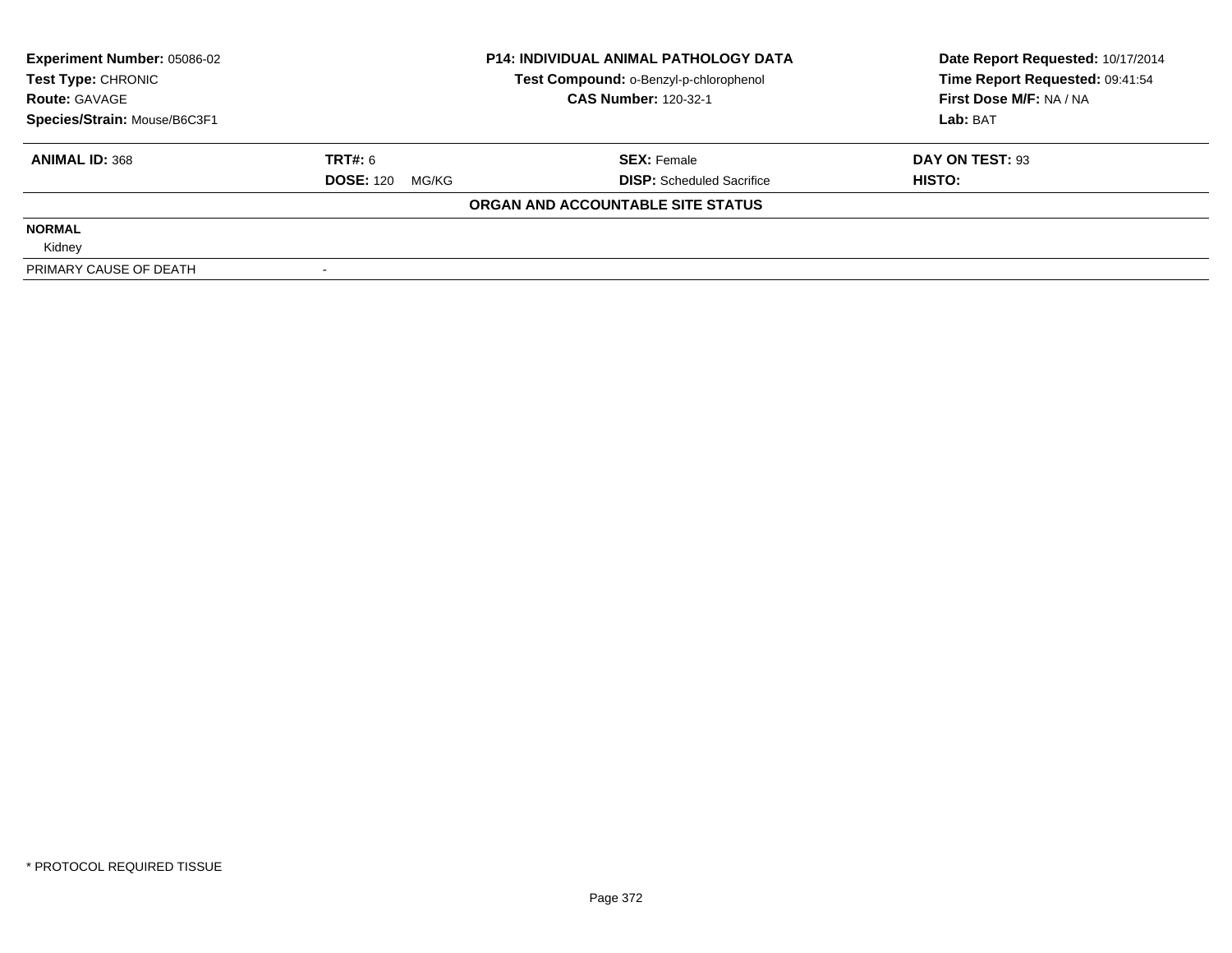| **Experiment Number:** 05086-02 | **P14: INDIVIDUAL ANIMAL PATHOLOGY DATA** | **Date Report Requested:** 10/17/2014 |
|---|---|---|
| **Test Type:** CHRONIC | **Test Compound:** o-Benzyl-p-chlorophenol | **Time Report Requested:** 09:41:54 |
| **Route:** GAVAGE | **CAS Number:** 120-32-1 | **First Dose M/F:** NA / NA |
| **Species/Strain:** Mouse/B6C3F1 | | **Lab:** BAT |

| **ANIMAL ID:** 368 | **TRT#:** 6 | **SEX:** Female | **DAY ON TEST:** 93 |
|---|---|---|---|
| | **DOSE:** 120 MG/KG | **DISP:** Scheduled Sacrifice | **HISTO:** |

**ORGAN AND ACCOUNTABLE SITE STATUS**

| | |
|---|---|
| **NORMAL** | |
| Kidney | |
| PRIMARY CAUSE OF DEATH | - |

\* PROTOCOL REQUIRED TISSUE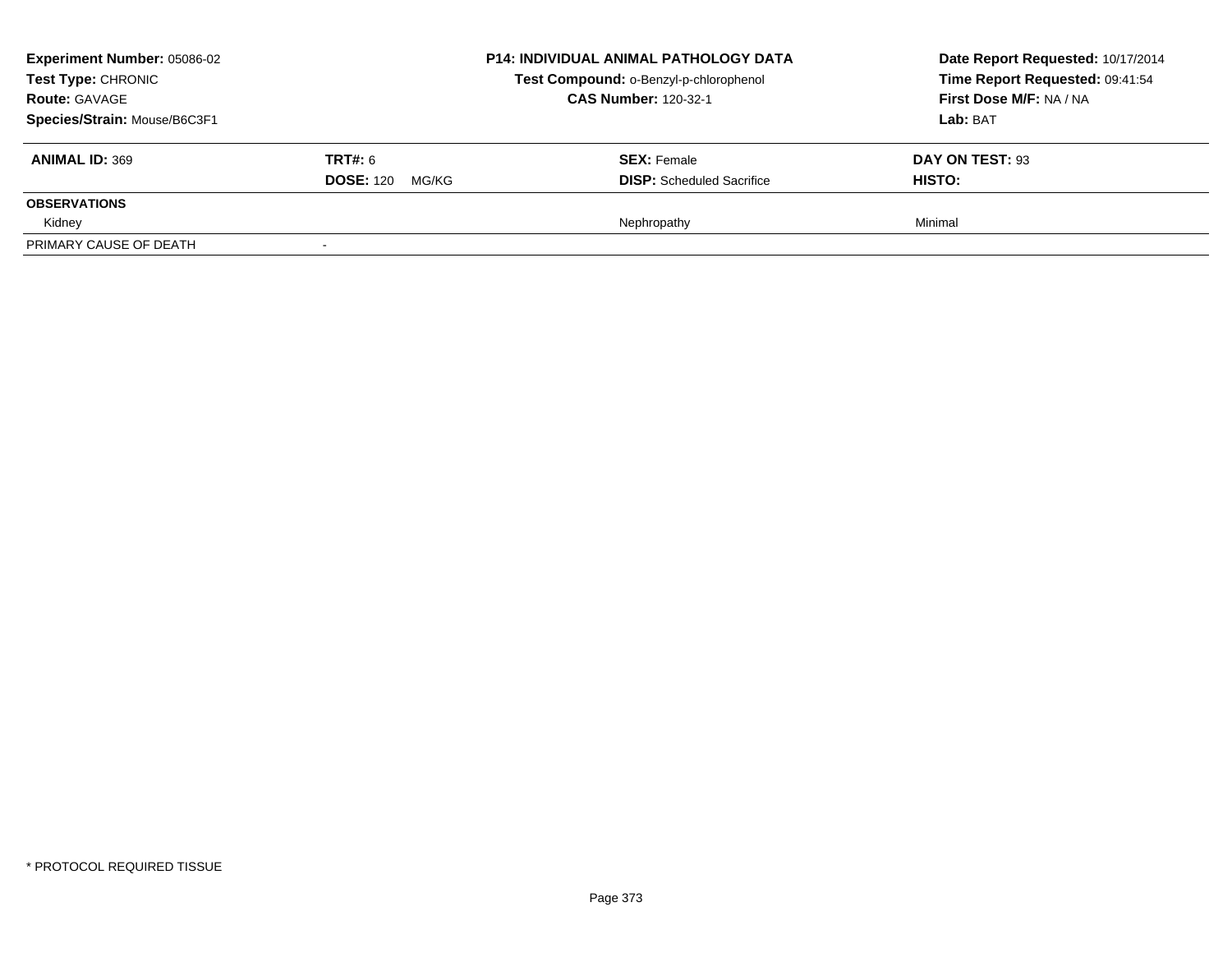**Experiment Number:** 05086-02
**Test Type:** CHRONIC
**Route:** GAVAGE
**Species/Strain:** Mouse/B6C3F1

**P14: INDIVIDUAL ANIMAL PATHOLOGY DATA**
**Test Compound:** o-Benzyl-p-chlorophenol
**CAS Number:** 120-32-1

**Date Report Requested:** 10/17/2014
**Time Report Requested:** 09:41:54
**First Dose M/F:** NA / NA
**Lab:** BAT

| **ANIMAL ID:** 369 | **TRT#:** 6 | **SEX:** Female | **DAY ON TEST:** 93 |
|---|---|---|---|
| | **DOSE:** 120 MG/KG | **DISP:** Scheduled Sacrifice | **HISTO:** |
| **OBSERVATIONS** | | | |
| Kidney | | Nephropathy | Minimal |
| PRIMARY CAUSE OF DEATH | - | | |

\* PROTOCOL REQUIRED TISSUE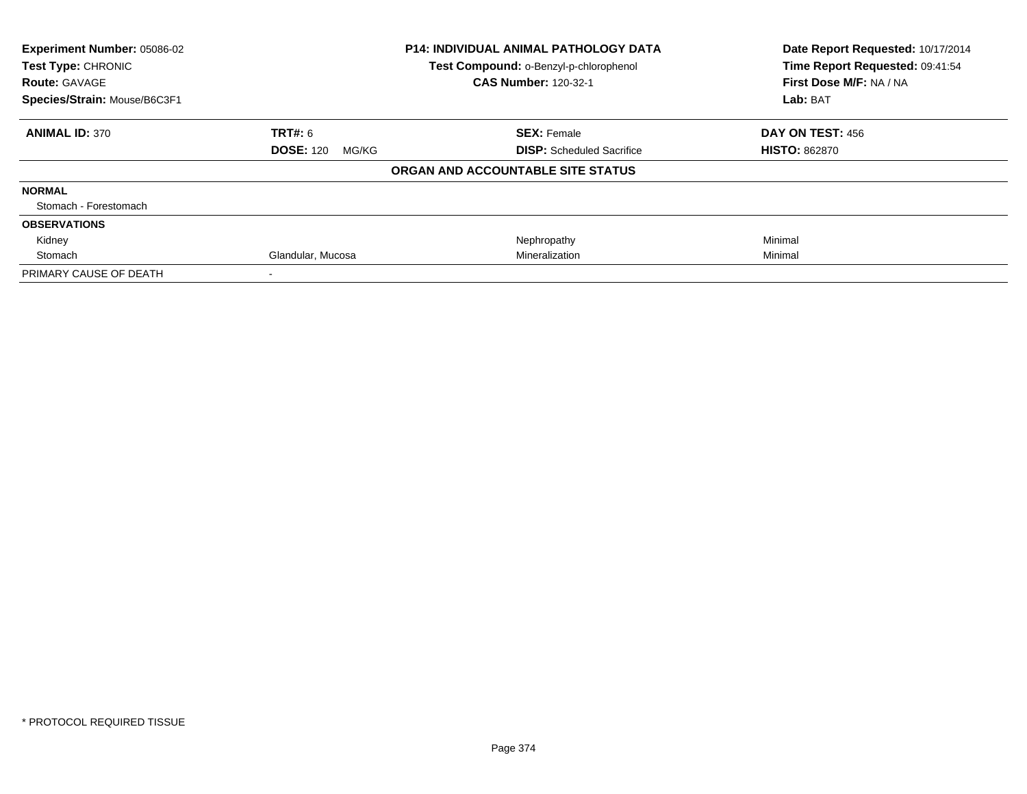**Experiment Number:** 05086-02
**Test Type:** CHRONIC
**Route:** GAVAGE
**Species/Strain:** Mouse/B6C3F1

**P14: INDIVIDUAL ANIMAL PATHOLOGY DATA**
**Test Compound:** o-Benzyl-p-chlorophenol
**CAS Number:** 120-32-1

**Date Report Requested:** 10/17/2014
**Time Report Requested:** 09:41:54
**First Dose M/F:** NA / NA
**Lab:** BAT

| **ANIMAL ID:** 370 | **TRT#:** 6 | **SEX:** Female | **DAY ON TEST:** 456 |
|---|---|---|---|
| | **DOSE:** 120 MG/KG | **DISP:** Scheduled Sacrifice | **HISTO:** 862870 |

**ORGAN AND ACCOUNTABLE SITE STATUS**

| | | | |
|---|---|---|---|
| **NORMAL** | | | |
| Stomach - Forestomach | | | |
| **OBSERVATIONS** | | | |
| Kidney | | Nephropathy | Minimal |
| Stomach | Glandular, Mucosa | Mineralization | Minimal |
| PRIMARY CAUSE OF DEATH | - | | |

\* PROTOCOL REQUIRED TISSUE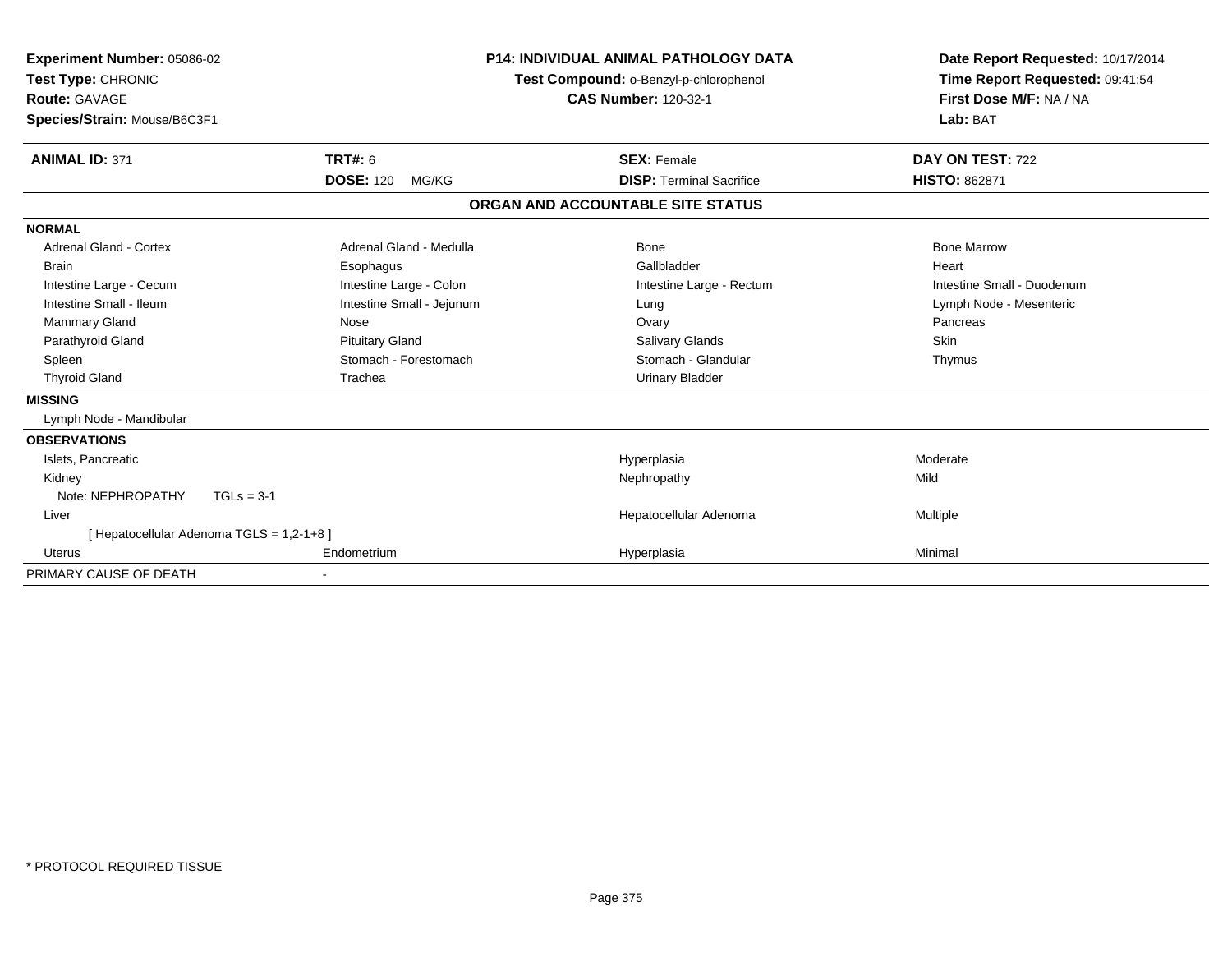**Experiment Number:** 05086-02
**Test Type:** CHRONIC
**Route:** GAVAGE
**Species/Strain:** Mouse/B6C3F1

**P14: INDIVIDUAL ANIMAL PATHOLOGY DATA**
**Test Compound:** o-Benzyl-p-chlorophenol
**CAS Number:** 120-32-1

**Date Report Requested:** 10/17/2014
**Time Report Requested:** 09:41:54
**First Dose M/F:** NA / NA
**Lab:** BAT

| **ANIMAL ID:** 371 | **TRT#:** 6 | **SEX:** Female | **DAY ON TEST:** 722 |
|---|---|---|---|
| | **DOSE:** 120 MG/KG | **DISP:** Terminal Sacrifice | **HISTO:** 862871 |

## ORGAN AND ACCOUNTABLE SITE STATUS

### NORMAL

| | | | |
|---|---|---|---|
| Adrenal Gland - Cortex | Adrenal Gland - Medulla | Bone | Bone Marrow |
| Brain | Esophagus | Gallbladder | Heart |
| Intestine Large - Cecum | Intestine Large - Colon | Intestine Large - Rectum | Intestine Small - Duodenum |
| Intestine Small - Ileum | Intestine Small - Jejunum | Lung | Lymph Node - Mesenteric |
| Mammary Gland | Nose | Ovary | Pancreas |
| Parathyroid Gland | Pituitary Gland | Salivary Glands | Skin |
| Spleen | Stomach - Forestomach | Stomach - Glandular | Thymus |
| Thyroid Gland | Trachea | Urinary Bladder | |

### MISSING

Lymph Node - Mandibular

### OBSERVATIONS

| | | | |
|---|---|---|---|
| Islets, Pancreatic | | Hyperplasia | Moderate |
| Kidney | | Nephropathy | Mild |
| Note: NEPHROPATHY TGLs = 3-1 | | | |
| Liver | | Hepatocellular Adenoma | Multiple |
| [ Hepatocellular Adenoma TGLS = 1,2-1+8 ] | | | |
| Uterus | Endometrium | Hyperplasia | Minimal |

PRIMARY CAUSE OF DEATH -

* PROTOCOL REQUIRED TISSUE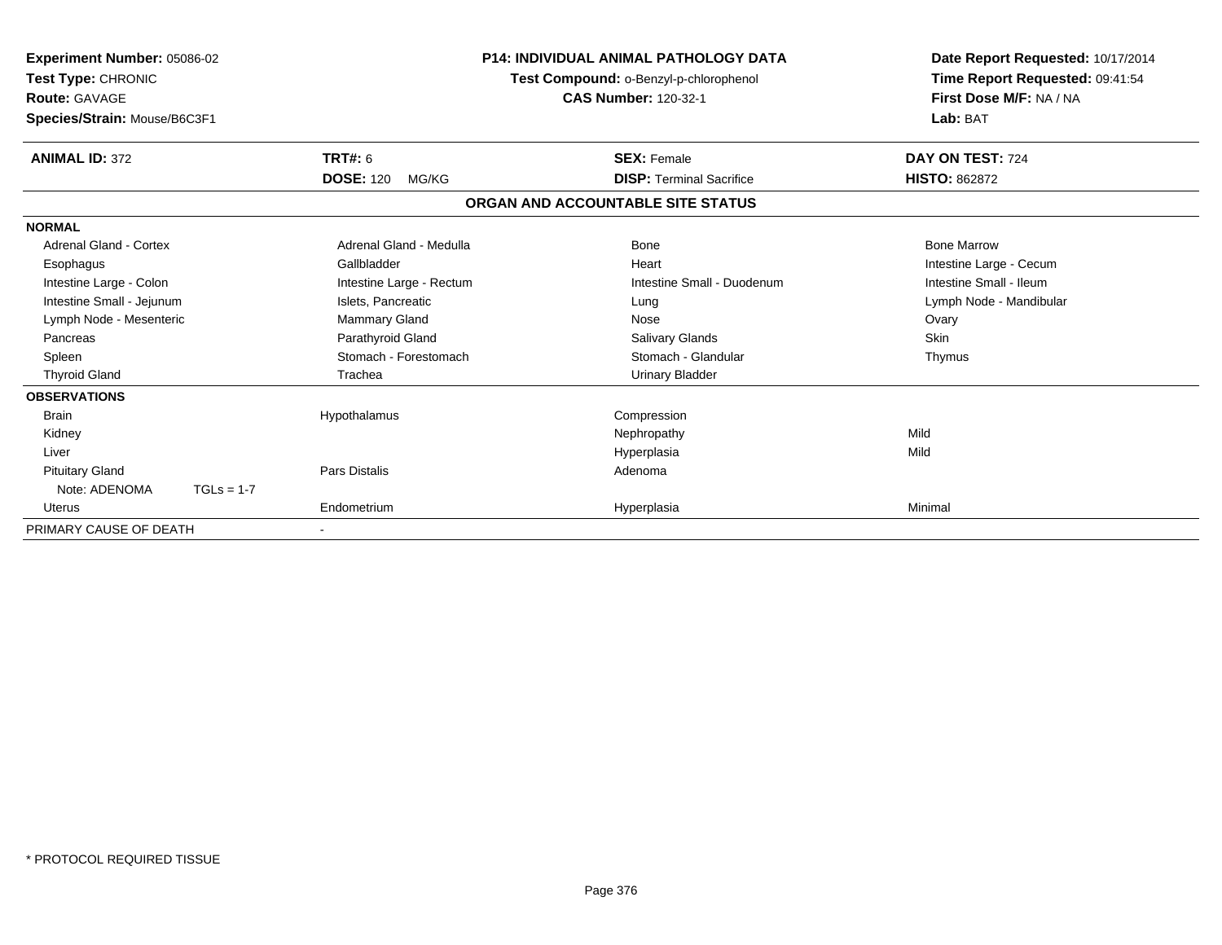**Experiment Number:** 05086-02
**Test Type:** CHRONIC
**Route:** GAVAGE
**Species/Strain:** Mouse/B6C3F1

**P14: INDIVIDUAL ANIMAL PATHOLOGY DATA**
**Test Compound:** o-Benzyl-p-chlorophenol
**CAS Number:** 120-32-1

**Date Report Requested:** 10/17/2014
**Time Report Requested:** 09:41:54
**First Dose M/F:** NA / NA
**Lab:** BAT

| **ANIMAL ID:** 372 | **TRT#:** 6 | **SEX:** Female | **DAY ON TEST:** 724 |
|---|---|---|---|
| | **DOSE:** 120 MG/KG | **DISP:** Terminal Sacrifice | **HISTO:** 862872 |

## ORGAN AND ACCOUNTABLE SITE STATUS

| | | | |
|---|---|---|---|
| **NORMAL** | | | |
| Adrenal Gland - Cortex | Adrenal Gland - Medulla | Bone | Bone Marrow |
| Esophagus | Gallbladder | Heart | Intestine Large - Cecum |
| Intestine Large - Colon | Intestine Large - Rectum | Intestine Small - Duodenum | Intestine Small - Ileum |
| Intestine Small - Jejunum | Islets, Pancreatic | Lung | Lymph Node - Mandibular |
| Lymph Node - Mesenteric | Mammary Gland | Nose | Ovary |
| Pancreas | Parathyroid Gland | Salivary Glands | Skin |
| Spleen | Stomach - Forestomach | Stomach - Glandular | Thymus |
| Thyroid Gland | Trachea | Urinary Bladder | |
| **OBSERVATIONS** | | | |
| Brain | Hypothalamus | Compression | |
| Kidney | | Nephropathy | Mild |
| Liver | | Hyperplasia | Mild |
| Pituitary Gland | Pars Distalis | Adenoma | |
| Note: ADENOMA TGLs = 1-7 | | | |
| Uterus | Endometrium | Hyperplasia | Minimal |
| PRIMARY CAUSE OF DEATH | - | | |

\* PROTOCOL REQUIRED TISSUE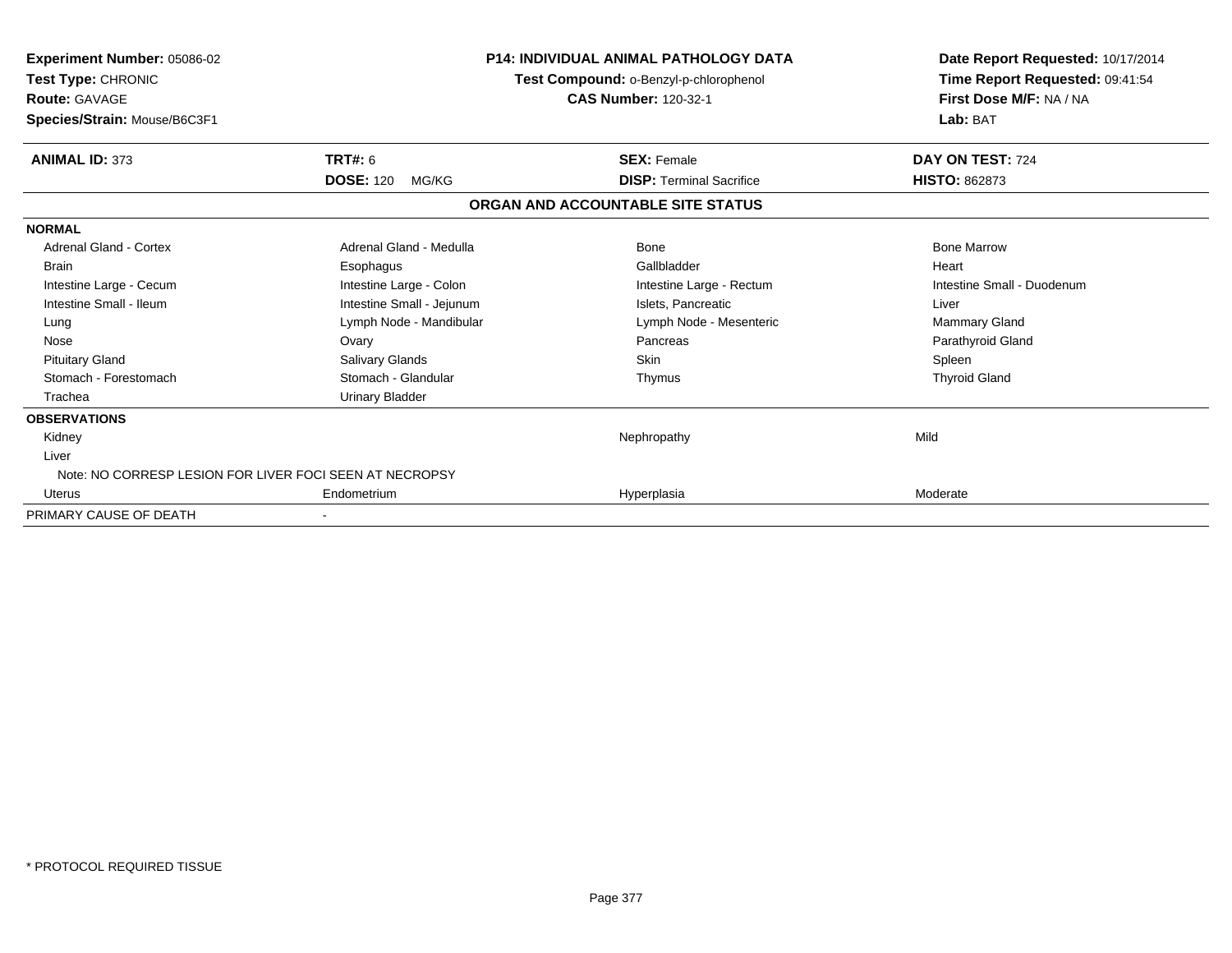**Experiment Number:** 05086-02
**Test Type:** CHRONIC
**Route:** GAVAGE
**Species/Strain:** Mouse/B6C3F1

**P14: INDIVIDUAL ANIMAL PATHOLOGY DATA**
**Test Compound:** o-Benzyl-p-chlorophenol
**CAS Number:** 120-32-1

**Date Report Requested:** 10/17/2014
**Time Report Requested:** 09:41:54
**First Dose M/F:** NA / NA
**Lab:** BAT

| **ANIMAL ID:** 373 | **TRT#:** 6 | **SEX:** Female | **DAY ON TEST:** 724 |
|---|---|---|---|
| | **DOSE:** 120 MG/KG | **DISP:** Terminal Sacrifice | **HISTO:** 862873 |

## ORGAN AND ACCOUNTABLE SITE STATUS

| | | | |
|---|---|---|---|
| **NORMAL** | | | |
| Adrenal Gland - Cortex | Adrenal Gland - Medulla | Bone | Bone Marrow |
| Brain | Esophagus | Gallbladder | Heart |
| Intestine Large - Cecum | Intestine Large - Colon | Intestine Large - Rectum | Intestine Small - Duodenum |
| Intestine Small - Ileum | Intestine Small - Jejunum | Islets, Pancreatic | Liver |
| Lung | Lymph Node - Mandibular | Lymph Node - Mesenteric | Mammary Gland |
| Nose | Ovary | Pancreas | Parathyroid Gland |
| Pituitary Gland | Salivary Glands | Skin | Spleen |
| Stomach - Forestomach | Stomach - Glandular | Thymus | Thyroid Gland |
| Trachea | Urinary Bladder | | |
| **OBSERVATIONS** | | | |
| Kidney | | Nephropathy | Mild |
| Liver | | | |
| Note: NO CORRESP LESION FOR LIVER FOCI SEEN AT NECROPSY | | | |
| Uterus | Endometrium | Hyperplasia | Moderate |
| PRIMARY CAUSE OF DEATH | - | | |

* PROTOCOL REQUIRED TISSUE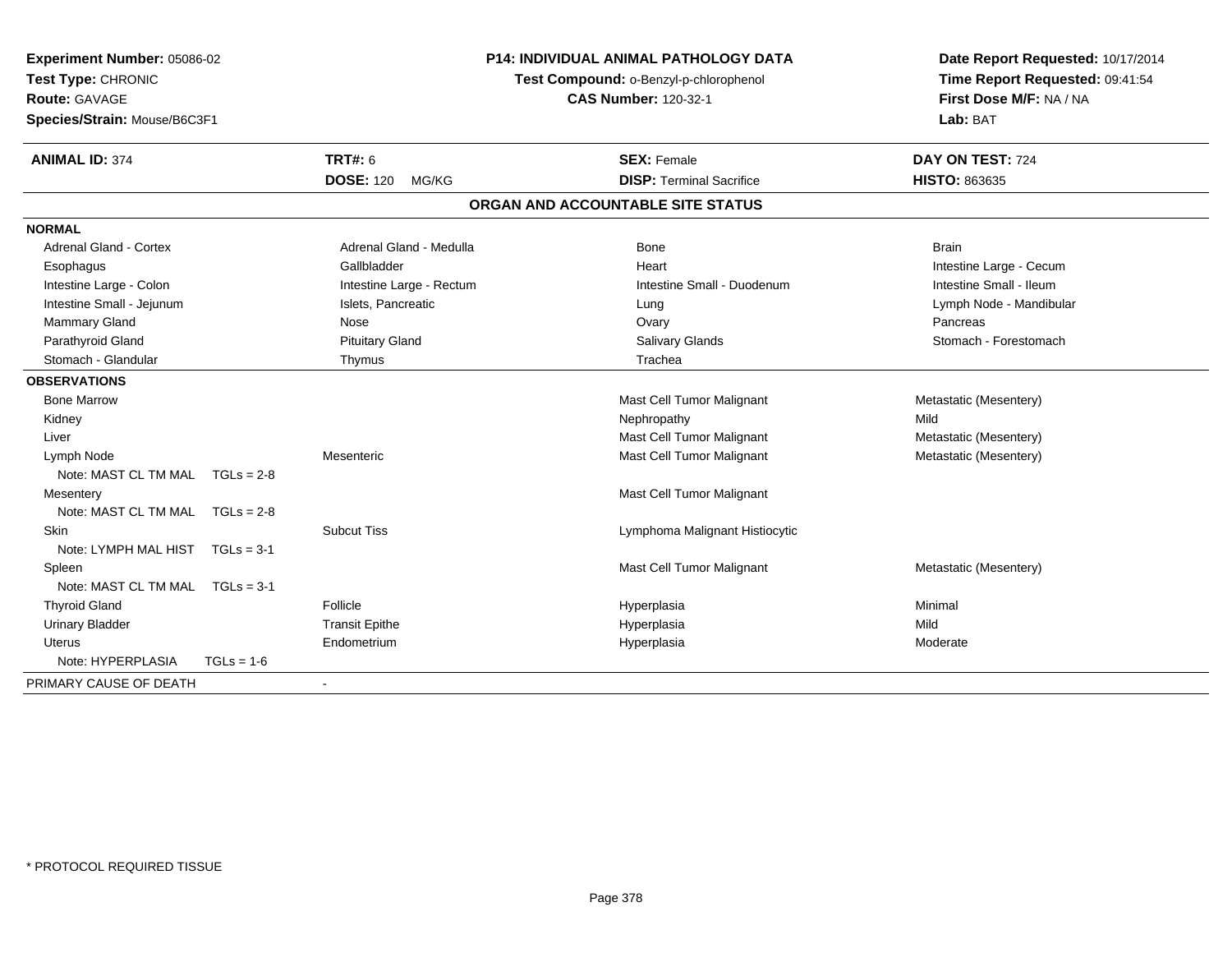**Experiment Number:** 05086-02
**Test Type:** CHRONIC
**Route:** GAVAGE
**Species/Strain:** Mouse/B6C3F1

# P14: INDIVIDUAL ANIMAL PATHOLOGY DATA

**Test Compound:** o-Benzyl-p-chlorophenol
**CAS Number:** 120-32-1

**Date Report Requested:** 10/17/2014
**Time Report Requested:** 09:41:54
**First Dose M/F:** NA / NA
**Lab:** BAT

| **ANIMAL ID:** 374 | **TRT#:** 6 | **SEX:** Female | **DAY ON TEST:** 724 |
|---|---|---|---|
| | **DOSE:** 120 MG/KG | **DISP:** Terminal Sacrifice | **HISTO:** 863635 |

## ORGAN AND ACCOUNTABLE SITE STATUS

**NORMAL**

| | | | |
|---|---|---|---|
| Adrenal Gland - Cortex | Adrenal Gland - Medulla | Bone | Brain |
| Esophagus | Gallbladder | Heart | Intestine Large - Cecum |
| Intestine Large - Colon | Intestine Large - Rectum | Intestine Small - Duodenum | Intestine Small - Ileum |
| Intestine Small - Jejunum | Islets, Pancreatic | Lung | Lymph Node - Mandibular |
| Mammary Gland | Nose | Ovary | Pancreas |
| Parathyroid Gland | Pituitary Gland | Salivary Glands | Stomach - Forestomach |
| Stomach - Glandular | Thymus | Trachea | |

**OBSERVATIONS**

| | | | |
|---|---|---|---|
| Bone Marrow | | Mast Cell Tumor Malignant | Metastatic (Mesentery) |
| Kidney | | Nephropathy | Mild |
| Liver | | Mast Cell Tumor Malignant | Metastatic (Mesentery) |
| Lymph Node | Mesenteric | Mast Cell Tumor Malignant | Metastatic (Mesentery) |
| Note: MAST CL TM MAL TGLs = 2-8 | | | |
| Mesentery | | Mast Cell Tumor Malignant | |
| Note: MAST CL TM MAL TGLs = 2-8 | | | |
| Skin | Subcut Tiss | Lymphoma Malignant Histiocytic | |
| Note: LYMPH MAL HIST TGLs = 3-1 | | | |
| Spleen | | Mast Cell Tumor Malignant | Metastatic (Mesentery) |
| Note: MAST CL TM MAL TGLs = 3-1 | | | |
| Thyroid Gland | Follicle | Hyperplasia | Minimal |
| Urinary Bladder | Transit Epithe | Hyperplasia | Mild |
| Uterus | Endometrium | Hyperplasia | Moderate |
| Note: HYPERPLASIA TGLs = 1-6 | | | |

PRIMARY CAUSE OF DEATH -

\* PROTOCOL REQUIRED TISSUE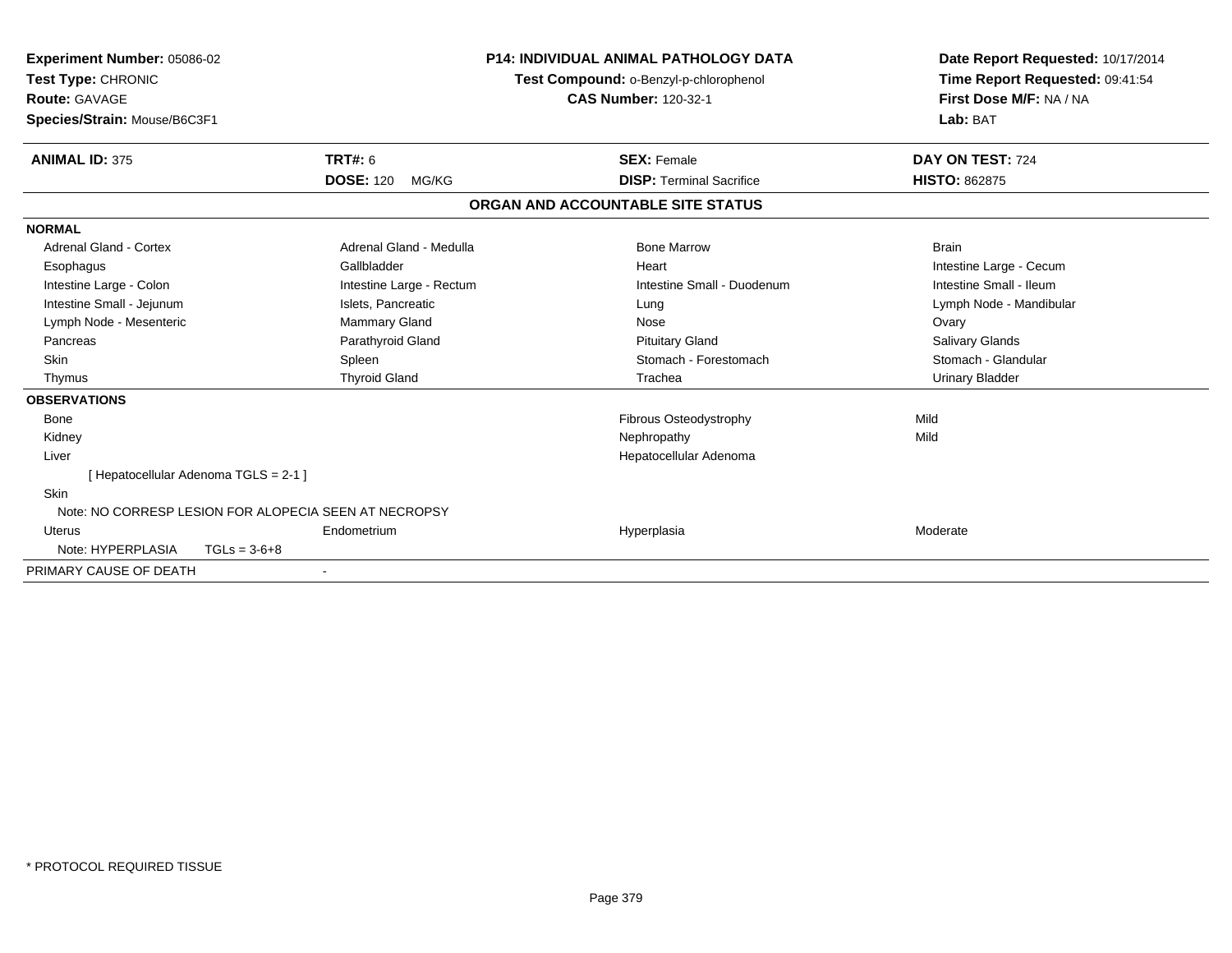**Experiment Number:** 05086-02
**Test Type:** CHRONIC
**Route:** GAVAGE
**Species/Strain:** Mouse/B6C3F1

**P14: INDIVIDUAL ANIMAL PATHOLOGY DATA**
**Test Compound:** o-Benzyl-p-chlorophenol
**CAS Number:** 120-32-1

**Date Report Requested:** 10/17/2014
**Time Report Requested:** 09:41:54
**First Dose M/F:** NA / NA
**Lab:** BAT

| **ANIMAL ID:** 375 | **TRT#:** 6 | **SEX:** Female | **DAY ON TEST:** 724 |
|---|---|---|---|
| | **DOSE:** 120 MG/KG | **DISP:** Terminal Sacrifice | **HISTO:** 862875 |

## ORGAN AND ACCOUNTABLE SITE STATUS

| | | | |
|---|---|---|---|
| **NORMAL** | | | |
| Adrenal Gland - Cortex | Adrenal Gland - Medulla | Bone Marrow | Brain |
| Esophagus | Gallbladder | Heart | Intestine Large - Cecum |
| Intestine Large - Colon | Intestine Large - Rectum | Intestine Small - Duodenum | Intestine Small - Ileum |
| Intestine Small - Jejunum | Islets, Pancreatic | Lung | Lymph Node - Mandibular |
| Lymph Node - Mesenteric | Mammary Gland | Nose | Ovary |
| Pancreas | Parathyroid Gland | Pituitary Gland | Salivary Glands |
| Skin | Spleen | Stomach - Forestomach | Stomach - Glandular |
| Thymus | Thyroid Gland | Trachea | Urinary Bladder |
| **OBSERVATIONS** | | | |
| Bone | | Fibrous Osteodystrophy | Mild |
| Kidney | | Nephropathy | Mild |
| Liver | | Hepatocellular Adenoma | |
| [ Hepatocellular Adenoma TGLS = 2-1 ] | | | |
| Skin | | | |
| Note: NO CORRESP LESION FOR ALOPECIA SEEN AT NECROPSY | | | |
| Uterus | Endometrium | Hyperplasia | Moderate |
| Note: HYPERPLASIA TGLs = 3-6+8 | | | |
| PRIMARY CAUSE OF DEATH | - | | |

\* PROTOCOL REQUIRED TISSUE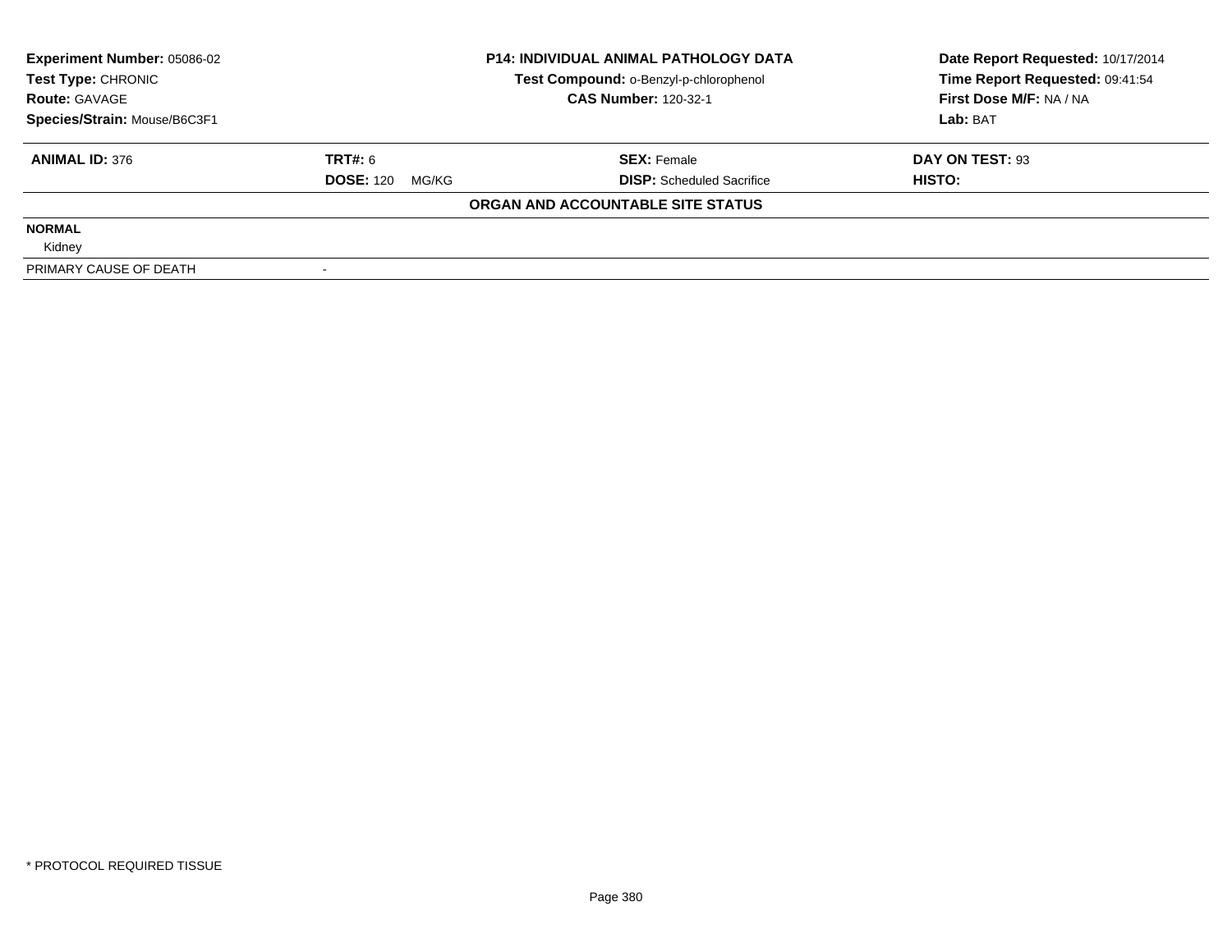| **Experiment Number:** 05086-02 | **P14: INDIVIDUAL ANIMAL PATHOLOGY DATA** | **Date Report Requested:** 10/17/2014 |
|---|---|---|
| **Test Type:** CHRONIC | **Test Compound:** o-Benzyl-p-chlorophenol | **Time Report Requested:** 09:41:54 |
| **Route:** GAVAGE | **CAS Number:** 120-32-1 | **First Dose M/F:** NA / NA |
| **Species/Strain:** Mouse/B6C3F1 | | **Lab:** BAT |

| **ANIMAL ID:** 376 | **TRT#:** 6 | **SEX:** Female | **DAY ON TEST:** 93 |
|---|---|---|---|
| | **DOSE:** 120 MG/KG | **DISP:** Scheduled Sacrifice | **HISTO:** |

**ORGAN AND ACCOUNTABLE SITE STATUS**

| | |
|---|---|
| **NORMAL** | |
| Kidney | |
| PRIMARY CAUSE OF DEATH | - |

\* PROTOCOL REQUIRED TISSUE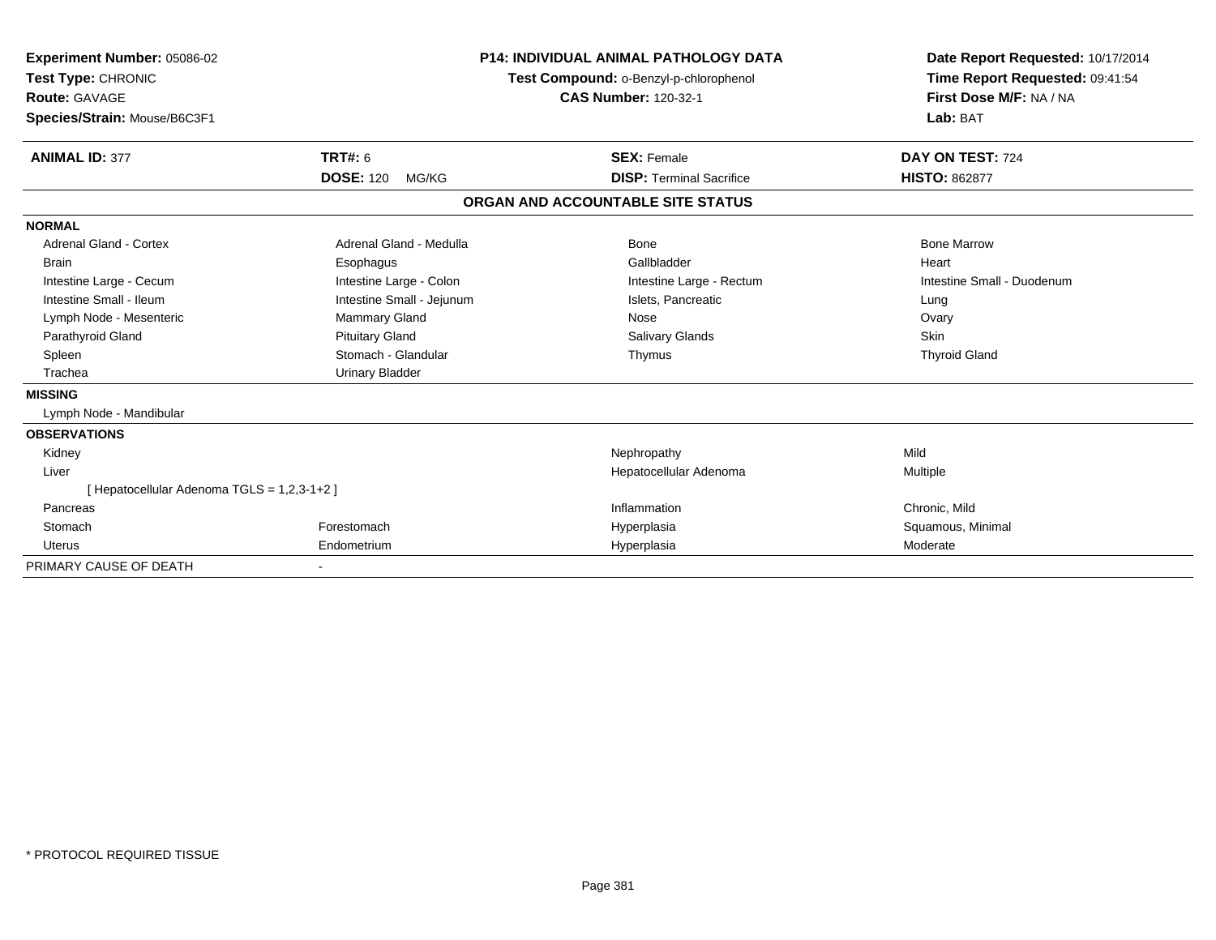**Experiment Number:** 05086-02
**Test Type:** CHRONIC
**Route:** GAVAGE
**Species/Strain:** Mouse/B6C3F1

**P14: INDIVIDUAL ANIMAL PATHOLOGY DATA**
**Test Compound:** o-Benzyl-p-chlorophenol
**CAS Number:** 120-32-1

**Date Report Requested:** 10/17/2014
**Time Report Requested:** 09:41:54
**First Dose M/F:** NA / NA
**Lab:** BAT

| **ANIMAL ID:** 377 | **TRT#:** 6 | **SEX:** Female | **DAY ON TEST:** 724 |
|---|---|---|---|
| | **DOSE:** 120 MG/KG | **DISP:** Terminal Sacrifice | **HISTO:** 862877 |

## ORGAN AND ACCOUNTABLE SITE STATUS

**NORMAL**

| | | | |
|---|---|---|---|
| Adrenal Gland - Cortex | Adrenal Gland - Medulla | Bone | Bone Marrow |
| Brain | Esophagus | Gallbladder | Heart |
| Intestine Large - Cecum | Intestine Large - Colon | Intestine Large - Rectum | Intestine Small - Duodenum |
| Intestine Small - Ileum | Intestine Small - Jejunum | Islets, Pancreatic | Lung |
| Lymph Node - Mesenteric | Mammary Gland | Nose | Ovary |
| Parathyroid Gland | Pituitary Gland | Salivary Glands | Skin |
| Spleen | Stomach - Glandular | Thymus | Thyroid Gland |
| Trachea | Urinary Bladder | | |

**MISSING**

Lymph Node - Mandibular

**OBSERVATIONS**

| | | | |
|---|---|---|---|
| Kidney | | Nephropathy | Mild |
| Liver | | Hepatocellular Adenoma | Multiple |
| [ Hepatocellular Adenoma TGLS = 1,2,3-1+2 ] | | | |
| Pancreas | | Inflammation | Chronic, Mild |
| Stomach | Forestomach | Hyperplasia | Squamous, Minimal |
| Uterus | Endometrium | Hyperplasia | Moderate |

PRIMARY CAUSE OF DEATH -

* PROTOCOL REQUIRED TISSUE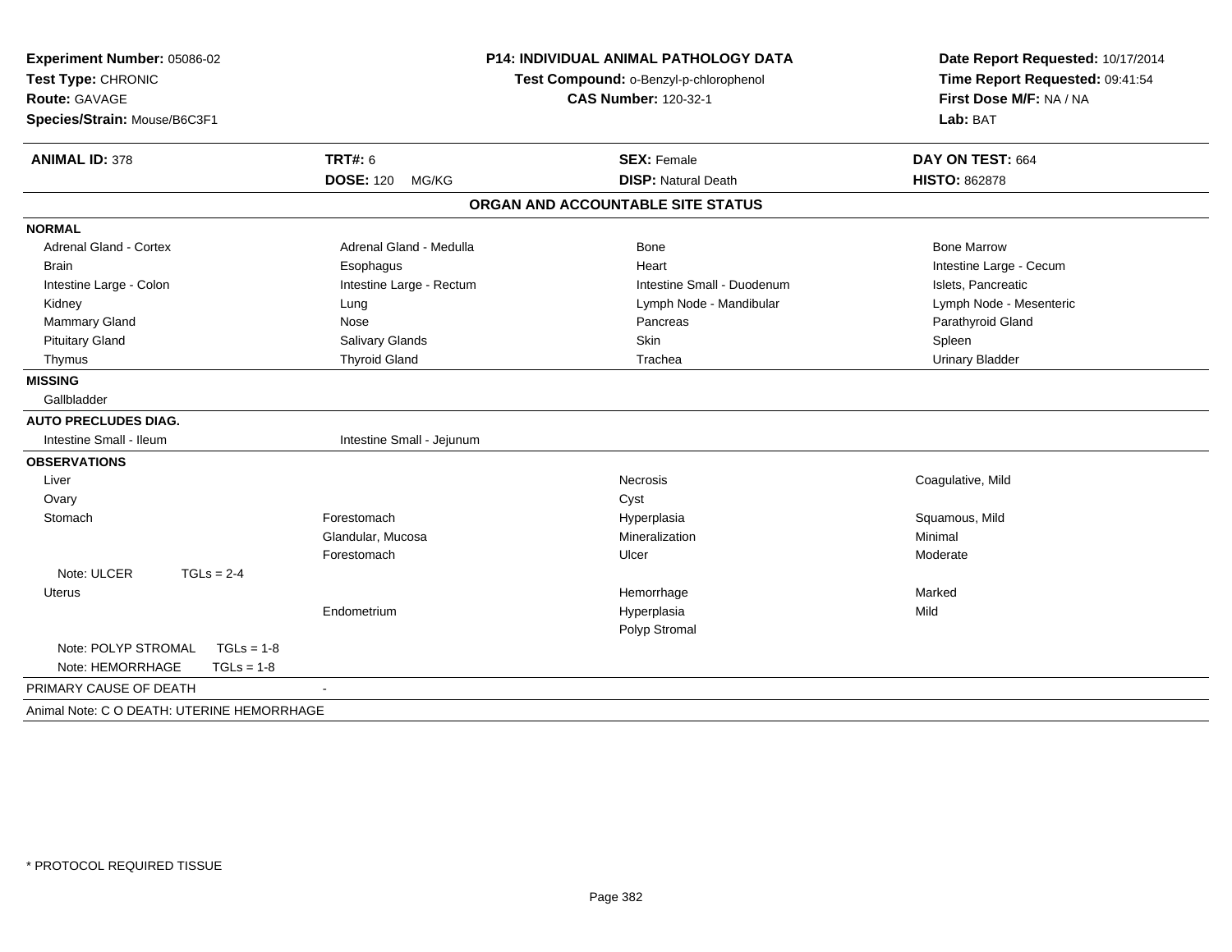**Experiment Number:** 05086-02
**Test Type:** CHRONIC
**Route:** GAVAGE
**Species/Strain:** Mouse/B6C3F1

**P14: INDIVIDUAL ANIMAL PATHOLOGY DATA**
**Test Compound:** o-Benzyl-p-chlorophenol
**CAS Number:** 120-32-1

**Date Report Requested:** 10/17/2014
**Time Report Requested:** 09:41:54
**First Dose M/F:** NA / NA
**Lab:** BAT

| **ANIMAL ID:** 378 | **TRT#:** 6 | **SEX:** Female | **DAY ON TEST:** 664 |
|---|---|---|---|
| | **DOSE:** 120 MG/KG | **DISP:** Natural Death | **HISTO:** 862878 |

## ORGAN AND ACCOUNTABLE SITE STATUS

**NORMAL**

| | | | |
|---|---|---|---|
| Adrenal Gland - Cortex | Adrenal Gland - Medulla | Bone | Bone Marrow |
| Brain | Esophagus | Heart | Intestine Large - Cecum |
| Intestine Large - Colon | Intestine Large - Rectum | Intestine Small - Duodenum | Islets, Pancreatic |
| Kidney | Lung | Lymph Node - Mandibular | Lymph Node - Mesenteric |
| Mammary Gland | Nose | Pancreas | Parathyroid Gland |
| Pituitary Gland | Salivary Glands | Skin | Spleen |
| Thymus | Thyroid Gland | Trachea | Urinary Bladder |

**MISSING**

Gallbladder

**AUTO PRECLUDES DIAG.**

Intestine Small - Ileum | Intestine Small - Jejunum

**OBSERVATIONS**

| | | | |
|---|---|---|---|
| Liver | | Necrosis | Coagulative, Mild |
| Ovary | | Cyst | |
| Stomach | Forestomach | Hyperplasia | Squamous, Mild |
| | Glandular, Mucosa | Mineralization | Minimal |
| | Forestomach | Ulcer | Moderate |
| Note: ULCER TGLs = 2-4 | | | |
| Uterus | | Hemorrhage | Marked |
| | Endometrium | Hyperplasia | Mild |
| | | Polyp Stromal | |
| Note: POLYP STROMAL TGLs = 1-8 | | | |
| Note: HEMORRHAGE TGLs = 1-8 | | | |

PRIMARY CAUSE OF DEATH -

Animal Note: C O DEATH: UTERINE HEMORRHAGE

\* PROTOCOL REQUIRED TISSUE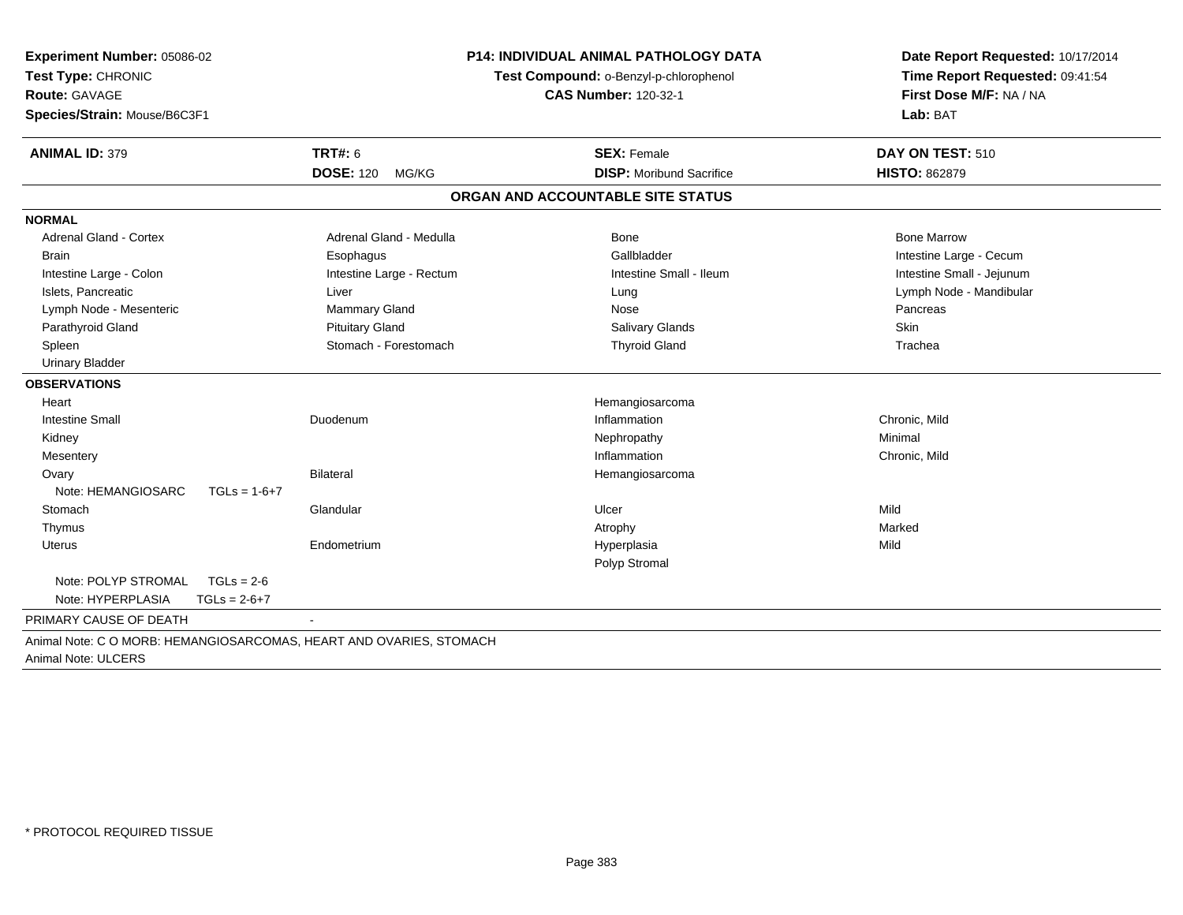**Experiment Number:** 05086-02
**Test Type:** CHRONIC
**Route:** GAVAGE
**Species/Strain:** Mouse/B6C3F1

**P14: INDIVIDUAL ANIMAL PATHOLOGY DATA**
**Test Compound:** o-Benzyl-p-chlorophenol
**CAS Number:** 120-32-1

**Date Report Requested:** 10/17/2014
**Time Report Requested:** 09:41:54
**First Dose M/F:** NA / NA
**Lab:** BAT

| **ANIMAL ID:** 379 | **TRT#:** 6 | **SEX:** Female | **DAY ON TEST:** 510 |
|---|---|---|---|
| | **DOSE:** 120 MG/KG | **DISP:** Moribund Sacrifice | **HISTO:** 862879 |

## ORGAN AND ACCOUNTABLE SITE STATUS

**NORMAL**

| | | | |
|---|---|---|---|
| Adrenal Gland - Cortex | Adrenal Gland - Medulla | Bone | Bone Marrow |
| Brain | Esophagus | Gallbladder | Intestine Large - Cecum |
| Intestine Large - Colon | Intestine Large - Rectum | Intestine Small - Ileum | Intestine Small - Jejunum |
| Islets, Pancreatic | Liver | Lung | Lymph Node - Mandibular |
| Lymph Node - Mesenteric | Mammary Gland | Nose | Pancreas |
| Parathyroid Gland | Pituitary Gland | Salivary Glands | Skin |
| Spleen | Stomach - Forestomach | Thyroid Gland | Trachea |
| Urinary Bladder | | | |

**OBSERVATIONS**

| | | | |
|---|---|---|---|
| Heart | | Hemangiosarcoma | |
| Intestine Small | Duodenum | Inflammation | Chronic, Mild |
| Kidney | | Nephropathy | Minimal |
| Mesentery | | Inflammation | Chronic, Mild |
| Ovary | Bilateral | Hemangiosarcoma | |
| Note: HEMANGIOSARC TGLs = 1-6+7 | | | |
| Stomach | Glandular | Ulcer | Mild |
| Thymus | | Atrophy | Marked |
| Uterus | Endometrium | Hyperplasia | Mild |
| | | Polyp Stromal | |
| Note: POLYP STROMAL TGLs = 2-6 | | | |
| Note: HYPERPLASIA TGLs = 2-6+7 | | | |

PRIMARY CAUSE OF DEATH -

Animal Note: C O MORB: HEMANGIOSARCOMAS, HEART AND OVARIES, STOMACH
Animal Note: ULCERS

* PROTOCOL REQUIRED TISSUE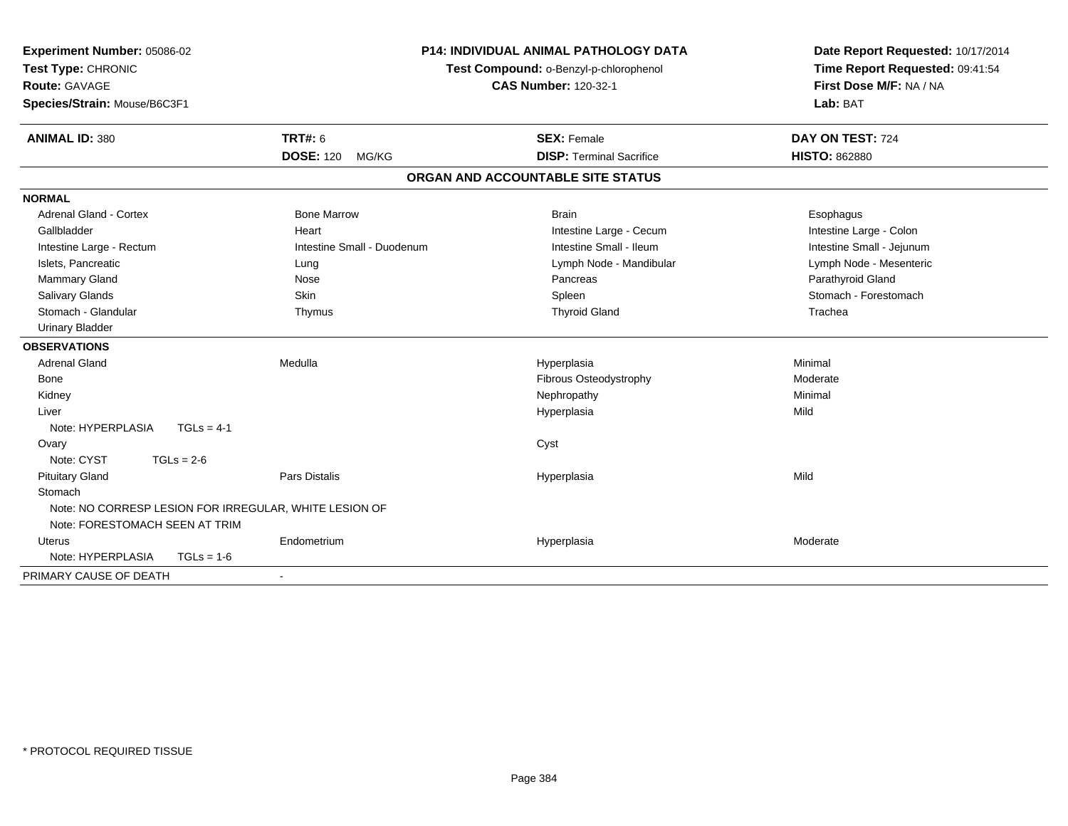**Experiment Number:** 05086-02
**Test Type:** CHRONIC
**Route:** GAVAGE
**Species/Strain:** Mouse/B6C3F1

**P14: INDIVIDUAL ANIMAL PATHOLOGY DATA**
**Test Compound:** o-Benzyl-p-chlorophenol
**CAS Number:** 120-32-1

**Date Report Requested:** 10/17/2014
**Time Report Requested:** 09:41:54
**First Dose M/F:** NA / NA
**Lab:** BAT

| **ANIMAL ID:** 380 | **TRT#:** 6 | **SEX:** Female | **DAY ON TEST:** 724 |
|---|---|---|---|
| | **DOSE:** 120 MG/KG | **DISP:** Terminal Sacrifice | **HISTO:** 862880 |

## ORGAN AND ACCOUNTABLE SITE STATUS

| | | | |
|---|---|---|---|
| **NORMAL** | | | |
| Adrenal Gland - Cortex | Bone Marrow | Brain | Esophagus |
| Gallbladder | Heart | Intestine Large - Cecum | Intestine Large - Colon |
| Intestine Large - Rectum | Intestine Small - Duodenum | Intestine Small - Ileum | Intestine Small - Jejunum |
| Islets, Pancreatic | Lung | Lymph Node - Mandibular | Lymph Node - Mesenteric |
| Mammary Gland | Nose | Pancreas | Parathyroid Gland |
| Salivary Glands | Skin | Spleen | Stomach - Forestomach |
| Stomach - Glandular | Thymus | Thyroid Gland | Trachea |
| Urinary Bladder | | | |
| **OBSERVATIONS** | | | |
| Adrenal Gland | Medulla | Hyperplasia | Minimal |
| Bone | | Fibrous Osteodystrophy | Moderate |
| Kidney | | Nephropathy | Minimal |
| Liver | | Hyperplasia | Mild |
| Note: HYPERPLASIA TGLs = 4-1 | | | |
| Ovary | | Cyst | |
| Note: CYST TGLs = 2-6 | | | |
| Pituitary Gland | Pars Distalis | Hyperplasia | Mild |
| Stomach | | | |
| Note: NO CORRESP LESION FOR IRREGULAR, WHITE LESION OF | | | |
| Note: FORESTOMACH SEEN AT TRIM | | | |
| Uterus | Endometrium | Hyperplasia | Moderate |
| Note: HYPERPLASIA TGLs = 1-6 | | | |
| PRIMARY CAUSE OF DEATH | - | | |

* PROTOCOL REQUIRED TISSUE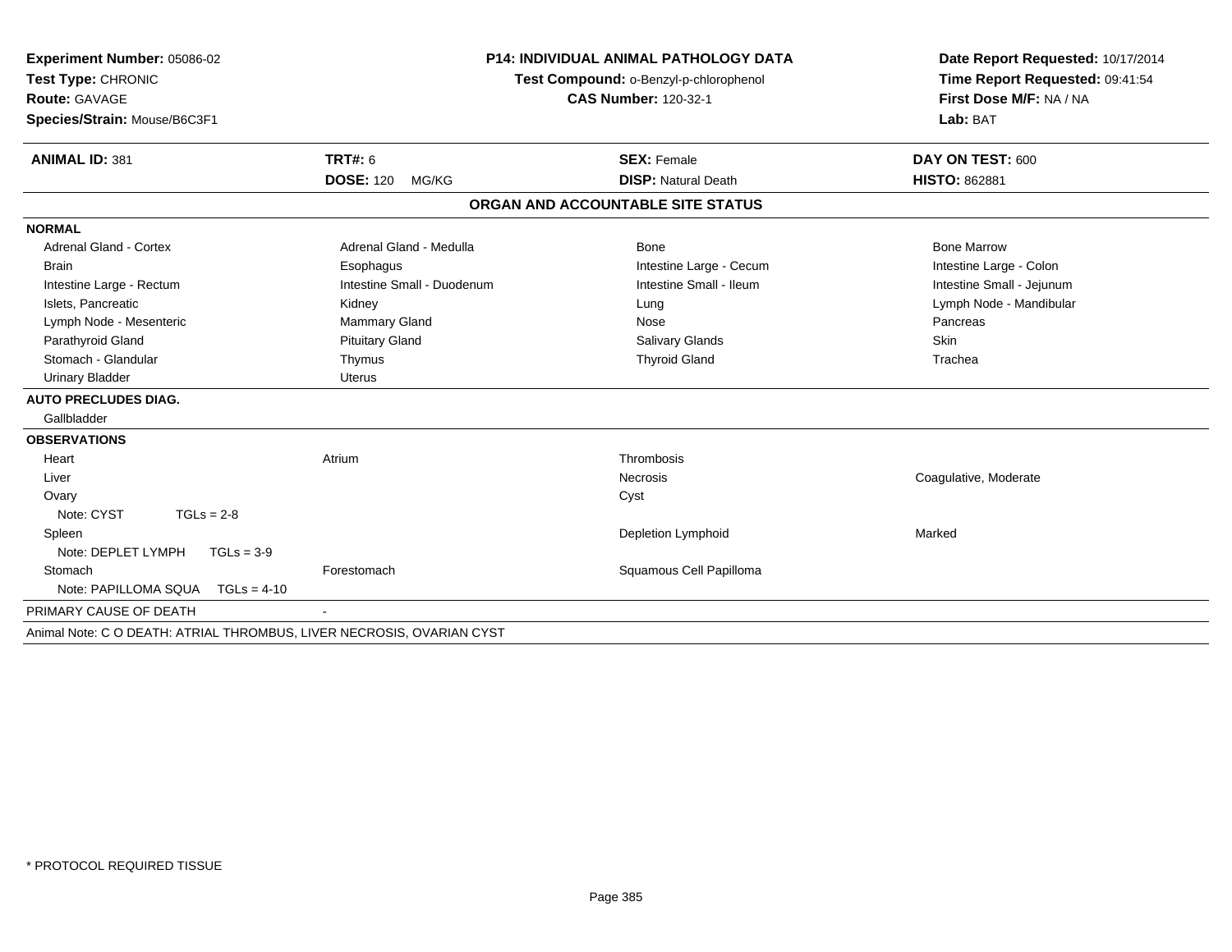**Experiment Number:** 05086-02
**Test Type:** CHRONIC
**Route:** GAVAGE
**Species/Strain:** Mouse/B6C3F1

**P14: INDIVIDUAL ANIMAL PATHOLOGY DATA**
**Test Compound:** o-Benzyl-p-chlorophenol
**CAS Number:** 120-32-1

**Date Report Requested:** 10/17/2014
**Time Report Requested:** 09:41:54
**First Dose M/F:** NA / NA
**Lab:** BAT

| **ANIMAL ID:** 381 | **TRT#:** 6 | **SEX:** Female | **DAY ON TEST:** 600 |
|---|---|---|---|
| | **DOSE:** 120 MG/KG | **DISP:** Natural Death | **HISTO:** 862881 |

## ORGAN AND ACCOUNTABLE SITE STATUS

| | | | |
|---|---|---|---|
| **NORMAL** | | | |
| Adrenal Gland - Cortex | Adrenal Gland - Medulla | Bone | Bone Marrow |
| Brain | Esophagus | Intestine Large - Cecum | Intestine Large - Colon |
| Intestine Large - Rectum | Intestine Small - Duodenum | Intestine Small - Ileum | Intestine Small - Jejunum |
| Islets, Pancreatic | Kidney | Lung | Lymph Node - Mandibular |
| Lymph Node - Mesenteric | Mammary Gland | Nose | Pancreas |
| Parathyroid Gland | Pituitary Gland | Salivary Glands | Skin |
| Stomach - Glandular | Thymus | Thyroid Gland | Trachea |
| Urinary Bladder | Uterus | | |
| **AUTO PRECLUDES DIAG.** | | | |
| Gallbladder | | | |
| **OBSERVATIONS** | | | |
| Heart | Atrium | Thrombosis | |
| Liver | | Necrosis | Coagulative, Moderate |
| Ovary | | Cyst | |
| Note: CYST TGLs = 2-8 | | | |
| Spleen | | Depletion Lymphoid | Marked |
| Note: DEPLET LYMPH TGLs = 3-9 | | | |
| Stomach | Forestomach | Squamous Cell Papilloma | |
| Note: PAPILLOMA SQUA TGLs = 4-10 | | | |
| PRIMARY CAUSE OF DEATH | - | | |

Animal Note: C O DEATH: ATRIAL THROMBUS, LIVER NECROSIS, OVARIAN CYST

* PROTOCOL REQUIRED TISSUE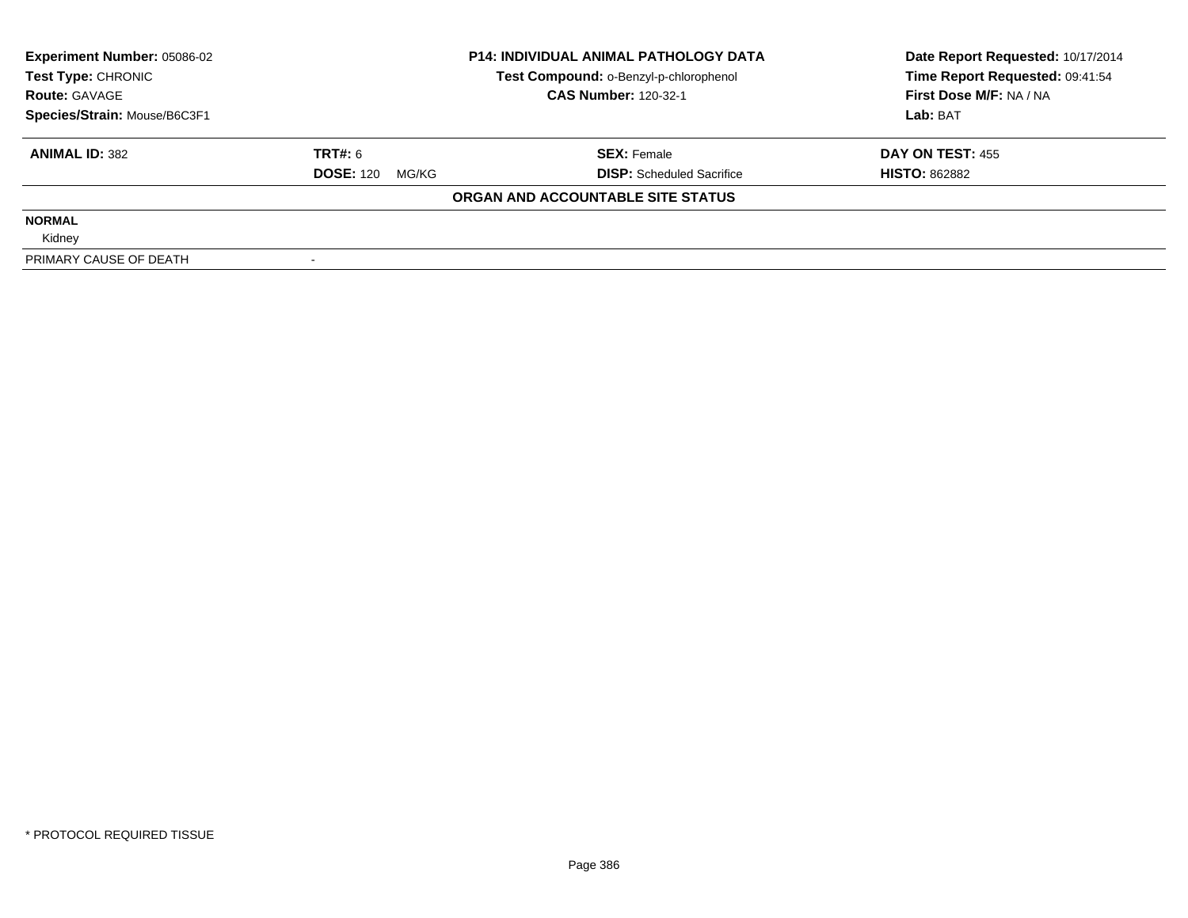| **Experiment Number:** 05086-02 | **P14: INDIVIDUAL ANIMAL PATHOLOGY DATA** | **Date Report Requested:** 10/17/2014 |
|---|---|---|
| **Test Type:** CHRONIC | **Test Compound:** o-Benzyl-p-chlorophenol | **Time Report Requested:** 09:41:54 |
| **Route:** GAVAGE | **CAS Number:** 120-32-1 | **First Dose M/F:** NA / NA |
| **Species/Strain:** Mouse/B6C3F1 | | **Lab:** BAT |

| **ANIMAL ID:** 382 | **TRT#:** 6 | **SEX:** Female | **DAY ON TEST:** 455 |
|---|---|---|---|
| | **DOSE:** 120 MG/KG | **DISP:** Scheduled Sacrifice | **HISTO:** 862882 |

**ORGAN AND ACCOUNTABLE SITE STATUS**

| | |
|---|---|
| **NORMAL** | |
| Kidney | |
| PRIMARY CAUSE OF DEATH | - |

* PROTOCOL REQUIRED TISSUE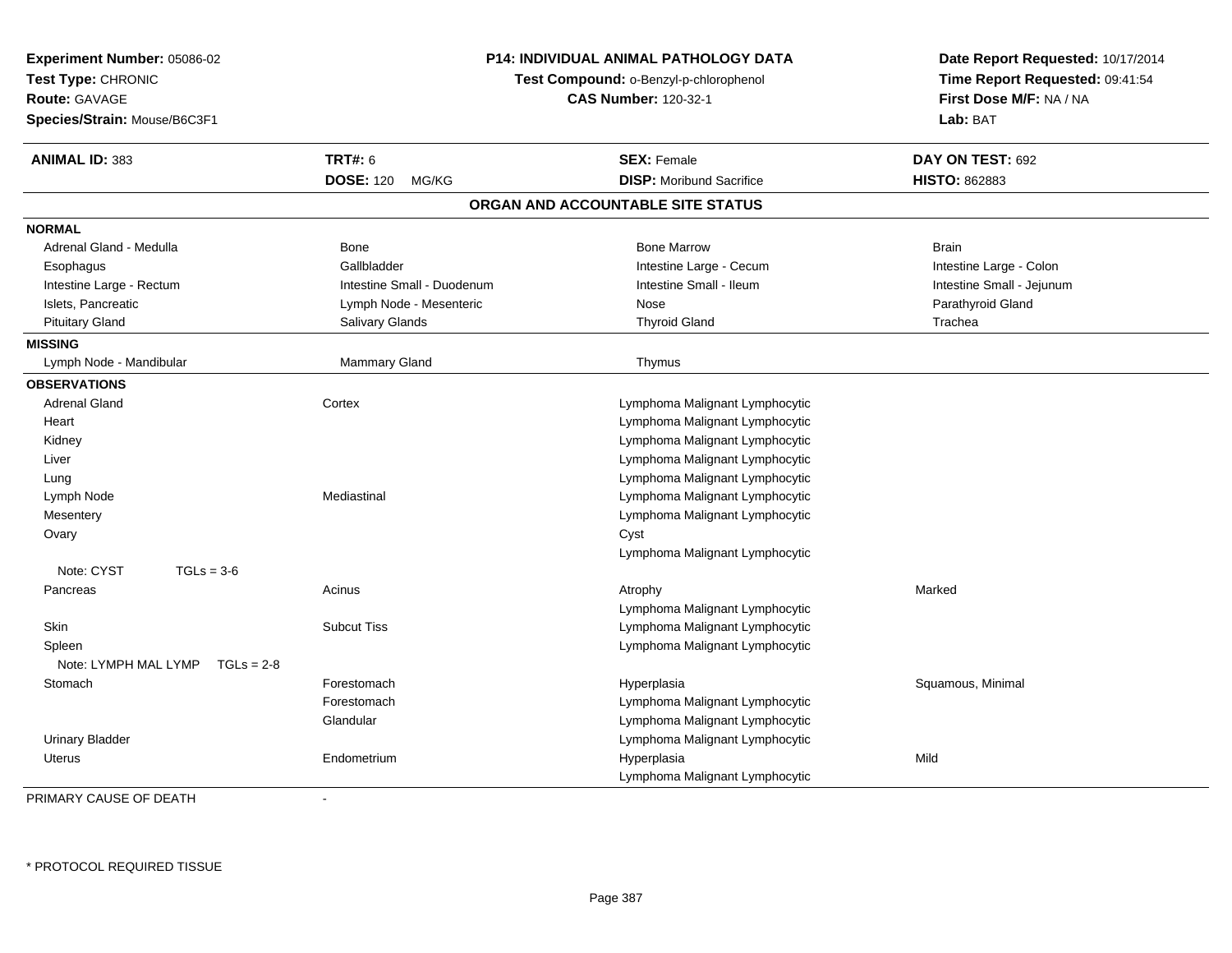**Experiment Number:** 05086-02
**Test Type:** CHRONIC
**Route:** GAVAGE
**Species/Strain:** Mouse/B6C3F1

**P14: INDIVIDUAL ANIMAL PATHOLOGY DATA**
**Test Compound:** o-Benzyl-p-chlorophenol
**CAS Number:** 120-32-1

**Date Report Requested:** 10/17/2014
**Time Report Requested:** 09:41:54
**First Dose M/F:** NA / NA
**Lab:** BAT

| **ANIMAL ID:** 383 | **TRT#:** 6 | **SEX:** Female | **DAY ON TEST:** 692 |
|---|---|---|---|
| | **DOSE:** 120 MG/KG | **DISP:** Moribund Sacrifice | **HISTO:** 862883 |

## ORGAN AND ACCOUNTABLE SITE STATUS

**NORMAL**

| | | | |
|---|---|---|---|
| Adrenal Gland - Medulla | Bone | Bone Marrow | Brain |
| Esophagus | Gallbladder | Intestine Large - Cecum | Intestine Large - Colon |
| Intestine Large - Rectum | Intestine Small - Duodenum | Intestine Small - Ileum | Intestine Small - Jejunum |
| Islets, Pancreatic | Lymph Node - Mesenteric | Nose | Parathyroid Gland |
| Pituitary Gland | Salivary Glands | Thyroid Gland | Trachea |

**MISSING**

| | | |
|---|---|---|
| Lymph Node - Mandibular | Mammary Gland | Thymus |

**OBSERVATIONS**

| Organ | Site | Observation | Severity |
|---|---|---|---|
| Adrenal Gland | Cortex | Lymphoma Malignant Lymphocytic | |
| Heart | | Lymphoma Malignant Lymphocytic | |
| Kidney | | Lymphoma Malignant Lymphocytic | |
| Liver | | Lymphoma Malignant Lymphocytic | |
| Lung | | Lymphoma Malignant Lymphocytic | |
| Lymph Node | Mediastinal | Lymphoma Malignant Lymphocytic | |
| Mesentery | | Lymphoma Malignant Lymphocytic | |
| Ovary | | Cyst | |
| | | Lymphoma Malignant Lymphocytic | |
| Note: CYST TGLs = 3-6 | | | |
| Pancreas | Acinus | Atrophy | Marked |
| | | Lymphoma Malignant Lymphocytic | |
| Skin | Subcut Tiss | Lymphoma Malignant Lymphocytic | |
| Spleen | | Lymphoma Malignant Lymphocytic | |
| Note: LYMPH MAL LYMP TGLs = 2-8 | | | |
| Stomach | Forestomach | Hyperplasia | Squamous, Minimal |
| | Forestomach | Lymphoma Malignant Lymphocytic | |
| | Glandular | Lymphoma Malignant Lymphocytic | |
| Urinary Bladder | | Lymphoma Malignant Lymphocytic | |
| Uterus | Endometrium | Hyperplasia | Mild |
| | | Lymphoma Malignant Lymphocytic | |

PRIMARY CAUSE OF DEATH -

\* PROTOCOL REQUIRED TISSUE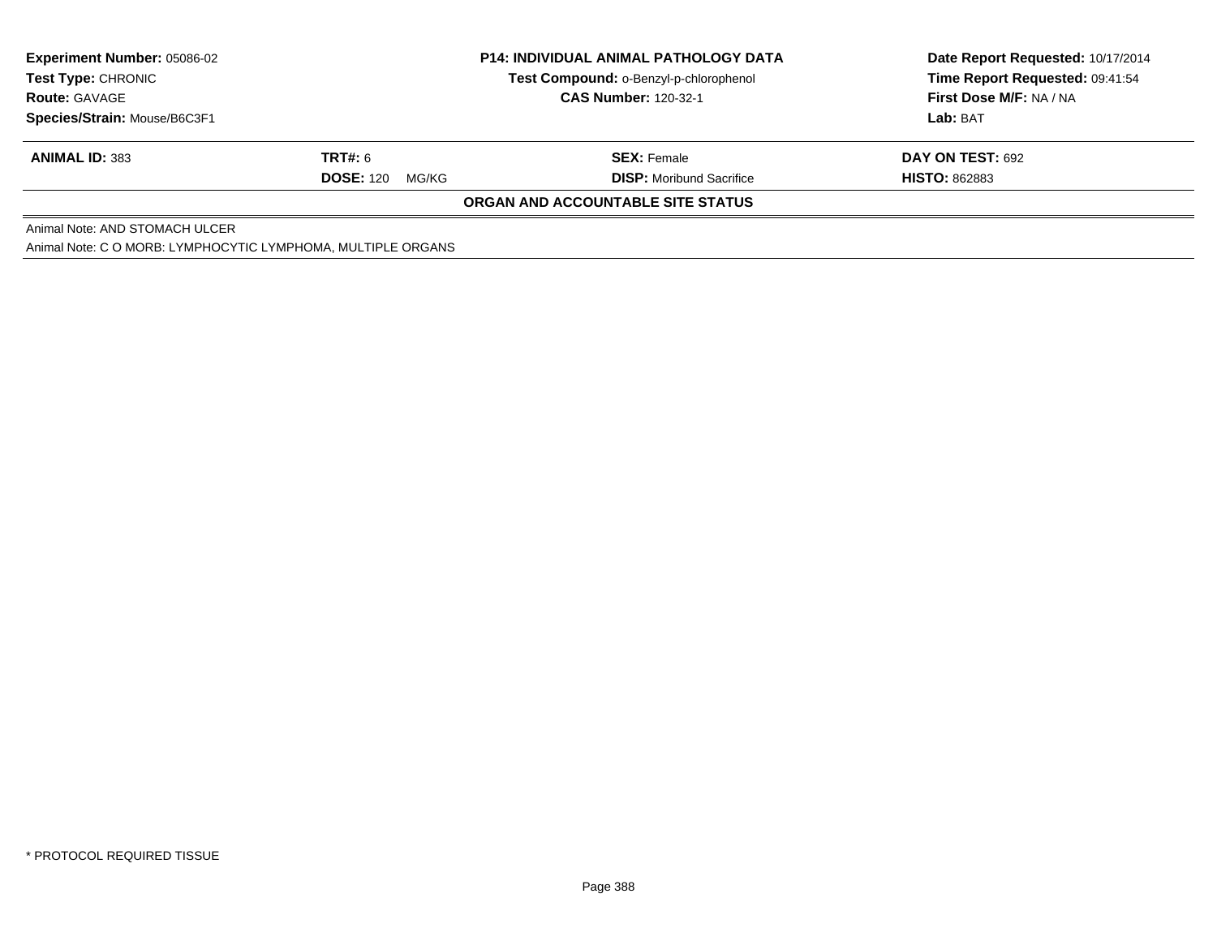**Experiment Number:** 05086-02
**Test Type:** CHRONIC
**Route:** GAVAGE
**Species/Strain:** Mouse/B6C3F1

**P14: INDIVIDUAL ANIMAL PATHOLOGY DATA**
**Test Compound:** o-Benzyl-p-chlorophenol
**CAS Number:** 120-32-1

**Date Report Requested:** 10/17/2014
**Time Report Requested:** 09:41:54
**First Dose M/F:** NA / NA
**Lab:** BAT

| **ANIMAL ID:** 383 | **TRT#:** 6 | **SEX:** Female | **DAY ON TEST:** 692 |
|---|---|---|---|
| | **DOSE:** 120 MG/KG | **DISP:** Moribund Sacrifice | **HISTO:** 862883 |

## ORGAN AND ACCOUNTABLE SITE STATUS

Animal Note: AND STOMACH ULCER

Animal Note: C O MORB: LYMPHOCYTIC LYMPHOMA, MULTIPLE ORGANS

* PROTOCOL REQUIRED TISSUE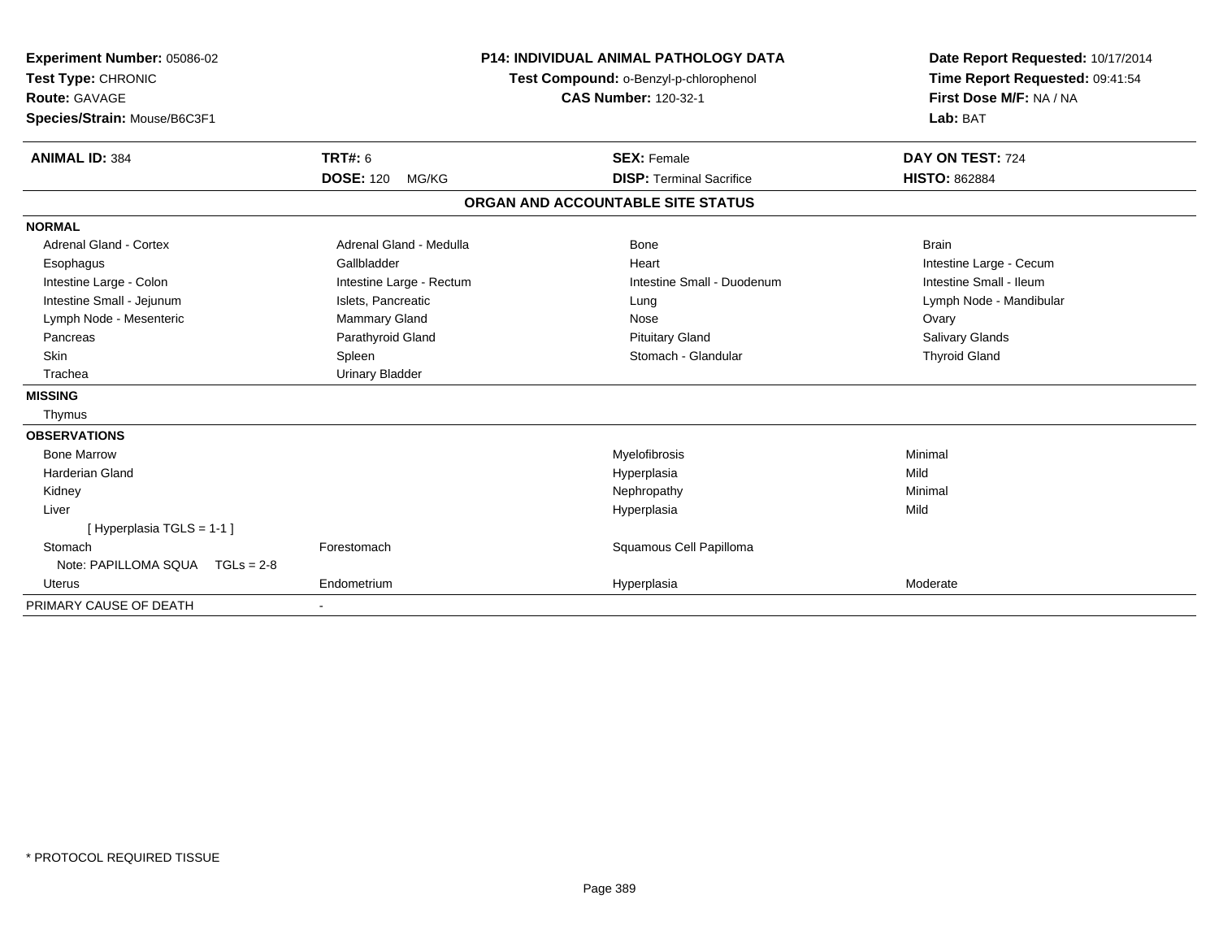**Experiment Number:** 05086-02
**Test Type:** CHRONIC
**Route:** GAVAGE
**Species/Strain:** Mouse/B6C3F1

**P14: INDIVIDUAL ANIMAL PATHOLOGY DATA**
**Test Compound:** o-Benzyl-p-chlorophenol
**CAS Number:** 120-32-1

**Date Report Requested:** 10/17/2014
**Time Report Requested:** 09:41:54
**First Dose M/F:** NA / NA
**Lab:** BAT

| **ANIMAL ID:** 384 | **TRT#:** 6 | **SEX:** Female | **DAY ON TEST:** 724 |
|---|---|---|---|
| | **DOSE:** 120 MG/KG | **DISP:** Terminal Sacrifice | **HISTO:** 862884 |

## ORGAN AND ACCOUNTABLE SITE STATUS

**NORMAL**

| | | | |
|---|---|---|---|
| Adrenal Gland - Cortex | Adrenal Gland - Medulla | Bone | Brain |
| Esophagus | Gallbladder | Heart | Intestine Large - Cecum |
| Intestine Large - Colon | Intestine Large - Rectum | Intestine Small - Duodenum | Intestine Small - Ileum |
| Intestine Small - Jejunum | Islets, Pancreatic | Lung | Lymph Node - Mandibular |
| Lymph Node - Mesenteric | Mammary Gland | Nose | Ovary |
| Pancreas | Parathyroid Gland | Pituitary Gland | Salivary Glands |
| Skin | Spleen | Stomach - Glandular | Thyroid Gland |
| Trachea | Urinary Bladder | | |

**MISSING**

Thymus

**OBSERVATIONS**

| | | | |
|---|---|---|---|
| Bone Marrow | | Myelofibrosis | Minimal |
| Harderian Gland | | Hyperplasia | Mild |
| Kidney | | Nephropathy | Minimal |
| Liver | | Hyperplasia | Mild |
| [ Hyperplasia TGLS = 1-1 ] | | | |
| Stomach | Forestomach | Squamous Cell Papilloma | |
| Note: PAPILLOMA SQUA TGLs = 2-8 | | | |
| Uterus | Endometrium | Hyperplasia | Moderate |

PRIMARY CAUSE OF DEATH -

\* PROTOCOL REQUIRED TISSUE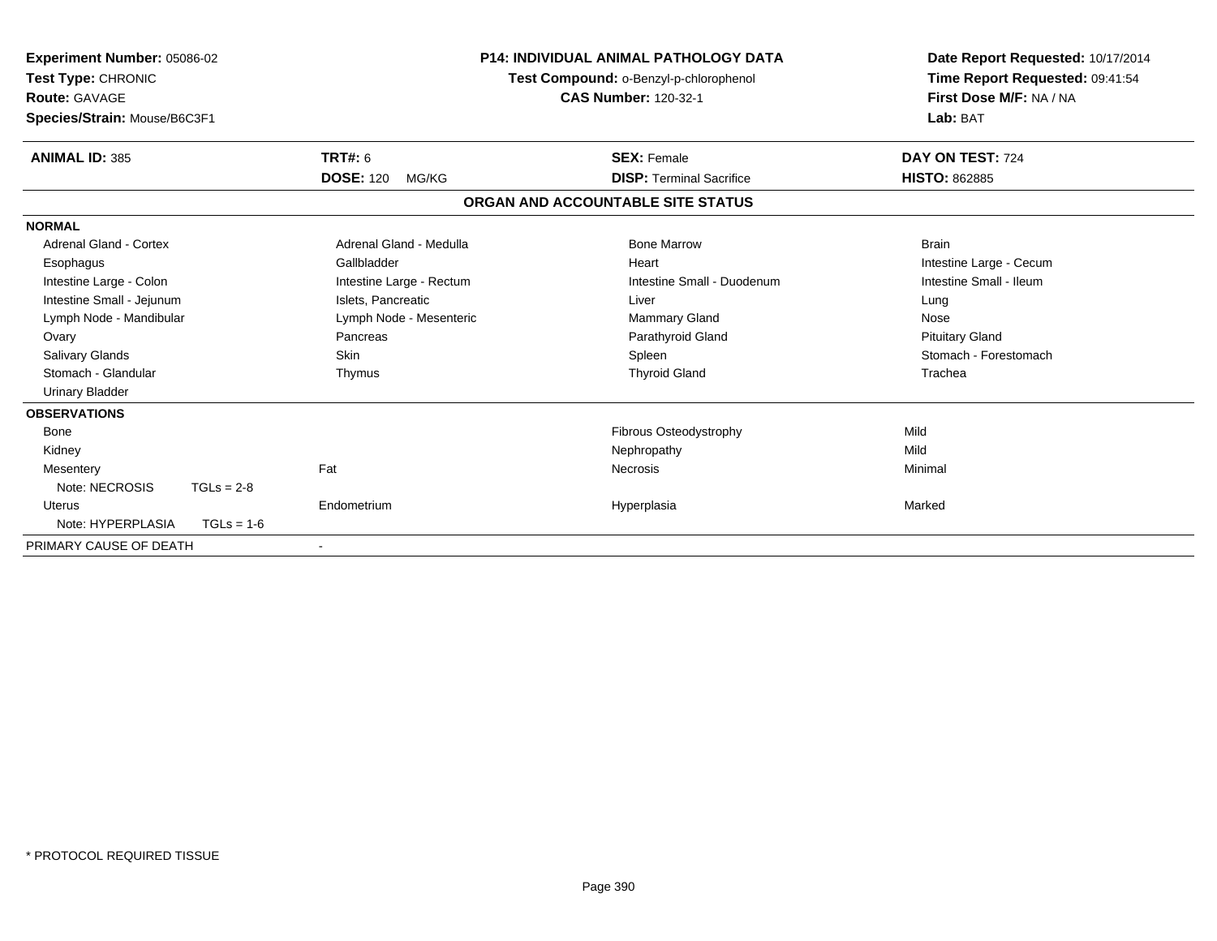**Experiment Number:** 05086-02
**Test Type:** CHRONIC
**Route:** GAVAGE
**Species/Strain:** Mouse/B6C3F1

**P14: INDIVIDUAL ANIMAL PATHOLOGY DATA**
**Test Compound:** o-Benzyl-p-chlorophenol
**CAS Number:** 120-32-1

**Date Report Requested:** 10/17/2014
**Time Report Requested:** 09:41:54
**First Dose M/F:** NA / NA
**Lab:** BAT

| **ANIMAL ID:** 385 | **TRT#:** 6 | **SEX:** Female | **DAY ON TEST:** 724 |
|---|---|---|---|
| | **DOSE:** 120 MG/KG | **DISP:** Terminal Sacrifice | **HISTO:** 862885 |

## ORGAN AND ACCOUNTABLE SITE STATUS

**NORMAL**

| | | | |
|---|---|---|---|
| Adrenal Gland - Cortex | Adrenal Gland - Medulla | Bone Marrow | Brain |
| Esophagus | Gallbladder | Heart | Intestine Large - Cecum |
| Intestine Large - Colon | Intestine Large - Rectum | Intestine Small - Duodenum | Intestine Small - Ileum |
| Intestine Small - Jejunum | Islets, Pancreatic | Liver | Lung |
| Lymph Node - Mandibular | Lymph Node - Mesenteric | Mammary Gland | Nose |
| Ovary | Pancreas | Parathyroid Gland | Pituitary Gland |
| Salivary Glands | Skin | Spleen | Stomach - Forestomach |
| Stomach - Glandular | Thymus | Thyroid Gland | Trachea |
| Urinary Bladder | | | |

**OBSERVATIONS**

| | | | |
|---|---|---|---|
| Bone | | Fibrous Osteodystrophy | Mild |
| Kidney | | Nephropathy | Mild |
| Mesentery | Fat | Necrosis | Minimal |
| Note: NECROSIS TGLs = 2-8 | | | |
| Uterus | Endometrium | Hyperplasia | Marked |
| Note: HYPERPLASIA TGLs = 1-6 | | | |

PRIMARY CAUSE OF DEATH -

\* PROTOCOL REQUIRED TISSUE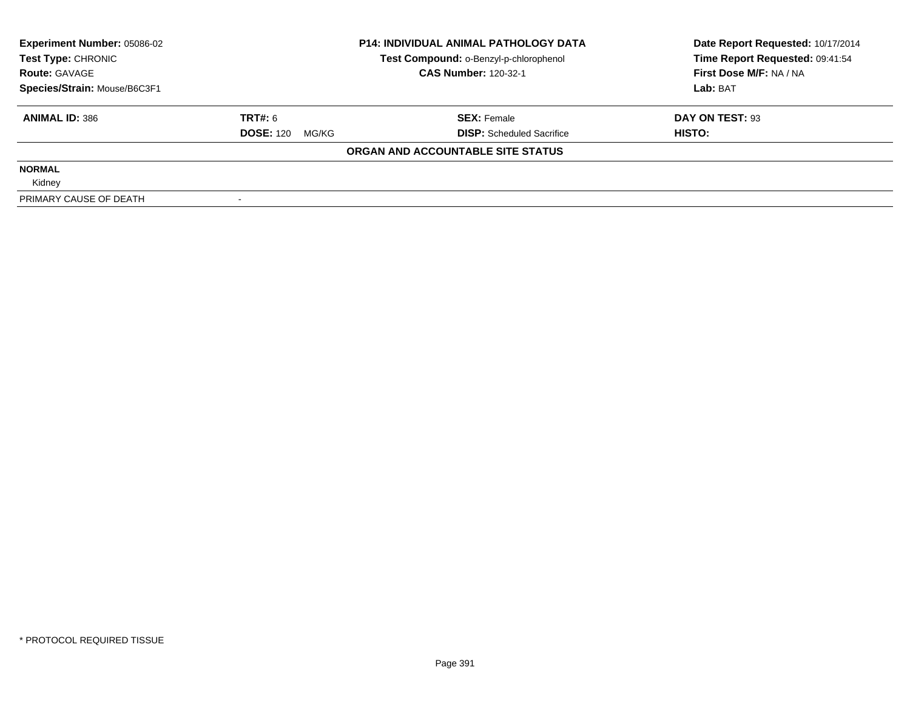| **Experiment Number:** 05086-02 | **P14: INDIVIDUAL ANIMAL PATHOLOGY DATA** | **Date Report Requested:** 10/17/2014 |
|---|---|---|
| **Test Type:** CHRONIC | **Test Compound:** o-Benzyl-p-chlorophenol | **Time Report Requested:** 09:41:54 |
| **Route:** GAVAGE | **CAS Number:** 120-32-1 | **First Dose M/F:** NA / NA |
| **Species/Strain:** Mouse/B6C3F1 | | **Lab:** BAT |

| **ANIMAL ID:** 386 | **TRT#:** 6 | **SEX:** Female | **DAY ON TEST:** 93 |
|---|---|---|---|
| | **DOSE:** 120 MG/KG | **DISP:** Scheduled Sacrifice | **HISTO:** |

**ORGAN AND ACCOUNTABLE SITE STATUS**

| | |
|---|---|
| **NORMAL** | |
| Kidney | |
| PRIMARY CAUSE OF DEATH | - |

\* PROTOCOL REQUIRED TISSUE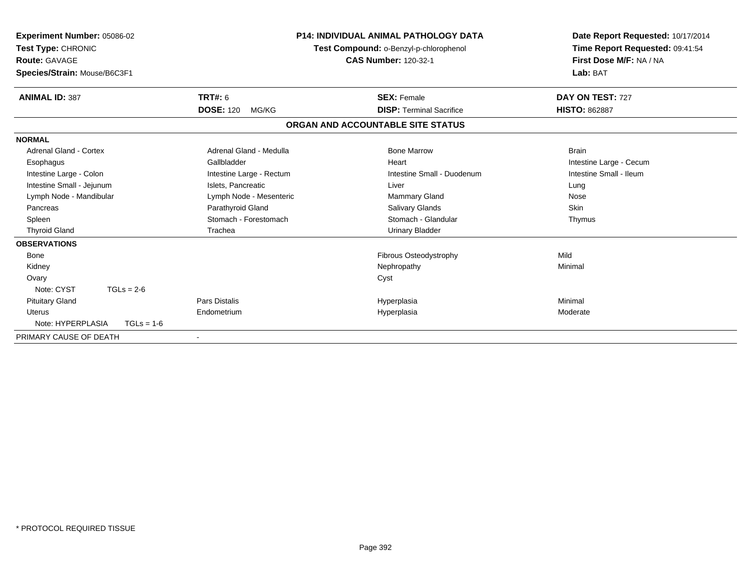**Experiment Number:** 05086-02
**Test Type:** CHRONIC
**Route:** GAVAGE
**Species/Strain:** Mouse/B6C3F1

**P14: INDIVIDUAL ANIMAL PATHOLOGY DATA**
**Test Compound:** o-Benzyl-p-chlorophenol
**CAS Number:** 120-32-1

**Date Report Requested:** 10/17/2014
**Time Report Requested:** 09:41:54
**First Dose M/F:** NA / NA
**Lab:** BAT

| **ANIMAL ID:** 387 | **TRT#:** 6 | **SEX:** Female | **DAY ON TEST:** 727 |
|---|---|---|---|
| | **DOSE:** 120 MG/KG | **DISP:** Terminal Sacrifice | **HISTO:** 862887 |

## ORGAN AND ACCOUNTABLE SITE STATUS

| | | | |
|---|---|---|---|
| **NORMAL** | | | |
| Adrenal Gland - Cortex | Adrenal Gland - Medulla | Bone Marrow | Brain |
| Esophagus | Gallbladder | Heart | Intestine Large - Cecum |
| Intestine Large - Colon | Intestine Large - Rectum | Intestine Small - Duodenum | Intestine Small - Ileum |
| Intestine Small - Jejunum | Islets, Pancreatic | Liver | Lung |
| Lymph Node - Mandibular | Lymph Node - Mesenteric | Mammary Gland | Nose |
| Pancreas | Parathyroid Gland | Salivary Glands | Skin |
| Spleen | Stomach - Forestomach | Stomach - Glandular | Thymus |
| Thyroid Gland | Trachea | Urinary Bladder | |
| **OBSERVATIONS** | | | |
| Bone | | Fibrous Osteodystrophy | Mild |
| Kidney | | Nephropathy | Minimal |
| Ovary | | Cyst | |
| Note: CYST TGLs = 2-6 | | | |
| Pituitary Gland | Pars Distalis | Hyperplasia | Minimal |
| Uterus | Endometrium | Hyperplasia | Moderate |
| Note: HYPERPLASIA TGLs = 1-6 | | | |
| PRIMARY CAUSE OF DEATH | - | | |

\* PROTOCOL REQUIRED TISSUE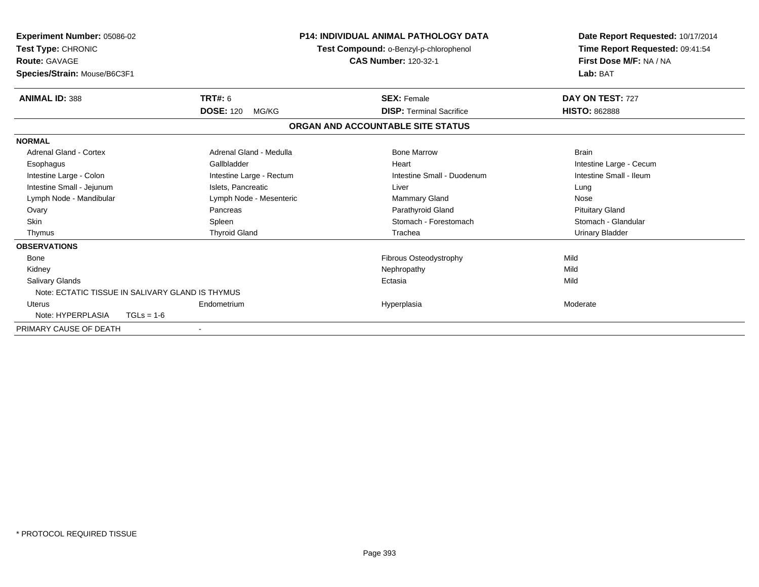**Experiment Number:** 05086-02
**Test Type:** CHRONIC
**Route:** GAVAGE
**Species/Strain:** Mouse/B6C3F1

**P14: INDIVIDUAL ANIMAL PATHOLOGY DATA**
**Test Compound:** o-Benzyl-p-chlorophenol
**CAS Number:** 120-32-1

**Date Report Requested:** 10/17/2014
**Time Report Requested:** 09:41:54
**First Dose M/F:** NA / NA
**Lab:** BAT

| **ANIMAL ID:** 388 | **TRT#:** 6 | **SEX:** Female | **DAY ON TEST:** 727 |
|---|---|---|---|
| | **DOSE:** 120 MG/KG | **DISP:** Terminal Sacrifice | **HISTO:** 862888 |

## ORGAN AND ACCOUNTABLE SITE STATUS

| | | | |
|---|---|---|---|
| **NORMAL** | | | |
| Adrenal Gland - Cortex | Adrenal Gland - Medulla | Bone Marrow | Brain |
| Esophagus | Gallbladder | Heart | Intestine Large - Cecum |
| Intestine Large - Colon | Intestine Large - Rectum | Intestine Small - Duodenum | Intestine Small - Ileum |
| Intestine Small - Jejunum | Islets, Pancreatic | Liver | Lung |
| Lymph Node - Mandibular | Lymph Node - Mesenteric | Mammary Gland | Nose |
| Ovary | Pancreas | Parathyroid Gland | Pituitary Gland |
| Skin | Spleen | Stomach - Forestomach | Stomach - Glandular |
| Thymus | Thyroid Gland | Trachea | Urinary Bladder |
| **OBSERVATIONS** | | | |
| Bone | | Fibrous Osteodystrophy | Mild |
| Kidney | | Nephropathy | Mild |
| Salivary Glands | | Ectasia | Mild |
| Note: ECTATIC TISSUE IN SALIVARY GLAND IS THYMUS | | | |
| Uterus | Endometrium | Hyperplasia | Moderate |
| Note: HYPERPLASIA TGLs = 1-6 | | | |
| PRIMARY CAUSE OF DEATH | - | | |

\* PROTOCOL REQUIRED TISSUE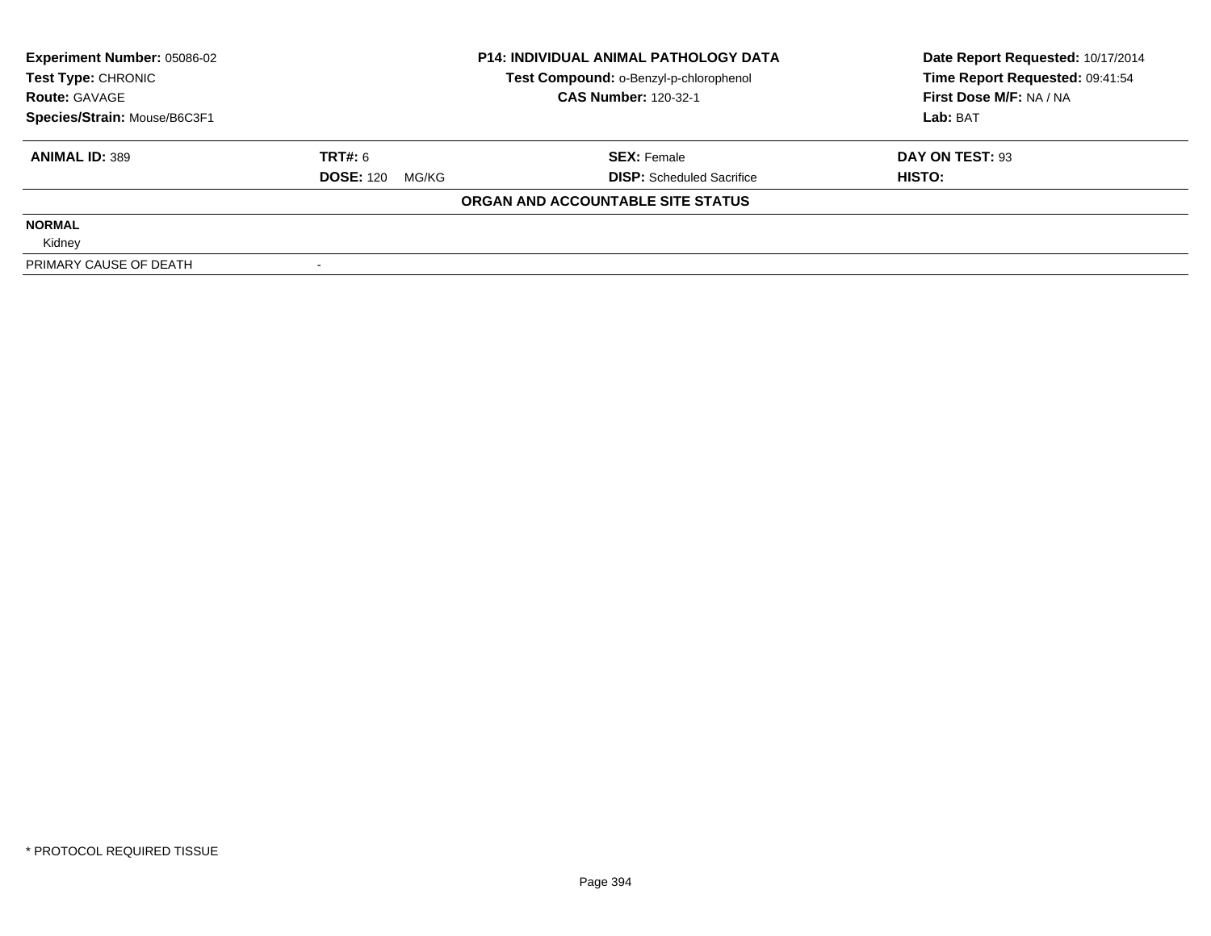| **Experiment Number:** 05086-02 | **P14: INDIVIDUAL ANIMAL PATHOLOGY DATA** | **Date Report Requested:** 10/17/2014 |
|---|---|---|
| **Test Type:** CHRONIC | **Test Compound:** o-Benzyl-p-chlorophenol | **Time Report Requested:** 09:41:54 |
| **Route:** GAVAGE | **CAS Number:** 120-32-1 | **First Dose M/F:** NA / NA |
| **Species/Strain:** Mouse/B6C3F1 | | **Lab:** BAT |

| **ANIMAL ID:** 389 | **TRT#:** 6 | **SEX:** Female | **DAY ON TEST:** 93 |
|---|---|---|---|
| | **DOSE:** 120 MG/KG | **DISP:** Scheduled Sacrifice | **HISTO:** |

**ORGAN AND ACCOUNTABLE SITE STATUS**

| | |
|---|---|
| **NORMAL** | |
| Kidney | |
| PRIMARY CAUSE OF DEATH | - |

\* PROTOCOL REQUIRED TISSUE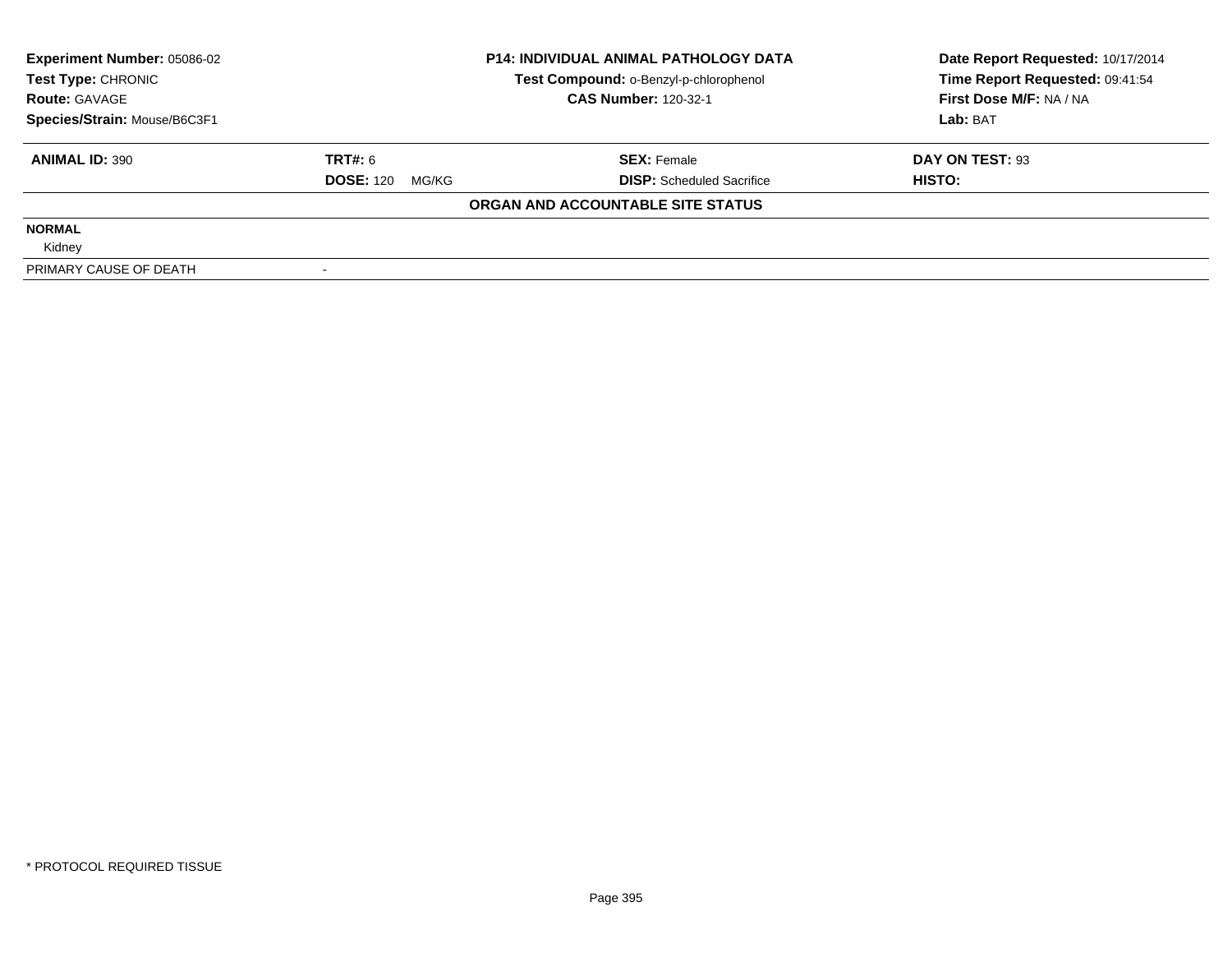| **Experiment Number:** 05086-02 | **P14: INDIVIDUAL ANIMAL PATHOLOGY DATA** | **Date Report Requested:** 10/17/2014 |
|---|---|---|
| **Test Type:** CHRONIC | **Test Compound:** o-Benzyl-p-chlorophenol | **Time Report Requested:** 09:41:54 |
| **Route:** GAVAGE | **CAS Number:** 120-32-1 | **First Dose M/F:** NA / NA |
| **Species/Strain:** Mouse/B6C3F1 | | **Lab:** BAT |

| **ANIMAL ID:** 390 | **TRT#:** 6 | **SEX:** Female | **DAY ON TEST:** 93 |
|---|---|---|---|
| | **DOSE:** 120 MG/KG | **DISP:** Scheduled Sacrifice | **HISTO:** |

**ORGAN AND ACCOUNTABLE SITE STATUS**

| | |
|---|---|
| **NORMAL** | |
| Kidney | |
| PRIMARY CAUSE OF DEATH | - |

\* PROTOCOL REQUIRED TISSUE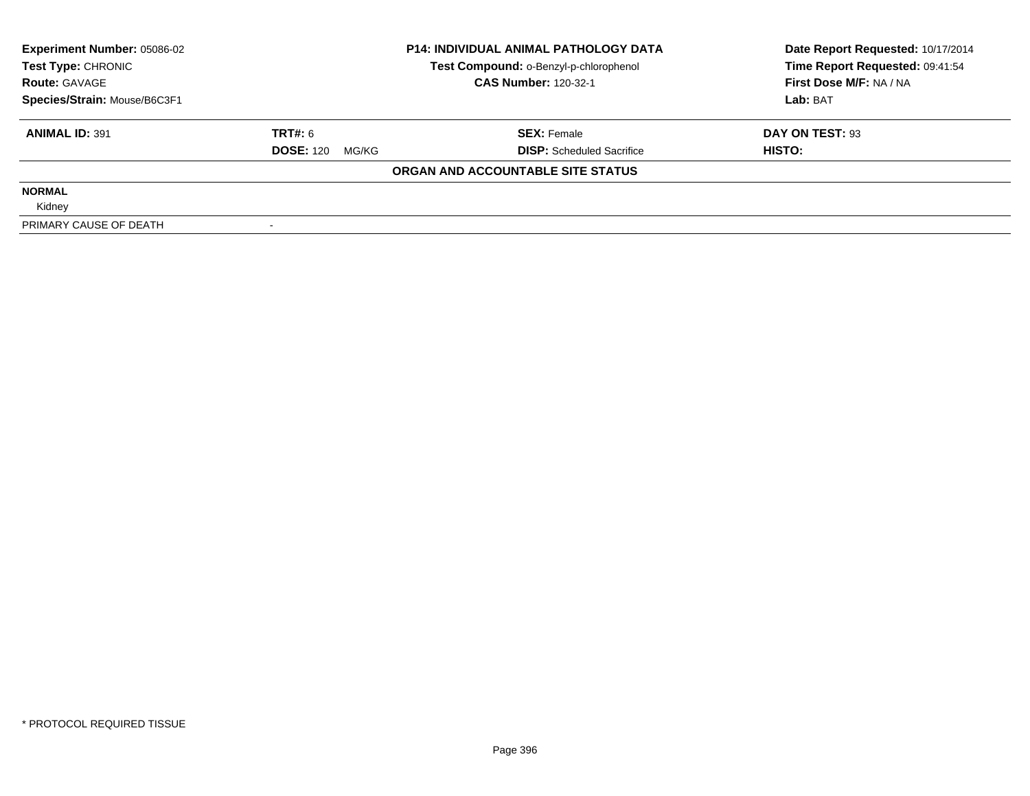**Experiment Number:** 05086-02
**Test Type:** CHRONIC
**Route:** GAVAGE
**Species/Strain:** Mouse/B6C3F1

**P14: INDIVIDUAL ANIMAL PATHOLOGY DATA**
**Test Compound:** o-Benzyl-p-chlorophenol
**CAS Number:** 120-32-1

**Date Report Requested:** 10/17/2014
**Time Report Requested:** 09:41:54
**First Dose M/F:** NA / NA
**Lab:** BAT

| **ANIMAL ID:** 391 | **TRT#:** 6 | **SEX:** Female | **DAY ON TEST:** 93 |
|---|---|---|---|
| | **DOSE:** 120 MG/KG | **DISP:** Scheduled Sacrifice | **HISTO:** |

**ORGAN AND ACCOUNTABLE SITE STATUS**

**NORMAL**

Kidney

| PRIMARY CAUSE OF DEATH | - |
|---|---|

* PROTOCOL REQUIRED TISSUE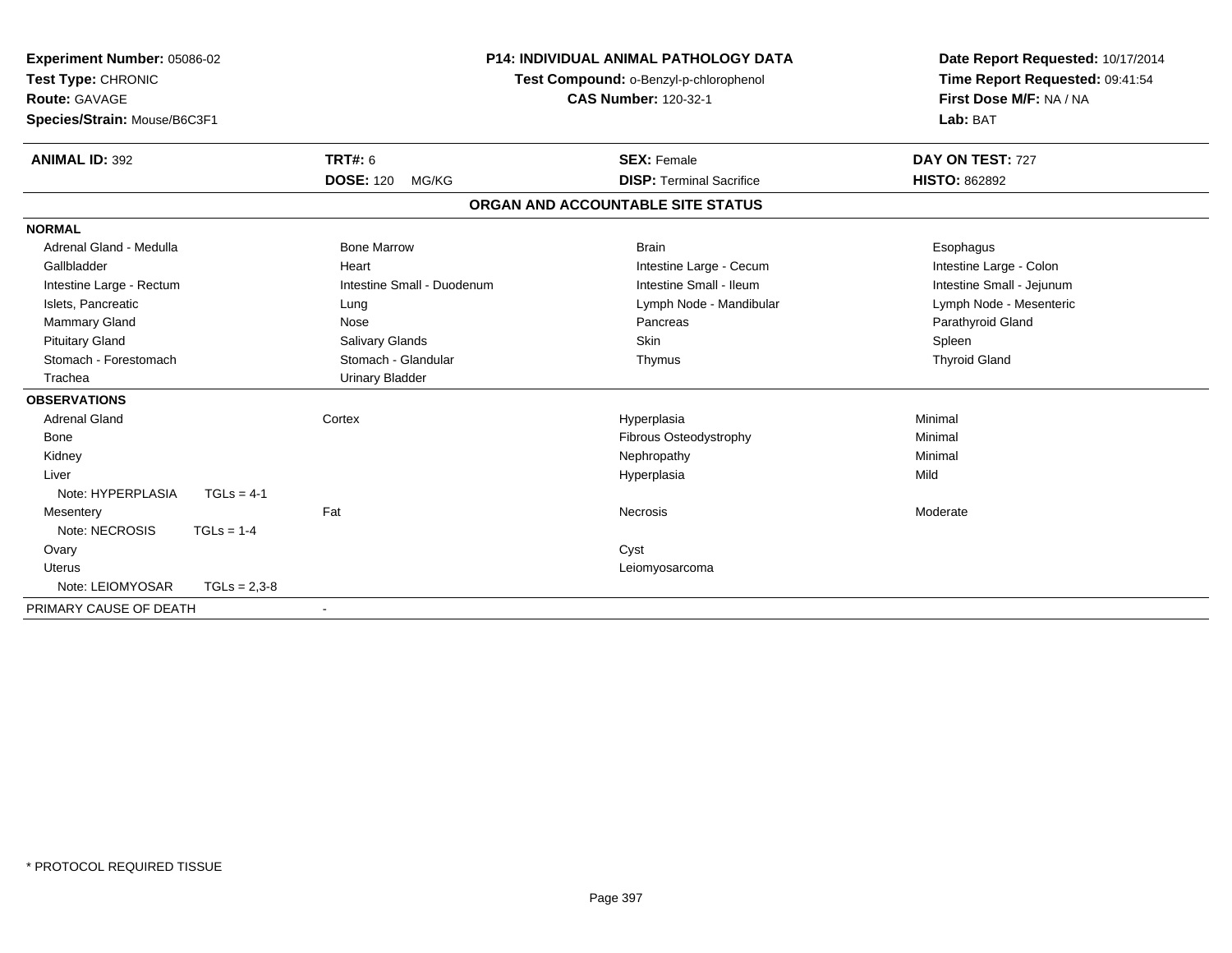**Experiment Number:** 05086-02
**Test Type:** CHRONIC
**Route:** GAVAGE
**Species/Strain:** Mouse/B6C3F1

**P14: INDIVIDUAL ANIMAL PATHOLOGY DATA**
**Test Compound:** o-Benzyl-p-chlorophenol
**CAS Number:** 120-32-1

**Date Report Requested:** 10/17/2014
**Time Report Requested:** 09:41:54
**First Dose M/F:** NA / NA
**Lab:** BAT

| **ANIMAL ID:** 392 | **TRT#:** 6 | **SEX:** Female | **DAY ON TEST:** 727 |
|---|---|---|---|
| | **DOSE:** 120 MG/KG | **DISP:** Terminal Sacrifice | **HISTO:** 862892 |

## ORGAN AND ACCOUNTABLE SITE STATUS

**NORMAL**

| | | | |
|---|---|---|---|
| Adrenal Gland - Medulla | Bone Marrow | Brain | Esophagus |
| Gallbladder | Heart | Intestine Large - Cecum | Intestine Large - Colon |
| Intestine Large - Rectum | Intestine Small - Duodenum | Intestine Small - Ileum | Intestine Small - Jejunum |
| Islets, Pancreatic | Lung | Lymph Node - Mandibular | Lymph Node - Mesenteric |
| Mammary Gland | Nose | Pancreas | Parathyroid Gland |
| Pituitary Gland | Salivary Glands | Skin | Spleen |
| Stomach - Forestomach | Stomach - Glandular | Thymus | Thyroid Gland |
| Trachea | Urinary Bladder | | |

**OBSERVATIONS**

| | | | |
|---|---|---|---|
| Adrenal Gland | Cortex | Hyperplasia | Minimal |
| Bone | | Fibrous Osteodystrophy | Minimal |
| Kidney | | Nephropathy | Minimal |
| Liver | | Hyperplasia | Mild |
| Note: HYPERPLASIA TGLs = 4-1 | | | |
| Mesentery | Fat | Necrosis | Moderate |
| Note: NECROSIS TGLs = 1-4 | | | |
| Ovary | | Cyst | |
| Uterus | | Leiomyosarcoma | |
| Note: LEIOMYOSAR TGLs = 2,3-8 | | | |

PRIMARY CAUSE OF DEATH -

* PROTOCOL REQUIRED TISSUE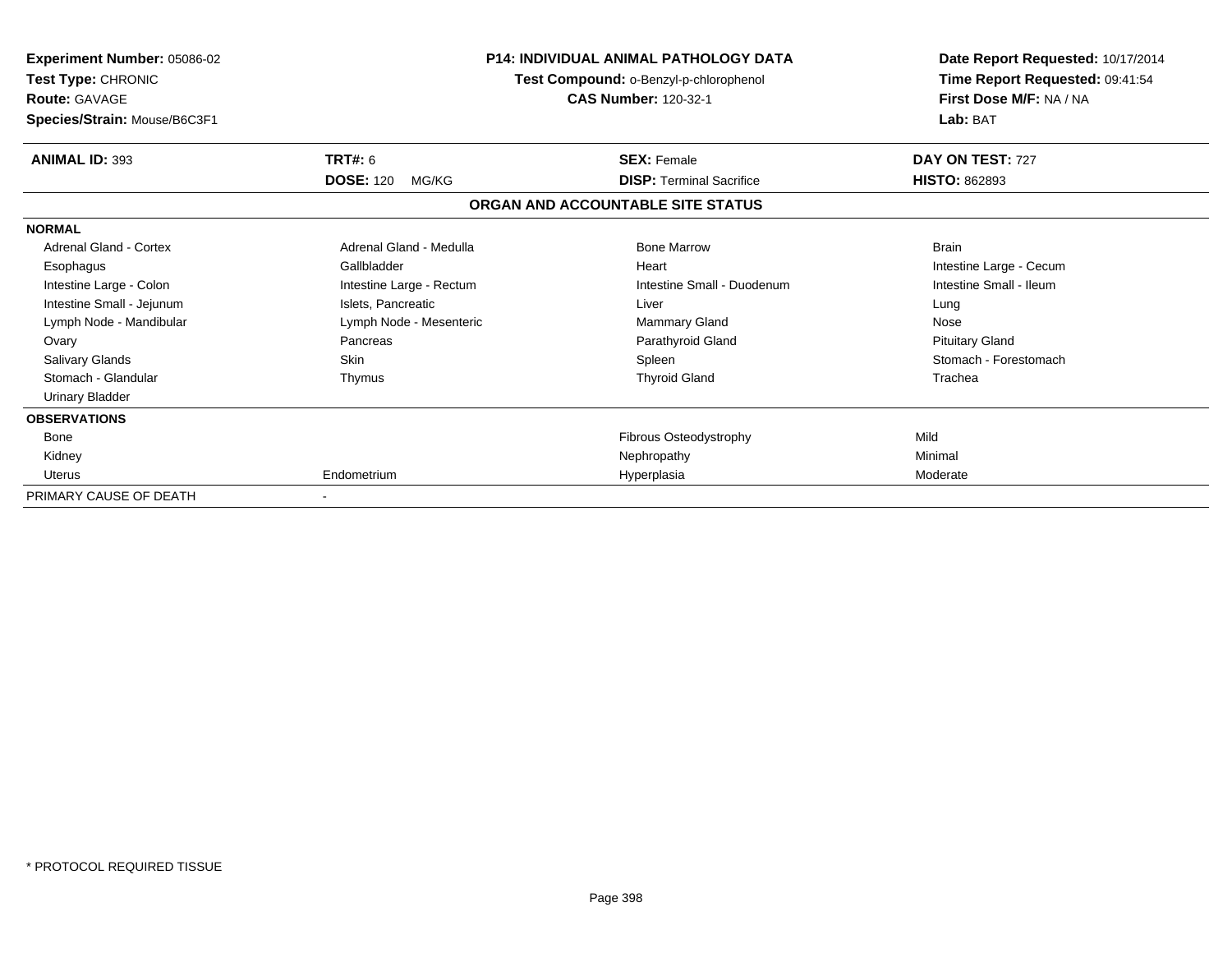| **Experiment Number:** 05086-02 | **P14: INDIVIDUAL ANIMAL PATHOLOGY DATA** | **Date Report Requested:** 10/17/2014 |
|---|---|---|
| **Test Type:** CHRONIC | **Test Compound:** o-Benzyl-p-chlorophenol | **Time Report Requested:** 09:41:54 |
| **Route:** GAVAGE | **CAS Number:** 120-32-1 | **First Dose M/F:** NA / NA |
| **Species/Strain:** Mouse/B6C3F1 | | **Lab:** BAT |

| **ANIMAL ID:** 393 | **TRT#:** 6 | **SEX:** Female | **DAY ON TEST:** 727 |
|---|---|---|---|
| | **DOSE:** 120 MG/KG | **DISP:** Terminal Sacrifice | **HISTO:** 862893 |

**ORGAN AND ACCOUNTABLE SITE STATUS**

| **NORMAL** | | | |
|---|---|---|---|
| Adrenal Gland - Cortex | Adrenal Gland - Medulla | Bone Marrow | Brain |
| Esophagus | Gallbladder | Heart | Intestine Large - Cecum |
| Intestine Large - Colon | Intestine Large - Rectum | Intestine Small - Duodenum | Intestine Small - Ileum |
| Intestine Small - Jejunum | Islets, Pancreatic | Liver | Lung |
| Lymph Node - Mandibular | Lymph Node - Mesenteric | Mammary Gland | Nose |
| Ovary | Pancreas | Parathyroid Gland | Pituitary Gland |
| Salivary Glands | Skin | Spleen | Stomach - Forestomach |
| Stomach - Glandular | Thymus | Thyroid Gland | Trachea |
| Urinary Bladder | | | |
| **OBSERVATIONS** | | | |
| Bone | | Fibrous Osteodystrophy | Mild |
| Kidney | | Nephropathy | Minimal |
| Uterus | Endometrium | Hyperplasia | Moderate |
| PRIMARY CAUSE OF DEATH | - | | |

* PROTOCOL REQUIRED TISSUE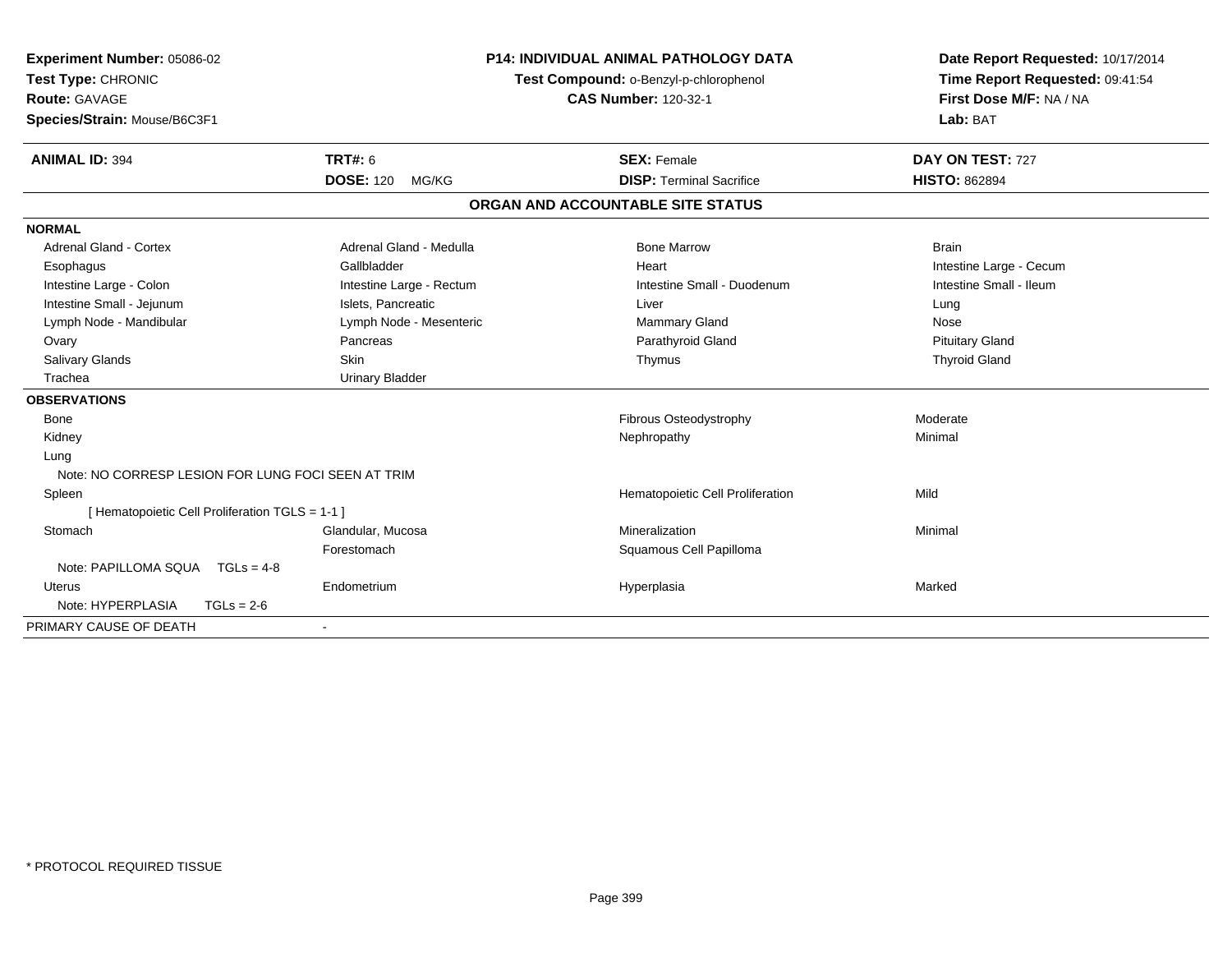**Experiment Number:** 05086-02
**Test Type:** CHRONIC
**Route:** GAVAGE
**Species/Strain:** Mouse/B6C3F1

**P14: INDIVIDUAL ANIMAL PATHOLOGY DATA**
**Test Compound:** o-Benzyl-p-chlorophenol
**CAS Number:** 120-32-1

**Date Report Requested:** 10/17/2014
**Time Report Requested:** 09:41:54
**First Dose M/F:** NA / NA
**Lab:** BAT

| **ANIMAL ID:** 394 | **TRT#:** 6 | **SEX:** Female | **DAY ON TEST:** 727 |
|---|---|---|---|
| | **DOSE:** 120 MG/KG | **DISP:** Terminal Sacrifice | **HISTO:** 862894 |

## ORGAN AND ACCOUNTABLE SITE STATUS

**NORMAL**

| | | | |
|---|---|---|---|
| Adrenal Gland - Cortex | Adrenal Gland - Medulla | Bone Marrow | Brain |
| Esophagus | Gallbladder | Heart | Intestine Large - Cecum |
| Intestine Large - Colon | Intestine Large - Rectum | Intestine Small - Duodenum | Intestine Small - Ileum |
| Intestine Small - Jejunum | Islets, Pancreatic | Liver | Lung |
| Lymph Node - Mandibular | Lymph Node - Mesenteric | Mammary Gland | Nose |
| Ovary | Pancreas | Parathyroid Gland | Pituitary Gland |
| Salivary Glands | Skin | Thymus | Thyroid Gland |
| Trachea | Urinary Bladder | | |

**OBSERVATIONS**

| | | | |
|---|---|---|---|
| Bone | | Fibrous Osteodystrophy | Moderate |
| Kidney | | Nephropathy | Minimal |
| Lung | | | |
| Note: NO CORRESP LESION FOR LUNG FOCI SEEN AT TRIM | | | |
| Spleen | | Hematopoietic Cell Proliferation | Mild |
| [ Hematopoietic Cell Proliferation TGLS = 1-1 ] | | | |
| Stomach | Glandular, Mucosa | Mineralization | Minimal |
| | Forestomach | Squamous Cell Papilloma | |
| Note: PAPILLOMA SQUA TGLs = 4-8 | | | |
| Uterus | Endometrium | Hyperplasia | Marked |
| Note: HYPERPLASIA TGLs = 2-6 | | | |

PRIMARY CAUSE OF DEATH -

* PROTOCOL REQUIRED TISSUE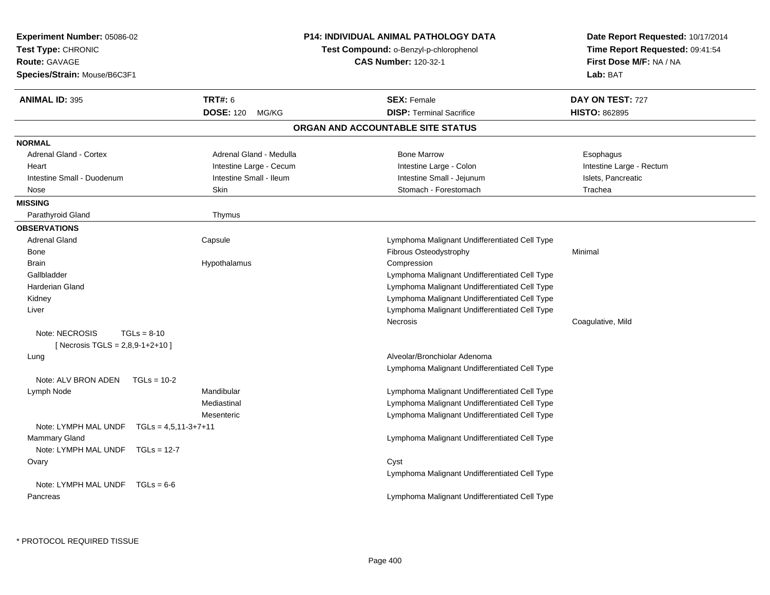**Experiment Number:** 05086-02
**Test Type:** CHRONIC
**Route:** GAVAGE
**Species/Strain:** Mouse/B6C3F1

**P14: INDIVIDUAL ANIMAL PATHOLOGY DATA**
**Test Compound:** o-Benzyl-p-chlorophenol
**CAS Number:** 120-32-1

**Date Report Requested:** 10/17/2014
**Time Report Requested:** 09:41:54
**First Dose M/F:** NA / NA
**Lab:** BAT

| **ANIMAL ID:** 395 | **TRT#:** 6 | **SEX:** Female | **DAY ON TEST:** 727 |
|---|---|---|---|
| | **DOSE:** 120 MG/KG | **DISP:** Terminal Sacrifice | **HISTO:** 862895 |

## ORGAN AND ACCOUNTABLE SITE STATUS

**NORMAL**

| | | | |
|---|---|---|---|
| Adrenal Gland - Cortex | Adrenal Gland - Medulla | Bone Marrow | Esophagus |
| Heart | Intestine Large - Cecum | Intestine Large - Colon | Intestine Large - Rectum |
| Intestine Small - Duodenum | Intestine Small - Ileum | Intestine Small - Jejunum | Islets, Pancreatic |
| Nose | Skin | Stomach - Forestomach | Trachea |

**MISSING**

| | |
|---|---|
| Parathyroid Gland | Thymus |

**OBSERVATIONS**

| Organ | Site | Observation | Severity |
|---|---|---|---|
| Adrenal Gland | Capsule | Lymphoma Malignant Undifferentiated Cell Type | |
| Bone | | Fibrous Osteodystrophy | Minimal |
| Brain | Hypothalamus | Compression | |
| Gallbladder | | Lymphoma Malignant Undifferentiated Cell Type | |
| Harderian Gland | | Lymphoma Malignant Undifferentiated Cell Type | |
| Kidney | | Lymphoma Malignant Undifferentiated Cell Type | |
| Liver | | Lymphoma Malignant Undifferentiated Cell Type | |
| | | Necrosis | Coagulative, Mild |
| Note: NECROSIS TGLs = 8-10 [ Necrosis TGLS = 2,8,9-1+2+10 ] | | | |
| Lung | | Alveolar/Bronchiolar Adenoma | |
| | | Lymphoma Malignant Undifferentiated Cell Type | |
| Note: ALV BRON ADEN TGLs = 10-2 | | | |
| Lymph Node | Mandibular | Lymphoma Malignant Undifferentiated Cell Type | |
| | Mediastinal | Lymphoma Malignant Undifferentiated Cell Type | |
| | Mesenteric | Lymphoma Malignant Undifferentiated Cell Type | |
| Note: LYMPH MAL UNDF TGLs = 4,5,11-3+7+11 | | | |
| Mammary Gland | | Lymphoma Malignant Undifferentiated Cell Type | |
| Note: LYMPH MAL UNDF TGLs = 12-7 | | | |
| Ovary | | Cyst | |
| | | Lymphoma Malignant Undifferentiated Cell Type | |
| Note: LYMPH MAL UNDF TGLs = 6-6 | | | |
| Pancreas | | Lymphoma Malignant Undifferentiated Cell Type | |

\* PROTOCOL REQUIRED TISSUE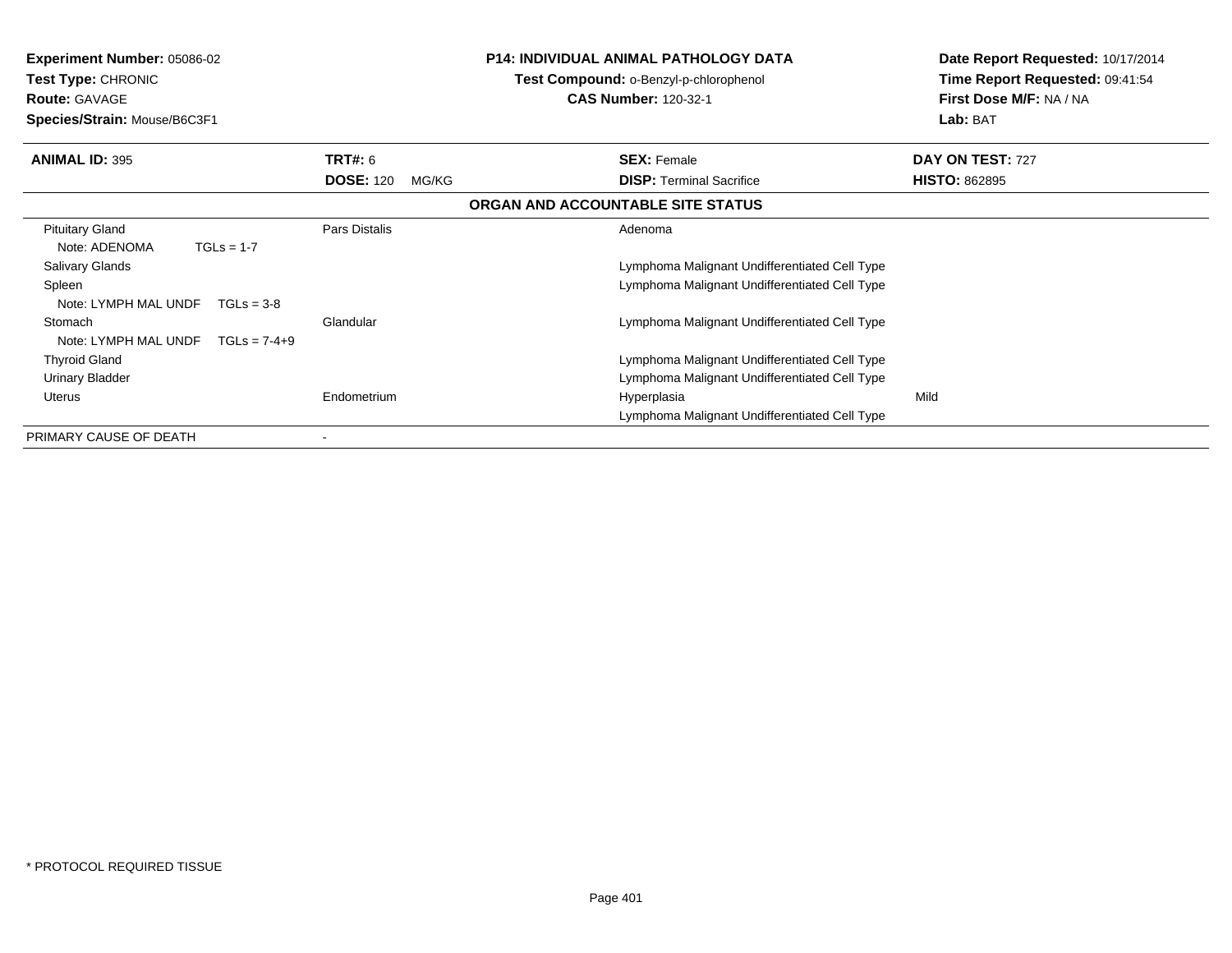**Experiment Number:** 05086-02
**Test Type:** CHRONIC
**Route:** GAVAGE
**Species/Strain:** Mouse/B6C3F1

**P14: INDIVIDUAL ANIMAL PATHOLOGY DATA**
**Test Compound:** o-Benzyl-p-chlorophenol
**CAS Number:** 120-32-1

**Date Report Requested:** 10/17/2014
**Time Report Requested:** 09:41:54
**First Dose M/F:** NA / NA
**Lab:** BAT

| **ANIMAL ID:** 395 | **TRT#:** 6 | **SEX:** Female | **DAY ON TEST:** 727 |
|---|---|---|---|
| | **DOSE:** 120 MG/KG | **DISP:** Terminal Sacrifice | **HISTO:** 862895 |

**ORGAN AND ACCOUNTABLE SITE STATUS**

| Organ | Site | Finding | Severity |
|---|---|---|---|
| Pituitary Gland | Pars Distalis | Adenoma | |
| Note: ADENOMA TGLs = 1-7 | | | |
| Salivary Glands | | Lymphoma Malignant Undifferentiated Cell Type | |
| Spleen | | Lymphoma Malignant Undifferentiated Cell Type | |
| Note: LYMPH MAL UNDF TGLs = 3-8 | | | |
| Stomach | Glandular | Lymphoma Malignant Undifferentiated Cell Type | |
| Note: LYMPH MAL UNDF TGLs = 7-4+9 | | | |
| Thyroid Gland | | Lymphoma Malignant Undifferentiated Cell Type | |
| Urinary Bladder | | Lymphoma Malignant Undifferentiated Cell Type | |
| Uterus | Endometrium | Hyperplasia | Mild |
| | | Lymphoma Malignant Undifferentiated Cell Type | |
| PRIMARY CAUSE OF DEATH | - | | |

\* PROTOCOL REQUIRED TISSUE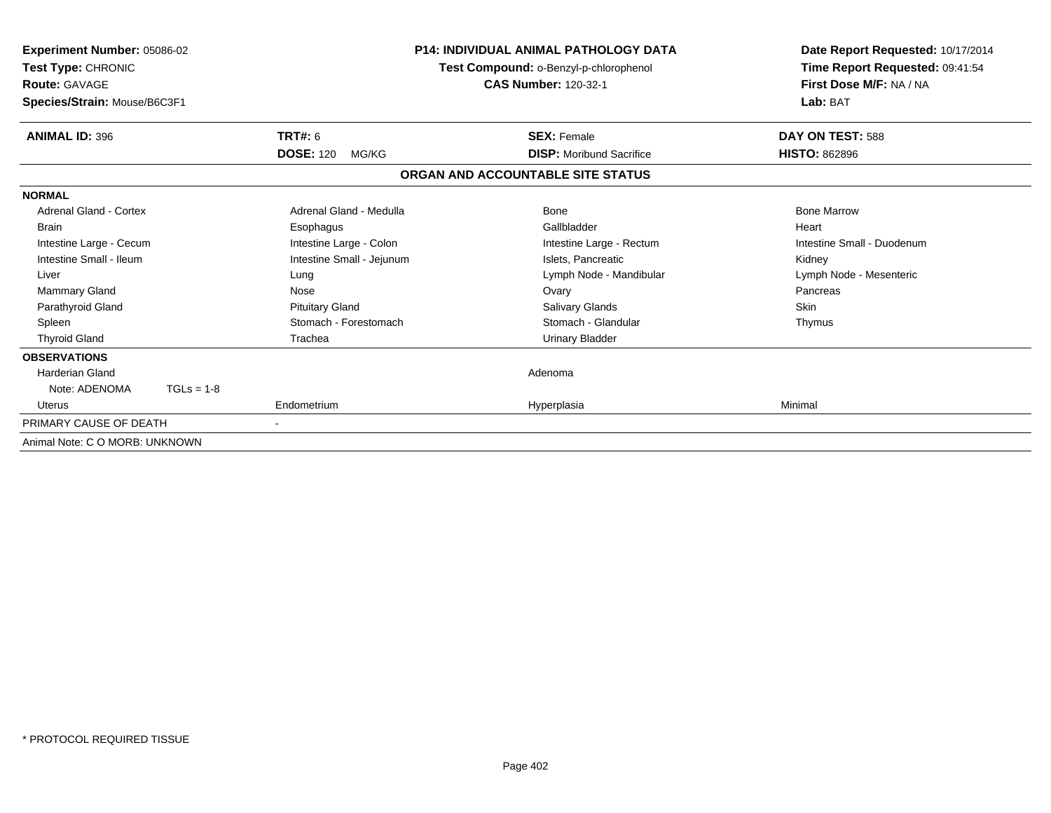**Experiment Number:** 05086-02
**Test Type:** CHRONIC
**Route:** GAVAGE
**Species/Strain:** Mouse/B6C3F1

**P14: INDIVIDUAL ANIMAL PATHOLOGY DATA**
**Test Compound:** o-Benzyl-p-chlorophenol
**CAS Number:** 120-32-1

**Date Report Requested:** 10/17/2014
**Time Report Requested:** 09:41:54
**First Dose M/F:** NA / NA
**Lab:** BAT

| **ANIMAL ID:** 396 | **TRT#:** 6 | **SEX:** Female | **DAY ON TEST:** 588 |
|---|---|---|---|
| | **DOSE:** 120 MG/KG | **DISP:** Moribund Sacrifice | **HISTO:** 862896 |

**ORGAN AND ACCOUNTABLE SITE STATUS**

**NORMAL**

| | | | |
|---|---|---|---|
| Adrenal Gland - Cortex | Adrenal Gland - Medulla | Bone | Bone Marrow |
| Brain | Esophagus | Gallbladder | Heart |
| Intestine Large - Cecum | Intestine Large - Colon | Intestine Large - Rectum | Intestine Small - Duodenum |
| Intestine Small - Ileum | Intestine Small - Jejunum | Islets, Pancreatic | Kidney |
| Liver | Lung | Lymph Node - Mandibular | Lymph Node - Mesenteric |
| Mammary Gland | Nose | Ovary | Pancreas |
| Parathyroid Gland | Pituitary Gland | Salivary Glands | Skin |
| Spleen | Stomach - Forestomach | Stomach - Glandular | Thymus |
| Thyroid Gland | Trachea | Urinary Bladder | |

**OBSERVATIONS**

| | | | |
|---|---|---|---|
| Harderian Gland | | Adenoma | |
| Note: ADENOMA TGLs = 1-8 | | | |
| Uterus | Endometrium | Hyperplasia | Minimal |

PRIMARY CAUSE OF DEATH -

Animal Note: C O MORB: UNKNOWN

\* PROTOCOL REQUIRED TISSUE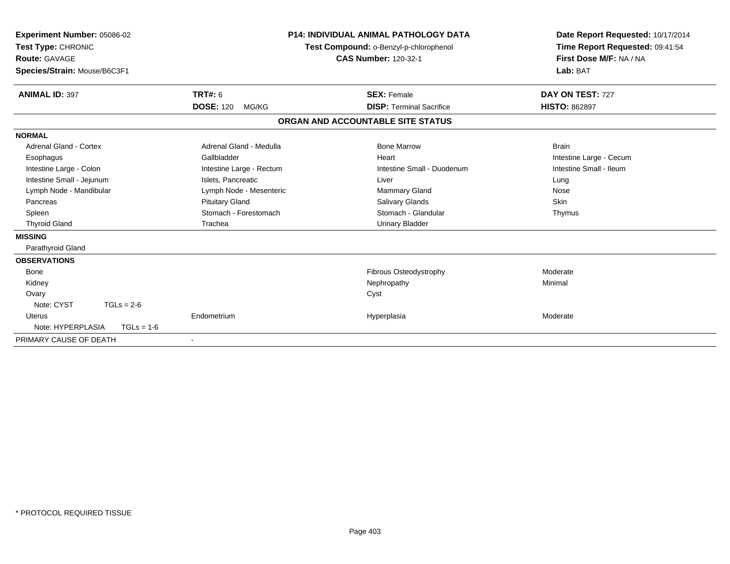**Experiment Number:** 05086-02
**Test Type:** CHRONIC
**Route:** GAVAGE
**Species/Strain:** Mouse/B6C3F1

**P14: INDIVIDUAL ANIMAL PATHOLOGY DATA**
**Test Compound:** o-Benzyl-p-chlorophenol
**CAS Number:** 120-32-1

**Date Report Requested:** 10/17/2014
**Time Report Requested:** 09:41:54
**First Dose M/F:** NA / NA
**Lab:** BAT

| **ANIMAL ID:** 397 | **TRT#:** 6 | **SEX:** Female | **DAY ON TEST:** 727 |
|---|---|---|---|
| | **DOSE:** 120 MG/KG | **DISP:** Terminal Sacrifice | **HISTO:** 862897 |

## ORGAN AND ACCOUNTABLE SITE STATUS

**NORMAL**

| | | | |
|---|---|---|---|
| Adrenal Gland - Cortex | Adrenal Gland - Medulla | Bone Marrow | Brain |
| Esophagus | Gallbladder | Heart | Intestine Large - Cecum |
| Intestine Large - Colon | Intestine Large - Rectum | Intestine Small - Duodenum | Intestine Small - Ileum |
| Intestine Small - Jejunum | Islets, Pancreatic | Liver | Lung |
| Lymph Node - Mandibular | Lymph Node - Mesenteric | Mammary Gland | Nose |
| Pancreas | Pituitary Gland | Salivary Glands | Skin |
| Spleen | Stomach - Forestomach | Stomach - Glandular | Thymus |
| Thyroid Gland | Trachea | Urinary Bladder | |

**MISSING**

Parathyroid Gland

**OBSERVATIONS**

| | | | |
|---|---|---|---|
| Bone | | Fibrous Osteodystrophy | Moderate |
| Kidney | | Nephropathy | Minimal |
| Ovary | | Cyst | |
| Note: CYST TGLs = 2-6 | | | |
| Uterus | Endometrium | Hyperplasia | Moderate |
| Note: HYPERPLASIA TGLs = 1-6 | | | |

PRIMARY CAUSE OF DEATH -

\* PROTOCOL REQUIRED TISSUE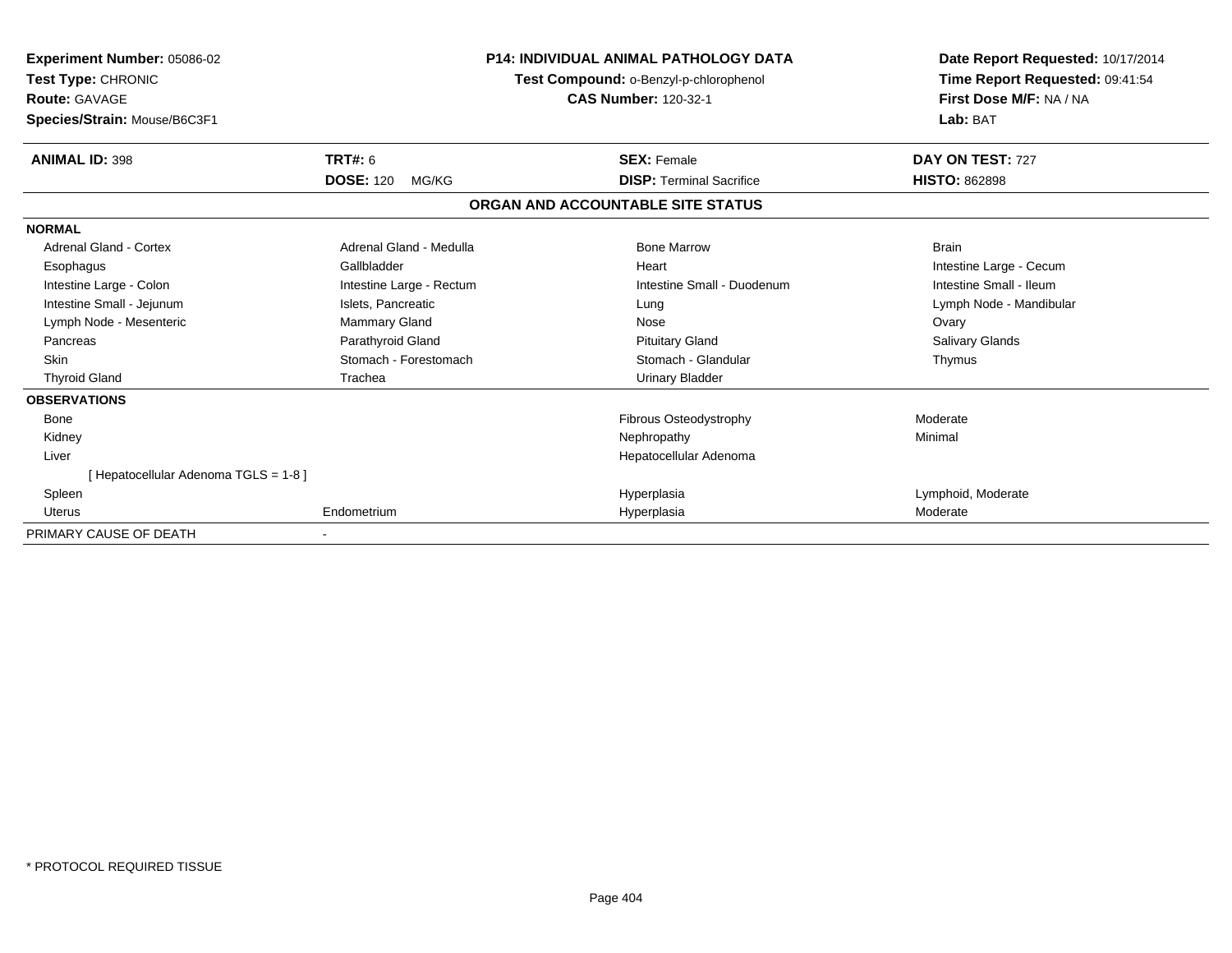**Experiment Number:** 05086-02
**Test Type:** CHRONIC
**Route:** GAVAGE
**Species/Strain:** Mouse/B6C3F1

**P14: INDIVIDUAL ANIMAL PATHOLOGY DATA**
**Test Compound:** o-Benzyl-p-chlorophenol
**CAS Number:** 120-32-1

**Date Report Requested:** 10/17/2014
**Time Report Requested:** 09:41:54
**First Dose M/F:** NA / NA
**Lab:** BAT

| **ANIMAL ID:** 398 | **TRT#:** 6 | **SEX:** Female | **DAY ON TEST:** 727 |
|---|---|---|---|
| | **DOSE:** 120 MG/KG | **DISP:** Terminal Sacrifice | **HISTO:** 862898 |

**ORGAN AND ACCOUNTABLE SITE STATUS**

| | | | |
|---|---|---|---|
| **NORMAL** | | | |
| Adrenal Gland - Cortex | Adrenal Gland - Medulla | Bone Marrow | Brain |
| Esophagus | Gallbladder | Heart | Intestine Large - Cecum |
| Intestine Large - Colon | Intestine Large - Rectum | Intestine Small - Duodenum | Intestine Small - Ileum |
| Intestine Small - Jejunum | Islets, Pancreatic | Lung | Lymph Node - Mandibular |
| Lymph Node - Mesenteric | Mammary Gland | Nose | Ovary |
| Pancreas | Parathyroid Gland | Pituitary Gland | Salivary Glands |
| Skin | Stomach - Forestomach | Stomach - Glandular | Thymus |
| Thyroid Gland | Trachea | Urinary Bladder | |
| **OBSERVATIONS** | | | |
| Bone | | Fibrous Osteodystrophy | Moderate |
| Kidney | | Nephropathy | Minimal |
| Liver | | Hepatocellular Adenoma | |
| [ Hepatocellular Adenoma TGLS = 1-8 ] | | | |
| Spleen | | Hyperplasia | Lymphoid, Moderate |
| Uterus | Endometrium | Hyperplasia | Moderate |
| PRIMARY CAUSE OF DEATH | - | | |

* PROTOCOL REQUIRED TISSUE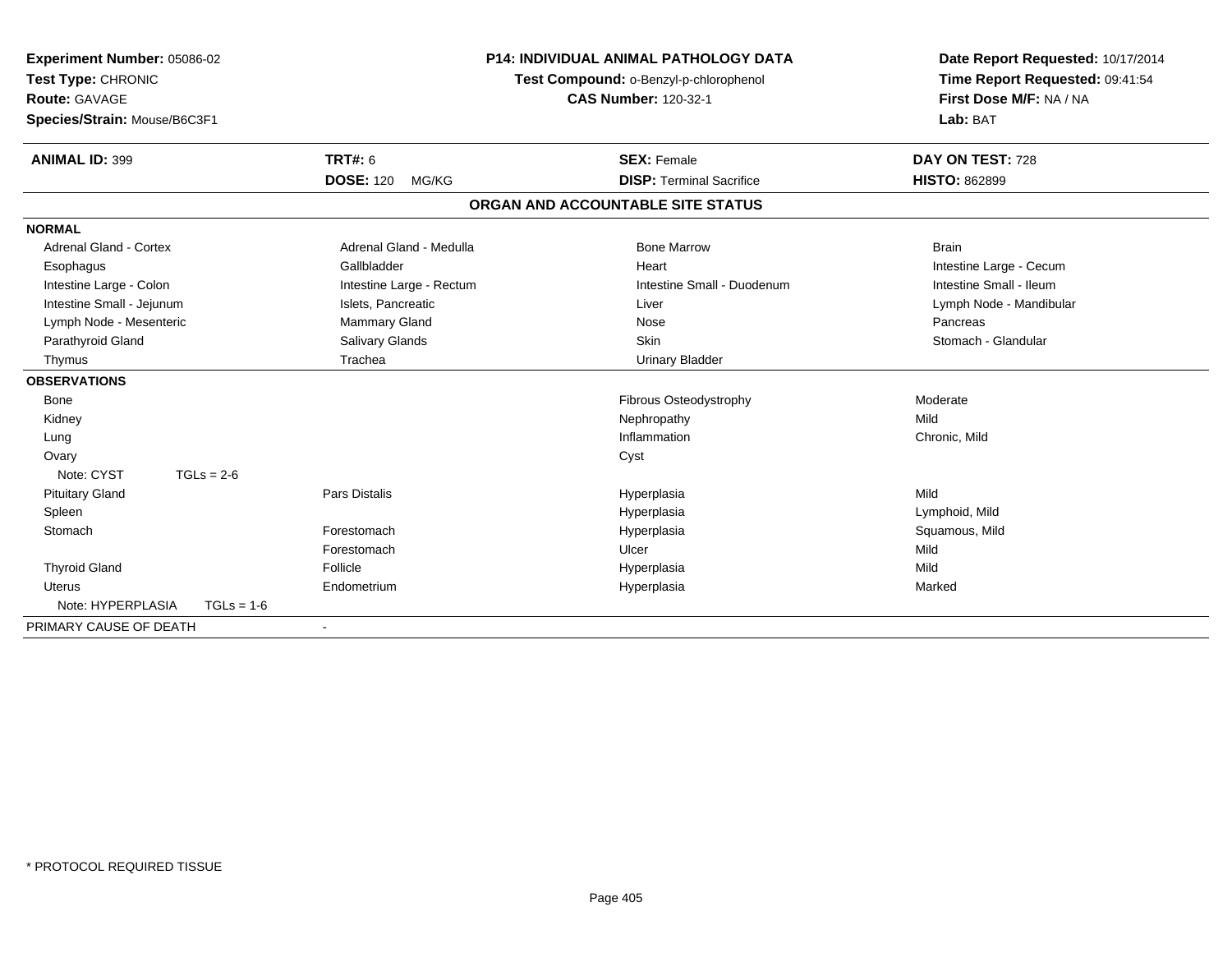**Experiment Number:** 05086-02
**Test Type:** CHRONIC
**Route:** GAVAGE
**Species/Strain:** Mouse/B6C3F1

**P14: INDIVIDUAL ANIMAL PATHOLOGY DATA**
**Test Compound:** o-Benzyl-p-chlorophenol
**CAS Number:** 120-32-1

**Date Report Requested:** 10/17/2014
**Time Report Requested:** 09:41:54
**First Dose M/F:** NA / NA
**Lab:** BAT

| **ANIMAL ID:** 399 | **TRT#:** 6 | **SEX:** Female | **DAY ON TEST:** 728 |
|---|---|---|---|
| | **DOSE:** 120 MG/KG | **DISP:** Terminal Sacrifice | **HISTO:** 862899 |

## ORGAN AND ACCOUNTABLE SITE STATUS

| | | | |
|---|---|---|---|
| **NORMAL** | | | |
| Adrenal Gland - Cortex | Adrenal Gland - Medulla | Bone Marrow | Brain |
| Esophagus | Gallbladder | Heart | Intestine Large - Cecum |
| Intestine Large - Colon | Intestine Large - Rectum | Intestine Small - Duodenum | Intestine Small - Ileum |
| Intestine Small - Jejunum | Islets, Pancreatic | Liver | Lymph Node - Mandibular |
| Lymph Node - Mesenteric | Mammary Gland | Nose | Pancreas |
| Parathyroid Gland | Salivary Glands | Skin | Stomach - Glandular |
| Thymus | Trachea | Urinary Bladder | |
| **OBSERVATIONS** | | | |
| Bone | | Fibrous Osteodystrophy | Moderate |
| Kidney | | Nephropathy | Mild |
| Lung | | Inflammation | Chronic, Mild |
| Ovary | | Cyst | |
| Note: CYST TGLs = 2-6 | | | |
| Pituitary Gland | Pars Distalis | Hyperplasia | Mild |
| Spleen | | Hyperplasia | Lymphoid, Mild |
| Stomach | Forestomach | Hyperplasia | Squamous, Mild |
| | Forestomach | Ulcer | Mild |
| Thyroid Gland | Follicle | Hyperplasia | Mild |
| Uterus | Endometrium | Hyperplasia | Marked |
| Note: HYPERPLASIA TGLs = 1-6 | | | |
| PRIMARY CAUSE OF DEATH | - | | |

* PROTOCOL REQUIRED TISSUE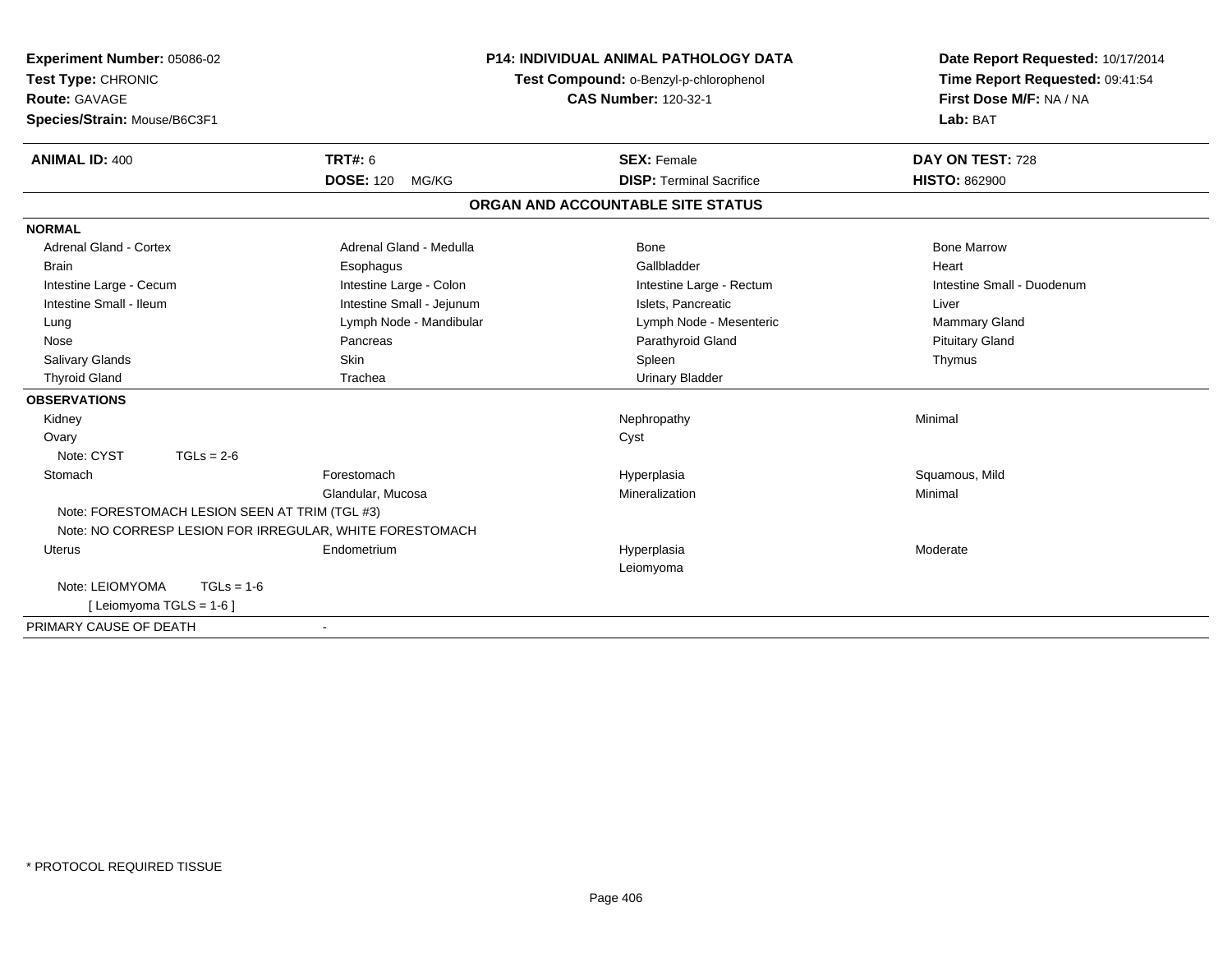**Experiment Number:** 05086-02
**Test Type:** CHRONIC
**Route:** GAVAGE
**Species/Strain:** Mouse/B6C3F1

**P14: INDIVIDUAL ANIMAL PATHOLOGY DATA**
**Test Compound:** o-Benzyl-p-chlorophenol
**CAS Number:** 120-32-1

**Date Report Requested:** 10/17/2014
**Time Report Requested:** 09:41:54
**First Dose M/F:** NA / NA
**Lab:** BAT

| **ANIMAL ID:** 400 | **TRT#:** 6 | **SEX:** Female | **DAY ON TEST:** 728 |
|---|---|---|---|
| | **DOSE:** 120 MG/KG | **DISP:** Terminal Sacrifice | **HISTO:** 862900 |

## ORGAN AND ACCOUNTABLE SITE STATUS

**NORMAL**

| | | | |
|---|---|---|---|
| Adrenal Gland - Cortex | Adrenal Gland - Medulla | Bone | Bone Marrow |
| Brain | Esophagus | Gallbladder | Heart |
| Intestine Large - Cecum | Intestine Large - Colon | Intestine Large - Rectum | Intestine Small - Duodenum |
| Intestine Small - Ileum | Intestine Small - Jejunum | Islets, Pancreatic | Liver |
| Lung | Lymph Node - Mandibular | Lymph Node - Mesenteric | Mammary Gland |
| Nose | Pancreas | Parathyroid Gland | Pituitary Gland |
| Salivary Glands | Skin | Spleen | Thymus |
| Thyroid Gland | Trachea | Urinary Bladder | |

**OBSERVATIONS**

| | | | |
|---|---|---|---|
| Kidney | | Nephropathy | Minimal |
| Ovary | | Cyst | |
| Note: CYST TGLs = 2-6 | | | |
| Stomach | Forestomach | Hyperplasia | Squamous, Mild |
| | Glandular, Mucosa | Mineralization | Minimal |
| Note: FORESTOMACH LESION SEEN AT TRIM (TGL #3) | | | |
| Note: NO CORRESP LESION FOR IRREGULAR, WHITE FORESTOMACH | | | |
| Uterus | Endometrium | Hyperplasia | Moderate |
| | | Leiomyoma | |
| Note: LEIOMYOMA TGLs = 1-6 | | | |
| [ Leiomyoma TGLS = 1-6 ] | | | |

PRIMARY CAUSE OF DEATH -

* PROTOCOL REQUIRED TISSUE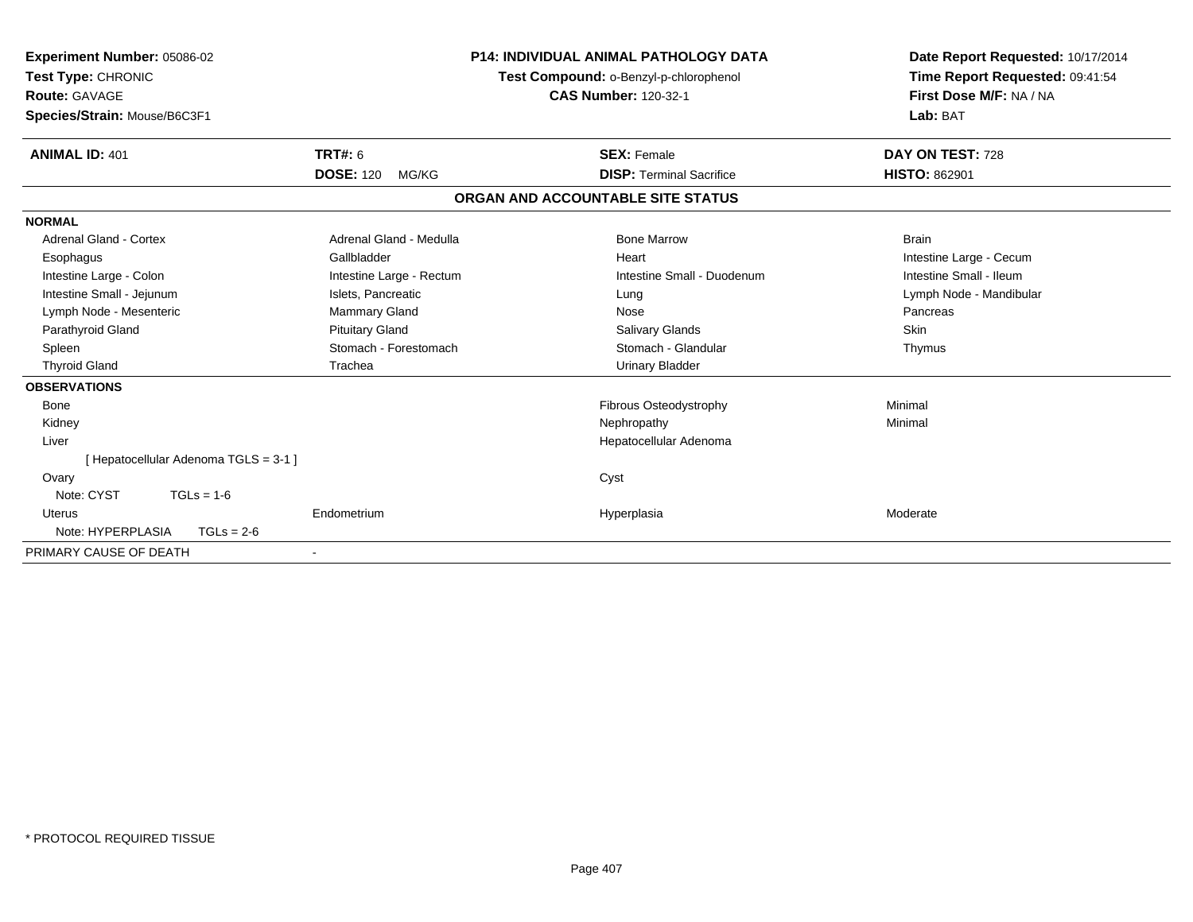**Experiment Number:** 05086-02
**Test Type:** CHRONIC
**Route:** GAVAGE
**Species/Strain:** Mouse/B6C3F1

**P14: INDIVIDUAL ANIMAL PATHOLOGY DATA**
**Test Compound:** o-Benzyl-p-chlorophenol
**CAS Number:** 120-32-1

**Date Report Requested:** 10/17/2014
**Time Report Requested:** 09:41:54
**First Dose M/F:** NA / NA
**Lab:** BAT

| **ANIMAL ID:** 401 | **TRT#:** 6 | **SEX:** Female | **DAY ON TEST:** 728 |
|---|---|---|---|
| | **DOSE:** 120 MG/KG | **DISP:** Terminal Sacrifice | **HISTO:** 862901 |

## ORGAN AND ACCOUNTABLE SITE STATUS

**NORMAL**

| | | | |
|---|---|---|---|
| Adrenal Gland - Cortex | Adrenal Gland - Medulla | Bone Marrow | Brain |
| Esophagus | Gallbladder | Heart | Intestine Large - Cecum |
| Intestine Large - Colon | Intestine Large - Rectum | Intestine Small - Duodenum | Intestine Small - Ileum |
| Intestine Small - Jejunum | Islets, Pancreatic | Lung | Lymph Node - Mandibular |
| Lymph Node - Mesenteric | Mammary Gland | Nose | Pancreas |
| Parathyroid Gland | Pituitary Gland | Salivary Glands | Skin |
| Spleen | Stomach - Forestomach | Stomach - Glandular | Thymus |
| Thyroid Gland | Trachea | Urinary Bladder | |

**OBSERVATIONS**

| | | | |
|---|---|---|---|
| Bone | | Fibrous Osteodystrophy | Minimal |
| Kidney | | Nephropathy | Minimal |
| Liver | | Hepatocellular Adenoma | |
| [ Hepatocellular Adenoma TGLS = 3-1 ] | | | |
| Ovary | | Cyst | |
| Note: CYST TGLs = 1-6 | | | |
| Uterus | Endometrium | Hyperplasia | Moderate |
| Note: HYPERPLASIA TGLs = 2-6 | | | |

PRIMARY CAUSE OF DEATH -

\* PROTOCOL REQUIRED TISSUE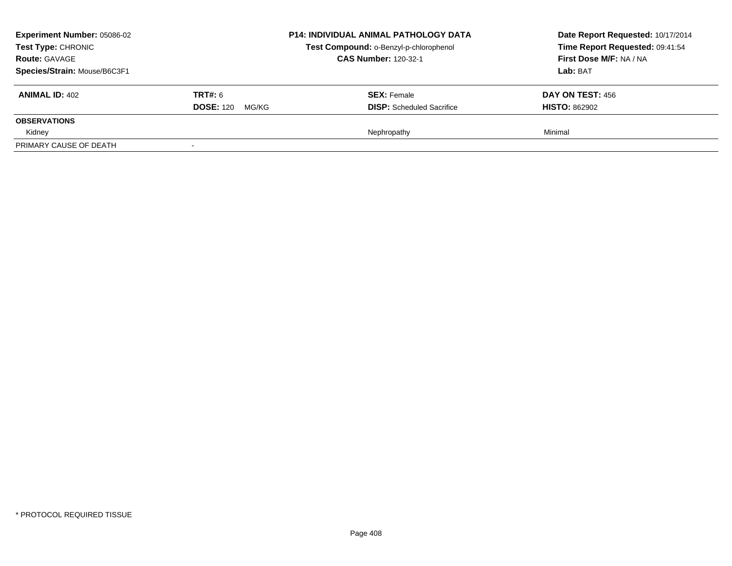**Experiment Number:** 05086-02
**Test Type:** CHRONIC
**Route:** GAVAGE
**Species/Strain:** Mouse/B6C3F1

**P14: INDIVIDUAL ANIMAL PATHOLOGY DATA**
**Test Compound:** o-Benzyl-p-chlorophenol
**CAS Number:** 120-32-1

**Date Report Requested:** 10/17/2014
**Time Report Requested:** 09:41:54
**First Dose M/F:** NA / NA
**Lab:** BAT

| **ANIMAL ID:** 402 | **TRT#:** 6 | **SEX:** Female | **DAY ON TEST:** 456 |
|---|---|---|---|
| | **DOSE:** 120 MG/KG | **DISP:** Scheduled Sacrifice | **HISTO:** 862902 |
| **OBSERVATIONS** | | | |
| Kidney | | Nephropathy | Minimal |
| PRIMARY CAUSE OF DEATH | - | | |

* PROTOCOL REQUIRED TISSUE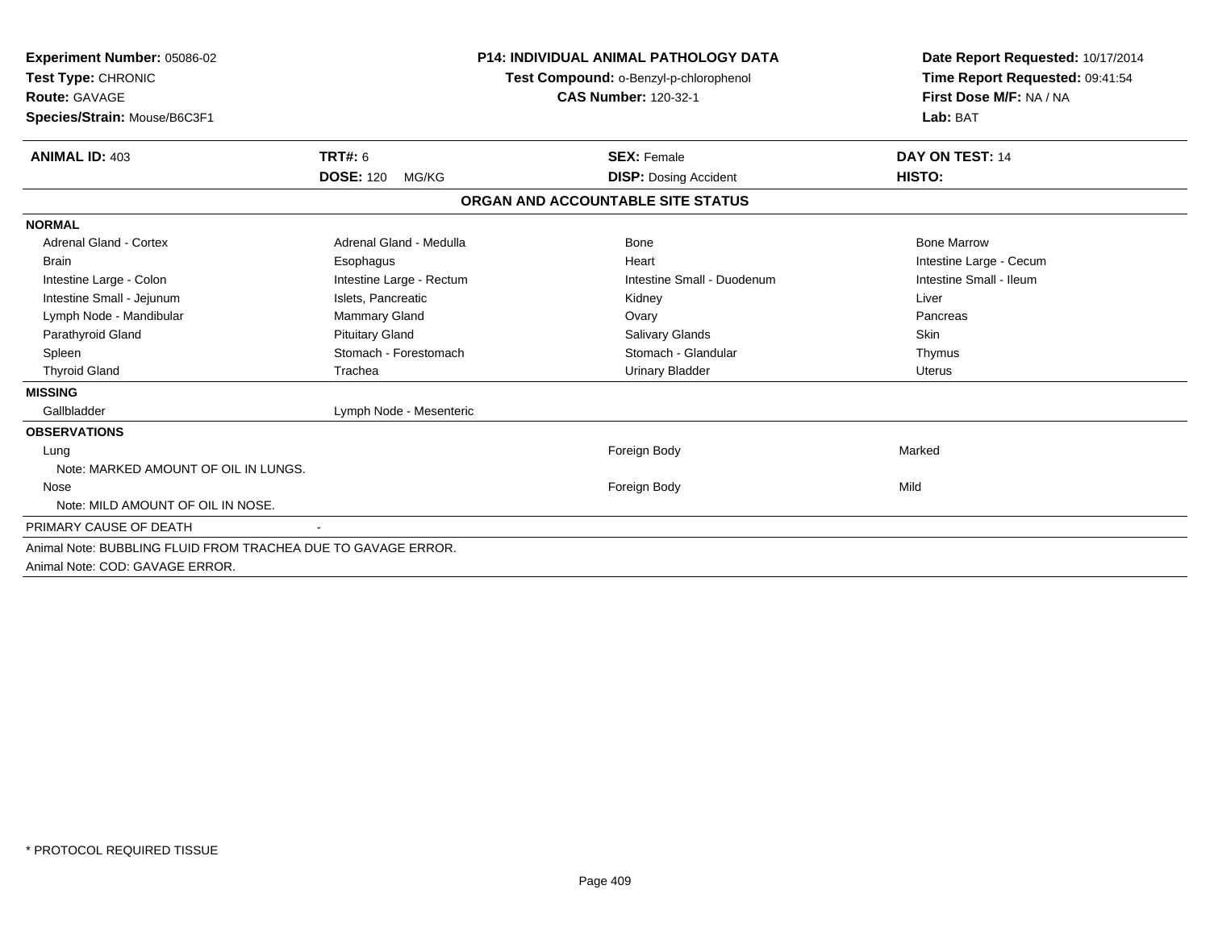**Experiment Number:** 05086-02
**Test Type:** CHRONIC
**Route:** GAVAGE
**Species/Strain:** Mouse/B6C3F1

**P14: INDIVIDUAL ANIMAL PATHOLOGY DATA**
**Test Compound:** o-Benzyl-p-chlorophenol
**CAS Number:** 120-32-1

**Date Report Requested:** 10/17/2014
**Time Report Requested:** 09:41:54
**First Dose M/F:** NA / NA
**Lab:** BAT

| **ANIMAL ID:** 403 | **TRT#:** 6 | **SEX:** Female | **DAY ON TEST:** 14 |
|---|---|---|---|
| | **DOSE:** 120 MG/KG | **DISP:** Dosing Accident | **HISTO:** |

## ORGAN AND ACCOUNTABLE SITE STATUS

**NORMAL**

| | | | |
|---|---|---|---|
| Adrenal Gland - Cortex | Adrenal Gland - Medulla | Bone | Bone Marrow |
| Brain | Esophagus | Heart | Intestine Large - Cecum |
| Intestine Large - Colon | Intestine Large - Rectum | Intestine Small - Duodenum | Intestine Small - Ileum |
| Intestine Small - Jejunum | Islets, Pancreatic | Kidney | Liver |
| Lymph Node - Mandibular | Mammary Gland | Ovary | Pancreas |
| Parathyroid Gland | Pituitary Gland | Salivary Glands | Skin |
| Spleen | Stomach - Forestomach | Stomach - Glandular | Thymus |
| Thyroid Gland | Trachea | Urinary Bladder | Uterus |

**MISSING**

Gallbladder, Lymph Node - Mesenteric

**OBSERVATIONS**

| | | |
|---|---|---|
| Lung | Foreign Body | Marked |
| Note: MARKED AMOUNT OF OIL IN LUNGS. | | |
| Nose | Foreign Body | Mild |
| Note: MILD AMOUNT OF OIL IN NOSE. | | |

PRIMARY CAUSE OF DEATH -

Animal Note: BUBBLING FLUID FROM TRACHEA DUE TO GAVAGE ERROR.

Animal Note: COD: GAVAGE ERROR.

* PROTOCOL REQUIRED TISSUE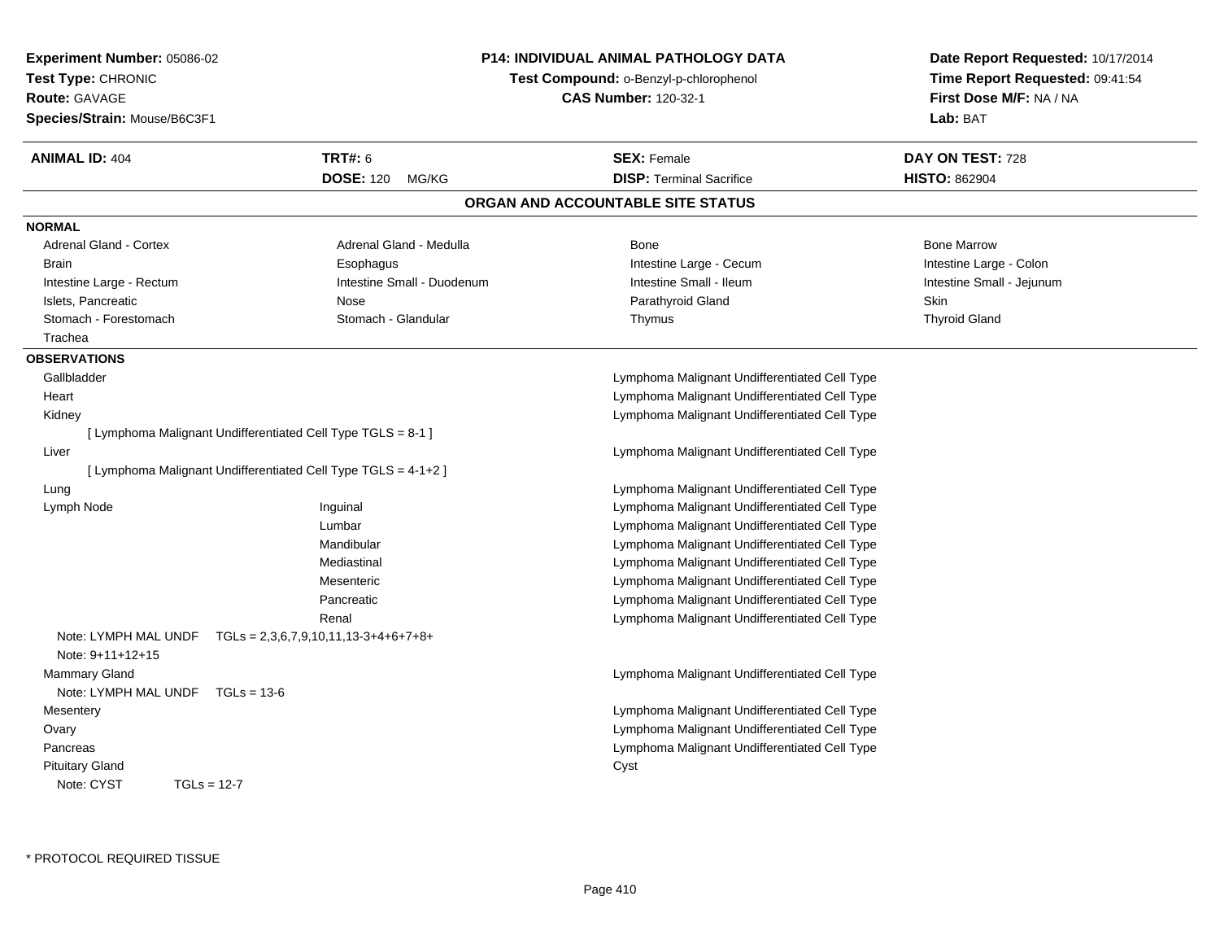**Experiment Number:** 05086-02
**Test Type:** CHRONIC
**Route:** GAVAGE
**Species/Strain:** Mouse/B6C3F1

**P14: INDIVIDUAL ANIMAL PATHOLOGY DATA**
**Test Compound:** o-Benzyl-p-chlorophenol
**CAS Number:** 120-32-1

**Date Report Requested:** 10/17/2014
**Time Report Requested:** 09:41:54
**First Dose M/F:** NA / NA
**Lab:** BAT

| **ANIMAL ID:** 404 | **TRT#:** 6 | **SEX:** Female | **DAY ON TEST:** 728 |
|---|---|---|---|
| | **DOSE:** 120 MG/KG | **DISP:** Terminal Sacrifice | **HISTO:** 862904 |

## ORGAN AND ACCOUNTABLE SITE STATUS

**NORMAL**

| | | | |
|---|---|---|---|
| Adrenal Gland - Cortex | Adrenal Gland - Medulla | Bone | Bone Marrow |
| Brain | Esophagus | Intestine Large - Cecum | Intestine Large - Colon |
| Intestine Large - Rectum | Intestine Small - Duodenum | Intestine Small - Ileum | Intestine Small - Jejunum |
| Islets, Pancreatic | Nose | Parathyroid Gland | Skin |
| Stomach - Forestomach | Stomach - Glandular | Thymus | Thyroid Gland |
| Trachea | | | |

**OBSERVATIONS**

| Organ | Site | Observation |
|---|---|---|
| Gallbladder | | Lymphoma Malignant Undifferentiated Cell Type |
| Heart | | Lymphoma Malignant Undifferentiated Cell Type |
| Kidney | | Lymphoma Malignant Undifferentiated Cell Type |
| [ Lymphoma Malignant Undifferentiated Cell Type TGLS = 8-1 ] | | |
| Liver | | Lymphoma Malignant Undifferentiated Cell Type |
| [ Lymphoma Malignant Undifferentiated Cell Type TGLS = 4-1+2 ] | | |
| Lung | | Lymphoma Malignant Undifferentiated Cell Type |
| Lymph Node | Inguinal | Lymphoma Malignant Undifferentiated Cell Type |
| | Lumbar | Lymphoma Malignant Undifferentiated Cell Type |
| | Mandibular | Lymphoma Malignant Undifferentiated Cell Type |
| | Mediastinal | Lymphoma Malignant Undifferentiated Cell Type |
| | Mesenteric | Lymphoma Malignant Undifferentiated Cell Type |
| | Pancreatic | Lymphoma Malignant Undifferentiated Cell Type |
| | Renal | Lymphoma Malignant Undifferentiated Cell Type |
| Note: LYMPH MAL UNDF TGLs = 2,3,6,7,9,10,11,13-3+4+6+7+8+ | | |
| Note: 9+11+12+15 | | |
| Mammary Gland | | Lymphoma Malignant Undifferentiated Cell Type |
| Note: LYMPH MAL UNDF TGLs = 13-6 | | |
| Mesentery | | Lymphoma Malignant Undifferentiated Cell Type |
| Ovary | | Lymphoma Malignant Undifferentiated Cell Type |
| Pancreas | | Lymphoma Malignant Undifferentiated Cell Type |
| Pituitary Gland | | Cyst |
| Note: CYST TGLs = 12-7 | | |

\* PROTOCOL REQUIRED TISSUE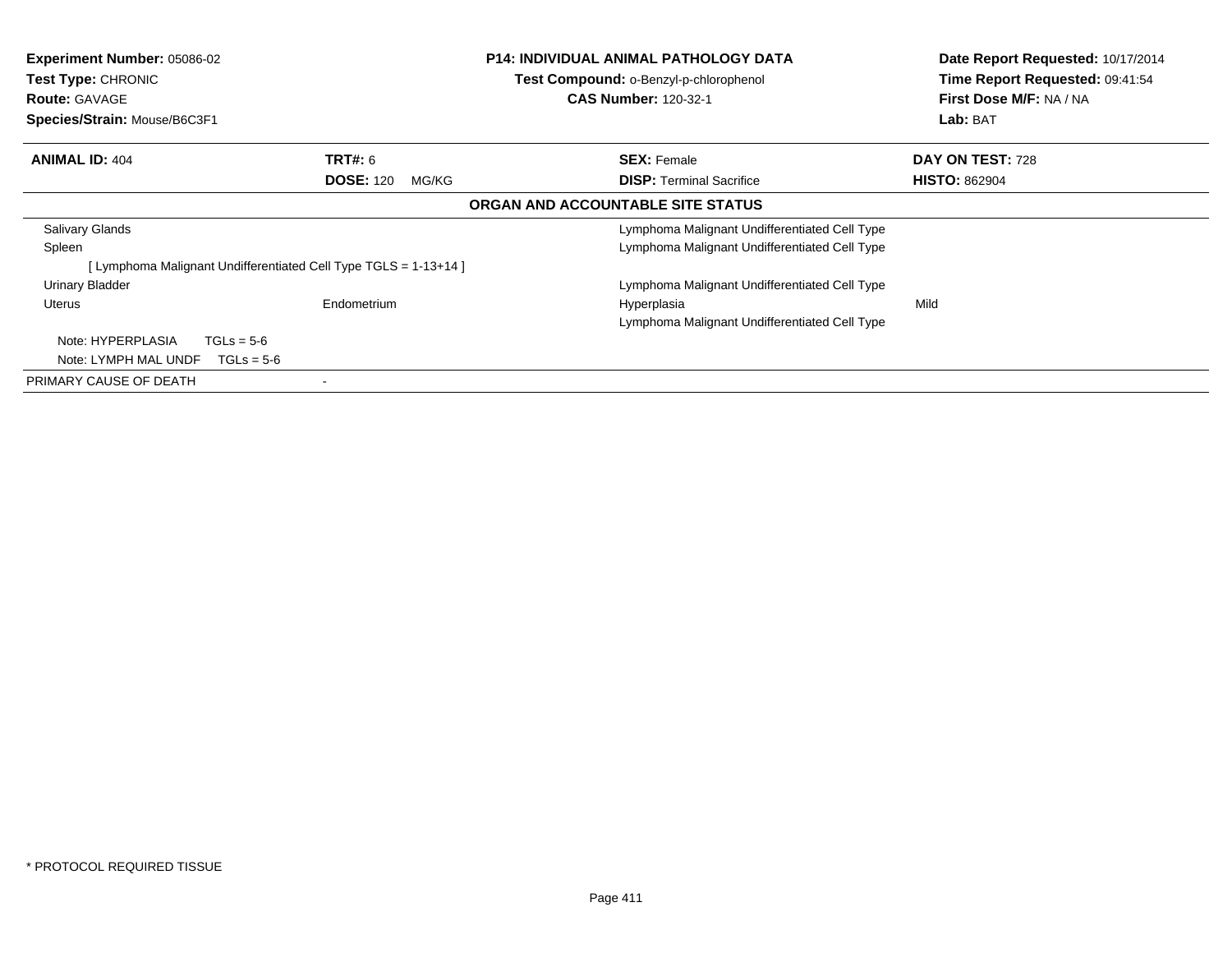**Experiment Number:** 05086-02
**Test Type:** CHRONIC
**Route:** GAVAGE
**Species/Strain:** Mouse/B6C3F1

**P14: INDIVIDUAL ANIMAL PATHOLOGY DATA**
**Test Compound:** o-Benzyl-p-chlorophenol
**CAS Number:** 120-32-1

**Date Report Requested:** 10/17/2014
**Time Report Requested:** 09:41:54
**First Dose M/F:** NA / NA
**Lab:** BAT

| **ANIMAL ID:** 404 | **TRT#:** 6 | **SEX:** Female | **DAY ON TEST:** 728 |
|---|---|---|---|
| | **DOSE:** 120 MG/KG | **DISP:** Terminal Sacrifice | **HISTO:** 862904 |

**ORGAN AND ACCOUNTABLE SITE STATUS**

| | | | |
|---|---|---|---|
| Salivary Glands | | Lymphoma Malignant Undifferentiated Cell Type | |
| Spleen | | Lymphoma Malignant Undifferentiated Cell Type | |
| [ Lymphoma Malignant Undifferentiated Cell Type TGLS = 1-13+14 ] | | | |
| Urinary Bladder | | Lymphoma Malignant Undifferentiated Cell Type | |
| Uterus | Endometrium | Hyperplasia | Mild |
| | | Lymphoma Malignant Undifferentiated Cell Type | |
| Note: HYPERPLASIA TGLs = 5-6 | | | |
| Note: LYMPH MAL UNDF TGLs = 5-6 | | | |
| PRIMARY CAUSE OF DEATH | - | | |

\* PROTOCOL REQUIRED TISSUE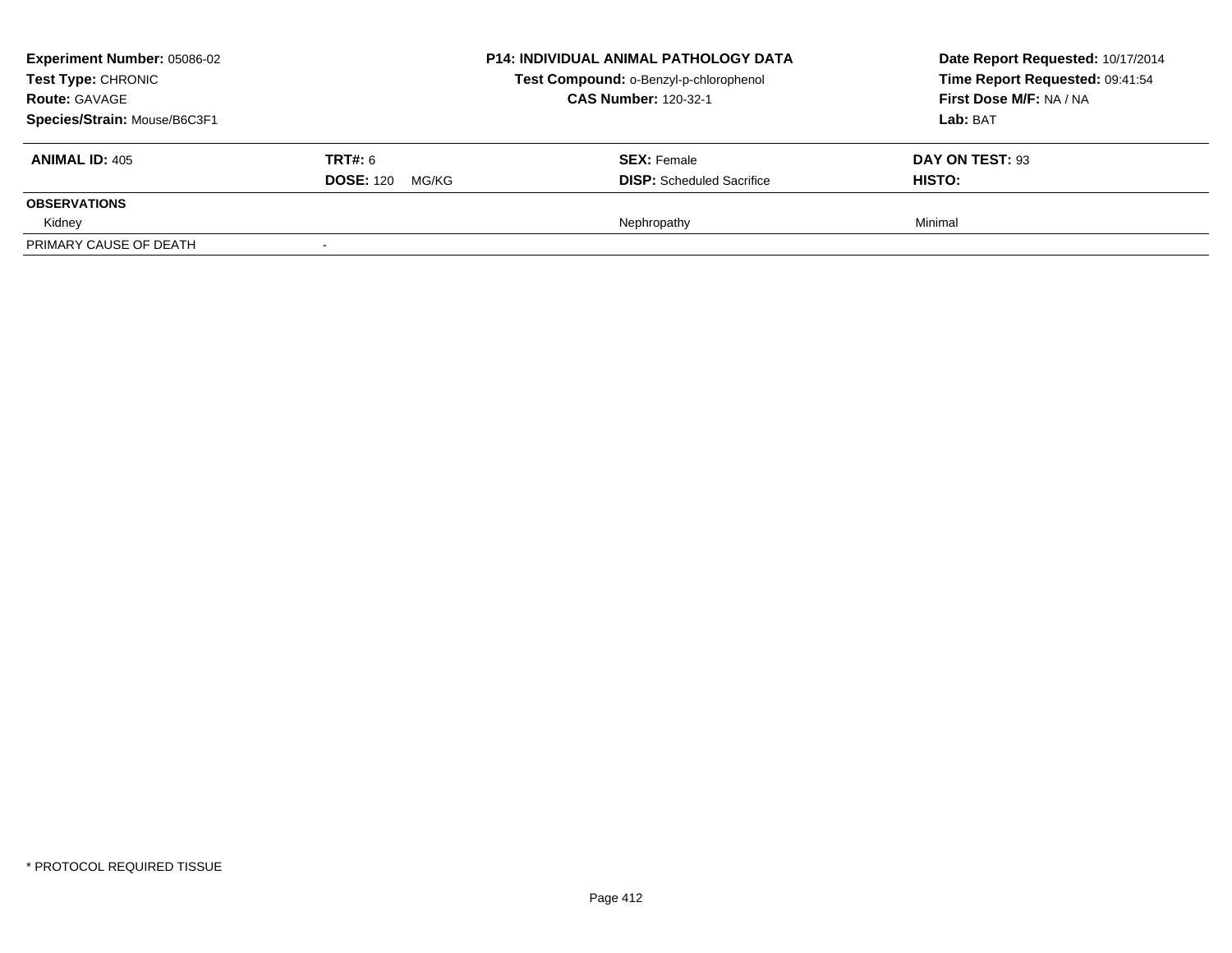**Experiment Number:** 05086-02
**Test Type:** CHRONIC
**Route:** GAVAGE
**Species/Strain:** Mouse/B6C3F1

**P14: INDIVIDUAL ANIMAL PATHOLOGY DATA**
**Test Compound:** o-Benzyl-p-chlorophenol
**CAS Number:** 120-32-1

**Date Report Requested:** 10/17/2014
**Time Report Requested:** 09:41:54
**First Dose M/F:** NA / NA
**Lab:** BAT

| **ANIMAL ID:** 405 | **TRT#:** 6 | **SEX:** Female | **DAY ON TEST:** 93 |
|---|---|---|---|
| | **DOSE:** 120 MG/KG | **DISP:** Scheduled Sacrifice | **HISTO:** |
| **OBSERVATIONS** | | | |
| Kidney | | Nephropathy | Minimal |
| PRIMARY CAUSE OF DEATH | - | | |

\* PROTOCOL REQUIRED TISSUE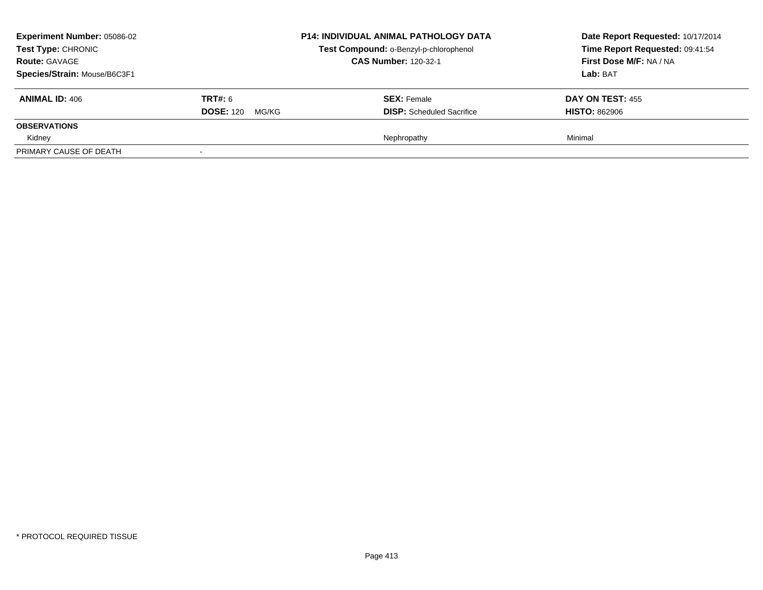**Experiment Number:** 05086-02
**Test Type:** CHRONIC
**Route:** GAVAGE
**Species/Strain:** Mouse/B6C3F1

**P14: INDIVIDUAL ANIMAL PATHOLOGY DATA**
**Test Compound:** o-Benzyl-p-chlorophenol
**CAS Number:** 120-32-1

**Date Report Requested:** 10/17/2014
**Time Report Requested:** 09:41:54
**First Dose M/F:** NA / NA
**Lab:** BAT

| **ANIMAL ID:** 406 | **TRT#:** 6 | **SEX:** Female | **DAY ON TEST:** 455 |
|---|---|---|---|
| | **DOSE:** 120 MG/KG | **DISP:** Scheduled Sacrifice | **HISTO:** 862906 |
| **OBSERVATIONS** | | | |
| Kidney | | Nephropathy | Minimal |
| PRIMARY CAUSE OF DEATH | - | | |

\* PROTOCOL REQUIRED TISSUE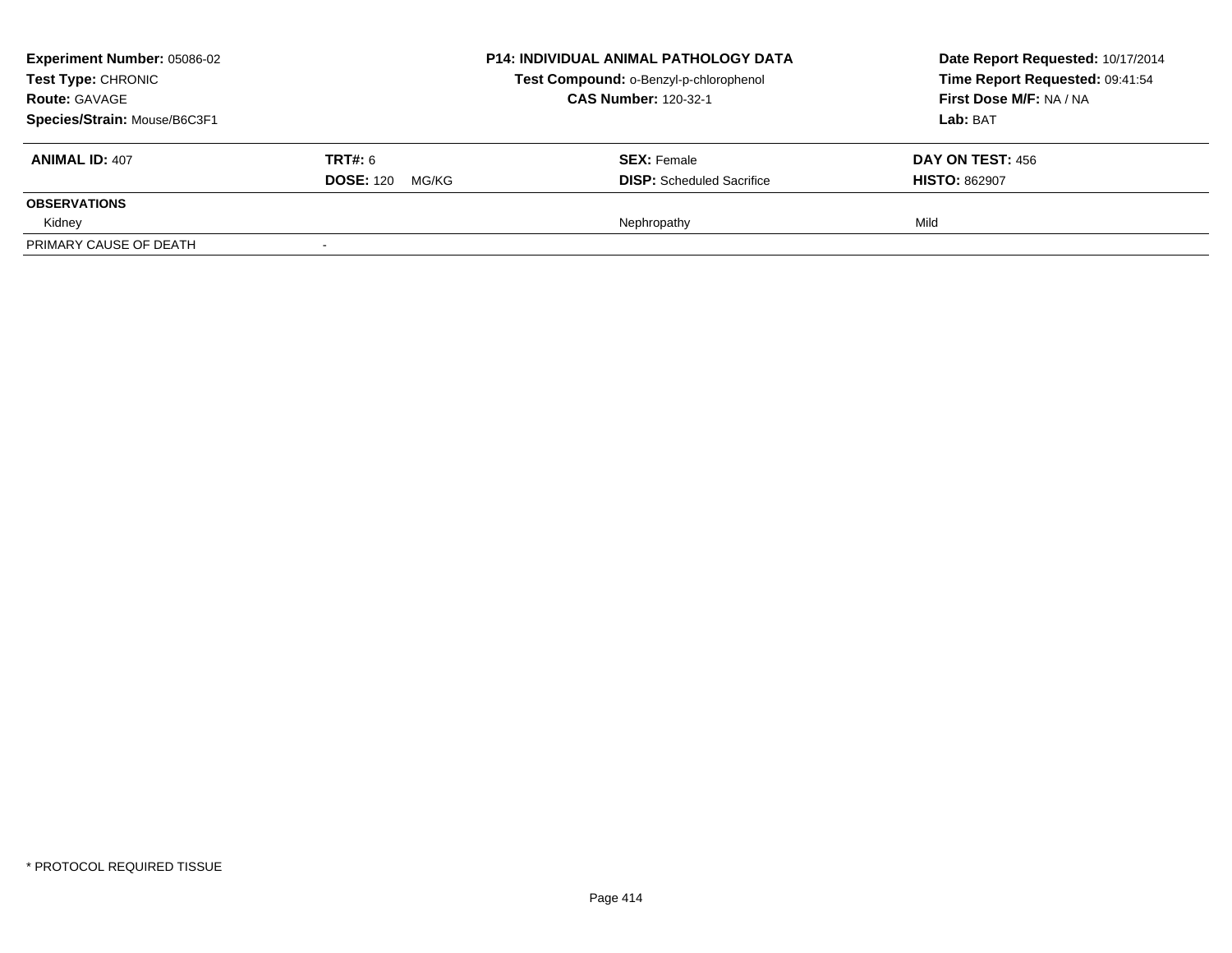**Experiment Number:** 05086-02
**Test Type:** CHRONIC
**Route:** GAVAGE
**Species/Strain:** Mouse/B6C3F1

**P14: INDIVIDUAL ANIMAL PATHOLOGY DATA**
**Test Compound:** o-Benzyl-p-chlorophenol
**CAS Number:** 120-32-1

**Date Report Requested:** 10/17/2014
**Time Report Requested:** 09:41:54
**First Dose M/F:** NA / NA
**Lab:** BAT

| **ANIMAL ID:** 407 | **TRT#:** 6 | **SEX:** Female | **DAY ON TEST:** 456 |
|---|---|---|---|
| | **DOSE:** 120 MG/KG | **DISP:** Scheduled Sacrifice | **HISTO:** 862907 |
| **OBSERVATIONS** | | | |
| Kidney | | Nephropathy | Mild |
| PRIMARY CAUSE OF DEATH | - | | |

* PROTOCOL REQUIRED TISSUE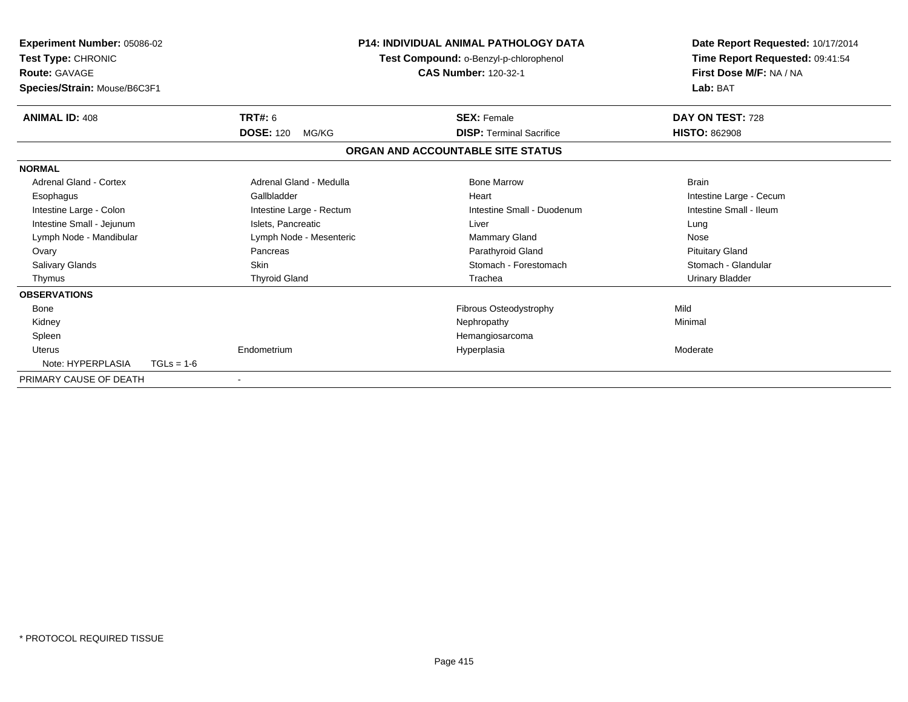**Experiment Number:** 05086-02
**Test Type:** CHRONIC
**Route:** GAVAGE
**Species/Strain:** Mouse/B6C3F1

**P14: INDIVIDUAL ANIMAL PATHOLOGY DATA**
**Test Compound:** o-Benzyl-p-chlorophenol
**CAS Number:** 120-32-1

**Date Report Requested:** 10/17/2014
**Time Report Requested:** 09:41:54
**First Dose M/F:** NA / NA
**Lab:** BAT

| **ANIMAL ID:** 408 | **TRT#:** 6 | **SEX:** Female | **DAY ON TEST:** 728 |
|---|---|---|---|
| | **DOSE:** 120 MG/KG | **DISP:** Terminal Sacrifice | **HISTO:** 862908 |

## ORGAN AND ACCOUNTABLE SITE STATUS

| | | | |
|---|---|---|---|
| **NORMAL** | | | |
| Adrenal Gland - Cortex | Adrenal Gland - Medulla | Bone Marrow | Brain |
| Esophagus | Gallbladder | Heart | Intestine Large - Cecum |
| Intestine Large - Colon | Intestine Large - Rectum | Intestine Small - Duodenum | Intestine Small - Ileum |
| Intestine Small - Jejunum | Islets, Pancreatic | Liver | Lung |
| Lymph Node - Mandibular | Lymph Node - Mesenteric | Mammary Gland | Nose |
| Ovary | Pancreas | Parathyroid Gland | Pituitary Gland |
| Salivary Glands | Skin | Stomach - Forestomach | Stomach - Glandular |
| Thymus | Thyroid Gland | Trachea | Urinary Bladder |
| **OBSERVATIONS** | | | |
| Bone | | Fibrous Osteodystrophy | Mild |
| Kidney | | Nephropathy | Minimal |
| Spleen | | Hemangiosarcoma | |
| Uterus | Endometrium | Hyperplasia | Moderate |
| Note: HYPERPLASIA TGLs = 1-6 | | | |
| PRIMARY CAUSE OF DEATH | - | | |

* PROTOCOL REQUIRED TISSUE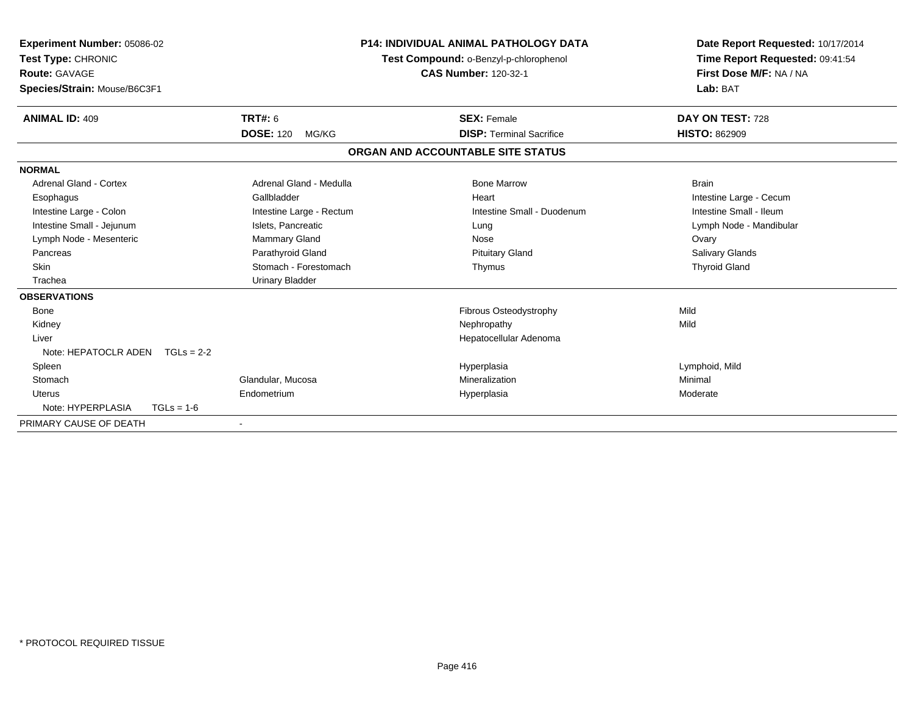**Experiment Number:** 05086-02
**Test Type:** CHRONIC
**Route:** GAVAGE
**Species/Strain:** Mouse/B6C3F1

**P14: INDIVIDUAL ANIMAL PATHOLOGY DATA**
**Test Compound:** o-Benzyl-p-chlorophenol
**CAS Number:** 120-32-1

**Date Report Requested:** 10/17/2014
**Time Report Requested:** 09:41:54
**First Dose M/F:** NA / NA
**Lab:** BAT

| **ANIMAL ID:** 409 | **TRT#:** 6 | **SEX:** Female | **DAY ON TEST:** 728 |
|---|---|---|---|
| | **DOSE:** 120 MG/KG | **DISP:** Terminal Sacrifice | **HISTO:** 862909 |

## ORGAN AND ACCOUNTABLE SITE STATUS

| | | | |
|---|---|---|---|
| **NORMAL** | | | |
| Adrenal Gland - Cortex | Adrenal Gland - Medulla | Bone Marrow | Brain |
| Esophagus | Gallbladder | Heart | Intestine Large - Cecum |
| Intestine Large - Colon | Intestine Large - Rectum | Intestine Small - Duodenum | Intestine Small - Ileum |
| Intestine Small - Jejunum | Islets, Pancreatic | Lung | Lymph Node - Mandibular |
| Lymph Node - Mesenteric | Mammary Gland | Nose | Ovary |
| Pancreas | Parathyroid Gland | Pituitary Gland | Salivary Glands |
| Skin | Stomach - Forestomach | Thymus | Thyroid Gland |
| Trachea | Urinary Bladder | | |
| **OBSERVATIONS** | | | |
| Bone | | Fibrous Osteodystrophy | Mild |
| Kidney | | Nephropathy | Mild |
| Liver | | Hepatocellular Adenoma | |
| Note: HEPATOCLR ADEN TGLs = 2-2 | | | |
| Spleen | | Hyperplasia | Lymphoid, Mild |
| Stomach | Glandular, Mucosa | Mineralization | Minimal |
| Uterus | Endometrium | Hyperplasia | Moderate |
| Note: HYPERPLASIA TGLs = 1-6 | | | |
| PRIMARY CAUSE OF DEATH | - | | |

\* PROTOCOL REQUIRED TISSUE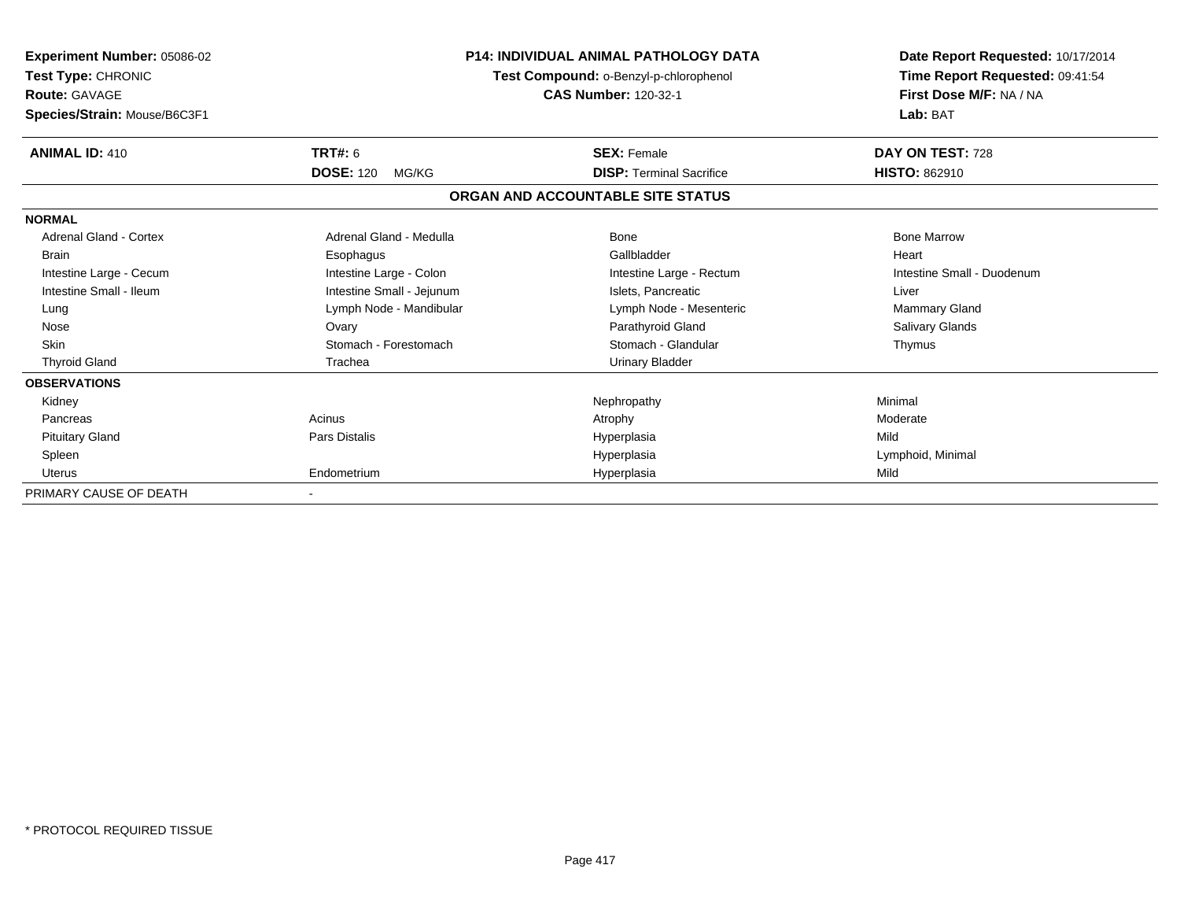**Experiment Number:** 05086-02
**Test Type:** CHRONIC
**Route:** GAVAGE
**Species/Strain:** Mouse/B6C3F1

**P14: INDIVIDUAL ANIMAL PATHOLOGY DATA**
**Test Compound:** o-Benzyl-p-chlorophenol
**CAS Number:** 120-32-1

**Date Report Requested:** 10/17/2014
**Time Report Requested:** 09:41:54
**First Dose M/F:** NA / NA
**Lab:** BAT

| **ANIMAL ID:** 410 | **TRT#:** 6 | **SEX:** Female | **DAY ON TEST:** 728 |
|---|---|---|---|
| | **DOSE:** 120 MG/KG | **DISP:** Terminal Sacrifice | **HISTO:** 862910 |

## ORGAN AND ACCOUNTABLE SITE STATUS

| | | | |
|---|---|---|---|
| **NORMAL** | | | |
| Adrenal Gland - Cortex | Adrenal Gland - Medulla | Bone | Bone Marrow |
| Brain | Esophagus | Gallbladder | Heart |
| Intestine Large - Cecum | Intestine Large - Colon | Intestine Large - Rectum | Intestine Small - Duodenum |
| Intestine Small - Ileum | Intestine Small - Jejunum | Islets, Pancreatic | Liver |
| Lung | Lymph Node - Mandibular | Lymph Node - Mesenteric | Mammary Gland |
| Nose | Ovary | Parathyroid Gland | Salivary Glands |
| Skin | Stomach - Forestomach | Stomach - Glandular | Thymus |
| Thyroid Gland | Trachea | Urinary Bladder | |
| **OBSERVATIONS** | | | |
| Kidney | | Nephropathy | Minimal |
| Pancreas | Acinus | Atrophy | Moderate |
| Pituitary Gland | Pars Distalis | Hyperplasia | Mild |
| Spleen | | Hyperplasia | Lymphoid, Minimal |
| Uterus | Endometrium | Hyperplasia | Mild |
| PRIMARY CAUSE OF DEATH | - | | |

\* PROTOCOL REQUIRED TISSUE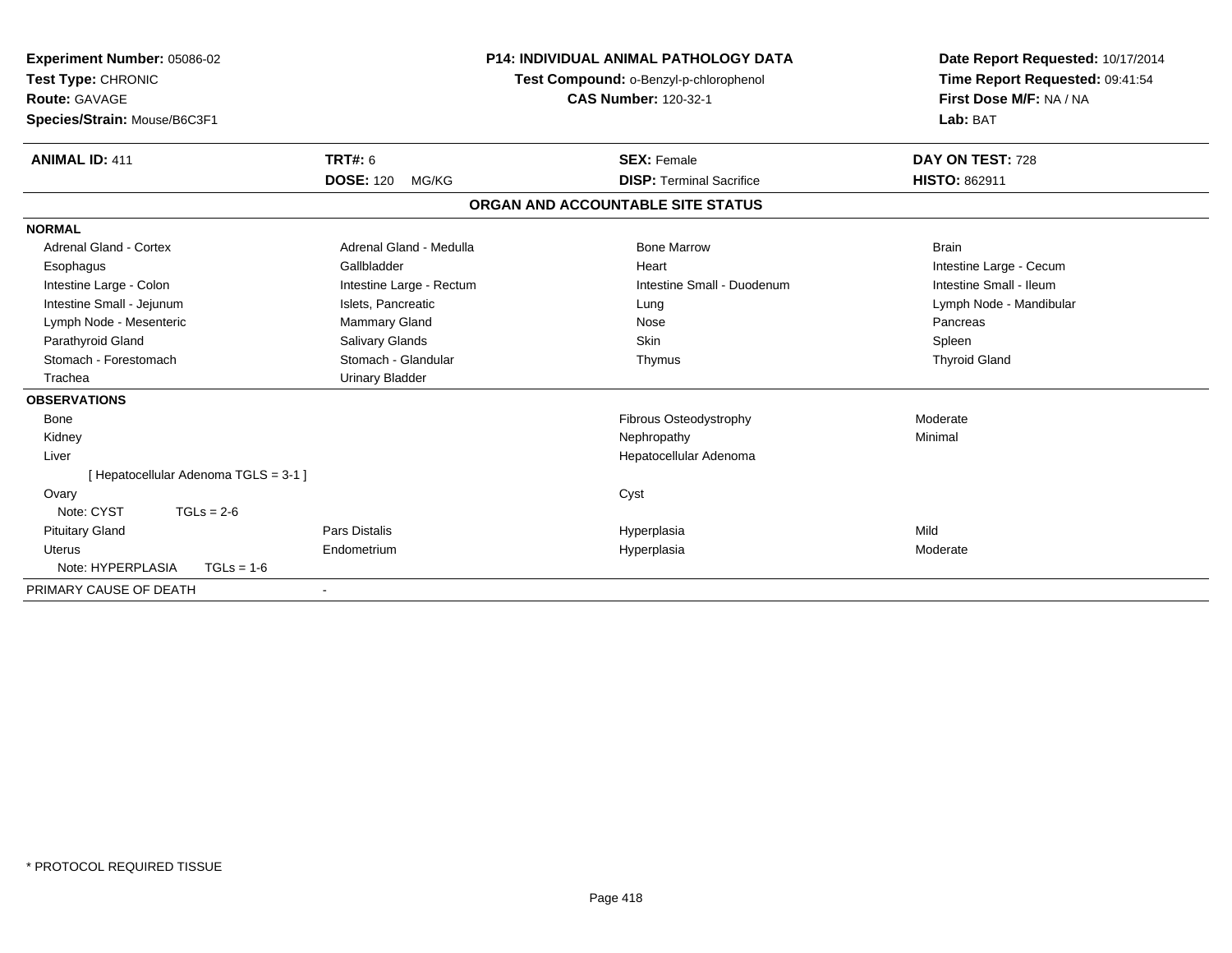**Experiment Number:** 05086-02
**Test Type:** CHRONIC
**Route:** GAVAGE
**Species/Strain:** Mouse/B6C3F1

**P14: INDIVIDUAL ANIMAL PATHOLOGY DATA**
**Test Compound:** o-Benzyl-p-chlorophenol
**CAS Number:** 120-32-1

**Date Report Requested:** 10/17/2014
**Time Report Requested:** 09:41:54
**First Dose M/F:** NA / NA
**Lab:** BAT

| **ANIMAL ID:** 411 | **TRT#:** 6 | **SEX:** Female | **DAY ON TEST:** 728 |
|---|---|---|---|
| | **DOSE:** 120 MG/KG | **DISP:** Terminal Sacrifice | **HISTO:** 862911 |

## ORGAN AND ACCOUNTABLE SITE STATUS

**NORMAL**

| | | | |
|---|---|---|---|
| Adrenal Gland - Cortex | Adrenal Gland - Medulla | Bone Marrow | Brain |
| Esophagus | Gallbladder | Heart | Intestine Large - Cecum |
| Intestine Large - Colon | Intestine Large - Rectum | Intestine Small - Duodenum | Intestine Small - Ileum |
| Intestine Small - Jejunum | Islets, Pancreatic | Lung | Lymph Node - Mandibular |
| Lymph Node - Mesenteric | Mammary Gland | Nose | Pancreas |
| Parathyroid Gland | Salivary Glands | Skin | Spleen |
| Stomach - Forestomach | Stomach - Glandular | Thymus | Thyroid Gland |
| Trachea | Urinary Bladder | | |

**OBSERVATIONS**

| | | | |
|---|---|---|---|
| Bone | | Fibrous Osteodystrophy | Moderate |
| Kidney | | Nephropathy | Minimal |
| Liver | | Hepatocellular Adenoma | |
| [ Hepatocellular Adenoma TGLS = 3-1 ] | | | |
| Ovary | | Cyst | |
| Note: CYST TGLs = 2-6 | | | |
| Pituitary Gland | Pars Distalis | Hyperplasia | Mild |
| Uterus | Endometrium | Hyperplasia | Moderate |
| Note: HYPERPLASIA TGLs = 1-6 | | | |

PRIMARY CAUSE OF DEATH -

* PROTOCOL REQUIRED TISSUE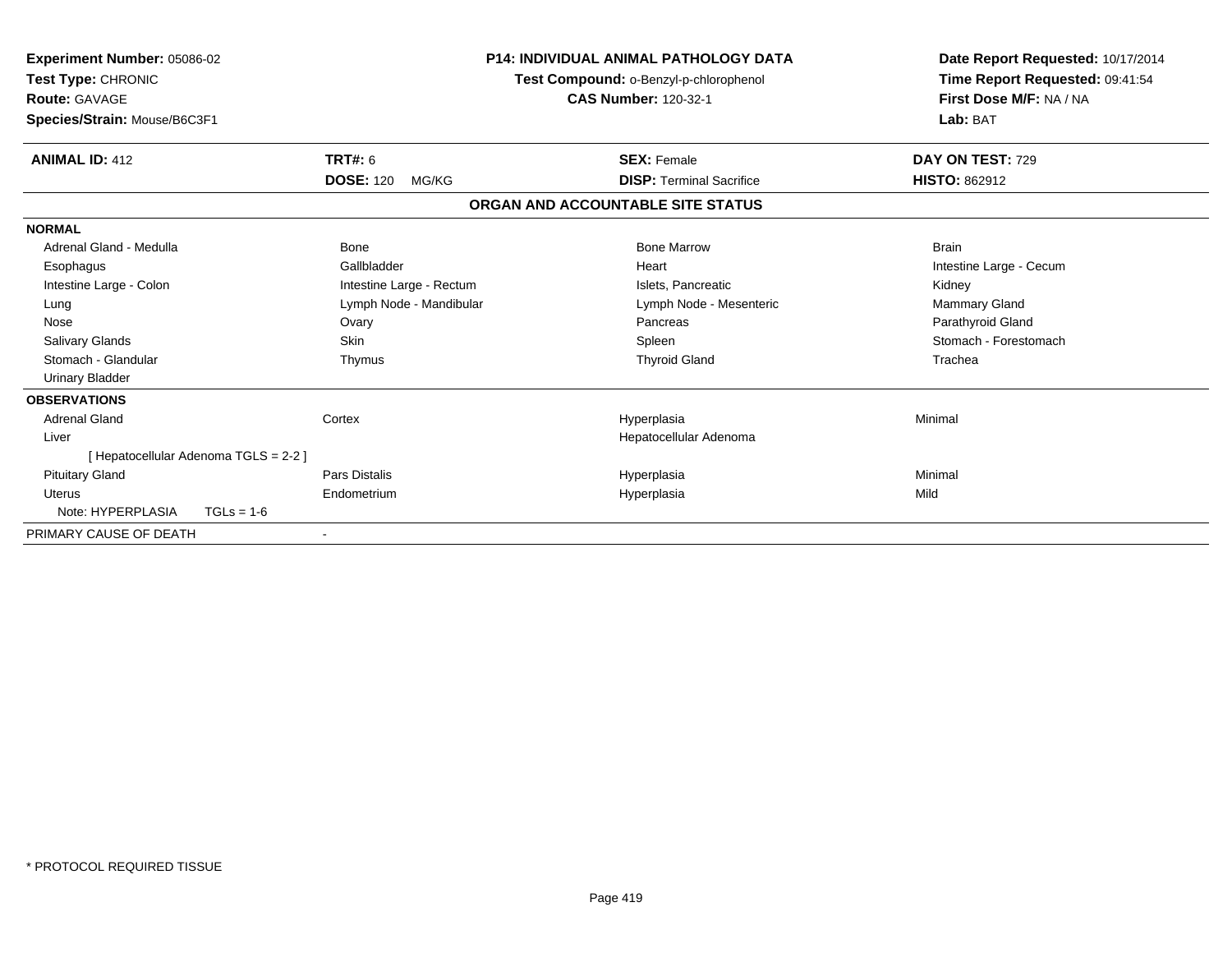**Experiment Number:** 05086-02
**Test Type:** CHRONIC
**Route:** GAVAGE
**Species/Strain:** Mouse/B6C3F1

**P14: INDIVIDUAL ANIMAL PATHOLOGY DATA**
**Test Compound:** o-Benzyl-p-chlorophenol
**CAS Number:** 120-32-1

**Date Report Requested:** 10/17/2014
**Time Report Requested:** 09:41:54
**First Dose M/F:** NA / NA
**Lab:** BAT

| **ANIMAL ID:** 412 | **TRT#:** 6 | **SEX:** Female | **DAY ON TEST:** 729 |
|---|---|---|---|
| | **DOSE:** 120 MG/KG | **DISP:** Terminal Sacrifice | **HISTO:** 862912 |

## ORGAN AND ACCOUNTABLE SITE STATUS

| | | | |
|---|---|---|---|
| **NORMAL** | | | |
| Adrenal Gland - Medulla | Bone | Bone Marrow | Brain |
| Esophagus | Gallbladder | Heart | Intestine Large - Cecum |
| Intestine Large - Colon | Intestine Large - Rectum | Islets, Pancreatic | Kidney |
| Lung | Lymph Node - Mandibular | Lymph Node - Mesenteric | Mammary Gland |
| Nose | Ovary | Pancreas | Parathyroid Gland |
| Salivary Glands | Skin | Spleen | Stomach - Forestomach |
| Stomach - Glandular | Thymus | Thyroid Gland | Trachea |
| Urinary Bladder | | | |
| **OBSERVATIONS** | | | |
| Adrenal Gland | Cortex | Hyperplasia | Minimal |
| Liver | | Hepatocellular Adenoma | |
| [ Hepatocellular Adenoma TGLS = 2-2 ] | | | |
| Pituitary Gland | Pars Distalis | Hyperplasia | Minimal |
| Uterus | Endometrium | Hyperplasia | Mild |
| Note: HYPERPLASIA TGLs = 1-6 | | | |
| PRIMARY CAUSE OF DEATH | - | | |

* PROTOCOL REQUIRED TISSUE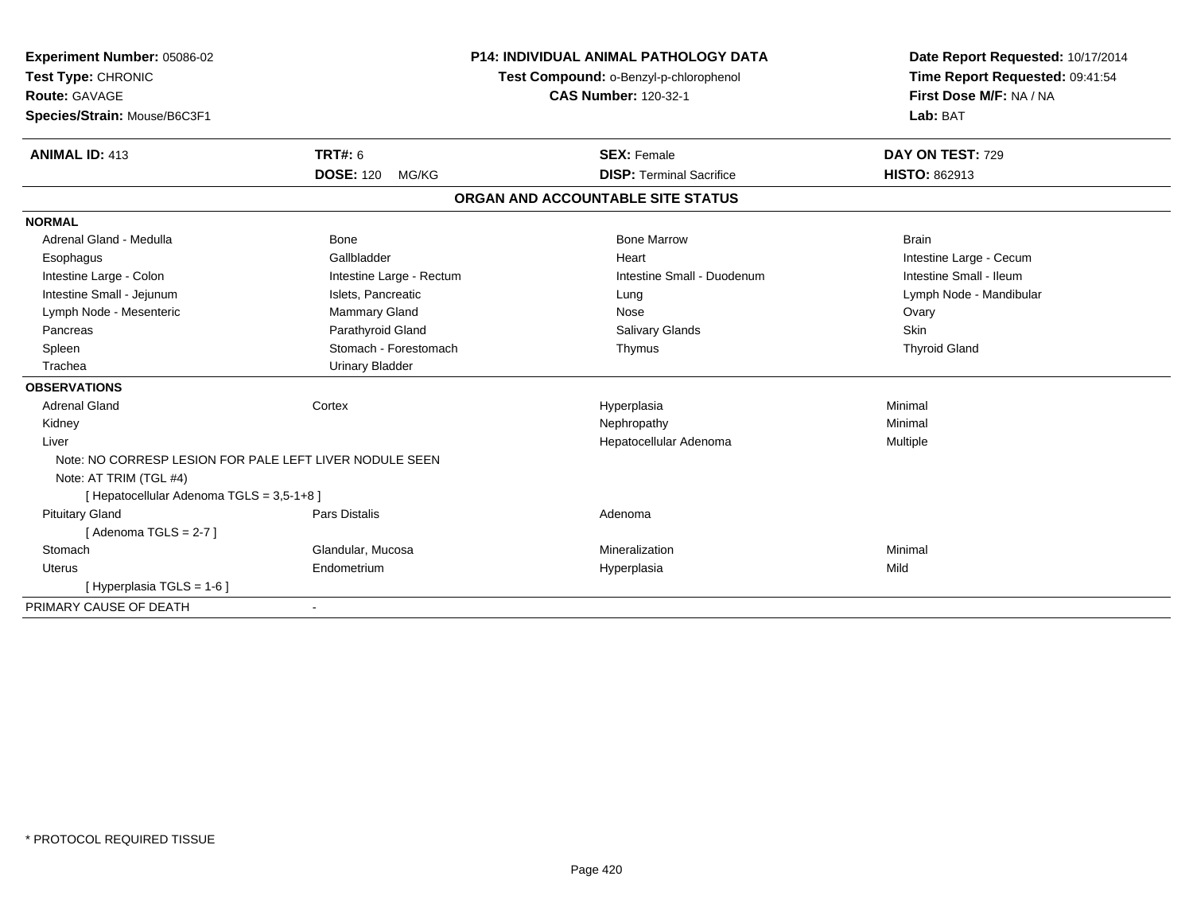**Experiment Number:** 05086-02
**Test Type:** CHRONIC
**Route:** GAVAGE
**Species/Strain:** Mouse/B6C3F1

**P14: INDIVIDUAL ANIMAL PATHOLOGY DATA**
**Test Compound:** o-Benzyl-p-chlorophenol
**CAS Number:** 120-32-1

**Date Report Requested:** 10/17/2014
**Time Report Requested:** 09:41:54
**First Dose M/F:** NA / NA
**Lab:** BAT

| **ANIMAL ID:** 413 | **TRT#:** 6 | **SEX:** Female | **DAY ON TEST:** 729 |
|---|---|---|---|
| | **DOSE:** 120 MG/KG | **DISP:** Terminal Sacrifice | **HISTO:** 862913 |

## ORGAN AND ACCOUNTABLE SITE STATUS

**NORMAL**

| | | | |
|---|---|---|---|
| Adrenal Gland - Medulla | Bone | Bone Marrow | Brain |
| Esophagus | Gallbladder | Heart | Intestine Large - Cecum |
| Intestine Large - Colon | Intestine Large - Rectum | Intestine Small - Duodenum | Intestine Small - Ileum |
| Intestine Small - Jejunum | Islets, Pancreatic | Lung | Lymph Node - Mandibular |
| Lymph Node - Mesenteric | Mammary Gland | Nose | Ovary |
| Pancreas | Parathyroid Gland | Salivary Glands | Skin |
| Spleen | Stomach - Forestomach | Thymus | Thyroid Gland |
| Trachea | Urinary Bladder | | |

**OBSERVATIONS**

| | | | |
|---|---|---|---|
| Adrenal Gland | Cortex | Hyperplasia | Minimal |
| Kidney | | Nephropathy | Minimal |
| Liver | | Hepatocellular Adenoma | Multiple |
| Note: NO CORRESP LESION FOR PALE LEFT LIVER NODULE SEEN | | | |
| Note: AT TRIM (TGL #4) | | | |
| [ Hepatocellular Adenoma TGLS = 3,5-1+8 ] | | | |
| Pituitary Gland | Pars Distalis | Adenoma | |
| [ Adenoma TGLS = 2-7 ] | | | |
| Stomach | Glandular, Mucosa | Mineralization | Minimal |
| Uterus | Endometrium | Hyperplasia | Mild |
| [ Hyperplasia TGLS = 1-6 ] | | | |

PRIMARY CAUSE OF DEATH -

* PROTOCOL REQUIRED TISSUE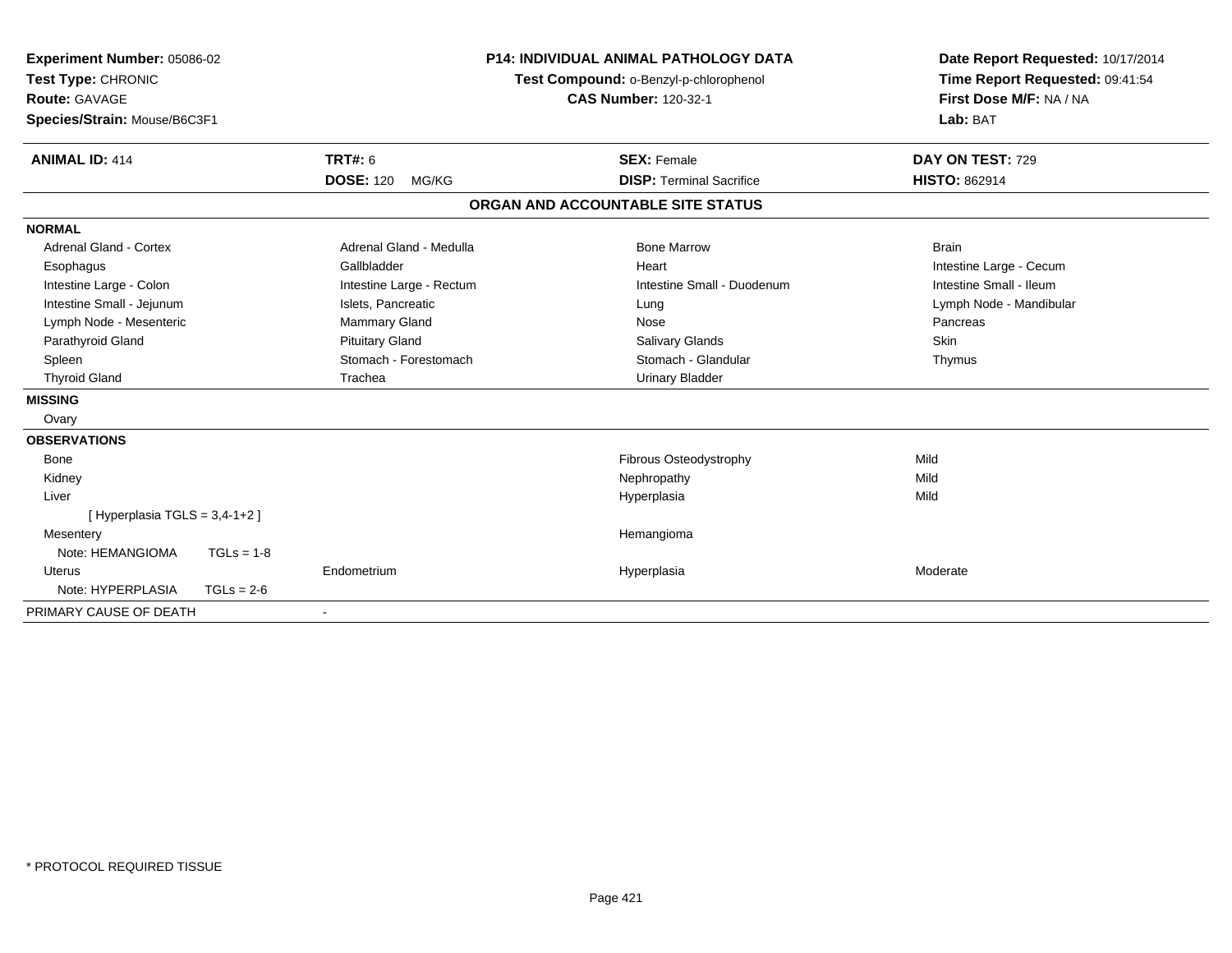**Experiment Number:** 05086-02
**Test Type:** CHRONIC
**Route:** GAVAGE
**Species/Strain:** Mouse/B6C3F1

**P14: INDIVIDUAL ANIMAL PATHOLOGY DATA**
**Test Compound:** o-Benzyl-p-chlorophenol
**CAS Number:** 120-32-1

**Date Report Requested:** 10/17/2014
**Time Report Requested:** 09:41:54
**First Dose M/F:** NA / NA
**Lab:** BAT

| **ANIMAL ID:** 414 | **TRT#:** 6 | **SEX:** Female | **DAY ON TEST:** 729 |
|---|---|---|---|
| | **DOSE:** 120 MG/KG | **DISP:** Terminal Sacrifice | **HISTO:** 862914 |

## ORGAN AND ACCOUNTABLE SITE STATUS

**NORMAL**

| | | | |
|---|---|---|---|
| Adrenal Gland - Cortex | Adrenal Gland - Medulla | Bone Marrow | Brain |
| Esophagus | Gallbladder | Heart | Intestine Large - Cecum |
| Intestine Large - Colon | Intestine Large - Rectum | Intestine Small - Duodenum | Intestine Small - Ileum |
| Intestine Small - Jejunum | Islets, Pancreatic | Lung | Lymph Node - Mandibular |
| Lymph Node - Mesenteric | Mammary Gland | Nose | Pancreas |
| Parathyroid Gland | Pituitary Gland | Salivary Glands | Skin |
| Spleen | Stomach - Forestomach | Stomach - Glandular | Thymus |
| Thyroid Gland | Trachea | Urinary Bladder | |

**MISSING**

Ovary

**OBSERVATIONS**

| | | | |
|---|---|---|---|
| Bone | | Fibrous Osteodystrophy | Mild |
| Kidney | | Nephropathy | Mild |
| Liver | | Hyperplasia | Mild |
| [ Hyperplasia TGLS = 3,4-1+2 ] | | | |
| Mesentery | | Hemangioma | |
| Note: HEMANGIOMA TGLs = 1-8 | | | |
| Uterus | Endometrium | Hyperplasia | Moderate |
| Note: HYPERPLASIA TGLs = 2-6 | | | |

PRIMARY CAUSE OF DEATH -

* PROTOCOL REQUIRED TISSUE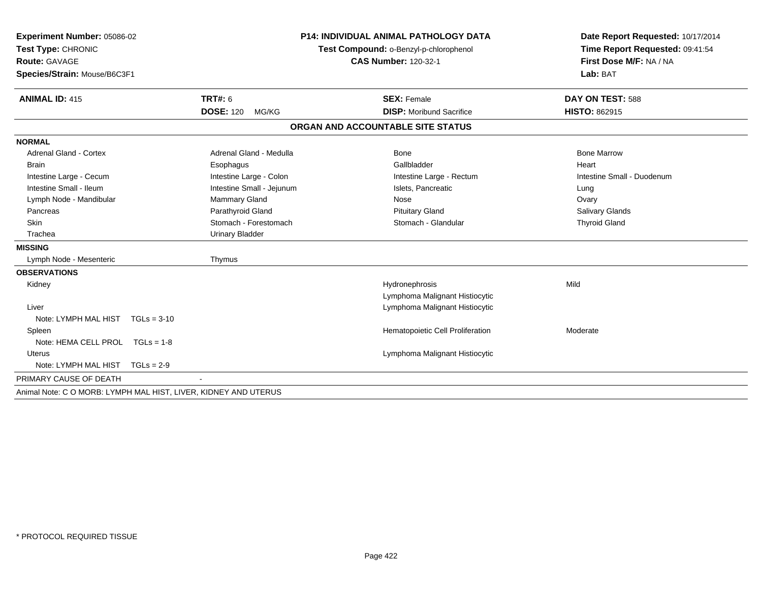**Experiment Number:** 05086-02
**Test Type:** CHRONIC
**Route:** GAVAGE
**Species/Strain:** Mouse/B6C3F1

**P14: INDIVIDUAL ANIMAL PATHOLOGY DATA**
**Test Compound:** o-Benzyl-p-chlorophenol
**CAS Number:** 120-32-1

**Date Report Requested:** 10/17/2014
**Time Report Requested:** 09:41:54
**First Dose M/F:** NA / NA
**Lab:** BAT

| **ANIMAL ID:** 415 | **TRT#:** 6 | **SEX:** Female | **DAY ON TEST:** 588 |
|---|---|---|---|
| | **DOSE:** 120 MG/KG | **DISP:** Moribund Sacrifice | **HISTO:** 862915 |

## ORGAN AND ACCOUNTABLE SITE STATUS

**NORMAL**

| | | | |
|---|---|---|---|
| Adrenal Gland - Cortex | Adrenal Gland - Medulla | Bone | Bone Marrow |
| Brain | Esophagus | Gallbladder | Heart |
| Intestine Large - Cecum | Intestine Large - Colon | Intestine Large - Rectum | Intestine Small - Duodenum |
| Intestine Small - Ileum | Intestine Small - Jejunum | Islets, Pancreatic | Lung |
| Lymph Node - Mandibular | Mammary Gland | Nose | Ovary |
| Pancreas | Parathyroid Gland | Pituitary Gland | Salivary Glands |
| Skin | Stomach - Forestomach | Stomach - Glandular | Thyroid Gland |
| Trachea | Urinary Bladder | | |

**MISSING**

| | |
|---|---|
| Lymph Node - Mesenteric | Thymus |

**OBSERVATIONS**

| Organ | Observation | Severity |
|---|---|---|
| Kidney | Hydronephrosis | Mild |
| | Lymphoma Malignant Histiocytic | |
| Liver | Lymphoma Malignant Histiocytic | |
| Note: LYMPH MAL HIST TGLs = 3-10 | | |
| Spleen | Hematopoietic Cell Proliferation | Moderate |
| Note: HEMA CELL PROL TGLs = 1-8 | | |
| Uterus | Lymphoma Malignant Histiocytic | |
| Note: LYMPH MAL HIST TGLs = 2-9 | | |

PRIMARY CAUSE OF DEATH -

Animal Note: C O MORB: LYMPH MAL HIST, LIVER, KIDNEY AND UTERUS

* PROTOCOL REQUIRED TISSUE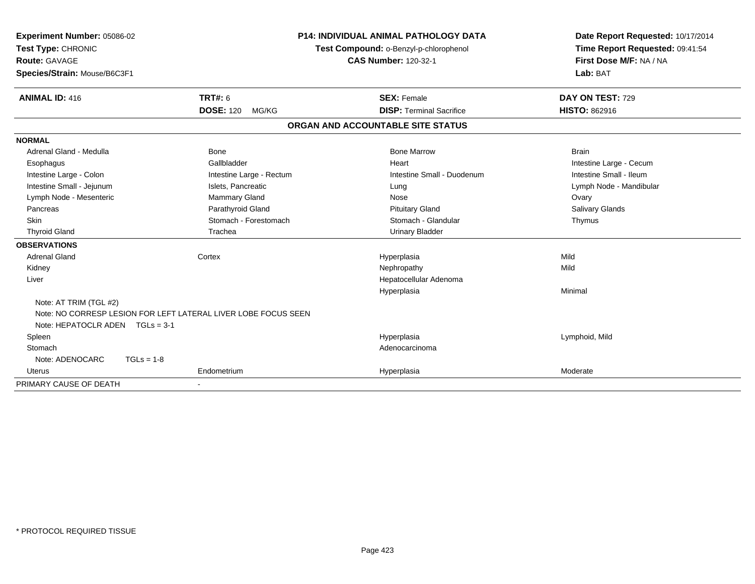**Experiment Number:** 05086-02
**Test Type:** CHRONIC
**Route:** GAVAGE
**Species/Strain:** Mouse/B6C3F1

**P14: INDIVIDUAL ANIMAL PATHOLOGY DATA**
**Test Compound:** o-Benzyl-p-chlorophenol
**CAS Number:** 120-32-1

**Date Report Requested:** 10/17/2014
**Time Report Requested:** 09:41:54
**First Dose M/F:** NA / NA
**Lab:** BAT

| **ANIMAL ID:** 416 | **TRT#:** 6 | **SEX:** Female | **DAY ON TEST:** 729 |
|---|---|---|---|
| | **DOSE:** 120 MG/KG | **DISP:** Terminal Sacrifice | **HISTO:** 862916 |

## ORGAN AND ACCOUNTABLE SITE STATUS

| | | | |
|---|---|---|---|
| **NORMAL** | | | |
| Adrenal Gland - Medulla | Bone | Bone Marrow | Brain |
| Esophagus | Gallbladder | Heart | Intestine Large - Cecum |
| Intestine Large - Colon | Intestine Large - Rectum | Intestine Small - Duodenum | Intestine Small - Ileum |
| Intestine Small - Jejunum | Islets, Pancreatic | Lung | Lymph Node - Mandibular |
| Lymph Node - Mesenteric | Mammary Gland | Nose | Ovary |
| Pancreas | Parathyroid Gland | Pituitary Gland | Salivary Glands |
| Skin | Stomach - Forestomach | Stomach - Glandular | Thymus |
| Thyroid Gland | Trachea | Urinary Bladder | |
| **OBSERVATIONS** | | | |
| Adrenal Gland | Cortex | Hyperplasia | Mild |
| Kidney | | Nephropathy | Mild |
| Liver | | Hepatocellular Adenoma | |
| | | Hyperplasia | Minimal |
| Note: AT TRIM (TGL #2) | | | |
| Note: NO CORRESP LESION FOR LEFT LATERAL LIVER LOBE FOCUS SEEN | | | |
| Note: HEPATOCLR ADEN TGLs = 3-1 | | | |
| Spleen | | Hyperplasia | Lymphoid, Mild |
| Stomach | | Adenocarcinoma | |
| Note: ADENOCARC TGLs = 1-8 | | | |
| Uterus | Endometrium | Hyperplasia | Moderate |
| PRIMARY CAUSE OF DEATH | - | | |

\* PROTOCOL REQUIRED TISSUE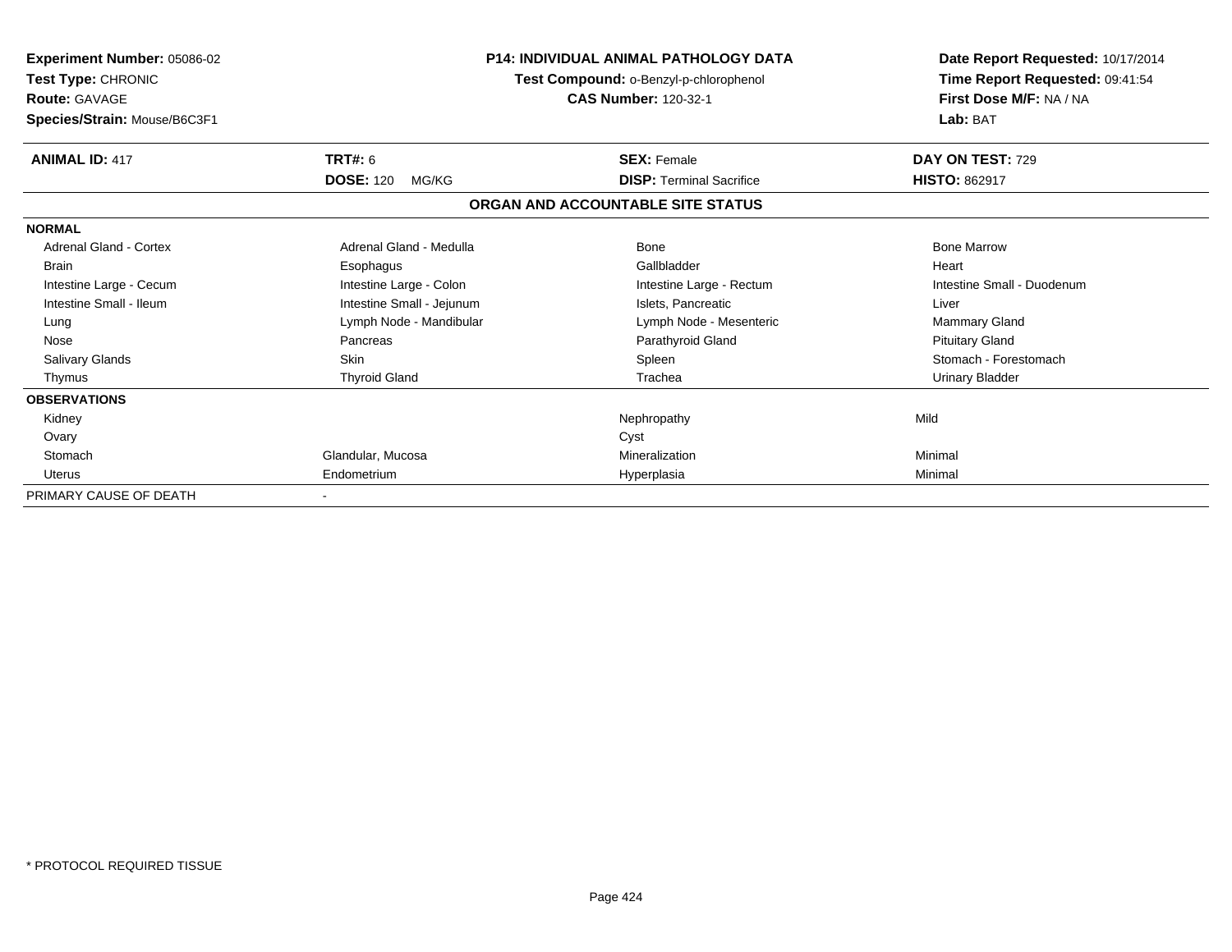**Experiment Number:** 05086-02
**Test Type:** CHRONIC
**Route:** GAVAGE
**Species/Strain:** Mouse/B6C3F1

**P14: INDIVIDUAL ANIMAL PATHOLOGY DATA**
**Test Compound:** o-Benzyl-p-chlorophenol
**CAS Number:** 120-32-1

**Date Report Requested:** 10/17/2014
**Time Report Requested:** 09:41:54
**First Dose M/F:** NA / NA
**Lab:** BAT

| **ANIMAL ID:** 417 | **TRT#:** 6 | **SEX:** Female | **DAY ON TEST:** 729 |
|---|---|---|---|
| | **DOSE:** 120 MG/KG | **DISP:** Terminal Sacrifice | **HISTO:** 862917 |

## ORGAN AND ACCOUNTABLE SITE STATUS

| | | | |
|---|---|---|---|
| **NORMAL** | | | |
| Adrenal Gland - Cortex | Adrenal Gland - Medulla | Bone | Bone Marrow |
| Brain | Esophagus | Gallbladder | Heart |
| Intestine Large - Cecum | Intestine Large - Colon | Intestine Large - Rectum | Intestine Small - Duodenum |
| Intestine Small - Ileum | Intestine Small - Jejunum | Islets, Pancreatic | Liver |
| Lung | Lymph Node - Mandibular | Lymph Node - Mesenteric | Mammary Gland |
| Nose | Pancreas | Parathyroid Gland | Pituitary Gland |
| Salivary Glands | Skin | Spleen | Stomach - Forestomach |
| Thymus | Thyroid Gland | Trachea | Urinary Bladder |
| **OBSERVATIONS** | | | |
| Kidney | | Nephropathy | Mild |
| Ovary | | Cyst | |
| Stomach | Glandular, Mucosa | Mineralization | Minimal |
| Uterus | Endometrium | Hyperplasia | Minimal |
| PRIMARY CAUSE OF DEATH | - | | |

\* PROTOCOL REQUIRED TISSUE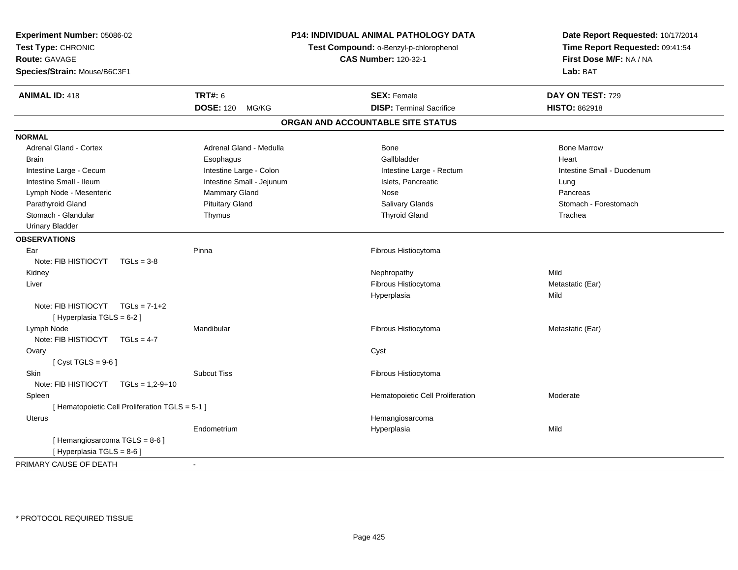**Experiment Number:** 05086-02
**Test Type:** CHRONIC
**Route:** GAVAGE
**Species/Strain:** Mouse/B6C3F1

**P14: INDIVIDUAL ANIMAL PATHOLOGY DATA**
**Test Compound:** o-Benzyl-p-chlorophenol
**CAS Number:** 120-32-1

**Date Report Requested:** 10/17/2014
**Time Report Requested:** 09:41:54
**First Dose M/F:** NA / NA
**Lab:** BAT

| **ANIMAL ID:** 418 | **TRT#:** 6 | **SEX:** Female | **DAY ON TEST:** 729 |
|---|---|---|---|
| | **DOSE:** 120 MG/KG | **DISP:** Terminal Sacrifice | **HISTO:** 862918 |

## ORGAN AND ACCOUNTABLE SITE STATUS

**NORMAL**

| | | | |
|---|---|---|---|
| Adrenal Gland - Cortex | Adrenal Gland - Medulla | Bone | Bone Marrow |
| Brain | Esophagus | Gallbladder | Heart |
| Intestine Large - Cecum | Intestine Large - Colon | Intestine Large - Rectum | Intestine Small - Duodenum |
| Intestine Small - Ileum | Intestine Small - Jejunum | Islets, Pancreatic | Lung |
| Lymph Node - Mesenteric | Mammary Gland | Nose | Pancreas |
| Parathyroid Gland | Pituitary Gland | Salivary Glands | Stomach - Forestomach |
| Stomach - Glandular | Thymus | Thyroid Gland | Trachea |
| Urinary Bladder | | | |

**OBSERVATIONS**

| | | | |
|---|---|---|---|
| Ear | Pinna | Fibrous Histiocytoma | |
| Note: FIB HISTIOCYT TGLs = 3-8 | | | |
| Kidney | | Nephropathy | Mild |
| Liver | | Fibrous Histiocytoma | Metastatic (Ear) |
| | | Hyperplasia | Mild |
| Note: FIB HISTIOCYT TGLs = 7-1+2 | | | |
| [ Hyperplasia TGLS = 6-2 ] | | | |
| Lymph Node | Mandibular | Fibrous Histiocytoma | Metastatic (Ear) |
| Note: FIB HISTIOCYT TGLs = 4-7 | | | |
| Ovary | | Cyst | |
| [ Cyst TGLS = 9-6 ] | | | |
| Skin | Subcut Tiss | Fibrous Histiocytoma | |
| Note: FIB HISTIOCYT TGLs = 1,2-9+10 | | | |
| Spleen | | Hematopoietic Cell Proliferation | Moderate |
| [ Hematopoietic Cell Proliferation TGLS = 5-1 ] | | | |
| Uterus | | Hemangiosarcoma | |
| | Endometrium | Hyperplasia | Mild |
| [ Hemangiosarcoma TGLS = 8-6 ] | | | |
| [ Hyperplasia TGLS = 8-6 ] | | | |

PRIMARY CAUSE OF DEATH -

\* PROTOCOL REQUIRED TISSUE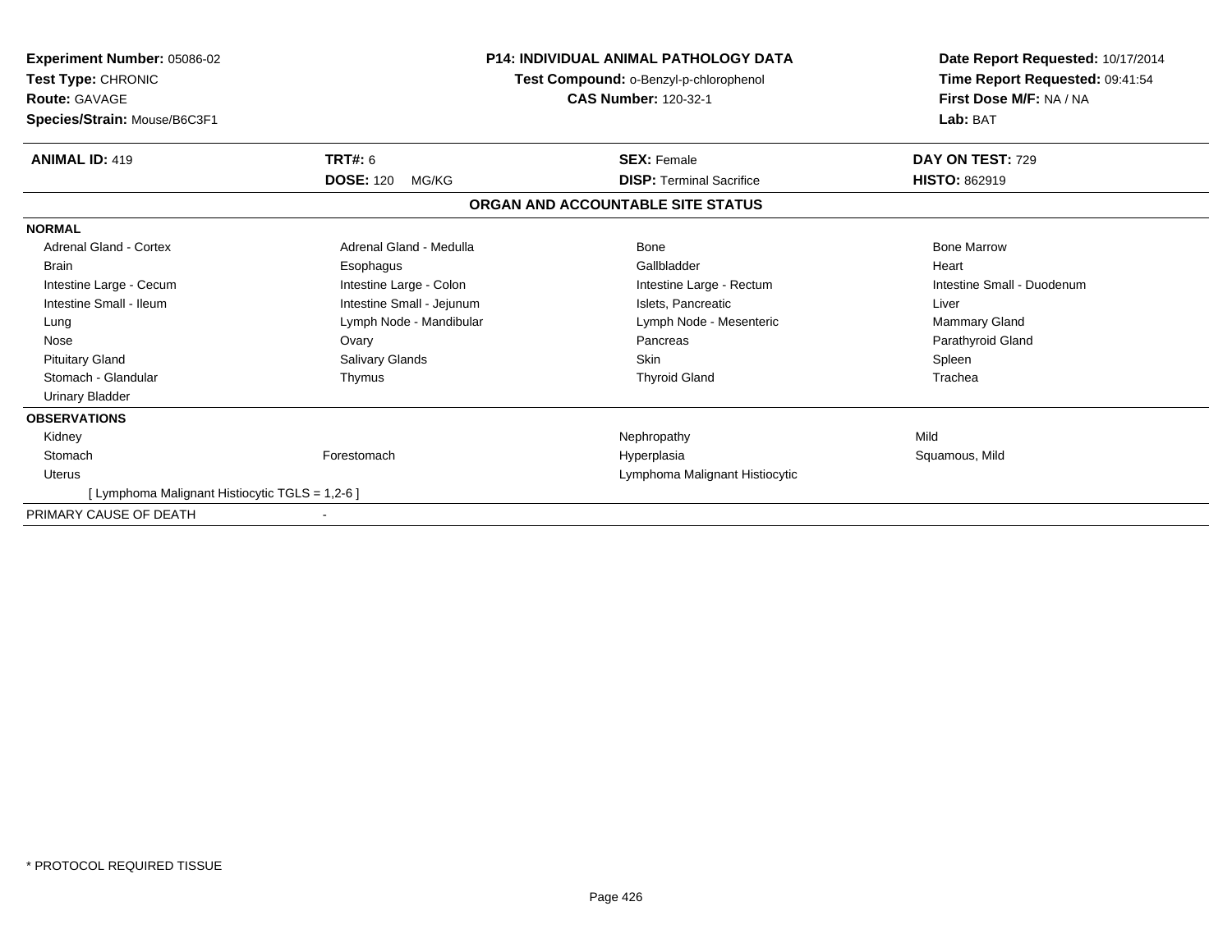**Experiment Number:** 05086-02
**Test Type:** CHRONIC
**Route:** GAVAGE
**Species/Strain:** Mouse/B6C3F1

**P14: INDIVIDUAL ANIMAL PATHOLOGY DATA**
**Test Compound:** o-Benzyl-p-chlorophenol
**CAS Number:** 120-32-1

**Date Report Requested:** 10/17/2014
**Time Report Requested:** 09:41:54
**First Dose M/F:** NA / NA
**Lab:** BAT

| **ANIMAL ID:** 419 | **TRT#:** 6 | **SEX:** Female | **DAY ON TEST:** 729 |
|---|---|---|---|
| | **DOSE:** 120 MG/KG | **DISP:** Terminal Sacrifice | **HISTO:** 862919 |

## ORGAN AND ACCOUNTABLE SITE STATUS

| | | | |
|---|---|---|---|
| **NORMAL** | | | |
| Adrenal Gland - Cortex | Adrenal Gland - Medulla | Bone | Bone Marrow |
| Brain | Esophagus | Gallbladder | Heart |
| Intestine Large - Cecum | Intestine Large - Colon | Intestine Large - Rectum | Intestine Small - Duodenum |
| Intestine Small - Ileum | Intestine Small - Jejunum | Islets, Pancreatic | Liver |
| Lung | Lymph Node - Mandibular | Lymph Node - Mesenteric | Mammary Gland |
| Nose | Ovary | Pancreas | Parathyroid Gland |
| Pituitary Gland | Salivary Glands | Skin | Spleen |
| Stomach - Glandular | Thymus | Thyroid Gland | Trachea |
| Urinary Bladder | | | |
| **OBSERVATIONS** | | | |
| Kidney | | Nephropathy | Mild |
| Stomach | Forestomach | Hyperplasia | Squamous, Mild |
| Uterus | | Lymphoma Malignant Histiocytic | |
| [ Lymphoma Malignant Histiocytic TGLS = 1,2-6 ] | | | |
| PRIMARY CAUSE OF DEATH | - | | |

* PROTOCOL REQUIRED TISSUE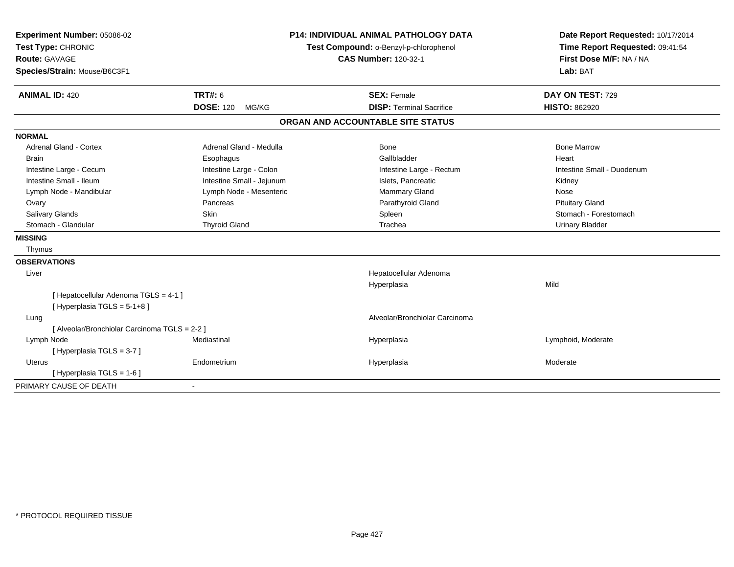**Experiment Number:** 05086-02
**Test Type:** CHRONIC
**Route:** GAVAGE
**Species/Strain:** Mouse/B6C3F1

**P14: INDIVIDUAL ANIMAL PATHOLOGY DATA**
**Test Compound:** o-Benzyl-p-chlorophenol
**CAS Number:** 120-32-1

**Date Report Requested:** 10/17/2014
**Time Report Requested:** 09:41:54
**First Dose M/F:** NA / NA
**Lab:** BAT

| **ANIMAL ID:** 420 | **TRT#:** 6 | **SEX:** Female | **DAY ON TEST:** 729 |
|---|---|---|---|
| | **DOSE:** 120 MG/KG | **DISP:** Terminal Sacrifice | **HISTO:** 862920 |

## ORGAN AND ACCOUNTABLE SITE STATUS

**NORMAL**

| | | | |
|---|---|---|---|
| Adrenal Gland - Cortex | Adrenal Gland - Medulla | Bone | Bone Marrow |
| Brain | Esophagus | Gallbladder | Heart |
| Intestine Large - Cecum | Intestine Large - Colon | Intestine Large - Rectum | Intestine Small - Duodenum |
| Intestine Small - Ileum | Intestine Small - Jejunum | Islets, Pancreatic | Kidney |
| Lymph Node - Mandibular | Lymph Node - Mesenteric | Mammary Gland | Nose |
| Ovary | Pancreas | Parathyroid Gland | Pituitary Gland |
| Salivary Glands | Skin | Spleen | Stomach - Forestomach |
| Stomach - Glandular | Thyroid Gland | Trachea | Urinary Bladder |

**MISSING**

Thymus

**OBSERVATIONS**

| | | | |
|---|---|---|---|
| Liver | | Hepatocellular Adenoma | |
| | | Hyperplasia | Mild |
| [ Hepatocellular Adenoma TGLS = 4-1 ] | | | |
| [ Hyperplasia TGLS = 5-1+8 ] | | | |
| Lung | | Alveolar/Bronchiolar Carcinoma | |
| [ Alveolar/Bronchiolar Carcinoma TGLS = 2-2 ] | | | |
| Lymph Node | Mediastinal | Hyperplasia | Lymphoid, Moderate |
| [ Hyperplasia TGLS = 3-7 ] | | | |
| Uterus | Endometrium | Hyperplasia | Moderate |
| [ Hyperplasia TGLS = 1-6 ] | | | |

PRIMARY CAUSE OF DEATH -

* PROTOCOL REQUIRED TISSUE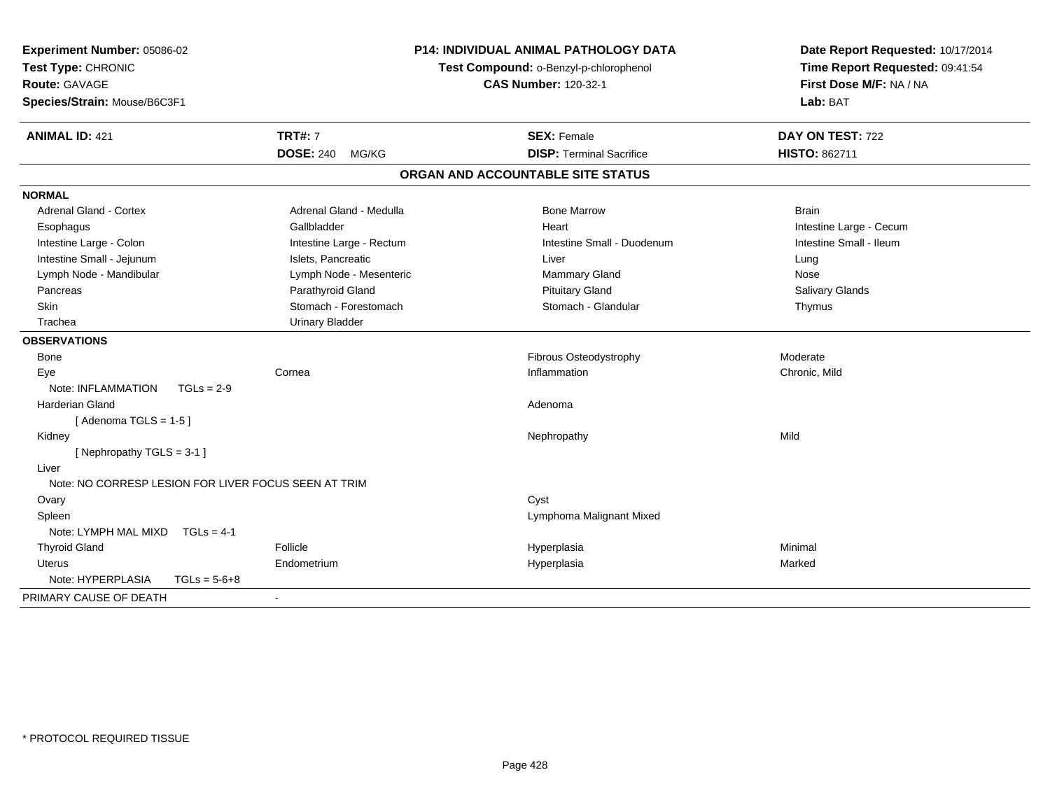**Experiment Number:** 05086-02
**Test Type:** CHRONIC
**Route:** GAVAGE
**Species/Strain:** Mouse/B6C3F1

**P14: INDIVIDUAL ANIMAL PATHOLOGY DATA**
**Test Compound:** o-Benzyl-p-chlorophenol
**CAS Number:** 120-32-1

**Date Report Requested:** 10/17/2014
**Time Report Requested:** 09:41:54
**First Dose M/F:** NA / NA
**Lab:** BAT

| **ANIMAL ID:** 421 | **TRT#:** 7 | **SEX:** Female | **DAY ON TEST:** 722 |
|---|---|---|---|
| | **DOSE:** 240 MG/KG | **DISP:** Terminal Sacrifice | **HISTO:** 862711 |

## ORGAN AND ACCOUNTABLE SITE STATUS

**NORMAL**

| | | | |
|---|---|---|---|
| Adrenal Gland - Cortex | Adrenal Gland - Medulla | Bone Marrow | Brain |
| Esophagus | Gallbladder | Heart | Intestine Large - Cecum |
| Intestine Large - Colon | Intestine Large - Rectum | Intestine Small - Duodenum | Intestine Small - Ileum |
| Intestine Small - Jejunum | Islets, Pancreatic | Liver | Lung |
| Lymph Node - Mandibular | Lymph Node - Mesenteric | Mammary Gland | Nose |
| Pancreas | Parathyroid Gland | Pituitary Gland | Salivary Glands |
| Skin | Stomach - Forestomach | Stomach - Glandular | Thymus |
| Trachea | Urinary Bladder | | |

**OBSERVATIONS**

| | | | |
|---|---|---|---|
| Bone | | Fibrous Osteodystrophy | Moderate |
| Eye | Cornea | Inflammation | Chronic, Mild |
| Note: INFLAMMATION TGLs = 2-9 | | | |
| Harderian Gland | | Adenoma | |
| [ Adenoma TGLS = 1-5 ] | | | |
| Kidney | | Nephropathy | Mild |
| [ Nephropathy TGLS = 3-1 ] | | | |
| Liver | | | |
| Note: NO CORRESP LESION FOR LIVER FOCUS SEEN AT TRIM | | | |
| Ovary | | Cyst | |
| Spleen | | Lymphoma Malignant Mixed | |
| Note: LYMPH MAL MIXD TGLs = 4-1 | | | |
| Thyroid Gland | Follicle | Hyperplasia | Minimal |
| Uterus | Endometrium | Hyperplasia | Marked |
| Note: HYPERPLASIA TGLs = 5-6+8 | | | |

PRIMARY CAUSE OF DEATH -

* PROTOCOL REQUIRED TISSUE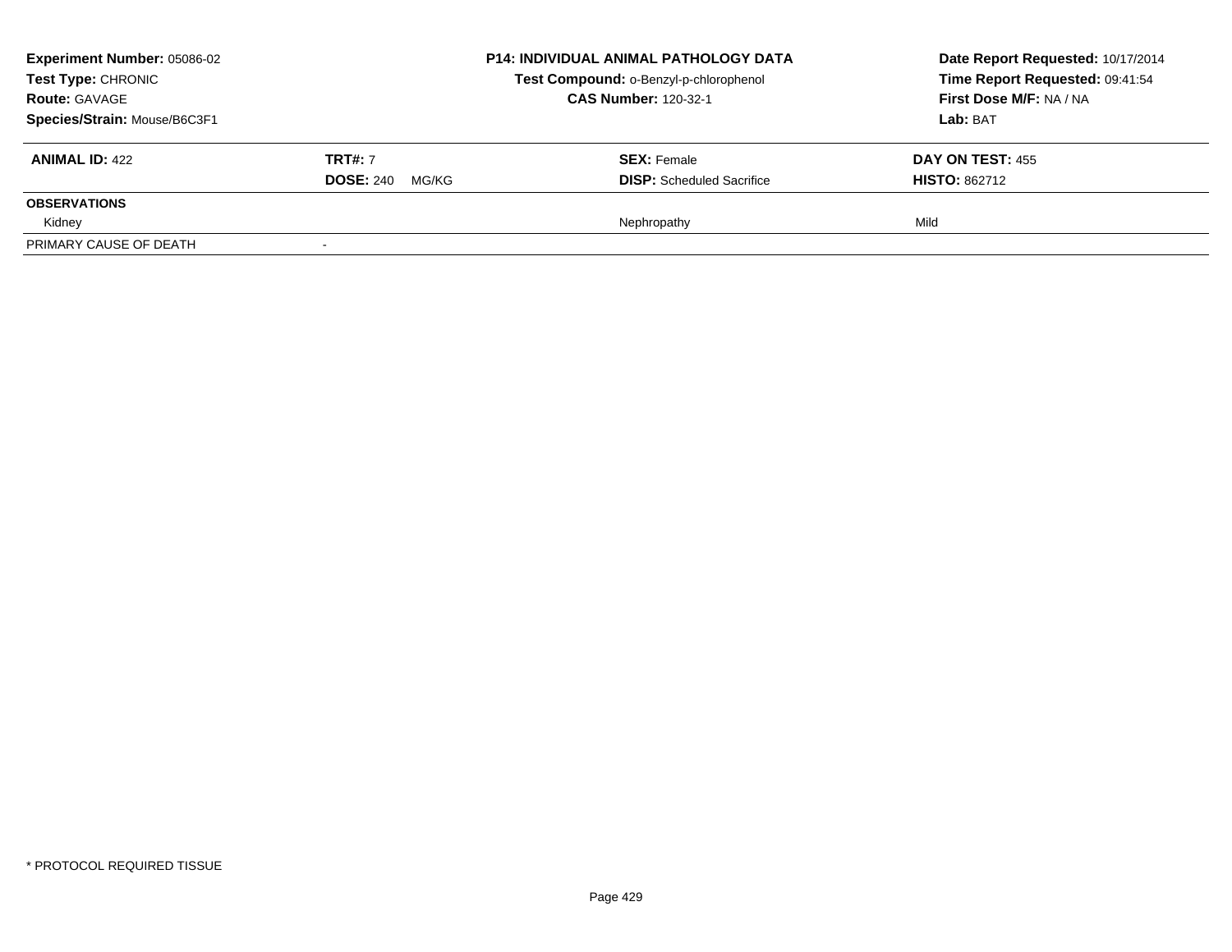| **Experiment Number:** 05086-02 | **P14: INDIVIDUAL ANIMAL PATHOLOGY DATA** | **Date Report Requested:** 10/17/2014 |
|---|---|---|
| **Test Type:** CHRONIC | **Test Compound:** o-Benzyl-p-chlorophenol | **Time Report Requested:** 09:41:54 |
| **Route:** GAVAGE | **CAS Number:** 120-32-1 | **First Dose M/F:** NA / NA |
| **Species/Strain:** Mouse/B6C3F1 | | **Lab:** BAT |

| **ANIMAL ID:** 422 | **TRT#:** 7 | **SEX:** Female | **DAY ON TEST:** 455 |
|---|---|---|---|
| | **DOSE:** 240 MG/KG | **DISP:** Scheduled Sacrifice | **HISTO:** 862712 |
| **OBSERVATIONS** | | | |
| Kidney | | Nephropathy | Mild |
| PRIMARY CAUSE OF DEATH | - | | |

\* PROTOCOL REQUIRED TISSUE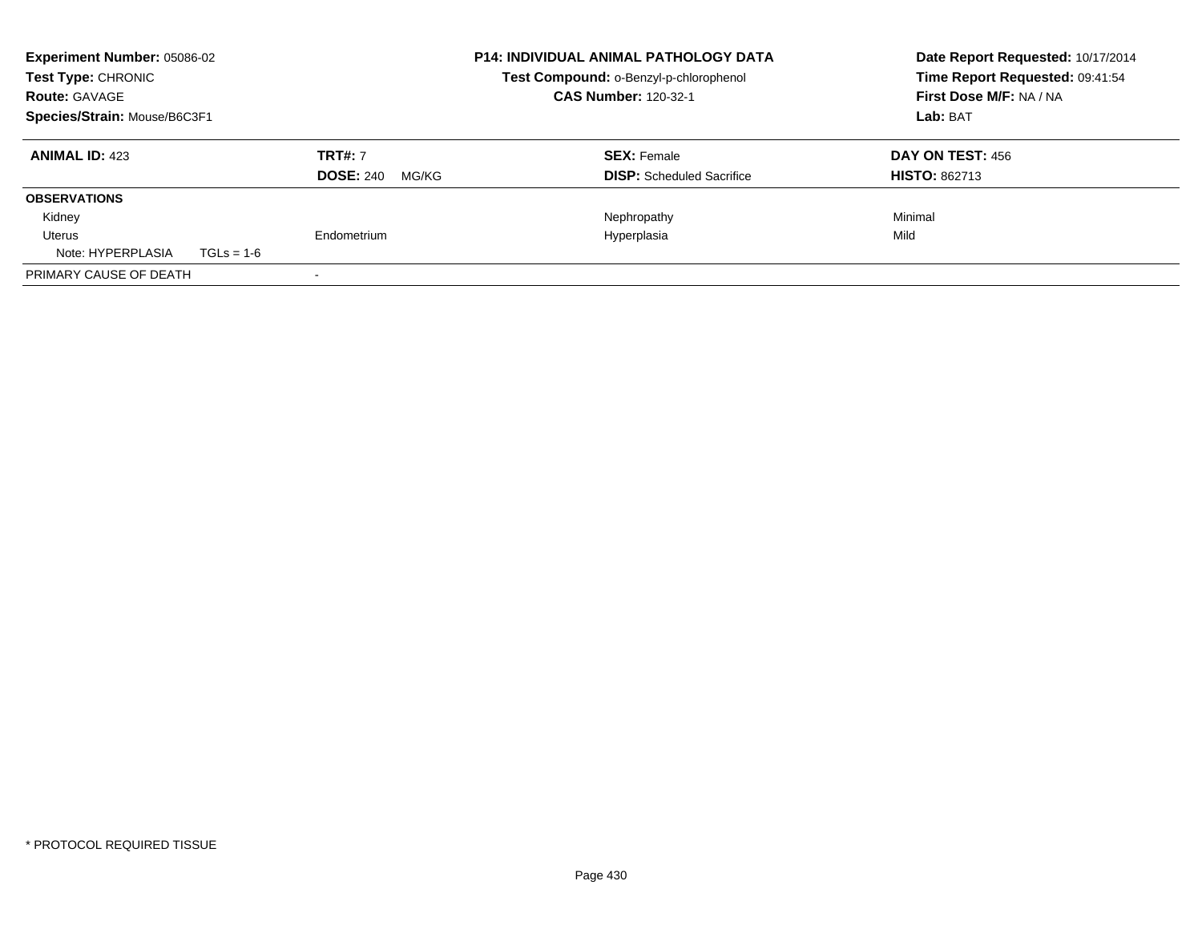**Experiment Number:** 05086-02
**Test Type:** CHRONIC
**Route:** GAVAGE
**Species/Strain:** Mouse/B6C3F1

**P14: INDIVIDUAL ANIMAL PATHOLOGY DATA**
**Test Compound:** o-Benzyl-p-chlorophenol
**CAS Number:** 120-32-1

**Date Report Requested:** 10/17/2014
**Time Report Requested:** 09:41:54
**First Dose M/F:** NA / NA
**Lab:** BAT

| **ANIMAL ID:** 423 | **TRT#:** 7 | **SEX:** Female | **DAY ON TEST:** 456 |
|---|---|---|---|
| | **DOSE:** 240 MG/KG | **DISP:** Scheduled Sacrifice | **HISTO:** 862713 |
| **OBSERVATIONS** | | | |
| Kidney | | Nephropathy | Minimal |
| Uterus | Endometrium | Hyperplasia | Mild |
| Note: HYPERPLASIA TGLs = 1-6 | | | |
| PRIMARY CAUSE OF DEATH | - | | |

* PROTOCOL REQUIRED TISSUE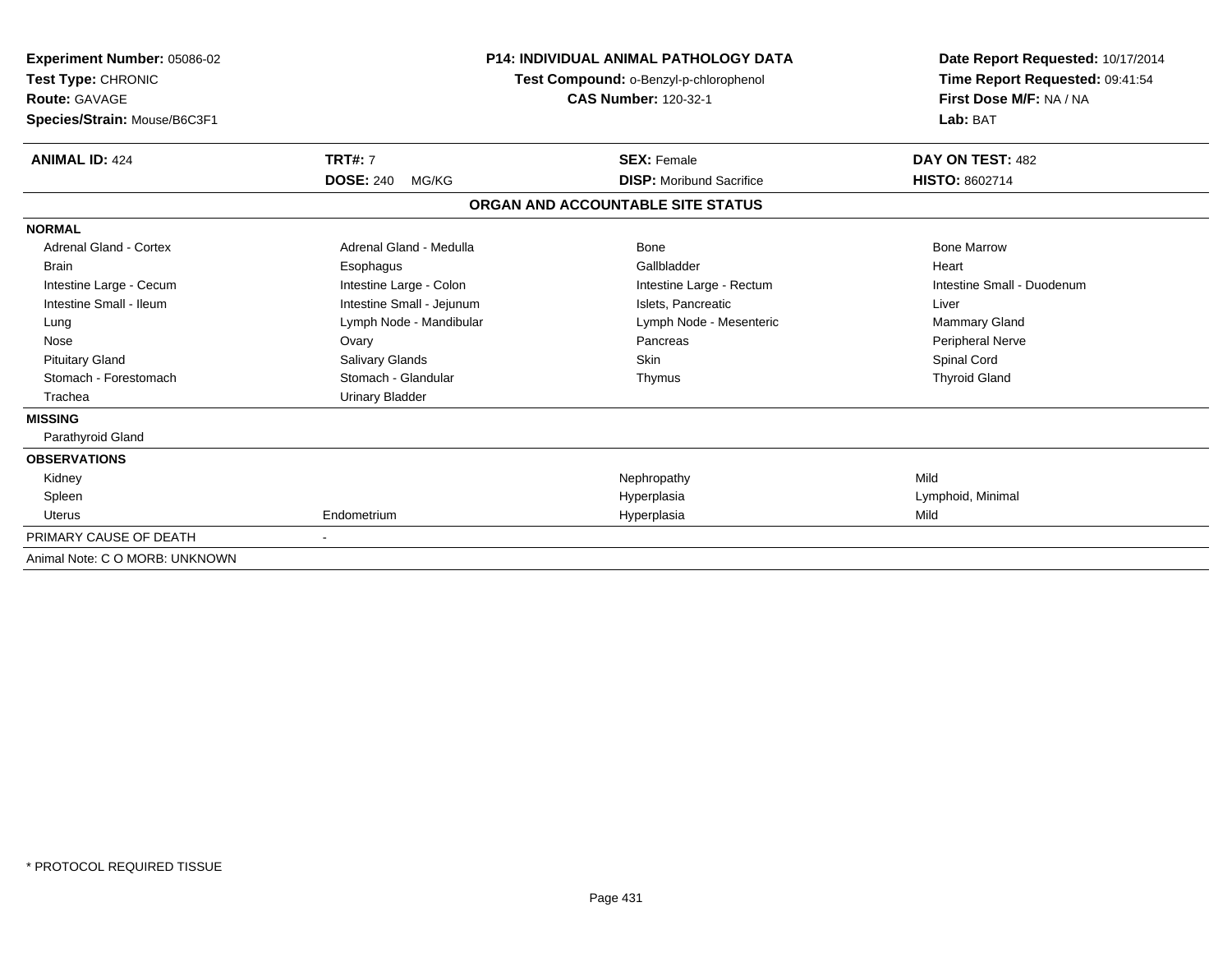**Experiment Number:** 05086-02
**Test Type:** CHRONIC
**Route:** GAVAGE
**Species/Strain:** Mouse/B6C3F1

**P14: INDIVIDUAL ANIMAL PATHOLOGY DATA**
**Test Compound:** o-Benzyl-p-chlorophenol
**CAS Number:** 120-32-1

**Date Report Requested:** 10/17/2014
**Time Report Requested:** 09:41:54
**First Dose M/F:** NA / NA
**Lab:** BAT

| **ANIMAL ID:** 424 | **TRT#:** 7 | **SEX:** Female | **DAY ON TEST:** 482 |
|---|---|---|---|
| | **DOSE:** 240 MG/KG | **DISP:** Moribund Sacrifice | **HISTO:** 8602714 |

## ORGAN AND ACCOUNTABLE SITE STATUS

| | | | |
|---|---|---|---|
| **NORMAL** | | | |
| Adrenal Gland - Cortex | Adrenal Gland - Medulla | Bone | Bone Marrow |
| Brain | Esophagus | Gallbladder | Heart |
| Intestine Large - Cecum | Intestine Large - Colon | Intestine Large - Rectum | Intestine Small - Duodenum |
| Intestine Small - Ileum | Intestine Small - Jejunum | Islets, Pancreatic | Liver |
| Lung | Lymph Node - Mandibular | Lymph Node - Mesenteric | Mammary Gland |
| Nose | Ovary | Pancreas | Peripheral Nerve |
| Pituitary Gland | Salivary Glands | Skin | Spinal Cord |
| Stomach - Forestomach | Stomach - Glandular | Thymus | Thyroid Gland |
| Trachea | Urinary Bladder | | |
| **MISSING** | | | |
| Parathyroid Gland | | | |
| **OBSERVATIONS** | | | |
| Kidney | | Nephropathy | Mild |
| Spleen | | Hyperplasia | Lymphoid, Minimal |
| Uterus | Endometrium | Hyperplasia | Mild |
| PRIMARY CAUSE OF DEATH | - | | |
| Animal Note: C O MORB: UNKNOWN | | | |

\* PROTOCOL REQUIRED TISSUE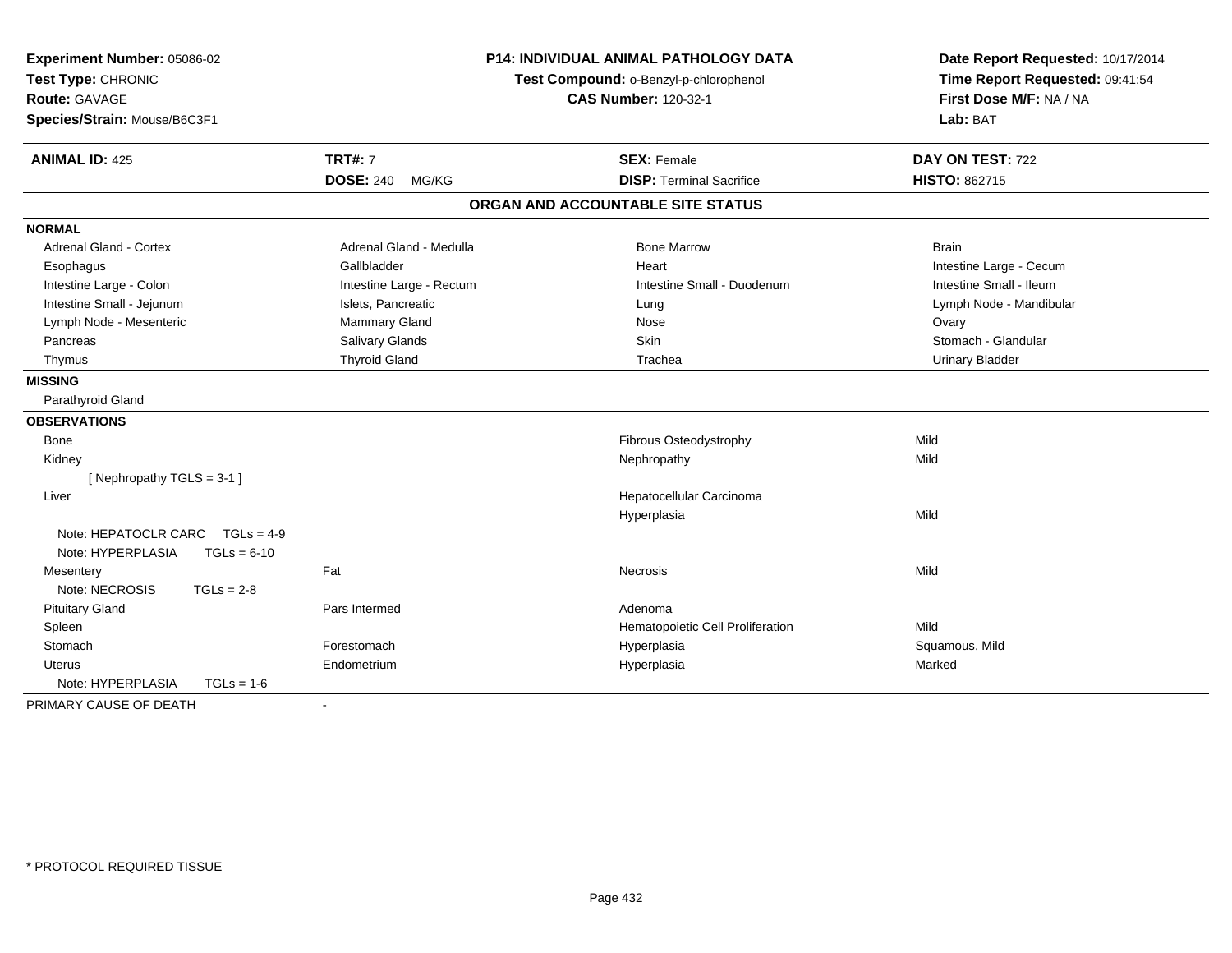**Experiment Number:** 05086-02
**Test Type:** CHRONIC
**Route:** GAVAGE
**Species/Strain:** Mouse/B6C3F1

**P14: INDIVIDUAL ANIMAL PATHOLOGY DATA**
**Test Compound:** o-Benzyl-p-chlorophenol
**CAS Number:** 120-32-1

**Date Report Requested:** 10/17/2014
**Time Report Requested:** 09:41:54
**First Dose M/F:** NA / NA
**Lab:** BAT

| **ANIMAL ID:** 425 | **TRT#:** 7 | **SEX:** Female | **DAY ON TEST:** 722 |
|---|---|---|---|
| | **DOSE:** 240 MG/KG | **DISP:** Terminal Sacrifice | **HISTO:** 862715 |

## ORGAN AND ACCOUNTABLE SITE STATUS

| | | | |
|---|---|---|---|
| **NORMAL** | | | |
| Adrenal Gland - Cortex | Adrenal Gland - Medulla | Bone Marrow | Brain |
| Esophagus | Gallbladder | Heart | Intestine Large - Cecum |
| Intestine Large - Colon | Intestine Large - Rectum | Intestine Small - Duodenum | Intestine Small - Ileum |
| Intestine Small - Jejunum | Islets, Pancreatic | Lung | Lymph Node - Mandibular |
| Lymph Node - Mesenteric | Mammary Gland | Nose | Ovary |
| Pancreas | Salivary Glands | Skin | Stomach - Glandular |
| Thymus | Thyroid Gland | Trachea | Urinary Bladder |
| **MISSING** | | | |
| Parathyroid Gland | | | |
| **OBSERVATIONS** | | | |
| Bone | | Fibrous Osteodystrophy | Mild |
| Kidney | | Nephropathy | Mild |
| [ Nephropathy TGLS = 3-1 ] | | | |
| Liver | | Hepatocellular Carcinoma | |
| | | Hyperplasia | Mild |
| Note: HEPATOCLR CARC TGLs = 4-9 | | | |
| Note: HYPERPLASIA TGLs = 6-10 | | | |
| Mesentery | Fat | Necrosis | Mild |
| Note: NECROSIS TGLs = 2-8 | | | |
| Pituitary Gland | Pars Intermed | Adenoma | |
| Spleen | | Hematopoietic Cell Proliferation | Mild |
| Stomach | Forestomach | Hyperplasia | Squamous, Mild |
| Uterus | Endometrium | Hyperplasia | Marked |
| Note: HYPERPLASIA TGLs = 1-6 | | | |
| PRIMARY CAUSE OF DEATH | - | | |

\* PROTOCOL REQUIRED TISSUE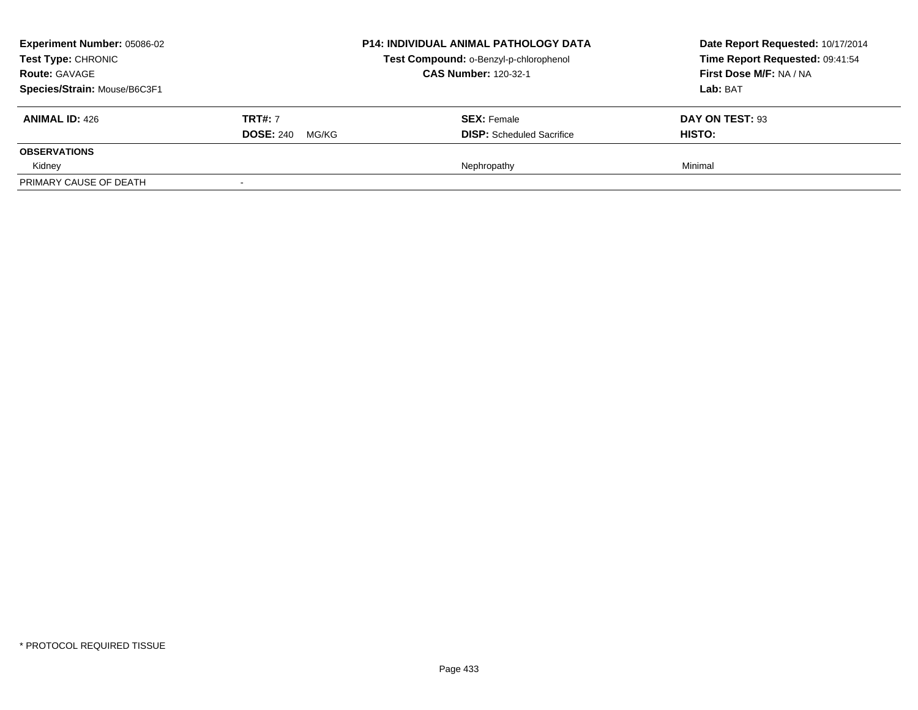**Experiment Number:** 05086-02
**Test Type:** CHRONIC
**Route:** GAVAGE
**Species/Strain:** Mouse/B6C3F1

**P14: INDIVIDUAL ANIMAL PATHOLOGY DATA**
**Test Compound:** o-Benzyl-p-chlorophenol
**CAS Number:** 120-32-1

**Date Report Requested:** 10/17/2014
**Time Report Requested:** 09:41:54
**First Dose M/F:** NA / NA
**Lab:** BAT

| **ANIMAL ID:** 426 | **TRT#:** 7 | **SEX:** Female | **DAY ON TEST:** 93 |
|---|---|---|---|
| | **DOSE:** 240 MG/KG | **DISP:** Scheduled Sacrifice | **HISTO:** |
| **OBSERVATIONS** | | | |
| Kidney | | Nephropathy | Minimal |
| PRIMARY CAUSE OF DEATH | - | | |

* PROTOCOL REQUIRED TISSUE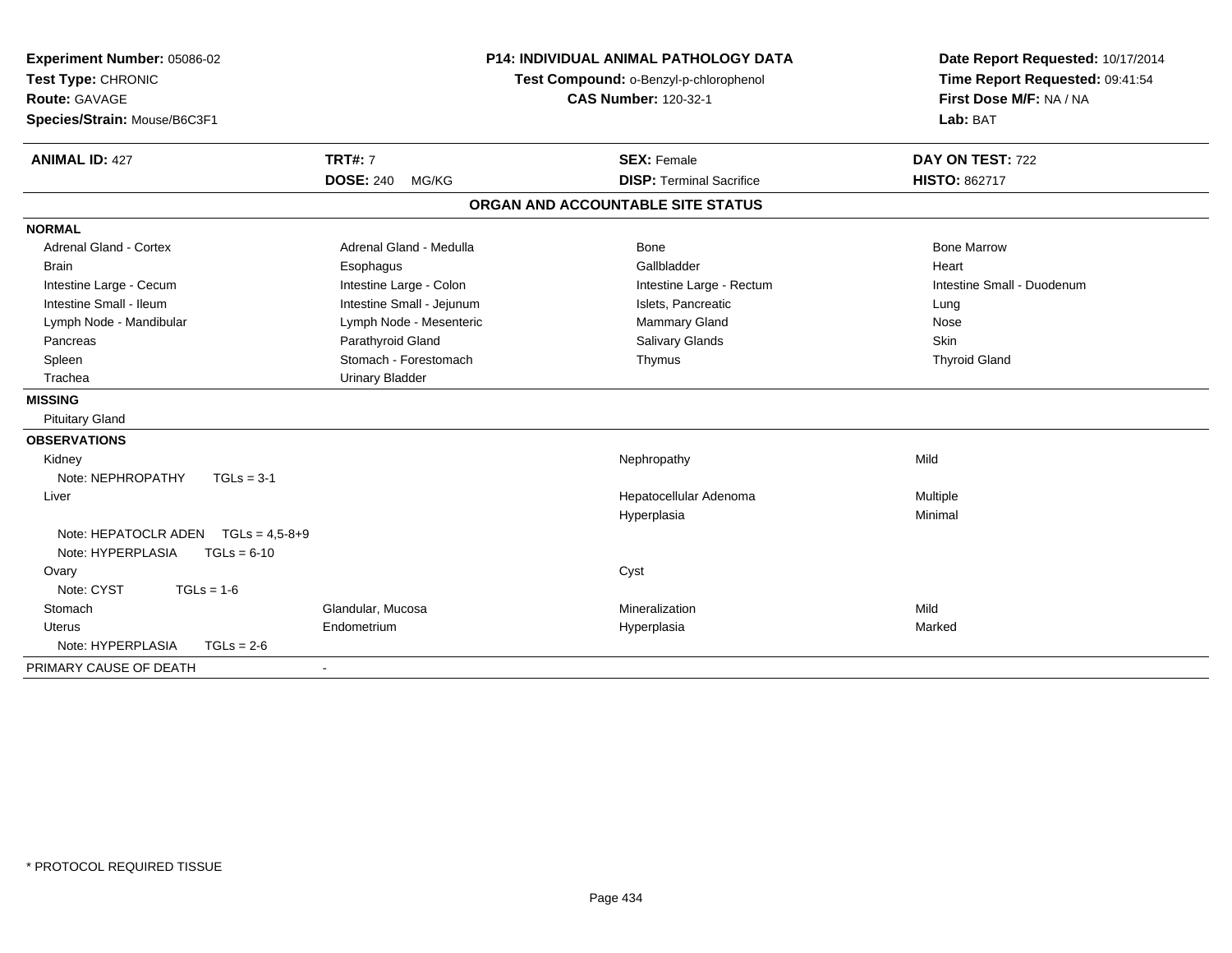**Experiment Number:** 05086-02
**Test Type:** CHRONIC
**Route:** GAVAGE
**Species/Strain:** Mouse/B6C3F1

**P14: INDIVIDUAL ANIMAL PATHOLOGY DATA**
**Test Compound:** o-Benzyl-p-chlorophenol
**CAS Number:** 120-32-1

**Date Report Requested:** 10/17/2014
**Time Report Requested:** 09:41:54
**First Dose M/F:** NA / NA
**Lab:** BAT

| **ANIMAL ID:** 427 | **TRT#:** 7 | **SEX:** Female | **DAY ON TEST:** 722 |
|---|---|---|---|
| | **DOSE:** 240 MG/KG | **DISP:** Terminal Sacrifice | **HISTO:** 862717 |

## ORGAN AND ACCOUNTABLE SITE STATUS

**NORMAL**

| | | | |
|---|---|---|---|
| Adrenal Gland - Cortex | Adrenal Gland - Medulla | Bone | Bone Marrow |
| Brain | Esophagus | Gallbladder | Heart |
| Intestine Large - Cecum | Intestine Large - Colon | Intestine Large - Rectum | Intestine Small - Duodenum |
| Intestine Small - Ileum | Intestine Small - Jejunum | Islets, Pancreatic | Lung |
| Lymph Node - Mandibular | Lymph Node - Mesenteric | Mammary Gland | Nose |
| Pancreas | Parathyroid Gland | Salivary Glands | Skin |
| Spleen | Stomach - Forestomach | Thymus | Thyroid Gland |
| Trachea | Urinary Bladder | | |

**MISSING**

Pituitary Gland

**OBSERVATIONS**

| | | | |
|---|---|---|---|
| Kidney | | Nephropathy | Mild |
| Note: NEPHROPATHY TGLs = 3-1 | | | |
| Liver | | Hepatocellular Adenoma | Multiple |
| | | Hyperplasia | Minimal |
| Note: HEPATOCLR ADEN TGLs = 4,5-8+9 | | | |
| Note: HYPERPLASIA TGLs = 6-10 | | | |
| Ovary | | Cyst | |
| Note: CYST TGLs = 1-6 | | | |
| Stomach | Glandular, Mucosa | Mineralization | Mild |
| Uterus | Endometrium | Hyperplasia | Marked |
| Note: HYPERPLASIA TGLs = 2-6 | | | |

PRIMARY CAUSE OF DEATH -

* PROTOCOL REQUIRED TISSUE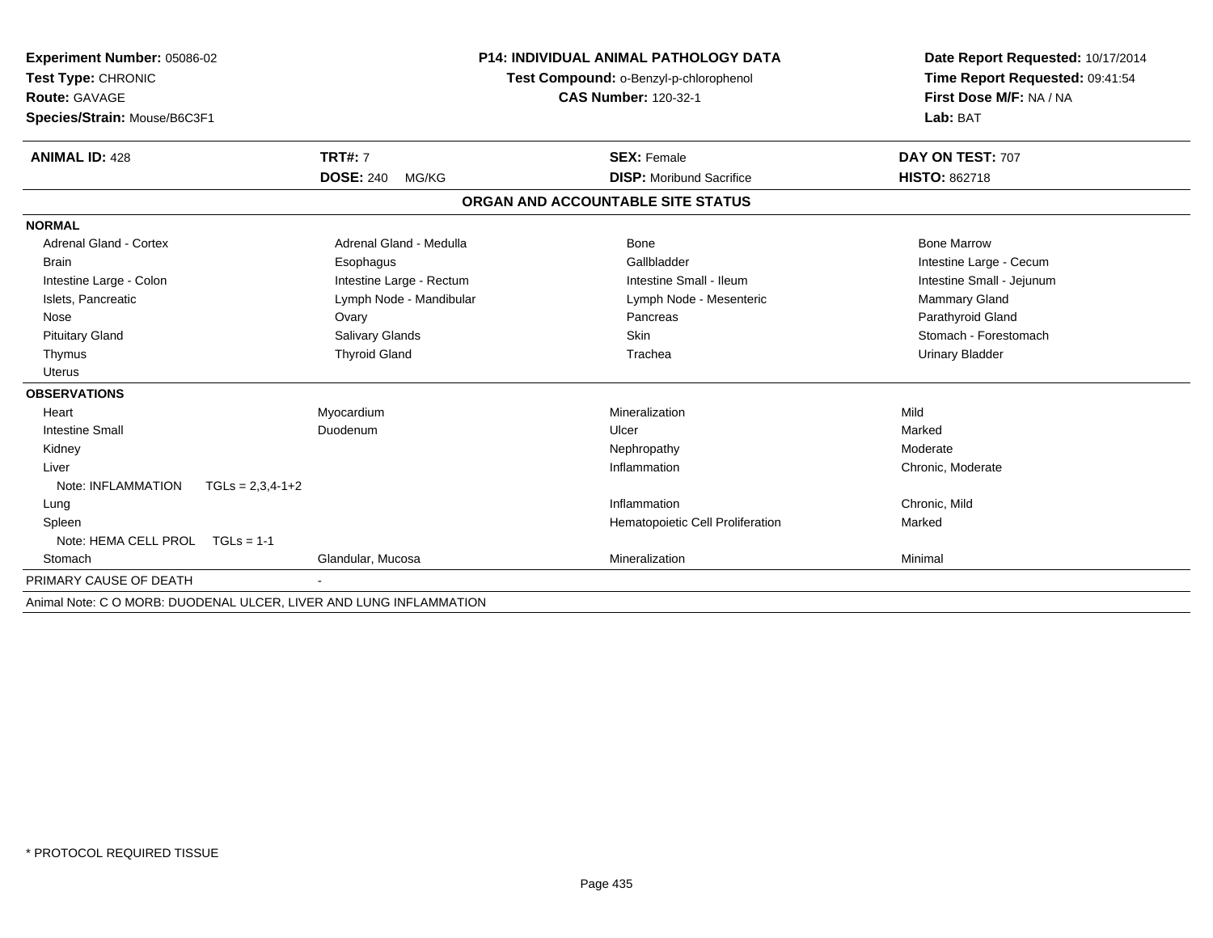**Experiment Number:** 05086-02
**Test Type:** CHRONIC
**Route:** GAVAGE
**Species/Strain:** Mouse/B6C3F1

**P14: INDIVIDUAL ANIMAL PATHOLOGY DATA**
**Test Compound:** o-Benzyl-p-chlorophenol
**CAS Number:** 120-32-1

**Date Report Requested:** 10/17/2014
**Time Report Requested:** 09:41:54
**First Dose M/F:** NA / NA
**Lab:** BAT

| **ANIMAL ID:** 428 | **TRT#:** 7 | **SEX:** Female | **DAY ON TEST:** 707 |
|---|---|---|---|
| | **DOSE:** 240 MG/KG | **DISP:** Moribund Sacrifice | **HISTO:** 862718 |

## ORGAN AND ACCOUNTABLE SITE STATUS

| | | | |
|---|---|---|---|
| **NORMAL** | | | |
| Adrenal Gland - Cortex | Adrenal Gland - Medulla | Bone | Bone Marrow |
| Brain | Esophagus | Gallbladder | Intestine Large - Cecum |
| Intestine Large - Colon | Intestine Large - Rectum | Intestine Small - Ileum | Intestine Small - Jejunum |
| Islets, Pancreatic | Lymph Node - Mandibular | Lymph Node - Mesenteric | Mammary Gland |
| Nose | Ovary | Pancreas | Parathyroid Gland |
| Pituitary Gland | Salivary Glands | Skin | Stomach - Forestomach |
| Thymus | Thyroid Gland | Trachea | Urinary Bladder |
| Uterus | | | |
| **OBSERVATIONS** | | | |
| Heart | Myocardium | Mineralization | Mild |
| Intestine Small | Duodenum | Ulcer | Marked |
| Kidney | | Nephropathy | Moderate |
| Liver | | Inflammation | Chronic, Moderate |
| Note: INFLAMMATION TGLs = 2,3,4-1+2 | | | |
| Lung | | Inflammation | Chronic, Mild |
| Spleen | | Hematopoietic Cell Proliferation | Marked |
| Note: HEMA CELL PROL TGLs = 1-1 | | | |
| Stomach | Glandular, Mucosa | Mineralization | Minimal |
| PRIMARY CAUSE OF DEATH | - | | |

Animal Note: C O MORB: DUODENAL ULCER, LIVER AND LUNG INFLAMMATION

* PROTOCOL REQUIRED TISSUE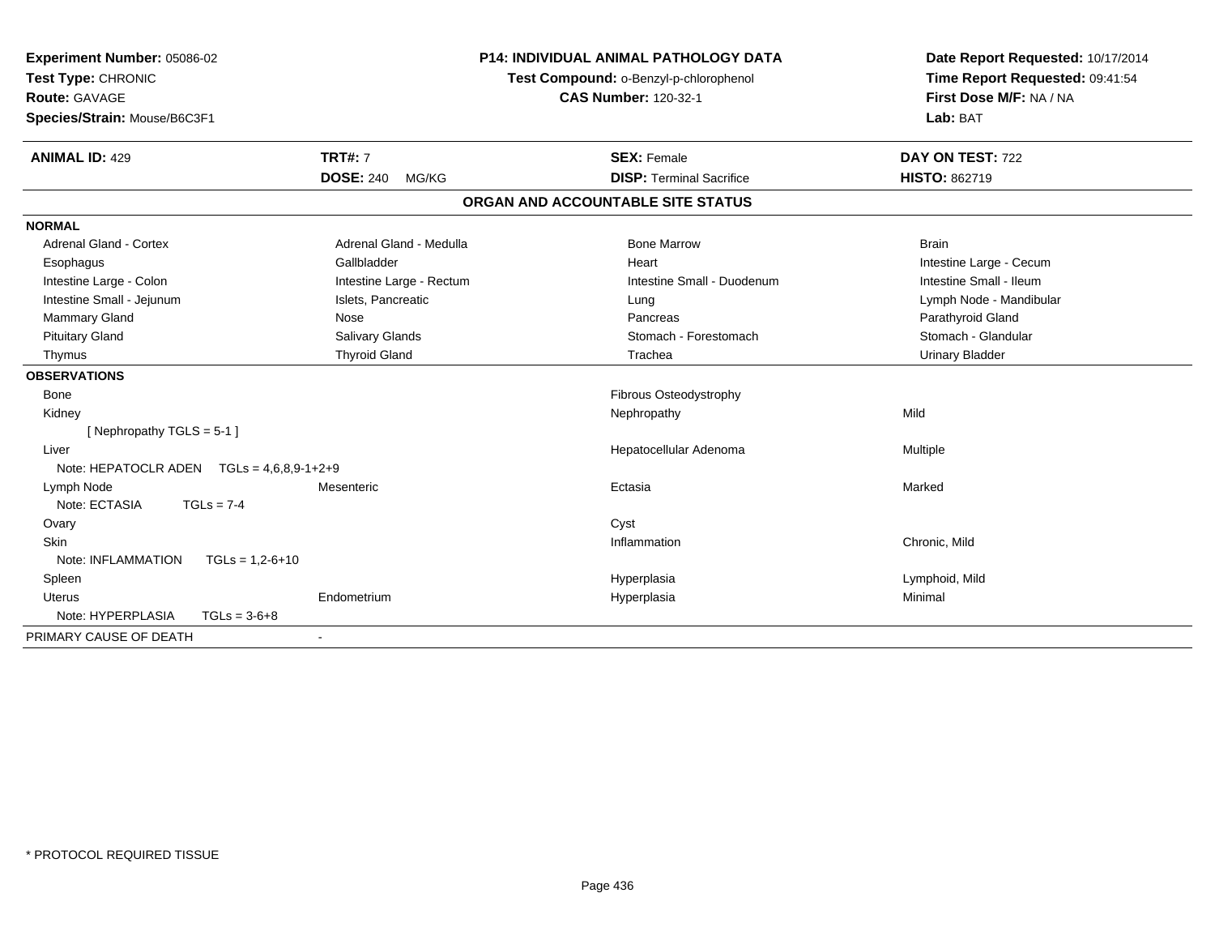**Experiment Number:** 05086-02
**Test Type:** CHRONIC
**Route:** GAVAGE
**Species/Strain:** Mouse/B6C3F1

**P14: INDIVIDUAL ANIMAL PATHOLOGY DATA**
**Test Compound:** o-Benzyl-p-chlorophenol
**CAS Number:** 120-32-1

**Date Report Requested:** 10/17/2014
**Time Report Requested:** 09:41:54
**First Dose M/F:** NA / NA
**Lab:** BAT

| **ANIMAL ID:** 429 | **TRT#:** 7 | **SEX:** Female | **DAY ON TEST:** 722 |
|---|---|---|---|
| | **DOSE:** 240 MG/KG | **DISP:** Terminal Sacrifice | **HISTO:** 862719 |

## ORGAN AND ACCOUNTABLE SITE STATUS

| | | | |
|---|---|---|---|
| **NORMAL** | | | |
| Adrenal Gland - Cortex | Adrenal Gland - Medulla | Bone Marrow | Brain |
| Esophagus | Gallbladder | Heart | Intestine Large - Cecum |
| Intestine Large - Colon | Intestine Large - Rectum | Intestine Small - Duodenum | Intestine Small - Ileum |
| Intestine Small - Jejunum | Islets, Pancreatic | Lung | Lymph Node - Mandibular |
| Mammary Gland | Nose | Pancreas | Parathyroid Gland |
| Pituitary Gland | Salivary Glands | Stomach - Forestomach | Stomach - Glandular |
| Thymus | Thyroid Gland | Trachea | Urinary Bladder |
| **OBSERVATIONS** | | | |
| Bone | | Fibrous Osteodystrophy | |
| Kidney | | Nephropathy | Mild |
| [ Nephropathy TGLS = 5-1 ] | | | |
| Liver | | Hepatocellular Adenoma | Multiple |
| Note: HEPATOCLR ADEN TGLs = 4,6,8,9-1+2+9 | | | |
| Lymph Node | Mesenteric | Ectasia | Marked |
| Note: ECTASIA TGLs = 7-4 | | | |
| Ovary | | Cyst | |
| Skin | | Inflammation | Chronic, Mild |
| Note: INFLAMMATION TGLs = 1,2-6+10 | | | |
| Spleen | | Hyperplasia | Lymphoid, Mild |
| Uterus | Endometrium | Hyperplasia | Minimal |
| Note: HYPERPLASIA TGLs = 3-6+8 | | | |
| PRIMARY CAUSE OF DEATH | - | | |

* PROTOCOL REQUIRED TISSUE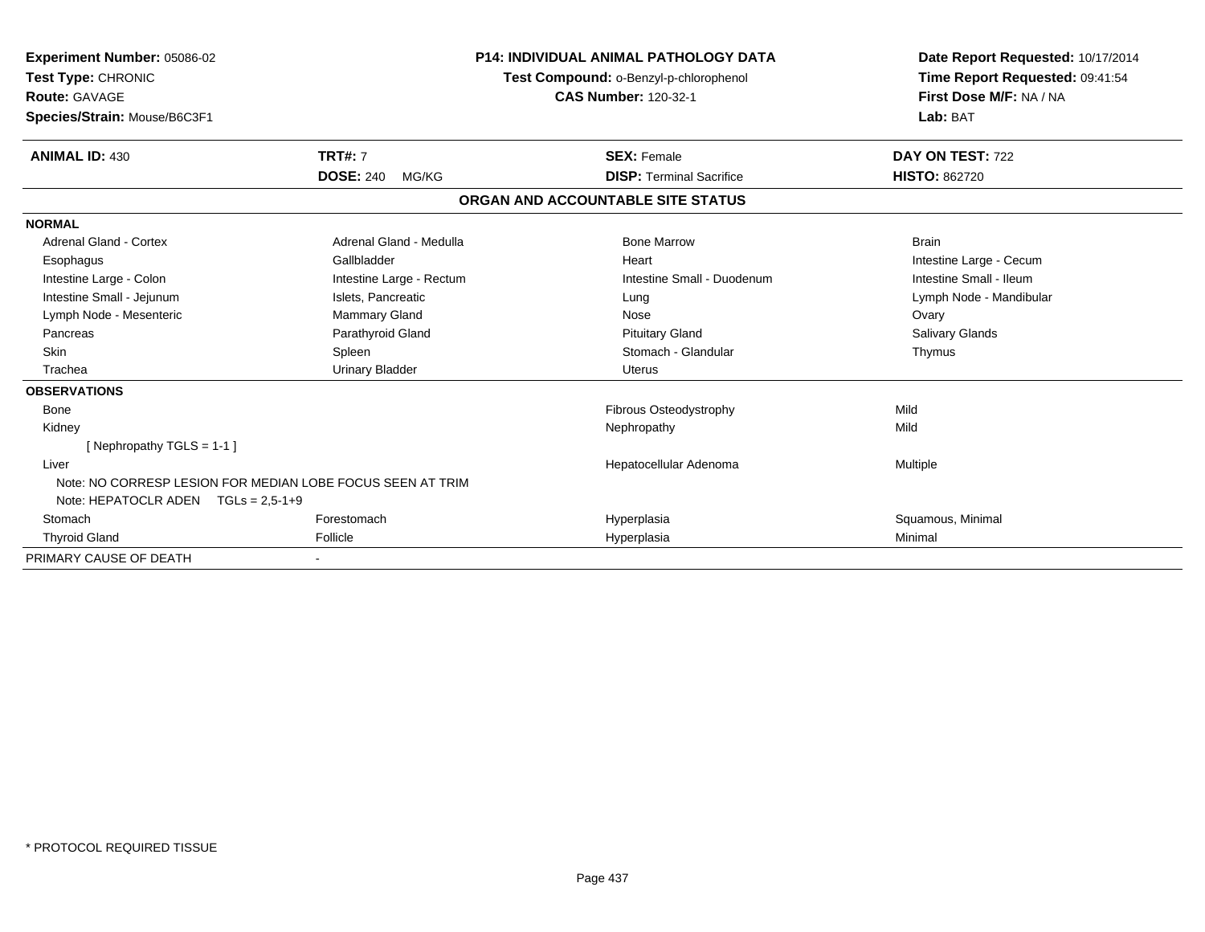**Experiment Number:** 05086-02
**Test Type:** CHRONIC
**Route:** GAVAGE
**Species/Strain:** Mouse/B6C3F1

**P14: INDIVIDUAL ANIMAL PATHOLOGY DATA**
**Test Compound:** o-Benzyl-p-chlorophenol
**CAS Number:** 120-32-1

**Date Report Requested:** 10/17/2014
**Time Report Requested:** 09:41:54
**First Dose M/F:** NA / NA
**Lab:** BAT

| **ANIMAL ID:** 430 | **TRT#:** 7 | **SEX:** Female | **DAY ON TEST:** 722 |
|---|---|---|---|
| | **DOSE:** 240 MG/KG | **DISP:** Terminal Sacrifice | **HISTO:** 862720 |

## ORGAN AND ACCOUNTABLE SITE STATUS

| | | | |
|---|---|---|---|
| **NORMAL** | | | |
| Adrenal Gland - Cortex | Adrenal Gland - Medulla | Bone Marrow | Brain |
| Esophagus | Gallbladder | Heart | Intestine Large - Cecum |
| Intestine Large - Colon | Intestine Large - Rectum | Intestine Small - Duodenum | Intestine Small - Ileum |
| Intestine Small - Jejunum | Islets, Pancreatic | Lung | Lymph Node - Mandibular |
| Lymph Node - Mesenteric | Mammary Gland | Nose | Ovary |
| Pancreas | Parathyroid Gland | Pituitary Gland | Salivary Glands |
| Skin | Spleen | Stomach - Glandular | Thymus |
| Trachea | Urinary Bladder | Uterus | |
| **OBSERVATIONS** | | | |
| Bone | | Fibrous Osteodystrophy | Mild |
| Kidney | | Nephropathy | Mild |
| [ Nephropathy TGLS = 1-1 ] | | | |
| Liver | | Hepatocellular Adenoma | Multiple |
| Note: NO CORRESP LESION FOR MEDIAN LOBE FOCUS SEEN AT TRIM | | | |
| Note: HEPATOCLR ADEN TGLs = 2,5-1+9 | | | |
| Stomach | Forestomach | Hyperplasia | Squamous, Minimal |
| Thyroid Gland | Follicle | Hyperplasia | Minimal |
| PRIMARY CAUSE OF DEATH | - | | |

\* PROTOCOL REQUIRED TISSUE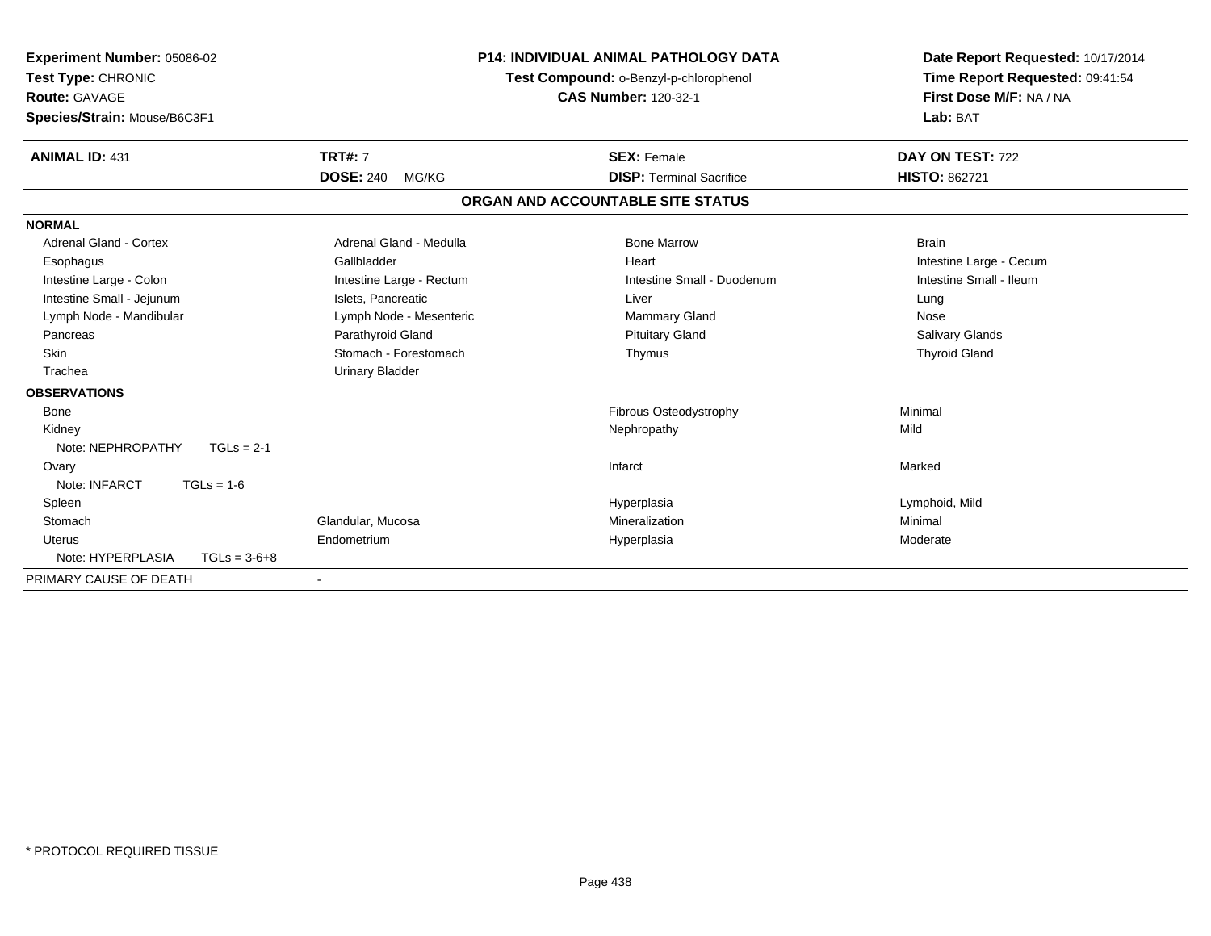**Experiment Number:** 05086-02
**Test Type:** CHRONIC
**Route:** GAVAGE
**Species/Strain:** Mouse/B6C3F1

**P14: INDIVIDUAL ANIMAL PATHOLOGY DATA**
**Test Compound:** o-Benzyl-p-chlorophenol
**CAS Number:** 120-32-1

**Date Report Requested:** 10/17/2014
**Time Report Requested:** 09:41:54
**First Dose M/F:** NA / NA
**Lab:** BAT

| **ANIMAL ID:** 431 | **TRT#:** 7 | **SEX:** Female | **DAY ON TEST:** 722 |
|---|---|---|---|
| | **DOSE:** 240 MG/KG | **DISP:** Terminal Sacrifice | **HISTO:** 862721 |

## ORGAN AND ACCOUNTABLE SITE STATUS

| | | | |
|---|---|---|---|
| **NORMAL** | | | |
| Adrenal Gland - Cortex | Adrenal Gland - Medulla | Bone Marrow | Brain |
| Esophagus | Gallbladder | Heart | Intestine Large - Cecum |
| Intestine Large - Colon | Intestine Large - Rectum | Intestine Small - Duodenum | Intestine Small - Ileum |
| Intestine Small - Jejunum | Islets, Pancreatic | Liver | Lung |
| Lymph Node - Mandibular | Lymph Node - Mesenteric | Mammary Gland | Nose |
| Pancreas | Parathyroid Gland | Pituitary Gland | Salivary Glands |
| Skin | Stomach - Forestomach | Thymus | Thyroid Gland |
| Trachea | Urinary Bladder | | |
| **OBSERVATIONS** | | | |
| Bone | | Fibrous Osteodystrophy | Minimal |
| Kidney | | Nephropathy | Mild |
| Note: NEPHROPATHY TGLs = 2-1 | | | |
| Ovary | | Infarct | Marked |
| Note: INFARCT TGLs = 1-6 | | | |
| Spleen | | Hyperplasia | Lymphoid, Mild |
| Stomach | Glandular, Mucosa | Mineralization | Minimal |
| Uterus | Endometrium | Hyperplasia | Moderate |
| Note: HYPERPLASIA TGLs = 3-6+8 | | | |
| PRIMARY CAUSE OF DEATH | - | | |

\* PROTOCOL REQUIRED TISSUE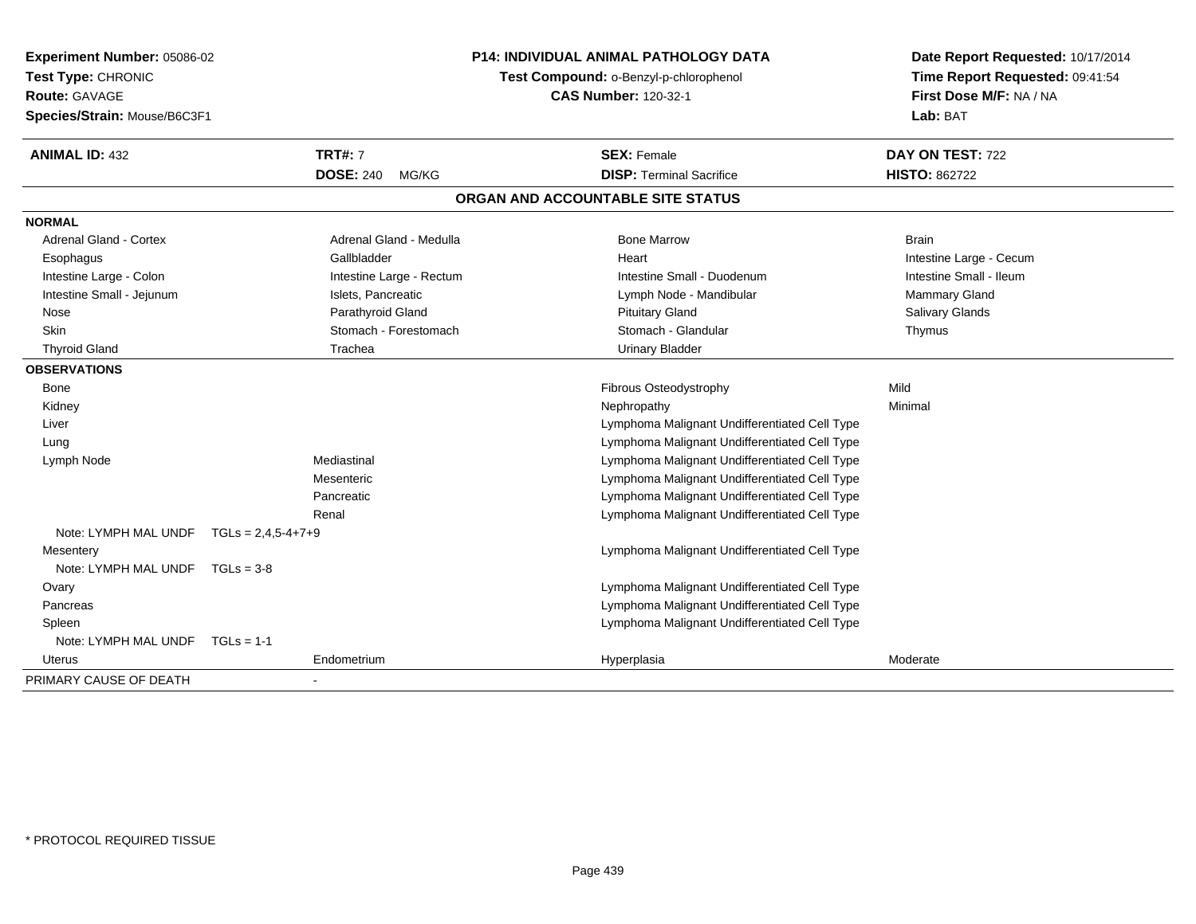**Experiment Number:** 05086-02
**Test Type:** CHRONIC
**Route:** GAVAGE
**Species/Strain:** Mouse/B6C3F1

**P14: INDIVIDUAL ANIMAL PATHOLOGY DATA**
**Test Compound:** o-Benzyl-p-chlorophenol
**CAS Number:** 120-32-1

**Date Report Requested:** 10/17/2014
**Time Report Requested:** 09:41:54
**First Dose M/F:** NA / NA
**Lab:** BAT

| **ANIMAL ID:** 432 | **TRT#:** 7 | **SEX:** Female | **DAY ON TEST:** 722 |
|---|---|---|---|
| | **DOSE:** 240 MG/KG | **DISP:** Terminal Sacrifice | **HISTO:** 862722 |

## ORGAN AND ACCOUNTABLE SITE STATUS

**NORMAL**

| | | | |
|---|---|---|---|
| Adrenal Gland - Cortex | Adrenal Gland - Medulla | Bone Marrow | Brain |
| Esophagus | Gallbladder | Heart | Intestine Large - Cecum |
| Intestine Large - Colon | Intestine Large - Rectum | Intestine Small - Duodenum | Intestine Small - Ileum |
| Intestine Small - Jejunum | Islets, Pancreatic | Lymph Node - Mandibular | Mammary Gland |
| Nose | Parathyroid Gland | Pituitary Gland | Salivary Glands |
| Skin | Stomach - Forestomach | Stomach - Glandular | Thymus |
| Thyroid Gland | Trachea | Urinary Bladder | |

**OBSERVATIONS**

| | | | |
|---|---|---|---|
| Bone | | Fibrous Osteodystrophy | Mild |
| Kidney | | Nephropathy | Minimal |
| Liver | | Lymphoma Malignant Undifferentiated Cell Type | |
| Lung | | Lymphoma Malignant Undifferentiated Cell Type | |
| Lymph Node | Mediastinal | Lymphoma Malignant Undifferentiated Cell Type | |
| | Mesenteric | Lymphoma Malignant Undifferentiated Cell Type | |
| | Pancreatic | Lymphoma Malignant Undifferentiated Cell Type | |
| | Renal | Lymphoma Malignant Undifferentiated Cell Type | |
| Note: LYMPH MAL UNDF TGLs = 2,4,5-4+7+9 | | | |
| Mesentery | | Lymphoma Malignant Undifferentiated Cell Type | |
| Note: LYMPH MAL UNDF TGLs = 3-8 | | | |
| Ovary | | Lymphoma Malignant Undifferentiated Cell Type | |
| Pancreas | | Lymphoma Malignant Undifferentiated Cell Type | |
| Spleen | | Lymphoma Malignant Undifferentiated Cell Type | |
| Note: LYMPH MAL UNDF TGLs = 1-1 | | | |
| Uterus | Endometrium | Hyperplasia | Moderate |

PRIMARY CAUSE OF DEATH -

\* PROTOCOL REQUIRED TISSUE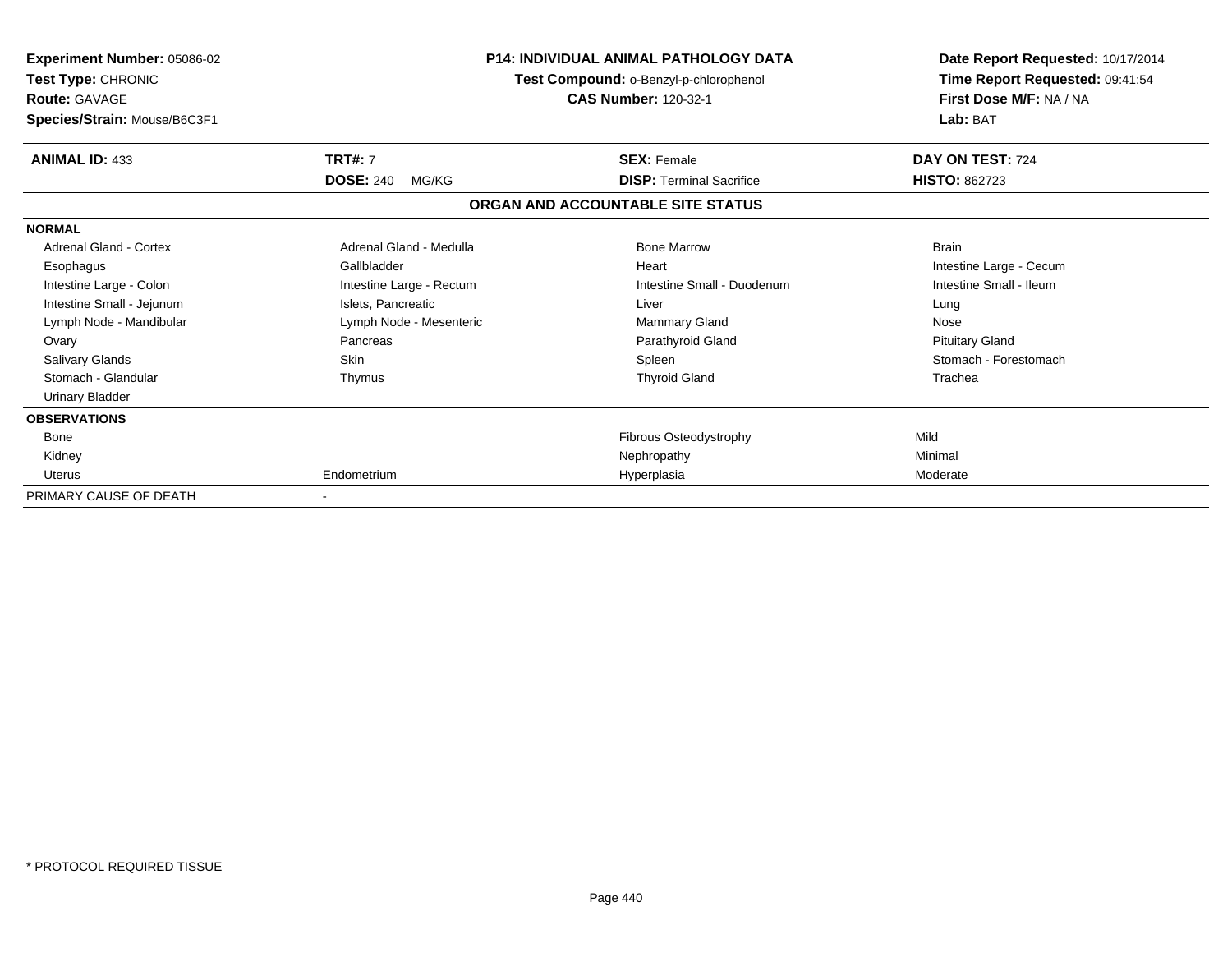**Experiment Number:** 05086-02
**Test Type:** CHRONIC
**Route:** GAVAGE
**Species/Strain:** Mouse/B6C3F1

**P14: INDIVIDUAL ANIMAL PATHOLOGY DATA**
**Test Compound:** o-Benzyl-p-chlorophenol
**CAS Number:** 120-32-1

**Date Report Requested:** 10/17/2014
**Time Report Requested:** 09:41:54
**First Dose M/F:** NA / NA
**Lab:** BAT

| **ANIMAL ID:** 433 | **TRT#:** 7 | **SEX:** Female | **DAY ON TEST:** 724 |
|---|---|---|---|
| | **DOSE:** 240 MG/KG | **DISP:** Terminal Sacrifice | **HISTO:** 862723 |

## ORGAN AND ACCOUNTABLE SITE STATUS

| | | | |
|---|---|---|---|
| **NORMAL** | | | |
| Adrenal Gland - Cortex | Adrenal Gland - Medulla | Bone Marrow | Brain |
| Esophagus | Gallbladder | Heart | Intestine Large - Cecum |
| Intestine Large - Colon | Intestine Large - Rectum | Intestine Small - Duodenum | Intestine Small - Ileum |
| Intestine Small - Jejunum | Islets, Pancreatic | Liver | Lung |
| Lymph Node - Mandibular | Lymph Node - Mesenteric | Mammary Gland | Nose |
| Ovary | Pancreas | Parathyroid Gland | Pituitary Gland |
| Salivary Glands | Skin | Spleen | Stomach - Forestomach |
| Stomach - Glandular | Thymus | Thyroid Gland | Trachea |
| Urinary Bladder | | | |
| **OBSERVATIONS** | | | |
| Bone | | Fibrous Osteodystrophy | Mild |
| Kidney | | Nephropathy | Minimal |
| Uterus | Endometrium | Hyperplasia | Moderate |
| PRIMARY CAUSE OF DEATH | - | | |

\* PROTOCOL REQUIRED TISSUE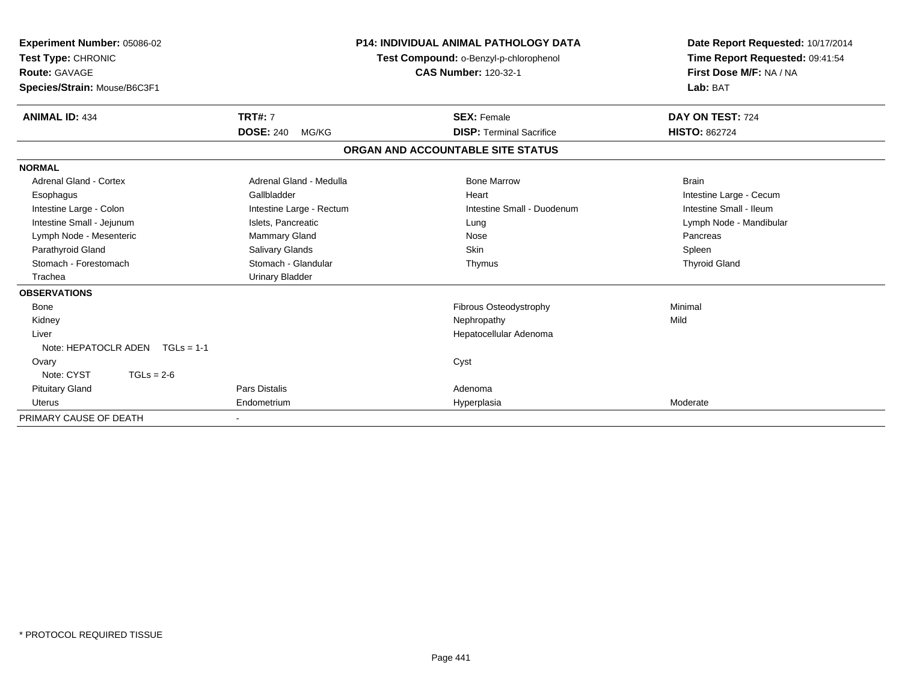**Experiment Number:** 05086-02
**Test Type:** CHRONIC
**Route:** GAVAGE
**Species/Strain:** Mouse/B6C3F1

**P14: INDIVIDUAL ANIMAL PATHOLOGY DATA**
**Test Compound:** o-Benzyl-p-chlorophenol
**CAS Number:** 120-32-1

**Date Report Requested:** 10/17/2014
**Time Report Requested:** 09:41:54
**First Dose M/F:** NA / NA
**Lab:** BAT

| **ANIMAL ID:** 434 | **TRT#:** 7 | **SEX:** Female | **DAY ON TEST:** 724 |
|---|---|---|---|
| | **DOSE:** 240 MG/KG | **DISP:** Terminal Sacrifice | **HISTO:** 862724 |

**ORGAN AND ACCOUNTABLE SITE STATUS**

| | | | |
|---|---|---|---|
| **NORMAL** | | | |
| Adrenal Gland - Cortex | Adrenal Gland - Medulla | Bone Marrow | Brain |
| Esophagus | Gallbladder | Heart | Intestine Large - Cecum |
| Intestine Large - Colon | Intestine Large - Rectum | Intestine Small - Duodenum | Intestine Small - Ileum |
| Intestine Small - Jejunum | Islets, Pancreatic | Lung | Lymph Node - Mandibular |
| Lymph Node - Mesenteric | Mammary Gland | Nose | Pancreas |
| Parathyroid Gland | Salivary Glands | Skin | Spleen |
| Stomach - Forestomach | Stomach - Glandular | Thymus | Thyroid Gland |
| Trachea | Urinary Bladder | | |
| **OBSERVATIONS** | | | |
| Bone | | Fibrous Osteodystrophy | Minimal |
| Kidney | | Nephropathy | Mild |
| Liver | | Hepatocellular Adenoma | |
| Note: HEPATOCLR ADEN TGLs = 1-1 | | | |
| Ovary | | Cyst | |
| Note: CYST TGLs = 2-6 | | | |
| Pituitary Gland | Pars Distalis | Adenoma | |
| Uterus | Endometrium | Hyperplasia | Moderate |
| PRIMARY CAUSE OF DEATH | - | | |

* PROTOCOL REQUIRED TISSUE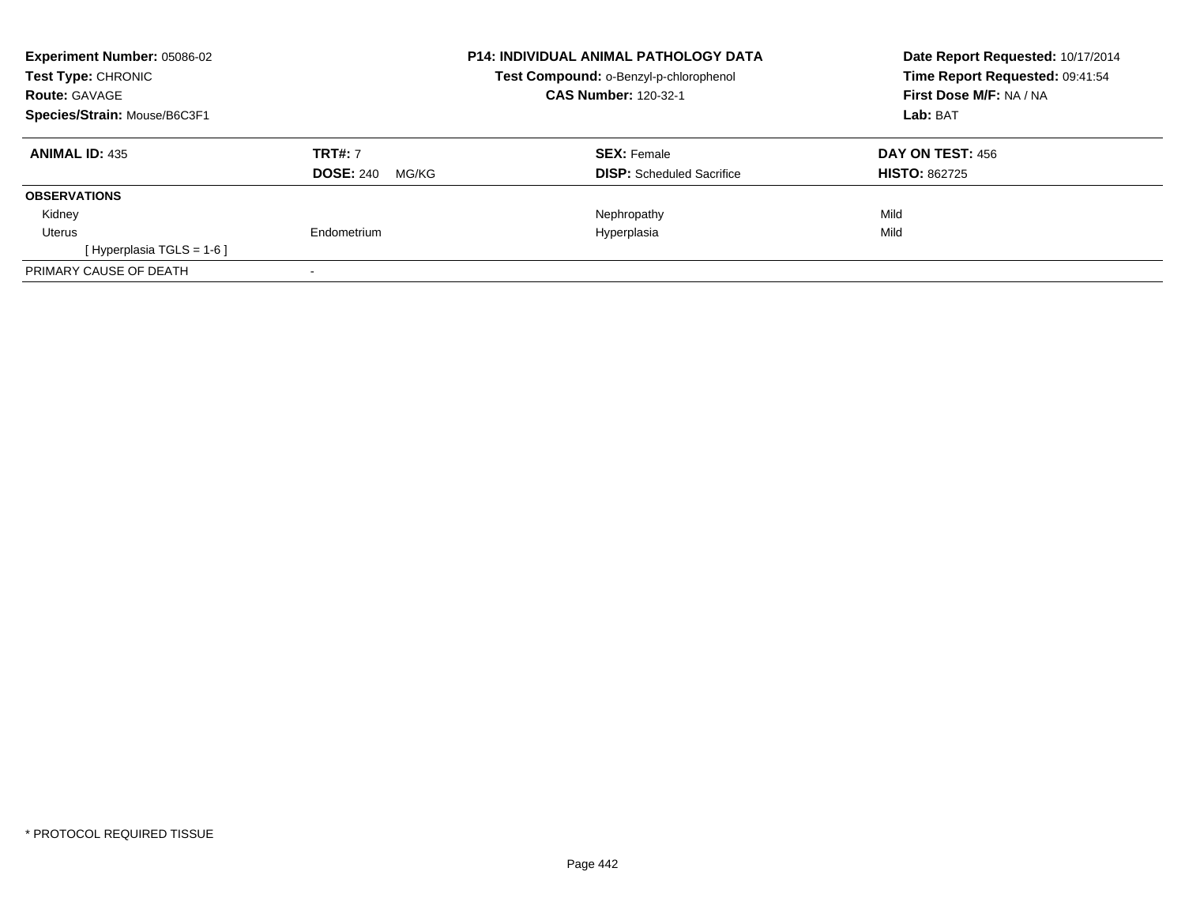**Experiment Number:** 05086-02
**Test Type:** CHRONIC
**Route:** GAVAGE
**Species/Strain:** Mouse/B6C3F1

**P14: INDIVIDUAL ANIMAL PATHOLOGY DATA**
**Test Compound:** o-Benzyl-p-chlorophenol
**CAS Number:** 120-32-1

**Date Report Requested:** 10/17/2014
**Time Report Requested:** 09:41:54
**First Dose M/F:** NA / NA
**Lab:** BAT

| **ANIMAL ID:** 435 | **TRT#:** 7 | **SEX:** Female | **DAY ON TEST:** 456 |
|---|---|---|---|
| | **DOSE:** 240 MG/KG | **DISP:** Scheduled Sacrifice | **HISTO:** 862725 |
| **OBSERVATIONS** | | | |
| Kidney | | Nephropathy | Mild |
| Uterus | Endometrium | Hyperplasia | Mild |
| [ Hyperplasia TGLS = 1-6 ] | | | |
| PRIMARY CAUSE OF DEATH | - | | |

* PROTOCOL REQUIRED TISSUE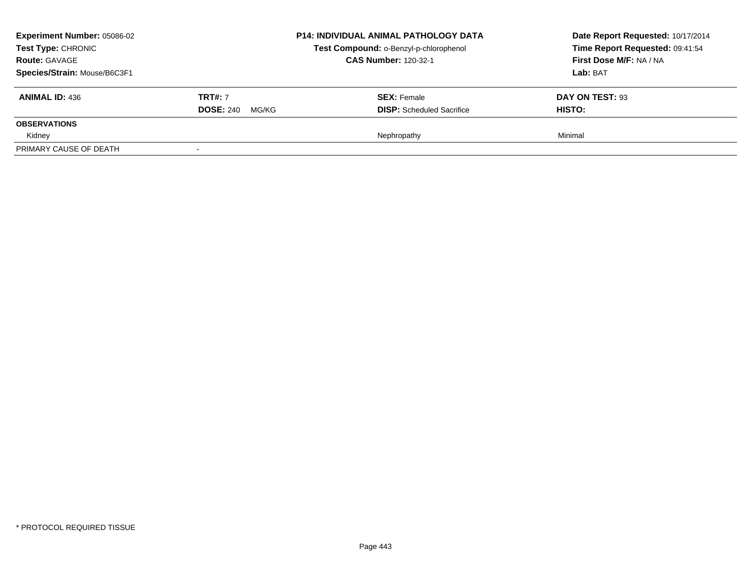**Experiment Number:** 05086-02
**Test Type:** CHRONIC
**Route:** GAVAGE
**Species/Strain:** Mouse/B6C3F1

**P14: INDIVIDUAL ANIMAL PATHOLOGY DATA**
**Test Compound:** o-Benzyl-p-chlorophenol
**CAS Number:** 120-32-1

**Date Report Requested:** 10/17/2014
**Time Report Requested:** 09:41:54
**First Dose M/F:** NA / NA
**Lab:** BAT

| **ANIMAL ID:** 436 | **TRT#:** 7 | **SEX:** Female | **DAY ON TEST:** 93 |
|---|---|---|---|
| | **DOSE:** 240 MG/KG | **DISP:** Scheduled Sacrifice | **HISTO:** |
| **OBSERVATIONS** | | | |
| Kidney | | Nephropathy | Minimal |
| PRIMARY CAUSE OF DEATH | - | | |

* PROTOCOL REQUIRED TISSUE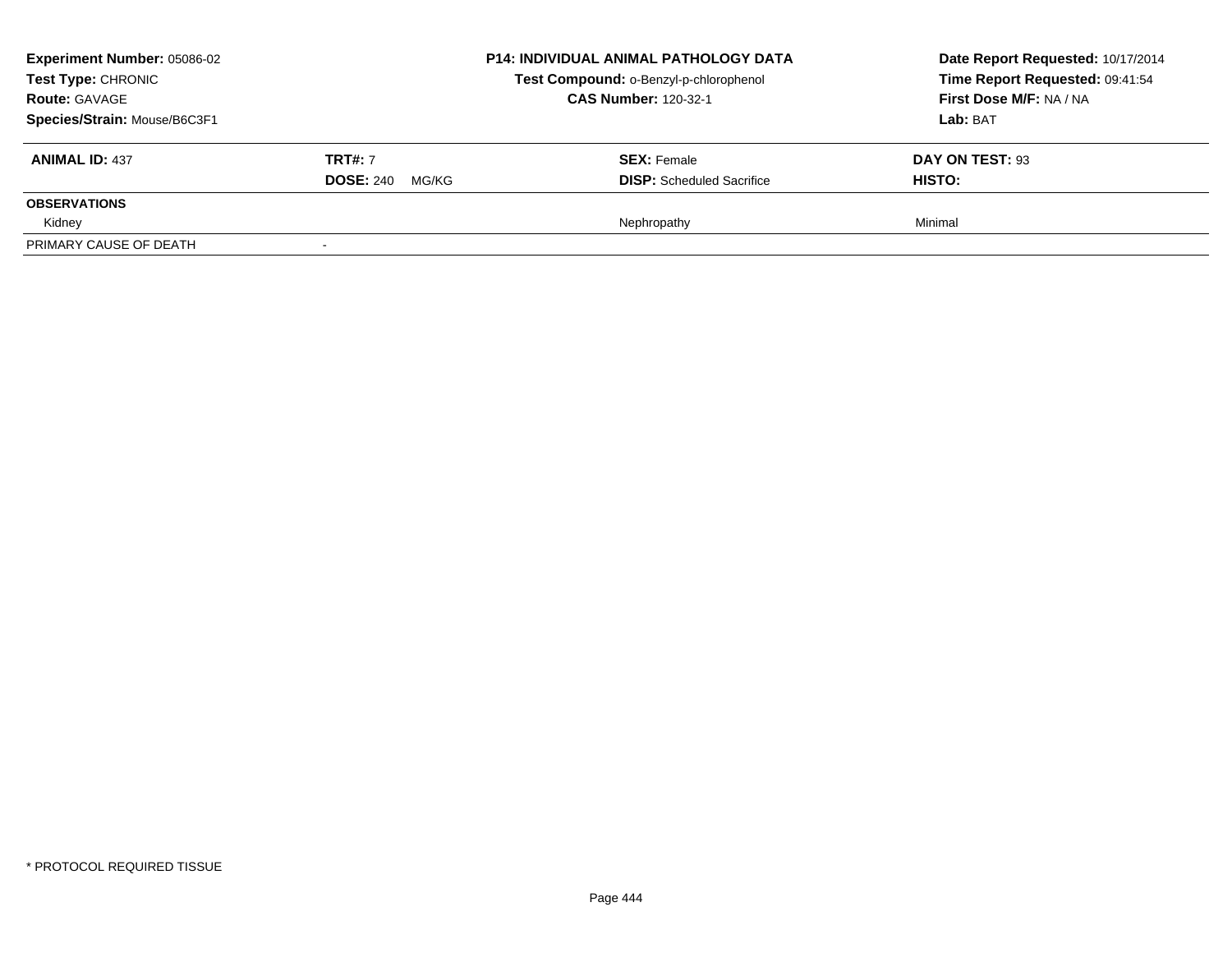**Experiment Number:** 05086-02
**Test Type:** CHRONIC
**Route:** GAVAGE
**Species/Strain:** Mouse/B6C3F1

**P14: INDIVIDUAL ANIMAL PATHOLOGY DATA**
**Test Compound:** o-Benzyl-p-chlorophenol
**CAS Number:** 120-32-1

**Date Report Requested:** 10/17/2014
**Time Report Requested:** 09:41:54
**First Dose M/F:** NA / NA
**Lab:** BAT

| **ANIMAL ID:** 437 | **TRT#:** 7 | **SEX:** Female | **DAY ON TEST:** 93 |
|---|---|---|---|
| | **DOSE:** 240 MG/KG | **DISP:** Scheduled Sacrifice | **HISTO:** |
| **OBSERVATIONS** | | | |
| Kidney | | Nephropathy | Minimal |
| PRIMARY CAUSE OF DEATH | - | | |

* PROTOCOL REQUIRED TISSUE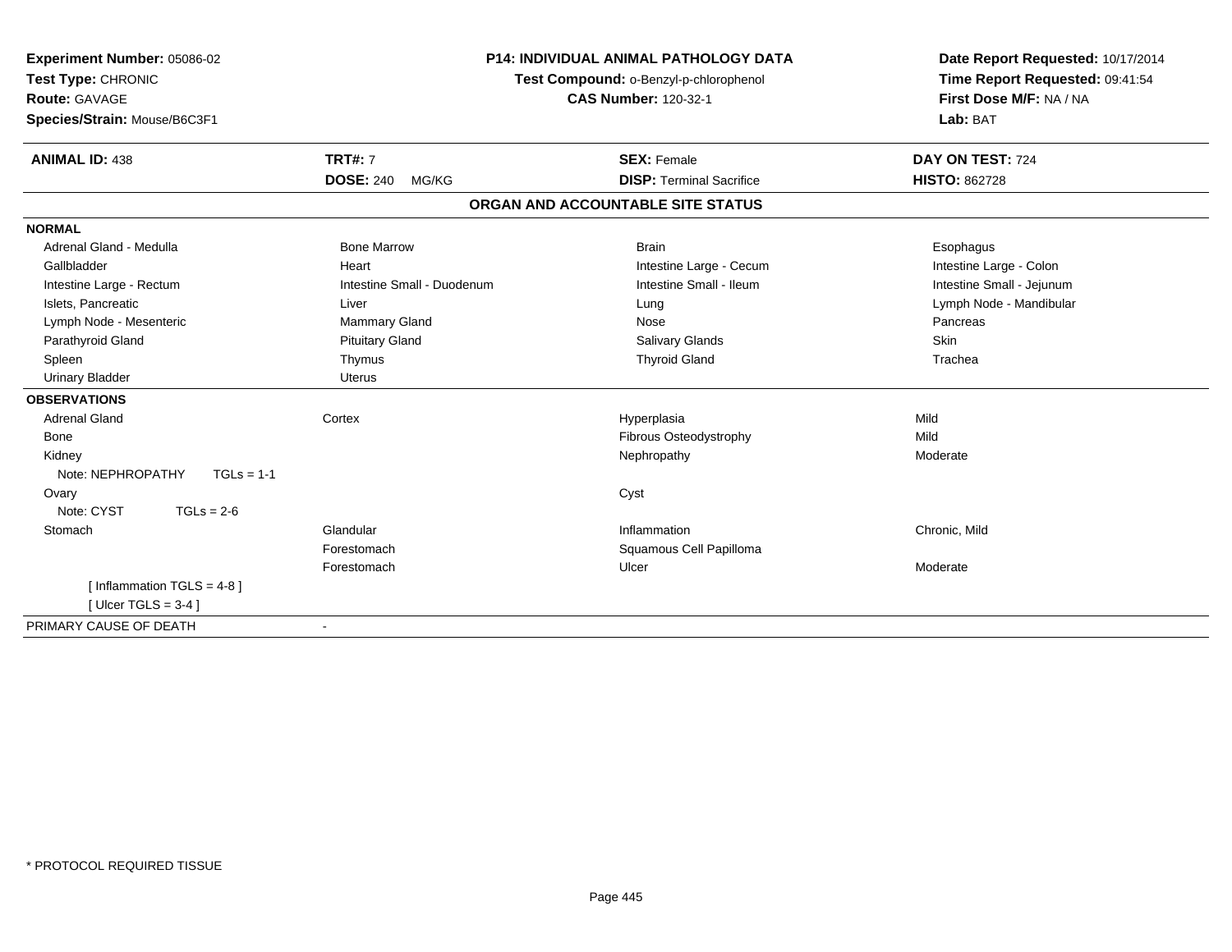**Experiment Number:** 05086-02
**Test Type:** CHRONIC
**Route:** GAVAGE
**Species/Strain:** Mouse/B6C3F1

**P14: INDIVIDUAL ANIMAL PATHOLOGY DATA**
**Test Compound:** o-Benzyl-p-chlorophenol
**CAS Number:** 120-32-1

**Date Report Requested:** 10/17/2014
**Time Report Requested:** 09:41:54
**First Dose M/F:** NA / NA
**Lab:** BAT

| **ANIMAL ID:** 438 | **TRT#:** 7 | **SEX:** Female | **DAY ON TEST:** 724 |
|---|---|---|---|
| | **DOSE:** 240 MG/KG | **DISP:** Terminal Sacrifice | **HISTO:** 862728 |

## ORGAN AND ACCOUNTABLE SITE STATUS

**NORMAL**

| | | | |
|---|---|---|---|
| Adrenal Gland - Medulla | Bone Marrow | Brain | Esophagus |
| Gallbladder | Heart | Intestine Large - Cecum | Intestine Large - Colon |
| Intestine Large - Rectum | Intestine Small - Duodenum | Intestine Small - Ileum | Intestine Small - Jejunum |
| Islets, Pancreatic | Liver | Lung | Lymph Node - Mandibular |
| Lymph Node - Mesenteric | Mammary Gland | Nose | Pancreas |
| Parathyroid Gland | Pituitary Gland | Salivary Glands | Skin |
| Spleen | Thymus | Thyroid Gland | Trachea |
| Urinary Bladder | Uterus | | |

**OBSERVATIONS**

| | | | |
|---|---|---|---|
| Adrenal Gland | Cortex | Hyperplasia | Mild |
| Bone | | Fibrous Osteodystrophy | Mild |
| Kidney | | Nephropathy | Moderate |
| Note: NEPHROPATHY TGLs = 1-1 | | | |
| Ovary | | Cyst | |
| Note: CYST TGLs = 2-6 | | | |
| Stomach | Glandular | Inflammation | Chronic, Mild |
| | Forestomach | Squamous Cell Papilloma | |
| | Forestomach | Ulcer | Moderate |
| [ Inflammation TGLS = 4-8 ] | | | |
| [ Ulcer TGLS = 3-4 ] | | | |

PRIMARY CAUSE OF DEATH -

* PROTOCOL REQUIRED TISSUE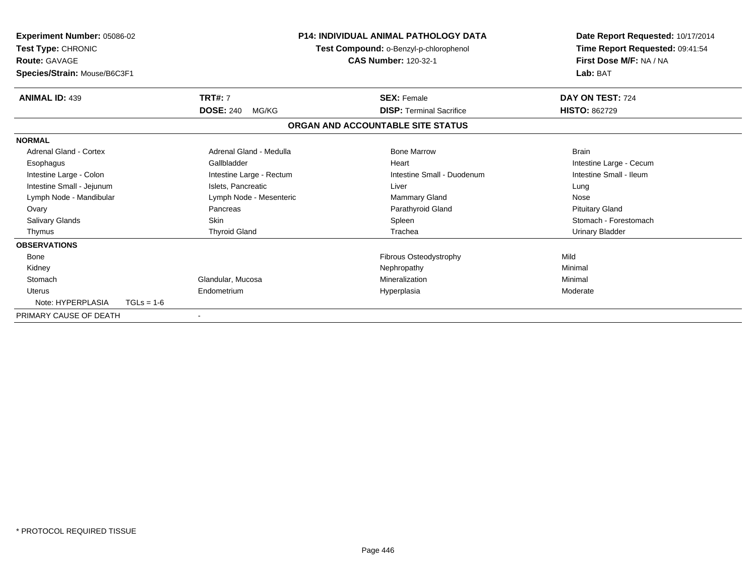**Experiment Number:** 05086-02
**Test Type:** CHRONIC
**Route:** GAVAGE
**Species/Strain:** Mouse/B6C3F1

**P14: INDIVIDUAL ANIMAL PATHOLOGY DATA**
**Test Compound:** o-Benzyl-p-chlorophenol
**CAS Number:** 120-32-1

**Date Report Requested:** 10/17/2014
**Time Report Requested:** 09:41:54
**First Dose M/F:** NA / NA
**Lab:** BAT

| **ANIMAL ID:** 439 | **TRT#:** 7 | **SEX:** Female | **DAY ON TEST:** 724 |
|---|---|---|---|
| | **DOSE:** 240 MG/KG | **DISP:** Terminal Sacrifice | **HISTO:** 862729 |

## ORGAN AND ACCOUNTABLE SITE STATUS

| | | | |
|---|---|---|---|
| **NORMAL** | | | |
| Adrenal Gland - Cortex | Adrenal Gland - Medulla | Bone Marrow | Brain |
| Esophagus | Gallbladder | Heart | Intestine Large - Cecum |
| Intestine Large - Colon | Intestine Large - Rectum | Intestine Small - Duodenum | Intestine Small - Ileum |
| Intestine Small - Jejunum | Islets, Pancreatic | Liver | Lung |
| Lymph Node - Mandibular | Lymph Node - Mesenteric | Mammary Gland | Nose |
| Ovary | Pancreas | Parathyroid Gland | Pituitary Gland |
| Salivary Glands | Skin | Spleen | Stomach - Forestomach |
| Thymus | Thyroid Gland | Trachea | Urinary Bladder |
| **OBSERVATIONS** | | | |
| Bone | | Fibrous Osteodystrophy | Mild |
| Kidney | | Nephropathy | Minimal |
| Stomach | Glandular, Mucosa | Mineralization | Minimal |
| Uterus | Endometrium | Hyperplasia | Moderate |
| Note: HYPERPLASIA TGLs = 1-6 | | | |
| PRIMARY CAUSE OF DEATH | - | | |

* PROTOCOL REQUIRED TISSUE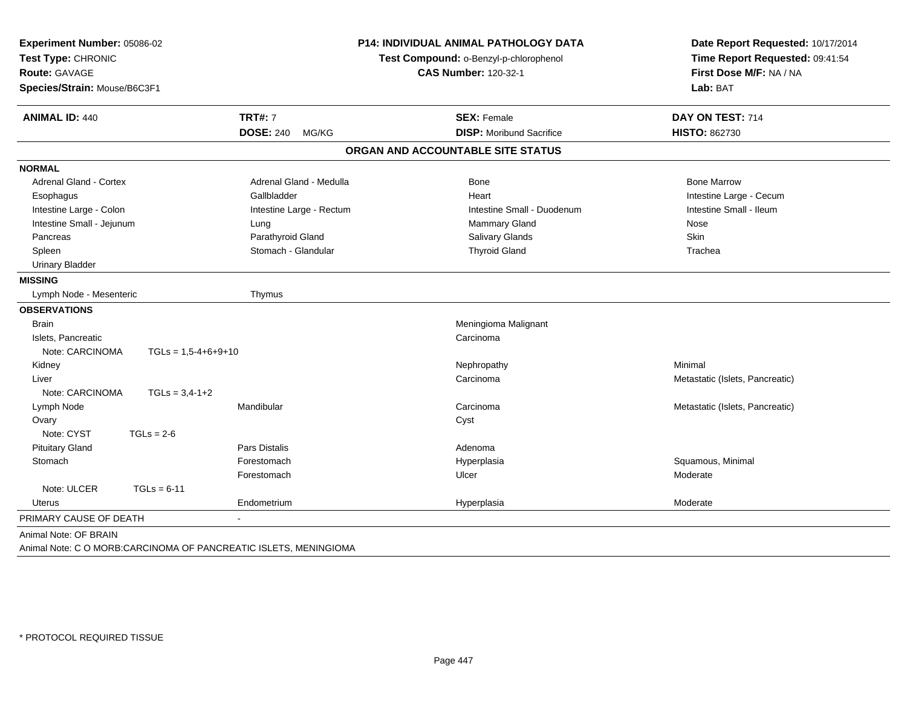**Experiment Number:** 05086-02
**Test Type:** CHRONIC
**Route:** GAVAGE
**Species/Strain:** Mouse/B6C3F1

**P14: INDIVIDUAL ANIMAL PATHOLOGY DATA**
**Test Compound:** o-Benzyl-p-chlorophenol
**CAS Number:** 120-32-1

**Date Report Requested:** 10/17/2014
**Time Report Requested:** 09:41:54
**First Dose M/F:** NA / NA
**Lab:** BAT

| **ANIMAL ID:** 440 | **TRT#:** 7 | **SEX:** Female | **DAY ON TEST:** 714 |
|---|---|---|---|
| | **DOSE:** 240 MG/KG | **DISP:** Moribund Sacrifice | **HISTO:** 862730 |

## ORGAN AND ACCOUNTABLE SITE STATUS

| | | | |
|---|---|---|---|
| **NORMAL** | | | |
| Adrenal Gland - Cortex | Adrenal Gland - Medulla | Bone | Bone Marrow |
| Esophagus | Gallbladder | Heart | Intestine Large - Cecum |
| Intestine Large - Colon | Intestine Large - Rectum | Intestine Small - Duodenum | Intestine Small - Ileum |
| Intestine Small - Jejunum | Lung | Mammary Gland | Nose |
| Pancreas | Parathyroid Gland | Salivary Glands | Skin |
| Spleen | Stomach - Glandular | Thyroid Gland | Trachea |
| Urinary Bladder | | | |
| **MISSING** | | | |
| Lymph Node - Mesenteric | Thymus | | |
| **OBSERVATIONS** | | | |
| Brain | | Meningioma Malignant | |
| Islets, Pancreatic | | Carcinoma | |
| Note: CARCINOMA TGLs = 1,5-4+6+9+10 | | | |
| Kidney | | Nephropathy | Minimal |
| Liver | | Carcinoma | Metastatic (Islets, Pancreatic) |
| Note: CARCINOMA TGLs = 3,4-1+2 | | | |
| Lymph Node | Mandibular | Carcinoma | Metastatic (Islets, Pancreatic) |
| Ovary | | Cyst | |
| Note: CYST TGLs = 2-6 | | | |
| Pituitary Gland | Pars Distalis | Adenoma | |
| Stomach | Forestomach | Hyperplasia | Squamous, Minimal |
| | Forestomach | Ulcer | Moderate |
| Note: ULCER TGLs = 6-11 | | | |
| Uterus | Endometrium | Hyperplasia | Moderate |
| PRIMARY CAUSE OF DEATH | - | | |

Animal Note: OF BRAIN
Animal Note: C O MORB:CARCINOMA OF PANCREATIC ISLETS, MENINGIOMA

* PROTOCOL REQUIRED TISSUE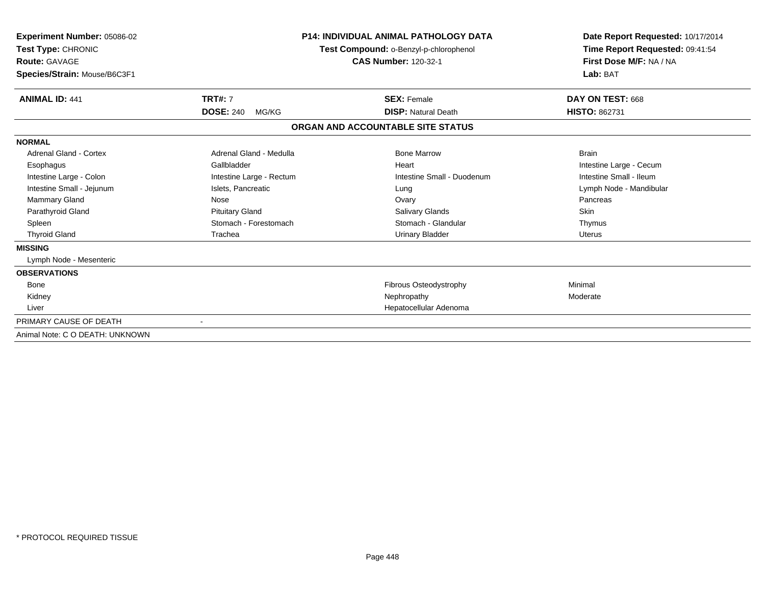**Experiment Number:** 05086-02
**Test Type:** CHRONIC
**Route:** GAVAGE
**Species/Strain:** Mouse/B6C3F1

**P14: INDIVIDUAL ANIMAL PATHOLOGY DATA**
**Test Compound:** o-Benzyl-p-chlorophenol
**CAS Number:** 120-32-1

**Date Report Requested:** 10/17/2014
**Time Report Requested:** 09:41:54
**First Dose M/F:** NA / NA
**Lab:** BAT

| **ANIMAL ID:** 441 | **TRT#:** 7 | **SEX:** Female | **DAY ON TEST:** 668 |
|---|---|---|---|
| | **DOSE:** 240 MG/KG | **DISP:** Natural Death | **HISTO:** 862731 |

**ORGAN AND ACCOUNTABLE SITE STATUS**

**NORMAL**

| | | | |
|---|---|---|---|
| Adrenal Gland - Cortex | Adrenal Gland - Medulla | Bone Marrow | Brain |
| Esophagus | Gallbladder | Heart | Intestine Large - Cecum |
| Intestine Large - Colon | Intestine Large - Rectum | Intestine Small - Duodenum | Intestine Small - Ileum |
| Intestine Small - Jejunum | Islets, Pancreatic | Lung | Lymph Node - Mandibular |
| Mammary Gland | Nose | Ovary | Pancreas |
| Parathyroid Gland | Pituitary Gland | Salivary Glands | Skin |
| Spleen | Stomach - Forestomach | Stomach - Glandular | Thymus |
| Thyroid Gland | Trachea | Urinary Bladder | Uterus |

**MISSING**

Lymph Node - Mesenteric

**OBSERVATIONS**

| | | |
|---|---|---|
| Bone | Fibrous Osteodystrophy | Minimal |
| Kidney | Nephropathy | Moderate |
| Liver | Hepatocellular Adenoma | |

PRIMARY CAUSE OF DEATH -

Animal Note: C O DEATH: UNKNOWN

\* PROTOCOL REQUIRED TISSUE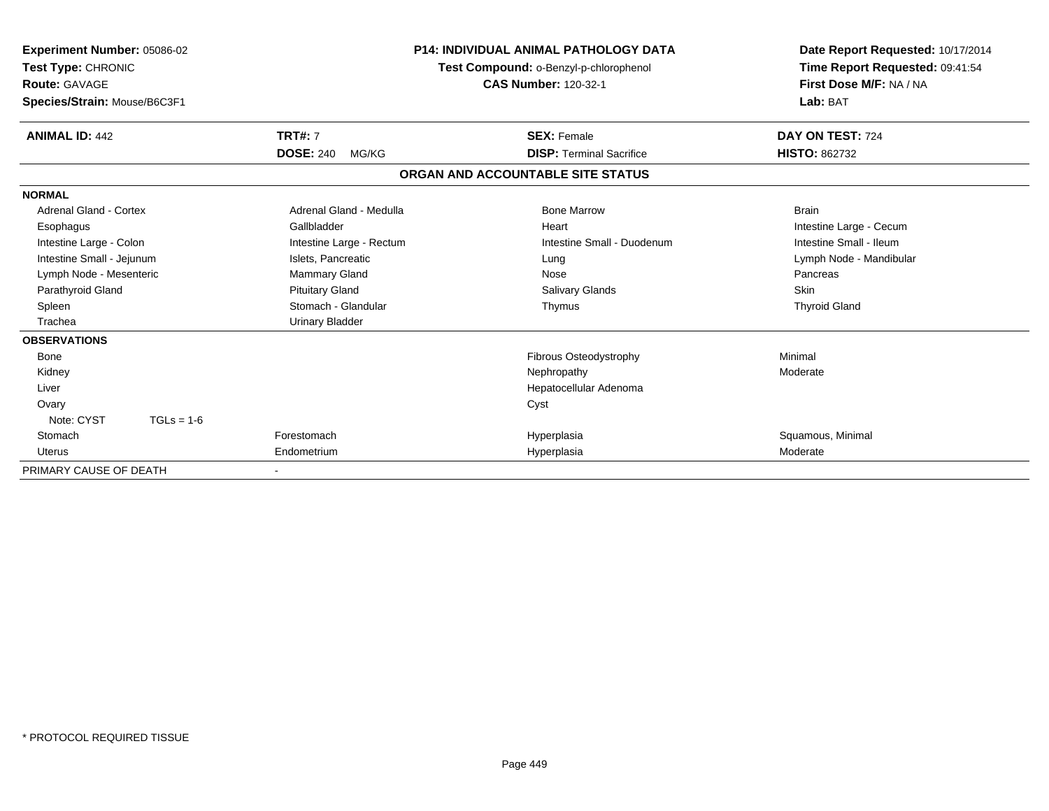**Experiment Number:** 05086-02
**Test Type:** CHRONIC
**Route:** GAVAGE
**Species/Strain:** Mouse/B6C3F1

**P14: INDIVIDUAL ANIMAL PATHOLOGY DATA**
**Test Compound:** o-Benzyl-p-chlorophenol
**CAS Number:** 120-32-1

**Date Report Requested:** 10/17/2014
**Time Report Requested:** 09:41:54
**First Dose M/F:** NA / NA
**Lab:** BAT

| **ANIMAL ID:** 442 | **TRT#:** 7 | **SEX:** Female | **DAY ON TEST:** 724 |
|---|---|---|---|
| | **DOSE:** 240 MG/KG | **DISP:** Terminal Sacrifice | **HISTO:** 862732 |

## ORGAN AND ACCOUNTABLE SITE STATUS

| | | | |
|---|---|---|---|
| **NORMAL** | | | |
| Adrenal Gland - Cortex | Adrenal Gland - Medulla | Bone Marrow | Brain |
| Esophagus | Gallbladder | Heart | Intestine Large - Cecum |
| Intestine Large - Colon | Intestine Large - Rectum | Intestine Small - Duodenum | Intestine Small - Ileum |
| Intestine Small - Jejunum | Islets, Pancreatic | Lung | Lymph Node - Mandibular |
| Lymph Node - Mesenteric | Mammary Gland | Nose | Pancreas |
| Parathyroid Gland | Pituitary Gland | Salivary Glands | Skin |
| Spleen | Stomach - Glandular | Thymus | Thyroid Gland |
| Trachea | Urinary Bladder | | |
| **OBSERVATIONS** | | | |
| Bone | | Fibrous Osteodystrophy | Minimal |
| Kidney | | Nephropathy | Moderate |
| Liver | | Hepatocellular Adenoma | |
| Ovary | | Cyst | |
| Note: CYST TGLs = 1-6 | | | |
| Stomach | Forestomach | Hyperplasia | Squamous, Minimal |
| Uterus | Endometrium | Hyperplasia | Moderate |
| PRIMARY CAUSE OF DEATH | - | | |

\* PROTOCOL REQUIRED TISSUE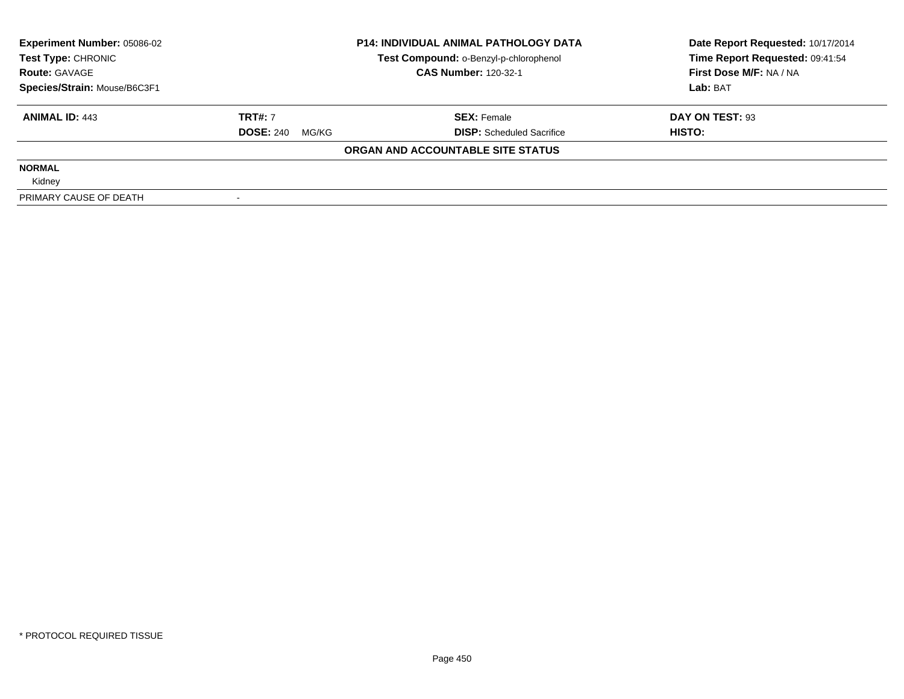| **Experiment Number:** 05086-02 | **P14: INDIVIDUAL ANIMAL PATHOLOGY DATA** | **Date Report Requested:** 10/17/2014 |
|---|---|---|
| **Test Type:** CHRONIC | **Test Compound:** o-Benzyl-p-chlorophenol | **Time Report Requested:** 09:41:54 |
| **Route:** GAVAGE | **CAS Number:** 120-32-1 | **First Dose M/F:** NA / NA |
| **Species/Strain:** Mouse/B6C3F1 | | **Lab:** BAT |

| **ANIMAL ID:** 443 | **TRT#:** 7 | **SEX:** Female | **DAY ON TEST:** 93 |
|---|---|---|---|
| | **DOSE:** 240 MG/KG | **DISP:** Scheduled Sacrifice | **HISTO:** |

**ORGAN AND ACCOUNTABLE SITE STATUS**

**NORMAL**

Kidney

| PRIMARY CAUSE OF DEATH | - |
|---|---|

\* PROTOCOL REQUIRED TISSUE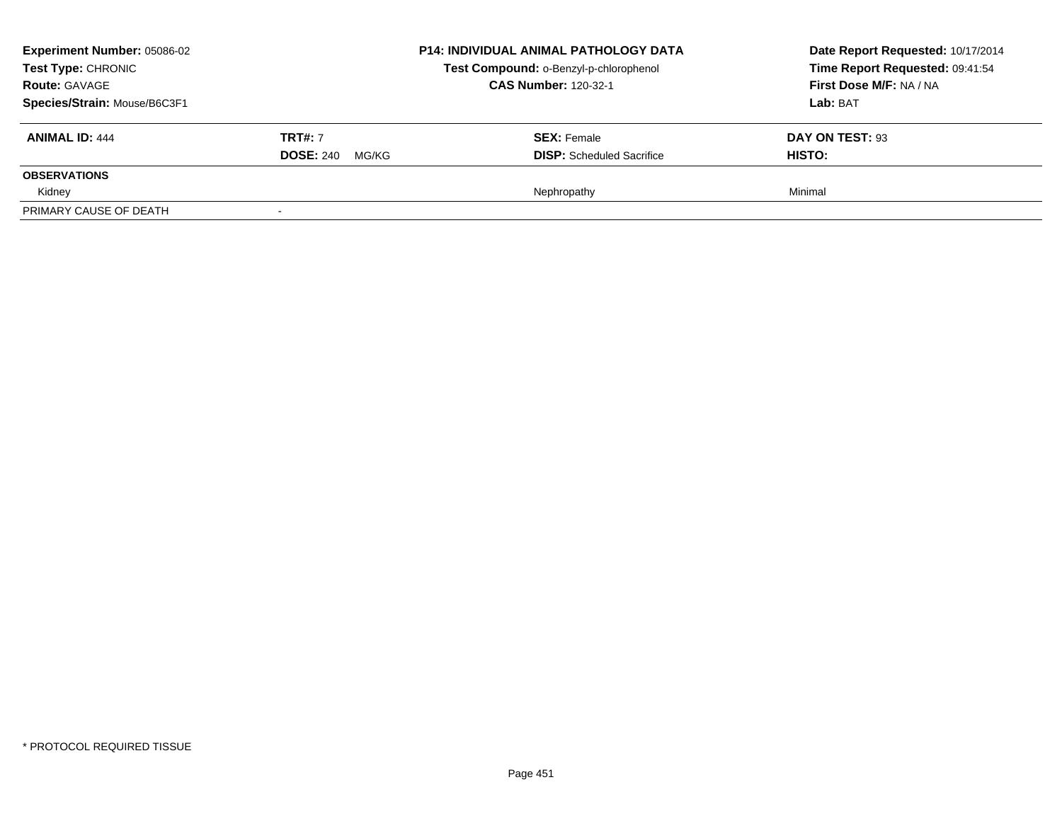**Experiment Number:** 05086-02
**Test Type:** CHRONIC
**Route:** GAVAGE
**Species/Strain:** Mouse/B6C3F1

**P14: INDIVIDUAL ANIMAL PATHOLOGY DATA**
**Test Compound:** o-Benzyl-p-chlorophenol
**CAS Number:** 120-32-1

**Date Report Requested:** 10/17/2014
**Time Report Requested:** 09:41:54
**First Dose M/F:** NA / NA
**Lab:** BAT

| **ANIMAL ID:** 444 | **TRT#:** 7 | **SEX:** Female | **DAY ON TEST:** 93 |
|---|---|---|---|
| | **DOSE:** 240 MG/KG | **DISP:** Scheduled Sacrifice | **HISTO:** |
| **OBSERVATIONS** | | | |
| Kidney | | Nephropathy | Minimal |
| PRIMARY CAUSE OF DEATH | - | | |

\* PROTOCOL REQUIRED TISSUE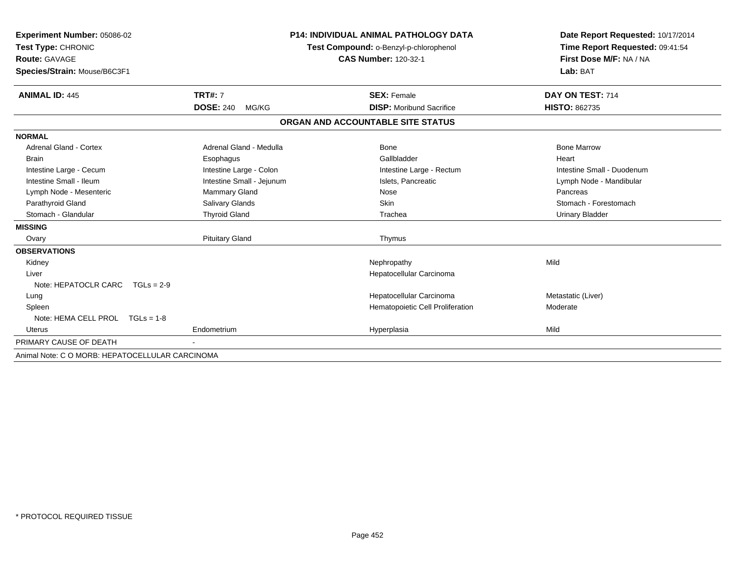**Experiment Number:** 05086-02
**Test Type:** CHRONIC
**Route:** GAVAGE
**Species/Strain:** Mouse/B6C3F1

**P14: INDIVIDUAL ANIMAL PATHOLOGY DATA**
**Test Compound:** o-Benzyl-p-chlorophenol
**CAS Number:** 120-32-1

**Date Report Requested:** 10/17/2014
**Time Report Requested:** 09:41:54
**First Dose M/F:** NA / NA
**Lab:** BAT

| **ANIMAL ID:** 445 | **TRT#:** 7 | **SEX:** Female | **DAY ON TEST:** 714 |
|---|---|---|---|
| | **DOSE:** 240 MG/KG | **DISP:** Moribund Sacrifice | **HISTO:** 862735 |

## ORGAN AND ACCOUNTABLE SITE STATUS

| | | | |
|---|---|---|---|
| **NORMAL** | | | |
| Adrenal Gland - Cortex | Adrenal Gland - Medulla | Bone | Bone Marrow |
| Brain | Esophagus | Gallbladder | Heart |
| Intestine Large - Cecum | Intestine Large - Colon | Intestine Large - Rectum | Intestine Small - Duodenum |
| Intestine Small - Ileum | Intestine Small - Jejunum | Islets, Pancreatic | Lymph Node - Mandibular |
| Lymph Node - Mesenteric | Mammary Gland | Nose | Pancreas |
| Parathyroid Gland | Salivary Glands | Skin | Stomach - Forestomach |
| Stomach - Glandular | Thyroid Gland | Trachea | Urinary Bladder |
| **MISSING** | | | |
| Ovary | Pituitary Gland | Thymus | |
| **OBSERVATIONS** | | | |
| Kidney | | Nephropathy | Mild |
| Liver | | Hepatocellular Carcinoma | |
| Note: HEPATOCLR CARC TGLs = 2-9 | | | |
| Lung | | Hepatocellular Carcinoma | Metastatic (Liver) |
| Spleen | | Hematopoietic Cell Proliferation | Moderate |
| Note: HEMA CELL PROL TGLs = 1-8 | | | |
| Uterus | Endometrium | Hyperplasia | Mild |
| PRIMARY CAUSE OF DEATH | - | | |

Animal Note: C O MORB: HEPATOCELLULAR CARCINOMA

* PROTOCOL REQUIRED TISSUE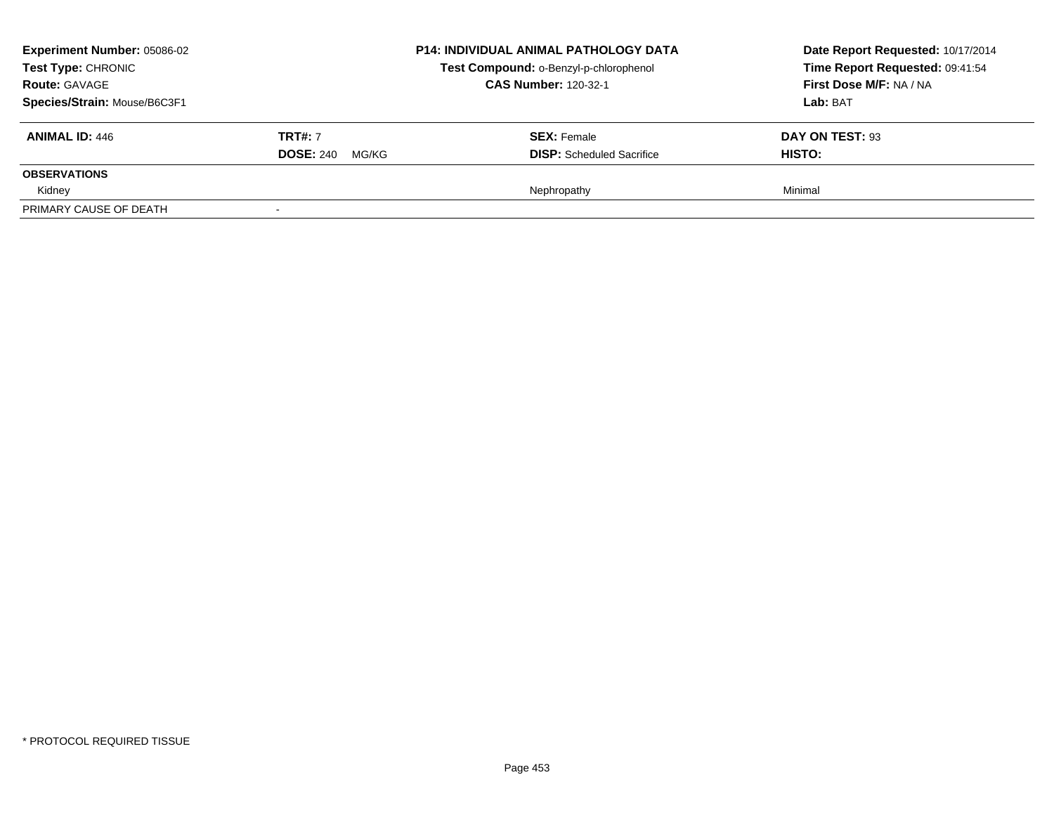**Experiment Number:** 05086-02
**Test Type:** CHRONIC
**Route:** GAVAGE
**Species/Strain:** Mouse/B6C3F1

**P14: INDIVIDUAL ANIMAL PATHOLOGY DATA**
**Test Compound:** o-Benzyl-p-chlorophenol
**CAS Number:** 120-32-1

**Date Report Requested:** 10/17/2014
**Time Report Requested:** 09:41:54
**First Dose M/F:** NA / NA
**Lab:** BAT

| **ANIMAL ID:** 446 | **TRT#:** 7 | **SEX:** Female | **DAY ON TEST:** 93 |
|---|---|---|---|
| | **DOSE:** 240 MG/KG | **DISP:** Scheduled Sacrifice | **HISTO:** |
| **OBSERVATIONS** | | | |
| Kidney | | Nephropathy | Minimal |
| PRIMARY CAUSE OF DEATH | - | | |

* PROTOCOL REQUIRED TISSUE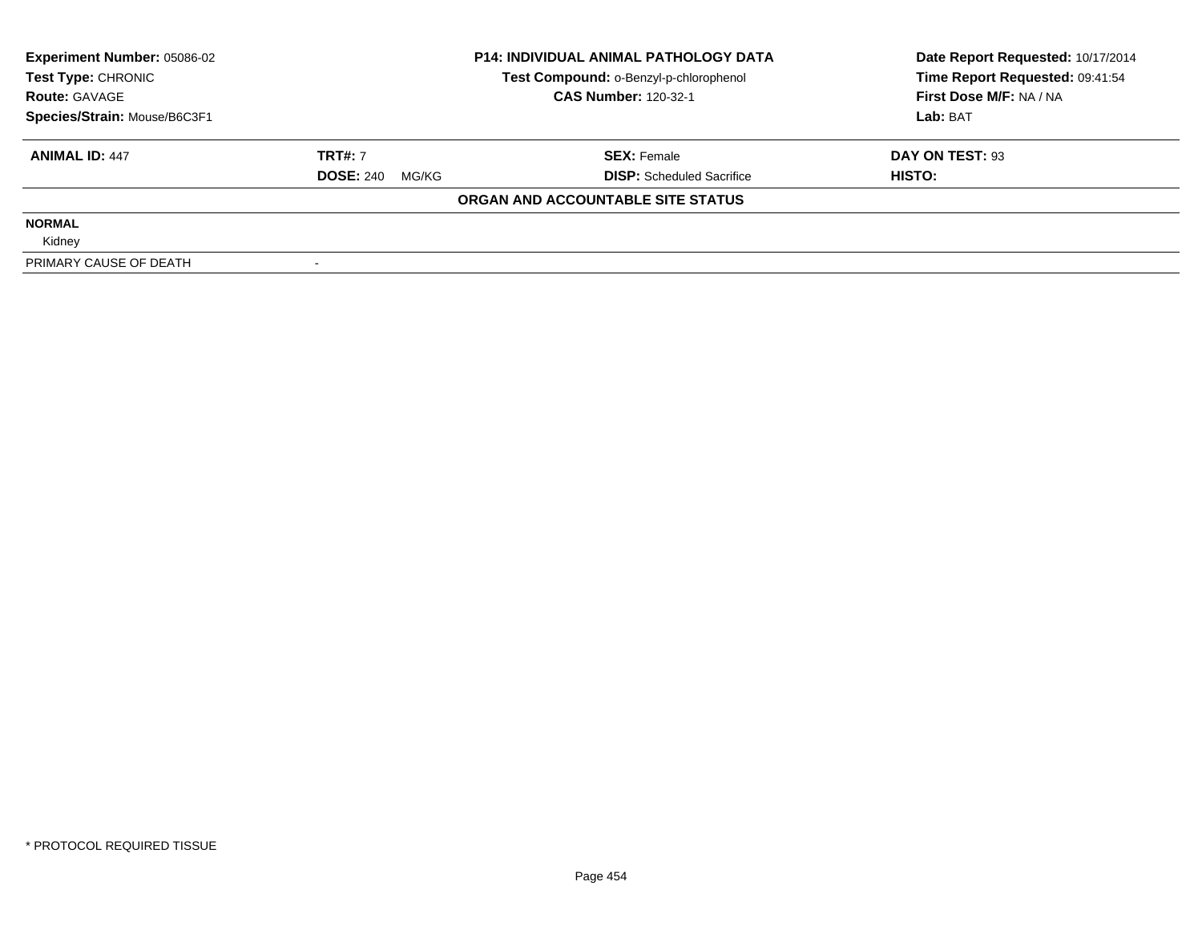| Experiment Number: 05086-02 | P14: INDIVIDUAL ANIMAL PATHOLOGY DATA | Date Report Requested: 10/17/2014 |
|---|---|---|
| Test Type: CHRONIC | Test Compound: o-Benzyl-p-chlorophenol | Time Report Requested: 09:41:54 |
| Route: GAVAGE | CAS Number: 120-32-1 | First Dose M/F: NA / NA |
| Species/Strain: Mouse/B6C3F1 | | Lab: BAT |

| ANIMAL ID: 447 | TRT#: 7 | SEX: Female | DAY ON TEST: 93 |
|---|---|---|---|
| | DOSE: 240 MG/KG | DISP: Scheduled Sacrifice | HISTO: |

**ORGAN AND ACCOUNTABLE SITE STATUS**

| | |
|---|---|
| **NORMAL** | |
| Kidney | |
| PRIMARY CAUSE OF DEATH | - |

* PROTOCOL REQUIRED TISSUE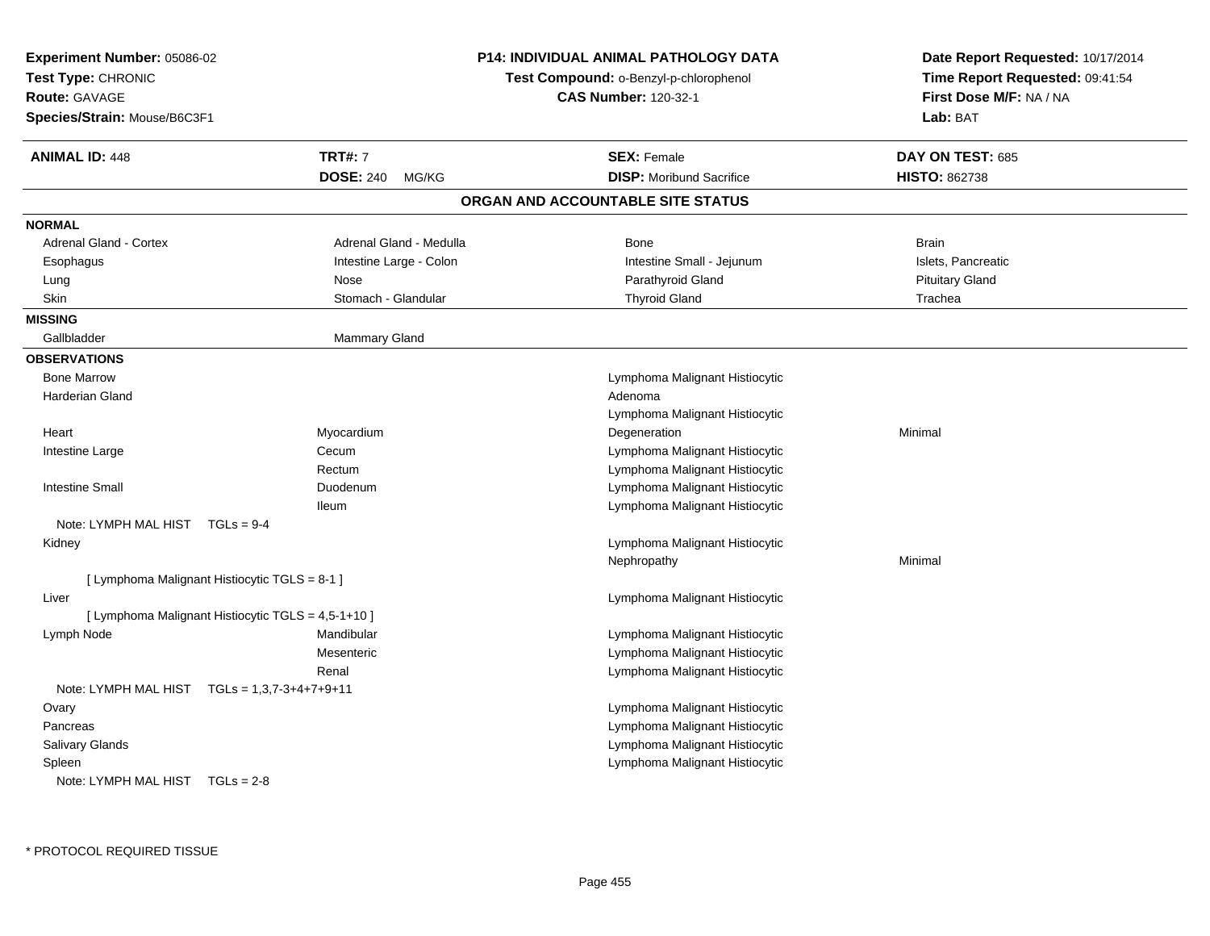**Experiment Number:** 05086-02
**Test Type:** CHRONIC
**Route:** GAVAGE
**Species/Strain:** Mouse/B6C3F1

**P14: INDIVIDUAL ANIMAL PATHOLOGY DATA**
**Test Compound:** o-Benzyl-p-chlorophenol
**CAS Number:** 120-32-1

**Date Report Requested:** 10/17/2014
**Time Report Requested:** 09:41:54
**First Dose M/F:** NA / NA
**Lab:** BAT

| **ANIMAL ID:** 448 | **TRT#:** 7 | **SEX:** Female | **DAY ON TEST:** 685 |
|---|---|---|---|
| | **DOSE:** 240 MG/KG | **DISP:** Moribund Sacrifice | **HISTO:** 862738 |

## ORGAN AND ACCOUNTABLE SITE STATUS

**NORMAL**

| | | | |
|---|---|---|---|
| Adrenal Gland - Cortex | Adrenal Gland - Medulla | Bone | Brain |
| Esophagus | Intestine Large - Colon | Intestine Small - Jejunum | Islets, Pancreatic |
| Lung | Nose | Parathyroid Gland | Pituitary Gland |
| Skin | Stomach - Glandular | Thyroid Gland | Trachea |

**MISSING**

| | |
|---|---|
| Gallbladder | Mammary Gland |

**OBSERVATIONS**

| | | | |
|---|---|---|---|
| Bone Marrow | | Lymphoma Malignant Histiocytic | |
| Harderian Gland | | Adenoma | |
| | | Lymphoma Malignant Histiocytic | |
| Heart | Myocardium | Degeneration | Minimal |
| Intestine Large | Cecum | Lymphoma Malignant Histiocytic | |
| | Rectum | Lymphoma Malignant Histiocytic | |
| Intestine Small | Duodenum | Lymphoma Malignant Histiocytic | |
| | Ileum | Lymphoma Malignant Histiocytic | |
| Note: LYMPH MAL HIST TGLs = 9-4 | | | |
| Kidney | | Lymphoma Malignant Histiocytic | |
| | | Nephropathy | Minimal |
| [ Lymphoma Malignant Histiocytic TGLS = 8-1 ] | | | |
| Liver | | Lymphoma Malignant Histiocytic | |
| [ Lymphoma Malignant Histiocytic TGLS = 4,5-1+10 ] | | | |
| Lymph Node | Mandibular | Lymphoma Malignant Histiocytic | |
| | Mesenteric | Lymphoma Malignant Histiocytic | |
| | Renal | Lymphoma Malignant Histiocytic | |
| Note: LYMPH MAL HIST TGLs = 1,3,7-3+4+7+9+11 | | | |
| Ovary | | Lymphoma Malignant Histiocytic | |
| Pancreas | | Lymphoma Malignant Histiocytic | |
| Salivary Glands | | Lymphoma Malignant Histiocytic | |
| Spleen | | Lymphoma Malignant Histiocytic | |
| Note: LYMPH MAL HIST TGLs = 2-8 | | | |

* PROTOCOL REQUIRED TISSUE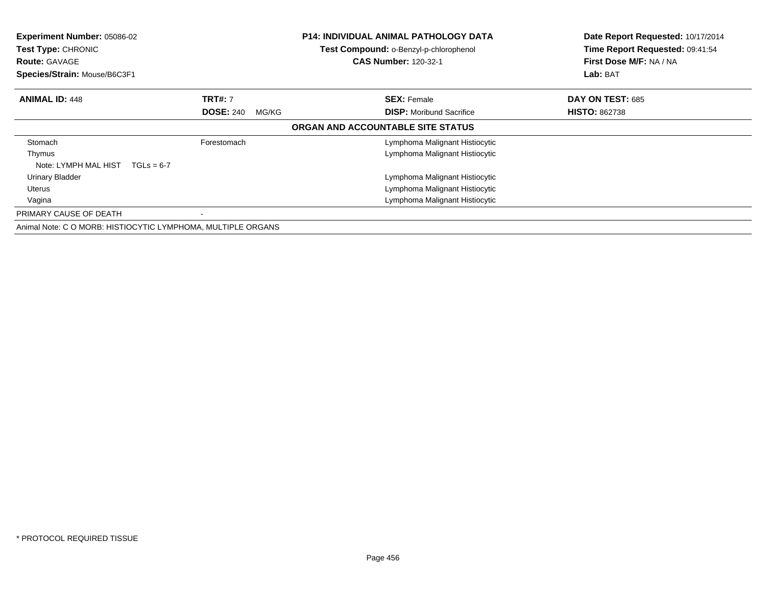**Experiment Number:** 05086-02
**Test Type:** CHRONIC
**Route:** GAVAGE
**Species/Strain:** Mouse/B6C3F1

**P14: INDIVIDUAL ANIMAL PATHOLOGY DATA**
**Test Compound:** o-Benzyl-p-chlorophenol
**CAS Number:** 120-32-1

**Date Report Requested:** 10/17/2014
**Time Report Requested:** 09:41:54
**First Dose M/F:** NA / NA
**Lab:** BAT

| **ANIMAL ID:** 448 | **TRT#:** 7 | **SEX:** Female | **DAY ON TEST:** 685 |
|---|---|---|---|
| | **DOSE:** 240 MG/KG | **DISP:** Moribund Sacrifice | **HISTO:** 862738 |

**ORGAN AND ACCOUNTABLE SITE STATUS**

| Organ | Site | Status |
|---|---|---|
| Stomach | Forestomach | Lymphoma Malignant Histiocytic |
| Thymus | | Lymphoma Malignant Histiocytic |
| Note: LYMPH MAL HIST TGLs = 6-7 | | |
| Urinary Bladder | | Lymphoma Malignant Histiocytic |
| Uterus | | Lymphoma Malignant Histiocytic |
| Vagina | | Lymphoma Malignant Histiocytic |
| PRIMARY CAUSE OF DEATH | - | |

Animal Note: C O MORB: HISTIOCYTIC LYMPHOMA, MULTIPLE ORGANS

\* PROTOCOL REQUIRED TISSUE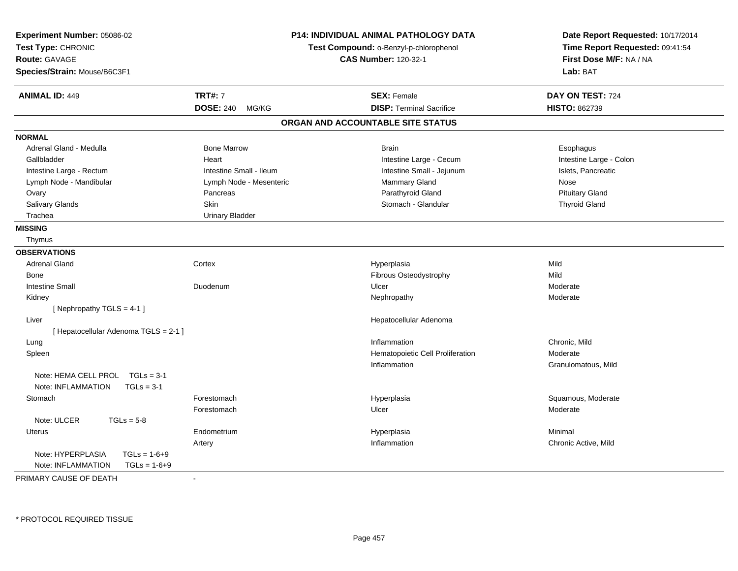**Experiment Number:** 05086-02
**Test Type:** CHRONIC
**Route:** GAVAGE
**Species/Strain:** Mouse/B6C3F1

**P14: INDIVIDUAL ANIMAL PATHOLOGY DATA**
**Test Compound:** o-Benzyl-p-chlorophenol
**CAS Number:** 120-32-1

**Date Report Requested:** 10/17/2014
**Time Report Requested:** 09:41:54
**First Dose M/F:** NA / NA
**Lab:** BAT

| **ANIMAL ID:** 449 | **TRT#:** 7 | **SEX:** Female | **DAY ON TEST:** 724 |
|---|---|---|---|
| | **DOSE:** 240 MG/KG | **DISP:** Terminal Sacrifice | **HISTO:** 862739 |

## ORGAN AND ACCOUNTABLE SITE STATUS

**NORMAL**

| | | | |
|---|---|---|---|
| Adrenal Gland - Medulla | Bone Marrow | Brain | Esophagus |
| Gallbladder | Heart | Intestine Large - Cecum | Intestine Large - Colon |
| Intestine Large - Rectum | Intestine Small - Ileum | Intestine Small - Jejunum | Islets, Pancreatic |
| Lymph Node - Mandibular | Lymph Node - Mesenteric | Mammary Gland | Nose |
| Ovary | Pancreas | Parathyroid Gland | Pituitary Gland |
| Salivary Glands | Skin | Stomach - Glandular | Thyroid Gland |
| Trachea | Urinary Bladder | | |

**MISSING**

Thymus

**OBSERVATIONS**

| | | | |
|---|---|---|---|
| Adrenal Gland | Cortex | Hyperplasia | Mild |
| Bone | | Fibrous Osteodystrophy | Mild |
| Intestine Small | Duodenum | Ulcer | Moderate |
| Kidney | | Nephropathy | Moderate |
| [ Nephropathy TGLS = 4-1 ] | | | |
| Liver | | Hepatocellular Adenoma | |
| [ Hepatocellular Adenoma TGLS = 2-1 ] | | | |
| Lung | | Inflammation | Chronic, Mild |
| Spleen | | Hematopoietic Cell Proliferation | Moderate |
| | | Inflammation | Granulomatous, Mild |
| Note: HEMA CELL PROL TGLs = 3-1 | | | |
| Note: INFLAMMATION TGLs = 3-1 | | | |
| Stomach | Forestomach | Hyperplasia | Squamous, Moderate |
| | Forestomach | Ulcer | Moderate |
| Note: ULCER TGLs = 5-8 | | | |
| Uterus | Endometrium | Hyperplasia | Minimal |
| | Artery | Inflammation | Chronic Active, Mild |
| Note: HYPERPLASIA TGLs = 1-6+9 | | | |
| Note: INFLAMMATION TGLs = 1-6+9 | | | |

PRIMARY CAUSE OF DEATH -

* PROTOCOL REQUIRED TISSUE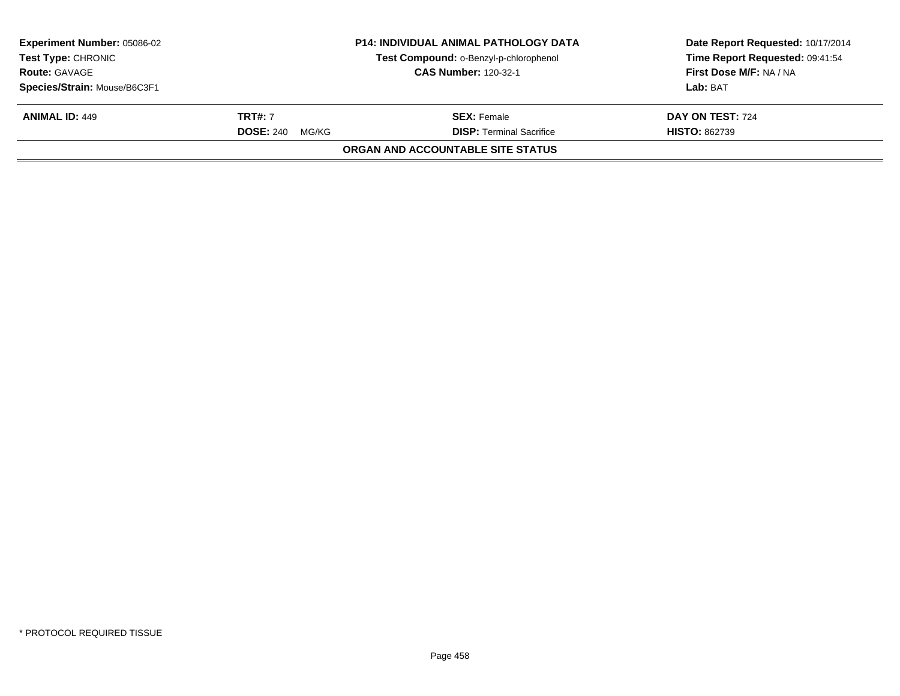| **Experiment Number:** 05086-02 | **P14: INDIVIDUAL ANIMAL PATHOLOGY DATA** | **Date Report Requested:** 10/17/2014 |
|---|---|---|
| **Test Type:** CHRONIC | **Test Compound:** o-Benzyl-p-chlorophenol | **Time Report Requested:** 09:41:54 |
| **Route:** GAVAGE | **CAS Number:** 120-32-1 | **First Dose M/F:** NA / NA |
| **Species/Strain:** Mouse/B6C3F1 | | **Lab:** BAT |

| **ANIMAL ID:** 449 | **TRT#:** 7 | **SEX:** Female | **DAY ON TEST:** 724 |
|---|---|---|---|
| | **DOSE:** 240 MG/KG | **DISP:** Terminal Sacrifice | **HISTO:** 862739 |

**ORGAN AND ACCOUNTABLE SITE STATUS**

\* PROTOCOL REQUIRED TISSUE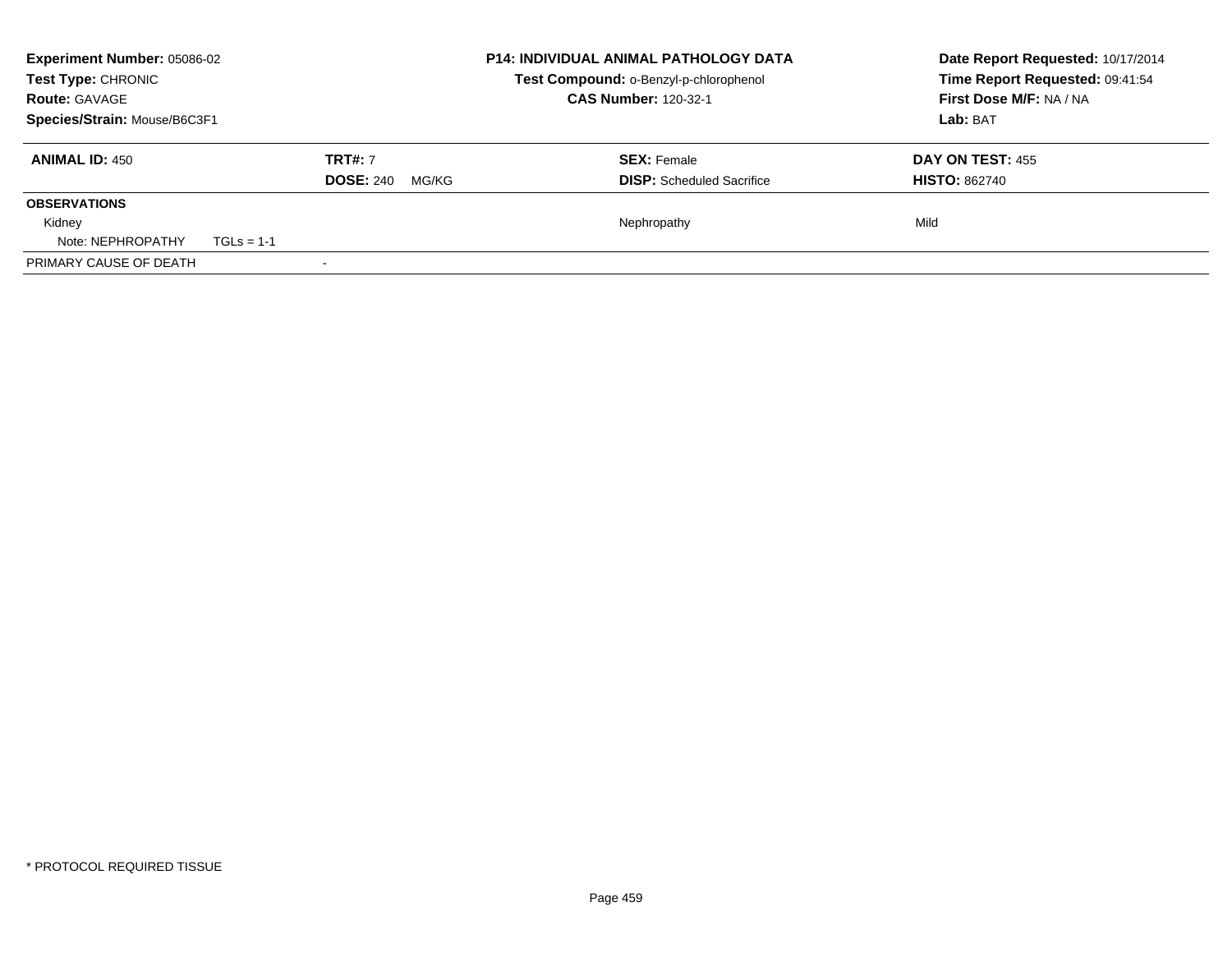**Experiment Number:** 05086-02
**Test Type:** CHRONIC
**Route:** GAVAGE
**Species/Strain:** Mouse/B6C3F1

**P14: INDIVIDUAL ANIMAL PATHOLOGY DATA**
**Test Compound:** o-Benzyl-p-chlorophenol
**CAS Number:** 120-32-1

**Date Report Requested:** 10/17/2014
**Time Report Requested:** 09:41:54
**First Dose M/F:** NA / NA
**Lab:** BAT

| **ANIMAL ID:** 450 | **TRT#:** 7 | **SEX:** Female | **DAY ON TEST:** 455 |
|---|---|---|---|
| | **DOSE:** 240 MG/KG | **DISP:** Scheduled Sacrifice | **HISTO:** 862740 |
| **OBSERVATIONS** | | | |
| Kidney | | Nephropathy | Mild |
| Note: NEPHROPATHY TGLs = 1-1 | | | |
| PRIMARY CAUSE OF DEATH | - | | |

* PROTOCOL REQUIRED TISSUE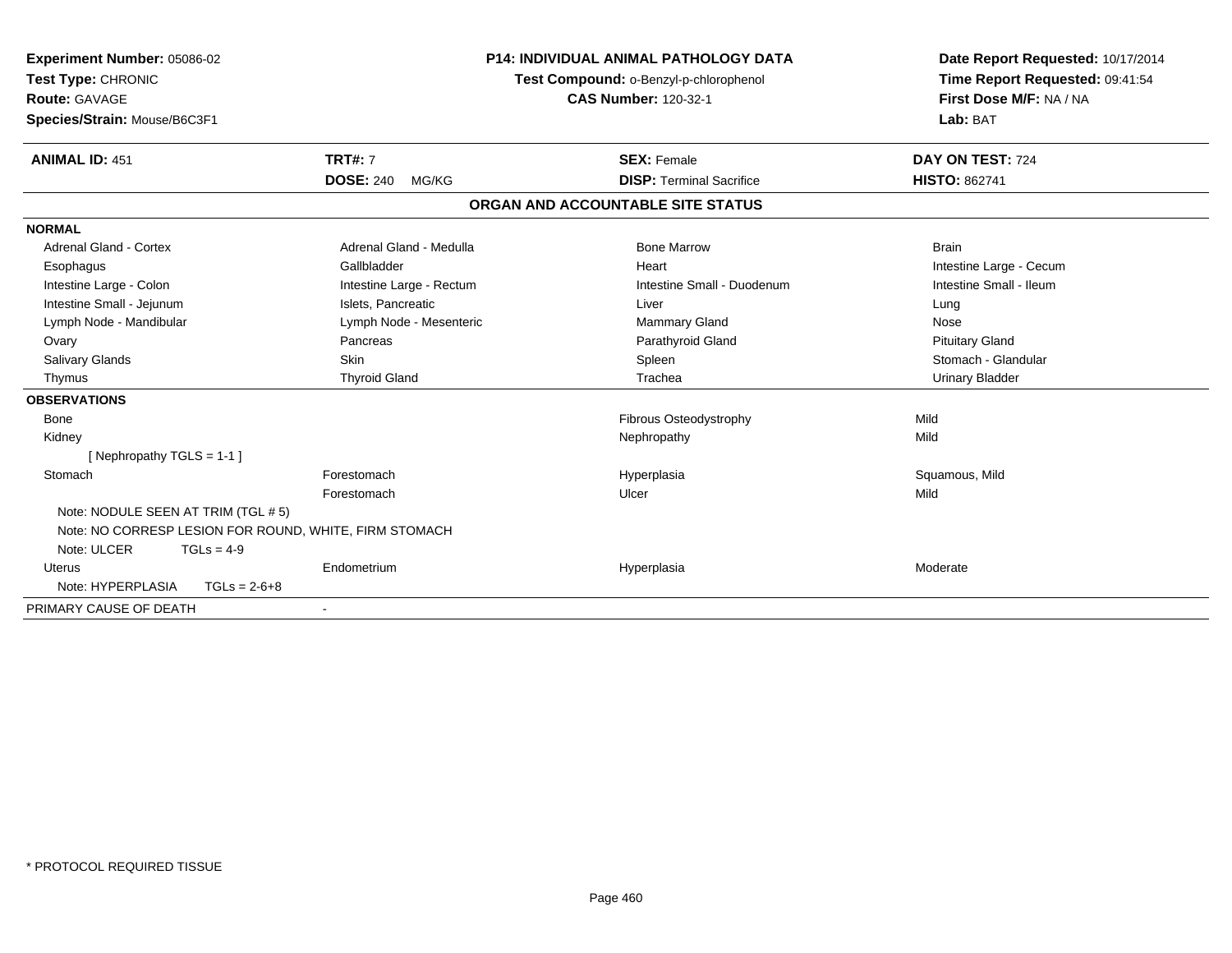**Experiment Number:** 05086-02
**Test Type:** CHRONIC
**Route:** GAVAGE
**Species/Strain:** Mouse/B6C3F1

**P14: INDIVIDUAL ANIMAL PATHOLOGY DATA**
**Test Compound:** o-Benzyl-p-chlorophenol
**CAS Number:** 120-32-1

**Date Report Requested:** 10/17/2014
**Time Report Requested:** 09:41:54
**First Dose M/F:** NA / NA
**Lab:** BAT

| **ANIMAL ID:** 451 | **TRT#:** 7 | **SEX:** Female | **DAY ON TEST:** 724 |
|---|---|---|---|
| | **DOSE:** 240 MG/KG | **DISP:** Terminal Sacrifice | **HISTO:** 862741 |

## ORGAN AND ACCOUNTABLE SITE STATUS

**NORMAL**

| | | | |
|---|---|---|---|
| Adrenal Gland - Cortex | Adrenal Gland - Medulla | Bone Marrow | Brain |
| Esophagus | Gallbladder | Heart | Intestine Large - Cecum |
| Intestine Large - Colon | Intestine Large - Rectum | Intestine Small - Duodenum | Intestine Small - Ileum |
| Intestine Small - Jejunum | Islets, Pancreatic | Liver | Lung |
| Lymph Node - Mandibular | Lymph Node - Mesenteric | Mammary Gland | Nose |
| Ovary | Pancreas | Parathyroid Gland | Pituitary Gland |
| Salivary Glands | Skin | Spleen | Stomach - Glandular |
| Thymus | Thyroid Gland | Trachea | Urinary Bladder |

**OBSERVATIONS**

| | | | |
|---|---|---|---|
| Bone | | Fibrous Osteodystrophy | Mild |
| Kidney | | Nephropathy | Mild |
| [ Nephropathy TGLS = 1-1 ] | | | |
| Stomach | Forestomach | Hyperplasia | Squamous, Mild |
| | Forestomach | Ulcer | Mild |
| Note: NODULE SEEN AT TRIM (TGL # 5) | | | |
| Note: NO CORRESP LESION FOR ROUND, WHITE, FIRM STOMACH | | | |
| Note: ULCER TGLs = 4-9 | | | |
| Uterus | Endometrium | Hyperplasia | Moderate |
| Note: HYPERPLASIA TGLs = 2-6+8 | | | |

PRIMARY CAUSE OF DEATH -

* PROTOCOL REQUIRED TISSUE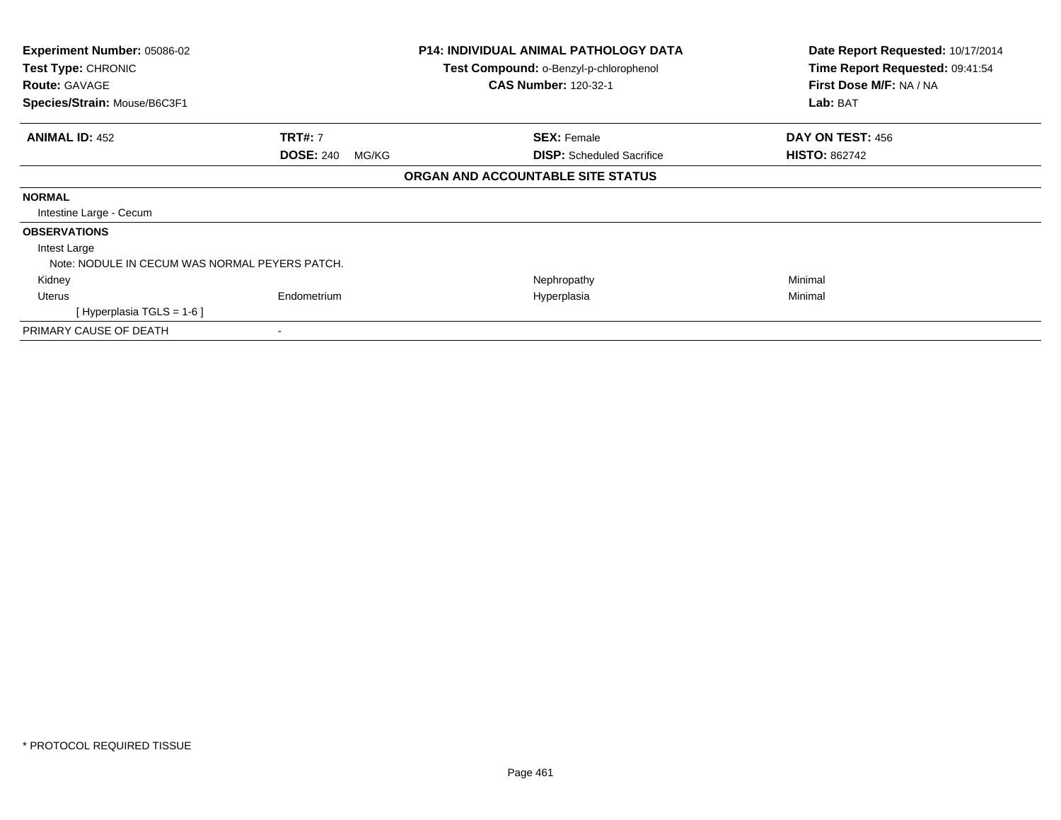**Experiment Number:** 05086-02
**Test Type:** CHRONIC
**Route:** GAVAGE
**Species/Strain:** Mouse/B6C3F1

**P14: INDIVIDUAL ANIMAL PATHOLOGY DATA**
**Test Compound:** o-Benzyl-p-chlorophenol
**CAS Number:** 120-32-1

**Date Report Requested:** 10/17/2014
**Time Report Requested:** 09:41:54
**First Dose M/F:** NA / NA
**Lab:** BAT

| **ANIMAL ID:** 452 | **TRT#:** 7 | **SEX:** Female | **DAY ON TEST:** 456 |
|---|---|---|---|
| | **DOSE:** 240 MG/KG | **DISP:** Scheduled Sacrifice | **HISTO:** 862742 |

**ORGAN AND ACCOUNTABLE SITE STATUS**

| | | | |
|---|---|---|---|
| **NORMAL** | | | |
| Intestine Large - Cecum | | | |
| **OBSERVATIONS** | | | |
| Intest Large | | | |
| Note: NODULE IN CECUM WAS NORMAL PEYERS PATCH. | | | |
| Kidney | | Nephropathy | Minimal |
| Uterus | Endometrium | Hyperplasia | Minimal |
| [ Hyperplasia TGLS = 1-6 ] | | | |
| PRIMARY CAUSE OF DEATH | - | | |

* PROTOCOL REQUIRED TISSUE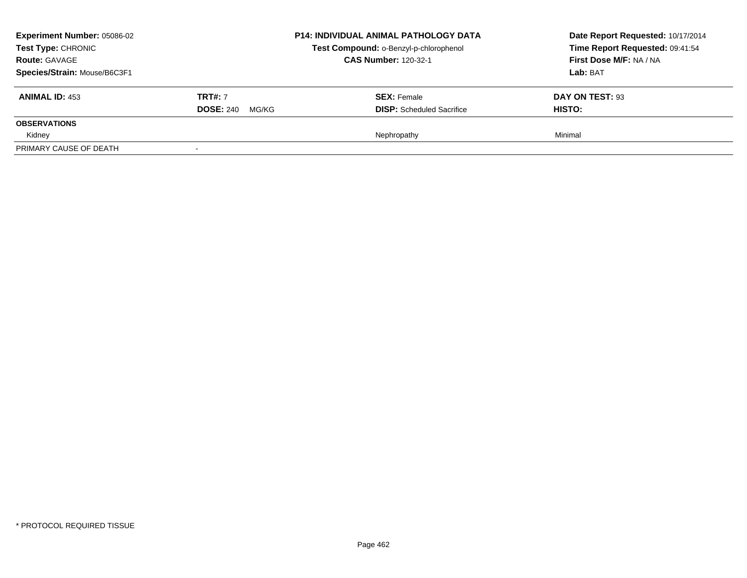**Experiment Number:** 05086-02
**Test Type:** CHRONIC
**Route:** GAVAGE
**Species/Strain:** Mouse/B6C3F1

**P14: INDIVIDUAL ANIMAL PATHOLOGY DATA**
**Test Compound:** o-Benzyl-p-chlorophenol
**CAS Number:** 120-32-1

**Date Report Requested:** 10/17/2014
**Time Report Requested:** 09:41:54
**First Dose M/F:** NA / NA
**Lab:** BAT

| **ANIMAL ID:** 453 | **TRT#:** 7 | **SEX:** Female | **DAY ON TEST:** 93 |
|---|---|---|---|
| | **DOSE:** 240 MG/KG | **DISP:** Scheduled Sacrifice | **HISTO:** |
| **OBSERVATIONS** | | | |
| Kidney | | Nephropathy | Minimal |
| PRIMARY CAUSE OF DEATH | - | | |

* PROTOCOL REQUIRED TISSUE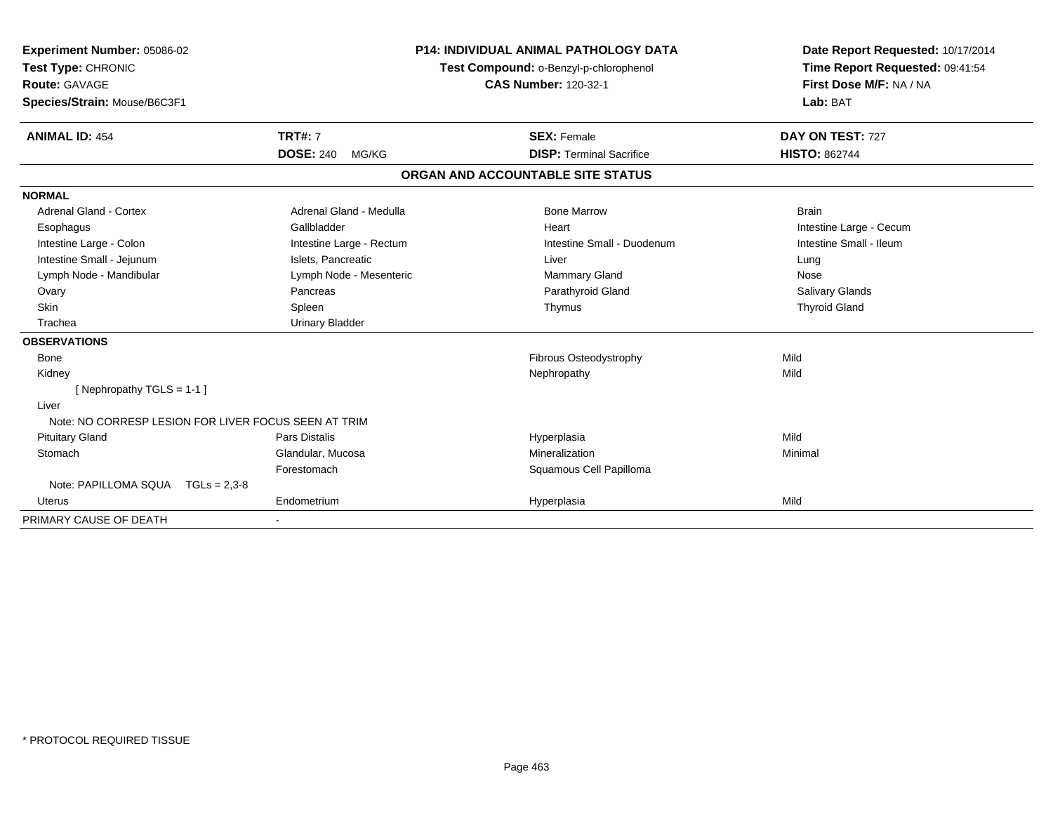**Experiment Number:** 05086-02
**Test Type:** CHRONIC
**Route:** GAVAGE
**Species/Strain:** Mouse/B6C3F1

**P14: INDIVIDUAL ANIMAL PATHOLOGY DATA**
**Test Compound:** o-Benzyl-p-chlorophenol
**CAS Number:** 120-32-1

**Date Report Requested:** 10/17/2014
**Time Report Requested:** 09:41:54
**First Dose M/F:** NA / NA
**Lab:** BAT

| **ANIMAL ID:** 454 | **TRT#:** 7 | **SEX:** Female | **DAY ON TEST:** 727 |
|---|---|---|---|
| | **DOSE:** 240 MG/KG | **DISP:** Terminal Sacrifice | **HISTO:** 862744 |

## ORGAN AND ACCOUNTABLE SITE STATUS

| | | | |
|---|---|---|---|
| **NORMAL** | | | |
| Adrenal Gland - Cortex | Adrenal Gland - Medulla | Bone Marrow | Brain |
| Esophagus | Gallbladder | Heart | Intestine Large - Cecum |
| Intestine Large - Colon | Intestine Large - Rectum | Intestine Small - Duodenum | Intestine Small - Ileum |
| Intestine Small - Jejunum | Islets, Pancreatic | Liver | Lung |
| Lymph Node - Mandibular | Lymph Node - Mesenteric | Mammary Gland | Nose |
| Ovary | Pancreas | Parathyroid Gland | Salivary Glands |
| Skin | Spleen | Thymus | Thyroid Gland |
| Trachea | Urinary Bladder | | |
| **OBSERVATIONS** | | | |
| Bone | | Fibrous Osteodystrophy | Mild |
| Kidney | | Nephropathy | Mild |
| [ Nephropathy TGLS = 1-1 ] | | | |
| Liver | | | |
| Note: NO CORRESP LESION FOR LIVER FOCUS SEEN AT TRIM | | | |
| Pituitary Gland | Pars Distalis | Hyperplasia | Mild |
| Stomach | Glandular, Mucosa | Mineralization | Minimal |
| | Forestomach | Squamous Cell Papilloma | |
| Note: PAPILLOMA SQUA TGLs = 2,3-8 | | | |
| Uterus | Endometrium | Hyperplasia | Mild |
| PRIMARY CAUSE OF DEATH | - | | |

\* PROTOCOL REQUIRED TISSUE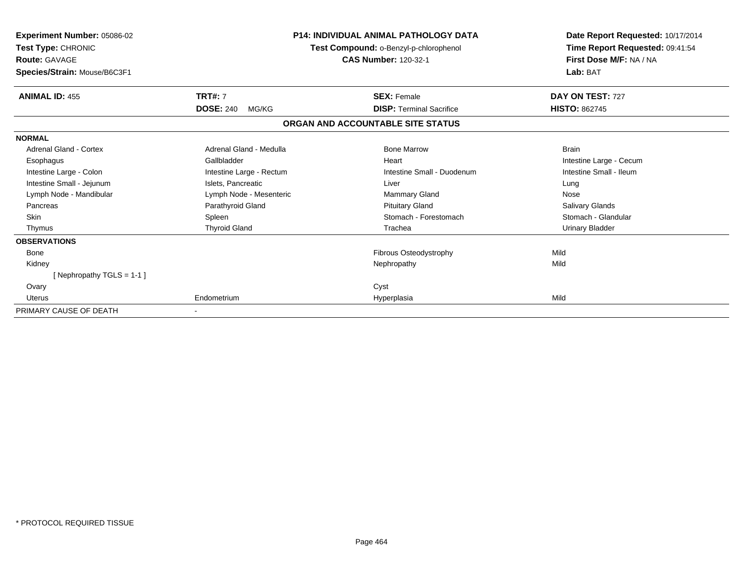**Experiment Number:** 05086-02
**Test Type:** CHRONIC
**Route:** GAVAGE
**Species/Strain:** Mouse/B6C3F1

**P14: INDIVIDUAL ANIMAL PATHOLOGY DATA**
**Test Compound:** o-Benzyl-p-chlorophenol
**CAS Number:** 120-32-1

**Date Report Requested:** 10/17/2014
**Time Report Requested:** 09:41:54
**First Dose M/F:** NA / NA
**Lab:** BAT

| **ANIMAL ID:** 455 | **TRT#:** 7 | **SEX:** Female | **DAY ON TEST:** 727 |
|---|---|---|---|
| | **DOSE:** 240 MG/KG | **DISP:** Terminal Sacrifice | **HISTO:** 862745 |

## ORGAN AND ACCOUNTABLE SITE STATUS

| | | | |
|---|---|---|---|
| **NORMAL** | | | |
| Adrenal Gland - Cortex | Adrenal Gland - Medulla | Bone Marrow | Brain |
| Esophagus | Gallbladder | Heart | Intestine Large - Cecum |
| Intestine Large - Colon | Intestine Large - Rectum | Intestine Small - Duodenum | Intestine Small - Ileum |
| Intestine Small - Jejunum | Islets, Pancreatic | Liver | Lung |
| Lymph Node - Mandibular | Lymph Node - Mesenteric | Mammary Gland | Nose |
| Pancreas | Parathyroid Gland | Pituitary Gland | Salivary Glands |
| Skin | Spleen | Stomach - Forestomach | Stomach - Glandular |
| Thymus | Thyroid Gland | Trachea | Urinary Bladder |
| **OBSERVATIONS** | | | |
| Bone | | Fibrous Osteodystrophy | Mild |
| Kidney | | Nephropathy | Mild |
| [ Nephropathy TGLS = 1-1 ] | | | |
| Ovary | | Cyst | |
| Uterus | Endometrium | Hyperplasia | Mild |
| PRIMARY CAUSE OF DEATH | - | | |

* PROTOCOL REQUIRED TISSUE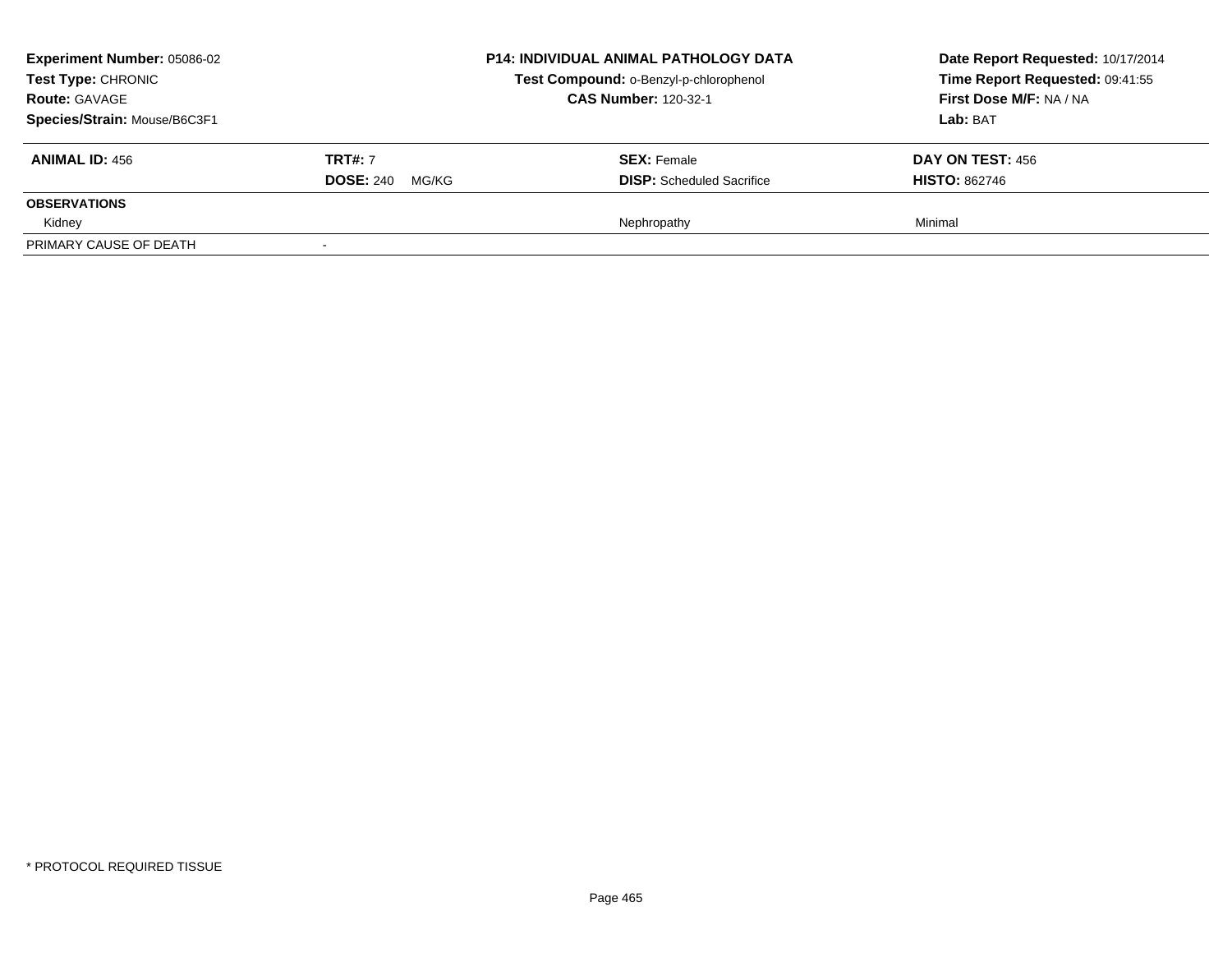**Experiment Number:** 05086-02
**Test Type:** CHRONIC
**Route:** GAVAGE
**Species/Strain:** Mouse/B6C3F1

**P14: INDIVIDUAL ANIMAL PATHOLOGY DATA**
**Test Compound:** o-Benzyl-p-chlorophenol
**CAS Number:** 120-32-1

**Date Report Requested:** 10/17/2014
**Time Report Requested:** 09:41:55
**First Dose M/F:** NA / NA
**Lab:** BAT

| **ANIMAL ID:** 456 | **TRT#:** 7 | **SEX:** Female | **DAY ON TEST:** 456 |
|---|---|---|---|
| | **DOSE:** 240 MG/KG | **DISP:** Scheduled Sacrifice | **HISTO:** 862746 |
| **OBSERVATIONS** | | | |
| Kidney | | Nephropathy | Minimal |
| PRIMARY CAUSE OF DEATH | - | | |

* PROTOCOL REQUIRED TISSUE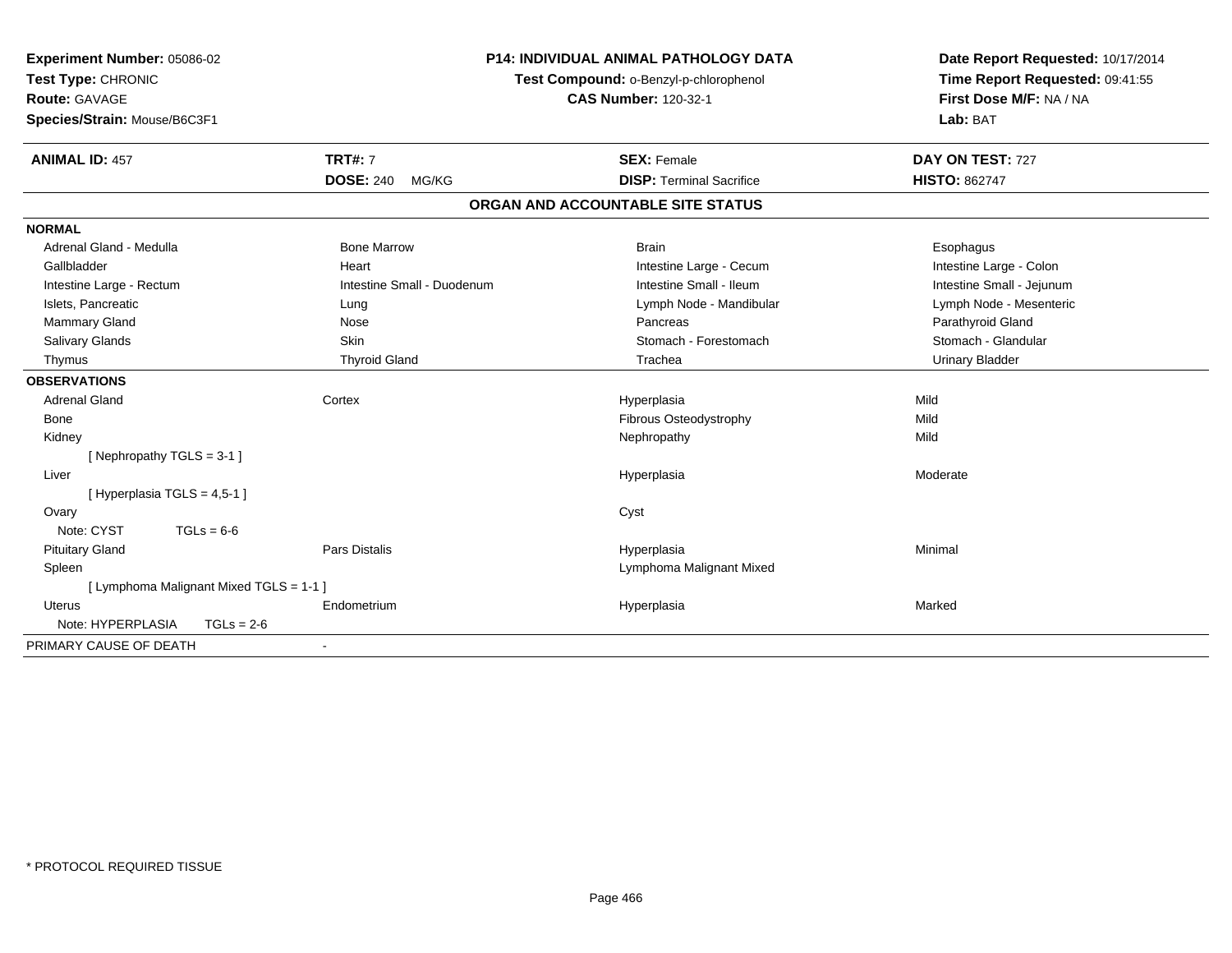**Experiment Number:** 05086-02
**Test Type:** CHRONIC
**Route:** GAVAGE
**Species/Strain:** Mouse/B6C3F1

**P14: INDIVIDUAL ANIMAL PATHOLOGY DATA**
**Test Compound:** o-Benzyl-p-chlorophenol
**CAS Number:** 120-32-1

**Date Report Requested:** 10/17/2014
**Time Report Requested:** 09:41:55
**First Dose M/F:** NA / NA
**Lab:** BAT

| **ANIMAL ID:** 457 | **TRT#:** 7 | **SEX:** Female | **DAY ON TEST:** 727 |
|---|---|---|---|
| | **DOSE:** 240 MG/KG | **DISP:** Terminal Sacrifice | **HISTO:** 862747 |

## ORGAN AND ACCOUNTABLE SITE STATUS

**NORMAL**

| | | | |
|---|---|---|---|
| Adrenal Gland - Medulla | Bone Marrow | Brain | Esophagus |
| Gallbladder | Heart | Intestine Large - Cecum | Intestine Large - Colon |
| Intestine Large - Rectum | Intestine Small - Duodenum | Intestine Small - Ileum | Intestine Small - Jejunum |
| Islets, Pancreatic | Lung | Lymph Node - Mandibular | Lymph Node - Mesenteric |
| Mammary Gland | Nose | Pancreas | Parathyroid Gland |
| Salivary Glands | Skin | Stomach - Forestomach | Stomach - Glandular |
| Thymus | Thyroid Gland | Trachea | Urinary Bladder |

**OBSERVATIONS**

| | | | |
|---|---|---|---|
| Adrenal Gland | Cortex | Hyperplasia | Mild |
| Bone | | Fibrous Osteodystrophy | Mild |
| Kidney | | Nephropathy | Mild |
| [ Nephropathy TGLS = 3-1 ] | | | |
| Liver | | Hyperplasia | Moderate |
| [ Hyperplasia TGLS = 4,5-1 ] | | | |
| Ovary | | Cyst | |
| Note: CYST TGLs = 6-6 | | | |
| Pituitary Gland | Pars Distalis | Hyperplasia | Minimal |
| Spleen | | Lymphoma Malignant Mixed | |
| [ Lymphoma Malignant Mixed TGLS = 1-1 ] | | | |
| Uterus | Endometrium | Hyperplasia | Marked |
| Note: HYPERPLASIA TGLs = 2-6 | | | |

PRIMARY CAUSE OF DEATH -

* PROTOCOL REQUIRED TISSUE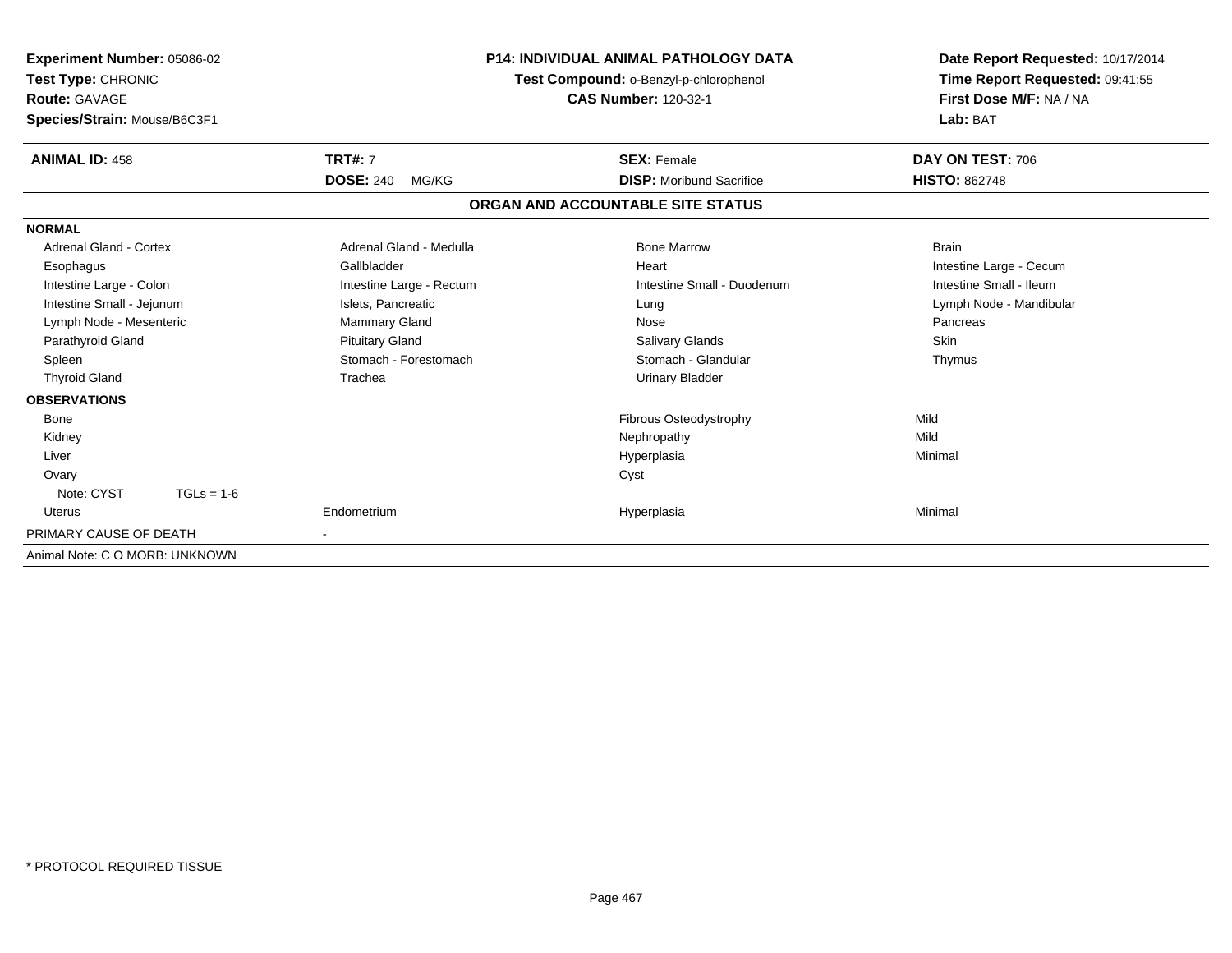**Experiment Number:** 05086-02
**Test Type:** CHRONIC
**Route:** GAVAGE
**Species/Strain:** Mouse/B6C3F1

## P14: INDIVIDUAL ANIMAL PATHOLOGY DATA

**Test Compound:** o-Benzyl-p-chlorophenol
**CAS Number:** 120-32-1

**Date Report Requested:** 10/17/2014
**Time Report Requested:** 09:41:55
**First Dose M/F:** NA / NA
**Lab:** BAT

| **ANIMAL ID:** 458 | **TRT#:** 7 | **SEX:** Female | **DAY ON TEST:** 706 |
|---|---|---|---|
| | **DOSE:** 240 MG/KG | **DISP:** Moribund Sacrifice | **HISTO:** 862748 |

### ORGAN AND ACCOUNTABLE SITE STATUS

| | | | |
|---|---|---|---|
| **NORMAL** | | | |
| Adrenal Gland - Cortex | Adrenal Gland - Medulla | Bone Marrow | Brain |
| Esophagus | Gallbladder | Heart | Intestine Large - Cecum |
| Intestine Large - Colon | Intestine Large - Rectum | Intestine Small - Duodenum | Intestine Small - Ileum |
| Intestine Small - Jejunum | Islets, Pancreatic | Lung | Lymph Node - Mandibular |
| Lymph Node - Mesenteric | Mammary Gland | Nose | Pancreas |
| Parathyroid Gland | Pituitary Gland | Salivary Glands | Skin |
| Spleen | Stomach - Forestomach | Stomach - Glandular | Thymus |
| Thyroid Gland | Trachea | Urinary Bladder | |
| **OBSERVATIONS** | | | |
| Bone | | Fibrous Osteodystrophy | Mild |
| Kidney | | Nephropathy | Mild |
| Liver | | Hyperplasia | Minimal |
| Ovary | | Cyst | |
| Note: CYST TGLs = 1-6 | | | |
| Uterus | Endometrium | Hyperplasia | Minimal |
| PRIMARY CAUSE OF DEATH | - | | |
| Animal Note: C O MORB: UNKNOWN | | | |

\* PROTOCOL REQUIRED TISSUE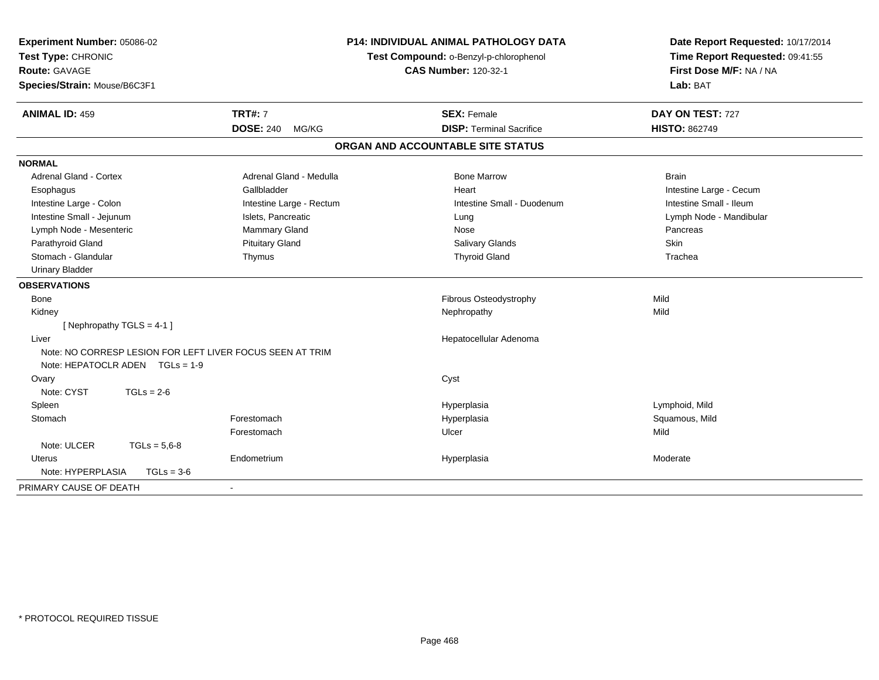**Experiment Number:** 05086-02
**Test Type:** CHRONIC
**Route:** GAVAGE
**Species/Strain:** Mouse/B6C3F1

**P14: INDIVIDUAL ANIMAL PATHOLOGY DATA**
**Test Compound:** o-Benzyl-p-chlorophenol
**CAS Number:** 120-32-1

**Date Report Requested:** 10/17/2014
**Time Report Requested:** 09:41:55
**First Dose M/F:** NA / NA
**Lab:** BAT

| **ANIMAL ID:** 459 | **TRT#:** 7 | **SEX:** Female | **DAY ON TEST:** 727 |
|---|---|---|---|
| | **DOSE:** 240 MG/KG | **DISP:** Terminal Sacrifice | **HISTO:** 862749 |

## ORGAN AND ACCOUNTABLE SITE STATUS

**NORMAL**

| | | | |
|---|---|---|---|
| Adrenal Gland - Cortex | Adrenal Gland - Medulla | Bone Marrow | Brain |
| Esophagus | Gallbladder | Heart | Intestine Large - Cecum |
| Intestine Large - Colon | Intestine Large - Rectum | Intestine Small - Duodenum | Intestine Small - Ileum |
| Intestine Small - Jejunum | Islets, Pancreatic | Lung | Lymph Node - Mandibular |
| Lymph Node - Mesenteric | Mammary Gland | Nose | Pancreas |
| Parathyroid Gland | Pituitary Gland | Salivary Glands | Skin |
| Stomach - Glandular | Thymus | Thyroid Gland | Trachea |
| Urinary Bladder | | | |

**OBSERVATIONS**

| | | | |
|---|---|---|---|
| Bone | | Fibrous Osteodystrophy | Mild |
| Kidney | | Nephropathy | Mild |
| [ Nephropathy TGLS = 4-1 ] | | | |
| Liver | | Hepatocellular Adenoma | |
| Note: NO CORRESP LESION FOR LEFT LIVER FOCUS SEEN AT TRIM | | | |
| Note: HEPATOCLR ADEN TGLs = 1-9 | | | |
| Ovary | | Cyst | |
| Note: CYST TGLs = 2-6 | | | |
| Spleen | | Hyperplasia | Lymphoid, Mild |
| Stomach | Forestomach | Hyperplasia | Squamous, Mild |
| | Forestomach | Ulcer | Mild |
| Note: ULCER TGLs = 5,6-8 | | | |
| Uterus | Endometrium | Hyperplasia | Moderate |
| Note: HYPERPLASIA TGLs = 3-6 | | | |

PRIMARY CAUSE OF DEATH -

\* PROTOCOL REQUIRED TISSUE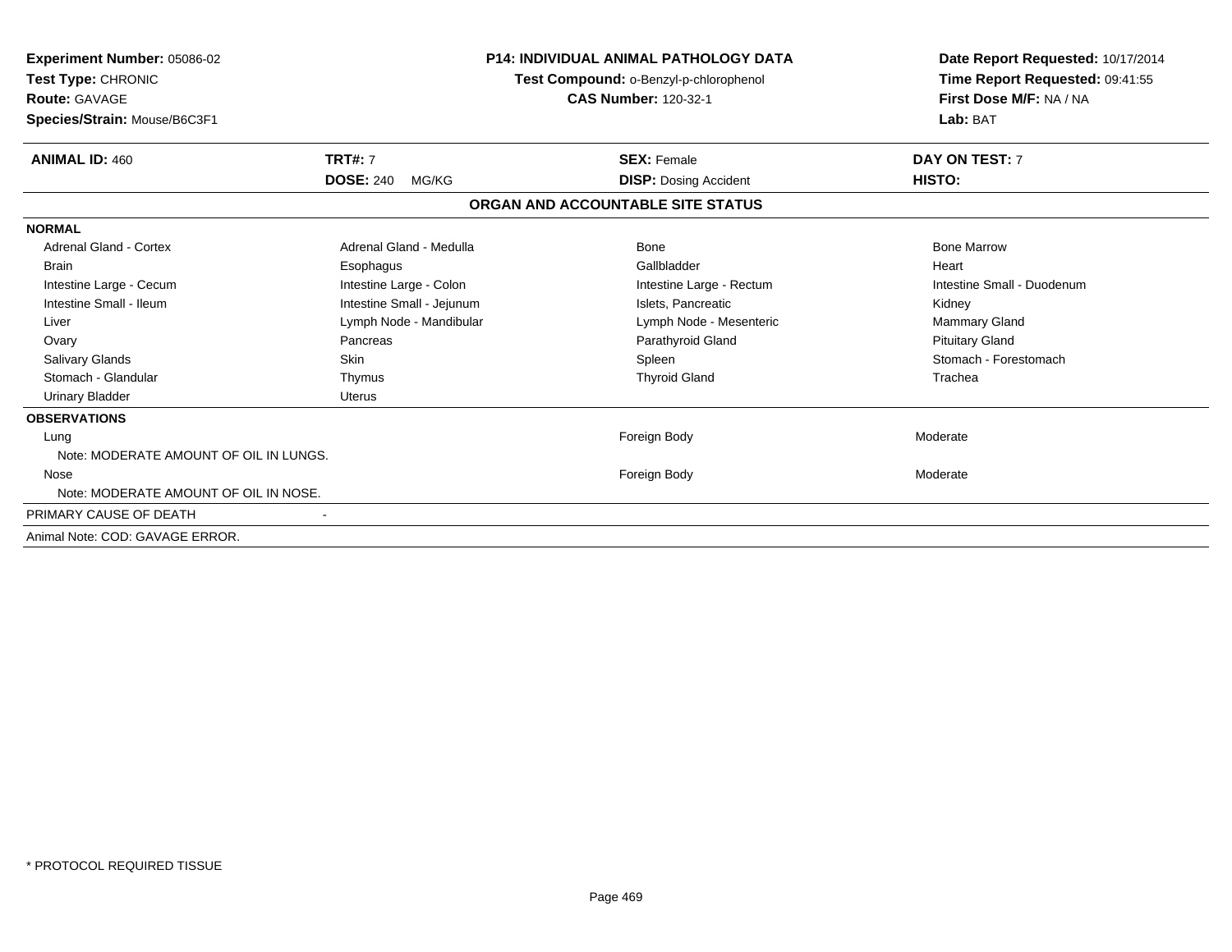**Experiment Number:** 05086-02
**Test Type:** CHRONIC
**Route:** GAVAGE
**Species/Strain:** Mouse/B6C3F1

**P14: INDIVIDUAL ANIMAL PATHOLOGY DATA**
**Test Compound:** o-Benzyl-p-chlorophenol
**CAS Number:** 120-32-1

**Date Report Requested:** 10/17/2014
**Time Report Requested:** 09:41:55
**First Dose M/F:** NA / NA
**Lab:** BAT

| **ANIMAL ID:** 460 | **TRT#:** 7 | **SEX:** Female | **DAY ON TEST:** 7 |
|---|---|---|---|
| | **DOSE:** 240 MG/KG | **DISP:** Dosing Accident | **HISTO:** |

**ORGAN AND ACCOUNTABLE SITE STATUS**

**NORMAL**

| | | | |
|---|---|---|---|
| Adrenal Gland - Cortex | Adrenal Gland - Medulla | Bone | Bone Marrow |
| Brain | Esophagus | Gallbladder | Heart |
| Intestine Large - Cecum | Intestine Large - Colon | Intestine Large - Rectum | Intestine Small - Duodenum |
| Intestine Small - Ileum | Intestine Small - Jejunum | Islets, Pancreatic | Kidney |
| Liver | Lymph Node - Mandibular | Lymph Node - Mesenteric | Mammary Gland |
| Ovary | Pancreas | Parathyroid Gland | Pituitary Gland |
| Salivary Glands | Skin | Spleen | Stomach - Forestomach |
| Stomach - Glandular | Thymus | Thyroid Gland | Trachea |
| Urinary Bladder | Uterus | | |

**OBSERVATIONS**

| | | |
|---|---|---|
| Lung | Foreign Body | Moderate |
| Note: MODERATE AMOUNT OF OIL IN LUNGS. | | |
| Nose | Foreign Body | Moderate |
| Note: MODERATE AMOUNT OF OIL IN NOSE. | | |

PRIMARY CAUSE OF DEATH -

Animal Note: COD: GAVAGE ERROR.

\* PROTOCOL REQUIRED TISSUE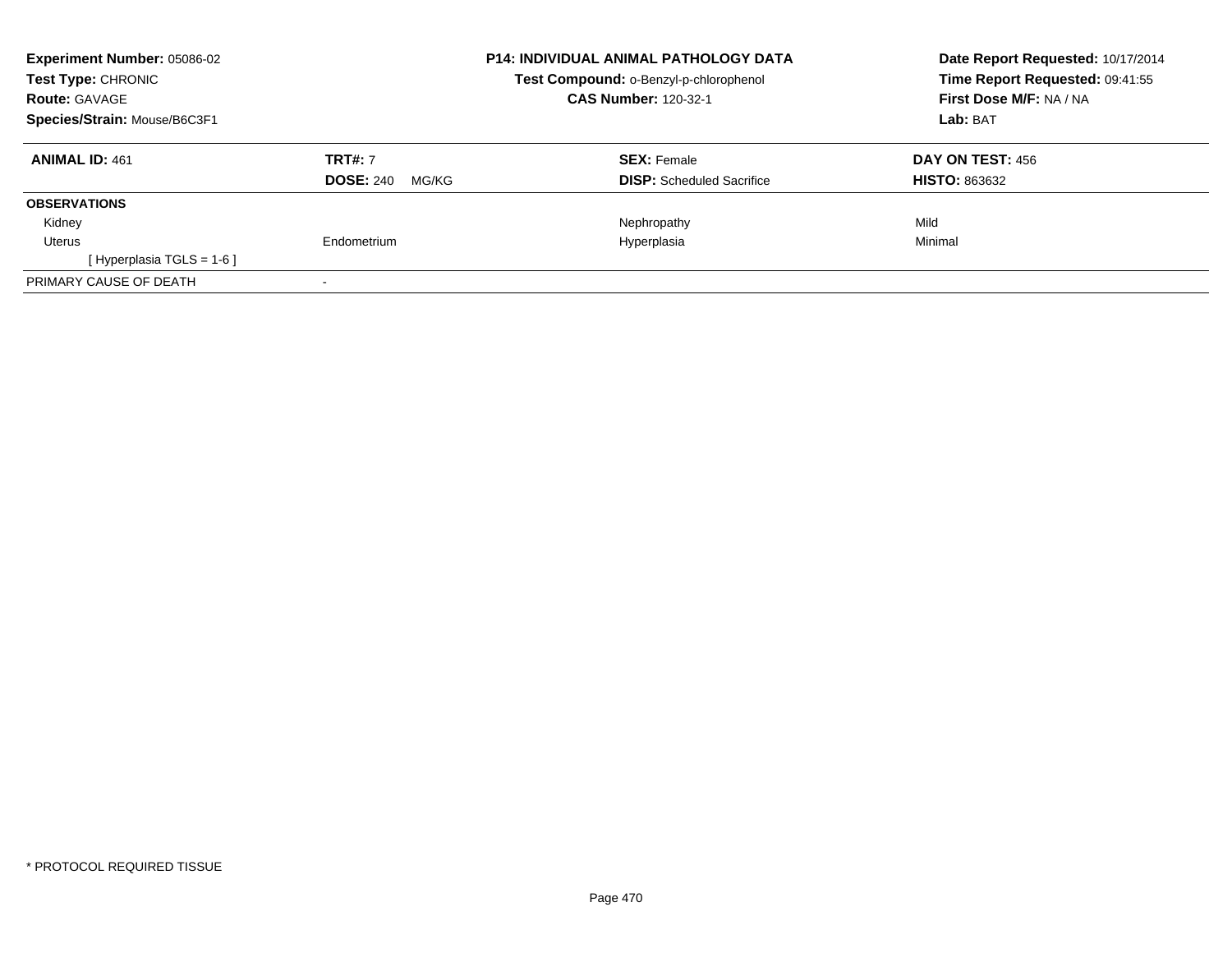**Experiment Number:** 05086-02
**Test Type:** CHRONIC
**Route:** GAVAGE
**Species/Strain:** Mouse/B6C3F1

**P14: INDIVIDUAL ANIMAL PATHOLOGY DATA**
**Test Compound:** o-Benzyl-p-chlorophenol
**CAS Number:** 120-32-1

**Date Report Requested:** 10/17/2014
**Time Report Requested:** 09:41:55
**First Dose M/F:** NA / NA
**Lab:** BAT

| **ANIMAL ID:** 461 | **TRT#:** 7 | **SEX:** Female | **DAY ON TEST:** 456 |
|---|---|---|---|
| | **DOSE:** 240 MG/KG | **DISP:** Scheduled Sacrifice | **HISTO:** 863632 |
| **OBSERVATIONS** | | | |
| Kidney | | Nephropathy | Mild |
| Uterus | Endometrium | Hyperplasia | Minimal |
| [ Hyperplasia TGLS = 1-6 ] | | | |
| PRIMARY CAUSE OF DEATH | - | | |

* PROTOCOL REQUIRED TISSUE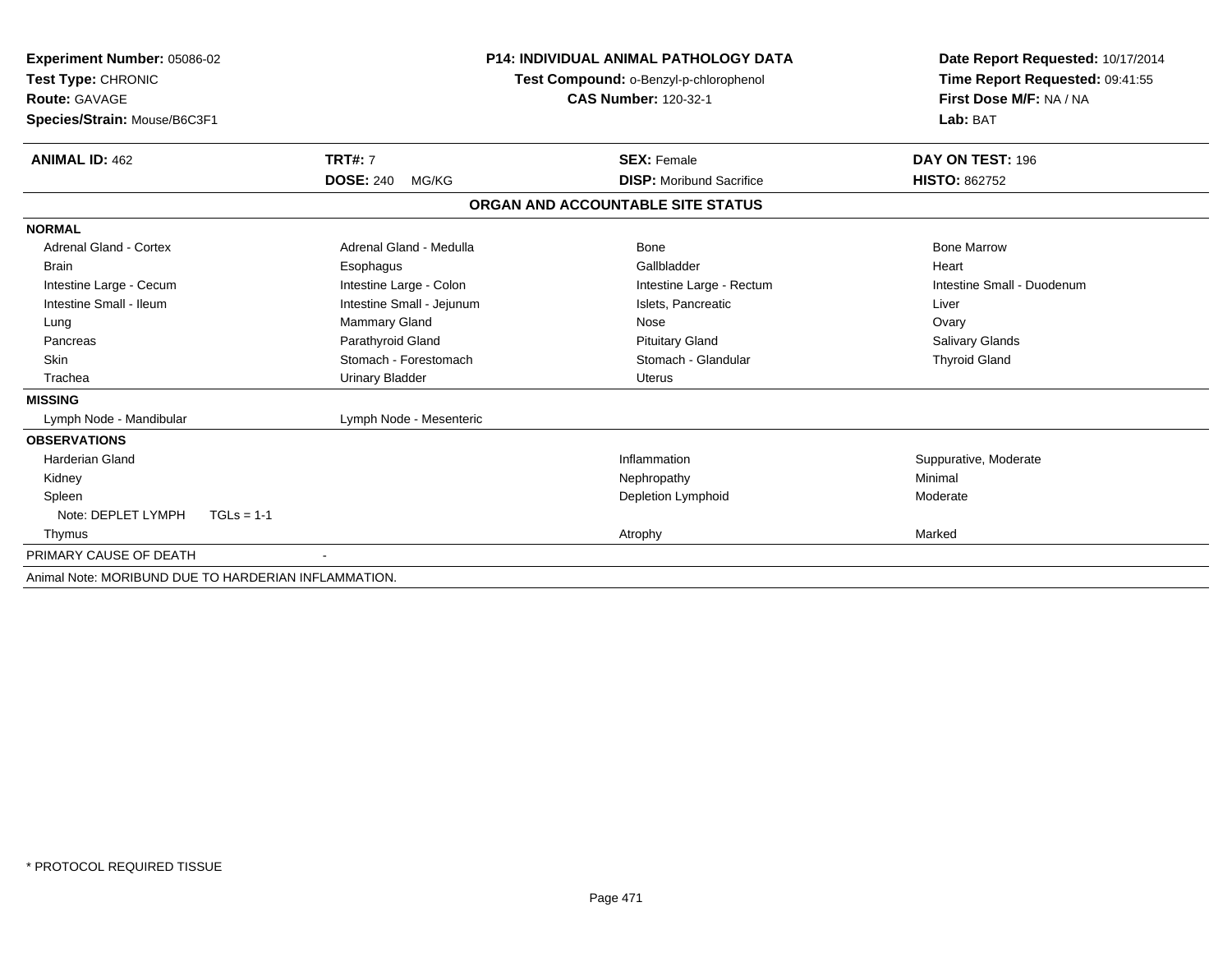**Experiment Number:** 05086-02
**Test Type:** CHRONIC
**Route:** GAVAGE
**Species/Strain:** Mouse/B6C3F1

**P14: INDIVIDUAL ANIMAL PATHOLOGY DATA**
**Test Compound:** o-Benzyl-p-chlorophenol
**CAS Number:** 120-32-1

**Date Report Requested:** 10/17/2014
**Time Report Requested:** 09:41:55
**First Dose M/F:** NA / NA
**Lab:** BAT

| **ANIMAL ID:** 462 | **TRT#:** 7 | **SEX:** Female | **DAY ON TEST:** 196 |
|---|---|---|---|
| | **DOSE:** 240 MG/KG | **DISP:** Moribund Sacrifice | **HISTO:** 862752 |

## ORGAN AND ACCOUNTABLE SITE STATUS

| | | | |
|---|---|---|---|
| **NORMAL** | | | |
| Adrenal Gland - Cortex | Adrenal Gland - Medulla | Bone | Bone Marrow |
| Brain | Esophagus | Gallbladder | Heart |
| Intestine Large - Cecum | Intestine Large - Colon | Intestine Large - Rectum | Intestine Small - Duodenum |
| Intestine Small - Ileum | Intestine Small - Jejunum | Islets, Pancreatic | Liver |
| Lung | Mammary Gland | Nose | Ovary |
| Pancreas | Parathyroid Gland | Pituitary Gland | Salivary Glands |
| Skin | Stomach - Forestomach | Stomach - Glandular | Thyroid Gland |
| Trachea | Urinary Bladder | Uterus | |
| **MISSING** | | | |
| Lymph Node - Mandibular | Lymph Node - Mesenteric | | |
| **OBSERVATIONS** | | | |
| Harderian Gland | | Inflammation | Suppurative, Moderate |
| Kidney | | Nephropathy | Minimal |
| Spleen | | Depletion Lymphoid | Moderate |
| Note: DEPLET LYMPH TGLs = 1-1 | | | |
| Thymus | | Atrophy | Marked |
| PRIMARY CAUSE OF DEATH | - | | |

Animal Note: MORIBUND DUE TO HARDERIAN INFLAMMATION.

\* PROTOCOL REQUIRED TISSUE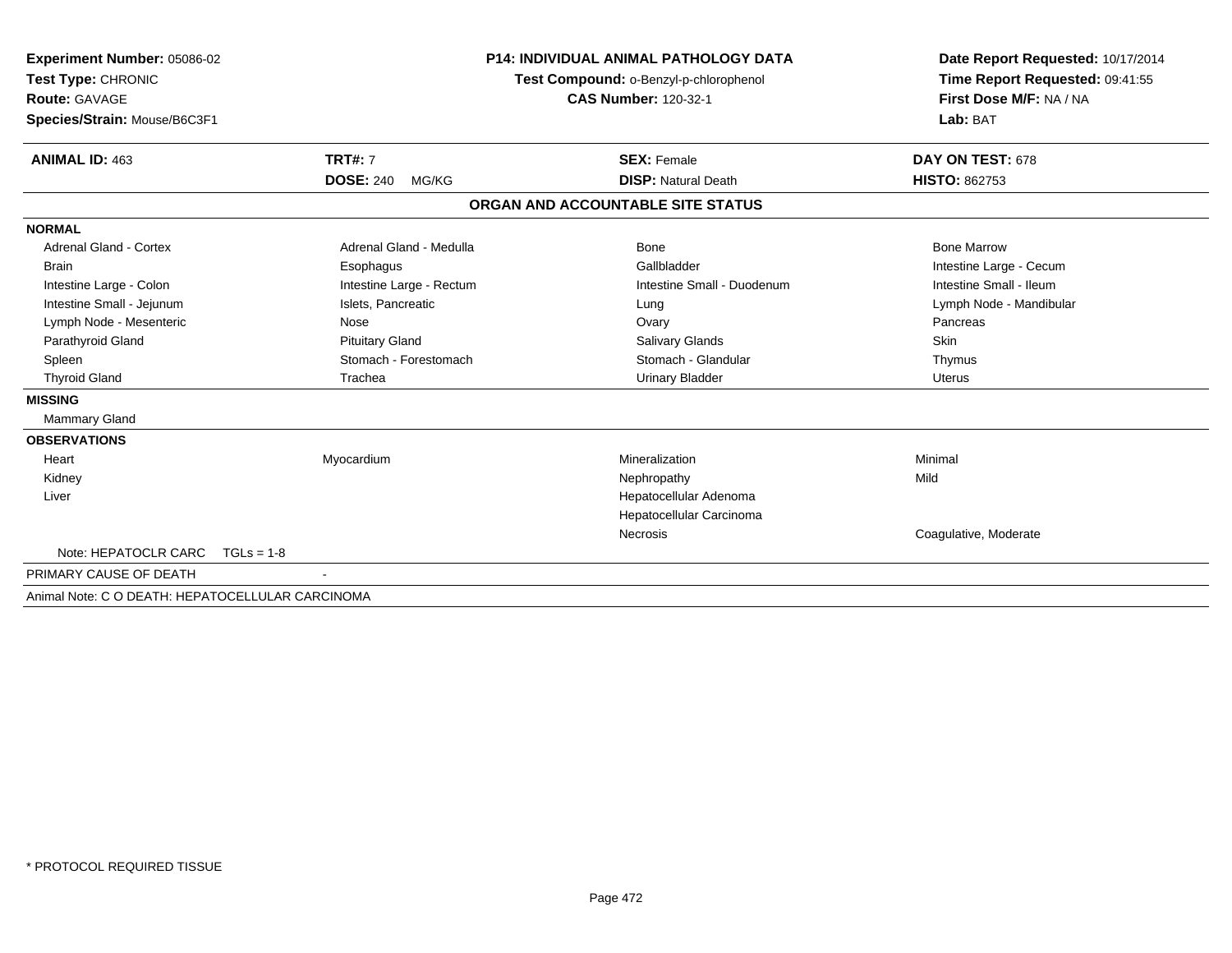**Experiment Number:** 05086-02
**Test Type:** CHRONIC
**Route:** GAVAGE
**Species/Strain:** Mouse/B6C3F1

**P14: INDIVIDUAL ANIMAL PATHOLOGY DATA**
**Test Compound:** o-Benzyl-p-chlorophenol
**CAS Number:** 120-32-1

**Date Report Requested:** 10/17/2014
**Time Report Requested:** 09:41:55
**First Dose M/F:** NA / NA
**Lab:** BAT

| **ANIMAL ID:** 463 | **TRT#:** 7 | **SEX:** Female | **DAY ON TEST:** 678 |
|---|---|---|---|
| | **DOSE:** 240 MG/KG | **DISP:** Natural Death | **HISTO:** 862753 |

## ORGAN AND ACCOUNTABLE SITE STATUS

**NORMAL**

| | | | |
|---|---|---|---|
| Adrenal Gland - Cortex | Adrenal Gland - Medulla | Bone | Bone Marrow |
| Brain | Esophagus | Gallbladder | Intestine Large - Cecum |
| Intestine Large - Colon | Intestine Large - Rectum | Intestine Small - Duodenum | Intestine Small - Ileum |
| Intestine Small - Jejunum | Islets, Pancreatic | Lung | Lymph Node - Mandibular |
| Lymph Node - Mesenteric | Nose | Ovary | Pancreas |
| Parathyroid Gland | Pituitary Gland | Salivary Glands | Skin |
| Spleen | Stomach - Forestomach | Stomach - Glandular | Thymus |
| Thyroid Gland | Trachea | Urinary Bladder | Uterus |

**MISSING**

Mammary Gland

**OBSERVATIONS**

| | | | |
|---|---|---|---|
| Heart | Myocardium | Mineralization | Minimal |
| Kidney | | Nephropathy | Mild |
| Liver | | Hepatocellular Adenoma | |
| | | Hepatocellular Carcinoma | |
| | | Necrosis | Coagulative, Moderate |

Note: HEPATOCLR CARC TGLs = 1-8

PRIMARY CAUSE OF DEATH -

Animal Note: C O DEATH: HEPATOCELLULAR CARCINOMA

* PROTOCOL REQUIRED TISSUE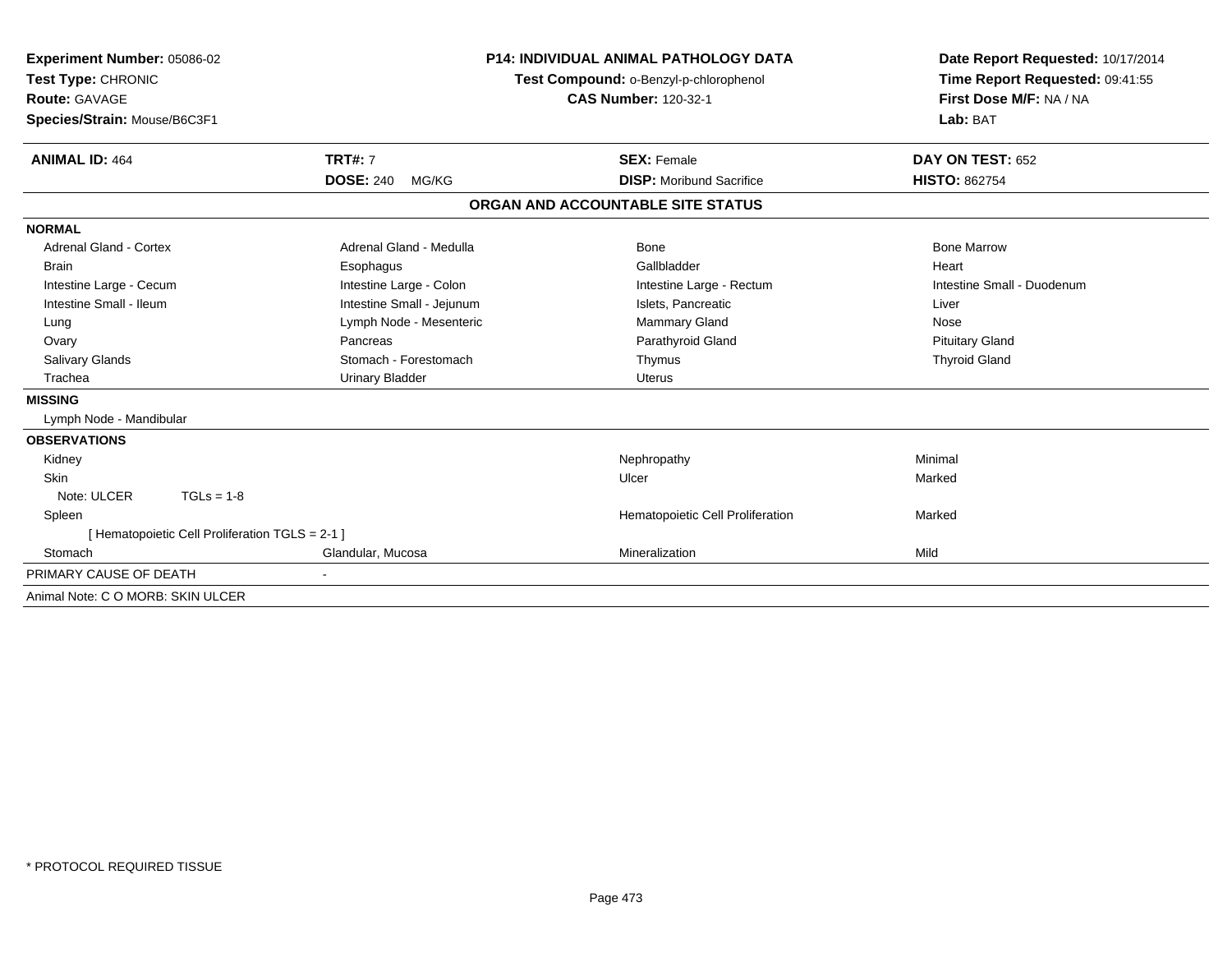**Experiment Number:** 05086-02
**Test Type:** CHRONIC
**Route:** GAVAGE
**Species/Strain:** Mouse/B6C3F1

**P14: INDIVIDUAL ANIMAL PATHOLOGY DATA**
**Test Compound:** o-Benzyl-p-chlorophenol
**CAS Number:** 120-32-1

**Date Report Requested:** 10/17/2014
**Time Report Requested:** 09:41:55
**First Dose M/F:** NA / NA
**Lab:** BAT

| **ANIMAL ID:** 464 | **TRT#:** 7 | **SEX:** Female | **DAY ON TEST:** 652 |
|---|---|---|---|
| | **DOSE:** 240 MG/KG | **DISP:** Moribund Sacrifice | **HISTO:** 862754 |

## ORGAN AND ACCOUNTABLE SITE STATUS

**NORMAL**

| | | | |
|---|---|---|---|
| Adrenal Gland - Cortex | Adrenal Gland - Medulla | Bone | Bone Marrow |
| Brain | Esophagus | Gallbladder | Heart |
| Intestine Large - Cecum | Intestine Large - Colon | Intestine Large - Rectum | Intestine Small - Duodenum |
| Intestine Small - Ileum | Intestine Small - Jejunum | Islets, Pancreatic | Liver |
| Lung | Lymph Node - Mesenteric | Mammary Gland | Nose |
| Ovary | Pancreas | Parathyroid Gland | Pituitary Gland |
| Salivary Glands | Stomach - Forestomach | Thymus | Thyroid Gland |
| Trachea | Urinary Bladder | Uterus | |

**MISSING**

Lymph Node - Mandibular

**OBSERVATIONS**

| | | | |
|---|---|---|---|
| Kidney | | Nephropathy | Minimal |
| Skin | | Ulcer | Marked |
| Note: ULCER TGLs = 1-8 | | | |
| Spleen | | Hematopoietic Cell Proliferation | Marked |
| [ Hematopoietic Cell Proliferation TGLS = 2-1 ] | | | |
| Stomach | Glandular, Mucosa | Mineralization | Mild |

PRIMARY CAUSE OF DEATH -

Animal Note: C O MORB: SKIN ULCER

* PROTOCOL REQUIRED TISSUE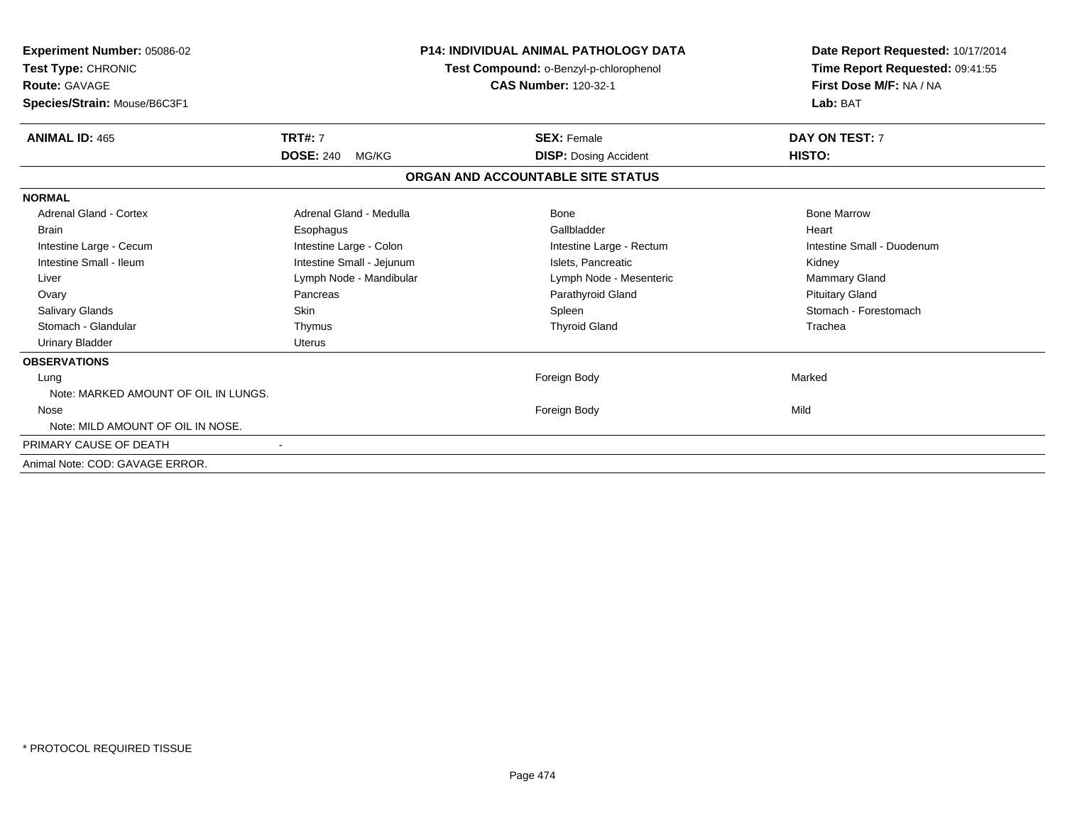**Experiment Number:** 05086-02
**Test Type:** CHRONIC
**Route:** GAVAGE
**Species/Strain:** Mouse/B6C3F1

**P14: INDIVIDUAL ANIMAL PATHOLOGY DATA**
**Test Compound:** o-Benzyl-p-chlorophenol
**CAS Number:** 120-32-1

**Date Report Requested:** 10/17/2014
**Time Report Requested:** 09:41:55
**First Dose M/F:** NA / NA
**Lab:** BAT

| **ANIMAL ID:** 465 | **TRT#:** 7 | **SEX:** Female | **DAY ON TEST:** 7 |
|---|---|---|---|
| | **DOSE:** 240 MG/KG | **DISP:** Dosing Accident | **HISTO:** |

## ORGAN AND ACCOUNTABLE SITE STATUS

**NORMAL**

| | | | |
|---|---|---|---|
| Adrenal Gland - Cortex | Adrenal Gland - Medulla | Bone | Bone Marrow |
| Brain | Esophagus | Gallbladder | Heart |
| Intestine Large - Cecum | Intestine Large - Colon | Intestine Large - Rectum | Intestine Small - Duodenum |
| Intestine Small - Ileum | Intestine Small - Jejunum | Islets, Pancreatic | Kidney |
| Liver | Lymph Node - Mandibular | Lymph Node - Mesenteric | Mammary Gland |
| Ovary | Pancreas | Parathyroid Gland | Pituitary Gland |
| Salivary Glands | Skin | Spleen | Stomach - Forestomach |
| Stomach - Glandular | Thymus | Thyroid Gland | Trachea |
| Urinary Bladder | Uterus | | |

**OBSERVATIONS**

| | | |
|---|---|---|
| Lung | Foreign Body | Marked |
| Note: MARKED AMOUNT OF OIL IN LUNGS. | | |
| Nose | Foreign Body | Mild |
| Note: MILD AMOUNT OF OIL IN NOSE. | | |

PRIMARY CAUSE OF DEATH -

Animal Note: COD: GAVAGE ERROR.

\* PROTOCOL REQUIRED TISSUE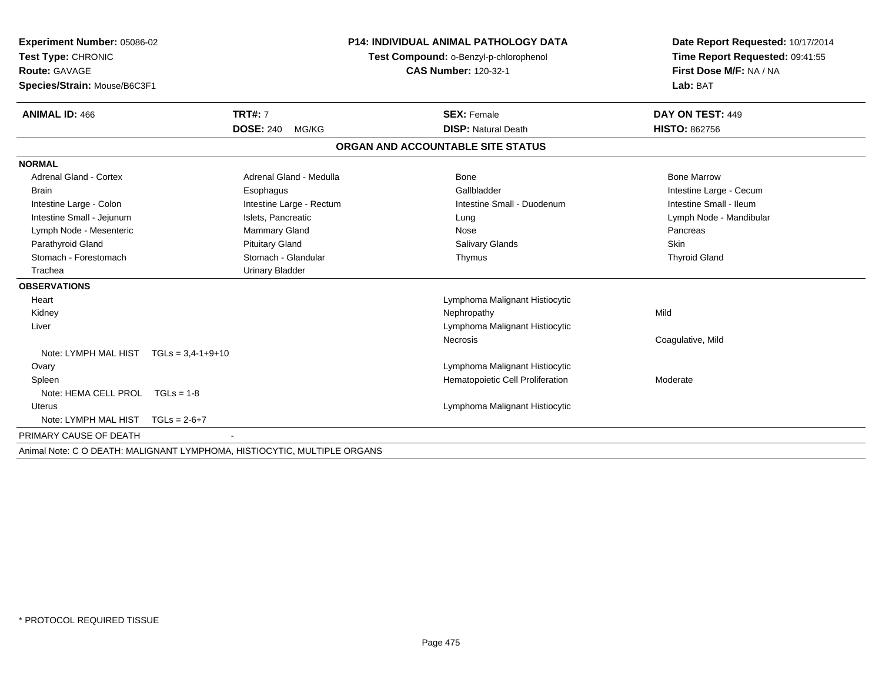**Experiment Number:** 05086-02
**Test Type:** CHRONIC
**Route:** GAVAGE
**Species/Strain:** Mouse/B6C3F1

**P14: INDIVIDUAL ANIMAL PATHOLOGY DATA**
**Test Compound:** o-Benzyl-p-chlorophenol
**CAS Number:** 120-32-1

**Date Report Requested:** 10/17/2014
**Time Report Requested:** 09:41:55
**First Dose M/F:** NA / NA
**Lab:** BAT

| **ANIMAL ID:** 466 | **TRT#:** 7 | **SEX:** Female | **DAY ON TEST:** 449 |
|---|---|---|---|
| | **DOSE:** 240 MG/KG | **DISP:** Natural Death | **HISTO:** 862756 |

## ORGAN AND ACCOUNTABLE SITE STATUS

**NORMAL**

| | | | |
|---|---|---|---|
| Adrenal Gland - Cortex | Adrenal Gland - Medulla | Bone | Bone Marrow |
| Brain | Esophagus | Gallbladder | Intestine Large - Cecum |
| Intestine Large - Colon | Intestine Large - Rectum | Intestine Small - Duodenum | Intestine Small - Ileum |
| Intestine Small - Jejunum | Islets, Pancreatic | Lung | Lymph Node - Mandibular |
| Lymph Node - Mesenteric | Mammary Gland | Nose | Pancreas |
| Parathyroid Gland | Pituitary Gland | Salivary Glands | Skin |
| Stomach - Forestomach | Stomach - Glandular | Thymus | Thyroid Gland |
| Trachea | Urinary Bladder | | |

**OBSERVATIONS**

| | | |
|---|---|---|
| Heart | Lymphoma Malignant Histiocytic | |
| Kidney | Nephropathy | Mild |
| Liver | Lymphoma Malignant Histiocytic | |
| | Necrosis | Coagulative, Mild |
| Note: LYMPH MAL HIST TGLs = 3,4-1+9+10 | | |
| Ovary | Lymphoma Malignant Histiocytic | |
| Spleen | Hematopoietic Cell Proliferation | Moderate |
| Note: HEMA CELL PROL TGLs = 1-8 | | |
| Uterus | Lymphoma Malignant Histiocytic | |
| Note: LYMPH MAL HIST TGLs = 2-6+7 | | |

PRIMARY CAUSE OF DEATH -

Animal Note: C O DEATH: MALIGNANT LYMPHOMA, HISTIOCYTIC, MULTIPLE ORGANS

* PROTOCOL REQUIRED TISSUE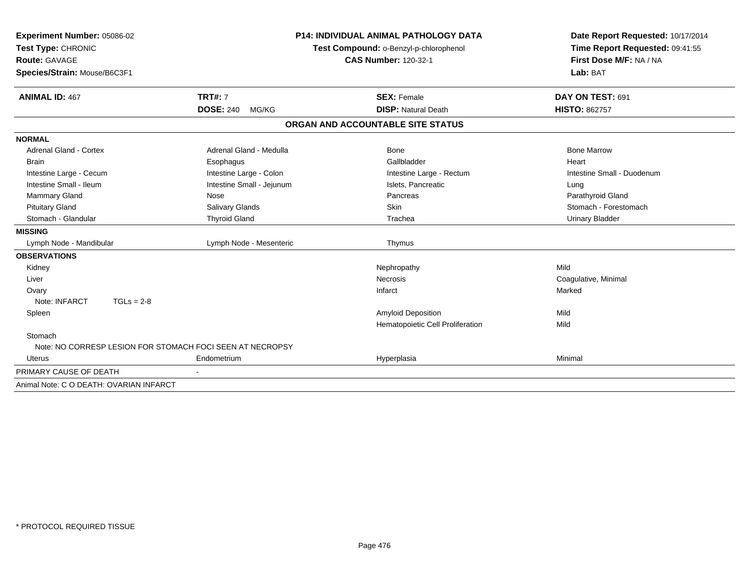**Experiment Number:** 05086-02
**Test Type:** CHRONIC
**Route:** GAVAGE
**Species/Strain:** Mouse/B6C3F1

**P14: INDIVIDUAL ANIMAL PATHOLOGY DATA**
**Test Compound:** o-Benzyl-p-chlorophenol
**CAS Number:** 120-32-1

**Date Report Requested:** 10/17/2014
**Time Report Requested:** 09:41:55
**First Dose M/F:** NA / NA
**Lab:** BAT

| **ANIMAL ID:** 467 | **TRT#:** 7 | **SEX:** Female | **DAY ON TEST:** 691 |
|---|---|---|---|
| | **DOSE:** 240 MG/KG | **DISP:** Natural Death | **HISTO:** 862757 |

## ORGAN AND ACCOUNTABLE SITE STATUS

| | | | |
|---|---|---|---|
| **NORMAL** | | | |
| Adrenal Gland - Cortex | Adrenal Gland - Medulla | Bone | Bone Marrow |
| Brain | Esophagus | Gallbladder | Heart |
| Intestine Large - Cecum | Intestine Large - Colon | Intestine Large - Rectum | Intestine Small - Duodenum |
| Intestine Small - Ileum | Intestine Small - Jejunum | Islets, Pancreatic | Lung |
| Mammary Gland | Nose | Pancreas | Parathyroid Gland |
| Pituitary Gland | Salivary Glands | Skin | Stomach - Forestomach |
| Stomach - Glandular | Thyroid Gland | Trachea | Urinary Bladder |
| **MISSING** | | | |
| Lymph Node - Mandibular | Lymph Node - Mesenteric | Thymus | |
| **OBSERVATIONS** | | | |
| Kidney | | Nephropathy | Mild |
| Liver | | Necrosis | Coagulative, Minimal |
| Ovary | | Infarct | Marked |
| Note: INFARCT TGLs = 2-8 | | | |
| Spleen | | Amyloid Deposition | Mild |
| | | Hematopoietic Cell Proliferation | Mild |
| Stomach | | | |
| Note: NO CORRESP LESION FOR STOMACH FOCI SEEN AT NECROPSY | | | |
| Uterus | Endometrium | Hyperplasia | Minimal |
| PRIMARY CAUSE OF DEATH | - | | |
| Animal Note: C O DEATH: OVARIAN INFARCT | | | |

* PROTOCOL REQUIRED TISSUE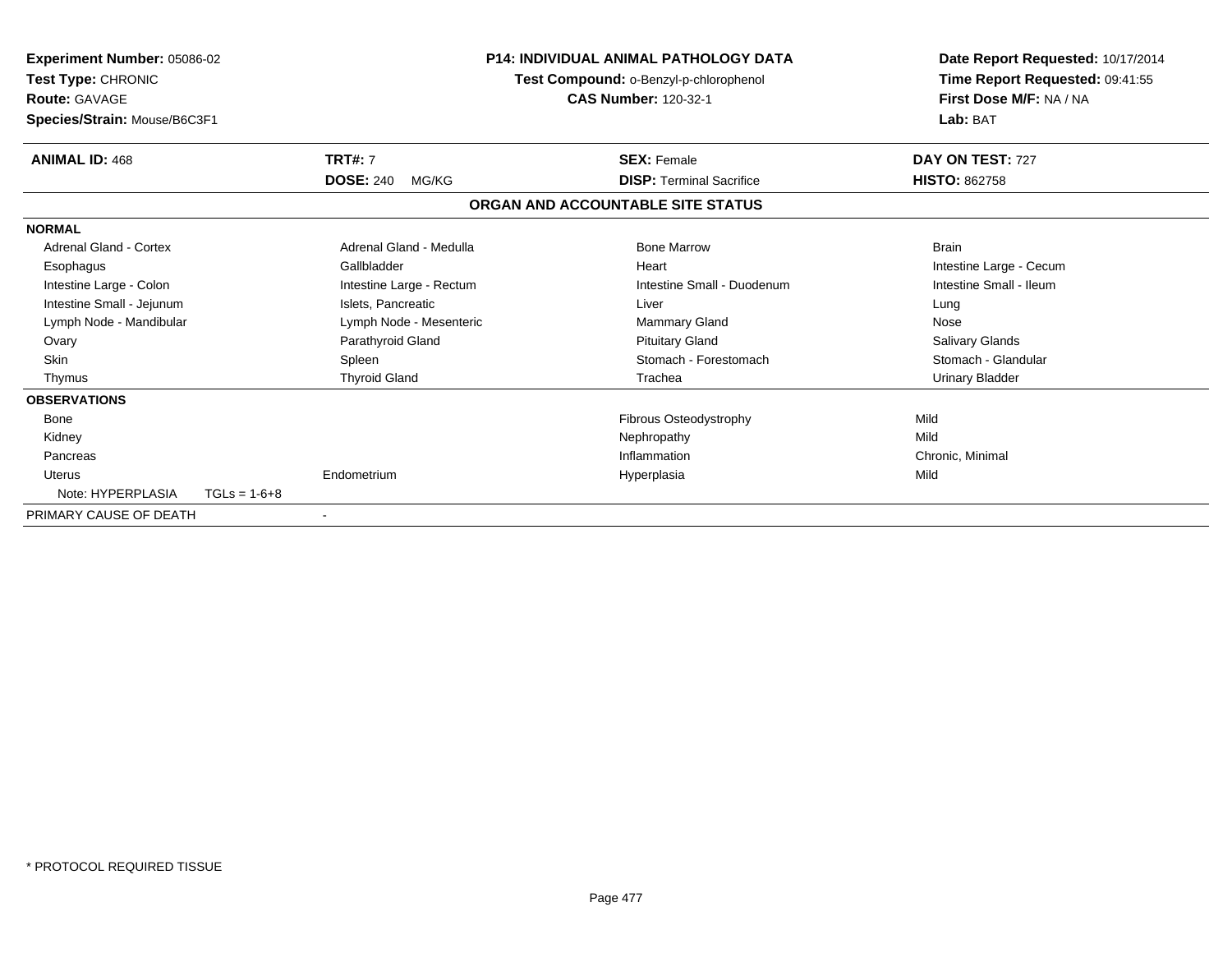**Experiment Number:** 05086-02
**Test Type:** CHRONIC
**Route:** GAVAGE
**Species/Strain:** Mouse/B6C3F1

**P14: INDIVIDUAL ANIMAL PATHOLOGY DATA**
**Test Compound:** o-Benzyl-p-chlorophenol
**CAS Number:** 120-32-1

**Date Report Requested:** 10/17/2014
**Time Report Requested:** 09:41:55
**First Dose M/F:** NA / NA
**Lab:** BAT

| **ANIMAL ID:** 468 | **TRT#:** 7 | **SEX:** Female | **DAY ON TEST:** 727 |
|---|---|---|---|
| | **DOSE:** 240 MG/KG | **DISP:** Terminal Sacrifice | **HISTO:** 862758 |

## ORGAN AND ACCOUNTABLE SITE STATUS

| | | | |
|---|---|---|---|
| **NORMAL** | | | |
| Adrenal Gland - Cortex | Adrenal Gland - Medulla | Bone Marrow | Brain |
| Esophagus | Gallbladder | Heart | Intestine Large - Cecum |
| Intestine Large - Colon | Intestine Large - Rectum | Intestine Small - Duodenum | Intestine Small - Ileum |
| Intestine Small - Jejunum | Islets, Pancreatic | Liver | Lung |
| Lymph Node - Mandibular | Lymph Node - Mesenteric | Mammary Gland | Nose |
| Ovary | Parathyroid Gland | Pituitary Gland | Salivary Glands |
| Skin | Spleen | Stomach - Forestomach | Stomach - Glandular |
| Thymus | Thyroid Gland | Trachea | Urinary Bladder |
| **OBSERVATIONS** | | | |
| Bone | | Fibrous Osteodystrophy | Mild |
| Kidney | | Nephropathy | Mild |
| Pancreas | | Inflammation | Chronic, Minimal |
| Uterus | Endometrium | Hyperplasia | Mild |
| Note: HYPERPLASIA TGLs = 1-6+8 | | | |
| PRIMARY CAUSE OF DEATH | - | | |

\* PROTOCOL REQUIRED TISSUE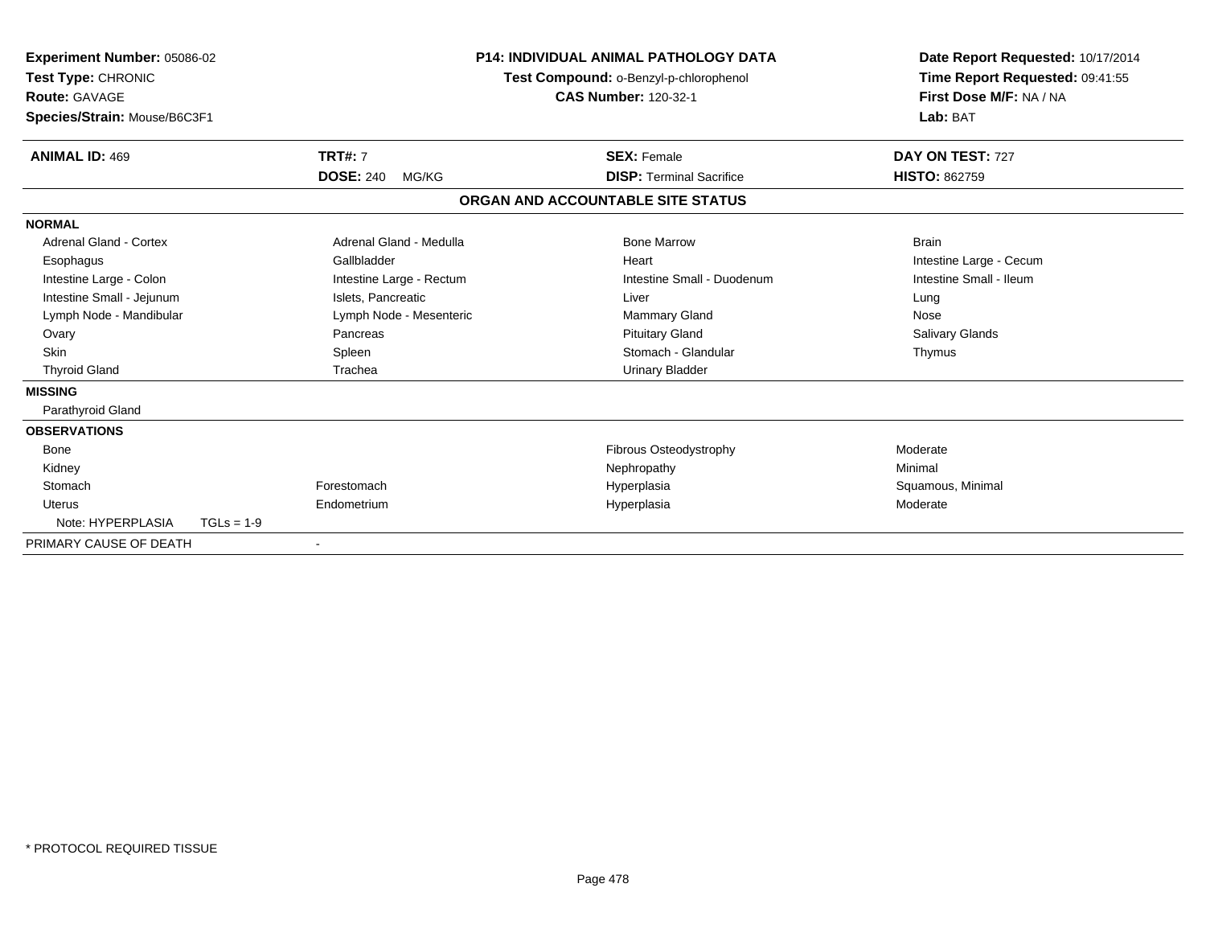**Experiment Number:** 05086-02
**Test Type:** CHRONIC
**Route:** GAVAGE
**Species/Strain:** Mouse/B6C3F1

**P14: INDIVIDUAL ANIMAL PATHOLOGY DATA**
**Test Compound:** o-Benzyl-p-chlorophenol
**CAS Number:** 120-32-1

**Date Report Requested:** 10/17/2014
**Time Report Requested:** 09:41:55
**First Dose M/F:** NA / NA
**Lab:** BAT

| **ANIMAL ID:** 469 | **TRT#:** 7 | **SEX:** Female | **DAY ON TEST:** 727 |
|---|---|---|---|
| | **DOSE:** 240 MG/KG | **DISP:** Terminal Sacrifice | **HISTO:** 862759 |

## ORGAN AND ACCOUNTABLE SITE STATUS

**NORMAL**

| | | | |
|---|---|---|---|
| Adrenal Gland - Cortex | Adrenal Gland - Medulla | Bone Marrow | Brain |
| Esophagus | Gallbladder | Heart | Intestine Large - Cecum |
| Intestine Large - Colon | Intestine Large - Rectum | Intestine Small - Duodenum | Intestine Small - Ileum |
| Intestine Small - Jejunum | Islets, Pancreatic | Liver | Lung |
| Lymph Node - Mandibular | Lymph Node - Mesenteric | Mammary Gland | Nose |
| Ovary | Pancreas | Pituitary Gland | Salivary Glands |
| Skin | Spleen | Stomach - Glandular | Thymus |
| Thyroid Gland | Trachea | Urinary Bladder | |

**MISSING**

Parathyroid Gland

**OBSERVATIONS**

| | | | |
|---|---|---|---|
| Bone | | Fibrous Osteodystrophy | Moderate |
| Kidney | | Nephropathy | Minimal |
| Stomach | Forestomach | Hyperplasia | Squamous, Minimal |
| Uterus | Endometrium | Hyperplasia | Moderate |
| Note: HYPERPLASIA TGLs = 1-9 | | | |

PRIMARY CAUSE OF DEATH -

\* PROTOCOL REQUIRED TISSUE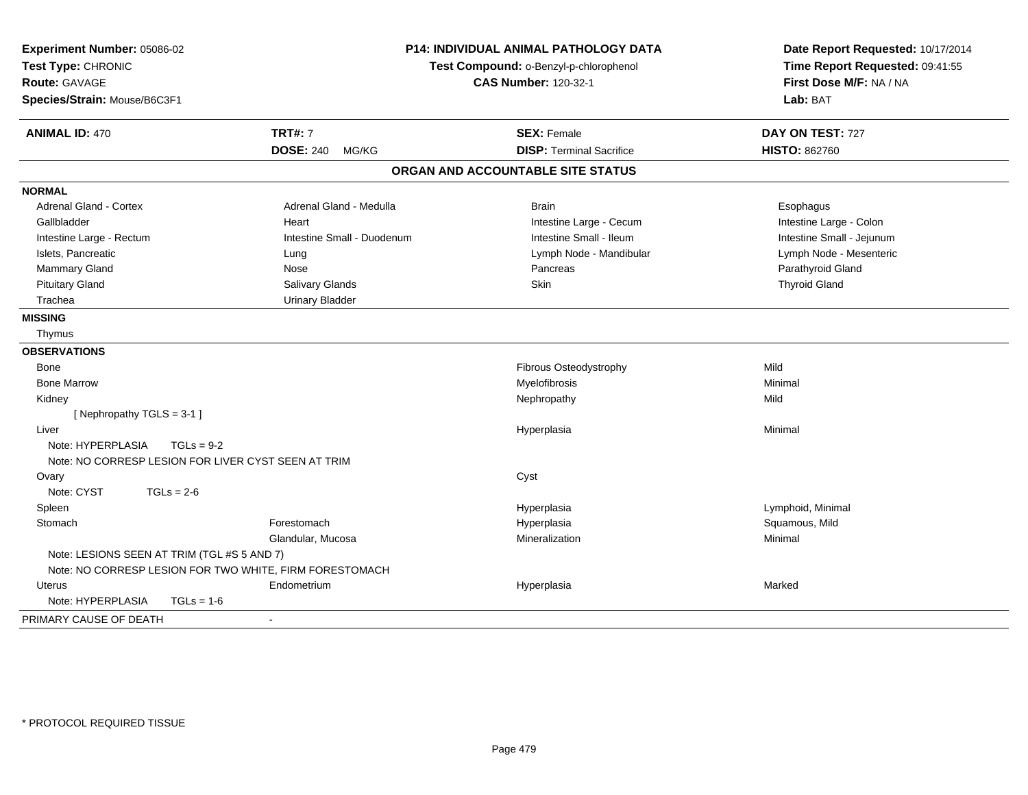**Experiment Number:** 05086-02
**Test Type:** CHRONIC
**Route:** GAVAGE
**Species/Strain:** Mouse/B6C3F1

**P14: INDIVIDUAL ANIMAL PATHOLOGY DATA**
**Test Compound:** o-Benzyl-p-chlorophenol
**CAS Number:** 120-32-1

**Date Report Requested:** 10/17/2014
**Time Report Requested:** 09:41:55
**First Dose M/F:** NA / NA
**Lab:** BAT

| **ANIMAL ID:** 470 | **TRT#:** 7 | **SEX:** Female | **DAY ON TEST:** 727 |
|---|---|---|---|
| | **DOSE:** 240 MG/KG | **DISP:** Terminal Sacrifice | **HISTO:** 862760 |

## ORGAN AND ACCOUNTABLE SITE STATUS

**NORMAL**

| | | | |
|---|---|---|---|
| Adrenal Gland - Cortex | Adrenal Gland - Medulla | Brain | Esophagus |
| Gallbladder | Heart | Intestine Large - Cecum | Intestine Large - Colon |
| Intestine Large - Rectum | Intestine Small - Duodenum | Intestine Small - Ileum | Intestine Small - Jejunum |
| Islets, Pancreatic | Lung | Lymph Node - Mandibular | Lymph Node - Mesenteric |
| Mammary Gland | Nose | Pancreas | Parathyroid Gland |
| Pituitary Gland | Salivary Glands | Skin | Thyroid Gland |
| Trachea | Urinary Bladder | | |

**MISSING**

Thymus

**OBSERVATIONS**

| | | | |
|---|---|---|---|
| Bone | | Fibrous Osteodystrophy | Mild |
| Bone Marrow | | Myelofibrosis | Minimal |
| Kidney | | Nephropathy | Mild |
| [ Nephropathy TGLS = 3-1 ] | | | |
| Liver | | Hyperplasia | Minimal |
| Note: HYPERPLASIA TGLs = 9-2 | | | |
| Note: NO CORRESP LESION FOR LIVER CYST SEEN AT TRIM | | | |
| Ovary | | Cyst | |
| Note: CYST TGLs = 2-6 | | | |
| Spleen | | Hyperplasia | Lymphoid, Minimal |
| Stomach | Forestomach | Hyperplasia | Squamous, Mild |
| | Glandular, Mucosa | Mineralization | Minimal |
| Note: LESIONS SEEN AT TRIM (TGL #S 5 AND 7) | | | |
| Note: NO CORRESP LESION FOR TWO WHITE, FIRM FORESTOMACH | | | |
| Uterus | Endometrium | Hyperplasia | Marked |
| Note: HYPERPLASIA TGLs = 1-6 | | | |

PRIMARY CAUSE OF DEATH -

* PROTOCOL REQUIRED TISSUE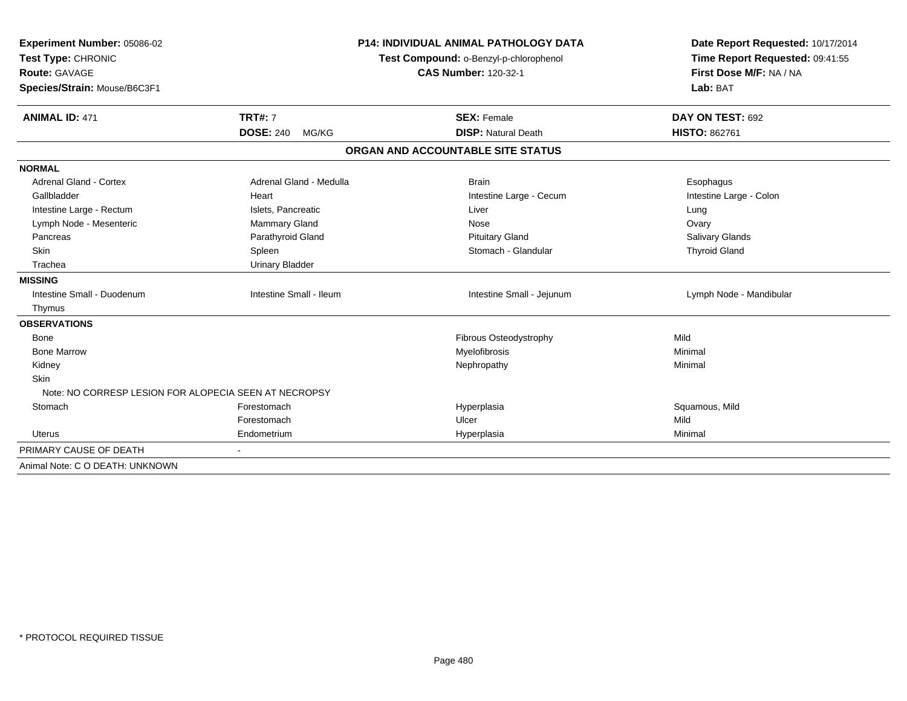**Experiment Number:** 05086-02
**Test Type:** CHRONIC
**Route:** GAVAGE
**Species/Strain:** Mouse/B6C3F1

**P14: INDIVIDUAL ANIMAL PATHOLOGY DATA**
**Test Compound:** o-Benzyl-p-chlorophenol
**CAS Number:** 120-32-1

**Date Report Requested:** 10/17/2014
**Time Report Requested:** 09:41:55
**First Dose M/F:** NA / NA
**Lab:** BAT

| **ANIMAL ID:** 471 | **TRT#:** 7 | **SEX:** Female | **DAY ON TEST:** 692 |
|---|---|---|---|
| | **DOSE:** 240 MG/KG | **DISP:** Natural Death | **HISTO:** 862761 |

## ORGAN AND ACCOUNTABLE SITE STATUS

| | | | |
|---|---|---|---|
| **NORMAL** | | | |
| Adrenal Gland - Cortex | Adrenal Gland - Medulla | Brain | Esophagus |
| Gallbladder | Heart | Intestine Large - Cecum | Intestine Large - Colon |
| Intestine Large - Rectum | Islets, Pancreatic | Liver | Lung |
| Lymph Node - Mesenteric | Mammary Gland | Nose | Ovary |
| Pancreas | Parathyroid Gland | Pituitary Gland | Salivary Glands |
| Skin | Spleen | Stomach - Glandular | Thyroid Gland |
| Trachea | Urinary Bladder | | |
| **MISSING** | | | |
| Intestine Small - Duodenum | Intestine Small - Ileum | Intestine Small - Jejunum | Lymph Node - Mandibular |
| Thymus | | | |
| **OBSERVATIONS** | | | |
| Bone | | Fibrous Osteodystrophy | Mild |
| Bone Marrow | | Myelofibrosis | Minimal |
| Kidney | | Nephropathy | Minimal |
| Skin | | | |
| Note: NO CORRESP LESION FOR ALOPECIA SEEN AT NECROPSY | | | |
| Stomach | Forestomach | Hyperplasia | Squamous, Mild |
| | Forestomach | Ulcer | Mild |
| Uterus | Endometrium | Hyperplasia | Minimal |
| PRIMARY CAUSE OF DEATH | - | | |
| Animal Note: C O DEATH: UNKNOWN | | | |

\* PROTOCOL REQUIRED TISSUE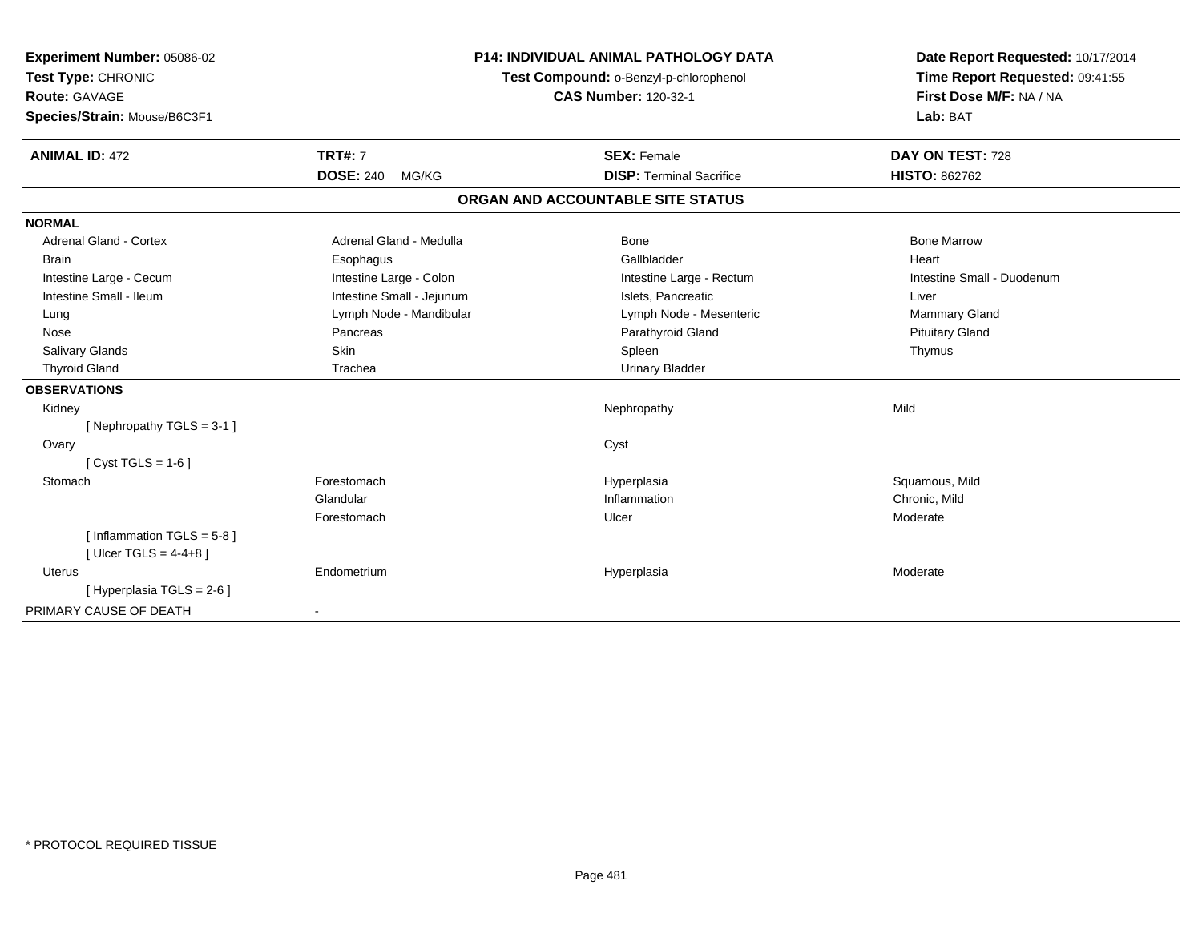**Experiment Number:** 05086-02
**Test Type:** CHRONIC
**Route:** GAVAGE
**Species/Strain:** Mouse/B6C3F1

**P14: INDIVIDUAL ANIMAL PATHOLOGY DATA**
**Test Compound:** o-Benzyl-p-chlorophenol
**CAS Number:** 120-32-1

**Date Report Requested:** 10/17/2014
**Time Report Requested:** 09:41:55
**First Dose M/F:** NA / NA
**Lab:** BAT

| **ANIMAL ID:** 472 | **TRT#:** 7 | **SEX:** Female | **DAY ON TEST:** 728 |
|---|---|---|---|
| | **DOSE:** 240 MG/KG | **DISP:** Terminal Sacrifice | **HISTO:** 862762 |

## ORGAN AND ACCOUNTABLE SITE STATUS

**NORMAL**

| | | | |
|---|---|---|---|
| Adrenal Gland - Cortex | Adrenal Gland - Medulla | Bone | Bone Marrow |
| Brain | Esophagus | Gallbladder | Heart |
| Intestine Large - Cecum | Intestine Large - Colon | Intestine Large - Rectum | Intestine Small - Duodenum |
| Intestine Small - Ileum | Intestine Small - Jejunum | Islets, Pancreatic | Liver |
| Lung | Lymph Node - Mandibular | Lymph Node - Mesenteric | Mammary Gland |
| Nose | Pancreas | Parathyroid Gland | Pituitary Gland |
| Salivary Glands | Skin | Spleen | Thymus |
| Thyroid Gland | Trachea | Urinary Bladder | |

**OBSERVATIONS**

| | | | |
|---|---|---|---|
| Kidney | | Nephropathy | Mild |
| [ Nephropathy TGLS = 3-1 ] | | | |
| Ovary | | Cyst | |
| [ Cyst TGLS = 1-6 ] | | | |
| Stomach | Forestomach | Hyperplasia | Squamous, Mild |
| | Glandular | Inflammation | Chronic, Mild |
| | Forestomach | Ulcer | Moderate |
| [ Inflammation TGLS = 5-8 ] | | | |
| [ Ulcer TGLS = 4-4+8 ] | | | |
| Uterus | Endometrium | Hyperplasia | Moderate |
| [ Hyperplasia TGLS = 2-6 ] | | | |

PRIMARY CAUSE OF DEATH -

* PROTOCOL REQUIRED TISSUE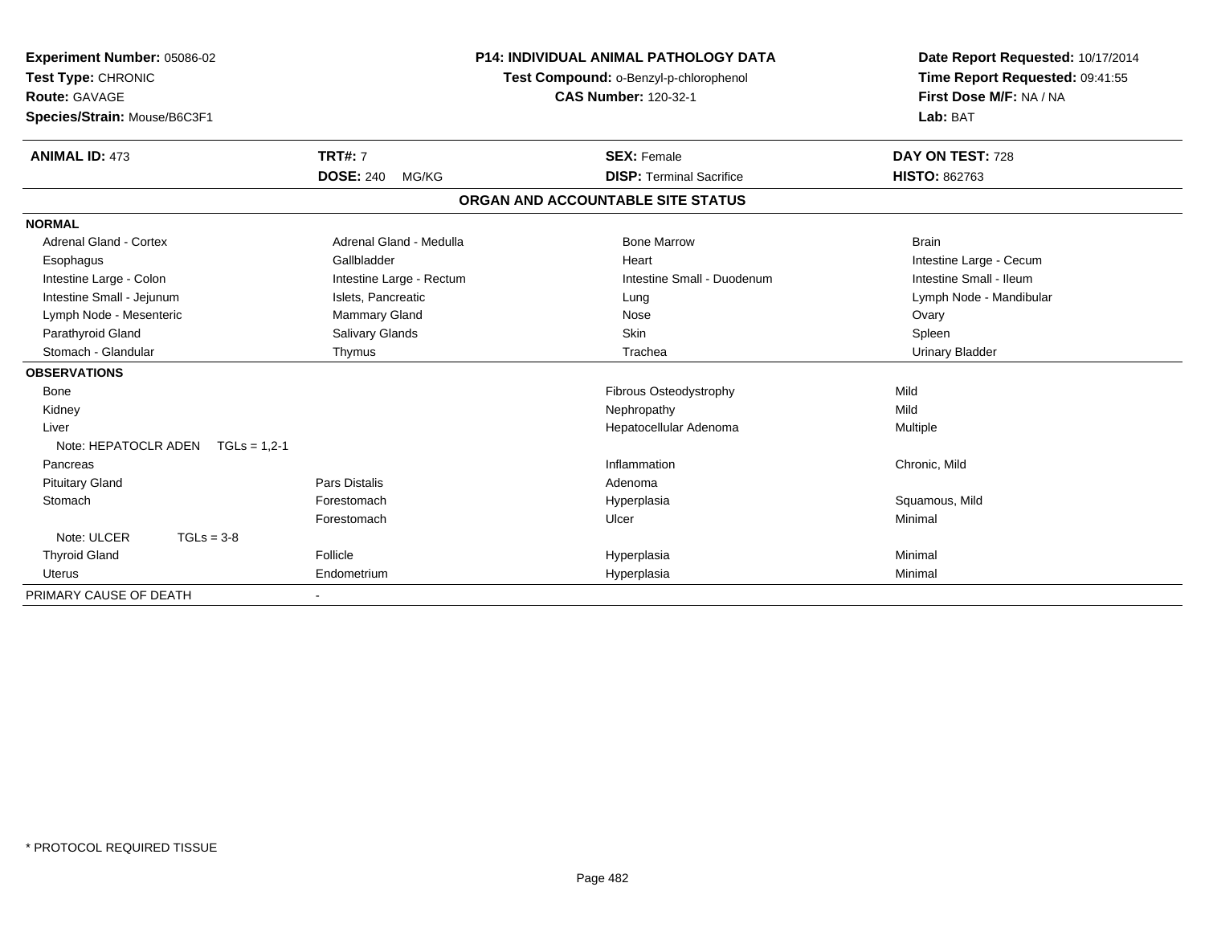**Experiment Number:** 05086-02
**Test Type:** CHRONIC
**Route:** GAVAGE
**Species/Strain:** Mouse/B6C3F1

**P14: INDIVIDUAL ANIMAL PATHOLOGY DATA**
**Test Compound:** o-Benzyl-p-chlorophenol
**CAS Number:** 120-32-1

**Date Report Requested:** 10/17/2014
**Time Report Requested:** 09:41:55
**First Dose M/F:** NA / NA
**Lab:** BAT

| **ANIMAL ID:** 473 | **TRT#:** 7 | **SEX:** Female | **DAY ON TEST:** 728 |
|---|---|---|---|
| | **DOSE:** 240 MG/KG | **DISP:** Terminal Sacrifice | **HISTO:** 862763 |

## ORGAN AND ACCOUNTABLE SITE STATUS

| | | | |
|---|---|---|---|
| **NORMAL** | | | |
| Adrenal Gland - Cortex | Adrenal Gland - Medulla | Bone Marrow | Brain |
| Esophagus | Gallbladder | Heart | Intestine Large - Cecum |
| Intestine Large - Colon | Intestine Large - Rectum | Intestine Small - Duodenum | Intestine Small - Ileum |
| Intestine Small - Jejunum | Islets, Pancreatic | Lung | Lymph Node - Mandibular |
| Lymph Node - Mesenteric | Mammary Gland | Nose | Ovary |
| Parathyroid Gland | Salivary Glands | Skin | Spleen |
| Stomach - Glandular | Thymus | Trachea | Urinary Bladder |
| **OBSERVATIONS** | | | |
| Bone | | Fibrous Osteodystrophy | Mild |
| Kidney | | Nephropathy | Mild |
| Liver | | Hepatocellular Adenoma | Multiple |
| Note: HEPATOCLR ADEN TGLs = 1,2-1 | | | |
| Pancreas | | Inflammation | Chronic, Mild |
| Pituitary Gland | Pars Distalis | Adenoma | |
| Stomach | Forestomach | Hyperplasia | Squamous, Mild |
| | Forestomach | Ulcer | Minimal |
| Note: ULCER TGLs = 3-8 | | | |
| Thyroid Gland | Follicle | Hyperplasia | Minimal |
| Uterus | Endometrium | Hyperplasia | Minimal |
| PRIMARY CAUSE OF DEATH | - | | |

\* PROTOCOL REQUIRED TISSUE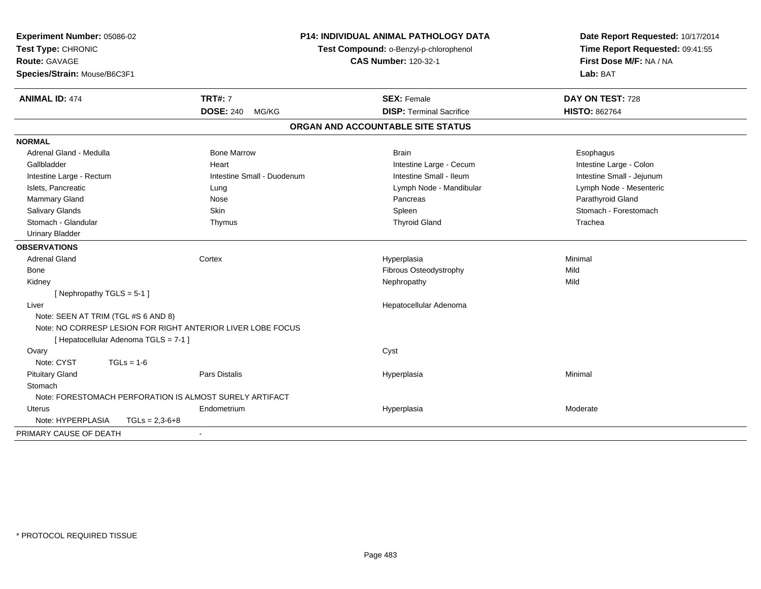**Experiment Number:** 05086-02
**Test Type:** CHRONIC
**Route:** GAVAGE
**Species/Strain:** Mouse/B6C3F1

**P14: INDIVIDUAL ANIMAL PATHOLOGY DATA**
**Test Compound:** o-Benzyl-p-chlorophenol
**CAS Number:** 120-32-1

**Date Report Requested:** 10/17/2014
**Time Report Requested:** 09:41:55
**First Dose M/F:** NA / NA
**Lab:** BAT

| **ANIMAL ID:** 474 | **TRT#:** 7 | **SEX:** Female | **DAY ON TEST:** 728 |
|---|---|---|---|
| | **DOSE:** 240 MG/KG | **DISP:** Terminal Sacrifice | **HISTO:** 862764 |

## ORGAN AND ACCOUNTABLE SITE STATUS

**NORMAL**

| | | | |
|---|---|---|---|
| Adrenal Gland - Medulla | Bone Marrow | Brain | Esophagus |
| Gallbladder | Heart | Intestine Large - Cecum | Intestine Large - Colon |
| Intestine Large - Rectum | Intestine Small - Duodenum | Intestine Small - Ileum | Intestine Small - Jejunum |
| Islets, Pancreatic | Lung | Lymph Node - Mandibular | Lymph Node - Mesenteric |
| Mammary Gland | Nose | Pancreas | Parathyroid Gland |
| Salivary Glands | Skin | Spleen | Stomach - Forestomach |
| Stomach - Glandular | Thymus | Thyroid Gland | Trachea |
| Urinary Bladder | | | |

**OBSERVATIONS**

| | | | |
|---|---|---|---|
| Adrenal Gland | Cortex | Hyperplasia | Minimal |
| Bone | | Fibrous Osteodystrophy | Mild |
| Kidney | | Nephropathy | Mild |
| [ Nephropathy TGLS = 5-1 ] | | | |
| Liver | | Hepatocellular Adenoma | |
| Note: SEEN AT TRIM (TGL #S 6 AND 8) | | | |
| Note: NO CORRESP LESION FOR RIGHT ANTERIOR LIVER LOBE FOCUS | | | |
| [ Hepatocellular Adenoma TGLS = 7-1 ] | | | |
| Ovary | | Cyst | |
| Note: CYST TGLs = 1-6 | | | |
| Pituitary Gland | Pars Distalis | Hyperplasia | Minimal |
| Stomach | | | |
| Note: FORESTOMACH PERFORATION IS ALMOST SURELY ARTIFACT | | | |
| Uterus | Endometrium | Hyperplasia | Moderate |
| Note: HYPERPLASIA TGLs = 2,3-6+8 | | | |

PRIMARY CAUSE OF DEATH -

* PROTOCOL REQUIRED TISSUE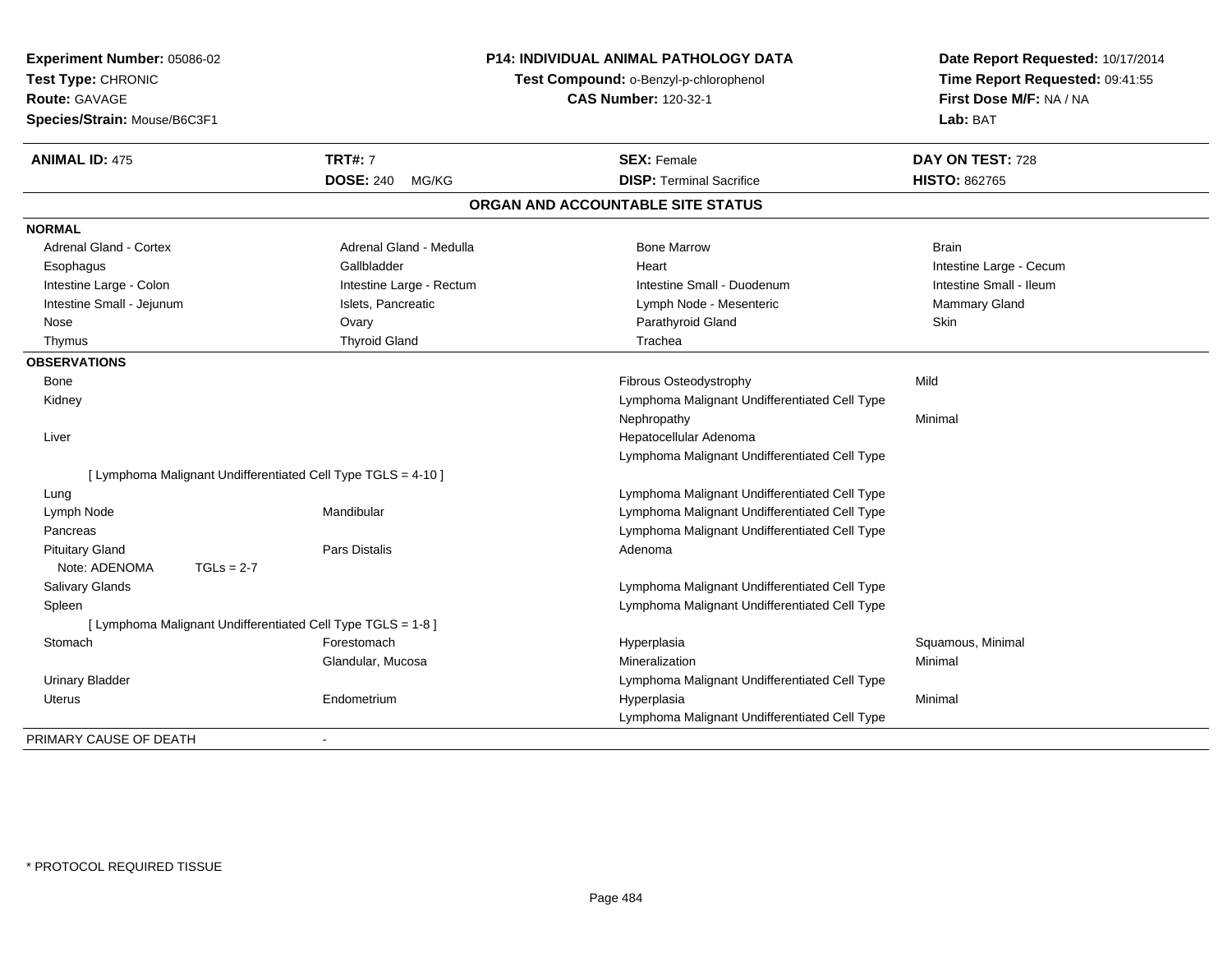**Experiment Number:** 05086-02
**Test Type:** CHRONIC
**Route:** GAVAGE
**Species/Strain:** Mouse/B6C3F1

**P14: INDIVIDUAL ANIMAL PATHOLOGY DATA**
**Test Compound:** o-Benzyl-p-chlorophenol
**CAS Number:** 120-32-1

**Date Report Requested:** 10/17/2014
**Time Report Requested:** 09:41:55
**First Dose M/F:** NA / NA
**Lab:** BAT

| **ANIMAL ID:** 475 | **TRT#:** 7 | **SEX:** Female | **DAY ON TEST:** 728 |
|---|---|---|---|
| | **DOSE:** 240 MG/KG | **DISP:** Terminal Sacrifice | **HISTO:** 862765 |

## ORGAN AND ACCOUNTABLE SITE STATUS

| | | | |
|---|---|---|---|
| **NORMAL** | | | |
| Adrenal Gland - Cortex | Adrenal Gland - Medulla | Bone Marrow | Brain |
| Esophagus | Gallbladder | Heart | Intestine Large - Cecum |
| Intestine Large - Colon | Intestine Large - Rectum | Intestine Small - Duodenum | Intestine Small - Ileum |
| Intestine Small - Jejunum | Islets, Pancreatic | Lymph Node - Mesenteric | Mammary Gland |
| Nose | Ovary | Parathyroid Gland | Skin |
| Thymus | Thyroid Gland | Trachea | |
| **OBSERVATIONS** | | | |
| Bone | | Fibrous Osteodystrophy | Mild |
| Kidney | | Lymphoma Malignant Undifferentiated Cell Type | |
| | | Nephropathy | Minimal |
| Liver | | Hepatocellular Adenoma | |
| | | Lymphoma Malignant Undifferentiated Cell Type | |
| [ Lymphoma Malignant Undifferentiated Cell Type TGLS = 4-10 ] | | | |
| Lung | | Lymphoma Malignant Undifferentiated Cell Type | |
| Lymph Node | Mandibular | Lymphoma Malignant Undifferentiated Cell Type | |
| Pancreas | | Lymphoma Malignant Undifferentiated Cell Type | |
| Pituitary Gland | Pars Distalis | Adenoma | |
| Note: ADENOMA TGLs = 2-7 | | | |
| Salivary Glands | | Lymphoma Malignant Undifferentiated Cell Type | |
| Spleen | | Lymphoma Malignant Undifferentiated Cell Type | |
| [ Lymphoma Malignant Undifferentiated Cell Type TGLS = 1-8 ] | | | |
| Stomach | Forestomach | Hyperplasia | Squamous, Minimal |
| | Glandular, Mucosa | Mineralization | Minimal |
| Urinary Bladder | | Lymphoma Malignant Undifferentiated Cell Type | |
| Uterus | Endometrium | Hyperplasia | Minimal |
| | | Lymphoma Malignant Undifferentiated Cell Type | |
| PRIMARY CAUSE OF DEATH | - | | |

\* PROTOCOL REQUIRED TISSUE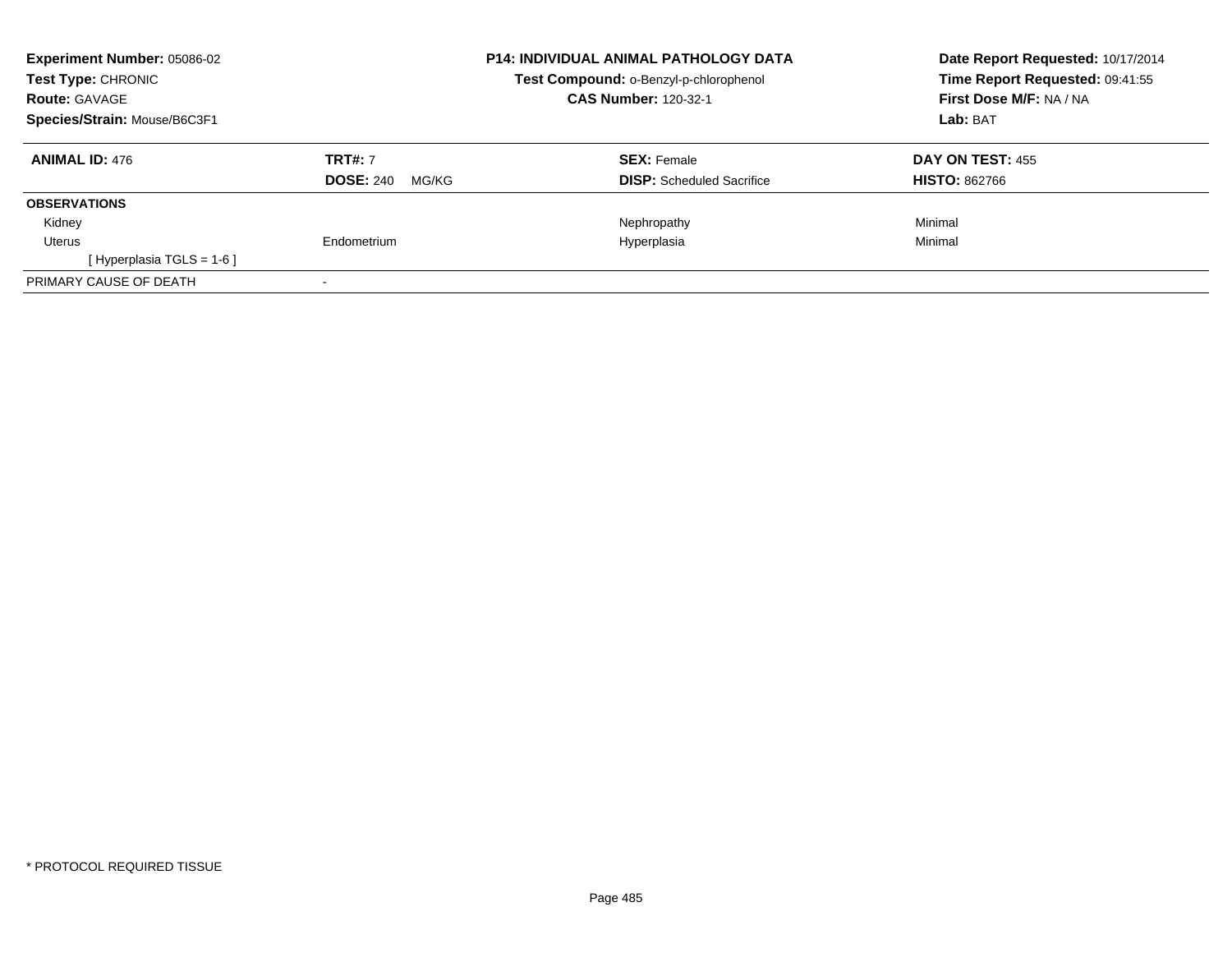**Experiment Number:** 05086-02
**Test Type:** CHRONIC
**Route:** GAVAGE
**Species/Strain:** Mouse/B6C3F1

**P14: INDIVIDUAL ANIMAL PATHOLOGY DATA**
**Test Compound:** o-Benzyl-p-chlorophenol
**CAS Number:** 120-32-1

**Date Report Requested:** 10/17/2014
**Time Report Requested:** 09:41:55
**First Dose M/F:** NA / NA
**Lab:** BAT

| **ANIMAL ID:** 476 | **TRT#:** 7 | **SEX:** Female | **DAY ON TEST:** 455 |
|---|---|---|---|
| | **DOSE:** 240 MG/KG | **DISP:** Scheduled Sacrifice | **HISTO:** 862766 |
| **OBSERVATIONS** | | | |
| Kidney | | Nephropathy | Minimal |
| Uterus | Endometrium | Hyperplasia | Minimal |
| [ Hyperplasia TGLS = 1-6 ] | | | |
| PRIMARY CAUSE OF DEATH | - | | |

* PROTOCOL REQUIRED TISSUE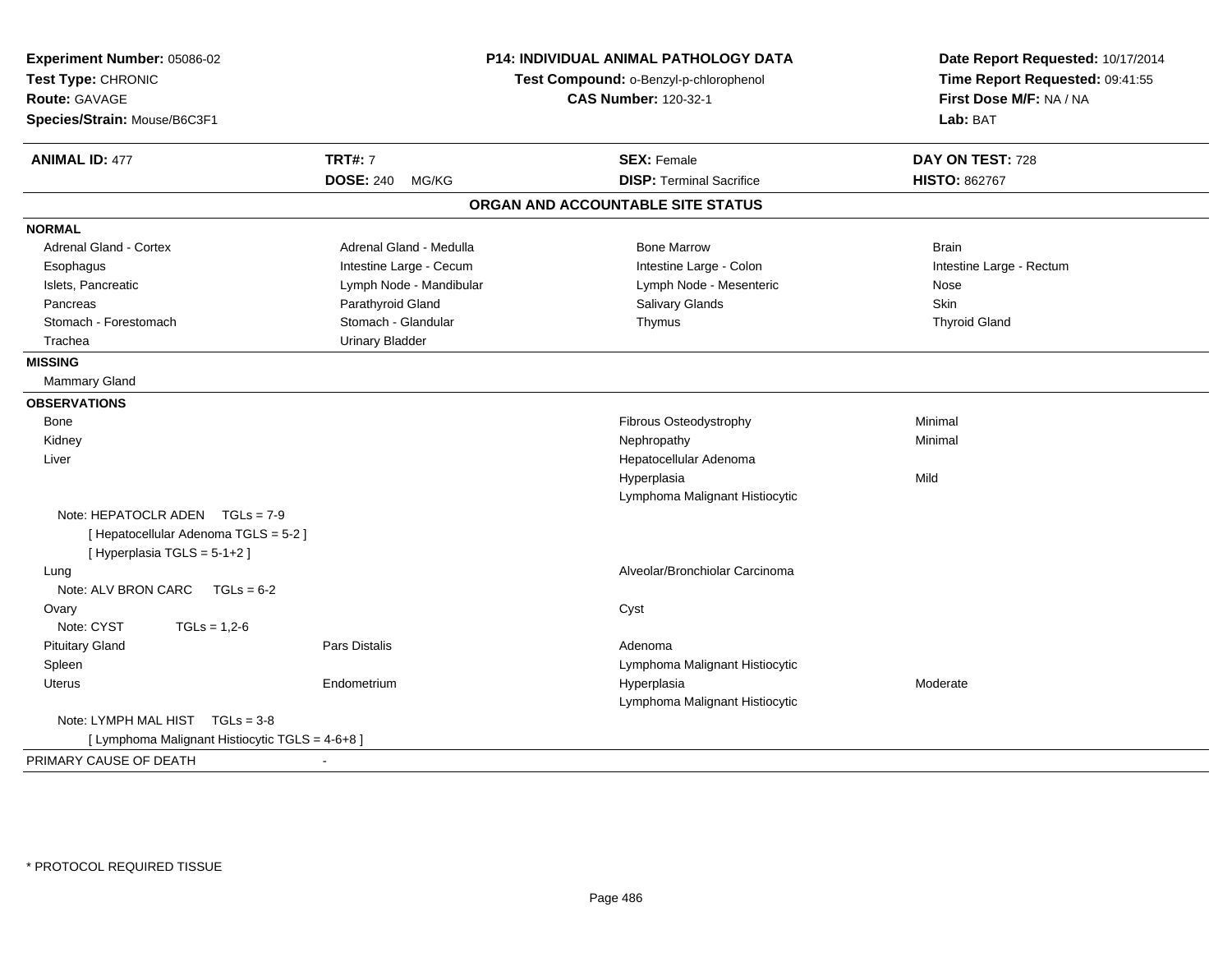**Experiment Number:** 05086-02
**Test Type:** CHRONIC
**Route:** GAVAGE
**Species/Strain:** Mouse/B6C3F1

## P14: INDIVIDUAL ANIMAL PATHOLOGY DATA

**Test Compound:** o-Benzyl-p-chlorophenol
**CAS Number:** 120-32-1

**Date Report Requested:** 10/17/2014
**Time Report Requested:** 09:41:55
**First Dose M/F:** NA / NA
**Lab:** BAT

| **ANIMAL ID:** 477 | **TRT#:** 7 | **SEX:** Female | **DAY ON TEST:** 728 |
|---|---|---|---|
| | **DOSE:** 240 MG/KG | **DISP:** Terminal Sacrifice | **HISTO:** 862767 |

### ORGAN AND ACCOUNTABLE SITE STATUS

**NORMAL**

| | | | |
|---|---|---|---|
| Adrenal Gland - Cortex | Adrenal Gland - Medulla | Bone Marrow | Brain |
| Esophagus | Intestine Large - Cecum | Intestine Large - Colon | Intestine Large - Rectum |
| Islets, Pancreatic | Lymph Node - Mandibular | Lymph Node - Mesenteric | Nose |
| Pancreas | Parathyroid Gland | Salivary Glands | Skin |
| Stomach - Forestomach | Stomach - Glandular | Thymus | Thyroid Gland |
| Trachea | Urinary Bladder | | |

**MISSING**

Mammary Gland

**OBSERVATIONS**

| | | | |
|---|---|---|---|
| Bone | | Fibrous Osteodystrophy | Minimal |
| Kidney | | Nephropathy | Minimal |
| Liver | | Hepatocellular Adenoma | |
| | | Hyperplasia | Mild |
| | | Lymphoma Malignant Histiocytic | |
| Note: HEPATOCLR ADEN TGLs = 7-9 | | | |
| [ Hepatocellular Adenoma TGLS = 5-2 ] | | | |
| [ Hyperplasia TGLS = 5-1+2 ] | | | |
| Lung | | Alveolar/Bronchiolar Carcinoma | |
| Note: ALV BRON CARC TGLs = 6-2 | | | |
| Ovary | | Cyst | |
| Note: CYST TGLs = 1,2-6 | | | |
| Pituitary Gland | Pars Distalis | Adenoma | |
| Spleen | | Lymphoma Malignant Histiocytic | |
| Uterus | Endometrium | Hyperplasia | Moderate |
| | | Lymphoma Malignant Histiocytic | |
| Note: LYMPH MAL HIST TGLs = 3-8 | | | |
| [ Lymphoma Malignant Histiocytic TGLS = 4-6+8 ] | | | |

PRIMARY CAUSE OF DEATH -

* PROTOCOL REQUIRED TISSUE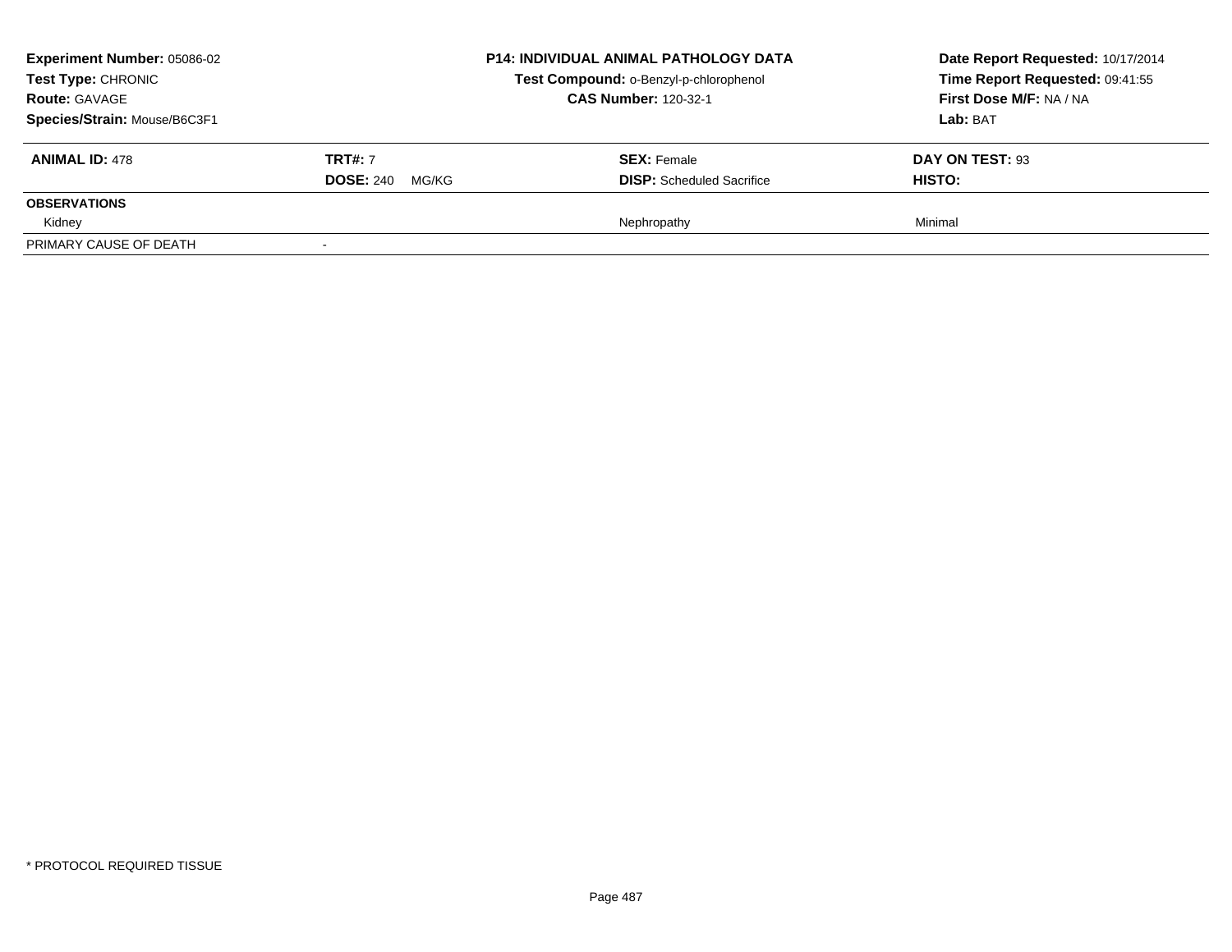**Experiment Number:** 05086-02
**Test Type:** CHRONIC
**Route:** GAVAGE
**Species/Strain:** Mouse/B6C3F1

**P14: INDIVIDUAL ANIMAL PATHOLOGY DATA**
**Test Compound:** o-Benzyl-p-chlorophenol
**CAS Number:** 120-32-1

**Date Report Requested:** 10/17/2014
**Time Report Requested:** 09:41:55
**First Dose M/F:** NA / NA
**Lab:** BAT

| **ANIMAL ID:** 478 | **TRT#:** 7 | **SEX:** Female | **DAY ON TEST:** 93 |
|---|---|---|---|
| | **DOSE:** 240 MG/KG | **DISP:** Scheduled Sacrifice | **HISTO:** |
| **OBSERVATIONS** | | | |
| Kidney | | Nephropathy | Minimal |
| PRIMARY CAUSE OF DEATH | - | | |

* PROTOCOL REQUIRED TISSUE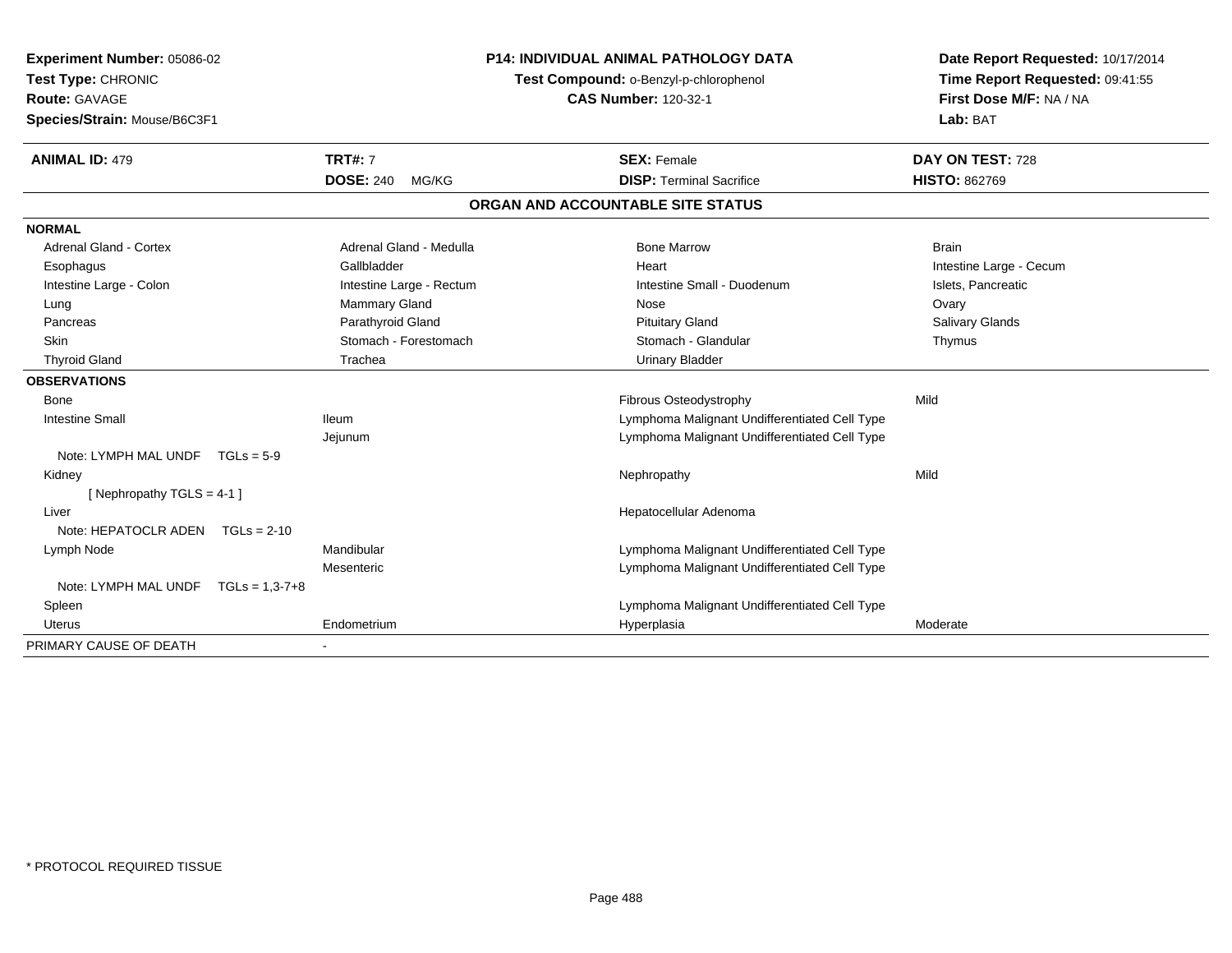**Experiment Number:** 05086-02
**Test Type:** CHRONIC
**Route:** GAVAGE
**Species/Strain:** Mouse/B6C3F1

**P14: INDIVIDUAL ANIMAL PATHOLOGY DATA**
**Test Compound:** o-Benzyl-p-chlorophenol
**CAS Number:** 120-32-1

**Date Report Requested:** 10/17/2014
**Time Report Requested:** 09:41:55
**First Dose M/F:** NA / NA
**Lab:** BAT

| **ANIMAL ID:** 479 | **TRT#:** 7 | **SEX:** Female | **DAY ON TEST:** 728 |
|---|---|---|---|
| | **DOSE:** 240 MG/KG | **DISP:** Terminal Sacrifice | **HISTO:** 862769 |

## ORGAN AND ACCOUNTABLE SITE STATUS

| | | | |
|---|---|---|---|
| **NORMAL** | | | |
| Adrenal Gland - Cortex | Adrenal Gland - Medulla | Bone Marrow | Brain |
| Esophagus | Gallbladder | Heart | Intestine Large - Cecum |
| Intestine Large - Colon | Intestine Large - Rectum | Intestine Small - Duodenum | Islets, Pancreatic |
| Lung | Mammary Gland | Nose | Ovary |
| Pancreas | Parathyroid Gland | Pituitary Gland | Salivary Glands |
| Skin | Stomach - Forestomach | Stomach - Glandular | Thymus |
| Thyroid Gland | Trachea | Urinary Bladder | |
| **OBSERVATIONS** | | | |
| Bone | | Fibrous Osteodystrophy | Mild |
| Intestine Small | Ileum | Lymphoma Malignant Undifferentiated Cell Type | |
| | Jejunum | Lymphoma Malignant Undifferentiated Cell Type | |
| Note: LYMPH MAL UNDF TGLs = 5-9 | | | |
| Kidney | | Nephropathy | Mild |
| [ Nephropathy TGLS = 4-1 ] | | | |
| Liver | | Hepatocellular Adenoma | |
| Note: HEPATOCLR ADEN TGLs = 2-10 | | | |
| Lymph Node | Mandibular | Lymphoma Malignant Undifferentiated Cell Type | |
| | Mesenteric | Lymphoma Malignant Undifferentiated Cell Type | |
| Note: LYMPH MAL UNDF TGLs = 1,3-7+8 | | | |
| Spleen | | Lymphoma Malignant Undifferentiated Cell Type | |
| Uterus | Endometrium | Hyperplasia | Moderate |
| PRIMARY CAUSE OF DEATH | - | | |

\* PROTOCOL REQUIRED TISSUE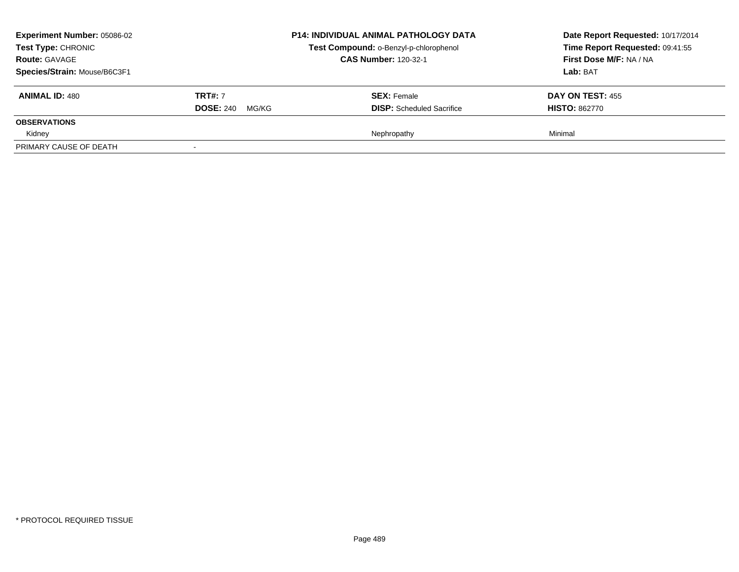**Experiment Number:** 05086-02
**Test Type:** CHRONIC
**Route:** GAVAGE
**Species/Strain:** Mouse/B6C3F1

**P14: INDIVIDUAL ANIMAL PATHOLOGY DATA**
**Test Compound:** o-Benzyl-p-chlorophenol
**CAS Number:** 120-32-1

**Date Report Requested:** 10/17/2014
**Time Report Requested:** 09:41:55
**First Dose M/F:** NA / NA
**Lab:** BAT

| **ANIMAL ID:** 480 | **TRT#:** 7 | **SEX:** Female | **DAY ON TEST:** 455 |
|---|---|---|---|
| | **DOSE:** 240 MG/KG | **DISP:** Scheduled Sacrifice | **HISTO:** 862770 |
| **OBSERVATIONS** | | | |
| Kidney | | Nephropathy | Minimal |
| PRIMARY CAUSE OF DEATH | - | | |

* PROTOCOL REQUIRED TISSUE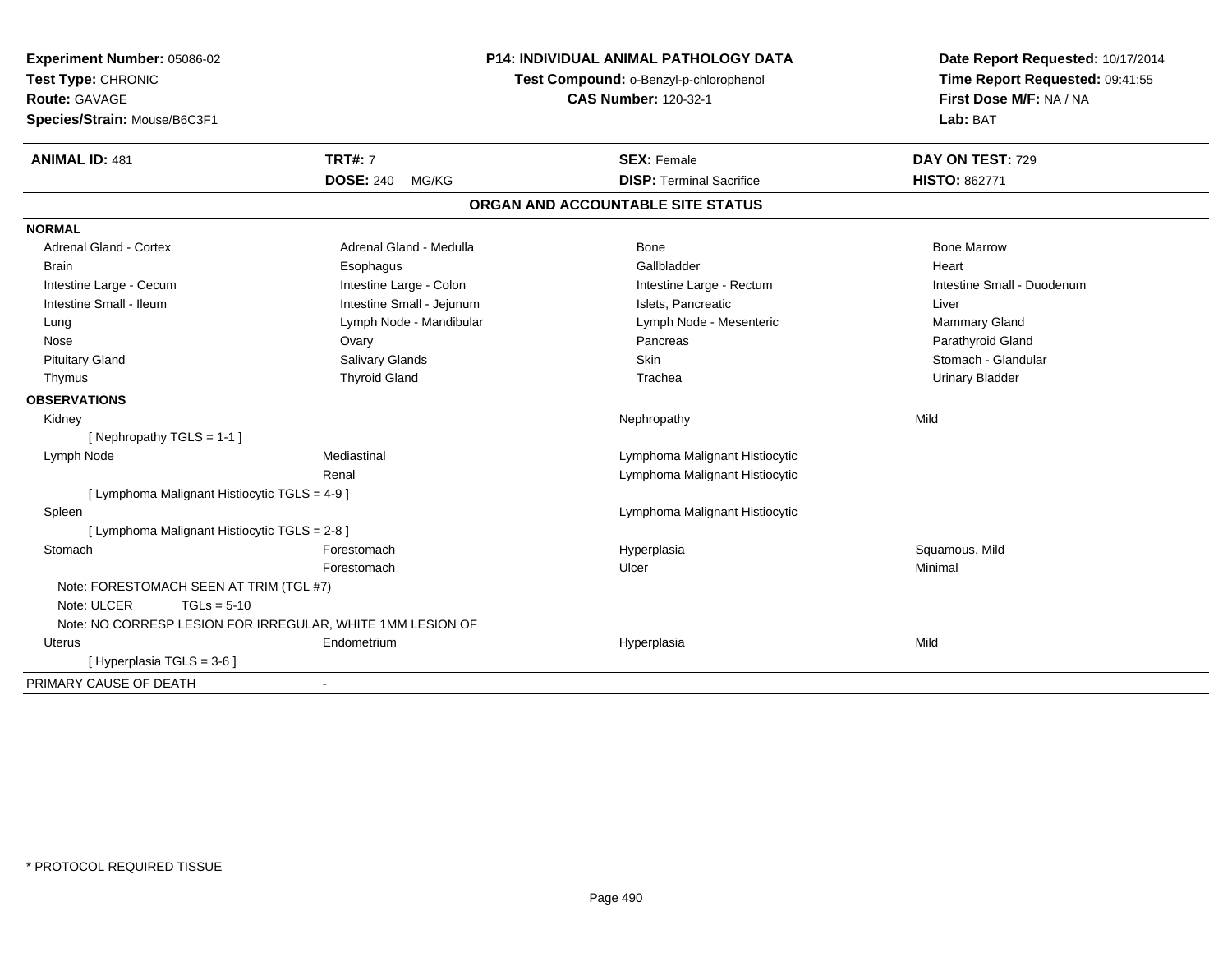**Experiment Number:** 05086-02
**Test Type:** CHRONIC
**Route:** GAVAGE
**Species/Strain:** Mouse/B6C3F1

**P14: INDIVIDUAL ANIMAL PATHOLOGY DATA**
**Test Compound:** o-Benzyl-p-chlorophenol
**CAS Number:** 120-32-1

**Date Report Requested:** 10/17/2014
**Time Report Requested:** 09:41:55
**First Dose M/F:** NA / NA
**Lab:** BAT

| **ANIMAL ID:** 481 | **TRT#:** 7 | **SEX:** Female | **DAY ON TEST:** 729 |
|---|---|---|---|
| | **DOSE:** 240 MG/KG | **DISP:** Terminal Sacrifice | **HISTO:** 862771 |

## ORGAN AND ACCOUNTABLE SITE STATUS

**NORMAL**

| | | | |
|---|---|---|---|
| Adrenal Gland - Cortex | Adrenal Gland - Medulla | Bone | Bone Marrow |
| Brain | Esophagus | Gallbladder | Heart |
| Intestine Large - Cecum | Intestine Large - Colon | Intestine Large - Rectum | Intestine Small - Duodenum |
| Intestine Small - Ileum | Intestine Small - Jejunum | Islets, Pancreatic | Liver |
| Lung | Lymph Node - Mandibular | Lymph Node - Mesenteric | Mammary Gland |
| Nose | Ovary | Pancreas | Parathyroid Gland |
| Pituitary Gland | Salivary Glands | Skin | Stomach - Glandular |
| Thymus | Thyroid Gland | Trachea | Urinary Bladder |

**OBSERVATIONS**

| | | | |
|---|---|---|---|
| Kidney | | Nephropathy | Mild |
| [ Nephropathy TGLS = 1-1 ] | | | |
| Lymph Node | Mediastinal | Lymphoma Malignant Histiocytic | |
| | Renal | Lymphoma Malignant Histiocytic | |
| [ Lymphoma Malignant Histiocytic TGLS = 4-9 ] | | | |
| Spleen | | Lymphoma Malignant Histiocytic | |
| [ Lymphoma Malignant Histiocytic TGLS = 2-8 ] | | | |
| Stomach | Forestomach | Hyperplasia | Squamous, Mild |
| | Forestomach | Ulcer | Minimal |
| Note: FORESTOMACH SEEN AT TRIM (TGL #7) | | | |
| Note: ULCER TGLs = 5-10 | | | |
| Note: NO CORRESP LESION FOR IRREGULAR, WHITE 1MM LESION OF | | | |
| Uterus | Endometrium | Hyperplasia | Mild |
| [ Hyperplasia TGLS = 3-6 ] | | | |

PRIMARY CAUSE OF DEATH -

\* PROTOCOL REQUIRED TISSUE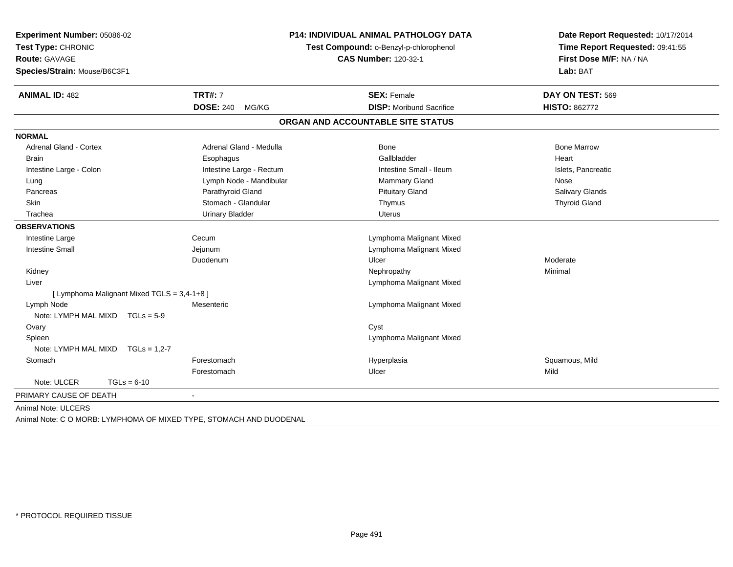**Experiment Number:** 05086-02
**Test Type:** CHRONIC
**Route:** GAVAGE
**Species/Strain:** Mouse/B6C3F1

**P14: INDIVIDUAL ANIMAL PATHOLOGY DATA**
**Test Compound:** o-Benzyl-p-chlorophenol
**CAS Number:** 120-32-1

**Date Report Requested:** 10/17/2014
**Time Report Requested:** 09:41:55
**First Dose M/F:** NA / NA
**Lab:** BAT

| **ANIMAL ID:** 482 | **TRT#:** 7 | **SEX:** Female | **DAY ON TEST:** 569 |
|---|---|---|---|
| | **DOSE:** 240 MG/KG | **DISP:** Moribund Sacrifice | **HISTO:** 862772 |

## ORGAN AND ACCOUNTABLE SITE STATUS

**NORMAL**

| | | | |
|---|---|---|---|
| Adrenal Gland - Cortex | Adrenal Gland - Medulla | Bone | Bone Marrow |
| Brain | Esophagus | Gallbladder | Heart |
| Intestine Large - Colon | Intestine Large - Rectum | Intestine Small - Ileum | Islets, Pancreatic |
| Lung | Lymph Node - Mandibular | Mammary Gland | Nose |
| Pancreas | Parathyroid Gland | Pituitary Gland | Salivary Glands |
| Skin | Stomach - Glandular | Thymus | Thyroid Gland |
| Trachea | Urinary Bladder | Uterus | |

**OBSERVATIONS**

| | | | |
|---|---|---|---|
| Intestine Large | Cecum | Lymphoma Malignant Mixed | |
| Intestine Small | Jejunum | Lymphoma Malignant Mixed | |
| | Duodenum | Ulcer | Moderate |
| Kidney | | Nephropathy | Minimal |
| Liver | | Lymphoma Malignant Mixed | |
| [ Lymphoma Malignant Mixed TGLS = 3,4-1+8 ] | | | |
| Lymph Node | Mesenteric | Lymphoma Malignant Mixed | |
| Note: LYMPH MAL MIXD TGLs = 5-9 | | | |
| Ovary | | Cyst | |
| Spleen | | Lymphoma Malignant Mixed | |
| Note: LYMPH MAL MIXD TGLs = 1,2-7 | | | |
| Stomach | Forestomach | Hyperplasia | Squamous, Mild |
| | Forestomach | Ulcer | Mild |
| Note: ULCER TGLs = 6-10 | | | |

PRIMARY CAUSE OF DEATH -

Animal Note: ULCERS

Animal Note: C O MORB: LYMPHOMA OF MIXED TYPE, STOMACH AND DUODENAL

* PROTOCOL REQUIRED TISSUE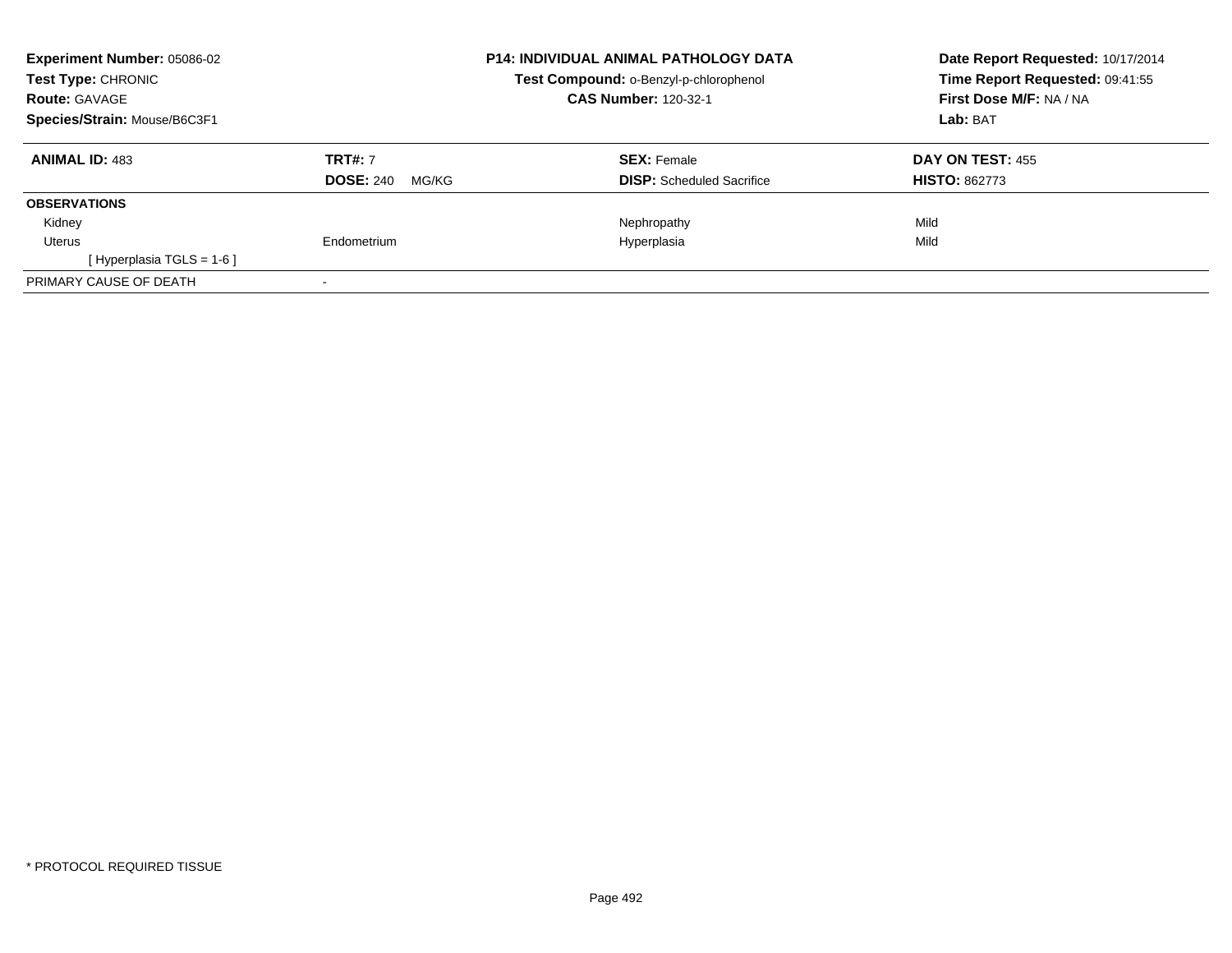**Experiment Number:** 05086-02
**Test Type:** CHRONIC
**Route:** GAVAGE
**Species/Strain:** Mouse/B6C3F1

**P14: INDIVIDUAL ANIMAL PATHOLOGY DATA**
**Test Compound:** o-Benzyl-p-chlorophenol
**CAS Number:** 120-32-1

**Date Report Requested:** 10/17/2014
**Time Report Requested:** 09:41:55
**First Dose M/F:** NA / NA
**Lab:** BAT

| **ANIMAL ID:** 483 | **TRT#:** 7 | **SEX:** Female | **DAY ON TEST:** 455 |
|---|---|---|---|
| | **DOSE:** 240 MG/KG | **DISP:** Scheduled Sacrifice | **HISTO:** 862773 |
| **OBSERVATIONS** | | | |
| Kidney | | Nephropathy | Mild |
| Uterus | Endometrium | Hyperplasia | Mild |
| [ Hyperplasia TGLS = 1-6 ] | | | |
| PRIMARY CAUSE OF DEATH | - | | |

* PROTOCOL REQUIRED TISSUE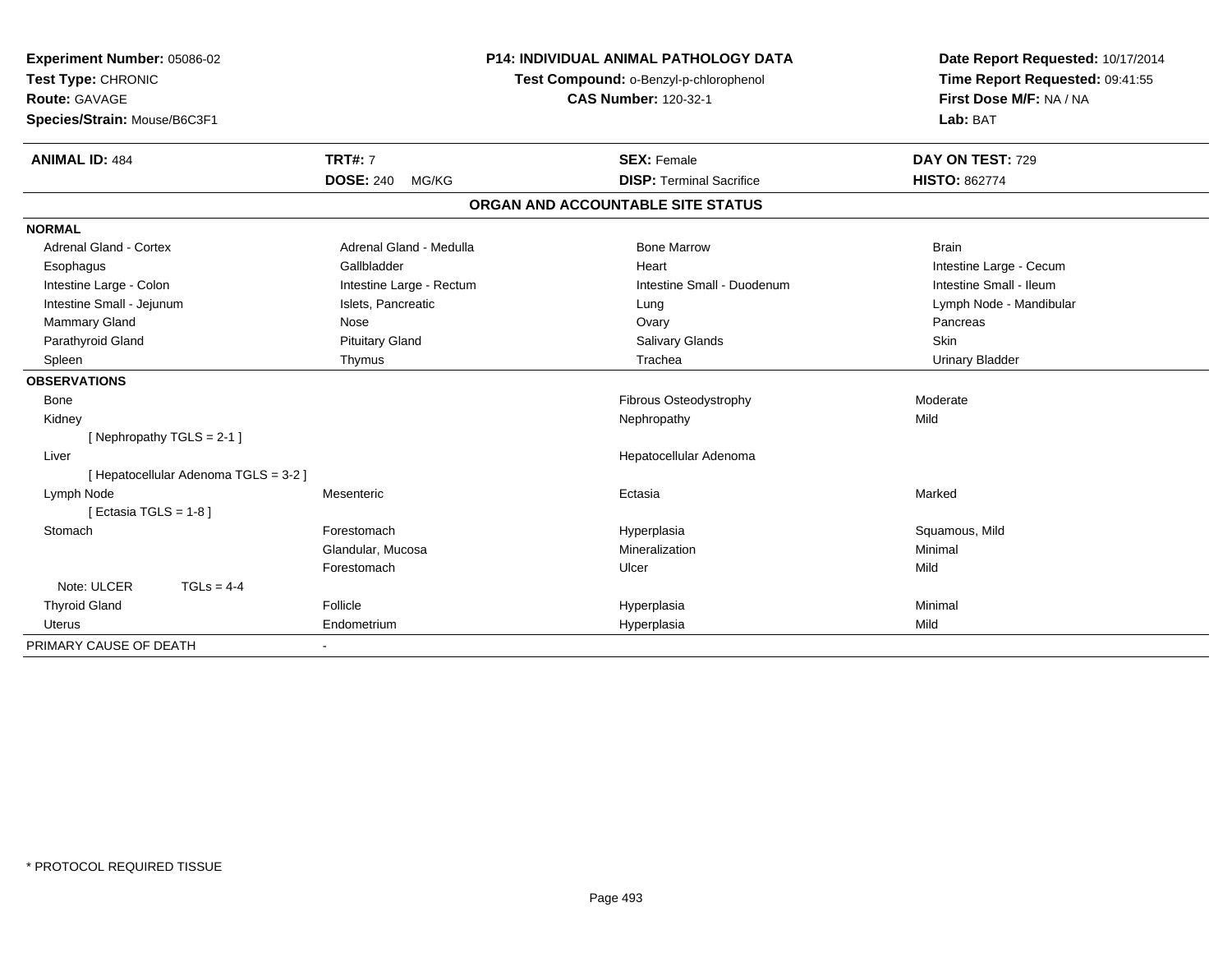**Experiment Number:** 05086-02
**Test Type:** CHRONIC
**Route:** GAVAGE
**Species/Strain:** Mouse/B6C3F1

**P14: INDIVIDUAL ANIMAL PATHOLOGY DATA**
**Test Compound:** o-Benzyl-p-chlorophenol
**CAS Number:** 120-32-1

**Date Report Requested:** 10/17/2014
**Time Report Requested:** 09:41:55
**First Dose M/F:** NA / NA
**Lab:** BAT

| **ANIMAL ID:** 484 | **TRT#:** 7 | **SEX:** Female | **DAY ON TEST:** 729 |
|---|---|---|---|
| | **DOSE:** 240 MG/KG | **DISP:** Terminal Sacrifice | **HISTO:** 862774 |

## ORGAN AND ACCOUNTABLE SITE STATUS

| | | | |
|---|---|---|---|
| **NORMAL** | | | |
| Adrenal Gland - Cortex | Adrenal Gland - Medulla | Bone Marrow | Brain |
| Esophagus | Gallbladder | Heart | Intestine Large - Cecum |
| Intestine Large - Colon | Intestine Large - Rectum | Intestine Small - Duodenum | Intestine Small - Ileum |
| Intestine Small - Jejunum | Islets, Pancreatic | Lung | Lymph Node - Mandibular |
| Mammary Gland | Nose | Ovary | Pancreas |
| Parathyroid Gland | Pituitary Gland | Salivary Glands | Skin |
| Spleen | Thymus | Trachea | Urinary Bladder |
| **OBSERVATIONS** | | | |
| Bone | | Fibrous Osteodystrophy | Moderate |
| Kidney | | Nephropathy | Mild |
| [ Nephropathy TGLS = 2-1 ] | | | |
| Liver | | Hepatocellular Adenoma | |
| [ Hepatocellular Adenoma TGLS = 3-2 ] | | | |
| Lymph Node | Mesenteric | Ectasia | Marked |
| [ Ectasia TGLS = 1-8 ] | | | |
| Stomach | Forestomach | Hyperplasia | Squamous, Mild |
| | Glandular, Mucosa | Mineralization | Minimal |
| | Forestomach | Ulcer | Mild |
| Note: ULCER TGLs = 4-4 | | | |
| Thyroid Gland | Follicle | Hyperplasia | Minimal |
| Uterus | Endometrium | Hyperplasia | Mild |
| PRIMARY CAUSE OF DEATH | - | | |

* PROTOCOL REQUIRED TISSUE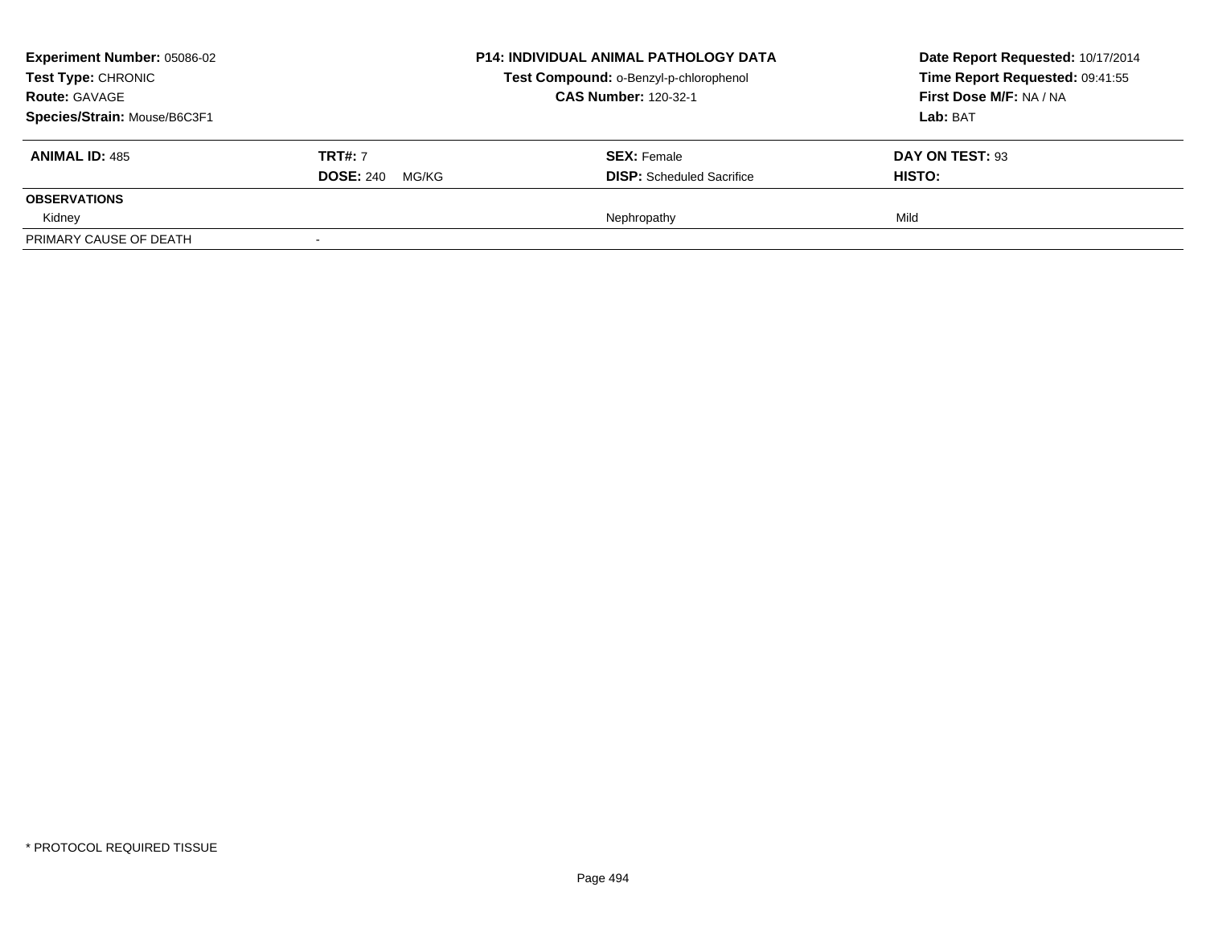**Experiment Number:** 05086-02
**Test Type:** CHRONIC
**Route:** GAVAGE
**Species/Strain:** Mouse/B6C3F1

**P14: INDIVIDUAL ANIMAL PATHOLOGY DATA**
**Test Compound:** o-Benzyl-p-chlorophenol
**CAS Number:** 120-32-1

**Date Report Requested:** 10/17/2014
**Time Report Requested:** 09:41:55
**First Dose M/F:** NA / NA
**Lab:** BAT

| **ANIMAL ID:** 485 | **TRT#:** 7 | **SEX:** Female | **DAY ON TEST:** 93 |
|---|---|---|---|
| | **DOSE:** 240 MG/KG | **DISP:** Scheduled Sacrifice | **HISTO:** |
| **OBSERVATIONS** | | | |
| Kidney | | Nephropathy | Mild |
| PRIMARY CAUSE OF DEATH | - | | |

* PROTOCOL REQUIRED TISSUE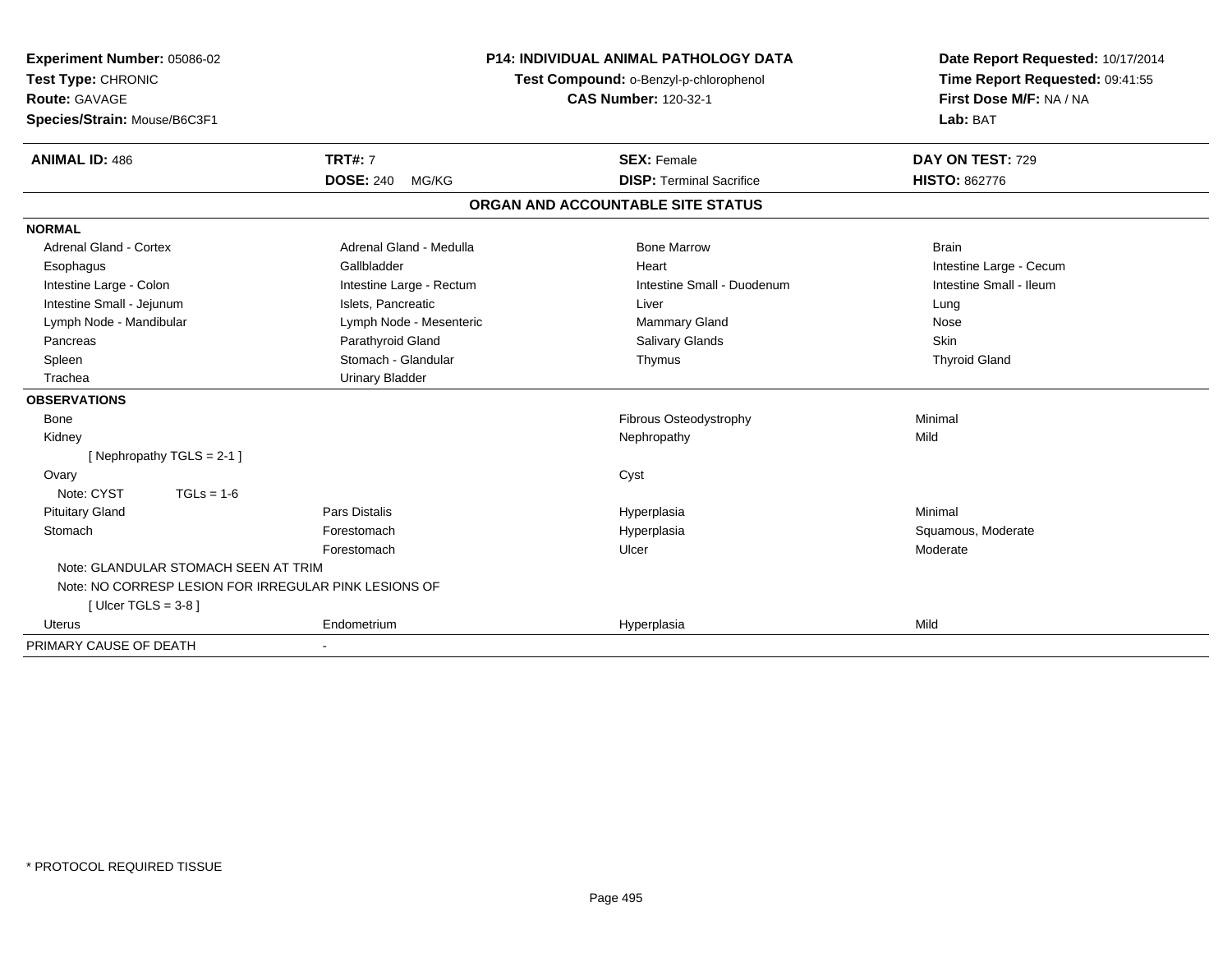**Experiment Number:** 05086-02
**Test Type:** CHRONIC
**Route:** GAVAGE
**Species/Strain:** Mouse/B6C3F1

**P14: INDIVIDUAL ANIMAL PATHOLOGY DATA**
**Test Compound:** o-Benzyl-p-chlorophenol
**CAS Number:** 120-32-1

**Date Report Requested:** 10/17/2014
**Time Report Requested:** 09:41:55
**First Dose M/F:** NA / NA
**Lab:** BAT

| **ANIMAL ID:** 486 | **TRT#:** 7 | **SEX:** Female | **DAY ON TEST:** 729 |
|---|---|---|---|
| | **DOSE:** 240 MG/KG | **DISP:** Terminal Sacrifice | **HISTO:** 862776 |

## ORGAN AND ACCOUNTABLE SITE STATUS

**NORMAL**

| | | | |
|---|---|---|---|
| Adrenal Gland - Cortex | Adrenal Gland - Medulla | Bone Marrow | Brain |
| Esophagus | Gallbladder | Heart | Intestine Large - Cecum |
| Intestine Large - Colon | Intestine Large - Rectum | Intestine Small - Duodenum | Intestine Small - Ileum |
| Intestine Small - Jejunum | Islets, Pancreatic | Liver | Lung |
| Lymph Node - Mandibular | Lymph Node - Mesenteric | Mammary Gland | Nose |
| Pancreas | Parathyroid Gland | Salivary Glands | Skin |
| Spleen | Stomach - Glandular | Thymus | Thyroid Gland |
| Trachea | Urinary Bladder | | |

**OBSERVATIONS**

| | | | |
|---|---|---|---|
| Bone | | Fibrous Osteodystrophy | Minimal |
| Kidney | | Nephropathy | Mild |
| [ Nephropathy TGLS = 2-1 ] | | | |
| Ovary | | Cyst | |
| Note: CYST TGLs = 1-6 | | | |
| Pituitary Gland | Pars Distalis | Hyperplasia | Minimal |
| Stomach | Forestomach | Hyperplasia | Squamous, Moderate |
| | Forestomach | Ulcer | Moderate |
| Note: GLANDULAR STOMACH SEEN AT TRIM | | | |
| Note: NO CORRESP LESION FOR IRREGULAR PINK LESIONS OF | | | |
| [ Ulcer TGLS = 3-8 ] | | | |
| Uterus | Endometrium | Hyperplasia | Mild |

| PRIMARY CAUSE OF DEATH | - |
|---|---|

* PROTOCOL REQUIRED TISSUE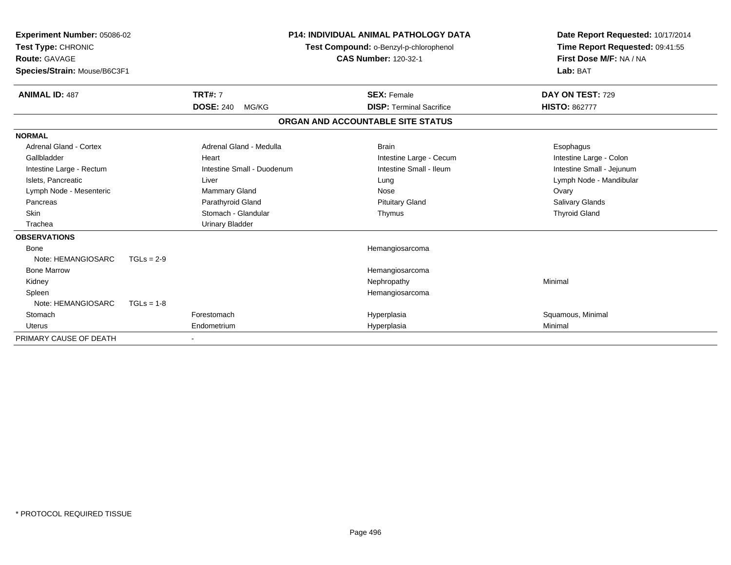**Experiment Number:** 05086-02
**Test Type:** CHRONIC
**Route:** GAVAGE
**Species/Strain:** Mouse/B6C3F1

**P14: INDIVIDUAL ANIMAL PATHOLOGY DATA**
**Test Compound:** o-Benzyl-p-chlorophenol
**CAS Number:** 120-32-1

**Date Report Requested:** 10/17/2014
**Time Report Requested:** 09:41:55
**First Dose M/F:** NA / NA
**Lab:** BAT

| **ANIMAL ID:** 487 | **TRT#:** 7 | **SEX:** Female | **DAY ON TEST:** 729 |
|---|---|---|---|
| | **DOSE:** 240 MG/KG | **DISP:** Terminal Sacrifice | **HISTO:** 862777 |

**ORGAN AND ACCOUNTABLE SITE STATUS**

| | | | |
|---|---|---|---|
| **NORMAL** | | | |
| Adrenal Gland - Cortex | Adrenal Gland - Medulla | Brain | Esophagus |
| Gallbladder | Heart | Intestine Large - Cecum | Intestine Large - Colon |
| Intestine Large - Rectum | Intestine Small - Duodenum | Intestine Small - Ileum | Intestine Small - Jejunum |
| Islets, Pancreatic | Liver | Lung | Lymph Node - Mandibular |
| Lymph Node - Mesenteric | Mammary Gland | Nose | Ovary |
| Pancreas | Parathyroid Gland | Pituitary Gland | Salivary Glands |
| Skin | Stomach - Glandular | Thymus | Thyroid Gland |
| Trachea | Urinary Bladder | | |
| **OBSERVATIONS** | | | |
| Bone | | Hemangiosarcoma | |
| Note: HEMANGIOSARC TGLs = 2-9 | | | |
| Bone Marrow | | Hemangiosarcoma | |
| Kidney | | Nephropathy | Minimal |
| Spleen | | Hemangiosarcoma | |
| Note: HEMANGIOSARC TGLs = 1-8 | | | |
| Stomach | Forestomach | Hyperplasia | Squamous, Minimal |
| Uterus | Endometrium | Hyperplasia | Minimal |
| PRIMARY CAUSE OF DEATH | - | | |

\* PROTOCOL REQUIRED TISSUE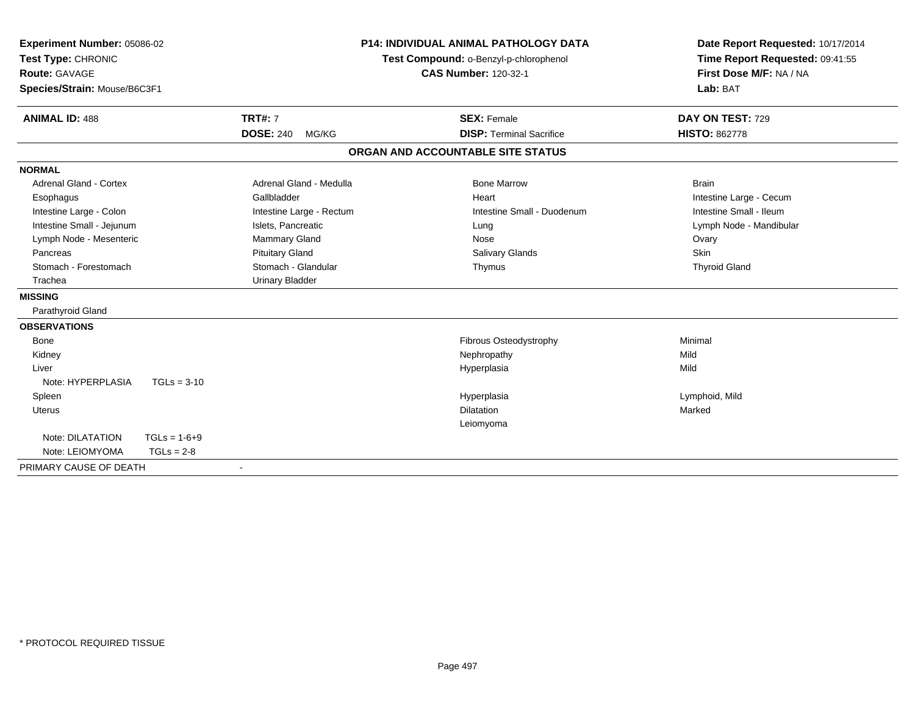**Experiment Number:** 05086-02
**Test Type:** CHRONIC
**Route:** GAVAGE
**Species/Strain:** Mouse/B6C3F1

**P14: INDIVIDUAL ANIMAL PATHOLOGY DATA**
**Test Compound:** o-Benzyl-p-chlorophenol
**CAS Number:** 120-32-1

**Date Report Requested:** 10/17/2014
**Time Report Requested:** 09:41:55
**First Dose M/F:** NA / NA
**Lab:** BAT

| **ANIMAL ID:** 488 | **TRT#:** 7 | **SEX:** Female | **DAY ON TEST:** 729 |
|---|---|---|---|
| | **DOSE:** 240 MG/KG | **DISP:** Terminal Sacrifice | **HISTO:** 862778 |

## ORGAN AND ACCOUNTABLE SITE STATUS

| | | | |
|---|---|---|---|
| **NORMAL** | | | |
| Adrenal Gland - Cortex | Adrenal Gland - Medulla | Bone Marrow | Brain |
| Esophagus | Gallbladder | Heart | Intestine Large - Cecum |
| Intestine Large - Colon | Intestine Large - Rectum | Intestine Small - Duodenum | Intestine Small - Ileum |
| Intestine Small - Jejunum | Islets, Pancreatic | Lung | Lymph Node - Mandibular |
| Lymph Node - Mesenteric | Mammary Gland | Nose | Ovary |
| Pancreas | Pituitary Gland | Salivary Glands | Skin |
| Stomach - Forestomach | Stomach - Glandular | Thymus | Thyroid Gland |
| Trachea | Urinary Bladder | | |
| **MISSING** | | | |
| Parathyroid Gland | | | |
| **OBSERVATIONS** | | | |
| Bone | | Fibrous Osteodystrophy | Minimal |
| Kidney | | Nephropathy | Mild |
| Liver | | Hyperplasia | Mild |
| Note: HYPERPLASIA TGLs = 3-10 | | | |
| Spleen | | Hyperplasia | Lymphoid, Mild |
| Uterus | | Dilatation | Marked |
| | | Leiomyoma | |
| Note: DILATATION TGLs = 1-6+9 | | | |
| Note: LEIOMYOMA TGLs = 2-8 | | | |
| PRIMARY CAUSE OF DEATH | - | | |

* PROTOCOL REQUIRED TISSUE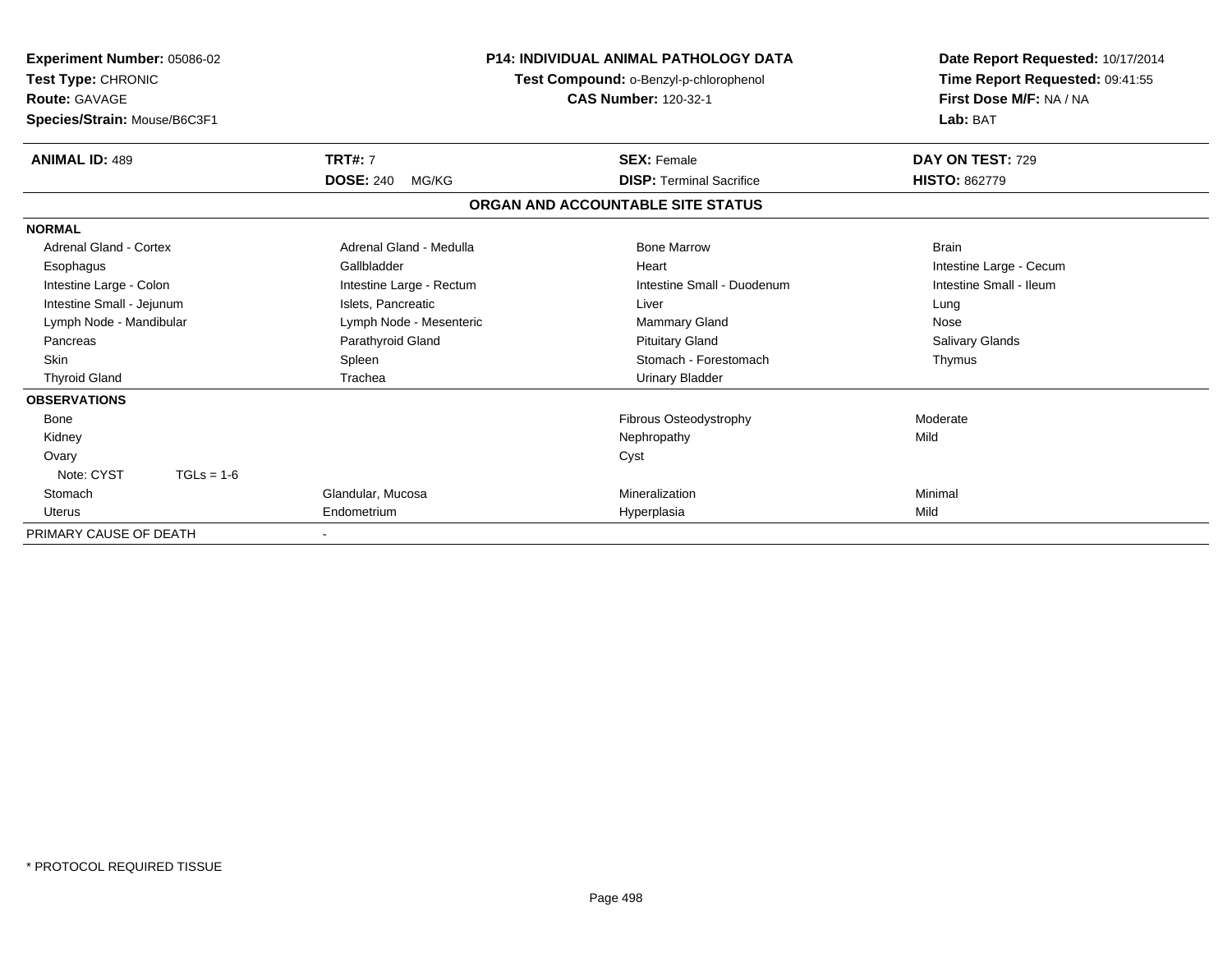**Experiment Number:** 05086-02
**Test Type:** CHRONIC
**Route:** GAVAGE
**Species/Strain:** Mouse/B6C3F1

## P14: INDIVIDUAL ANIMAL PATHOLOGY DATA

**Test Compound:** o-Benzyl-p-chlorophenol
**CAS Number:** 120-32-1

**Date Report Requested:** 10/17/2014
**Time Report Requested:** 09:41:55
**First Dose M/F:** NA / NA
**Lab:** BAT

| **ANIMAL ID:** 489 | **TRT#:** 7 | **SEX:** Female | **DAY ON TEST:** 729 |
|---|---|---|---|
| | **DOSE:** 240 MG/KG | **DISP:** Terminal Sacrifice | **HISTO:** 862779 |

### ORGAN AND ACCOUNTABLE SITE STATUS

**NORMAL**

| | | | |
|---|---|---|---|
| Adrenal Gland - Cortex | Adrenal Gland - Medulla | Bone Marrow | Brain |
| Esophagus | Gallbladder | Heart | Intestine Large - Cecum |
| Intestine Large - Colon | Intestine Large - Rectum | Intestine Small - Duodenum | Intestine Small - Ileum |
| Intestine Small - Jejunum | Islets, Pancreatic | Liver | Lung |
| Lymph Node - Mandibular | Lymph Node - Mesenteric | Mammary Gland | Nose |
| Pancreas | Parathyroid Gland | Pituitary Gland | Salivary Glands |
| Skin | Spleen | Stomach - Forestomach | Thymus |
| Thyroid Gland | Trachea | Urinary Bladder | |

**OBSERVATIONS**

| | | | |
|---|---|---|---|
| Bone | | Fibrous Osteodystrophy | Moderate |
| Kidney | | Nephropathy | Mild |
| Ovary | | Cyst | |
| Note: CYST TGLs = 1-6 | | | |
| Stomach | Glandular, Mucosa | Mineralization | Minimal |
| Uterus | Endometrium | Hyperplasia | Mild |

| | |
|---|---|
| PRIMARY CAUSE OF DEATH | - |

\* PROTOCOL REQUIRED TISSUE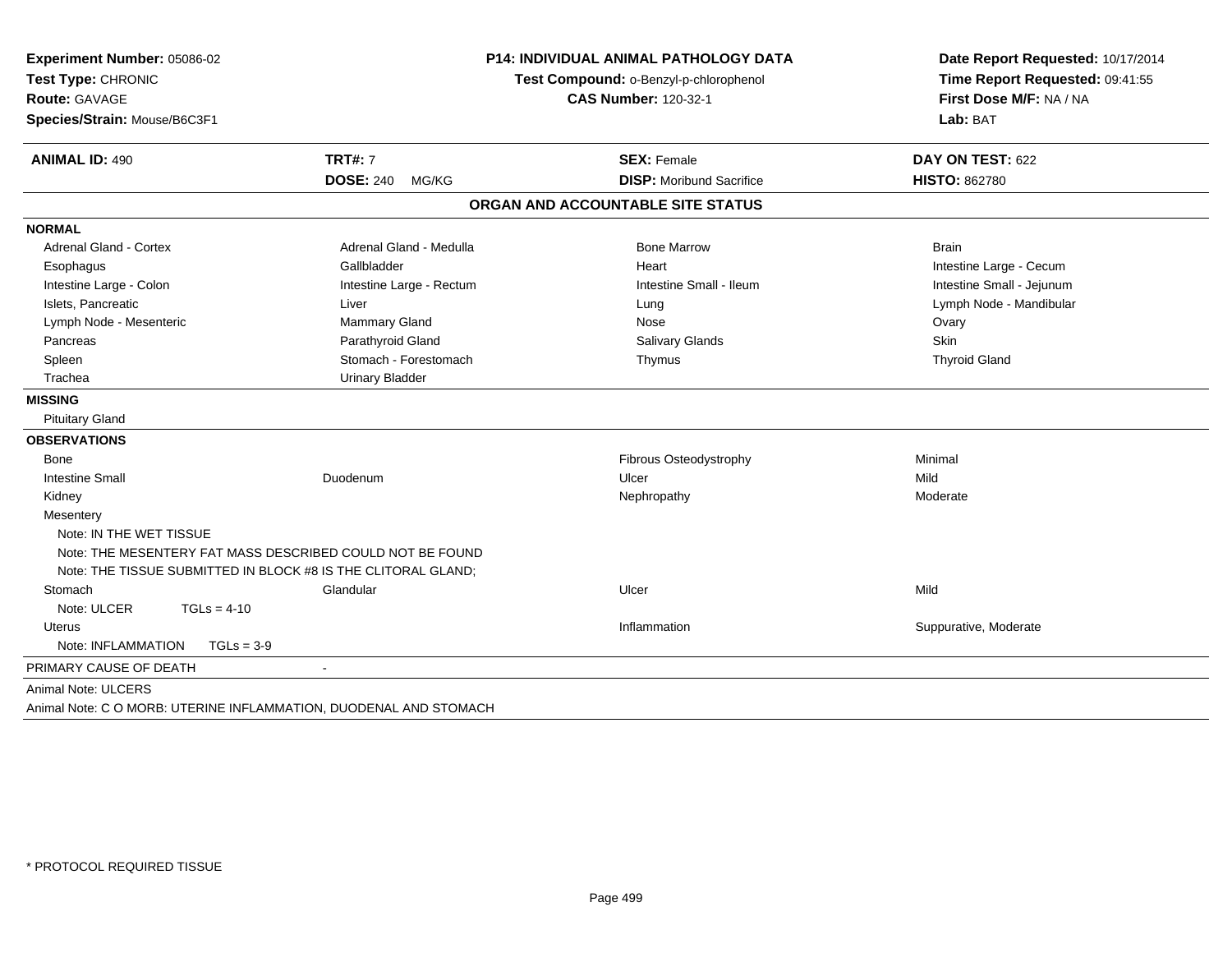**Experiment Number:** 05086-02
**Test Type:** CHRONIC
**Route:** GAVAGE
**Species/Strain:** Mouse/B6C3F1

**P14: INDIVIDUAL ANIMAL PATHOLOGY DATA**
**Test Compound:** o-Benzyl-p-chlorophenol
**CAS Number:** 120-32-1

**Date Report Requested:** 10/17/2014
**Time Report Requested:** 09:41:55
**First Dose M/F:** NA / NA
**Lab:** BAT

| **ANIMAL ID:** 490 | **TRT#:** 7 | **SEX:** Female | **DAY ON TEST:** 622 |
|---|---|---|---|
| | **DOSE:** 240 MG/KG | **DISP:** Moribund Sacrifice | **HISTO:** 862780 |

## ORGAN AND ACCOUNTABLE SITE STATUS

**NORMAL**

| | | | |
|---|---|---|---|
| Adrenal Gland - Cortex | Adrenal Gland - Medulla | Bone Marrow | Brain |
| Esophagus | Gallbladder | Heart | Intestine Large - Cecum |
| Intestine Large - Colon | Intestine Large - Rectum | Intestine Small - Ileum | Intestine Small - Jejunum |
| Islets, Pancreatic | Liver | Lung | Lymph Node - Mandibular |
| Lymph Node - Mesenteric | Mammary Gland | Nose | Ovary |
| Pancreas | Parathyroid Gland | Salivary Glands | Skin |
| Spleen | Stomach - Forestomach | Thymus | Thyroid Gland |
| Trachea | Urinary Bladder | | |

**MISSING**

Pituitary Gland

**OBSERVATIONS**

| | | | |
|---|---|---|---|
| Bone | | Fibrous Osteodystrophy | Minimal |
| Intestine Small | Duodenum | Ulcer | Mild |
| Kidney | | Nephropathy | Moderate |
| Mesentery | | | |
| Note: IN THE WET TISSUE | | | |
| Note: THE MESENTERY FAT MASS DESCRIBED COULD NOT BE FOUND | | | |
| Note: THE TISSUE SUBMITTED IN BLOCK #8 IS THE CLITORAL GLAND; | | | |
| Stomach | Glandular | Ulcer | Mild |
| Note: ULCER TGLs = 4-10 | | | |
| Uterus | | Inflammation | Suppurative, Moderate |
| Note: INFLAMMATION TGLs = 3-9 | | | |

PRIMARY CAUSE OF DEATH -

Animal Note: ULCERS

Animal Note: C O MORB: UTERINE INFLAMMATION, DUODENAL AND STOMACH

* PROTOCOL REQUIRED TISSUE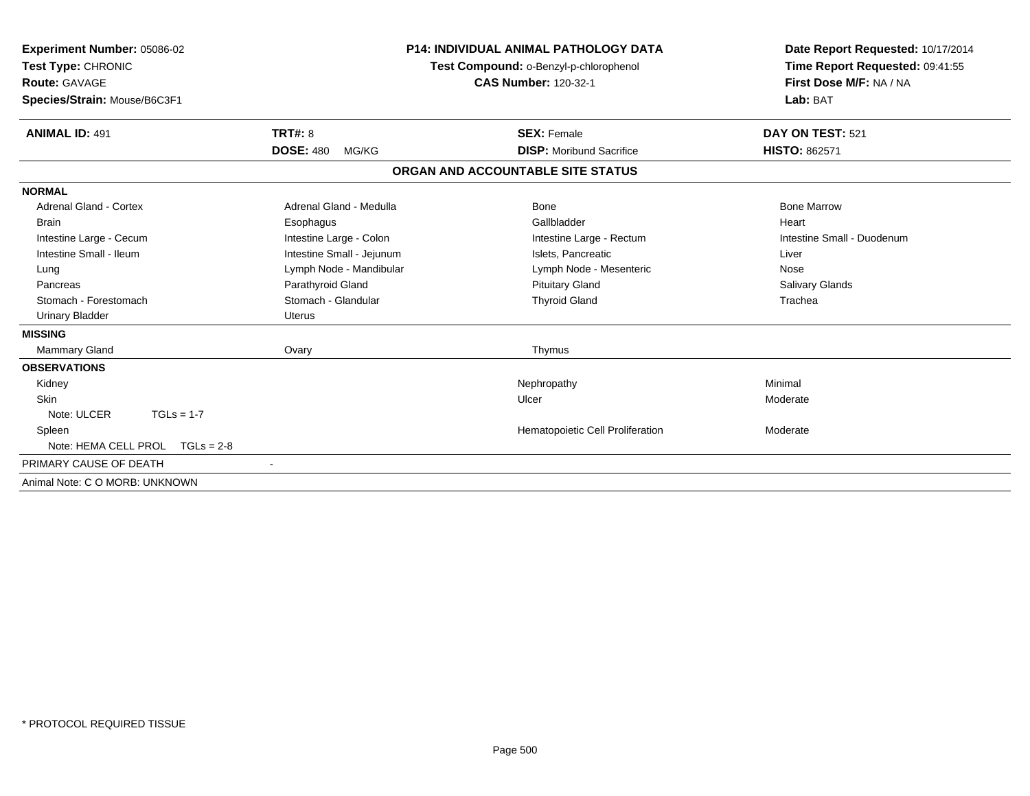**Experiment Number:** 05086-02
**Test Type:** CHRONIC
**Route:** GAVAGE
**Species/Strain:** Mouse/B6C3F1

**P14: INDIVIDUAL ANIMAL PATHOLOGY DATA**
**Test Compound:** o-Benzyl-p-chlorophenol
**CAS Number:** 120-32-1

**Date Report Requested:** 10/17/2014
**Time Report Requested:** 09:41:55
**First Dose M/F:** NA / NA
**Lab:** BAT

| **ANIMAL ID:** 491 | **TRT#:** 8 | **SEX:** Female | **DAY ON TEST:** 521 |
|---|---|---|---|
| | **DOSE:** 480 MG/KG | **DISP:** Moribund Sacrifice | **HISTO:** 862571 |

**ORGAN AND ACCOUNTABLE SITE STATUS**

| | | | |
|---|---|---|---|
| **NORMAL** | | | |
| Adrenal Gland - Cortex | Adrenal Gland - Medulla | Bone | Bone Marrow |
| Brain | Esophagus | Gallbladder | Heart |
| Intestine Large - Cecum | Intestine Large - Colon | Intestine Large - Rectum | Intestine Small - Duodenum |
| Intestine Small - Ileum | Intestine Small - Jejunum | Islets, Pancreatic | Liver |
| Lung | Lymph Node - Mandibular | Lymph Node - Mesenteric | Nose |
| Pancreas | Parathyroid Gland | Pituitary Gland | Salivary Glands |
| Stomach - Forestomach | Stomach - Glandular | Thyroid Gland | Trachea |
| Urinary Bladder | Uterus | | |
| **MISSING** | | | |
| Mammary Gland | Ovary | Thymus | |
| **OBSERVATIONS** | | | |
| Kidney | | Nephropathy | Minimal |
| Skin | | Ulcer | Moderate |
| Note: ULCER TGLs = 1-7 | | | |
| Spleen | | Hematopoietic Cell Proliferation | Moderate |
| Note: HEMA CELL PROL TGLs = 2-8 | | | |
| PRIMARY CAUSE OF DEATH | - | | |
| Animal Note: C O MORB: UNKNOWN | | | |

* PROTOCOL REQUIRED TISSUE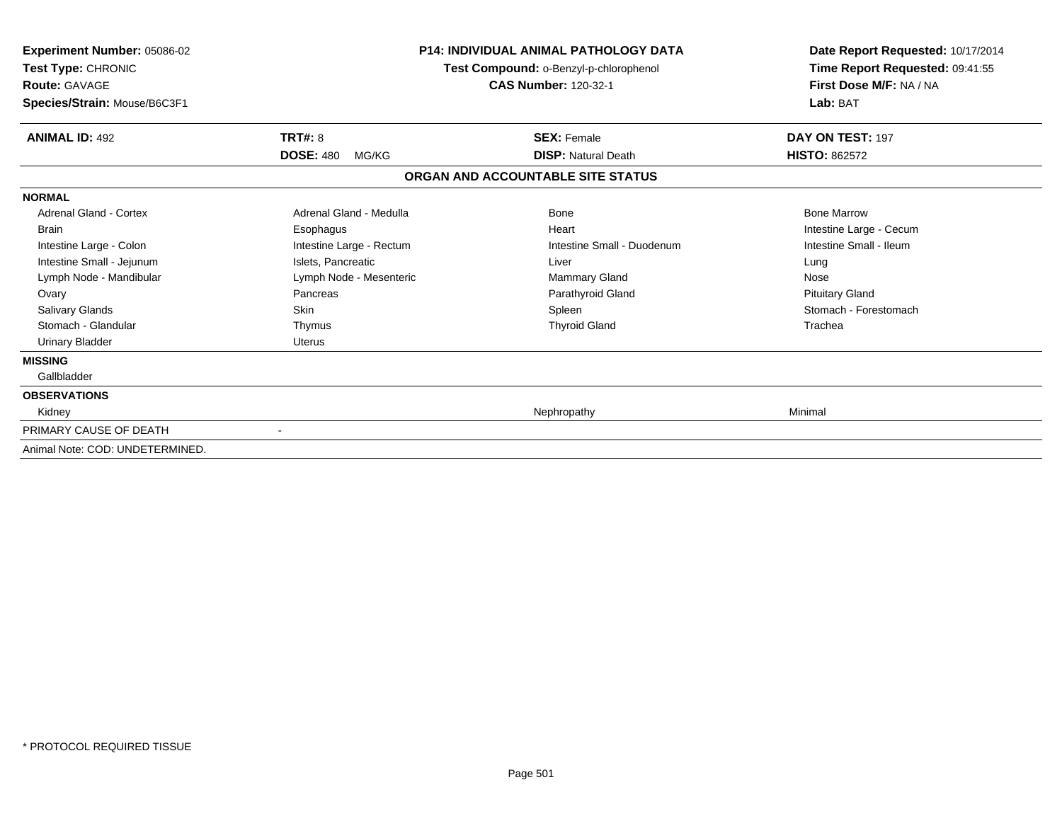**Experiment Number:** 05086-02
**Test Type:** CHRONIC
**Route:** GAVAGE
**Species/Strain:** Mouse/B6C3F1

**P14: INDIVIDUAL ANIMAL PATHOLOGY DATA**
**Test Compound:** o-Benzyl-p-chlorophenol
**CAS Number:** 120-32-1

**Date Report Requested:** 10/17/2014
**Time Report Requested:** 09:41:55
**First Dose M/F:** NA / NA
**Lab:** BAT

| **ANIMAL ID:** 492 | **TRT#:** 8 | **SEX:** Female | **DAY ON TEST:** 197 |
|---|---|---|---|
| | **DOSE:** 480 MG/KG | **DISP:** Natural Death | **HISTO:** 862572 |

## ORGAN AND ACCOUNTABLE SITE STATUS

| | | | |
|---|---|---|---|
| **NORMAL** | | | |
| Adrenal Gland - Cortex | Adrenal Gland - Medulla | Bone | Bone Marrow |
| Brain | Esophagus | Heart | Intestine Large - Cecum |
| Intestine Large - Colon | Intestine Large - Rectum | Intestine Small - Duodenum | Intestine Small - Ileum |
| Intestine Small - Jejunum | Islets, Pancreatic | Liver | Lung |
| Lymph Node - Mandibular | Lymph Node - Mesenteric | Mammary Gland | Nose |
| Ovary | Pancreas | Parathyroid Gland | Pituitary Gland |
| Salivary Glands | Skin | Spleen | Stomach - Forestomach |
| Stomach - Glandular | Thymus | Thyroid Gland | Trachea |
| Urinary Bladder | Uterus | | |
| **MISSING** | | | |
| Gallbladder | | | |
| **OBSERVATIONS** | | | |
| Kidney | | Nephropathy | Minimal |
| PRIMARY CAUSE OF DEATH | - | | |
| Animal Note: COD: UNDETERMINED. | | | |

\* PROTOCOL REQUIRED TISSUE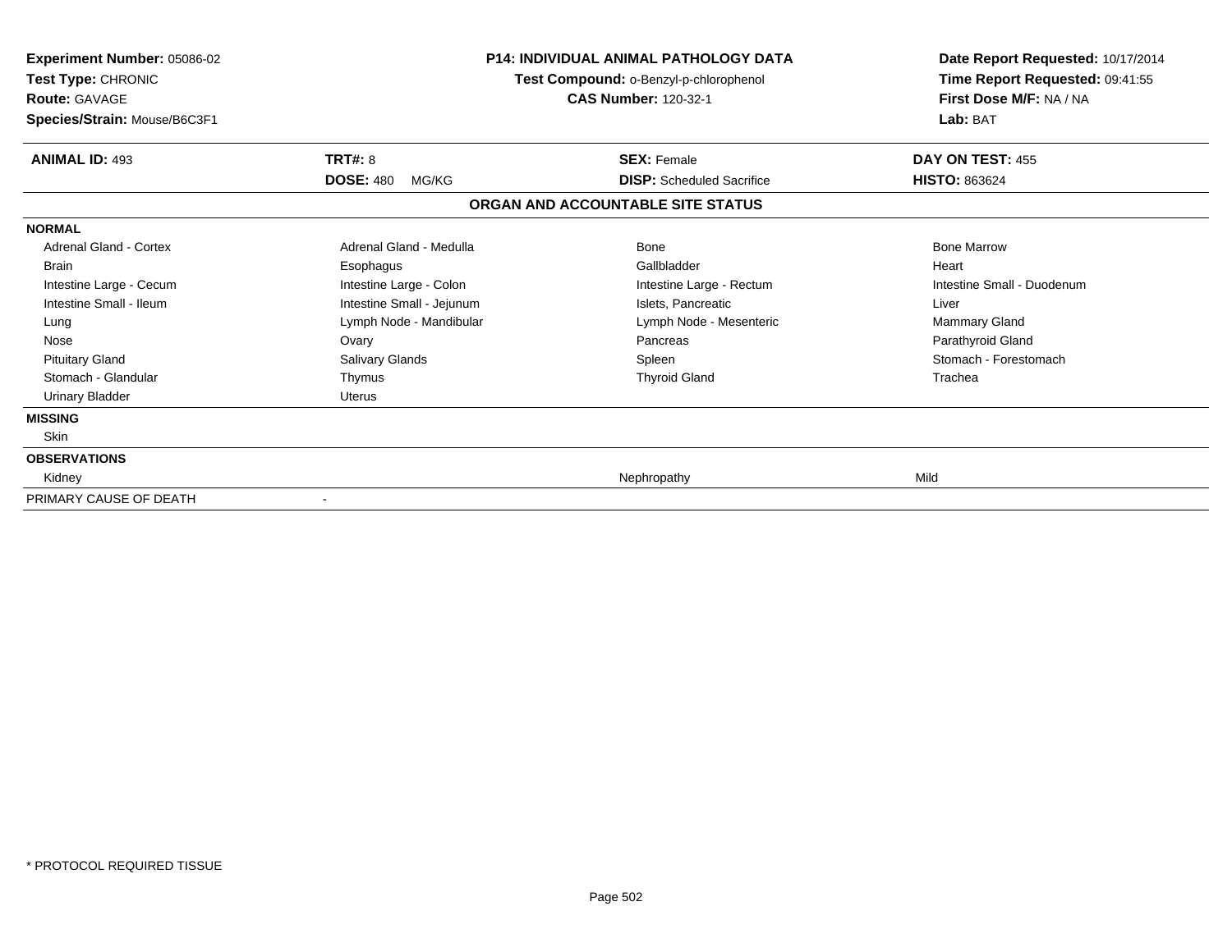**Experiment Number:** 05086-02
**Test Type:** CHRONIC
**Route:** GAVAGE
**Species/Strain:** Mouse/B6C3F1

## P14: INDIVIDUAL ANIMAL PATHOLOGY DATA

**Test Compound:** o-Benzyl-p-chlorophenol
**CAS Number:** 120-32-1

**Date Report Requested:** 10/17/2014
**Time Report Requested:** 09:41:55
**First Dose M/F:** NA / NA
**Lab:** BAT

| **ANIMAL ID:** 493 | **TRT#:** 8 | **SEX:** Female | **DAY ON TEST:** 455 |
|---|---|---|---|
| | **DOSE:** 480 MG/KG | **DISP:** Scheduled Sacrifice | **HISTO:** 863624 |

### ORGAN AND ACCOUNTABLE SITE STATUS

| | | | |
|---|---|---|---|
| **NORMAL** | | | |
| Adrenal Gland - Cortex | Adrenal Gland - Medulla | Bone | Bone Marrow |
| Brain | Esophagus | Gallbladder | Heart |
| Intestine Large - Cecum | Intestine Large - Colon | Intestine Large - Rectum | Intestine Small - Duodenum |
| Intestine Small - Ileum | Intestine Small - Jejunum | Islets, Pancreatic | Liver |
| Lung | Lymph Node - Mandibular | Lymph Node - Mesenteric | Mammary Gland |
| Nose | Ovary | Pancreas | Parathyroid Gland |
| Pituitary Gland | Salivary Glands | Spleen | Stomach - Forestomach |
| Stomach - Glandular | Thymus | Thyroid Gland | Trachea |
| Urinary Bladder | Uterus | | |
| **MISSING** | | | |
| Skin | | | |
| **OBSERVATIONS** | | | |
| Kidney | | Nephropathy | Mild |
| PRIMARY CAUSE OF DEATH | - | | |

\* PROTOCOL REQUIRED TISSUE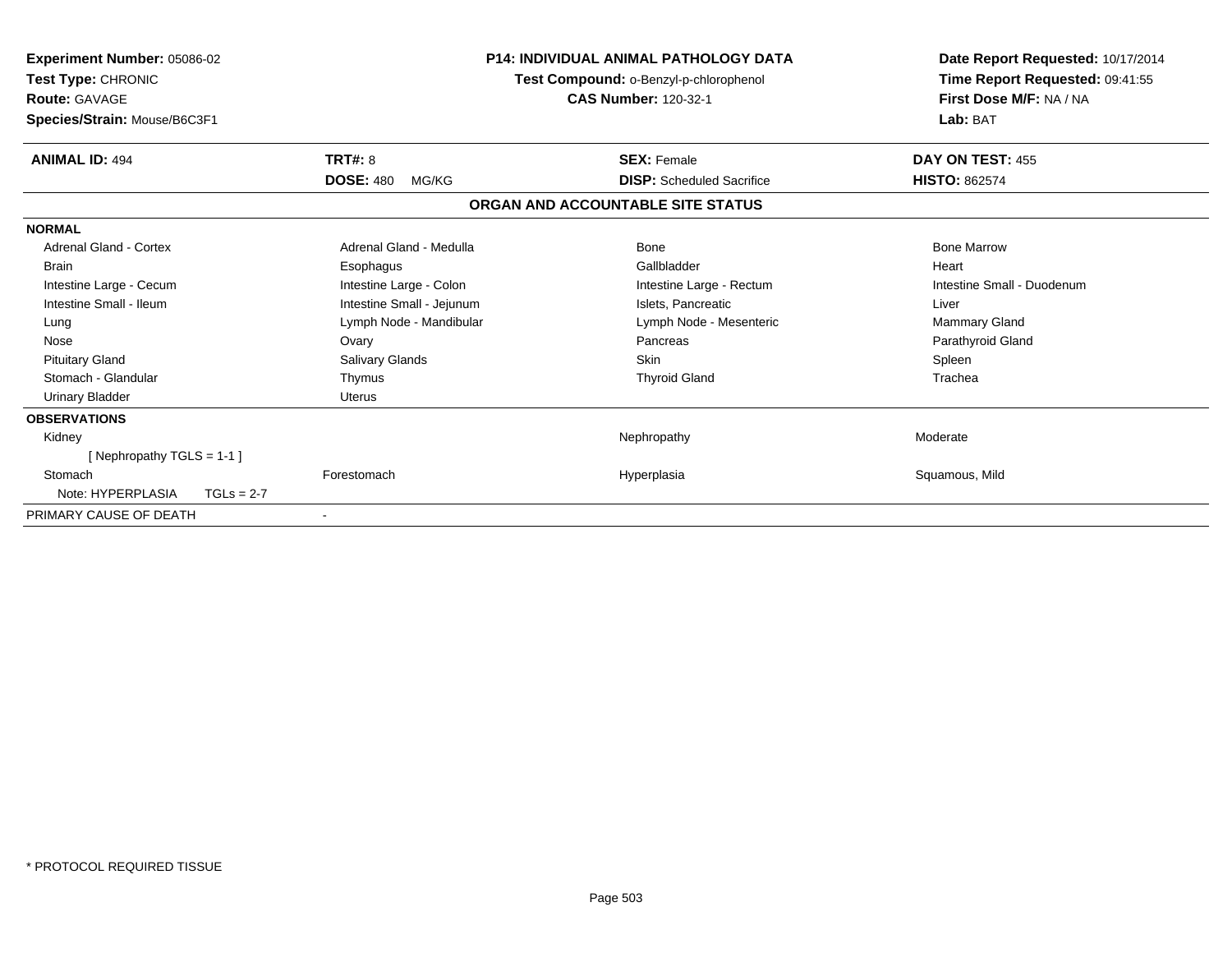**Experiment Number:** 05086-02
**Test Type:** CHRONIC
**Route:** GAVAGE
**Species/Strain:** Mouse/B6C3F1

**P14: INDIVIDUAL ANIMAL PATHOLOGY DATA**
**Test Compound:** o-Benzyl-p-chlorophenol
**CAS Number:** 120-32-1

**Date Report Requested:** 10/17/2014
**Time Report Requested:** 09:41:55
**First Dose M/F:** NA / NA
**Lab:** BAT

| **ANIMAL ID:** 494 | **TRT#:** 8 | **SEX:** Female | **DAY ON TEST:** 455 |
|---|---|---|---|
| | **DOSE:** 480 MG/KG | **DISP:** Scheduled Sacrifice | **HISTO:** 862574 |

## ORGAN AND ACCOUNTABLE SITE STATUS

| | | | |
|---|---|---|---|
| **NORMAL** | | | |
| Adrenal Gland - Cortex | Adrenal Gland - Medulla | Bone | Bone Marrow |
| Brain | Esophagus | Gallbladder | Heart |
| Intestine Large - Cecum | Intestine Large - Colon | Intestine Large - Rectum | Intestine Small - Duodenum |
| Intestine Small - Ileum | Intestine Small - Jejunum | Islets, Pancreatic | Liver |
| Lung | Lymph Node - Mandibular | Lymph Node - Mesenteric | Mammary Gland |
| Nose | Ovary | Pancreas | Parathyroid Gland |
| Pituitary Gland | Salivary Glands | Skin | Spleen |
| Stomach - Glandular | Thymus | Thyroid Gland | Trachea |
| Urinary Bladder | Uterus | | |
| **OBSERVATIONS** | | | |
| Kidney | | Nephropathy | Moderate |
| [ Nephropathy TGLS = 1-1 ] | | | |
| Stomach | Forestomach | Hyperplasia | Squamous, Mild |
| Note: HYPERPLASIA TGLs = 2-7 | | | |
| PRIMARY CAUSE OF DEATH | - | | |

* PROTOCOL REQUIRED TISSUE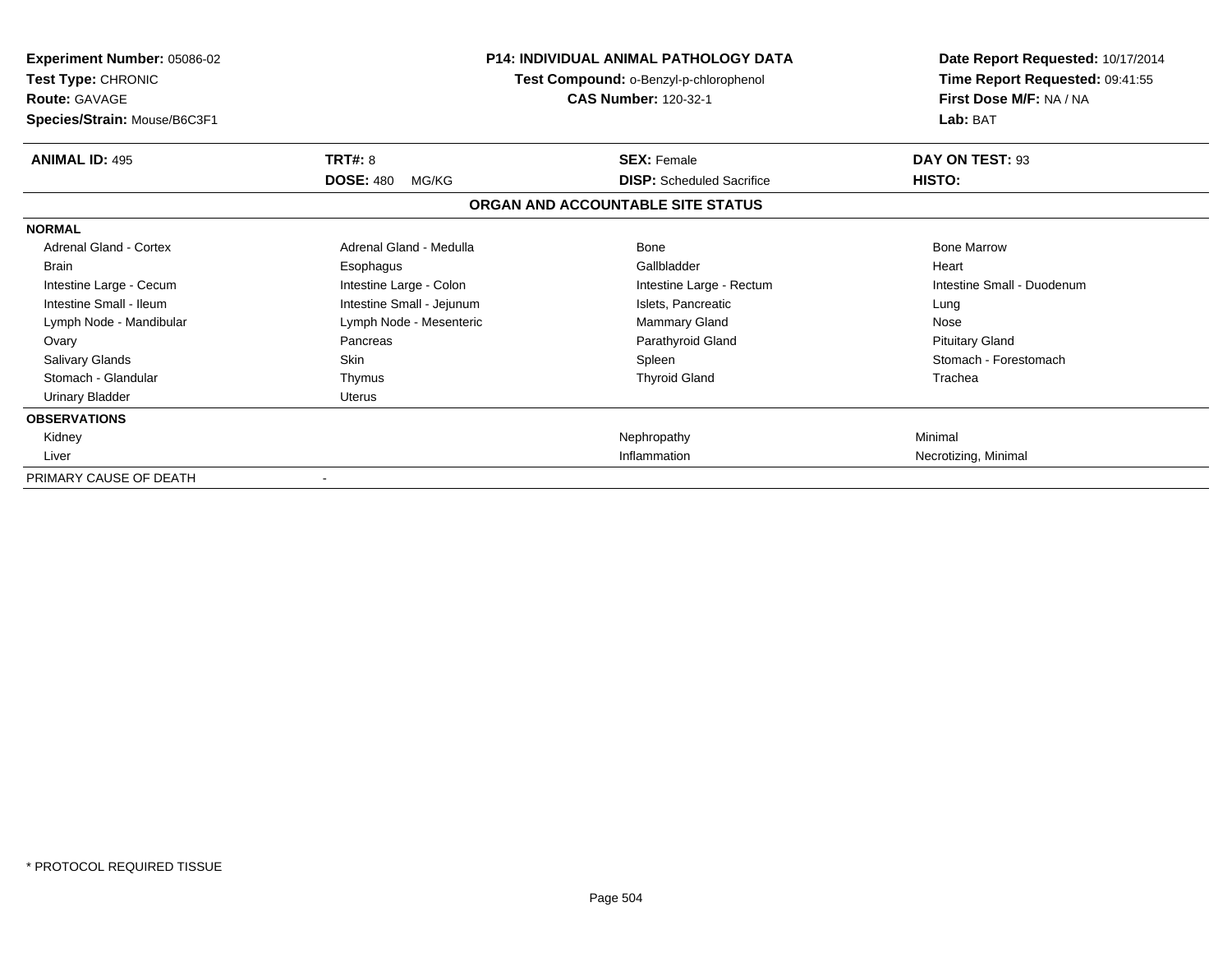**Experiment Number:** 05086-02
**Test Type:** CHRONIC
**Route:** GAVAGE
**Species/Strain:** Mouse/B6C3F1

**P14: INDIVIDUAL ANIMAL PATHOLOGY DATA**
**Test Compound:** o-Benzyl-p-chlorophenol
**CAS Number:** 120-32-1

**Date Report Requested:** 10/17/2014
**Time Report Requested:** 09:41:55
**First Dose M/F:** NA / NA
**Lab:** BAT

| **ANIMAL ID:** 495 | **TRT#:** 8 | **SEX:** Female | **DAY ON TEST:** 93 |
|---|---|---|---|
| | **DOSE:** 480 MG/KG | **DISP:** Scheduled Sacrifice | **HISTO:** |

## ORGAN AND ACCOUNTABLE SITE STATUS

| **NORMAL** | | | |
|---|---|---|---|
| Adrenal Gland - Cortex | Adrenal Gland - Medulla | Bone | Bone Marrow |
| Brain | Esophagus | Gallbladder | Heart |
| Intestine Large - Cecum | Intestine Large - Colon | Intestine Large - Rectum | Intestine Small - Duodenum |
| Intestine Small - Ileum | Intestine Small - Jejunum | Islets, Pancreatic | Lung |
| Lymph Node - Mandibular | Lymph Node - Mesenteric | Mammary Gland | Nose |
| Ovary | Pancreas | Parathyroid Gland | Pituitary Gland |
| Salivary Glands | Skin | Spleen | Stomach - Forestomach |
| Stomach - Glandular | Thymus | Thyroid Gland | Trachea |
| Urinary Bladder | Uterus | | |
| **OBSERVATIONS** | | | |
| Kidney | | Nephropathy | Minimal |
| Liver | | Inflammation | Necrotizing, Minimal |
| PRIMARY CAUSE OF DEATH | - | | |

* PROTOCOL REQUIRED TISSUE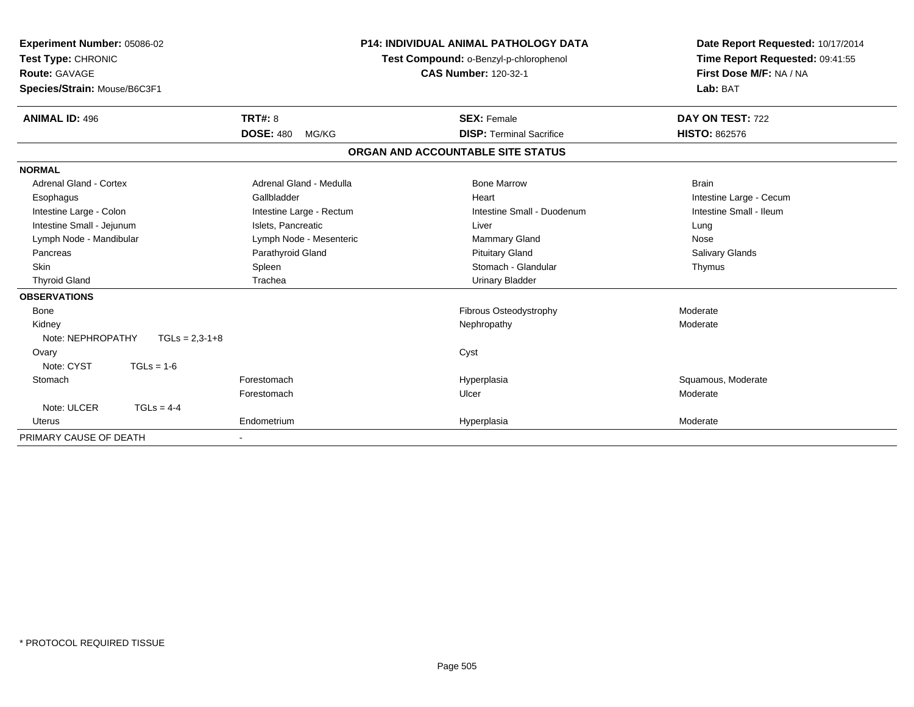**Experiment Number:** 05086-02
**Test Type:** CHRONIC
**Route:** GAVAGE
**Species/Strain:** Mouse/B6C3F1

**P14: INDIVIDUAL ANIMAL PATHOLOGY DATA**
**Test Compound:** o-Benzyl-p-chlorophenol
**CAS Number:** 120-32-1

**Date Report Requested:** 10/17/2014
**Time Report Requested:** 09:41:55
**First Dose M/F:** NA / NA
**Lab:** BAT

| **ANIMAL ID:** 496 | **TRT#:** 8 | **SEX:** Female | **DAY ON TEST:** 722 |
|---|---|---|---|
| | **DOSE:** 480 MG/KG | **DISP:** Terminal Sacrifice | **HISTO:** 862576 |

## ORGAN AND ACCOUNTABLE SITE STATUS

**NORMAL**

| | | | |
|---|---|---|---|
| Adrenal Gland - Cortex | Adrenal Gland - Medulla | Bone Marrow | Brain |
| Esophagus | Gallbladder | Heart | Intestine Large - Cecum |
| Intestine Large - Colon | Intestine Large - Rectum | Intestine Small - Duodenum | Intestine Small - Ileum |
| Intestine Small - Jejunum | Islets, Pancreatic | Liver | Lung |
| Lymph Node - Mandibular | Lymph Node - Mesenteric | Mammary Gland | Nose |
| Pancreas | Parathyroid Gland | Pituitary Gland | Salivary Glands |
| Skin | Spleen | Stomach - Glandular | Thymus |
| Thyroid Gland | Trachea | Urinary Bladder | |

**OBSERVATIONS**

| | | | |
|---|---|---|---|
| Bone | | Fibrous Osteodystrophy | Moderate |
| Kidney | | Nephropathy | Moderate |
| Note: NEPHROPATHY TGLs = 2,3-1+8 | | | |
| Ovary | | Cyst | |
| Note: CYST TGLs = 1-6 | | | |
| Stomach | Forestomach | Hyperplasia | Squamous, Moderate |
| | Forestomach | Ulcer | Moderate |
| Note: ULCER TGLs = 4-4 | | | |
| Uterus | Endometrium | Hyperplasia | Moderate |

PRIMARY CAUSE OF DEATH -

\* PROTOCOL REQUIRED TISSUE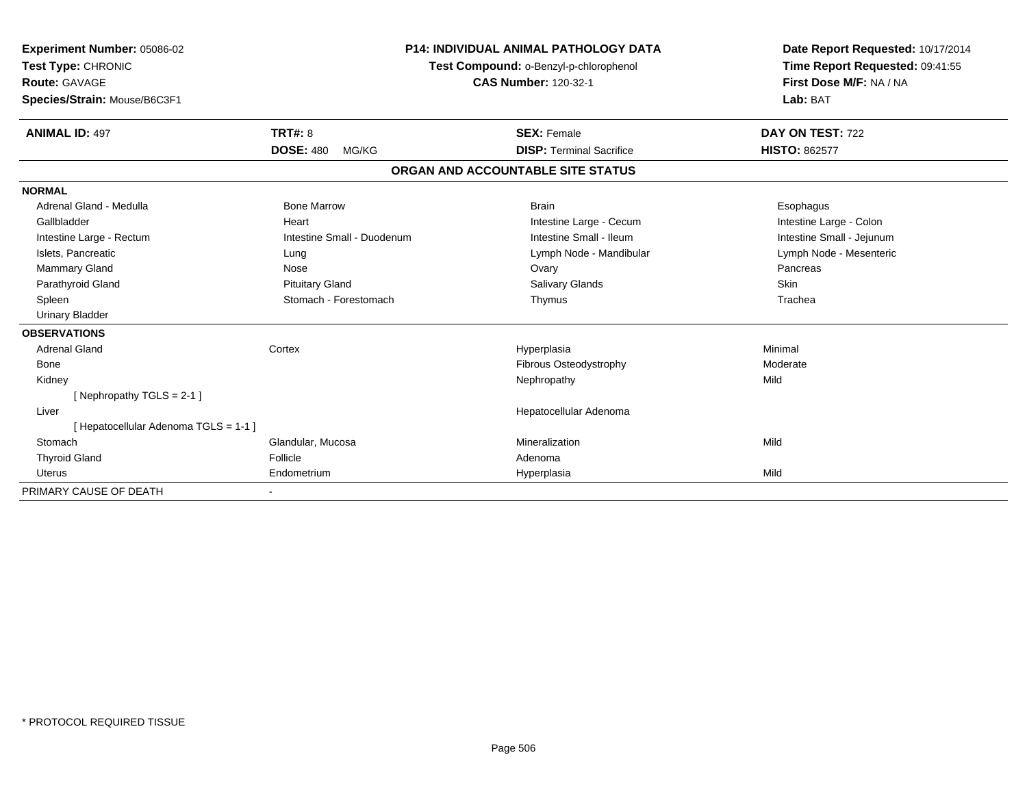**Experiment Number:** 05086-02
**Test Type:** CHRONIC
**Route:** GAVAGE
**Species/Strain:** Mouse/B6C3F1

**P14: INDIVIDUAL ANIMAL PATHOLOGY DATA**
**Test Compound:** o-Benzyl-p-chlorophenol
**CAS Number:** 120-32-1

**Date Report Requested:** 10/17/2014
**Time Report Requested:** 09:41:55
**First Dose M/F:** NA / NA
**Lab:** BAT

| **ANIMAL ID:** 497 | **TRT#:** 8 | **SEX:** Female | **DAY ON TEST:** 722 |
|---|---|---|---|
| | **DOSE:** 480 MG/KG | **DISP:** Terminal Sacrifice | **HISTO:** 862577 |

## ORGAN AND ACCOUNTABLE SITE STATUS

| | | | |
|---|---|---|---|
| **NORMAL** | | | |
| Adrenal Gland - Medulla | Bone Marrow | Brain | Esophagus |
| Gallbladder | Heart | Intestine Large - Cecum | Intestine Large - Colon |
| Intestine Large - Rectum | Intestine Small - Duodenum | Intestine Small - Ileum | Intestine Small - Jejunum |
| Islets, Pancreatic | Lung | Lymph Node - Mandibular | Lymph Node - Mesenteric |
| Mammary Gland | Nose | Ovary | Pancreas |
| Parathyroid Gland | Pituitary Gland | Salivary Glands | Skin |
| Spleen | Stomach - Forestomach | Thymus | Trachea |
| Urinary Bladder | | | |
| **OBSERVATIONS** | | | |
| Adrenal Gland | Cortex | Hyperplasia | Minimal |
| Bone | | Fibrous Osteodystrophy | Moderate |
| Kidney | | Nephropathy | Mild |
| [ Nephropathy TGLS = 2-1 ] | | | |
| Liver | | Hepatocellular Adenoma | |
| [ Hepatocellular Adenoma TGLS = 1-1 ] | | | |
| Stomach | Glandular, Mucosa | Mineralization | Mild |
| Thyroid Gland | Follicle | Adenoma | |
| Uterus | Endometrium | Hyperplasia | Mild |
| PRIMARY CAUSE OF DEATH | - | | |

\* PROTOCOL REQUIRED TISSUE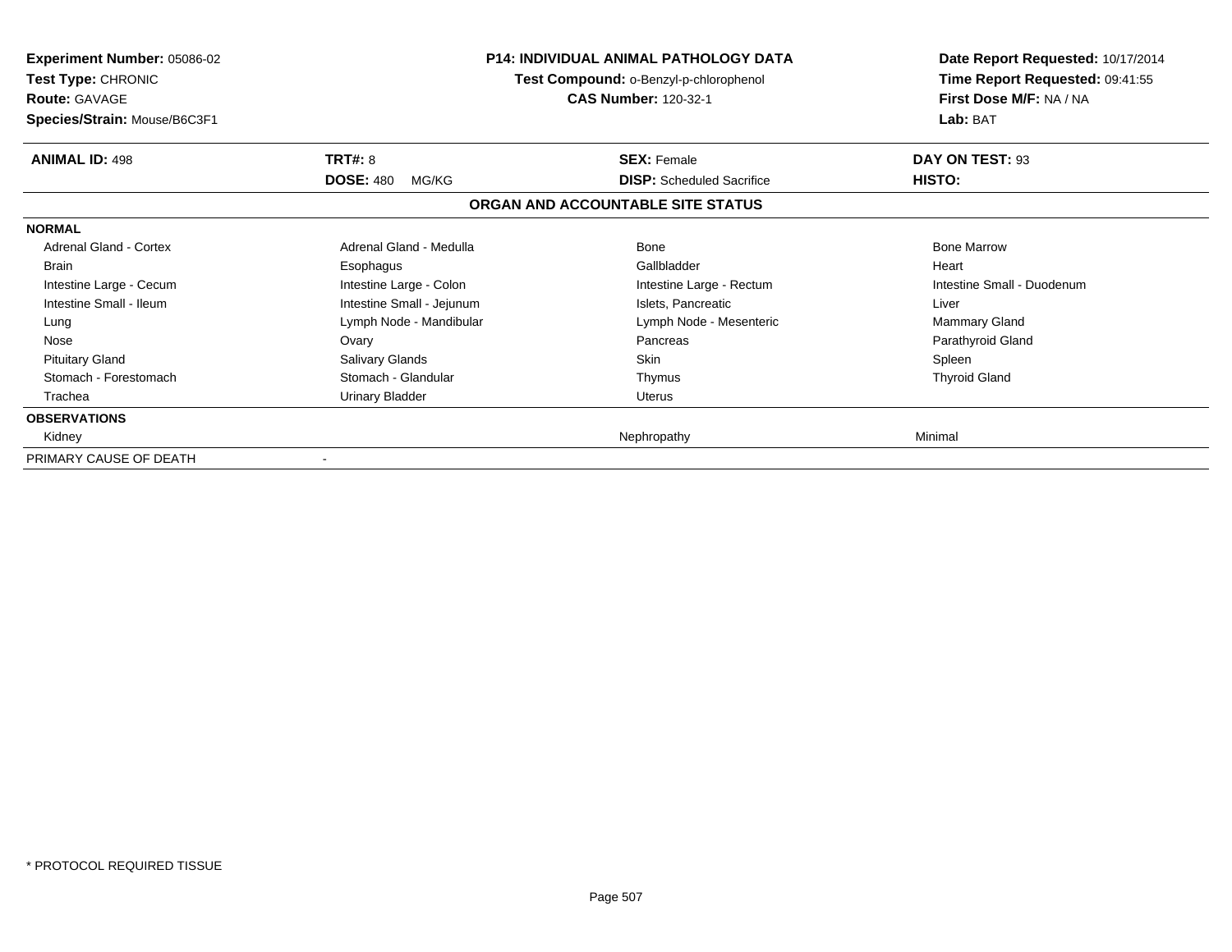**Experiment Number:** 05086-02
**Test Type:** CHRONIC
**Route:** GAVAGE
**Species/Strain:** Mouse/B6C3F1

**P14: INDIVIDUAL ANIMAL PATHOLOGY DATA**
**Test Compound:** o-Benzyl-p-chlorophenol
**CAS Number:** 120-32-1

**Date Report Requested:** 10/17/2014
**Time Report Requested:** 09:41:55
**First Dose M/F:** NA / NA
**Lab:** BAT

| **ANIMAL ID:** 498 | **TRT#:** 8 | **SEX:** Female | **DAY ON TEST:** 93 |
|---|---|---|---|
| | **DOSE:** 480 MG/KG | **DISP:** Scheduled Sacrifice | **HISTO:** |

**ORGAN AND ACCOUNTABLE SITE STATUS**

| | | | |
|---|---|---|---|
| **NORMAL** | | | |
| Adrenal Gland - Cortex | Adrenal Gland - Medulla | Bone | Bone Marrow |
| Brain | Esophagus | Gallbladder | Heart |
| Intestine Large - Cecum | Intestine Large - Colon | Intestine Large - Rectum | Intestine Small - Duodenum |
| Intestine Small - Ileum | Intestine Small - Jejunum | Islets, Pancreatic | Liver |
| Lung | Lymph Node - Mandibular | Lymph Node - Mesenteric | Mammary Gland |
| Nose | Ovary | Pancreas | Parathyroid Gland |
| Pituitary Gland | Salivary Glands | Skin | Spleen |
| Stomach - Forestomach | Stomach - Glandular | Thymus | Thyroid Gland |
| Trachea | Urinary Bladder | Uterus | |
| **OBSERVATIONS** | | | |
| Kidney | | Nephropathy | Minimal |
| PRIMARY CAUSE OF DEATH | - | | |

\* PROTOCOL REQUIRED TISSUE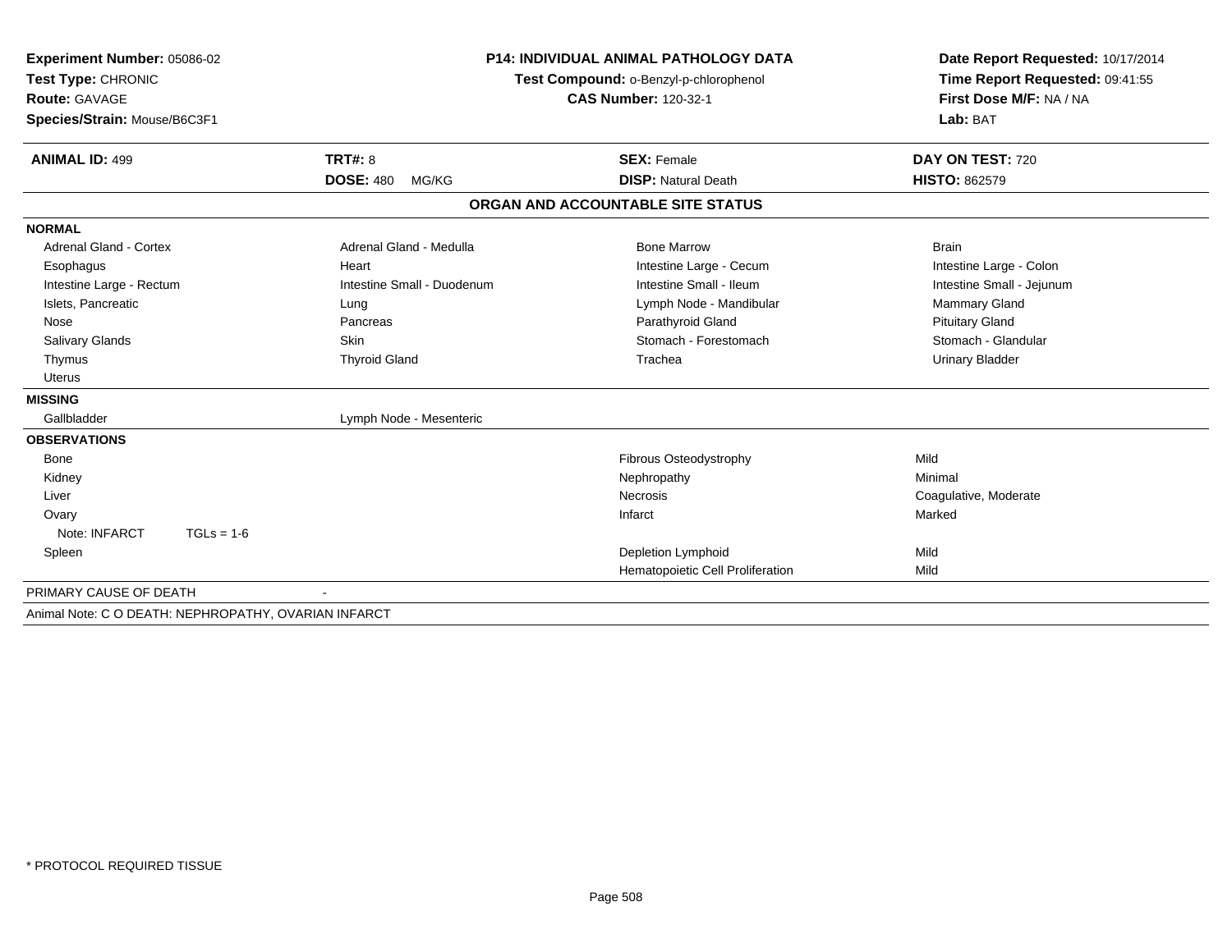**Experiment Number:** 05086-02
**Test Type:** CHRONIC
**Route:** GAVAGE
**Species/Strain:** Mouse/B6C3F1

**P14: INDIVIDUAL ANIMAL PATHOLOGY DATA**
**Test Compound:** o-Benzyl-p-chlorophenol
**CAS Number:** 120-32-1

**Date Report Requested:** 10/17/2014
**Time Report Requested:** 09:41:55
**First Dose M/F:** NA / NA
**Lab:** BAT

| **ANIMAL ID:** 499 | **TRT#:** 8 | **SEX:** Female | **DAY ON TEST:** 720 |
|---|---|---|---|
| | **DOSE:** 480 MG/KG | **DISP:** Natural Death | **HISTO:** 862579 |

## ORGAN AND ACCOUNTABLE SITE STATUS

| | | | |
|---|---|---|---|
| **NORMAL** | | | |
| Adrenal Gland - Cortex | Adrenal Gland - Medulla | Bone Marrow | Brain |
| Esophagus | Heart | Intestine Large - Cecum | Intestine Large - Colon |
| Intestine Large - Rectum | Intestine Small - Duodenum | Intestine Small - Ileum | Intestine Small - Jejunum |
| Islets, Pancreatic | Lung | Lymph Node - Mandibular | Mammary Gland |
| Nose | Pancreas | Parathyroid Gland | Pituitary Gland |
| Salivary Glands | Skin | Stomach - Forestomach | Stomach - Glandular |
| Thymus | Thyroid Gland | Trachea | Urinary Bladder |
| Uterus | | | |
| **MISSING** | | | |
| Gallbladder | Lymph Node - Mesenteric | | |
| **OBSERVATIONS** | | | |
| Bone | | Fibrous Osteodystrophy | Mild |
| Kidney | | Nephropathy | Minimal |
| Liver | | Necrosis | Coagulative, Moderate |
| Ovary | | Infarct | Marked |
| Note: INFARCT TGLs = 1-6 | | | |
| Spleen | | Depletion Lymphoid | Mild |
| | | Hematopoietic Cell Proliferation | Mild |
| PRIMARY CAUSE OF DEATH | - | | |

Animal Note: C O DEATH: NEPHROPATHY, OVARIAN INFARCT

* PROTOCOL REQUIRED TISSUE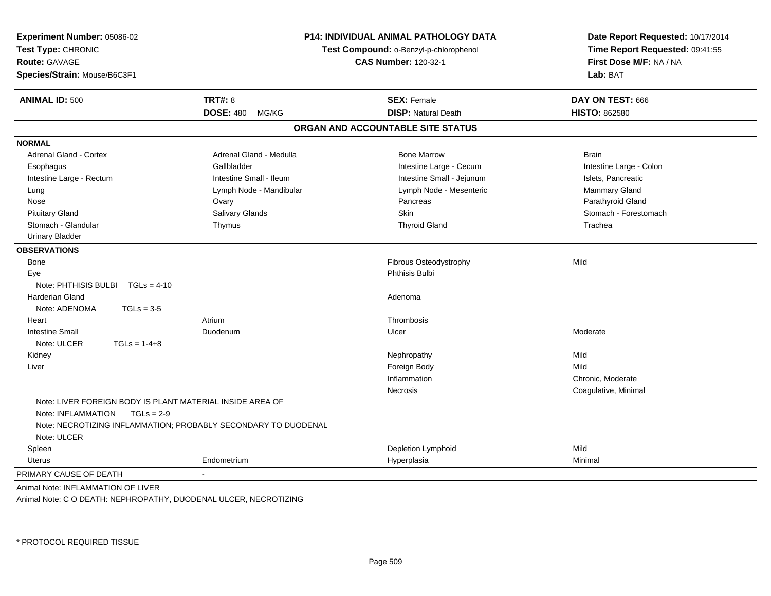**Experiment Number:** 05086-02
**Test Type:** CHRONIC
**Route:** GAVAGE
**Species/Strain:** Mouse/B6C3F1

**P14: INDIVIDUAL ANIMAL PATHOLOGY DATA**
**Test Compound:** o-Benzyl-p-chlorophenol
**CAS Number:** 120-32-1

**Date Report Requested:** 10/17/2014
**Time Report Requested:** 09:41:55
**First Dose M/F:** NA / NA
**Lab:** BAT

| **ANIMAL ID:** 500 | **TRT#:** 8 | **SEX:** Female | **DAY ON TEST:** 666 |
|---|---|---|---|
| | **DOSE:** 480 MG/KG | **DISP:** Natural Death | **HISTO:** 862580 |

## ORGAN AND ACCOUNTABLE SITE STATUS

**NORMAL**

| | | | |
|---|---|---|---|
| Adrenal Gland - Cortex | Adrenal Gland - Medulla | Bone Marrow | Brain |
| Esophagus | Gallbladder | Intestine Large - Cecum | Intestine Large - Colon |
| Intestine Large - Rectum | Intestine Small - Ileum | Intestine Small - Jejunum | Islets, Pancreatic |
| Lung | Lymph Node - Mandibular | Lymph Node - Mesenteric | Mammary Gland |
| Nose | Ovary | Pancreas | Parathyroid Gland |
| Pituitary Gland | Salivary Glands | Skin | Stomach - Forestomach |
| Stomach - Glandular | Thymus | Thyroid Gland | Trachea |
| Urinary Bladder | | | |

**OBSERVATIONS**

| | | | |
|---|---|---|---|
| Bone | | Fibrous Osteodystrophy | Mild |
| Eye | | Phthisis Bulbi | |
| Note: PHTHISIS BULBI TGLs = 4-10 | | | |
| Harderian Gland | | Adenoma | |
| Note: ADENOMA TGLs = 3-5 | | | |
| Heart | Atrium | Thrombosis | |
| Intestine Small | Duodenum | Ulcer | Moderate |
| Note: ULCER TGLs = 1-4+8 | | | |
| Kidney | | Nephropathy | Mild |
| Liver | | Foreign Body | Mild |
| | | Inflammation | Chronic, Moderate |
| | | Necrosis | Coagulative, Minimal |
| Note: LIVER FOREIGN BODY IS PLANT MATERIAL INSIDE AREA OF | | | |
| Note: INFLAMMATION TGLs = 2-9 | | | |
| Note: NECROTIZING INFLAMMATION; PROBABLY SECONDARY TO DUODENAL | | | |
| Note: ULCER | | | |
| Spleen | | Depletion Lymphoid | Mild |
| Uterus | Endometrium | Hyperplasia | Minimal |

PRIMARY CAUSE OF DEATH -

Animal Note: INFLAMMATION OF LIVER

Animal Note: C O DEATH: NEPHROPATHY, DUODENAL ULCER, NECROTIZING

\* PROTOCOL REQUIRED TISSUE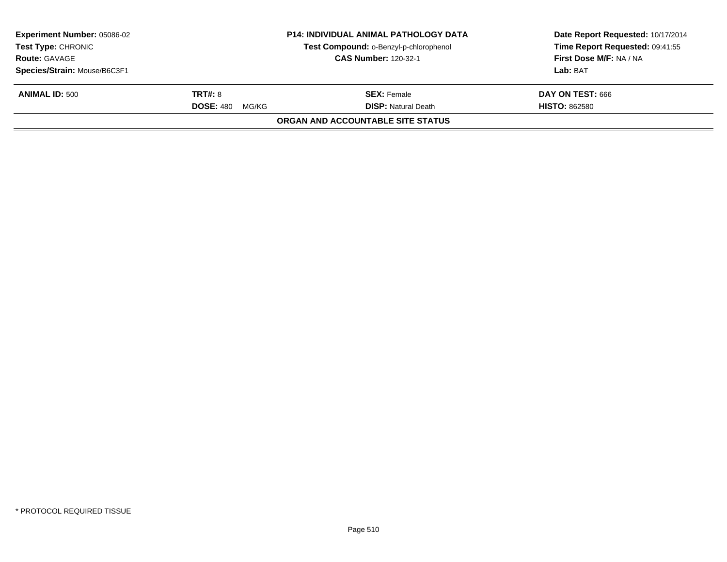| Experiment Number: 05086-02 | P14: INDIVIDUAL ANIMAL PATHOLOGY DATA | Date Report Requested: 10/17/2014 |
|---|---|---|
| Test Type: CHRONIC | Test Compound: o-Benzyl-p-chlorophenol | Time Report Requested: 09:41:55 |
| Route: GAVAGE | CAS Number: 120-32-1 | First Dose M/F: NA / NA |
| Species/Strain: Mouse/B6C3F1 | | Lab: BAT |

| ANIMAL ID: 500 | TRT#: 8 | SEX: Female | DAY ON TEST: 666 |
|---|---|---|---|
| | DOSE: 480 MG/KG | DISP: Natural Death | HISTO: 862580 |

**ORGAN AND ACCOUNTABLE SITE STATUS**

* PROTOCOL REQUIRED TISSUE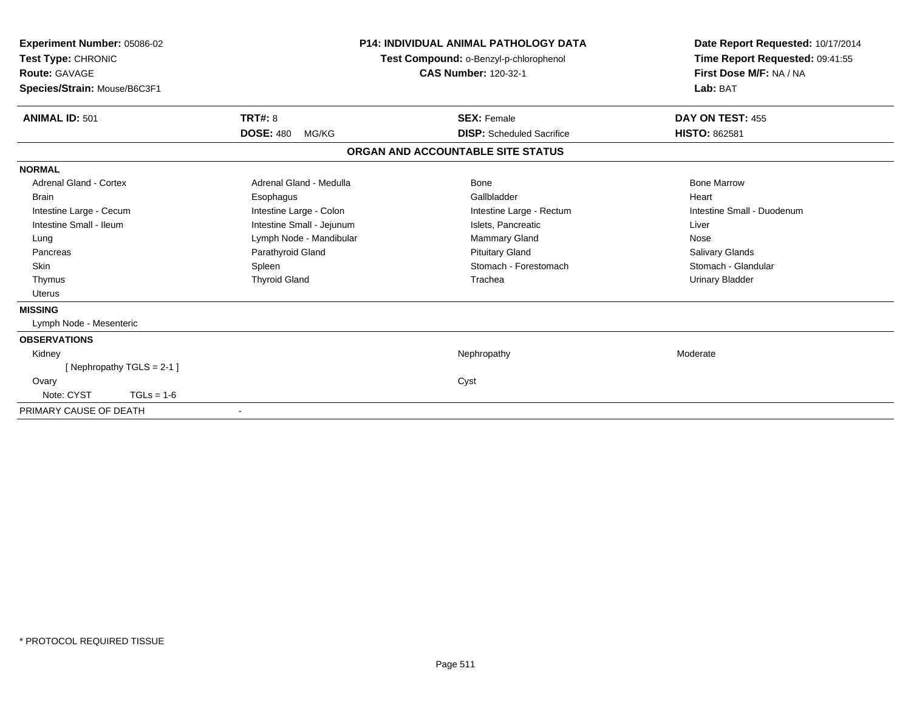| **Experiment Number:** 05086-02 | **P14: INDIVIDUAL ANIMAL PATHOLOGY DATA** | **Date Report Requested:** 10/17/2014 |
|---|---|---|
| **Test Type:** CHRONIC | **Test Compound:** o-Benzyl-p-chlorophenol | **Time Report Requested:** 09:41:55 |
| **Route:** GAVAGE | **CAS Number:** 120-32-1 | **First Dose M/F:** NA / NA |
| **Species/Strain:** Mouse/B6C3F1 | | **Lab:** BAT |

| **ANIMAL ID:** 501 | **TRT#:** 8 | **SEX:** Female | **DAY ON TEST:** 455 |
|---|---|---|---|
| | **DOSE:** 480 MG/KG | **DISP:** Scheduled Sacrifice | **HISTO:** 862581 |

**ORGAN AND ACCOUNTABLE SITE STATUS**

| | | | |
|---|---|---|---|
| **NORMAL** | | | |
| Adrenal Gland - Cortex | Adrenal Gland - Medulla | Bone | Bone Marrow |
| Brain | Esophagus | Gallbladder | Heart |
| Intestine Large - Cecum | Intestine Large - Colon | Intestine Large - Rectum | Intestine Small - Duodenum |
| Intestine Small - Ileum | Intestine Small - Jejunum | Islets, Pancreatic | Liver |
| Lung | Lymph Node - Mandibular | Mammary Gland | Nose |
| Pancreas | Parathyroid Gland | Pituitary Gland | Salivary Glands |
| Skin | Spleen | Stomach - Forestomach | Stomach - Glandular |
| Thymus | Thyroid Gland | Trachea | Urinary Bladder |
| Uterus | | | |
| **MISSING** | | | |
| Lymph Node - Mesenteric | | | |
| **OBSERVATIONS** | | | |
| Kidney | | Nephropathy | Moderate |
| [ Nephropathy TGLS = 2-1 ] | | | |
| Ovary | | Cyst | |
| Note: CYST TGLs = 1-6 | | | |
| PRIMARY CAUSE OF DEATH | - | | |

* PROTOCOL REQUIRED TISSUE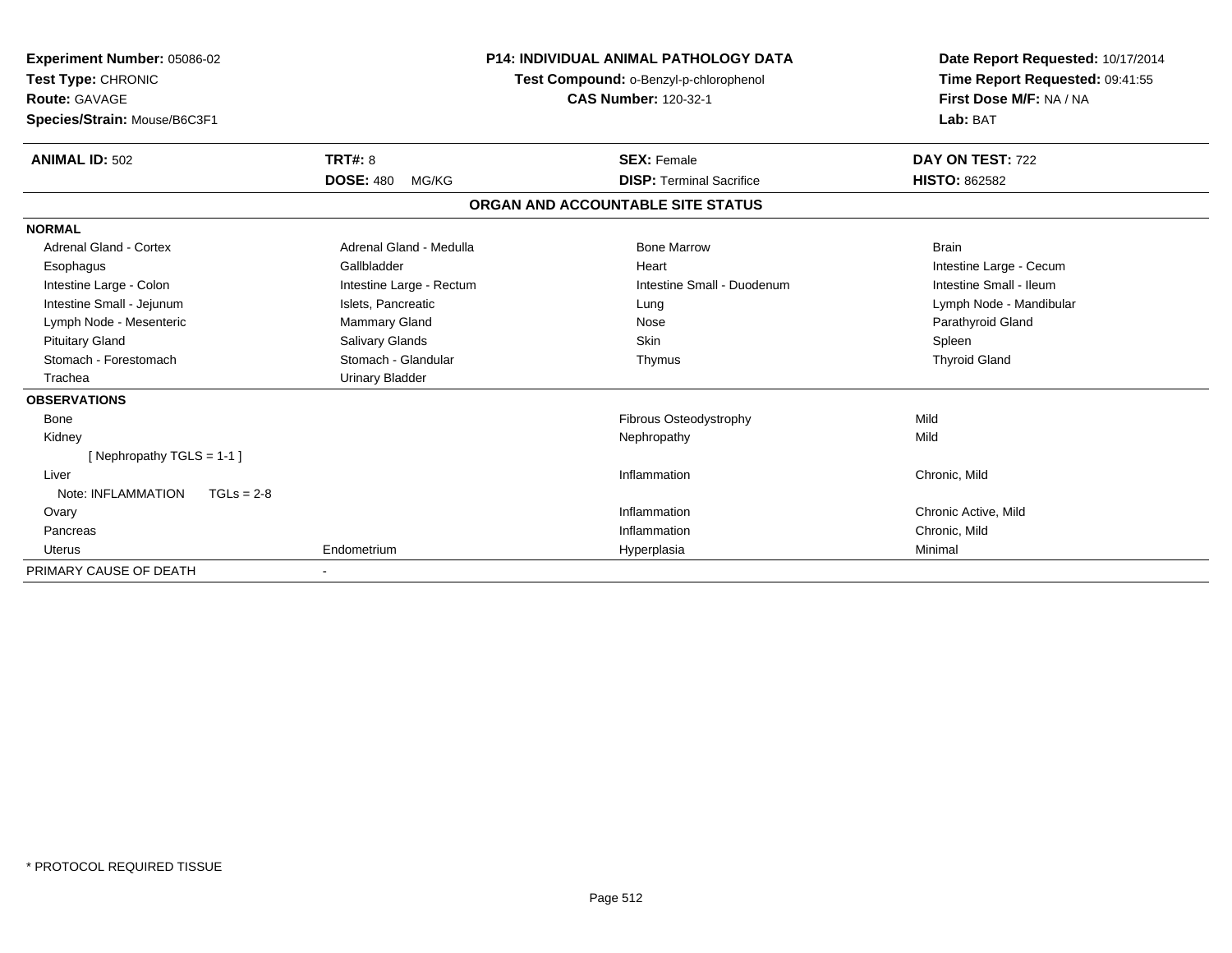**Experiment Number:** 05086-02
**Test Type:** CHRONIC
**Route:** GAVAGE
**Species/Strain:** Mouse/B6C3F1

**P14: INDIVIDUAL ANIMAL PATHOLOGY DATA**
**Test Compound:** o-Benzyl-p-chlorophenol
**CAS Number:** 120-32-1

**Date Report Requested:** 10/17/2014
**Time Report Requested:** 09:41:55
**First Dose M/F:** NA / NA
**Lab:** BAT

| **ANIMAL ID:** 502 | **TRT#:** 8 | **SEX:** Female | **DAY ON TEST:** 722 |
|---|---|---|---|
| | **DOSE:** 480 MG/KG | **DISP:** Terminal Sacrifice | **HISTO:** 862582 |

## ORGAN AND ACCOUNTABLE SITE STATUS

| | | | |
|---|---|---|---|
| **NORMAL** | | | |
| Adrenal Gland - Cortex | Adrenal Gland - Medulla | Bone Marrow | Brain |
| Esophagus | Gallbladder | Heart | Intestine Large - Cecum |
| Intestine Large - Colon | Intestine Large - Rectum | Intestine Small - Duodenum | Intestine Small - Ileum |
| Intestine Small - Jejunum | Islets, Pancreatic | Lung | Lymph Node - Mandibular |
| Lymph Node - Mesenteric | Mammary Gland | Nose | Parathyroid Gland |
| Pituitary Gland | Salivary Glands | Skin | Spleen |
| Stomach - Forestomach | Stomach - Glandular | Thymus | Thyroid Gland |
| Trachea | Urinary Bladder | | |
| **OBSERVATIONS** | | | |
| Bone | | Fibrous Osteodystrophy | Mild |
| Kidney | | Nephropathy | Mild |
| [ Nephropathy TGLS = 1-1 ] | | | |
| Liver | | Inflammation | Chronic, Mild |
| Note: INFLAMMATION TGLs = 2-8 | | | |
| Ovary | | Inflammation | Chronic Active, Mild |
| Pancreas | | Inflammation | Chronic, Mild |
| Uterus | Endometrium | Hyperplasia | Minimal |
| PRIMARY CAUSE OF DEATH | - | | |

\* PROTOCOL REQUIRED TISSUE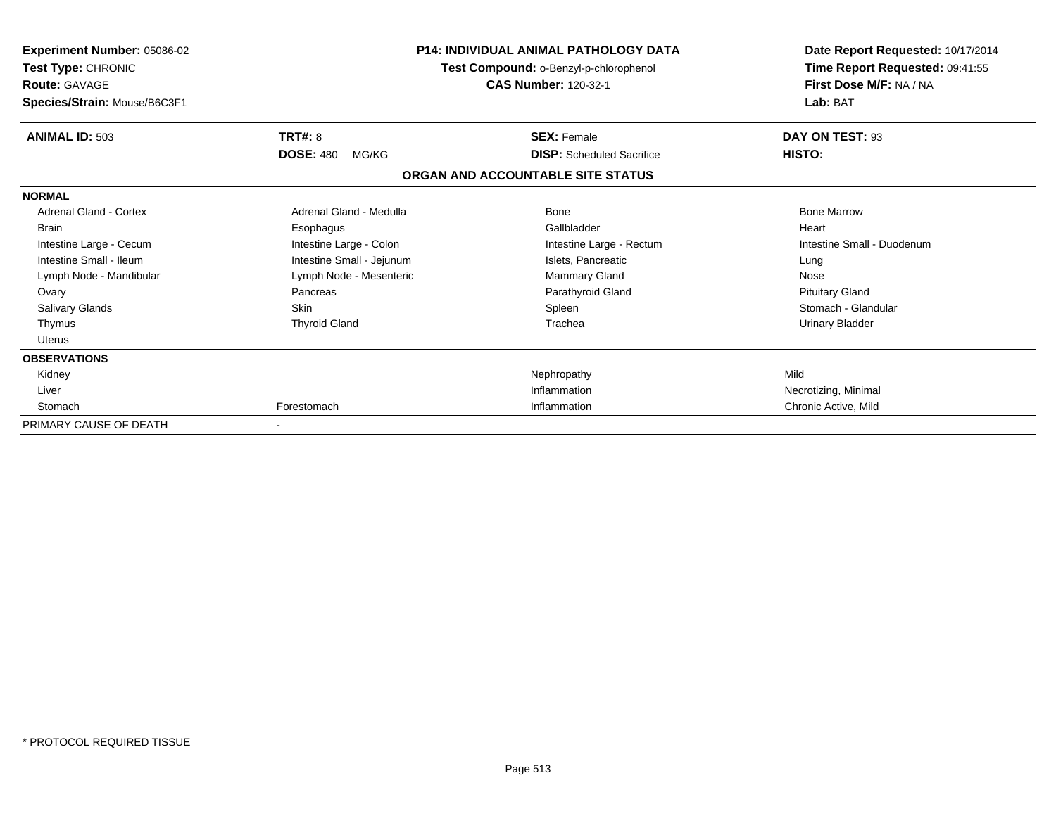**Experiment Number:** 05086-02
**Test Type:** CHRONIC
**Route:** GAVAGE
**Species/Strain:** Mouse/B6C3F1

**P14: INDIVIDUAL ANIMAL PATHOLOGY DATA**
**Test Compound:** o-Benzyl-p-chlorophenol
**CAS Number:** 120-32-1

**Date Report Requested:** 10/17/2014
**Time Report Requested:** 09:41:55
**First Dose M/F:** NA / NA
**Lab:** BAT

| **ANIMAL ID:** 503 | **TRT#:** 8 | **SEX:** Female | **DAY ON TEST:** 93 |
|---|---|---|---|
| | **DOSE:** 480 MG/KG | **DISP:** Scheduled Sacrifice | **HISTO:** |

## ORGAN AND ACCOUNTABLE SITE STATUS

| | | | |
|---|---|---|---|
| **NORMAL** | | | |
| Adrenal Gland - Cortex | Adrenal Gland - Medulla | Bone | Bone Marrow |
| Brain | Esophagus | Gallbladder | Heart |
| Intestine Large - Cecum | Intestine Large - Colon | Intestine Large - Rectum | Intestine Small - Duodenum |
| Intestine Small - Ileum | Intestine Small - Jejunum | Islets, Pancreatic | Lung |
| Lymph Node - Mandibular | Lymph Node - Mesenteric | Mammary Gland | Nose |
| Ovary | Pancreas | Parathyroid Gland | Pituitary Gland |
| Salivary Glands | Skin | Spleen | Stomach - Glandular |
| Thymus | Thyroid Gland | Trachea | Urinary Bladder |
| Uterus | | | |
| **OBSERVATIONS** | | | |
| Kidney | | Nephropathy | Mild |
| Liver | | Inflammation | Necrotizing, Minimal |
| Stomach | Forestomach | Inflammation | Chronic Active, Mild |
| PRIMARY CAUSE OF DEATH | - | | |

\* PROTOCOL REQUIRED TISSUE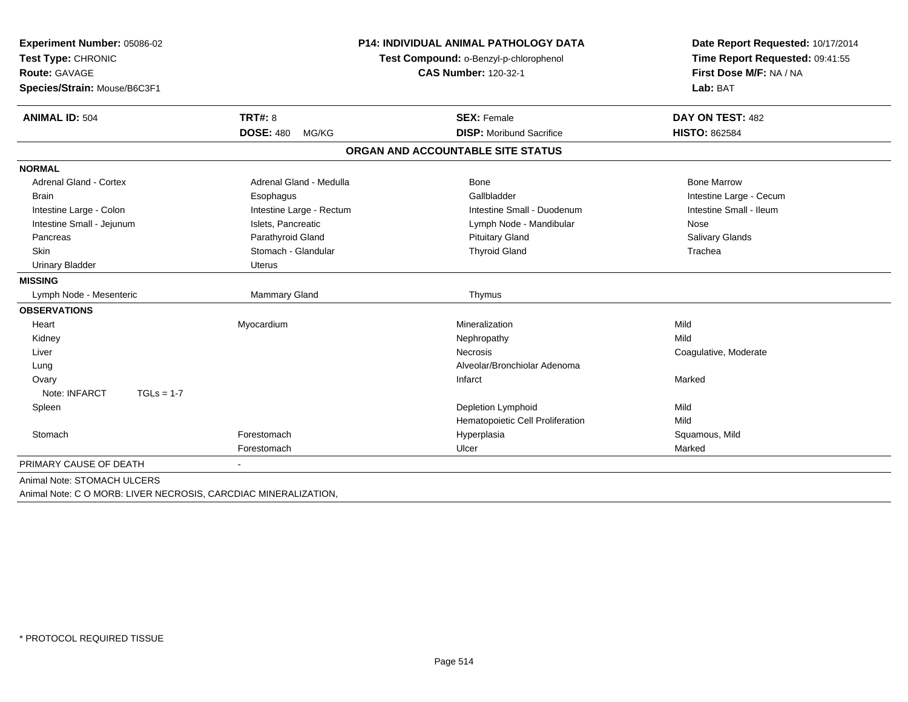**Experiment Number:** 05086-02
**Test Type:** CHRONIC
**Route:** GAVAGE
**Species/Strain:** Mouse/B6C3F1

**P14: INDIVIDUAL ANIMAL PATHOLOGY DATA**
**Test Compound:** o-Benzyl-p-chlorophenol
**CAS Number:** 120-32-1

**Date Report Requested:** 10/17/2014
**Time Report Requested:** 09:41:55
**First Dose M/F:** NA / NA
**Lab:** BAT

| **ANIMAL ID:** 504 | **TRT#:** 8 | **SEX:** Female | **DAY ON TEST:** 482 |
|---|---|---|---|
| | **DOSE:** 480 MG/KG | **DISP:** Moribund Sacrifice | **HISTO:** 862584 |

## ORGAN AND ACCOUNTABLE SITE STATUS

| | | | |
|---|---|---|---|
| **NORMAL** | | | |
| Adrenal Gland - Cortex | Adrenal Gland - Medulla | Bone | Bone Marrow |
| Brain | Esophagus | Gallbladder | Intestine Large - Cecum |
| Intestine Large - Colon | Intestine Large - Rectum | Intestine Small - Duodenum | Intestine Small - Ileum |
| Intestine Small - Jejunum | Islets, Pancreatic | Lymph Node - Mandibular | Nose |
| Pancreas | Parathyroid Gland | Pituitary Gland | Salivary Glands |
| Skin | Stomach - Glandular | Thyroid Gland | Trachea |
| Urinary Bladder | Uterus | | |
| **MISSING** | | | |
| Lymph Node - Mesenteric | Mammary Gland | Thymus | |
| **OBSERVATIONS** | | | |
| Heart | Myocardium | Mineralization | Mild |
| Kidney | | Nephropathy | Mild |
| Liver | | Necrosis | Coagulative, Moderate |
| Lung | | Alveolar/Bronchiolar Adenoma | |
| Ovary | | Infarct | Marked |
| Note: INFARCT TGLs = 1-7 | | | |
| Spleen | | Depletion Lymphoid | Mild |
| | | Hematopoietic Cell Proliferation | Mild |
| Stomach | Forestomach | Hyperplasia | Squamous, Mild |
| | Forestomach | Ulcer | Marked |
| PRIMARY CAUSE OF DEATH | - | | |

Animal Note: STOMACH ULCERS
Animal Note: C O MORB: LIVER NECROSIS, CARCDIAC MINERALIZATION,

* PROTOCOL REQUIRED TISSUE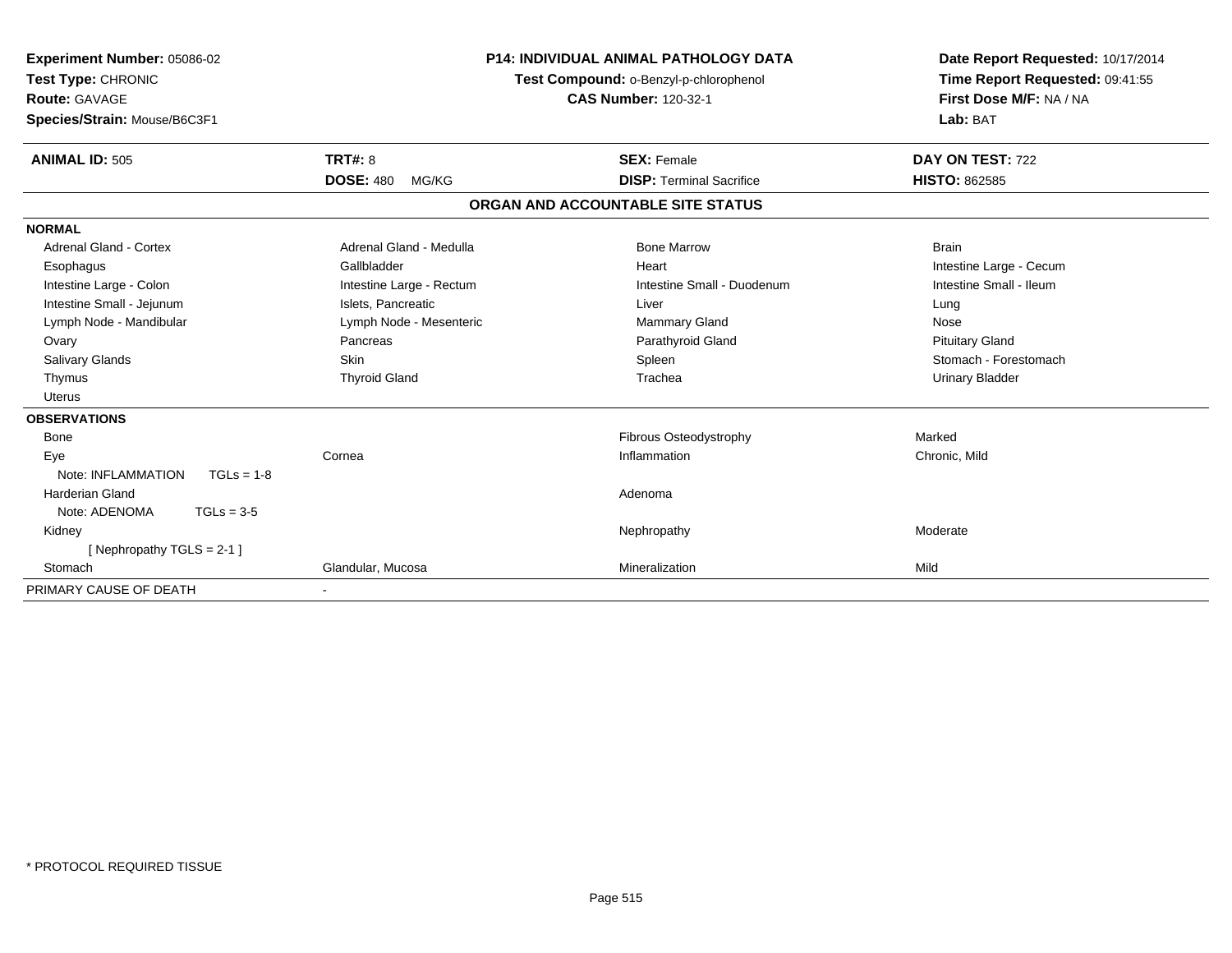**Experiment Number:** 05086-02
**Test Type:** CHRONIC
**Route:** GAVAGE
**Species/Strain:** Mouse/B6C3F1

**P14: INDIVIDUAL ANIMAL PATHOLOGY DATA**
**Test Compound:** o-Benzyl-p-chlorophenol
**CAS Number:** 120-32-1

**Date Report Requested:** 10/17/2014
**Time Report Requested:** 09:41:55
**First Dose M/F:** NA / NA
**Lab:** BAT

| **ANIMAL ID:** 505 | **TRT#:** 8 | **SEX:** Female | **DAY ON TEST:** 722 |
|---|---|---|---|
| | **DOSE:** 480 MG/KG | **DISP:** Terminal Sacrifice | **HISTO:** 862585 |

## ORGAN AND ACCOUNTABLE SITE STATUS

| | | | |
|---|---|---|---|
| **NORMAL** | | | |
| Adrenal Gland - Cortex | Adrenal Gland - Medulla | Bone Marrow | Brain |
| Esophagus | Gallbladder | Heart | Intestine Large - Cecum |
| Intestine Large - Colon | Intestine Large - Rectum | Intestine Small - Duodenum | Intestine Small - Ileum |
| Intestine Small - Jejunum | Islets, Pancreatic | Liver | Lung |
| Lymph Node - Mandibular | Lymph Node - Mesenteric | Mammary Gland | Nose |
| Ovary | Pancreas | Parathyroid Gland | Pituitary Gland |
| Salivary Glands | Skin | Spleen | Stomach - Forestomach |
| Thymus | Thyroid Gland | Trachea | Urinary Bladder |
| Uterus | | | |
| **OBSERVATIONS** | | | |
| Bone | | Fibrous Osteodystrophy | Marked |
| Eye | Cornea | Inflammation | Chronic, Mild |
| Note: INFLAMMATION TGLs = 1-8 | | | |
| Harderian Gland | | Adenoma | |
| Note: ADENOMA TGLs = 3-5 | | | |
| Kidney | | Nephropathy | Moderate |
| [ Nephropathy TGLS = 2-1 ] | | | |
| Stomach | Glandular, Mucosa | Mineralization | Mild |
| PRIMARY CAUSE OF DEATH | - | | |

* PROTOCOL REQUIRED TISSUE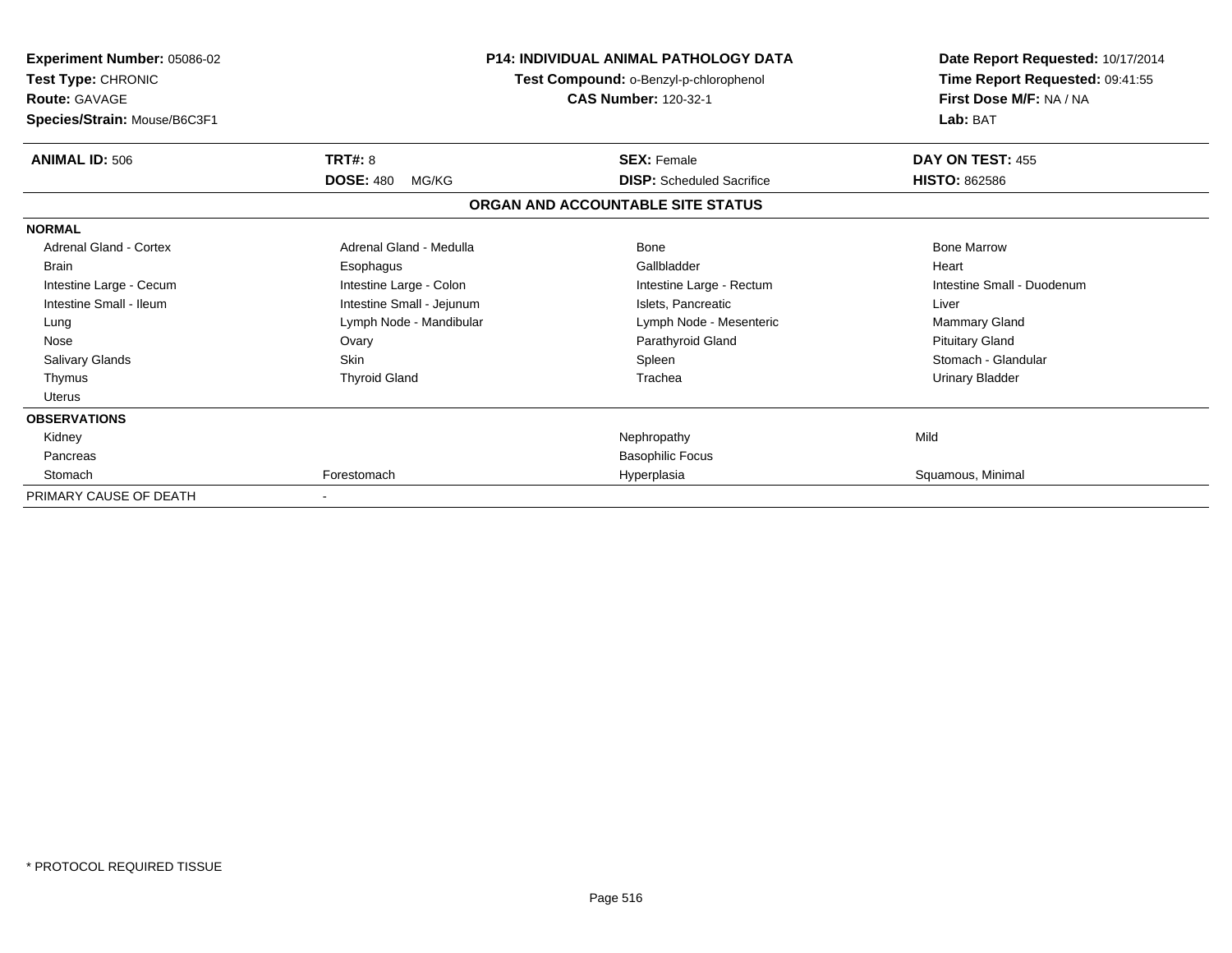**Experiment Number:** 05086-02
**Test Type:** CHRONIC
**Route:** GAVAGE
**Species/Strain:** Mouse/B6C3F1

**P14: INDIVIDUAL ANIMAL PATHOLOGY DATA**
**Test Compound:** o-Benzyl-p-chlorophenol
**CAS Number:** 120-32-1

**Date Report Requested:** 10/17/2014
**Time Report Requested:** 09:41:55
**First Dose M/F:** NA / NA
**Lab:** BAT

| **ANIMAL ID:** 506 | **TRT#:** 8 | **SEX:** Female | **DAY ON TEST:** 455 |
|---|---|---|---|
| | **DOSE:** 480 MG/KG | **DISP:** Scheduled Sacrifice | **HISTO:** 862586 |

**ORGAN AND ACCOUNTABLE SITE STATUS**

| | | | |
|---|---|---|---|
| **NORMAL** | | | |
| Adrenal Gland - Cortex | Adrenal Gland - Medulla | Bone | Bone Marrow |
| Brain | Esophagus | Gallbladder | Heart |
| Intestine Large - Cecum | Intestine Large - Colon | Intestine Large - Rectum | Intestine Small - Duodenum |
| Intestine Small - Ileum | Intestine Small - Jejunum | Islets, Pancreatic | Liver |
| Lung | Lymph Node - Mandibular | Lymph Node - Mesenteric | Mammary Gland |
| Nose | Ovary | Parathyroid Gland | Pituitary Gland |
| Salivary Glands | Skin | Spleen | Stomach - Glandular |
| Thymus | Thyroid Gland | Trachea | Urinary Bladder |
| Uterus | | | |
| **OBSERVATIONS** | | | |
| Kidney | | Nephropathy | Mild |
| Pancreas | | Basophilic Focus | |
| Stomach | Forestomach | Hyperplasia | Squamous, Minimal |
| PRIMARY CAUSE OF DEATH | - | | |

* PROTOCOL REQUIRED TISSUE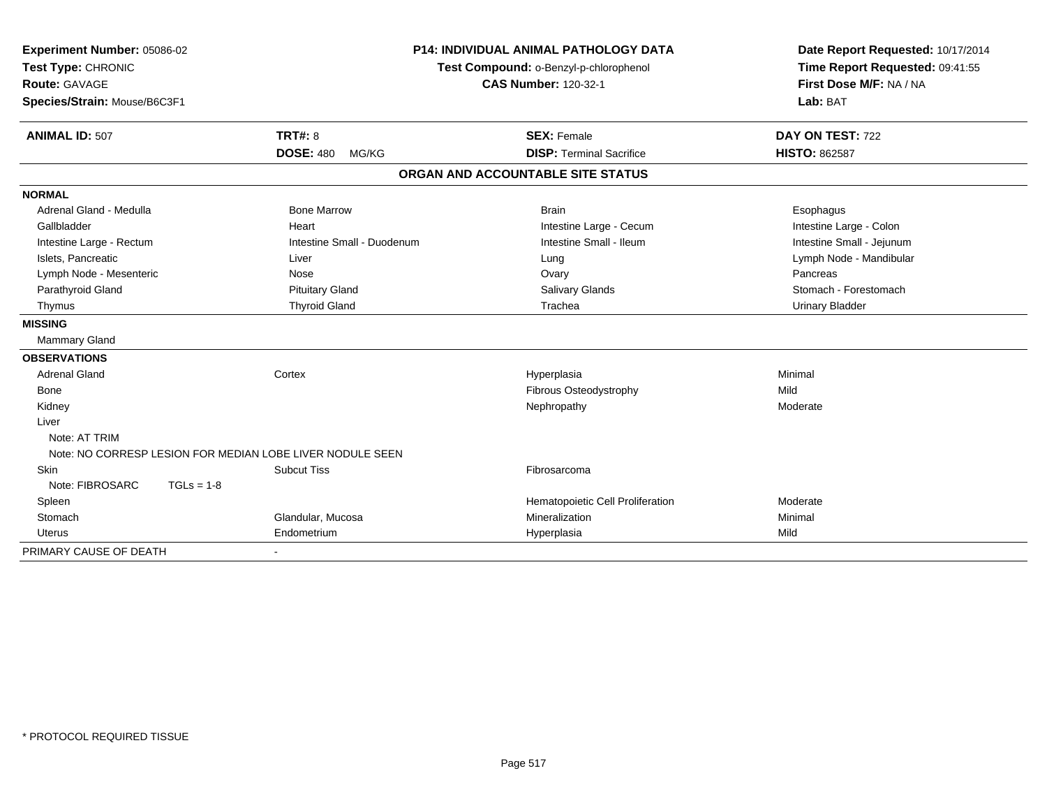**Experiment Number:** 05086-02
**Test Type:** CHRONIC
**Route:** GAVAGE
**Species/Strain:** Mouse/B6C3F1

**P14: INDIVIDUAL ANIMAL PATHOLOGY DATA**
**Test Compound:** o-Benzyl-p-chlorophenol
**CAS Number:** 120-32-1

**Date Report Requested:** 10/17/2014
**Time Report Requested:** 09:41:55
**First Dose M/F:** NA / NA
**Lab:** BAT

| **ANIMAL ID:** 507 | **TRT#:** 8 | **SEX:** Female | **DAY ON TEST:** 722 |
|---|---|---|---|
| | **DOSE:** 480 MG/KG | **DISP:** Terminal Sacrifice | **HISTO:** 862587 |

## ORGAN AND ACCOUNTABLE SITE STATUS

| | | | |
|---|---|---|---|
| **NORMAL** | | | |
| Adrenal Gland - Medulla | Bone Marrow | Brain | Esophagus |
| Gallbladder | Heart | Intestine Large - Cecum | Intestine Large - Colon |
| Intestine Large - Rectum | Intestine Small - Duodenum | Intestine Small - Ileum | Intestine Small - Jejunum |
| Islets, Pancreatic | Liver | Lung | Lymph Node - Mandibular |
| Lymph Node - Mesenteric | Nose | Ovary | Pancreas |
| Parathyroid Gland | Pituitary Gland | Salivary Glands | Stomach - Forestomach |
| Thymus | Thyroid Gland | Trachea | Urinary Bladder |
| **MISSING** | | | |
| Mammary Gland | | | |
| **OBSERVATIONS** | | | |
| Adrenal Gland | Cortex | Hyperplasia | Minimal |
| Bone | | Fibrous Osteodystrophy | Mild |
| Kidney | | Nephropathy | Moderate |
| Liver | | | |
| Note: AT TRIM | | | |
| Note: NO CORRESP LESION FOR MEDIAN LOBE LIVER NODULE SEEN | | | |
| Skin | Subcut Tiss | Fibrosarcoma | |
| Note: FIBROSARC TGLs = 1-8 | | | |
| Spleen | | Hematopoietic Cell Proliferation | Moderate |
| Stomach | Glandular, Mucosa | Mineralization | Minimal |
| Uterus | Endometrium | Hyperplasia | Mild |
| PRIMARY CAUSE OF DEATH | - | | |

* PROTOCOL REQUIRED TISSUE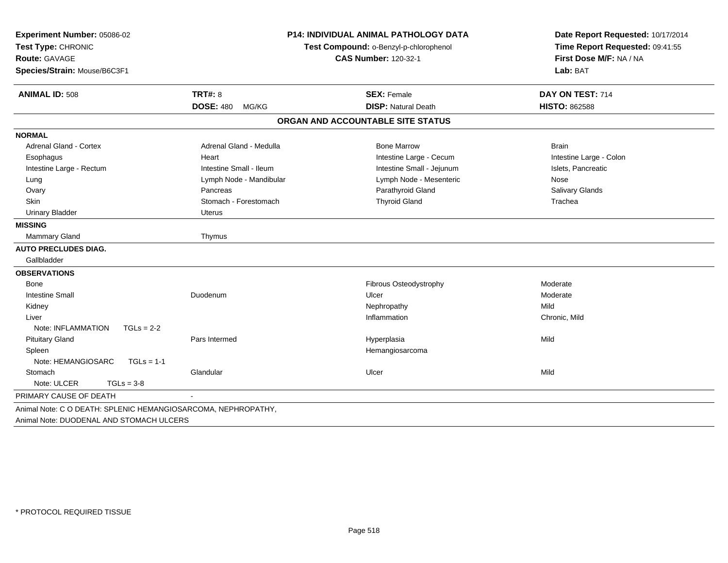**Experiment Number:** 05086-02
**Test Type:** CHRONIC
**Route:** GAVAGE
**Species/Strain:** Mouse/B6C3F1

**P14: INDIVIDUAL ANIMAL PATHOLOGY DATA**
**Test Compound:** o-Benzyl-p-chlorophenol
**CAS Number:** 120-32-1

**Date Report Requested:** 10/17/2014
**Time Report Requested:** 09:41:55
**First Dose M/F:** NA / NA
**Lab:** BAT

| **ANIMAL ID:** 508 | **TRT#:** 8 | **SEX:** Female | **DAY ON TEST:** 714 |
|---|---|---|---|
| | **DOSE:** 480 MG/KG | **DISP:** Natural Death | **HISTO:** 862588 |

## ORGAN AND ACCOUNTABLE SITE STATUS

**NORMAL**

| | | | |
|---|---|---|---|
| Adrenal Gland - Cortex | Adrenal Gland - Medulla | Bone Marrow | Brain |
| Esophagus | Heart | Intestine Large - Cecum | Intestine Large - Colon |
| Intestine Large - Rectum | Intestine Small - Ileum | Intestine Small - Jejunum | Islets, Pancreatic |
| Lung | Lymph Node - Mandibular | Lymph Node - Mesenteric | Nose |
| Ovary | Pancreas | Parathyroid Gland | Salivary Glands |
| Skin | Stomach - Forestomach | Thyroid Gland | Trachea |
| Urinary Bladder | Uterus | | |

**MISSING**

Mammary Gland, Thymus

**AUTO PRECLUDES DIAG.**

Gallbladder

**OBSERVATIONS**

| Organ | Site | Observation | Severity |
|---|---|---|---|
| Bone | | Fibrous Osteodystrophy | Moderate |
| Intestine Small | Duodenum | Ulcer | Moderate |
| Kidney | | Nephropathy | Mild |
| Liver | | Inflammation | Chronic, Mild |
| Note: INFLAMMATION TGLs = 2-2 | | | |
| Pituitary Gland | Pars Intermed | Hyperplasia | Mild |
| Spleen | | Hemangiosarcoma | |
| Note: HEMANGIOSARC TGLs = 1-1 | | | |
| Stomach | Glandular | Ulcer | Mild |
| Note: ULCER TGLs = 3-8 | | | |

PRIMARY CAUSE OF DEATH -

Animal Note: C O DEATH: SPLENIC HEMANGIOSARCOMA, NEPHROPATHY,
Animal Note: DUODENAL AND STOMACH ULCERS

* PROTOCOL REQUIRED TISSUE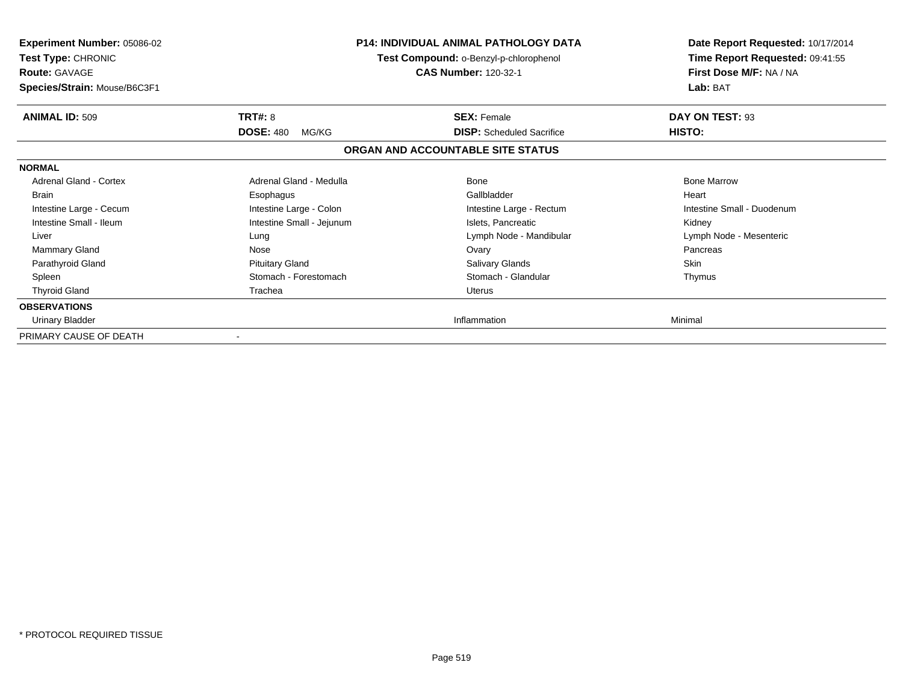**Experiment Number:** 05086-02
**Test Type:** CHRONIC
**Route:** GAVAGE
**Species/Strain:** Mouse/B6C3F1

**P14: INDIVIDUAL ANIMAL PATHOLOGY DATA**
**Test Compound:** o-Benzyl-p-chlorophenol
**CAS Number:** 120-32-1

**Date Report Requested:** 10/17/2014
**Time Report Requested:** 09:41:55
**First Dose M/F:** NA / NA
**Lab:** BAT

| **ANIMAL ID:** 509 | **TRT#:** 8 | **SEX:** Female | **DAY ON TEST:** 93 |
|---|---|---|---|
| | **DOSE:** 480 MG/KG | **DISP:** Scheduled Sacrifice | **HISTO:** |

**ORGAN AND ACCOUNTABLE SITE STATUS**

| | | | |
|---|---|---|---|
| **NORMAL** | | | |
| Adrenal Gland - Cortex | Adrenal Gland - Medulla | Bone | Bone Marrow |
| Brain | Esophagus | Gallbladder | Heart |
| Intestine Large - Cecum | Intestine Large - Colon | Intestine Large - Rectum | Intestine Small - Duodenum |
| Intestine Small - Ileum | Intestine Small - Jejunum | Islets, Pancreatic | Kidney |
| Liver | Lung | Lymph Node - Mandibular | Lymph Node - Mesenteric |
| Mammary Gland | Nose | Ovary | Pancreas |
| Parathyroid Gland | Pituitary Gland | Salivary Glands | Skin |
| Spleen | Stomach - Forestomach | Stomach - Glandular | Thymus |
| Thyroid Gland | Trachea | Uterus | |
| **OBSERVATIONS** | | | |
| Urinary Bladder | | Inflammation | Minimal |
| PRIMARY CAUSE OF DEATH | - | | |

\* PROTOCOL REQUIRED TISSUE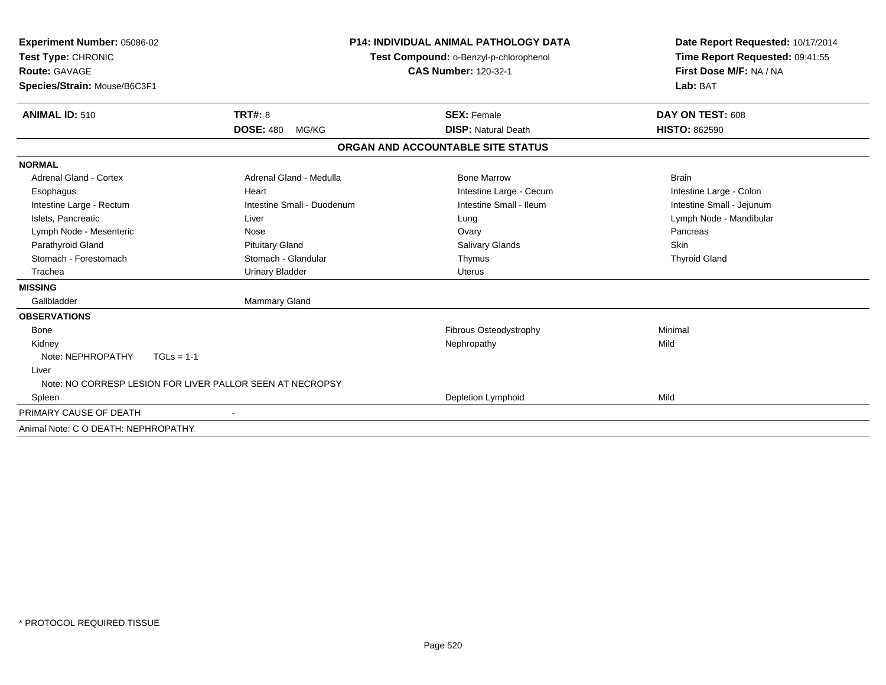**Experiment Number:** 05086-02
**Test Type:** CHRONIC
**Route:** GAVAGE
**Species/Strain:** Mouse/B6C3F1

**P14: INDIVIDUAL ANIMAL PATHOLOGY DATA**
**Test Compound:** o-Benzyl-p-chlorophenol
**CAS Number:** 120-32-1

**Date Report Requested:** 10/17/2014
**Time Report Requested:** 09:41:55
**First Dose M/F:** NA / NA
**Lab:** BAT

| **ANIMAL ID:** 510 | **TRT#:** 8 | **SEX:** Female | **DAY ON TEST:** 608 |
|---|---|---|---|
| | **DOSE:** 480 MG/KG | **DISP:** Natural Death | **HISTO:** 862590 |

## ORGAN AND ACCOUNTABLE SITE STATUS

| | | | |
|---|---|---|---|
| **NORMAL** | | | |
| Adrenal Gland - Cortex | Adrenal Gland - Medulla | Bone Marrow | Brain |
| Esophagus | Heart | Intestine Large - Cecum | Intestine Large - Colon |
| Intestine Large - Rectum | Intestine Small - Duodenum | Intestine Small - Ileum | Intestine Small - Jejunum |
| Islets, Pancreatic | Liver | Lung | Lymph Node - Mandibular |
| Lymph Node - Mesenteric | Nose | Ovary | Pancreas |
| Parathyroid Gland | Pituitary Gland | Salivary Glands | Skin |
| Stomach - Forestomach | Stomach - Glandular | Thymus | Thyroid Gland |
| Trachea | Urinary Bladder | Uterus | |
| **MISSING** | | | |
| Gallbladder | Mammary Gland | | |
| **OBSERVATIONS** | | | |
| Bone | | Fibrous Osteodystrophy | Minimal |
| Kidney | | Nephropathy | Mild |
| Note: NEPHROPATHY TGLs = 1-1 | | | |
| Liver | | | |
| Note: NO CORRESP LESION FOR LIVER PALLOR SEEN AT NECROPSY | | | |
| Spleen | | Depletion Lymphoid | Mild |
| PRIMARY CAUSE OF DEATH | - | | |
| Animal Note: C O DEATH: NEPHROPATHY | | | |

\* PROTOCOL REQUIRED TISSUE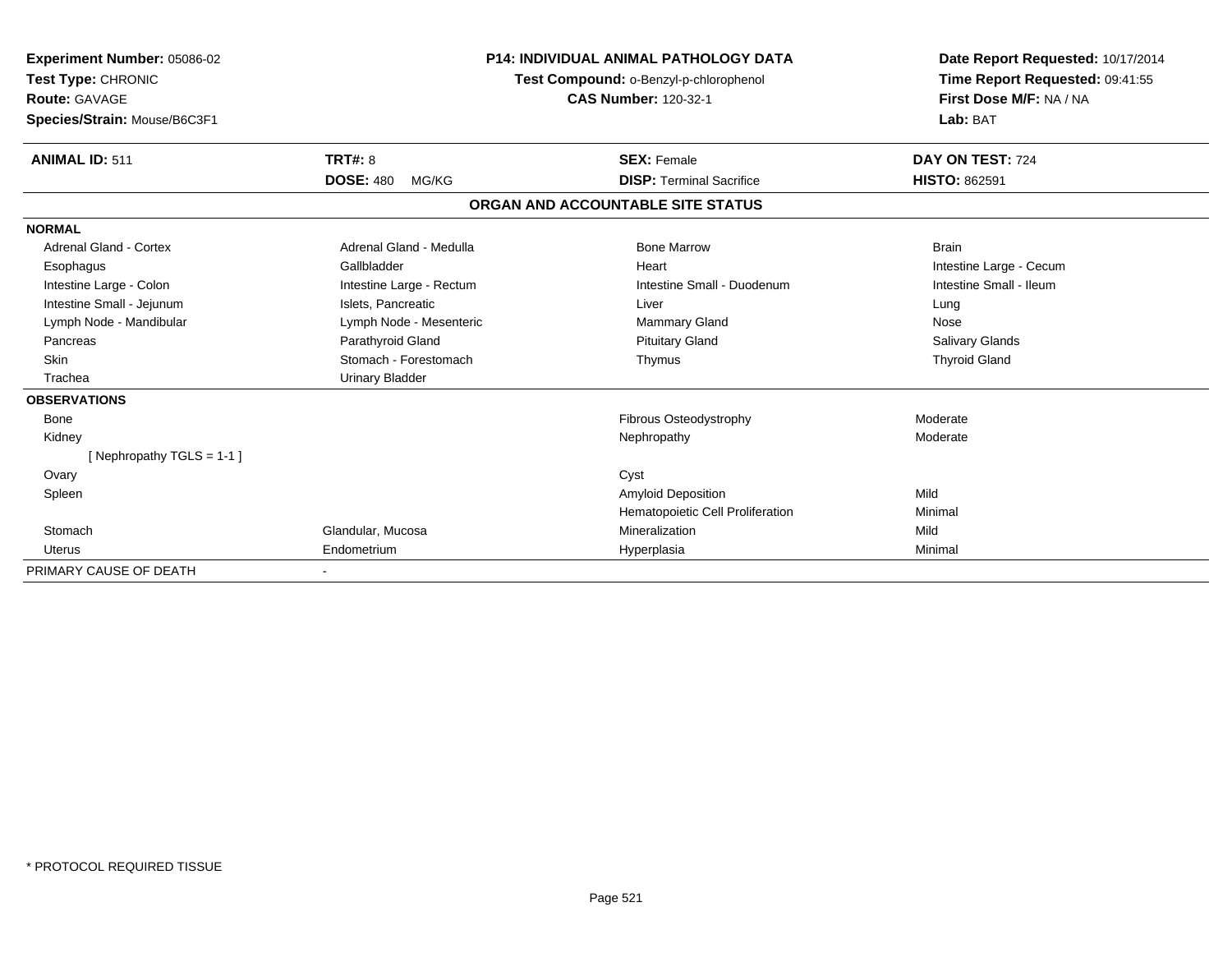**Experiment Number:** 05086-02
**Test Type:** CHRONIC
**Route:** GAVAGE
**Species/Strain:** Mouse/B6C3F1

**P14: INDIVIDUAL ANIMAL PATHOLOGY DATA**
**Test Compound:** o-Benzyl-p-chlorophenol
**CAS Number:** 120-32-1

**Date Report Requested:** 10/17/2014
**Time Report Requested:** 09:41:55
**First Dose M/F:** NA / NA
**Lab:** BAT

| **ANIMAL ID:** 511 | **TRT#:** 8 | **SEX:** Female | **DAY ON TEST:** 724 |
|---|---|---|---|
| | **DOSE:** 480 MG/KG | **DISP:** Terminal Sacrifice | **HISTO:** 862591 |

## ORGAN AND ACCOUNTABLE SITE STATUS

**NORMAL**

| | | | |
|---|---|---|---|
| Adrenal Gland - Cortex | Adrenal Gland - Medulla | Bone Marrow | Brain |
| Esophagus | Gallbladder | Heart | Intestine Large - Cecum |
| Intestine Large - Colon | Intestine Large - Rectum | Intestine Small - Duodenum | Intestine Small - Ileum |
| Intestine Small - Jejunum | Islets, Pancreatic | Liver | Lung |
| Lymph Node - Mandibular | Lymph Node - Mesenteric | Mammary Gland | Nose |
| Pancreas | Parathyroid Gland | Pituitary Gland | Salivary Glands |
| Skin | Stomach - Forestomach | Thymus | Thyroid Gland |
| Trachea | Urinary Bladder | | |

**OBSERVATIONS**

| | | | |
|---|---|---|---|
| Bone | | Fibrous Osteodystrophy | Moderate |
| Kidney | | Nephropathy | Moderate |
| [ Nephropathy TGLS = 1-1 ] | | | |
| Ovary | | Cyst | |
| Spleen | | Amyloid Deposition | Mild |
| | | Hematopoietic Cell Proliferation | Minimal |
| Stomach | Glandular, Mucosa | Mineralization | Mild |
| Uterus | Endometrium | Hyperplasia | Minimal |

PRIMARY CAUSE OF DEATH -

\* PROTOCOL REQUIRED TISSUE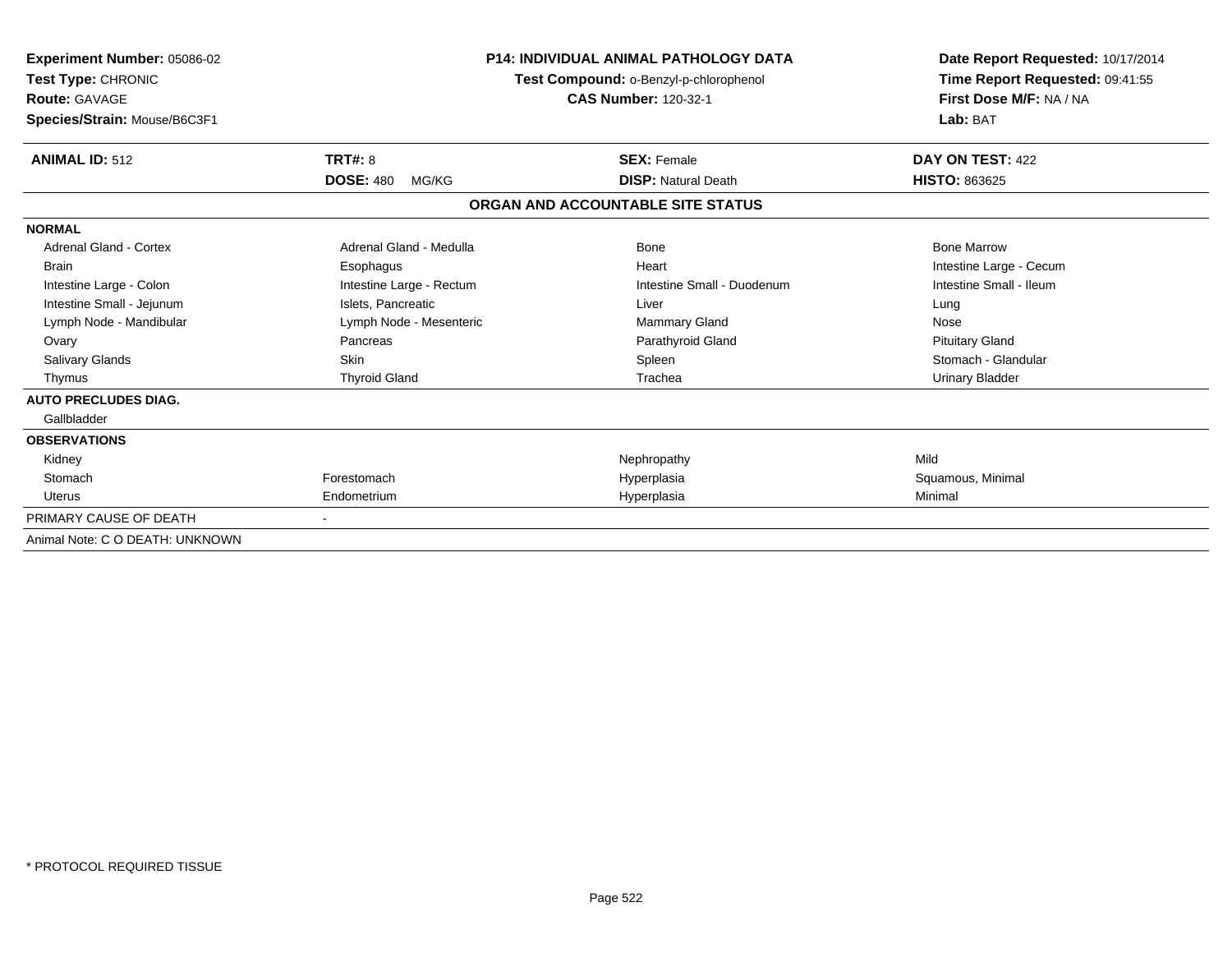**Experiment Number:** 05086-02
**Test Type:** CHRONIC
**Route:** GAVAGE
**Species/Strain:** Mouse/B6C3F1

**P14: INDIVIDUAL ANIMAL PATHOLOGY DATA**
**Test Compound:** o-Benzyl-p-chlorophenol
**CAS Number:** 120-32-1

**Date Report Requested:** 10/17/2014
**Time Report Requested:** 09:41:55
**First Dose M/F:** NA / NA
**Lab:** BAT

| **ANIMAL ID:** 512 | **TRT#:** 8 | **SEX:** Female | **DAY ON TEST:** 422 |
|---|---|---|---|
| | **DOSE:** 480 MG/KG | **DISP:** Natural Death | **HISTO:** 863625 |

## ORGAN AND ACCOUNTABLE SITE STATUS

| | | | |
|---|---|---|---|
| **NORMAL** | | | |
| Adrenal Gland - Cortex | Adrenal Gland - Medulla | Bone | Bone Marrow |
| Brain | Esophagus | Heart | Intestine Large - Cecum |
| Intestine Large - Colon | Intestine Large - Rectum | Intestine Small - Duodenum | Intestine Small - Ileum |
| Intestine Small - Jejunum | Islets, Pancreatic | Liver | Lung |
| Lymph Node - Mandibular | Lymph Node - Mesenteric | Mammary Gland | Nose |
| Ovary | Pancreas | Parathyroid Gland | Pituitary Gland |
| Salivary Glands | Skin | Spleen | Stomach - Glandular |
| Thymus | Thyroid Gland | Trachea | Urinary Bladder |
| **AUTO PRECLUDES DIAG.** | | | |
| Gallbladder | | | |
| **OBSERVATIONS** | | | |
| Kidney | | Nephropathy | Mild |
| Stomach | Forestomach | Hyperplasia | Squamous, Minimal |
| Uterus | Endometrium | Hyperplasia | Minimal |
| PRIMARY CAUSE OF DEATH | - | | |
| Animal Note: C O DEATH: UNKNOWN | | | |

* PROTOCOL REQUIRED TISSUE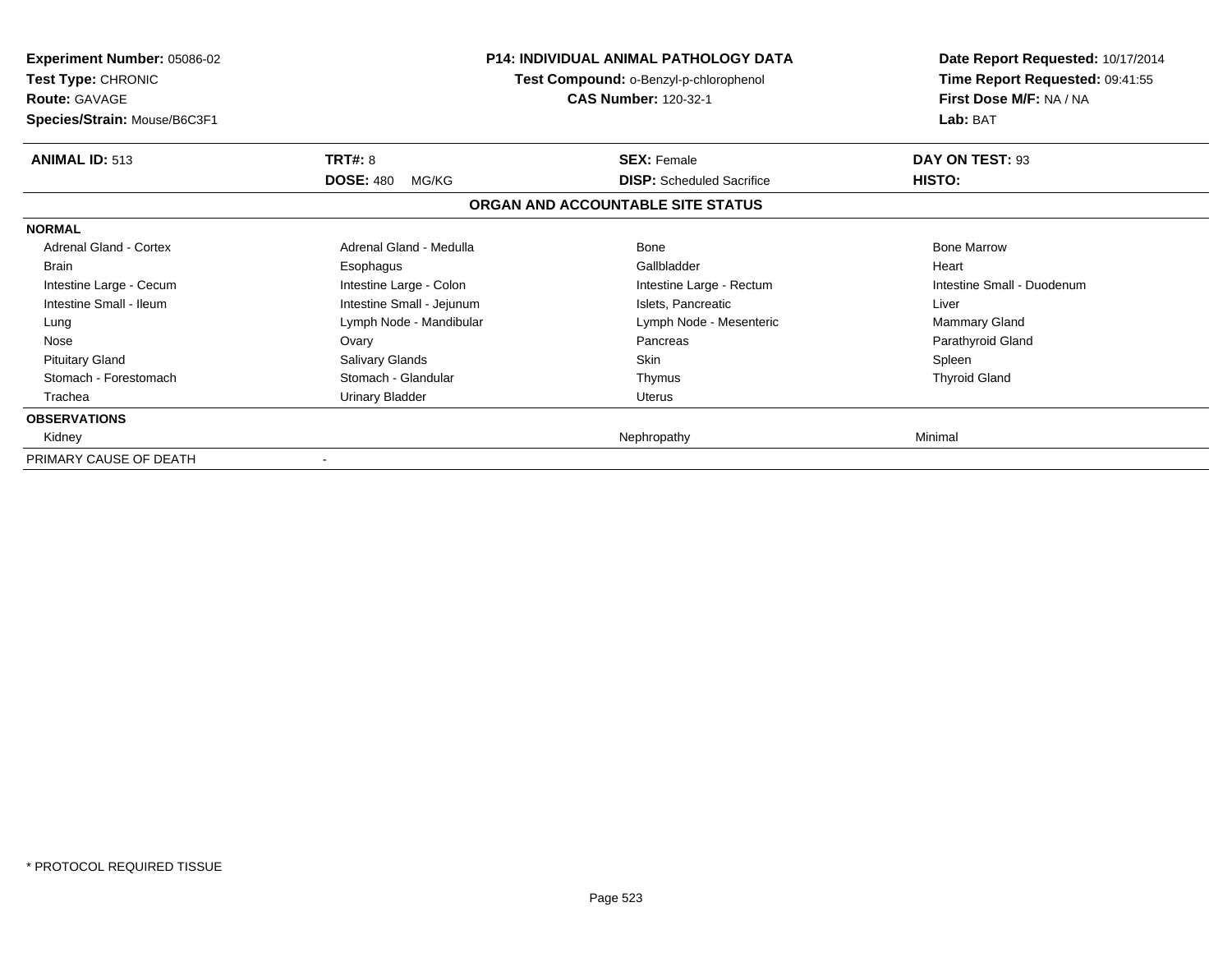**Experiment Number:** 05086-02
**Test Type:** CHRONIC
**Route:** GAVAGE
**Species/Strain:** Mouse/B6C3F1

**P14: INDIVIDUAL ANIMAL PATHOLOGY DATA**
**Test Compound:** o-Benzyl-p-chlorophenol
**CAS Number:** 120-32-1

**Date Report Requested:** 10/17/2014
**Time Report Requested:** 09:41:55
**First Dose M/F:** NA / NA
**Lab:** BAT

| **ANIMAL ID:** 513 | **TRT#:** 8 | **SEX:** Female | **DAY ON TEST:** 93 |
|---|---|---|---|
| | **DOSE:** 480 MG/KG | **DISP:** Scheduled Sacrifice | **HISTO:** |

**ORGAN AND ACCOUNTABLE SITE STATUS**

| **NORMAL** | | | |
|---|---|---|---|
| Adrenal Gland - Cortex | Adrenal Gland - Medulla | Bone | Bone Marrow |
| Brain | Esophagus | Gallbladder | Heart |
| Intestine Large - Cecum | Intestine Large - Colon | Intestine Large - Rectum | Intestine Small - Duodenum |
| Intestine Small - Ileum | Intestine Small - Jejunum | Islets, Pancreatic | Liver |
| Lung | Lymph Node - Mandibular | Lymph Node - Mesenteric | Mammary Gland |
| Nose | Ovary | Pancreas | Parathyroid Gland |
| Pituitary Gland | Salivary Glands | Skin | Spleen |
| Stomach - Forestomach | Stomach - Glandular | Thymus | Thyroid Gland |
| Trachea | Urinary Bladder | Uterus | |
| **OBSERVATIONS** | | | |
| Kidney | | Nephropathy | Minimal |
| PRIMARY CAUSE OF DEATH | - | | |

\* PROTOCOL REQUIRED TISSUE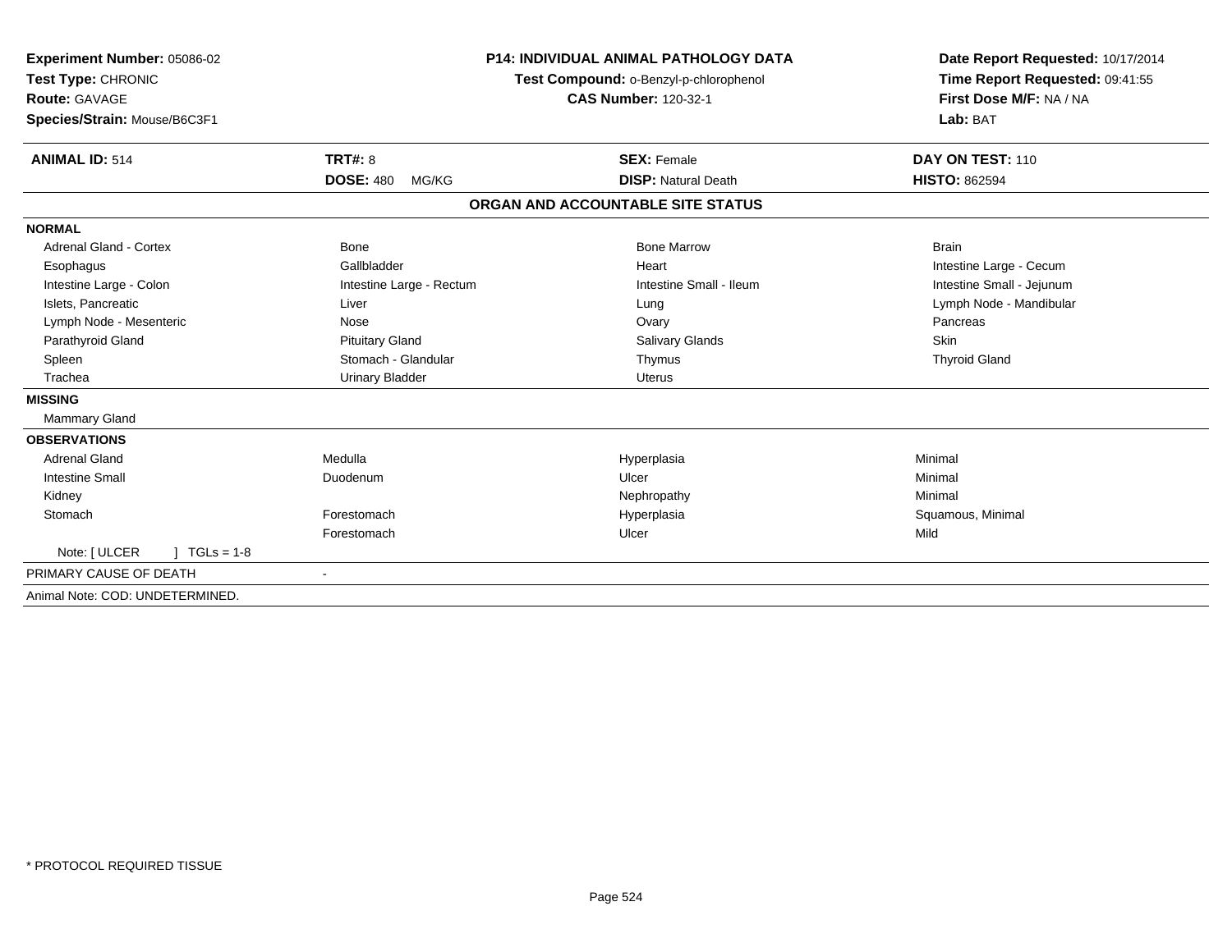**Experiment Number:** 05086-02
**Test Type:** CHRONIC
**Route:** GAVAGE
**Species/Strain:** Mouse/B6C3F1

**P14: INDIVIDUAL ANIMAL PATHOLOGY DATA**
**Test Compound:** o-Benzyl-p-chlorophenol
**CAS Number:** 120-32-1

**Date Report Requested:** 10/17/2014
**Time Report Requested:** 09:41:55
**First Dose M/F:** NA / NA
**Lab:** BAT

| **ANIMAL ID:** 514 | **TRT#:** 8 | **SEX:** Female | **DAY ON TEST:** 110 |
|---|---|---|---|
| | **DOSE:** 480 MG/KG | **DISP:** Natural Death | **HISTO:** 862594 |

**ORGAN AND ACCOUNTABLE SITE STATUS**

| | | | |
|---|---|---|---|
| **NORMAL** | | | |
| Adrenal Gland - Cortex | Bone | Bone Marrow | Brain |
| Esophagus | Gallbladder | Heart | Intestine Large - Cecum |
| Intestine Large - Colon | Intestine Large - Rectum | Intestine Small - Ileum | Intestine Small - Jejunum |
| Islets, Pancreatic | Liver | Lung | Lymph Node - Mandibular |
| Lymph Node - Mesenteric | Nose | Ovary | Pancreas |
| Parathyroid Gland | Pituitary Gland | Salivary Glands | Skin |
| Spleen | Stomach - Glandular | Thymus | Thyroid Gland |
| Trachea | Urinary Bladder | Uterus | |
| **MISSING** | | | |
| Mammary Gland | | | |
| **OBSERVATIONS** | | | |
| Adrenal Gland | Medulla | Hyperplasia | Minimal |
| Intestine Small | Duodenum | Ulcer | Minimal |
| Kidney | | Nephropathy | Minimal |
| Stomach | Forestomach | Hyperplasia | Squamous, Minimal |
| | Forestomach | Ulcer | Mild |
| Note: [ ULCER ] TGLs = 1-8 | | | |
| PRIMARY CAUSE OF DEATH | - | | |

Animal Note: COD: UNDETERMINED.

* PROTOCOL REQUIRED TISSUE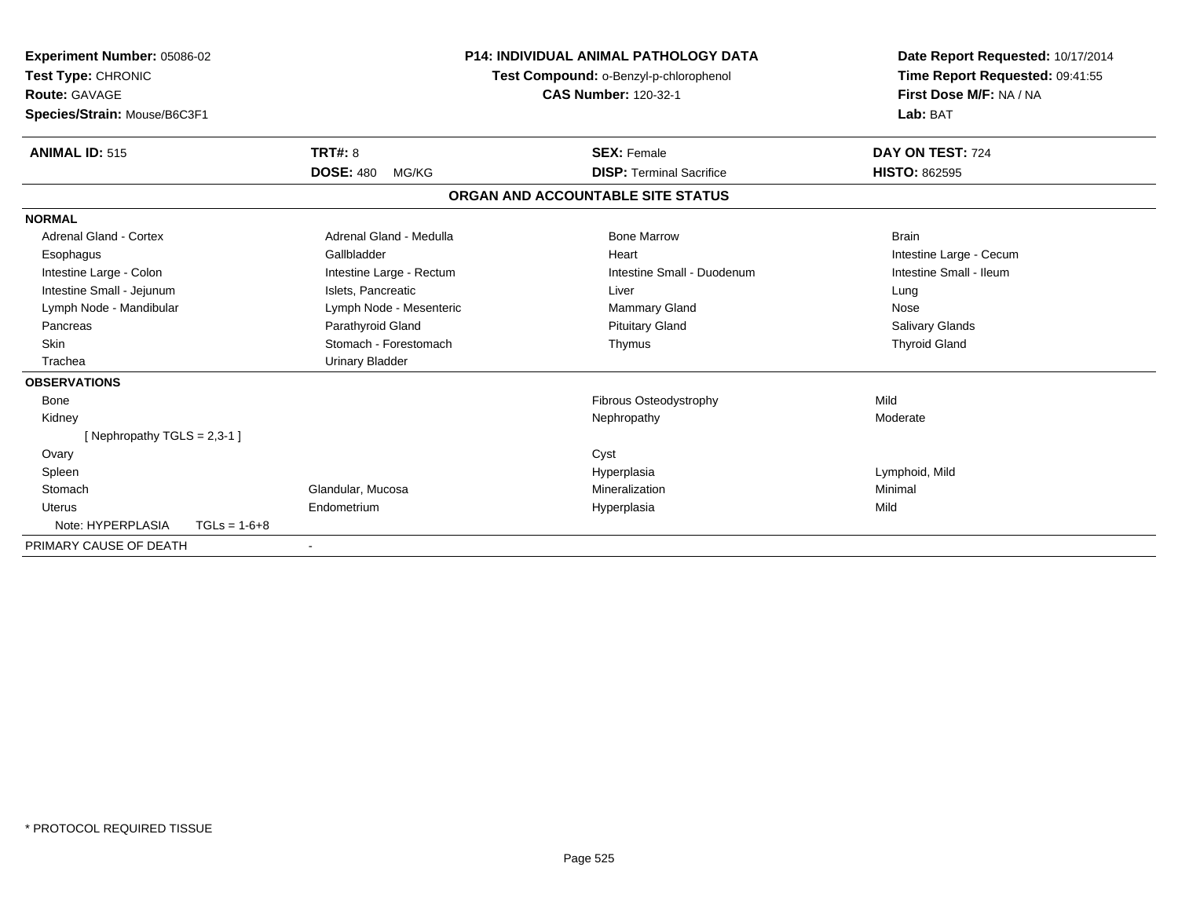**Experiment Number:** 05086-02
**Test Type:** CHRONIC
**Route:** GAVAGE
**Species/Strain:** Mouse/B6C3F1

**P14: INDIVIDUAL ANIMAL PATHOLOGY DATA**
**Test Compound:** o-Benzyl-p-chlorophenol
**CAS Number:** 120-32-1

**Date Report Requested:** 10/17/2014
**Time Report Requested:** 09:41:55
**First Dose M/F:** NA / NA
**Lab:** BAT

| **ANIMAL ID:** 515 | **TRT#:** 8 | **SEX:** Female | **DAY ON TEST:** 724 |
|---|---|---|---|
| | **DOSE:** 480 MG/KG | **DISP:** Terminal Sacrifice | **HISTO:** 862595 |

## ORGAN AND ACCOUNTABLE SITE STATUS

**NORMAL**

| | | | |
|---|---|---|---|
| Adrenal Gland - Cortex | Adrenal Gland - Medulla | Bone Marrow | Brain |
| Esophagus | Gallbladder | Heart | Intestine Large - Cecum |
| Intestine Large - Colon | Intestine Large - Rectum | Intestine Small - Duodenum | Intestine Small - Ileum |
| Intestine Small - Jejunum | Islets, Pancreatic | Liver | Lung |
| Lymph Node - Mandibular | Lymph Node - Mesenteric | Mammary Gland | Nose |
| Pancreas | Parathyroid Gland | Pituitary Gland | Salivary Glands |
| Skin | Stomach - Forestomach | Thymus | Thyroid Gland |
| Trachea | Urinary Bladder | | |

**OBSERVATIONS**

| | | | |
|---|---|---|---|
| Bone | | Fibrous Osteodystrophy | Mild |
| Kidney | | Nephropathy | Moderate |
| [ Nephropathy TGLS = 2,3-1 ] | | | |
| Ovary | | Cyst | |
| Spleen | | Hyperplasia | Lymphoid, Mild |
| Stomach | Glandular, Mucosa | Mineralization | Minimal |
| Uterus | Endometrium | Hyperplasia | Mild |
| Note: HYPERPLASIA TGLs = 1-6+8 | | | |

PRIMARY CAUSE OF DEATH -

\* PROTOCOL REQUIRED TISSUE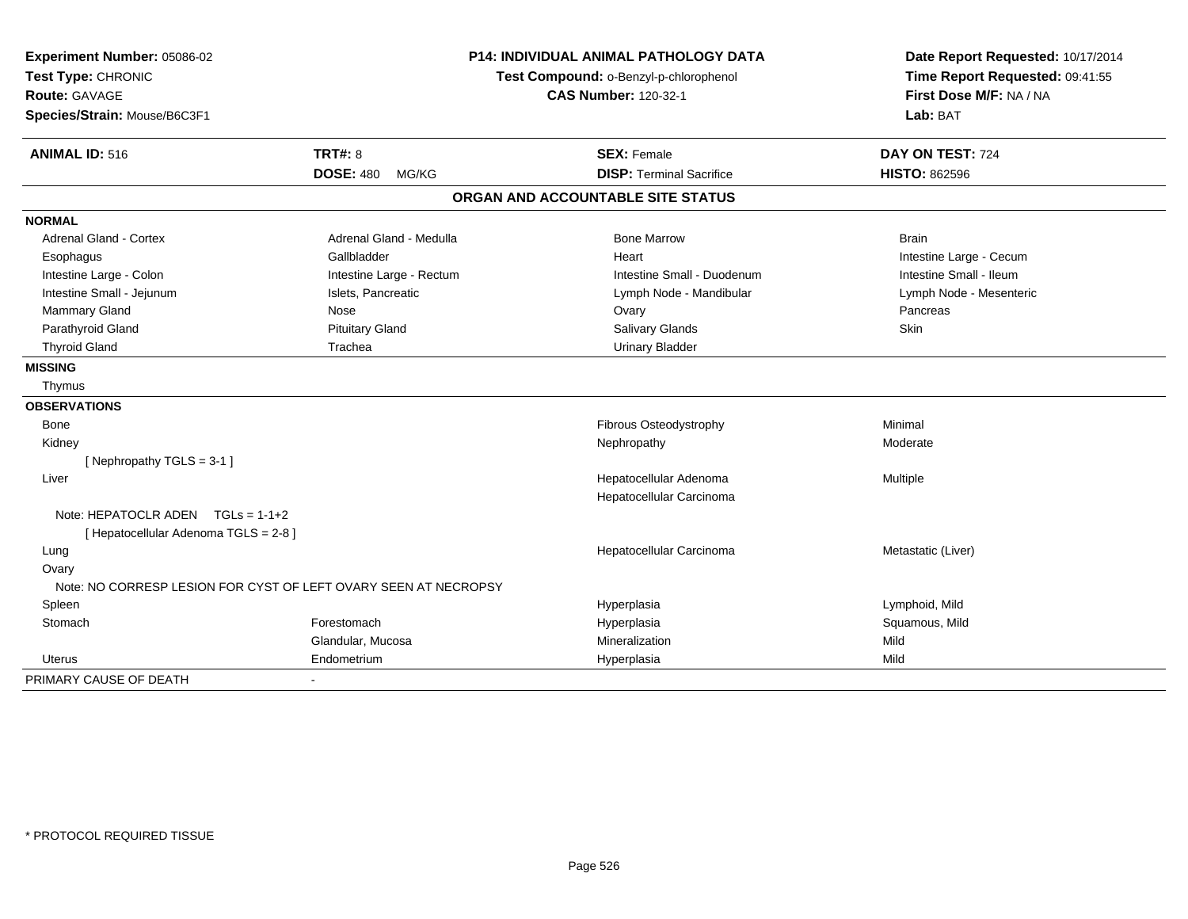**Experiment Number:** 05086-02
**Test Type:** CHRONIC
**Route:** GAVAGE
**Species/Strain:** Mouse/B6C3F1

**P14: INDIVIDUAL ANIMAL PATHOLOGY DATA**
**Test Compound:** o-Benzyl-p-chlorophenol
**CAS Number:** 120-32-1

**Date Report Requested:** 10/17/2014
**Time Report Requested:** 09:41:55
**First Dose M/F:** NA / NA
**Lab:** BAT

| **ANIMAL ID:** 516 | **TRT#:** 8 | **SEX:** Female | **DAY ON TEST:** 724 |
|---|---|---|---|
| | **DOSE:** 480 MG/KG | **DISP:** Terminal Sacrifice | **HISTO:** 862596 |

## ORGAN AND ACCOUNTABLE SITE STATUS

**NORMAL**

| | | | |
|---|---|---|---|
| Adrenal Gland - Cortex | Adrenal Gland - Medulla | Bone Marrow | Brain |
| Esophagus | Gallbladder | Heart | Intestine Large - Cecum |
| Intestine Large - Colon | Intestine Large - Rectum | Intestine Small - Duodenum | Intestine Small - Ileum |
| Intestine Small - Jejunum | Islets, Pancreatic | Lymph Node - Mandibular | Lymph Node - Mesenteric |
| Mammary Gland | Nose | Ovary | Pancreas |
| Parathyroid Gland | Pituitary Gland | Salivary Glands | Skin |
| Thyroid Gland | Trachea | Urinary Bladder | |

**MISSING**

Thymus

**OBSERVATIONS**

| | | | |
|---|---|---|---|
| Bone | | Fibrous Osteodystrophy | Minimal |
| Kidney | | Nephropathy | Moderate |
| [ Nephropathy TGLS = 3-1 ] | | | |
| Liver | | Hepatocellular Adenoma | Multiple |
| | | Hepatocellular Carcinoma | |
| Note: HEPATOCLR ADEN TGLs = 1-1+2 | | | |
| [ Hepatocellular Adenoma TGLS = 2-8 ] | | | |
| Lung | | Hepatocellular Carcinoma | Metastatic (Liver) |
| Ovary | | | |
| Note: NO CORRESP LESION FOR CYST OF LEFT OVARY SEEN AT NECROPSY | | | |
| Spleen | | Hyperplasia | Lymphoid, Mild |
| Stomach | Forestomach | Hyperplasia | Squamous, Mild |
| | Glandular, Mucosa | Mineralization | Mild |
| Uterus | Endometrium | Hyperplasia | Mild |

PRIMARY CAUSE OF DEATH -

\* PROTOCOL REQUIRED TISSUE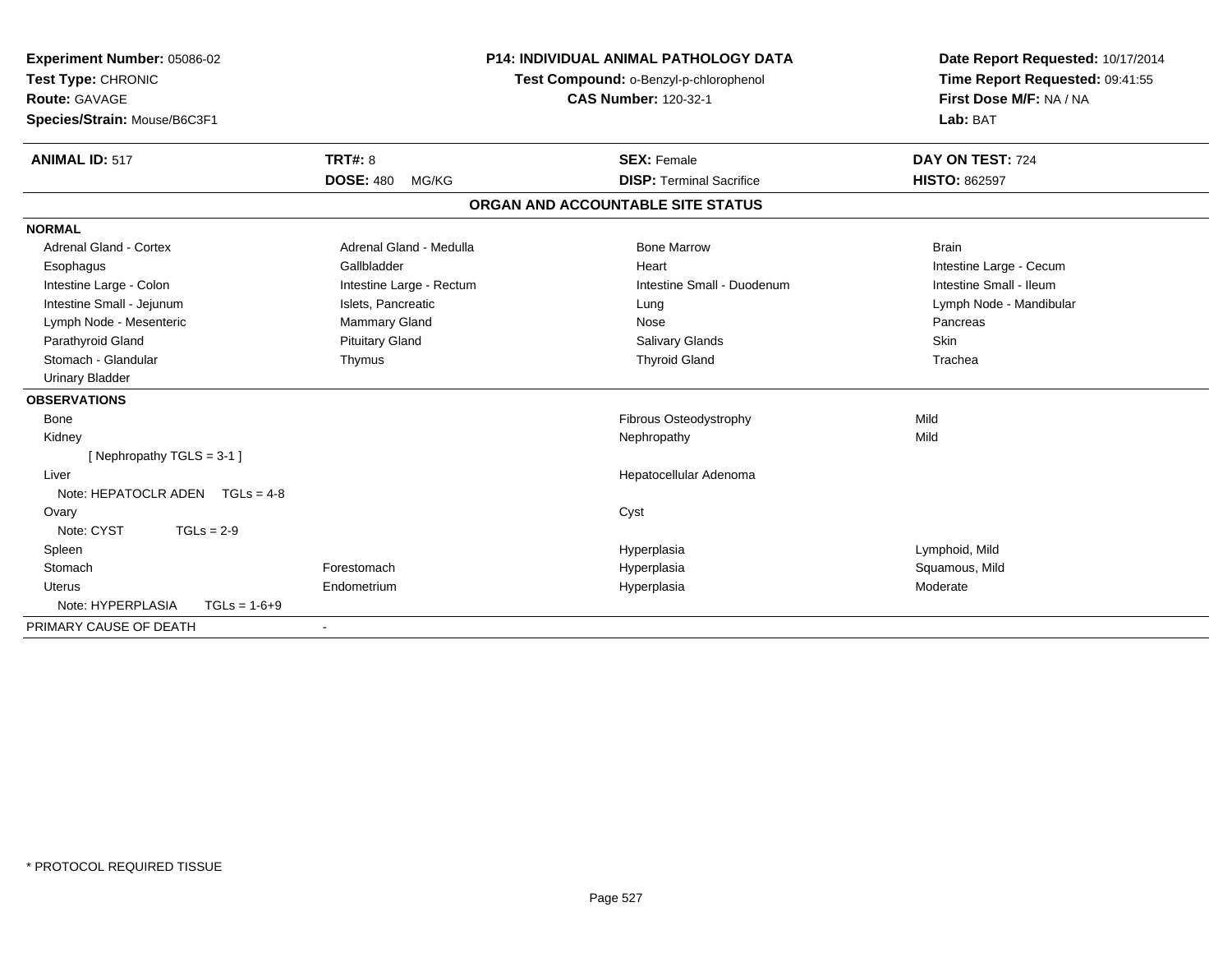**Experiment Number:** 05086-02
**Test Type:** CHRONIC
**Route:** GAVAGE
**Species/Strain:** Mouse/B6C3F1

**P14: INDIVIDUAL ANIMAL PATHOLOGY DATA**
**Test Compound:** o-Benzyl-p-chlorophenol
**CAS Number:** 120-32-1

**Date Report Requested:** 10/17/2014
**Time Report Requested:** 09:41:55
**First Dose M/F:** NA / NA
**Lab:** BAT

| **ANIMAL ID:** 517 | **TRT#:** 8 | **SEX:** Female | **DAY ON TEST:** 724 |
|---|---|---|---|
| | **DOSE:** 480 MG/KG | **DISP:** Terminal Sacrifice | **HISTO:** 862597 |

## ORGAN AND ACCOUNTABLE SITE STATUS

**NORMAL**

| | | | |
|---|---|---|---|
| Adrenal Gland - Cortex | Adrenal Gland - Medulla | Bone Marrow | Brain |
| Esophagus | Gallbladder | Heart | Intestine Large - Cecum |
| Intestine Large - Colon | Intestine Large - Rectum | Intestine Small - Duodenum | Intestine Small - Ileum |
| Intestine Small - Jejunum | Islets, Pancreatic | Lung | Lymph Node - Mandibular |
| Lymph Node - Mesenteric | Mammary Gland | Nose | Pancreas |
| Parathyroid Gland | Pituitary Gland | Salivary Glands | Skin |
| Stomach - Glandular | Thymus | Thyroid Gland | Trachea |
| Urinary Bladder | | | |

**OBSERVATIONS**

| | | | |
|---|---|---|---|
| Bone | | Fibrous Osteodystrophy | Mild |
| Kidney | | Nephropathy | Mild |
| [ Nephropathy TGLS = 3-1 ] | | | |
| Liver | | Hepatocellular Adenoma | |
| Note: HEPATOCLR ADEN TGLs = 4-8 | | | |
| Ovary | | Cyst | |
| Note: CYST TGLs = 2-9 | | | |
| Spleen | | Hyperplasia | Lymphoid, Mild |
| Stomach | Forestomach | Hyperplasia | Squamous, Mild |
| Uterus | Endometrium | Hyperplasia | Moderate |
| Note: HYPERPLASIA TGLs = 1-6+9 | | | |

PRIMARY CAUSE OF DEATH -

\* PROTOCOL REQUIRED TISSUE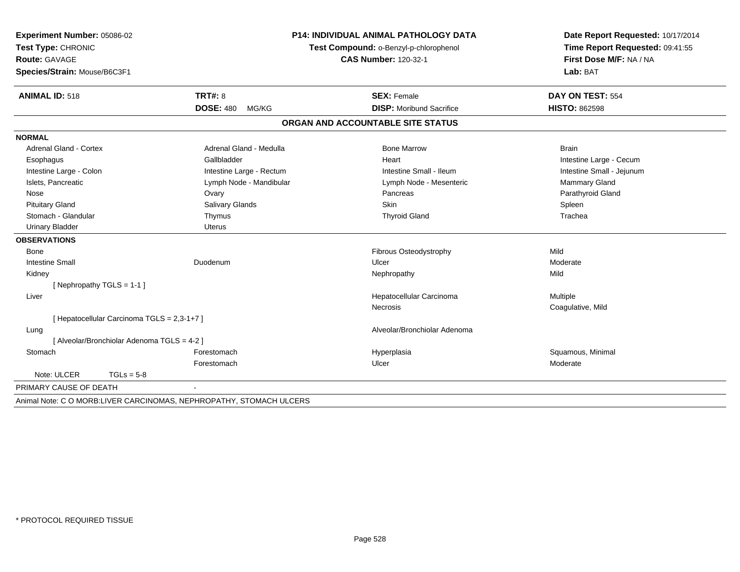**Experiment Number:** 05086-02
**Test Type:** CHRONIC
**Route:** GAVAGE
**Species/Strain:** Mouse/B6C3F1

**P14: INDIVIDUAL ANIMAL PATHOLOGY DATA**
**Test Compound:** o-Benzyl-p-chlorophenol
**CAS Number:** 120-32-1

**Date Report Requested:** 10/17/2014
**Time Report Requested:** 09:41:55
**First Dose M/F:** NA / NA
**Lab:** BAT

| **ANIMAL ID:** 518 | **TRT#:** 8 | **SEX:** Female | **DAY ON TEST:** 554 |
|---|---|---|---|
| | **DOSE:** 480 MG/KG | **DISP:** Moribund Sacrifice | **HISTO:** 862598 |

## ORGAN AND ACCOUNTABLE SITE STATUS

**NORMAL**

| | | | |
|---|---|---|---|
| Adrenal Gland - Cortex | Adrenal Gland - Medulla | Bone Marrow | Brain |
| Esophagus | Gallbladder | Heart | Intestine Large - Cecum |
| Intestine Large - Colon | Intestine Large - Rectum | Intestine Small - Ileum | Intestine Small - Jejunum |
| Islets, Pancreatic | Lymph Node - Mandibular | Lymph Node - Mesenteric | Mammary Gland |
| Nose | Ovary | Pancreas | Parathyroid Gland |
| Pituitary Gland | Salivary Glands | Skin | Spleen |
| Stomach - Glandular | Thymus | Thyroid Gland | Trachea |
| Urinary Bladder | Uterus | | |

**OBSERVATIONS**

| | | | |
|---|---|---|---|
| Bone | | Fibrous Osteodystrophy | Mild |
| Intestine Small | Duodenum | Ulcer | Moderate |
| Kidney | | Nephropathy | Mild |
| [ Nephropathy TGLS = 1-1 ] | | | |
| Liver | | Hepatocellular Carcinoma | Multiple |
| | | Necrosis | Coagulative, Mild |
| [ Hepatocellular Carcinoma TGLS = 2,3-1+7 ] | | | |
| Lung | | Alveolar/Bronchiolar Adenoma | |
| [ Alveolar/Bronchiolar Adenoma TGLS = 4-2 ] | | | |
| Stomach | Forestomach | Hyperplasia | Squamous, Minimal |
| | Forestomach | Ulcer | Moderate |
| Note: ULCER TGLs = 5-8 | | | |

PRIMARY CAUSE OF DEATH -

Animal Note: C O MORB:LIVER CARCINOMAS, NEPHROPATHY, STOMACH ULCERS

* PROTOCOL REQUIRED TISSUE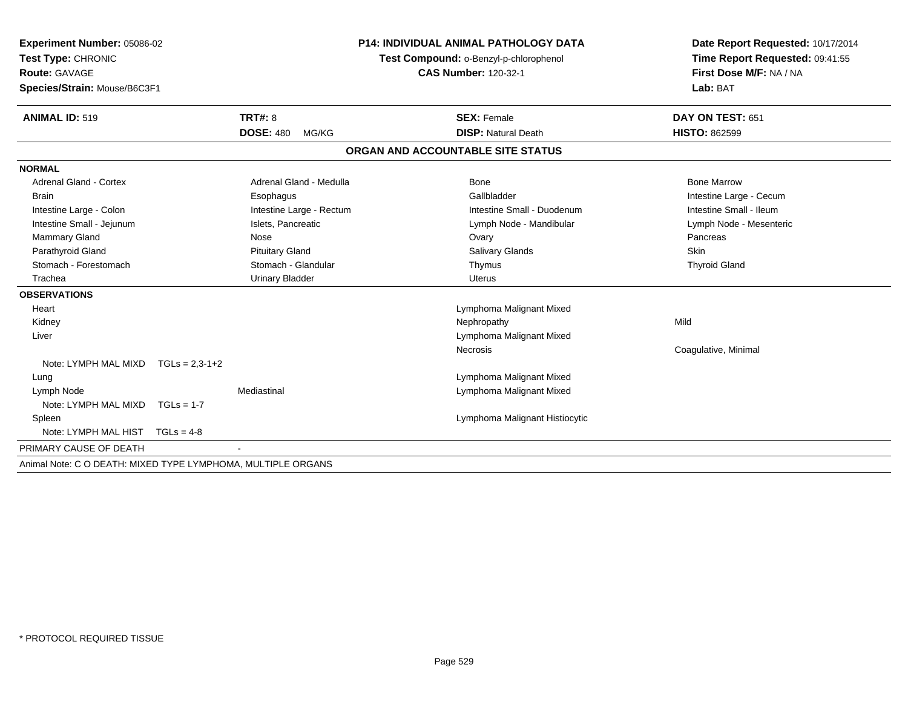**Experiment Number:** 05086-02
**Test Type:** CHRONIC
**Route:** GAVAGE
**Species/Strain:** Mouse/B6C3F1

**P14: INDIVIDUAL ANIMAL PATHOLOGY DATA**
**Test Compound:** o-Benzyl-p-chlorophenol
**CAS Number:** 120-32-1

**Date Report Requested:** 10/17/2014
**Time Report Requested:** 09:41:55
**First Dose M/F:** NA / NA
**Lab:** BAT

| **ANIMAL ID:** 519 | **TRT#:** 8 | **SEX:** Female | **DAY ON TEST:** 651 |
|---|---|---|---|
| | **DOSE:** 480 MG/KG | **DISP:** Natural Death | **HISTO:** 862599 |

## ORGAN AND ACCOUNTABLE SITE STATUS

**NORMAL**

| | | | |
|---|---|---|---|
| Adrenal Gland - Cortex | Adrenal Gland - Medulla | Bone | Bone Marrow |
| Brain | Esophagus | Gallbladder | Intestine Large - Cecum |
| Intestine Large - Colon | Intestine Large - Rectum | Intestine Small - Duodenum | Intestine Small - Ileum |
| Intestine Small - Jejunum | Islets, Pancreatic | Lymph Node - Mandibular | Lymph Node - Mesenteric |
| Mammary Gland | Nose | Ovary | Pancreas |
| Parathyroid Gland | Pituitary Gland | Salivary Glands | Skin |
| Stomach - Forestomach | Stomach - Glandular | Thymus | Thyroid Gland |
| Trachea | Urinary Bladder | Uterus | |

**OBSERVATIONS**

| | | | |
|---|---|---|---|
| Heart | | Lymphoma Malignant Mixed | |
| Kidney | | Nephropathy | Mild |
| Liver | | Lymphoma Malignant Mixed | |
| | | Necrosis | Coagulative, Minimal |
| Note: LYMPH MAL MIXD TGLs = 2,3-1+2 | | | |
| Lung | | Lymphoma Malignant Mixed | |
| Lymph Node | Mediastinal | Lymphoma Malignant Mixed | |
| Note: LYMPH MAL MIXD TGLs = 1-7 | | | |
| Spleen | | Lymphoma Malignant Histiocytic | |
| Note: LYMPH MAL HIST TGLs = 4-8 | | | |

PRIMARY CAUSE OF DEATH -

Animal Note: C O DEATH: MIXED TYPE LYMPHOMA, MULTIPLE ORGANS

* PROTOCOL REQUIRED TISSUE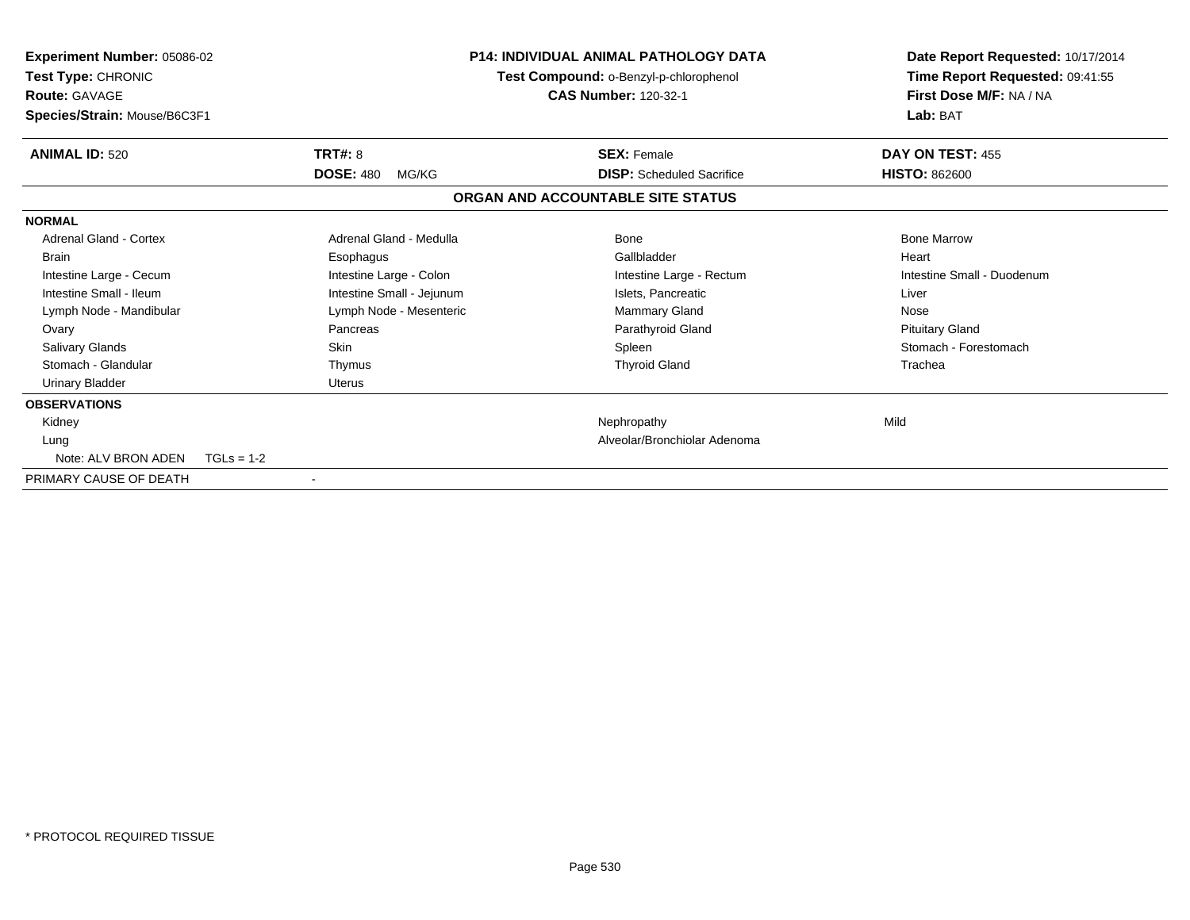**Experiment Number:** 05086-02
**Test Type:** CHRONIC
**Route:** GAVAGE
**Species/Strain:** Mouse/B6C3F1

**P14: INDIVIDUAL ANIMAL PATHOLOGY DATA**
**Test Compound:** o-Benzyl-p-chlorophenol
**CAS Number:** 120-32-1

**Date Report Requested:** 10/17/2014
**Time Report Requested:** 09:41:55
**First Dose M/F:** NA / NA
**Lab:** BAT

| **ANIMAL ID:** 520 | **TRT#:** 8 | **SEX:** Female | **DAY ON TEST:** 455 |
|---|---|---|---|
| | **DOSE:** 480 MG/KG | **DISP:** Scheduled Sacrifice | **HISTO:** 862600 |

## ORGAN AND ACCOUNTABLE SITE STATUS

**NORMAL**

| | | | |
|---|---|---|---|
| Adrenal Gland - Cortex | Adrenal Gland - Medulla | Bone | Bone Marrow |
| Brain | Esophagus | Gallbladder | Heart |
| Intestine Large - Cecum | Intestine Large - Colon | Intestine Large - Rectum | Intestine Small - Duodenum |
| Intestine Small - Ileum | Intestine Small - Jejunum | Islets, Pancreatic | Liver |
| Lymph Node - Mandibular | Lymph Node - Mesenteric | Mammary Gland | Nose |
| Ovary | Pancreas | Parathyroid Gland | Pituitary Gland |
| Salivary Glands | Skin | Spleen | Stomach - Forestomach |
| Stomach - Glandular | Thymus | Thyroid Gland | Trachea |
| Urinary Bladder | Uterus | | |

**OBSERVATIONS**

| | | |
|---|---|---|
| Kidney | Nephropathy | Mild |
| Lung | Alveolar/Bronchiolar Adenoma | |
| Note: ALV BRON ADEN TGLs = 1-2 | | |

PRIMARY CAUSE OF DEATH -

* PROTOCOL REQUIRED TISSUE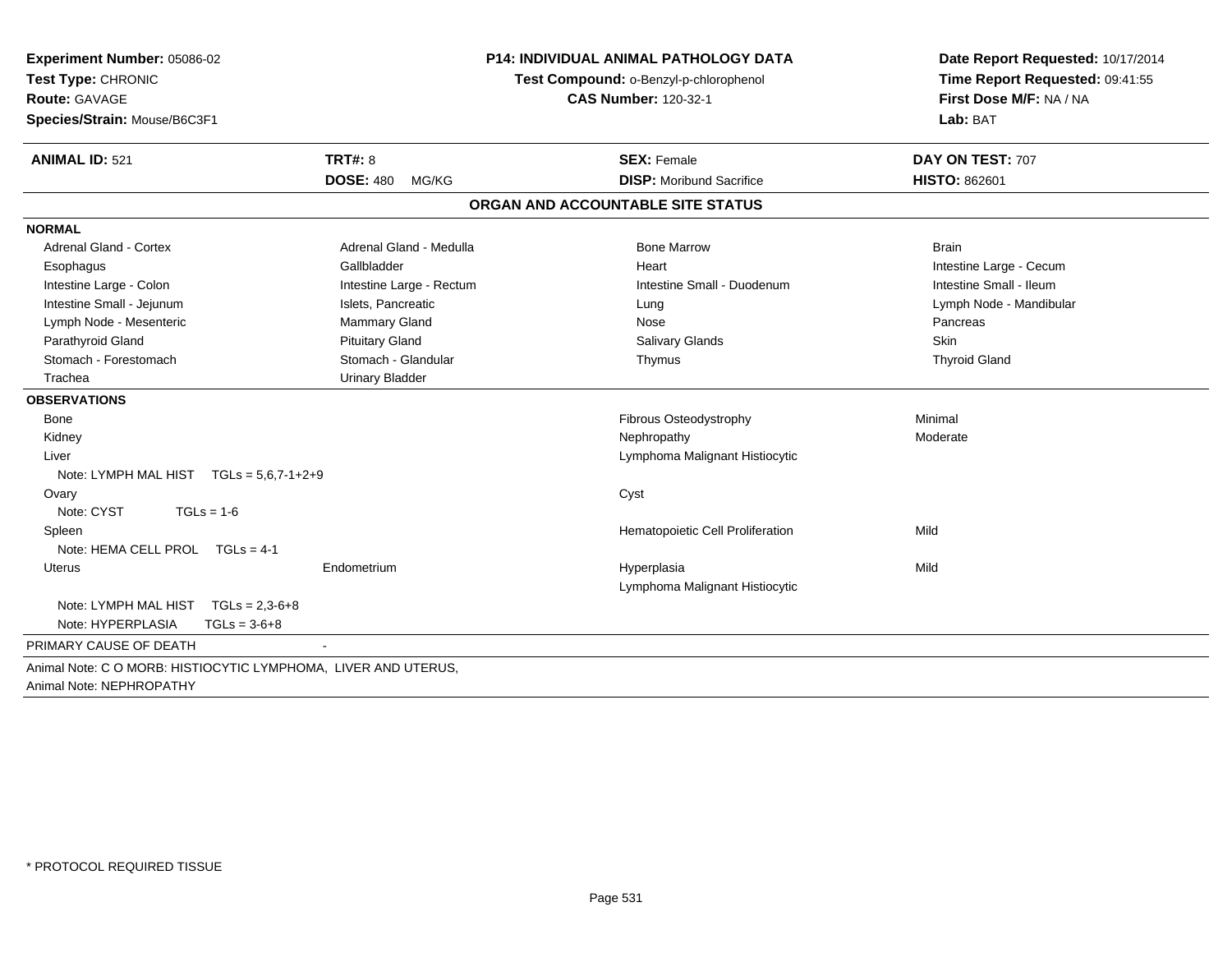**Experiment Number:** 05086-02
**Test Type:** CHRONIC
**Route:** GAVAGE
**Species/Strain:** Mouse/B6C3F1

**P14: INDIVIDUAL ANIMAL PATHOLOGY DATA**
**Test Compound:** o-Benzyl-p-chlorophenol
**CAS Number:** 120-32-1

**Date Report Requested:** 10/17/2014
**Time Report Requested:** 09:41:55
**First Dose M/F:** NA / NA
**Lab:** BAT

| **ANIMAL ID:** 521 | **TRT#:** 8 | **SEX:** Female | **DAY ON TEST:** 707 |
|---|---|---|---|
| | **DOSE:** 480 MG/KG | **DISP:** Moribund Sacrifice | **HISTO:** 862601 |

## ORGAN AND ACCOUNTABLE SITE STATUS

**NORMAL**

| | | | |
|---|---|---|---|
| Adrenal Gland - Cortex | Adrenal Gland - Medulla | Bone Marrow | Brain |
| Esophagus | Gallbladder | Heart | Intestine Large - Cecum |
| Intestine Large - Colon | Intestine Large - Rectum | Intestine Small - Duodenum | Intestine Small - Ileum |
| Intestine Small - Jejunum | Islets, Pancreatic | Lung | Lymph Node - Mandibular |
| Lymph Node - Mesenteric | Mammary Gland | Nose | Pancreas |
| Parathyroid Gland | Pituitary Gland | Salivary Glands | Skin |
| Stomach - Forestomach | Stomach - Glandular | Thymus | Thyroid Gland |
| Trachea | Urinary Bladder | | |

**OBSERVATIONS**

| | | | |
|---|---|---|---|
| Bone | | Fibrous Osteodystrophy | Minimal |
| Kidney | | Nephropathy | Moderate |
| Liver | | Lymphoma Malignant Histiocytic | |
| Note: LYMPH MAL HIST TGLs = 5,6,7-1+2+9 | | | |
| Ovary | | Cyst | |
| Note: CYST TGLs = 1-6 | | | |
| Spleen | | Hematopoietic Cell Proliferation | Mild |
| Note: HEMA CELL PROL TGLs = 4-1 | | | |
| Uterus | Endometrium | Hyperplasia | Mild |
| | | Lymphoma Malignant Histiocytic | |
| Note: LYMPH MAL HIST TGLs = 2,3-6+8 | | | |
| Note: HYPERPLASIA TGLs = 3-6+8 | | | |

PRIMARY CAUSE OF DEATH -

Animal Note: C O MORB: HISTIOCYTIC LYMPHOMA, LIVER AND UTERUS,
Animal Note: NEPHROPATHY

* PROTOCOL REQUIRED TISSUE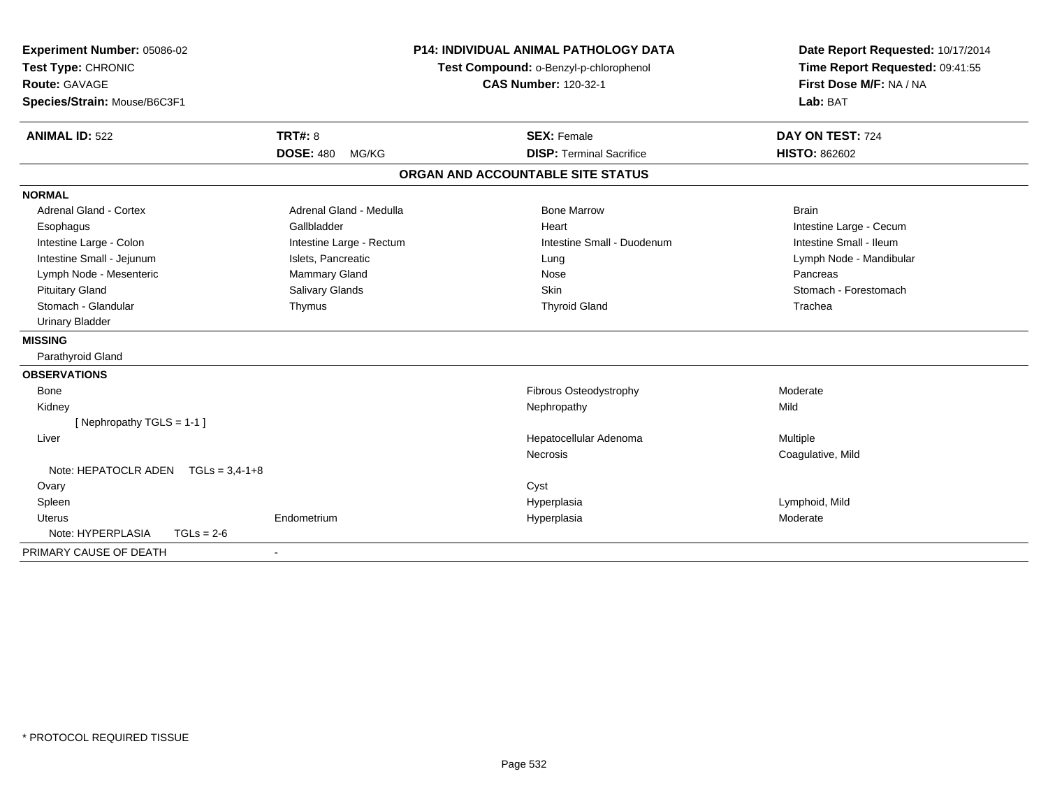**Experiment Number:** 05086-02
**Test Type:** CHRONIC
**Route:** GAVAGE
**Species/Strain:** Mouse/B6C3F1

**P14: INDIVIDUAL ANIMAL PATHOLOGY DATA**
**Test Compound:** o-Benzyl-p-chlorophenol
**CAS Number:** 120-32-1

**Date Report Requested:** 10/17/2014
**Time Report Requested:** 09:41:55
**First Dose M/F:** NA / NA
**Lab:** BAT

| **ANIMAL ID:** 522 | **TRT#:** 8 | **SEX:** Female | **DAY ON TEST:** 724 |
|---|---|---|---|
| | **DOSE:** 480 MG/KG | **DISP:** Terminal Sacrifice | **HISTO:** 862602 |

## ORGAN AND ACCOUNTABLE SITE STATUS

**NORMAL**

| | | | |
|---|---|---|---|
| Adrenal Gland - Cortex | Adrenal Gland - Medulla | Bone Marrow | Brain |
| Esophagus | Gallbladder | Heart | Intestine Large - Cecum |
| Intestine Large - Colon | Intestine Large - Rectum | Intestine Small - Duodenum | Intestine Small - Ileum |
| Intestine Small - Jejunum | Islets, Pancreatic | Lung | Lymph Node - Mandibular |
| Lymph Node - Mesenteric | Mammary Gland | Nose | Pancreas |
| Pituitary Gland | Salivary Glands | Skin | Stomach - Forestomach |
| Stomach - Glandular | Thymus | Thyroid Gland | Trachea |
| Urinary Bladder | | | |

**MISSING**

Parathyroid Gland

**OBSERVATIONS**

| | | | |
|---|---|---|---|
| Bone | | Fibrous Osteodystrophy | Moderate |
| Kidney | | Nephropathy | Mild |
| [ Nephropathy TGLS = 1-1 ] | | | |
| Liver | | Hepatocellular Adenoma | Multiple |
| | | Necrosis | Coagulative, Mild |
| Note: HEPATOCLR ADEN TGLs = 3,4-1+8 | | | |
| Ovary | | Cyst | |
| Spleen | | Hyperplasia | Lymphoid, Mild |
| Uterus | Endometrium | Hyperplasia | Moderate |
| Note: HYPERPLASIA TGLs = 2-6 | | | |

PRIMARY CAUSE OF DEATH -

* PROTOCOL REQUIRED TISSUE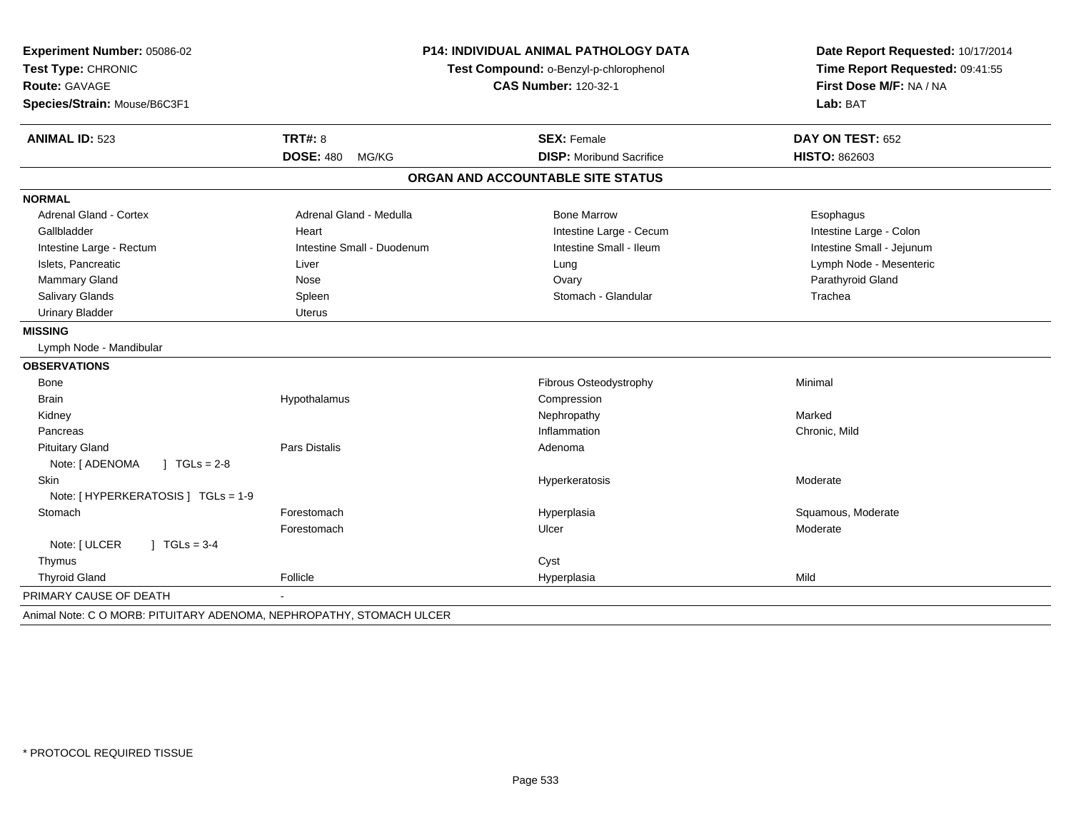**Experiment Number:** 05086-02
**Test Type:** CHRONIC
**Route:** GAVAGE
**Species/Strain:** Mouse/B6C3F1

**P14: INDIVIDUAL ANIMAL PATHOLOGY DATA**
**Test Compound:** o-Benzyl-p-chlorophenol
**CAS Number:** 120-32-1

**Date Report Requested:** 10/17/2014
**Time Report Requested:** 09:41:55
**First Dose M/F:** NA / NA
**Lab:** BAT

| **ANIMAL ID:** 523 | **TRT#:** 8 | **SEX:** Female | **DAY ON TEST:** 652 |
|---|---|---|---|
| | **DOSE:** 480 MG/KG | **DISP:** Moribund Sacrifice | **HISTO:** 862603 |

## ORGAN AND ACCOUNTABLE SITE STATUS

**NORMAL**

| | | | |
|---|---|---|---|
| Adrenal Gland - Cortex | Adrenal Gland - Medulla | Bone Marrow | Esophagus |
| Gallbladder | Heart | Intestine Large - Cecum | Intestine Large - Colon |
| Intestine Large - Rectum | Intestine Small - Duodenum | Intestine Small - Ileum | Intestine Small - Jejunum |
| Islets, Pancreatic | Liver | Lung | Lymph Node - Mesenteric |
| Mammary Gland | Nose | Ovary | Parathyroid Gland |
| Salivary Glands | Spleen | Stomach - Glandular | Trachea |
| Urinary Bladder | Uterus | | |

**MISSING**

Lymph Node - Mandibular

**OBSERVATIONS**

| | | | |
|---|---|---|---|
| Bone | | Fibrous Osteodystrophy | Minimal |
| Brain | Hypothalamus | Compression | |
| Kidney | | Nephropathy | Marked |
| Pancreas | | Inflammation | Chronic, Mild |
| Pituitary Gland | Pars Distalis | Adenoma | |
| Note: [ ADENOMA ] TGLs = 2-8 | | | |
| Skin | | Hyperkeratosis | Moderate |
| Note: [ HYPERKERATOSIS ] TGLs = 1-9 | | | |
| Stomach | Forestomach | Hyperplasia | Squamous, Moderate |
| | Forestomach | Ulcer | Moderate |
| Note: [ ULCER ] TGLs = 3-4 | | | |
| Thymus | | Cyst | |
| Thyroid Gland | Follicle | Hyperplasia | Mild |

PRIMARY CAUSE OF DEATH -

Animal Note: C O MORB: PITUITARY ADENOMA, NEPHROPATHY, STOMACH ULCER

* PROTOCOL REQUIRED TISSUE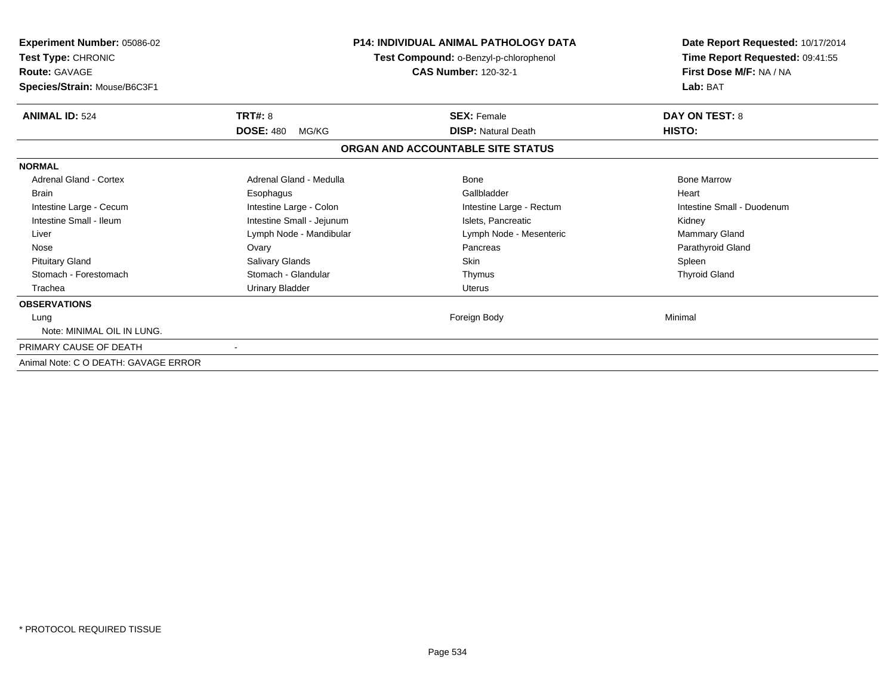**Experiment Number:** 05086-02
**Test Type:** CHRONIC
**Route:** GAVAGE
**Species/Strain:** Mouse/B6C3F1

**P14: INDIVIDUAL ANIMAL PATHOLOGY DATA**
**Test Compound:** o-Benzyl-p-chlorophenol
**CAS Number:** 120-32-1

**Date Report Requested:** 10/17/2014
**Time Report Requested:** 09:41:55
**First Dose M/F:** NA / NA
**Lab:** BAT

| **ANIMAL ID:** 524 | **TRT#:** 8 | **SEX:** Female | **DAY ON TEST:** 8 |
|---|---|---|---|
| | **DOSE:** 480 MG/KG | **DISP:** Natural Death | **HISTO:** |

**ORGAN AND ACCOUNTABLE SITE STATUS**

**NORMAL**

| | | | |
|---|---|---|---|
| Adrenal Gland - Cortex | Adrenal Gland - Medulla | Bone | Bone Marrow |
| Brain | Esophagus | Gallbladder | Heart |
| Intestine Large - Cecum | Intestine Large - Colon | Intestine Large - Rectum | Intestine Small - Duodenum |
| Intestine Small - Ileum | Intestine Small - Jejunum | Islets, Pancreatic | Kidney |
| Liver | Lymph Node - Mandibular | Lymph Node - Mesenteric | Mammary Gland |
| Nose | Ovary | Pancreas | Parathyroid Gland |
| Pituitary Gland | Salivary Glands | Skin | Spleen |
| Stomach - Forestomach | Stomach - Glandular | Thymus | Thyroid Gland |
| Trachea | Urinary Bladder | Uterus | |

**OBSERVATIONS**

| | | | |
|---|---|---|---|
| Lung | | Foreign Body | Minimal |

Note: MINIMAL OIL IN LUNG.

PRIMARY CAUSE OF DEATH -

Animal Note: C O DEATH: GAVAGE ERROR

\* PROTOCOL REQUIRED TISSUE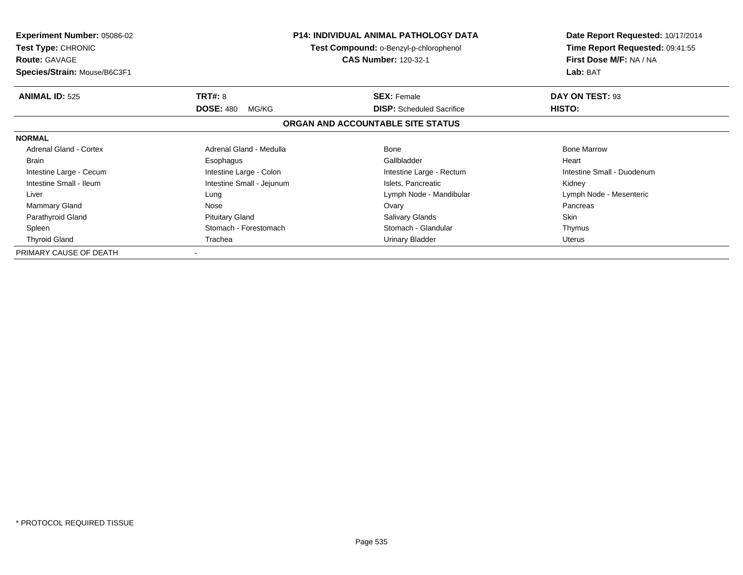**Experiment Number:** 05086-02
**Test Type:** CHRONIC
**Route:** GAVAGE
**Species/Strain:** Mouse/B6C3F1

**P14: INDIVIDUAL ANIMAL PATHOLOGY DATA**
**Test Compound:** o-Benzyl-p-chlorophenol
**CAS Number:** 120-32-1

**Date Report Requested:** 10/17/2014
**Time Report Requested:** 09:41:55
**First Dose M/F:** NA / NA
**Lab:** BAT

| **ANIMAL ID:** 525 | **TRT#:** 8 | **SEX:** Female | **DAY ON TEST:** 93 |
|---|---|---|---|
| | **DOSE:** 480 MG/KG | **DISP:** Scheduled Sacrifice | **HISTO:** |

**ORGAN AND ACCOUNTABLE SITE STATUS**

**NORMAL**

| | | | |
|---|---|---|---|
| Adrenal Gland - Cortex | Adrenal Gland - Medulla | Bone | Bone Marrow |
| Brain | Esophagus | Gallbladder | Heart |
| Intestine Large - Cecum | Intestine Large - Colon | Intestine Large - Rectum | Intestine Small - Duodenum |
| Intestine Small - Ileum | Intestine Small - Jejunum | Islets, Pancreatic | Kidney |
| Liver | Lung | Lymph Node - Mandibular | Lymph Node - Mesenteric |
| Mammary Gland | Nose | Ovary | Pancreas |
| Parathyroid Gland | Pituitary Gland | Salivary Glands | Skin |
| Spleen | Stomach - Forestomach | Stomach - Glandular | Thymus |
| Thyroid Gland | Trachea | Urinary Bladder | Uterus |

PRIMARY CAUSE OF DEATH -

* PROTOCOL REQUIRED TISSUE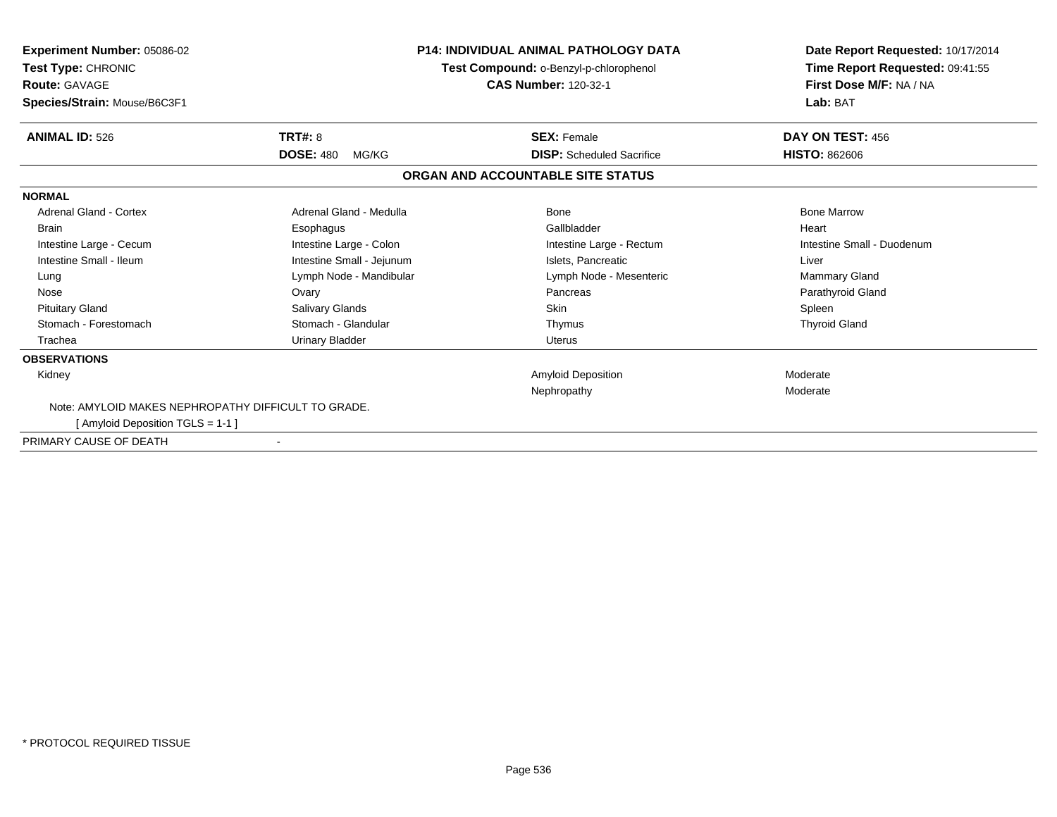**Experiment Number:** 05086-02
**Test Type:** CHRONIC
**Route:** GAVAGE
**Species/Strain:** Mouse/B6C3F1

**P14: INDIVIDUAL ANIMAL PATHOLOGY DATA**
**Test Compound:** o-Benzyl-p-chlorophenol
**CAS Number:** 120-32-1

**Date Report Requested:** 10/17/2014
**Time Report Requested:** 09:41:55
**First Dose M/F:** NA / NA
**Lab:** BAT

| **ANIMAL ID:** 526 | **TRT#:** 8 | **SEX:** Female | **DAY ON TEST:** 456 |
|---|---|---|---|
| | **DOSE:** 480 MG/KG | **DISP:** Scheduled Sacrifice | **HISTO:** 862606 |

**ORGAN AND ACCOUNTABLE SITE STATUS**

**NORMAL**

| | | | |
|---|---|---|---|
| Adrenal Gland - Cortex | Adrenal Gland - Medulla | Bone | Bone Marrow |
| Brain | Esophagus | Gallbladder | Heart |
| Intestine Large - Cecum | Intestine Large - Colon | Intestine Large - Rectum | Intestine Small - Duodenum |
| Intestine Small - Ileum | Intestine Small - Jejunum | Islets, Pancreatic | Liver |
| Lung | Lymph Node - Mandibular | Lymph Node - Mesenteric | Mammary Gland |
| Nose | Ovary | Pancreas | Parathyroid Gland |
| Pituitary Gland | Salivary Glands | Skin | Spleen |
| Stomach - Forestomach | Stomach - Glandular | Thymus | Thyroid Gland |
| Trachea | Urinary Bladder | Uterus | |

**OBSERVATIONS**

| | | | |
|---|---|---|---|
| Kidney | | Amyloid Deposition | Moderate |
| | | Nephropathy | Moderate |

Note: AMYLOID MAKES NEPHROPATHY DIFFICULT TO GRADE.
[ Amyloid Deposition TGLS = 1-1 ]

PRIMARY CAUSE OF DEATH -

* PROTOCOL REQUIRED TISSUE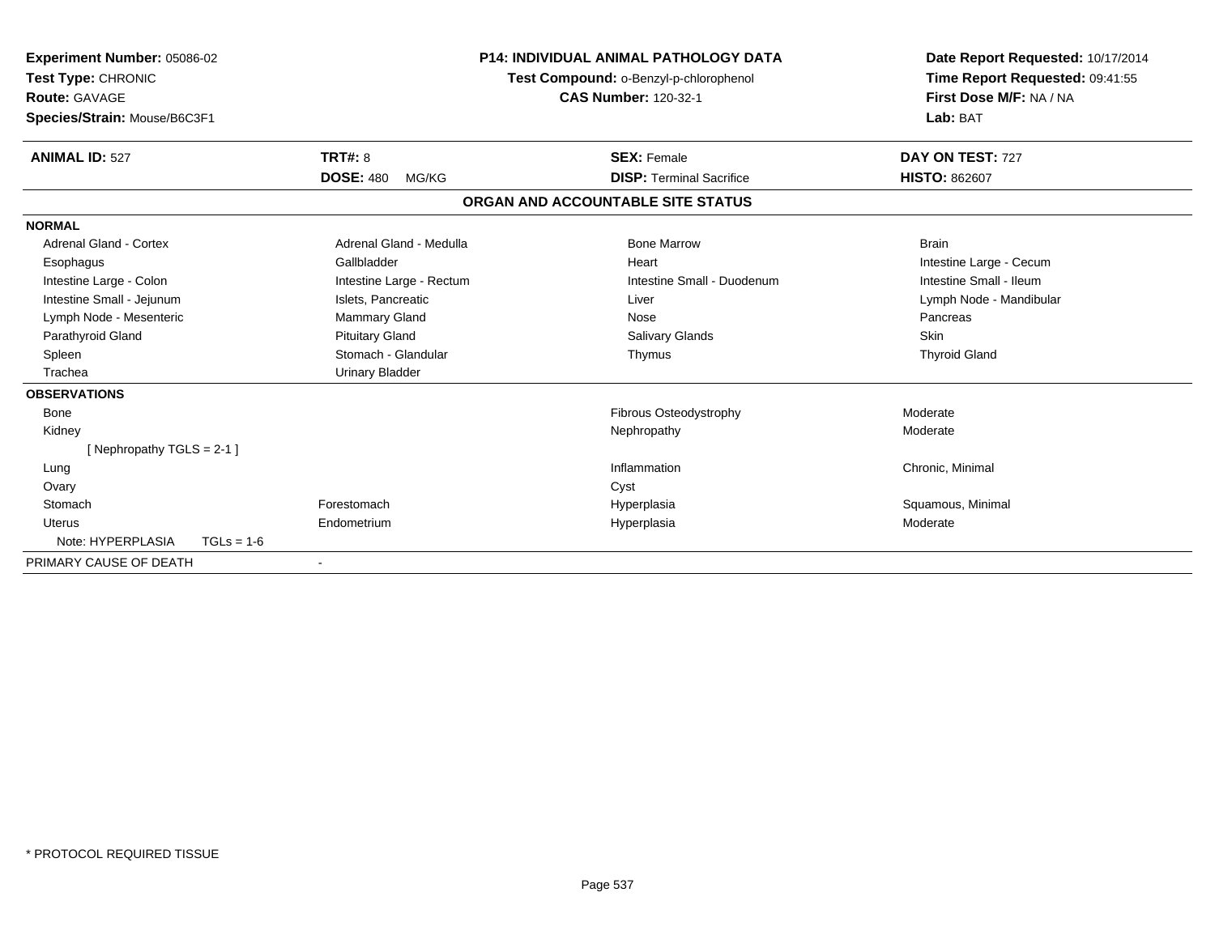**Experiment Number:** 05086-02
**Test Type:** CHRONIC
**Route:** GAVAGE
**Species/Strain:** Mouse/B6C3F1

**P14: INDIVIDUAL ANIMAL PATHOLOGY DATA**
**Test Compound:** o-Benzyl-p-chlorophenol
**CAS Number:** 120-32-1

**Date Report Requested:** 10/17/2014
**Time Report Requested:** 09:41:55
**First Dose M/F:** NA / NA
**Lab:** BAT

| **ANIMAL ID:** 527 | **TRT#:** 8 | **SEX:** Female | **DAY ON TEST:** 727 |
|---|---|---|---|
| | **DOSE:** 480 MG/KG | **DISP:** Terminal Sacrifice | **HISTO:** 862607 |

## ORGAN AND ACCOUNTABLE SITE STATUS

**NORMAL**

| | | | |
|---|---|---|---|
| Adrenal Gland - Cortex | Adrenal Gland - Medulla | Bone Marrow | Brain |
| Esophagus | Gallbladder | Heart | Intestine Large - Cecum |
| Intestine Large - Colon | Intestine Large - Rectum | Intestine Small - Duodenum | Intestine Small - Ileum |
| Intestine Small - Jejunum | Islets, Pancreatic | Liver | Lymph Node - Mandibular |
| Lymph Node - Mesenteric | Mammary Gland | Nose | Pancreas |
| Parathyroid Gland | Pituitary Gland | Salivary Glands | Skin |
| Spleen | Stomach - Glandular | Thymus | Thyroid Gland |
| Trachea | Urinary Bladder | | |

**OBSERVATIONS**

| | | | |
|---|---|---|---|
| Bone | | Fibrous Osteodystrophy | Moderate |
| Kidney | | Nephropathy | Moderate |
| [ Nephropathy TGLS = 2-1 ] | | | |
| Lung | | Inflammation | Chronic, Minimal |
| Ovary | | Cyst | |
| Stomach | Forestomach | Hyperplasia | Squamous, Minimal |
| Uterus | Endometrium | Hyperplasia | Moderate |
| Note: HYPERPLASIA TGLs = 1-6 | | | |

PRIMARY CAUSE OF DEATH -

\* PROTOCOL REQUIRED TISSUE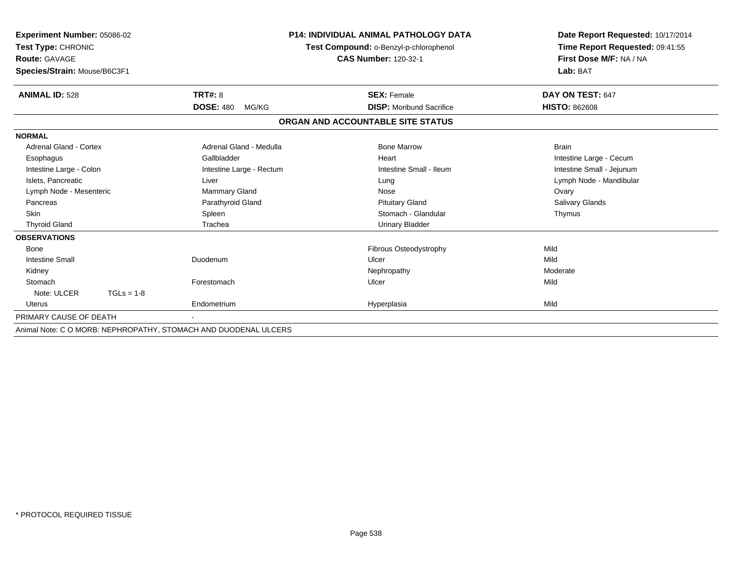**Experiment Number:** 05086-02
**Test Type:** CHRONIC
**Route:** GAVAGE
**Species/Strain:** Mouse/B6C3F1

**P14: INDIVIDUAL ANIMAL PATHOLOGY DATA**
**Test Compound:** o-Benzyl-p-chlorophenol
**CAS Number:** 120-32-1

**Date Report Requested:** 10/17/2014
**Time Report Requested:** 09:41:55
**First Dose M/F:** NA / NA
**Lab:** BAT

| **ANIMAL ID:** 528 | **TRT#:** 8 | **SEX:** Female | **DAY ON TEST:** 647 |
|---|---|---|---|
| | **DOSE:** 480 MG/KG | **DISP:** Moribund Sacrifice | **HISTO:** 862608 |

## ORGAN AND ACCOUNTABLE SITE STATUS

| | | | |
|---|---|---|---|
| **NORMAL** | | | |
| Adrenal Gland - Cortex | Adrenal Gland - Medulla | Bone Marrow | Brain |
| Esophagus | Gallbladder | Heart | Intestine Large - Cecum |
| Intestine Large - Colon | Intestine Large - Rectum | Intestine Small - Ileum | Intestine Small - Jejunum |
| Islets, Pancreatic | Liver | Lung | Lymph Node - Mandibular |
| Lymph Node - Mesenteric | Mammary Gland | Nose | Ovary |
| Pancreas | Parathyroid Gland | Pituitary Gland | Salivary Glands |
| Skin | Spleen | Stomach - Glandular | Thymus |
| Thyroid Gland | Trachea | Urinary Bladder | |
| **OBSERVATIONS** | | | |
| Bone | | Fibrous Osteodystrophy | Mild |
| Intestine Small | Duodenum | Ulcer | Mild |
| Kidney | | Nephropathy | Moderate |
| Stomach | Forestomach | Ulcer | Mild |
| Note: ULCER TGLs = 1-8 | | | |
| Uterus | Endometrium | Hyperplasia | Mild |
| PRIMARY CAUSE OF DEATH | - | | |

Animal Note: C O MORB: NEPHROPATHY, STOMACH AND DUODENAL ULCERS

\* PROTOCOL REQUIRED TISSUE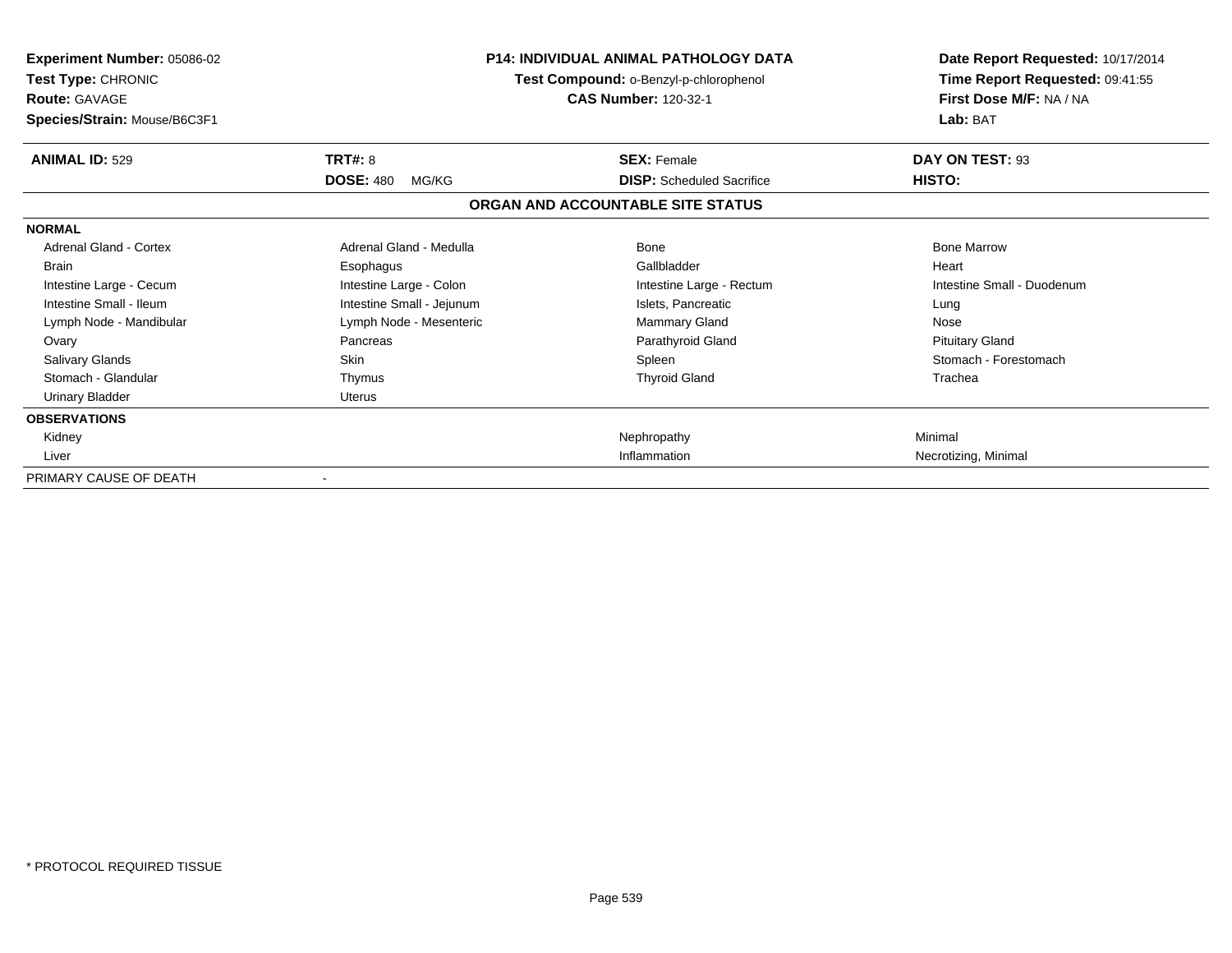**Experiment Number:** 05086-02
**Test Type:** CHRONIC
**Route:** GAVAGE
**Species/Strain:** Mouse/B6C3F1

**P14: INDIVIDUAL ANIMAL PATHOLOGY DATA**
**Test Compound:** o-Benzyl-p-chlorophenol
**CAS Number:** 120-32-1

**Date Report Requested:** 10/17/2014
**Time Report Requested:** 09:41:55
**First Dose M/F:** NA / NA
**Lab:** BAT

| **ANIMAL ID:** 529 | **TRT#:** 8 | **SEX:** Female | **DAY ON TEST:** 93 |
|---|---|---|---|
| | **DOSE:** 480 MG/KG | **DISP:** Scheduled Sacrifice | **HISTO:** |

**ORGAN AND ACCOUNTABLE SITE STATUS**

| | | | |
|---|---|---|---|
| **NORMAL** | | | |
| Adrenal Gland - Cortex | Adrenal Gland - Medulla | Bone | Bone Marrow |
| Brain | Esophagus | Gallbladder | Heart |
| Intestine Large - Cecum | Intestine Large - Colon | Intestine Large - Rectum | Intestine Small - Duodenum |
| Intestine Small - Ileum | Intestine Small - Jejunum | Islets, Pancreatic | Lung |
| Lymph Node - Mandibular | Lymph Node - Mesenteric | Mammary Gland | Nose |
| Ovary | Pancreas | Parathyroid Gland | Pituitary Gland |
| Salivary Glands | Skin | Spleen | Stomach - Forestomach |
| Stomach - Glandular | Thymus | Thyroid Gland | Trachea |
| Urinary Bladder | Uterus | | |
| **OBSERVATIONS** | | | |
| Kidney | | Nephropathy | Minimal |
| Liver | | Inflammation | Necrotizing, Minimal |
| PRIMARY CAUSE OF DEATH | - | | |

\* PROTOCOL REQUIRED TISSUE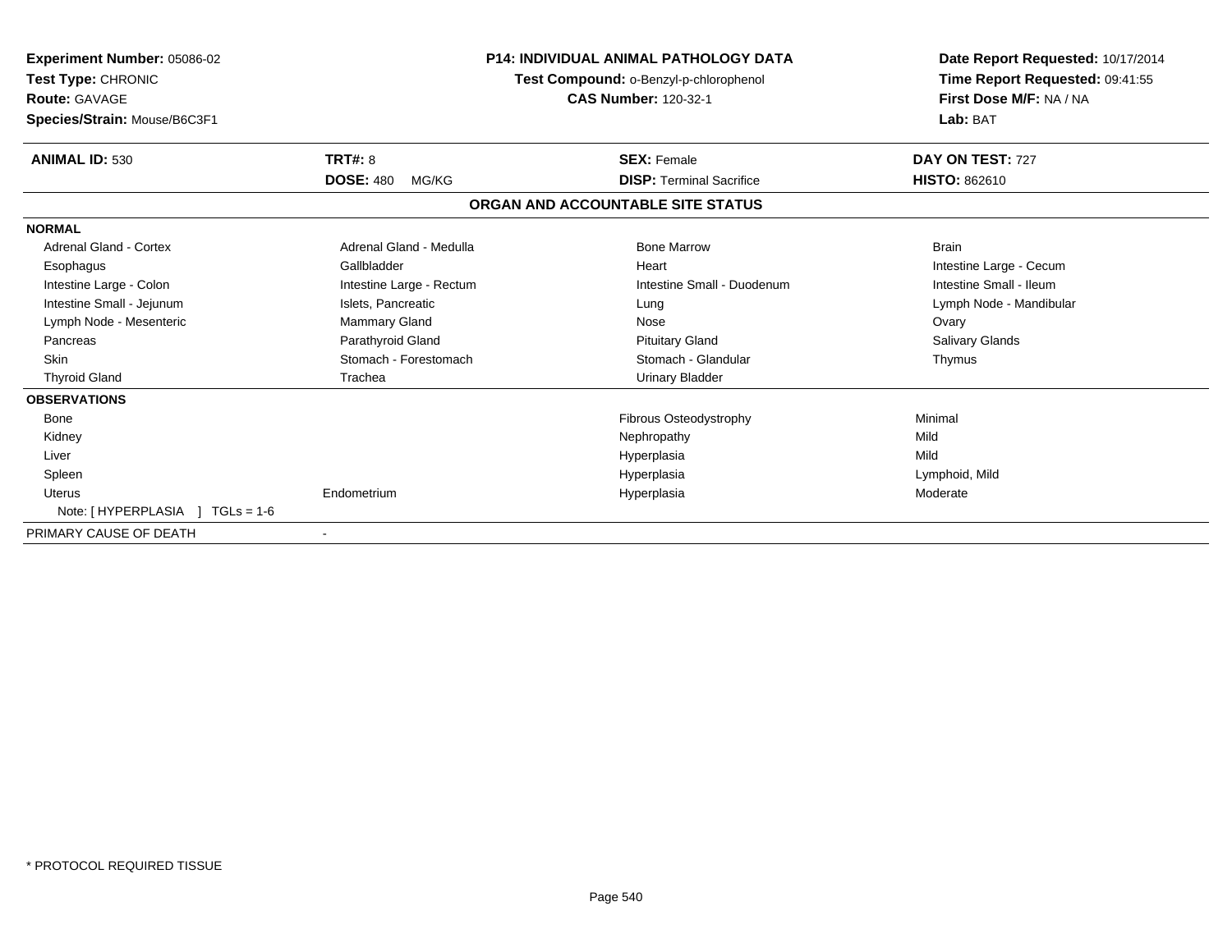**Experiment Number:** 05086-02
**Test Type:** CHRONIC
**Route:** GAVAGE
**Species/Strain:** Mouse/B6C3F1

**P14: INDIVIDUAL ANIMAL PATHOLOGY DATA**
**Test Compound:** o-Benzyl-p-chlorophenol
**CAS Number:** 120-32-1

**Date Report Requested:** 10/17/2014
**Time Report Requested:** 09:41:55
**First Dose M/F:** NA / NA
**Lab:** BAT

| **ANIMAL ID:** 530 | **TRT#:** 8 | **SEX:** Female | **DAY ON TEST:** 727 |
|---|---|---|---|
| | **DOSE:** 480 MG/KG | **DISP:** Terminal Sacrifice | **HISTO:** 862610 |

## ORGAN AND ACCOUNTABLE SITE STATUS

| | | | |
|---|---|---|---|
| **NORMAL** | | | |
| Adrenal Gland - Cortex | Adrenal Gland - Medulla | Bone Marrow | Brain |
| Esophagus | Gallbladder | Heart | Intestine Large - Cecum |
| Intestine Large - Colon | Intestine Large - Rectum | Intestine Small - Duodenum | Intestine Small - Ileum |
| Intestine Small - Jejunum | Islets, Pancreatic | Lung | Lymph Node - Mandibular |
| Lymph Node - Mesenteric | Mammary Gland | Nose | Ovary |
| Pancreas | Parathyroid Gland | Pituitary Gland | Salivary Glands |
| Skin | Stomach - Forestomach | Stomach - Glandular | Thymus |
| Thyroid Gland | Trachea | Urinary Bladder | |
| **OBSERVATIONS** | | | |
| Bone | | Fibrous Osteodystrophy | Minimal |
| Kidney | | Nephropathy | Mild |
| Liver | | Hyperplasia | Mild |
| Spleen | | Hyperplasia | Lymphoid, Mild |
| Uterus | Endometrium | Hyperplasia | Moderate |
| Note: [ HYPERPLASIA ] TGLs = 1-6 | | | |
| PRIMARY CAUSE OF DEATH | - | | |

\* PROTOCOL REQUIRED TISSUE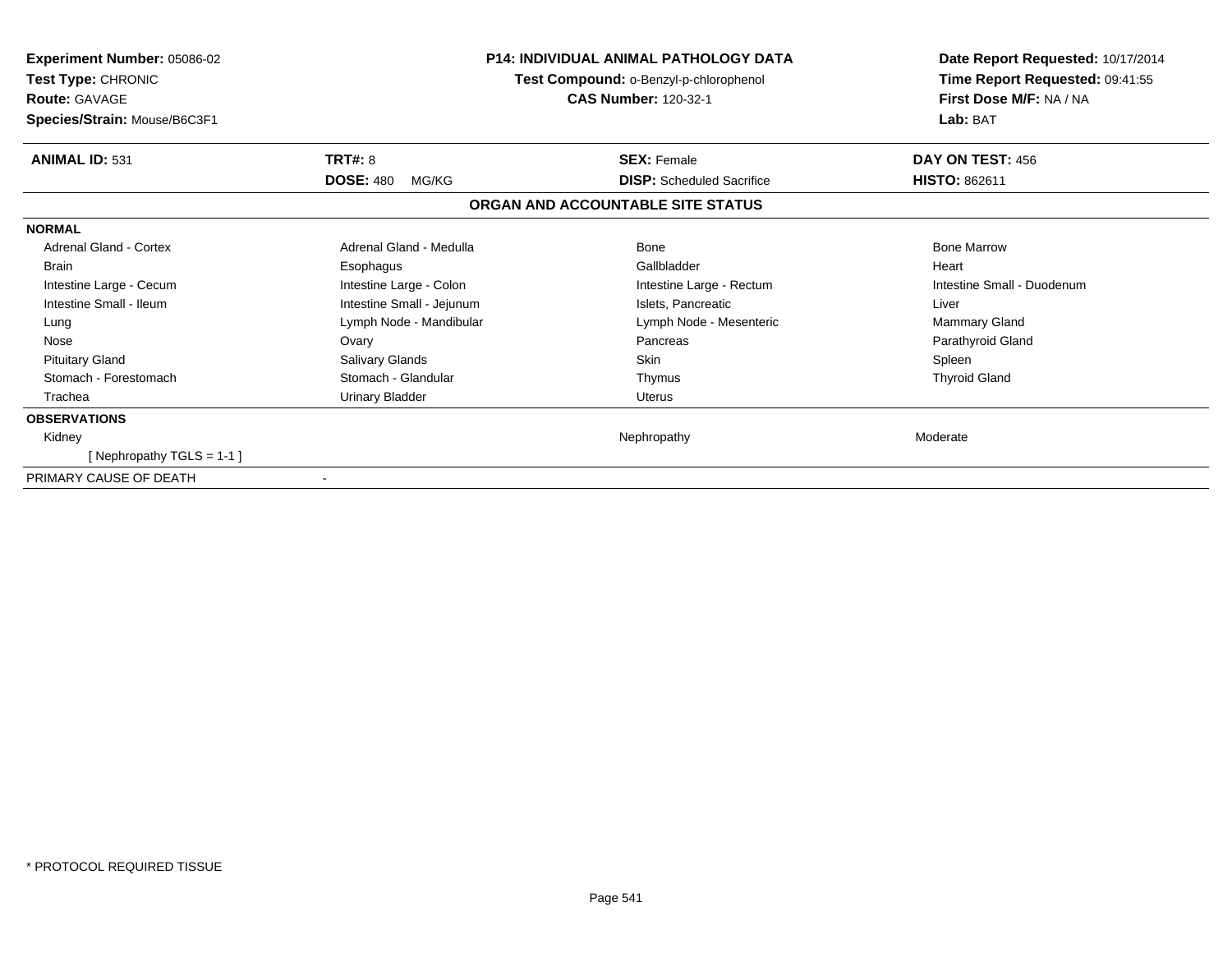**Experiment Number:** 05086-02
**Test Type:** CHRONIC
**Route:** GAVAGE
**Species/Strain:** Mouse/B6C3F1

**P14: INDIVIDUAL ANIMAL PATHOLOGY DATA**
**Test Compound:** o-Benzyl-p-chlorophenol
**CAS Number:** 120-32-1

**Date Report Requested:** 10/17/2014
**Time Report Requested:** 09:41:55
**First Dose M/F:** NA / NA
**Lab:** BAT

| **ANIMAL ID:** 531 | **TRT#:** 8 | **SEX:** Female | **DAY ON TEST:** 456 |
|---|---|---|---|
| | **DOSE:** 480 MG/KG | **DISP:** Scheduled Sacrifice | **HISTO:** 862611 |

## ORGAN AND ACCOUNTABLE SITE STATUS

| | | | |
|---|---|---|---|
| **NORMAL** | | | |
| Adrenal Gland - Cortex | Adrenal Gland - Medulla | Bone | Bone Marrow |
| Brain | Esophagus | Gallbladder | Heart |
| Intestine Large - Cecum | Intestine Large - Colon | Intestine Large - Rectum | Intestine Small - Duodenum |
| Intestine Small - Ileum | Intestine Small - Jejunum | Islets, Pancreatic | Liver |
| Lung | Lymph Node - Mandibular | Lymph Node - Mesenteric | Mammary Gland |
| Nose | Ovary | Pancreas | Parathyroid Gland |
| Pituitary Gland | Salivary Glands | Skin | Spleen |
| Stomach - Forestomach | Stomach - Glandular | Thymus | Thyroid Gland |
| Trachea | Urinary Bladder | Uterus | |
| **OBSERVATIONS** | | | |
| Kidney | | Nephropathy | Moderate |
| [ Nephropathy TGLS = 1-1 ] | | | |
| PRIMARY CAUSE OF DEATH | - | | |

* PROTOCOL REQUIRED TISSUE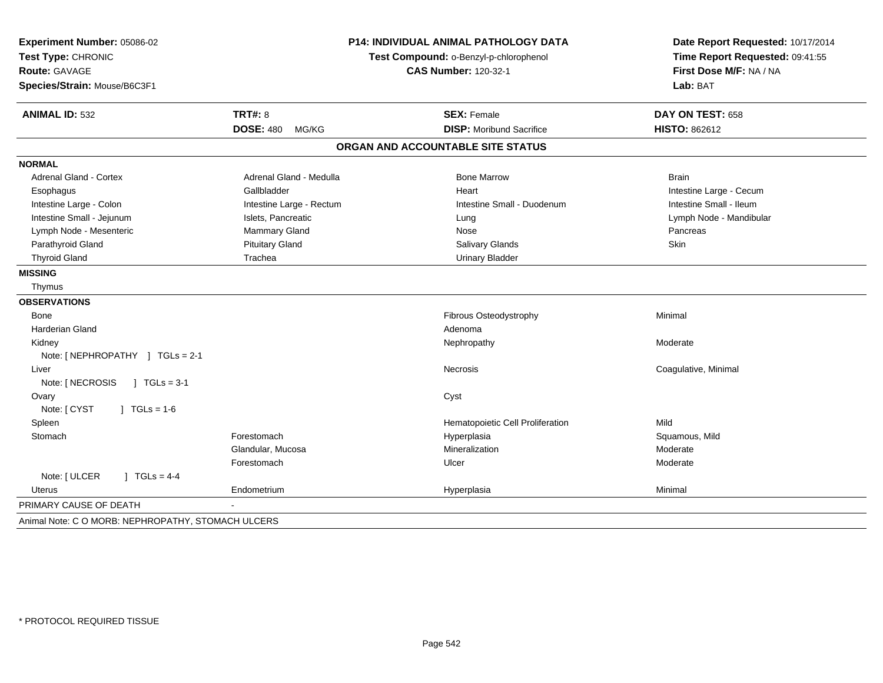**Experiment Number:** 05086-02
**Test Type:** CHRONIC
**Route:** GAVAGE
**Species/Strain:** Mouse/B6C3F1

**P14: INDIVIDUAL ANIMAL PATHOLOGY DATA**
**Test Compound:** o-Benzyl-p-chlorophenol
**CAS Number:** 120-32-1

**Date Report Requested:** 10/17/2014
**Time Report Requested:** 09:41:55
**First Dose M/F:** NA / NA
**Lab:** BAT

| **ANIMAL ID:** 532 | **TRT#:** 8 | **SEX:** Female | **DAY ON TEST:** 658 |
|---|---|---|---|
| | **DOSE:** 480 MG/KG | **DISP:** Moribund Sacrifice | **HISTO:** 862612 |

## ORGAN AND ACCOUNTABLE SITE STATUS

**NORMAL**

| | | | |
|---|---|---|---|
| Adrenal Gland - Cortex | Adrenal Gland - Medulla | Bone Marrow | Brain |
| Esophagus | Gallbladder | Heart | Intestine Large - Cecum |
| Intestine Large - Colon | Intestine Large - Rectum | Intestine Small - Duodenum | Intestine Small - Ileum |
| Intestine Small - Jejunum | Islets, Pancreatic | Lung | Lymph Node - Mandibular |
| Lymph Node - Mesenteric | Mammary Gland | Nose | Pancreas |
| Parathyroid Gland | Pituitary Gland | Salivary Glands | Skin |
| Thyroid Gland | Trachea | Urinary Bladder | |

**MISSING**

Thymus

**OBSERVATIONS**

| Organ | Site | Observation | Severity |
|---|---|---|---|
| Bone | | Fibrous Osteodystrophy | Minimal |
| Harderian Gland | | Adenoma | |
| Kidney | | Nephropathy | Moderate |
| Note: [ NEPHROPATHY ] TGLs = 2-1 | | | |
| Liver | | Necrosis | Coagulative, Minimal |
| Note: [ NECROSIS ] TGLs = 3-1 | | | |
| Ovary | | Cyst | |
| Note: [ CYST ] TGLs = 1-6 | | | |
| Spleen | | Hematopoietic Cell Proliferation | Mild |
| Stomach | Forestomach | Hyperplasia | Squamous, Mild |
| | Glandular, Mucosa | Mineralization | Moderate |
| | Forestomach | Ulcer | Moderate |
| Note: [ ULCER ] TGLs = 4-4 | | | |
| Uterus | Endometrium | Hyperplasia | Minimal |

PRIMARY CAUSE OF DEATH -

Animal Note: C O MORB: NEPHROPATHY, STOMACH ULCERS

\* PROTOCOL REQUIRED TISSUE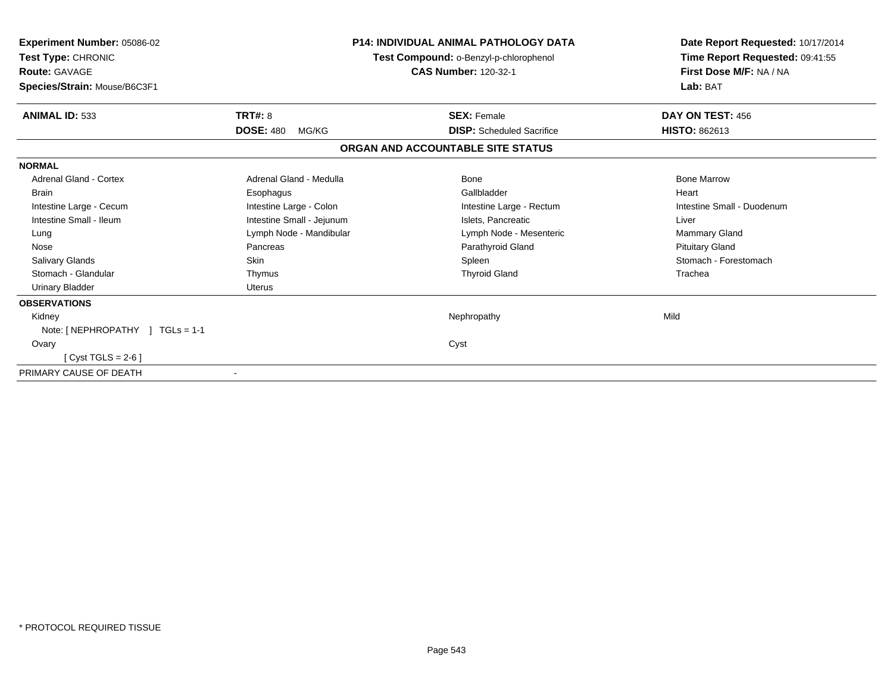**Experiment Number:** 05086-02
**Test Type:** CHRONIC
**Route:** GAVAGE
**Species/Strain:** Mouse/B6C3F1

**P14: INDIVIDUAL ANIMAL PATHOLOGY DATA**
**Test Compound:** o-Benzyl-p-chlorophenol
**CAS Number:** 120-32-1

**Date Report Requested:** 10/17/2014
**Time Report Requested:** 09:41:55
**First Dose M/F:** NA / NA
**Lab:** BAT

| **ANIMAL ID:** 533 | **TRT#:** 8 | **SEX:** Female | **DAY ON TEST:** 456 |
|---|---|---|---|
| | **DOSE:** 480 MG/KG | **DISP:** Scheduled Sacrifice | **HISTO:** 862613 |

**ORGAN AND ACCOUNTABLE SITE STATUS**

| **NORMAL** | | | |
|---|---|---|---|
| Adrenal Gland - Cortex | Adrenal Gland - Medulla | Bone | Bone Marrow |
| Brain | Esophagus | Gallbladder | Heart |
| Intestine Large - Cecum | Intestine Large - Colon | Intestine Large - Rectum | Intestine Small - Duodenum |
| Intestine Small - Ileum | Intestine Small - Jejunum | Islets, Pancreatic | Liver |
| Lung | Lymph Node - Mandibular | Lymph Node - Mesenteric | Mammary Gland |
| Nose | Pancreas | Parathyroid Gland | Pituitary Gland |
| Salivary Glands | Skin | Spleen | Stomach - Forestomach |
| Stomach - Glandular | Thymus | Thyroid Gland | Trachea |
| Urinary Bladder | Uterus | | |
| **OBSERVATIONS** | | | |
| Kidney | | Nephropathy | Mild |
| Note: [ NEPHROPATHY ] TGLs = 1-1 | | | |
| Ovary | | Cyst | |
| [ Cyst TGLS = 2-6 ] | | | |
| PRIMARY CAUSE OF DEATH | - | | |

* PROTOCOL REQUIRED TISSUE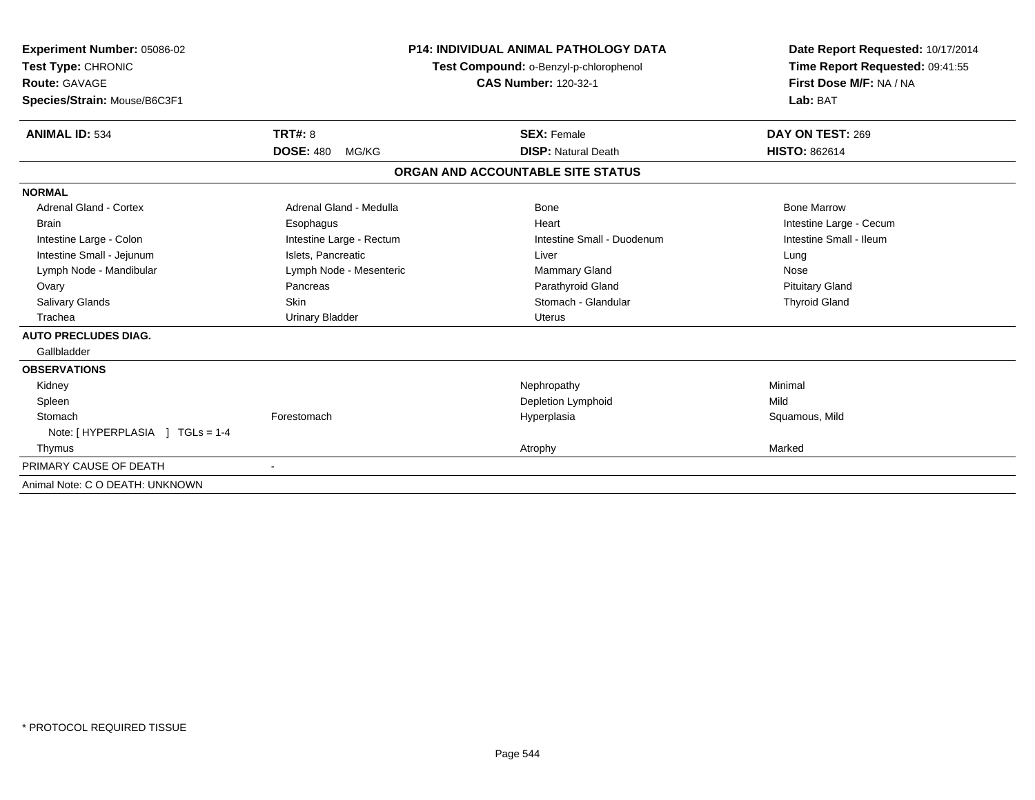**Experiment Number:** 05086-02
**Test Type:** CHRONIC
**Route:** GAVAGE
**Species/Strain:** Mouse/B6C3F1

**P14: INDIVIDUAL ANIMAL PATHOLOGY DATA**
**Test Compound:** o-Benzyl-p-chlorophenol
**CAS Number:** 120-32-1

**Date Report Requested:** 10/17/2014
**Time Report Requested:** 09:41:55
**First Dose M/F:** NA / NA
**Lab:** BAT

| **ANIMAL ID:** 534 | **TRT#:** 8 | **SEX:** Female | **DAY ON TEST:** 269 |
|---|---|---|---|
| | **DOSE:** 480 MG/KG | **DISP:** Natural Death | **HISTO:** 862614 |

**ORGAN AND ACCOUNTABLE SITE STATUS**

| | | | |
|---|---|---|---|
| **NORMAL** | | | |
| Adrenal Gland - Cortex | Adrenal Gland - Medulla | Bone | Bone Marrow |
| Brain | Esophagus | Heart | Intestine Large - Cecum |
| Intestine Large - Colon | Intestine Large - Rectum | Intestine Small - Duodenum | Intestine Small - Ileum |
| Intestine Small - Jejunum | Islets, Pancreatic | Liver | Lung |
| Lymph Node - Mandibular | Lymph Node - Mesenteric | Mammary Gland | Nose |
| Ovary | Pancreas | Parathyroid Gland | Pituitary Gland |
| Salivary Glands | Skin | Stomach - Glandular | Thyroid Gland |
| Trachea | Urinary Bladder | Uterus | |
| **AUTO PRECLUDES DIAG.** | | | |
| Gallbladder | | | |
| **OBSERVATIONS** | | | |
| Kidney | | Nephropathy | Minimal |
| Spleen | | Depletion Lymphoid | Mild |
| Stomach | Forestomach | Hyperplasia | Squamous, Mild |
| Note: [ HYPERPLASIA ] TGLs = 1-4 | | | |
| Thymus | | Atrophy | Marked |
| PRIMARY CAUSE OF DEATH | - | | |
| Animal Note: C O DEATH: UNKNOWN | | | |

\* PROTOCOL REQUIRED TISSUE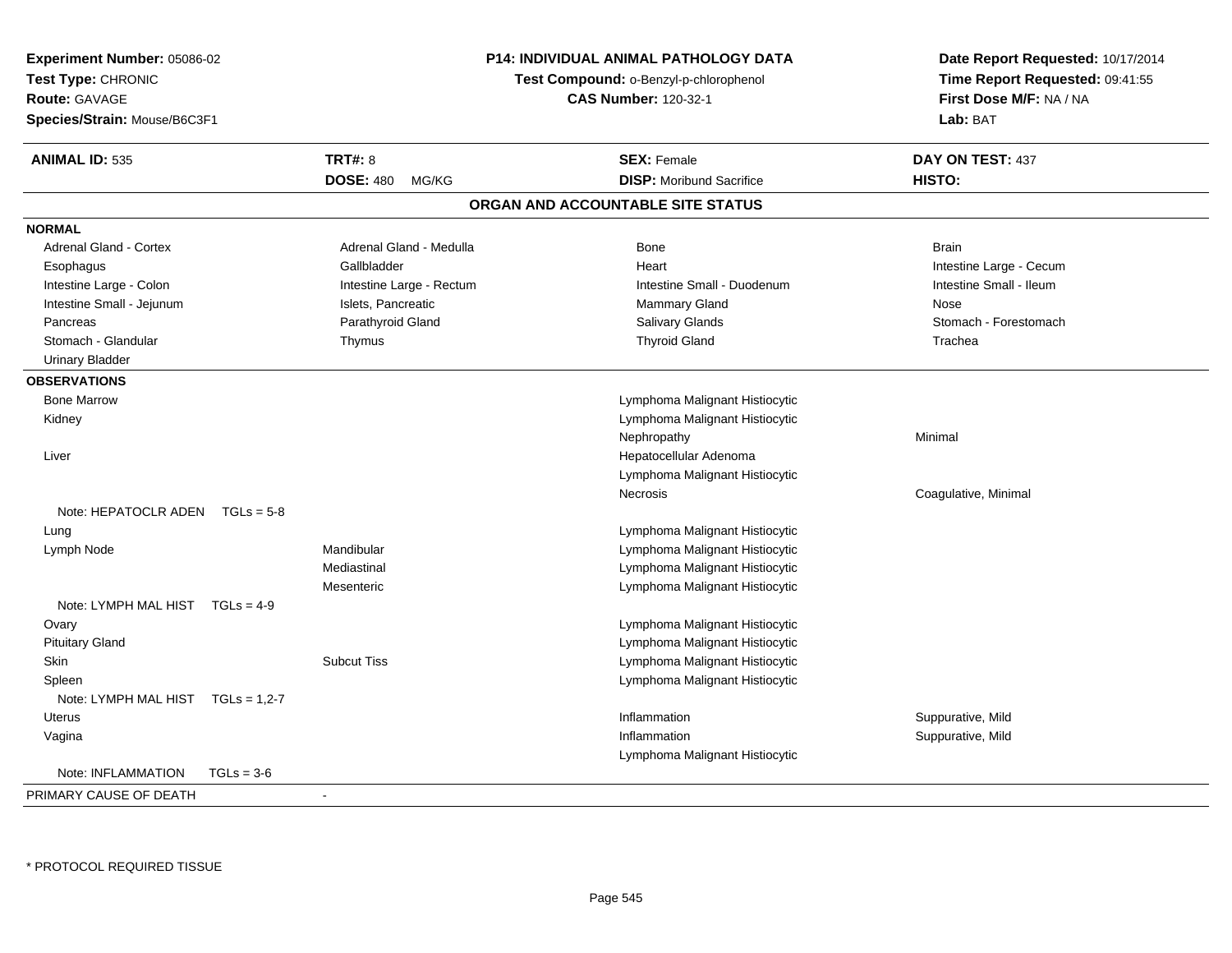**Experiment Number:** 05086-02
**Test Type:** CHRONIC
**Route:** GAVAGE
**Species/Strain:** Mouse/B6C3F1

**P14: INDIVIDUAL ANIMAL PATHOLOGY DATA**
**Test Compound:** o-Benzyl-p-chlorophenol
**CAS Number:** 120-32-1

**Date Report Requested:** 10/17/2014
**Time Report Requested:** 09:41:55
**First Dose M/F:** NA / NA
**Lab:** BAT

| **ANIMAL ID:** 535 | **TRT#:** 8 | **SEX:** Female | **DAY ON TEST:** 437 |
|---|---|---|---|
| | **DOSE:** 480 MG/KG | **DISP:** Moribund Sacrifice | **HISTO:** |

## ORGAN AND ACCOUNTABLE SITE STATUS

**NORMAL**

| | | | |
|---|---|---|---|
| Adrenal Gland - Cortex | Adrenal Gland - Medulla | Bone | Brain |
| Esophagus | Gallbladder | Heart | Intestine Large - Cecum |
| Intestine Large - Colon | Intestine Large - Rectum | Intestine Small - Duodenum | Intestine Small - Ileum |
| Intestine Small - Jejunum | Islets, Pancreatic | Mammary Gland | Nose |
| Pancreas | Parathyroid Gland | Salivary Glands | Stomach - Forestomach |
| Stomach - Glandular | Thymus | Thyroid Gland | Trachea |
| Urinary Bladder | | | |

**OBSERVATIONS**

| Organ | Site | Observation | Severity |
|---|---|---|---|
| Bone Marrow | | Lymphoma Malignant Histiocytic | |
| Kidney | | Lymphoma Malignant Histiocytic | |
| | | Nephropathy | Minimal |
| Liver | | Hepatocellular Adenoma | |
| | | Lymphoma Malignant Histiocytic | |
| | | Necrosis | Coagulative, Minimal |
| Note: HEPATOCLR ADEN TGLs = 5-8 | | | |
| Lung | | Lymphoma Malignant Histiocytic | |
| Lymph Node | Mandibular | Lymphoma Malignant Histiocytic | |
| | Mediastinal | Lymphoma Malignant Histiocytic | |
| | Mesenteric | Lymphoma Malignant Histiocytic | |
| Note: LYMPH MAL HIST TGLs = 4-9 | | | |
| Ovary | | Lymphoma Malignant Histiocytic | |
| Pituitary Gland | | Lymphoma Malignant Histiocytic | |
| Skin | Subcut Tiss | Lymphoma Malignant Histiocytic | |
| Spleen | | Lymphoma Malignant Histiocytic | |
| Note: LYMPH MAL HIST TGLs = 1,2-7 | | | |
| Uterus | | Inflammation | Suppurative, Mild |
| Vagina | | Inflammation | Suppurative, Mild |
| | | Lymphoma Malignant Histiocytic | |
| Note: INFLAMMATION TGLs = 3-6 | | | |

PRIMARY CAUSE OF DEATH -

* PROTOCOL REQUIRED TISSUE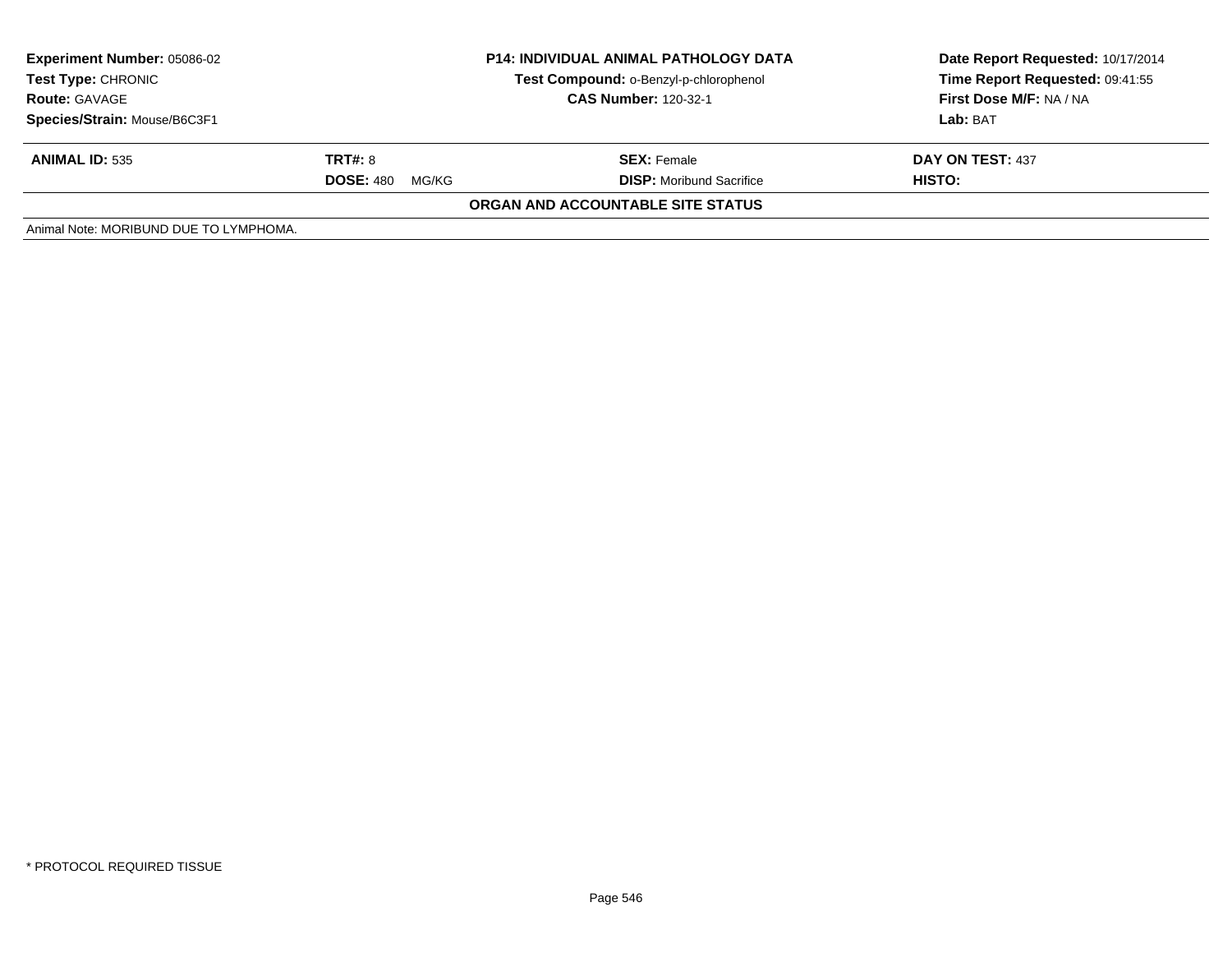| **Experiment Number:** 05086-02 | **P14: INDIVIDUAL ANIMAL PATHOLOGY DATA** | **Date Report Requested:** 10/17/2014 |
|---|---|---|
| **Test Type:** CHRONIC | **Test Compound:** o-Benzyl-p-chlorophenol | **Time Report Requested:** 09:41:55 |
| **Route:** GAVAGE | **CAS Number:** 120-32-1 | **First Dose M/F:** NA / NA |
| **Species/Strain:** Mouse/B6C3F1 | | **Lab:** BAT |

| **ANIMAL ID:** 535 | **TRT#:** 8 | **SEX:** Female | **DAY ON TEST:** 437 |
|---|---|---|---|
| | **DOSE:** 480 MG/KG | **DISP:** Moribund Sacrifice | **HISTO:** |

**ORGAN AND ACCOUNTABLE SITE STATUS**

Animal Note: MORIBUND DUE TO LYMPHOMA.

* PROTOCOL REQUIRED TISSUE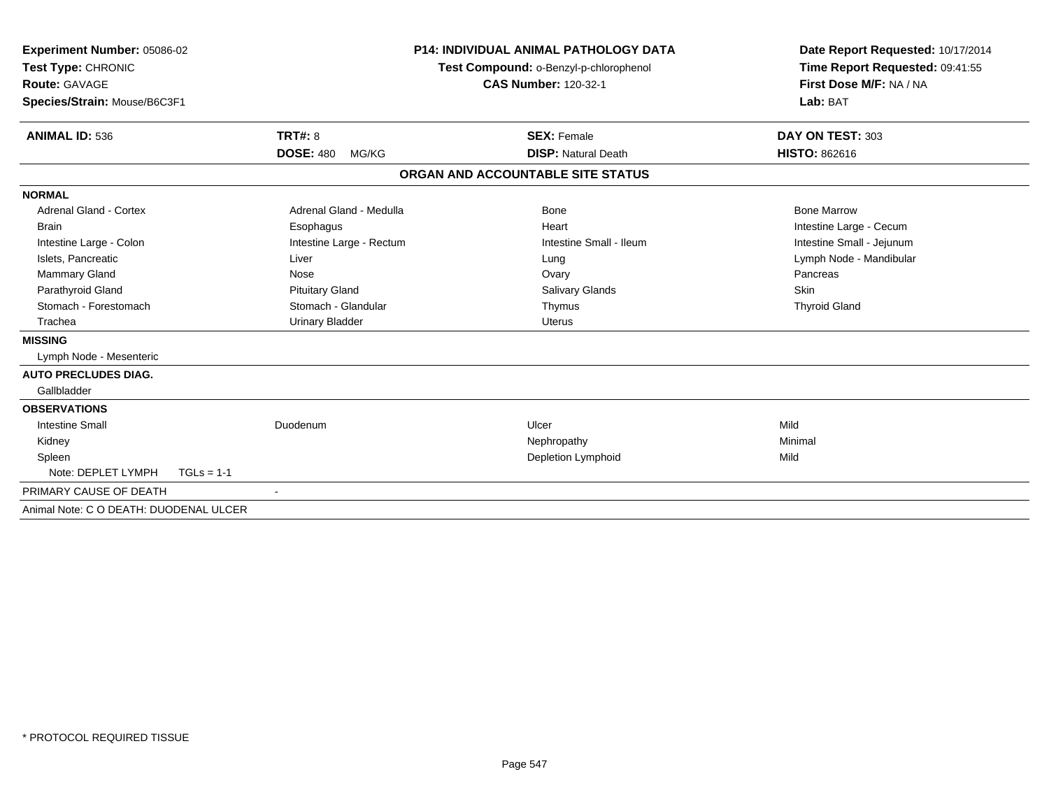**Experiment Number:** 05086-02
**Test Type:** CHRONIC
**Route:** GAVAGE
**Species/Strain:** Mouse/B6C3F1

**P14: INDIVIDUAL ANIMAL PATHOLOGY DATA**
**Test Compound:** o-Benzyl-p-chlorophenol
**CAS Number:** 120-32-1

**Date Report Requested:** 10/17/2014
**Time Report Requested:** 09:41:55
**First Dose M/F:** NA / NA
**Lab:** BAT

| **ANIMAL ID:** 536 | **TRT#:** 8 | **SEX:** Female | **DAY ON TEST:** 303 |
|---|---|---|---|
| | **DOSE:** 480 MG/KG | **DISP:** Natural Death | **HISTO:** 862616 |

**ORGAN AND ACCOUNTABLE SITE STATUS**

| | | | |
|---|---|---|---|
| **NORMAL** | | | |
| Adrenal Gland - Cortex | Adrenal Gland - Medulla | Bone | Bone Marrow |
| Brain | Esophagus | Heart | Intestine Large - Cecum |
| Intestine Large - Colon | Intestine Large - Rectum | Intestine Small - Ileum | Intestine Small - Jejunum |
| Islets, Pancreatic | Liver | Lung | Lymph Node - Mandibular |
| Mammary Gland | Nose | Ovary | Pancreas |
| Parathyroid Gland | Pituitary Gland | Salivary Glands | Skin |
| Stomach - Forestomach | Stomach - Glandular | Thymus | Thyroid Gland |
| Trachea | Urinary Bladder | Uterus | |
| **MISSING** | | | |
| Lymph Node - Mesenteric | | | |
| **AUTO PRECLUDES DIAG.** | | | |
| Gallbladder | | | |
| **OBSERVATIONS** | | | |
| Intestine Small | Duodenum | Ulcer | Mild |
| Kidney | | Nephropathy | Minimal |
| Spleen | | Depletion Lymphoid | Mild |
| Note: DEPLET LYMPH TGLs = 1-1 | | | |
| PRIMARY CAUSE OF DEATH | - | | |
| Animal Note: C O DEATH: DUODENAL ULCER | | | |

* PROTOCOL REQUIRED TISSUE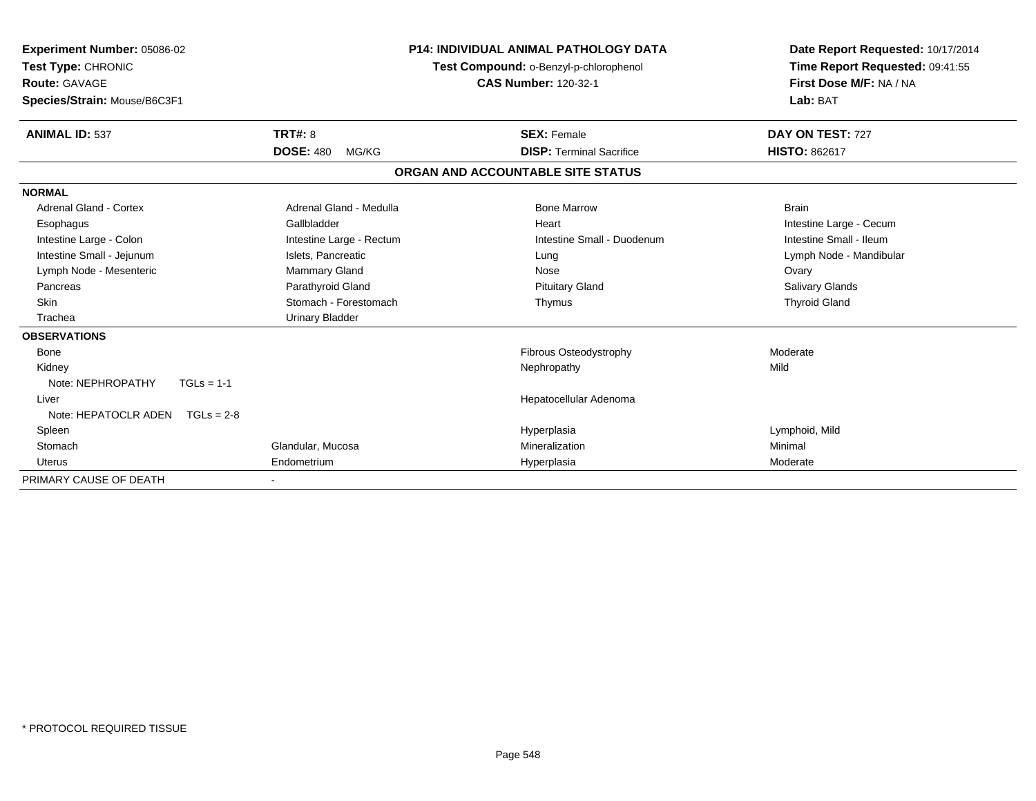**Experiment Number:** 05086-02
**Test Type:** CHRONIC
**Route:** GAVAGE
**Species/Strain:** Mouse/B6C3F1

**P14: INDIVIDUAL ANIMAL PATHOLOGY DATA**
**Test Compound:** o-Benzyl-p-chlorophenol
**CAS Number:** 120-32-1

**Date Report Requested:** 10/17/2014
**Time Report Requested:** 09:41:55
**First Dose M/F:** NA / NA
**Lab:** BAT

| **ANIMAL ID:** 537 | **TRT#:** 8 | **SEX:** Female | **DAY ON TEST:** 727 |
|---|---|---|---|
| | **DOSE:** 480 MG/KG | **DISP:** Terminal Sacrifice | **HISTO:** 862617 |

## ORGAN AND ACCOUNTABLE SITE STATUS

| | | | |
|---|---|---|---|
| **NORMAL** | | | |
| Adrenal Gland - Cortex | Adrenal Gland - Medulla | Bone Marrow | Brain |
| Esophagus | Gallbladder | Heart | Intestine Large - Cecum |
| Intestine Large - Colon | Intestine Large - Rectum | Intestine Small - Duodenum | Intestine Small - Ileum |
| Intestine Small - Jejunum | Islets, Pancreatic | Lung | Lymph Node - Mandibular |
| Lymph Node - Mesenteric | Mammary Gland | Nose | Ovary |
| Pancreas | Parathyroid Gland | Pituitary Gland | Salivary Glands |
| Skin | Stomach - Forestomach | Thymus | Thyroid Gland |
| Trachea | Urinary Bladder | | |
| **OBSERVATIONS** | | | |
| Bone | | Fibrous Osteodystrophy | Moderate |
| Kidney | | Nephropathy | Mild |
| Note: NEPHROPATHY TGLs = 1-1 | | | |
| Liver | | Hepatocellular Adenoma | |
| Note: HEPATOCLR ADEN TGLs = 2-8 | | | |
| Spleen | | Hyperplasia | Lymphoid, Mild |
| Stomach | Glandular, Mucosa | Mineralization | Minimal |
| Uterus | Endometrium | Hyperplasia | Moderate |
| PRIMARY CAUSE OF DEATH | - | | |

* PROTOCOL REQUIRED TISSUE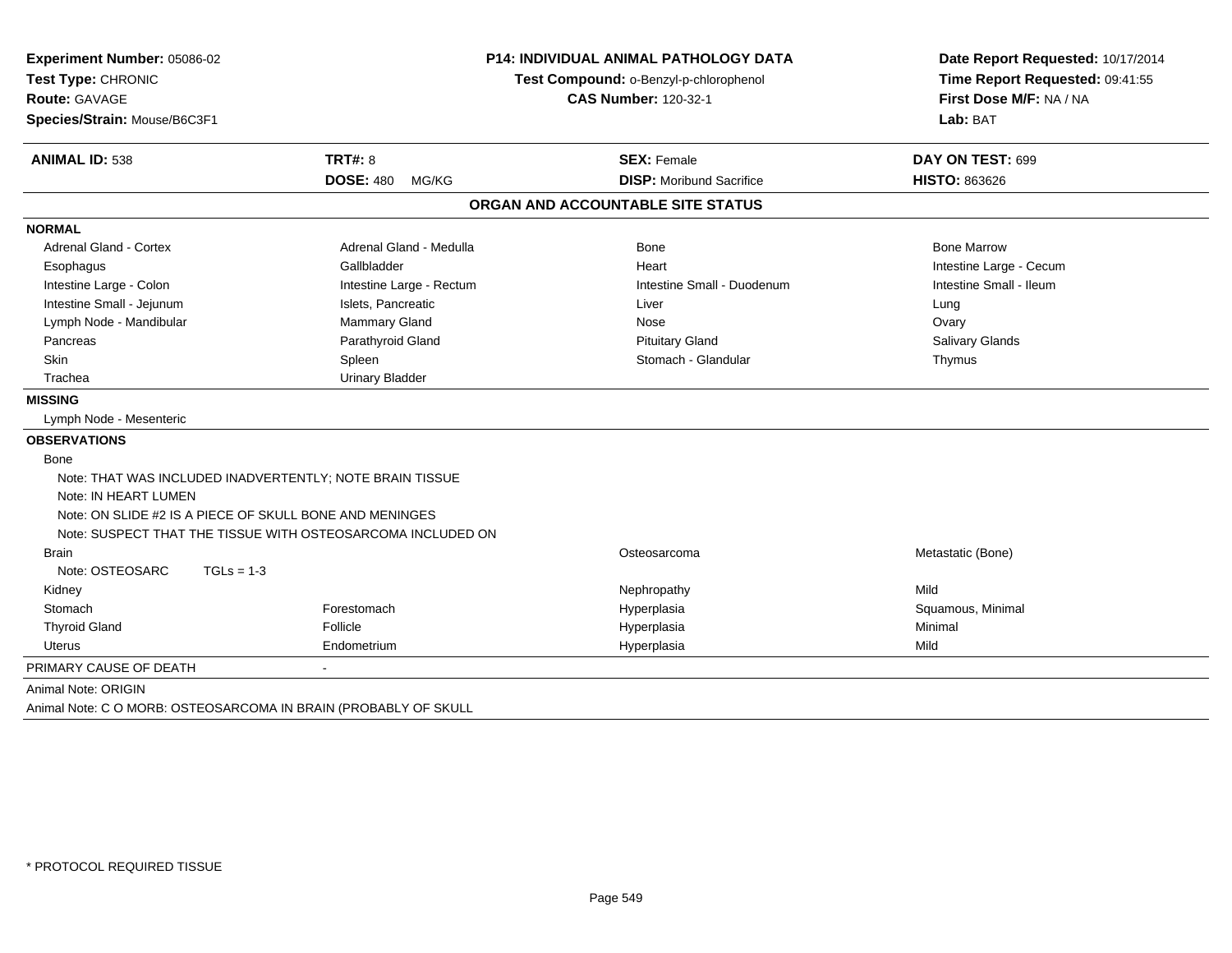**Experiment Number:** 05086-02
**Test Type:** CHRONIC
**Route:** GAVAGE
**Species/Strain:** Mouse/B6C3F1

**P14: INDIVIDUAL ANIMAL PATHOLOGY DATA**
**Test Compound:** o-Benzyl-p-chlorophenol
**CAS Number:** 120-32-1

**Date Report Requested:** 10/17/2014
**Time Report Requested:** 09:41:55
**First Dose M/F:** NA / NA
**Lab:** BAT

| **ANIMAL ID:** 538 | **TRT#:** 8 | **SEX:** Female | **DAY ON TEST:** 699 |
|---|---|---|---|
| | **DOSE:** 480 MG/KG | **DISP:** Moribund Sacrifice | **HISTO:** 863626 |

## ORGAN AND ACCOUNTABLE SITE STATUS

**NORMAL**

| | | | |
|---|---|---|---|
| Adrenal Gland - Cortex | Adrenal Gland - Medulla | Bone | Bone Marrow |
| Esophagus | Gallbladder | Heart | Intestine Large - Cecum |
| Intestine Large - Colon | Intestine Large - Rectum | Intestine Small - Duodenum | Intestine Small - Ileum |
| Intestine Small - Jejunum | Islets, Pancreatic | Liver | Lung |
| Lymph Node - Mandibular | Mammary Gland | Nose | Ovary |
| Pancreas | Parathyroid Gland | Pituitary Gland | Salivary Glands |
| Skin | Spleen | Stomach - Glandular | Thymus |
| Trachea | Urinary Bladder | | |

**MISSING**

Lymph Node - Mesenteric

**OBSERVATIONS**

Bone
- Note: THAT WAS INCLUDED INADVERTENTLY; NOTE BRAIN TISSUE
- Note: IN HEART LUMEN
- Note: ON SLIDE #2 IS A PIECE OF SKULL BONE AND MENINGES
- Note: SUSPECT THAT THE TISSUE WITH OSTEOSARCOMA INCLUDED ON

| | | | |
|---|---|---|---|
| Brain | | Osteosarcoma | Metastatic (Bone) |
| Note: OSTEOSARC TGLs = 1-3 | | | |
| Kidney | | Nephropathy | Mild |
| Stomach | Forestomach | Hyperplasia | Squamous, Minimal |
| Thyroid Gland | Follicle | Hyperplasia | Minimal |
| Uterus | Endometrium | Hyperplasia | Mild |

PRIMARY CAUSE OF DEATH -

Animal Note: ORIGIN

Animal Note: C O MORB: OSTEOSARCOMA IN BRAIN (PROBABLY OF SKULL

\* PROTOCOL REQUIRED TISSUE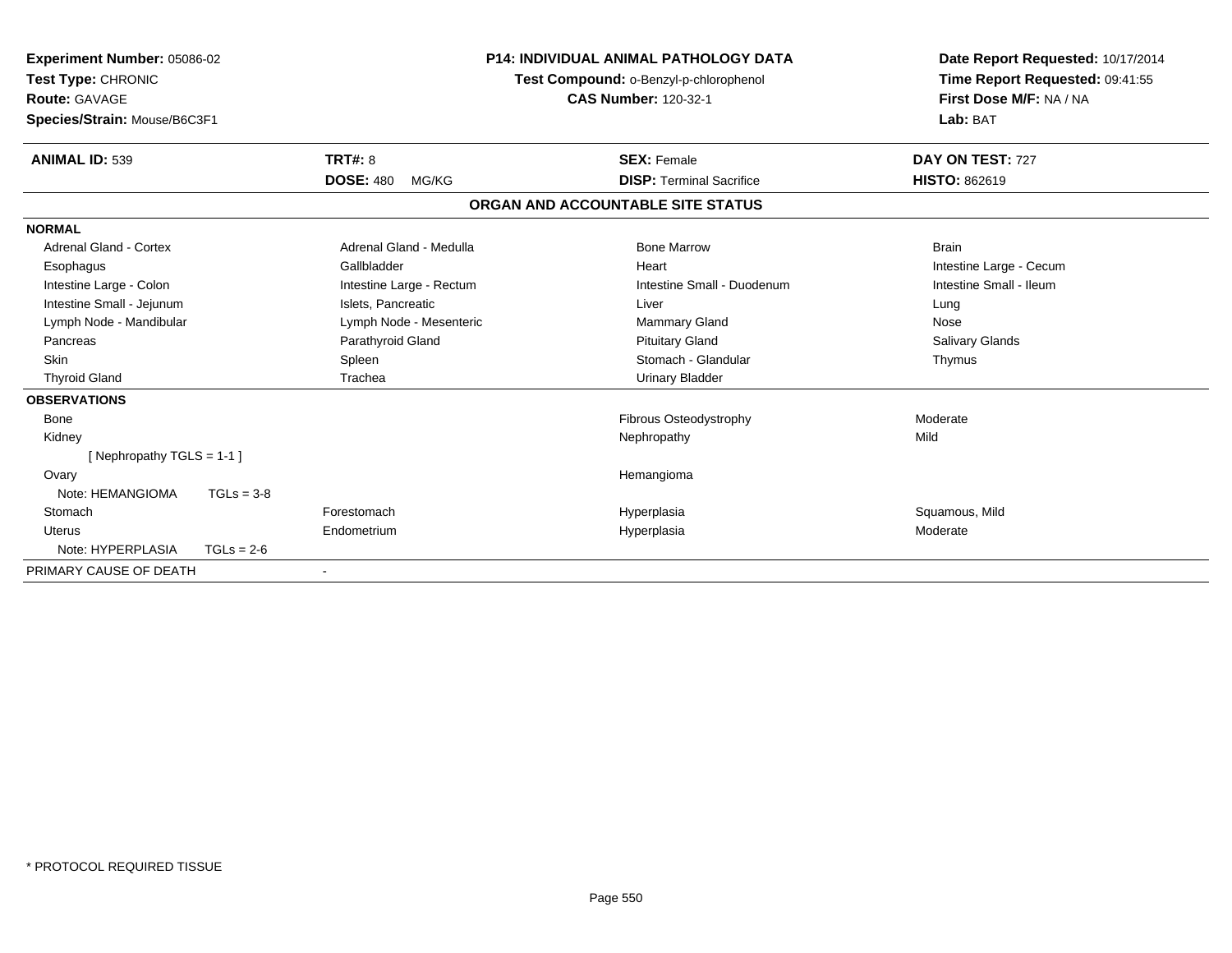**Experiment Number:** 05086-02
**Test Type:** CHRONIC
**Route:** GAVAGE
**Species/Strain:** Mouse/B6C3F1

**P14: INDIVIDUAL ANIMAL PATHOLOGY DATA**
**Test Compound:** o-Benzyl-p-chlorophenol
**CAS Number:** 120-32-1

**Date Report Requested:** 10/17/2014
**Time Report Requested:** 09:41:55
**First Dose M/F:** NA / NA
**Lab:** BAT

| **ANIMAL ID:** 539 | **TRT#:** 8 | **SEX:** Female | **DAY ON TEST:** 727 |
|---|---|---|---|
| | **DOSE:** 480 MG/KG | **DISP:** Terminal Sacrifice | **HISTO:** 862619 |

## ORGAN AND ACCOUNTABLE SITE STATUS

| | | | |
|---|---|---|---|
| **NORMAL** | | | |
| Adrenal Gland - Cortex | Adrenal Gland - Medulla | Bone Marrow | Brain |
| Esophagus | Gallbladder | Heart | Intestine Large - Cecum |
| Intestine Large - Colon | Intestine Large - Rectum | Intestine Small - Duodenum | Intestine Small - Ileum |
| Intestine Small - Jejunum | Islets, Pancreatic | Liver | Lung |
| Lymph Node - Mandibular | Lymph Node - Mesenteric | Mammary Gland | Nose |
| Pancreas | Parathyroid Gland | Pituitary Gland | Salivary Glands |
| Skin | Spleen | Stomach - Glandular | Thymus |
| Thyroid Gland | Trachea | Urinary Bladder | |
| **OBSERVATIONS** | | | |
| Bone | | Fibrous Osteodystrophy | Moderate |
| Kidney | | Nephropathy | Mild |
| [ Nephropathy TGLS = 1-1 ] | | | |
| Ovary | | Hemangioma | |
| Note: HEMANGIOMA TGLs = 3-8 | | | |
| Stomach | Forestomach | Hyperplasia | Squamous, Mild |
| Uterus | Endometrium | Hyperplasia | Moderate |
| Note: HYPERPLASIA TGLs = 2-6 | | | |
| PRIMARY CAUSE OF DEATH | - | | |

* PROTOCOL REQUIRED TISSUE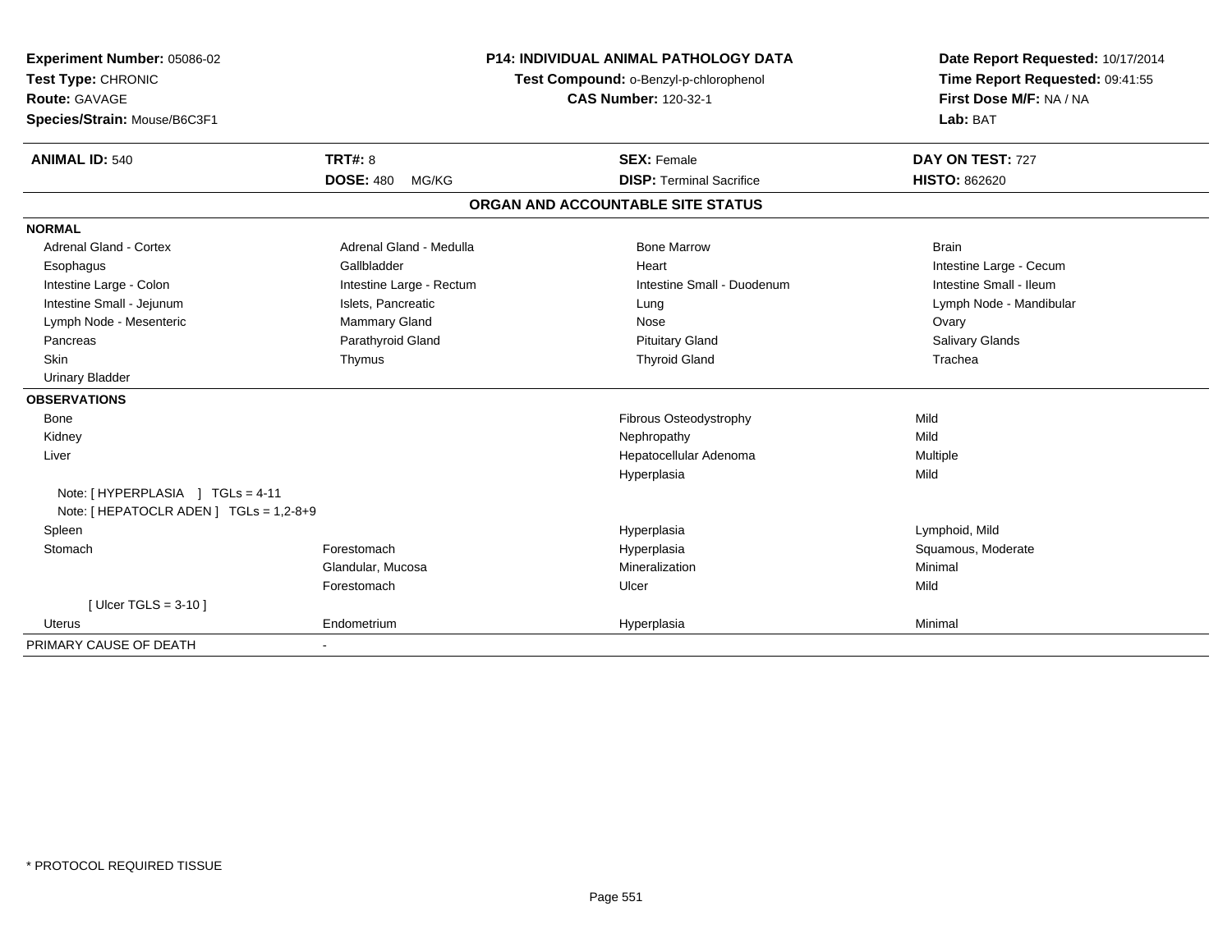**Experiment Number:** 05086-02
**Test Type:** CHRONIC
**Route:** GAVAGE
**Species/Strain:** Mouse/B6C3F1

**P14: INDIVIDUAL ANIMAL PATHOLOGY DATA**
**Test Compound:** o-Benzyl-p-chlorophenol
**CAS Number:** 120-32-1

**Date Report Requested:** 10/17/2014
**Time Report Requested:** 09:41:55
**First Dose M/F:** NA / NA
**Lab:** BAT

| **ANIMAL ID:** 540 | **TRT#:** 8 | **SEX:** Female | **DAY ON TEST:** 727 |
|---|---|---|---|
| | **DOSE:** 480 MG/KG | **DISP:** Terminal Sacrifice | **HISTO:** 862620 |

## ORGAN AND ACCOUNTABLE SITE STATUS

**NORMAL**

| | | | |
|---|---|---|---|
| Adrenal Gland - Cortex | Adrenal Gland - Medulla | Bone Marrow | Brain |
| Esophagus | Gallbladder | Heart | Intestine Large - Cecum |
| Intestine Large - Colon | Intestine Large - Rectum | Intestine Small - Duodenum | Intestine Small - Ileum |
| Intestine Small - Jejunum | Islets, Pancreatic | Lung | Lymph Node - Mandibular |
| Lymph Node - Mesenteric | Mammary Gland | Nose | Ovary |
| Pancreas | Parathyroid Gland | Pituitary Gland | Salivary Glands |
| Skin | Thymus | Thyroid Gland | Trachea |
| Urinary Bladder | | | |

**OBSERVATIONS**

| | | | |
|---|---|---|---|
| Bone | | Fibrous Osteodystrophy | Mild |
| Kidney | | Nephropathy | Mild |
| Liver | | Hepatocellular Adenoma | Multiple |
| | | Hyperplasia | Mild |
| Note: [ HYPERPLASIA ] TGLs = 4-11 | | | |
| Note: [ HEPATOCLR ADEN ] TGLs = 1,2-8+9 | | | |
| Spleen | | Hyperplasia | Lymphoid, Mild |
| Stomach | Forestomach | Hyperplasia | Squamous, Moderate |
| | Glandular, Mucosa | Mineralization | Minimal |
| | Forestomach | Ulcer | Mild |
| [ Ulcer TGLS = 3-10 ] | | | |
| Uterus | Endometrium | Hyperplasia | Minimal |

PRIMARY CAUSE OF DEATH -

\* PROTOCOL REQUIRED TISSUE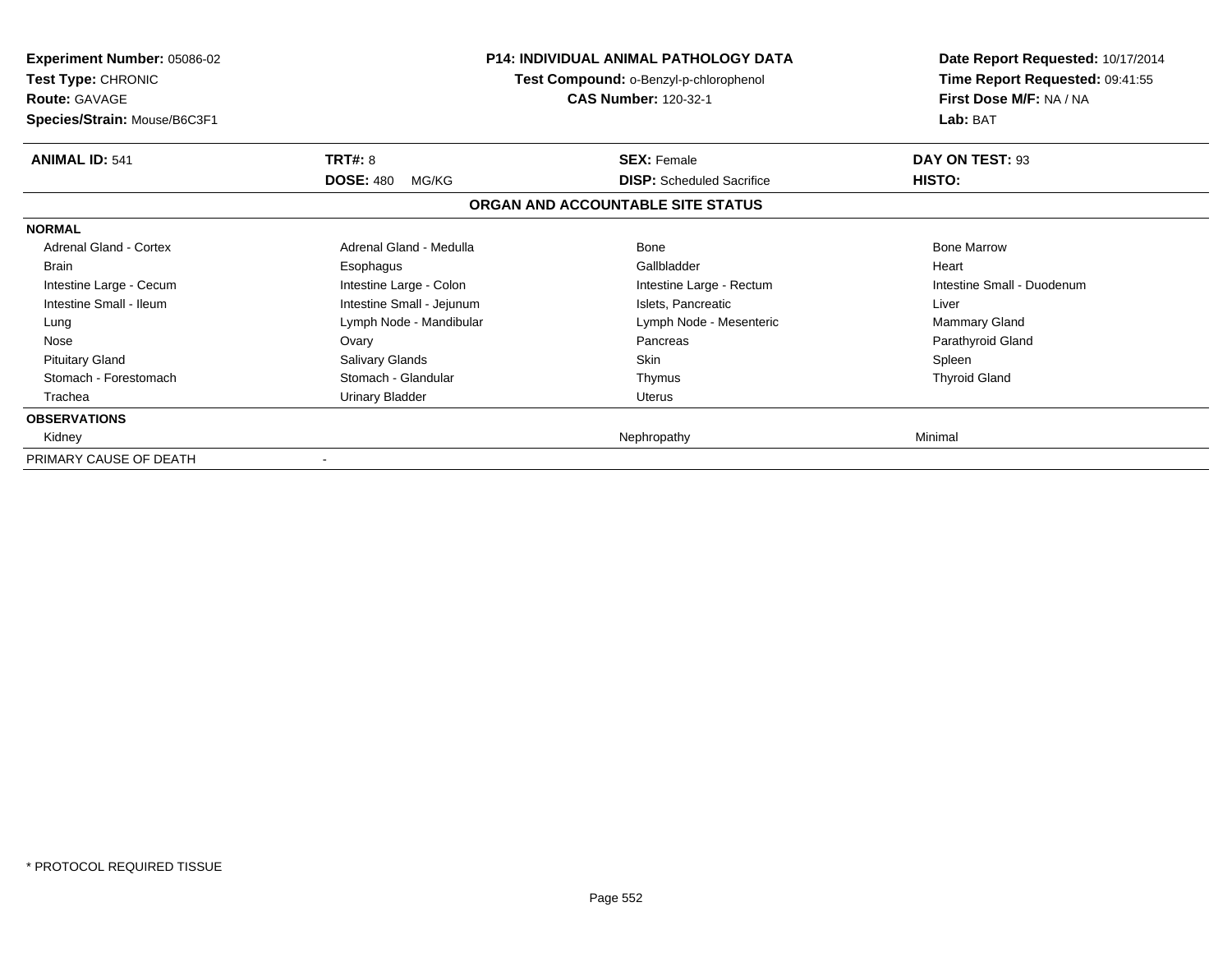**Experiment Number:** 05086-02
**Test Type:** CHRONIC
**Route:** GAVAGE
**Species/Strain:** Mouse/B6C3F1

**P14: INDIVIDUAL ANIMAL PATHOLOGY DATA**
**Test Compound:** o-Benzyl-p-chlorophenol
**CAS Number:** 120-32-1

**Date Report Requested:** 10/17/2014
**Time Report Requested:** 09:41:55
**First Dose M/F:** NA / NA
**Lab:** BAT

| **ANIMAL ID:** 541 | **TRT#:** 8 | **SEX:** Female | **DAY ON TEST:** 93 |
|---|---|---|---|
| | **DOSE:** 480 MG/KG | **DISP:** Scheduled Sacrifice | **HISTO:** |

**ORGAN AND ACCOUNTABLE SITE STATUS**

| | | | |
|---|---|---|---|
| **NORMAL** | | | |
| Adrenal Gland - Cortex | Adrenal Gland - Medulla | Bone | Bone Marrow |
| Brain | Esophagus | Gallbladder | Heart |
| Intestine Large - Cecum | Intestine Large - Colon | Intestine Large - Rectum | Intestine Small - Duodenum |
| Intestine Small - Ileum | Intestine Small - Jejunum | Islets, Pancreatic | Liver |
| Lung | Lymph Node - Mandibular | Lymph Node - Mesenteric | Mammary Gland |
| Nose | Ovary | Pancreas | Parathyroid Gland |
| Pituitary Gland | Salivary Glands | Skin | Spleen |
| Stomach - Forestomach | Stomach - Glandular | Thymus | Thyroid Gland |
| Trachea | Urinary Bladder | Uterus | |
| **OBSERVATIONS** | | | |
| Kidney | | Nephropathy | Minimal |
| PRIMARY CAUSE OF DEATH | - | | |

\* PROTOCOL REQUIRED TISSUE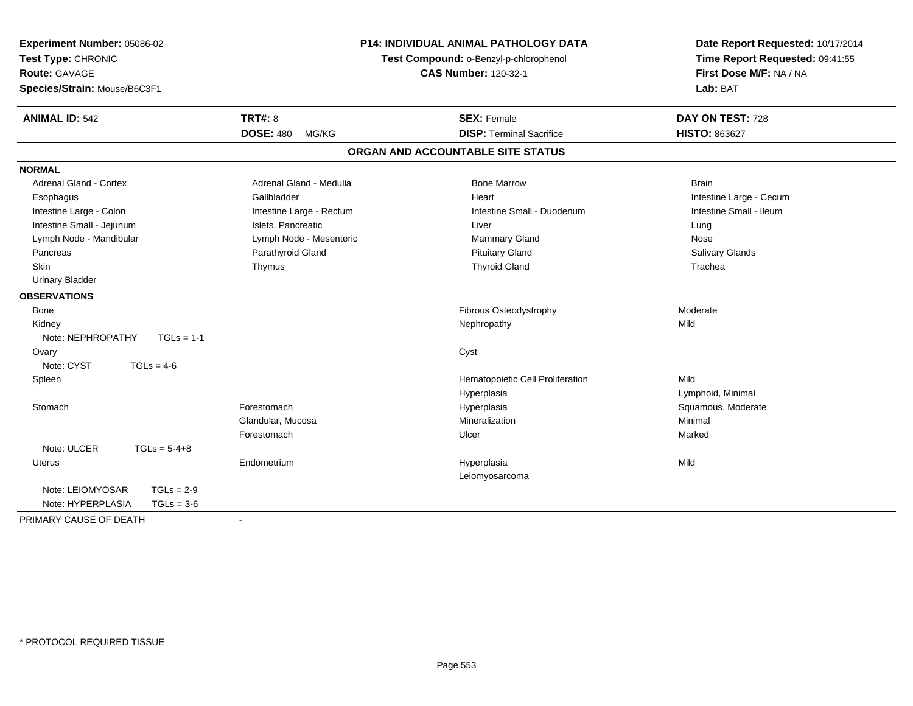**Experiment Number:** 05086-02
**Test Type:** CHRONIC
**Route:** GAVAGE
**Species/Strain:** Mouse/B6C3F1

**P14: INDIVIDUAL ANIMAL PATHOLOGY DATA**
**Test Compound:** o-Benzyl-p-chlorophenol
**CAS Number:** 120-32-1

**Date Report Requested:** 10/17/2014
**Time Report Requested:** 09:41:55
**First Dose M/F:** NA / NA
**Lab:** BAT

| **ANIMAL ID:** 542 | **TRT#:** 8 | **SEX:** Female | **DAY ON TEST:** 728 |
|---|---|---|---|
| | **DOSE:** 480 MG/KG | **DISP:** Terminal Sacrifice | **HISTO:** 863627 |

## ORGAN AND ACCOUNTABLE SITE STATUS

**NORMAL**

| | | | |
|---|---|---|---|
| Adrenal Gland - Cortex | Adrenal Gland - Medulla | Bone Marrow | Brain |
| Esophagus | Gallbladder | Heart | Intestine Large - Cecum |
| Intestine Large - Colon | Intestine Large - Rectum | Intestine Small - Duodenum | Intestine Small - Ileum |
| Intestine Small - Jejunum | Islets, Pancreatic | Liver | Lung |
| Lymph Node - Mandibular | Lymph Node - Mesenteric | Mammary Gland | Nose |
| Pancreas | Parathyroid Gland | Pituitary Gland | Salivary Glands |
| Skin | Thymus | Thyroid Gland | Trachea |
| Urinary Bladder | | | |

**OBSERVATIONS**

| | | | |
|---|---|---|---|
| Bone | | Fibrous Osteodystrophy | Moderate |
| Kidney | | Nephropathy | Mild |
| Note: NEPHROPATHY TGLs = 1-1 | | | |
| Ovary | | Cyst | |
| Note: CYST TGLs = 4-6 | | | |
| Spleen | | Hematopoietic Cell Proliferation | Mild |
| | | Hyperplasia | Lymphoid, Minimal |
| Stomach | Forestomach | Hyperplasia | Squamous, Moderate |
| | Glandular, Mucosa | Mineralization | Minimal |
| | Forestomach | Ulcer | Marked |
| Note: ULCER TGLs = 5-4+8 | | | |
| Uterus | Endometrium | Hyperplasia | Mild |
| | | Leiomyosarcoma | |
| Note: LEIOMYOSAR TGLs = 2-9 | | | |
| Note: HYPERPLASIA TGLs = 3-6 | | | |

PRIMARY CAUSE OF DEATH -

* PROTOCOL REQUIRED TISSUE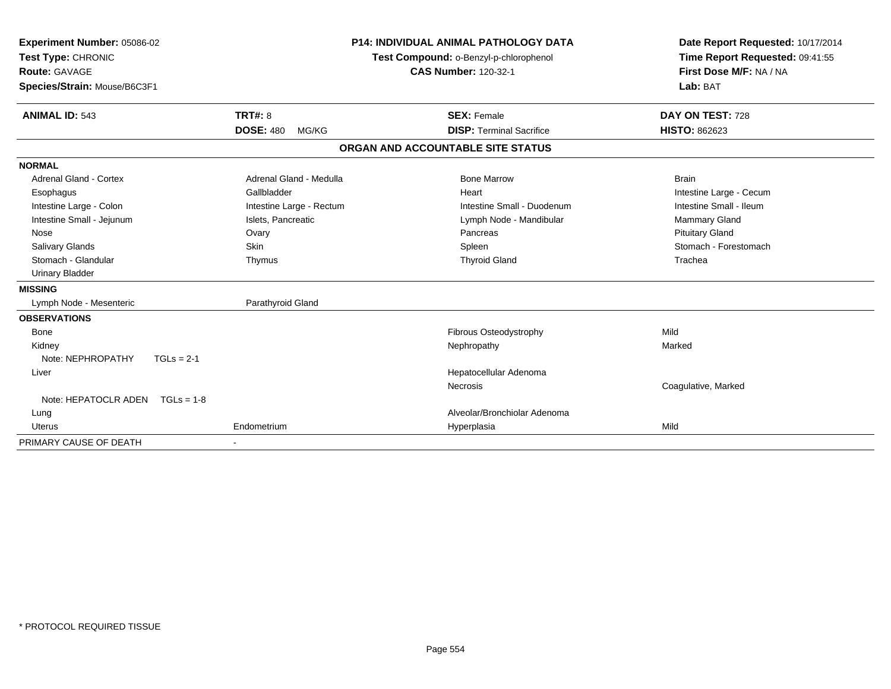**Experiment Number:** 05086-02
**Test Type:** CHRONIC
**Route:** GAVAGE
**Species/Strain:** Mouse/B6C3F1

**P14: INDIVIDUAL ANIMAL PATHOLOGY DATA**
**Test Compound:** o-Benzyl-p-chlorophenol
**CAS Number:** 120-32-1

**Date Report Requested:** 10/17/2014
**Time Report Requested:** 09:41:55
**First Dose M/F:** NA / NA
**Lab:** BAT

| **ANIMAL ID:** 543 | **TRT#:** 8 | **SEX:** Female | **DAY ON TEST:** 728 |
|---|---|---|---|
| | **DOSE:** 480 MG/KG | **DISP:** Terminal Sacrifice | **HISTO:** 862623 |

## ORGAN AND ACCOUNTABLE SITE STATUS

**NORMAL**

| | | | |
|---|---|---|---|
| Adrenal Gland - Cortex | Adrenal Gland - Medulla | Bone Marrow | Brain |
| Esophagus | Gallbladder | Heart | Intestine Large - Cecum |
| Intestine Large - Colon | Intestine Large - Rectum | Intestine Small - Duodenum | Intestine Small - Ileum |
| Intestine Small - Jejunum | Islets, Pancreatic | Lymph Node - Mandibular | Mammary Gland |
| Nose | Ovary | Pancreas | Pituitary Gland |
| Salivary Glands | Skin | Spleen | Stomach - Forestomach |
| Stomach - Glandular | Thymus | Thyroid Gland | Trachea |
| Urinary Bladder | | | |

**MISSING**

| | |
|---|---|
| Lymph Node - Mesenteric | Parathyroid Gland |

**OBSERVATIONS**

| | | | |
|---|---|---|---|
| Bone | | Fibrous Osteodystrophy | Mild |
| Kidney | | Nephropathy | Marked |
| Note: NEPHROPATHY TGLs = 2-1 | | | |
| Liver | | Hepatocellular Adenoma | |
| | | Necrosis | Coagulative, Marked |
| Note: HEPATOCLR ADEN TGLs = 1-8 | | | |
| Lung | | Alveolar/Bronchiolar Adenoma | |
| Uterus | Endometrium | Hyperplasia | Mild |

| | |
|---|---|
| PRIMARY CAUSE OF DEATH | - |

* PROTOCOL REQUIRED TISSUE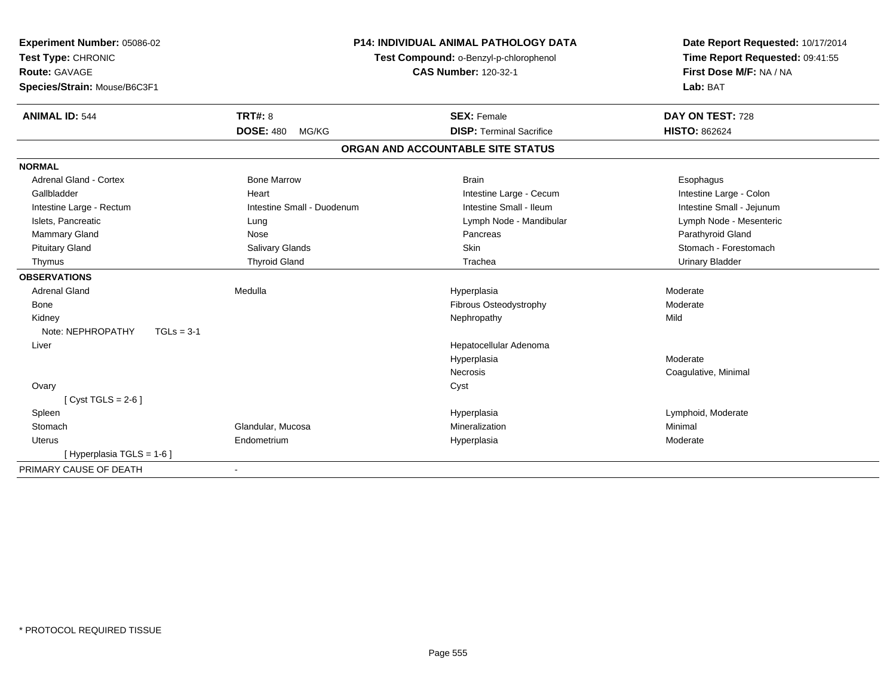**Experiment Number:** 05086-02
**Test Type:** CHRONIC
**Route:** GAVAGE
**Species/Strain:** Mouse/B6C3F1

**P14: INDIVIDUAL ANIMAL PATHOLOGY DATA**
**Test Compound:** o-Benzyl-p-chlorophenol
**CAS Number:** 120-32-1

**Date Report Requested:** 10/17/2014
**Time Report Requested:** 09:41:55
**First Dose M/F:** NA / NA
**Lab:** BAT

| **ANIMAL ID:** 544 | **TRT#:** 8 | **SEX:** Female | **DAY ON TEST:** 728 |
|---|---|---|---|
| | **DOSE:** 480 MG/KG | **DISP:** Terminal Sacrifice | **HISTO:** 862624 |

## ORGAN AND ACCOUNTABLE SITE STATUS

| | | | |
|---|---|---|---|
| **NORMAL** | | | |
| Adrenal Gland - Cortex | Bone Marrow | Brain | Esophagus |
| Gallbladder | Heart | Intestine Large - Cecum | Intestine Large - Colon |
| Intestine Large - Rectum | Intestine Small - Duodenum | Intestine Small - Ileum | Intestine Small - Jejunum |
| Islets, Pancreatic | Lung | Lymph Node - Mandibular | Lymph Node - Mesenteric |
| Mammary Gland | Nose | Pancreas | Parathyroid Gland |
| Pituitary Gland | Salivary Glands | Skin | Stomach - Forestomach |
| Thymus | Thyroid Gland | Trachea | Urinary Bladder |
| **OBSERVATIONS** | | | |
| Adrenal Gland | Medulla | Hyperplasia | Moderate |
| Bone | | Fibrous Osteodystrophy | Moderate |
| Kidney | | Nephropathy | Mild |
| Note: NEPHROPATHY TGLs = 3-1 | | | |
| Liver | | Hepatocellular Adenoma | |
| | | Hyperplasia | Moderate |
| | | Necrosis | Coagulative, Minimal |
| Ovary | | Cyst | |
| [ Cyst TGLS = 2-6 ] | | | |
| Spleen | | Hyperplasia | Lymphoid, Moderate |
| Stomach | Glandular, Mucosa | Mineralization | Minimal |
| Uterus | Endometrium | Hyperplasia | Moderate |
| [ Hyperplasia TGLS = 1-6 ] | | | |
| PRIMARY CAUSE OF DEATH | - | | |

* PROTOCOL REQUIRED TISSUE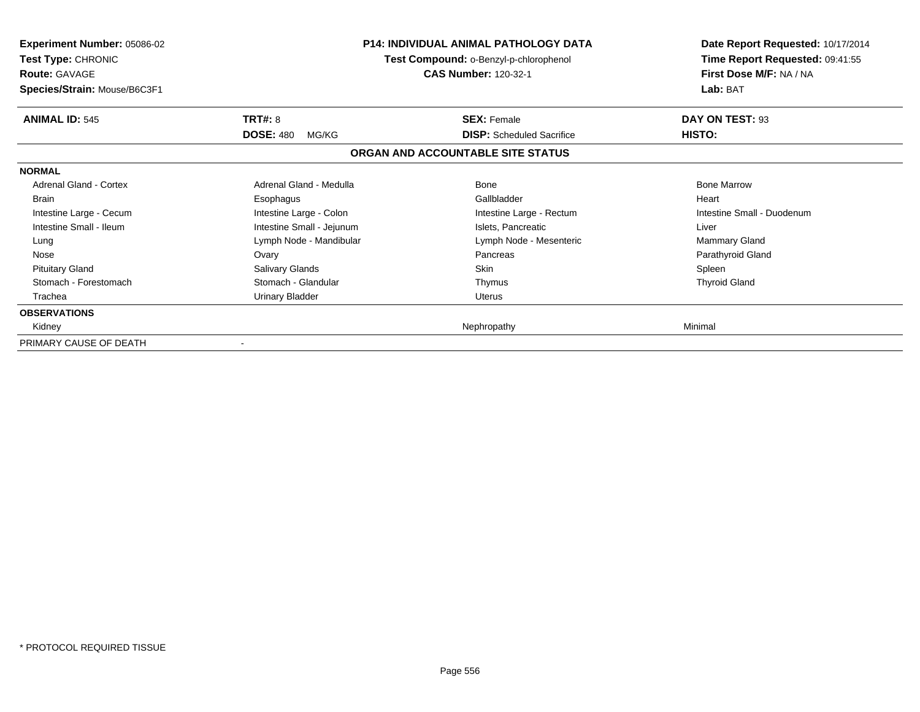**Experiment Number:** 05086-02
**Test Type:** CHRONIC
**Route:** GAVAGE
**Species/Strain:** Mouse/B6C3F1

**P14: INDIVIDUAL ANIMAL PATHOLOGY DATA**
**Test Compound:** o-Benzyl-p-chlorophenol
**CAS Number:** 120-32-1

**Date Report Requested:** 10/17/2014
**Time Report Requested:** 09:41:55
**First Dose M/F:** NA / NA
**Lab:** BAT

| **ANIMAL ID:** 545 | **TRT#:** 8 | **SEX:** Female | **DAY ON TEST:** 93 |
|---|---|---|---|
| | **DOSE:** 480 MG/KG | **DISP:** Scheduled Sacrifice | **HISTO:** |

**ORGAN AND ACCOUNTABLE SITE STATUS**

| | | | |
|---|---|---|---|
| **NORMAL** | | | |
| Adrenal Gland - Cortex | Adrenal Gland - Medulla | Bone | Bone Marrow |
| Brain | Esophagus | Gallbladder | Heart |
| Intestine Large - Cecum | Intestine Large - Colon | Intestine Large - Rectum | Intestine Small - Duodenum |
| Intestine Small - Ileum | Intestine Small - Jejunum | Islets, Pancreatic | Liver |
| Lung | Lymph Node - Mandibular | Lymph Node - Mesenteric | Mammary Gland |
| Nose | Ovary | Pancreas | Parathyroid Gland |
| Pituitary Gland | Salivary Glands | Skin | Spleen |
| Stomach - Forestomach | Stomach - Glandular | Thymus | Thyroid Gland |
| Trachea | Urinary Bladder | Uterus | |
| **OBSERVATIONS** | | | |
| Kidney | | Nephropathy | Minimal |
| PRIMARY CAUSE OF DEATH | - | | |

* PROTOCOL REQUIRED TISSUE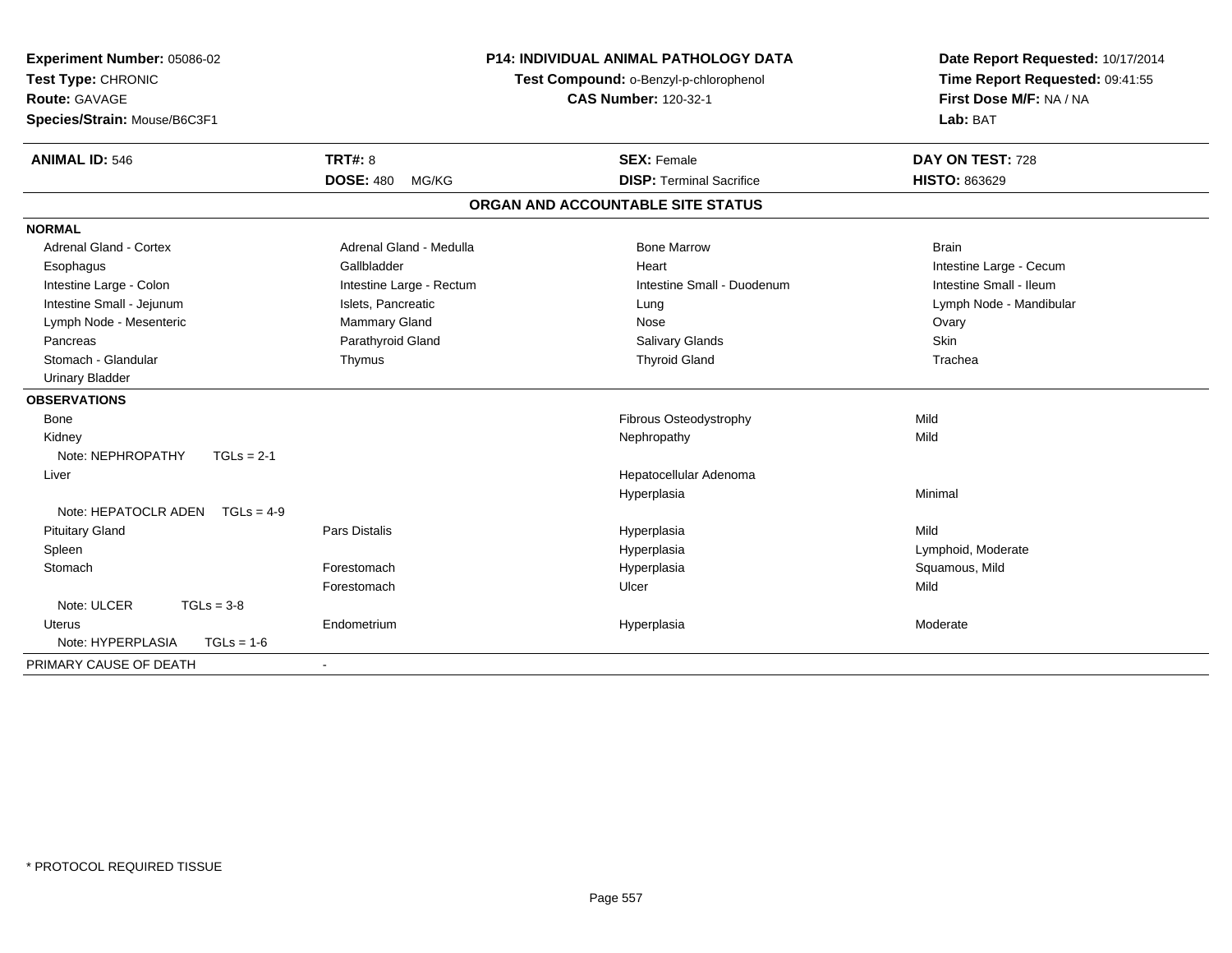**Experiment Number:** 05086-02
**Test Type:** CHRONIC
**Route:** GAVAGE
**Species/Strain:** Mouse/B6C3F1

**P14: INDIVIDUAL ANIMAL PATHOLOGY DATA**
**Test Compound:** o-Benzyl-p-chlorophenol
**CAS Number:** 120-32-1

**Date Report Requested:** 10/17/2014
**Time Report Requested:** 09:41:55
**First Dose M/F:** NA / NA
**Lab:** BAT

| **ANIMAL ID:** 546 | **TRT#:** 8 | **SEX:** Female | **DAY ON TEST:** 728 |
|---|---|---|---|
| | **DOSE:** 480 MG/KG | **DISP:** Terminal Sacrifice | **HISTO:** 863629 |

## ORGAN AND ACCOUNTABLE SITE STATUS

**NORMAL**

| | | | |
|---|---|---|---|
| Adrenal Gland - Cortex | Adrenal Gland - Medulla | Bone Marrow | Brain |
| Esophagus | Gallbladder | Heart | Intestine Large - Cecum |
| Intestine Large - Colon | Intestine Large - Rectum | Intestine Small - Duodenum | Intestine Small - Ileum |
| Intestine Small - Jejunum | Islets, Pancreatic | Lung | Lymph Node - Mandibular |
| Lymph Node - Mesenteric | Mammary Gland | Nose | Ovary |
| Pancreas | Parathyroid Gland | Salivary Glands | Skin |
| Stomach - Glandular | Thymus | Thyroid Gland | Trachea |
| Urinary Bladder | | | |

**OBSERVATIONS**

| | | | |
|---|---|---|---|
| Bone | | Fibrous Osteodystrophy | Mild |
| Kidney | | Nephropathy | Mild |
| Note: NEPHROPATHY TGLs = 2-1 | | | |
| Liver | | Hepatocellular Adenoma | |
| | | Hyperplasia | Minimal |
| Note: HEPATOCLR ADEN TGLs = 4-9 | | | |
| Pituitary Gland | Pars Distalis | Hyperplasia | Mild |
| Spleen | | Hyperplasia | Lymphoid, Moderate |
| Stomach | Forestomach | Hyperplasia | Squamous, Mild |
| | Forestomach | Ulcer | Mild |
| Note: ULCER TGLs = 3-8 | | | |
| Uterus | Endometrium | Hyperplasia | Moderate |
| Note: HYPERPLASIA TGLs = 1-6 | | | |

PRIMARY CAUSE OF DEATH -

* PROTOCOL REQUIRED TISSUE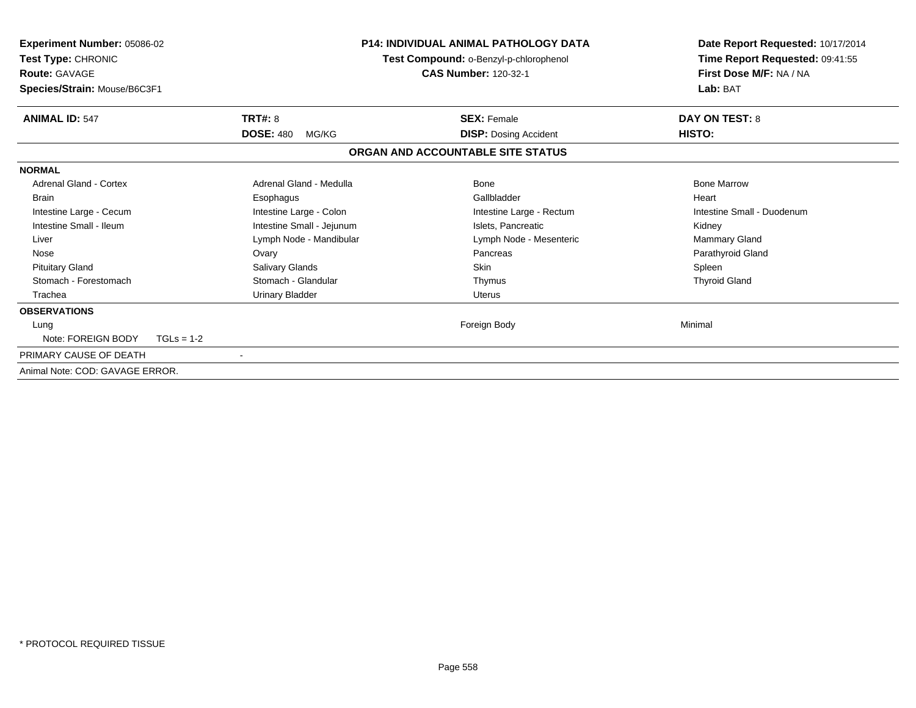**Experiment Number:** 05086-02
**Test Type:** CHRONIC
**Route:** GAVAGE
**Species/Strain:** Mouse/B6C3F1

**P14: INDIVIDUAL ANIMAL PATHOLOGY DATA**
**Test Compound:** o-Benzyl-p-chlorophenol
**CAS Number:** 120-32-1

**Date Report Requested:** 10/17/2014
**Time Report Requested:** 09:41:55
**First Dose M/F:** NA / NA
**Lab:** BAT

| **ANIMAL ID:** 547 | **TRT#:** 8 | **SEX:** Female | **DAY ON TEST:** 8 |
|---|---|---|---|
| | **DOSE:** 480 MG/KG | **DISP:** Dosing Accident | **HISTO:** |

## ORGAN AND ACCOUNTABLE SITE STATUS

**NORMAL**

| | | | |
|---|---|---|---|
| Adrenal Gland - Cortex | Adrenal Gland - Medulla | Bone | Bone Marrow |
| Brain | Esophagus | Gallbladder | Heart |
| Intestine Large - Cecum | Intestine Large - Colon | Intestine Large - Rectum | Intestine Small - Duodenum |
| Intestine Small - Ileum | Intestine Small - Jejunum | Islets, Pancreatic | Kidney |
| Liver | Lymph Node - Mandibular | Lymph Node - Mesenteric | Mammary Gland |
| Nose | Ovary | Pancreas | Parathyroid Gland |
| Pituitary Gland | Salivary Glands | Skin | Spleen |
| Stomach - Forestomach | Stomach - Glandular | Thymus | Thyroid Gland |
| Trachea | Urinary Bladder | Uterus | |

**OBSERVATIONS**

| | | | |
|---|---|---|---|
| Lung | | Foreign Body | Minimal |
| Note: FOREIGN BODY TGLs = 1-2 | | | |

PRIMARY CAUSE OF DEATH -

Animal Note: COD: GAVAGE ERROR.

* PROTOCOL REQUIRED TISSUE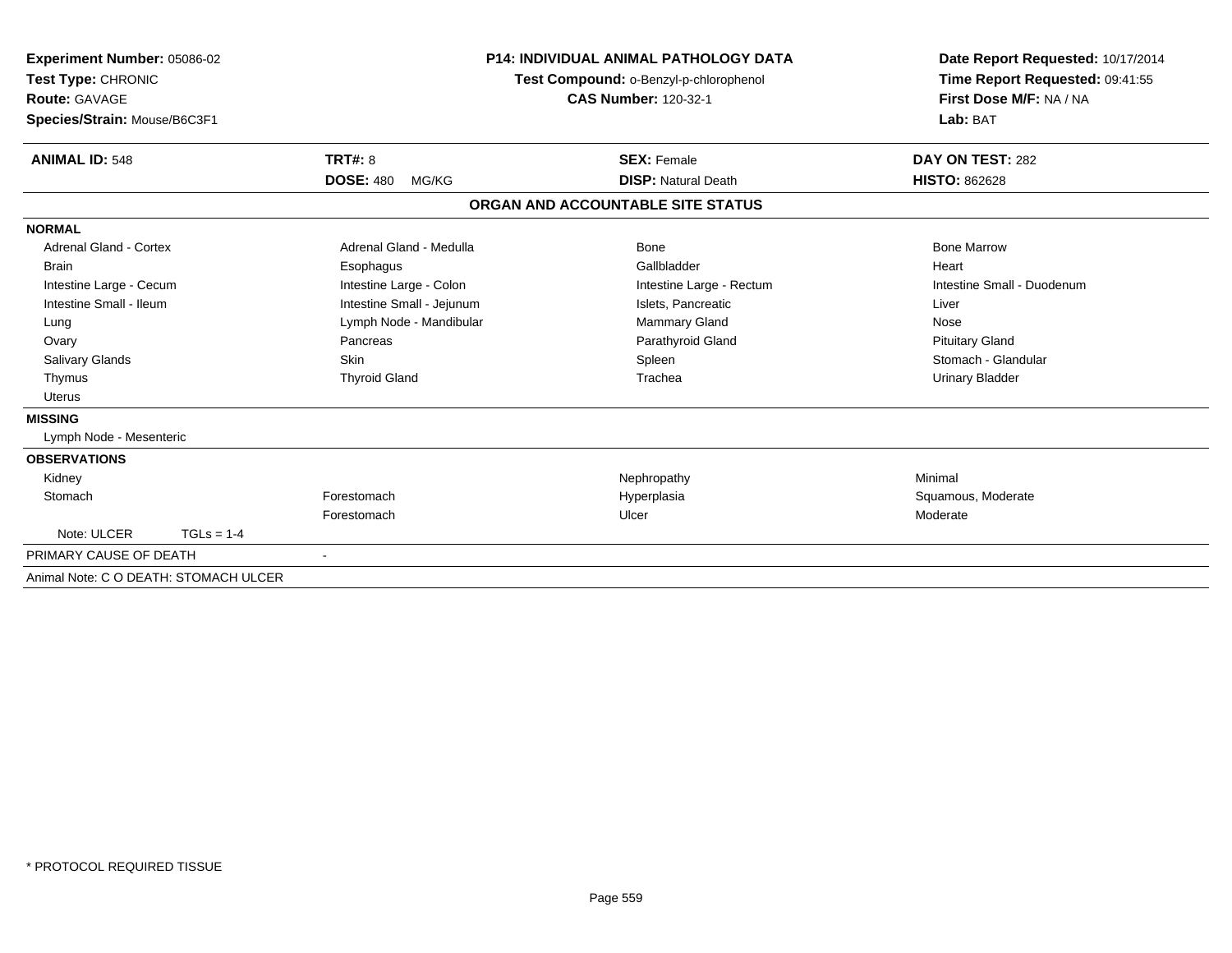**Experiment Number:** 05086-02
**Test Type:** CHRONIC
**Route:** GAVAGE
**Species/Strain:** Mouse/B6C3F1

**P14: INDIVIDUAL ANIMAL PATHOLOGY DATA**
**Test Compound:** o-Benzyl-p-chlorophenol
**CAS Number:** 120-32-1

**Date Report Requested:** 10/17/2014
**Time Report Requested:** 09:41:55
**First Dose M/F:** NA / NA
**Lab:** BAT

| **ANIMAL ID:** 548 | **TRT#:** 8 | **SEX:** Female | **DAY ON TEST:** 282 |
|---|---|---|---|
| | **DOSE:** 480 MG/KG | **DISP:** Natural Death | **HISTO:** 862628 |

## ORGAN AND ACCOUNTABLE SITE STATUS

**NORMAL**

| | | | |
|---|---|---|---|
| Adrenal Gland - Cortex | Adrenal Gland - Medulla | Bone | Bone Marrow |
| Brain | Esophagus | Gallbladder | Heart |
| Intestine Large - Cecum | Intestine Large - Colon | Intestine Large - Rectum | Intestine Small - Duodenum |
| Intestine Small - Ileum | Intestine Small - Jejunum | Islets, Pancreatic | Liver |
| Lung | Lymph Node - Mandibular | Mammary Gland | Nose |
| Ovary | Pancreas | Parathyroid Gland | Pituitary Gland |
| Salivary Glands | Skin | Spleen | Stomach - Glandular |
| Thymus | Thyroid Gland | Trachea | Urinary Bladder |
| Uterus | | | |

**MISSING**

Lymph Node - Mesenteric

**OBSERVATIONS**

| | | | |
|---|---|---|---|
| Kidney | | Nephropathy | Minimal |
| Stomach | Forestomach | Hyperplasia | Squamous, Moderate |
| | Forestomach | Ulcer | Moderate |
| Note: ULCER TGLs = 1-4 | | | |

PRIMARY CAUSE OF DEATH -

Animal Note: C O DEATH: STOMACH ULCER

* PROTOCOL REQUIRED TISSUE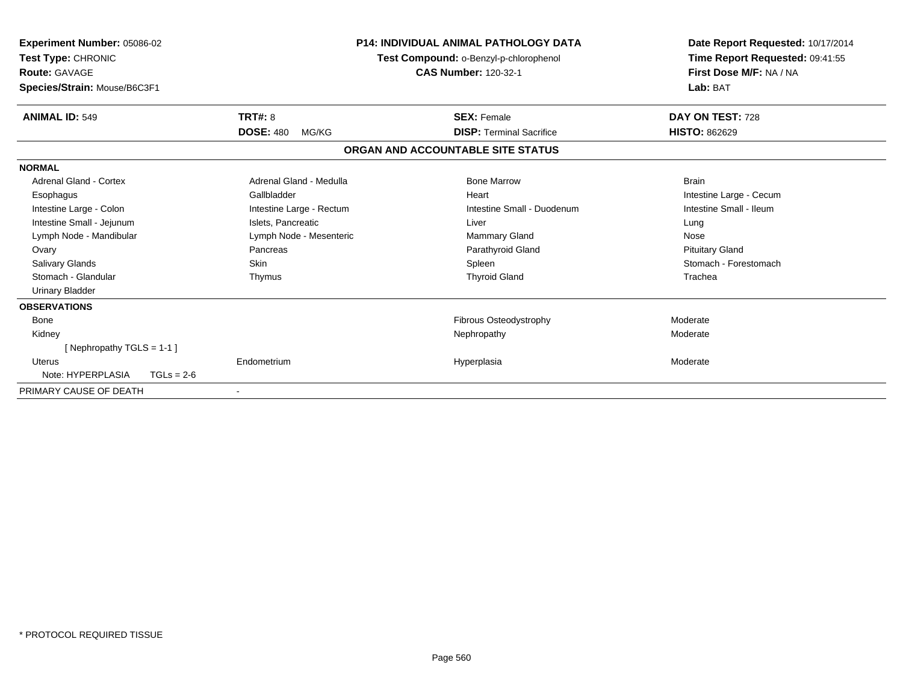**Experiment Number:** 05086-02
**Test Type:** CHRONIC
**Route:** GAVAGE
**Species/Strain:** Mouse/B6C3F1

**P14: INDIVIDUAL ANIMAL PATHOLOGY DATA**
**Test Compound:** o-Benzyl-p-chlorophenol
**CAS Number:** 120-32-1

**Date Report Requested:** 10/17/2014
**Time Report Requested:** 09:41:55
**First Dose M/F:** NA / NA
**Lab:** BAT

| **ANIMAL ID:** 549 | **TRT#:** 8 | **SEX:** Female | **DAY ON TEST:** 728 |
|---|---|---|---|
| | **DOSE:** 480 MG/KG | **DISP:** Terminal Sacrifice | **HISTO:** 862629 |

## ORGAN AND ACCOUNTABLE SITE STATUS

### NORMAL

| | | | |
|---|---|---|---|
| Adrenal Gland - Cortex | Adrenal Gland - Medulla | Bone Marrow | Brain |
| Esophagus | Gallbladder | Heart | Intestine Large - Cecum |
| Intestine Large - Colon | Intestine Large - Rectum | Intestine Small - Duodenum | Intestine Small - Ileum |
| Intestine Small - Jejunum | Islets, Pancreatic | Liver | Lung |
| Lymph Node - Mandibular | Lymph Node - Mesenteric | Mammary Gland | Nose |
| Ovary | Pancreas | Parathyroid Gland | Pituitary Gland |
| Salivary Glands | Skin | Spleen | Stomach - Forestomach |
| Stomach - Glandular | Thymus | Thyroid Gland | Trachea |
| Urinary Bladder | | | |

### OBSERVATIONS

| | | | |
|---|---|---|---|
| Bone | | Fibrous Osteodystrophy | Moderate |
| Kidney | | Nephropathy | Moderate |
| [ Nephropathy TGLS = 1-1 ] | | | |
| Uterus | Endometrium | Hyperplasia | Moderate |
| Note: HYPERPLASIA TGLs = 2-6 | | | |

PRIMARY CAUSE OF DEATH -

* PROTOCOL REQUIRED TISSUE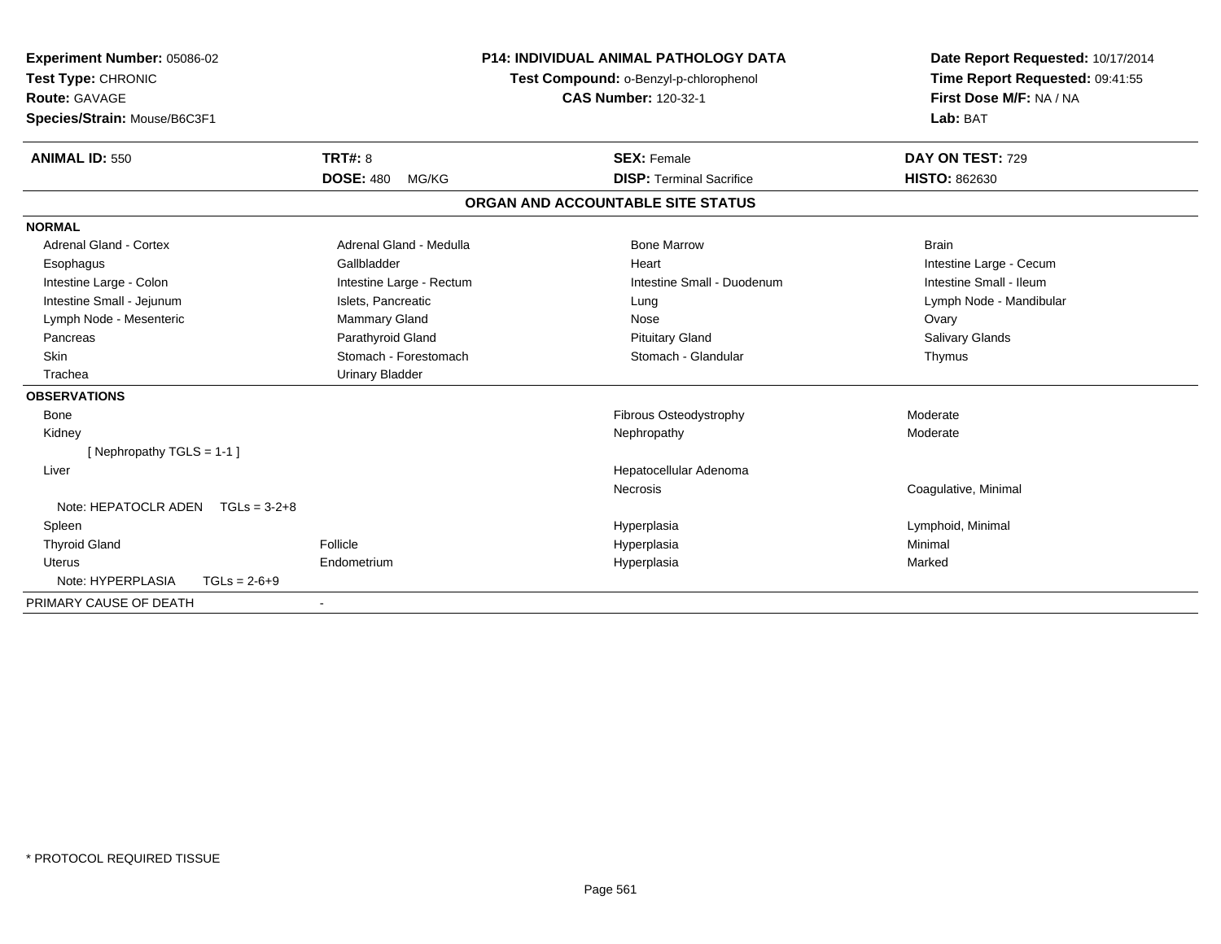**Experiment Number:** 05086-02
**Test Type:** CHRONIC
**Route:** GAVAGE
**Species/Strain:** Mouse/B6C3F1

**P14: INDIVIDUAL ANIMAL PATHOLOGY DATA**
**Test Compound:** o-Benzyl-p-chlorophenol
**CAS Number:** 120-32-1

**Date Report Requested:** 10/17/2014
**Time Report Requested:** 09:41:55
**First Dose M/F:** NA / NA
**Lab:** BAT

| **ANIMAL ID:** 550 | **TRT#:** 8 | **SEX:** Female | **DAY ON TEST:** 729 |
|---|---|---|---|
| | **DOSE:** 480 MG/KG | **DISP:** Terminal Sacrifice | **HISTO:** 862630 |

## ORGAN AND ACCOUNTABLE SITE STATUS

**NORMAL**

| | | | |
|---|---|---|---|
| Adrenal Gland - Cortex | Adrenal Gland - Medulla | Bone Marrow | Brain |
| Esophagus | Gallbladder | Heart | Intestine Large - Cecum |
| Intestine Large - Colon | Intestine Large - Rectum | Intestine Small - Duodenum | Intestine Small - Ileum |
| Intestine Small - Jejunum | Islets, Pancreatic | Lung | Lymph Node - Mandibular |
| Lymph Node - Mesenteric | Mammary Gland | Nose | Ovary |
| Pancreas | Parathyroid Gland | Pituitary Gland | Salivary Glands |
| Skin | Stomach - Forestomach | Stomach - Glandular | Thymus |
| Trachea | Urinary Bladder | | |

**OBSERVATIONS**

| | | | |
|---|---|---|---|
| Bone | | Fibrous Osteodystrophy | Moderate |
| Kidney | | Nephropathy | Moderate |
| [ Nephropathy TGLS = 1-1 ] | | | |
| Liver | | Hepatocellular Adenoma | |
| | | Necrosis | Coagulative, Minimal |
| Note: HEPATOCLR ADEN TGLs = 3-2+8 | | | |
| Spleen | | Hyperplasia | Lymphoid, Minimal |
| Thyroid Gland | Follicle | Hyperplasia | Minimal |
| Uterus | Endometrium | Hyperplasia | Marked |
| Note: HYPERPLASIA TGLs = 2-6+9 | | | |

PRIMARY CAUSE OF DEATH -

\* PROTOCOL REQUIRED TISSUE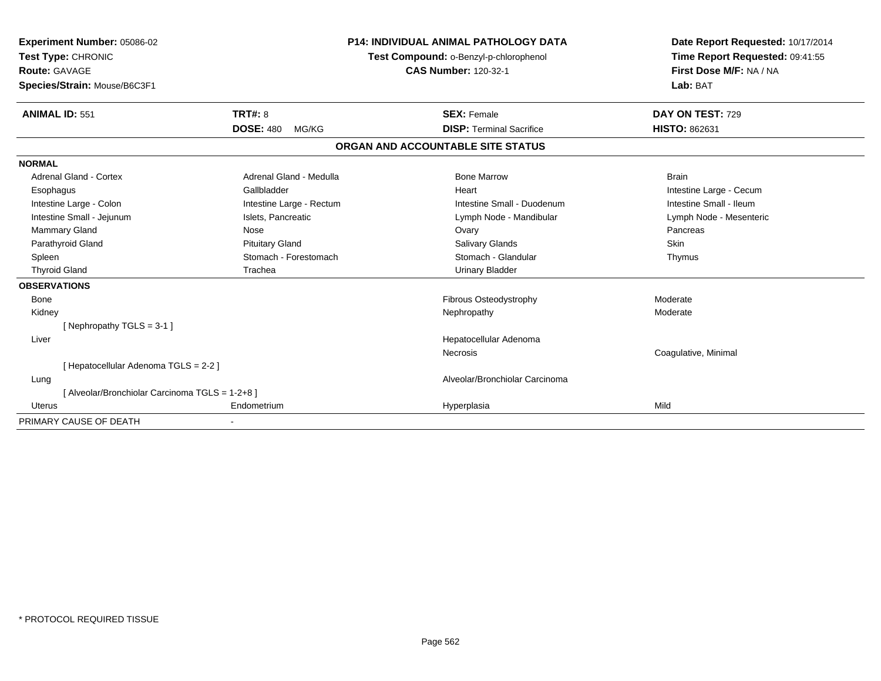**Experiment Number:** 05086-02
**Test Type:** CHRONIC
**Route:** GAVAGE
**Species/Strain:** Mouse/B6C3F1

**P14: INDIVIDUAL ANIMAL PATHOLOGY DATA**
**Test Compound:** o-Benzyl-p-chlorophenol
**CAS Number:** 120-32-1

**Date Report Requested:** 10/17/2014
**Time Report Requested:** 09:41:55
**First Dose M/F:** NA / NA
**Lab:** BAT

| **ANIMAL ID:** 551 | **TRT#:** 8 | **SEX:** Female | **DAY ON TEST:** 729 |
|---|---|---|---|
| | **DOSE:** 480 MG/KG | **DISP:** Terminal Sacrifice | **HISTO:** 862631 |

## ORGAN AND ACCOUNTABLE SITE STATUS

**NORMAL**

| | | | |
|---|---|---|---|
| Adrenal Gland - Cortex | Adrenal Gland - Medulla | Bone Marrow | Brain |
| Esophagus | Gallbladder | Heart | Intestine Large - Cecum |
| Intestine Large - Colon | Intestine Large - Rectum | Intestine Small - Duodenum | Intestine Small - Ileum |
| Intestine Small - Jejunum | Islets, Pancreatic | Lymph Node - Mandibular | Lymph Node - Mesenteric |
| Mammary Gland | Nose | Ovary | Pancreas |
| Parathyroid Gland | Pituitary Gland | Salivary Glands | Skin |
| Spleen | Stomach - Forestomach | Stomach - Glandular | Thymus |
| Thyroid Gland | Trachea | Urinary Bladder | |

**OBSERVATIONS**

| | | | |
|---|---|---|---|
| Bone | | Fibrous Osteodystrophy | Moderate |
| Kidney | | Nephropathy | Moderate |
| [ Nephropathy TGLS = 3-1 ] | | | |
| Liver | | Hepatocellular Adenoma | |
| | | Necrosis | Coagulative, Minimal |
| [ Hepatocellular Adenoma TGLS = 2-2 ] | | | |
| Lung | | Alveolar/Bronchiolar Carcinoma | |
| [ Alveolar/Bronchiolar Carcinoma TGLS = 1-2+8 ] | | | |
| Uterus | Endometrium | Hyperplasia | Mild |

PRIMARY CAUSE OF DEATH -

* PROTOCOL REQUIRED TISSUE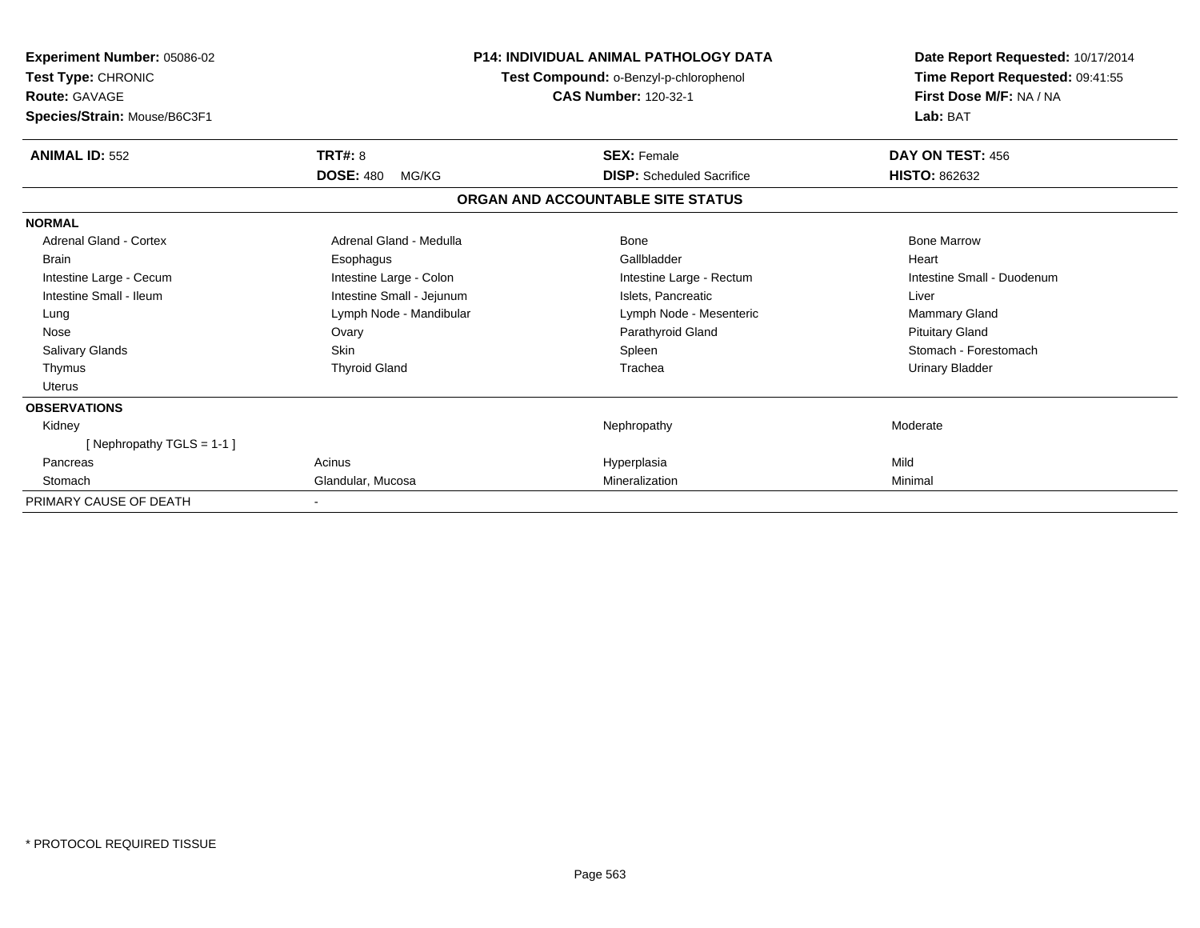**Experiment Number:** 05086-02
**Test Type:** CHRONIC
**Route:** GAVAGE
**Species/Strain:** Mouse/B6C3F1

**P14: INDIVIDUAL ANIMAL PATHOLOGY DATA**
**Test Compound:** o-Benzyl-p-chlorophenol
**CAS Number:** 120-32-1

**Date Report Requested:** 10/17/2014
**Time Report Requested:** 09:41:55
**First Dose M/F:** NA / NA
**Lab:** BAT

| **ANIMAL ID:** 552 | **TRT#:** 8 | **SEX:** Female | **DAY ON TEST:** 456 |
|---|---|---|---|
| | **DOSE:** 480 MG/KG | **DISP:** Scheduled Sacrifice | **HISTO:** 862632 |

## ORGAN AND ACCOUNTABLE SITE STATUS

| | | | |
|---|---|---|---|
| **NORMAL** | | | |
| Adrenal Gland - Cortex | Adrenal Gland - Medulla | Bone | Bone Marrow |
| Brain | Esophagus | Gallbladder | Heart |
| Intestine Large - Cecum | Intestine Large - Colon | Intestine Large - Rectum | Intestine Small - Duodenum |
| Intestine Small - Ileum | Intestine Small - Jejunum | Islets, Pancreatic | Liver |
| Lung | Lymph Node - Mandibular | Lymph Node - Mesenteric | Mammary Gland |
| Nose | Ovary | Parathyroid Gland | Pituitary Gland |
| Salivary Glands | Skin | Spleen | Stomach - Forestomach |
| Thymus | Thyroid Gland | Trachea | Urinary Bladder |
| Uterus | | | |
| **OBSERVATIONS** | | | |
| Kidney | | Nephropathy | Moderate |
| [ Nephropathy TGLS = 1-1 ] | | | |
| Pancreas | Acinus | Hyperplasia | Mild |
| Stomach | Glandular, Mucosa | Mineralization | Minimal |
| PRIMARY CAUSE OF DEATH | - | | |

* PROTOCOL REQUIRED TISSUE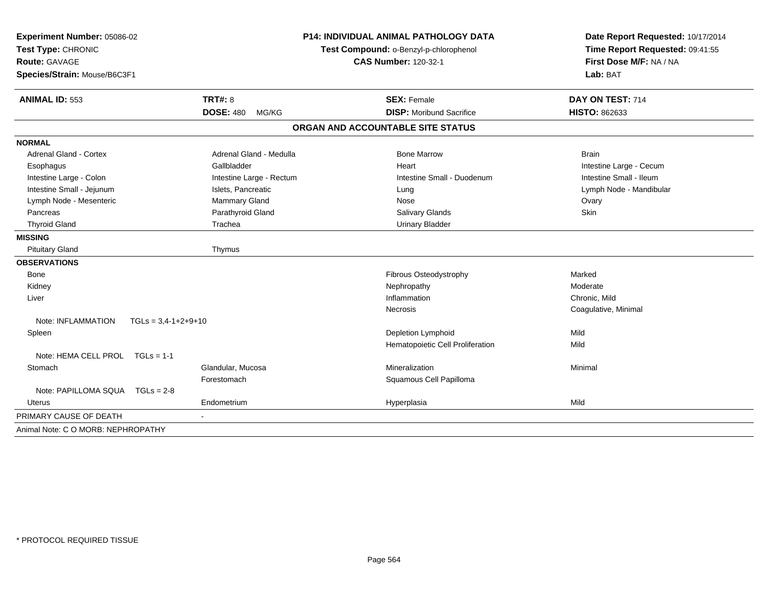**Experiment Number:** 05086-02
**Test Type:** CHRONIC
**Route:** GAVAGE
**Species/Strain:** Mouse/B6C3F1

**P14: INDIVIDUAL ANIMAL PATHOLOGY DATA**
**Test Compound:** o-Benzyl-p-chlorophenol
**CAS Number:** 120-32-1

**Date Report Requested:** 10/17/2014
**Time Report Requested:** 09:41:55
**First Dose M/F:** NA / NA
**Lab:** BAT

| **ANIMAL ID:** 553 | **TRT#:** 8 | **SEX:** Female | **DAY ON TEST:** 714 |
|---|---|---|---|
| | **DOSE:** 480 MG/KG | **DISP:** Moribund Sacrifice | **HISTO:** 862633 |

## ORGAN AND ACCOUNTABLE SITE STATUS

| | | | |
|---|---|---|---|
| **NORMAL** | | | |
| Adrenal Gland - Cortex | Adrenal Gland - Medulla | Bone Marrow | Brain |
| Esophagus | Gallbladder | Heart | Intestine Large - Cecum |
| Intestine Large - Colon | Intestine Large - Rectum | Intestine Small - Duodenum | Intestine Small - Ileum |
| Intestine Small - Jejunum | Islets, Pancreatic | Lung | Lymph Node - Mandibular |
| Lymph Node - Mesenteric | Mammary Gland | Nose | Ovary |
| Pancreas | Parathyroid Gland | Salivary Glands | Skin |
| Thyroid Gland | Trachea | Urinary Bladder | |
| **MISSING** | | | |
| Pituitary Gland | Thymus | | |
| **OBSERVATIONS** | | | |
| Bone | | Fibrous Osteodystrophy | Marked |
| Kidney | | Nephropathy | Moderate |
| Liver | | Inflammation | Chronic, Mild |
| | | Necrosis | Coagulative, Minimal |
| Note: INFLAMMATION TGLs = 3,4-1+2+9+10 | | | |
| Spleen | | Depletion Lymphoid | Mild |
| | | Hematopoietic Cell Proliferation | Mild |
| Note: HEMA CELL PROL TGLs = 1-1 | | | |
| Stomach | Glandular, Mucosa | Mineralization | Minimal |
| | Forestomach | Squamous Cell Papilloma | |
| Note: PAPILLOMA SQUA TGLs = 2-8 | | | |
| Uterus | Endometrium | Hyperplasia | Mild |
| PRIMARY CAUSE OF DEATH | - | | |
| Animal Note: C O MORB: NEPHROPATHY | | | |

* PROTOCOL REQUIRED TISSUE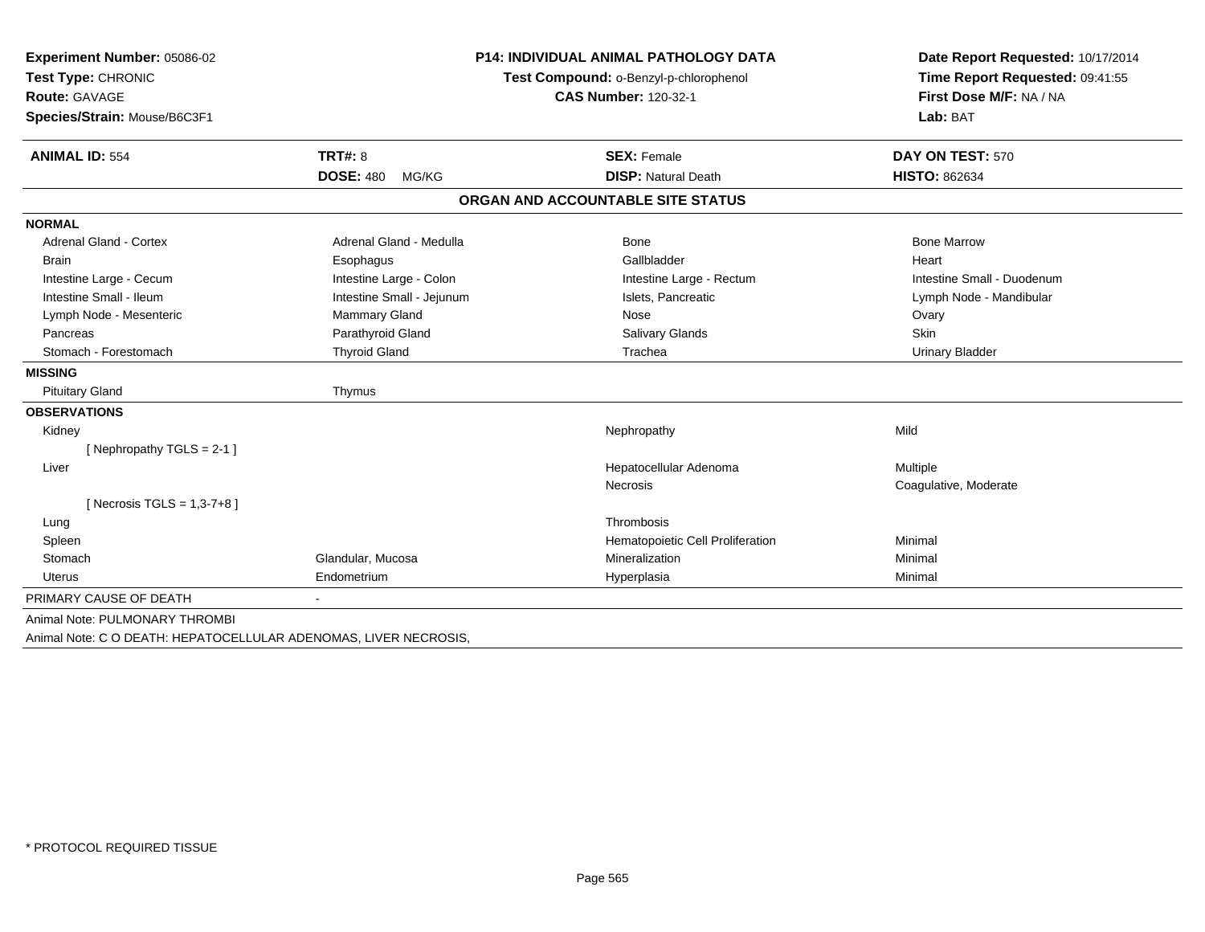**Experiment Number:** 05086-02
**Test Type:** CHRONIC
**Route:** GAVAGE
**Species/Strain:** Mouse/B6C3F1

**P14: INDIVIDUAL ANIMAL PATHOLOGY DATA**
**Test Compound:** o-Benzyl-p-chlorophenol
**CAS Number:** 120-32-1

**Date Report Requested:** 10/17/2014
**Time Report Requested:** 09:41:55
**First Dose M/F:** NA / NA
**Lab:** BAT

| **ANIMAL ID:** 554 | **TRT#:** 8 | **SEX:** Female | **DAY ON TEST:** 570 |
|---|---|---|---|
| | **DOSE:** 480 MG/KG | **DISP:** Natural Death | **HISTO:** 862634 |

## ORGAN AND ACCOUNTABLE SITE STATUS

| | | | |
|---|---|---|---|
| **NORMAL** | | | |
| Adrenal Gland - Cortex | Adrenal Gland - Medulla | Bone | Bone Marrow |
| Brain | Esophagus | Gallbladder | Heart |
| Intestine Large - Cecum | Intestine Large - Colon | Intestine Large - Rectum | Intestine Small - Duodenum |
| Intestine Small - Ileum | Intestine Small - Jejunum | Islets, Pancreatic | Lymph Node - Mandibular |
| Lymph Node - Mesenteric | Mammary Gland | Nose | Ovary |
| Pancreas | Parathyroid Gland | Salivary Glands | Skin |
| Stomach - Forestomach | Thyroid Gland | Trachea | Urinary Bladder |
| **MISSING** | | | |
| Pituitary Gland | Thymus | | |
| **OBSERVATIONS** | | | |
| Kidney | | Nephropathy | Mild |
| [ Nephropathy TGLS = 2-1 ] | | | |
| Liver | | Hepatocellular Adenoma | Multiple |
| | | Necrosis | Coagulative, Moderate |
| [ Necrosis TGLS = 1,3-7+8 ] | | | |
| Lung | | Thrombosis | |
| Spleen | | Hematopoietic Cell Proliferation | Minimal |
| Stomach | Glandular, Mucosa | Mineralization | Minimal |
| Uterus | Endometrium | Hyperplasia | Minimal |

PRIMARY CAUSE OF DEATH -

Animal Note: PULMONARY THROMBI

Animal Note: C O DEATH: HEPATOCELLULAR ADENOMAS, LIVER NECROSIS,

* PROTOCOL REQUIRED TISSUE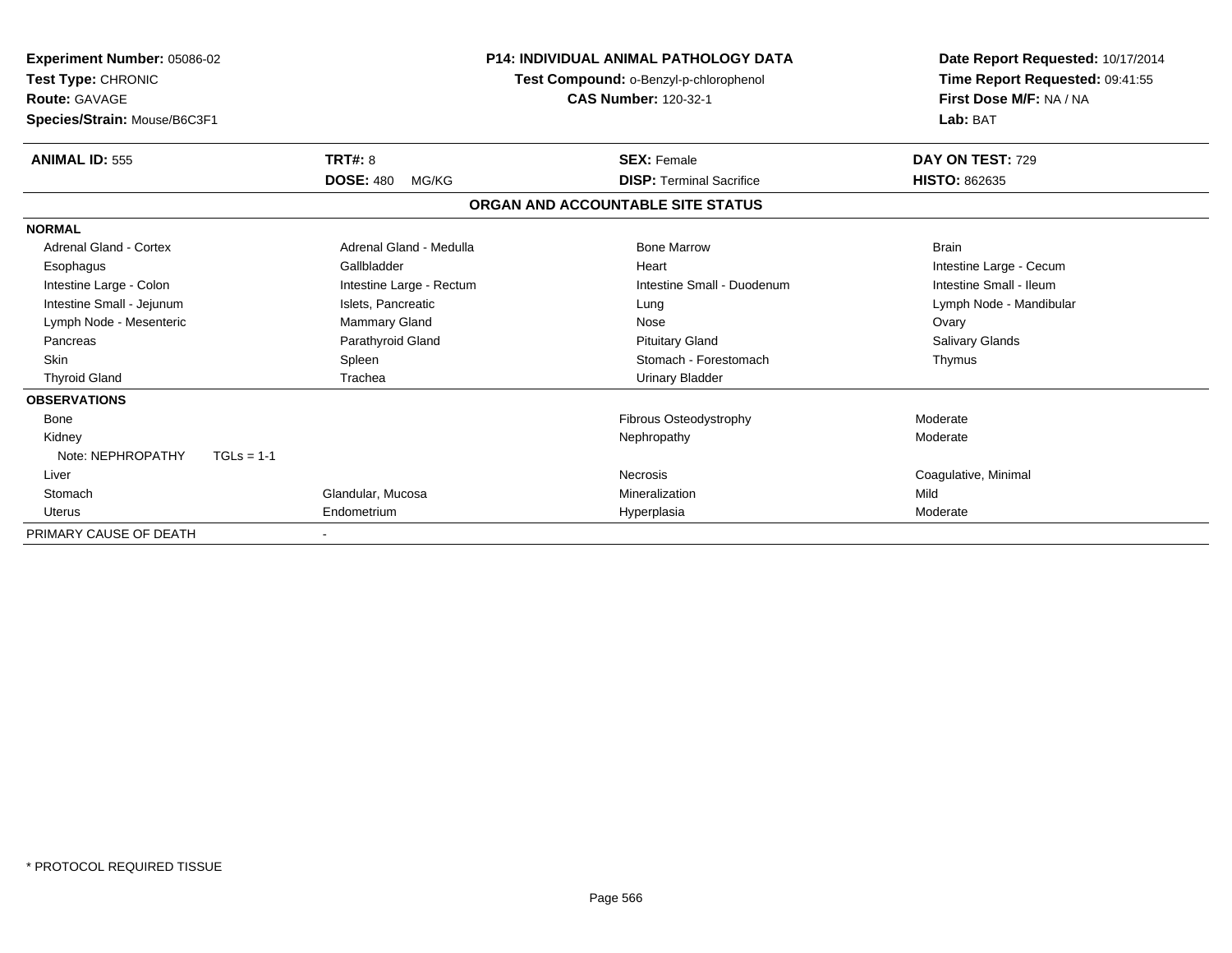**Experiment Number:** 05086-02
**Test Type:** CHRONIC
**Route:** GAVAGE
**Species/Strain:** Mouse/B6C3F1

**P14: INDIVIDUAL ANIMAL PATHOLOGY DATA**
**Test Compound:** o-Benzyl-p-chlorophenol
**CAS Number:** 120-32-1

**Date Report Requested:** 10/17/2014
**Time Report Requested:** 09:41:55
**First Dose M/F:** NA / NA
**Lab:** BAT

| **ANIMAL ID:** 555 | **TRT#:** 8 | **SEX:** Female | **DAY ON TEST:** 729 |
|---|---|---|---|
| | **DOSE:** 480 MG/KG | **DISP:** Terminal Sacrifice | **HISTO:** 862635 |

## ORGAN AND ACCOUNTABLE SITE STATUS

| | | | |
|---|---|---|---|
| **NORMAL** | | | |
| Adrenal Gland - Cortex | Adrenal Gland - Medulla | Bone Marrow | Brain |
| Esophagus | Gallbladder | Heart | Intestine Large - Cecum |
| Intestine Large - Colon | Intestine Large - Rectum | Intestine Small - Duodenum | Intestine Small - Ileum |
| Intestine Small - Jejunum | Islets, Pancreatic | Lung | Lymph Node - Mandibular |
| Lymph Node - Mesenteric | Mammary Gland | Nose | Ovary |
| Pancreas | Parathyroid Gland | Pituitary Gland | Salivary Glands |
| Skin | Spleen | Stomach - Forestomach | Thymus |
| Thyroid Gland | Trachea | Urinary Bladder | |
| **OBSERVATIONS** | | | |
| Bone | | Fibrous Osteodystrophy | Moderate |
| Kidney | | Nephropathy | Moderate |
| Note: NEPHROPATHY TGLs = 1-1 | | | |
| Liver | | Necrosis | Coagulative, Minimal |
| Stomach | Glandular, Mucosa | Mineralization | Mild |
| Uterus | Endometrium | Hyperplasia | Moderate |
| PRIMARY CAUSE OF DEATH | - | | |

* PROTOCOL REQUIRED TISSUE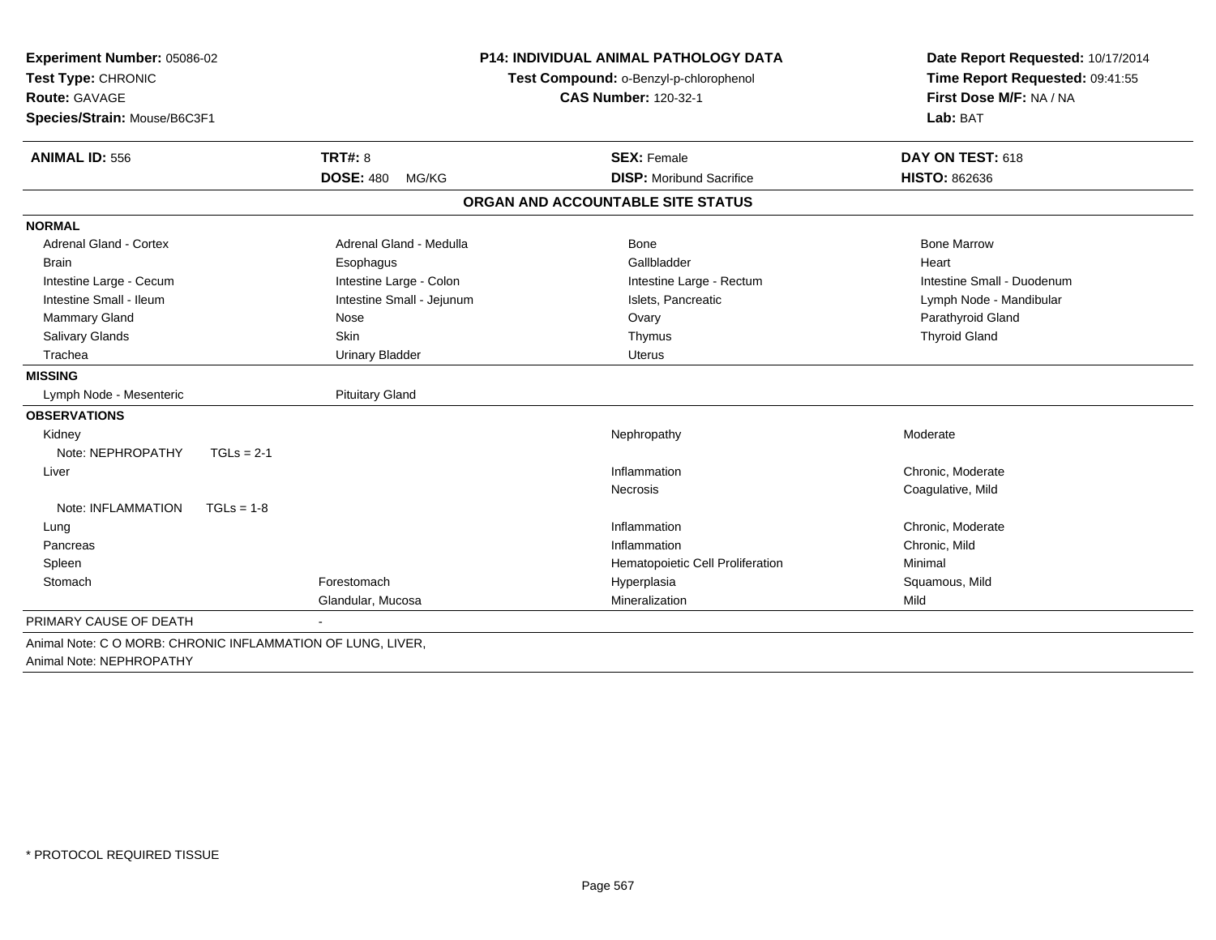**Experiment Number:** 05086-02
**Test Type:** CHRONIC
**Route:** GAVAGE
**Species/Strain:** Mouse/B6C3F1

**P14: INDIVIDUAL ANIMAL PATHOLOGY DATA**
**Test Compound:** o-Benzyl-p-chlorophenol
**CAS Number:** 120-32-1

**Date Report Requested:** 10/17/2014
**Time Report Requested:** 09:41:55
**First Dose M/F:** NA / NA
**Lab:** BAT

| **ANIMAL ID:** 556 | **TRT#:** 8 | **SEX:** Female | **DAY ON TEST:** 618 |
|---|---|---|---|
| | **DOSE:** 480 MG/KG | **DISP:** Moribund Sacrifice | **HISTO:** 862636 |

## ORGAN AND ACCOUNTABLE SITE STATUS

| | | | |
|---|---|---|---|
| **NORMAL** | | | |
| Adrenal Gland - Cortex | Adrenal Gland - Medulla | Bone | Bone Marrow |
| Brain | Esophagus | Gallbladder | Heart |
| Intestine Large - Cecum | Intestine Large - Colon | Intestine Large - Rectum | Intestine Small - Duodenum |
| Intestine Small - Ileum | Intestine Small - Jejunum | Islets, Pancreatic | Lymph Node - Mandibular |
| Mammary Gland | Nose | Ovary | Parathyroid Gland |
| Salivary Glands | Skin | Thymus | Thyroid Gland |
| Trachea | Urinary Bladder | Uterus | |
| **MISSING** | | | |
| Lymph Node - Mesenteric | Pituitary Gland | | |
| **OBSERVATIONS** | | | |
| Kidney | | Nephropathy | Moderate |
| Note: NEPHROPATHY TGLs = 2-1 | | | |
| Liver | | Inflammation | Chronic, Moderate |
| | | Necrosis | Coagulative, Mild |
| Note: INFLAMMATION TGLs = 1-8 | | | |
| Lung | | Inflammation | Chronic, Moderate |
| Pancreas | | Inflammation | Chronic, Mild |
| Spleen | | Hematopoietic Cell Proliferation | Minimal |
| Stomach | Forestomach | Hyperplasia | Squamous, Mild |
| | Glandular, Mucosa | Mineralization | Mild |
| PRIMARY CAUSE OF DEATH | - | | |

Animal Note: C O MORB: CHRONIC INFLAMMATION OF LUNG, LIVER,
Animal Note: NEPHROPATHY

* PROTOCOL REQUIRED TISSUE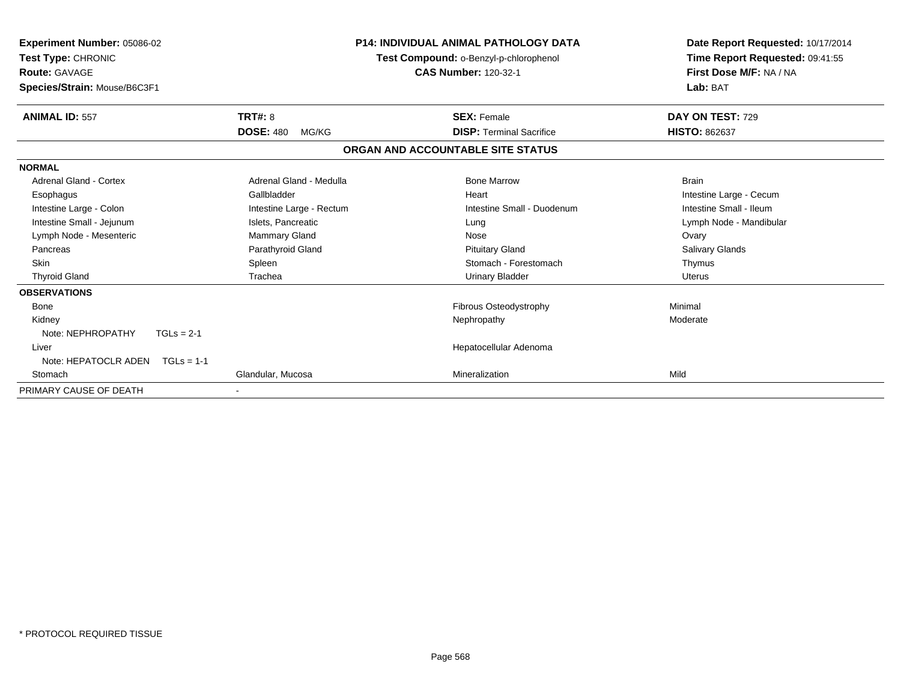**Experiment Number:** 05086-02
**Test Type:** CHRONIC
**Route:** GAVAGE
**Species/Strain:** Mouse/B6C3F1

**P14: INDIVIDUAL ANIMAL PATHOLOGY DATA**
**Test Compound:** o-Benzyl-p-chlorophenol
**CAS Number:** 120-32-1

**Date Report Requested:** 10/17/2014
**Time Report Requested:** 09:41:55
**First Dose M/F:** NA / NA
**Lab:** BAT

| **ANIMAL ID:** 557 | **TRT#:** 8 | **SEX:** Female | **DAY ON TEST:** 729 |
|---|---|---|---|
| | **DOSE:** 480 MG/KG | **DISP:** Terminal Sacrifice | **HISTO:** 862637 |

**ORGAN AND ACCOUNTABLE SITE STATUS**

| | | | |
|---|---|---|---|
| **NORMAL** | | | |
| Adrenal Gland - Cortex | Adrenal Gland - Medulla | Bone Marrow | Brain |
| Esophagus | Gallbladder | Heart | Intestine Large - Cecum |
| Intestine Large - Colon | Intestine Large - Rectum | Intestine Small - Duodenum | Intestine Small - Ileum |
| Intestine Small - Jejunum | Islets, Pancreatic | Lung | Lymph Node - Mandibular |
| Lymph Node - Mesenteric | Mammary Gland | Nose | Ovary |
| Pancreas | Parathyroid Gland | Pituitary Gland | Salivary Glands |
| Skin | Spleen | Stomach - Forestomach | Thymus |
| Thyroid Gland | Trachea | Urinary Bladder | Uterus |
| **OBSERVATIONS** | | | |
| Bone | | Fibrous Osteodystrophy | Minimal |
| Kidney | | Nephropathy | Moderate |
| Note: NEPHROPATHY TGLs = 2-1 | | | |
| Liver | | Hepatocellular Adenoma | |
| Note: HEPATOCLR ADEN TGLs = 1-1 | | | |
| Stomach | Glandular, Mucosa | Mineralization | Mild |
| PRIMARY CAUSE OF DEATH | - | | |

* PROTOCOL REQUIRED TISSUE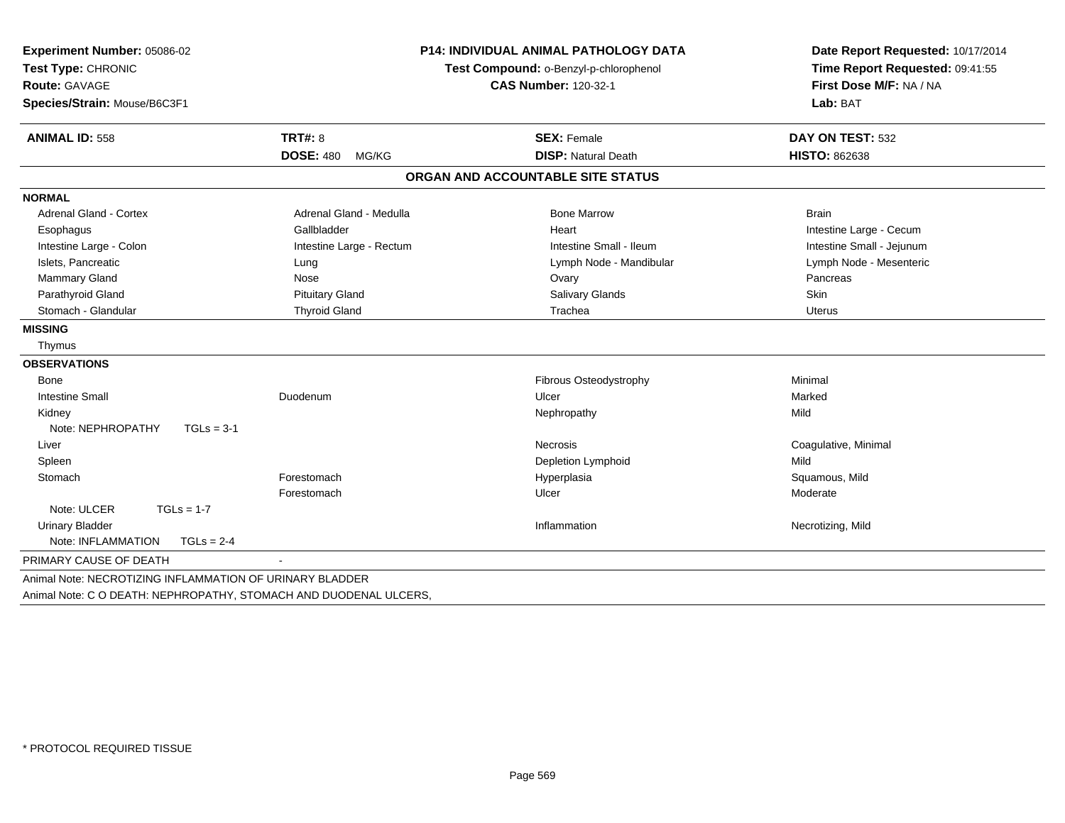**Experiment Number:** 05086-02
**Test Type:** CHRONIC
**Route:** GAVAGE
**Species/Strain:** Mouse/B6C3F1

**P14: INDIVIDUAL ANIMAL PATHOLOGY DATA**
**Test Compound:** o-Benzyl-p-chlorophenol
**CAS Number:** 120-32-1

**Date Report Requested:** 10/17/2014
**Time Report Requested:** 09:41:55
**First Dose M/F:** NA / NA
**Lab:** BAT

| **ANIMAL ID:** 558 | **TRT#:** 8 | **SEX:** Female | **DAY ON TEST:** 532 |
|---|---|---|---|
| | **DOSE:** 480 MG/KG | **DISP:** Natural Death | **HISTO:** 862638 |

## ORGAN AND ACCOUNTABLE SITE STATUS

**NORMAL**

| | | | |
|---|---|---|---|
| Adrenal Gland - Cortex | Adrenal Gland - Medulla | Bone Marrow | Brain |
| Esophagus | Gallbladder | Heart | Intestine Large - Cecum |
| Intestine Large - Colon | Intestine Large - Rectum | Intestine Small - Ileum | Intestine Small - Jejunum |
| Islets, Pancreatic | Lung | Lymph Node - Mandibular | Lymph Node - Mesenteric |
| Mammary Gland | Nose | Ovary | Pancreas |
| Parathyroid Gland | Pituitary Gland | Salivary Glands | Skin |
| Stomach - Glandular | Thyroid Gland | Trachea | Uterus |

**MISSING**

Thymus

**OBSERVATIONS**

| | | | |
|---|---|---|---|
| Bone | | Fibrous Osteodystrophy | Minimal |
| Intestine Small | Duodenum | Ulcer | Marked |
| Kidney | | Nephropathy | Mild |
| Note: NEPHROPATHY TGLs = 3-1 | | | |
| Liver | | Necrosis | Coagulative, Minimal |
| Spleen | | Depletion Lymphoid | Mild |
| Stomach | Forestomach | Hyperplasia | Squamous, Mild |
| | Forestomach | Ulcer | Moderate |
| Note: ULCER TGLs = 1-7 | | | |
| Urinary Bladder | | Inflammation | Necrotizing, Mild |
| Note: INFLAMMATION TGLs = 2-4 | | | |

PRIMARY CAUSE OF DEATH -

Animal Note: NECROTIZING INFLAMMATION OF URINARY BLADDER

Animal Note: C O DEATH: NEPHROPATHY, STOMACH AND DUODENAL ULCERS,

\* PROTOCOL REQUIRED TISSUE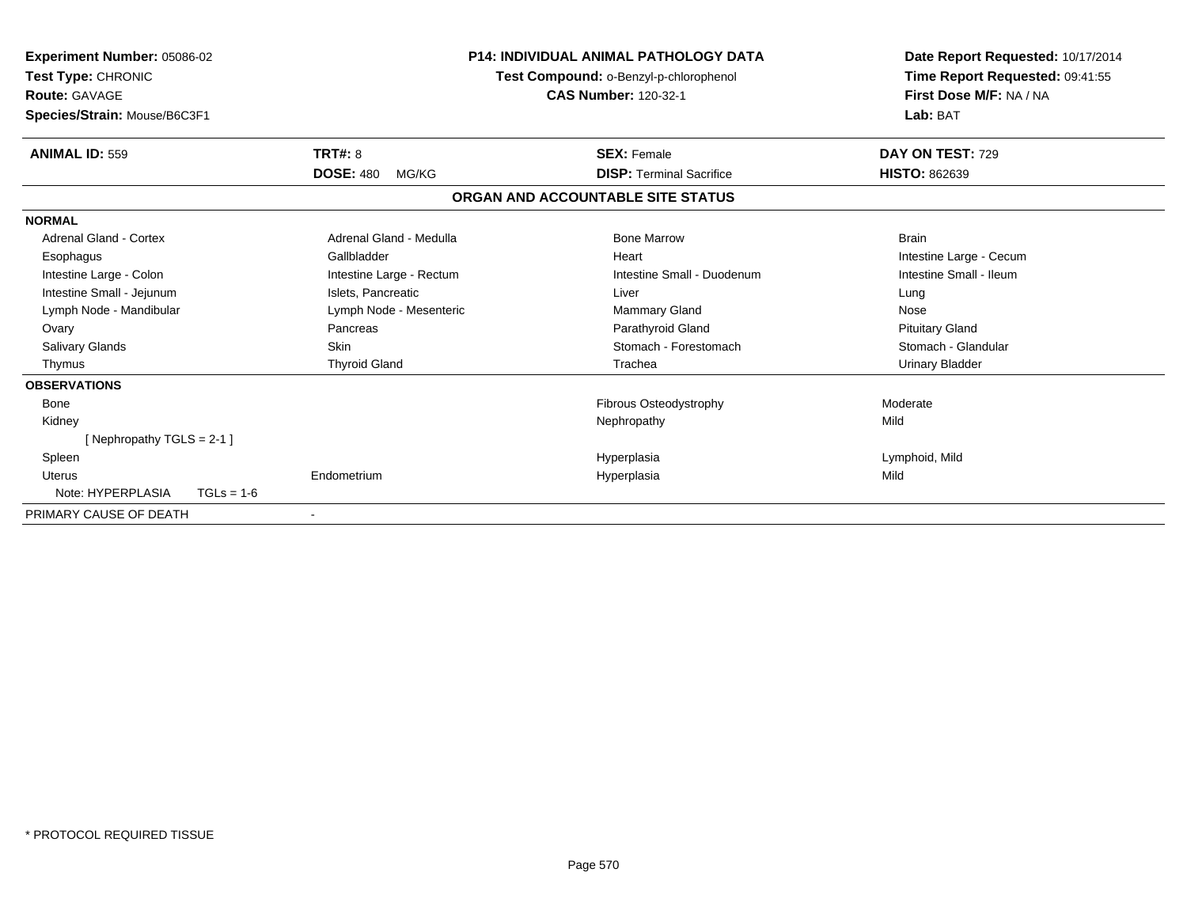**Experiment Number:** 05086-02
**Test Type:** CHRONIC
**Route:** GAVAGE
**Species/Strain:** Mouse/B6C3F1

**P14: INDIVIDUAL ANIMAL PATHOLOGY DATA**
**Test Compound:** o-Benzyl-p-chlorophenol
**CAS Number:** 120-32-1

**Date Report Requested:** 10/17/2014
**Time Report Requested:** 09:41:55
**First Dose M/F:** NA / NA
**Lab:** BAT

| **ANIMAL ID:** 559 | **TRT#:** 8 | **SEX:** Female | **DAY ON TEST:** 729 |
|---|---|---|---|
| | **DOSE:** 480 MG/KG | **DISP:** Terminal Sacrifice | **HISTO:** 862639 |

## ORGAN AND ACCOUNTABLE SITE STATUS

| | | | |
|---|---|---|---|
| **NORMAL** | | | |
| Adrenal Gland - Cortex | Adrenal Gland - Medulla | Bone Marrow | Brain |
| Esophagus | Gallbladder | Heart | Intestine Large - Cecum |
| Intestine Large - Colon | Intestine Large - Rectum | Intestine Small - Duodenum | Intestine Small - Ileum |
| Intestine Small - Jejunum | Islets, Pancreatic | Liver | Lung |
| Lymph Node - Mandibular | Lymph Node - Mesenteric | Mammary Gland | Nose |
| Ovary | Pancreas | Parathyroid Gland | Pituitary Gland |
| Salivary Glands | Skin | Stomach - Forestomach | Stomach - Glandular |
| Thymus | Thyroid Gland | Trachea | Urinary Bladder |
| **OBSERVATIONS** | | | |
| Bone | | Fibrous Osteodystrophy | Moderate |
| Kidney | | Nephropathy | Mild |
| [ Nephropathy TGLS = 2-1 ] | | | |
| Spleen | | Hyperplasia | Lymphoid, Mild |
| Uterus | Endometrium | Hyperplasia | Mild |
| Note: HYPERPLASIA TGLs = 1-6 | | | |
| PRIMARY CAUSE OF DEATH | - | | |

* PROTOCOL REQUIRED TISSUE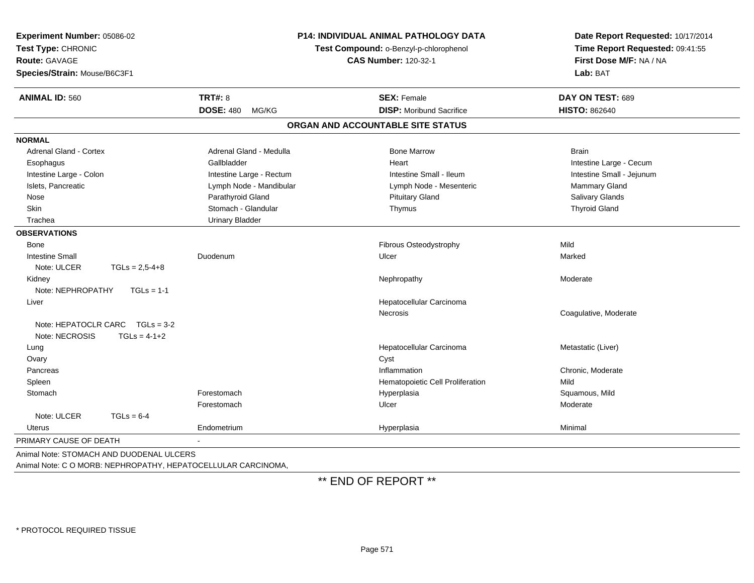**Experiment Number:** 05086-02
**Test Type:** CHRONIC
**Route:** GAVAGE
**Species/Strain:** Mouse/B6C3F1

**P14: INDIVIDUAL ANIMAL PATHOLOGY DATA**
**Test Compound:** o-Benzyl-p-chlorophenol
**CAS Number:** 120-32-1

**Date Report Requested:** 10/17/2014
**Time Report Requested:** 09:41:55
**First Dose M/F:** NA / NA
**Lab:** BAT

| | | | |
|---|---|---|---|
| **ANIMAL ID:** 560 | **TRT#:** 8 | **SEX:** Female | **DAY ON TEST:** 689 |
| | **DOSE:** 480 MG/KG | **DISP:** Moribund Sacrifice | **HISTO:** 862640 |

## ORGAN AND ACCOUNTABLE SITE STATUS

**NORMAL**

| | | | |
|---|---|---|---|
| Adrenal Gland - Cortex | Adrenal Gland - Medulla | Bone Marrow | Brain |
| Esophagus | Gallbladder | Heart | Intestine Large - Cecum |
| Intestine Large - Colon | Intestine Large - Rectum | Intestine Small - Ileum | Intestine Small - Jejunum |
| Islets, Pancreatic | Lymph Node - Mandibular | Lymph Node - Mesenteric | Mammary Gland |
| Nose | Parathyroid Gland | Pituitary Gland | Salivary Glands |
| Skin | Stomach - Glandular | Thymus | Thyroid Gland |
| Trachea | Urinary Bladder | | |

**OBSERVATIONS**

| | | | |
|---|---|---|---|
| Bone | | Fibrous Osteodystrophy | Mild |
| Intestine Small | Duodenum | Ulcer | Marked |
| Note: ULCER TGLs = 2,5-4+8 | | | |
| Kidney | | Nephropathy | Moderate |
| Note: NEPHROPATHY TGLs = 1-1 | | | |
| Liver | | Hepatocellular Carcinoma | |
| | | Necrosis | Coagulative, Moderate |
| Note: HEPATOCLR CARC TGLs = 3-2 | | | |
| Note: NECROSIS TGLs = 4-1+2 | | | |
| Lung | | Hepatocellular Carcinoma | Metastatic (Liver) |
| Ovary | | Cyst | |
| Pancreas | | Inflammation | Chronic, Moderate |
| Spleen | | Hematopoietic Cell Proliferation | Mild |
| Stomach | Forestomach | Hyperplasia | Squamous, Mild |
| | Forestomach | Ulcer | Moderate |
| Note: ULCER TGLs = 6-4 | | | |
| Uterus | Endometrium | Hyperplasia | Minimal |

PRIMARY CAUSE OF DEATH -

Animal Note: STOMACH AND DUODENAL ULCERS
Animal Note: C O MORB: NEPHROPATHY, HEPATOCELLULAR CARCINOMA,

** END OF REPORT **

* PROTOCOL REQUIRED TISSUE